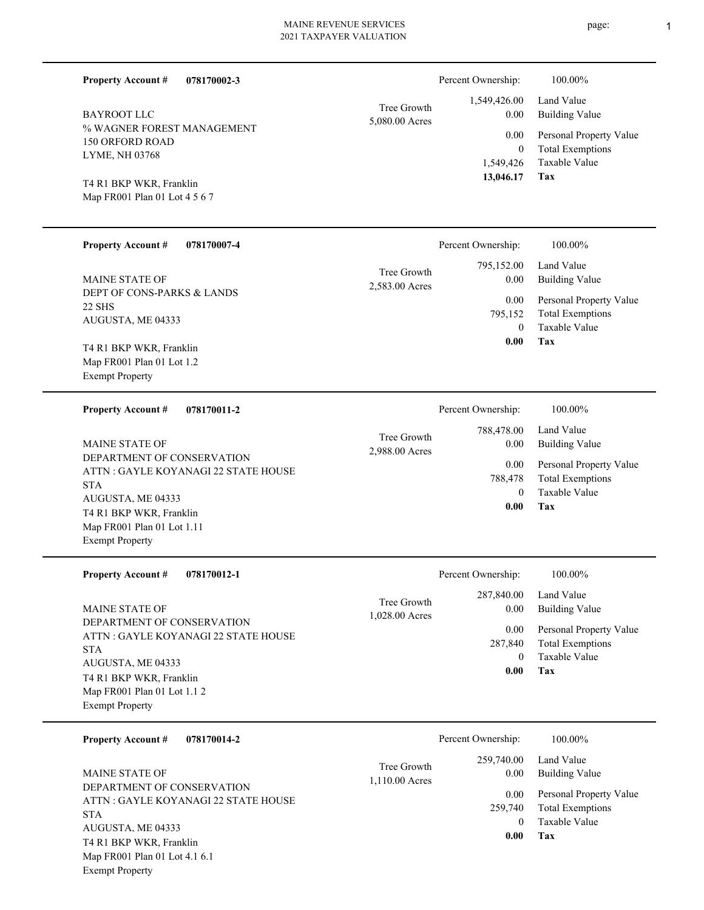MAINE REVENUE SERVICES
2021 TAXPAYER VALUATION

---

**Property Account #** **078170002-3**

BAYROOT LLC
% WAGNER FOREST MANAGEMENT
150 ORFORD ROAD
LYME, NH 03768

T4 R1 BKP WKR, Franklin
Map FR001 Plan 01 Lot 4 5 6 7

Tree Growth
5,080.00 Acres

| | |
|---|---|
| Percent Ownership: | 100.00% |
| 1,549,426.00 | Land Value |
| 0.00 | Building Value |
| 0.00 | Personal Property Value |
| 0 | Total Exemptions |
| 1,549,426 | Taxable Value |
| **13,046.17** | **Tax** |

---

**Property Account #** **078170007-4**

MAINE STATE OF
DEPT OF CONS-PARKS & LANDS
22 SHS
AUGUSTA, ME 04333

T4 R1 BKP WKR, Franklin
Map FR001 Plan 01 Lot 1.2
Exempt Property

Tree Growth
2,583.00 Acres

| | |
|---|---|
| Percent Ownership: | 100.00% |
| 795,152.00 | Land Value |
| 0.00 | Building Value |
| 0.00 | Personal Property Value |
| 795,152 | Total Exemptions |
| 0 | Taxable Value |
| **0.00** | **Tax** |

---

**Property Account #** **078170011-2**

MAINE STATE OF
DEPARTMENT OF CONSERVATION
ATTN : GAYLE KOYANAGI 22 STATE HOUSE STA
AUGUSTA, ME 04333
T4 R1 BKP WKR, Franklin
Map FR001 Plan 01 Lot 1.11
Exempt Property

Tree Growth
2,988.00 Acres

| | |
|---|---|
| Percent Ownership: | 100.00% |
| 788,478.00 | Land Value |
| 0.00 | Building Value |
| 0.00 | Personal Property Value |
| 788,478 | Total Exemptions |
| 0 | Taxable Value |
| **0.00** | **Tax** |

---

**Property Account #** **078170012-1**

MAINE STATE OF
DEPARTMENT OF CONSERVATION
ATTN : GAYLE KOYANAGI 22 STATE HOUSE STA
AUGUSTA, ME 04333
T4 R1 BKP WKR, Franklin
Map FR001 Plan 01 Lot 1.1 2
Exempt Property

Tree Growth
1,028.00 Acres

| | |
|---|---|
| Percent Ownership: | 100.00% |
| 287,840.00 | Land Value |
| 0.00 | Building Value |
| 0.00 | Personal Property Value |
| 287,840 | Total Exemptions |
| 0 | Taxable Value |
| **0.00** | **Tax** |

---

**Property Account #** **078170014-2**

MAINE STATE OF
DEPARTMENT OF CONSERVATION
ATTN : GAYLE KOYANAGI 22 STATE HOUSE STA
AUGUSTA, ME 04333
T4 R1 BKP WKR, Franklin
Map FR001 Plan 01 Lot 4.1 6.1
Exempt Property

Tree Growth
1,110.00 Acres

| | |
|---|---|
| Percent Ownership: | 100.00% |
| 259,740.00 | Land Value |
| 0.00 | Building Value |
| 0.00 | Personal Property Value |
| 259,740 | Total Exemptions |
| 0 | Taxable Value |
| **0.00** | **Tax** |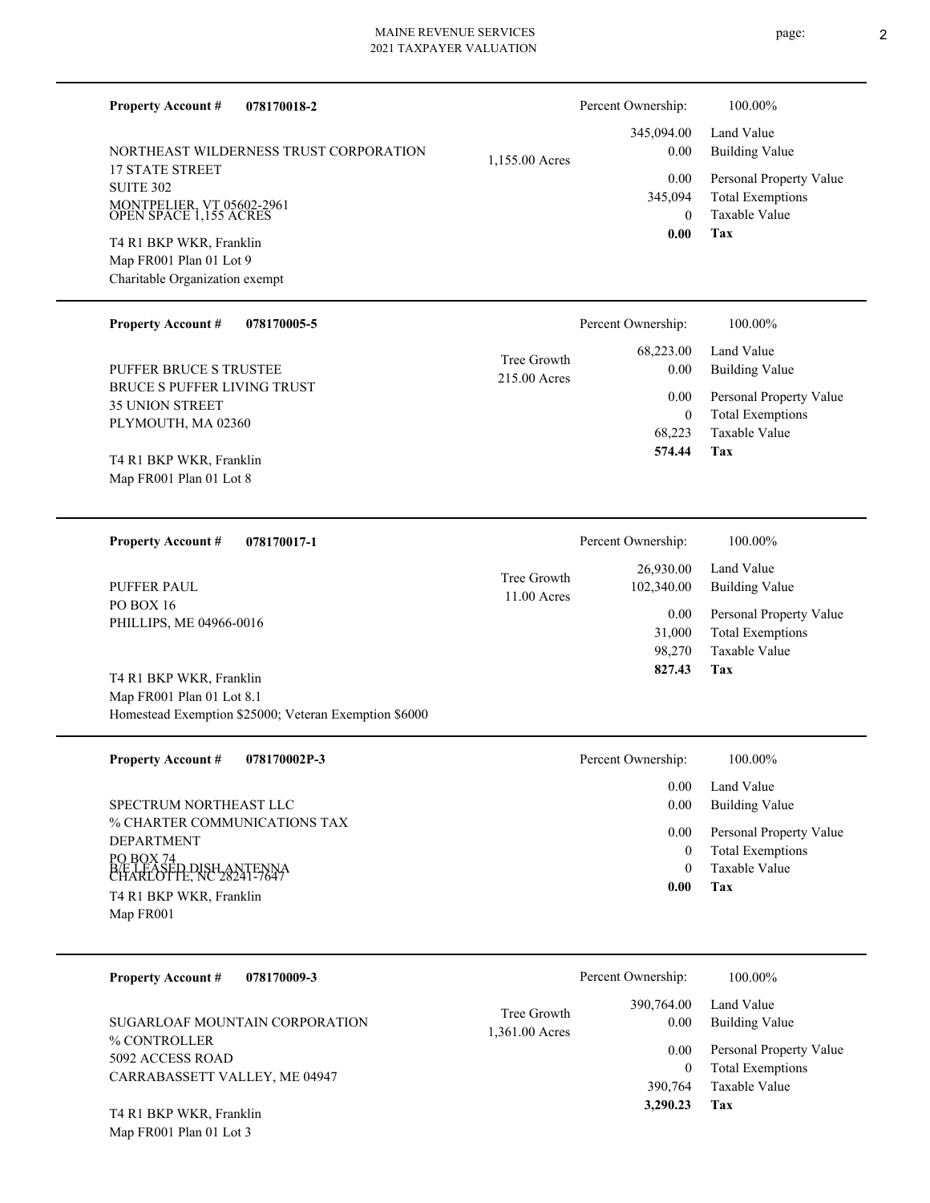### Property Account # 078170018-2

Percent Ownership: 100.00%

NORTHEAST WILDERNESS TRUST CORPORATION
17 STATE STREET
SUITE 302
MONTPELIER, VT 05602-2961
OPEN SPACE 1,155 ACRES

1,155.00 Acres

T4 R1 BKP WKR, Franklin
Map FR001 Plan 01 Lot 9
Charitable Organization exempt

| | |
|---|---|
| 345,094.00 | Land Value |
| 0.00 | Building Value |
| 0.00 | Personal Property Value |
| 345,094 | Total Exemptions |
| 0 | Taxable Value |
| **0.00** | **Tax** |

### Property Account # 078170005-5

Percent Ownership: 100.00%

PUFFER BRUCE S TRUSTEE
BRUCE S PUFFER LIVING TRUST
35 UNION STREET
PLYMOUTH, MA 02360

Tree Growth
215.00 Acres

T4 R1 BKP WKR, Franklin
Map FR001 Plan 01 Lot 8

| | |
|---|---|
| 68,223.00 | Land Value |
| 0.00 | Building Value |
| 0.00 | Personal Property Value |
| 0 | Total Exemptions |
| 68,223 | Taxable Value |
| **574.44** | **Tax** |

### Property Account # 078170017-1

Percent Ownership: 100.00%

PUFFER PAUL
PO BOX 16
PHILLIPS, ME 04966-0016

Tree Growth
11.00 Acres

T4 R1 BKP WKR, Franklin
Map FR001 Plan 01 Lot 8.1
Homestead Exemption $25000; Veteran Exemption $6000

| | |
|---|---|
| 26,930.00 | Land Value |
| 102,340.00 | Building Value |
| 0.00 | Personal Property Value |
| 31,000 | Total Exemptions |
| 98,270 | Taxable Value |
| **827.43** | **Tax** |

### Property Account # 078170002P-3

Percent Ownership: 100.00%

SPECTRUM NORTHEAST LLC
% CHARTER COMMUNICATIONS TAX DEPARTMENT
PO BOX 74
CHARLOTTE, NC 28241-7647
B/E LEASED DISH ANTENNA

T4 R1 BKP WKR, Franklin
Map FR001

| | |
|---|---|
| 0.00 | Land Value |
| 0.00 | Building Value |
| 0.00 | Personal Property Value |
| 0 | Total Exemptions |
| 0 | Taxable Value |
| **0.00** | **Tax** |

### Property Account # 078170009-3

Percent Ownership: 100.00%

SUGARLOAF MOUNTAIN CORPORATION
% CONTROLLER
5092 ACCESS ROAD
CARRABASSETT VALLEY, ME 04947

Tree Growth
1,361.00 Acres

T4 R1 BKP WKR, Franklin
Map FR001 Plan 01 Lot 3

| | |
|---|---|
| 390,764.00 | Land Value |
| 0.00 | Building Value |
| 0.00 | Personal Property Value |
| 0 | Total Exemptions |
| 390,764 | Taxable Value |
| **3,290.23** | **Tax** |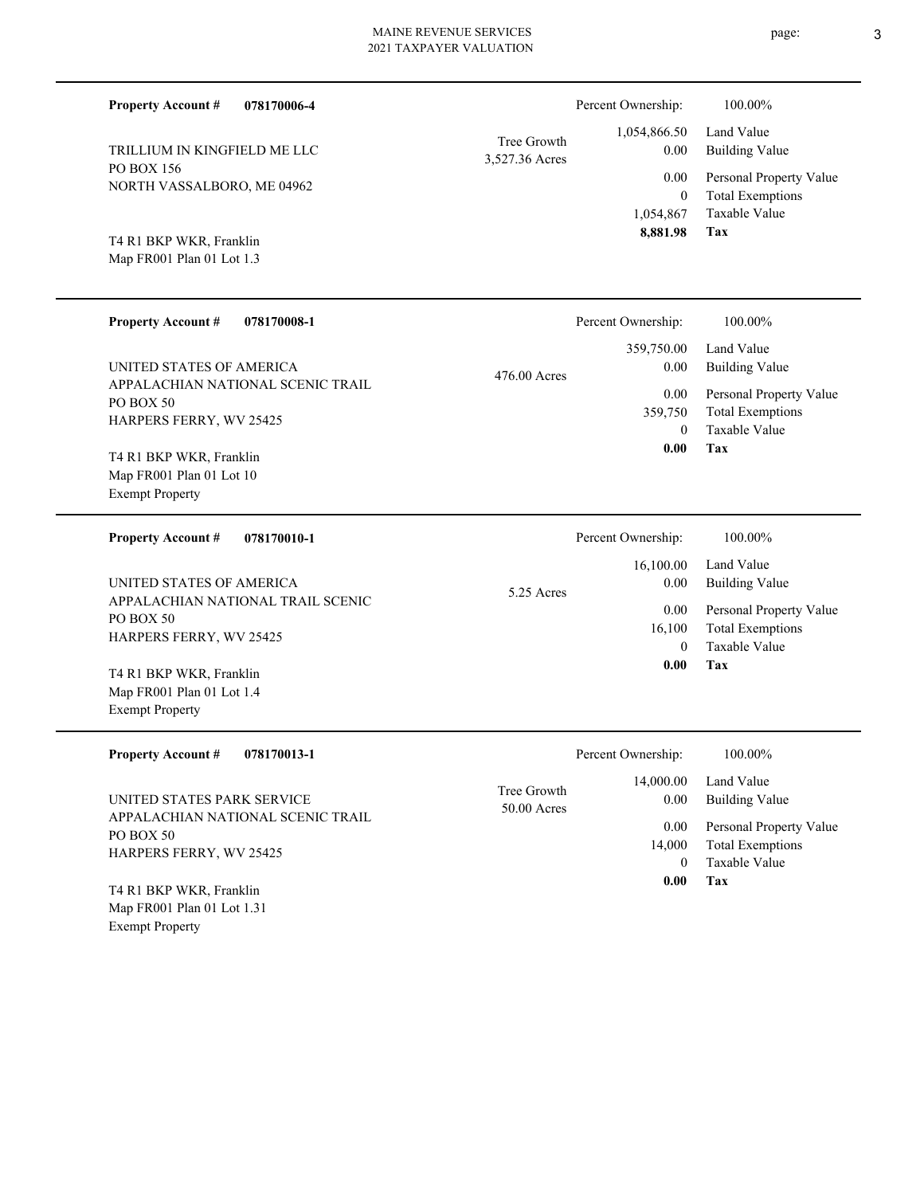**Property Account #** **078170006-4**

TRILLIUM IN KINGFIELD ME LLC
PO BOX 156
NORTH VASSALBORO, ME 04962

T4 R1 BKP WKR, Franklin
Map FR001 Plan 01 Lot 1.3

Tree Growth
3,527.36 Acres

| Percent Ownership: | 100.00% |
|---|---|
| 1,054,866.50 | Land Value |
| 0.00 | Building Value |
| 0.00 | Personal Property Value |
| 0 | Total Exemptions |
| 1,054,867 | Taxable Value |
| **8,881.98** | **Tax** |

---

**Property Account #** **078170008-1**

UNITED STATES OF AMERICA
APPALACHIAN NATIONAL SCENIC TRAIL
PO BOX 50
HARPERS FERRY, WV 25425

T4 R1 BKP WKR, Franklin
Map FR001 Plan 01 Lot 10
Exempt Property

476.00 Acres

| Percent Ownership: | 100.00% |
|---|---|
| 359,750.00 | Land Value |
| 0.00 | Building Value |
| 0.00 | Personal Property Value |
| 359,750 | Total Exemptions |
| 0 | Taxable Value |
| **0.00** | **Tax** |

---

**Property Account #** **078170010-1**

UNITED STATES OF AMERICA
APPALACHIAN NATIONAL TRAIL SCENIC
PO BOX 50
HARPERS FERRY, WV 25425

T4 R1 BKP WKR, Franklin
Map FR001 Plan 01 Lot 1.4
Exempt Property

5.25 Acres

| Percent Ownership: | 100.00% |
|---|---|
| 16,100.00 | Land Value |
| 0.00 | Building Value |
| 0.00 | Personal Property Value |
| 16,100 | Total Exemptions |
| 0 | Taxable Value |
| **0.00** | **Tax** |

---

**Property Account #** **078170013-1**

UNITED STATES PARK SERVICE
APPALACHIAN NATIONAL SCENIC TRAIL
PO BOX 50
HARPERS FERRY, WV 25425

T4 R1 BKP WKR, Franklin
Map FR001 Plan 01 Lot 1.31
Exempt Property

Tree Growth
50.00 Acres

| Percent Ownership: | 100.00% |
|---|---|
| 14,000.00 | Land Value |
| 0.00 | Building Value |
| 0.00 | Personal Property Value |
| 14,000 | Total Exemptions |
| 0 | Taxable Value |
| **0.00** | **Tax** |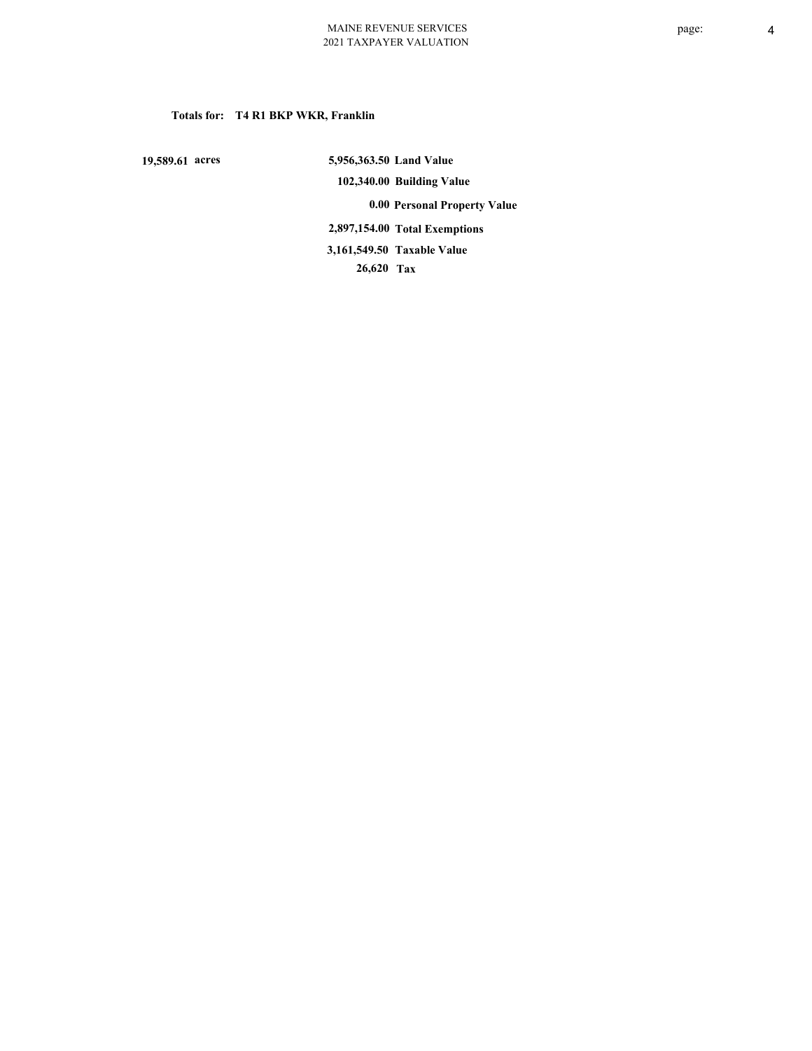**Totals for: T4 R1 BKP WKR, Franklin**

**19,589.61 acres**

| | |
|---|---|
| **5,956,363.50** | **Land Value** |
| **102,340.00** | **Building Value** |
| **0.00** | **Personal Property Value** |
| **2,897,154.00** | **Total Exemptions** |
| **3,161,549.50** | **Taxable Value** |
| **26,620** | **Tax** |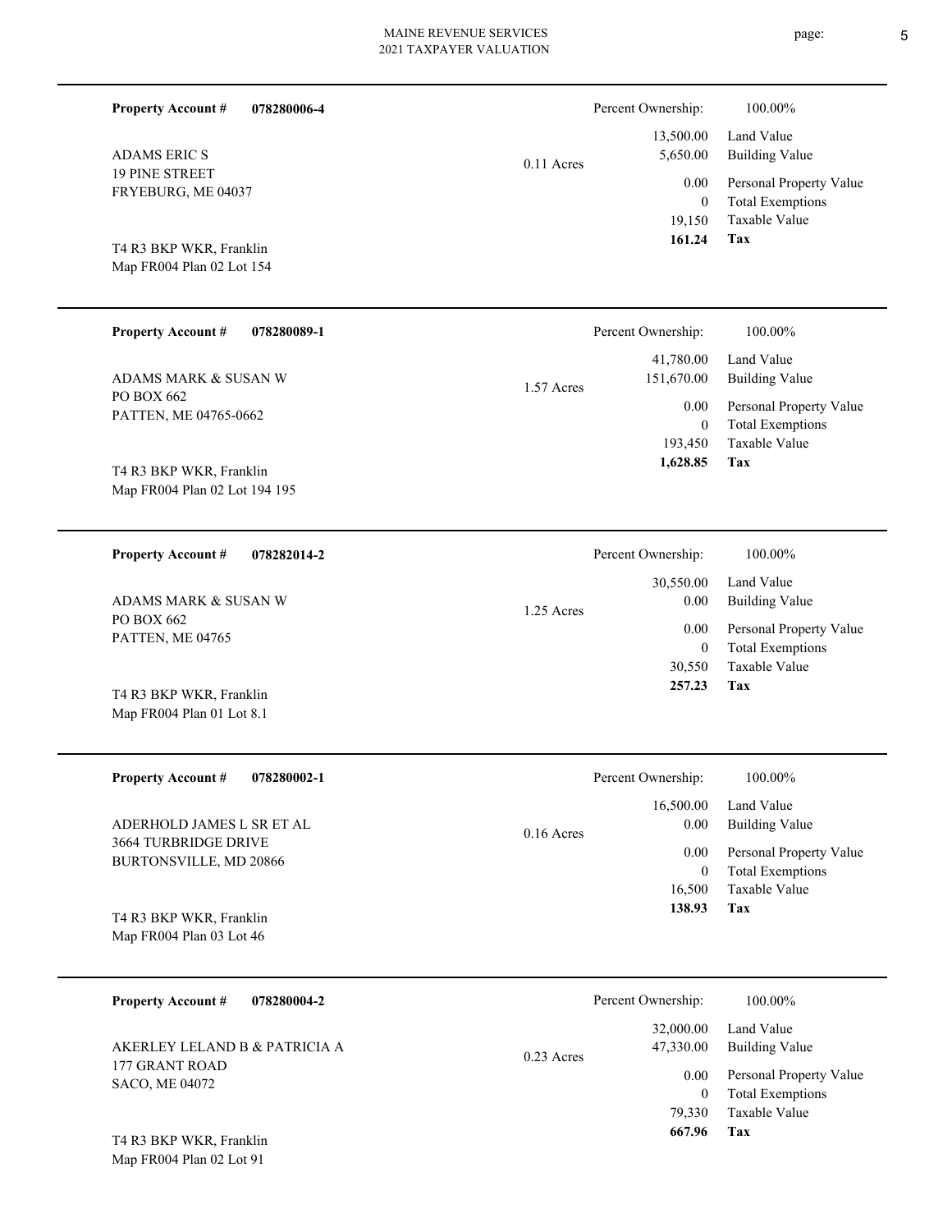**Property Account #** **078280006-4**

Percent Ownership: 100.00%

ADAMS ERIC S
19 PINE STREET
FRYEBURG, ME 04037

T4 R3 BKP WKR, Franklin
Map FR004 Plan 02 Lot 154

0.11 Acres

| | |
|---|---|
| 13,500.00 | Land Value |
| 5,650.00 | Building Value |
| 0.00 | Personal Property Value |
| 0 | Total Exemptions |
| 19,150 | Taxable Value |
| **161.24** | **Tax** |

---

**Property Account #** **078280089-1**

Percent Ownership: 100.00%

ADAMS MARK & SUSAN W
PO BOX 662
PATTEN, ME 04765-0662

T4 R3 BKP WKR, Franklin
Map FR004 Plan 02 Lot 194 195

1.57 Acres

| | |
|---|---|
| 41,780.00 | Land Value |
| 151,670.00 | Building Value |
| 0.00 | Personal Property Value |
| 0 | Total Exemptions |
| 193,450 | Taxable Value |
| **1,628.85** | **Tax** |

---

**Property Account #** **078282014-2**

Percent Ownership: 100.00%

ADAMS MARK & SUSAN W
PO BOX 662
PATTEN, ME 04765

T4 R3 BKP WKR, Franklin
Map FR004 Plan 01 Lot 8.1

1.25 Acres

| | |
|---|---|
| 30,550.00 | Land Value |
| 0.00 | Building Value |
| 0.00 | Personal Property Value |
| 0 | Total Exemptions |
| 30,550 | Taxable Value |
| **257.23** | **Tax** |

---

**Property Account #** **078280002-1**

Percent Ownership: 100.00%

ADERHOLD JAMES L SR ET AL
3664 TURBRIDGE DRIVE
BURTONSVILLE, MD 20866

T4 R3 BKP WKR, Franklin
Map FR004 Plan 03 Lot 46

0.16 Acres

| | |
|---|---|
| 16,500.00 | Land Value |
| 0.00 | Building Value |
| 0.00 | Personal Property Value |
| 0 | Total Exemptions |
| 16,500 | Taxable Value |
| **138.93** | **Tax** |

---

**Property Account #** **078280004-2**

Percent Ownership: 100.00%

AKERLEY LELAND B & PATRICIA A
177 GRANT ROAD
SACO, ME 04072

T4 R3 BKP WKR, Franklin
Map FR004 Plan 02 Lot 91

0.23 Acres

| | |
|---|---|
| 32,000.00 | Land Value |
| 47,330.00 | Building Value |
| 0.00 | Personal Property Value |
| 0 | Total Exemptions |
| 79,330 | Taxable Value |
| **667.96** | **Tax** |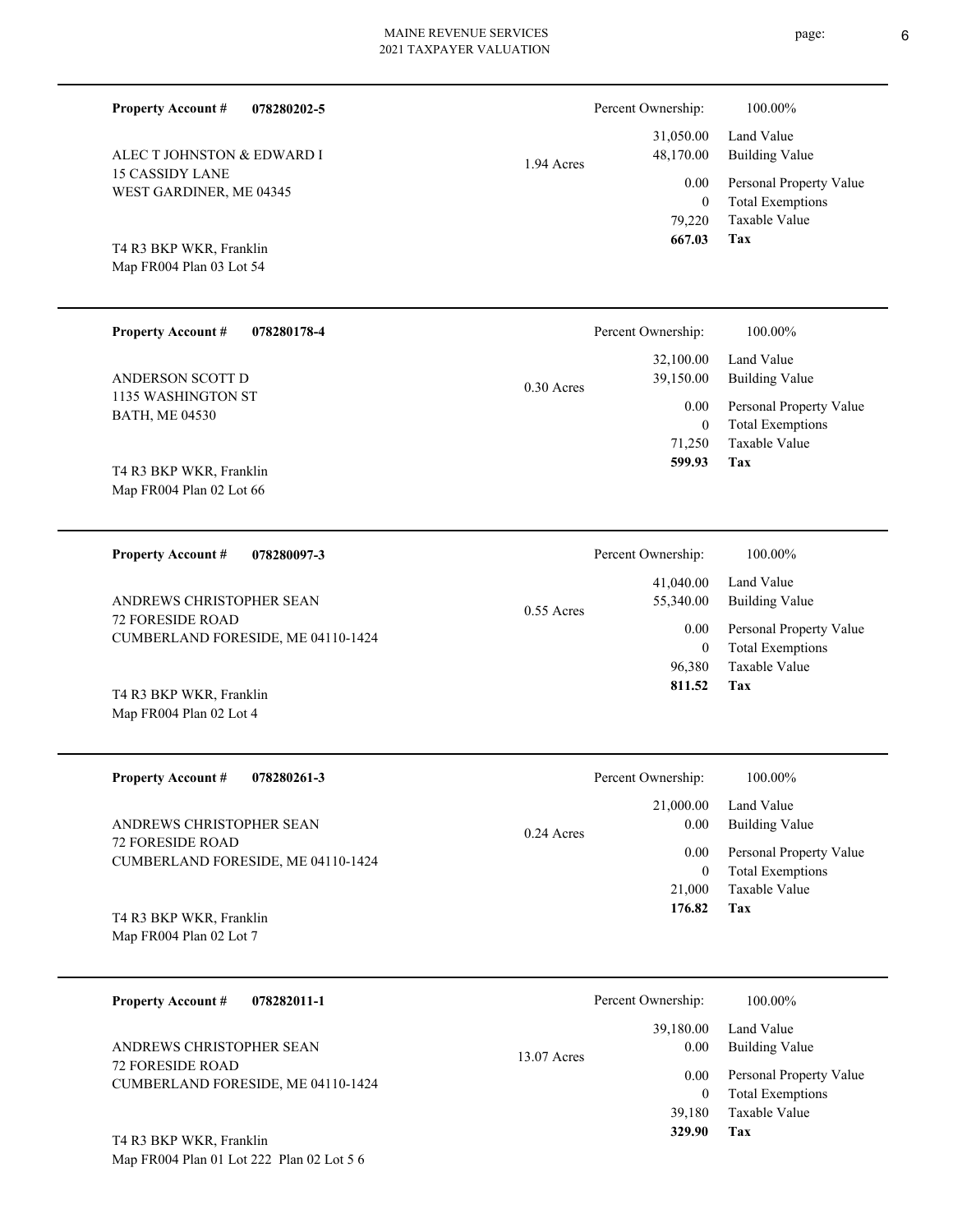| Property Account # | 078280202-5 | | Percent Ownership: | 100.00% |
|---|---|---|---|---|
| ALEC T JOHNSTON & EDWARD I | | 1.94 Acres | 31,050.00 | Land Value |
| 15 CASSIDY LANE | | | 48,170.00 | Building Value |
| WEST GARDINER, ME 04345 | | | 0.00 | Personal Property Value |
| | | | 0 | Total Exemptions |
| | | | 79,220 | Taxable Value |
| T4 R3 BKP WKR, Franklin | | | **667.03** | **Tax** |
| Map FR004 Plan 03 Lot 54 | | | | |

| Property Account # | 078280178-4 | | Percent Ownership: | 100.00% |
|---|---|---|---|---|
| ANDERSON SCOTT D | | 0.30 Acres | 32,100.00 | Land Value |
| 1135 WASHINGTON ST | | | 39,150.00 | Building Value |
| BATH, ME 04530 | | | 0.00 | Personal Property Value |
| | | | 0 | Total Exemptions |
| | | | 71,250 | Taxable Value |
| T4 R3 BKP WKR, Franklin | | | **599.93** | **Tax** |
| Map FR004 Plan 02 Lot 66 | | | | |

| Property Account # | 078280097-3 | | Percent Ownership: | 100.00% |
|---|---|---|---|---|
| ANDREWS CHRISTOPHER SEAN | | 0.55 Acres | 41,040.00 | Land Value |
| 72 FORESIDE ROAD | | | 55,340.00 | Building Value |
| CUMBERLAND FORESIDE, ME 04110-1424 | | | 0.00 | Personal Property Value |
| | | | 0 | Total Exemptions |
| | | | 96,380 | Taxable Value |
| T4 R3 BKP WKR, Franklin | | | **811.52** | **Tax** |
| Map FR004 Plan 02 Lot 4 | | | | |

| Property Account # | 078280261-3 | | Percent Ownership: | 100.00% |
|---|---|---|---|---|
| ANDREWS CHRISTOPHER SEAN | | 0.24 Acres | 21,000.00 | Land Value |
| 72 FORESIDE ROAD | | | 0.00 | Building Value |
| CUMBERLAND FORESIDE, ME 04110-1424 | | | 0.00 | Personal Property Value |
| | | | 0 | Total Exemptions |
| | | | 21,000 | Taxable Value |
| T4 R3 BKP WKR, Franklin | | | **176.82** | **Tax** |
| Map FR004 Plan 02 Lot 7 | | | | |

| Property Account # | 078282011-1 | | Percent Ownership: | 100.00% |
|---|---|---|---|---|
| ANDREWS CHRISTOPHER SEAN | | 13.07 Acres | 39,180.00 | Land Value |
| 72 FORESIDE ROAD | | | 0.00 | Building Value |
| CUMBERLAND FORESIDE, ME 04110-1424 | | | 0.00 | Personal Property Value |
| | | | 0 | Total Exemptions |
| | | | 39,180 | Taxable Value |
| T4 R3 BKP WKR, Franklin | | | **329.90** | **Tax** |
| Map FR004 Plan 01 Lot 222 Plan 02 Lot 5 6 | | | | |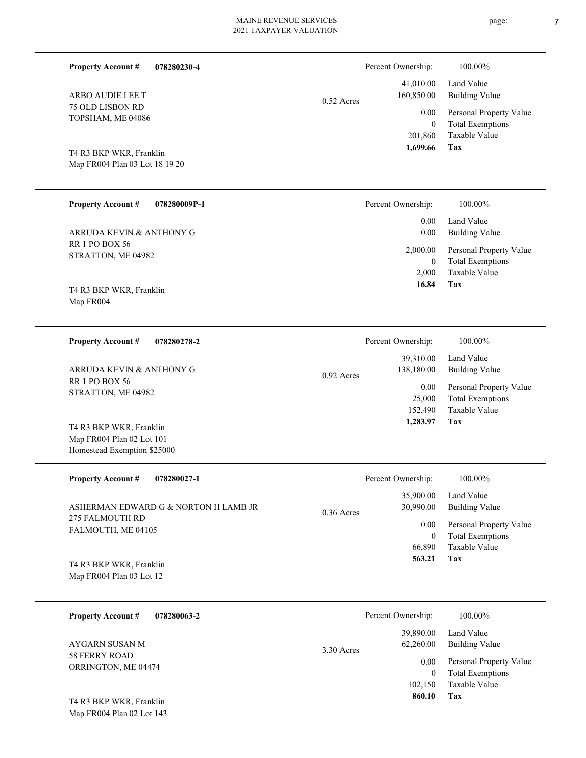**Property Account #** **078280230-4**

ARBO AUDIE LEE T
75 OLD LISBON RD
TOPSHAM, ME 04086

T4 R3 BKP WKR, Franklin
Map FR004 Plan 03 Lot 18 19 20

0.52 Acres

| Percent Ownership: | 100.00% |
|---|---|
| 41,010.00 | Land Value |
| 160,850.00 | Building Value |
| 0.00 | Personal Property Value |
| 0 | Total Exemptions |
| 201,860 | Taxable Value |
| **1,699.66** | **Tax** |

---

**Property Account #** **078280009P-1**

ARRUDA KEVIN & ANTHONY G
RR 1 PO BOX 56
STRATTON, ME 04982

T4 R3 BKP WKR, Franklin
Map FR004

| Percent Ownership: | 100.00% |
|---|---|
| 0.00 | Land Value |
| 0.00 | Building Value |
| 2,000.00 | Personal Property Value |
| 0 | Total Exemptions |
| 2,000 | Taxable Value |
| **16.84** | **Tax** |

---

**Property Account #** **078280278-2**

ARRUDA KEVIN & ANTHONY G
RR 1 PO BOX 56
STRATTON, ME 04982

T4 R3 BKP WKR, Franklin
Map FR004 Plan 02 Lot 101
Homestead Exemption $25000

0.92 Acres

| Percent Ownership: | 100.00% |
|---|---|
| 39,310.00 | Land Value |
| 138,180.00 | Building Value |
| 0.00 | Personal Property Value |
| 25,000 | Total Exemptions |
| 152,490 | Taxable Value |
| **1,283.97** | **Tax** |

---

**Property Account #** **078280027-1**

ASHERMAN EDWARD G & NORTON H LAMB JR
275 FALMOUTH RD
FALMOUTH, ME 04105

T4 R3 BKP WKR, Franklin
Map FR004 Plan 03 Lot 12

0.36 Acres

| Percent Ownership: | 100.00% |
|---|---|
| 35,900.00 | Land Value |
| 30,990.00 | Building Value |
| 0.00 | Personal Property Value |
| 0 | Total Exemptions |
| 66,890 | Taxable Value |
| **563.21** | **Tax** |

---

**Property Account #** **078280063-2**

AYGARN SUSAN M
58 FERRY ROAD
ORRINGTON, ME 04474

T4 R3 BKP WKR, Franklin
Map FR004 Plan 02 Lot 143

3.30 Acres

| Percent Ownership: | 100.00% |
|---|---|
| 39,890.00 | Land Value |
| 62,260.00 | Building Value |
| 0.00 | Personal Property Value |
| 0 | Total Exemptions |
| 102,150 | Taxable Value |
| **860.10** | **Tax** |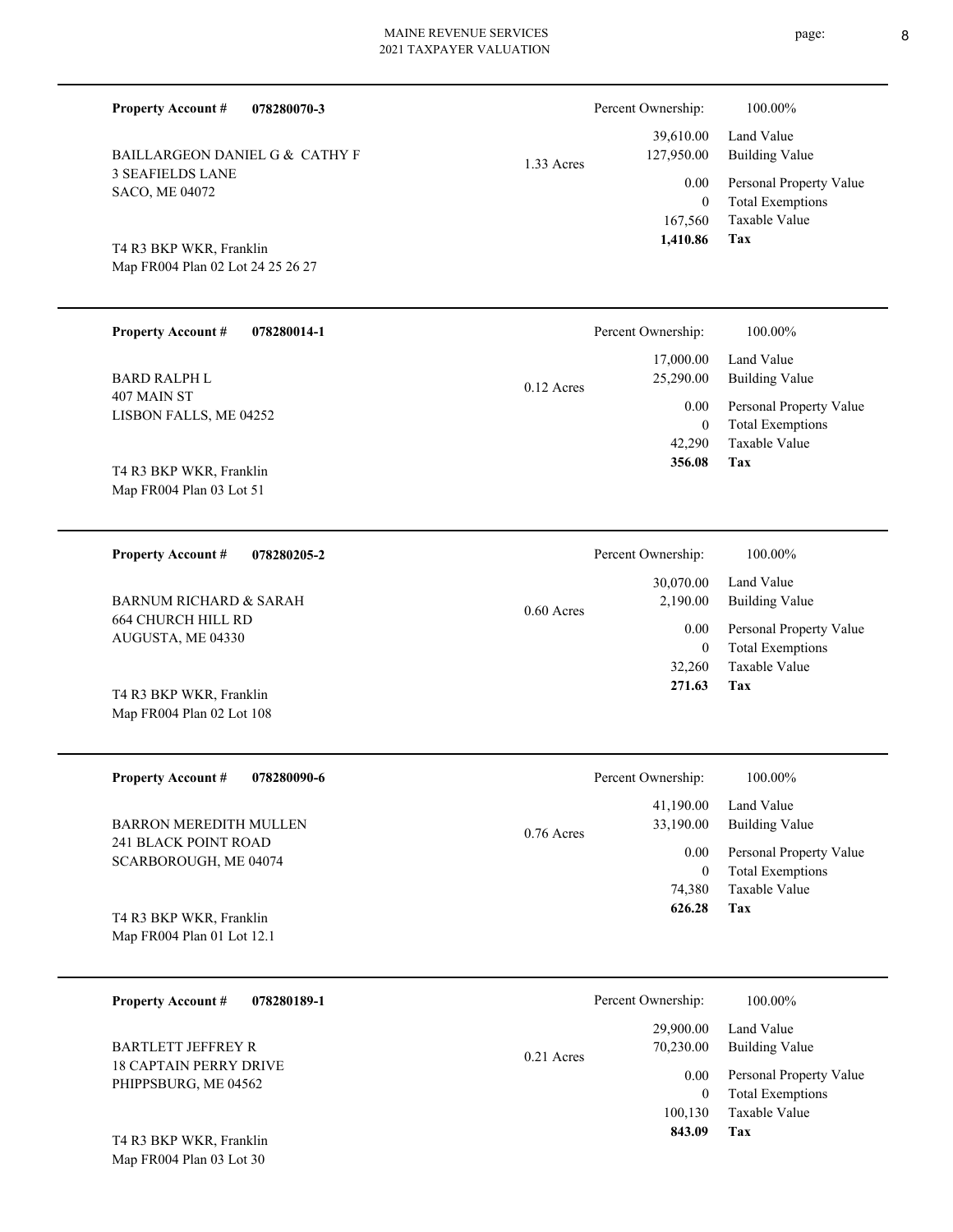**Property Account #** **078280070-3**

BAILLARGEON DANIEL G & CATHY F
3 SEAFIELDS LANE
SACO, ME 04072

T4 R3 BKP WKR, Franklin
Map FR004 Plan 02 Lot 24 25 26 27

1.33 Acres

| Percent Ownership: | 100.00% |
|---|---|
| 39,610.00 | Land Value |
| 127,950.00 | Building Value |
| 0.00 | Personal Property Value |
| 0 | Total Exemptions |
| 167,560 | Taxable Value |
| **1,410.86** | **Tax** |

---

**Property Account #** **078280014-1**

BARD RALPH L
407 MAIN ST
LISBON FALLS, ME 04252

T4 R3 BKP WKR, Franklin
Map FR004 Plan 03 Lot 51

0.12 Acres

| Percent Ownership: | 100.00% |
|---|---|
| 17,000.00 | Land Value |
| 25,290.00 | Building Value |
| 0.00 | Personal Property Value |
| 0 | Total Exemptions |
| 42,290 | Taxable Value |
| **356.08** | **Tax** |

---

**Property Account #** **078280205-2**

BARNUM RICHARD & SARAH
664 CHURCH HILL RD
AUGUSTA, ME 04330

T4 R3 BKP WKR, Franklin
Map FR004 Plan 02 Lot 108

0.60 Acres

| Percent Ownership: | 100.00% |
|---|---|
| 30,070.00 | Land Value |
| 2,190.00 | Building Value |
| 0.00 | Personal Property Value |
| 0 | Total Exemptions |
| 32,260 | Taxable Value |
| **271.63** | **Tax** |

---

**Property Account #** **078280090-6**

BARRON MEREDITH MULLEN
241 BLACK POINT ROAD
SCARBOROUGH, ME 04074

T4 R3 BKP WKR, Franklin
Map FR004 Plan 01 Lot 12.1

0.76 Acres

| Percent Ownership: | 100.00% |
|---|---|
| 41,190.00 | Land Value |
| 33,190.00 | Building Value |
| 0.00 | Personal Property Value |
| 0 | Total Exemptions |
| 74,380 | Taxable Value |
| **626.28** | **Tax** |

---

**Property Account #** **078280189-1**

BARTLETT JEFFREY R
18 CAPTAIN PERRY DRIVE
PHIPPSBURG, ME 04562

T4 R3 BKP WKR, Franklin
Map FR004 Plan 03 Lot 30

0.21 Acres

| Percent Ownership: | 100.00% |
|---|---|
| 29,900.00 | Land Value |
| 70,230.00 | Building Value |
| 0.00 | Personal Property Value |
| 0 | Total Exemptions |
| 100,130 | Taxable Value |
| **843.09** | **Tax** |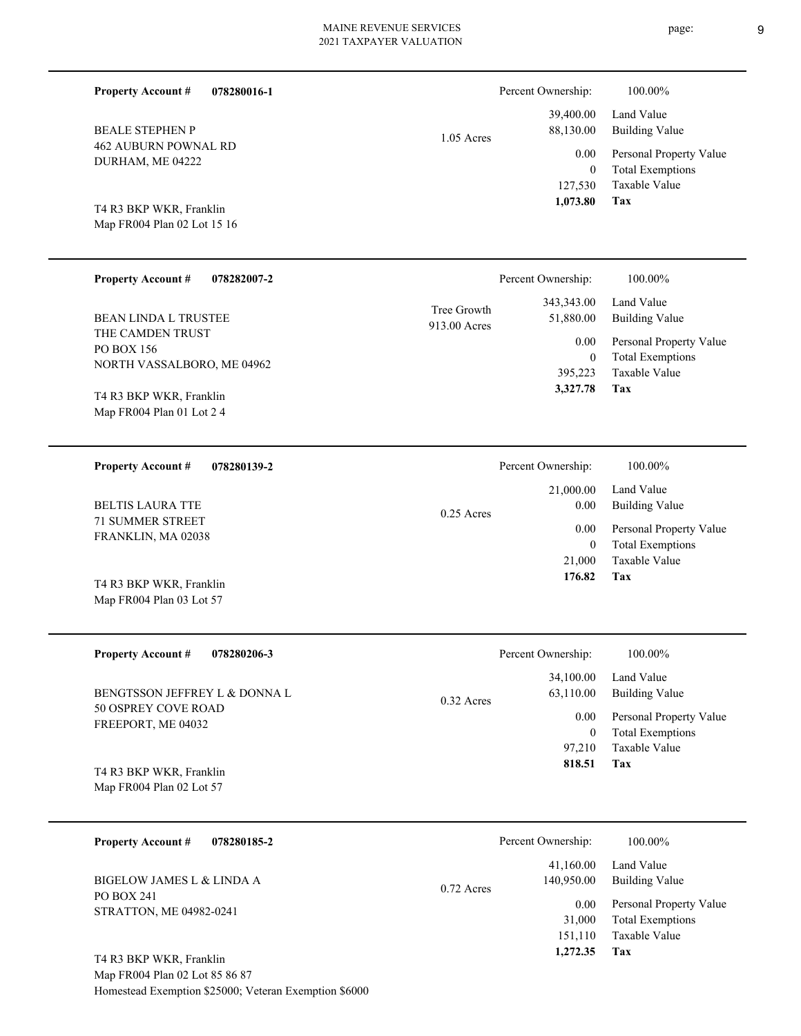**Property Account #** **078280016-1**

BEALE STEPHEN P
462 AUBURN POWNAL RD
DURHAM, ME 04222

T4 R3 BKP WKR, Franklin
Map FR004 Plan 02 Lot 15 16

1.05 Acres

| Percent Ownership: | 100.00% |
|---|---|
| 39,400.00 | Land Value |
| 88,130.00 | Building Value |
| 0.00 | Personal Property Value |
| 0 | Total Exemptions |
| 127,530 | Taxable Value |
| **1,073.80** | **Tax** |

---

**Property Account #** **078282007-2**

BEAN LINDA L TRUSTEE
THE CAMDEN TRUST
PO BOX 156
NORTH VASSALBORO, ME 04962

T4 R3 BKP WKR, Franklin
Map FR004 Plan 01 Lot 2 4

Tree Growth
913.00 Acres

| Percent Ownership: | 100.00% |
|---|---|
| 343,343.00 | Land Value |
| 51,880.00 | Building Value |
| 0.00 | Personal Property Value |
| 0 | Total Exemptions |
| 395,223 | Taxable Value |
| **3,327.78** | **Tax** |

---

**Property Account #** **078280139-2**

BELTIS LAURA TTE
71 SUMMER STREET
FRANKLIN, MA 02038

T4 R3 BKP WKR, Franklin
Map FR004 Plan 03 Lot 57

0.25 Acres

| Percent Ownership: | 100.00% |
|---|---|
| 21,000.00 | Land Value |
| 0.00 | Building Value |
| 0.00 | Personal Property Value |
| 0 | Total Exemptions |
| 21,000 | Taxable Value |
| **176.82** | **Tax** |

---

**Property Account #** **078280206-3**

BENGTSSON JEFFREY L & DONNA L
50 OSPREY COVE ROAD
FREEPORT, ME 04032

T4 R3 BKP WKR, Franklin
Map FR004 Plan 02 Lot 57

0.32 Acres

| Percent Ownership: | 100.00% |
|---|---|
| 34,100.00 | Land Value |
| 63,110.00 | Building Value |
| 0.00 | Personal Property Value |
| 0 | Total Exemptions |
| 97,210 | Taxable Value |
| **818.51** | **Tax** |

---

**Property Account #** **078280185-2**

BIGELOW JAMES L & LINDA A
PO BOX 241
STRATTON, ME 04982-0241

T4 R3 BKP WKR, Franklin
Map FR004 Plan 02 Lot 85 86 87
Homestead Exemption $25000; Veteran Exemption $6000

0.72 Acres

| Percent Ownership: | 100.00% |
|---|---|
| 41,160.00 | Land Value |
| 140,950.00 | Building Value |
| 0.00 | Personal Property Value |
| 31,000 | Total Exemptions |
| 151,110 | Taxable Value |
| **1,272.35** | **Tax** |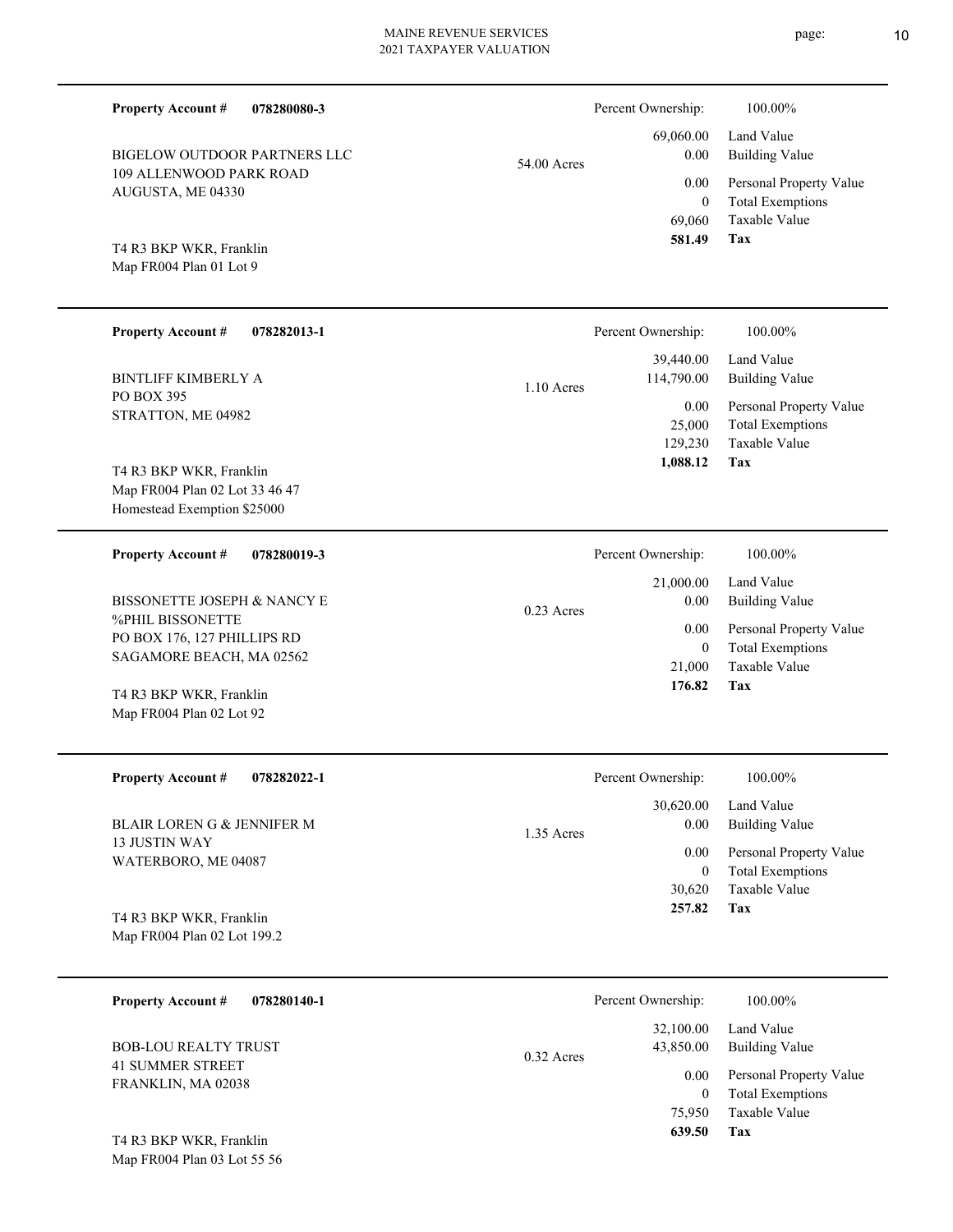**Property Account #** **078280080-3**

BIGELOW OUTDOOR PARTNERS LLC
109 ALLENWOOD PARK ROAD
AUGUSTA, ME 04330

T4 R3 BKP WKR, Franklin
Map FR004 Plan 01 Lot 9

54.00 Acres

| | |
|---|---|
| Percent Ownership: | 100.00% |
| 69,060.00 | Land Value |
| 0.00 | Building Value |
| 0.00 | Personal Property Value |
| 0 | Total Exemptions |
| 69,060 | Taxable Value |
| **581.49** | **Tax** |

---

**Property Account #** **078282013-1**

BINTLIFF KIMBERLY A
PO BOX 395
STRATTON, ME 04982

T4 R3 BKP WKR, Franklin
Map FR004 Plan 02 Lot 33 46 47
Homestead Exemption $25000

1.10 Acres

| | |
|---|---|
| Percent Ownership: | 100.00% |
| 39,440.00 | Land Value |
| 114,790.00 | Building Value |
| 0.00 | Personal Property Value |
| 25,000 | Total Exemptions |
| 129,230 | Taxable Value |
| **1,088.12** | **Tax** |

---

**Property Account #** **078280019-3**

BISSONETTE JOSEPH & NANCY E
%PHIL BISSONETTE
PO BOX 176, 127 PHILLIPS RD
SAGAMORE BEACH, MA 02562

T4 R3 BKP WKR, Franklin
Map FR004 Plan 02 Lot 92

0.23 Acres

| | |
|---|---|
| Percent Ownership: | 100.00% |
| 21,000.00 | Land Value |
| 0.00 | Building Value |
| 0.00 | Personal Property Value |
| 0 | Total Exemptions |
| 21,000 | Taxable Value |
| **176.82** | **Tax** |

---

**Property Account #** **078282022-1**

BLAIR LOREN G & JENNIFER M
13 JUSTIN WAY
WATERBORO, ME 04087

T4 R3 BKP WKR, Franklin
Map FR004 Plan 02 Lot 199.2

1.35 Acres

| | |
|---|---|
| Percent Ownership: | 100.00% |
| 30,620.00 | Land Value |
| 0.00 | Building Value |
| 0.00 | Personal Property Value |
| 0 | Total Exemptions |
| 30,620 | Taxable Value |
| **257.82** | **Tax** |

---

**Property Account #** **078280140-1**

BOB-LOU REALTY TRUST
41 SUMMER STREET
FRANKLIN, MA 02038

T4 R3 BKP WKR, Franklin
Map FR004 Plan 03 Lot 55 56

0.32 Acres

| | |
|---|---|
| Percent Ownership: | 100.00% |
| 32,100.00 | Land Value |
| 43,850.00 | Building Value |
| 0.00 | Personal Property Value |
| 0 | Total Exemptions |
| 75,950 | Taxable Value |
| **639.50** | **Tax** |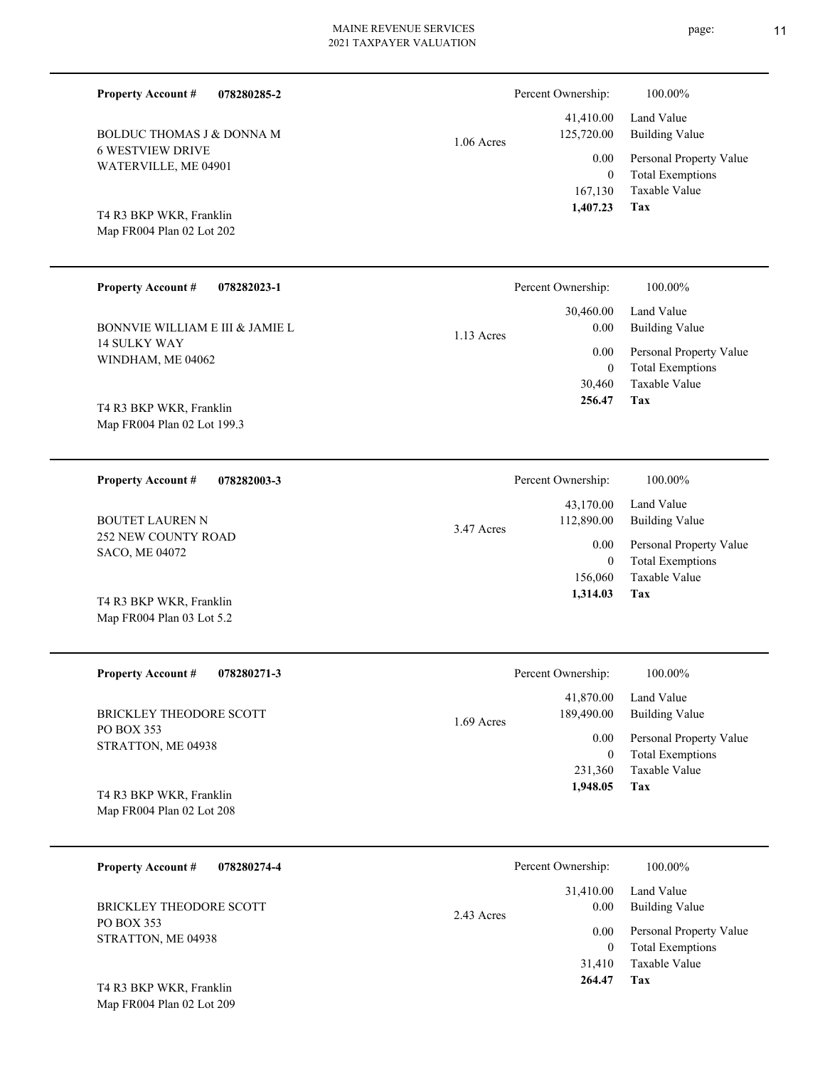**Property Account #** **078280285-2**

BOLDUC THOMAS J & DONNA M
6 WESTVIEW DRIVE
WATERVILLE, ME 04901

T4 R3 BKP WKR, Franklin
Map FR004 Plan 02 Lot 202

1.06 Acres

| Percent Ownership: | 100.00% |
|---|---|
| 41,410.00 | Land Value |
| 125,720.00 | Building Value |
| 0.00 | Personal Property Value |
| 0 | Total Exemptions |
| 167,130 | Taxable Value |
| **1,407.23** | **Tax** |

---

**Property Account #** **078282023-1**

BONNVIE WILLIAM E III & JAMIE L
14 SULKY WAY
WINDHAM, ME 04062

T4 R3 BKP WKR, Franklin
Map FR004 Plan 02 Lot 199.3

1.13 Acres

| Percent Ownership: | 100.00% |
|---|---|
| 30,460.00 | Land Value |
| 0.00 | Building Value |
| 0.00 | Personal Property Value |
| 0 | Total Exemptions |
| 30,460 | Taxable Value |
| **256.47** | **Tax** |

---

**Property Account #** **078282003-3**

BOUTET LAUREN N
252 NEW COUNTY ROAD
SACO, ME 04072

T4 R3 BKP WKR, Franklin
Map FR004 Plan 03 Lot 5.2

3.47 Acres

| Percent Ownership: | 100.00% |
|---|---|
| 43,170.00 | Land Value |
| 112,890.00 | Building Value |
| 0.00 | Personal Property Value |
| 0 | Total Exemptions |
| 156,060 | Taxable Value |
| **1,314.03** | **Tax** |

---

**Property Account #** **078280271-3**

BRICKLEY THEODORE SCOTT
PO BOX 353
STRATTON, ME 04938

T4 R3 BKP WKR, Franklin
Map FR004 Plan 02 Lot 208

1.69 Acres

| Percent Ownership: | 100.00% |
|---|---|
| 41,870.00 | Land Value |
| 189,490.00 | Building Value |
| 0.00 | Personal Property Value |
| 0 | Total Exemptions |
| 231,360 | Taxable Value |
| **1,948.05** | **Tax** |

---

**Property Account #** **078280274-4**

BRICKLEY THEODORE SCOTT
PO BOX 353
STRATTON, ME 04938

T4 R3 BKP WKR, Franklin
Map FR004 Plan 02 Lot 209

2.43 Acres

| Percent Ownership: | 100.00% |
|---|---|
| 31,410.00 | Land Value |
| 0.00 | Building Value |
| 0.00 | Personal Property Value |
| 0 | Total Exemptions |
| 31,410 | Taxable Value |
| **264.47** | **Tax** |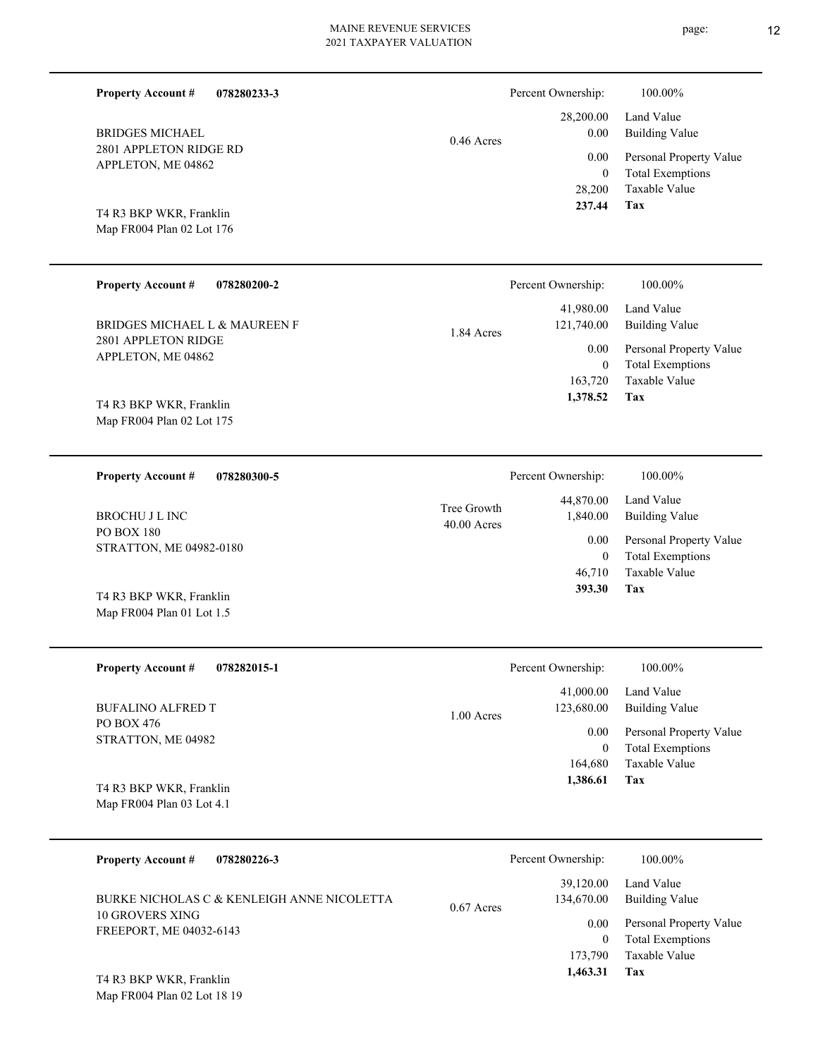**Property Account #** **078280233-3**

BRIDGES MICHAEL
2801 APPLETON RIDGE RD
APPLETON, ME 04862

T4 R3 BKP WKR, Franklin
Map FR004 Plan 02 Lot 176

0.46 Acres

| Percent Ownership: | 100.00% |
|---|---|
| 28,200.00 | Land Value |
| 0.00 | Building Value |
| 0.00 | Personal Property Value |
| 0 | Total Exemptions |
| 28,200 | Taxable Value |
| **237.44** | **Tax** |

---

**Property Account #** **078280200-2**

BRIDGES MICHAEL L & MAUREEN F
2801 APPLETON RIDGE
APPLETON, ME 04862

T4 R3 BKP WKR, Franklin
Map FR004 Plan 02 Lot 175

1.84 Acres

| Percent Ownership: | 100.00% |
|---|---|
| 41,980.00 | Land Value |
| 121,740.00 | Building Value |
| 0.00 | Personal Property Value |
| 0 | Total Exemptions |
| 163,720 | Taxable Value |
| **1,378.52** | **Tax** |

---

**Property Account #** **078280300-5**

BROCHU J L INC
PO BOX 180
STRATTON, ME 04982-0180

T4 R3 BKP WKR, Franklin
Map FR004 Plan 01 Lot 1.5

Tree Growth
40.00 Acres

| Percent Ownership: | 100.00% |
|---|---|
| 44,870.00 | Land Value |
| 1,840.00 | Building Value |
| 0.00 | Personal Property Value |
| 0 | Total Exemptions |
| 46,710 | Taxable Value |
| **393.30** | **Tax** |

---

**Property Account #** **078282015-1**

BUFALINO ALFRED T
PO BOX 476
STRATTON, ME 04982

T4 R3 BKP WKR, Franklin
Map FR004 Plan 03 Lot 4.1

1.00 Acres

| Percent Ownership: | 100.00% |
|---|---|
| 41,000.00 | Land Value |
| 123,680.00 | Building Value |
| 0.00 | Personal Property Value |
| 0 | Total Exemptions |
| 164,680 | Taxable Value |
| **1,386.61** | **Tax** |

---

**Property Account #** **078280226-3**

BURKE NICHOLAS C & KENLEIGH ANNE NICOLETTA
10 GROVERS XING
FREEPORT, ME 04032-6143

T4 R3 BKP WKR, Franklin
Map FR004 Plan 02 Lot 18 19

0.67 Acres

| Percent Ownership: | 100.00% |
|---|---|
| 39,120.00 | Land Value |
| 134,670.00 | Building Value |
| 0.00 | Personal Property Value |
| 0 | Total Exemptions |
| 173,790 | Taxable Value |
| **1,463.31** | **Tax** |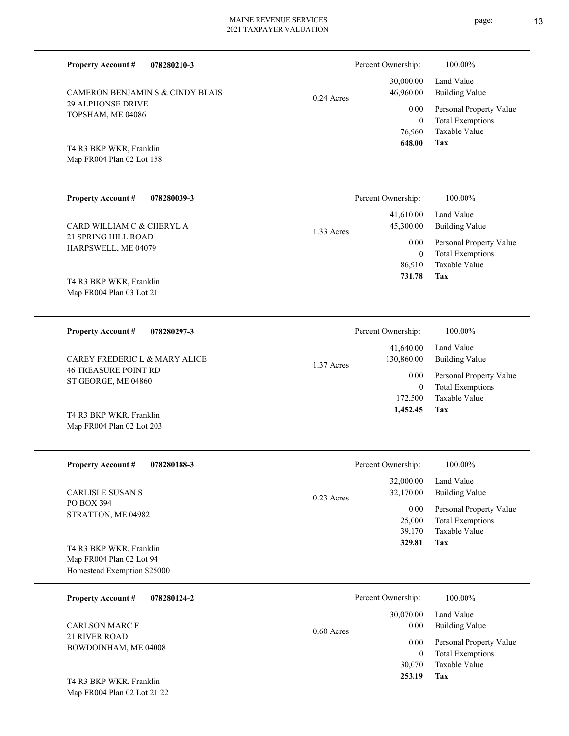**Property Account #** **078280210-3**

CAMERON BENJAMIN S & CINDY BLAIS
29 ALPHONSE DRIVE
TOPSHAM, ME 04086

T4 R3 BKP WKR, Franklin
Map FR004 Plan 02 Lot 158

0.24 Acres

| Percent Ownership: | 100.00% |
|---|---|
| 30,000.00 | Land Value |
| 46,960.00 | Building Value |
| 0.00 | Personal Property Value |
| 0 | Total Exemptions |
| 76,960 | Taxable Value |
| **648.00** | **Tax** |

---

**Property Account #** **078280039-3**

CARD WILLIAM C & CHERYL A
21 SPRING HILL ROAD
HARPSWELL, ME 04079

T4 R3 BKP WKR, Franklin
Map FR004 Plan 03 Lot 21

1.33 Acres

| Percent Ownership: | 100.00% |
|---|---|
| 41,610.00 | Land Value |
| 45,300.00 | Building Value |
| 0.00 | Personal Property Value |
| 0 | Total Exemptions |
| 86,910 | Taxable Value |
| **731.78** | **Tax** |

---

**Property Account #** **078280297-3**

CAREY FREDERIC L & MARY ALICE
46 TREASURE POINT RD
ST GEORGE, ME 04860

T4 R3 BKP WKR, Franklin
Map FR004 Plan 02 Lot 203

1.37 Acres

| Percent Ownership: | 100.00% |
|---|---|
| 41,640.00 | Land Value |
| 130,860.00 | Building Value |
| 0.00 | Personal Property Value |
| 0 | Total Exemptions |
| 172,500 | Taxable Value |
| **1,452.45** | **Tax** |

---

**Property Account #** **078280188-3**

CARLISLE SUSAN S
PO BOX 394
STRATTON, ME 04982

T4 R3 BKP WKR, Franklin
Map FR004 Plan 02 Lot 94
Homestead Exemption $25000

0.23 Acres

| Percent Ownership: | 100.00% |
|---|---|
| 32,000.00 | Land Value |
| 32,170.00 | Building Value |
| 0.00 | Personal Property Value |
| 25,000 | Total Exemptions |
| 39,170 | Taxable Value |
| **329.81** | **Tax** |

---

**Property Account #** **078280124-2**

CARLSON MARC F
21 RIVER ROAD
BOWDOINHAM, ME 04008

T4 R3 BKP WKR, Franklin
Map FR004 Plan 02 Lot 21 22

0.60 Acres

| Percent Ownership: | 100.00% |
|---|---|
| 30,070.00 | Land Value |
| 0.00 | Building Value |
| 0.00 | Personal Property Value |
| 0 | Total Exemptions |
| 30,070 | Taxable Value |
| **253.19** | **Tax** |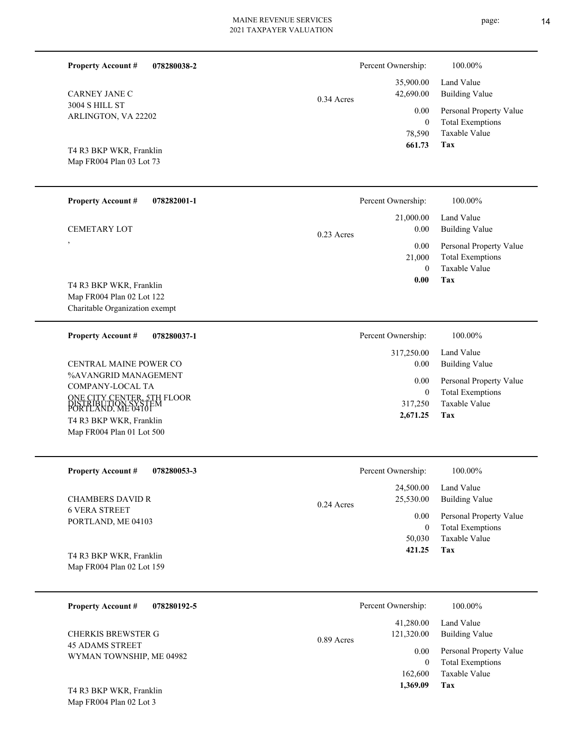**Property Account #** **078280038-2**

CARNEY JANE C
3004 S HILL ST
ARLINGTON, VA 22202

T4 R3 BKP WKR, Franklin
Map FR004 Plan 03 Lot 73

0.34 Acres

| Percent Ownership: | 100.00% |
|---|---|
| 35,900.00 | Land Value |
| 42,690.00 | Building Value |
| 0.00 | Personal Property Value |
| 0 | Total Exemptions |
| 78,590 | Taxable Value |
| **661.73** | **Tax** |

---

**Property Account #** **078282001-1**

CEMETARY LOT
,

T4 R3 BKP WKR, Franklin
Map FR004 Plan 02 Lot 122
Charitable Organization exempt

0.23 Acres

| Percent Ownership: | 100.00% |
|---|---|
| 21,000.00 | Land Value |
| 0.00 | Building Value |
| 0.00 | Personal Property Value |
| 21,000 | Total Exemptions |
| 0 | Taxable Value |
| **0.00** | **Tax** |

---

**Property Account #** **078280037-1**

CENTRAL MAINE POWER CO
%AVANGRID MANAGEMENT
COMPANY-LOCAL TA
ONE CITY CENTER, 5TH FLOOR
DISTRIBUTION SYSTEM
PORTLAND, ME 04101

T4 R3 BKP WKR, Franklin
Map FR004 Plan 01 Lot 500

| Percent Ownership: | 100.00% |
|---|---|
| 317,250.00 | Land Value |
| 0.00 | Building Value |
| 0.00 | Personal Property Value |
| 0 | Total Exemptions |
| 317,250 | Taxable Value |
| **2,671.25** | **Tax** |

---

**Property Account #** **078280053-3**

CHAMBERS DAVID R
6 VERA STREET
PORTLAND, ME 04103

T4 R3 BKP WKR, Franklin
Map FR004 Plan 02 Lot 159

0.24 Acres

| Percent Ownership: | 100.00% |
|---|---|
| 24,500.00 | Land Value |
| 25,530.00 | Building Value |
| 0.00 | Personal Property Value |
| 0 | Total Exemptions |
| 50,030 | Taxable Value |
| **421.25** | **Tax** |

---

**Property Account #** **078280192-5**

CHERKIS BREWSTER G
45 ADAMS STREET
WYMAN TOWNSHIP, ME 04982

T4 R3 BKP WKR, Franklin
Map FR004 Plan 02 Lot 3

0.89 Acres

| Percent Ownership: | 100.00% |
|---|---|
| 41,280.00 | Land Value |
| 121,320.00 | Building Value |
| 0.00 | Personal Property Value |
| 0 | Total Exemptions |
| 162,600 | Taxable Value |
| **1,369.09** | **Tax** |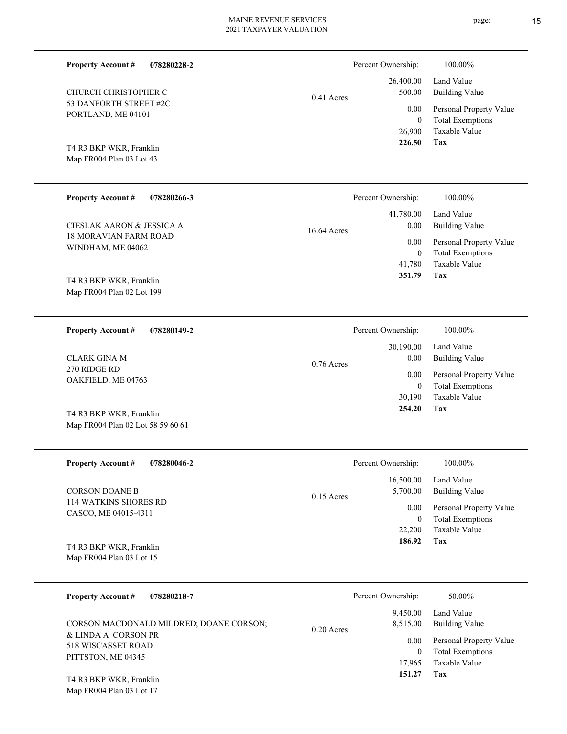**Property Account #** **078280228-2**

CHURCH CHRISTOPHER C
53 DANFORTH STREET #2C
PORTLAND, ME 04101

T4 R3 BKP WKR, Franklin
Map FR004 Plan 03 Lot 43

0.41 Acres

| Percent Ownership: | 100.00% |
|---|---|
| 26,400.00 | Land Value |
| 500.00 | Building Value |
| 0.00 | Personal Property Value |
| 0 | Total Exemptions |
| 26,900 | Taxable Value |
| **226.50** | **Tax** |

---

**Property Account #** **078280266-3**

CIESLAK AARON & JESSICA A
18 MORAVIAN FARM ROAD
WINDHAM, ME 04062

T4 R3 BKP WKR, Franklin
Map FR004 Plan 02 Lot 199

16.64 Acres

| Percent Ownership: | 100.00% |
|---|---|
| 41,780.00 | Land Value |
| 0.00 | Building Value |
| 0.00 | Personal Property Value |
| 0 | Total Exemptions |
| 41,780 | Taxable Value |
| **351.79** | **Tax** |

---

**Property Account #** **078280149-2**

CLARK GINA M
270 RIDGE RD
OAKFIELD, ME 04763

T4 R3 BKP WKR, Franklin
Map FR004 Plan 02 Lot 58 59 60 61

0.76 Acres

| Percent Ownership: | 100.00% |
|---|---|
| 30,190.00 | Land Value |
| 0.00 | Building Value |
| 0.00 | Personal Property Value |
| 0 | Total Exemptions |
| 30,190 | Taxable Value |
| **254.20** | **Tax** |

---

**Property Account #** **078280046-2**

CORSON DOANE B
114 WATKINS SHORES RD
CASCO, ME 04015-4311

T4 R3 BKP WKR, Franklin
Map FR004 Plan 03 Lot 15

0.15 Acres

| Percent Ownership: | 100.00% |
|---|---|
| 16,500.00 | Land Value |
| 5,700.00 | Building Value |
| 0.00 | Personal Property Value |
| 0 | Total Exemptions |
| 22,200 | Taxable Value |
| **186.92** | **Tax** |

---

**Property Account #** **078280218-7**

CORSON MACDONALD MILDRED; DOANE CORSON;
& LINDA A CORSON PR
518 WISCASSET ROAD
PITTSTON, ME 04345

T4 R3 BKP WKR, Franklin
Map FR004 Plan 03 Lot 17

0.20 Acres

| Percent Ownership: | 50.00% |
|---|---|
| 9,450.00 | Land Value |
| 8,515.00 | Building Value |
| 0.00 | Personal Property Value |
| 0 | Total Exemptions |
| 17,965 | Taxable Value |
| **151.27** | **Tax** |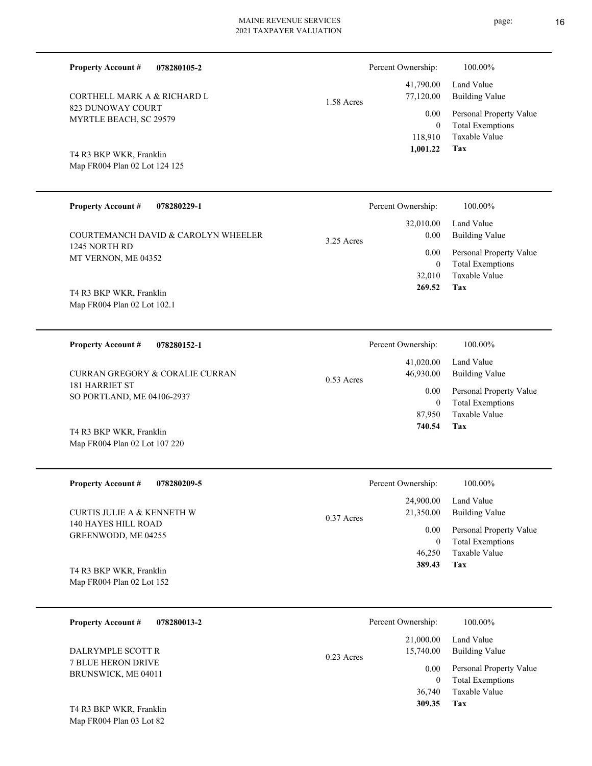**Property Account #** **078280105-2**

CORTHELL MARK A & RICHARD L
823 DUNOWAY COURT
MYRTLE BEACH, SC 29579

T4 R3 BKP WKR, Franklin
Map FR004 Plan 02 Lot 124 125

1.58 Acres

| Percent Ownership: | 100.00% |
|---|---|
| 41,790.00 | Land Value |
| 77,120.00 | Building Value |
| 0.00 | Personal Property Value |
| 0 | Total Exemptions |
| 118,910 | Taxable Value |
| **1,001.22** | **Tax** |

---

**Property Account #** **078280229-1**

COURTEMANCH DAVID & CAROLYN WHEELER
1245 NORTH RD
MT VERNON, ME 04352

T4 R3 BKP WKR, Franklin
Map FR004 Plan 02 Lot 102.1

3.25 Acres

| Percent Ownership: | 100.00% |
|---|---|
| 32,010.00 | Land Value |
| 0.00 | Building Value |
| 0.00 | Personal Property Value |
| 0 | Total Exemptions |
| 32,010 | Taxable Value |
| **269.52** | **Tax** |

---

**Property Account #** **078280152-1**

CURRAN GREGORY & CORALIE CURRAN
181 HARRIET ST
SO PORTLAND, ME 04106-2937

T4 R3 BKP WKR, Franklin
Map FR004 Plan 02 Lot 107 220

0.53 Acres

| Percent Ownership: | 100.00% |
|---|---|
| 41,020.00 | Land Value |
| 46,930.00 | Building Value |
| 0.00 | Personal Property Value |
| 0 | Total Exemptions |
| 87,950 | Taxable Value |
| **740.54** | **Tax** |

---

**Property Account #** **078280209-5**

CURTIS JULIE A & KENNETH W
140 HAYES HILL ROAD
GREENWODD, ME 04255

T4 R3 BKP WKR, Franklin
Map FR004 Plan 02 Lot 152

0.37 Acres

| Percent Ownership: | 100.00% |
|---|---|
| 24,900.00 | Land Value |
| 21,350.00 | Building Value |
| 0.00 | Personal Property Value |
| 0 | Total Exemptions |
| 46,250 | Taxable Value |
| **389.43** | **Tax** |

---

**Property Account #** **078280013-2**

DALRYMPLE SCOTT R
7 BLUE HERON DRIVE
BRUNSWICK, ME 04011

T4 R3 BKP WKR, Franklin
Map FR004 Plan 03 Lot 82

0.23 Acres

| Percent Ownership: | 100.00% |
|---|---|
| 21,000.00 | Land Value |
| 15,740.00 | Building Value |
| 0.00 | Personal Property Value |
| 0 | Total Exemptions |
| 36,740 | Taxable Value |
| **309.35** | **Tax** |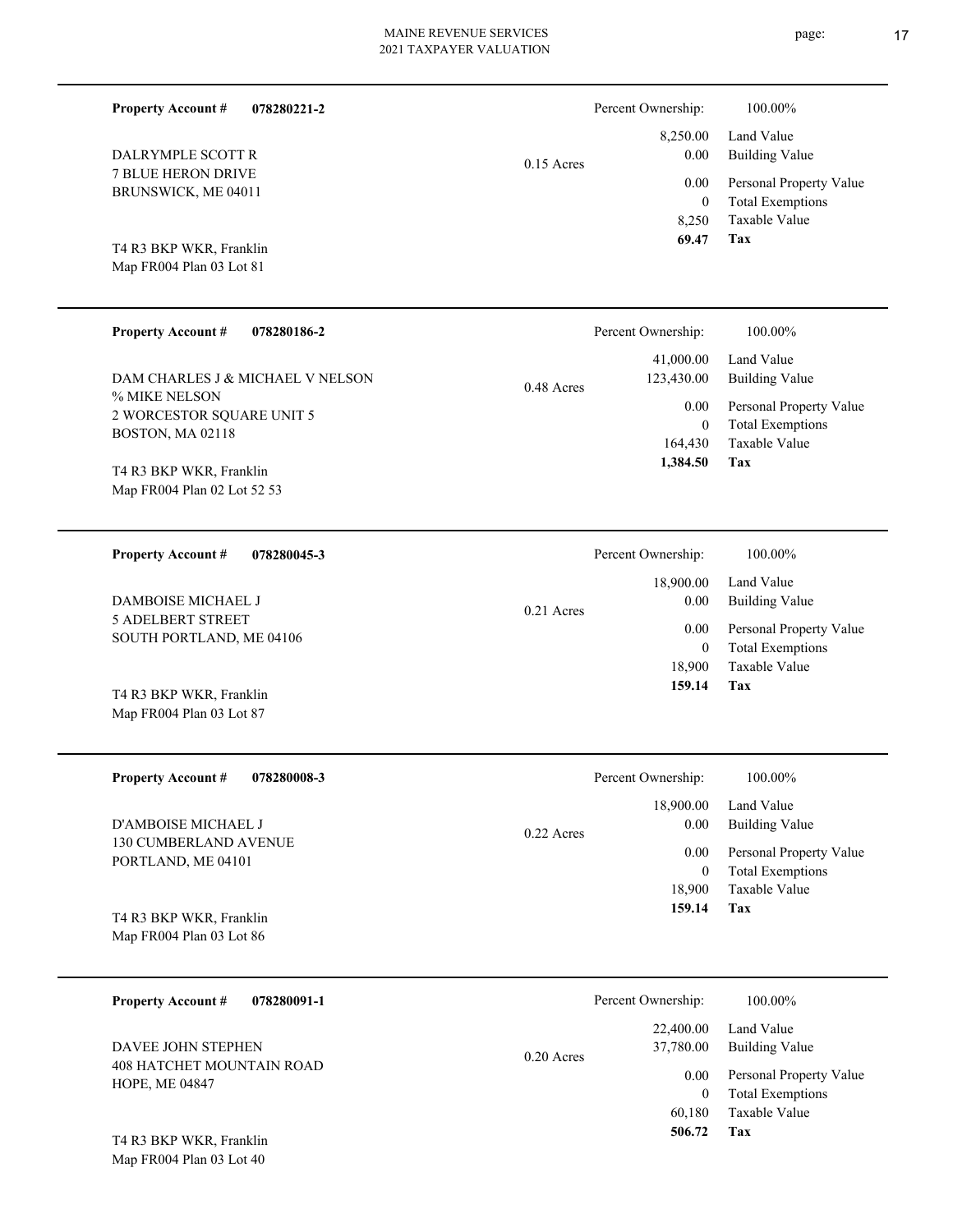**Property Account #** **078280221-2**

DALRYMPLE SCOTT R
7 BLUE HERON DRIVE
BRUNSWICK, ME 04011

T4 R3 BKP WKR, Franklin
Map FR004 Plan 03 Lot 81

0.15 Acres

| Percent Ownership: | 100.00% |
|---|---|
| 8,250.00 | Land Value |
| 0.00 | Building Value |
| 0.00 | Personal Property Value |
| 0 | Total Exemptions |
| 8,250 | Taxable Value |
| **69.47** | **Tax** |

---

**Property Account #** **078280186-2**

DAM CHARLES J & MICHAEL V NELSON
% MIKE NELSON
2 WORCESTOR SQUARE UNIT 5
BOSTON, MA 02118

T4 R3 BKP WKR, Franklin
Map FR004 Plan 02 Lot 52 53

0.48 Acres

| Percent Ownership: | 100.00% |
|---|---|
| 41,000.00 | Land Value |
| 123,430.00 | Building Value |
| 0.00 | Personal Property Value |
| 0 | Total Exemptions |
| 164,430 | Taxable Value |
| **1,384.50** | **Tax** |

---

**Property Account #** **078280045-3**

DAMBOISE MICHAEL J
5 ADELBERT STREET
SOUTH PORTLAND, ME 04106

T4 R3 BKP WKR, Franklin
Map FR004 Plan 03 Lot 87

0.21 Acres

| Percent Ownership: | 100.00% |
|---|---|
| 18,900.00 | Land Value |
| 0.00 | Building Value |
| 0.00 | Personal Property Value |
| 0 | Total Exemptions |
| 18,900 | Taxable Value |
| **159.14** | **Tax** |

---

**Property Account #** **078280008-3**

D'AMBOISE MICHAEL J
130 CUMBERLAND AVENUE
PORTLAND, ME 04101

T4 R3 BKP WKR, Franklin
Map FR004 Plan 03 Lot 86

0.22 Acres

| Percent Ownership: | 100.00% |
|---|---|
| 18,900.00 | Land Value |
| 0.00 | Building Value |
| 0.00 | Personal Property Value |
| 0 | Total Exemptions |
| 18,900 | Taxable Value |
| **159.14** | **Tax** |

---

**Property Account #** **078280091-1**

DAVEE JOHN STEPHEN
408 HATCHET MOUNTAIN ROAD
HOPE, ME 04847

T4 R3 BKP WKR, Franklin
Map FR004 Plan 03 Lot 40

0.20 Acres

| Percent Ownership: | 100.00% |
|---|---|
| 22,400.00 | Land Value |
| 37,780.00 | Building Value |
| 0.00 | Personal Property Value |
| 0 | Total Exemptions |
| 60,180 | Taxable Value |
| **506.72** | **Tax** |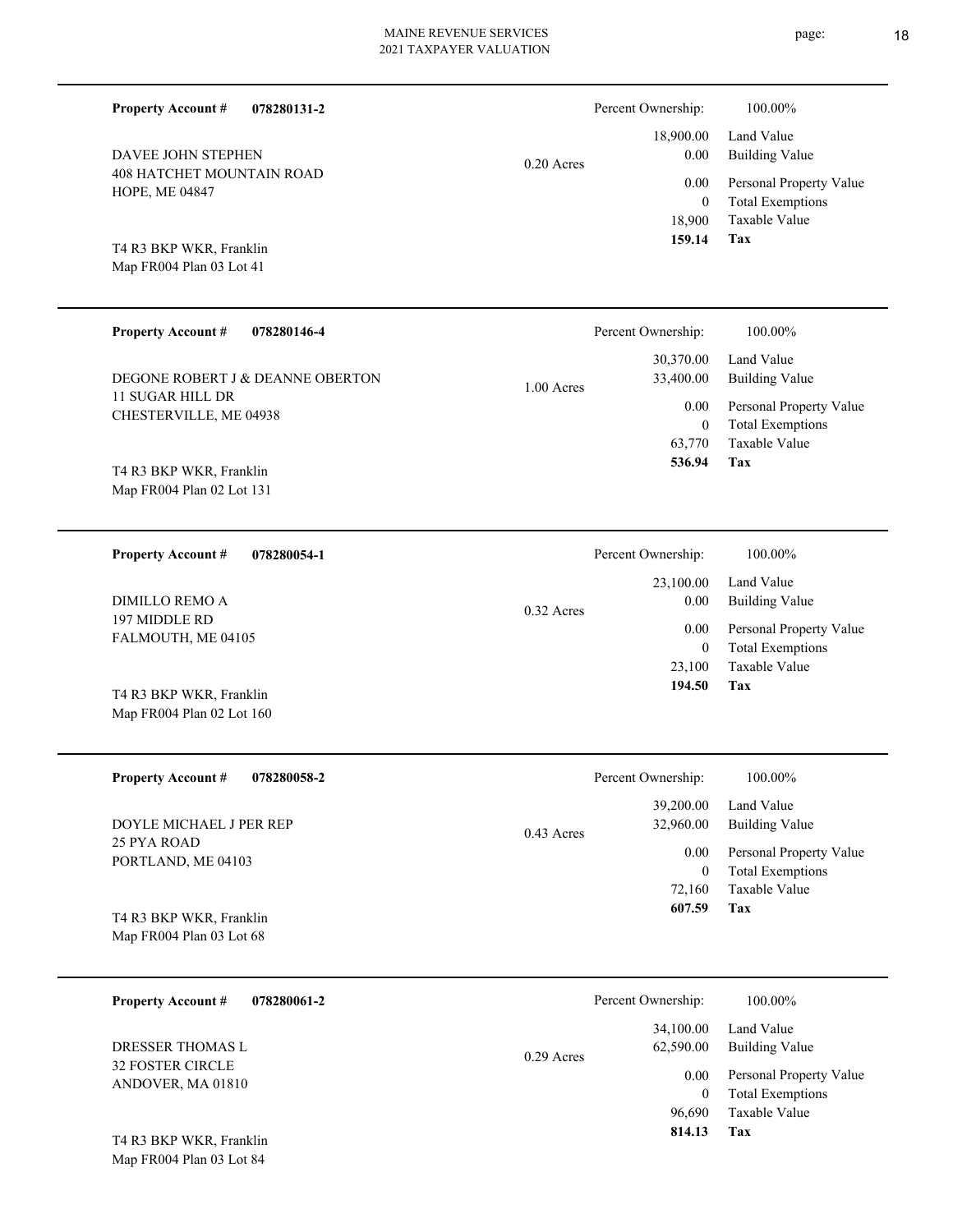**Property Account #** **078280131-2**

DAVEE JOHN STEPHEN
408 HATCHET MOUNTAIN ROAD
HOPE, ME 04847

T4 R3 BKP WKR, Franklin
Map FR004 Plan 03 Lot 41

0.20 Acres

| Percent Ownership: | 100.00% |
|---|---|
| 18,900.00 | Land Value |
| 0.00 | Building Value |
| 0.00 | Personal Property Value |
| 0 | Total Exemptions |
| 18,900 | Taxable Value |
| **159.14** | **Tax** |

---

**Property Account #** **078280146-4**

DEGONE ROBERT J & DEANNE OBERTON
11 SUGAR HILL DR
CHESTERVILLE, ME 04938

T4 R3 BKP WKR, Franklin
Map FR004 Plan 02 Lot 131

1.00 Acres

| Percent Ownership: | 100.00% |
|---|---|
| 30,370.00 | Land Value |
| 33,400.00 | Building Value |
| 0.00 | Personal Property Value |
| 0 | Total Exemptions |
| 63,770 | Taxable Value |
| **536.94** | **Tax** |

---

**Property Account #** **078280054-1**

DIMILLO REMO A
197 MIDDLE RD
FALMOUTH, ME 04105

T4 R3 BKP WKR, Franklin
Map FR004 Plan 02 Lot 160

0.32 Acres

| Percent Ownership: | 100.00% |
|---|---|
| 23,100.00 | Land Value |
| 0.00 | Building Value |
| 0.00 | Personal Property Value |
| 0 | Total Exemptions |
| 23,100 | Taxable Value |
| **194.50** | **Tax** |

---

**Property Account #** **078280058-2**

DOYLE MICHAEL J PER REP
25 PYA ROAD
PORTLAND, ME 04103

T4 R3 BKP WKR, Franklin
Map FR004 Plan 03 Lot 68

0.43 Acres

| Percent Ownership: | 100.00% |
|---|---|
| 39,200.00 | Land Value |
| 32,960.00 | Building Value |
| 0.00 | Personal Property Value |
| 0 | Total Exemptions |
| 72,160 | Taxable Value |
| **607.59** | **Tax** |

---

**Property Account #** **078280061-2**

DRESSER THOMAS L
32 FOSTER CIRCLE
ANDOVER, MA 01810

T4 R3 BKP WKR, Franklin
Map FR004 Plan 03 Lot 84

0.29 Acres

| Percent Ownership: | 100.00% |
|---|---|
| 34,100.00 | Land Value |
| 62,590.00 | Building Value |
| 0.00 | Personal Property Value |
| 0 | Total Exemptions |
| 96,690 | Taxable Value |
| **814.13** | **Tax** |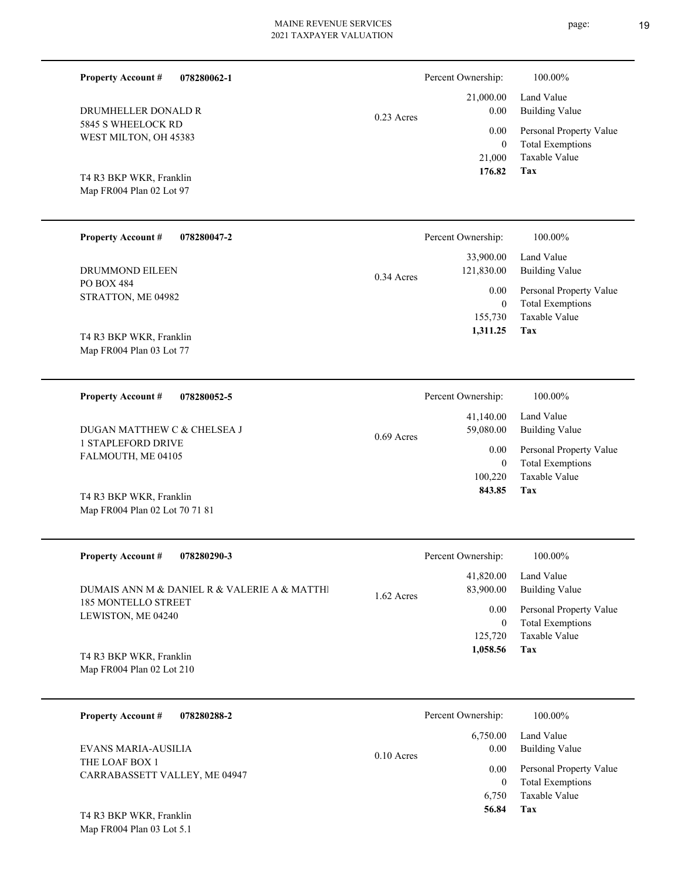| Property Account # | 078280062-1 | | Percent Ownership: | 100.00% |
|---|---|---|---|---|
| DRUMHELLER DONALD R | | 0.23 Acres | 21,000.00 | Land Value |
| 5845 S WHEELOCK RD | | | 0.00 | Building Value |
| WEST MILTON, OH 45383 | | | 0.00 | Personal Property Value |
| | | | 0 | Total Exemptions |
| | | | 21,000 | Taxable Value |
| T4 R3 BKP WKR, Franklin | | | **176.82** | **Tax** |
| Map FR004 Plan 02 Lot 97 | | | | |

| Property Account # | 078280047-2 | | Percent Ownership: | 100.00% |
|---|---|---|---|---|
| DRUMMOND EILEEN | | 0.34 Acres | 33,900.00 | Land Value |
| PO BOX 484 | | | 121,830.00 | Building Value |
| STRATTON, ME 04982 | | | 0.00 | Personal Property Value |
| | | | 0 | Total Exemptions |
| | | | 155,730 | Taxable Value |
| T4 R3 BKP WKR, Franklin | | | **1,311.25** | **Tax** |
| Map FR004 Plan 03 Lot 77 | | | | |

| Property Account # | 078280052-5 | | Percent Ownership: | 100.00% |
|---|---|---|---|---|
| DUGAN MATTHEW C & CHELSEA J | | 0.69 Acres | 41,140.00 | Land Value |
| 1 STAPLEFORD DRIVE | | | 59,080.00 | Building Value |
| FALMOUTH, ME 04105 | | | 0.00 | Personal Property Value |
| | | | 0 | Total Exemptions |
| | | | 100,220 | Taxable Value |
| T4 R3 BKP WKR, Franklin | | | **843.85** | **Tax** |
| Map FR004 Plan 02 Lot 70 71 81 | | | | |

| Property Account # | 078280290-3 | | Percent Ownership: | 100.00% |
|---|---|---|---|---|
| DUMAIS ANN M & DANIEL R & VALERIE A & MATTHI | | 1.62 Acres | 41,820.00 | Land Value |
| 185 MONTELLO STREET | | | 83,900.00 | Building Value |
| LEWISTON, ME 04240 | | | 0.00 | Personal Property Value |
| | | | 0 | Total Exemptions |
| | | | 125,720 | Taxable Value |
| T4 R3 BKP WKR, Franklin | | | **1,058.56** | **Tax** |
| Map FR004 Plan 02 Lot 210 | | | | |

| Property Account # | 078280288-2 | | Percent Ownership: | 100.00% |
|---|---|---|---|---|
| EVANS MARIA-AUSILIA | | 0.10 Acres | 6,750.00 | Land Value |
| THE LOAF BOX 1 | | | 0.00 | Building Value |
| CARRABASSETT VALLEY, ME 04947 | | | 0.00 | Personal Property Value |
| | | | 0 | Total Exemptions |
| | | | 6,750 | Taxable Value |
| T4 R3 BKP WKR, Franklin | | | **56.84** | **Tax** |
| Map FR004 Plan 03 Lot 5.1 | | | | |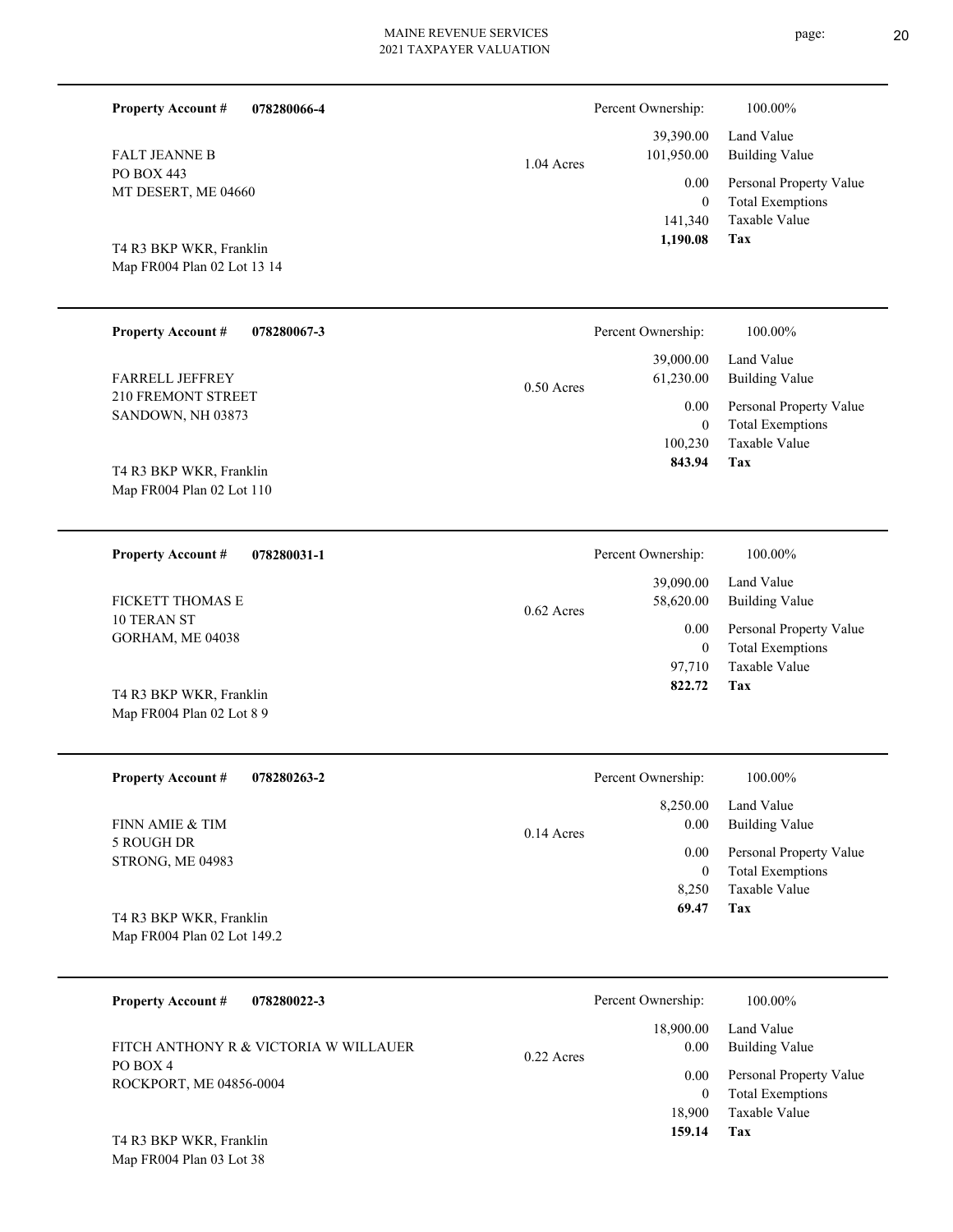| Property Account # | 078280066-4 | | Percent Ownership: | 100.00% |
|---|---|---|---|---|
| FALT JEANNE B | | 1.04 Acres | 39,390.00 | Land Value |
| PO BOX 443 | | | 101,950.00 | Building Value |
| MT DESERT, ME 04660 | | | 0.00 | Personal Property Value |
| | | | 0 | Total Exemptions |
| T4 R3 BKP WKR, Franklin | | | 141,340 | Taxable Value |
| Map FR004 Plan 02 Lot 13 14 | | | **1,190.08** | **Tax** |

| Property Account # | 078280067-3 | | Percent Ownership: | 100.00% |
|---|---|---|---|---|
| FARRELL JEFFREY | | 0.50 Acres | 39,000.00 | Land Value |
| 210 FREMONT STREET | | | 61,230.00 | Building Value |
| SANDOWN, NH 03873 | | | 0.00 | Personal Property Value |
| | | | 0 | Total Exemptions |
| T4 R3 BKP WKR, Franklin | | | 100,230 | Taxable Value |
| Map FR004 Plan 02 Lot 110 | | | **843.94** | **Tax** |

| Property Account # | 078280031-1 | | Percent Ownership: | 100.00% |
|---|---|---|---|---|
| FICKETT THOMAS E | | 0.62 Acres | 39,090.00 | Land Value |
| 10 TERAN ST | | | 58,620.00 | Building Value |
| GORHAM, ME 04038 | | | 0.00 | Personal Property Value |
| | | | 0 | Total Exemptions |
| T4 R3 BKP WKR, Franklin | | | 97,710 | Taxable Value |
| Map FR004 Plan 02 Lot 8 9 | | | **822.72** | **Tax** |

| Property Account # | 078280263-2 | | Percent Ownership: | 100.00% |
|---|---|---|---|---|
| FINN AMIE & TIM | | 0.14 Acres | 8,250.00 | Land Value |
| 5 ROUGH DR | | | 0.00 | Building Value |
| STRONG, ME 04983 | | | 0.00 | Personal Property Value |
| | | | 0 | Total Exemptions |
| T4 R3 BKP WKR, Franklin | | | 8,250 | Taxable Value |
| Map FR004 Plan 02 Lot 149.2 | | | **69.47** | **Tax** |

| Property Account # | 078280022-3 | | Percent Ownership: | 100.00% |
|---|---|---|---|---|
| FITCH ANTHONY R & VICTORIA W WILLAUER | | 0.22 Acres | 18,900.00 | Land Value |
| PO BOX 4 | | | 0.00 | Building Value |
| ROCKPORT, ME 04856-0004 | | | 0.00 | Personal Property Value |
| | | | 0 | Total Exemptions |
| T4 R3 BKP WKR, Franklin | | | 18,900 | Taxable Value |
| Map FR004 Plan 03 Lot 38 | | | **159.14** | **Tax** |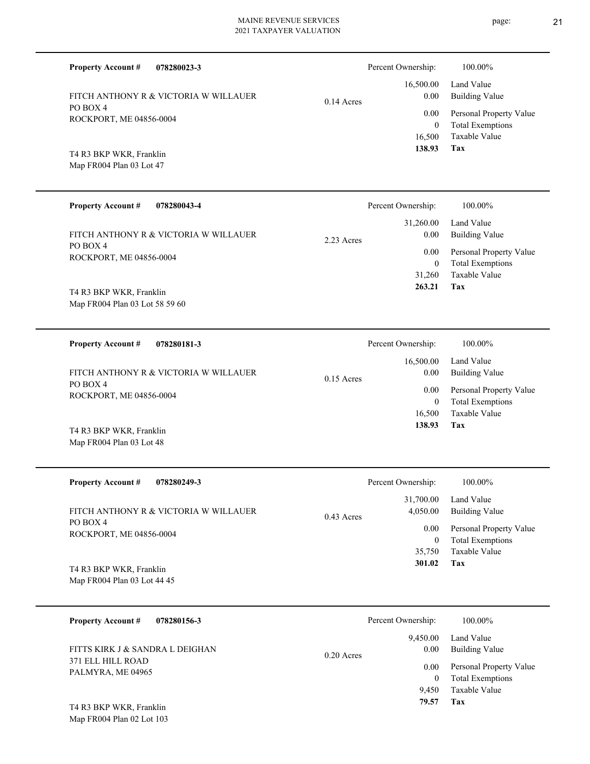**Property Account #** **078280023-3**

FITCH ANTHONY R & VICTORIA W WILLAUER
PO BOX 4
ROCKPORT, ME 04856-0004

T4 R3 BKP WKR, Franklin
Map FR004 Plan 03 Lot 47

0.14 Acres

| | |
|---|---|
| Percent Ownership: | 100.00% |
| 16,500.00 | Land Value |
| 0.00 | Building Value |
| 0.00 | Personal Property Value |
| 0 | Total Exemptions |
| 16,500 | Taxable Value |
| **138.93** | **Tax** |

---

**Property Account #** **078280043-4**

FITCH ANTHONY R & VICTORIA W WILLAUER
PO BOX 4
ROCKPORT, ME 04856-0004

T4 R3 BKP WKR, Franklin
Map FR004 Plan 03 Lot 58 59 60

2.23 Acres

| | |
|---|---|
| Percent Ownership: | 100.00% |
| 31,260.00 | Land Value |
| 0.00 | Building Value |
| 0.00 | Personal Property Value |
| 0 | Total Exemptions |
| 31,260 | Taxable Value |
| **263.21** | **Tax** |

---

**Property Account #** **078280181-3**

FITCH ANTHONY R & VICTORIA W WILLAUER
PO BOX 4
ROCKPORT, ME 04856-0004

T4 R3 BKP WKR, Franklin
Map FR004 Plan 03 Lot 48

0.15 Acres

| | |
|---|---|
| Percent Ownership: | 100.00% |
| 16,500.00 | Land Value |
| 0.00 | Building Value |
| 0.00 | Personal Property Value |
| 0 | Total Exemptions |
| 16,500 | Taxable Value |
| **138.93** | **Tax** |

---

**Property Account #** **078280249-3**

FITCH ANTHONY R & VICTORIA W WILLAUER
PO BOX 4
ROCKPORT, ME 04856-0004

T4 R3 BKP WKR, Franklin
Map FR004 Plan 03 Lot 44 45

0.43 Acres

| | |
|---|---|
| Percent Ownership: | 100.00% |
| 31,700.00 | Land Value |
| 4,050.00 | Building Value |
| 0.00 | Personal Property Value |
| 0 | Total Exemptions |
| 35,750 | Taxable Value |
| **301.02** | **Tax** |

---

**Property Account #** **078280156-3**

FITTS KIRK J & SANDRA L DEIGHAN
371 ELL HILL ROAD
PALMYRA, ME 04965

T4 R3 BKP WKR, Franklin
Map FR004 Plan 02 Lot 103

0.20 Acres

| | |
|---|---|
| Percent Ownership: | 100.00% |
| 9,450.00 | Land Value |
| 0.00 | Building Value |
| 0.00 | Personal Property Value |
| 0 | Total Exemptions |
| 9,450 | Taxable Value |
| **79.57** | **Tax** |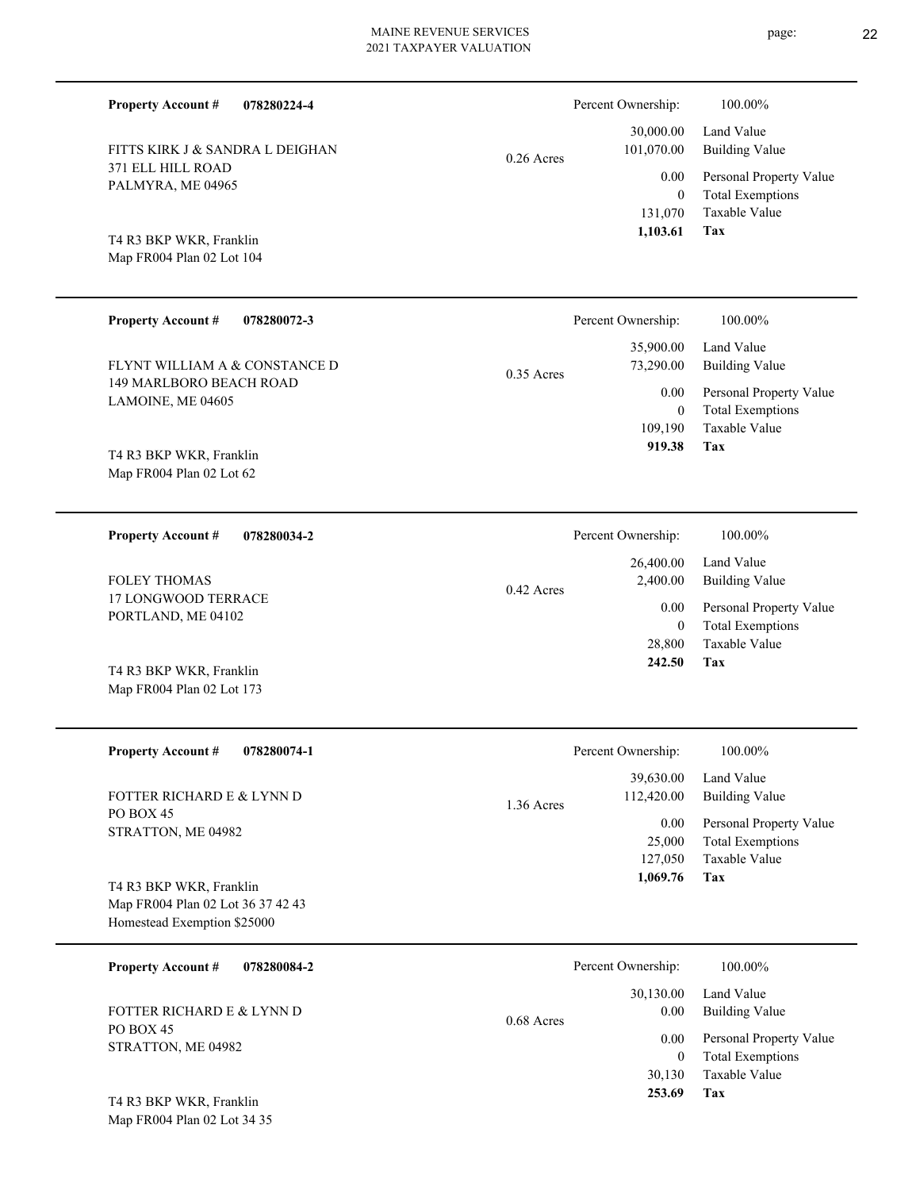**Property Account #** **078280224-4**

FITTS KIRK J & SANDRA L DEIGHAN
371 ELL HILL ROAD
PALMYRA, ME 04965

T4 R3 BKP WKR, Franklin
Map FR004 Plan 02 Lot 104

0.26 Acres

| Percent Ownership: | 100.00% |
|---|---|
| 30,000.00 | Land Value |
| 101,070.00 | Building Value |
| 0.00 | Personal Property Value |
| 0 | Total Exemptions |
| 131,070 | Taxable Value |
| **1,103.61** | **Tax** |

---

**Property Account #** **078280072-3**

FLYNT WILLIAM A & CONSTANCE D
149 MARLBORO BEACH ROAD
LAMOINE, ME 04605

T4 R3 BKP WKR, Franklin
Map FR004 Plan 02 Lot 62

0.35 Acres

| Percent Ownership: | 100.00% |
|---|---|
| 35,900.00 | Land Value |
| 73,290.00 | Building Value |
| 0.00 | Personal Property Value |
| 0 | Total Exemptions |
| 109,190 | Taxable Value |
| **919.38** | **Tax** |

---

**Property Account #** **078280034-2**

FOLEY THOMAS
17 LONGWOOD TERRACE
PORTLAND, ME 04102

T4 R3 BKP WKR, Franklin
Map FR004 Plan 02 Lot 173

0.42 Acres

| Percent Ownership: | 100.00% |
|---|---|
| 26,400.00 | Land Value |
| 2,400.00 | Building Value |
| 0.00 | Personal Property Value |
| 0 | Total Exemptions |
| 28,800 | Taxable Value |
| **242.50** | **Tax** |

---

**Property Account #** **078280074-1**

FOTTER RICHARD E & LYNN D
PO BOX 45
STRATTON, ME 04982

T4 R3 BKP WKR, Franklin
Map FR004 Plan 02 Lot 36 37 42 43
Homestead Exemption $25000

1.36 Acres

| Percent Ownership: | 100.00% |
|---|---|
| 39,630.00 | Land Value |
| 112,420.00 | Building Value |
| 0.00 | Personal Property Value |
| 25,000 | Total Exemptions |
| 127,050 | Taxable Value |
| **1,069.76** | **Tax** |

---

**Property Account #** **078280084-2**

FOTTER RICHARD E & LYNN D
PO BOX 45
STRATTON, ME 04982

T4 R3 BKP WKR, Franklin
Map FR004 Plan 02 Lot 34 35

0.68 Acres

| Percent Ownership: | 100.00% |
|---|---|
| 30,130.00 | Land Value |
| 0.00 | Building Value |
| 0.00 | Personal Property Value |
| 0 | Total Exemptions |
| 30,130 | Taxable Value |
| **253.69** | **Tax** |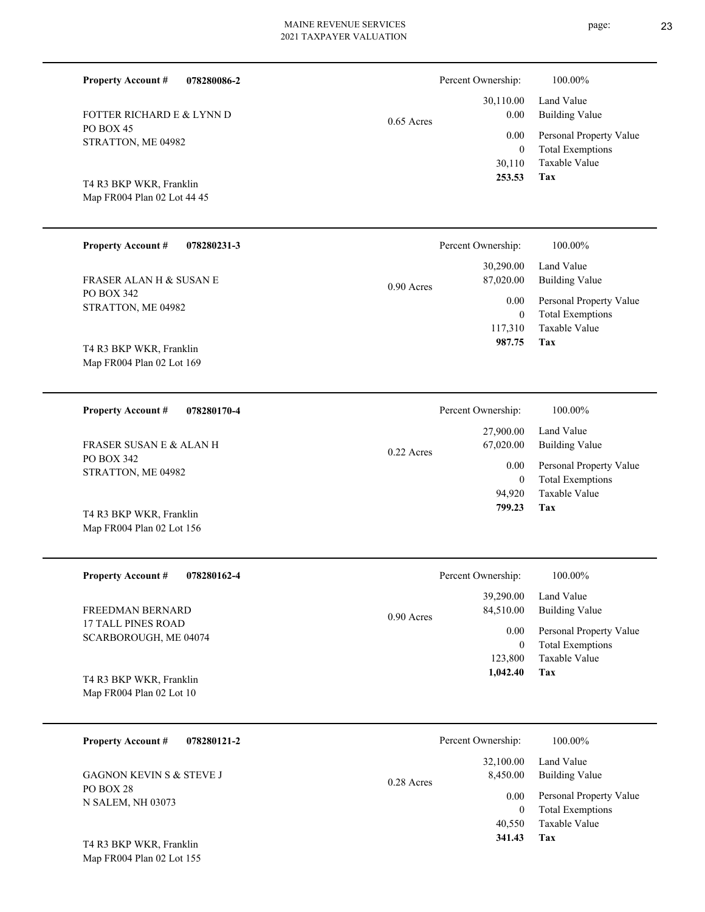**Property Account #** **078280086-2**

FOTTER RICHARD E & LYNN D
PO BOX 45
STRATTON, ME 04982

T4 R3 BKP WKR, Franklin
Map FR004 Plan 02 Lot 44 45

0.65 Acres

| | |
|---|---|
| Percent Ownership: | 100.00% |
| 30,110.00 | Land Value |
| 0.00 | Building Value |
| 0.00 | Personal Property Value |
| 0 | Total Exemptions |
| 30,110 | Taxable Value |
| **253.53** | **Tax** |

---

**Property Account #** **078280231-3**

FRASER ALAN H & SUSAN E
PO BOX 342
STRATTON, ME 04982

T4 R3 BKP WKR, Franklin
Map FR004 Plan 02 Lot 169

0.90 Acres

| | |
|---|---|
| Percent Ownership: | 100.00% |
| 30,290.00 | Land Value |
| 87,020.00 | Building Value |
| 0.00 | Personal Property Value |
| 0 | Total Exemptions |
| 117,310 | Taxable Value |
| **987.75** | **Tax** |

---

**Property Account #** **078280170-4**

FRASER SUSAN E & ALAN H
PO BOX 342
STRATTON, ME 04982

T4 R3 BKP WKR, Franklin
Map FR004 Plan 02 Lot 156

0.22 Acres

| | |
|---|---|
| Percent Ownership: | 100.00% |
| 27,900.00 | Land Value |
| 67,020.00 | Building Value |
| 0.00 | Personal Property Value |
| 0 | Total Exemptions |
| 94,920 | Taxable Value |
| **799.23** | **Tax** |

---

**Property Account #** **078280162-4**

FREEDMAN BERNARD
17 TALL PINES ROAD
SCARBOROUGH, ME 04074

T4 R3 BKP WKR, Franklin
Map FR004 Plan 02 Lot 10

0.90 Acres

| | |
|---|---|
| Percent Ownership: | 100.00% |
| 39,290.00 | Land Value |
| 84,510.00 | Building Value |
| 0.00 | Personal Property Value |
| 0 | Total Exemptions |
| 123,800 | Taxable Value |
| **1,042.40** | **Tax** |

---

**Property Account #** **078280121-2**

GAGNON KEVIN S & STEVE J
PO BOX 28
N SALEM, NH 03073

T4 R3 BKP WKR, Franklin
Map FR004 Plan 02 Lot 155

0.28 Acres

| | |
|---|---|
| Percent Ownership: | 100.00% |
| 32,100.00 | Land Value |
| 8,450.00 | Building Value |
| 0.00 | Personal Property Value |
| 0 | Total Exemptions |
| 40,550 | Taxable Value |
| **341.43** | **Tax** |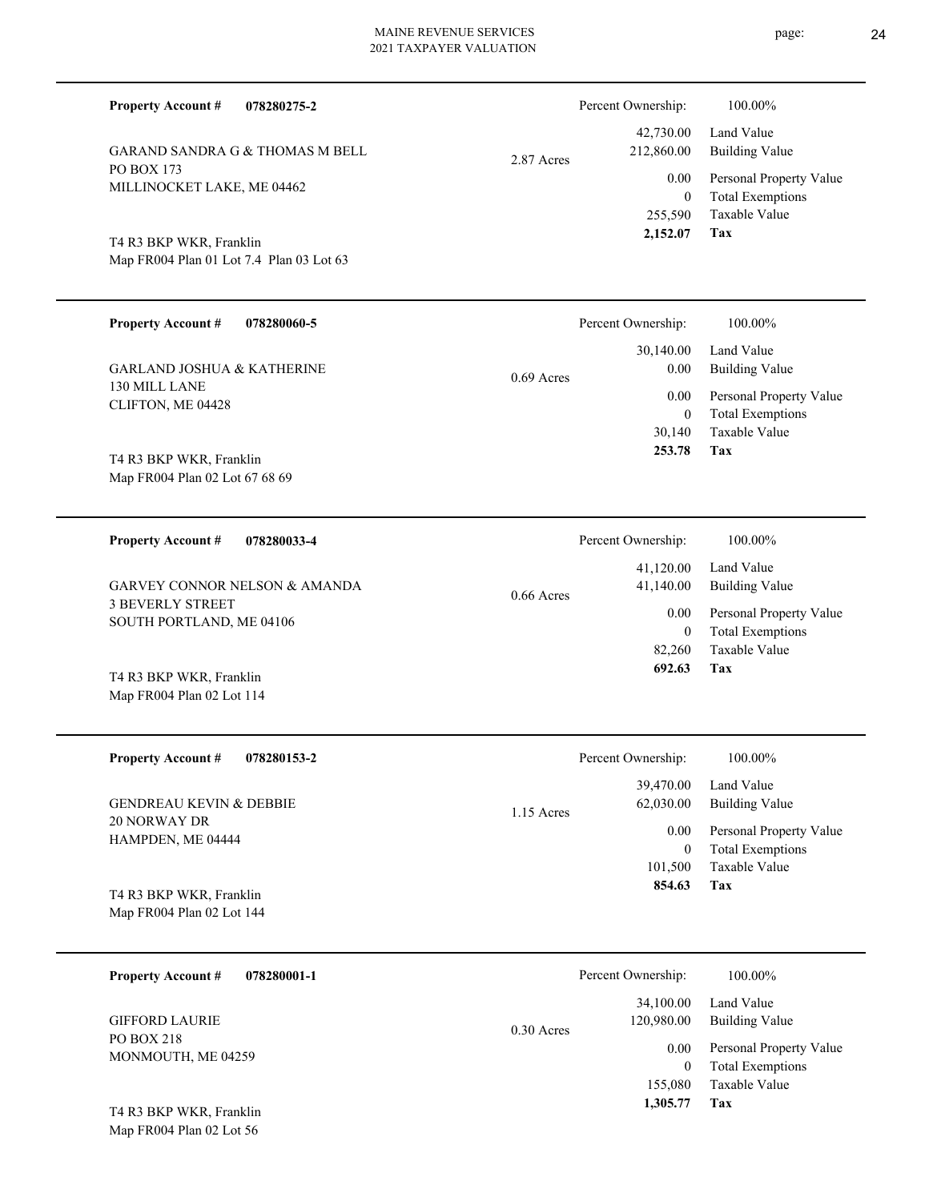**Property Account #** **078280275-2**

GARAND SANDRA G & THOMAS M BELL
PO BOX 173
MILLINOCKET LAKE, ME 04462

T4 R3 BKP WKR, Franklin
Map FR004 Plan 01 Lot 7.4 Plan 03 Lot 63

2.87 Acres

| Percent Ownership: | 100.00% |
|---|---|
| 42,730.00 | Land Value |
| 212,860.00 | Building Value |
| 0.00 | Personal Property Value |
| 0 | Total Exemptions |
| 255,590 | Taxable Value |
| **2,152.07** | **Tax** |

---

**Property Account #** **078280060-5**

GARLAND JOSHUA & KATHERINE
130 MILL LANE
CLIFTON, ME 04428

T4 R3 BKP WKR, Franklin
Map FR004 Plan 02 Lot 67 68 69

0.69 Acres

| Percent Ownership: | 100.00% |
|---|---|
| 30,140.00 | Land Value |
| 0.00 | Building Value |
| 0.00 | Personal Property Value |
| 0 | Total Exemptions |
| 30,140 | Taxable Value |
| **253.78** | **Tax** |

---

**Property Account #** **078280033-4**

GARVEY CONNOR NELSON & AMANDA
3 BEVERLY STREET
SOUTH PORTLAND, ME 04106

T4 R3 BKP WKR, Franklin
Map FR004 Plan 02 Lot 114

0.66 Acres

| Percent Ownership: | 100.00% |
|---|---|
| 41,120.00 | Land Value |
| 41,140.00 | Building Value |
| 0.00 | Personal Property Value |
| 0 | Total Exemptions |
| 82,260 | Taxable Value |
| **692.63** | **Tax** |

---

**Property Account #** **078280153-2**

GENDREAU KEVIN & DEBBIE
20 NORWAY DR
HAMPDEN, ME 04444

T4 R3 BKP WKR, Franklin
Map FR004 Plan 02 Lot 144

1.15 Acres

| Percent Ownership: | 100.00% |
|---|---|
| 39,470.00 | Land Value |
| 62,030.00 | Building Value |
| 0.00 | Personal Property Value |
| 0 | Total Exemptions |
| 101,500 | Taxable Value |
| **854.63** | **Tax** |

---

**Property Account #** **078280001-1**

GIFFORD LAURIE
PO BOX 218
MONMOUTH, ME 04259

T4 R3 BKP WKR, Franklin
Map FR004 Plan 02 Lot 56

0.30 Acres

| Percent Ownership: | 100.00% |
|---|---|
| 34,100.00 | Land Value |
| 120,980.00 | Building Value |
| 0.00 | Personal Property Value |
| 0 | Total Exemptions |
| 155,080 | Taxable Value |
| **1,305.77** | **Tax** |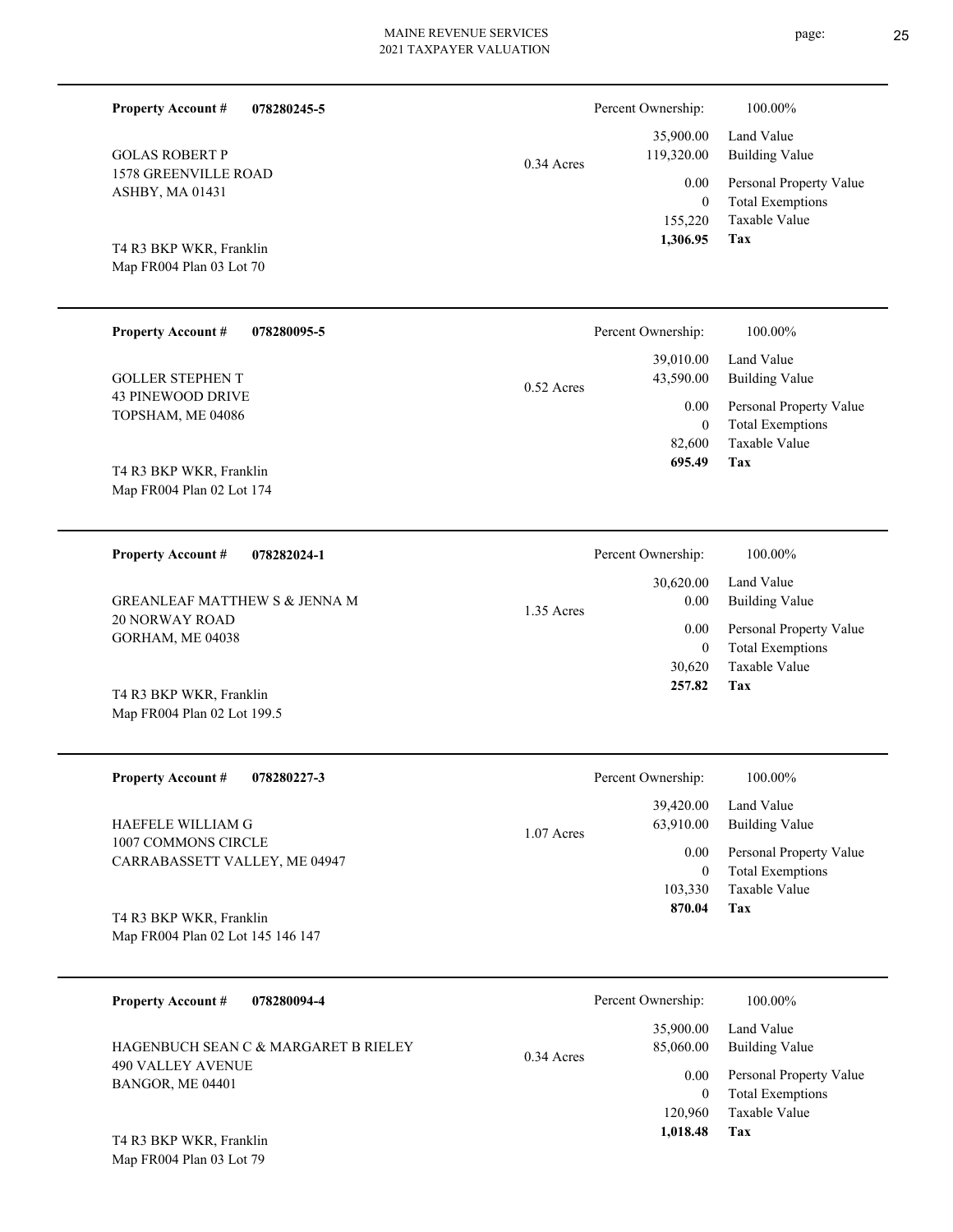**Property Account #** **078280245-5**

GOLAS ROBERT P
1578 GREENVILLE ROAD
ASHBY, MA 01431

T4 R3 BKP WKR, Franklin
Map FR004 Plan 03 Lot 70

0.34 Acres

| Percent Ownership: | 100.00% |
|---|---|
| 35,900.00 | Land Value |
| 119,320.00 | Building Value |
| 0.00 | Personal Property Value |
| 0 | Total Exemptions |
| 155,220 | Taxable Value |
| **1,306.95** | **Tax** |

---

**Property Account #** **078280095-5**

GOLLER STEPHEN T
43 PINEWOOD DRIVE
TOPSHAM, ME 04086

T4 R3 BKP WKR, Franklin
Map FR004 Plan 02 Lot 174

0.52 Acres

| Percent Ownership: | 100.00% |
|---|---|
| 39,010.00 | Land Value |
| 43,590.00 | Building Value |
| 0.00 | Personal Property Value |
| 0 | Total Exemptions |
| 82,600 | Taxable Value |
| **695.49** | **Tax** |

---

**Property Account #** **078282024-1**

GREANLEAF MATTHEW S & JENNA M
20 NORWAY ROAD
GORHAM, ME 04038

T4 R3 BKP WKR, Franklin
Map FR004 Plan 02 Lot 199.5

1.35 Acres

| Percent Ownership: | 100.00% |
|---|---|
| 30,620.00 | Land Value |
| 0.00 | Building Value |
| 0.00 | Personal Property Value |
| 0 | Total Exemptions |
| 30,620 | Taxable Value |
| **257.82** | **Tax** |

---

**Property Account #** **078280227-3**

HAEFELE WILLIAM G
1007 COMMONS CIRCLE
CARRABASSETT VALLEY, ME 04947

T4 R3 BKP WKR, Franklin
Map FR004 Plan 02 Lot 145 146 147

1.07 Acres

| Percent Ownership: | 100.00% |
|---|---|
| 39,420.00 | Land Value |
| 63,910.00 | Building Value |
| 0.00 | Personal Property Value |
| 0 | Total Exemptions |
| 103,330 | Taxable Value |
| **870.04** | **Tax** |

---

**Property Account #** **078280094-4**

HAGENBUCH SEAN C & MARGARET B RIELEY
490 VALLEY AVENUE
BANGOR, ME 04401

T4 R3 BKP WKR, Franklin
Map FR004 Plan 03 Lot 79

0.34 Acres

| Percent Ownership: | 100.00% |
|---|---|
| 35,900.00 | Land Value |
| 85,060.00 | Building Value |
| 0.00 | Personal Property Value |
| 0 | Total Exemptions |
| 120,960 | Taxable Value |
| **1,018.48** | **Tax** |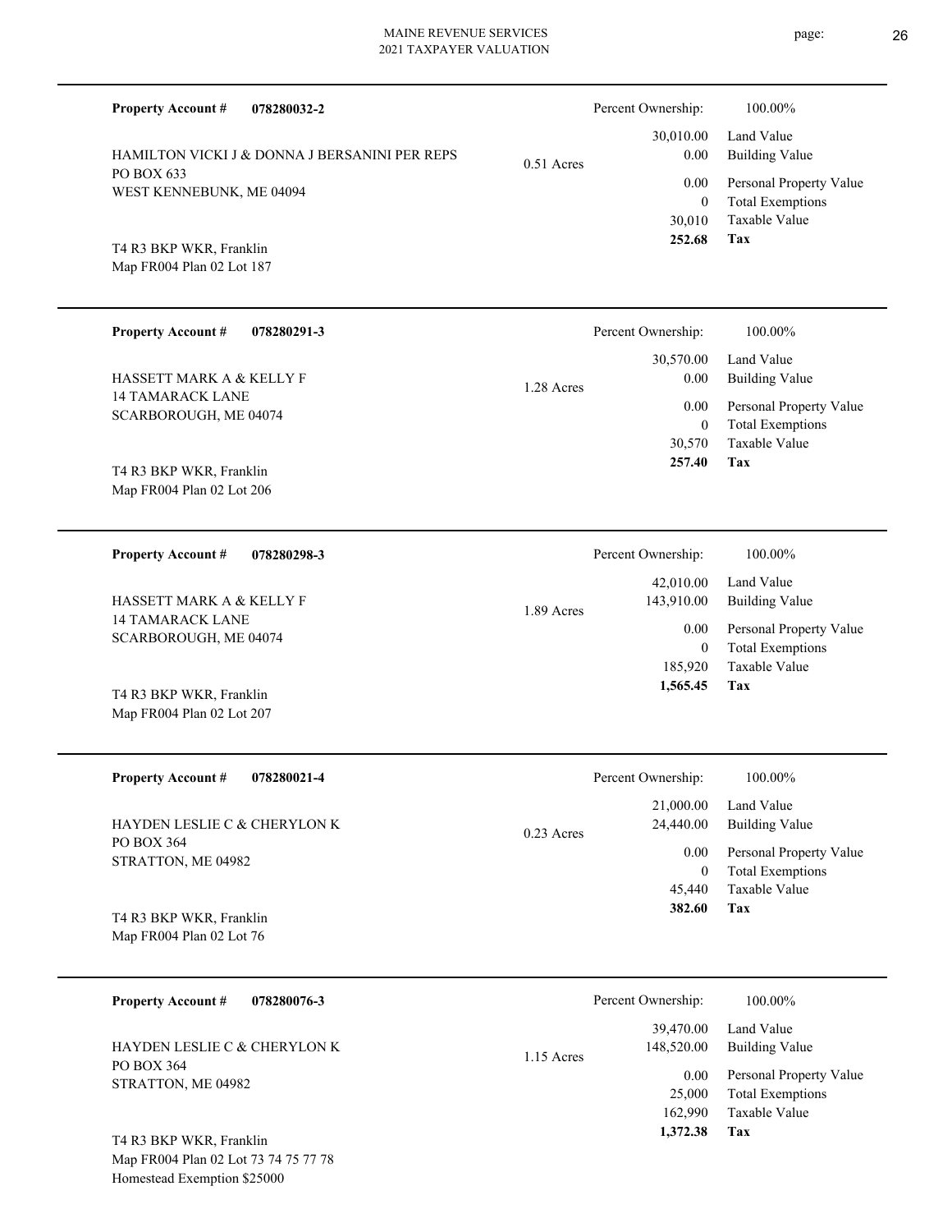**Property Account #** **078280032-2**

HAMILTON VICKI J & DONNA J BERSANINI PER REPS
PO BOX 633
WEST KENNEBUNK, ME 04094

T4 R3 BKP WKR, Franklin
Map FR004 Plan 02 Lot 187

0.51 Acres

| Percent Ownership: | 100.00% |
|---|---|
| 30,010.00 | Land Value |
| 0.00 | Building Value |
| 0.00 | Personal Property Value |
| 0 | Total Exemptions |
| 30,010 | Taxable Value |
| **252.68** | **Tax** |

---

**Property Account #** **078280291-3**

HASSETT MARK A & KELLY F
14 TAMARACK LANE
SCARBOROUGH, ME 04074

T4 R3 BKP WKR, Franklin
Map FR004 Plan 02 Lot 206

1.28 Acres

| Percent Ownership: | 100.00% |
|---|---|
| 30,570.00 | Land Value |
| 0.00 | Building Value |
| 0.00 | Personal Property Value |
| 0 | Total Exemptions |
| 30,570 | Taxable Value |
| **257.40** | **Tax** |

---

**Property Account #** **078280298-3**

HASSETT MARK A & KELLY F
14 TAMARACK LANE
SCARBOROUGH, ME 04074

T4 R3 BKP WKR, Franklin
Map FR004 Plan 02 Lot 207

1.89 Acres

| Percent Ownership: | 100.00% |
|---|---|
| 42,010.00 | Land Value |
| 143,910.00 | Building Value |
| 0.00 | Personal Property Value |
| 0 | Total Exemptions |
| 185,920 | Taxable Value |
| **1,565.45** | **Tax** |

---

**Property Account #** **078280021-4**

HAYDEN LESLIE C & CHERYLON K
PO BOX 364
STRATTON, ME 04982

T4 R3 BKP WKR, Franklin
Map FR004 Plan 02 Lot 76

0.23 Acres

| Percent Ownership: | 100.00% |
|---|---|
| 21,000.00 | Land Value |
| 24,440.00 | Building Value |
| 0.00 | Personal Property Value |
| 0 | Total Exemptions |
| 45,440 | Taxable Value |
| **382.60** | **Tax** |

---

**Property Account #** **078280076-3**

HAYDEN LESLIE C & CHERYLON K
PO BOX 364
STRATTON, ME 04982

T4 R3 BKP WKR, Franklin
Map FR004 Plan 02 Lot 73 74 75 77 78
Homestead Exemption $25000

1.15 Acres

| Percent Ownership: | 100.00% |
|---|---|
| 39,470.00 | Land Value |
| 148,520.00 | Building Value |
| 0.00 | Personal Property Value |
| 25,000 | Total Exemptions |
| 162,990 | Taxable Value |
| **1,372.38** | **Tax** |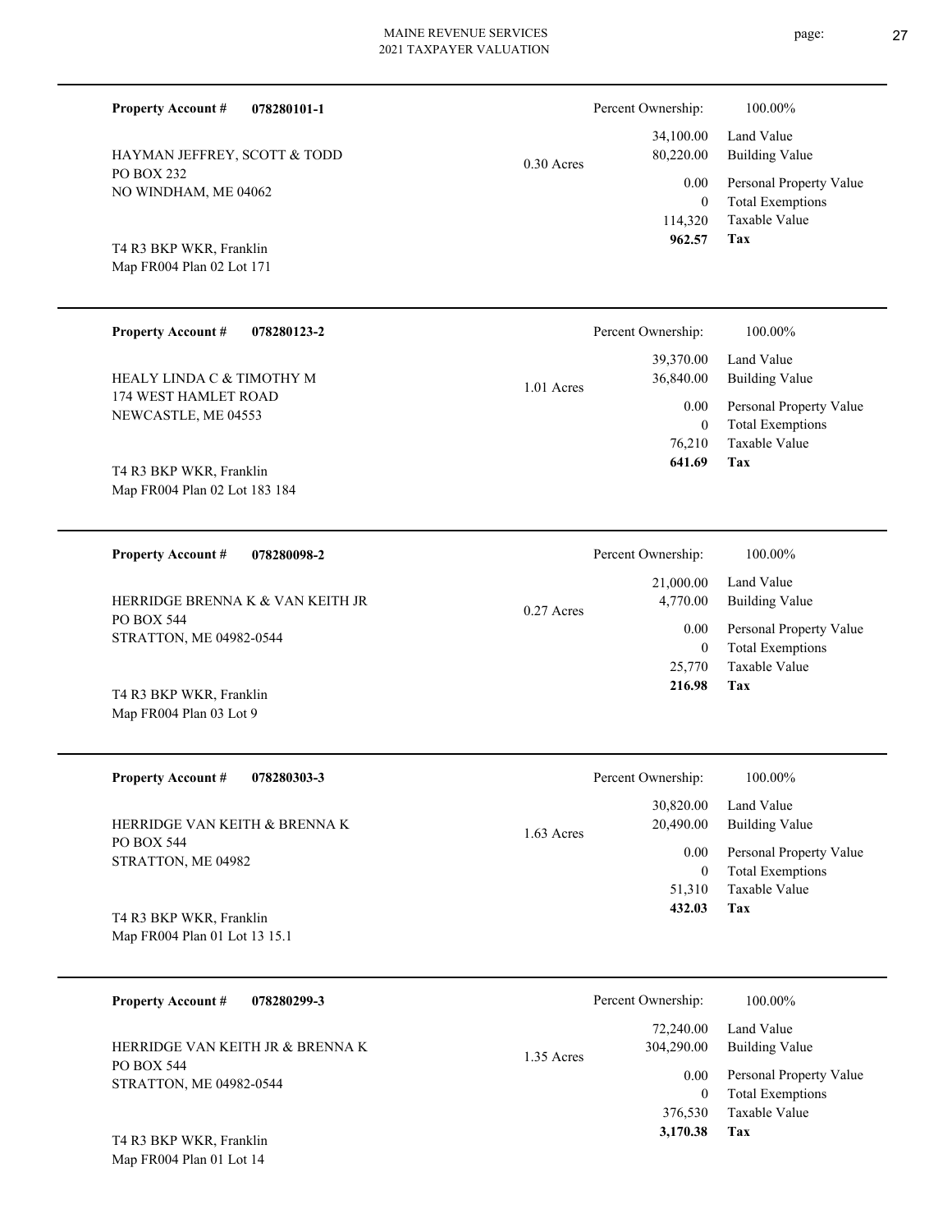**Property Account #** **078280101-1**

HAYMAN JEFFREY, SCOTT & TODD
PO BOX 232
NO WINDHAM, ME 04062

T4 R3 BKP WKR, Franklin
Map FR004 Plan 02 Lot 171

0.30 Acres

| Percent Ownership: | 100.00% |
|---|---|
| 34,100.00 | Land Value |
| 80,220.00 | Building Value |
| 0.00 | Personal Property Value |
| 0 | Total Exemptions |
| 114,320 | Taxable Value |
| **962.57** | **Tax** |

---

**Property Account #** **078280123-2**

HEALY LINDA C & TIMOTHY M
174 WEST HAMLET ROAD
NEWCASTLE, ME 04553

T4 R3 BKP WKR, Franklin
Map FR004 Plan 02 Lot 183 184

1.01 Acres

| Percent Ownership: | 100.00% |
|---|---|
| 39,370.00 | Land Value |
| 36,840.00 | Building Value |
| 0.00 | Personal Property Value |
| 0 | Total Exemptions |
| 76,210 | Taxable Value |
| **641.69** | **Tax** |

---

**Property Account #** **078280098-2**

HERRIDGE BRENNA K & VAN KEITH JR
PO BOX 544
STRATTON, ME 04982-0544

T4 R3 BKP WKR, Franklin
Map FR004 Plan 03 Lot 9

0.27 Acres

| Percent Ownership: | 100.00% |
|---|---|
| 21,000.00 | Land Value |
| 4,770.00 | Building Value |
| 0.00 | Personal Property Value |
| 0 | Total Exemptions |
| 25,770 | Taxable Value |
| **216.98** | **Tax** |

---

**Property Account #** **078280303-3**

HERRIDGE VAN KEITH & BRENNA K
PO BOX 544
STRATTON, ME 04982

T4 R3 BKP WKR, Franklin
Map FR004 Plan 01 Lot 13 15.1

1.63 Acres

| Percent Ownership: | 100.00% |
|---|---|
| 30,820.00 | Land Value |
| 20,490.00 | Building Value |
| 0.00 | Personal Property Value |
| 0 | Total Exemptions |
| 51,310 | Taxable Value |
| **432.03** | **Tax** |

---

**Property Account #** **078280299-3**

HERRIDGE VAN KEITH JR & BRENNA K
PO BOX 544
STRATTON, ME 04982-0544

T4 R3 BKP WKR, Franklin
Map FR004 Plan 01 Lot 14

1.35 Acres

| Percent Ownership: | 100.00% |
|---|---|
| 72,240.00 | Land Value |
| 304,290.00 | Building Value |
| 0.00 | Personal Property Value |
| 0 | Total Exemptions |
| 376,530 | Taxable Value |
| **3,170.38** | **Tax** |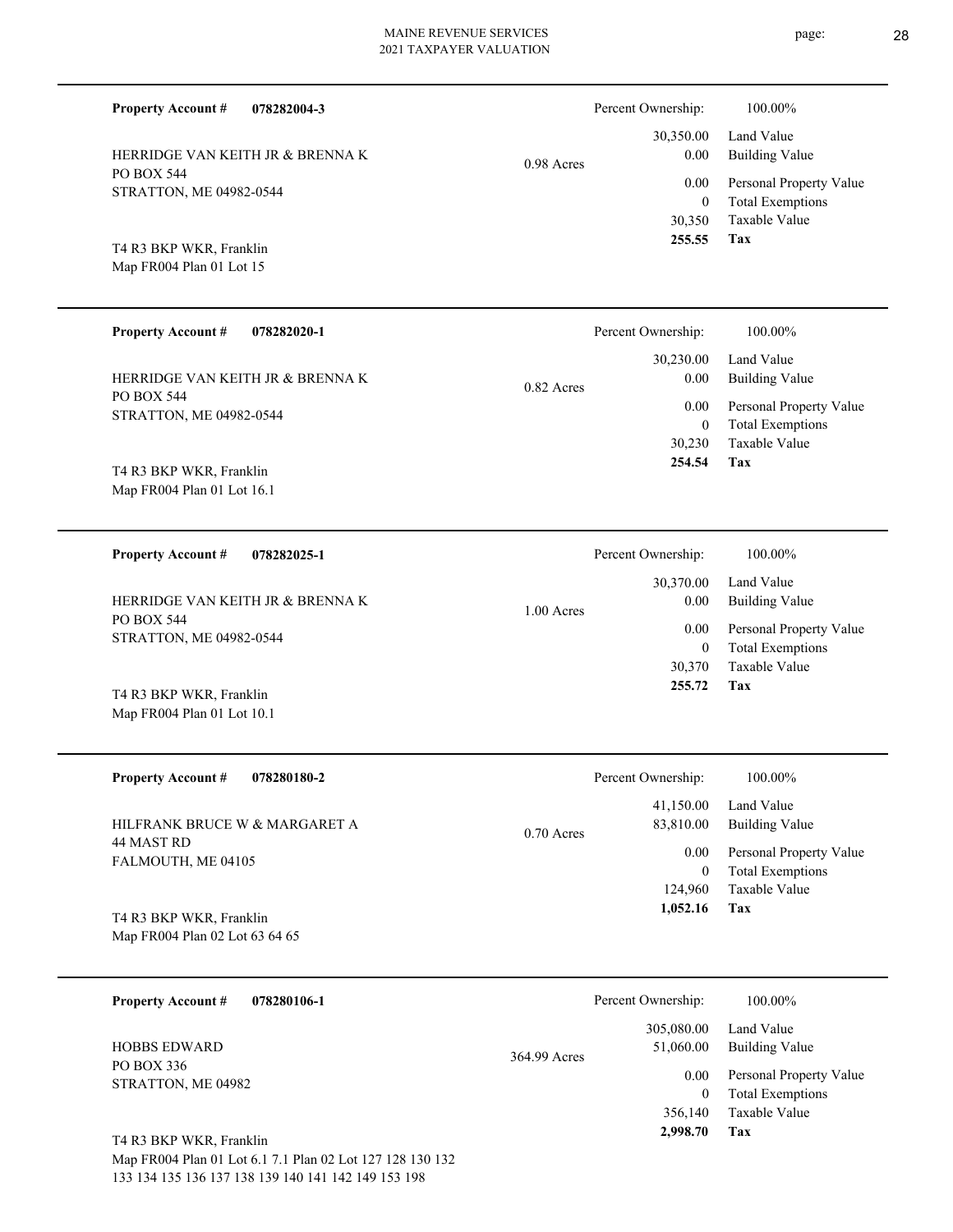**Property Account #** **078282004-3**

HERRIDGE VAN KEITH JR & BRENNA K
PO BOX 544
STRATTON, ME 04982-0544

T4 R3 BKP WKR, Franklin
Map FR004 Plan 01 Lot 15

0.98 Acres

| Percent Ownership: | 100.00% |
|---|---|
| 30,350.00 | Land Value |
| 0.00 | Building Value |
| 0.00 | Personal Property Value |
| 0 | Total Exemptions |
| 30,350 | Taxable Value |
| **255.55** | **Tax** |

---

**Property Account #** **078282020-1**

HERRIDGE VAN KEITH JR & BRENNA K
PO BOX 544
STRATTON, ME 04982-0544

T4 R3 BKP WKR, Franklin
Map FR004 Plan 01 Lot 16.1

0.82 Acres

| Percent Ownership: | 100.00% |
|---|---|
| 30,230.00 | Land Value |
| 0.00 | Building Value |
| 0.00 | Personal Property Value |
| 0 | Total Exemptions |
| 30,230 | Taxable Value |
| **254.54** | **Tax** |

---

**Property Account #** **078282025-1**

HERRIDGE VAN KEITH JR & BRENNA K
PO BOX 544
STRATTON, ME 04982-0544

T4 R3 BKP WKR, Franklin
Map FR004 Plan 01 Lot 10.1

1.00 Acres

| Percent Ownership: | 100.00% |
|---|---|
| 30,370.00 | Land Value |
| 0.00 | Building Value |
| 0.00 | Personal Property Value |
| 0 | Total Exemptions |
| 30,370 | Taxable Value |
| **255.72** | **Tax** |

---

**Property Account #** **078280180-2**

HILFRANK BRUCE W & MARGARET A
44 MAST RD
FALMOUTH, ME 04105

T4 R3 BKP WKR, Franklin
Map FR004 Plan 02 Lot 63 64 65

0.70 Acres

| Percent Ownership: | 100.00% |
|---|---|
| 41,150.00 | Land Value |
| 83,810.00 | Building Value |
| 0.00 | Personal Property Value |
| 0 | Total Exemptions |
| 124,960 | Taxable Value |
| **1,052.16** | **Tax** |

---

**Property Account #** **078280106-1**

HOBBS EDWARD
PO BOX 336
STRATTON, ME 04982

T4 R3 BKP WKR, Franklin
Map FR004 Plan 01 Lot 6.1 7.1 Plan 02 Lot 127 128 130 132 133 134 135 136 137 138 139 140 141 142 149 153 198

364.99 Acres

| Percent Ownership: | 100.00% |
|---|---|
| 305,080.00 | Land Value |
| 51,060.00 | Building Value |
| 0.00 | Personal Property Value |
| 0 | Total Exemptions |
| 356,140 | Taxable Value |
| **2,998.70** | **Tax** |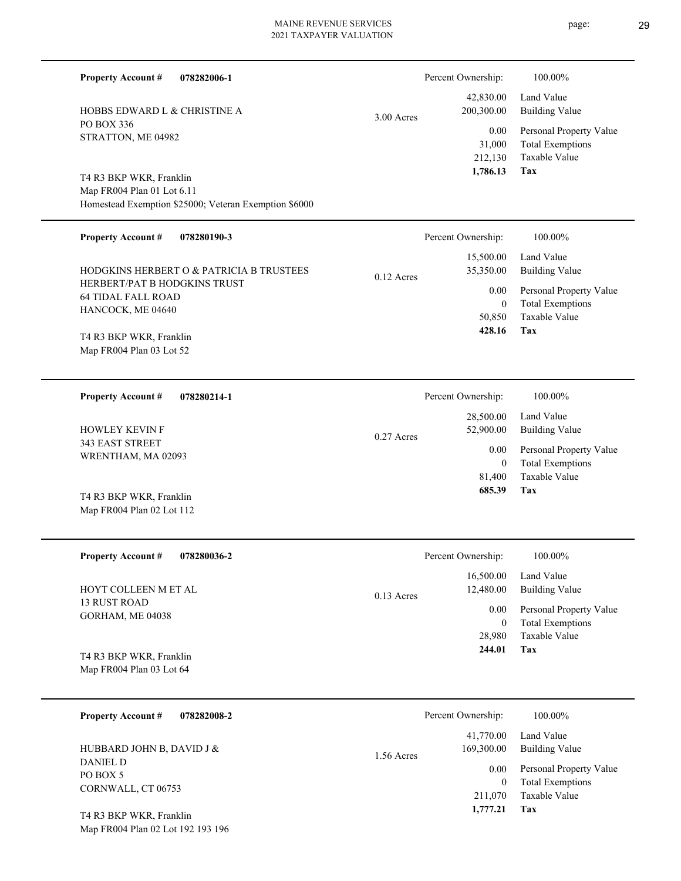**Property Account #** **078282006-1**

HOBBS EDWARD L & CHRISTINE A
PO BOX 336
STRATTON, ME 04982

T4 R3 BKP WKR, Franklin
Map FR004 Plan 01 Lot 6.11
Homestead Exemption $25000; Veteran Exemption $6000

3.00 Acres

| Percent Ownership: | 100.00% |
|---|---|
| 42,830.00 | Land Value |
| 200,300.00 | Building Value |
| 0.00 | Personal Property Value |
| 31,000 | Total Exemptions |
| 212,130 | Taxable Value |
| **1,786.13** | **Tax** |

---

**Property Account #** **078280190-3**

HODGKINS HERBERT O & PATRICIA B TRUSTEES
HERBERT/PAT B HODGKINS TRUST
64 TIDAL FALL ROAD
HANCOCK, ME 04640

T4 R3 BKP WKR, Franklin
Map FR004 Plan 03 Lot 52

0.12 Acres

| Percent Ownership: | 100.00% |
|---|---|
| 15,500.00 | Land Value |
| 35,350.00 | Building Value |
| 0.00 | Personal Property Value |
| 0 | Total Exemptions |
| 50,850 | Taxable Value |
| **428.16** | **Tax** |

---

**Property Account #** **078280214-1**

HOWLEY KEVIN F
343 EAST STREET
WRENTHAM, MA 02093

T4 R3 BKP WKR, Franklin
Map FR004 Plan 02 Lot 112

0.27 Acres

| Percent Ownership: | 100.00% |
|---|---|
| 28,500.00 | Land Value |
| 52,900.00 | Building Value |
| 0.00 | Personal Property Value |
| 0 | Total Exemptions |
| 81,400 | Taxable Value |
| **685.39** | **Tax** |

---

**Property Account #** **078280036-2**

HOYT COLLEEN M ET AL
13 RUST ROAD
GORHAM, ME 04038

T4 R3 BKP WKR, Franklin
Map FR004 Plan 03 Lot 64

0.13 Acres

| Percent Ownership: | 100.00% |
|---|---|
| 16,500.00 | Land Value |
| 12,480.00 | Building Value |
| 0.00 | Personal Property Value |
| 0 | Total Exemptions |
| 28,980 | Taxable Value |
| **244.01** | **Tax** |

---

**Property Account #** **078282008-2**

HUBBARD JOHN B, DAVID J &
DANIEL D
PO BOX 5
CORNWALL, CT 06753

T4 R3 BKP WKR, Franklin
Map FR004 Plan 02 Lot 192 193 196

1.56 Acres

| Percent Ownership: | 100.00% |
|---|---|
| 41,770.00 | Land Value |
| 169,300.00 | Building Value |
| 0.00 | Personal Property Value |
| 0 | Total Exemptions |
| 211,070 | Taxable Value |
| **1,777.21** | **Tax** |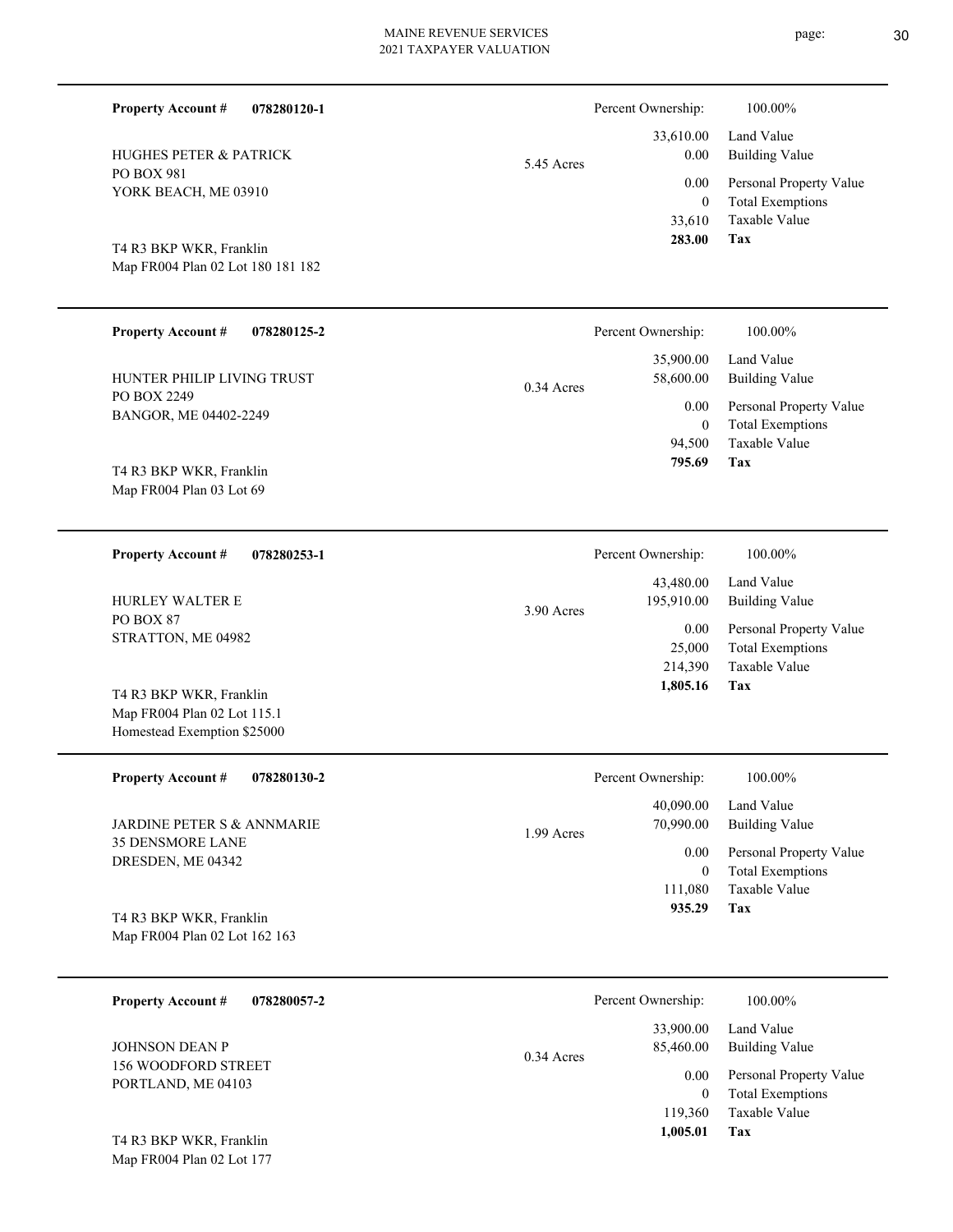**Property Account #** **078280120-1**

HUGHES PETER & PATRICK
PO BOX 981
YORK BEACH, ME 03910

T4 R3 BKP WKR, Franklin
Map FR004 Plan 02 Lot 180 181 182

5.45 Acres

| | |
|---|---|
| Percent Ownership: | 100.00% |
| 33,610.00 | Land Value |
| 0.00 | Building Value |
| 0.00 | Personal Property Value |
| 0 | Total Exemptions |
| 33,610 | Taxable Value |
| **283.00** | **Tax** |

---

**Property Account #** **078280125-2**

HUNTER PHILIP LIVING TRUST
PO BOX 2249
BANGOR, ME 04402-2249

T4 R3 BKP WKR, Franklin
Map FR004 Plan 03 Lot 69

0.34 Acres

| | |
|---|---|
| Percent Ownership: | 100.00% |
| 35,900.00 | Land Value |
| 58,600.00 | Building Value |
| 0.00 | Personal Property Value |
| 0 | Total Exemptions |
| 94,500 | Taxable Value |
| **795.69** | **Tax** |

---

**Property Account #** **078280253-1**

HURLEY WALTER E
PO BOX 87
STRATTON, ME 04982

T4 R3 BKP WKR, Franklin
Map FR004 Plan 02 Lot 115.1
Homestead Exemption $25000

3.90 Acres

| | |
|---|---|
| Percent Ownership: | 100.00% |
| 43,480.00 | Land Value |
| 195,910.00 | Building Value |
| 0.00 | Personal Property Value |
| 25,000 | Total Exemptions |
| 214,390 | Taxable Value |
| **1,805.16** | **Tax** |

---

**Property Account #** **078280130-2**

JARDINE PETER S & ANNMARIE
35 DENSMORE LANE
DRESDEN, ME 04342

T4 R3 BKP WKR, Franklin
Map FR004 Plan 02 Lot 162 163

1.99 Acres

| | |
|---|---|
| Percent Ownership: | 100.00% |
| 40,090.00 | Land Value |
| 70,990.00 | Building Value |
| 0.00 | Personal Property Value |
| 0 | Total Exemptions |
| 111,080 | Taxable Value |
| **935.29** | **Tax** |

---

**Property Account #** **078280057-2**

JOHNSON DEAN P
156 WOODFORD STREET
PORTLAND, ME 04103

T4 R3 BKP WKR, Franklin
Map FR004 Plan 02 Lot 177

0.34 Acres

| | |
|---|---|
| Percent Ownership: | 100.00% |
| 33,900.00 | Land Value |
| 85,460.00 | Building Value |
| 0.00 | Personal Property Value |
| 0 | Total Exemptions |
| 119,360 | Taxable Value |
| **1,005.01** | **Tax** |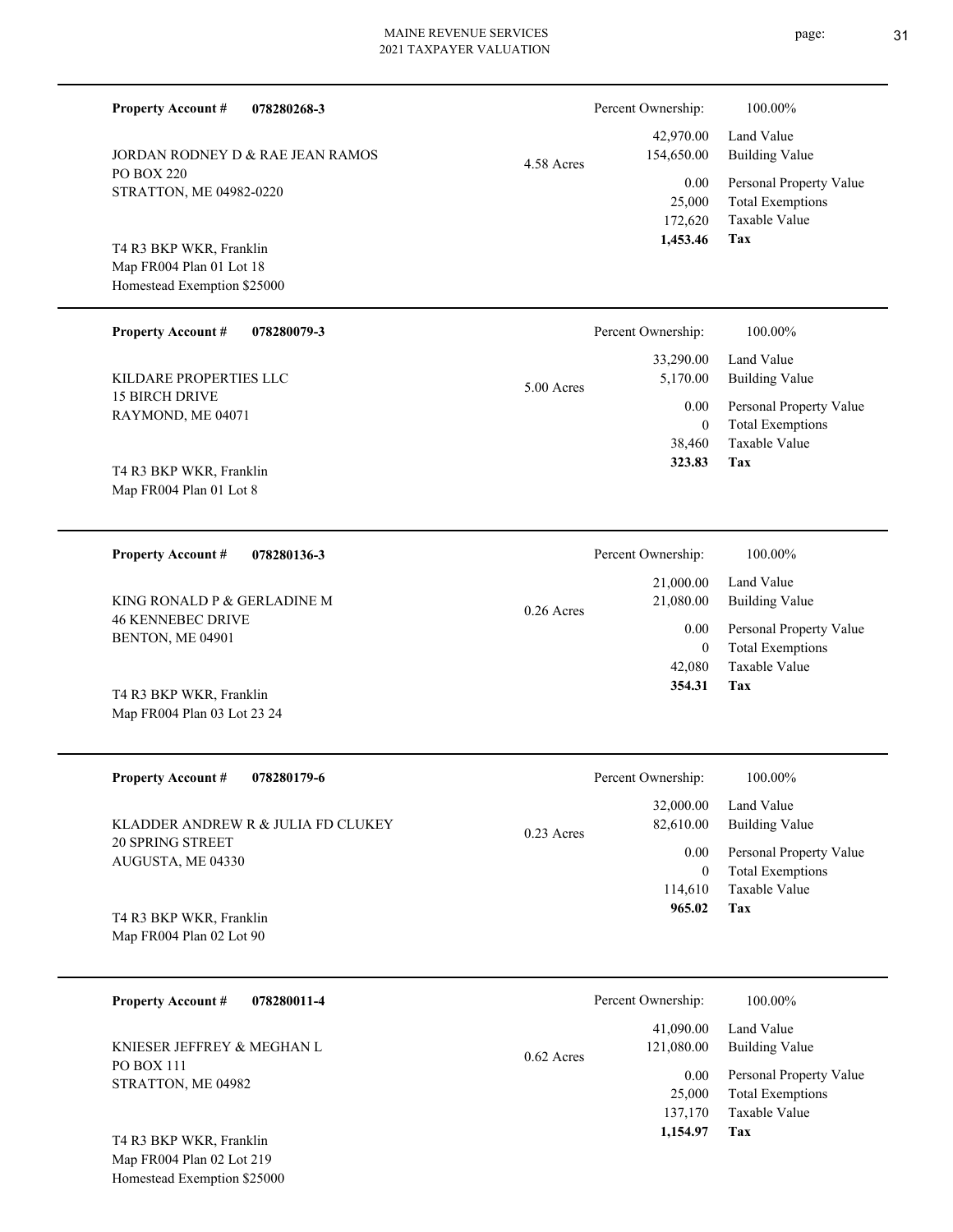**Property Account #** **078280268-3**

JORDAN RODNEY D & RAE JEAN RAMOS
PO BOX 220
STRATTON, ME 04982-0220

T4 R3 BKP WKR, Franklin
Map FR004 Plan 01 Lot 18
Homestead Exemption $25000

4.58 Acres

| Percent Ownership: | 100.00% |
|---|---|
| 42,970.00 | Land Value |
| 154,650.00 | Building Value |
| 0.00 | Personal Property Value |
| 25,000 | Total Exemptions |
| 172,620 | Taxable Value |
| **1,453.46** | **Tax** |

---

**Property Account #** **078280079-3**

KILDARE PROPERTIES LLC
15 BIRCH DRIVE
RAYMOND, ME 04071

T4 R3 BKP WKR, Franklin
Map FR004 Plan 01 Lot 8

5.00 Acres

| Percent Ownership: | 100.00% |
|---|---|
| 33,290.00 | Land Value |
| 5,170.00 | Building Value |
| 0.00 | Personal Property Value |
| 0 | Total Exemptions |
| 38,460 | Taxable Value |
| **323.83** | **Tax** |

---

**Property Account #** **078280136-3**

KING RONALD P & GERLADINE M
46 KENNEBEC DRIVE
BENTON, ME 04901

T4 R3 BKP WKR, Franklin
Map FR004 Plan 03 Lot 23 24

0.26 Acres

| Percent Ownership: | 100.00% |
|---|---|
| 21,000.00 | Land Value |
| 21,080.00 | Building Value |
| 0.00 | Personal Property Value |
| 0 | Total Exemptions |
| 42,080 | Taxable Value |
| **354.31** | **Tax** |

---

**Property Account #** **078280179-6**

KLADDER ANDREW R & JULIA FD CLUKEY
20 SPRING STREET
AUGUSTA, ME 04330

T4 R3 BKP WKR, Franklin
Map FR004 Plan 02 Lot 90

0.23 Acres

| Percent Ownership: | 100.00% |
|---|---|
| 32,000.00 | Land Value |
| 82,610.00 | Building Value |
| 0.00 | Personal Property Value |
| 0 | Total Exemptions |
| 114,610 | Taxable Value |
| **965.02** | **Tax** |

---

**Property Account #** **078280011-4**

KNIESER JEFFREY & MEGHAN L
PO BOX 111
STRATTON, ME 04982

T4 R3 BKP WKR, Franklin
Map FR004 Plan 02 Lot 219
Homestead Exemption $25000

0.62 Acres

| Percent Ownership: | 100.00% |
|---|---|
| 41,090.00 | Land Value |
| 121,080.00 | Building Value |
| 0.00 | Personal Property Value |
| 25,000 | Total Exemptions |
| 137,170 | Taxable Value |
| **1,154.97** | **Tax** |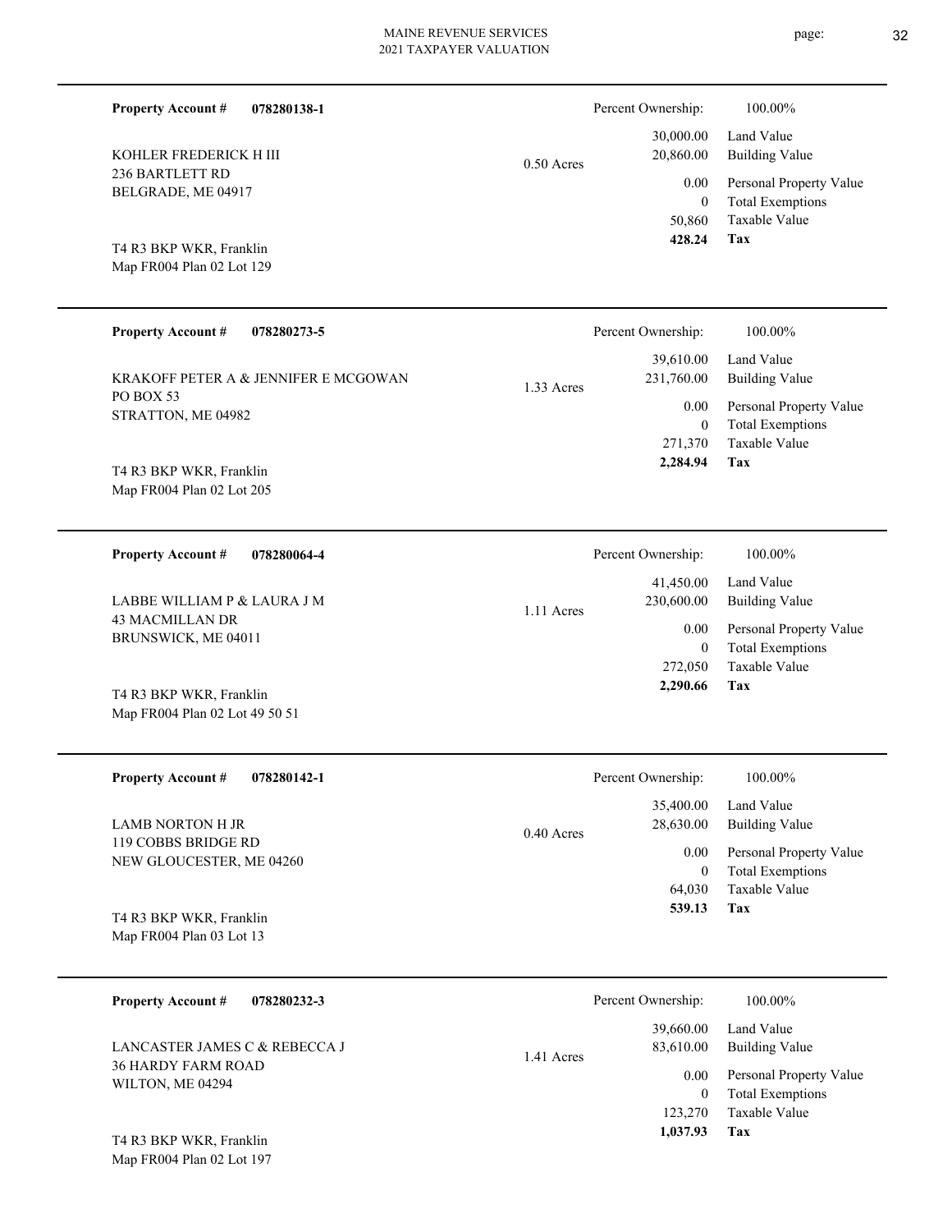**Property Account #** **078280138-1**

KOHLER FREDERICK H III
236 BARTLETT RD
BELGRADE, ME 04917

T4 R3 BKP WKR, Franklin
Map FR004 Plan 02 Lot 129

0.50 Acres

| Percent Ownership: | 100.00% |
|---|---|
| 30,000.00 | Land Value |
| 20,860.00 | Building Value |
| 0.00 | Personal Property Value |
| 0 | Total Exemptions |
| 50,860 | Taxable Value |
| **428.24** | **Tax** |

---

**Property Account #** **078280273-5**

KRAKOFF PETER A & JENNIFER E MCGOWAN
PO BOX 53
STRATTON, ME 04982

T4 R3 BKP WKR, Franklin
Map FR004 Plan 02 Lot 205

1.33 Acres

| Percent Ownership: | 100.00% |
|---|---|
| 39,610.00 | Land Value |
| 231,760.00 | Building Value |
| 0.00 | Personal Property Value |
| 0 | Total Exemptions |
| 271,370 | Taxable Value |
| **2,284.94** | **Tax** |

---

**Property Account #** **078280064-4**

LABBE WILLIAM P & LAURA J M
43 MACMILLAN DR
BRUNSWICK, ME 04011

T4 R3 BKP WKR, Franklin
Map FR004 Plan 02 Lot 49 50 51

1.11 Acres

| Percent Ownership: | 100.00% |
|---|---|
| 41,450.00 | Land Value |
| 230,600.00 | Building Value |
| 0.00 | Personal Property Value |
| 0 | Total Exemptions |
| 272,050 | Taxable Value |
| **2,290.66** | **Tax** |

---

**Property Account #** **078280142-1**

LAMB NORTON H JR
119 COBBS BRIDGE RD
NEW GLOUCESTER, ME 04260

T4 R3 BKP WKR, Franklin
Map FR004 Plan 03 Lot 13

0.40 Acres

| Percent Ownership: | 100.00% |
|---|---|
| 35,400.00 | Land Value |
| 28,630.00 | Building Value |
| 0.00 | Personal Property Value |
| 0 | Total Exemptions |
| 64,030 | Taxable Value |
| **539.13** | **Tax** |

---

**Property Account #** **078280232-3**

LANCASTER JAMES C & REBECCA J
36 HARDY FARM ROAD
WILTON, ME 04294

T4 R3 BKP WKR, Franklin
Map FR004 Plan 02 Lot 197

1.41 Acres

| Percent Ownership: | 100.00% |
|---|---|
| 39,660.00 | Land Value |
| 83,610.00 | Building Value |
| 0.00 | Personal Property Value |
| 0 | Total Exemptions |
| 123,270 | Taxable Value |
| **1,037.93** | **Tax** |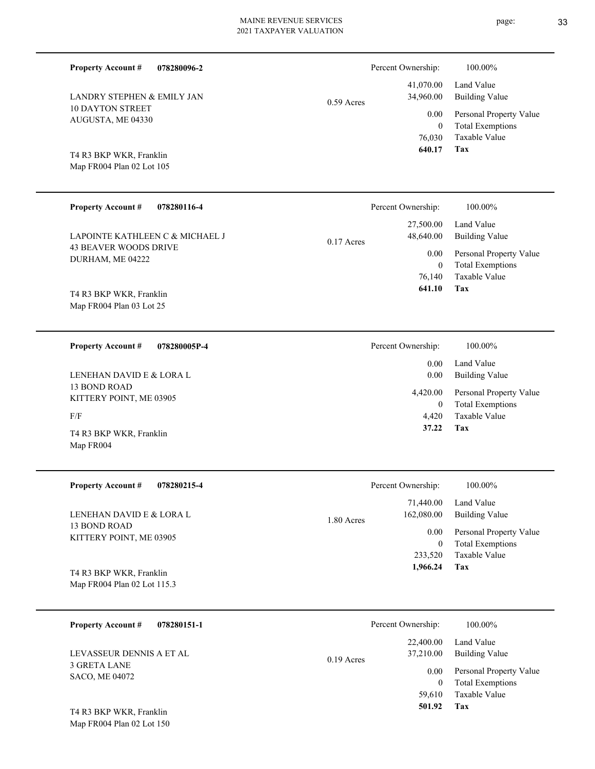**Property Account #** **078280096-2**

LANDRY STEPHEN & EMILY JAN
10 DAYTON STREET
AUGUSTA, ME 04330

T4 R3 BKP WKR, Franklin
Map FR004 Plan 02 Lot 105

0.59 Acres

| Percent Ownership: | 100.00% |
|---|---|
| 41,070.00 | Land Value |
| 34,960.00 | Building Value |
| 0.00 | Personal Property Value |
| 0 | Total Exemptions |
| 76,030 | Taxable Value |
| **640.17** | **Tax** |

---

**Property Account #** **078280116-4**

LAPOINTE KATHLEEN C & MICHAEL J
43 BEAVER WOODS DRIVE
DURHAM, ME 04222

T4 R3 BKP WKR, Franklin
Map FR004 Plan 03 Lot 25

0.17 Acres

| Percent Ownership: | 100.00% |
|---|---|
| 27,500.00 | Land Value |
| 48,640.00 | Building Value |
| 0.00 | Personal Property Value |
| 0 | Total Exemptions |
| 76,140 | Taxable Value |
| **641.10** | **Tax** |

---

**Property Account #** **078280005P-4**

LENEHAN DAVID E & LORA L
13 BOND ROAD
KITTERY POINT, ME 03905

F/F

T4 R3 BKP WKR, Franklin
Map FR004

| Percent Ownership: | 100.00% |
|---|---|
| 0.00 | Land Value |
| 0.00 | Building Value |
| 4,420.00 | Personal Property Value |
| 0 | Total Exemptions |
| 4,420 | Taxable Value |
| **37.22** | **Tax** |

---

**Property Account #** **078280215-4**

LENEHAN DAVID E & LORA L
13 BOND ROAD
KITTERY POINT, ME 03905

T4 R3 BKP WKR, Franklin
Map FR004 Plan 02 Lot 115.3

1.80 Acres

| Percent Ownership: | 100.00% |
|---|---|
| 71,440.00 | Land Value |
| 162,080.00 | Building Value |
| 0.00 | Personal Property Value |
| 0 | Total Exemptions |
| 233,520 | Taxable Value |
| **1,966.24** | **Tax** |

---

**Property Account #** **078280151-1**

LEVASSEUR DENNIS A ET AL
3 GRETA LANE
SACO, ME 04072

T4 R3 BKP WKR, Franklin
Map FR004 Plan 02 Lot 150

0.19 Acres

| Percent Ownership: | 100.00% |
|---|---|
| 22,400.00 | Land Value |
| 37,210.00 | Building Value |
| 0.00 | Personal Property Value |
| 0 | Total Exemptions |
| 59,610 | Taxable Value |
| **501.92** | **Tax** |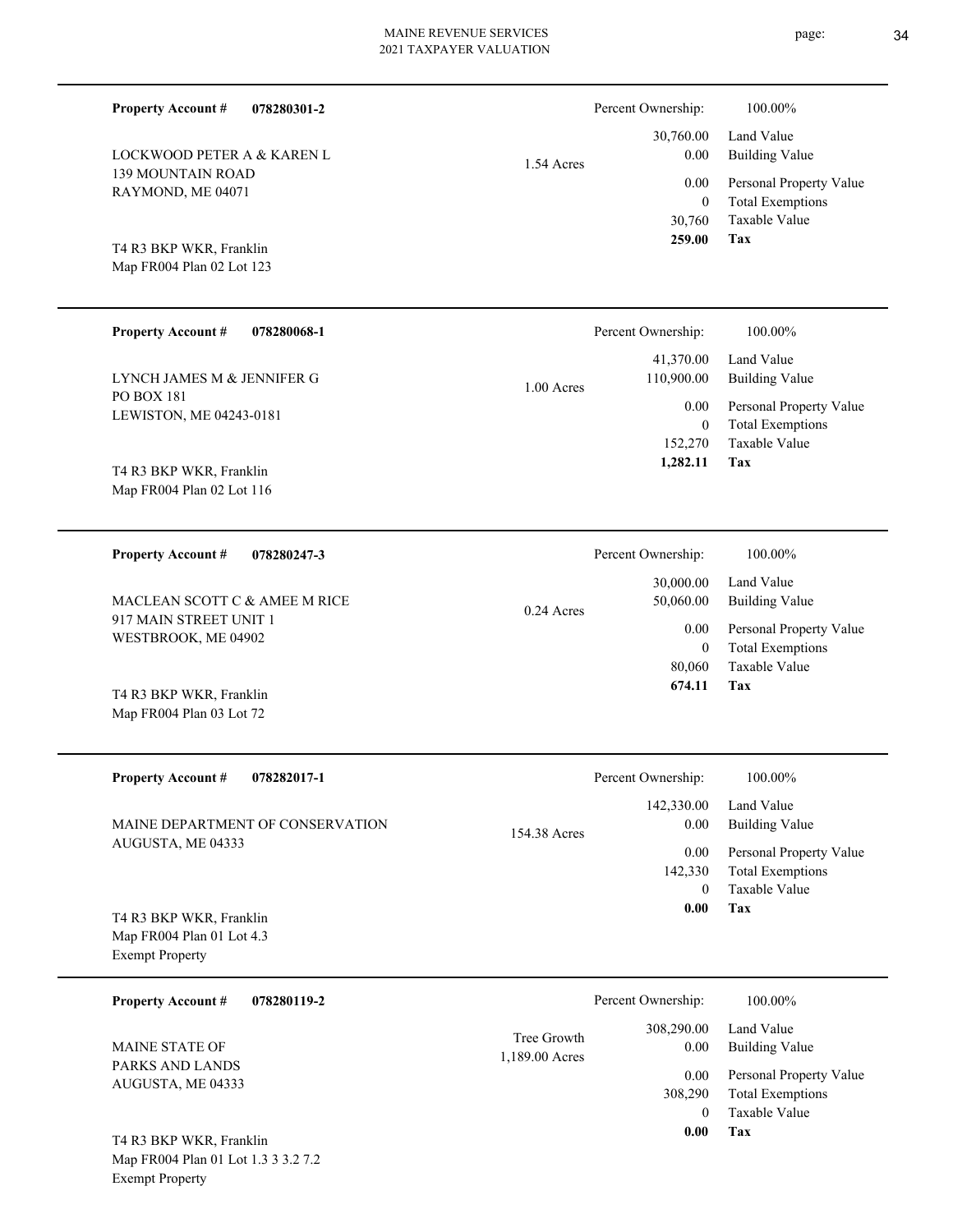**Property Account #** **078280301-2**

LOCKWOOD PETER A & KAREN L
139 MOUNTAIN ROAD
RAYMOND, ME 04071

T4 R3 BKP WKR, Franklin
Map FR004 Plan 02 Lot 123

1.54 Acres

| Percent Ownership: | 100.00% |
|---|---|
| 30,760.00 | Land Value |
| 0.00 | Building Value |
| 0.00 | Personal Property Value |
| 0 | Total Exemptions |
| 30,760 | Taxable Value |
| **259.00** | **Tax** |

---

**Property Account #** **078280068-1**

LYNCH JAMES M & JENNIFER G
PO BOX 181
LEWISTON, ME 04243-0181

T4 R3 BKP WKR, Franklin
Map FR004 Plan 02 Lot 116

1.00 Acres

| Percent Ownership: | 100.00% |
|---|---|
| 41,370.00 | Land Value |
| 110,900.00 | Building Value |
| 0.00 | Personal Property Value |
| 0 | Total Exemptions |
| 152,270 | Taxable Value |
| **1,282.11** | **Tax** |

---

**Property Account #** **078280247-3**

MACLEAN SCOTT C & AMEE M RICE
917 MAIN STREET UNIT 1
WESTBROOK, ME 04902

T4 R3 BKP WKR, Franklin
Map FR004 Plan 03 Lot 72

0.24 Acres

| Percent Ownership: | 100.00% |
|---|---|
| 30,000.00 | Land Value |
| 50,060.00 | Building Value |
| 0.00 | Personal Property Value |
| 0 | Total Exemptions |
| 80,060 | Taxable Value |
| **674.11** | **Tax** |

---

**Property Account #** **078282017-1**

MAINE DEPARTMENT OF CONSERVATION
AUGUSTA, ME 04333

T4 R3 BKP WKR, Franklin
Map FR004 Plan 01 Lot 4.3
Exempt Property

154.38 Acres

| Percent Ownership: | 100.00% |
|---|---|
| 142,330.00 | Land Value |
| 0.00 | Building Value |
| 0.00 | Personal Property Value |
| 142,330 | Total Exemptions |
| 0 | Taxable Value |
| **0.00** | **Tax** |

---

**Property Account #** **078280119-2**

MAINE STATE OF
PARKS AND LANDS
AUGUSTA, ME 04333

T4 R3 BKP WKR, Franklin
Map FR004 Plan 01 Lot 1.3 3 3.2 7.2
Exempt Property

Tree Growth
1,189.00 Acres

| Percent Ownership: | 100.00% |
|---|---|
| 308,290.00 | Land Value |
| 0.00 | Building Value |
| 0.00 | Personal Property Value |
| 308,290 | Total Exemptions |
| 0 | Taxable Value |
| **0.00** | **Tax** |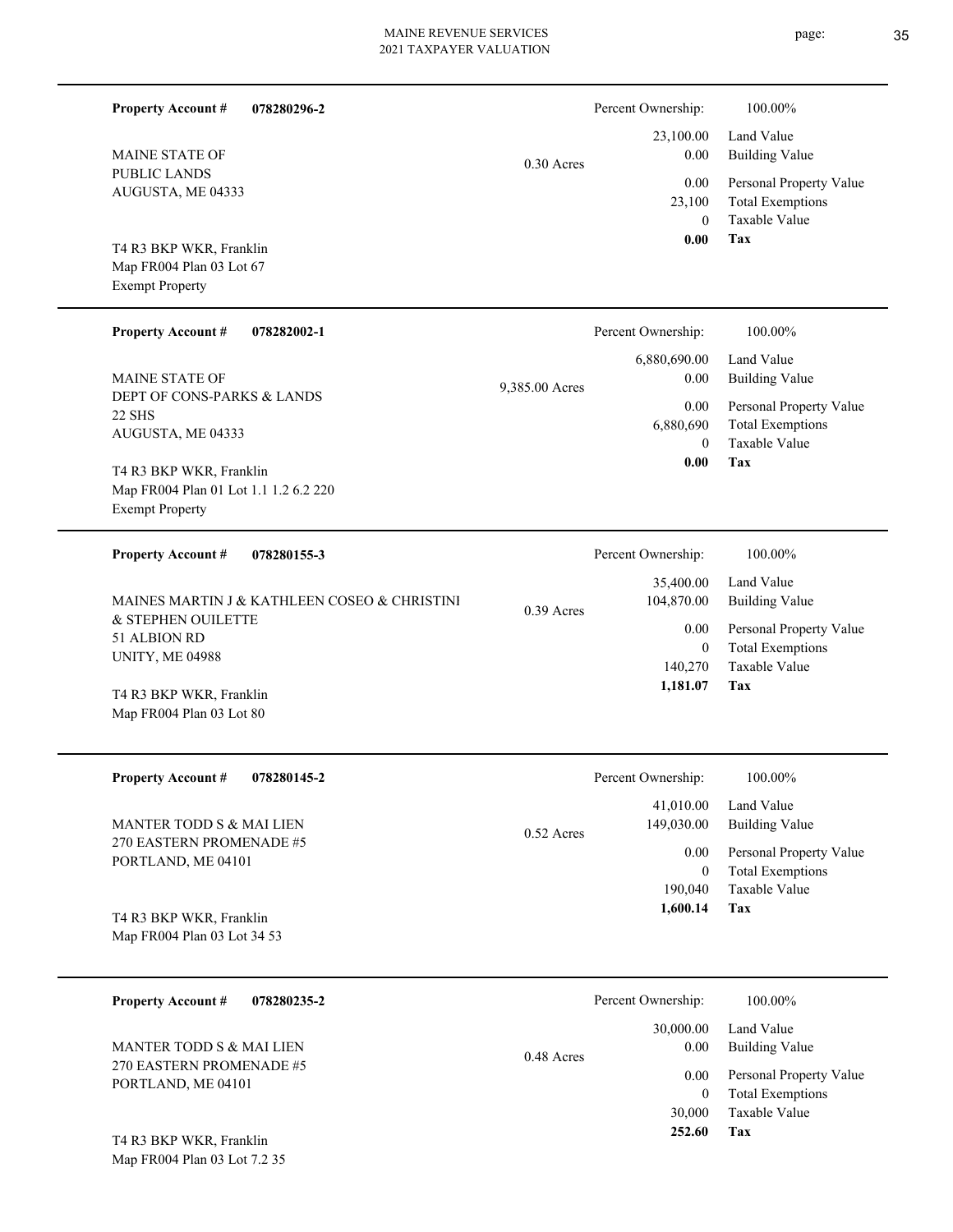**Property Account #** **078280296-2**

MAINE STATE OF
PUBLIC LANDS
AUGUSTA, ME 04333

T4 R3 BKP WKR, Franklin
Map FR004 Plan 03 Lot 67
Exempt Property

0.30 Acres

| Percent Ownership: | 100.00% |
|---|---|
| 23,100.00 | Land Value |
| 0.00 | Building Value |
| 0.00 | Personal Property Value |
| 23,100 | Total Exemptions |
| 0 | Taxable Value |
| **0.00** | **Tax** |

---

**Property Account #** **078282002-1**

MAINE STATE OF
DEPT OF CONS-PARKS & LANDS
22 SHS
AUGUSTA, ME 04333

T4 R3 BKP WKR, Franklin
Map FR004 Plan 01 Lot 1.1 1.2 6.2 220
Exempt Property

9,385.00 Acres

| Percent Ownership: | 100.00% |
|---|---|
| 6,880,690.00 | Land Value |
| 0.00 | Building Value |
| 0.00 | Personal Property Value |
| 6,880,690 | Total Exemptions |
| 0 | Taxable Value |
| **0.00** | **Tax** |

---

**Property Account #** **078280155-3**

MAINES MARTIN J & KATHLEEN COSEO & CHRISTINI
& STEPHEN OUILETTE
51 ALBION RD
UNITY, ME 04988

T4 R3 BKP WKR, Franklin
Map FR004 Plan 03 Lot 80

0.39 Acres

| Percent Ownership: | 100.00% |
|---|---|
| 35,400.00 | Land Value |
| 104,870.00 | Building Value |
| 0.00 | Personal Property Value |
| 0 | Total Exemptions |
| 140,270 | Taxable Value |
| **1,181.07** | **Tax** |

---

**Property Account #** **078280145-2**

MANTER TODD S & MAI LIEN
270 EASTERN PROMENADE #5
PORTLAND, ME 04101

T4 R3 BKP WKR, Franklin
Map FR004 Plan 03 Lot 34 53

0.52 Acres

| Percent Ownership: | 100.00% |
|---|---|
| 41,010.00 | Land Value |
| 149,030.00 | Building Value |
| 0.00 | Personal Property Value |
| 0 | Total Exemptions |
| 190,040 | Taxable Value |
| **1,600.14** | **Tax** |

---

**Property Account #** **078280235-2**

MANTER TODD S & MAI LIEN
270 EASTERN PROMENADE #5
PORTLAND, ME 04101

T4 R3 BKP WKR, Franklin
Map FR004 Plan 03 Lot 7.2 35

0.48 Acres

| Percent Ownership: | 100.00% |
|---|---|
| 30,000.00 | Land Value |
| 0.00 | Building Value |
| 0.00 | Personal Property Value |
| 0 | Total Exemptions |
| 30,000 | Taxable Value |
| **252.60** | **Tax** |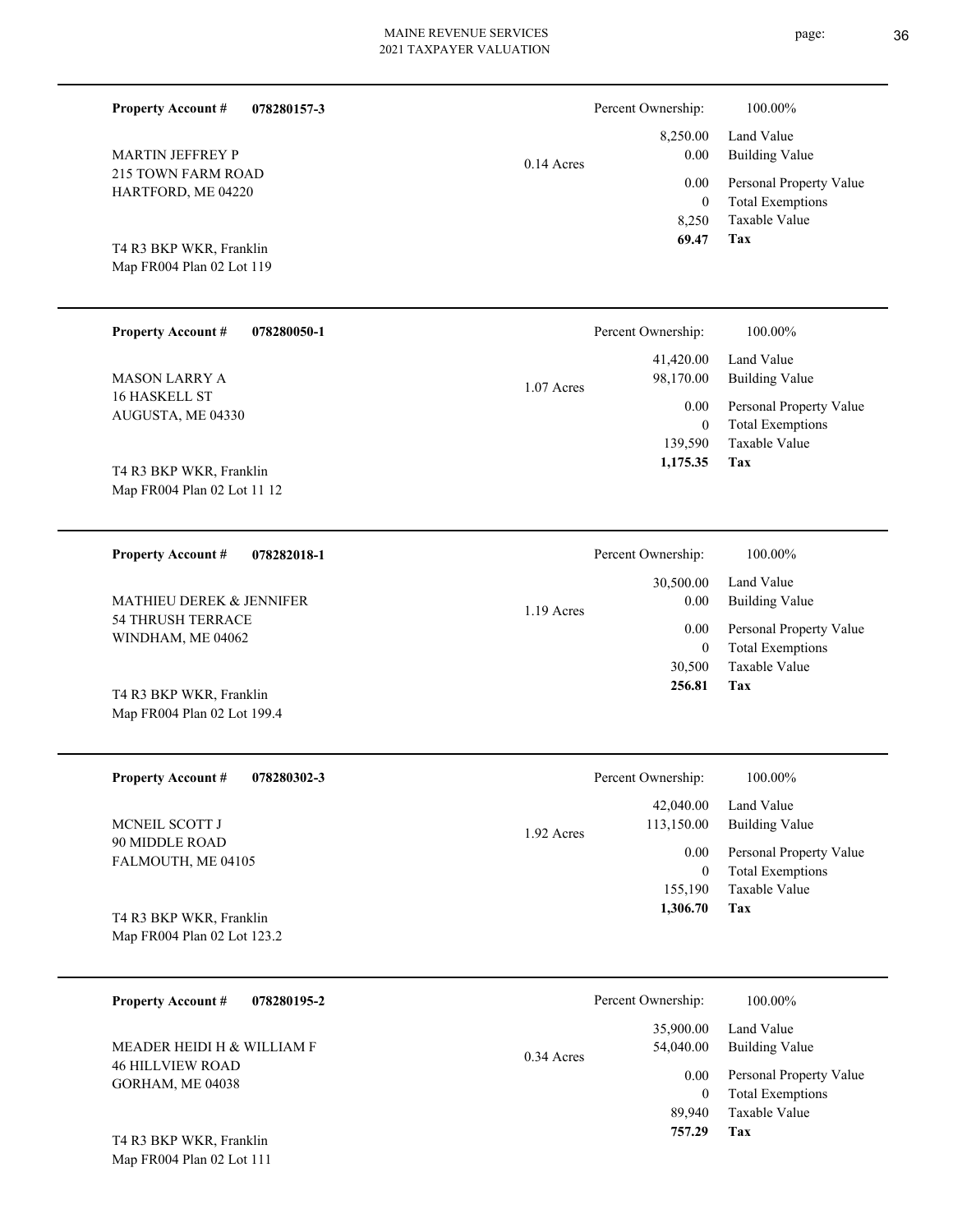**Property Account #** **078280157-3**

MARTIN JEFFREY P
215 TOWN FARM ROAD
HARTFORD, ME 04220

T4 R3 BKP WKR, Franklin
Map FR004 Plan 02 Lot 119

0.14 Acres

| Percent Ownership: | 100.00% |
|---|---|
| 8,250.00 | Land Value |
| 0.00 | Building Value |
| 0.00 | Personal Property Value |
| 0 | Total Exemptions |
| 8,250 | Taxable Value |
| **69.47** | **Tax** |

---

**Property Account #** **078280050-1**

MASON LARRY A
16 HASKELL ST
AUGUSTA, ME 04330

T4 R3 BKP WKR, Franklin
Map FR004 Plan 02 Lot 11 12

1.07 Acres

| Percent Ownership: | 100.00% |
|---|---|
| 41,420.00 | Land Value |
| 98,170.00 | Building Value |
| 0.00 | Personal Property Value |
| 0 | Total Exemptions |
| 139,590 | Taxable Value |
| **1,175.35** | **Tax** |

---

**Property Account #** **078282018-1**

MATHIEU DEREK & JENNIFER
54 THRUSH TERRACE
WINDHAM, ME 04062

T4 R3 BKP WKR, Franklin
Map FR004 Plan 02 Lot 199.4

1.19 Acres

| Percent Ownership: | 100.00% |
|---|---|
| 30,500.00 | Land Value |
| 0.00 | Building Value |
| 0.00 | Personal Property Value |
| 0 | Total Exemptions |
| 30,500 | Taxable Value |
| **256.81** | **Tax** |

---

**Property Account #** **078280302-3**

MCNEIL SCOTT J
90 MIDDLE ROAD
FALMOUTH, ME 04105

T4 R3 BKP WKR, Franklin
Map FR004 Plan 02 Lot 123.2

1.92 Acres

| Percent Ownership: | 100.00% |
|---|---|
| 42,040.00 | Land Value |
| 113,150.00 | Building Value |
| 0.00 | Personal Property Value |
| 0 | Total Exemptions |
| 155,190 | Taxable Value |
| **1,306.70** | **Tax** |

---

**Property Account #** **078280195-2**

MEADER HEIDI H & WILLIAM F
46 HILLVIEW ROAD
GORHAM, ME 04038

T4 R3 BKP WKR, Franklin
Map FR004 Plan 02 Lot 111

0.34 Acres

| Percent Ownership: | 100.00% |
|---|---|
| 35,900.00 | Land Value |
| 54,040.00 | Building Value |
| 0.00 | Personal Property Value |
| 0 | Total Exemptions |
| 89,940 | Taxable Value |
| **757.29** | **Tax** |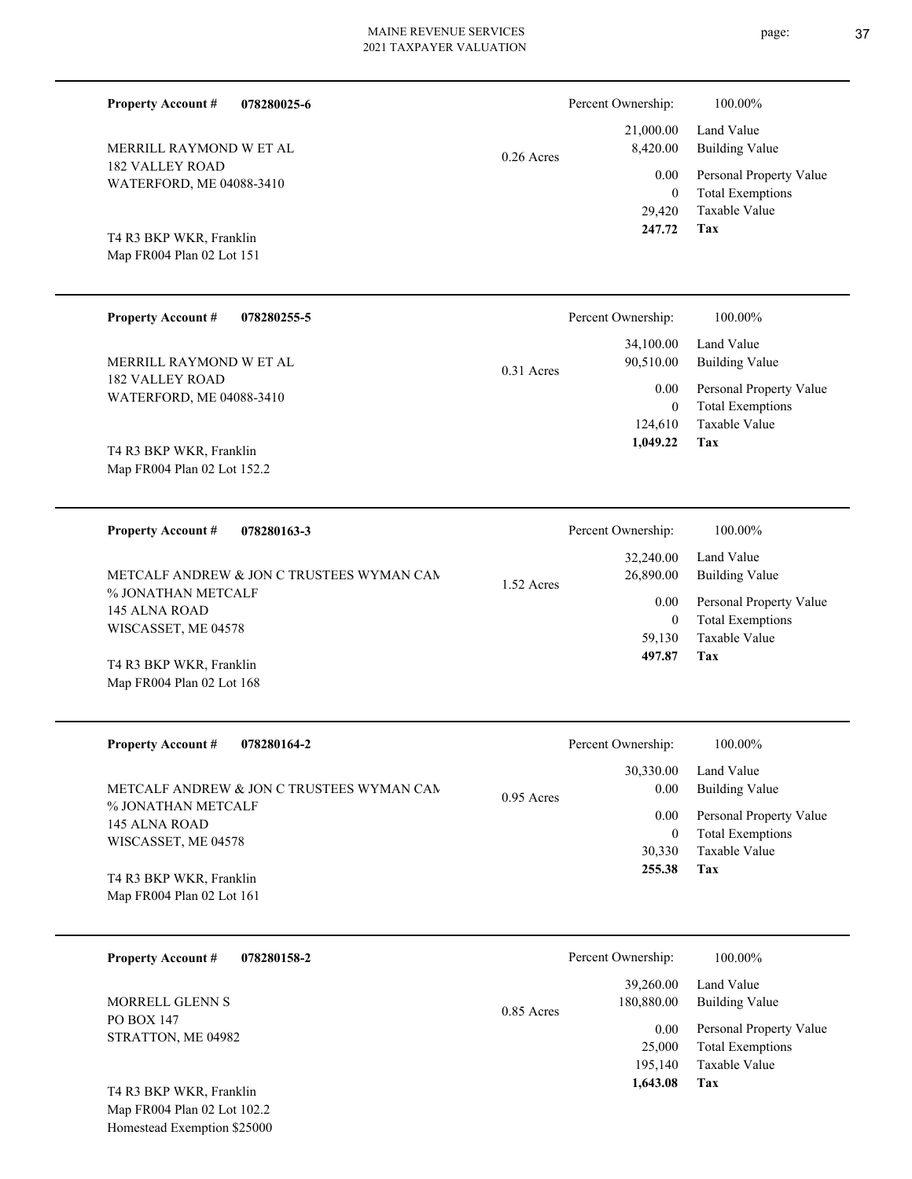**Property Account #** **078280025-6**

MERRILL RAYMOND W ET AL
182 VALLEY ROAD
WATERFORD, ME 04088-3410

T4 R3 BKP WKR, Franklin
Map FR004 Plan 02 Lot 151

0.26 Acres

| Percent Ownership: | 100.00% |
|---|---|
| 21,000.00 | Land Value |
| 8,420.00 | Building Value |
| 0.00 | Personal Property Value |
| 0 | Total Exemptions |
| 29,420 | Taxable Value |
| **247.72** | **Tax** |

---

**Property Account #** **078280255-5**

MERRILL RAYMOND W ET AL
182 VALLEY ROAD
WATERFORD, ME 04088-3410

T4 R3 BKP WKR, Franklin
Map FR004 Plan 02 Lot 152.2

0.31 Acres

| Percent Ownership: | 100.00% |
|---|---|
| 34,100.00 | Land Value |
| 90,510.00 | Building Value |
| 0.00 | Personal Property Value |
| 0 | Total Exemptions |
| 124,610 | Taxable Value |
| **1,049.22** | **Tax** |

---

**Property Account #** **078280163-3**

METCALF ANDREW & JON C TRUSTEES WYMAN CAM
% JONATHAN METCALF
145 ALNA ROAD
WISCASSET, ME 04578

T4 R3 BKP WKR, Franklin
Map FR004 Plan 02 Lot 168

1.52 Acres

| Percent Ownership: | 100.00% |
|---|---|
| 32,240.00 | Land Value |
| 26,890.00 | Building Value |
| 0.00 | Personal Property Value |
| 0 | Total Exemptions |
| 59,130 | Taxable Value |
| **497.87** | **Tax** |

---

**Property Account #** **078280164-2**

METCALF ANDREW & JON C TRUSTEES WYMAN CAM
% JONATHAN METCALF
145 ALNA ROAD
WISCASSET, ME 04578

T4 R3 BKP WKR, Franklin
Map FR004 Plan 02 Lot 161

0.95 Acres

| Percent Ownership: | 100.00% |
|---|---|
| 30,330.00 | Land Value |
| 0.00 | Building Value |
| 0.00 | Personal Property Value |
| 0 | Total Exemptions |
| 30,330 | Taxable Value |
| **255.38** | **Tax** |

---

**Property Account #** **078280158-2**

MORRELL GLENN S
PO BOX 147
STRATTON, ME 04982

T4 R3 BKP WKR, Franklin
Map FR004 Plan 02 Lot 102.2
Homestead Exemption $25000

0.85 Acres

| Percent Ownership: | 100.00% |
|---|---|
| 39,260.00 | Land Value |
| 180,880.00 | Building Value |
| 0.00 | Personal Property Value |
| 25,000 | Total Exemptions |
| 195,140 | Taxable Value |
| **1,643.08** | **Tax** |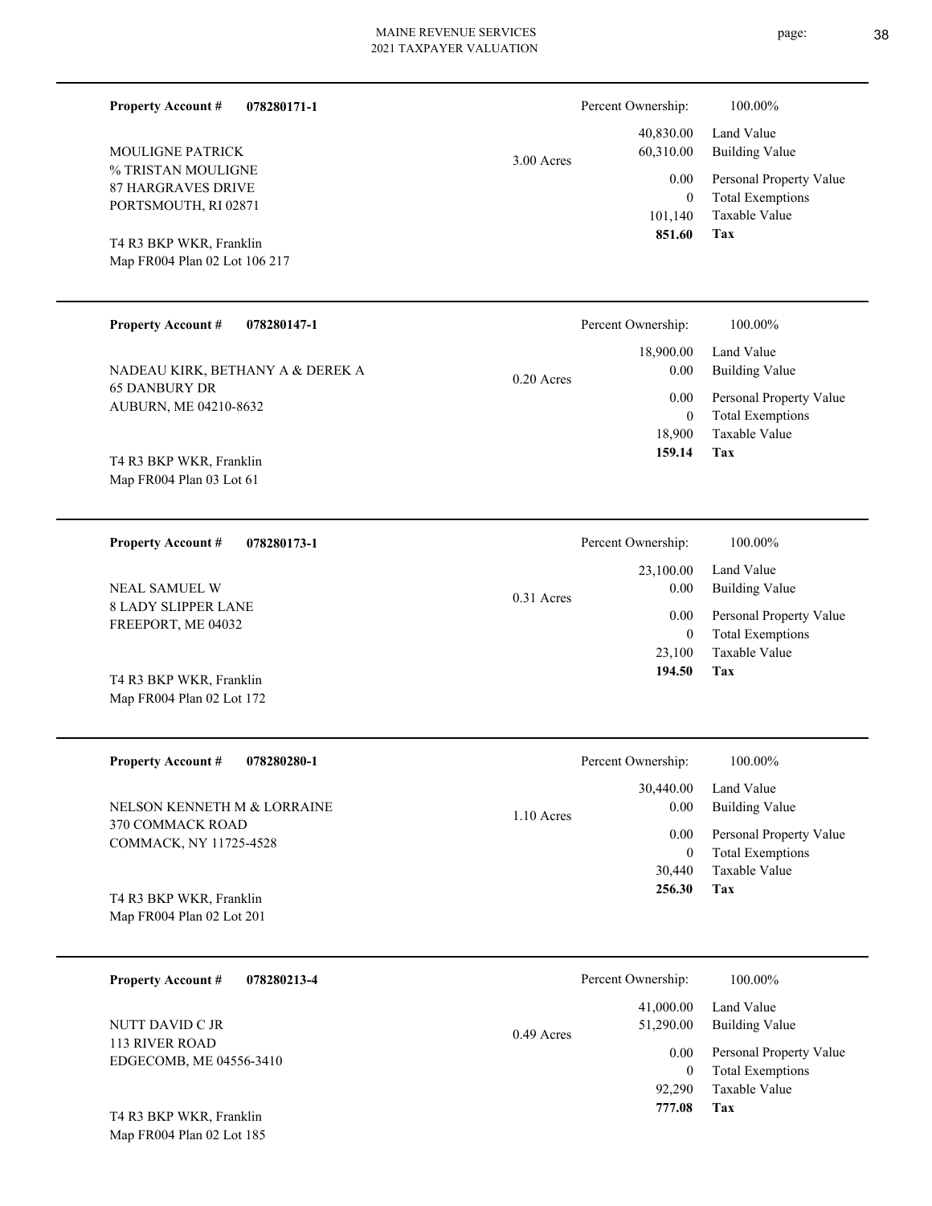**Property Account #** **078280171-1**

MOULIGNE PATRICK
% TRISTAN MOULIGNE
87 HARGRAVES DRIVE
PORTSMOUTH, RI 02871

T4 R3 BKP WKR, Franklin
Map FR004 Plan 02 Lot 106 217

3.00 Acres

| Percent Ownership: | 100.00% |
|---|---|
| 40,830.00 | Land Value |
| 60,310.00 | Building Value |
| 0.00 | Personal Property Value |
| 0 | Total Exemptions |
| 101,140 | Taxable Value |
| **851.60** | **Tax** |

---

**Property Account #** **078280147-1**

NADEAU KIRK, BETHANY A & DEREK A
65 DANBURY DR
AUBURN, ME 04210-8632

T4 R3 BKP WKR, Franklin
Map FR004 Plan 03 Lot 61

0.20 Acres

| Percent Ownership: | 100.00% |
|---|---|
| 18,900.00 | Land Value |
| 0.00 | Building Value |
| 0.00 | Personal Property Value |
| 0 | Total Exemptions |
| 18,900 | Taxable Value |
| **159.14** | **Tax** |

---

**Property Account #** **078280173-1**

NEAL SAMUEL W
8 LADY SLIPPER LANE
FREEPORT, ME 04032

T4 R3 BKP WKR, Franklin
Map FR004 Plan 02 Lot 172

0.31 Acres

| Percent Ownership: | 100.00% |
|---|---|
| 23,100.00 | Land Value |
| 0.00 | Building Value |
| 0.00 | Personal Property Value |
| 0 | Total Exemptions |
| 23,100 | Taxable Value |
| **194.50** | **Tax** |

---

**Property Account #** **078280280-1**

NELSON KENNETH M & LORRAINE
370 COMMACK ROAD
COMMACK, NY 11725-4528

T4 R3 BKP WKR, Franklin
Map FR004 Plan 02 Lot 201

1.10 Acres

| Percent Ownership: | 100.00% |
|---|---|
| 30,440.00 | Land Value |
| 0.00 | Building Value |
| 0.00 | Personal Property Value |
| 0 | Total Exemptions |
| 30,440 | Taxable Value |
| **256.30** | **Tax** |

---

**Property Account #** **078280213-4**

NUTT DAVID C JR
113 RIVER ROAD
EDGECOMB, ME 04556-3410

T4 R3 BKP WKR, Franklin
Map FR004 Plan 02 Lot 185

0.49 Acres

| Percent Ownership: | 100.00% |
|---|---|
| 41,000.00 | Land Value |
| 51,290.00 | Building Value |
| 0.00 | Personal Property Value |
| 0 | Total Exemptions |
| 92,290 | Taxable Value |
| **777.08** | **Tax** |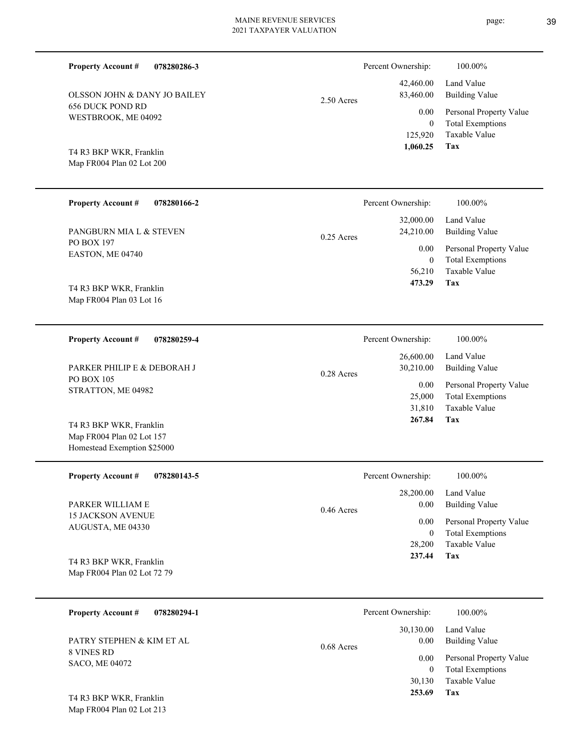**Property Account #** **078280286-3**

OLSSON JOHN & DANY JO BAILEY
656 DUCK POND RD
WESTBROOK, ME 04092

T4 R3 BKP WKR, Franklin
Map FR004 Plan 02 Lot 200

2.50 Acres

| Percent Ownership: | 100.00% |
|---|---|
| 42,460.00 | Land Value |
| 83,460.00 | Building Value |
| 0.00 | Personal Property Value |
| 0 | Total Exemptions |
| 125,920 | Taxable Value |
| **1,060.25** | **Tax** |

---

**Property Account #** **078280166-2**

PANGBURN MIA L & STEVEN
PO BOX 197
EASTON, ME 04740

T4 R3 BKP WKR, Franklin
Map FR004 Plan 03 Lot 16

0.25 Acres

| Percent Ownership: | 100.00% |
|---|---|
| 32,000.00 | Land Value |
| 24,210.00 | Building Value |
| 0.00 | Personal Property Value |
| 0 | Total Exemptions |
| 56,210 | Taxable Value |
| **473.29** | **Tax** |

---

**Property Account #** **078280259-4**

PARKER PHILIP E & DEBORAH J
PO BOX 105
STRATTON, ME 04982

T4 R3 BKP WKR, Franklin
Map FR004 Plan 02 Lot 157
Homestead Exemption $25000

0.28 Acres

| Percent Ownership: | 100.00% |
|---|---|
| 26,600.00 | Land Value |
| 30,210.00 | Building Value |
| 0.00 | Personal Property Value |
| 25,000 | Total Exemptions |
| 31,810 | Taxable Value |
| **267.84** | **Tax** |

---

**Property Account #** **078280143-5**

PARKER WILLIAM E
15 JACKSON AVENUE
AUGUSTA, ME 04330

T4 R3 BKP WKR, Franklin
Map FR004 Plan 02 Lot 72 79

0.46 Acres

| Percent Ownership: | 100.00% |
|---|---|
| 28,200.00 | Land Value |
| 0.00 | Building Value |
| 0.00 | Personal Property Value |
| 0 | Total Exemptions |
| 28,200 | Taxable Value |
| **237.44** | **Tax** |

---

**Property Account #** **078280294-1**

PATRY STEPHEN & KIM ET AL
8 VINES RD
SACO, ME 04072

T4 R3 BKP WKR, Franklin
Map FR004 Plan 02 Lot 213

0.68 Acres

| Percent Ownership: | 100.00% |
|---|---|
| 30,130.00 | Land Value |
| 0.00 | Building Value |
| 0.00 | Personal Property Value |
| 0 | Total Exemptions |
| 30,130 | Taxable Value |
| **253.69** | **Tax** |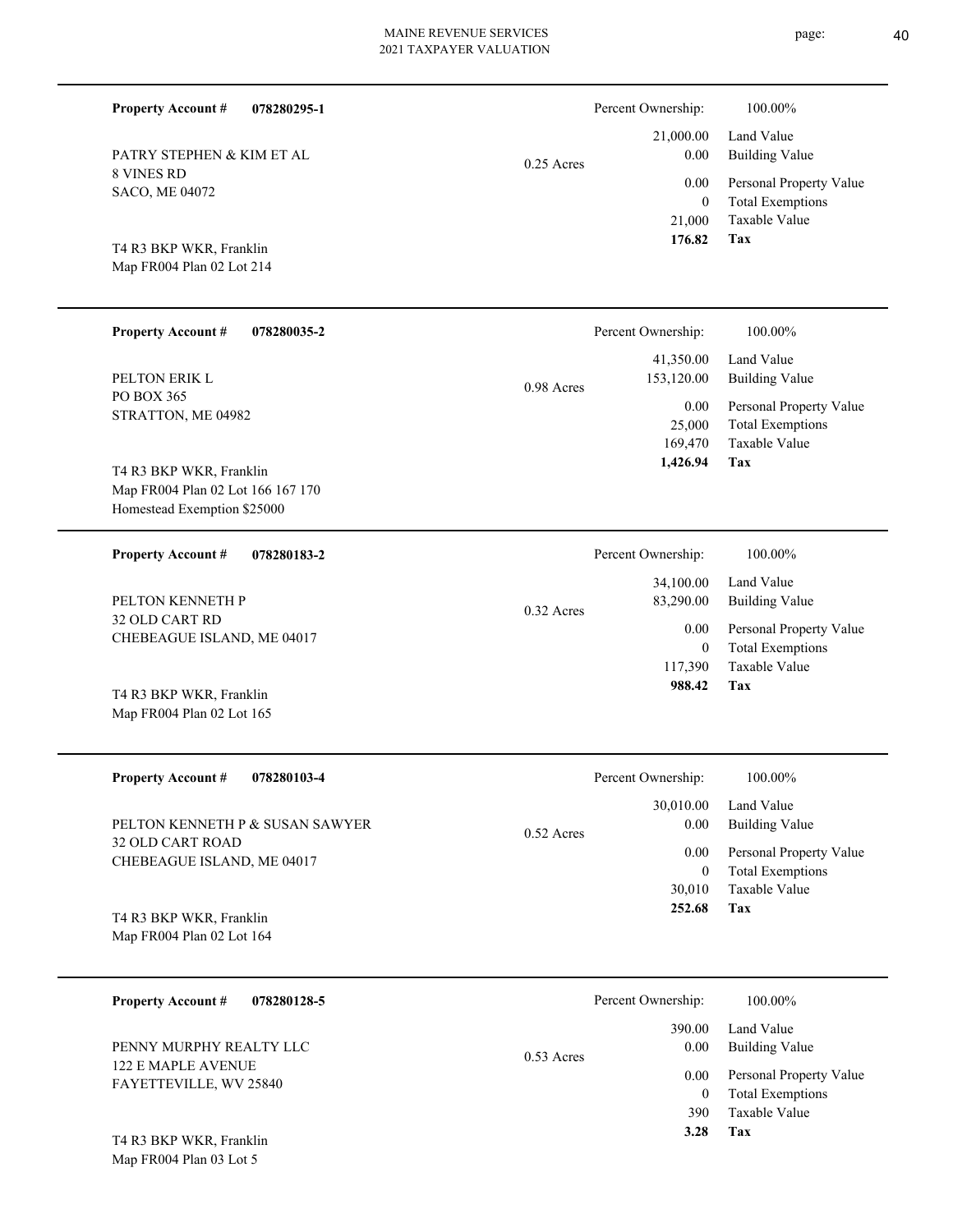**Property Account #** **078280295-1**

PATRY STEPHEN & KIM ET AL
8 VINES RD
SACO, ME 04072

T4 R3 BKP WKR, Franklin
Map FR004 Plan 02 Lot 214

0.25 Acres

| Percent Ownership: | 100.00% |
|---|---|
| 21,000.00 | Land Value |
| 0.00 | Building Value |
| 0.00 | Personal Property Value |
| 0 | Total Exemptions |
| 21,000 | Taxable Value |
| **176.82** | **Tax** |

---

**Property Account #** **078280035-2**

PELTON ERIK L
PO BOX 365
STRATTON, ME 04982

T4 R3 BKP WKR, Franklin
Map FR004 Plan 02 Lot 166 167 170
Homestead Exemption $25000

0.98 Acres

| Percent Ownership: | 100.00% |
|---|---|
| 41,350.00 | Land Value |
| 153,120.00 | Building Value |
| 0.00 | Personal Property Value |
| 25,000 | Total Exemptions |
| 169,470 | Taxable Value |
| **1,426.94** | **Tax** |

---

**Property Account #** **078280183-2**

PELTON KENNETH P
32 OLD CART RD
CHEBEAGUE ISLAND, ME 04017

T4 R3 BKP WKR, Franklin
Map FR004 Plan 02 Lot 165

0.32 Acres

| Percent Ownership: | 100.00% |
|---|---|
| 34,100.00 | Land Value |
| 83,290.00 | Building Value |
| 0.00 | Personal Property Value |
| 0 | Total Exemptions |
| 117,390 | Taxable Value |
| **988.42** | **Tax** |

---

**Property Account #** **078280103-4**

PELTON KENNETH P & SUSAN SAWYER
32 OLD CART ROAD
CHEBEAGUE ISLAND, ME 04017

T4 R3 BKP WKR, Franklin
Map FR004 Plan 02 Lot 164

0.52 Acres

| Percent Ownership: | 100.00% |
|---|---|
| 30,010.00 | Land Value |
| 0.00 | Building Value |
| 0.00 | Personal Property Value |
| 0 | Total Exemptions |
| 30,010 | Taxable Value |
| **252.68** | **Tax** |

---

**Property Account #** **078280128-5**

PENNY MURPHY REALTY LLC
122 E MAPLE AVENUE
FAYETTEVILLE, WV 25840

T4 R3 BKP WKR, Franklin
Map FR004 Plan 03 Lot 5

0.53 Acres

| Percent Ownership: | 100.00% |
|---|---|
| 390.00 | Land Value |
| 0.00 | Building Value |
| 0.00 | Personal Property Value |
| 0 | Total Exemptions |
| 390 | Taxable Value |
| **3.28** | **Tax** |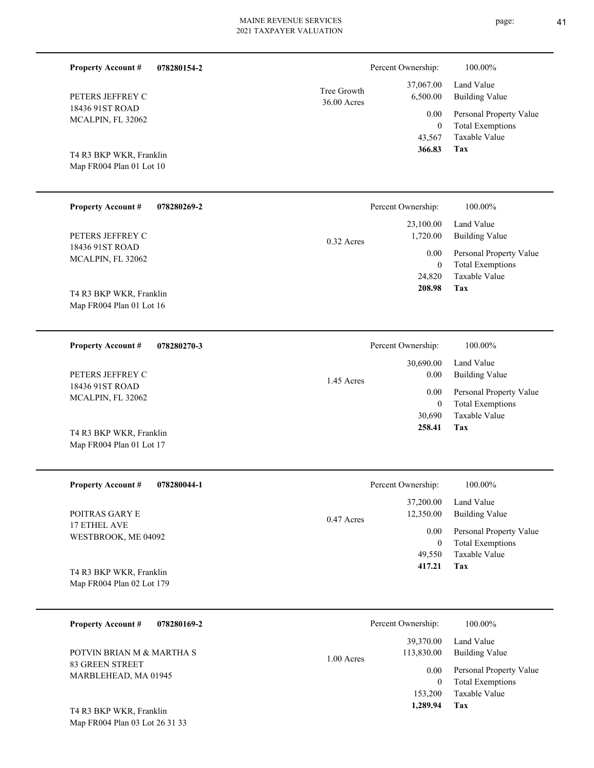**Property Account #** **078280154-2**

PETERS JEFFREY C
18436 91ST ROAD
MCALPIN, FL 32062

T4 R3 BKP WKR, Franklin
Map FR004 Plan 01 Lot 10

Tree Growth
36.00 Acres

| Percent Ownership: | 100.00% |
|---|---|
| 37,067.00 | Land Value |
| 6,500.00 | Building Value |
| 0.00 | Personal Property Value |
| 0 | Total Exemptions |
| 43,567 | Taxable Value |
| **366.83** | **Tax** |

---

**Property Account #** **078280269-2**

PETERS JEFFREY C
18436 91ST ROAD
MCALPIN, FL 32062

T4 R3 BKP WKR, Franklin
Map FR004 Plan 01 Lot 16

0.32 Acres

| Percent Ownership: | 100.00% |
|---|---|
| 23,100.00 | Land Value |
| 1,720.00 | Building Value |
| 0.00 | Personal Property Value |
| 0 | Total Exemptions |
| 24,820 | Taxable Value |
| **208.98** | **Tax** |

---

**Property Account #** **078280270-3**

PETERS JEFFREY C
18436 91ST ROAD
MCALPIN, FL 32062

T4 R3 BKP WKR, Franklin
Map FR004 Plan 01 Lot 17

1.45 Acres

| Percent Ownership: | 100.00% |
|---|---|
| 30,690.00 | Land Value |
| 0.00 | Building Value |
| 0.00 | Personal Property Value |
| 0 | Total Exemptions |
| 30,690 | Taxable Value |
| **258.41** | **Tax** |

---

**Property Account #** **078280044-1**

POITRAS GARY E
17 ETHEL AVE
WESTBROOK, ME 04092

T4 R3 BKP WKR, Franklin
Map FR004 Plan 02 Lot 179

0.47 Acres

| Percent Ownership: | 100.00% |
|---|---|
| 37,200.00 | Land Value |
| 12,350.00 | Building Value |
| 0.00 | Personal Property Value |
| 0 | Total Exemptions |
| 49,550 | Taxable Value |
| **417.21** | **Tax** |

---

**Property Account #** **078280169-2**

POTVIN BRIAN M & MARTHA S
83 GREEN STREET
MARBLEHEAD, MA 01945

T4 R3 BKP WKR, Franklin
Map FR004 Plan 03 Lot 26 31 33

1.00 Acres

| Percent Ownership: | 100.00% |
|---|---|
| 39,370.00 | Land Value |
| 113,830.00 | Building Value |
| 0.00 | Personal Property Value |
| 0 | Total Exemptions |
| 153,200 | Taxable Value |
| **1,289.94** | **Tax** |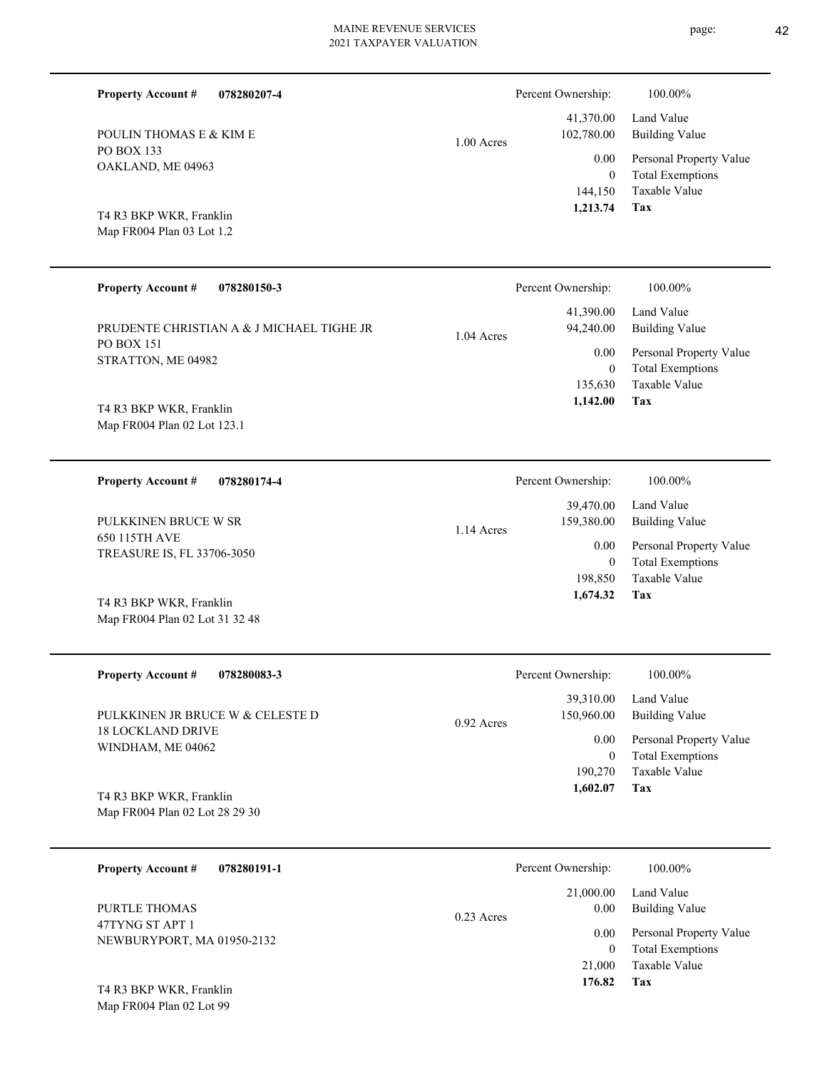**Property Account #** **078280207-4**

POULIN THOMAS E & KIM E
PO BOX 133
OAKLAND, ME 04963

T4 R3 BKP WKR, Franklin
Map FR004 Plan 03 Lot 1.2

1.00 Acres

| | |
|---|---|
| Percent Ownership: | 100.00% |
| 41,370.00 | Land Value |
| 102,780.00 | Building Value |
| 0.00 | Personal Property Value |
| 0 | Total Exemptions |
| 144,150 | Taxable Value |
| **1,213.74** | **Tax** |

---

**Property Account #** **078280150-3**

PRUDENTE CHRISTIAN A & J MICHAEL TIGHE JR
PO BOX 151
STRATTON, ME 04982

T4 R3 BKP WKR, Franklin
Map FR004 Plan 02 Lot 123.1

1.04 Acres

| | |
|---|---|
| Percent Ownership: | 100.00% |
| 41,390.00 | Land Value |
| 94,240.00 | Building Value |
| 0.00 | Personal Property Value |
| 0 | Total Exemptions |
| 135,630 | Taxable Value |
| **1,142.00** | **Tax** |

---

**Property Account #** **078280174-4**

PULKKINEN BRUCE W SR
650 115TH AVE
TREASURE IS, FL 33706-3050

T4 R3 BKP WKR, Franklin
Map FR004 Plan 02 Lot 31 32 48

1.14 Acres

| | |
|---|---|
| Percent Ownership: | 100.00% |
| 39,470.00 | Land Value |
| 159,380.00 | Building Value |
| 0.00 | Personal Property Value |
| 0 | Total Exemptions |
| 198,850 | Taxable Value |
| **1,674.32** | **Tax** |

---

**Property Account #** **078280083-3**

PULKKINEN JR BRUCE W & CELESTE D
18 LOCKLAND DRIVE
WINDHAM, ME 04062

T4 R3 BKP WKR, Franklin
Map FR004 Plan 02 Lot 28 29 30

0.92 Acres

| | |
|---|---|
| Percent Ownership: | 100.00% |
| 39,310.00 | Land Value |
| 150,960.00 | Building Value |
| 0.00 | Personal Property Value |
| 0 | Total Exemptions |
| 190,270 | Taxable Value |
| **1,602.07** | **Tax** |

---

**Property Account #** **078280191-1**

PURTLE THOMAS
47TYNG ST APT 1
NEWBURYPORT, MA 01950-2132

T4 R3 BKP WKR, Franklin
Map FR004 Plan 02 Lot 99

0.23 Acres

| | |
|---|---|
| Percent Ownership: | 100.00% |
| 21,000.00 | Land Value |
| 0.00 | Building Value |
| 0.00 | Personal Property Value |
| 0 | Total Exemptions |
| 21,000 | Taxable Value |
| **176.82** | **Tax** |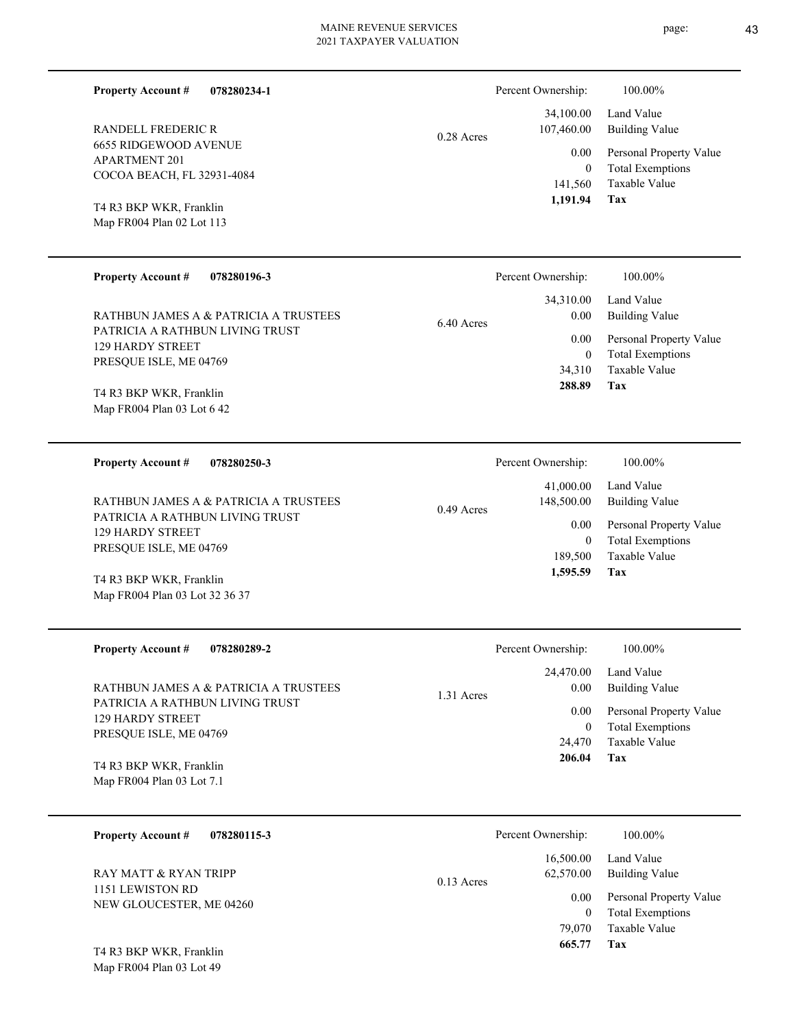**Property Account #** **078280234-1**

RANDELL FREDERIC R
6655 RIDGEWOOD AVENUE
APARTMENT 201
COCOA BEACH, FL 32931-4084

T4 R3 BKP WKR, Franklin
Map FR004 Plan 02 Lot 113

0.28 Acres

| Percent Ownership: | 100.00% |
|---|---|
| 34,100.00 | Land Value |
| 107,460.00 | Building Value |
| 0.00 | Personal Property Value |
| 0 | Total Exemptions |
| 141,560 | Taxable Value |
| **1,191.94** | **Tax** |

---

**Property Account #** **078280196-3**

RATHBUN JAMES A & PATRICIA A TRUSTEES
PATRICIA A RATHBUN LIVING TRUST
129 HARDY STREET
PRESQUE ISLE, ME 04769

T4 R3 BKP WKR, Franklin
Map FR004 Plan 03 Lot 6 42

6.40 Acres

| Percent Ownership: | 100.00% |
|---|---|
| 34,310.00 | Land Value |
| 0.00 | Building Value |
| 0.00 | Personal Property Value |
| 0 | Total Exemptions |
| 34,310 | Taxable Value |
| **288.89** | **Tax** |

---

**Property Account #** **078280250-3**

RATHBUN JAMES A & PATRICIA A TRUSTEES
PATRICIA A RATHBUN LIVING TRUST
129 HARDY STREET
PRESQUE ISLE, ME 04769

T4 R3 BKP WKR, Franklin
Map FR004 Plan 03 Lot 32 36 37

0.49 Acres

| Percent Ownership: | 100.00% |
|---|---|
| 41,000.00 | Land Value |
| 148,500.00 | Building Value |
| 0.00 | Personal Property Value |
| 0 | Total Exemptions |
| 189,500 | Taxable Value |
| **1,595.59** | **Tax** |

---

**Property Account #** **078280289-2**

RATHBUN JAMES A & PATRICIA A TRUSTEES
PATRICIA A RATHBUN LIVING TRUST
129 HARDY STREET
PRESQUE ISLE, ME 04769

T4 R3 BKP WKR, Franklin
Map FR004 Plan 03 Lot 7.1

1.31 Acres

| Percent Ownership: | 100.00% |
|---|---|
| 24,470.00 | Land Value |
| 0.00 | Building Value |
| 0.00 | Personal Property Value |
| 0 | Total Exemptions |
| 24,470 | Taxable Value |
| **206.04** | **Tax** |

---

**Property Account #** **078280115-3**

RAY MATT & RYAN TRIPP
1151 LEWISTON RD
NEW GLOUCESTER, ME 04260

T4 R3 BKP WKR, Franklin
Map FR004 Plan 03 Lot 49

0.13 Acres

| Percent Ownership: | 100.00% |
|---|---|
| 16,500.00 | Land Value |
| 62,570.00 | Building Value |
| 0.00 | Personal Property Value |
| 0 | Total Exemptions |
| 79,070 | Taxable Value |
| **665.77** | **Tax** |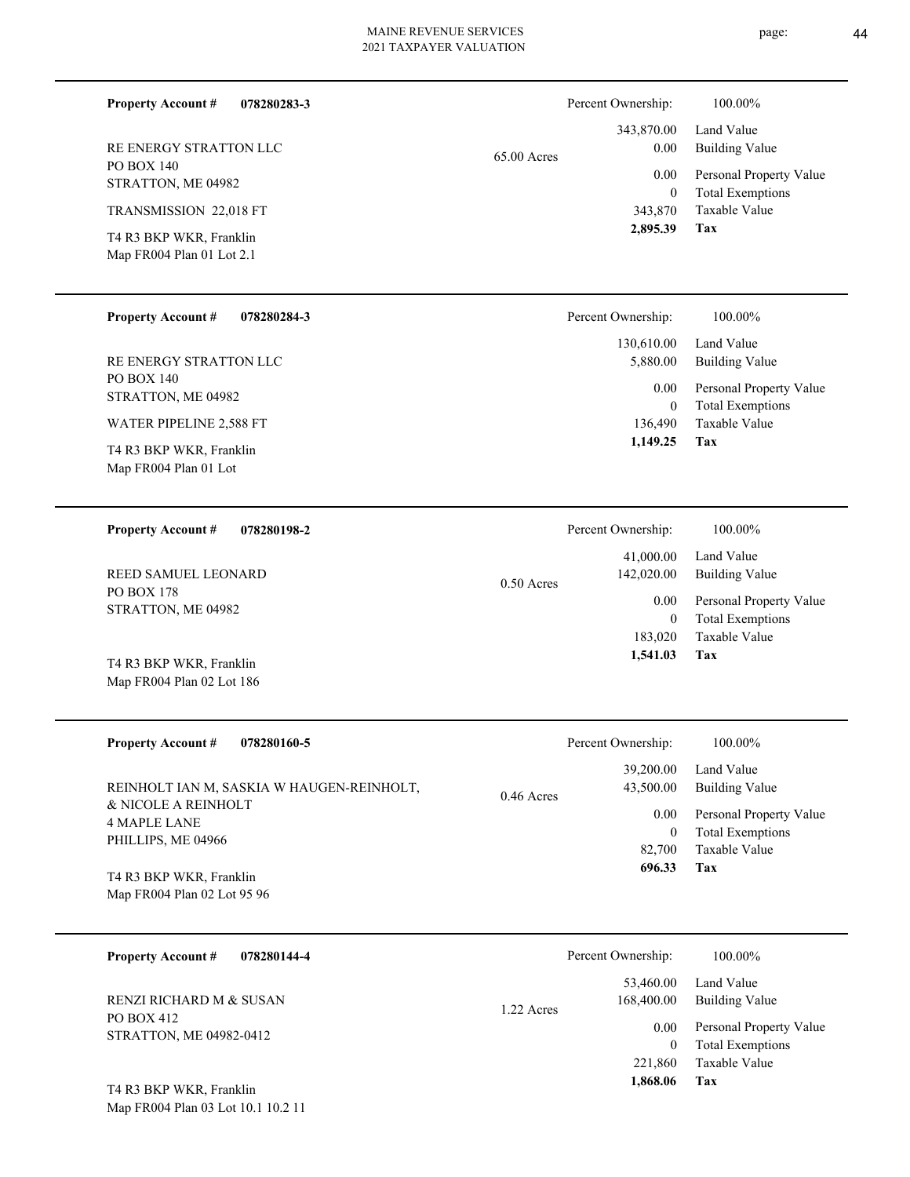**Property Account #** **078280283-3**

RE ENERGY STRATTON LLC
PO BOX 140
STRATTON, ME 04982

TRANSMISSION 22,018 FT

T4 R3 BKP WKR, Franklin
Map FR004 Plan 01 Lot 2.1

65.00 Acres

| | |
|---|---|
| Percent Ownership: | 100.00% |
| 343,870.00 | Land Value |
| 0.00 | Building Value |
| 0.00 | Personal Property Value |
| 0 | Total Exemptions |
| 343,870 | Taxable Value |
| **2,895.39** | **Tax** |

---

**Property Account #** **078280284-3**

RE ENERGY STRATTON LLC
PO BOX 140
STRATTON, ME 04982

WATER PIPELINE 2,588 FT

T4 R3 BKP WKR, Franklin
Map FR004 Plan 01 Lot

| | |
|---|---|
| Percent Ownership: | 100.00% |
| 130,610.00 | Land Value |
| 5,880.00 | Building Value |
| 0.00 | Personal Property Value |
| 0 | Total Exemptions |
| 136,490 | Taxable Value |
| **1,149.25** | **Tax** |

---

**Property Account #** **078280198-2**

REED SAMUEL LEONARD
PO BOX 178
STRATTON, ME 04982

T4 R3 BKP WKR, Franklin
Map FR004 Plan 02 Lot 186

0.50 Acres

| | |
|---|---|
| Percent Ownership: | 100.00% |
| 41,000.00 | Land Value |
| 142,020.00 | Building Value |
| 0.00 | Personal Property Value |
| 0 | Total Exemptions |
| 183,020 | Taxable Value |
| **1,541.03** | **Tax** |

---

**Property Account #** **078280160-5**

REINHOLT IAN M, SASKIA W HAUGEN-REINHOLT,
& NICOLE A REINHOLT
4 MAPLE LANE
PHILLIPS, ME 04966

T4 R3 BKP WKR, Franklin
Map FR004 Plan 02 Lot 95 96

0.46 Acres

| | |
|---|---|
| Percent Ownership: | 100.00% |
| 39,200.00 | Land Value |
| 43,500.00 | Building Value |
| 0.00 | Personal Property Value |
| 0 | Total Exemptions |
| 82,700 | Taxable Value |
| **696.33** | **Tax** |

---

**Property Account #** **078280144-4**

RENZI RICHARD M & SUSAN
PO BOX 412
STRATTON, ME 04982-0412

T4 R3 BKP WKR, Franklin
Map FR004 Plan 03 Lot 10.1 10.2 11

1.22 Acres

| | |
|---|---|
| Percent Ownership: | 100.00% |
| 53,460.00 | Land Value |
| 168,400.00 | Building Value |
| 0.00 | Personal Property Value |
| 0 | Total Exemptions |
| 221,860 | Taxable Value |
| **1,868.06** | **Tax** |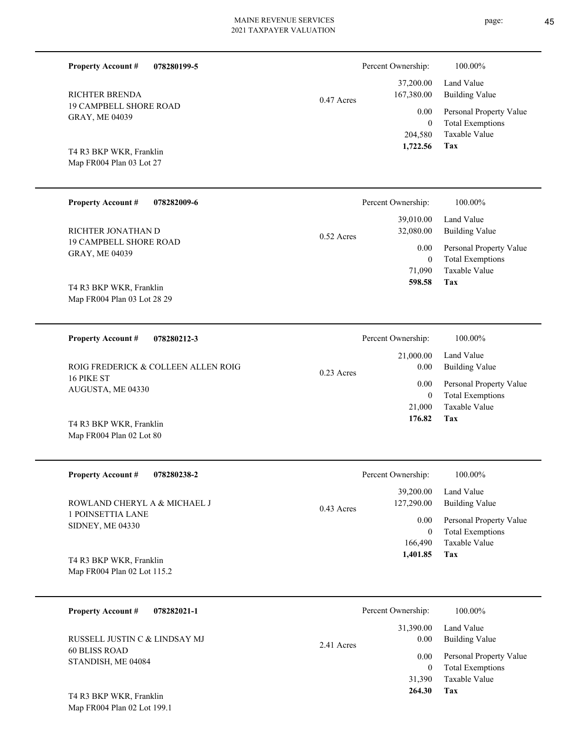**Property Account #** **078280199-5**

RICHTER BRENDA
19 CAMPBELL SHORE ROAD
GRAY, ME 04039

T4 R3 BKP WKR, Franklin
Map FR004 Plan 03 Lot 27

0.47 Acres

| Percent Ownership: | 100.00% |
|---|---|
| 37,200.00 | Land Value |
| 167,380.00 | Building Value |
| 0.00 | Personal Property Value |
| 0 | Total Exemptions |
| 204,580 | Taxable Value |
| **1,722.56** | **Tax** |

---

**Property Account #** **078282009-6**

RICHTER JONATHAN D
19 CAMPBELL SHORE ROAD
GRAY, ME 04039

T4 R3 BKP WKR, Franklin
Map FR004 Plan 03 Lot 28 29

0.52 Acres

| Percent Ownership: | 100.00% |
|---|---|
| 39,010.00 | Land Value |
| 32,080.00 | Building Value |
| 0.00 | Personal Property Value |
| 0 | Total Exemptions |
| 71,090 | Taxable Value |
| **598.58** | **Tax** |

---

**Property Account #** **078280212-3**

ROIG FREDERICK & COLLEEN ALLEN ROIG
16 PIKE ST
AUGUSTA, ME 04330

T4 R3 BKP WKR, Franklin
Map FR004 Plan 02 Lot 80

0.23 Acres

| Percent Ownership: | 100.00% |
|---|---|
| 21,000.00 | Land Value |
| 0.00 | Building Value |
| 0.00 | Personal Property Value |
| 0 | Total Exemptions |
| 21,000 | Taxable Value |
| **176.82** | **Tax** |

---

**Property Account #** **078280238-2**

ROWLAND CHERYL A & MICHAEL J
1 POINSETTIA LANE
SIDNEY, ME 04330

T4 R3 BKP WKR, Franklin
Map FR004 Plan 02 Lot 115.2

0.43 Acres

| Percent Ownership: | 100.00% |
|---|---|
| 39,200.00 | Land Value |
| 127,290.00 | Building Value |
| 0.00 | Personal Property Value |
| 0 | Total Exemptions |
| 166,490 | Taxable Value |
| **1,401.85** | **Tax** |

---

**Property Account #** **078282021-1**

RUSSELL JUSTIN C & LINDSAY MJ
60 BLISS ROAD
STANDISH, ME 04084

T4 R3 BKP WKR, Franklin
Map FR004 Plan 02 Lot 199.1

2.41 Acres

| Percent Ownership: | 100.00% |
|---|---|
| 31,390.00 | Land Value |
| 0.00 | Building Value |
| 0.00 | Personal Property Value |
| 0 | Total Exemptions |
| 31,390 | Taxable Value |
| **264.30** | **Tax** |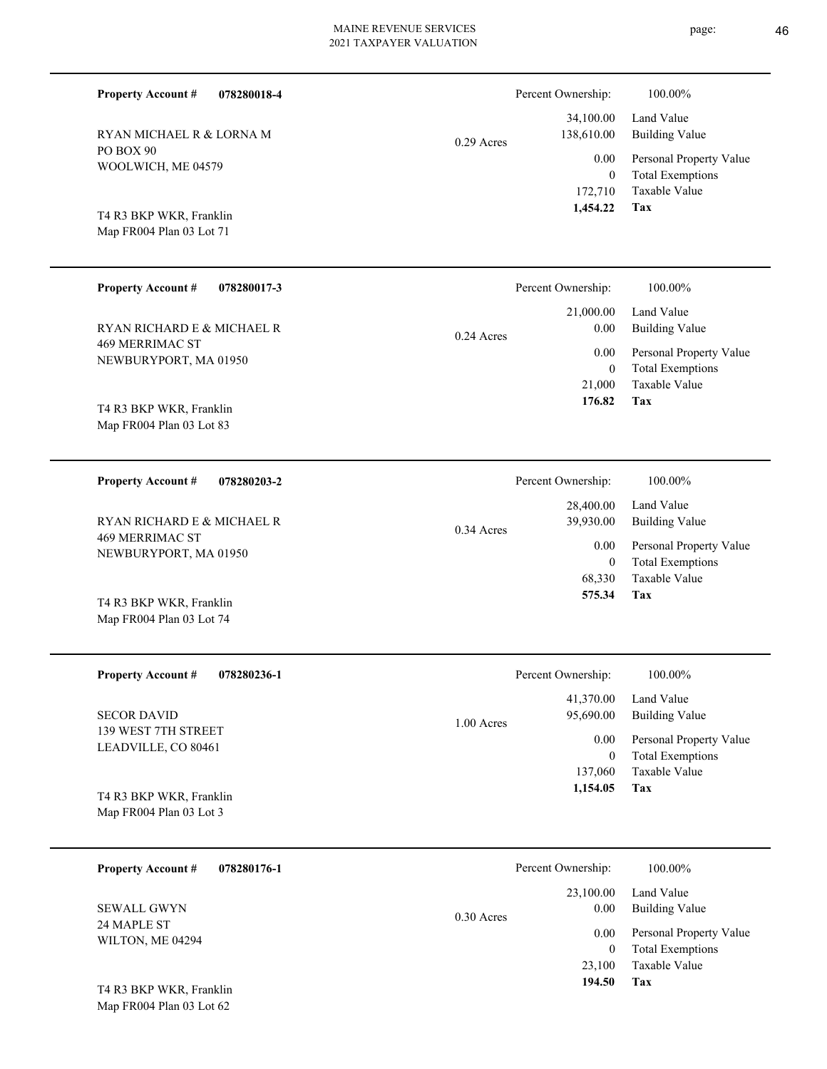**Property Account #** **078280018-4**

RYAN MICHAEL R & LORNA M
PO BOX 90
WOOLWICH, ME 04579

T4 R3 BKP WKR, Franklin
Map FR004 Plan 03 Lot 71

0.29 Acres

| Percent Ownership: | 100.00% |
|---|---|
| 34,100.00 | Land Value |
| 138,610.00 | Building Value |
| 0.00 | Personal Property Value |
| 0 | Total Exemptions |
| 172,710 | Taxable Value |
| **1,454.22** | **Tax** |

---

**Property Account #** **078280017-3**

RYAN RICHARD E & MICHAEL R
469 MERRIMAC ST
NEWBURYPORT, MA 01950

T4 R3 BKP WKR, Franklin
Map FR004 Plan 03 Lot 83

0.24 Acres

| Percent Ownership: | 100.00% |
|---|---|
| 21,000.00 | Land Value |
| 0.00 | Building Value |
| 0.00 | Personal Property Value |
| 0 | Total Exemptions |
| 21,000 | Taxable Value |
| **176.82** | **Tax** |

---

**Property Account #** **078280203-2**

RYAN RICHARD E & MICHAEL R
469 MERRIMAC ST
NEWBURYPORT, MA 01950

T4 R3 BKP WKR, Franklin
Map FR004 Plan 03 Lot 74

0.34 Acres

| Percent Ownership: | 100.00% |
|---|---|
| 28,400.00 | Land Value |
| 39,930.00 | Building Value |
| 0.00 | Personal Property Value |
| 0 | Total Exemptions |
| 68,330 | Taxable Value |
| **575.34** | **Tax** |

---

**Property Account #** **078280236-1**

SECOR DAVID
139 WEST 7TH STREET
LEADVILLE, CO 80461

T4 R3 BKP WKR, Franklin
Map FR004 Plan 03 Lot 3

1.00 Acres

| Percent Ownership: | 100.00% |
|---|---|
| 41,370.00 | Land Value |
| 95,690.00 | Building Value |
| 0.00 | Personal Property Value |
| 0 | Total Exemptions |
| 137,060 | Taxable Value |
| **1,154.05** | **Tax** |

---

**Property Account #** **078280176-1**

SEWALL GWYN
24 MAPLE ST
WILTON, ME 04294

T4 R3 BKP WKR, Franklin
Map FR004 Plan 03 Lot 62

0.30 Acres

| Percent Ownership: | 100.00% |
|---|---|
| 23,100.00 | Land Value |
| 0.00 | Building Value |
| 0.00 | Personal Property Value |
| 0 | Total Exemptions |
| 23,100 | Taxable Value |
| **194.50** | **Tax** |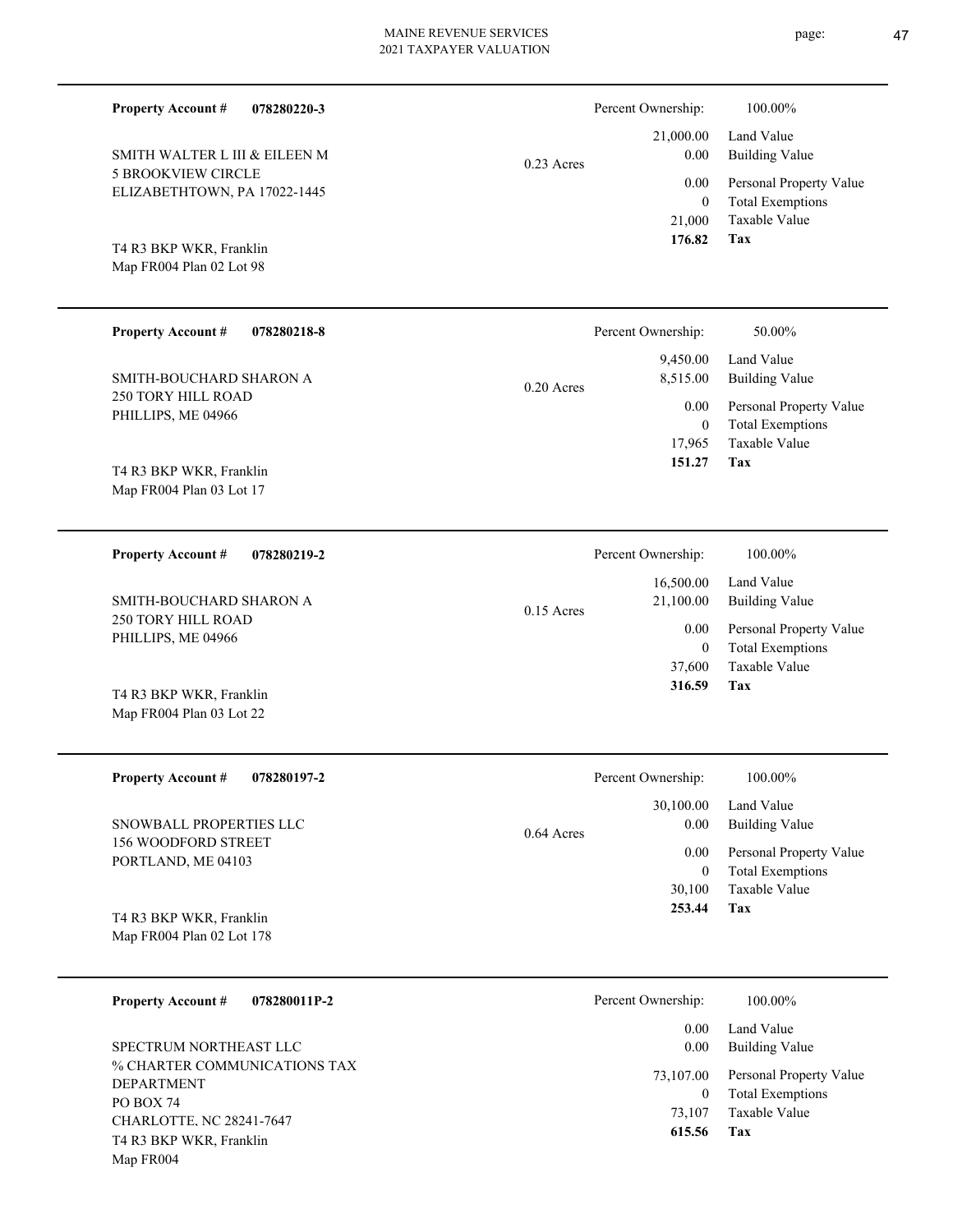**Property Account #** **078280220-3**

SMITH WALTER L III & EILEEN M
5 BROOKVIEW CIRCLE
ELIZABETHTOWN, PA 17022-1445

T4 R3 BKP WKR, Franklin
Map FR004 Plan 02 Lot 98

0.23 Acres

| Percent Ownership: | 100.00% |
|---|---|
| 21,000.00 | Land Value |
| 0.00 | Building Value |
| 0.00 | Personal Property Value |
| 0 | Total Exemptions |
| 21,000 | Taxable Value |
| **176.82** | **Tax** |

---

**Property Account #** **078280218-8**

SMITH-BOUCHARD SHARON A
250 TORY HILL ROAD
PHILLIPS, ME 04966

T4 R3 BKP WKR, Franklin
Map FR004 Plan 03 Lot 17

0.20 Acres

| Percent Ownership: | 50.00% |
|---|---|
| 9,450.00 | Land Value |
| 8,515.00 | Building Value |
| 0.00 | Personal Property Value |
| 0 | Total Exemptions |
| 17,965 | Taxable Value |
| **151.27** | **Tax** |

---

**Property Account #** **078280219-2**

SMITH-BOUCHARD SHARON A
250 TORY HILL ROAD
PHILLIPS, ME 04966

T4 R3 BKP WKR, Franklin
Map FR004 Plan 03 Lot 22

0.15 Acres

| Percent Ownership: | 100.00% |
|---|---|
| 16,500.00 | Land Value |
| 21,100.00 | Building Value |
| 0.00 | Personal Property Value |
| 0 | Total Exemptions |
| 37,600 | Taxable Value |
| **316.59** | **Tax** |

---

**Property Account #** **078280197-2**

SNOWBALL PROPERTIES LLC
156 WOODFORD STREET
PORTLAND, ME 04103

T4 R3 BKP WKR, Franklin
Map FR004 Plan 02 Lot 178

0.64 Acres

| Percent Ownership: | 100.00% |
|---|---|
| 30,100.00 | Land Value |
| 0.00 | Building Value |
| 0.00 | Personal Property Value |
| 0 | Total Exemptions |
| 30,100 | Taxable Value |
| **253.44** | **Tax** |

---

**Property Account #** **078280011P-2**

SPECTRUM NORTHEAST LLC
% CHARTER COMMUNICATIONS TAX DEPARTMENT
PO BOX 74
CHARLOTTE, NC 28241-7647

T4 R3 BKP WKR, Franklin
Map FR004

| Percent Ownership: | 100.00% |
|---|---|
| 0.00 | Land Value |
| 0.00 | Building Value |
| 73,107.00 | Personal Property Value |
| 0 | Total Exemptions |
| 73,107 | Taxable Value |
| **615.56** | **Tax** |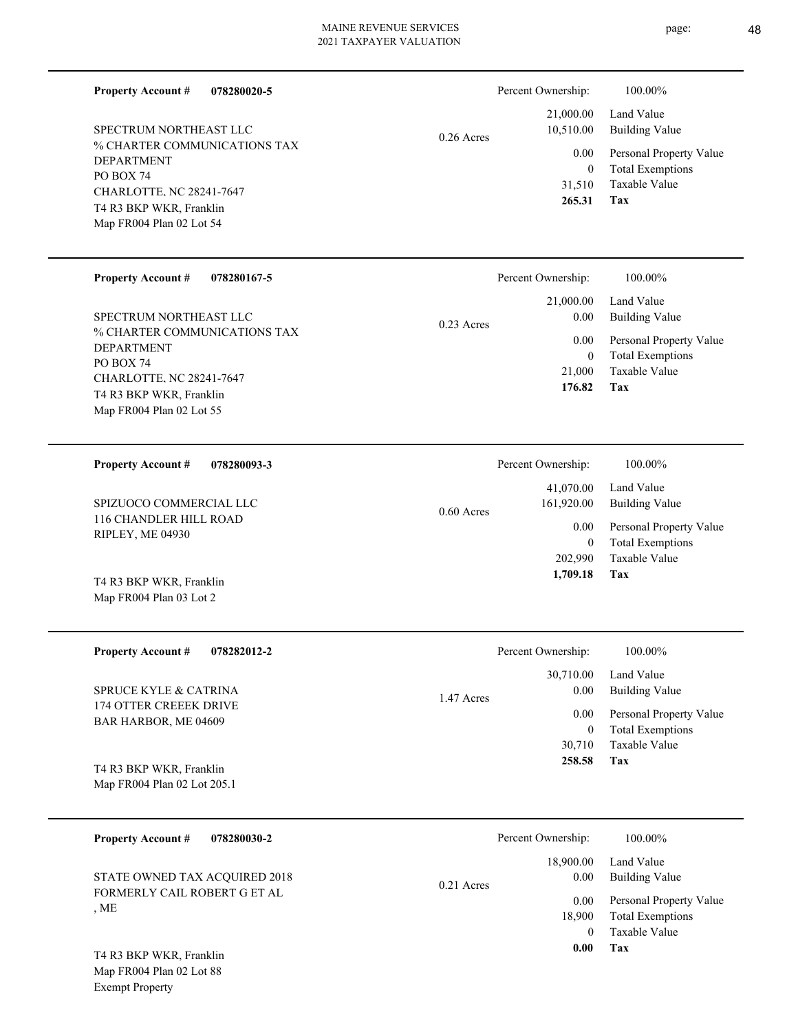**Property Account #** **078280020-5**

SPECTRUM NORTHEAST LLC
% CHARTER COMMUNICATIONS TAX DEPARTMENT
PO BOX 74
CHARLOTTE, NC 28241-7647
T4 R3 BKP WKR, Franklin
Map FR004 Plan 02 Lot 54

0.26 Acres

| Percent Ownership: | 100.00% |
|---|---|
| 21,000.00 | Land Value |
| 10,510.00 | Building Value |
| 0.00 | Personal Property Value |
| 0 | Total Exemptions |
| 31,510 | Taxable Value |
| **265.31** | **Tax** |

---

**Property Account #** **078280167-5**

SPECTRUM NORTHEAST LLC
% CHARTER COMMUNICATIONS TAX DEPARTMENT
PO BOX 74
CHARLOTTE, NC 28241-7647
T4 R3 BKP WKR, Franklin
Map FR004 Plan 02 Lot 55

0.23 Acres

| Percent Ownership: | 100.00% |
|---|---|
| 21,000.00 | Land Value |
| 0.00 | Building Value |
| 0.00 | Personal Property Value |
| 0 | Total Exemptions |
| 21,000 | Taxable Value |
| **176.82** | **Tax** |

---

**Property Account #** **078280093-3**

SPIZUOCO COMMERCIAL LLC
116 CHANDLER HILL ROAD
RIPLEY, ME 04930

T4 R3 BKP WKR, Franklin
Map FR004 Plan 03 Lot 2

0.60 Acres

| Percent Ownership: | 100.00% |
|---|---|
| 41,070.00 | Land Value |
| 161,920.00 | Building Value |
| 0.00 | Personal Property Value |
| 0 | Total Exemptions |
| 202,990 | Taxable Value |
| **1,709.18** | **Tax** |

---

**Property Account #** **078282012-2**

SPRUCE KYLE & CATRINA
174 OTTER CREEEK DRIVE
BAR HARBOR, ME 04609

T4 R3 BKP WKR, Franklin
Map FR004 Plan 02 Lot 205.1

1.47 Acres

| Percent Ownership: | 100.00% |
|---|---|
| 30,710.00 | Land Value |
| 0.00 | Building Value |
| 0.00 | Personal Property Value |
| 0 | Total Exemptions |
| 30,710 | Taxable Value |
| **258.58** | **Tax** |

---

**Property Account #** **078280030-2**

STATE OWNED TAX ACQUIRED 2018
FORMERLY CAIL ROBERT G ET AL
, ME

T4 R3 BKP WKR, Franklin
Map FR004 Plan 02 Lot 88
Exempt Property

0.21 Acres

| Percent Ownership: | 100.00% |
|---|---|
| 18,900.00 | Land Value |
| 0.00 | Building Value |
| 0.00 | Personal Property Value |
| 18,900 | Total Exemptions |
| 0 | Taxable Value |
| **0.00** | **Tax** |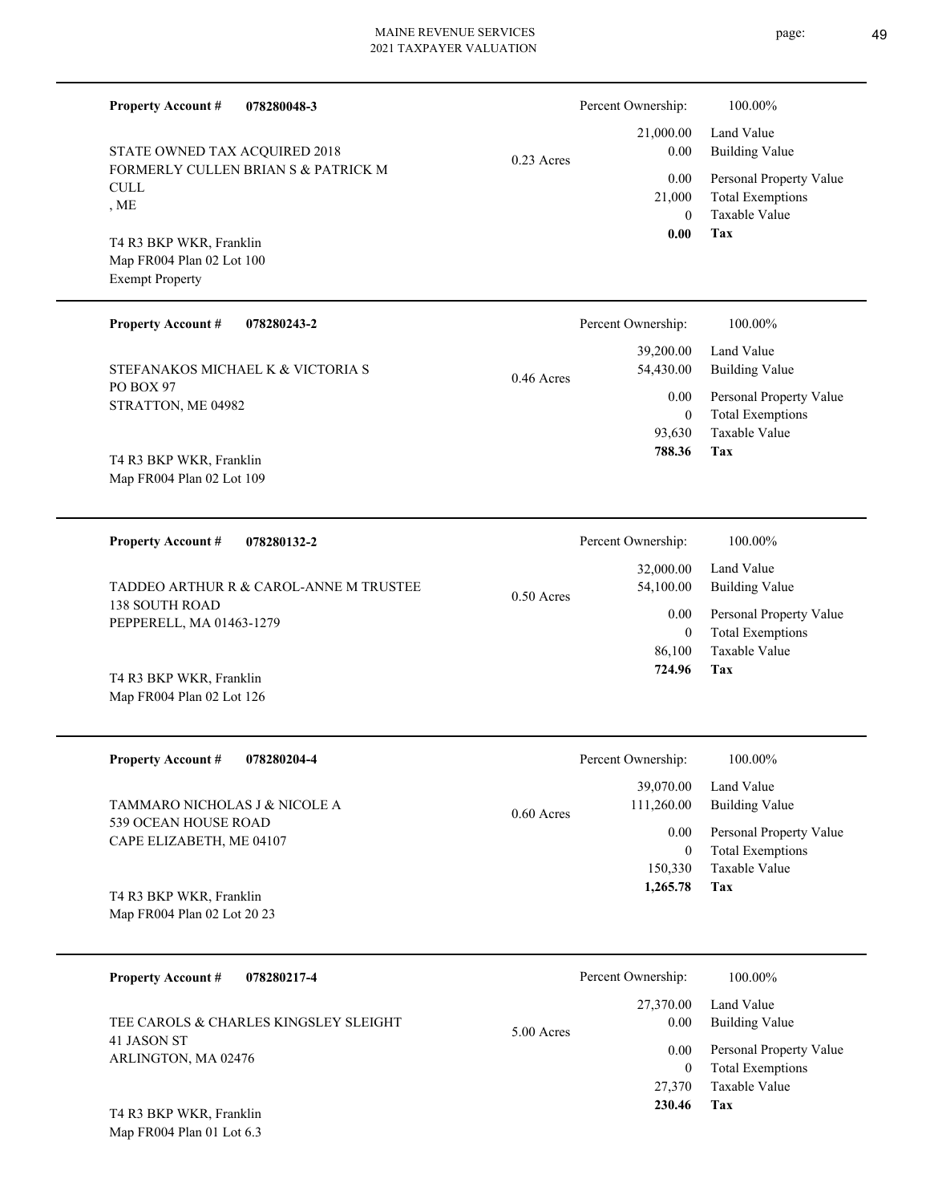**Property Account #** **078280048-3**

STATE OWNED TAX ACQUIRED 2018
FORMERLY CULLEN BRIAN S & PATRICK M CULL
, ME

T4 R3 BKP WKR, Franklin
Map FR004 Plan 02 Lot 100
Exempt Property

0.23 Acres

| Percent Ownership: | 100.00% |
|---|---|
| 21,000.00 | Land Value |
| 0.00 | Building Value |
| 0.00 | Personal Property Value |
| 21,000 | Total Exemptions |
| 0 | Taxable Value |
| **0.00** | **Tax** |

---

**Property Account #** **078280243-2**

STEFANAKOS MICHAEL K & VICTORIA S
PO BOX 97
STRATTON, ME 04982

T4 R3 BKP WKR, Franklin
Map FR004 Plan 02 Lot 109

0.46 Acres

| Percent Ownership: | 100.00% |
|---|---|
| 39,200.00 | Land Value |
| 54,430.00 | Building Value |
| 0.00 | Personal Property Value |
| 0 | Total Exemptions |
| 93,630 | Taxable Value |
| **788.36** | **Tax** |

---

**Property Account #** **078280132-2**

TADDEO ARTHUR R & CAROL-ANNE M TRUSTEE
138 SOUTH ROAD
PEPPERELL, MA 01463-1279

T4 R3 BKP WKR, Franklin
Map FR004 Plan 02 Lot 126

0.50 Acres

| Percent Ownership: | 100.00% |
|---|---|
| 32,000.00 | Land Value |
| 54,100.00 | Building Value |
| 0.00 | Personal Property Value |
| 0 | Total Exemptions |
| 86,100 | Taxable Value |
| **724.96** | **Tax** |

---

**Property Account #** **078280204-4**

TAMMARO NICHOLAS J & NICOLE A
539 OCEAN HOUSE ROAD
CAPE ELIZABETH, ME 04107

T4 R3 BKP WKR, Franklin
Map FR004 Plan 02 Lot 20 23

0.60 Acres

| Percent Ownership: | 100.00% |
|---|---|
| 39,070.00 | Land Value |
| 111,260.00 | Building Value |
| 0.00 | Personal Property Value |
| 0 | Total Exemptions |
| 150,330 | Taxable Value |
| **1,265.78** | **Tax** |

---

**Property Account #** **078280217-4**

TEE CAROLS & CHARLES KINGSLEY SLEIGHT
41 JASON ST
ARLINGTON, MA 02476

T4 R3 BKP WKR, Franklin
Map FR004 Plan 01 Lot 6.3

5.00 Acres

| Percent Ownership: | 100.00% |
|---|---|
| 27,370.00 | Land Value |
| 0.00 | Building Value |
| 0.00 | Personal Property Value |
| 0 | Total Exemptions |
| 27,370 | Taxable Value |
| **230.46** | **Tax** |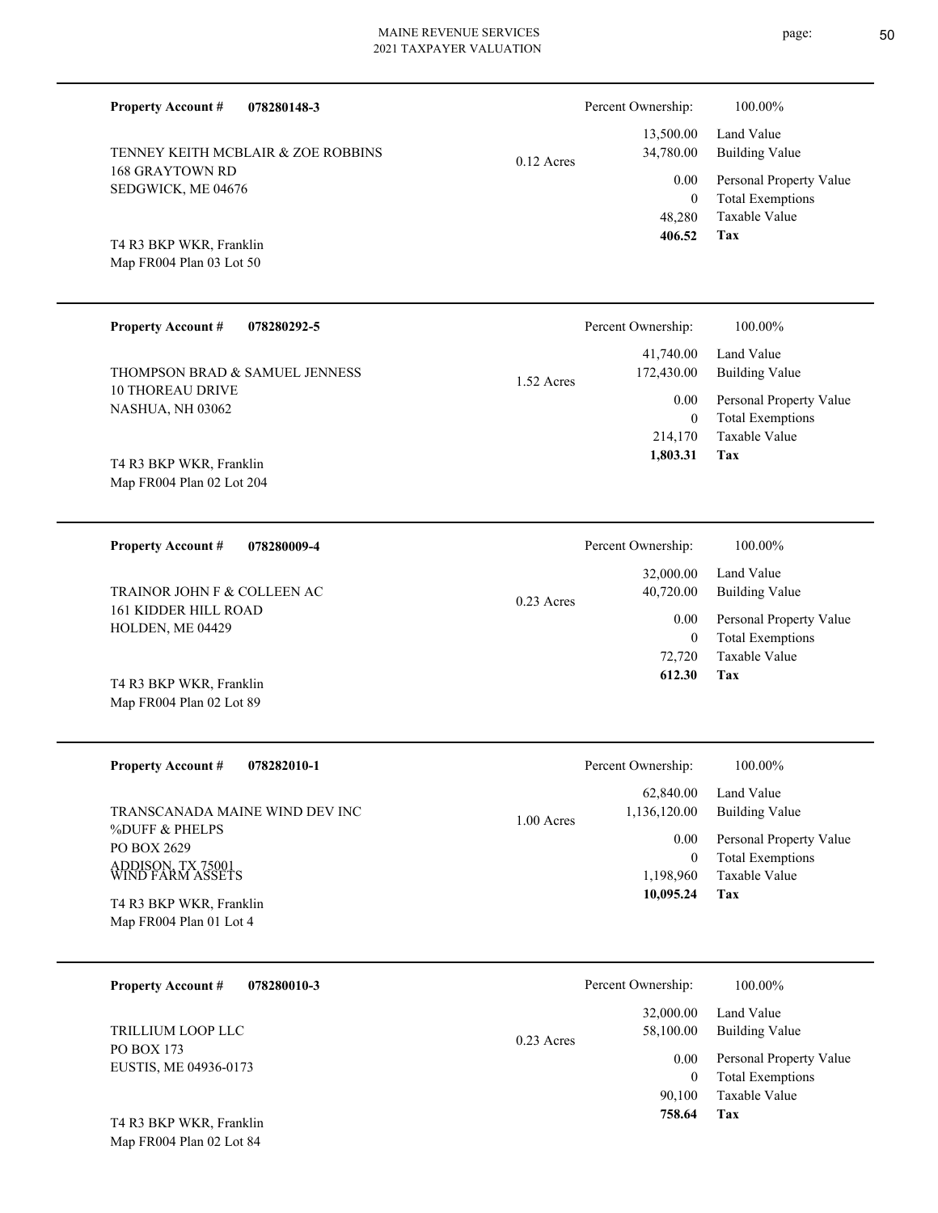**Property Account #** **078280148-3**

TENNEY KEITH MCBLAIR & ZOE ROBBINS
168 GRAYTOWN RD
SEDGWICK, ME 04676

0.12 Acres

T4 R3 BKP WKR, Franklin
Map FR004 Plan 03 Lot 50

| Percent Ownership: | 100.00% |
|---|---|
| 13,500.00 | Land Value |
| 34,780.00 | Building Value |
| 0.00 | Personal Property Value |
| 0 | Total Exemptions |
| 48,280 | Taxable Value |
| **406.52** | **Tax** |

---

**Property Account #** **078280292-5**

THOMPSON BRAD & SAMUEL JENNESS
10 THOREAU DRIVE
NASHUA, NH 03062

1.52 Acres

T4 R3 BKP WKR, Franklin
Map FR004 Plan 02 Lot 204

| Percent Ownership: | 100.00% |
|---|---|
| 41,740.00 | Land Value |
| 172,430.00 | Building Value |
| 0.00 | Personal Property Value |
| 0 | Total Exemptions |
| 214,170 | Taxable Value |
| **1,803.31** | **Tax** |

---

**Property Account #** **078280009-4**

TRAINOR JOHN F & COLLEEN AC
161 KIDDER HILL ROAD
HOLDEN, ME 04429

0.23 Acres

T4 R3 BKP WKR, Franklin
Map FR004 Plan 02 Lot 89

| Percent Ownership: | 100.00% |
|---|---|
| 32,000.00 | Land Value |
| 40,720.00 | Building Value |
| 0.00 | Personal Property Value |
| 0 | Total Exemptions |
| 72,720 | Taxable Value |
| **612.30** | **Tax** |

---

**Property Account #** **078282010-1**

TRANSCANADA MAINE WIND DEV INC
%DUFF & PHELPS
PO BOX 2629
ADDISON, TX 75001
WIND FARM ASSETS

1.00 Acres

T4 R3 BKP WKR, Franklin
Map FR004 Plan 01 Lot 4

| Percent Ownership: | 100.00% |
|---|---|
| 62,840.00 | Land Value |
| 1,136,120.00 | Building Value |
| 0.00 | Personal Property Value |
| 0 | Total Exemptions |
| 1,198,960 | Taxable Value |
| **10,095.24** | **Tax** |

---

**Property Account #** **078280010-3**

TRILLIUM LOOP LLC
PO BOX 173
EUSTIS, ME 04936-0173

0.23 Acres

T4 R3 BKP WKR, Franklin
Map FR004 Plan 02 Lot 84

| Percent Ownership: | 100.00% |
|---|---|
| 32,000.00 | Land Value |
| 58,100.00 | Building Value |
| 0.00 | Personal Property Value |
| 0 | Total Exemptions |
| 90,100 | Taxable Value |
| **758.64** | **Tax** |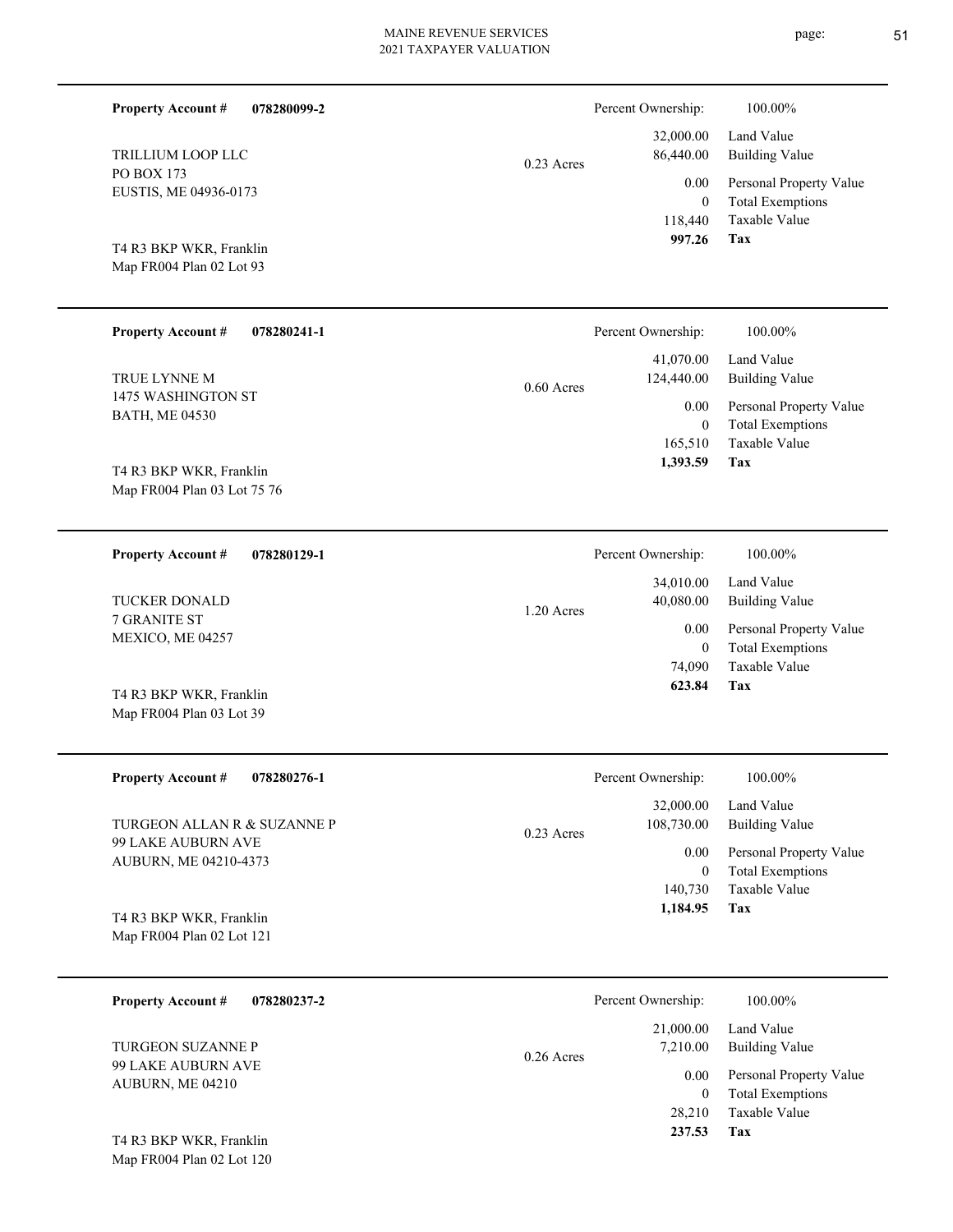**Property Account #** **078280099-2**

TRILLIUM LOOP LLC
PO BOX 173
EUSTIS, ME 04936-0173

T4 R3 BKP WKR, Franklin
Map FR004 Plan 02 Lot 93

0.23 Acres

| Percent Ownership: | 100.00% |
|---|---|
| 32,000.00 | Land Value |
| 86,440.00 | Building Value |
| 0.00 | Personal Property Value |
| 0 | Total Exemptions |
| 118,440 | Taxable Value |
| **997.26** | **Tax** |

---

**Property Account #** **078280241-1**

TRUE LYNNE M
1475 WASHINGTON ST
BATH, ME 04530

T4 R3 BKP WKR, Franklin
Map FR004 Plan 03 Lot 75 76

0.60 Acres

| Percent Ownership: | 100.00% |
|---|---|
| 41,070.00 | Land Value |
| 124,440.00 | Building Value |
| 0.00 | Personal Property Value |
| 0 | Total Exemptions |
| 165,510 | Taxable Value |
| **1,393.59** | **Tax** |

---

**Property Account #** **078280129-1**

TUCKER DONALD
7 GRANITE ST
MEXICO, ME 04257

T4 R3 BKP WKR, Franklin
Map FR004 Plan 03 Lot 39

1.20 Acres

| Percent Ownership: | 100.00% |
|---|---|
| 34,010.00 | Land Value |
| 40,080.00 | Building Value |
| 0.00 | Personal Property Value |
| 0 | Total Exemptions |
| 74,090 | Taxable Value |
| **623.84** | **Tax** |

---

**Property Account #** **078280276-1**

TURGEON ALLAN R & SUZANNE P
99 LAKE AUBURN AVE
AUBURN, ME 04210-4373

T4 R3 BKP WKR, Franklin
Map FR004 Plan 02 Lot 121

0.23 Acres

| Percent Ownership: | 100.00% |
|---|---|
| 32,000.00 | Land Value |
| 108,730.00 | Building Value |
| 0.00 | Personal Property Value |
| 0 | Total Exemptions |
| 140,730 | Taxable Value |
| **1,184.95** | **Tax** |

---

**Property Account #** **078280237-2**

TURGEON SUZANNE P
99 LAKE AUBURN AVE
AUBURN, ME 04210

T4 R3 BKP WKR, Franklin
Map FR004 Plan 02 Lot 120

0.26 Acres

| Percent Ownership: | 100.00% |
|---|---|
| 21,000.00 | Land Value |
| 7,210.00 | Building Value |
| 0.00 | Personal Property Value |
| 0 | Total Exemptions |
| 28,210 | Taxable Value |
| **237.53** | **Tax** |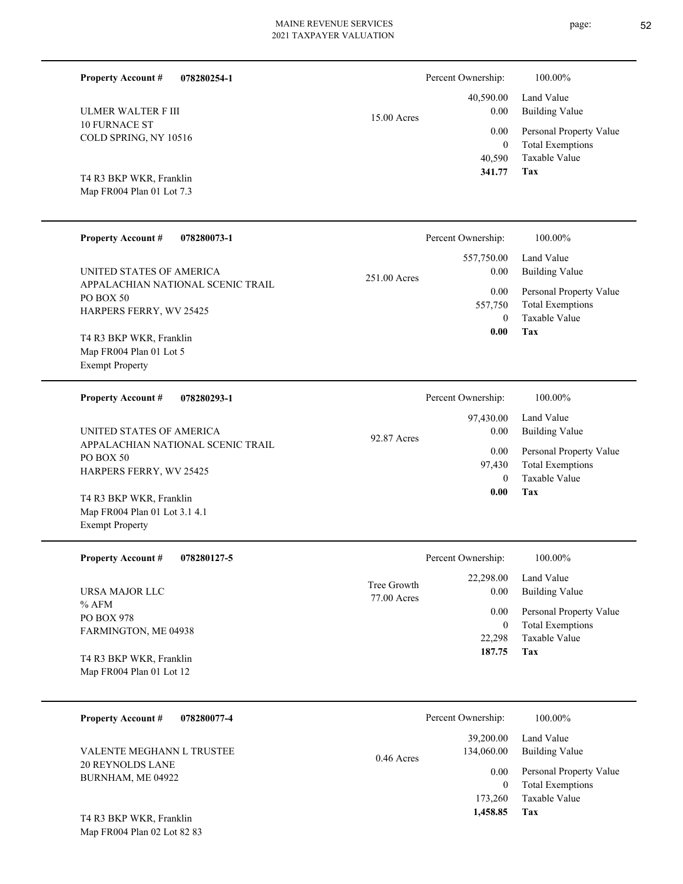**Property Account #** **078280254-1**

ULMER WALTER F III
10 FURNACE ST
COLD SPRING, NY 10516

T4 R3 BKP WKR, Franklin
Map FR004 Plan 01 Lot 7.3

15.00 Acres

| Percent Ownership: | 100.00% |
|---|---|
| 40,590.00 | Land Value |
| 0.00 | Building Value |
| 0.00 | Personal Property Value |
| 0 | Total Exemptions |
| 40,590 | Taxable Value |
| **341.77** | **Tax** |

---

**Property Account #** **078280073-1**

UNITED STATES OF AMERICA
APPALACHIAN NATIONAL SCENIC TRAIL
PO BOX 50
HARPERS FERRY, WV 25425

T4 R3 BKP WKR, Franklin
Map FR004 Plan 01 Lot 5
Exempt Property

251.00 Acres

| Percent Ownership: | 100.00% |
|---|---|
| 557,750.00 | Land Value |
| 0.00 | Building Value |
| 0.00 | Personal Property Value |
| 557,750 | Total Exemptions |
| 0 | Taxable Value |
| **0.00** | **Tax** |

---

**Property Account #** **078280293-1**

UNITED STATES OF AMERICA
APPALACHIAN NATIONAL SCENIC TRAIL
PO BOX 50
HARPERS FERRY, WV 25425

T4 R3 BKP WKR, Franklin
Map FR004 Plan 01 Lot 3.1 4.1
Exempt Property

92.87 Acres

| Percent Ownership: | 100.00% |
|---|---|
| 97,430.00 | Land Value |
| 0.00 | Building Value |
| 0.00 | Personal Property Value |
| 97,430 | Total Exemptions |
| 0 | Taxable Value |
| **0.00** | **Tax** |

---

**Property Account #** **078280127-5**

URSA MAJOR LLC
% AFM
PO BOX 978
FARMINGTON, ME 04938

T4 R3 BKP WKR, Franklin
Map FR004 Plan 01 Lot 12

Tree Growth
77.00 Acres

| Percent Ownership: | 100.00% |
|---|---|
| 22,298.00 | Land Value |
| 0.00 | Building Value |
| 0.00 | Personal Property Value |
| 0 | Total Exemptions |
| 22,298 | Taxable Value |
| **187.75** | **Tax** |

---

**Property Account #** **078280077-4**

VALENTE MEGHANN L TRUSTEE
20 REYNOLDS LANE
BURNHAM, ME 04922

T4 R3 BKP WKR, Franklin
Map FR004 Plan 02 Lot 82 83

0.46 Acres

| Percent Ownership: | 100.00% |
|---|---|
| 39,200.00 | Land Value |
| 134,060.00 | Building Value |
| 0.00 | Personal Property Value |
| 0 | Total Exemptions |
| 173,260 | Taxable Value |
| **1,458.85** | **Tax** |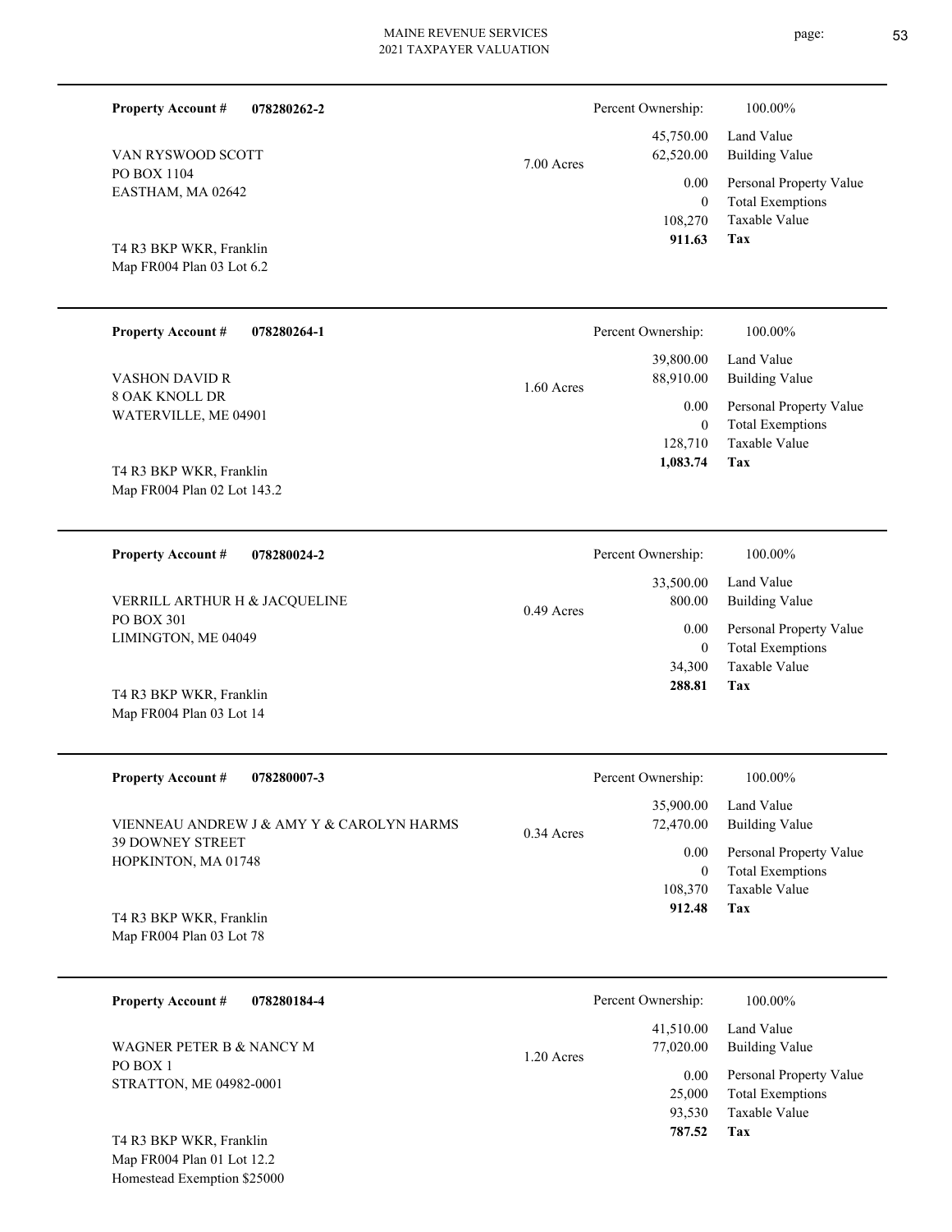**Property Account #** **078280262-2**

VAN RYSWOOD SCOTT
PO BOX 1104
EASTHAM, MA 02642

T4 R3 BKP WKR, Franklin
Map FR004 Plan 03 Lot 6.2

7.00 Acres

| Percent Ownership: | 100.00% |
|---|---|
| 45,750.00 | Land Value |
| 62,520.00 | Building Value |
| 0.00 | Personal Property Value |
| 0 | Total Exemptions |
| 108,270 | Taxable Value |
| **911.63** | **Tax** |

---

**Property Account #** **078280264-1**

VASHON DAVID R
8 OAK KNOLL DR
WATERVILLE, ME 04901

T4 R3 BKP WKR, Franklin
Map FR004 Plan 02 Lot 143.2

1.60 Acres

| Percent Ownership: | 100.00% |
|---|---|
| 39,800.00 | Land Value |
| 88,910.00 | Building Value |
| 0.00 | Personal Property Value |
| 0 | Total Exemptions |
| 128,710 | Taxable Value |
| **1,083.74** | **Tax** |

---

**Property Account #** **078280024-2**

VERRILL ARTHUR H & JACQUELINE
PO BOX 301
LIMINGTON, ME 04049

T4 R3 BKP WKR, Franklin
Map FR004 Plan 03 Lot 14

0.49 Acres

| Percent Ownership: | 100.00% |
|---|---|
| 33,500.00 | Land Value |
| 800.00 | Building Value |
| 0.00 | Personal Property Value |
| 0 | Total Exemptions |
| 34,300 | Taxable Value |
| **288.81** | **Tax** |

---

**Property Account #** **078280007-3**

VIENNEAU ANDREW J & AMY Y & CAROLYN HARMS
39 DOWNEY STREET
HOPKINTON, MA 01748

T4 R3 BKP WKR, Franklin
Map FR004 Plan 03 Lot 78

0.34 Acres

| Percent Ownership: | 100.00% |
|---|---|
| 35,900.00 | Land Value |
| 72,470.00 | Building Value |
| 0.00 | Personal Property Value |
| 0 | Total Exemptions |
| 108,370 | Taxable Value |
| **912.48** | **Tax** |

---

**Property Account #** **078280184-4**

WAGNER PETER B & NANCY M
PO BOX 1
STRATTON, ME 04982-0001

T4 R3 BKP WKR, Franklin
Map FR004 Plan 01 Lot 12.2
Homestead Exemption $25000

1.20 Acres

| Percent Ownership: | 100.00% |
|---|---|
| 41,510.00 | Land Value |
| 77,020.00 | Building Value |
| 0.00 | Personal Property Value |
| 25,000 | Total Exemptions |
| 93,530 | Taxable Value |
| **787.52** | **Tax** |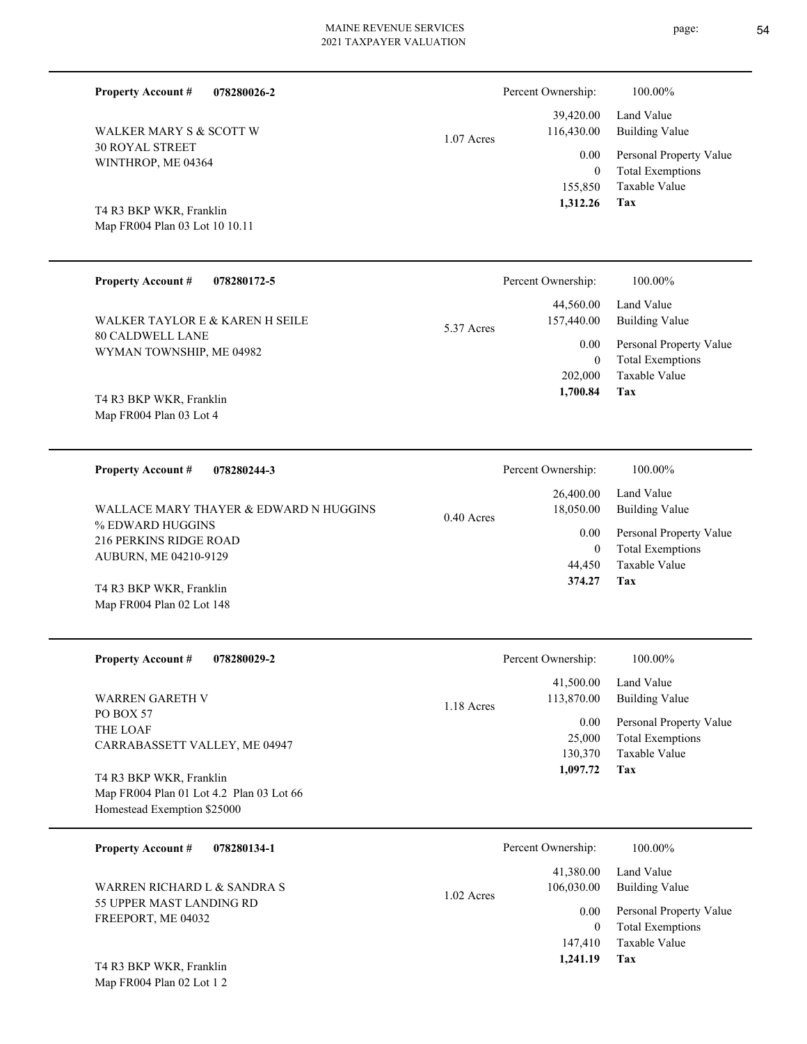**Property Account #** **078280026-2**

WALKER MARY S & SCOTT W
30 ROYAL STREET
WINTHROP, ME 04364

T4 R3 BKP WKR, Franklin
Map FR004 Plan 03 Lot 10 10.11

1.07 Acres

| | |
|---|---|
| Percent Ownership: | 100.00% |
| 39,420.00 | Land Value |
| 116,430.00 | Building Value |
| 0.00 | Personal Property Value |
| 0 | Total Exemptions |
| 155,850 | Taxable Value |
| **1,312.26** | **Tax** |

---

**Property Account #** **078280172-5**

WALKER TAYLOR E & KAREN H SEILE
80 CALDWELL LANE
WYMAN TOWNSHIP, ME 04982

T4 R3 BKP WKR, Franklin
Map FR004 Plan 03 Lot 4

5.37 Acres

| | |
|---|---|
| Percent Ownership: | 100.00% |
| 44,560.00 | Land Value |
| 157,440.00 | Building Value |
| 0.00 | Personal Property Value |
| 0 | Total Exemptions |
| 202,000 | Taxable Value |
| **1,700.84** | **Tax** |

---

**Property Account #** **078280244-3**

WALLACE MARY THAYER & EDWARD N HUGGINS
% EDWARD HUGGINS
216 PERKINS RIDGE ROAD
AUBURN, ME 04210-9129

T4 R3 BKP WKR, Franklin
Map FR004 Plan 02 Lot 148

0.40 Acres

| | |
|---|---|
| Percent Ownership: | 100.00% |
| 26,400.00 | Land Value |
| 18,050.00 | Building Value |
| 0.00 | Personal Property Value |
| 0 | Total Exemptions |
| 44,450 | Taxable Value |
| **374.27** | **Tax** |

---

**Property Account #** **078280029-2**

WARREN GARETH V
PO BOX 57
THE LOAF
CARRABASSETT VALLEY, ME 04947

T4 R3 BKP WKR, Franklin
Map FR004 Plan 01 Lot 4.2 Plan 03 Lot 66
Homestead Exemption $25000

1.18 Acres

| | |
|---|---|
| Percent Ownership: | 100.00% |
| 41,500.00 | Land Value |
| 113,870.00 | Building Value |
| 0.00 | Personal Property Value |
| 25,000 | Total Exemptions |
| 130,370 | Taxable Value |
| **1,097.72** | **Tax** |

---

**Property Account #** **078280134-1**

WARREN RICHARD L & SANDRA S
55 UPPER MAST LANDING RD
FREEPORT, ME 04032

T4 R3 BKP WKR, Franklin
Map FR004 Plan 02 Lot 1 2

1.02 Acres

| | |
|---|---|
| Percent Ownership: | 100.00% |
| 41,380.00 | Land Value |
| 106,030.00 | Building Value |
| 0.00 | Personal Property Value |
| 0 | Total Exemptions |
| 147,410 | Taxable Value |
| **1,241.19** | **Tax** |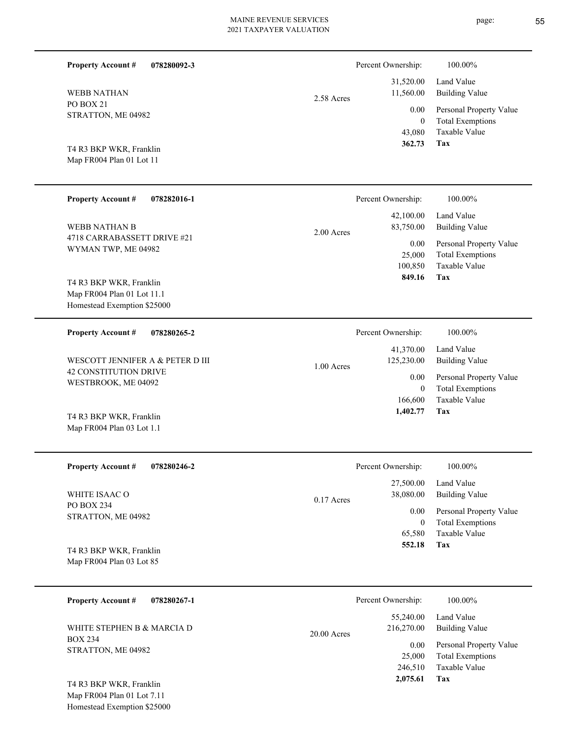**Property Account #** **078280092-3**

WEBB NATHAN
PO BOX 21
STRATTON, ME 04982

T4 R3 BKP WKR, Franklin
Map FR004 Plan 01 Lot 11

2.58 Acres

| | |
|---|---|
| Percent Ownership: | 100.00% |
| 31,520.00 | Land Value |
| 11,560.00 | Building Value |
| 0.00 | Personal Property Value |
| 0 | Total Exemptions |
| 43,080 | Taxable Value |
| **362.73** | **Tax** |

---

**Property Account #** **078282016-1**

WEBB NATHAN B
4718 CARRABASSETT DRIVE #21
WYMAN TWP, ME 04982

T4 R3 BKP WKR, Franklin
Map FR004 Plan 01 Lot 11.1
Homestead Exemption $25000

2.00 Acres

| | |
|---|---|
| Percent Ownership: | 100.00% |
| 42,100.00 | Land Value |
| 83,750.00 | Building Value |
| 0.00 | Personal Property Value |
| 25,000 | Total Exemptions |
| 100,850 | Taxable Value |
| **849.16** | **Tax** |

---

**Property Account #** **078280265-2**

WESCOTT JENNIFER A & PETER D III
42 CONSTITUTION DRIVE
WESTBROOK, ME 04092

T4 R3 BKP WKR, Franklin
Map FR004 Plan 03 Lot 1.1

1.00 Acres

| | |
|---|---|
| Percent Ownership: | 100.00% |
| 41,370.00 | Land Value |
| 125,230.00 | Building Value |
| 0.00 | Personal Property Value |
| 0 | Total Exemptions |
| 166,600 | Taxable Value |
| **1,402.77** | **Tax** |

---

**Property Account #** **078280246-2**

WHITE ISAAC O
PO BOX 234
STRATTON, ME 04982

T4 R3 BKP WKR, Franklin
Map FR004 Plan 03 Lot 85

0.17 Acres

| | |
|---|---|
| Percent Ownership: | 100.00% |
| 27,500.00 | Land Value |
| 38,080.00 | Building Value |
| 0.00 | Personal Property Value |
| 0 | Total Exemptions |
| 65,580 | Taxable Value |
| **552.18** | **Tax** |

---

**Property Account #** **078280267-1**

WHITE STEPHEN B & MARCIA D
BOX 234
STRATTON, ME 04982

T4 R3 BKP WKR, Franklin
Map FR004 Plan 01 Lot 7.11
Homestead Exemption $25000

20.00 Acres

| | |
|---|---|
| Percent Ownership: | 100.00% |
| 55,240.00 | Land Value |
| 216,270.00 | Building Value |
| 0.00 | Personal Property Value |
| 25,000 | Total Exemptions |
| 246,510 | Taxable Value |
| **2,075.61** | **Tax** |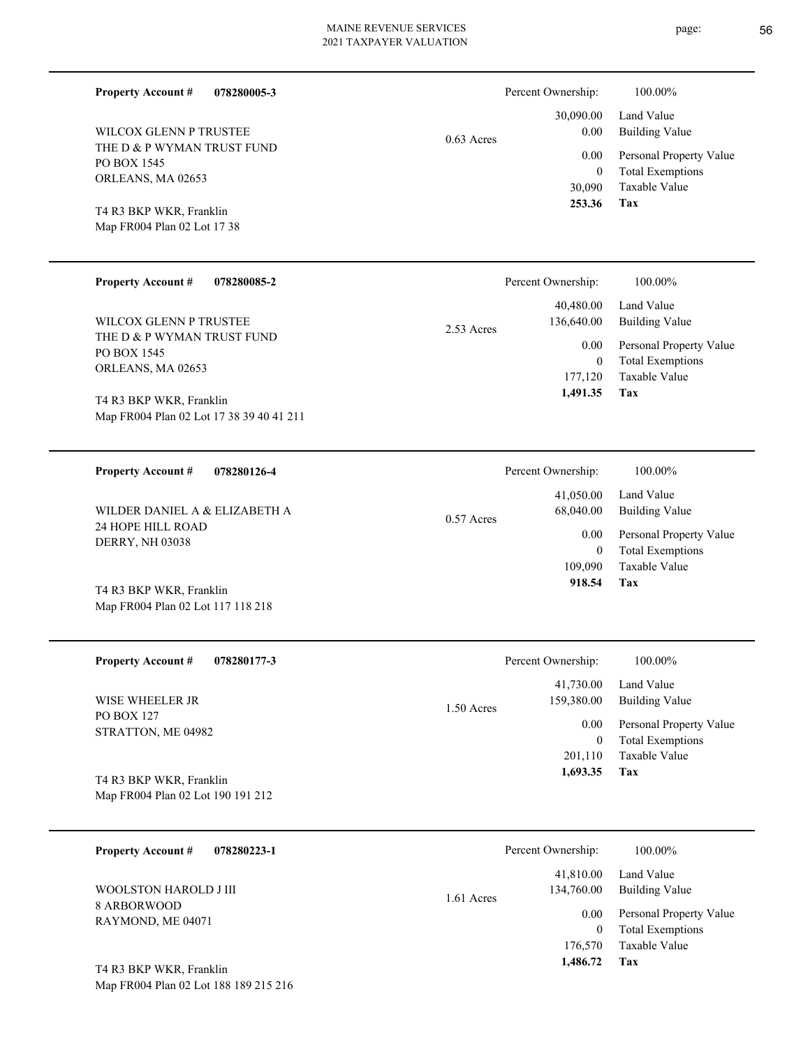**Property Account #** **078280005-3**

WILCOX GLENN P TRUSTEE
THE D & P WYMAN TRUST FUND
PO BOX 1545
ORLEANS, MA 02653

T4 R3 BKP WKR, Franklin
Map FR004 Plan 02 Lot 17 38

0.63 Acres

| Percent Ownership: | 100.00% |
|---|---|
| 30,090.00 | Land Value |
| 0.00 | Building Value |
| 0.00 | Personal Property Value |
| 0 | Total Exemptions |
| 30,090 | Taxable Value |
| **253.36** | **Tax** |

---

**Property Account #** **078280085-2**

WILCOX GLENN P TRUSTEE
THE D & P WYMAN TRUST FUND
PO BOX 1545
ORLEANS, MA 02653

T4 R3 BKP WKR, Franklin
Map FR004 Plan 02 Lot 17 38 39 40 41 211

2.53 Acres

| Percent Ownership: | 100.00% |
|---|---|
| 40,480.00 | Land Value |
| 136,640.00 | Building Value |
| 0.00 | Personal Property Value |
| 0 | Total Exemptions |
| 177,120 | Taxable Value |
| **1,491.35** | **Tax** |

---

**Property Account #** **078280126-4**

WILDER DANIEL A & ELIZABETH A
24 HOPE HILL ROAD
DERRY, NH 03038

T4 R3 BKP WKR, Franklin
Map FR004 Plan 02 Lot 117 118 218

0.57 Acres

| Percent Ownership: | 100.00% |
|---|---|
| 41,050.00 | Land Value |
| 68,040.00 | Building Value |
| 0.00 | Personal Property Value |
| 0 | Total Exemptions |
| 109,090 | Taxable Value |
| **918.54** | **Tax** |

---

**Property Account #** **078280177-3**

WISE WHEELER JR
PO BOX 127
STRATTON, ME 04982

T4 R3 BKP WKR, Franklin
Map FR004 Plan 02 Lot 190 191 212

1.50 Acres

| Percent Ownership: | 100.00% |
|---|---|
| 41,730.00 | Land Value |
| 159,380.00 | Building Value |
| 0.00 | Personal Property Value |
| 0 | Total Exemptions |
| 201,110 | Taxable Value |
| **1,693.35** | **Tax** |

---

**Property Account #** **078280223-1**

WOOLSTON HAROLD J III
8 ARBORWOOD
RAYMOND, ME 04071

T4 R3 BKP WKR, Franklin
Map FR004 Plan 02 Lot 188 189 215 216

1.61 Acres

| Percent Ownership: | 100.00% |
|---|---|
| 41,810.00 | Land Value |
| 134,760.00 | Building Value |
| 0.00 | Personal Property Value |
| 0 | Total Exemptions |
| 176,570 | Taxable Value |
| **1,486.72** | **Tax** |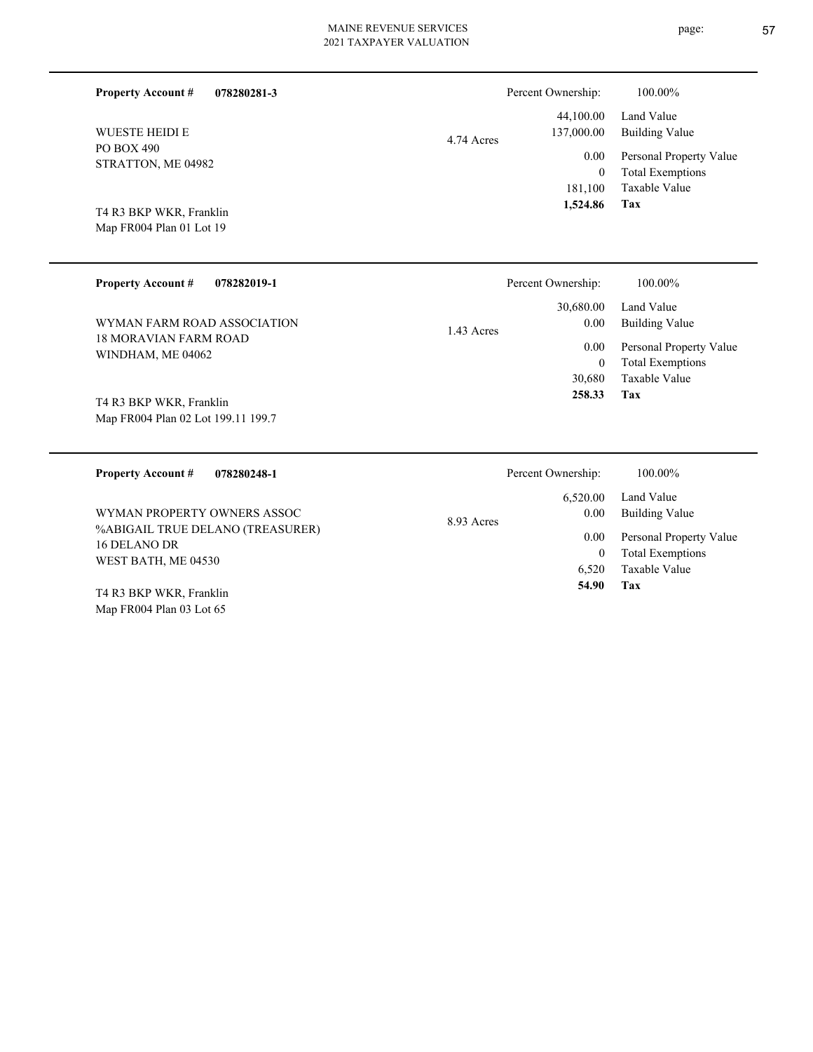**Property Account #** **078280281-3**

WUESTE HEIDI E
PO BOX 490
STRATTON, ME 04982

T4 R3 BKP WKR, Franklin
Map FR004 Plan 01 Lot 19

4.74 Acres

| Percent Ownership: | 100.00% |
|---|---|
| 44,100.00 | Land Value |
| 137,000.00 | Building Value |
| 0.00 | Personal Property Value |
| 0 | Total Exemptions |
| 181,100 | Taxable Value |
| **1,524.86** | **Tax** |

---

**Property Account #** **078282019-1**

WYMAN FARM ROAD ASSOCIATION
18 MORAVIAN FARM ROAD
WINDHAM, ME 04062

T4 R3 BKP WKR, Franklin
Map FR004 Plan 02 Lot 199.11 199.7

1.43 Acres

| Percent Ownership: | 100.00% |
|---|---|
| 30,680.00 | Land Value |
| 0.00 | Building Value |
| 0.00 | Personal Property Value |
| 0 | Total Exemptions |
| 30,680 | Taxable Value |
| **258.33** | **Tax** |

---

**Property Account #** **078280248-1**

WYMAN PROPERTY OWNERS ASSOC
%ABIGAIL TRUE DELANO (TREASURER)
16 DELANO DR
WEST BATH, ME 04530

T4 R3 BKP WKR, Franklin
Map FR004 Plan 03 Lot 65

8.93 Acres

| Percent Ownership: | 100.00% |
|---|---|
| 6,520.00 | Land Value |
| 0.00 | Building Value |
| 0.00 | Personal Property Value |
| 0 | Total Exemptions |
| 6,520 | Taxable Value |
| **54.90** | **Tax** |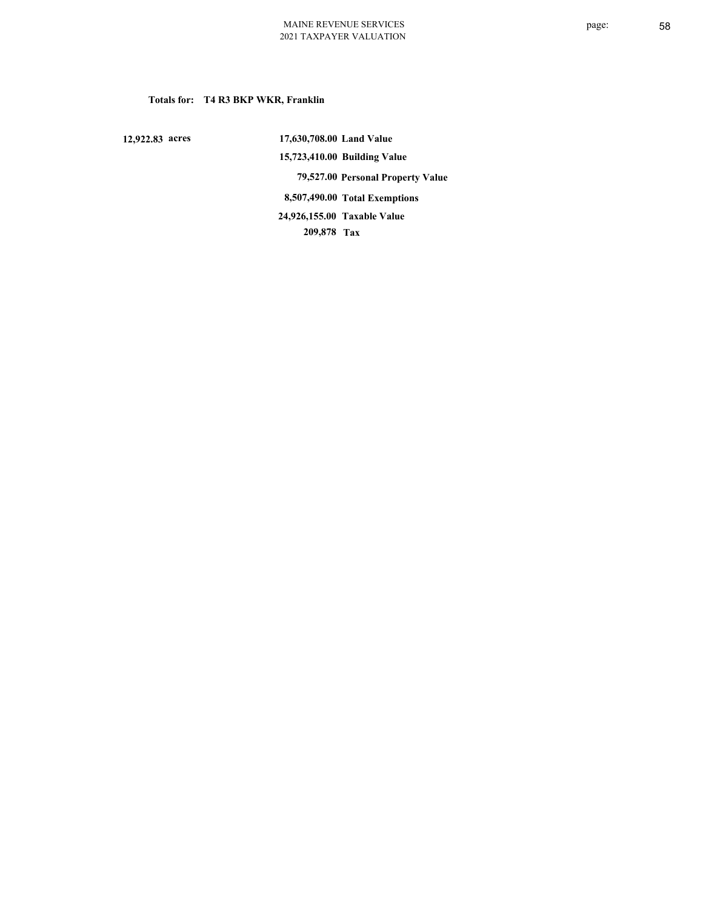**Totals for: T4 R3 BKP WKR, Franklin**

| | | |
|---|---|---|
| 12,922.83 acres | 17,630,708.00 | Land Value |
| | 15,723,410.00 | Building Value |
| | 79,527.00 | Personal Property Value |
| | 8,507,490.00 | Total Exemptions |
| | 24,926,155.00 | Taxable Value |
| | 209,878 | Tax |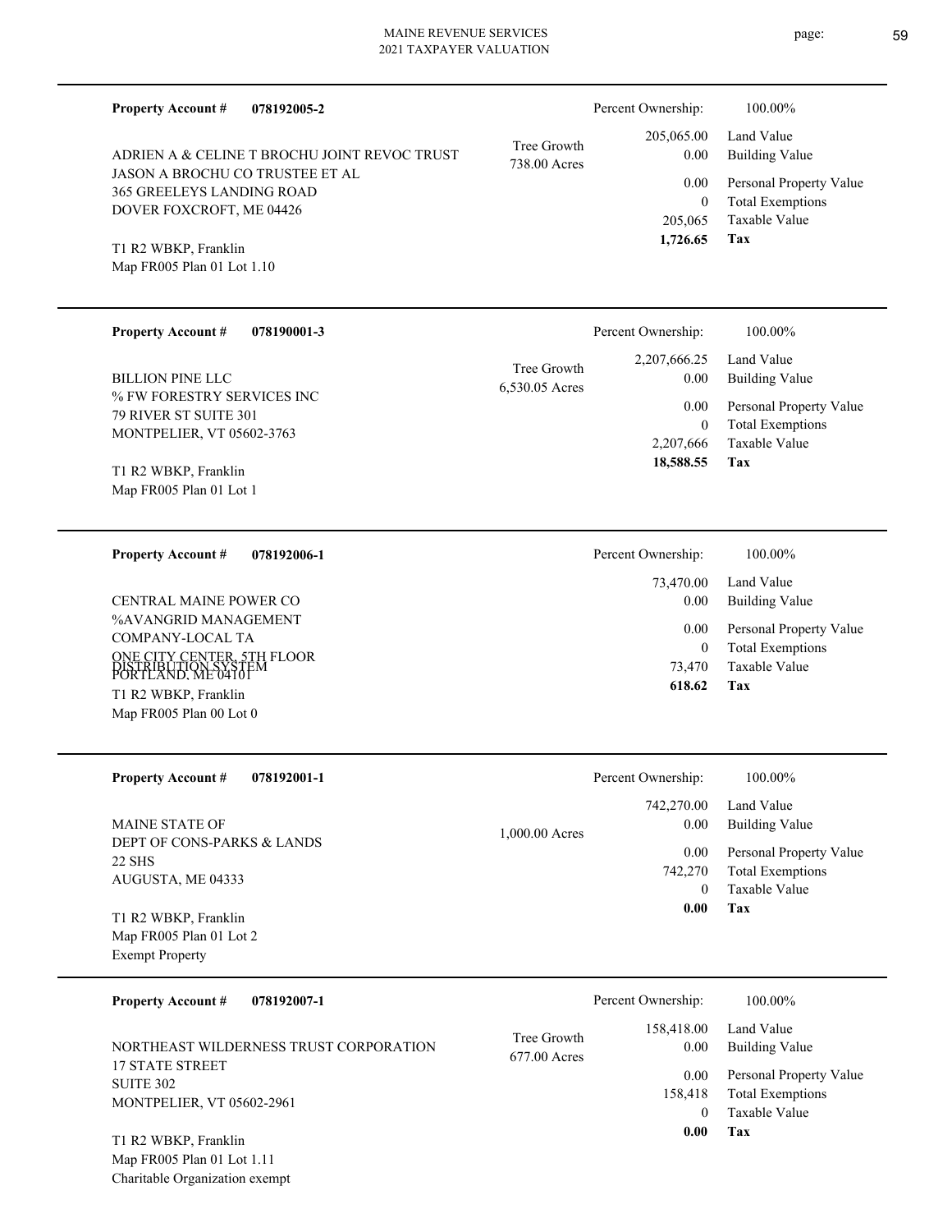**Property Account #** **078192005-2**

Percent Ownership: 100.00%

ADRIEN A & CELINE T BROCHU JOINT REVOC TRUST
JASON A BROCHU CO TRUSTEE ET AL
365 GREELEYS LANDING ROAD
DOVER FOXCROFT, ME 04426

T1 R2 WBKP, Franklin
Map FR005 Plan 01 Lot 1.10

Tree Growth
738.00 Acres

| | |
|---|---|
| 205,065.00 | Land Value |
| 0.00 | Building Value |
| 0.00 | Personal Property Value |
| 0 | Total Exemptions |
| 205,065 | Taxable Value |
| **1,726.65** | **Tax** |

---

**Property Account #** **078190001-3**

Percent Ownership: 100.00%

BILLION PINE LLC
% FW FORESTRY SERVICES INC
79 RIVER ST SUITE 301
MONTPELIER, VT 05602-3763

T1 R2 WBKP, Franklin
Map FR005 Plan 01 Lot 1

Tree Growth
6,530.05 Acres

| | |
|---|---|
| 2,207,666.25 | Land Value |
| 0.00 | Building Value |
| 0.00 | Personal Property Value |
| 0 | Total Exemptions |
| 2,207,666 | Taxable Value |
| **18,588.55** | **Tax** |

---

**Property Account #** **078192006-1**

Percent Ownership: 100.00%

CENTRAL MAINE POWER CO
%AVANGRID MANAGEMENT
COMPANY-LOCAL TA
ONE CITY CENTER, 5TH FLOOR
DISTRIBUTION SYSTEM
PORTLAND, ME 04101

T1 R2 WBKP, Franklin
Map FR005 Plan 00 Lot 0

| | |
|---|---|
| 73,470.00 | Land Value |
| 0.00 | Building Value |
| 0.00 | Personal Property Value |
| 0 | Total Exemptions |
| 73,470 | Taxable Value |
| **618.62** | **Tax** |

---

**Property Account #** **078192001-1**

Percent Ownership: 100.00%

MAINE STATE OF
DEPT OF CONS-PARKS & LANDS
22 SHS
AUGUSTA, ME 04333

T1 R2 WBKP, Franklin
Map FR005 Plan 01 Lot 2
Exempt Property

1,000.00 Acres

| | |
|---|---|
| 742,270.00 | Land Value |
| 0.00 | Building Value |
| 0.00 | Personal Property Value |
| 742,270 | Total Exemptions |
| 0 | Taxable Value |
| **0.00** | **Tax** |

---

**Property Account #** **078192007-1**

Percent Ownership: 100.00%

NORTHEAST WILDERNESS TRUST CORPORATION
17 STATE STREET
SUITE 302
MONTPELIER, VT 05602-2961

T1 R2 WBKP, Franklin
Map FR005 Plan 01 Lot 1.11
Charitable Organization exempt

Tree Growth
677.00 Acres

| | |
|---|---|
| 158,418.00 | Land Value |
| 0.00 | Building Value |
| 0.00 | Personal Property Value |
| 158,418 | Total Exemptions |
| 0 | Taxable Value |
| **0.00** | **Tax** |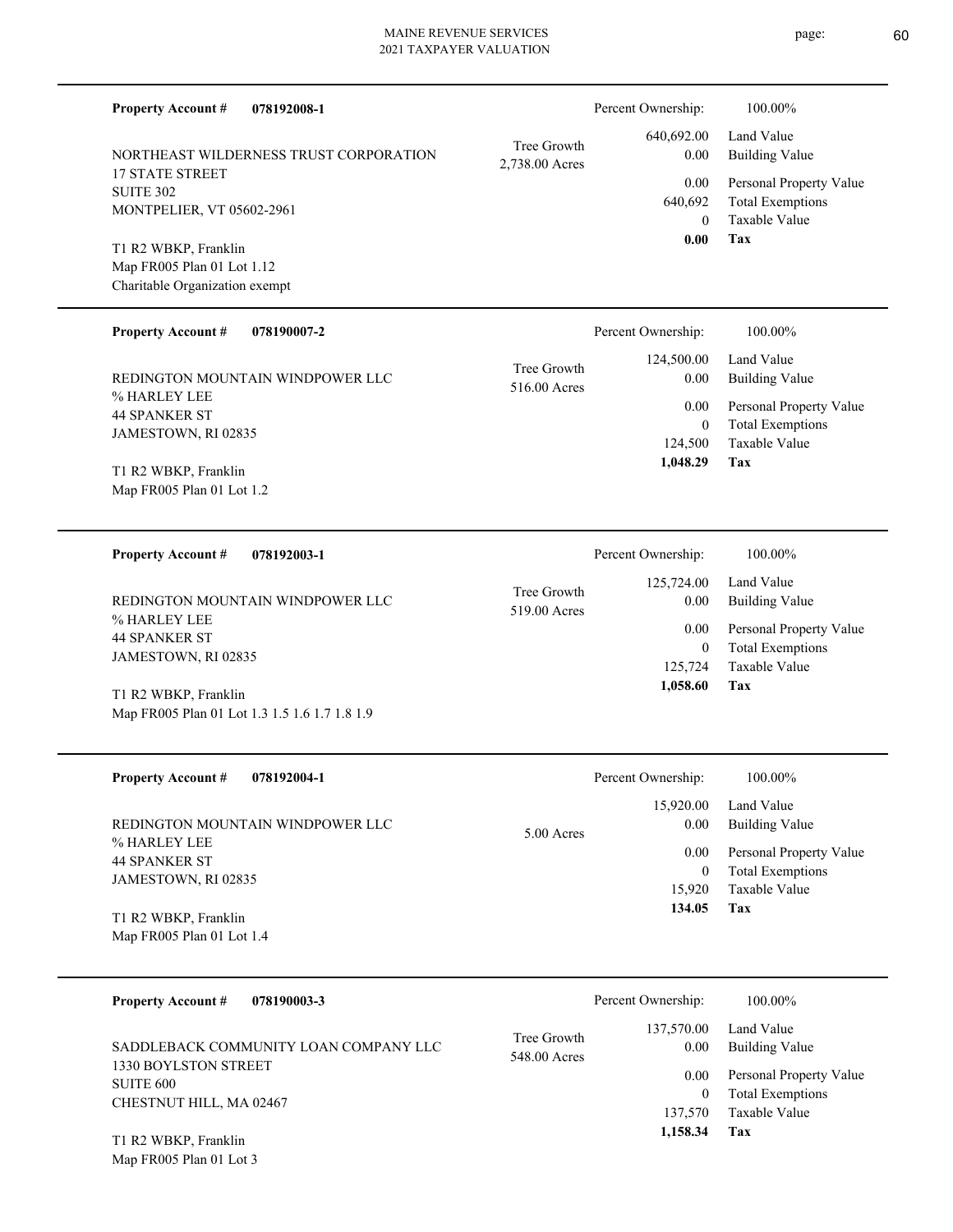**Property Account #** **078192008-1**

NORTHEAST WILDERNESS TRUST CORPORATION
17 STATE STREET
SUITE 302
MONTPELIER, VT 05602-2961

T1 R2 WBKP, Franklin
Map FR005 Plan 01 Lot 1.12
Charitable Organization exempt

Tree Growth
2,738.00 Acres

| Percent Ownership: | 100.00% |
|---|---|
| 640,692.00 | Land Value |
| 0.00 | Building Value |
| 0.00 | Personal Property Value |
| 640,692 | Total Exemptions |
| 0 | Taxable Value |
| **0.00** | **Tax** |

---

**Property Account #** **078190007-2**

REDINGTON MOUNTAIN WINDPOWER LLC
% HARLEY LEE
44 SPANKER ST
JAMESTOWN, RI 02835

T1 R2 WBKP, Franklin
Map FR005 Plan 01 Lot 1.2

Tree Growth
516.00 Acres

| Percent Ownership: | 100.00% |
|---|---|
| 124,500.00 | Land Value |
| 0.00 | Building Value |
| 0.00 | Personal Property Value |
| 0 | Total Exemptions |
| 124,500 | Taxable Value |
| **1,048.29** | **Tax** |

---

**Property Account #** **078192003-1**

REDINGTON MOUNTAIN WINDPOWER LLC
% HARLEY LEE
44 SPANKER ST
JAMESTOWN, RI 02835

T1 R2 WBKP, Franklin
Map FR005 Plan 01 Lot 1.3 1.5 1.6 1.7 1.8 1.9

Tree Growth
519.00 Acres

| Percent Ownership: | 100.00% |
|---|---|
| 125,724.00 | Land Value |
| 0.00 | Building Value |
| 0.00 | Personal Property Value |
| 0 | Total Exemptions |
| 125,724 | Taxable Value |
| **1,058.60** | **Tax** |

---

**Property Account #** **078192004-1**

REDINGTON MOUNTAIN WINDPOWER LLC
% HARLEY LEE
44 SPANKER ST
JAMESTOWN, RI 02835

T1 R2 WBKP, Franklin
Map FR005 Plan 01 Lot 1.4

5.00 Acres

| Percent Ownership: | 100.00% |
|---|---|
| 15,920.00 | Land Value |
| 0.00 | Building Value |
| 0.00 | Personal Property Value |
| 0 | Total Exemptions |
| 15,920 | Taxable Value |
| **134.05** | **Tax** |

---

**Property Account #** **078190003-3**

SADDLEBACK COMMUNITY LOAN COMPANY LLC
1330 BOYLSTON STREET
SUITE 600
CHESTNUT HILL, MA 02467

T1 R2 WBKP, Franklin
Map FR005 Plan 01 Lot 3

Tree Growth
548.00 Acres

| Percent Ownership: | 100.00% |
|---|---|
| 137,570.00 | Land Value |
| 0.00 | Building Value |
| 0.00 | Personal Property Value |
| 0 | Total Exemptions |
| 137,570 | Taxable Value |
| **1,158.34** | **Tax** |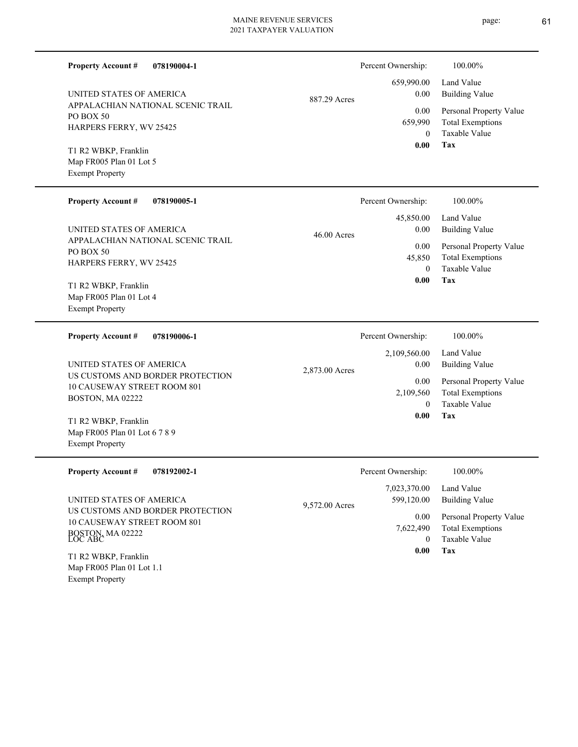**Property Account #** **078190004-1**

UNITED STATES OF AMERICA
APPALACHIAN NATIONAL SCENIC TRAIL
PO BOX 50
HARPERS FERRY, WV 25425

T1 R2 WBKP, Franklin
Map FR005 Plan 01 Lot 5
Exempt Property

887.29 Acres

Percent Ownership: 100.00%

| | |
|---|---|
| 659,990.00 | Land Value |
| 0.00 | Building Value |
| 0.00 | Personal Property Value |
| 659,990 | Total Exemptions |
| 0 | Taxable Value |
| **0.00** | **Tax** |

---

**Property Account #** **078190005-1**

UNITED STATES OF AMERICA
APPALACHIAN NATIONAL SCENIC TRAIL
PO BOX 50
HARPERS FERRY, WV 25425

T1 R2 WBKP, Franklin
Map FR005 Plan 01 Lot 4
Exempt Property

46.00 Acres

Percent Ownership: 100.00%

| | |
|---|---|
| 45,850.00 | Land Value |
| 0.00 | Building Value |
| 0.00 | Personal Property Value |
| 45,850 | Total Exemptions |
| 0 | Taxable Value |
| **0.00** | **Tax** |

---

**Property Account #** **078190006-1**

UNITED STATES OF AMERICA
US CUSTOMS AND BORDER PROTECTION
10 CAUSEWAY STREET ROOM 801
BOSTON, MA 02222

T1 R2 WBKP, Franklin
Map FR005 Plan 01 Lot 6 7 8 9
Exempt Property

2,873.00 Acres

Percent Ownership: 100.00%

| | |
|---|---|
| 2,109,560.00 | Land Value |
| 0.00 | Building Value |
| 0.00 | Personal Property Value |
| 2,109,560 | Total Exemptions |
| 0 | Taxable Value |
| **0.00** | **Tax** |

---

**Property Account #** **078192002-1**

UNITED STATES OF AMERICA
US CUSTOMS AND BORDER PROTECTION
10 CAUSEWAY STREET ROOM 801
BOSTON, MA 02222
LOC ABC

T1 R2 WBKP, Franklin
Map FR005 Plan 01 Lot 1.1
Exempt Property

9,572.00 Acres

Percent Ownership: 100.00%

| | |
|---|---|
| 7,023,370.00 | Land Value |
| 599,120.00 | Building Value |
| 0.00 | Personal Property Value |
| 7,622,490 | Total Exemptions |
| 0 | Taxable Value |
| **0.00** | **Tax** |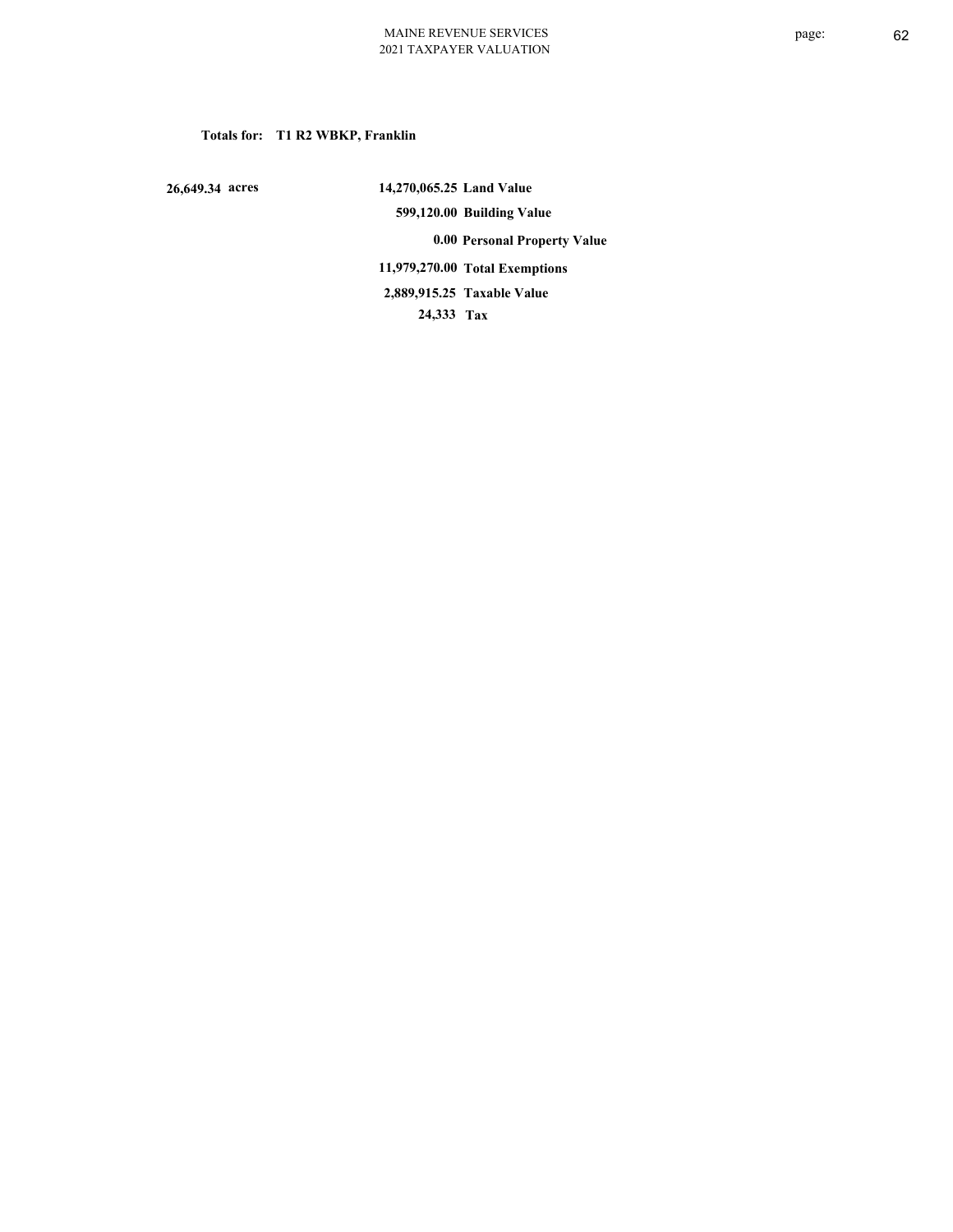**Totals for: T1 R2 WBKP, Franklin**

| | | |
|---|---|---|
| 26,649.34 acres | 14,270,065.25 | Land Value |
| | 599,120.00 | Building Value |
| | 0.00 | Personal Property Value |
| | 11,979,270.00 | Total Exemptions |
| | 2,889,915.25 | Taxable Value |
| | 24,333 | Tax |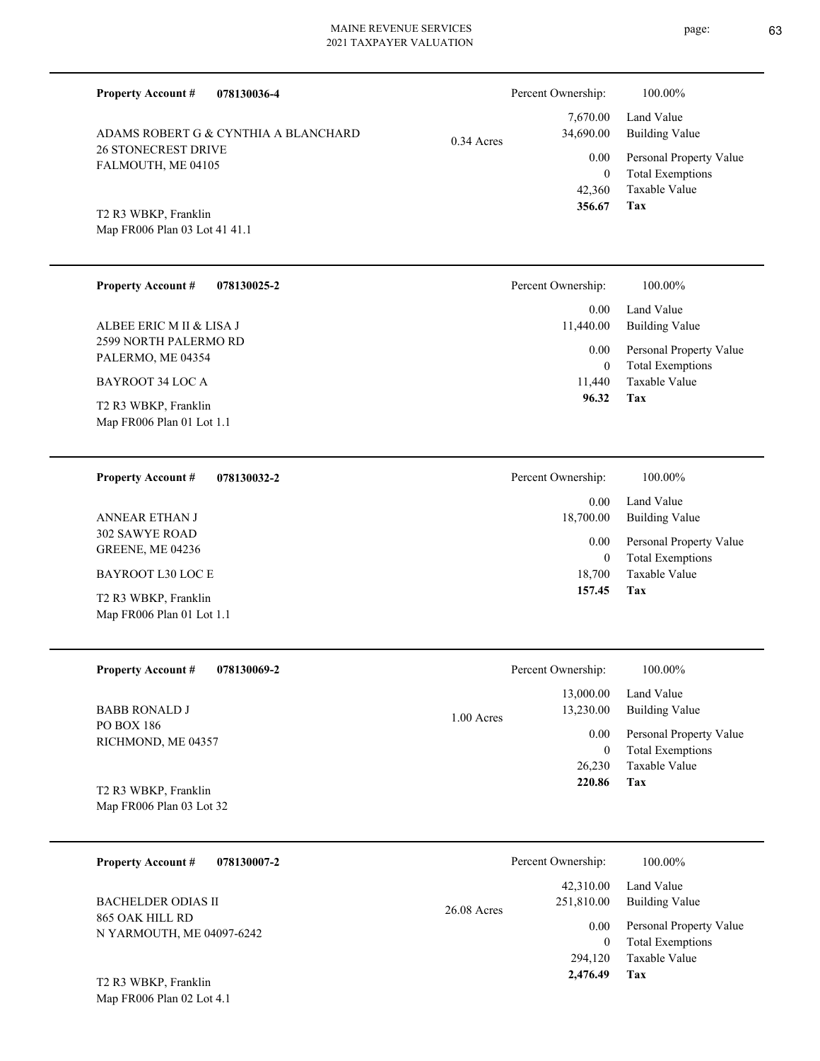**Property Account #** **078130036-4**

ADAMS ROBERT G & CYNTHIA A BLANCHARD
26 STONECREST DRIVE
FALMOUTH, ME 04105

T2 R3 WBKP, Franklin
Map FR006 Plan 03 Lot 41 41.1

0.34 Acres

| | |
|---|---|
| Percent Ownership: | 100.00% |
| 7,670.00 | Land Value |
| 34,690.00 | Building Value |
| 0.00 | Personal Property Value |
| 0 | Total Exemptions |
| 42,360 | Taxable Value |
| **356.67** | **Tax** |

---

**Property Account #** **078130025-2**

ALBEE ERIC M II & LISA J
2599 NORTH PALERMO RD
PALERMO, ME 04354

BAYROOT 34 LOC A

T2 R3 WBKP, Franklin
Map FR006 Plan 01 Lot 1.1

| | |
|---|---|
| Percent Ownership: | 100.00% |
| 0.00 | Land Value |
| 11,440.00 | Building Value |
| 0.00 | Personal Property Value |
| 0 | Total Exemptions |
| 11,440 | Taxable Value |
| **96.32** | **Tax** |

---

**Property Account #** **078130032-2**

ANNEAR ETHAN J
302 SAWYE ROAD
GREENE, ME 04236

BAYROOT L30 LOC E

T2 R3 WBKP, Franklin
Map FR006 Plan 01 Lot 1.1

| | |
|---|---|
| Percent Ownership: | 100.00% |
| 0.00 | Land Value |
| 18,700.00 | Building Value |
| 0.00 | Personal Property Value |
| 0 | Total Exemptions |
| 18,700 | Taxable Value |
| **157.45** | **Tax** |

---

**Property Account #** **078130069-2**

BABB RONALD J
PO BOX 186
RICHMOND, ME 04357

T2 R3 WBKP, Franklin
Map FR006 Plan 03 Lot 32

1.00 Acres

| | |
|---|---|
| Percent Ownership: | 100.00% |
| 13,000.00 | Land Value |
| 13,230.00 | Building Value |
| 0.00 | Personal Property Value |
| 0 | Total Exemptions |
| 26,230 | Taxable Value |
| **220.86** | **Tax** |

---

**Property Account #** **078130007-2**

BACHELDER ODIAS II
865 OAK HILL RD
N YARMOUTH, ME 04097-6242

T2 R3 WBKP, Franklin
Map FR006 Plan 02 Lot 4.1

26.08 Acres

| | |
|---|---|
| Percent Ownership: | 100.00% |
| 42,310.00 | Land Value |
| 251,810.00 | Building Value |
| 0.00 | Personal Property Value |
| 0 | Total Exemptions |
| 294,120 | Taxable Value |
| **2,476.49** | **Tax** |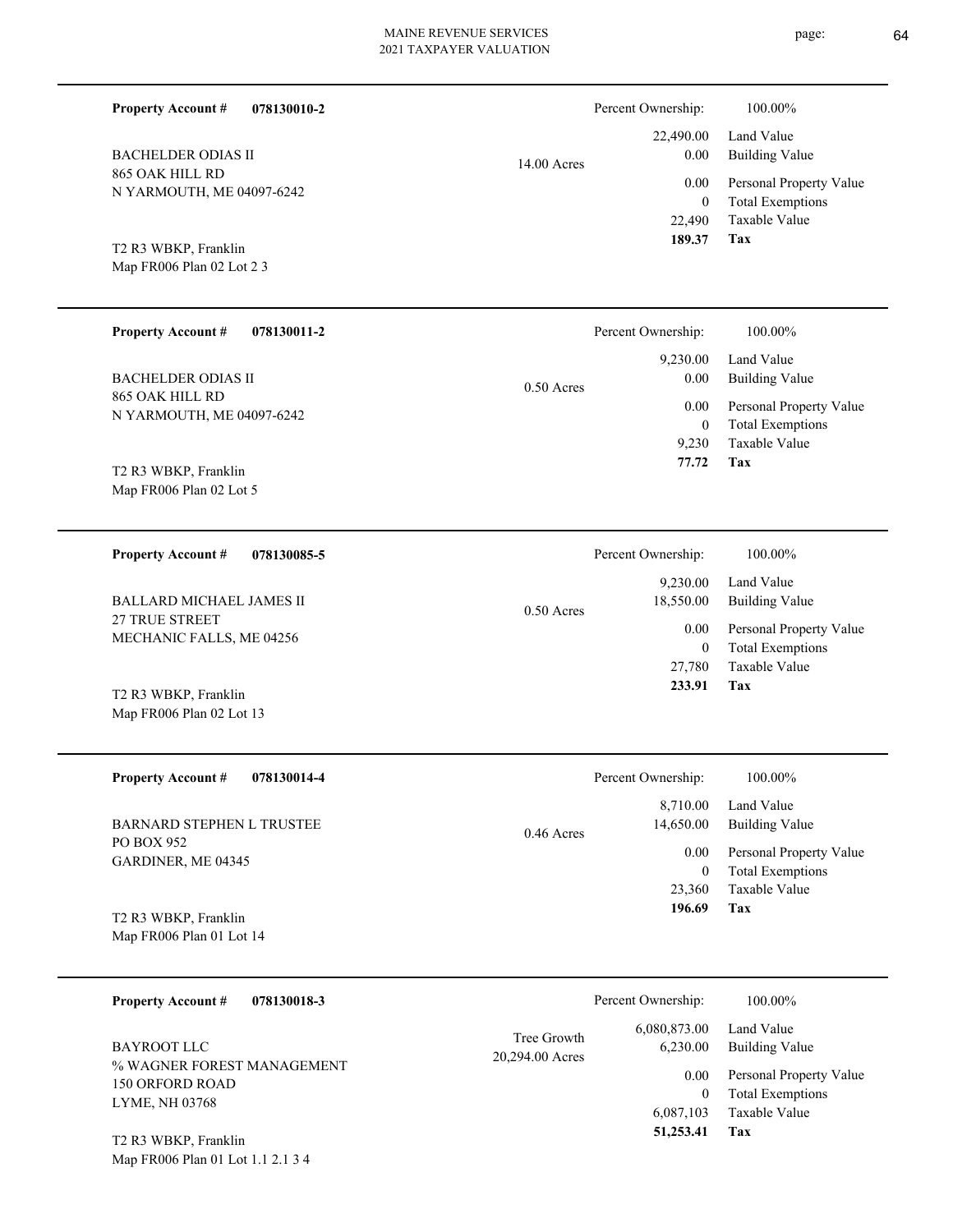**Property Account #** **078130010-2**

BACHELDER ODIAS II
865 OAK HILL RD
N YARMOUTH, ME 04097-6242

T2 R3 WBKP, Franklin
Map FR006 Plan 02 Lot 2 3

14.00 Acres

| Percent Ownership: | 100.00% |
|---|---|
| 22,490.00 | Land Value |
| 0.00 | Building Value |
| 0.00 | Personal Property Value |
| 0 | Total Exemptions |
| 22,490 | Taxable Value |
| **189.37** | **Tax** |

---

**Property Account #** **078130011-2**

BACHELDER ODIAS II
865 OAK HILL RD
N YARMOUTH, ME 04097-6242

T2 R3 WBKP, Franklin
Map FR006 Plan 02 Lot 5

0.50 Acres

| Percent Ownership: | 100.00% |
|---|---|
| 9,230.00 | Land Value |
| 0.00 | Building Value |
| 0.00 | Personal Property Value |
| 0 | Total Exemptions |
| 9,230 | Taxable Value |
| **77.72** | **Tax** |

---

**Property Account #** **078130085-5**

BALLARD MICHAEL JAMES II
27 TRUE STREET
MECHANIC FALLS, ME 04256

T2 R3 WBKP, Franklin
Map FR006 Plan 02 Lot 13

0.50 Acres

| Percent Ownership: | 100.00% |
|---|---|
| 9,230.00 | Land Value |
| 18,550.00 | Building Value |
| 0.00 | Personal Property Value |
| 0 | Total Exemptions |
| 27,780 | Taxable Value |
| **233.91** | **Tax** |

---

**Property Account #** **078130014-4**

BARNARD STEPHEN L TRUSTEE
PO BOX 952
GARDINER, ME 04345

T2 R3 WBKP, Franklin
Map FR006 Plan 01 Lot 14

0.46 Acres

| Percent Ownership: | 100.00% |
|---|---|
| 8,710.00 | Land Value |
| 14,650.00 | Building Value |
| 0.00 | Personal Property Value |
| 0 | Total Exemptions |
| 23,360 | Taxable Value |
| **196.69** | **Tax** |

---

**Property Account #** **078130018-3**

BAYROOT LLC
% WAGNER FOREST MANAGEMENT
150 ORFORD ROAD
LYME, NH 03768

T2 R3 WBKP, Franklin
Map FR006 Plan 01 Lot 1.1 2.1 3 4

Tree Growth
20,294.00 Acres

| Percent Ownership: | 100.00% |
|---|---|
| 6,080,873.00 | Land Value |
| 6,230.00 | Building Value |
| 0.00 | Personal Property Value |
| 0 | Total Exemptions |
| 6,087,103 | Taxable Value |
| **51,253.41** | **Tax** |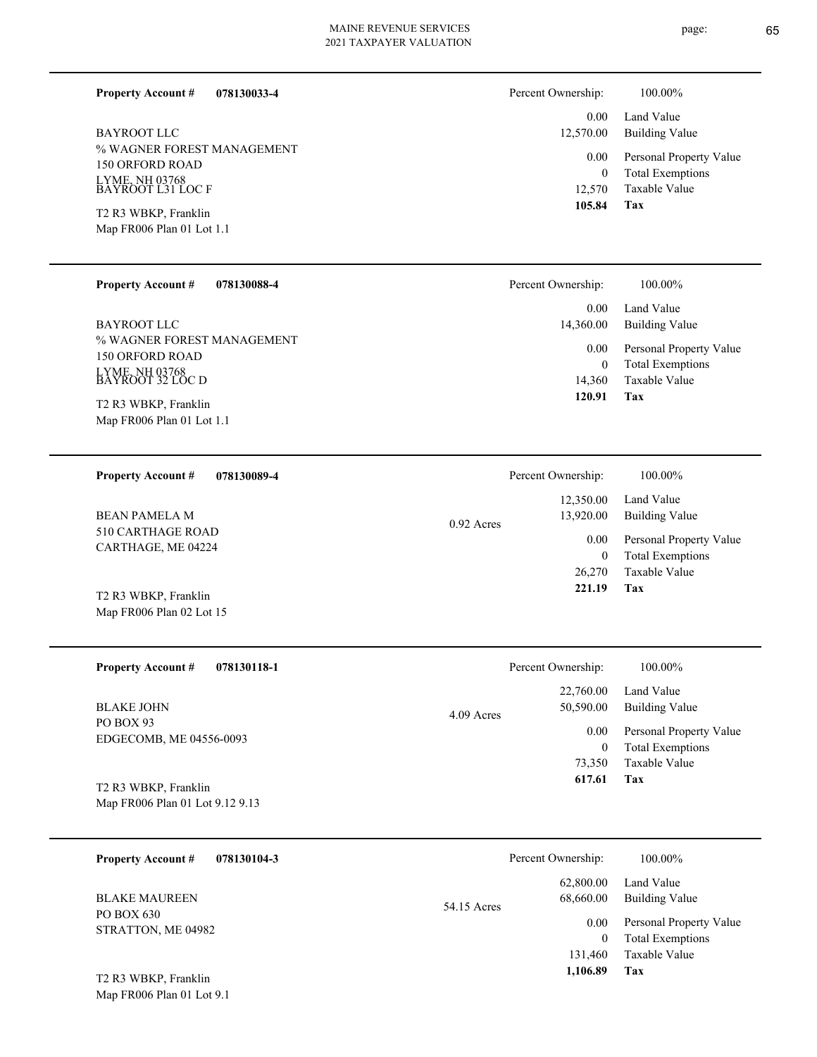**Property Account #** **078130033-4**

BAYROOT LLC
% WAGNER FOREST MANAGEMENT
150 ORFORD ROAD
LYME, NH 03768
BAYROOT L31 LOC F

T2 R3 WBKP, Franklin
Map FR006 Plan 01 Lot 1.1

| | |
|---|---|
| Percent Ownership: | 100.00% |
| 0.00 | Land Value |
| 12,570.00 | Building Value |
| 0.00 | Personal Property Value |
| 0 | Total Exemptions |
| 12,570 | Taxable Value |
| **105.84** | **Tax** |

---

**Property Account #** **078130088-4**

BAYROOT LLC
% WAGNER FOREST MANAGEMENT
150 ORFORD ROAD
LYME, NH 03768
BAYROOT 32 LOC D

T2 R3 WBKP, Franklin
Map FR006 Plan 01 Lot 1.1

| | |
|---|---|
| Percent Ownership: | 100.00% |
| 0.00 | Land Value |
| 14,360.00 | Building Value |
| 0.00 | Personal Property Value |
| 0 | Total Exemptions |
| 14,360 | Taxable Value |
| **120.91** | **Tax** |

---

**Property Account #** **078130089-4**

BEAN PAMELA M
510 CARTHAGE ROAD
CARTHAGE, ME 04224

T2 R3 WBKP, Franklin
Map FR006 Plan 02 Lot 15

0.92 Acres

| | |
|---|---|
| Percent Ownership: | 100.00% |
| 12,350.00 | Land Value |
| 13,920.00 | Building Value |
| 0.00 | Personal Property Value |
| 0 | Total Exemptions |
| 26,270 | Taxable Value |
| **221.19** | **Tax** |

---

**Property Account #** **078130118-1**

BLAKE JOHN
PO BOX 93
EDGECOMB, ME 04556-0093

T2 R3 WBKP, Franklin
Map FR006 Plan 01 Lot 9.12 9.13

4.09 Acres

| | |
|---|---|
| Percent Ownership: | 100.00% |
| 22,760.00 | Land Value |
| 50,590.00 | Building Value |
| 0.00 | Personal Property Value |
| 0 | Total Exemptions |
| 73,350 | Taxable Value |
| **617.61** | **Tax** |

---

**Property Account #** **078130104-3**

BLAKE MAUREEN
PO BOX 630
STRATTON, ME 04982

T2 R3 WBKP, Franklin
Map FR006 Plan 01 Lot 9.1

54.15 Acres

| | |
|---|---|
| Percent Ownership: | 100.00% |
| 62,800.00 | Land Value |
| 68,660.00 | Building Value |
| 0.00 | Personal Property Value |
| 0 | Total Exemptions |
| 131,460 | Taxable Value |
| **1,106.89** | **Tax** |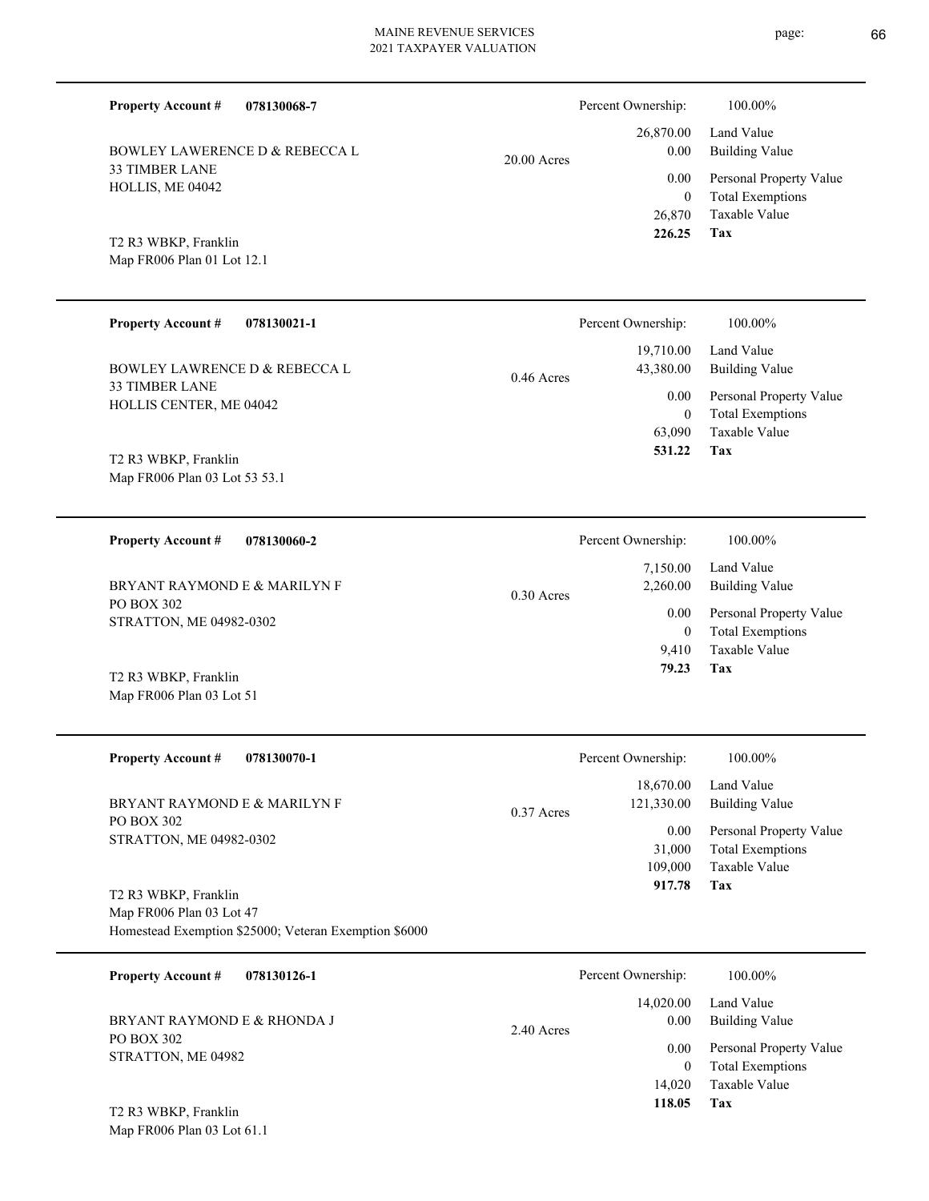**Property Account #** **078130068-7**

BOWLEY LAWERENCE D & REBECCA L
33 TIMBER LANE
HOLLIS, ME 04042

T2 R3 WBKP, Franklin
Map FR006 Plan 01 Lot 12.1

20.00 Acres

| Percent Ownership: | 100.00% |
|---|---|
| 26,870.00 | Land Value |
| 0.00 | Building Value |
| 0.00 | Personal Property Value |
| 0 | Total Exemptions |
| 26,870 | Taxable Value |
| **226.25** | **Tax** |

---

**Property Account #** **078130021-1**

BOWLEY LAWRENCE D & REBECCA L
33 TIMBER LANE
HOLLIS CENTER, ME 04042

T2 R3 WBKP, Franklin
Map FR006 Plan 03 Lot 53 53.1

0.46 Acres

| Percent Ownership: | 100.00% |
|---|---|
| 19,710.00 | Land Value |
| 43,380.00 | Building Value |
| 0.00 | Personal Property Value |
| 0 | Total Exemptions |
| 63,090 | Taxable Value |
| **531.22** | **Tax** |

---

**Property Account #** **078130060-2**

BRYANT RAYMOND E & MARILYN F
PO BOX 302
STRATTON, ME 04982-0302

T2 R3 WBKP, Franklin
Map FR006 Plan 03 Lot 51

0.30 Acres

| Percent Ownership: | 100.00% |
|---|---|
| 7,150.00 | Land Value |
| 2,260.00 | Building Value |
| 0.00 | Personal Property Value |
| 0 | Total Exemptions |
| 9,410 | Taxable Value |
| **79.23** | **Tax** |

---

**Property Account #** **078130070-1**

BRYANT RAYMOND E & MARILYN F
PO BOX 302
STRATTON, ME 04982-0302

T2 R3 WBKP, Franklin
Map FR006 Plan 03 Lot 47
Homestead Exemption $25000; Veteran Exemption $6000

0.37 Acres

| Percent Ownership: | 100.00% |
|---|---|
| 18,670.00 | Land Value |
| 121,330.00 | Building Value |
| 0.00 | Personal Property Value |
| 31,000 | Total Exemptions |
| 109,000 | Taxable Value |
| **917.78** | **Tax** |

---

**Property Account #** **078130126-1**

BRYANT RAYMOND E & RHONDA J
PO BOX 302
STRATTON, ME 04982

T2 R3 WBKP, Franklin
Map FR006 Plan 03 Lot 61.1

2.40 Acres

| Percent Ownership: | 100.00% |
|---|---|
| 14,020.00 | Land Value |
| 0.00 | Building Value |
| 0.00 | Personal Property Value |
| 0 | Total Exemptions |
| 14,020 | Taxable Value |
| **118.05** | **Tax** |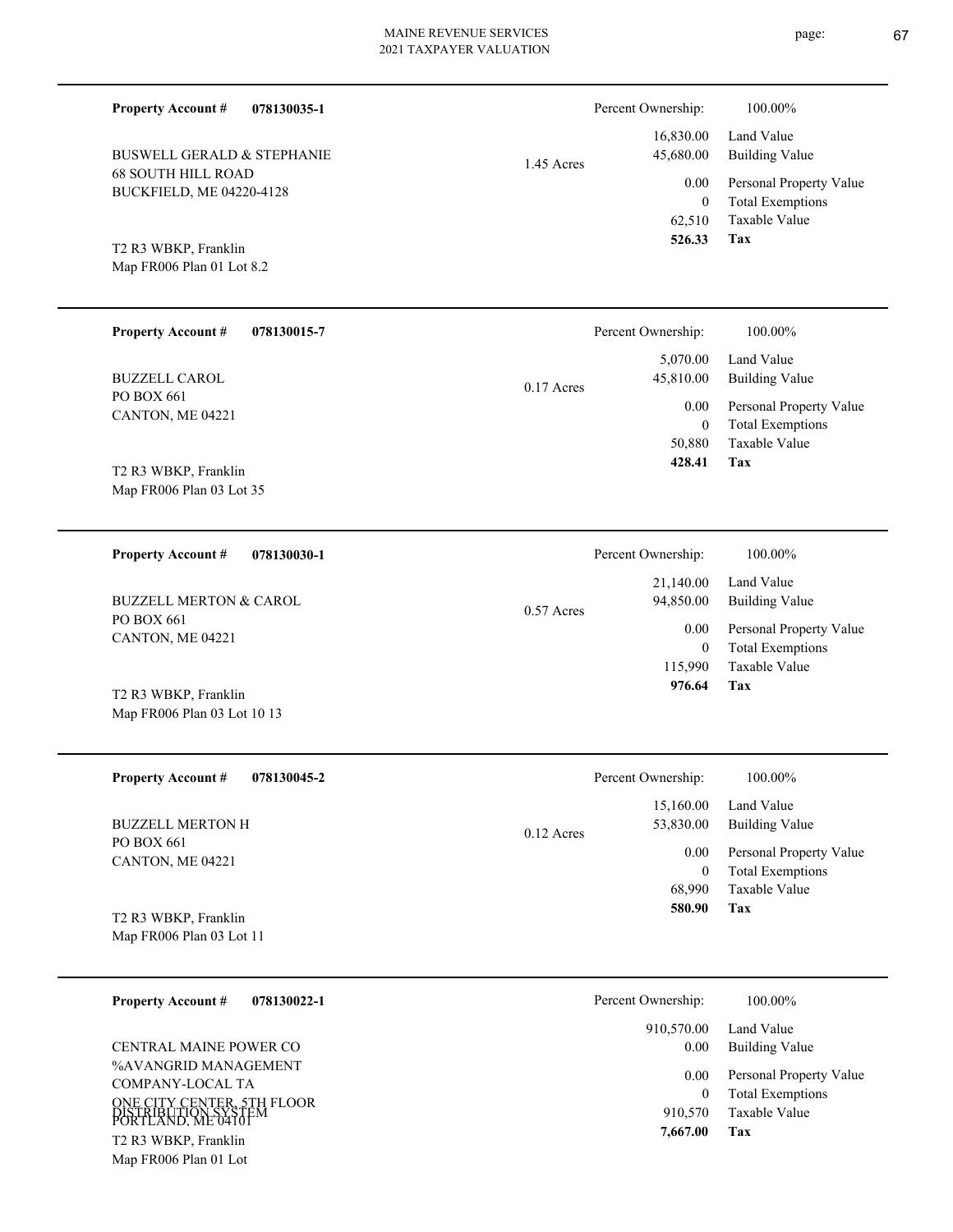**Property Account #** **078130035-1**

BUSWELL GERALD & STEPHANIE
68 SOUTH HILL ROAD
BUCKFIELD, ME 04220-4128

T2 R3 WBKP, Franklin
Map FR006 Plan 01 Lot 8.2

1.45 Acres

| Percent Ownership: | 100.00% |
|---|---|
| 16,830.00 | Land Value |
| 45,680.00 | Building Value |
| 0.00 | Personal Property Value |
| 0 | Total Exemptions |
| 62,510 | Taxable Value |
| **526.33** | **Tax** |

---

**Property Account #** **078130015-7**

BUZZELL CAROL
PO BOX 661
CANTON, ME 04221

T2 R3 WBKP, Franklin
Map FR006 Plan 03 Lot 35

0.17 Acres

| Percent Ownership: | 100.00% |
|---|---|
| 5,070.00 | Land Value |
| 45,810.00 | Building Value |
| 0.00 | Personal Property Value |
| 0 | Total Exemptions |
| 50,880 | Taxable Value |
| **428.41** | **Tax** |

---

**Property Account #** **078130030-1**

BUZZELL MERTON & CAROL
PO BOX 661
CANTON, ME 04221

T2 R3 WBKP, Franklin
Map FR006 Plan 03 Lot 10 13

0.57 Acres

| Percent Ownership: | 100.00% |
|---|---|
| 21,140.00 | Land Value |
| 94,850.00 | Building Value |
| 0.00 | Personal Property Value |
| 0 | Total Exemptions |
| 115,990 | Taxable Value |
| **976.64** | **Tax** |

---

**Property Account #** **078130045-2**

BUZZELL MERTON H
PO BOX 661
CANTON, ME 04221

T2 R3 WBKP, Franklin
Map FR006 Plan 03 Lot 11

0.12 Acres

| Percent Ownership: | 100.00% |
|---|---|
| 15,160.00 | Land Value |
| 53,830.00 | Building Value |
| 0.00 | Personal Property Value |
| 0 | Total Exemptions |
| 68,990 | Taxable Value |
| **580.90** | **Tax** |

---

**Property Account #** **078130022-1**

CENTRAL MAINE POWER CO
%AVANGRID MANAGEMENT
COMPANY-LOCAL TA
ONE CITY CENTER, 5TH FLOOR
PORTLAND, ME 04101
DISTRIBUTION SYSTEM
T2 R3 WBKP, Franklin
Map FR006 Plan 01 Lot

| Percent Ownership: | 100.00% |
|---|---|
| 910,570.00 | Land Value |
| 0.00 | Building Value |
| 0.00 | Personal Property Value |
| 0 | Total Exemptions |
| 910,570 | Taxable Value |
| **7,667.00** | **Tax** |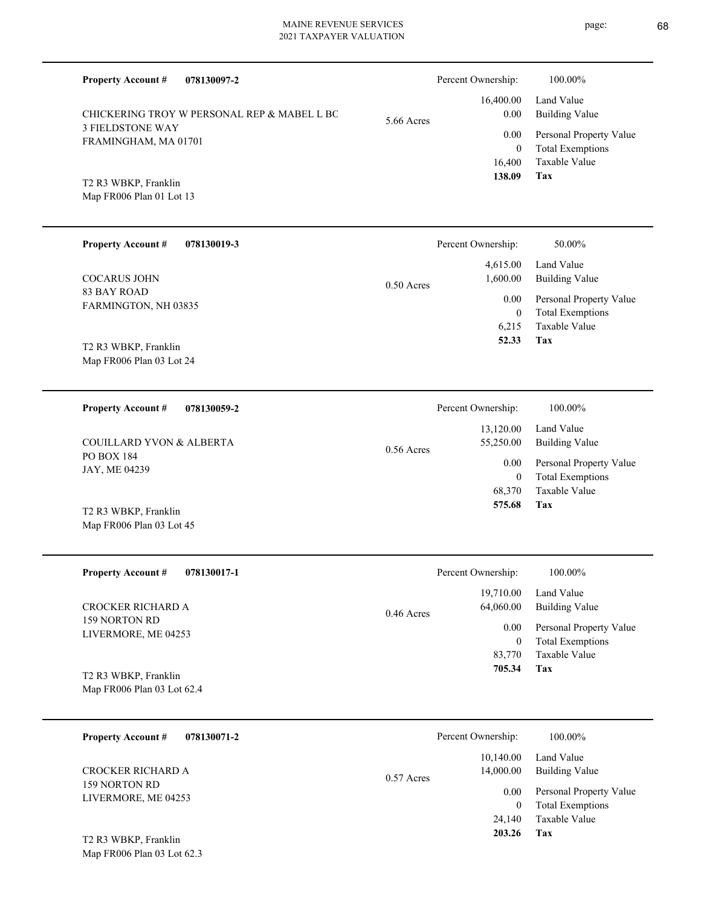**Property Account #** **078130097-2**

CHICKERING TROY W PERSONAL REP & MABEL L BC
3 FIELDSTONE WAY
FRAMINGHAM, MA 01701

T2 R3 WBKP, Franklin
Map FR006 Plan 01 Lot 13

5.66 Acres

| Percent Ownership: | 100.00% |
|---|---|
| 16,400.00 | Land Value |
| 0.00 | Building Value |
| 0.00 | Personal Property Value |
| 0 | Total Exemptions |
| 16,400 | Taxable Value |
| **138.09** | **Tax** |

---

**Property Account #** **078130019-3**

COCARUS JOHN
83 BAY ROAD
FARMINGTON, NH 03835

T2 R3 WBKP, Franklin
Map FR006 Plan 03 Lot 24

0.50 Acres

| Percent Ownership: | 50.00% |
|---|---|
| 4,615.00 | Land Value |
| 1,600.00 | Building Value |
| 0.00 | Personal Property Value |
| 0 | Total Exemptions |
| 6,215 | Taxable Value |
| **52.33** | **Tax** |

---

**Property Account #** **078130059-2**

COUILLARD YVON & ALBERTA
PO BOX 184
JAY, ME 04239

T2 R3 WBKP, Franklin
Map FR006 Plan 03 Lot 45

0.56 Acres

| Percent Ownership: | 100.00% |
|---|---|
| 13,120.00 | Land Value |
| 55,250.00 | Building Value |
| 0.00 | Personal Property Value |
| 0 | Total Exemptions |
| 68,370 | Taxable Value |
| **575.68** | **Tax** |

---

**Property Account #** **078130017-1**

CROCKER RICHARD A
159 NORTON RD
LIVERMORE, ME 04253

T2 R3 WBKP, Franklin
Map FR006 Plan 03 Lot 62.4

0.46 Acres

| Percent Ownership: | 100.00% |
|---|---|
| 19,710.00 | Land Value |
| 64,060.00 | Building Value |
| 0.00 | Personal Property Value |
| 0 | Total Exemptions |
| 83,770 | Taxable Value |
| **705.34** | **Tax** |

---

**Property Account #** **078130071-2**

CROCKER RICHARD A
159 NORTON RD
LIVERMORE, ME 04253

T2 R3 WBKP, Franklin
Map FR006 Plan 03 Lot 62.3

0.57 Acres

| Percent Ownership: | 100.00% |
|---|---|
| 10,140.00 | Land Value |
| 14,000.00 | Building Value |
| 0.00 | Personal Property Value |
| 0 | Total Exemptions |
| 24,140 | Taxable Value |
| **203.26** | **Tax** |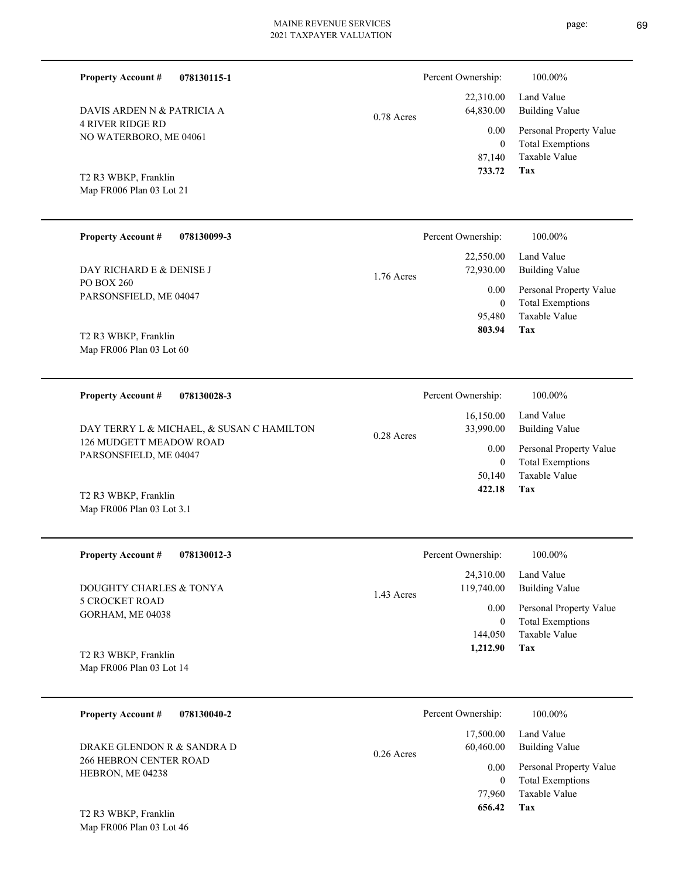**Property Account #** **078130115-1**

DAVIS ARDEN N & PATRICIA A
4 RIVER RIDGE RD
NO WATERBORO, ME 04061

T2 R3 WBKP, Franklin
Map FR006 Plan 03 Lot 21

0.78 Acres

| Percent Ownership: | 100.00% |
|---|---|
| 22,310.00 | Land Value |
| 64,830.00 | Building Value |
| 0.00 | Personal Property Value |
| 0 | Total Exemptions |
| 87,140 | Taxable Value |
| **733.72** | **Tax** |

---

**Property Account #** **078130099-3**

DAY RICHARD E & DENISE J
PO BOX 260
PARSONSFIELD, ME 04047

T2 R3 WBKP, Franklin
Map FR006 Plan 03 Lot 60

1.76 Acres

| Percent Ownership: | 100.00% |
|---|---|
| 22,550.00 | Land Value |
| 72,930.00 | Building Value |
| 0.00 | Personal Property Value |
| 0 | Total Exemptions |
| 95,480 | Taxable Value |
| **803.94** | **Tax** |

---

**Property Account #** **078130028-3**

DAY TERRY L & MICHAEL, & SUSAN C HAMILTON
126 MUDGETT MEADOW ROAD
PARSONSFIELD, ME 04047

T2 R3 WBKP, Franklin
Map FR006 Plan 03 Lot 3.1

0.28 Acres

| Percent Ownership: | 100.00% |
|---|---|
| 16,150.00 | Land Value |
| 33,990.00 | Building Value |
| 0.00 | Personal Property Value |
| 0 | Total Exemptions |
| 50,140 | Taxable Value |
| **422.18** | **Tax** |

---

**Property Account #** **078130012-3**

DOUGHTY CHARLES & TONYA
5 CROCKET ROAD
GORHAM, ME 04038

T2 R3 WBKP, Franklin
Map FR006 Plan 03 Lot 14

1.43 Acres

| Percent Ownership: | 100.00% |
|---|---|
| 24,310.00 | Land Value |
| 119,740.00 | Building Value |
| 0.00 | Personal Property Value |
| 0 | Total Exemptions |
| 144,050 | Taxable Value |
| **1,212.90** | **Tax** |

---

**Property Account #** **078130040-2**

DRAKE GLENDON R & SANDRA D
266 HEBRON CENTER ROAD
HEBRON, ME 04238

T2 R3 WBKP, Franklin
Map FR006 Plan 03 Lot 46

0.26 Acres

| Percent Ownership: | 100.00% |
|---|---|
| 17,500.00 | Land Value |
| 60,460.00 | Building Value |
| 0.00 | Personal Property Value |
| 0 | Total Exemptions |
| 77,960 | Taxable Value |
| **656.42** | **Tax** |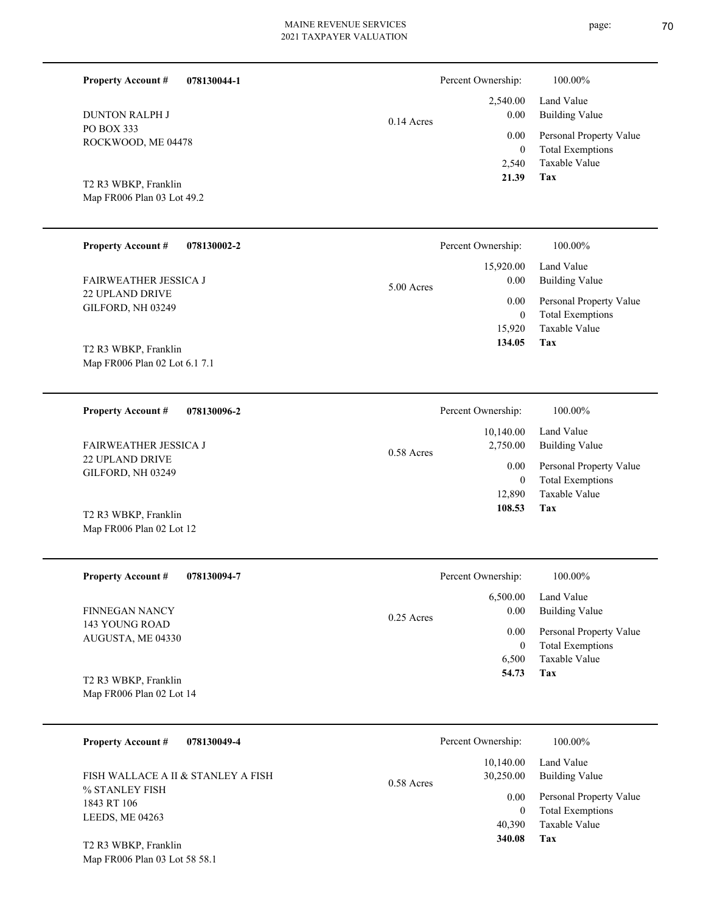**Property Account #** **078130044-1**

DUNTON RALPH J
PO BOX 333
ROCKWOOD, ME 04478

T2 R3 WBKP, Franklin
Map FR006 Plan 03 Lot 49.2

0.14 Acres

| Percent Ownership: | 100.00% |
|---|---|
| 2,540.00 | Land Value |
| 0.00 | Building Value |
| 0.00 | Personal Property Value |
| 0 | Total Exemptions |
| 2,540 | Taxable Value |
| **21.39** | **Tax** |

---

**Property Account #** **078130002-2**

FAIRWEATHER JESSICA J
22 UPLAND DRIVE
GILFORD, NH 03249

T2 R3 WBKP, Franklin
Map FR006 Plan 02 Lot 6.1 7.1

5.00 Acres

| Percent Ownership: | 100.00% |
|---|---|
| 15,920.00 | Land Value |
| 0.00 | Building Value |
| 0.00 | Personal Property Value |
| 0 | Total Exemptions |
| 15,920 | Taxable Value |
| **134.05** | **Tax** |

---

**Property Account #** **078130096-2**

FAIRWEATHER JESSICA J
22 UPLAND DRIVE
GILFORD, NH 03249

T2 R3 WBKP, Franklin
Map FR006 Plan 02 Lot 12

0.58 Acres

| Percent Ownership: | 100.00% |
|---|---|
| 10,140.00 | Land Value |
| 2,750.00 | Building Value |
| 0.00 | Personal Property Value |
| 0 | Total Exemptions |
| 12,890 | Taxable Value |
| **108.53** | **Tax** |

---

**Property Account #** **078130094-7**

FINNEGAN NANCY
143 YOUNG ROAD
AUGUSTA, ME 04330

T2 R3 WBKP, Franklin
Map FR006 Plan 02 Lot 14

0.25 Acres

| Percent Ownership: | 100.00% |
|---|---|
| 6,500.00 | Land Value |
| 0.00 | Building Value |
| 0.00 | Personal Property Value |
| 0 | Total Exemptions |
| 6,500 | Taxable Value |
| **54.73** | **Tax** |

---

**Property Account #** **078130049-4**

FISH WALLACE A II & STANLEY A FISH
% STANLEY FISH
1843 RT 106
LEEDS, ME 04263

T2 R3 WBKP, Franklin
Map FR006 Plan 03 Lot 58 58.1

0.58 Acres

| Percent Ownership: | 100.00% |
|---|---|
| 10,140.00 | Land Value |
| 30,250.00 | Building Value |
| 0.00 | Personal Property Value |
| 0 | Total Exemptions |
| 40,390 | Taxable Value |
| **340.08** | **Tax** |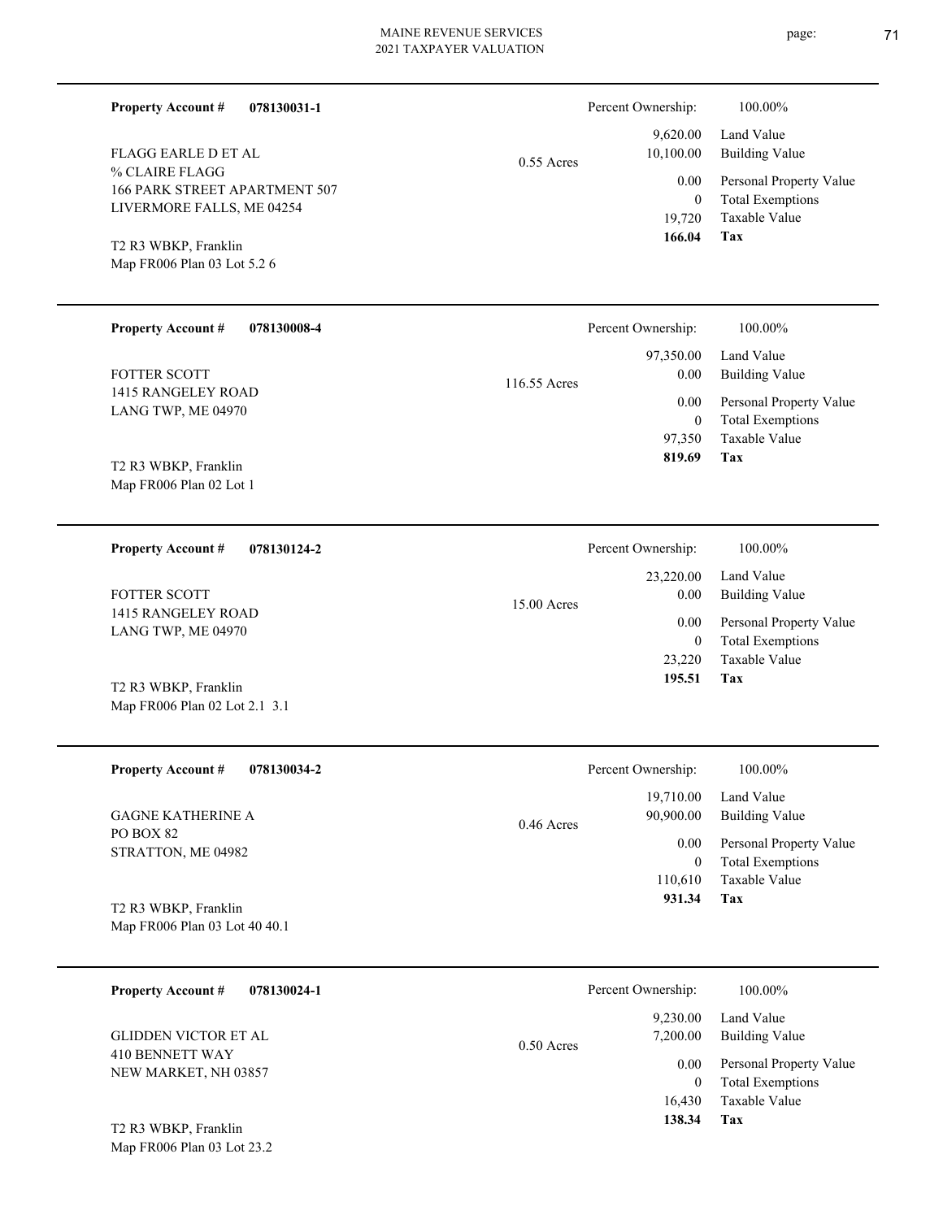**Property Account #** **078130031-1**

FLAGG EARLE D ET AL
% CLAIRE FLAGG
166 PARK STREET APARTMENT 507
LIVERMORE FALLS, ME 04254

T2 R3 WBKP, Franklin
Map FR006 Plan 03 Lot 5.2 6

0.55 Acres

| Percent Ownership: | 100.00% |
|---|---|
| 9,620.00 | Land Value |
| 10,100.00 | Building Value |
| 0.00 | Personal Property Value |
| 0 | Total Exemptions |
| 19,720 | Taxable Value |
| **166.04** | **Tax** |

---

**Property Account #** **078130008-4**

FOTTER SCOTT
1415 RANGELEY ROAD
LANG TWP, ME 04970

T2 R3 WBKP, Franklin
Map FR006 Plan 02 Lot 1

116.55 Acres

| Percent Ownership: | 100.00% |
|---|---|
| 97,350.00 | Land Value |
| 0.00 | Building Value |
| 0.00 | Personal Property Value |
| 0 | Total Exemptions |
| 97,350 | Taxable Value |
| **819.69** | **Tax** |

---

**Property Account #** **078130124-2**

FOTTER SCOTT
1415 RANGELEY ROAD
LANG TWP, ME 04970

T2 R3 WBKP, Franklin
Map FR006 Plan 02 Lot 2.1 3.1

15.00 Acres

| Percent Ownership: | 100.00% |
|---|---|
| 23,220.00 | Land Value |
| 0.00 | Building Value |
| 0.00 | Personal Property Value |
| 0 | Total Exemptions |
| 23,220 | Taxable Value |
| **195.51** | **Tax** |

---

**Property Account #** **078130034-2**

GAGNE KATHERINE A
PO BOX 82
STRATTON, ME 04982

T2 R3 WBKP, Franklin
Map FR006 Plan 03 Lot 40 40.1

0.46 Acres

| Percent Ownership: | 100.00% |
|---|---|
| 19,710.00 | Land Value |
| 90,900.00 | Building Value |
| 0.00 | Personal Property Value |
| 0 | Total Exemptions |
| 110,610 | Taxable Value |
| **931.34** | **Tax** |

---

**Property Account #** **078130024-1**

GLIDDEN VICTOR ET AL
410 BENNETT WAY
NEW MARKET, NH 03857

T2 R3 WBKP, Franklin
Map FR006 Plan 03 Lot 23.2

0.50 Acres

| Percent Ownership: | 100.00% |
|---|---|
| 9,230.00 | Land Value |
| 7,200.00 | Building Value |
| 0.00 | Personal Property Value |
| 0 | Total Exemptions |
| 16,430 | Taxable Value |
| **138.34** | **Tax** |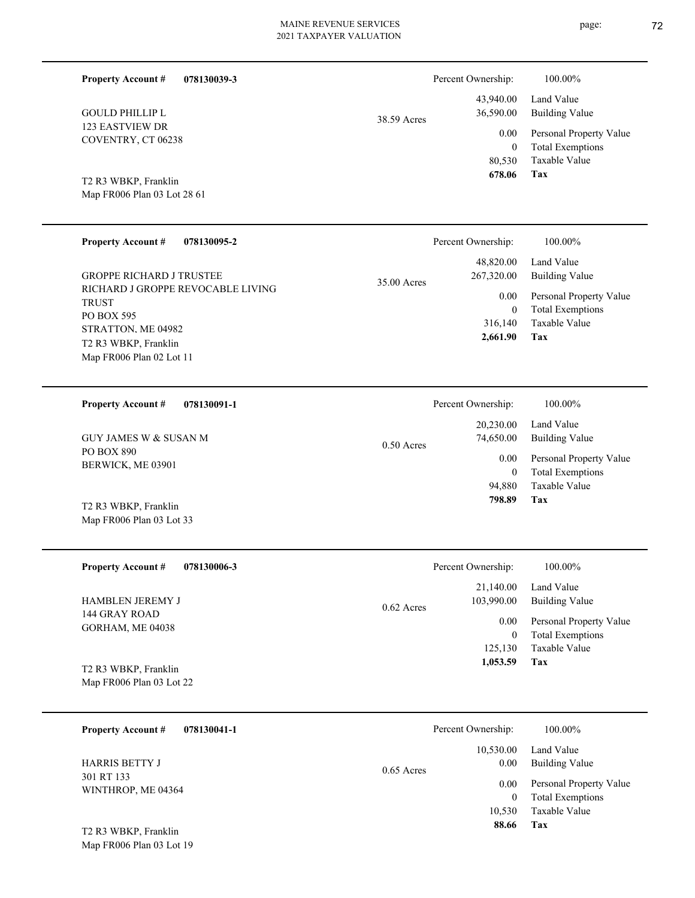| Property Account # | 078130039-3 | | Percent Ownership: | 100.00% |
|---|---|---|---|---|
| GOULD PHILLIP L<br>123 EASTVIEW DR<br>COVENTRY, CT 06238 | | 38.59 Acres | 43,940.00 | Land Value |
| | | | 36,590.00 | Building Value |
| | | | 0.00 | Personal Property Value |
| | | | 0 | Total Exemptions |
| | | | 80,530 | Taxable Value |
| T2 R3 WBKP, Franklin<br>Map FR006 Plan 03 Lot 28 61 | | | **678.06** | **Tax** |

| Property Account # | 078130095-2 | | Percent Ownership: | 100.00% |
|---|---|---|---|---|
| GROPPE RICHARD J TRUSTEE<br>RICHARD J GROPPE REVOCABLE LIVING TRUST<br>PO BOX 595<br>STRATTON, ME 04982 | | 35.00 Acres | 48,820.00 | Land Value |
| | | | 267,320.00 | Building Value |
| | | | 0.00 | Personal Property Value |
| | | | 0 | Total Exemptions |
| | | | 316,140 | Taxable Value |
| T2 R3 WBKP, Franklin<br>Map FR006 Plan 02 Lot 11 | | | **2,661.90** | **Tax** |

| Property Account # | 078130091-1 | | Percent Ownership: | 100.00% |
|---|---|---|---|---|
| GUY JAMES W & SUSAN M<br>PO BOX 890<br>BERWICK, ME 03901 | | 0.50 Acres | 20,230.00 | Land Value |
| | | | 74,650.00 | Building Value |
| | | | 0.00 | Personal Property Value |
| | | | 0 | Total Exemptions |
| | | | 94,880 | Taxable Value |
| T2 R3 WBKP, Franklin<br>Map FR006 Plan 03 Lot 33 | | | **798.89** | **Tax** |

| Property Account # | 078130006-3 | | Percent Ownership: | 100.00% |
|---|---|---|---|---|
| HAMBLEN JEREMY J<br>144 GRAY ROAD<br>GORHAM, ME 04038 | | 0.62 Acres | 21,140.00 | Land Value |
| | | | 103,990.00 | Building Value |
| | | | 0.00 | Personal Property Value |
| | | | 0 | Total Exemptions |
| | | | 125,130 | Taxable Value |
| T2 R3 WBKP, Franklin<br>Map FR006 Plan 03 Lot 22 | | | **1,053.59** | **Tax** |

| Property Account # | 078130041-1 | | Percent Ownership: | 100.00% |
|---|---|---|---|---|
| HARRIS BETTY J<br>301 RT 133<br>WINTHROP, ME 04364 | | 0.65 Acres | 10,530.00 | Land Value |
| | | | 0.00 | Building Value |
| | | | 0.00 | Personal Property Value |
| | | | 0 | Total Exemptions |
| | | | 10,530 | Taxable Value |
| T2 R3 WBKP, Franklin<br>Map FR006 Plan 03 Lot 19 | | | **88.66** | **Tax** |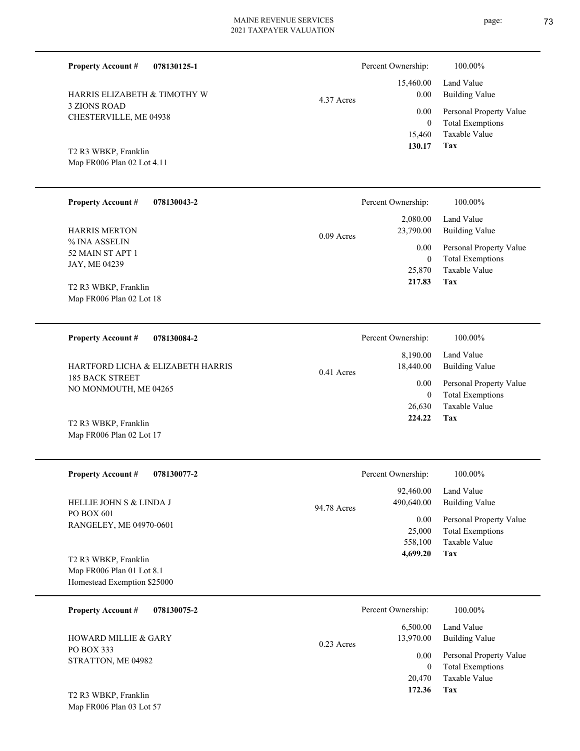**Property Account #** **078130125-1**

HARRIS ELIZABETH & TIMOTHY W
3 ZIONS ROAD
CHESTERVILLE, ME 04938

T2 R3 WBKP, Franklin
Map FR006 Plan 02 Lot 4.11

4.37 Acres

| Percent Ownership: | 100.00% |
|---|---|
| 15,460.00 | Land Value |
| 0.00 | Building Value |
| 0.00 | Personal Property Value |
| 0 | Total Exemptions |
| 15,460 | Taxable Value |
| **130.17** | **Tax** |

---

**Property Account #** **078130043-2**

HARRIS MERTON
% INA ASSELIN
52 MAIN ST APT 1
JAY, ME 04239

T2 R3 WBKP, Franklin
Map FR006 Plan 02 Lot 18

0.09 Acres

| Percent Ownership: | 100.00% |
|---|---|
| 2,080.00 | Land Value |
| 23,790.00 | Building Value |
| 0.00 | Personal Property Value |
| 0 | Total Exemptions |
| 25,870 | Taxable Value |
| **217.83** | **Tax** |

---

**Property Account #** **078130084-2**

HARTFORD LICHA & ELIZABETH HARRIS
185 BACK STREET
NO MONMOUTH, ME 04265

T2 R3 WBKP, Franklin
Map FR006 Plan 02 Lot 17

0.41 Acres

| Percent Ownership: | 100.00% |
|---|---|
| 8,190.00 | Land Value |
| 18,440.00 | Building Value |
| 0.00 | Personal Property Value |
| 0 | Total Exemptions |
| 26,630 | Taxable Value |
| **224.22** | **Tax** |

---

**Property Account #** **078130077-2**

HELLIE JOHN S & LINDA J
PO BOX 601
RANGELEY, ME 04970-0601

T2 R3 WBKP, Franklin
Map FR006 Plan 01 Lot 8.1
Homestead Exemption $25000

94.78 Acres

| Percent Ownership: | 100.00% |
|---|---|
| 92,460.00 | Land Value |
| 490,640.00 | Building Value |
| 0.00 | Personal Property Value |
| 25,000 | Total Exemptions |
| 558,100 | Taxable Value |
| **4,699.20** | **Tax** |

---

**Property Account #** **078130075-2**

HOWARD MILLIE & GARY
PO BOX 333
STRATTON, ME 04982

T2 R3 WBKP, Franklin
Map FR006 Plan 03 Lot 57

0.23 Acres

| Percent Ownership: | 100.00% |
|---|---|
| 6,500.00 | Land Value |
| 13,970.00 | Building Value |
| 0.00 | Personal Property Value |
| 0 | Total Exemptions |
| 20,470 | Taxable Value |
| **172.36** | **Tax** |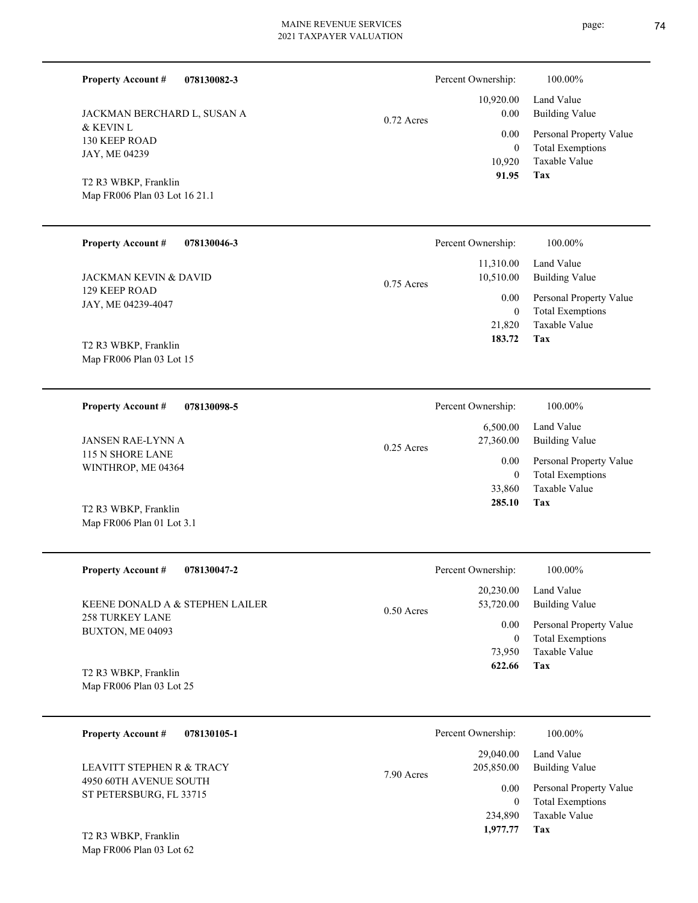**Property Account #** **078130082-3**

JACKMAN BERCHARD L, SUSAN A & KEVIN L
130 KEEP ROAD
JAY, ME 04239

T2 R3 WBKP, Franklin
Map FR006 Plan 03 Lot 16 21.1

0.72 Acres

| Percent Ownership: | 100.00% |
|---|---|
| 10,920.00 | Land Value |
| 0.00 | Building Value |
| 0.00 | Personal Property Value |
| 0 | Total Exemptions |
| 10,920 | Taxable Value |
| **91.95** | **Tax** |

---

**Property Account #** **078130046-3**

JACKMAN KEVIN & DAVID
129 KEEP ROAD
JAY, ME 04239-4047

T2 R3 WBKP, Franklin
Map FR006 Plan 03 Lot 15

0.75 Acres

| Percent Ownership: | 100.00% |
|---|---|
| 11,310.00 | Land Value |
| 10,510.00 | Building Value |
| 0.00 | Personal Property Value |
| 0 | Total Exemptions |
| 21,820 | Taxable Value |
| **183.72** | **Tax** |

---

**Property Account #** **078130098-5**

JANSEN RAE-LYNN A
115 N SHORE LANE
WINTHROP, ME 04364

T2 R3 WBKP, Franklin
Map FR006 Plan 01 Lot 3.1

0.25 Acres

| Percent Ownership: | 100.00% |
|---|---|
| 6,500.00 | Land Value |
| 27,360.00 | Building Value |
| 0.00 | Personal Property Value |
| 0 | Total Exemptions |
| 33,860 | Taxable Value |
| **285.10** | **Tax** |

---

**Property Account #** **078130047-2**

KEENE DONALD A & STEPHEN LAILER
258 TURKEY LANE
BUXTON, ME 04093

T2 R3 WBKP, Franklin
Map FR006 Plan 03 Lot 25

0.50 Acres

| Percent Ownership: | 100.00% |
|---|---|
| 20,230.00 | Land Value |
| 53,720.00 | Building Value |
| 0.00 | Personal Property Value |
| 0 | Total Exemptions |
| 73,950 | Taxable Value |
| **622.66** | **Tax** |

---

**Property Account #** **078130105-1**

LEAVITT STEPHEN R & TRACY
4950 60TH AVENUE SOUTH
ST PETERSBURG, FL 33715

T2 R3 WBKP, Franklin
Map FR006 Plan 03 Lot 62

7.90 Acres

| Percent Ownership: | 100.00% |
|---|---|
| 29,040.00 | Land Value |
| 205,850.00 | Building Value |
| 0.00 | Personal Property Value |
| 0 | Total Exemptions |
| 234,890 | Taxable Value |
| **1,977.77** | **Tax** |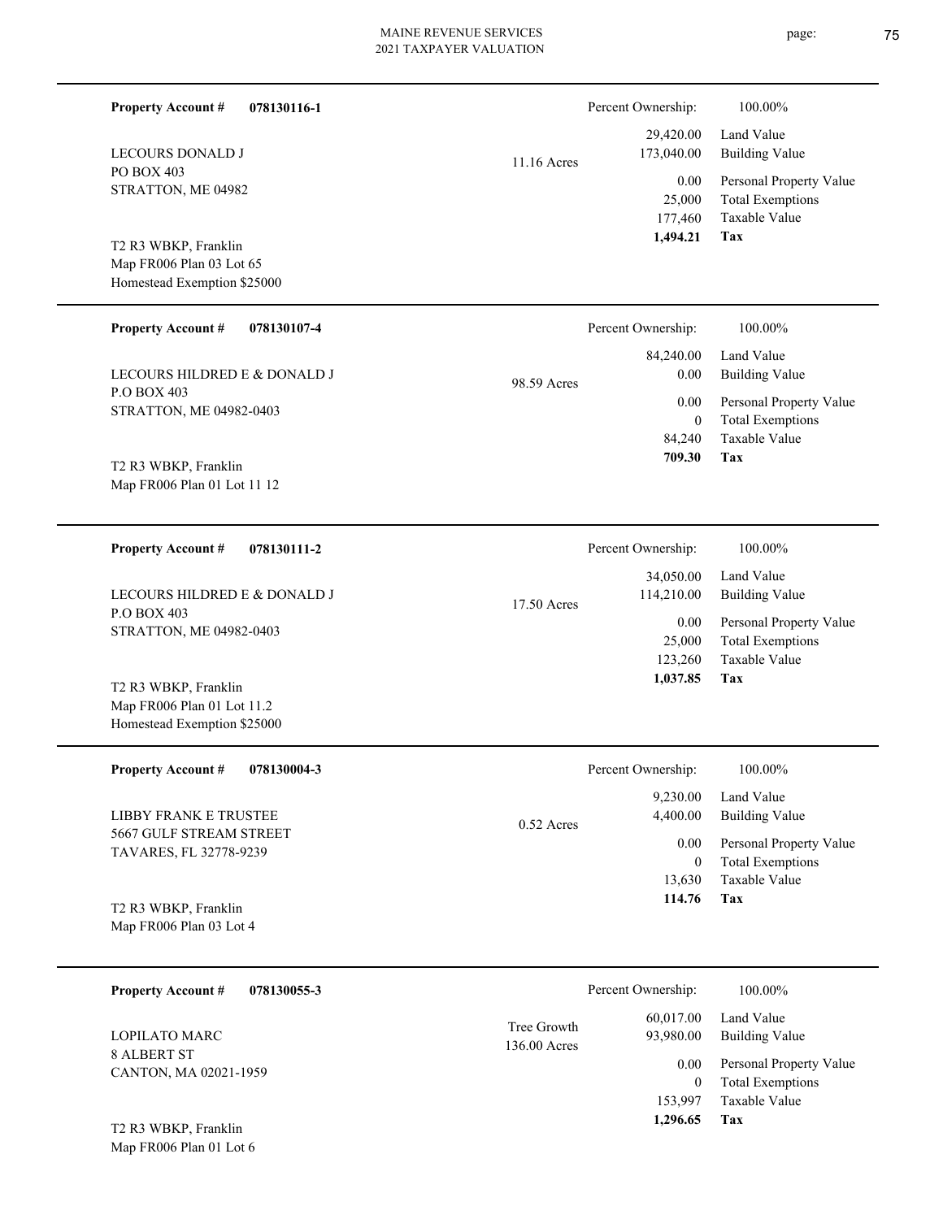**Property Account #** **078130116-1**

LECOURS DONALD J
PO BOX 403
STRATTON, ME 04982

T2 R3 WBKP, Franklin
Map FR006 Plan 03 Lot 65
Homestead Exemption $25000

11.16 Acres

| Percent Ownership: | 100.00% |
|---|---|
| 29,420.00 | Land Value |
| 173,040.00 | Building Value |
| 0.00 | Personal Property Value |
| 25,000 | Total Exemptions |
| 177,460 | Taxable Value |
| **1,494.21** | **Tax** |

---

**Property Account #** **078130107-4**

LECOURS HILDRED E & DONALD J
P.O BOX 403
STRATTON, ME 04982-0403

T2 R3 WBKP, Franklin
Map FR006 Plan 01 Lot 11 12

98.59 Acres

| Percent Ownership: | 100.00% |
|---|---|
| 84,240.00 | Land Value |
| 0.00 | Building Value |
| 0.00 | Personal Property Value |
| 0 | Total Exemptions |
| 84,240 | Taxable Value |
| **709.30** | **Tax** |

---

**Property Account #** **078130111-2**

LECOURS HILDRED E & DONALD J
P.O BOX 403
STRATTON, ME 04982-0403

T2 R3 WBKP, Franklin
Map FR006 Plan 01 Lot 11.2
Homestead Exemption $25000

17.50 Acres

| Percent Ownership: | 100.00% |
|---|---|
| 34,050.00 | Land Value |
| 114,210.00 | Building Value |
| 0.00 | Personal Property Value |
| 25,000 | Total Exemptions |
| 123,260 | Taxable Value |
| **1,037.85** | **Tax** |

---

**Property Account #** **078130004-3**

LIBBY FRANK E TRUSTEE
5667 GULF STREAM STREET
TAVARES, FL 32778-9239

T2 R3 WBKP, Franklin
Map FR006 Plan 03 Lot 4

0.52 Acres

| Percent Ownership: | 100.00% |
|---|---|
| 9,230.00 | Land Value |
| 4,400.00 | Building Value |
| 0.00 | Personal Property Value |
| 0 | Total Exemptions |
| 13,630 | Taxable Value |
| **114.76** | **Tax** |

---

**Property Account #** **078130055-3**

LOPILATO MARC
8 ALBERT ST
CANTON, MA 02021-1959

T2 R3 WBKP, Franklin
Map FR006 Plan 01 Lot 6

Tree Growth
136.00 Acres

| Percent Ownership: | 100.00% |
|---|---|
| 60,017.00 | Land Value |
| 93,980.00 | Building Value |
| 0.00 | Personal Property Value |
| 0 | Total Exemptions |
| 153,997 | Taxable Value |
| **1,296.65** | **Tax** |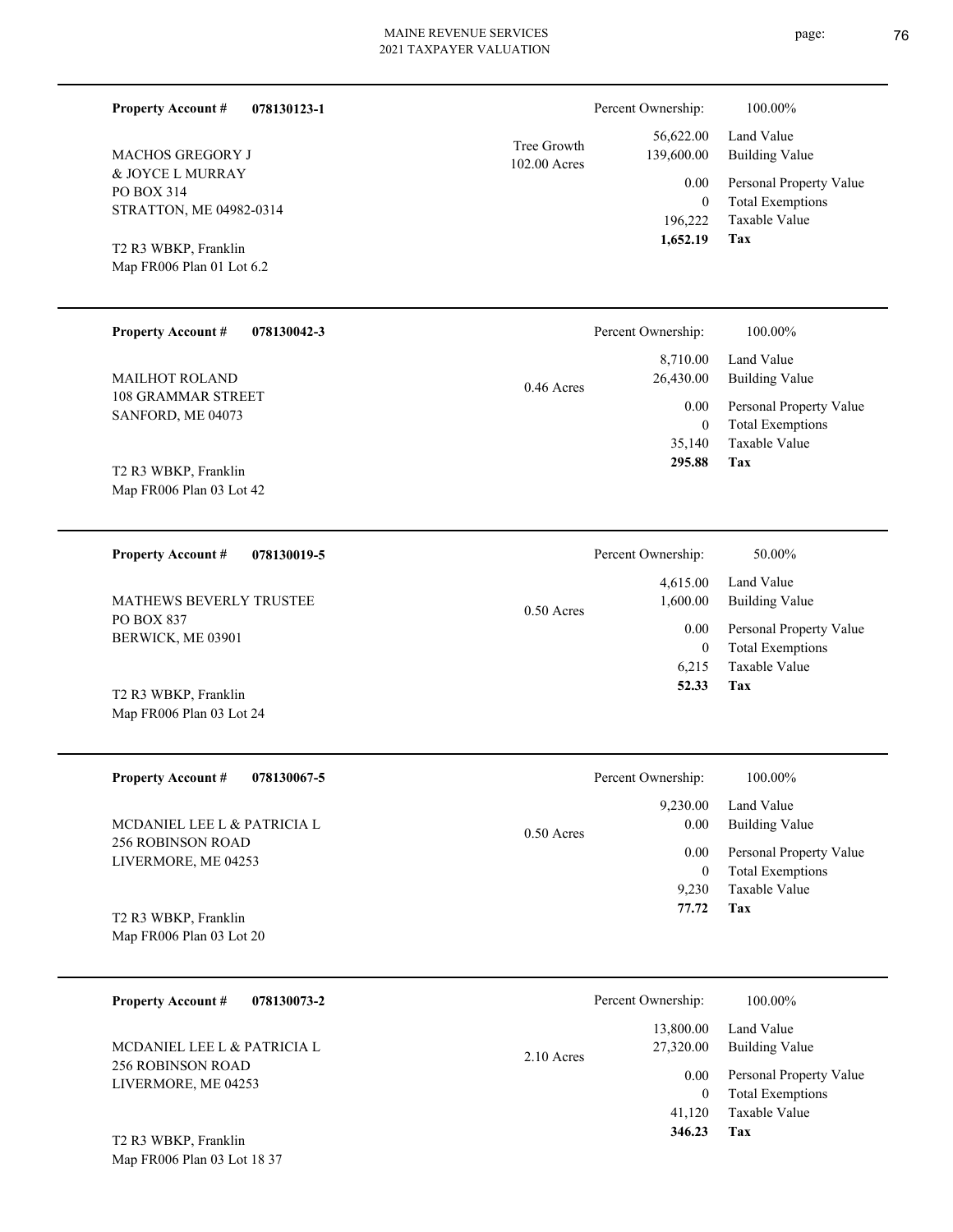**Property Account #** **078130123-1**

MACHOS GREGORY J
& JOYCE L MURRAY
PO BOX 314
STRATTON, ME 04982-0314

T2 R3 WBKP, Franklin
Map FR006 Plan 01 Lot 6.2

Tree Growth
102.00 Acres

| Percent Ownership: | 100.00% |
|---|---|
| 56,622.00 | Land Value |
| 139,600.00 | Building Value |
| 0.00 | Personal Property Value |
| 0 | Total Exemptions |
| 196,222 | Taxable Value |
| **1,652.19** | **Tax** |

---

**Property Account #** **078130042-3**

MAILHOT ROLAND
108 GRAMMAR STREET
SANFORD, ME 04073

T2 R3 WBKP, Franklin
Map FR006 Plan 03 Lot 42

0.46 Acres

| Percent Ownership: | 100.00% |
|---|---|
| 8,710.00 | Land Value |
| 26,430.00 | Building Value |
| 0.00 | Personal Property Value |
| 0 | Total Exemptions |
| 35,140 | Taxable Value |
| **295.88** | **Tax** |

---

**Property Account #** **078130019-5**

MATHEWS BEVERLY TRUSTEE
PO BOX 837
BERWICK, ME 03901

T2 R3 WBKP, Franklin
Map FR006 Plan 03 Lot 24

0.50 Acres

| Percent Ownership: | 50.00% |
|---|---|
| 4,615.00 | Land Value |
| 1,600.00 | Building Value |
| 0.00 | Personal Property Value |
| 0 | Total Exemptions |
| 6,215 | Taxable Value |
| **52.33** | **Tax** |

---

**Property Account #** **078130067-5**

MCDANIEL LEE L & PATRICIA L
256 ROBINSON ROAD
LIVERMORE, ME 04253

T2 R3 WBKP, Franklin
Map FR006 Plan 03 Lot 20

0.50 Acres

| Percent Ownership: | 100.00% |
|---|---|
| 9,230.00 | Land Value |
| 0.00 | Building Value |
| 0.00 | Personal Property Value |
| 0 | Total Exemptions |
| 9,230 | Taxable Value |
| **77.72** | **Tax** |

---

**Property Account #** **078130073-2**

MCDANIEL LEE L & PATRICIA L
256 ROBINSON ROAD
LIVERMORE, ME 04253

T2 R3 WBKP, Franklin
Map FR006 Plan 03 Lot 18 37

2.10 Acres

| Percent Ownership: | 100.00% |
|---|---|
| 13,800.00 | Land Value |
| 27,320.00 | Building Value |
| 0.00 | Personal Property Value |
| 0 | Total Exemptions |
| 41,120 | Taxable Value |
| **346.23** | **Tax** |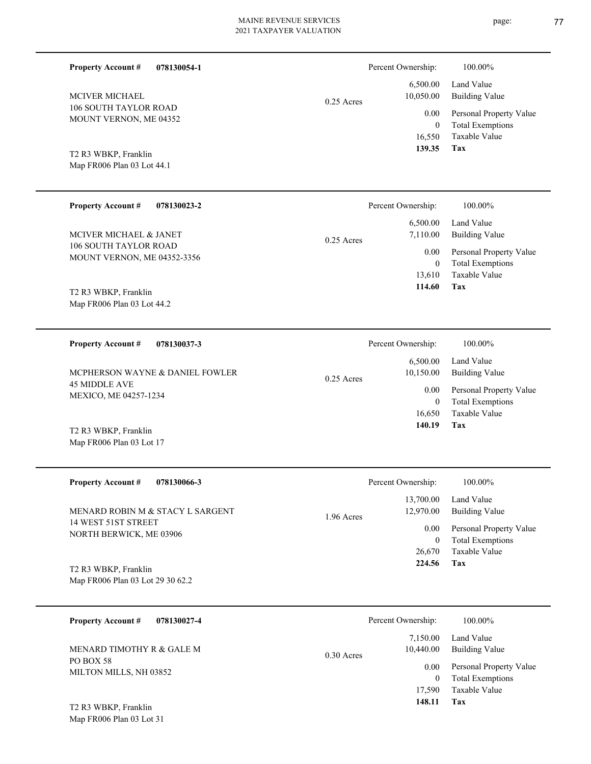**Property Account #** **078130054-1**

MCIVER MICHAEL
106 SOUTH TAYLOR ROAD
MOUNT VERNON, ME 04352

T2 R3 WBKP, Franklin
Map FR006 Plan 03 Lot 44.1

0.25 Acres

| | |
|---|---|
| Percent Ownership: | 100.00% |
| 6,500.00 | Land Value |
| 10,050.00 | Building Value |
| 0.00 | Personal Property Value |
| 0 | Total Exemptions |
| 16,550 | Taxable Value |
| **139.35** | **Tax** |

---

**Property Account #** **078130023-2**

MCIVER MICHAEL & JANET
106 SOUTH TAYLOR ROAD
MOUNT VERNON, ME 04352-3356

T2 R3 WBKP, Franklin
Map FR006 Plan 03 Lot 44.2

0.25 Acres

| | |
|---|---|
| Percent Ownership: | 100.00% |
| 6,500.00 | Land Value |
| 7,110.00 | Building Value |
| 0.00 | Personal Property Value |
| 0 | Total Exemptions |
| 13,610 | Taxable Value |
| **114.60** | **Tax** |

---

**Property Account #** **078130037-3**

MCPHERSON WAYNE & DANIEL FOWLER
45 MIDDLE AVE
MEXICO, ME 04257-1234

T2 R3 WBKP, Franklin
Map FR006 Plan 03 Lot 17

0.25 Acres

| | |
|---|---|
| Percent Ownership: | 100.00% |
| 6,500.00 | Land Value |
| 10,150.00 | Building Value |
| 0.00 | Personal Property Value |
| 0 | Total Exemptions |
| 16,650 | Taxable Value |
| **140.19** | **Tax** |

---

**Property Account #** **078130066-3**

MENARD ROBIN M & STACY L SARGENT
14 WEST 51ST STREET
NORTH BERWICK, ME 03906

T2 R3 WBKP, Franklin
Map FR006 Plan 03 Lot 29 30 62.2

1.96 Acres

| | |
|---|---|
| Percent Ownership: | 100.00% |
| 13,700.00 | Land Value |
| 12,970.00 | Building Value |
| 0.00 | Personal Property Value |
| 0 | Total Exemptions |
| 26,670 | Taxable Value |
| **224.56** | **Tax** |

---

**Property Account #** **078130027-4**

MENARD TIMOTHY R & GALE M
PO BOX 58
MILTON MILLS, NH 03852

T2 R3 WBKP, Franklin
Map FR006 Plan 03 Lot 31

0.30 Acres

| | |
|---|---|
| Percent Ownership: | 100.00% |
| 7,150.00 | Land Value |
| 10,440.00 | Building Value |
| 0.00 | Personal Property Value |
| 0 | Total Exemptions |
| 17,590 | Taxable Value |
| **148.11** | **Tax** |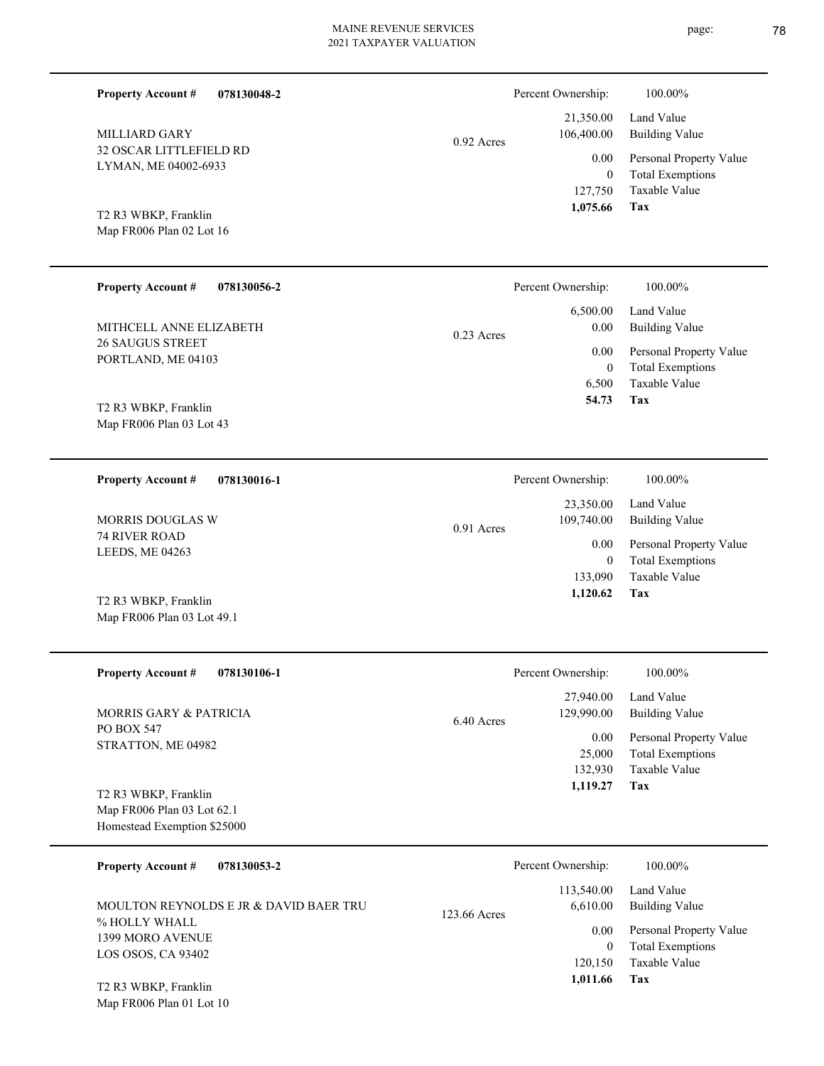**Property Account #** **078130048-2**

MILLIARD GARY
32 OSCAR LITTLEFIELD RD
LYMAN, ME 04002-6933

T2 R3 WBKP, Franklin
Map FR006 Plan 02 Lot 16

0.92 Acres

| Percent Ownership: | 100.00% |
|---|---|
| 21,350.00 | Land Value |
| 106,400.00 | Building Value |
| 0.00 | Personal Property Value |
| 0 | Total Exemptions |
| 127,750 | Taxable Value |
| **1,075.66** | **Tax** |

---

**Property Account #** **078130056-2**

MITHCELL ANNE ELIZABETH
26 SAUGUS STREET
PORTLAND, ME 04103

T2 R3 WBKP, Franklin
Map FR006 Plan 03 Lot 43

0.23 Acres

| Percent Ownership: | 100.00% |
|---|---|
| 6,500.00 | Land Value |
| 0.00 | Building Value |
| 0.00 | Personal Property Value |
| 0 | Total Exemptions |
| 6,500 | Taxable Value |
| **54.73** | **Tax** |

---

**Property Account #** **078130016-1**

MORRIS DOUGLAS W
74 RIVER ROAD
LEEDS, ME 04263

T2 R3 WBKP, Franklin
Map FR006 Plan 03 Lot 49.1

0.91 Acres

| Percent Ownership: | 100.00% |
|---|---|
| 23,350.00 | Land Value |
| 109,740.00 | Building Value |
| 0.00 | Personal Property Value |
| 0 | Total Exemptions |
| 133,090 | Taxable Value |
| **1,120.62** | **Tax** |

---

**Property Account #** **078130106-1**

MORRIS GARY & PATRICIA
PO BOX 547
STRATTON, ME 04982

T2 R3 WBKP, Franklin
Map FR006 Plan 03 Lot 62.1
Homestead Exemption $25000

6.40 Acres

| Percent Ownership: | 100.00% |
|---|---|
| 27,940.00 | Land Value |
| 129,990.00 | Building Value |
| 0.00 | Personal Property Value |
| 25,000 | Total Exemptions |
| 132,930 | Taxable Value |
| **1,119.27** | **Tax** |

---

**Property Account #** **078130053-2**

MOULTON REYNOLDS E JR & DAVID BAER TRU
% HOLLY WHALL
1399 MORO AVENUE
LOS OSOS, CA 93402

T2 R3 WBKP, Franklin
Map FR006 Plan 01 Lot 10

123.66 Acres

| Percent Ownership: | 100.00% |
|---|---|
| 113,540.00 | Land Value |
| 6,610.00 | Building Value |
| 0.00 | Personal Property Value |
| 0 | Total Exemptions |
| 120,150 | Taxable Value |
| **1,011.66** | **Tax** |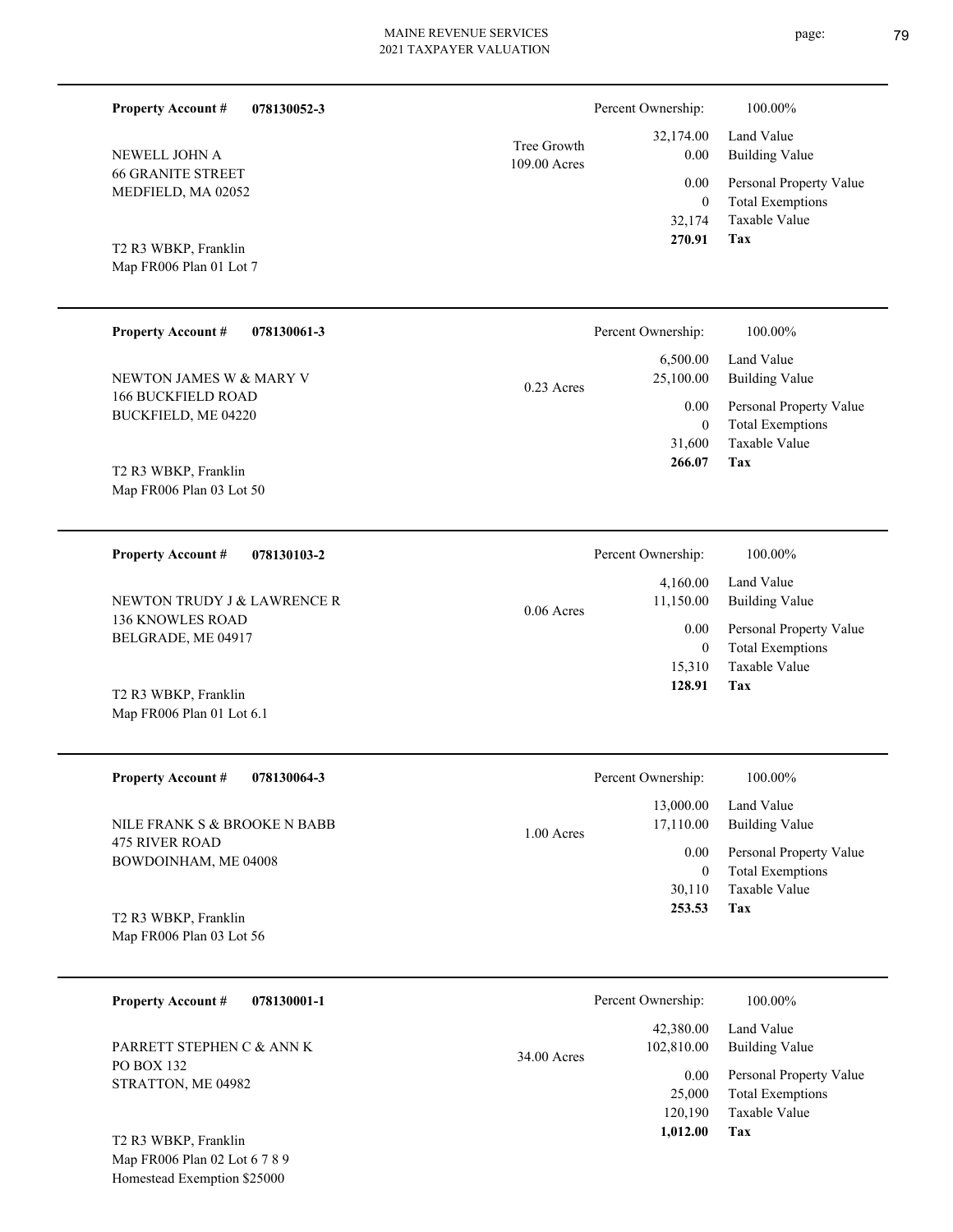**Property Account #** **078130052-3**

NEWELL JOHN A
66 GRANITE STREET
MEDFIELD, MA 02052

T2 R3 WBKP, Franklin
Map FR006 Plan 01 Lot 7

Tree Growth
109.00 Acres

| Percent Ownership: | 100.00% |
|---|---|
| 32,174.00 | Land Value |
| 0.00 | Building Value |
| 0.00 | Personal Property Value |
| 0 | Total Exemptions |
| 32,174 | Taxable Value |
| **270.91** | **Tax** |

---

**Property Account #** **078130061-3**

NEWTON JAMES W & MARY V
166 BUCKFIELD ROAD
BUCKFIELD, ME 04220

T2 R3 WBKP, Franklin
Map FR006 Plan 03 Lot 50

0.23 Acres

| Percent Ownership: | 100.00% |
|---|---|
| 6,500.00 | Land Value |
| 25,100.00 | Building Value |
| 0.00 | Personal Property Value |
| 0 | Total Exemptions |
| 31,600 | Taxable Value |
| **266.07** | **Tax** |

---

**Property Account #** **078130103-2**

NEWTON TRUDY J & LAWRENCE R
136 KNOWLES ROAD
BELGRADE, ME 04917

T2 R3 WBKP, Franklin
Map FR006 Plan 01 Lot 6.1

0.06 Acres

| Percent Ownership: | 100.00% |
|---|---|
| 4,160.00 | Land Value |
| 11,150.00 | Building Value |
| 0.00 | Personal Property Value |
| 0 | Total Exemptions |
| 15,310 | Taxable Value |
| **128.91** | **Tax** |

---

**Property Account #** **078130064-3**

NILE FRANK S & BROOKE N BABB
475 RIVER ROAD
BOWDOINHAM, ME 04008

T2 R3 WBKP, Franklin
Map FR006 Plan 03 Lot 56

1.00 Acres

| Percent Ownership: | 100.00% |
|---|---|
| 13,000.00 | Land Value |
| 17,110.00 | Building Value |
| 0.00 | Personal Property Value |
| 0 | Total Exemptions |
| 30,110 | Taxable Value |
| **253.53** | **Tax** |

---

**Property Account #** **078130001-1**

PARRETT STEPHEN C & ANN K
PO BOX 132
STRATTON, ME 04982

T2 R3 WBKP, Franklin
Map FR006 Plan 02 Lot 6 7 8 9
Homestead Exemption $25000

34.00 Acres

| Percent Ownership: | 100.00% |
|---|---|
| 42,380.00 | Land Value |
| 102,810.00 | Building Value |
| 0.00 | Personal Property Value |
| 25,000 | Total Exemptions |
| 120,190 | Taxable Value |
| **1,012.00** | **Tax** |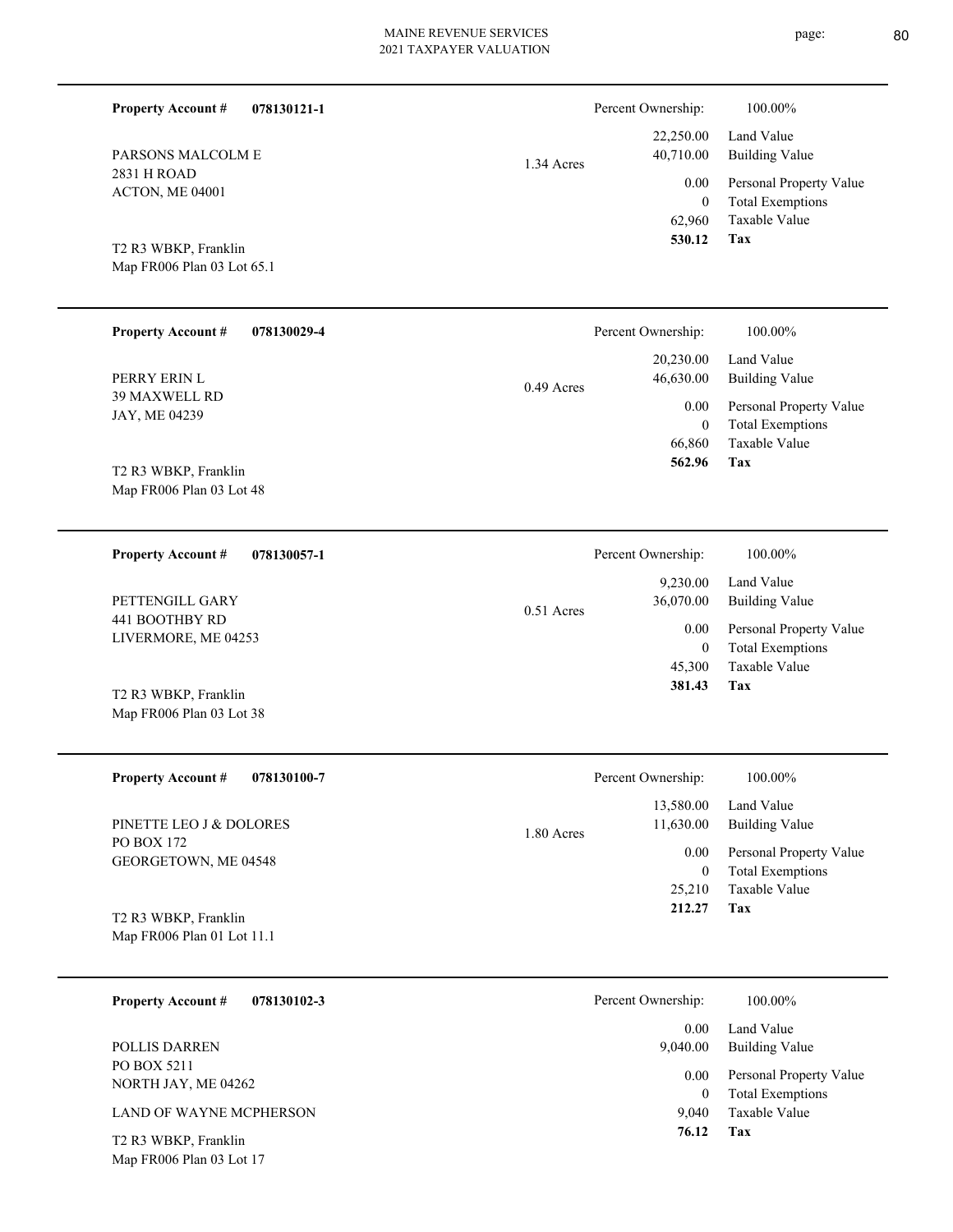**Property Account #** **078130121-1**

PARSONS MALCOLM E
2831 H ROAD
ACTON, ME 04001

T2 R3 WBKP, Franklin
Map FR006 Plan 03 Lot 65.1

1.34 Acres

| Percent Ownership: | 100.00% |
|---|---|
| 22,250.00 | Land Value |
| 40,710.00 | Building Value |
| 0.00 | Personal Property Value |
| 0 | Total Exemptions |
| 62,960 | Taxable Value |
| **530.12** | **Tax** |

---

**Property Account #** **078130029-4**

PERRY ERIN L
39 MAXWELL RD
JAY, ME 04239

T2 R3 WBKP, Franklin
Map FR006 Plan 03 Lot 48

0.49 Acres

| Percent Ownership: | 100.00% |
|---|---|
| 20,230.00 | Land Value |
| 46,630.00 | Building Value |
| 0.00 | Personal Property Value |
| 0 | Total Exemptions |
| 66,860 | Taxable Value |
| **562.96** | **Tax** |

---

**Property Account #** **078130057-1**

PETTENGILL GARY
441 BOOTHBY RD
LIVERMORE, ME 04253

T2 R3 WBKP, Franklin
Map FR006 Plan 03 Lot 38

0.51 Acres

| Percent Ownership: | 100.00% |
|---|---|
| 9,230.00 | Land Value |
| 36,070.00 | Building Value |
| 0.00 | Personal Property Value |
| 0 | Total Exemptions |
| 45,300 | Taxable Value |
| **381.43** | **Tax** |

---

**Property Account #** **078130100-7**

PINETTE LEO J & DOLORES
PO BOX 172
GEORGETOWN, ME 04548

T2 R3 WBKP, Franklin
Map FR006 Plan 01 Lot 11.1

1.80 Acres

| Percent Ownership: | 100.00% |
|---|---|
| 13,580.00 | Land Value |
| 11,630.00 | Building Value |
| 0.00 | Personal Property Value |
| 0 | Total Exemptions |
| 25,210 | Taxable Value |
| **212.27** | **Tax** |

---

**Property Account #** **078130102-3**

POLLIS DARREN
PO BOX 5211
NORTH JAY, ME 04262

LAND OF WAYNE MCPHERSON

T2 R3 WBKP, Franklin
Map FR006 Plan 03 Lot 17

| Percent Ownership: | 100.00% |
|---|---|
| 0.00 | Land Value |
| 9,040.00 | Building Value |
| 0.00 | Personal Property Value |
| 0 | Total Exemptions |
| 9,040 | Taxable Value |
| **76.12** | **Tax** |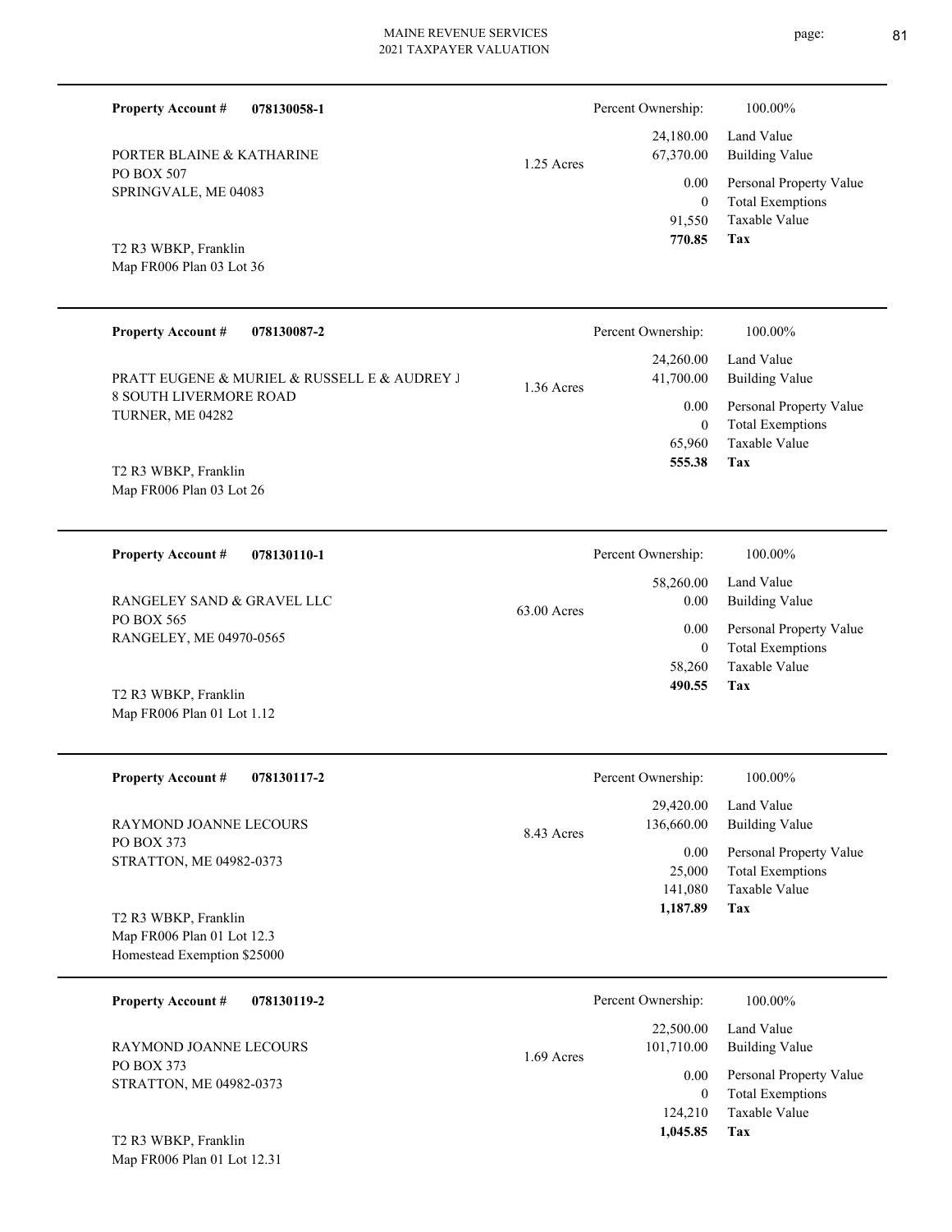| Property Account # | 078130058-1 | | Percent Ownership: | 100.00% |
|---|---|---|---|---|
| PORTER BLAINE & KATHARINE | | 1.25 Acres | 24,180.00 | Land Value |
| PO BOX 507 | | | 67,370.00 | Building Value |
| SPRINGVALE, ME 04083 | | | 0.00 | Personal Property Value |
| | | | 0 | Total Exemptions |
| T2 R3 WBKP, Franklin | | | 91,550 | Taxable Value |
| Map FR006 Plan 03 Lot 36 | | | **770.85** | **Tax** |

| Property Account # | 078130087-2 | | Percent Ownership: | 100.00% |
|---|---|---|---|---|
| PRATT EUGENE & MURIEL & RUSSELL E & AUDREY J | | 1.36 Acres | 24,260.00 | Land Value |
| 8 SOUTH LIVERMORE ROAD | | | 41,700.00 | Building Value |
| TURNER, ME 04282 | | | 0.00 | Personal Property Value |
| | | | 0 | Total Exemptions |
| T2 R3 WBKP, Franklin | | | 65,960 | Taxable Value |
| Map FR006 Plan 03 Lot 26 | | | **555.38** | **Tax** |

| Property Account # | 078130110-1 | | Percent Ownership: | 100.00% |
|---|---|---|---|---|
| RANGELEY SAND & GRAVEL LLC | | 63.00 Acres | 58,260.00 | Land Value |
| PO BOX 565 | | | 0.00 | Building Value |
| RANGELEY, ME 04970-0565 | | | 0.00 | Personal Property Value |
| | | | 0 | Total Exemptions |
| T2 R3 WBKP, Franklin | | | 58,260 | Taxable Value |
| Map FR006 Plan 01 Lot 1.12 | | | **490.55** | **Tax** |

| Property Account # | 078130117-2 | | Percent Ownership: | 100.00% |
|---|---|---|---|---|
| RAYMOND JOANNE LECOURS | | 8.43 Acres | 29,420.00 | Land Value |
| PO BOX 373 | | | 136,660.00 | Building Value |
| STRATTON, ME 04982-0373 | | | 0.00 | Personal Property Value |
| | | | 25,000 | Total Exemptions |
| T2 R3 WBKP, Franklin | | | 141,080 | Taxable Value |
| Map FR006 Plan 01 Lot 12.3 | | | **1,187.89** | **Tax** |
| Homestead Exemption $25000 | | | | |

| Property Account # | 078130119-2 | | Percent Ownership: | 100.00% |
|---|---|---|---|---|
| RAYMOND JOANNE LECOURS | | 1.69 Acres | 22,500.00 | Land Value |
| PO BOX 373 | | | 101,710.00 | Building Value |
| STRATTON, ME 04982-0373 | | | 0.00 | Personal Property Value |
| | | | 0 | Total Exemptions |
| T2 R3 WBKP, Franklin | | | 124,210 | Taxable Value |
| Map FR006 Plan 01 Lot 12.31 | | | **1,045.85** | **Tax** |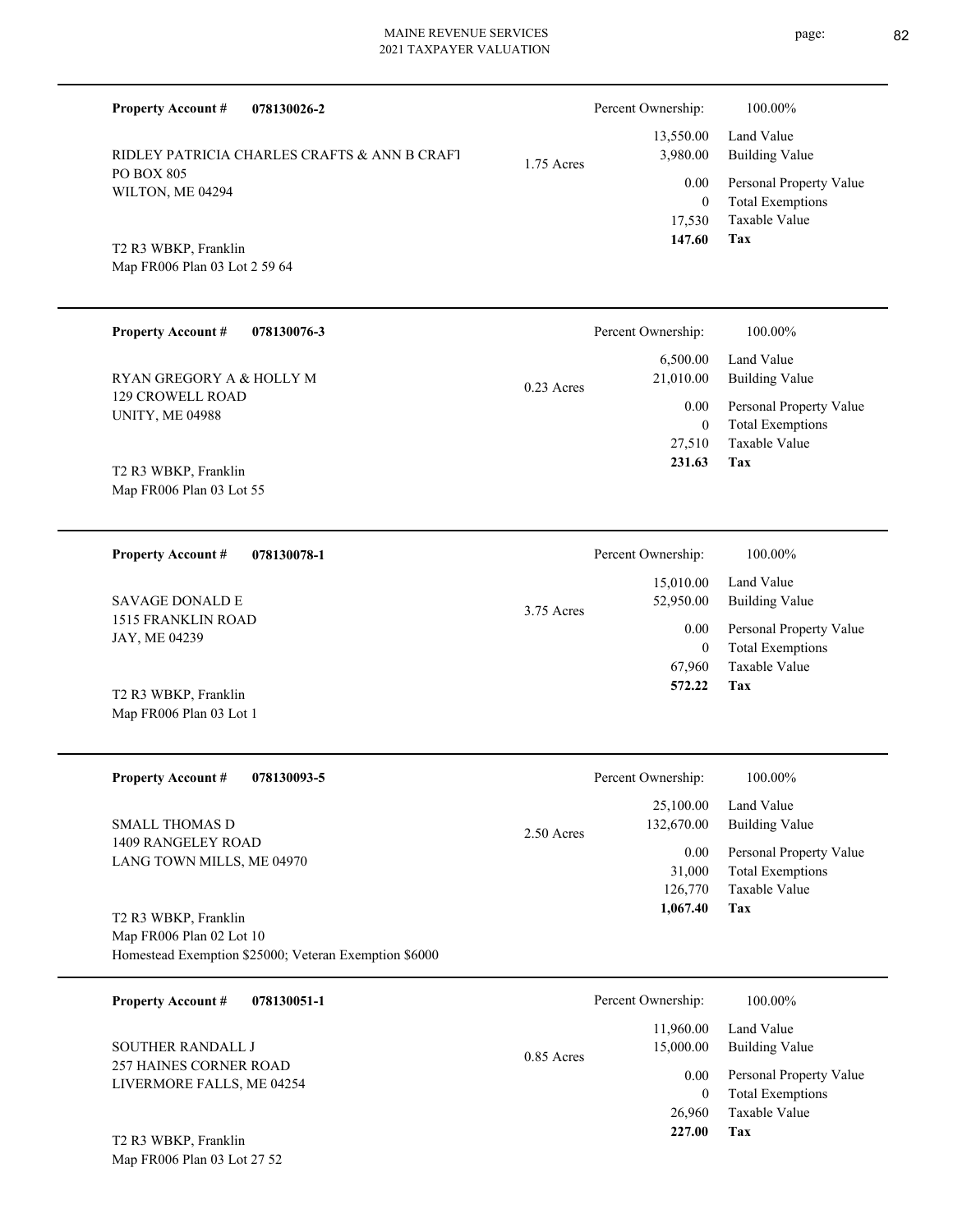**Property Account #** **078130026-2**

RIDLEY PATRICIA CHARLES CRAFTS & ANN B CRAFT
PO BOX 805
WILTON, ME 04294

T2 R3 WBKP, Franklin
Map FR006 Plan 03 Lot 2 59 64

1.75 Acres

| Percent Ownership: | 100.00% |
|---|---|
| 13,550.00 | Land Value |
| 3,980.00 | Building Value |
| 0.00 | Personal Property Value |
| 0 | Total Exemptions |
| 17,530 | Taxable Value |
| **147.60** | **Tax** |

---

**Property Account #** **078130076-3**

RYAN GREGORY A & HOLLY M
129 CROWELL ROAD
UNITY, ME 04988

T2 R3 WBKP, Franklin
Map FR006 Plan 03 Lot 55

0.23 Acres

| Percent Ownership: | 100.00% |
|---|---|
| 6,500.00 | Land Value |
| 21,010.00 | Building Value |
| 0.00 | Personal Property Value |
| 0 | Total Exemptions |
| 27,510 | Taxable Value |
| **231.63** | **Tax** |

---

**Property Account #** **078130078-1**

SAVAGE DONALD E
1515 FRANKLIN ROAD
JAY, ME 04239

T2 R3 WBKP, Franklin
Map FR006 Plan 03 Lot 1

3.75 Acres

| Percent Ownership: | 100.00% |
|---|---|
| 15,010.00 | Land Value |
| 52,950.00 | Building Value |
| 0.00 | Personal Property Value |
| 0 | Total Exemptions |
| 67,960 | Taxable Value |
| **572.22** | **Tax** |

---

**Property Account #** **078130093-5**

SMALL THOMAS D
1409 RANGELEY ROAD
LANG TOWN MILLS, ME 04970

T2 R3 WBKP, Franklin
Map FR006 Plan 02 Lot 10
Homestead Exemption $25000; Veteran Exemption $6000

2.50 Acres

| Percent Ownership: | 100.00% |
|---|---|
| 25,100.00 | Land Value |
| 132,670.00 | Building Value |
| 0.00 | Personal Property Value |
| 31,000 | Total Exemptions |
| 126,770 | Taxable Value |
| **1,067.40** | **Tax** |

---

**Property Account #** **078130051-1**

SOUTHER RANDALL J
257 HAINES CORNER ROAD
LIVERMORE FALLS, ME 04254

T2 R3 WBKP, Franklin
Map FR006 Plan 03 Lot 27 52

0.85 Acres

| Percent Ownership: | 100.00% |
|---|---|
| 11,960.00 | Land Value |
| 15,000.00 | Building Value |
| 0.00 | Personal Property Value |
| 0 | Total Exemptions |
| 26,960 | Taxable Value |
| **227.00** | **Tax** |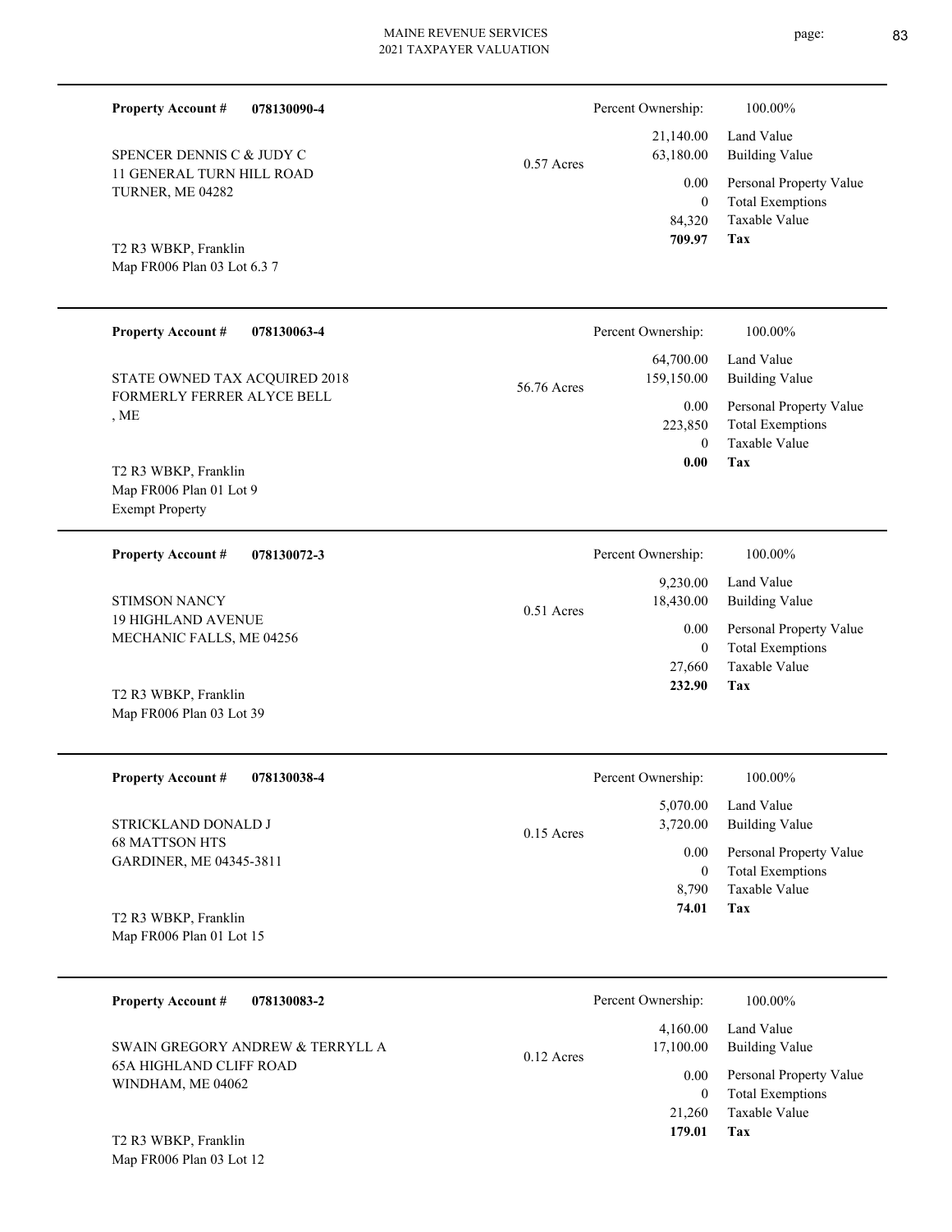**Property Account #** **078130090-4**

SPENCER DENNIS C & JUDY C
11 GENERAL TURN HILL ROAD
TURNER, ME 04282

T2 R3 WBKP, Franklin
Map FR006 Plan 03 Lot 6.3 7

0.57 Acres

| Percent Ownership: | 100.00% |
|---|---|
| 21,140.00 | Land Value |
| 63,180.00 | Building Value |
| 0.00 | Personal Property Value |
| 0 | Total Exemptions |
| 84,320 | Taxable Value |
| **709.97** | **Tax** |

---

**Property Account #** **078130063-4**

STATE OWNED TAX ACQUIRED 2018
FORMERLY FERRER ALYCE BELL
, ME

T2 R3 WBKP, Franklin
Map FR006 Plan 01 Lot 9
Exempt Property

56.76 Acres

| Percent Ownership: | 100.00% |
|---|---|
| 64,700.00 | Land Value |
| 159,150.00 | Building Value |
| 0.00 | Personal Property Value |
| 223,850 | Total Exemptions |
| 0 | Taxable Value |
| **0.00** | **Tax** |

---

**Property Account #** **078130072-3**

STIMSON NANCY
19 HIGHLAND AVENUE
MECHANIC FALLS, ME 04256

T2 R3 WBKP, Franklin
Map FR006 Plan 03 Lot 39

0.51 Acres

| Percent Ownership: | 100.00% |
|---|---|
| 9,230.00 | Land Value |
| 18,430.00 | Building Value |
| 0.00 | Personal Property Value |
| 0 | Total Exemptions |
| 27,660 | Taxable Value |
| **232.90** | **Tax** |

---

**Property Account #** **078130038-4**

STRICKLAND DONALD J
68 MATTSON HTS
GARDINER, ME 04345-3811

T2 R3 WBKP, Franklin
Map FR006 Plan 01 Lot 15

0.15 Acres

| Percent Ownership: | 100.00% |
|---|---|
| 5,070.00 | Land Value |
| 3,720.00 | Building Value |
| 0.00 | Personal Property Value |
| 0 | Total Exemptions |
| 8,790 | Taxable Value |
| **74.01** | **Tax** |

---

**Property Account #** **078130083-2**

SWAIN GREGORY ANDREW & TERRYLL A
65A HIGHLAND CLIFF ROAD
WINDHAM, ME 04062

T2 R3 WBKP, Franklin
Map FR006 Plan 03 Lot 12

0.12 Acres

| Percent Ownership: | 100.00% |
|---|---|
| 4,160.00 | Land Value |
| 17,100.00 | Building Value |
| 0.00 | Personal Property Value |
| 0 | Total Exemptions |
| 21,260 | Taxable Value |
| **179.01** | **Tax** |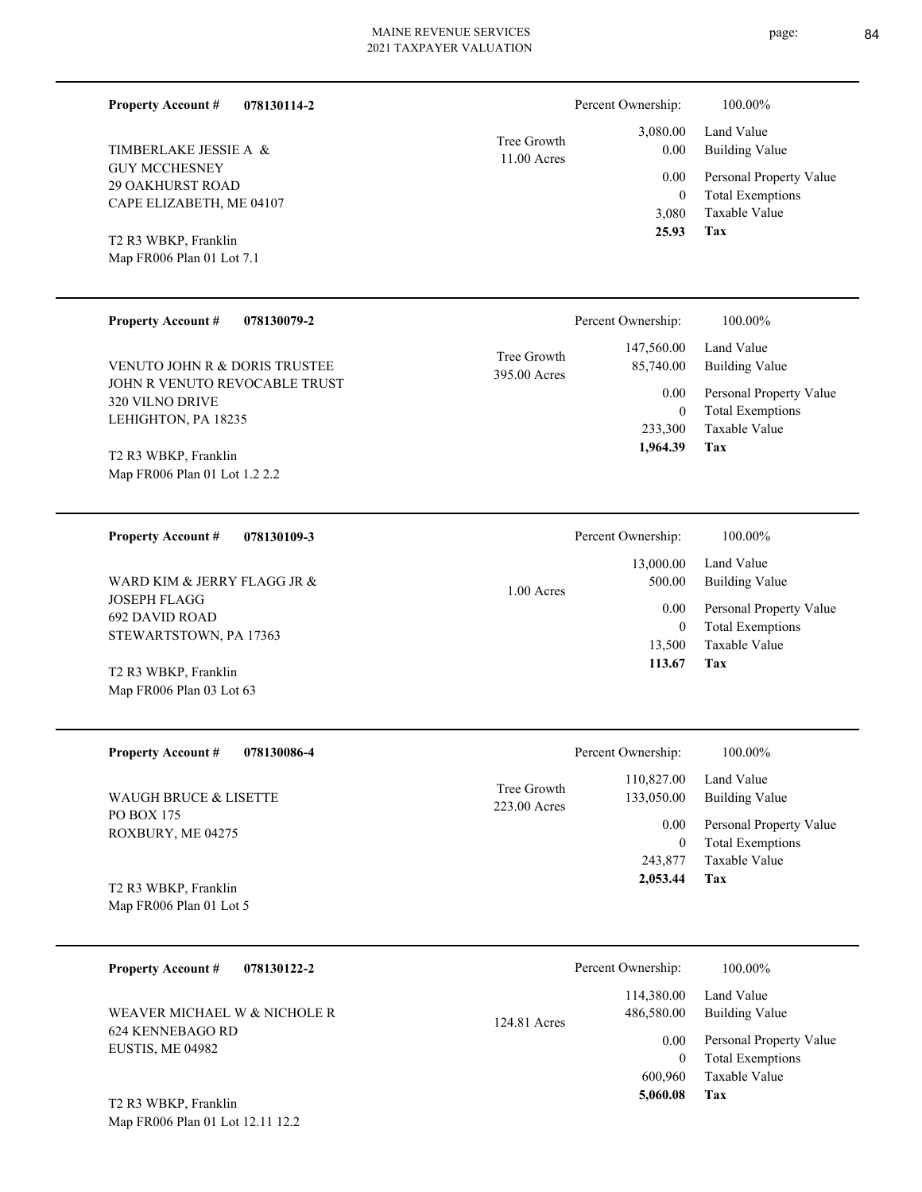**Property Account #** **078130114-2**

TIMBERLAKE JESSIE A &
GUY MCCHESNEY
29 OAKHURST ROAD
CAPE ELIZABETH, ME 04107

T2 R3 WBKP, Franklin
Map FR006 Plan 01 Lot 7.1

Tree Growth
11.00 Acres

| | |
|---|---|
| Percent Ownership: | 100.00% |
| 3,080.00 | Land Value |
| 0.00 | Building Value |
| 0.00 | Personal Property Value |
| 0 | Total Exemptions |
| 3,080 | Taxable Value |
| **25.93** | **Tax** |

---

**Property Account #** **078130079-2**

VENUTO JOHN R & DORIS TRUSTEE
JOHN R VENUTO REVOCABLE TRUST
320 VILNO DRIVE
LEHIGHTON, PA 18235

T2 R3 WBKP, Franklin
Map FR006 Plan 01 Lot 1.2 2.2

Tree Growth
395.00 Acres

| | |
|---|---|
| Percent Ownership: | 100.00% |
| 147,560.00 | Land Value |
| 85,740.00 | Building Value |
| 0.00 | Personal Property Value |
| 0 | Total Exemptions |
| 233,300 | Taxable Value |
| **1,964.39** | **Tax** |

---

**Property Account #** **078130109-3**

WARD KIM & JERRY FLAGG JR &
JOSEPH FLAGG
692 DAVID ROAD
STEWARTSTOWN, PA 17363

T2 R3 WBKP, Franklin
Map FR006 Plan 03 Lot 63

1.00 Acres

| | |
|---|---|
| Percent Ownership: | 100.00% |
| 13,000.00 | Land Value |
| 500.00 | Building Value |
| 0.00 | Personal Property Value |
| 0 | Total Exemptions |
| 13,500 | Taxable Value |
| **113.67** | **Tax** |

---

**Property Account #** **078130086-4**

WAUGH BRUCE & LISETTE
PO BOX 175
ROXBURY, ME 04275

T2 R3 WBKP, Franklin
Map FR006 Plan 01 Lot 5

Tree Growth
223.00 Acres

| | |
|---|---|
| Percent Ownership: | 100.00% |
| 110,827.00 | Land Value |
| 133,050.00 | Building Value |
| 0.00 | Personal Property Value |
| 0 | Total Exemptions |
| 243,877 | Taxable Value |
| **2,053.44** | **Tax** |

---

**Property Account #** **078130122-2**

WEAVER MICHAEL W & NICHOLE R
624 KENNEBAGO RD
EUSTIS, ME 04982

T2 R3 WBKP, Franklin
Map FR006 Plan 01 Lot 12.11 12.2

124.81 Acres

| | |
|---|---|
| Percent Ownership: | 100.00% |
| 114,380.00 | Land Value |
| 486,580.00 | Building Value |
| 0.00 | Personal Property Value |
| 0 | Total Exemptions |
| 600,960 | Taxable Value |
| **5,060.08** | **Tax** |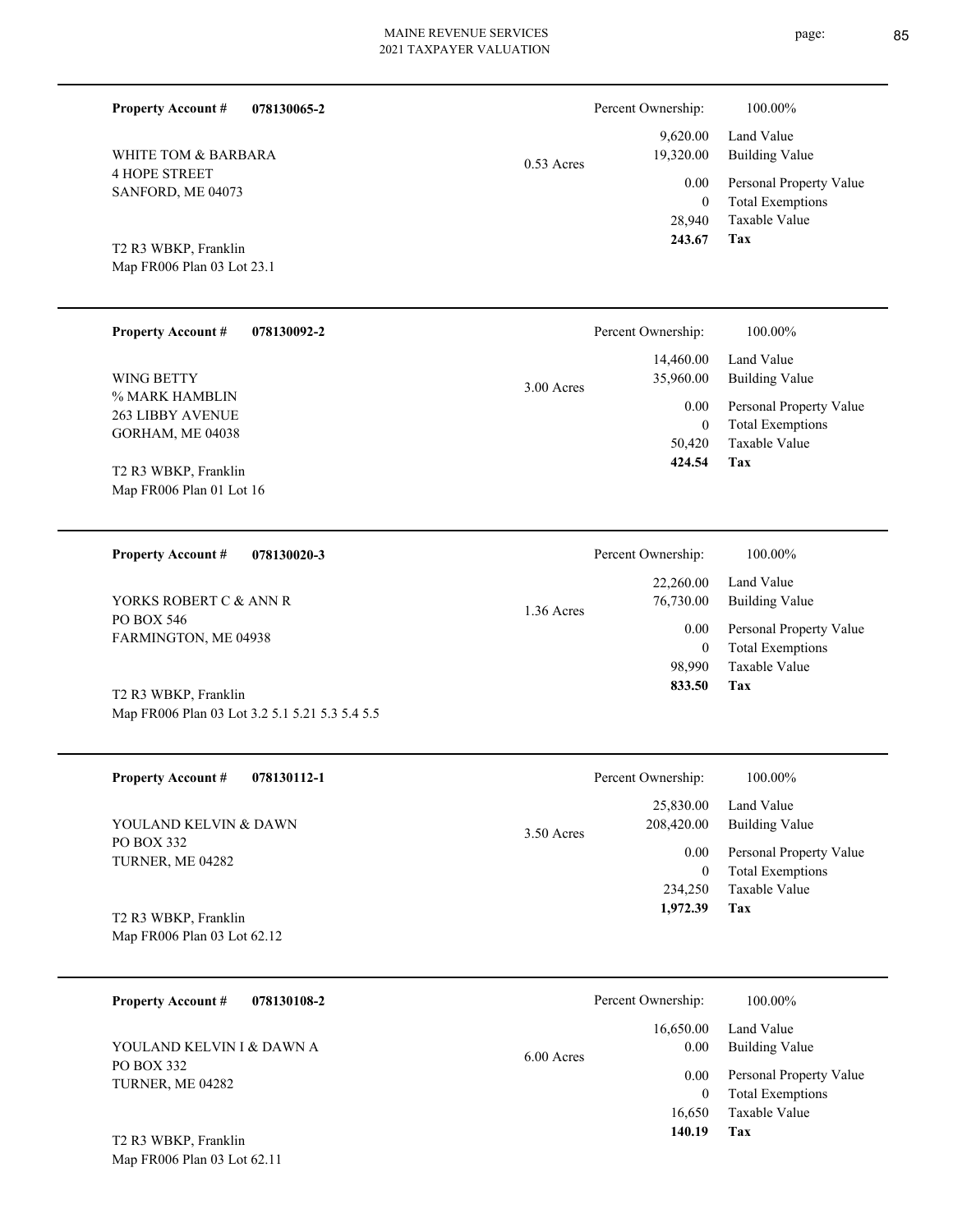**Property Account #** **078130065-2**

WHITE TOM & BARBARA
4 HOPE STREET
SANFORD, ME 04073

T2 R3 WBKP, Franklin
Map FR006 Plan 03 Lot 23.1

0.53 Acres

| Percent Ownership: | 100.00% |
|---|---|
| 9,620.00 | Land Value |
| 19,320.00 | Building Value |
| 0.00 | Personal Property Value |
| 0 | Total Exemptions |
| 28,940 | Taxable Value |
| **243.67** | **Tax** |

---

**Property Account #** **078130092-2**

WING BETTY
% MARK HAMBLIN
263 LIBBY AVENUE
GORHAM, ME 04038

T2 R3 WBKP, Franklin
Map FR006 Plan 01 Lot 16

3.00 Acres

| Percent Ownership: | 100.00% |
|---|---|
| 14,460.00 | Land Value |
| 35,960.00 | Building Value |
| 0.00 | Personal Property Value |
| 0 | Total Exemptions |
| 50,420 | Taxable Value |
| **424.54** | **Tax** |

---

**Property Account #** **078130020-3**

YORKS ROBERT C & ANN R
PO BOX 546
FARMINGTON, ME 04938

T2 R3 WBKP, Franklin
Map FR006 Plan 03 Lot 3.2 5.1 5.21 5.3 5.4 5.5

1.36 Acres

| Percent Ownership: | 100.00% |
|---|---|
| 22,260.00 | Land Value |
| 76,730.00 | Building Value |
| 0.00 | Personal Property Value |
| 0 | Total Exemptions |
| 98,990 | Taxable Value |
| **833.50** | **Tax** |

---

**Property Account #** **078130112-1**

YOULAND KELVIN & DAWN
PO BOX 332
TURNER, ME 04282

T2 R3 WBKP, Franklin
Map FR006 Plan 03 Lot 62.12

3.50 Acres

| Percent Ownership: | 100.00% |
|---|---|
| 25,830.00 | Land Value |
| 208,420.00 | Building Value |
| 0.00 | Personal Property Value |
| 0 | Total Exemptions |
| 234,250 | Taxable Value |
| **1,972.39** | **Tax** |

---

**Property Account #** **078130108-2**

YOULAND KELVIN I & DAWN A
PO BOX 332
TURNER, ME 04282

T2 R3 WBKP, Franklin
Map FR006 Plan 03 Lot 62.11

6.00 Acres

| Percent Ownership: | 100.00% |
|---|---|
| 16,650.00 | Land Value |
| 0.00 | Building Value |
| 0.00 | Personal Property Value |
| 0 | Total Exemptions |
| 16,650 | Taxable Value |
| **140.19** | **Tax** |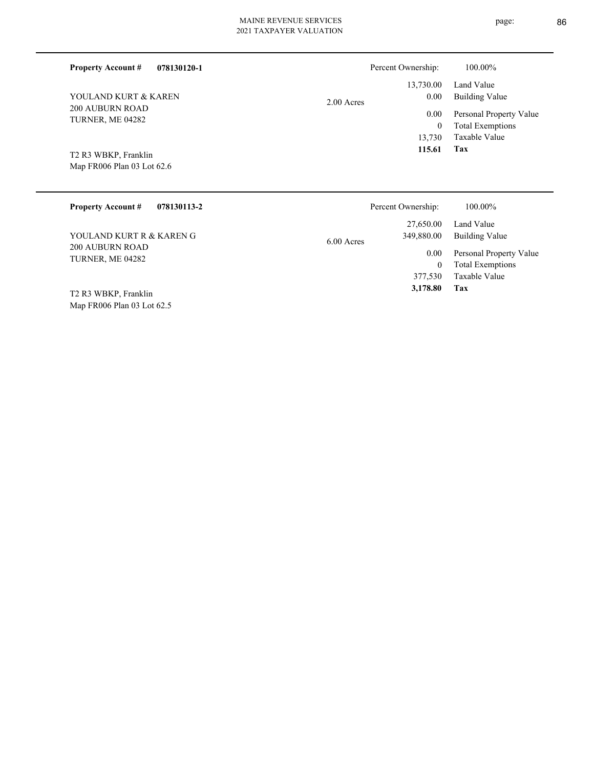**Property Account #** **078130120-1**

YOULAND KURT & KAREN
200 AUBURN ROAD
TURNER, ME 04282

T2 R3 WBKP, Franklin
Map FR006 Plan 03 Lot 62.6

2.00 Acres

| Percent Ownership: | 100.00% |
|---|---|
| 13,730.00 | Land Value |
| 0.00 | Building Value |
| 0.00 | Personal Property Value |
| 0 | Total Exemptions |
| 13,730 | Taxable Value |
| **115.61** | **Tax** |

---

**Property Account #** **078130113-2**

YOULAND KURT R & KAREN G
200 AUBURN ROAD
TURNER, ME 04282

T2 R3 WBKP, Franklin
Map FR006 Plan 03 Lot 62.5

6.00 Acres

| Percent Ownership: | 100.00% |
|---|---|
| 27,650.00 | Land Value |
| 349,880.00 | Building Value |
| 0.00 | Personal Property Value |
| 0 | Total Exemptions |
| 377,530 | Taxable Value |
| **3,178.80** | **Tax** |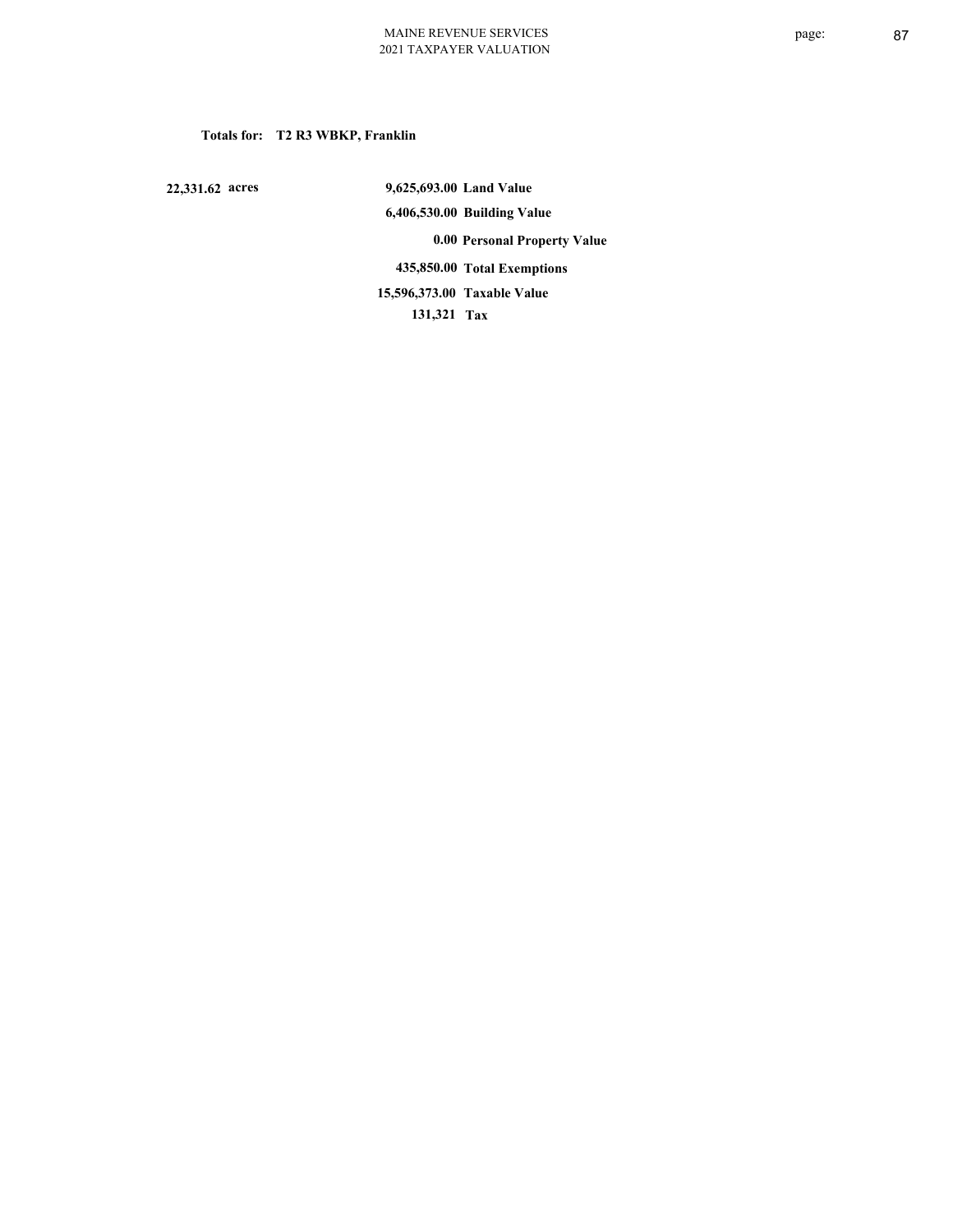**Totals for: T2 R3 WBKP, Franklin**

| | | |
|---|---|---|
| 22,331.62 acres | 9,625,693.00 | Land Value |
| | 6,406,530.00 | Building Value |
| | 0.00 | Personal Property Value |
| | 435,850.00 | Total Exemptions |
| | 15,596,373.00 | Taxable Value |
| | 131,321 | Tax |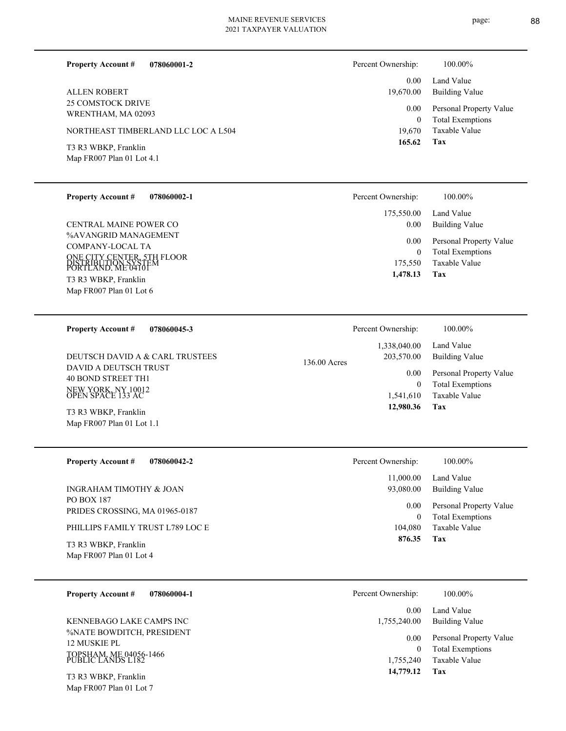**Property Account #** **078060001-2**

ALLEN ROBERT
25 COMSTOCK DRIVE
WRENTHAM, MA 02093

NORTHEAST TIMBERLAND LLC LOC A L504

T3 R3 WBKP, Franklin
Map FR007 Plan 01 Lot 4.1

| Percent Ownership: | 100.00% |
|---|---|
| 0.00 | Land Value |
| 19,670.00 | Building Value |
| 0.00 | Personal Property Value |
| 0 | Total Exemptions |
| 19,670 | Taxable Value |
| **165.62** | **Tax** |

---

**Property Account #** **078060002-1**

CENTRAL MAINE POWER CO
%AVANGRID MANAGEMENT
COMPANY-LOCAL TA
ONE CITY CENTER, 5TH FLOOR
PORTLAND, ME 04101
DISTRIBUTION SYSTEM

T3 R3 WBKP, Franklin
Map FR007 Plan 01 Lot 6

| Percent Ownership: | 100.00% |
|---|---|
| 175,550.00 | Land Value |
| 0.00 | Building Value |
| 0.00 | Personal Property Value |
| 0 | Total Exemptions |
| 175,550 | Taxable Value |
| **1,478.13** | **Tax** |

---

**Property Account #** **078060045-3**

DEUTSCH DAVID A & CARL TRUSTEES
DAVID A DEUTSCH TRUST
40 BOND STREET TH1
NEW YORK, NY 10012
OPEN SPACE 133 AC

T3 R3 WBKP, Franklin
Map FR007 Plan 01 Lot 1.1

136.00 Acres

| Percent Ownership: | 100.00% |
|---|---|
| 1,338,040.00 | Land Value |
| 203,570.00 | Building Value |
| 0.00 | Personal Property Value |
| 0 | Total Exemptions |
| 1,541,610 | Taxable Value |
| **12,980.36** | **Tax** |

---

**Property Account #** **078060042-2**

INGRAHAM TIMOTHY & JOAN
PO BOX 187
PRIDES CROSSING, MA 01965-0187

PHILLIPS FAMILY TRUST L789 LOC E

T3 R3 WBKP, Franklin
Map FR007 Plan 01 Lot 4

| Percent Ownership: | 100.00% |
|---|---|
| 11,000.00 | Land Value |
| 93,080.00 | Building Value |
| 0.00 | Personal Property Value |
| 0 | Total Exemptions |
| 104,080 | Taxable Value |
| **876.35** | **Tax** |

---

**Property Account #** **078060004-1**

KENNEBAGO LAKE CAMPS INC
%NATE BOWDITCH, PRESIDENT
12 MUSKIE PL
TOPSHAM, ME 04056-1466
PUBLIC LANDS L182

T3 R3 WBKP, Franklin
Map FR007 Plan 01 Lot 7

| Percent Ownership: | 100.00% |
|---|---|
| 0.00 | Land Value |
| 1,755,240.00 | Building Value |
| 0.00 | Personal Property Value |
| 0 | Total Exemptions |
| 1,755,240 | Taxable Value |
| **14,779.12** | **Tax** |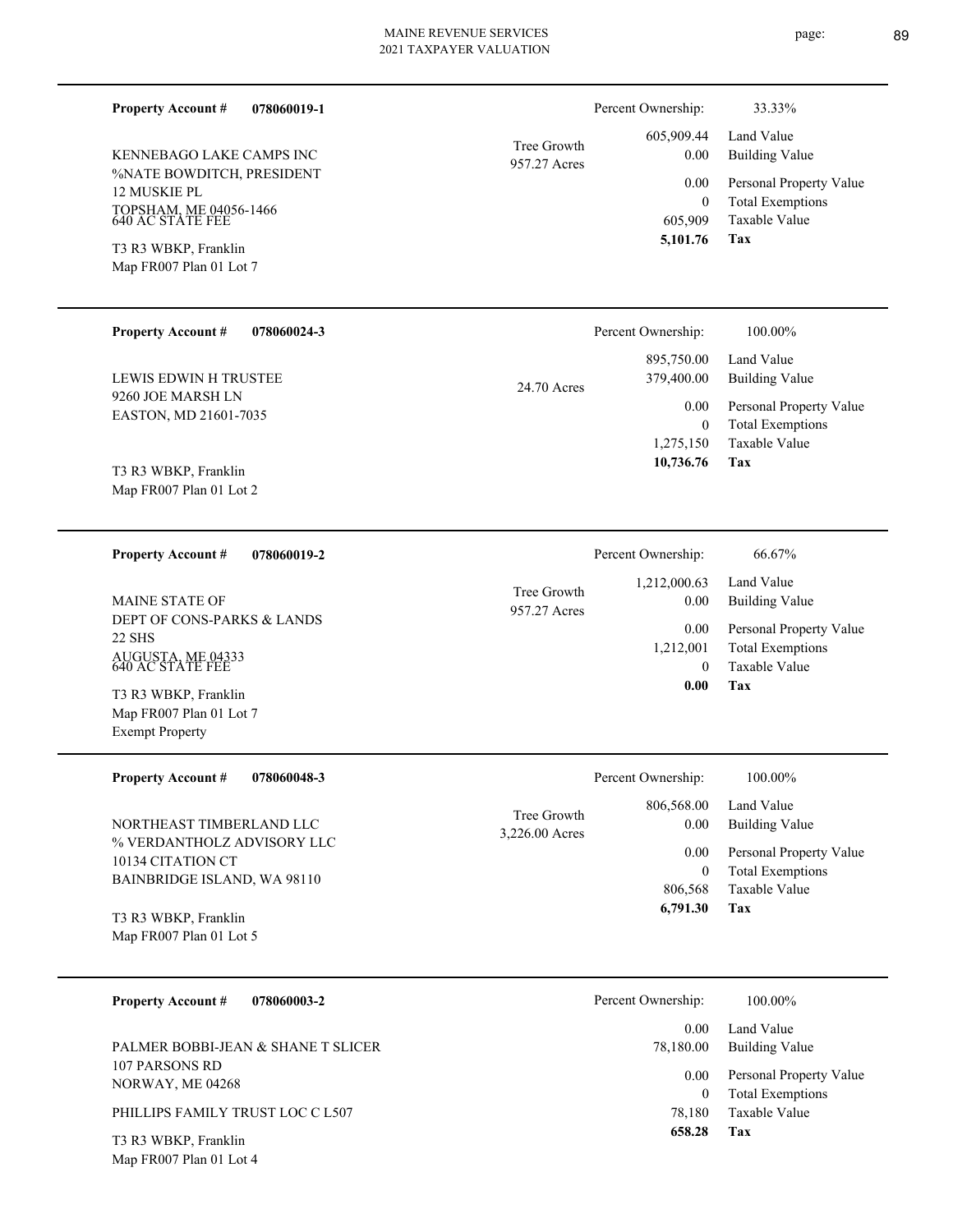**Property Account #** **078060019-1**

KENNEBAGO LAKE CAMPS INC
%NATE BOWDITCH, PRESIDENT
12 MUSKIE PL
TOPSHAM, ME 04056-1466
640 AC STATE FEE

T3 R3 WBKP, Franklin
Map FR007 Plan 01 Lot 7

Tree Growth
957.27 Acres

| Percent Ownership: | 33.33% |
|---|---|
| 605,909.44 | Land Value |
| 0.00 | Building Value |
| 0.00 | Personal Property Value |
| 0 | Total Exemptions |
| 605,909 | Taxable Value |
| **5,101.76** | **Tax** |

---

**Property Account #** **078060024-3**

LEWIS EDWIN H TRUSTEE
9260 JOE MARSH LN
EASTON, MD 21601-7035

T3 R3 WBKP, Franklin
Map FR007 Plan 01 Lot 2

24.70 Acres

| Percent Ownership: | 100.00% |
|---|---|
| 895,750.00 | Land Value |
| 379,400.00 | Building Value |
| 0.00 | Personal Property Value |
| 0 | Total Exemptions |
| 1,275,150 | Taxable Value |
| **10,736.76** | **Tax** |

---

**Property Account #** **078060019-2**

MAINE STATE OF
DEPT OF CONS-PARKS & LANDS
22 SHS
AUGUSTA, ME 04333
640 AC STATE FEE

T3 R3 WBKP, Franklin
Map FR007 Plan 01 Lot 7
Exempt Property

Tree Growth
957.27 Acres

| Percent Ownership: | 66.67% |
|---|---|
| 1,212,000.63 | Land Value |
| 0.00 | Building Value |
| 0.00 | Personal Property Value |
| 1,212,001 | Total Exemptions |
| 0 | Taxable Value |
| **0.00** | **Tax** |

---

**Property Account #** **078060048-3**

NORTHEAST TIMBERLAND LLC
% VERDANTHOLZ ADVISORY LLC
10134 CITATION CT
BAINBRIDGE ISLAND, WA 98110

T3 R3 WBKP, Franklin
Map FR007 Plan 01 Lot 5

Tree Growth
3,226.00 Acres

| Percent Ownership: | 100.00% |
|---|---|
| 806,568.00 | Land Value |
| 0.00 | Building Value |
| 0.00 | Personal Property Value |
| 0 | Total Exemptions |
| 806,568 | Taxable Value |
| **6,791.30** | **Tax** |

---

**Property Account #** **078060003-2**

PALMER BOBBI-JEAN & SHANE T SLICER
107 PARSONS RD
NORWAY, ME 04268

PHILLIPS FAMILY TRUST LOC C L507

T3 R3 WBKP, Franklin
Map FR007 Plan 01 Lot 4

| Percent Ownership: | 100.00% |
|---|---|
| 0.00 | Land Value |
| 78,180.00 | Building Value |
| 0.00 | Personal Property Value |
| 0 | Total Exemptions |
| 78,180 | Taxable Value |
| **658.28** | **Tax** |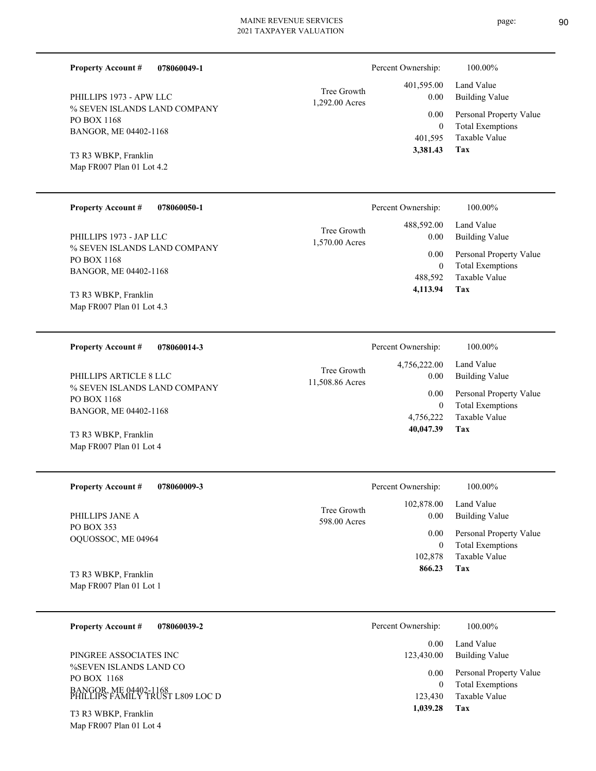**Property Account #** **078060049-1**

PHILLIPS 1973 - APW LLC
% SEVEN ISLANDS LAND COMPANY
PO BOX 1168
BANGOR, ME 04402-1168

T3 R3 WBKP, Franklin
Map FR007 Plan 01 Lot 4.2

Tree Growth
1,292.00 Acres

| | |
|---|---|
| Percent Ownership: | 100.00% |
| 401,595.00 | Land Value |
| 0.00 | Building Value |
| 0.00 | Personal Property Value |
| 0 | Total Exemptions |
| 401,595 | Taxable Value |
| **3,381.43** | **Tax** |

---

**Property Account #** **078060050-1**

PHILLIPS 1973 - JAP LLC
% SEVEN ISLANDS LAND COMPANY
PO BOX 1168
BANGOR, ME 04402-1168

T3 R3 WBKP, Franklin
Map FR007 Plan 01 Lot 4.3

Tree Growth
1,570.00 Acres

| | |
|---|---|
| Percent Ownership: | 100.00% |
| 488,592.00 | Land Value |
| 0.00 | Building Value |
| 0.00 | Personal Property Value |
| 0 | Total Exemptions |
| 488,592 | Taxable Value |
| **4,113.94** | **Tax** |

---

**Property Account #** **078060014-3**

PHILLIPS ARTICLE 8 LLC
% SEVEN ISLANDS LAND COMPANY
PO BOX 1168
BANGOR, ME 04402-1168

T3 R3 WBKP, Franklin
Map FR007 Plan 01 Lot 4

Tree Growth
11,508.86 Acres

| | |
|---|---|
| Percent Ownership: | 100.00% |
| 4,756,222.00 | Land Value |
| 0.00 | Building Value |
| 0.00 | Personal Property Value |
| 0 | Total Exemptions |
| 4,756,222 | Taxable Value |
| **40,047.39** | **Tax** |

---

**Property Account #** **078060009-3**

PHILLIPS JANE A
PO BOX 353
OQUOSSOC, ME 04964

T3 R3 WBKP, Franklin
Map FR007 Plan 01 Lot 1

Tree Growth
598.00 Acres

| | |
|---|---|
| Percent Ownership: | 100.00% |
| 102,878.00 | Land Value |
| 0.00 | Building Value |
| 0.00 | Personal Property Value |
| 0 | Total Exemptions |
| 102,878 | Taxable Value |
| **866.23** | **Tax** |

---

**Property Account #** **078060039-2**

PINGREE ASSOCIATES INC
%SEVEN ISLANDS LAND CO
PO BOX 1168
BANGOR, ME 04402-1168
PHILLIPS FAMILY TRUST L809 LOC D

T3 R3 WBKP, Franklin
Map FR007 Plan 01 Lot 4

| | |
|---|---|
| Percent Ownership: | 100.00% |
| 0.00 | Land Value |
| 123,430.00 | Building Value |
| 0.00 | Personal Property Value |
| 0 | Total Exemptions |
| 123,430 | Taxable Value |
| **1,039.28** | **Tax** |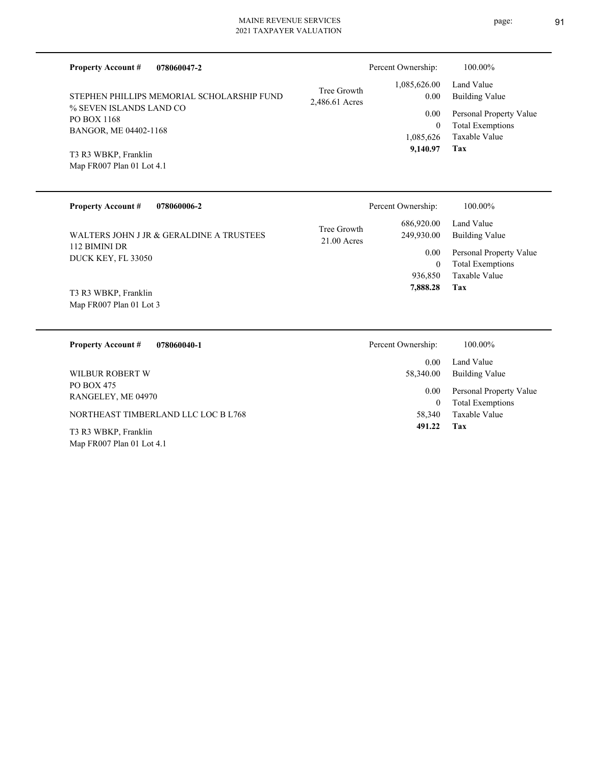**Property Account #** **078060047-2**

STEPHEN PHILLIPS MEMORIAL SCHOLARSHIP FUND
% SEVEN ISLANDS LAND CO
PO BOX 1168
BANGOR, ME 04402-1168

T3 R3 WBKP, Franklin
Map FR007 Plan 01 Lot 4.1

Tree Growth
2,486.61 Acres

| | |
|---|---|
| Percent Ownership: | 100.00% |
| Land Value | 1,085,626.00 |
| Building Value | 0.00 |
| Personal Property Value | 0.00 |
| Total Exemptions | 0 |
| Taxable Value | 1,085,626 |
| **Tax** | **9,140.97** |

---

**Property Account #** **078060006-2**

WALTERS JOHN J JR & GERALDINE A TRUSTEES
112 BIMINI DR
DUCK KEY, FL 33050

T3 R3 WBKP, Franklin
Map FR007 Plan 01 Lot 3

Tree Growth
21.00 Acres

| | |
|---|---|
| Percent Ownership: | 100.00% |
| Land Value | 686,920.00 |
| Building Value | 249,930.00 |
| Personal Property Value | 0.00 |
| Total Exemptions | 0 |
| Taxable Value | 936,850 |
| **Tax** | **7,888.28** |

---

**Property Account #** **078060040-1**

WILBUR ROBERT W
PO BOX 475
RANGELEY, ME 04970

NORTHEAST TIMBERLAND LLC LOC B L768

T3 R3 WBKP, Franklin
Map FR007 Plan 01 Lot 4.1

| | |
|---|---|
| Percent Ownership: | 100.00% |
| Land Value | 0.00 |
| Building Value | 58,340.00 |
| Personal Property Value | 0.00 |
| Total Exemptions | 0 |
| Taxable Value | 58,340 |
| **Tax** | **491.22** |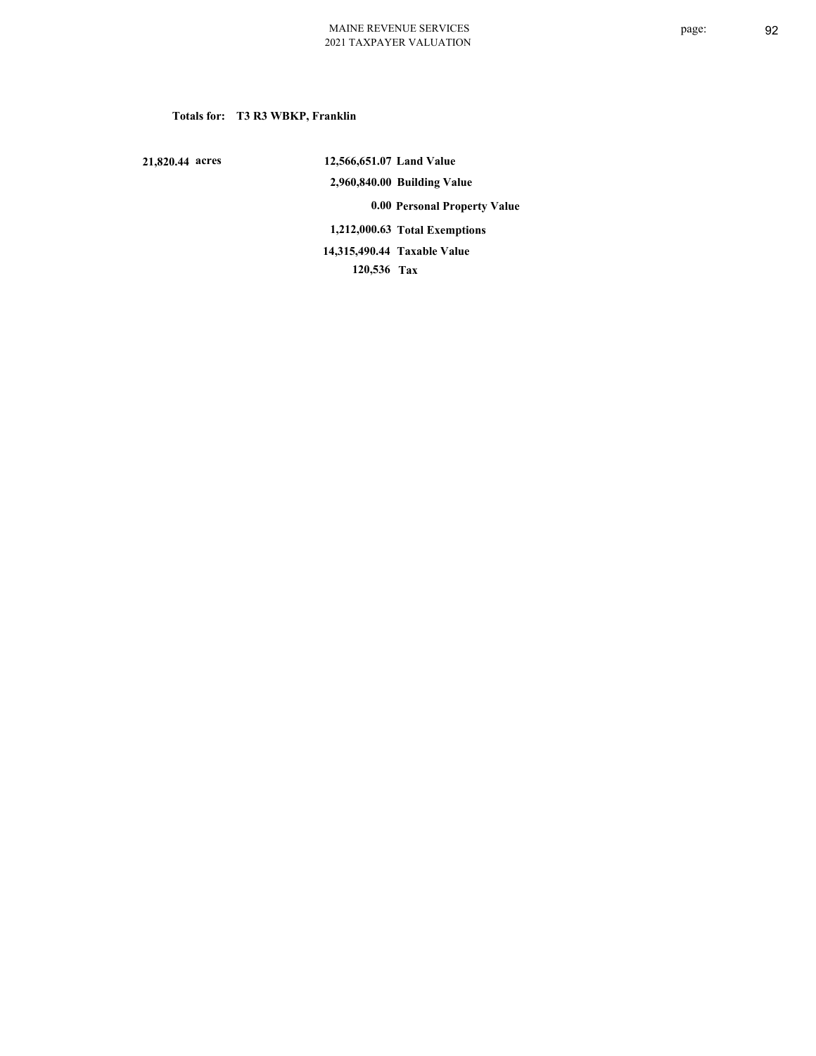**Totals for: T3 R3 WBKP, Franklin**

| | | |
|---|---|---|
| 21,820.44 acres | 12,566,651.07 | Land Value |
| | 2,960,840.00 | Building Value |
| | 0.00 | Personal Property Value |
| | 1,212,000.63 | Total Exemptions |
| | 14,315,490.44 | Taxable Value |
| | 120,536 | Tax |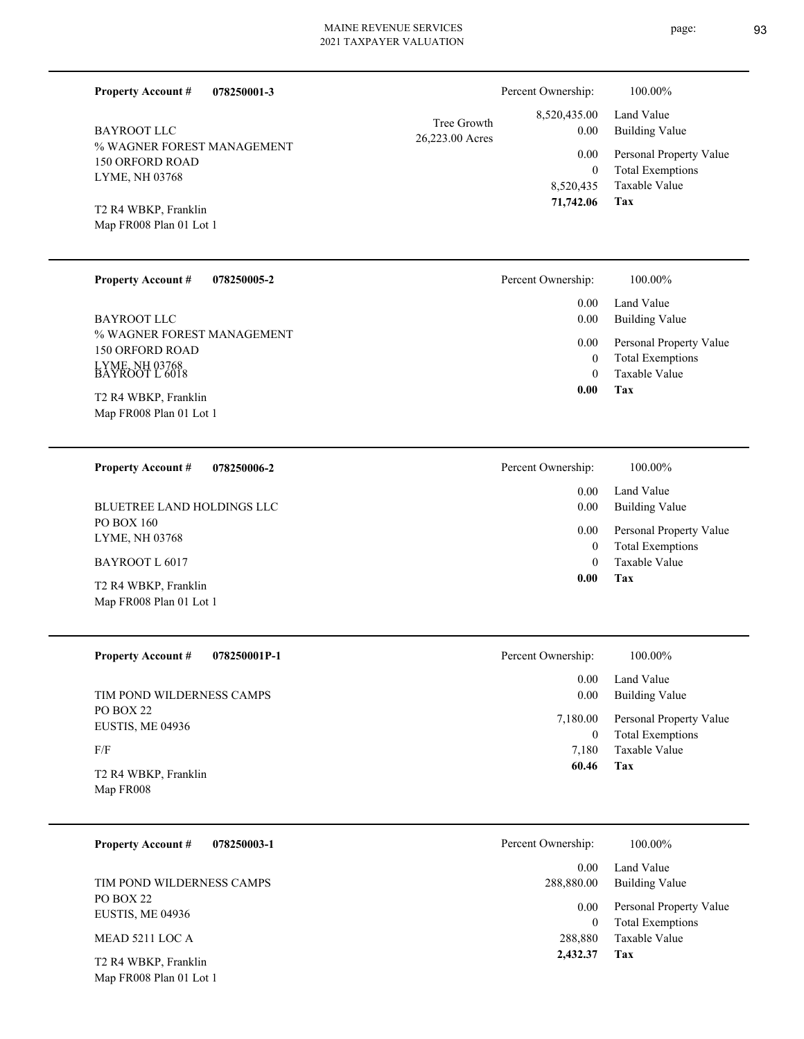**Property Account #** **078250001-3**

BAYROOT LLC
% WAGNER FOREST MANAGEMENT
150 ORFORD ROAD
LYME, NH 03768

T2 R4 WBKP, Franklin
Map FR008 Plan 01 Lot 1

Tree Growth
26,223.00 Acres

| | |
|---|---|
| Percent Ownership: | 100.00% |
| 8,520,435.00 | Land Value |
| 0.00 | Building Value |
| 0.00 | Personal Property Value |
| 0 | Total Exemptions |
| 8,520,435 | Taxable Value |
| **71,742.06** | **Tax** |

---

**Property Account #** **078250005-2**

BAYROOT LLC
% WAGNER FOREST MANAGEMENT
150 ORFORD ROAD
LYME, NH 03768
BAYROOT L 6018

T2 R4 WBKP, Franklin
Map FR008 Plan 01 Lot 1

| | |
|---|---|
| Percent Ownership: | 100.00% |
| 0.00 | Land Value |
| 0.00 | Building Value |
| 0.00 | Personal Property Value |
| 0 | Total Exemptions |
| 0 | Taxable Value |
| **0.00** | **Tax** |

---

**Property Account #** **078250006-2**

BLUETREE LAND HOLDINGS LLC
PO BOX 160
LYME, NH 03768

BAYROOT L 6017

T2 R4 WBKP, Franklin
Map FR008 Plan 01 Lot 1

| | |
|---|---|
| Percent Ownership: | 100.00% |
| 0.00 | Land Value |
| 0.00 | Building Value |
| 0.00 | Personal Property Value |
| 0 | Total Exemptions |
| 0 | Taxable Value |
| **0.00** | **Tax** |

---

**Property Account #** **078250001P-1**

TIM POND WILDERNESS CAMPS
PO BOX 22
EUSTIS, ME 04936

F/F

T2 R4 WBKP, Franklin
Map FR008

| | |
|---|---|
| Percent Ownership: | 100.00% |
| 0.00 | Land Value |
| 0.00 | Building Value |
| 7,180.00 | Personal Property Value |
| 0 | Total Exemptions |
| 7,180 | Taxable Value |
| **60.46** | **Tax** |

---

**Property Account #** **078250003-1**

TIM POND WILDERNESS CAMPS
PO BOX 22
EUSTIS, ME 04936

MEAD 5211 LOC A

T2 R4 WBKP, Franklin
Map FR008 Plan 01 Lot 1

| | |
|---|---|
| Percent Ownership: | 100.00% |
| 0.00 | Land Value |
| 288,880.00 | Building Value |
| 0.00 | Personal Property Value |
| 0 | Total Exemptions |
| 288,880 | Taxable Value |
| **2,432.37** | **Tax** |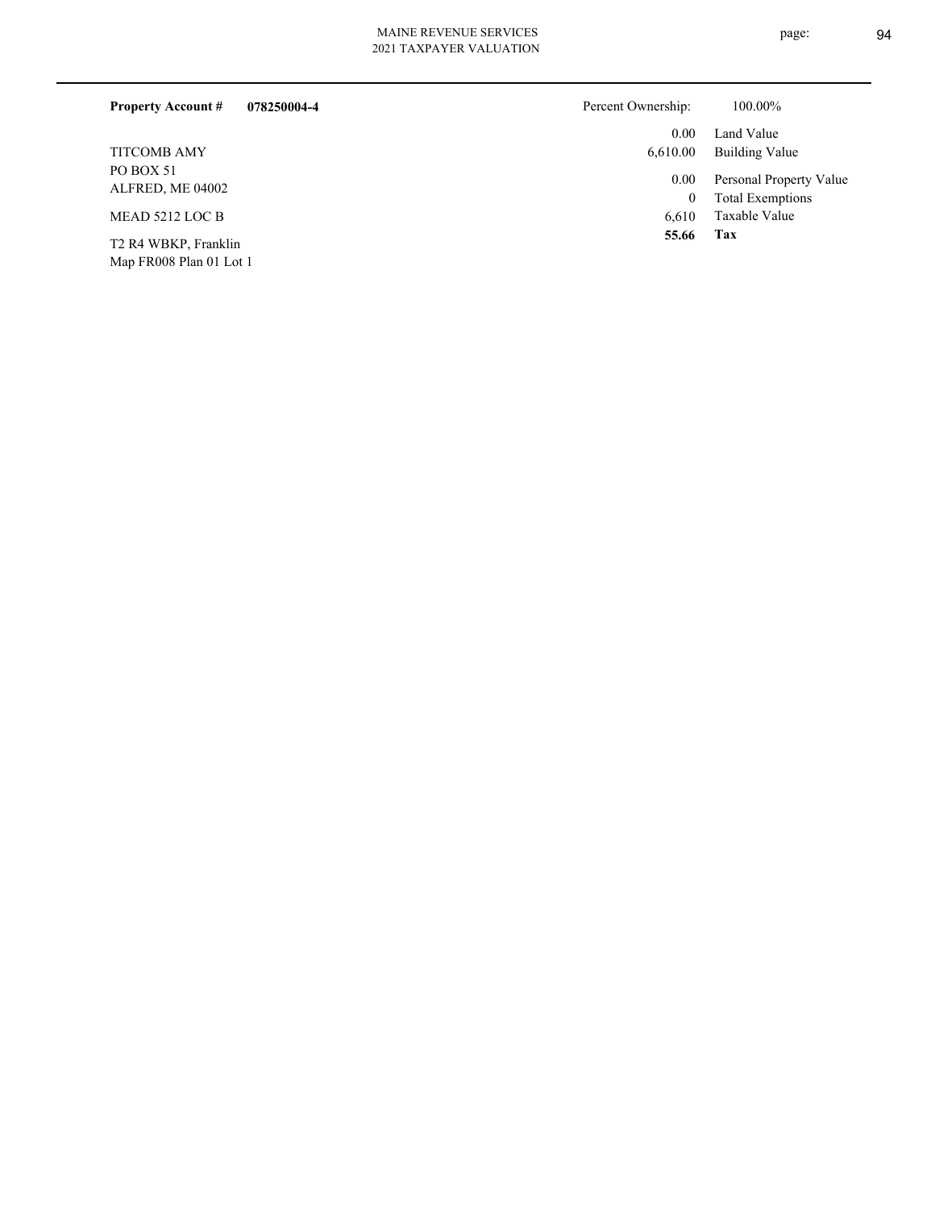**Property Account #** **078250004-4**

Percent Ownership: 100.00%

TITCOMB AMY
PO BOX 51
ALFRED, ME 04002

MEAD 5212 LOC B

T2 R4 WBKP, Franklin
Map FR008 Plan 01 Lot 1

| | |
|---|---|
| 0.00 | Land Value |
| 6,610.00 | Building Value |
| 0.00 | Personal Property Value |
| 0 | Total Exemptions |
| 6,610 | Taxable Value |
| **55.66** | **Tax** |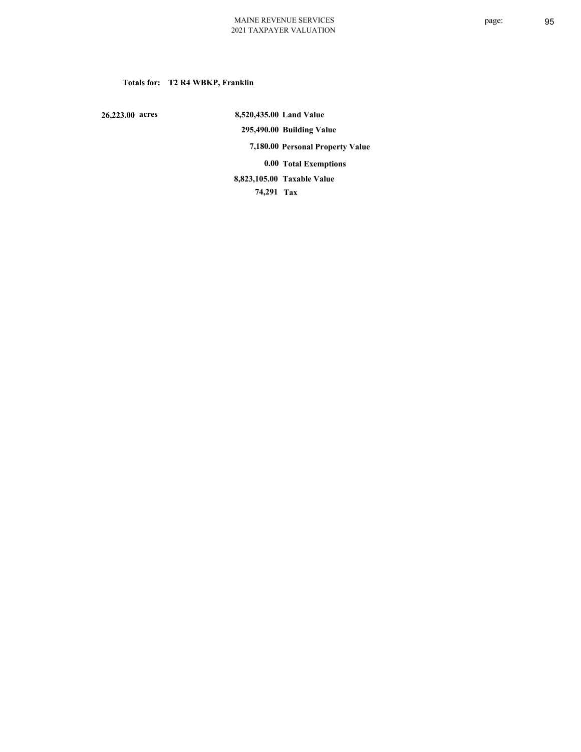**Totals for: T2 R4 WBKP, Franklin**

| | | |
|---|---|---|
| 26,223.00 acres | 8,520,435.00 | Land Value |
| | 295,490.00 | Building Value |
| | 7,180.00 | Personal Property Value |
| | 0.00 | Total Exemptions |
| | 8,823,105.00 | Taxable Value |
| | 74,291 | Tax |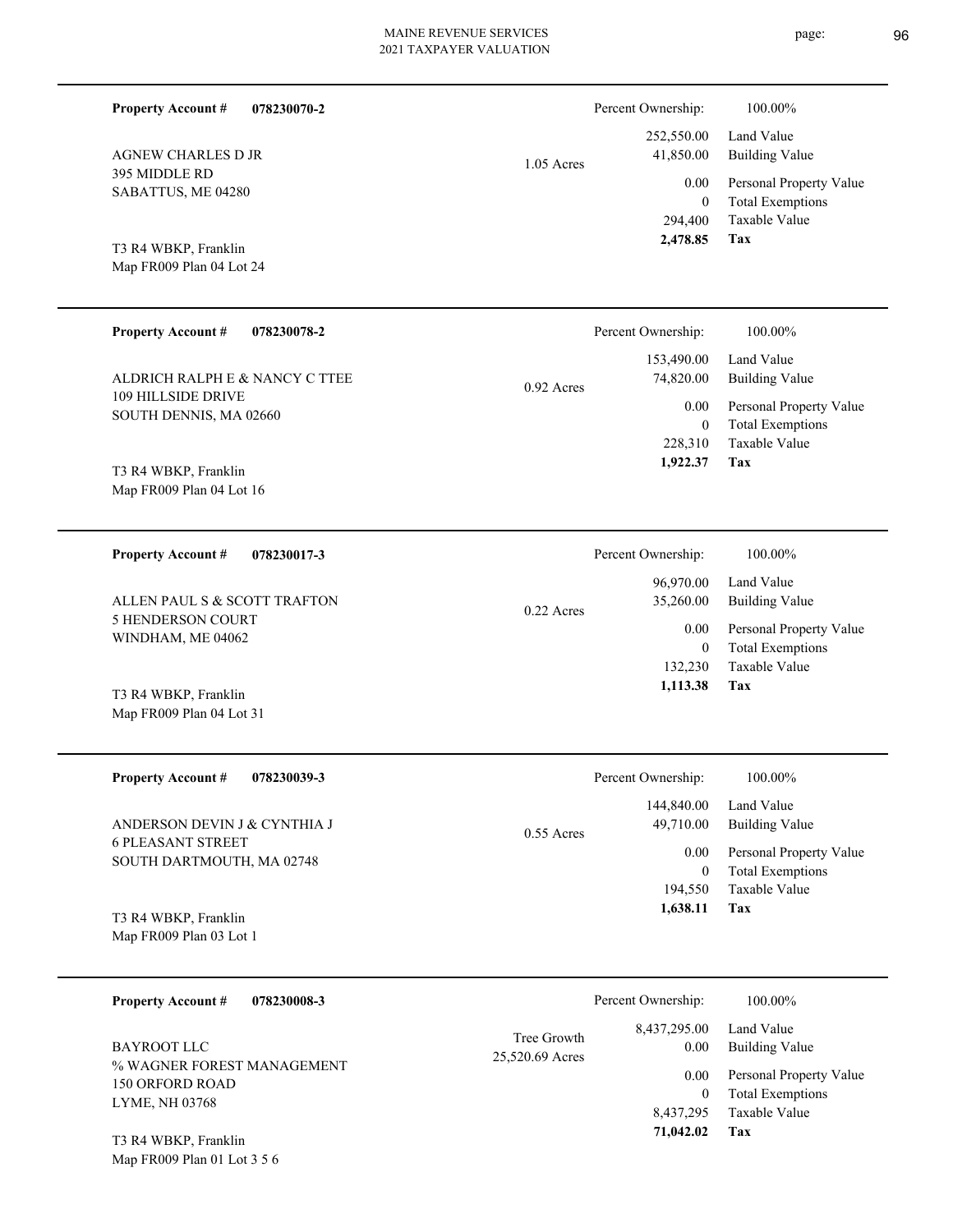**Property Account #** **078230070-2**

AGNEW CHARLES D JR
395 MIDDLE RD
SABATTUS, ME 04280

T3 R4 WBKP, Franklin
Map FR009 Plan 04 Lot 24

1.05 Acres

| Percent Ownership: | 100.00% |
|---|---|
| 252,550.00 | Land Value |
| 41,850.00 | Building Value |
| 0.00 | Personal Property Value |
| 0 | Total Exemptions |
| 294,400 | Taxable Value |
| **2,478.85** | **Tax** |

---

**Property Account #** **078230078-2**

ALDRICH RALPH E & NANCY C TTEE
109 HILLSIDE DRIVE
SOUTH DENNIS, MA 02660

T3 R4 WBKP, Franklin
Map FR009 Plan 04 Lot 16

0.92 Acres

| Percent Ownership: | 100.00% |
|---|---|
| 153,490.00 | Land Value |
| 74,820.00 | Building Value |
| 0.00 | Personal Property Value |
| 0 | Total Exemptions |
| 228,310 | Taxable Value |
| **1,922.37** | **Tax** |

---

**Property Account #** **078230017-3**

ALLEN PAUL S & SCOTT TRAFTON
5 HENDERSON COURT
WINDHAM, ME 04062

T3 R4 WBKP, Franklin
Map FR009 Plan 04 Lot 31

0.22 Acres

| Percent Ownership: | 100.00% |
|---|---|
| 96,970.00 | Land Value |
| 35,260.00 | Building Value |
| 0.00 | Personal Property Value |
| 0 | Total Exemptions |
| 132,230 | Taxable Value |
| **1,113.38** | **Tax** |

---

**Property Account #** **078230039-3**

ANDERSON DEVIN J & CYNTHIA J
6 PLEASANT STREET
SOUTH DARTMOUTH, MA 02748

T3 R4 WBKP, Franklin
Map FR009 Plan 03 Lot 1

0.55 Acres

| Percent Ownership: | 100.00% |
|---|---|
| 144,840.00 | Land Value |
| 49,710.00 | Building Value |
| 0.00 | Personal Property Value |
| 0 | Total Exemptions |
| 194,550 | Taxable Value |
| **1,638.11** | **Tax** |

---

**Property Account #** **078230008-3**

BAYROOT LLC
% WAGNER FOREST MANAGEMENT
150 ORFORD ROAD
LYME, NH 03768

T3 R4 WBKP, Franklin
Map FR009 Plan 01 Lot 3 5 6

Tree Growth
25,520.69 Acres

| Percent Ownership: | 100.00% |
|---|---|
| 8,437,295.00 | Land Value |
| 0.00 | Building Value |
| 0.00 | Personal Property Value |
| 0 | Total Exemptions |
| 8,437,295 | Taxable Value |
| **71,042.02** | **Tax** |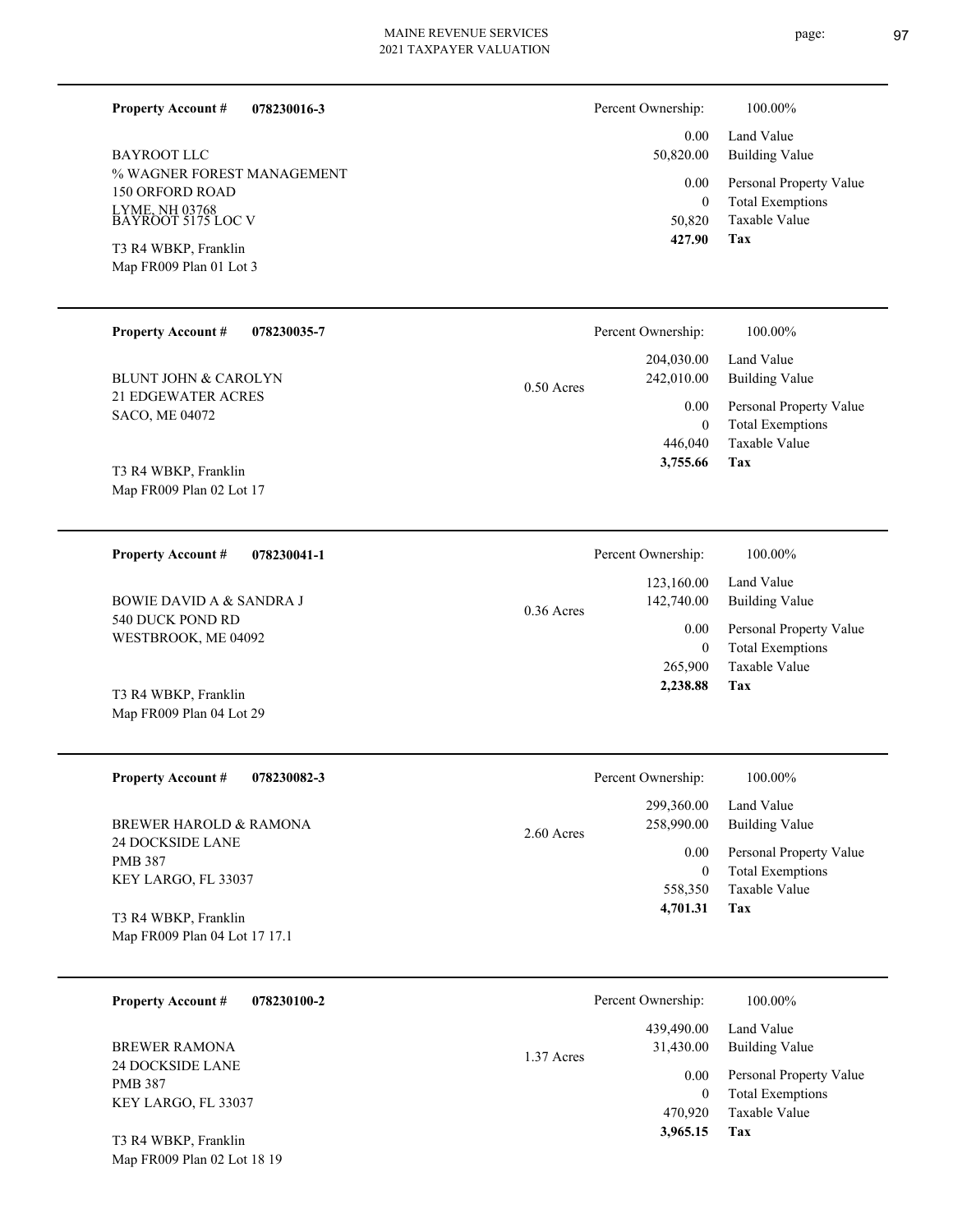**Property Account #** **078230016-3**

BAYROOT LLC
% WAGNER FOREST MANAGEMENT
150 ORFORD ROAD
LYME, NH 03768
BAYROOT 5175 LOC V

T3 R4 WBKP, Franklin
Map FR009 Plan 01 Lot 3

| Percent Ownership: | 100.00% |
|---|---|
| 0.00 | Land Value |
| 50,820.00 | Building Value |
| 0.00 | Personal Property Value |
| 0 | Total Exemptions |
| 50,820 | Taxable Value |
| **427.90** | **Tax** |

---

**Property Account #** **078230035-7**

BLUNT JOHN & CAROLYN
21 EDGEWATER ACRES
SACO, ME 04072

T3 R4 WBKP, Franklin
Map FR009 Plan 02 Lot 17

0.50 Acres

| Percent Ownership: | 100.00% |
|---|---|
| 204,030.00 | Land Value |
| 242,010.00 | Building Value |
| 0.00 | Personal Property Value |
| 0 | Total Exemptions |
| 446,040 | Taxable Value |
| **3,755.66** | **Tax** |

---

**Property Account #** **078230041-1**

BOWIE DAVID A & SANDRA J
540 DUCK POND RD
WESTBROOK, ME 04092

T3 R4 WBKP, Franklin
Map FR009 Plan 04 Lot 29

0.36 Acres

| Percent Ownership: | 100.00% |
|---|---|
| 123,160.00 | Land Value |
| 142,740.00 | Building Value |
| 0.00 | Personal Property Value |
| 0 | Total Exemptions |
| 265,900 | Taxable Value |
| **2,238.88** | **Tax** |

---

**Property Account #** **078230082-3**

BREWER HAROLD & RAMONA
24 DOCKSIDE LANE
PMB 387
KEY LARGO, FL 33037

T3 R4 WBKP, Franklin
Map FR009 Plan 04 Lot 17 17.1

2.60 Acres

| Percent Ownership: | 100.00% |
|---|---|
| 299,360.00 | Land Value |
| 258,990.00 | Building Value |
| 0.00 | Personal Property Value |
| 0 | Total Exemptions |
| 558,350 | Taxable Value |
| **4,701.31** | **Tax** |

---

**Property Account #** **078230100-2**

BREWER RAMONA
24 DOCKSIDE LANE
PMB 387
KEY LARGO, FL 33037

T3 R4 WBKP, Franklin
Map FR009 Plan 02 Lot 18 19

1.37 Acres

| Percent Ownership: | 100.00% |
|---|---|
| 439,490.00 | Land Value |
| 31,430.00 | Building Value |
| 0.00 | Personal Property Value |
| 0 | Total Exemptions |
| 470,920 | Taxable Value |
| **3,965.15** | **Tax** |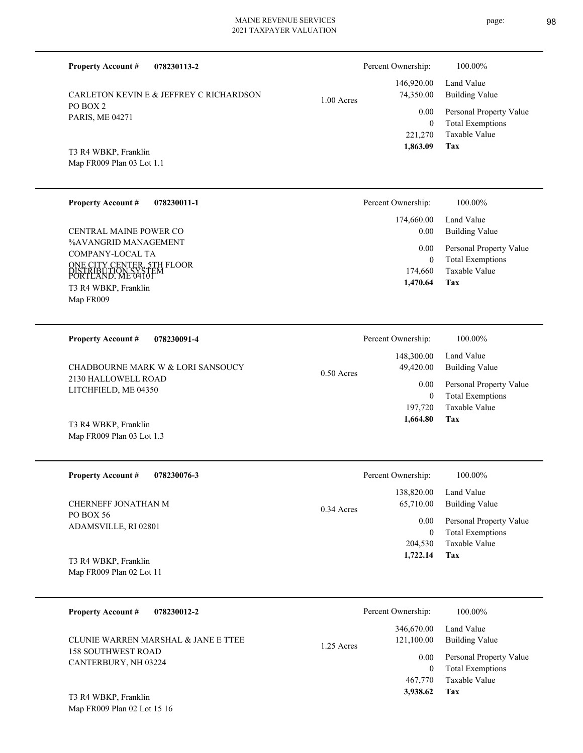**Property Account #** **078230113-2**

CARLETON KEVIN E & JEFFREY C RICHARDSON
PO BOX 2
PARIS, ME 04271

T3 R4 WBKP, Franklin
Map FR009 Plan 03 Lot 1.1

1.00 Acres

| Percent Ownership: | 100.00% |
|---|---|
| 146,920.00 | Land Value |
| 74,350.00 | Building Value |
| 0.00 | Personal Property Value |
| 0 | Total Exemptions |
| 221,270 | Taxable Value |
| **1,863.09** | **Tax** |

---

**Property Account #** **078230011-1**

CENTRAL MAINE POWER CO
%AVANGRID MANAGEMENT
COMPANY-LOCAL TA
ONE CITY CENTER, 5TH FLOOR
PORTLAND, ME 04101
DISTRIBUTION SYSTEM
T3 R4 WBKP, Franklin
Map FR009

| Percent Ownership: | 100.00% |
|---|---|
| 174,660.00 | Land Value |
| 0.00 | Building Value |
| 0.00 | Personal Property Value |
| 0 | Total Exemptions |
| 174,660 | Taxable Value |
| **1,470.64** | **Tax** |

---

**Property Account #** **078230091-4**

CHADBOURNE MARK W & LORI SANSOUCY
2130 HALLOWELL ROAD
LITCHFIELD, ME 04350

T3 R4 WBKP, Franklin
Map FR009 Plan 03 Lot 1.3

0.50 Acres

| Percent Ownership: | 100.00% |
|---|---|
| 148,300.00 | Land Value |
| 49,420.00 | Building Value |
| 0.00 | Personal Property Value |
| 0 | Total Exemptions |
| 197,720 | Taxable Value |
| **1,664.80** | **Tax** |

---

**Property Account #** **078230076-3**

CHERNEFF JONATHAN M
PO BOX 56
ADAMSVILLE, RI 02801

T3 R4 WBKP, Franklin
Map FR009 Plan 02 Lot 11

0.34 Acres

| Percent Ownership: | 100.00% |
|---|---|
| 138,820.00 | Land Value |
| 65,710.00 | Building Value |
| 0.00 | Personal Property Value |
| 0 | Total Exemptions |
| 204,530 | Taxable Value |
| **1,722.14** | **Tax** |

---

**Property Account #** **078230012-2**

CLUNIE WARREN MARSHAL & JANE E TTEE
158 SOUTHWEST ROAD
CANTERBURY, NH 03224

T3 R4 WBKP, Franklin
Map FR009 Plan 02 Lot 15 16

1.25 Acres

| Percent Ownership: | 100.00% |
|---|---|
| 346,670.00 | Land Value |
| 121,100.00 | Building Value |
| 0.00 | Personal Property Value |
| 0 | Total Exemptions |
| 467,770 | Taxable Value |
| **3,938.62** | **Tax** |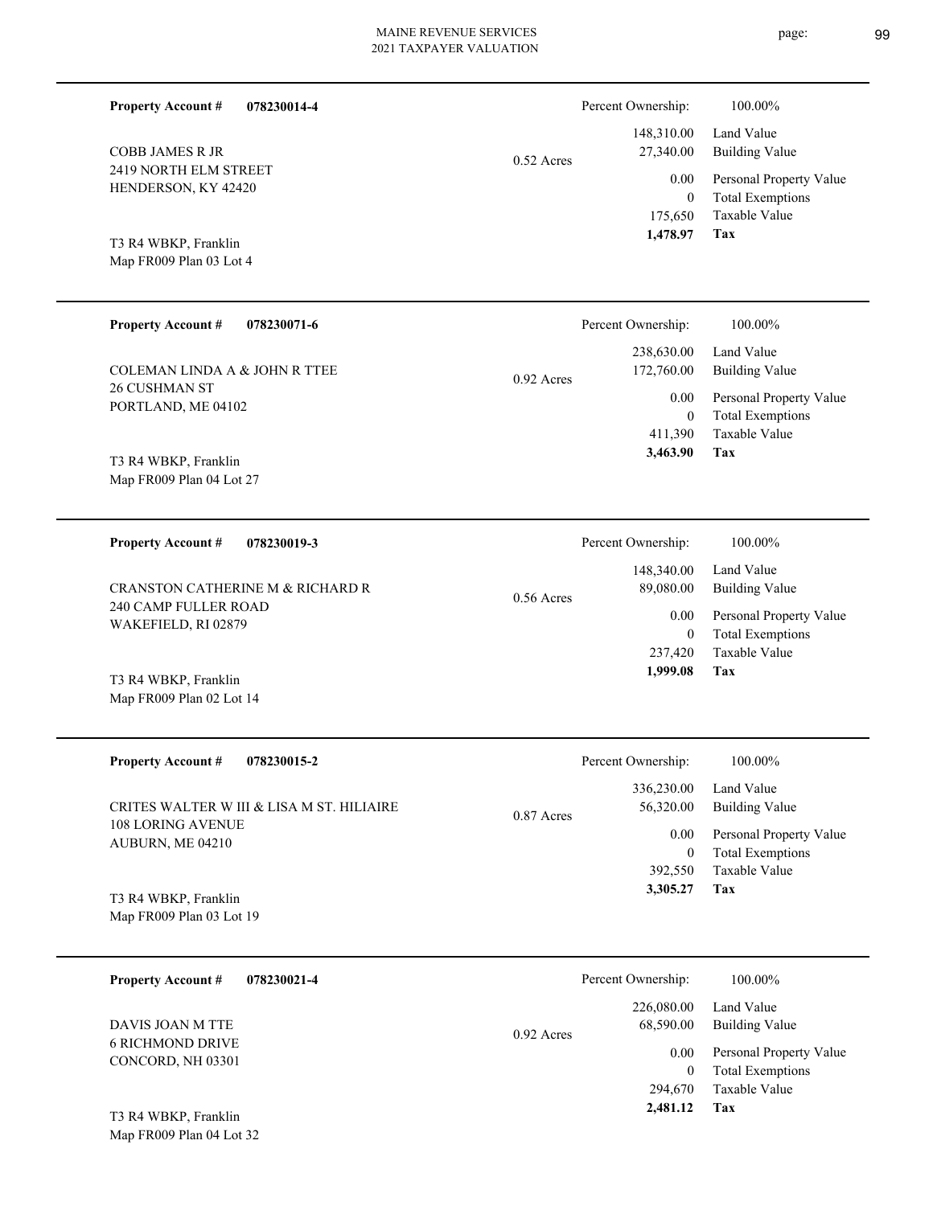**Property Account #** **078230014-4**

COBB JAMES R JR
2419 NORTH ELM STREET
HENDERSON, KY 42420

T3 R4 WBKP, Franklin
Map FR009 Plan 03 Lot 4

0.52 Acres

| | |
|---|---|
| Percent Ownership: | 100.00% |
| 148,310.00 | Land Value |
| 27,340.00 | Building Value |
| 0.00 | Personal Property Value |
| 0 | Total Exemptions |
| 175,650 | Taxable Value |
| **1,478.97** | **Tax** |

---

**Property Account #** **078230071-6**

COLEMAN LINDA A & JOHN R TTEE
26 CUSHMAN ST
PORTLAND, ME 04102

T3 R4 WBKP, Franklin
Map FR009 Plan 04 Lot 27

0.92 Acres

| | |
|---|---|
| Percent Ownership: | 100.00% |
| 238,630.00 | Land Value |
| 172,760.00 | Building Value |
| 0.00 | Personal Property Value |
| 0 | Total Exemptions |
| 411,390 | Taxable Value |
| **3,463.90** | **Tax** |

---

**Property Account #** **078230019-3**

CRANSTON CATHERINE M & RICHARD R
240 CAMP FULLER ROAD
WAKEFIELD, RI 02879

T3 R4 WBKP, Franklin
Map FR009 Plan 02 Lot 14

0.56 Acres

| | |
|---|---|
| Percent Ownership: | 100.00% |
| 148,340.00 | Land Value |
| 89,080.00 | Building Value |
| 0.00 | Personal Property Value |
| 0 | Total Exemptions |
| 237,420 | Taxable Value |
| **1,999.08** | **Tax** |

---

**Property Account #** **078230015-2**

CRITES WALTER W III & LISA M ST. HILIAIRE
108 LORING AVENUE
AUBURN, ME 04210

T3 R4 WBKP, Franklin
Map FR009 Plan 03 Lot 19

0.87 Acres

| | |
|---|---|
| Percent Ownership: | 100.00% |
| 336,230.00 | Land Value |
| 56,320.00 | Building Value |
| 0.00 | Personal Property Value |
| 0 | Total Exemptions |
| 392,550 | Taxable Value |
| **3,305.27** | **Tax** |

---

**Property Account #** **078230021-4**

DAVIS JOAN M TTE
6 RICHMOND DRIVE
CONCORD, NH 03301

T3 R4 WBKP, Franklin
Map FR009 Plan 04 Lot 32

0.92 Acres

| | |
|---|---|
| Percent Ownership: | 100.00% |
| 226,080.00 | Land Value |
| 68,590.00 | Building Value |
| 0.00 | Personal Property Value |
| 0 | Total Exemptions |
| 294,670 | Taxable Value |
| **2,481.12** | **Tax** |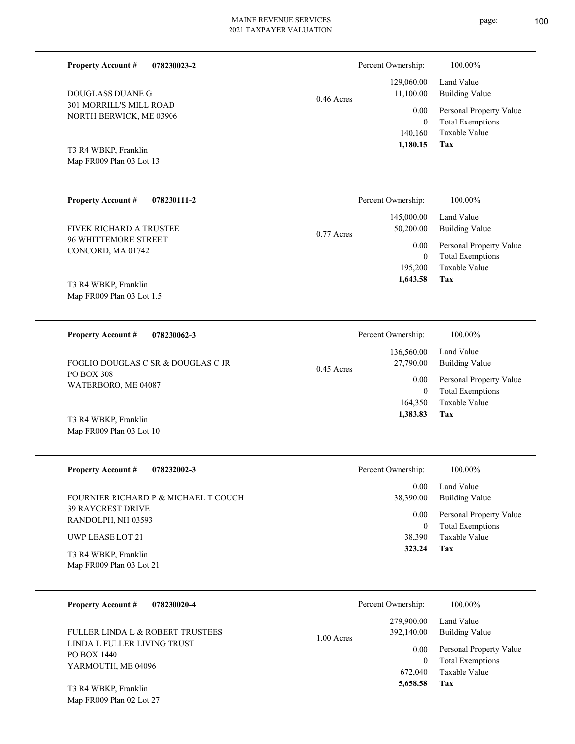**Property Account #** **078230023-2**

DOUGLASS DUANE G
301 MORRILL'S MILL ROAD
NORTH BERWICK, ME 03906

T3 R4 WBKP, Franklin
Map FR009 Plan 03 Lot 13

0.46 Acres

| | |
|---|---|
| Percent Ownership: | 100.00% |
| 129,060.00 | Land Value |
| 11,100.00 | Building Value |
| 0.00 | Personal Property Value |
| 0 | Total Exemptions |
| 140,160 | Taxable Value |
| **1,180.15** | **Tax** |

---

**Property Account #** **078230111-2**

FIVEK RICHARD A TRUSTEE
96 WHITTEMORE STREET
CONCORD, MA 01742

T3 R4 WBKP, Franklin
Map FR009 Plan 03 Lot 1.5

0.77 Acres

| | |
|---|---|
| Percent Ownership: | 100.00% |
| 145,000.00 | Land Value |
| 50,200.00 | Building Value |
| 0.00 | Personal Property Value |
| 0 | Total Exemptions |
| 195,200 | Taxable Value |
| **1,643.58** | **Tax** |

---

**Property Account #** **078230062-3**

FOGLIO DOUGLAS C SR & DOUGLAS C JR
PO BOX 308
WATERBORO, ME 04087

T3 R4 WBKP, Franklin
Map FR009 Plan 03 Lot 10

0.45 Acres

| | |
|---|---|
| Percent Ownership: | 100.00% |
| 136,560.00 | Land Value |
| 27,790.00 | Building Value |
| 0.00 | Personal Property Value |
| 0 | Total Exemptions |
| 164,350 | Taxable Value |
| **1,383.83** | **Tax** |

---

**Property Account #** **078232002-3**

FOURNIER RICHARD P & MICHAEL T COUCH
39 RAYCREST DRIVE
RANDOLPH, NH 03593

UWP LEASE LOT 21

T3 R4 WBKP, Franklin
Map FR009 Plan 03 Lot 21

| | |
|---|---|
| Percent Ownership: | 100.00% |
| 0.00 | Land Value |
| 38,390.00 | Building Value |
| 0.00 | Personal Property Value |
| 0 | Total Exemptions |
| 38,390 | Taxable Value |
| **323.24** | **Tax** |

---

**Property Account #** **078230020-4**

FULLER LINDA L & ROBERT TRUSTEES
LINDA L FULLER LIVING TRUST
PO BOX 1440
YARMOUTH, ME 04096

T3 R4 WBKP, Franklin
Map FR009 Plan 02 Lot 27

1.00 Acres

| | |
|---|---|
| Percent Ownership: | 100.00% |
| 279,900.00 | Land Value |
| 392,140.00 | Building Value |
| 0.00 | Personal Property Value |
| 0 | Total Exemptions |
| 672,040 | Taxable Value |
| **5,658.58** | **Tax** |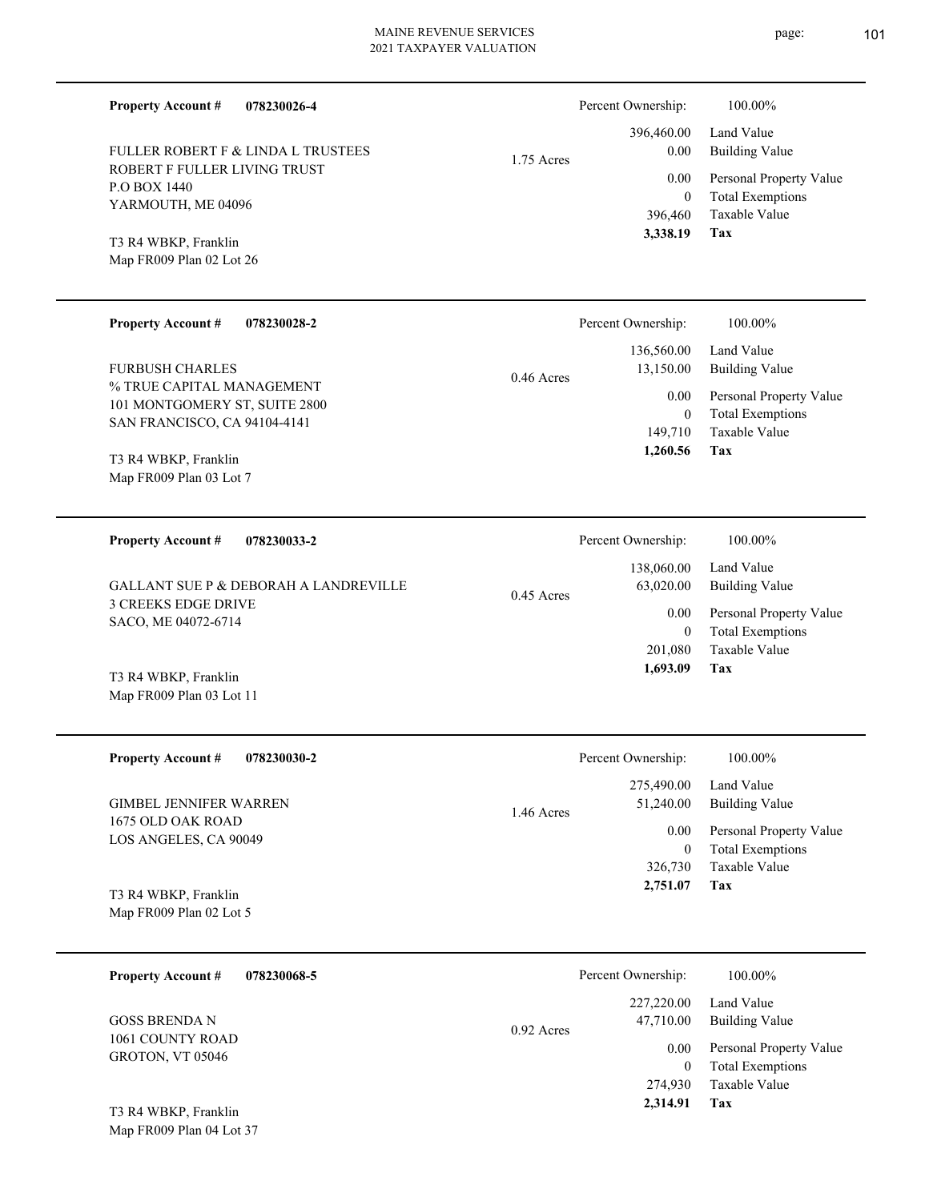**Property Account #** **078230026-4**

FULLER ROBERT F & LINDA L TRUSTEES
ROBERT F FULLER LIVING TRUST
P.O BOX 1440
YARMOUTH, ME 04096

T3 R4 WBKP, Franklin
Map FR009 Plan 02 Lot 26

1.75 Acres

| Percent Ownership: | 100.00% |
|---|---|
| 396,460.00 | Land Value |
| 0.00 | Building Value |
| 0.00 | Personal Property Value |
| 0 | Total Exemptions |
| 396,460 | Taxable Value |
| **3,338.19** | **Tax** |

---

**Property Account #** **078230028-2**

FURBUSH CHARLES
% TRUE CAPITAL MANAGEMENT
101 MONTGOMERY ST, SUITE 2800
SAN FRANCISCO, CA 94104-4141

T3 R4 WBKP, Franklin
Map FR009 Plan 03 Lot 7

0.46 Acres

| Percent Ownership: | 100.00% |
|---|---|
| 136,560.00 | Land Value |
| 13,150.00 | Building Value |
| 0.00 | Personal Property Value |
| 0 | Total Exemptions |
| 149,710 | Taxable Value |
| **1,260.56** | **Tax** |

---

**Property Account #** **078230033-2**

GALLANT SUE P & DEBORAH A LANDREVILLE
3 CREEKS EDGE DRIVE
SACO, ME 04072-6714

T3 R4 WBKP, Franklin
Map FR009 Plan 03 Lot 11

0.45 Acres

| Percent Ownership: | 100.00% |
|---|---|
| 138,060.00 | Land Value |
| 63,020.00 | Building Value |
| 0.00 | Personal Property Value |
| 0 | Total Exemptions |
| 201,080 | Taxable Value |
| **1,693.09** | **Tax** |

---

**Property Account #** **078230030-2**

GIMBEL JENNIFER WARREN
1675 OLD OAK ROAD
LOS ANGELES, CA 90049

T3 R4 WBKP, Franklin
Map FR009 Plan 02 Lot 5

1.46 Acres

| Percent Ownership: | 100.00% |
|---|---|
| 275,490.00 | Land Value |
| 51,240.00 | Building Value |
| 0.00 | Personal Property Value |
| 0 | Total Exemptions |
| 326,730 | Taxable Value |
| **2,751.07** | **Tax** |

---

**Property Account #** **078230068-5**

GOSS BRENDA N
1061 COUNTY ROAD
GROTON, VT 05046

T3 R4 WBKP, Franklin
Map FR009 Plan 04 Lot 37

0.92 Acres

| Percent Ownership: | 100.00% |
|---|---|
| 227,220.00 | Land Value |
| 47,710.00 | Building Value |
| 0.00 | Personal Property Value |
| 0 | Total Exemptions |
| 274,930 | Taxable Value |
| **2,314.91** | **Tax** |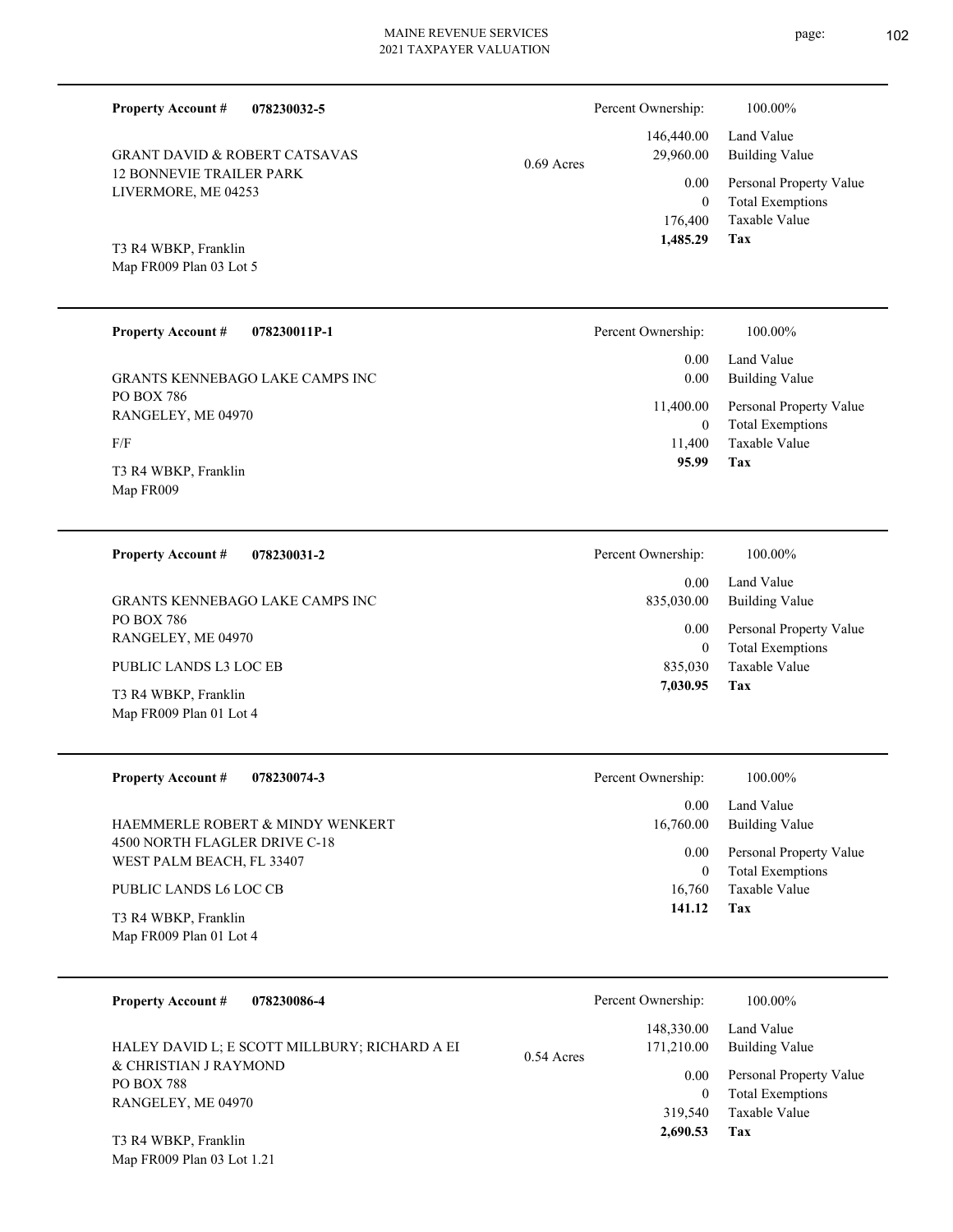**Property Account #** **078230032-5**

GRANT DAVID & ROBERT CATSAVAS
12 BONNEVIE TRAILER PARK
LIVERMORE, ME 04253

T3 R4 WBKP, Franklin
Map FR009 Plan 03 Lot 5

0.69 Acres

| Percent Ownership: | 100.00% |
|---|---|
| 146,440.00 | Land Value |
| 29,960.00 | Building Value |
| 0.00 | Personal Property Value |
| 0 | Total Exemptions |
| 176,400 | Taxable Value |
| **1,485.29** | **Tax** |

---

**Property Account #** **078230011P-1**

GRANTS KENNEBAGO LAKE CAMPS INC
PO BOX 786
RANGELEY, ME 04970

F/F

T3 R4 WBKP, Franklin
Map FR009

| Percent Ownership: | 100.00% |
|---|---|
| 0.00 | Land Value |
| 0.00 | Building Value |
| 11,400.00 | Personal Property Value |
| 0 | Total Exemptions |
| 11,400 | Taxable Value |
| **95.99** | **Tax** |

---

**Property Account #** **078230031-2**

GRANTS KENNEBAGO LAKE CAMPS INC
PO BOX 786
RANGELEY, ME 04970

PUBLIC LANDS L3 LOC EB

T3 R4 WBKP, Franklin
Map FR009 Plan 01 Lot 4

| Percent Ownership: | 100.00% |
|---|---|
| 0.00 | Land Value |
| 835,030.00 | Building Value |
| 0.00 | Personal Property Value |
| 0 | Total Exemptions |
| 835,030 | Taxable Value |
| **7,030.95** | **Tax** |

---

**Property Account #** **078230074-3**

HAEMMERLE ROBERT & MINDY WENKERT
4500 NORTH FLAGLER DRIVE C-18
WEST PALM BEACH, FL 33407

PUBLIC LANDS L6 LOC CB

T3 R4 WBKP, Franklin
Map FR009 Plan 01 Lot 4

| Percent Ownership: | 100.00% |
|---|---|
| 0.00 | Land Value |
| 16,760.00 | Building Value |
| 0.00 | Personal Property Value |
| 0 | Total Exemptions |
| 16,760 | Taxable Value |
| **141.12** | **Tax** |

---

**Property Account #** **078230086-4**

HALEY DAVID L; E SCOTT MILLBURY; RICHARD A EI
& CHRISTIAN J RAYMOND
PO BOX 788
RANGELEY, ME 04970

T3 R4 WBKP, Franklin
Map FR009 Plan 03 Lot 1.21

0.54 Acres

| Percent Ownership: | 100.00% |
|---|---|
| 148,330.00 | Land Value |
| 171,210.00 | Building Value |
| 0.00 | Personal Property Value |
| 0 | Total Exemptions |
| 319,540 | Taxable Value |
| **2,690.53** | **Tax** |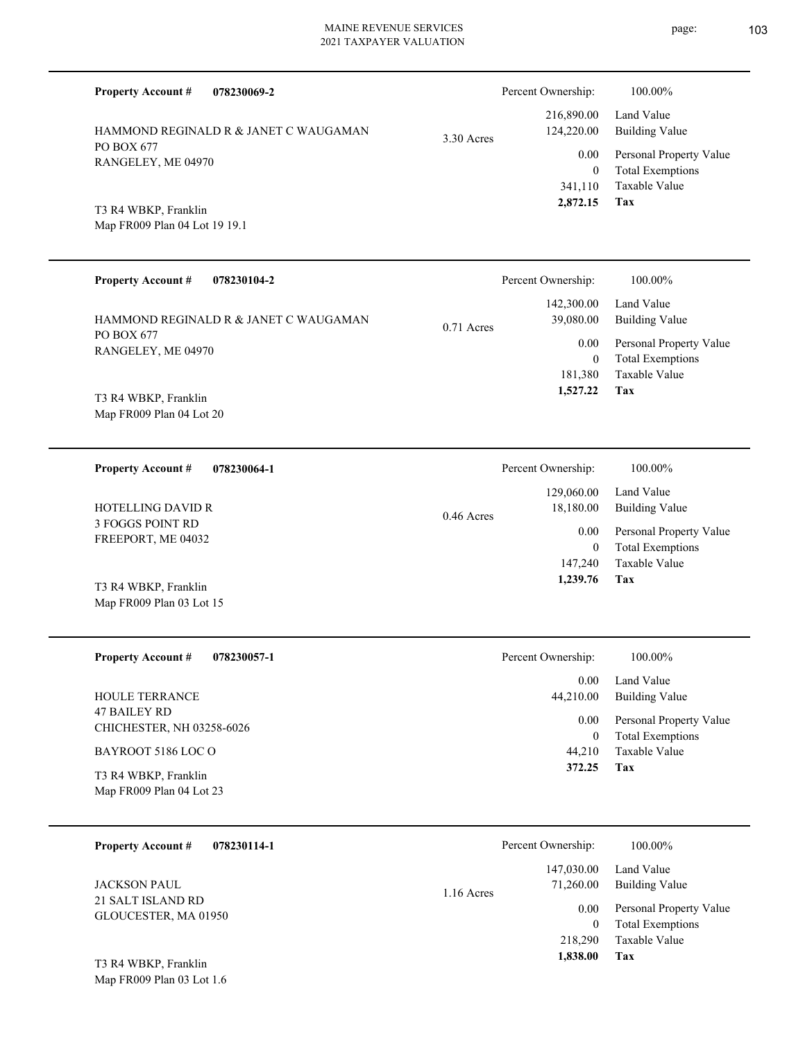**Property Account #** **078230069-2**

HAMMOND REGINALD R & JANET C WAUGAMAN
PO BOX 677
RANGELEY, ME 04970

T3 R4 WBKP, Franklin
Map FR009 Plan 04 Lot 19 19.1

3.30 Acres

| Percent Ownership: | 100.00% |
|---|---|
| 216,890.00 | Land Value |
| 124,220.00 | Building Value |
| 0.00 | Personal Property Value |
| 0 | Total Exemptions |
| 341,110 | Taxable Value |
| **2,872.15** | **Tax** |

---

**Property Account #** **078230104-2**

HAMMOND REGINALD R & JANET C WAUGAMAN
PO BOX 677
RANGELEY, ME 04970

T3 R4 WBKP, Franklin
Map FR009 Plan 04 Lot 20

0.71 Acres

| Percent Ownership: | 100.00% |
|---|---|
| 142,300.00 | Land Value |
| 39,080.00 | Building Value |
| 0.00 | Personal Property Value |
| 0 | Total Exemptions |
| 181,380 | Taxable Value |
| **1,527.22** | **Tax** |

---

**Property Account #** **078230064-1**

HOTELLING DAVID R
3 FOGGS POINT RD
FREEPORT, ME 04032

T3 R4 WBKP, Franklin
Map FR009 Plan 03 Lot 15

0.46 Acres

| Percent Ownership: | 100.00% |
|---|---|
| 129,060.00 | Land Value |
| 18,180.00 | Building Value |
| 0.00 | Personal Property Value |
| 0 | Total Exemptions |
| 147,240 | Taxable Value |
| **1,239.76** | **Tax** |

---

**Property Account #** **078230057-1**

HOULE TERRANCE
47 BAILEY RD
CHICHESTER, NH 03258-6026

BAYROOT 5186 LOC O

T3 R4 WBKP, Franklin
Map FR009 Plan 04 Lot 23

| Percent Ownership: | 100.00% |
|---|---|
| 0.00 | Land Value |
| 44,210.00 | Building Value |
| 0.00 | Personal Property Value |
| 0 | Total Exemptions |
| 44,210 | Taxable Value |
| **372.25** | **Tax** |

---

**Property Account #** **078230114-1**

JACKSON PAUL
21 SALT ISLAND RD
GLOUCESTER, MA 01950

T3 R4 WBKP, Franklin
Map FR009 Plan 03 Lot 1.6

1.16 Acres

| Percent Ownership: | 100.00% |
|---|---|
| 147,030.00 | Land Value |
| 71,260.00 | Building Value |
| 0.00 | Personal Property Value |
| 0 | Total Exemptions |
| 218,290 | Taxable Value |
| **1,838.00** | **Tax** |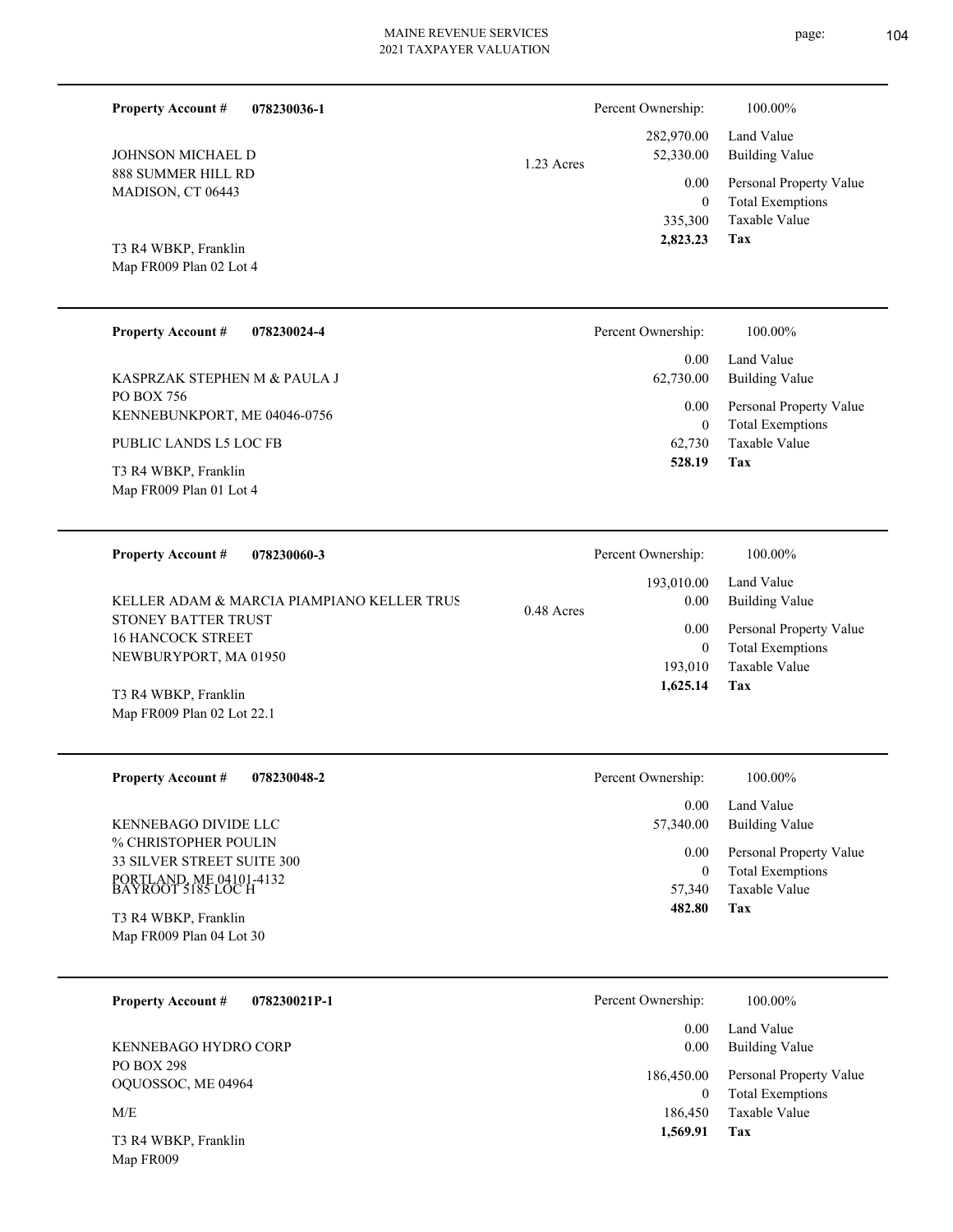**Property Account #** **078230036-1**

JOHNSON MICHAEL D
888 SUMMER HILL RD
MADISON, CT 06443

T3 R4 WBKP, Franklin
Map FR009 Plan 02 Lot 4

1.23 Acres

| Percent Ownership: | 100.00% |
|---|---|
| 282,970.00 | Land Value |
| 52,330.00 | Building Value |
| 0.00 | Personal Property Value |
| 0 | Total Exemptions |
| 335,300 | Taxable Value |
| **2,823.23** | **Tax** |

---

**Property Account #** **078230024-4**

KASPRZAK STEPHEN M & PAULA J
PO BOX 756
KENNEBUNKPORT, ME 04046-0756

PUBLIC LANDS L5 LOC FB

T3 R4 WBKP, Franklin
Map FR009 Plan 01 Lot 4

| Percent Ownership: | 100.00% |
|---|---|
| 0.00 | Land Value |
| 62,730.00 | Building Value |
| 0.00 | Personal Property Value |
| 0 | Total Exemptions |
| 62,730 | Taxable Value |
| **528.19** | **Tax** |

---

**Property Account #** **078230060-3**

KELLER ADAM & MARCIA PIAMPIANO KELLER TRUS
STONEY BATTER TRUST
16 HANCOCK STREET
NEWBURYPORT, MA 01950

T3 R4 WBKP, Franklin
Map FR009 Plan 02 Lot 22.1

0.48 Acres

| Percent Ownership: | 100.00% |
|---|---|
| 193,010.00 | Land Value |
| 0.00 | Building Value |
| 0.00 | Personal Property Value |
| 0 | Total Exemptions |
| 193,010 | Taxable Value |
| **1,625.14** | **Tax** |

---

**Property Account #** **078230048-2**

KENNEBAGO DIVIDE LLC
% CHRISTOPHER POULIN
33 SILVER STREET SUITE 300
PORTLAND, ME 04101-4132

BAYROOT 5185 LOC H

T3 R4 WBKP, Franklin
Map FR009 Plan 04 Lot 30

| Percent Ownership: | 100.00% |
|---|---|
| 0.00 | Land Value |
| 57,340.00 | Building Value |
| 0.00 | Personal Property Value |
| 0 | Total Exemptions |
| 57,340 | Taxable Value |
| **482.80** | **Tax** |

---

**Property Account #** **078230021P-1**

KENNEBAGO HYDRO CORP
PO BOX 298
OQUOSSOC, ME 04964

M/E

T3 R4 WBKP, Franklin
Map FR009

| Percent Ownership: | 100.00% |
|---|---|
| 0.00 | Land Value |
| 0.00 | Building Value |
| 186,450.00 | Personal Property Value |
| 0 | Total Exemptions |
| 186,450 | Taxable Value |
| **1,569.91** | **Tax** |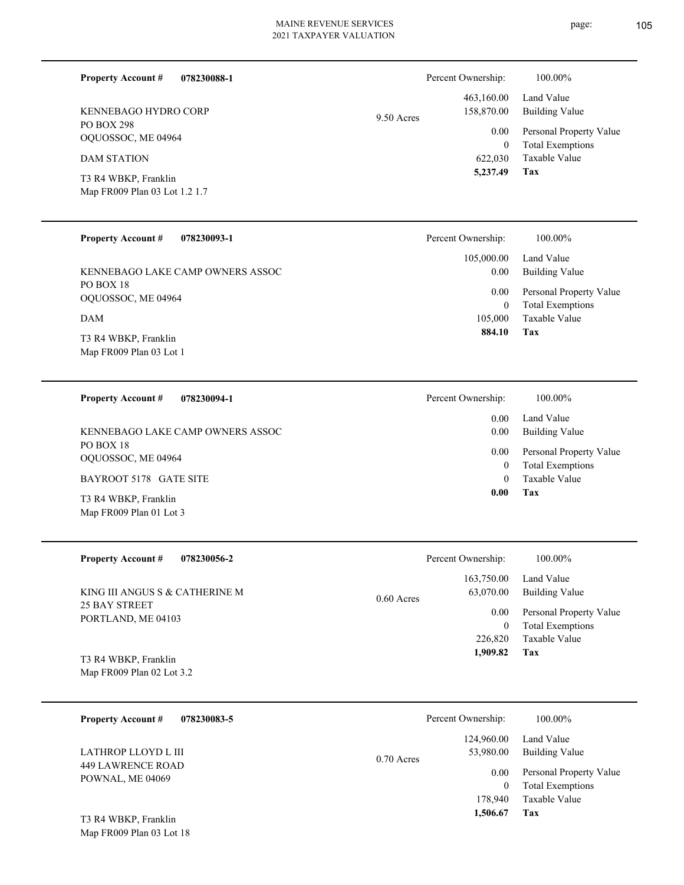**Property Account #** **078230088-1**

KENNEBAGO HYDRO CORP
PO BOX 298
OQUOSSOC, ME 04964

DAM STATION

T3 R4 WBKP, Franklin
Map FR009 Plan 03 Lot 1.2 1.7

9.50 Acres

| Percent Ownership: | 100.00% |
|---|---|
| 463,160.00 | Land Value |
| 158,870.00 | Building Value |
| 0.00 | Personal Property Value |
| 0 | Total Exemptions |
| 622,030 | Taxable Value |
| **5,237.49** | **Tax** |

---

**Property Account #** **078230093-1**

KENNEBAGO LAKE CAMP OWNERS ASSOC
PO BOX 18
OQUOSSOC, ME 04964

DAM

T3 R4 WBKP, Franklin
Map FR009 Plan 03 Lot 1

| Percent Ownership: | 100.00% |
|---|---|
| 105,000.00 | Land Value |
| 0.00 | Building Value |
| 0.00 | Personal Property Value |
| 0 | Total Exemptions |
| 105,000 | Taxable Value |
| **884.10** | **Tax** |

---

**Property Account #** **078230094-1**

KENNEBAGO LAKE CAMP OWNERS ASSOC
PO BOX 18
OQUOSSOC, ME 04964

BAYROOT 5178 GATE SITE

T3 R4 WBKP, Franklin
Map FR009 Plan 01 Lot 3

| Percent Ownership: | 100.00% |
|---|---|
| 0.00 | Land Value |
| 0.00 | Building Value |
| 0.00 | Personal Property Value |
| 0 | Total Exemptions |
| 0 | Taxable Value |
| **0.00** | **Tax** |

---

**Property Account #** **078230056-2**

KING III ANGUS S & CATHERINE M
25 BAY STREET
PORTLAND, ME 04103

T3 R4 WBKP, Franklin
Map FR009 Plan 02 Lot 3.2

0.60 Acres

| Percent Ownership: | 100.00% |
|---|---|
| 163,750.00 | Land Value |
| 63,070.00 | Building Value |
| 0.00 | Personal Property Value |
| 0 | Total Exemptions |
| 226,820 | Taxable Value |
| **1,909.82** | **Tax** |

---

**Property Account #** **078230083-5**

LATHROP LLOYD L III
449 LAWRENCE ROAD
POWNAL, ME 04069

T3 R4 WBKP, Franklin
Map FR009 Plan 03 Lot 18

0.70 Acres

| Percent Ownership: | 100.00% |
|---|---|
| 124,960.00 | Land Value |
| 53,980.00 | Building Value |
| 0.00 | Personal Property Value |
| 0 | Total Exemptions |
| 178,940 | Taxable Value |
| **1,506.67** | **Tax** |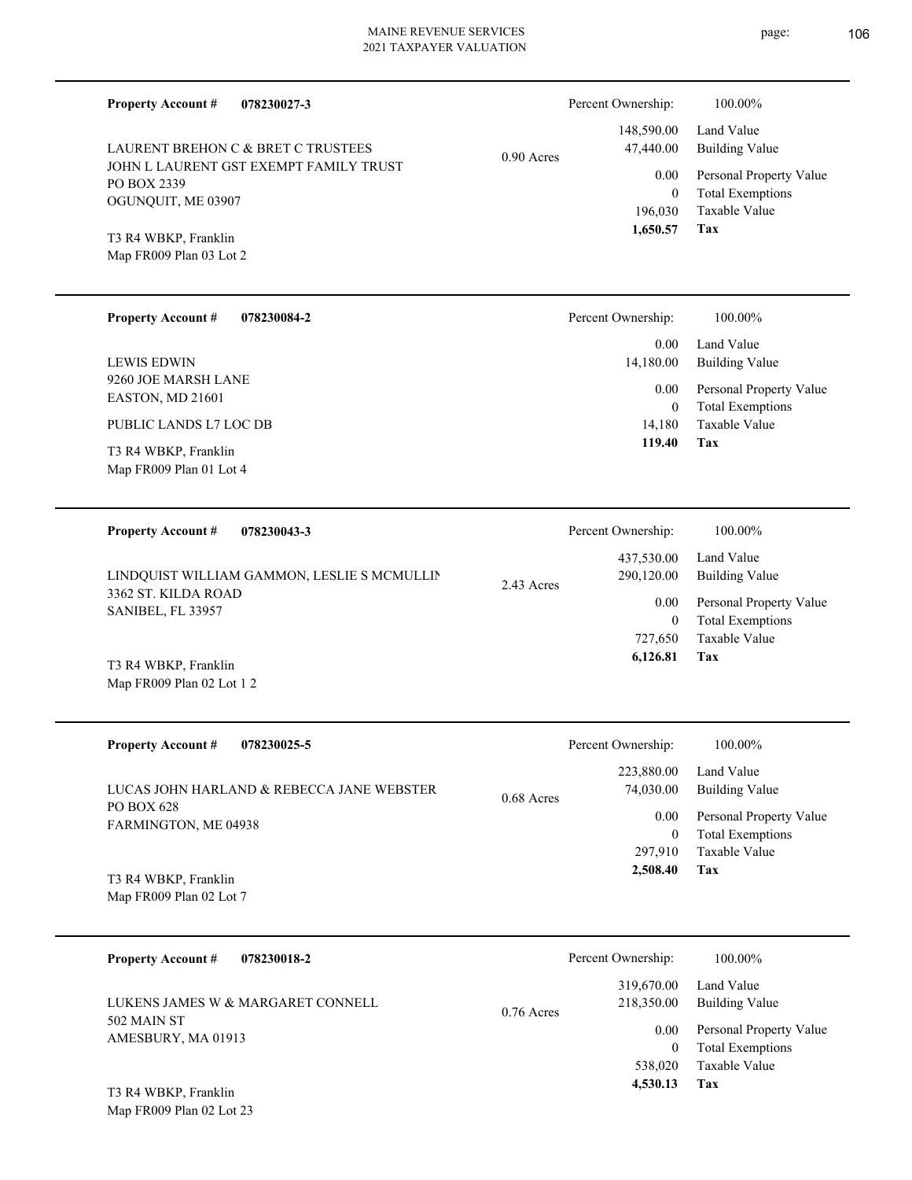**Property Account #** **078230027-3**

LAURENT BREHON C & BRET C TRUSTEES
JOHN L LAURENT GST EXEMPT FAMILY TRUST
PO BOX 2339
OGUNQUIT, ME 03907

T3 R4 WBKP, Franklin
Map FR009 Plan 03 Lot 2

0.90 Acres

| Percent Ownership: | 100.00% |
|---|---|
| 148,590.00 | Land Value |
| 47,440.00 | Building Value |
| 0.00 | Personal Property Value |
| 0 | Total Exemptions |
| 196,030 | Taxable Value |
| **1,650.57** | **Tax** |

---

**Property Account #** **078230084-2**

LEWIS EDWIN
9260 JOE MARSH LANE
EASTON, MD 21601

PUBLIC LANDS L7 LOC DB

T3 R4 WBKP, Franklin
Map FR009 Plan 01 Lot 4

| Percent Ownership: | 100.00% |
|---|---|
| 0.00 | Land Value |
| 14,180.00 | Building Value |
| 0.00 | Personal Property Value |
| 0 | Total Exemptions |
| 14,180 | Taxable Value |
| **119.40** | **Tax** |

---

**Property Account #** **078230043-3**

LINDQUIST WILLIAM GAMMON, LESLIE S MCMULLIN
3362 ST. KILDA ROAD
SANIBEL, FL 33957

T3 R4 WBKP, Franklin
Map FR009 Plan 02 Lot 1 2

2.43 Acres

| Percent Ownership: | 100.00% |
|---|---|
| 437,530.00 | Land Value |
| 290,120.00 | Building Value |
| 0.00 | Personal Property Value |
| 0 | Total Exemptions |
| 727,650 | Taxable Value |
| **6,126.81** | **Tax** |

---

**Property Account #** **078230025-5**

LUCAS JOHN HARLAND & REBECCA JANE WEBSTER
PO BOX 628
FARMINGTON, ME 04938

T3 R4 WBKP, Franklin
Map FR009 Plan 02 Lot 7

0.68 Acres

| Percent Ownership: | 100.00% |
|---|---|
| 223,880.00 | Land Value |
| 74,030.00 | Building Value |
| 0.00 | Personal Property Value |
| 0 | Total Exemptions |
| 297,910 | Taxable Value |
| **2,508.40** | **Tax** |

---

**Property Account #** **078230018-2**

LUKENS JAMES W & MARGARET CONNELL
502 MAIN ST
AMESBURY, MA 01913

T3 R4 WBKP, Franklin
Map FR009 Plan 02 Lot 23

0.76 Acres

| Percent Ownership: | 100.00% |
|---|---|
| 319,670.00 | Land Value |
| 218,350.00 | Building Value |
| 0.00 | Personal Property Value |
| 0 | Total Exemptions |
| 538,020 | Taxable Value |
| **4,530.13** | **Tax** |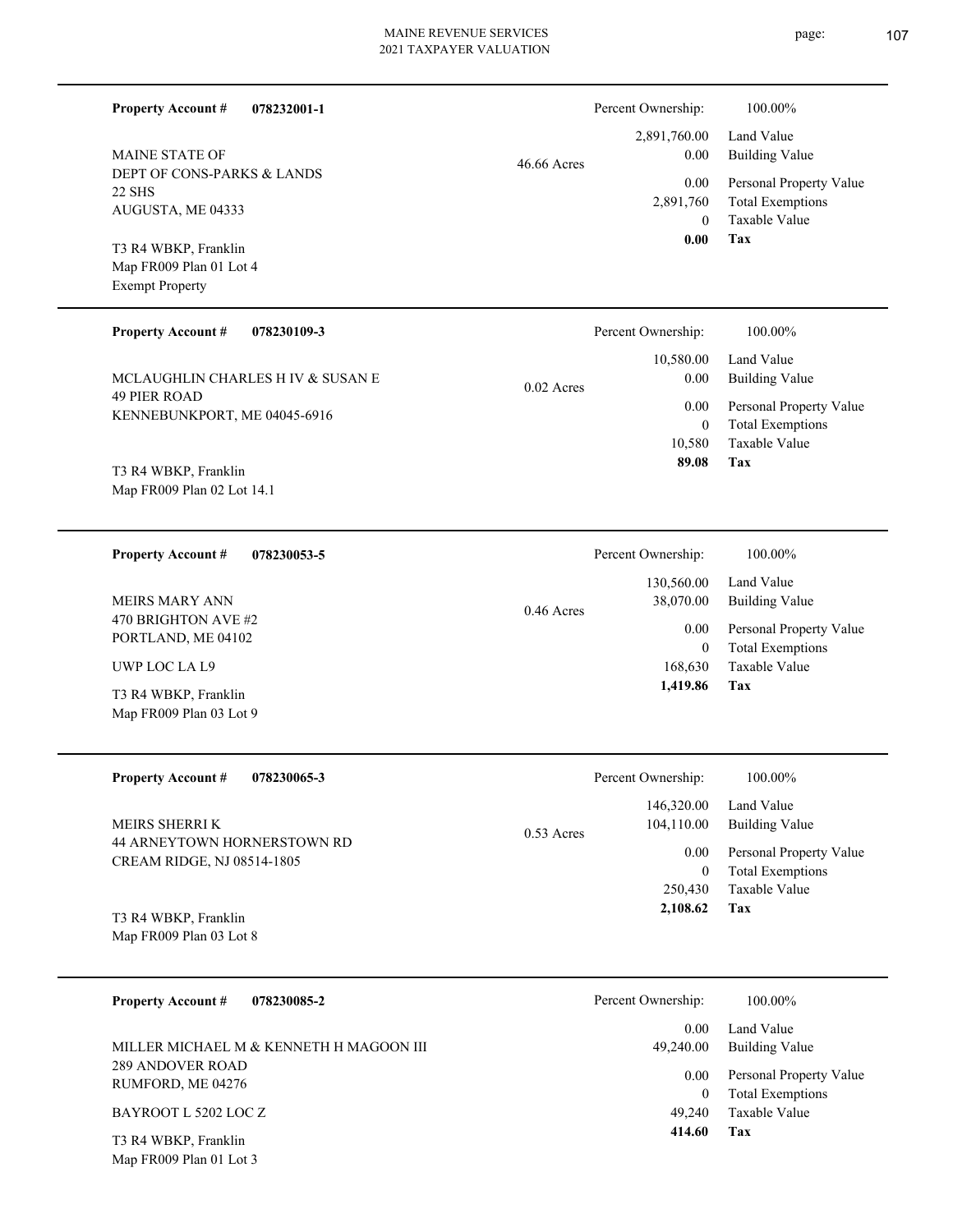**Property Account #** **078232001-1**

MAINE STATE OF
DEPT OF CONS-PARKS & LANDS
22 SHS
AUGUSTA, ME 04333

T3 R4 WBKP, Franklin
Map FR009 Plan 01 Lot 4
Exempt Property

46.66 Acres

| Percent Ownership: | 100.00% |
|---|---|
| 2,891,760.00 | Land Value |
| 0.00 | Building Value |
| 0.00 | Personal Property Value |
| 2,891,760 | Total Exemptions |
| 0 | Taxable Value |
| **0.00** | **Tax** |

---

**Property Account #** **078230109-3**

MCLAUGHLIN CHARLES H IV & SUSAN E
49 PIER ROAD
KENNEBUNKPORT, ME 04045-6916

T3 R4 WBKP, Franklin
Map FR009 Plan 02 Lot 14.1

0.02 Acres

| Percent Ownership: | 100.00% |
|---|---|
| 10,580.00 | Land Value |
| 0.00 | Building Value |
| 0.00 | Personal Property Value |
| 0 | Total Exemptions |
| 10,580 | Taxable Value |
| **89.08** | **Tax** |

---

**Property Account #** **078230053-5**

MEIRS MARY ANN
470 BRIGHTON AVE #2
PORTLAND, ME 04102

UWP LOC LA L9

T3 R4 WBKP, Franklin
Map FR009 Plan 03 Lot 9

0.46 Acres

| Percent Ownership: | 100.00% |
|---|---|
| 130,560.00 | Land Value |
| 38,070.00 | Building Value |
| 0.00 | Personal Property Value |
| 0 | Total Exemptions |
| 168,630 | Taxable Value |
| **1,419.86** | **Tax** |

---

**Property Account #** **078230065-3**

MEIRS SHERRI K
44 ARNEYTOWN HORNERSTOWN RD
CREAM RIDGE, NJ 08514-1805

T3 R4 WBKP, Franklin
Map FR009 Plan 03 Lot 8

0.53 Acres

| Percent Ownership: | 100.00% |
|---|---|
| 146,320.00 | Land Value |
| 104,110.00 | Building Value |
| 0.00 | Personal Property Value |
| 0 | Total Exemptions |
| 250,430 | Taxable Value |
| **2,108.62** | **Tax** |

---

**Property Account #** **078230085-2**

MILLER MICHAEL M & KENNETH H MAGOON III
289 ANDOVER ROAD
RUMFORD, ME 04276

BAYROOT L 5202 LOC Z

T3 R4 WBKP, Franklin
Map FR009 Plan 01 Lot 3

| Percent Ownership: | 100.00% |
|---|---|
| 0.00 | Land Value |
| 49,240.00 | Building Value |
| 0.00 | Personal Property Value |
| 0 | Total Exemptions |
| 49,240 | Taxable Value |
| **414.60** | **Tax** |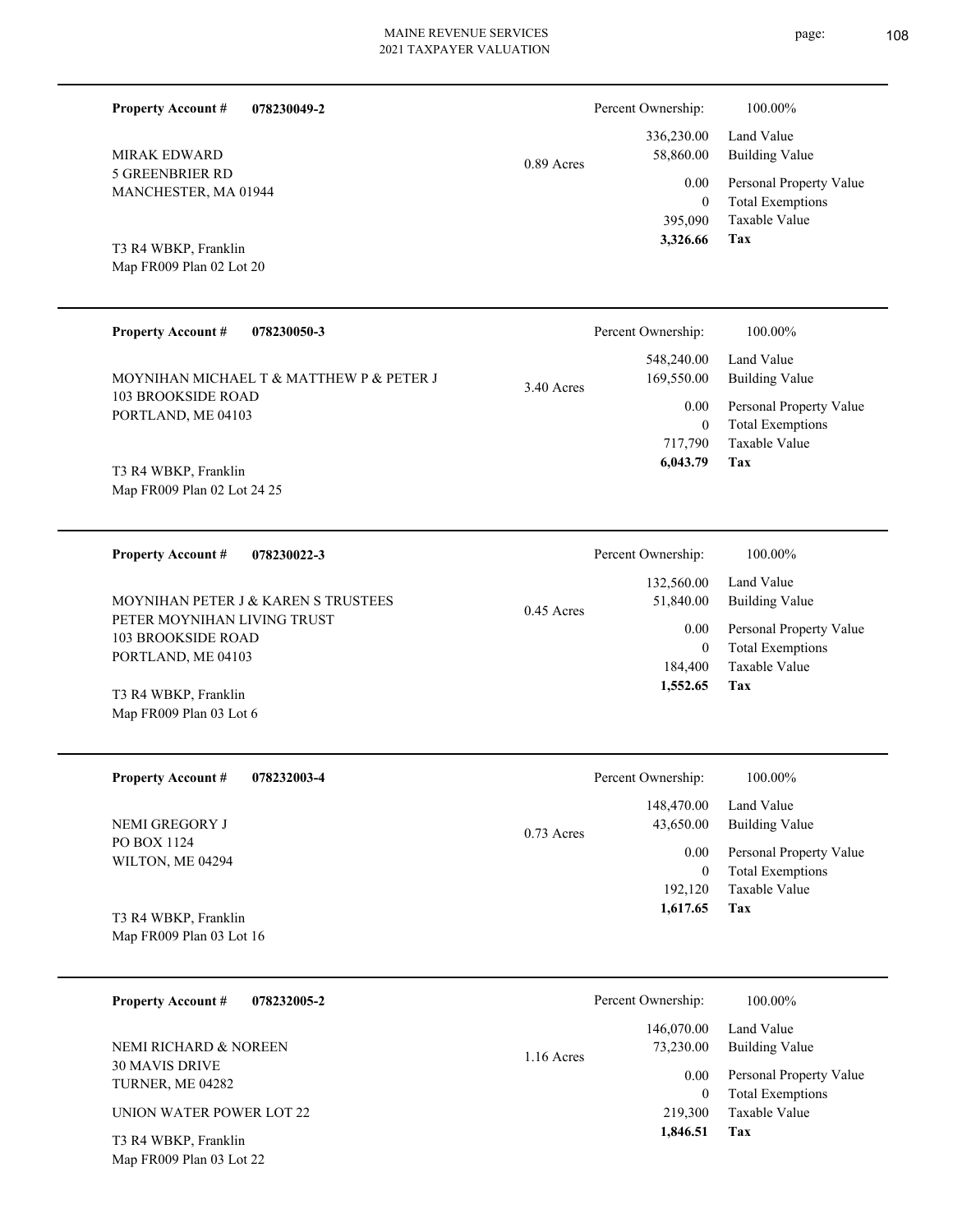**Property Account #** **078230049-2**

MIRAK EDWARD
5 GREENBRIER RD
MANCHESTER, MA 01944

T3 R4 WBKP, Franklin
Map FR009 Plan 02 Lot 20

0.89 Acres

| | |
|---|---|
| Percent Ownership: | 100.00% |
| Land Value | 336,230.00 |
| Building Value | 58,860.00 |
| Personal Property Value | 0.00 |
| Total Exemptions | 0 |
| Taxable Value | 395,090 |
| **Tax** | **3,326.66** |

---

**Property Account #** **078230050-3**

MOYNIHAN MICHAEL T & MATTHEW P & PETER J
103 BROOKSIDE ROAD
PORTLAND, ME 04103

T3 R4 WBKP, Franklin
Map FR009 Plan 02 Lot 24 25

3.40 Acres

| | |
|---|---|
| Percent Ownership: | 100.00% |
| Land Value | 548,240.00 |
| Building Value | 169,550.00 |
| Personal Property Value | 0.00 |
| Total Exemptions | 0 |
| Taxable Value | 717,790 |
| **Tax** | **6,043.79** |

---

**Property Account #** **078230022-3**

MOYNIHAN PETER J & KAREN S TRUSTEES
PETER MOYNIHAN LIVING TRUST
103 BROOKSIDE ROAD
PORTLAND, ME 04103

T3 R4 WBKP, Franklin
Map FR009 Plan 03 Lot 6

0.45 Acres

| | |
|---|---|
| Percent Ownership: | 100.00% |
| Land Value | 132,560.00 |
| Building Value | 51,840.00 |
| Personal Property Value | 0.00 |
| Total Exemptions | 0 |
| Taxable Value | 184,400 |
| **Tax** | **1,552.65** |

---

**Property Account #** **078232003-4**

NEMI GREGORY J
PO BOX 1124
WILTON, ME 04294

T3 R4 WBKP, Franklin
Map FR009 Plan 03 Lot 16

0.73 Acres

| | |
|---|---|
| Percent Ownership: | 100.00% |
| Land Value | 148,470.00 |
| Building Value | 43,650.00 |
| Personal Property Value | 0.00 |
| Total Exemptions | 0 |
| Taxable Value | 192,120 |
| **Tax** | **1,617.65** |

---

**Property Account #** **078232005-2**

NEMI RICHARD & NOREEN
30 MAVIS DRIVE
TURNER, ME 04282

UNION WATER POWER LOT 22

T3 R4 WBKP, Franklin
Map FR009 Plan 03 Lot 22

1.16 Acres

| | |
|---|---|
| Percent Ownership: | 100.00% |
| Land Value | 146,070.00 |
| Building Value | 73,230.00 |
| Personal Property Value | 0.00 |
| Total Exemptions | 0 |
| Taxable Value | 219,300 |
| **Tax** | **1,846.51** |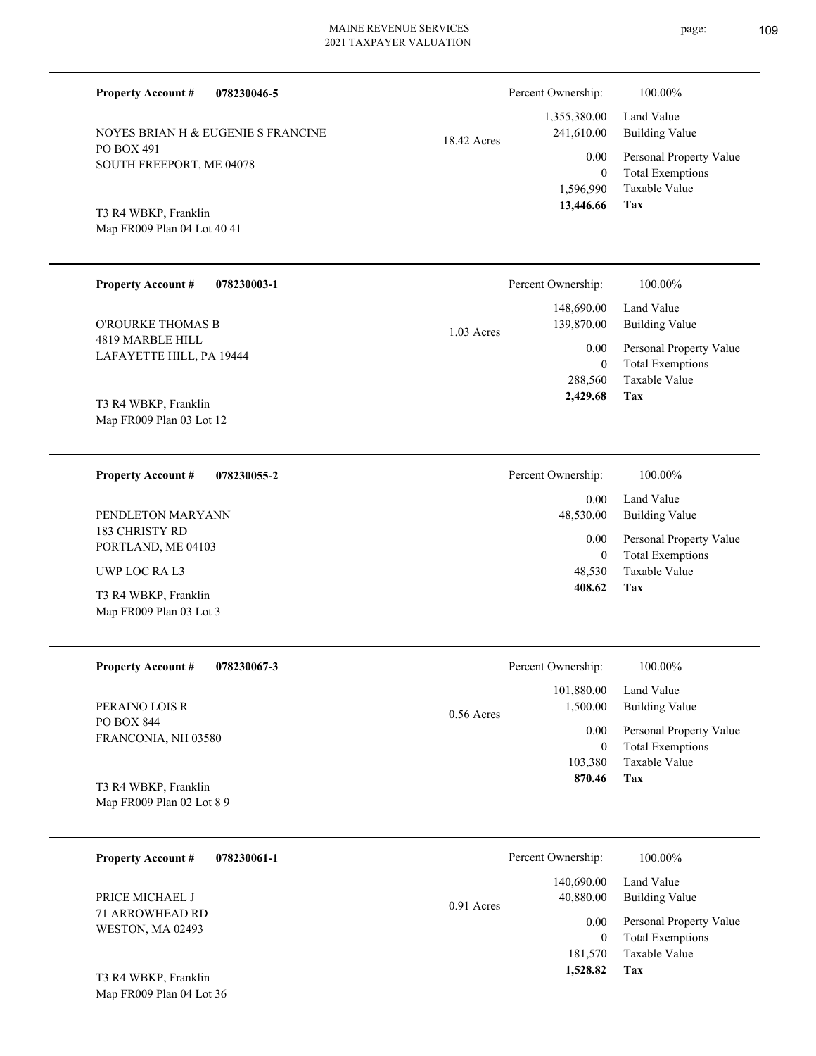**Property Account #** **078230046-5**

NOYES BRIAN H & EUGENIE S FRANCINE
PO BOX 491
SOUTH FREEPORT, ME 04078

T3 R4 WBKP, Franklin
Map FR009 Plan 04 Lot 40 41

18.42 Acres

| | |
|---|---|
| Percent Ownership: | 100.00% |
| 1,355,380.00 | Land Value |
| 241,610.00 | Building Value |
| 0.00 | Personal Property Value |
| 0 | Total Exemptions |
| 1,596,990 | Taxable Value |
| **13,446.66** | **Tax** |

---

**Property Account #** **078230003-1**

O'ROURKE THOMAS B
4819 MARBLE HILL
LAFAYETTE HILL, PA 19444

T3 R4 WBKP, Franklin
Map FR009 Plan 03 Lot 12

1.03 Acres

| | |
|---|---|
| Percent Ownership: | 100.00% |
| 148,690.00 | Land Value |
| 139,870.00 | Building Value |
| 0.00 | Personal Property Value |
| 0 | Total Exemptions |
| 288,560 | Taxable Value |
| **2,429.68** | **Tax** |

---

**Property Account #** **078230055-2**

PENDLETON MARYANN
183 CHRISTY RD
PORTLAND, ME 04103

UWP LOC RA L3

T3 R4 WBKP, Franklin
Map FR009 Plan 03 Lot 3

| | |
|---|---|
| Percent Ownership: | 100.00% |
| 0.00 | Land Value |
| 48,530.00 | Building Value |
| 0.00 | Personal Property Value |
| 0 | Total Exemptions |
| 48,530 | Taxable Value |
| **408.62** | **Tax** |

---

**Property Account #** **078230067-3**

PERAINO LOIS R
PO BOX 844
FRANCONIA, NH 03580

T3 R4 WBKP, Franklin
Map FR009 Plan 02 Lot 8 9

0.56 Acres

| | |
|---|---|
| Percent Ownership: | 100.00% |
| 101,880.00 | Land Value |
| 1,500.00 | Building Value |
| 0.00 | Personal Property Value |
| 0 | Total Exemptions |
| 103,380 | Taxable Value |
| **870.46** | **Tax** |

---

**Property Account #** **078230061-1**

PRICE MICHAEL J
71 ARROWHEAD RD
WESTON, MA 02493

T3 R4 WBKP, Franklin
Map FR009 Plan 04 Lot 36

0.91 Acres

| | |
|---|---|
| Percent Ownership: | 100.00% |
| 140,690.00 | Land Value |
| 40,880.00 | Building Value |
| 0.00 | Personal Property Value |
| 0 | Total Exemptions |
| 181,570 | Taxable Value |
| **1,528.82** | **Tax** |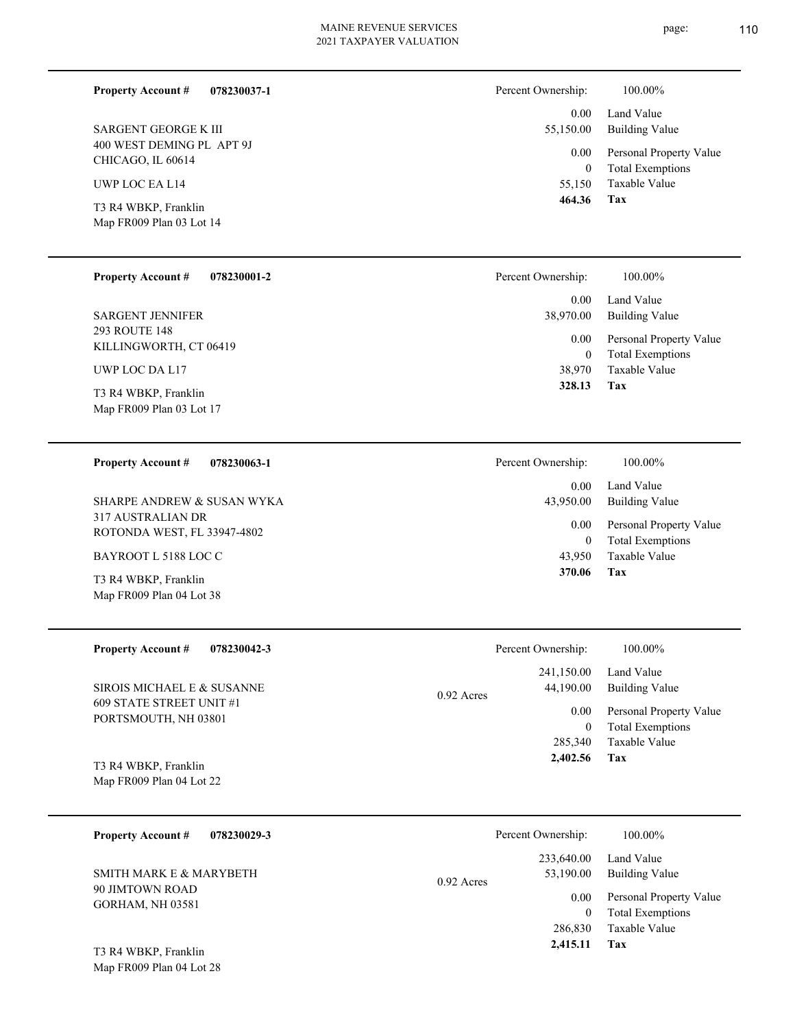**Property Account #** **078230037-1**

SARGENT GEORGE K III
400 WEST DEMING PL APT 9J
CHICAGO, IL 60614

UWP LOC EA L14

T3 R4 WBKP, Franklin
Map FR009 Plan 03 Lot 14

| | |
|---|---|
| Percent Ownership: | 100.00% |
| 0.00 | Land Value |
| 55,150.00 | Building Value |
| 0.00 | Personal Property Value |
| 0 | Total Exemptions |
| 55,150 | Taxable Value |
| **464.36** | **Tax** |

---

**Property Account #** **078230001-2**

SARGENT JENNIFER
293 ROUTE 148
KILLINGWORTH, CT 06419

UWP LOC DA L17

T3 R4 WBKP, Franklin
Map FR009 Plan 03 Lot 17

| | |
|---|---|
| Percent Ownership: | 100.00% |
| 0.00 | Land Value |
| 38,970.00 | Building Value |
| 0.00 | Personal Property Value |
| 0 | Total Exemptions |
| 38,970 | Taxable Value |
| **328.13** | **Tax** |

---

**Property Account #** **078230063-1**

SHARPE ANDREW & SUSAN WYKA
317 AUSTRALIAN DR
ROTONDA WEST, FL 33947-4802

BAYROOT L 5188 LOC C

T3 R4 WBKP, Franklin
Map FR009 Plan 04 Lot 38

| | |
|---|---|
| Percent Ownership: | 100.00% |
| 0.00 | Land Value |
| 43,950.00 | Building Value |
| 0.00 | Personal Property Value |
| 0 | Total Exemptions |
| 43,950 | Taxable Value |
| **370.06** | **Tax** |

---

**Property Account #** **078230042-3**

SIROIS MICHAEL E & SUSANNE
609 STATE STREET UNIT #1
PORTSMOUTH, NH 03801

T3 R4 WBKP, Franklin
Map FR009 Plan 04 Lot 22

0.92 Acres

| | |
|---|---|
| Percent Ownership: | 100.00% |
| 241,150.00 | Land Value |
| 44,190.00 | Building Value |
| 0.00 | Personal Property Value |
| 0 | Total Exemptions |
| 285,340 | Taxable Value |
| **2,402.56** | **Tax** |

---

**Property Account #** **078230029-3**

SMITH MARK E & MARYBETH
90 JIMTOWN ROAD
GORHAM, NH 03581

T3 R4 WBKP, Franklin
Map FR009 Plan 04 Lot 28

0.92 Acres

| | |
|---|---|
| Percent Ownership: | 100.00% |
| 233,640.00 | Land Value |
| 53,190.00 | Building Value |
| 0.00 | Personal Property Value |
| 0 | Total Exemptions |
| 286,830 | Taxable Value |
| **2,415.11** | **Tax** |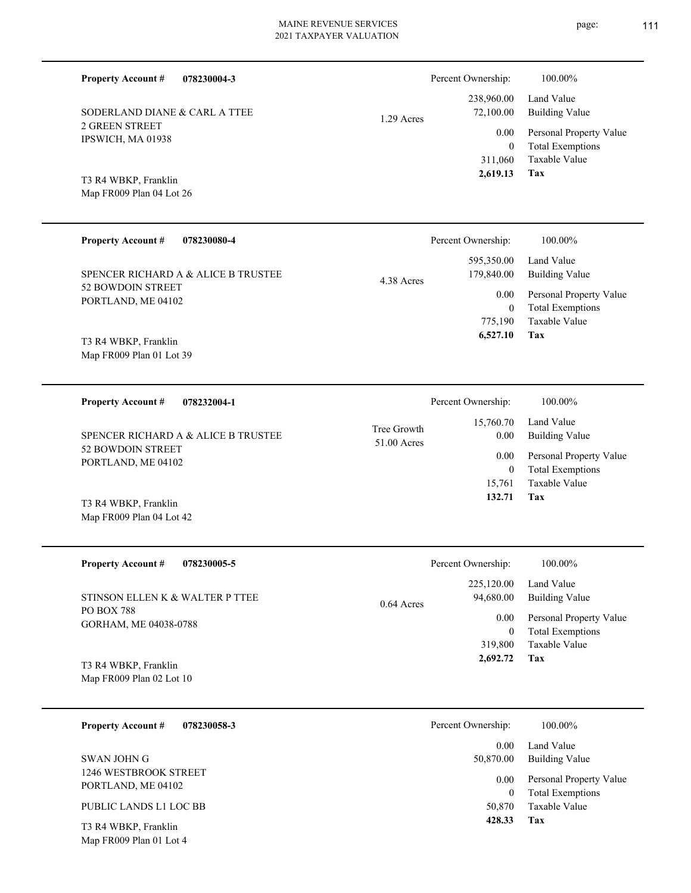**Property Account #** **078230004-3**

SODERLAND DIANE & CARL A TTEE
2 GREEN STREET
IPSWICH, MA 01938

T3 R4 WBKP, Franklin
Map FR009 Plan 04 Lot 26

1.29 Acres

| Percent Ownership: | 100.00% |
|---|---|
| 238,960.00 | Land Value |
| 72,100.00 | Building Value |
| 0.00 | Personal Property Value |
| 0 | Total Exemptions |
| 311,060 | Taxable Value |
| **2,619.13** | **Tax** |

---

**Property Account #** **078230080-4**

SPENCER RICHARD A & ALICE B TRUSTEE
52 BOWDOIN STREET
PORTLAND, ME 04102

T3 R4 WBKP, Franklin
Map FR009 Plan 01 Lot 39

4.38 Acres

| Percent Ownership: | 100.00% |
|---|---|
| 595,350.00 | Land Value |
| 179,840.00 | Building Value |
| 0.00 | Personal Property Value |
| 0 | Total Exemptions |
| 775,190 | Taxable Value |
| **6,527.10** | **Tax** |

---

**Property Account #** **078232004-1**

SPENCER RICHARD A & ALICE B TRUSTEE
52 BOWDOIN STREET
PORTLAND, ME 04102

T3 R4 WBKP, Franklin
Map FR009 Plan 04 Lot 42

Tree Growth
51.00 Acres

| Percent Ownership: | 100.00% |
|---|---|
| 15,760.70 | Land Value |
| 0.00 | Building Value |
| 0.00 | Personal Property Value |
| 0 | Total Exemptions |
| 15,761 | Taxable Value |
| **132.71** | **Tax** |

---

**Property Account #** **078230005-5**

STINSON ELLEN K & WALTER P TTEE
PO BOX 788
GORHAM, ME 04038-0788

T3 R4 WBKP, Franklin
Map FR009 Plan 02 Lot 10

0.64 Acres

| Percent Ownership: | 100.00% |
|---|---|
| 225,120.00 | Land Value |
| 94,680.00 | Building Value |
| 0.00 | Personal Property Value |
| 0 | Total Exemptions |
| 319,800 | Taxable Value |
| **2,692.72** | **Tax** |

---

**Property Account #** **078230058-3**

SWAN JOHN G
1246 WESTBROOK STREET
PORTLAND, ME 04102

PUBLIC LANDS L1 LOC BB

T3 R4 WBKP, Franklin
Map FR009 Plan 01 Lot 4

| Percent Ownership: | 100.00% |
|---|---|
| 0.00 | Land Value |
| 50,870.00 | Building Value |
| 0.00 | Personal Property Value |
| 0 | Total Exemptions |
| 50,870 | Taxable Value |
| **428.33** | **Tax** |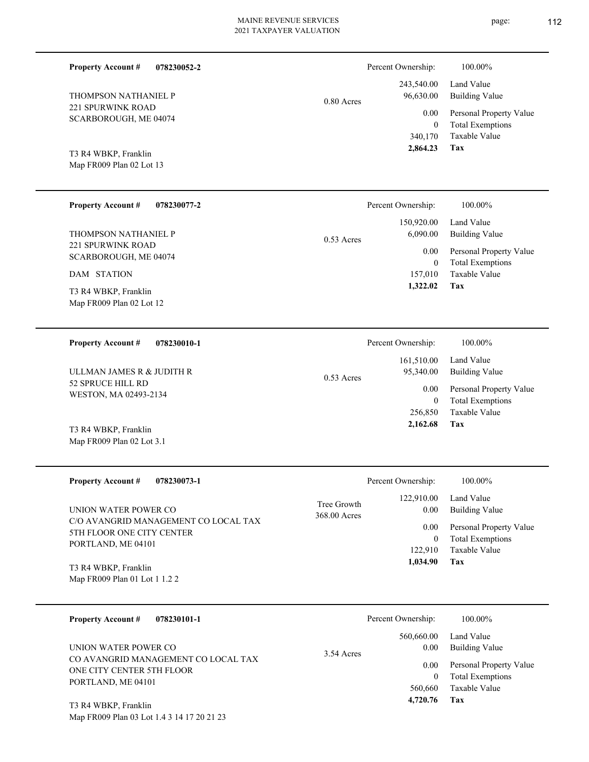**Property Account #** **078230052-2**

THOMPSON NATHANIEL P
221 SPURWINK ROAD
SCARBOROUGH, ME 04074

T3 R4 WBKP, Franklin
Map FR009 Plan 02 Lot 13

0.80 Acres

| Percent Ownership: | 100.00% |
|---|---|
| 243,540.00 | Land Value |
| 96,630.00 | Building Value |
| 0.00 | Personal Property Value |
| 0 | Total Exemptions |
| 340,170 | Taxable Value |
| **2,864.23** | **Tax** |

---

**Property Account #** **078230077-2**

THOMPSON NATHANIEL P
221 SPURWINK ROAD
SCARBOROUGH, ME 04074

DAM STATION

T3 R4 WBKP, Franklin
Map FR009 Plan 02 Lot 12

0.53 Acres

| Percent Ownership: | 100.00% |
|---|---|
| 150,920.00 | Land Value |
| 6,090.00 | Building Value |
| 0.00 | Personal Property Value |
| 0 | Total Exemptions |
| 157,010 | Taxable Value |
| **1,322.02** | **Tax** |

---

**Property Account #** **078230010-1**

ULLMAN JAMES R & JUDITH R
52 SPRUCE HILL RD
WESTON, MA 02493-2134

T3 R4 WBKP, Franklin
Map FR009 Plan 02 Lot 3.1

0.53 Acres

| Percent Ownership: | 100.00% |
|---|---|
| 161,510.00 | Land Value |
| 95,340.00 | Building Value |
| 0.00 | Personal Property Value |
| 0 | Total Exemptions |
| 256,850 | Taxable Value |
| **2,162.68** | **Tax** |

---

**Property Account #** **078230073-1**

UNION WATER POWER CO
C/O AVANGRID MANAGEMENT CO LOCAL TAX
5TH FLOOR ONE CITY CENTER
PORTLAND, ME 04101

T3 R4 WBKP, Franklin
Map FR009 Plan 01 Lot 1 1.2 2

Tree Growth
368.00 Acres

| Percent Ownership: | 100.00% |
|---|---|
| 122,910.00 | Land Value |
| 0.00 | Building Value |
| 0.00 | Personal Property Value |
| 0 | Total Exemptions |
| 122,910 | Taxable Value |
| **1,034.90** | **Tax** |

---

**Property Account #** **078230101-1**

UNION WATER POWER CO
CO AVANGRID MANAGEMENT CO LOCAL TAX
ONE CITY CENTER 5TH FLOOR
PORTLAND, ME 04101

T3 R4 WBKP, Franklin
Map FR009 Plan 03 Lot 1.4 3 14 17 20 21 23

3.54 Acres

| Percent Ownership: | 100.00% |
|---|---|
| 560,660.00 | Land Value |
| 0.00 | Building Value |
| 0.00 | Personal Property Value |
| 0 | Total Exemptions |
| 560,660 | Taxable Value |
| **4,720.76** | **Tax** |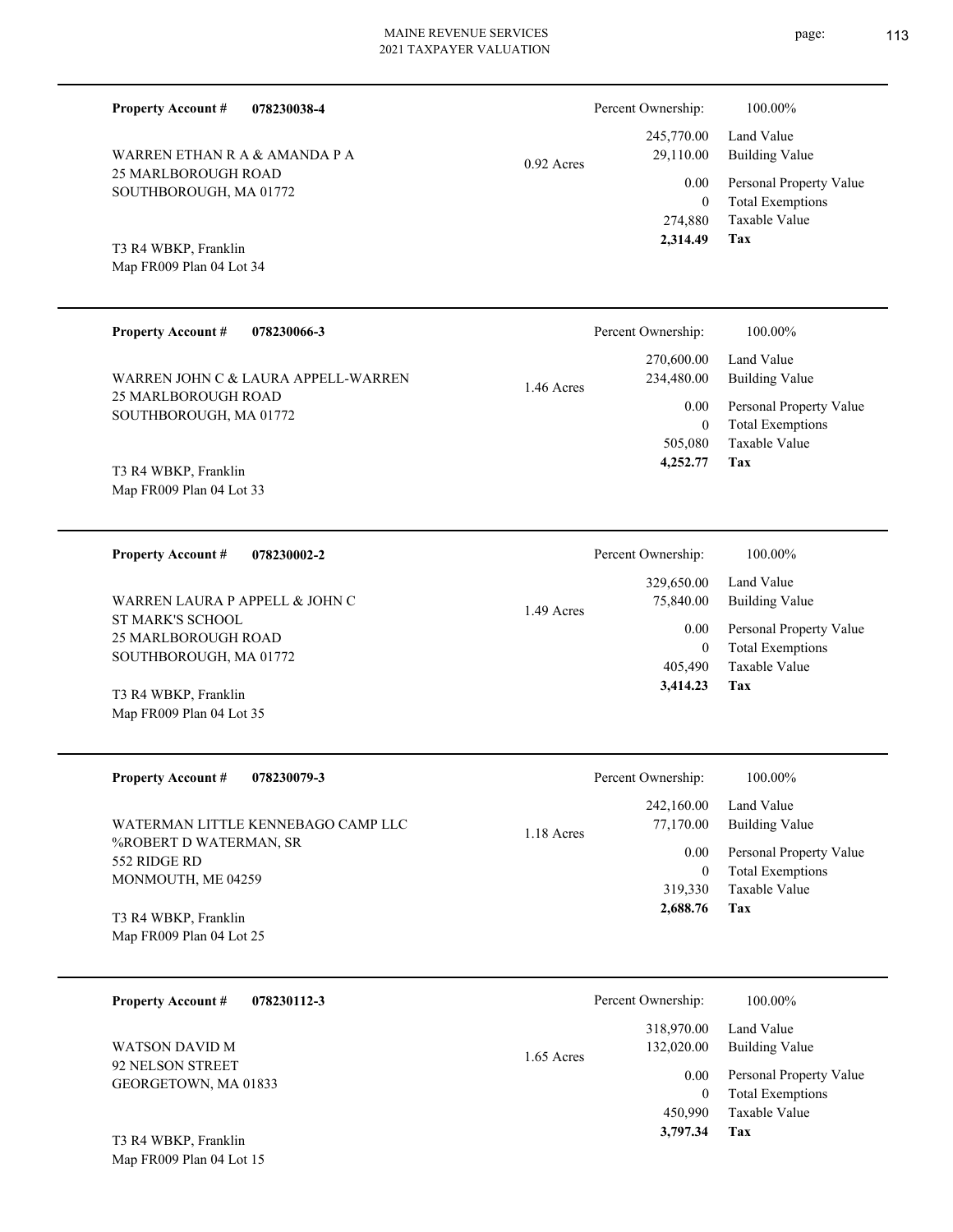MAINE REVENUE SERVICES
2021 TAXPAYER VALUATION

---

**Property Account #** **078230038-4**

WARREN ETHAN R A & AMANDA P A
25 MARLBOROUGH ROAD
SOUTHBOROUGH, MA 01772

T3 R4 WBKP, Franklin
Map FR009 Plan 04 Lot 34

0.92 Acres

| | |
|---|---|
| Percent Ownership: | 100.00% |
| 245,770.00 | Land Value |
| 29,110.00 | Building Value |
| 0.00 | Personal Property Value |
| 0 | Total Exemptions |
| 274,880 | Taxable Value |
| **2,314.49** | **Tax** |

---

**Property Account #** **078230066-3**

WARREN JOHN C & LAURA APPELL-WARREN
25 MARLBOROUGH ROAD
SOUTHBOROUGH, MA 01772

T3 R4 WBKP, Franklin
Map FR009 Plan 04 Lot 33

1.46 Acres

| | |
|---|---|
| Percent Ownership: | 100.00% |
| 270,600.00 | Land Value |
| 234,480.00 | Building Value |
| 0.00 | Personal Property Value |
| 0 | Total Exemptions |
| 505,080 | Taxable Value |
| **4,252.77** | **Tax** |

---

**Property Account #** **078230002-2**

WARREN LAURA P APPELL & JOHN C
ST MARK'S SCHOOL
25 MARLBOROUGH ROAD
SOUTHBOROUGH, MA 01772

T3 R4 WBKP, Franklin
Map FR009 Plan 04 Lot 35

1.49 Acres

| | |
|---|---|
| Percent Ownership: | 100.00% |
| 329,650.00 | Land Value |
| 75,840.00 | Building Value |
| 0.00 | Personal Property Value |
| 0 | Total Exemptions |
| 405,490 | Taxable Value |
| **3,414.23** | **Tax** |

---

**Property Account #** **078230079-3**

WATERMAN LITTLE KENNEBAGO CAMP LLC
%ROBERT D WATERMAN, SR
552 RIDGE RD
MONMOUTH, ME 04259

T3 R4 WBKP, Franklin
Map FR009 Plan 04 Lot 25

1.18 Acres

| | |
|---|---|
| Percent Ownership: | 100.00% |
| 242,160.00 | Land Value |
| 77,170.00 | Building Value |
| 0.00 | Personal Property Value |
| 0 | Total Exemptions |
| 319,330 | Taxable Value |
| **2,688.76** | **Tax** |

---

**Property Account #** **078230112-3**

WATSON DAVID M
92 NELSON STREET
GEORGETOWN, MA 01833

T3 R4 WBKP, Franklin
Map FR009 Plan 04 Lot 15

1.65 Acres

| | |
|---|---|
| Percent Ownership: | 100.00% |
| 318,970.00 | Land Value |
| 132,020.00 | Building Value |
| 0.00 | Personal Property Value |
| 0 | Total Exemptions |
| 450,990 | Taxable Value |
| **3,797.34** | **Tax** |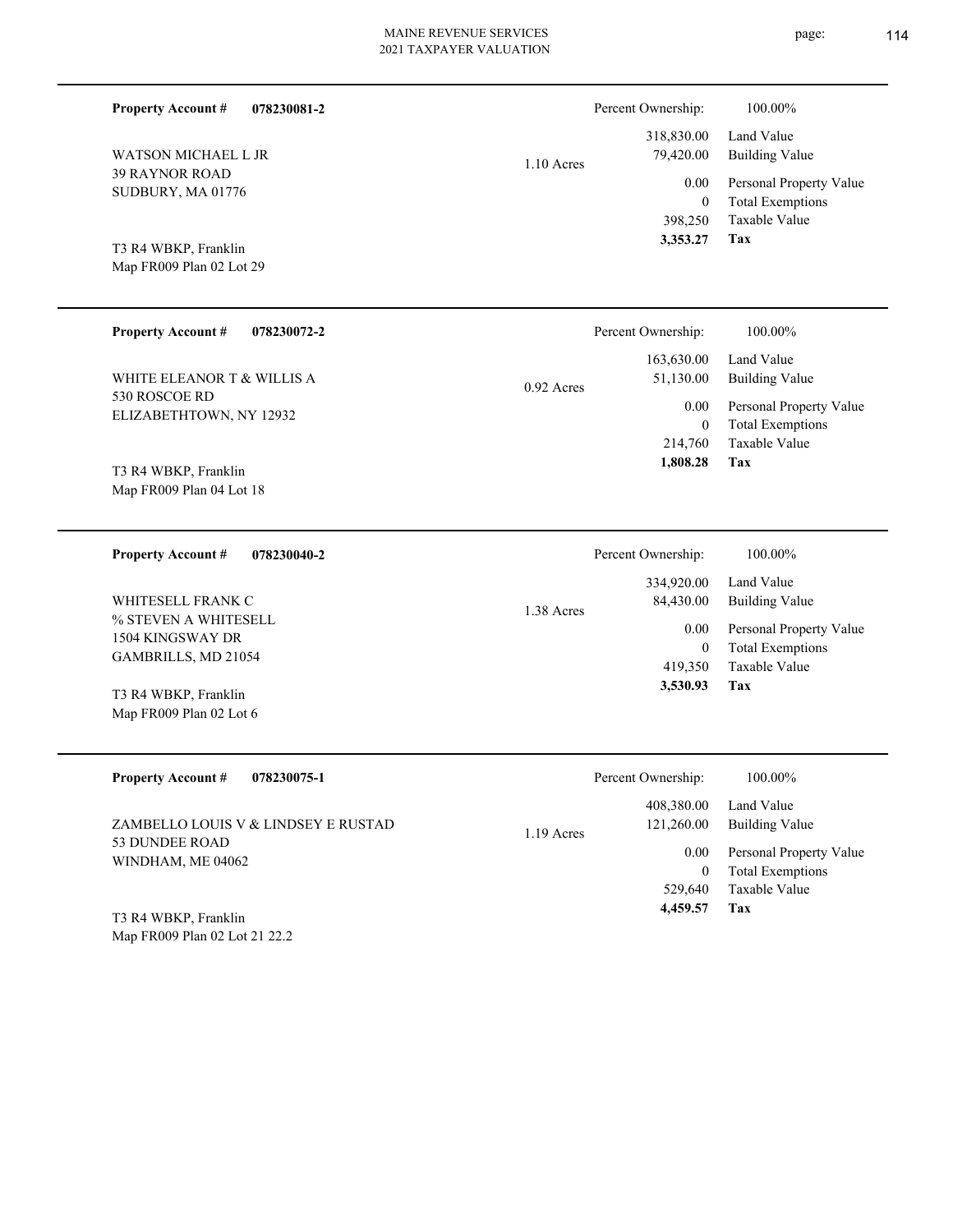**Property Account #** **078230081-2**

WATSON MICHAEL L JR
39 RAYNOR ROAD
SUDBURY, MA 01776

T3 R4 WBKP, Franklin
Map FR009 Plan 02 Lot 29

1.10 Acres

| | |
|---|---|
| Percent Ownership: | 100.00% |
| 318,830.00 | Land Value |
| 79,420.00 | Building Value |
| 0.00 | Personal Property Value |
| 0 | Total Exemptions |
| 398,250 | Taxable Value |
| **3,353.27** | **Tax** |

---

**Property Account #** **078230072-2**

WHITE ELEANOR T & WILLIS A
530 ROSCOE RD
ELIZABETHTOWN, NY 12932

T3 R4 WBKP, Franklin
Map FR009 Plan 04 Lot 18

0.92 Acres

| | |
|---|---|
| Percent Ownership: | 100.00% |
| 163,630.00 | Land Value |
| 51,130.00 | Building Value |
| 0.00 | Personal Property Value |
| 0 | Total Exemptions |
| 214,760 | Taxable Value |
| **1,808.28** | **Tax** |

---

**Property Account #** **078230040-2**

WHITESELL FRANK C
% STEVEN A WHITESELL
1504 KINGSWAY DR
GAMBRILLS, MD 21054

T3 R4 WBKP, Franklin
Map FR009 Plan 02 Lot 6

1.38 Acres

| | |
|---|---|
| Percent Ownership: | 100.00% |
| 334,920.00 | Land Value |
| 84,430.00 | Building Value |
| 0.00 | Personal Property Value |
| 0 | Total Exemptions |
| 419,350 | Taxable Value |
| **3,530.93** | **Tax** |

---

**Property Account #** **078230075-1**

ZAMBELLO LOUIS V & LINDSEY E RUSTAD
53 DUNDEE ROAD
WINDHAM, ME 04062

T3 R4 WBKP, Franklin
Map FR009 Plan 02 Lot 21 22.2

1.19 Acres

| | |
|---|---|
| Percent Ownership: | 100.00% |
| 408,380.00 | Land Value |
| 121,260.00 | Building Value |
| 0.00 | Personal Property Value |
| 0 | Total Exemptions |
| 529,640 | Taxable Value |
| **4,459.57** | **Tax** |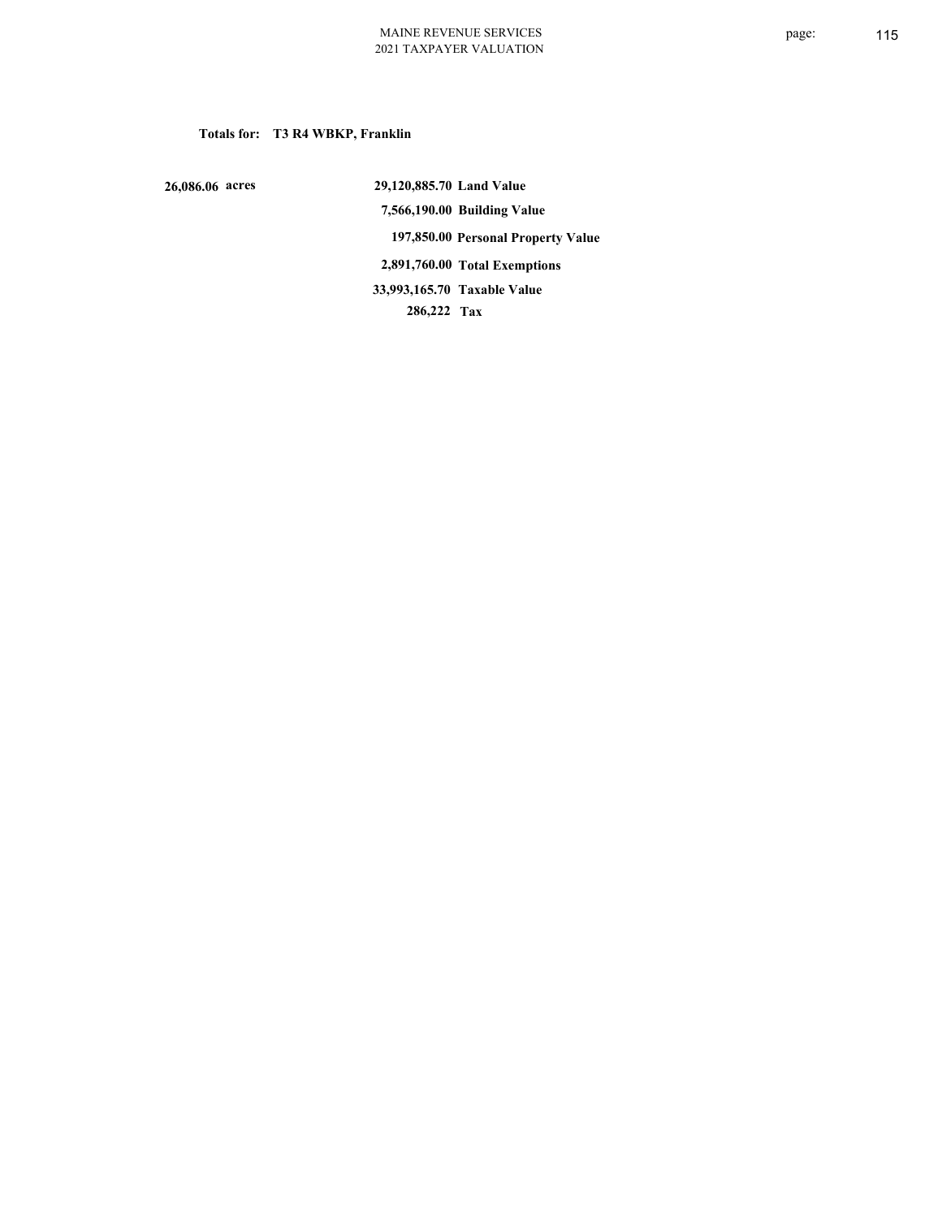**Totals for: T3 R4 WBKP, Franklin**

| | | |
|---|---|---|
| 26,086.06 acres | 29,120,885.70 | Land Value |
| | 7,566,190.00 | Building Value |
| | 197,850.00 | Personal Property Value |
| | 2,891,760.00 | Total Exemptions |
| | 33,993,165.70 | Taxable Value |
| | 286,222 | Tax |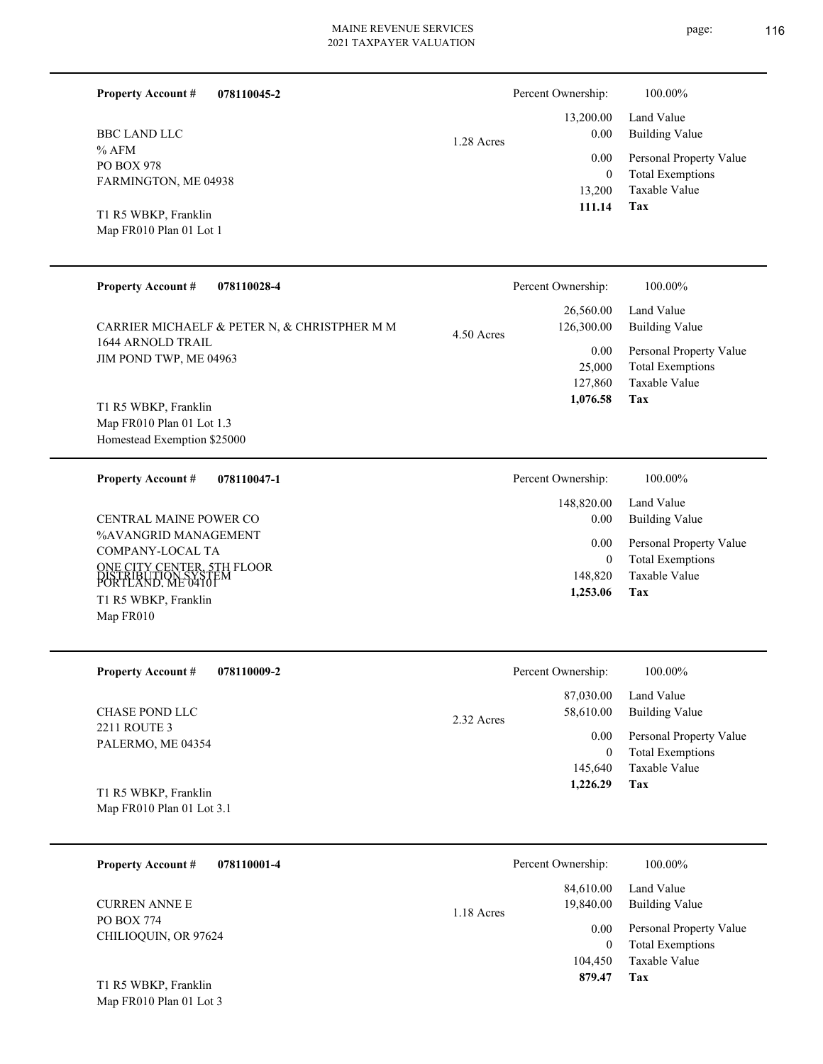**Property Account #** **078110045-2**

BBC LAND LLC
% AFM
PO BOX 978
FARMINGTON, ME 04938

T1 R5 WBKP, Franklin
Map FR010 Plan 01 Lot 1

1.28 Acres

| Percent Ownership: | 100.00% |
|---|---|
| 13,200.00 | Land Value |
| 0.00 | Building Value |
| 0.00 | Personal Property Value |
| 0 | Total Exemptions |
| 13,200 | Taxable Value |
| **111.14** | **Tax** |

---

**Property Account #** **078110028-4**

CARRIER MICHAELF & PETER N, & CHRISTPHER M M
1644 ARNOLD TRAIL
JIM POND TWP, ME 04963

T1 R5 WBKP, Franklin
Map FR010 Plan 01 Lot 1.3
Homestead Exemption $25000

4.50 Acres

| Percent Ownership: | 100.00% |
|---|---|
| 26,560.00 | Land Value |
| 126,300.00 | Building Value |
| 0.00 | Personal Property Value |
| 25,000 | Total Exemptions |
| 127,860 | Taxable Value |
| **1,076.58** | **Tax** |

---

**Property Account #** **078110047-1**

CENTRAL MAINE POWER CO
%AVANGRID MANAGEMENT
COMPANY-LOCAL TA
ONE CITY CENTER, 5TH FLOOR
DISTRIBUTION SYSTEM
PORTLAND, ME 04101
T1 R5 WBKP, Franklin
Map FR010

| Percent Ownership: | 100.00% |
|---|---|
| 148,820.00 | Land Value |
| 0.00 | Building Value |
| 0.00 | Personal Property Value |
| 0 | Total Exemptions |
| 148,820 | Taxable Value |
| **1,253.06** | **Tax** |

---

**Property Account #** **078110009-2**

CHASE POND LLC
2211 ROUTE 3
PALERMO, ME 04354

T1 R5 WBKP, Franklin
Map FR010 Plan 01 Lot 3.1

2.32 Acres

| Percent Ownership: | 100.00% |
|---|---|
| 87,030.00 | Land Value |
| 58,610.00 | Building Value |
| 0.00 | Personal Property Value |
| 0 | Total Exemptions |
| 145,640 | Taxable Value |
| **1,226.29** | **Tax** |

---

**Property Account #** **078110001-4**

CURREN ANNE E
PO BOX 774
CHILIOQUIN, OR 97624

T1 R5 WBKP, Franklin
Map FR010 Plan 01 Lot 3

1.18 Acres

| Percent Ownership: | 100.00% |
|---|---|
| 84,610.00 | Land Value |
| 19,840.00 | Building Value |
| 0.00 | Personal Property Value |
| 0 | Total Exemptions |
| 104,450 | Taxable Value |
| **879.47** | **Tax** |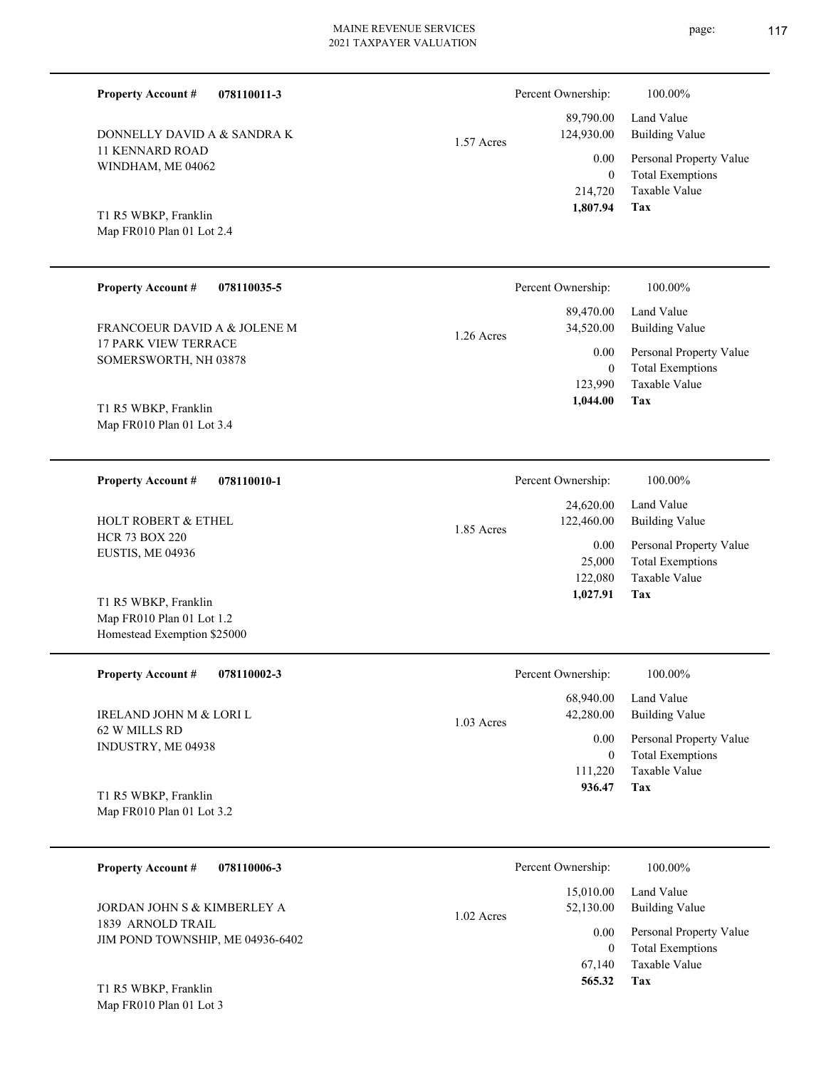**Property Account #** **078110011-3**

DONNELLY DAVID A & SANDRA K
11 KENNARD ROAD
WINDHAM, ME 04062

T1 R5 WBKP, Franklin
Map FR010 Plan 01 Lot 2.4

1.57 Acres

| Percent Ownership: | 100.00% |
|---|---|
| 89,790.00 | Land Value |
| 124,930.00 | Building Value |
| 0.00 | Personal Property Value |
| 0 | Total Exemptions |
| 214,720 | Taxable Value |
| **1,807.94** | **Tax** |

---

**Property Account #** **078110035-5**

FRANCOEUR DAVID A & JOLENE M
17 PARK VIEW TERRACE
SOMERSWORTH, NH 03878

T1 R5 WBKP, Franklin
Map FR010 Plan 01 Lot 3.4

1.26 Acres

| Percent Ownership: | 100.00% |
|---|---|
| 89,470.00 | Land Value |
| 34,520.00 | Building Value |
| 0.00 | Personal Property Value |
| 0 | Total Exemptions |
| 123,990 | Taxable Value |
| **1,044.00** | **Tax** |

---

**Property Account #** **078110010-1**

HOLT ROBERT & ETHEL
HCR 73 BOX 220
EUSTIS, ME 04936

T1 R5 WBKP, Franklin
Map FR010 Plan 01 Lot 1.2
Homestead Exemption $25000

1.85 Acres

| Percent Ownership: | 100.00% |
|---|---|
| 24,620.00 | Land Value |
| 122,460.00 | Building Value |
| 0.00 | Personal Property Value |
| 25,000 | Total Exemptions |
| 122,080 | Taxable Value |
| **1,027.91** | **Tax** |

---

**Property Account #** **078110002-3**

IRELAND JOHN M & LORI L
62 W MILLS RD
INDUSTRY, ME 04938

T1 R5 WBKP, Franklin
Map FR010 Plan 01 Lot 3.2

1.03 Acres

| Percent Ownership: | 100.00% |
|---|---|
| 68,940.00 | Land Value |
| 42,280.00 | Building Value |
| 0.00 | Personal Property Value |
| 0 | Total Exemptions |
| 111,220 | Taxable Value |
| **936.47** | **Tax** |

---

**Property Account #** **078110006-3**

JORDAN JOHN S & KIMBERLEY A
1839 ARNOLD TRAIL
JIM POND TOWNSHIP, ME 04936-6402

T1 R5 WBKP, Franklin
Map FR010 Plan 01 Lot 3

1.02 Acres

| Percent Ownership: | 100.00% |
|---|---|
| 15,010.00 | Land Value |
| 52,130.00 | Building Value |
| 0.00 | Personal Property Value |
| 0 | Total Exemptions |
| 67,140 | Taxable Value |
| **565.32** | **Tax** |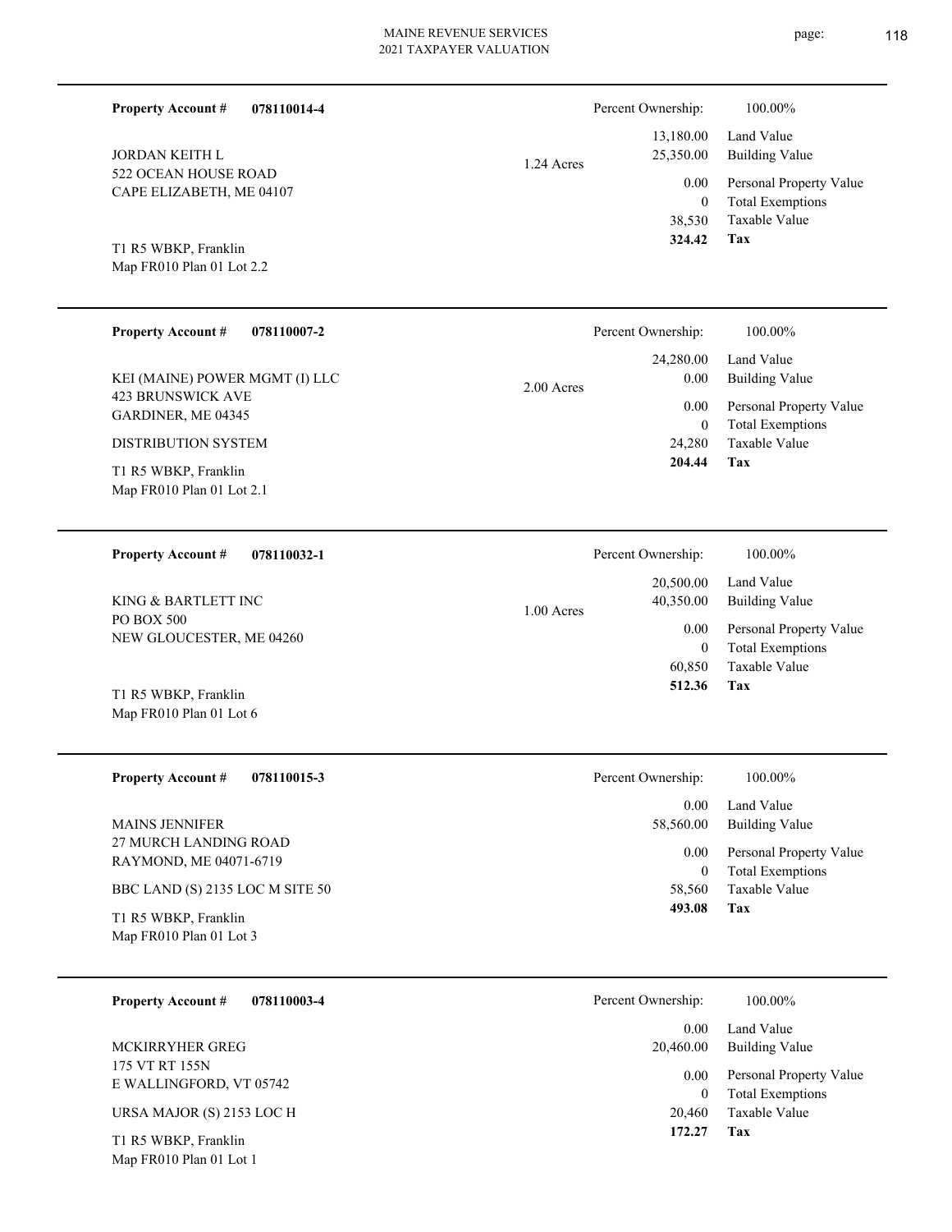**Property Account #** **078110014-4**

JORDAN KEITH L
522 OCEAN HOUSE ROAD
CAPE ELIZABETH, ME 04107

T1 R5 WBKP, Franklin
Map FR010 Plan 01 Lot 2.2

1.24 Acres

| Percent Ownership: | 100.00% |
|---|---|
| 13,180.00 | Land Value |
| 25,350.00 | Building Value |
| 0.00 | Personal Property Value |
| 0 | Total Exemptions |
| 38,530 | Taxable Value |
| **324.42** | **Tax** |

---

**Property Account #** **078110007-2**

KEI (MAINE) POWER MGMT (I) LLC
423 BRUNSWICK AVE
GARDINER, ME 04345

DISTRIBUTION SYSTEM

T1 R5 WBKP, Franklin
Map FR010 Plan 01 Lot 2.1

2.00 Acres

| Percent Ownership: | 100.00% |
|---|---|
| 24,280.00 | Land Value |
| 0.00 | Building Value |
| 0.00 | Personal Property Value |
| 0 | Total Exemptions |
| 24,280 | Taxable Value |
| **204.44** | **Tax** |

---

**Property Account #** **078110032-1**

KING & BARTLETT INC
PO BOX 500
NEW GLOUCESTER, ME 04260

T1 R5 WBKP, Franklin
Map FR010 Plan 01 Lot 6

1.00 Acres

| Percent Ownership: | 100.00% |
|---|---|
| 20,500.00 | Land Value |
| 40,350.00 | Building Value |
| 0.00 | Personal Property Value |
| 0 | Total Exemptions |
| 60,850 | Taxable Value |
| **512.36** | **Tax** |

---

**Property Account #** **078110015-3**

MAINS JENNIFER
27 MURCH LANDING ROAD
RAYMOND, ME 04071-6719

BBC LAND (S) 2135 LOC M SITE 50

T1 R5 WBKP, Franklin
Map FR010 Plan 01 Lot 3

| Percent Ownership: | 100.00% |
|---|---|
| 0.00 | Land Value |
| 58,560.00 | Building Value |
| 0.00 | Personal Property Value |
| 0 | Total Exemptions |
| 58,560 | Taxable Value |
| **493.08** | **Tax** |

---

**Property Account #** **078110003-4**

MCKIRRYHER GREG
175 VT RT 155N
E WALLINGFORD, VT 05742

URSA MAJOR (S) 2153 LOC H

T1 R5 WBKP, Franklin
Map FR010 Plan 01 Lot 1

| Percent Ownership: | 100.00% |
|---|---|
| 0.00 | Land Value |
| 20,460.00 | Building Value |
| 0.00 | Personal Property Value |
| 0 | Total Exemptions |
| 20,460 | Taxable Value |
| **172.27** | **Tax** |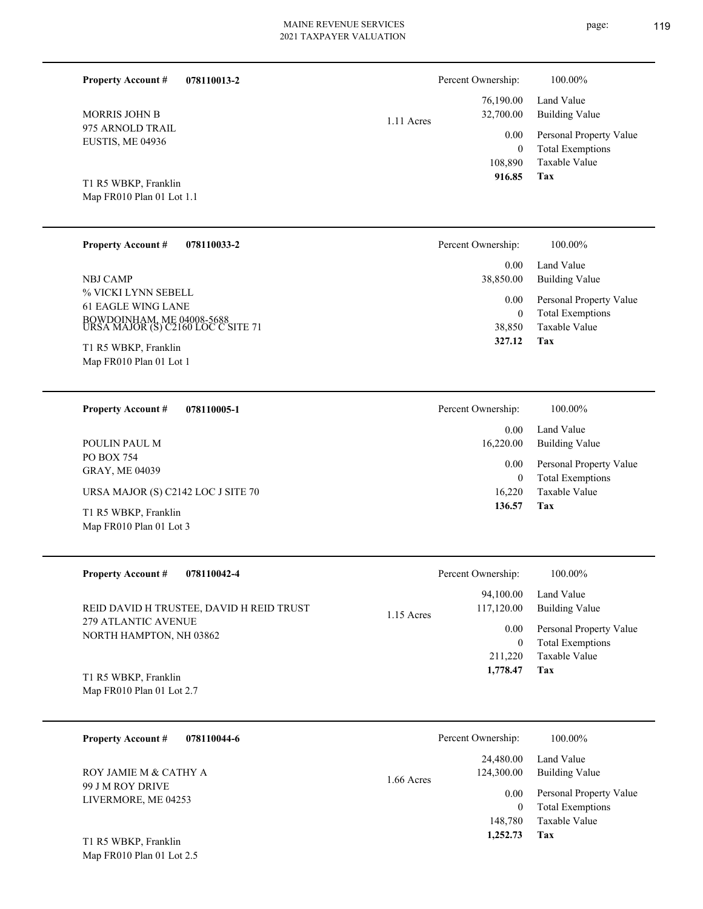**Property Account #** **078110013-2**

MORRIS JOHN B
975 ARNOLD TRAIL
EUSTIS, ME 04936

T1 R5 WBKP, Franklin
Map FR010 Plan 01 Lot 1.1

1.11 Acres

| Percent Ownership: | 100.00% |
|---|---|
| 76,190.00 | Land Value |
| 32,700.00 | Building Value |
| 0.00 | Personal Property Value |
| 0 | Total Exemptions |
| 108,890 | Taxable Value |
| **916.85** | **Tax** |

---

**Property Account #** **078110033-2**

NBJ CAMP
% VICKI LYNN SEBELL
61 EAGLE WING LANE
BOWDOINHAM, ME 04008-5688
URSA MAJOR (S) C2160 LOC C SITE 71

T1 R5 WBKP, Franklin
Map FR010 Plan 01 Lot 1

| Percent Ownership: | 100.00% |
|---|---|
| 0.00 | Land Value |
| 38,850.00 | Building Value |
| 0.00 | Personal Property Value |
| 0 | Total Exemptions |
| 38,850 | Taxable Value |
| **327.12** | **Tax** |

---

**Property Account #** **078110005-1**

POULIN PAUL M
PO BOX 754
GRAY, ME 04039

URSA MAJOR (S) C2142 LOC J SITE 70

T1 R5 WBKP, Franklin
Map FR010 Plan 01 Lot 3

| Percent Ownership: | 100.00% |
|---|---|
| 0.00 | Land Value |
| 16,220.00 | Building Value |
| 0.00 | Personal Property Value |
| 0 | Total Exemptions |
| 16,220 | Taxable Value |
| **136.57** | **Tax** |

---

**Property Account #** **078110042-4**

REID DAVID H TRUSTEE, DAVID H REID TRUST
279 ATLANTIC AVENUE
NORTH HAMPTON, NH 03862

T1 R5 WBKP, Franklin
Map FR010 Plan 01 Lot 2.7

1.15 Acres

| Percent Ownership: | 100.00% |
|---|---|
| 94,100.00 | Land Value |
| 117,120.00 | Building Value |
| 0.00 | Personal Property Value |
| 0 | Total Exemptions |
| 211,220 | Taxable Value |
| **1,778.47** | **Tax** |

---

**Property Account #** **078110044-6**

ROY JAMIE M & CATHY A
99 J M ROY DRIVE
LIVERMORE, ME 04253

T1 R5 WBKP, Franklin
Map FR010 Plan 01 Lot 2.5

1.66 Acres

| Percent Ownership: | 100.00% |
|---|---|
| 24,480.00 | Land Value |
| 124,300.00 | Building Value |
| 0.00 | Personal Property Value |
| 0 | Total Exemptions |
| 148,780 | Taxable Value |
| **1,252.73** | **Tax** |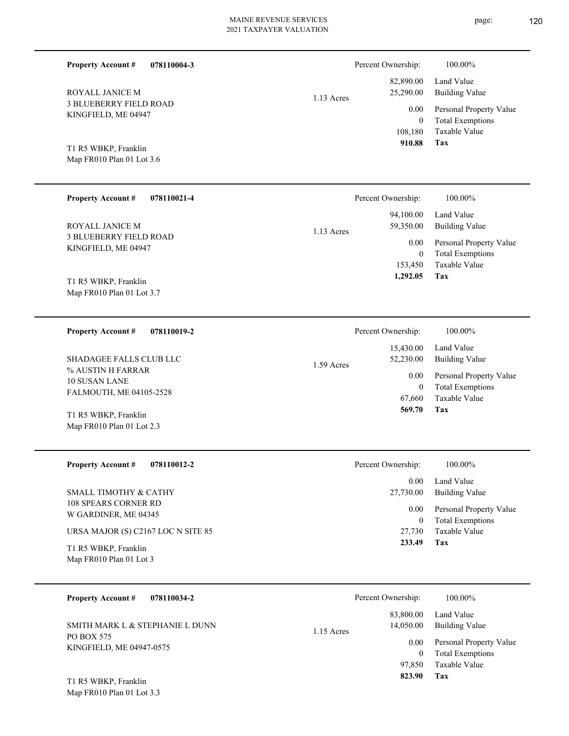**Property Account #** **078110004-3**

ROYALL JANICE M
3 BLUEBERRY FIELD ROAD
KINGFIELD, ME 04947

T1 R5 WBKP, Franklin
Map FR010 Plan 01 Lot 3.6

1.13 Acres

| Percent Ownership: | 100.00% |
|---|---|
| 82,890.00 | Land Value |
| 25,290.00 | Building Value |
| 0.00 | Personal Property Value |
| 0 | Total Exemptions |
| 108,180 | Taxable Value |
| **910.88** | **Tax** |

---

**Property Account #** **078110021-4**

ROYALL JANICE M
3 BLUEBERRY FIELD ROAD
KINGFIELD, ME 04947

T1 R5 WBKP, Franklin
Map FR010 Plan 01 Lot 3.7

1.13 Acres

| Percent Ownership: | 100.00% |
|---|---|
| 94,100.00 | Land Value |
| 59,350.00 | Building Value |
| 0.00 | Personal Property Value |
| 0 | Total Exemptions |
| 153,450 | Taxable Value |
| **1,292.05** | **Tax** |

---

**Property Account #** **078110019-2**

SHADAGEE FALLS CLUB LLC
% AUSTIN H FARRAR
10 SUSAN LANE
FALMOUTH, ME 04105-2528

T1 R5 WBKP, Franklin
Map FR010 Plan 01 Lot 2.3

1.59 Acres

| Percent Ownership: | 100.00% |
|---|---|
| 15,430.00 | Land Value |
| 52,230.00 | Building Value |
| 0.00 | Personal Property Value |
| 0 | Total Exemptions |
| 67,660 | Taxable Value |
| **569.70** | **Tax** |

---

**Property Account #** **078110012-2**

SMALL TIMOTHY & CATHY
108 SPEARS CORNER RD
W GARDINER, ME 04345

URSA MAJOR (S) C2167 LOC N SITE 85

T1 R5 WBKP, Franklin
Map FR010 Plan 01 Lot 3

| Percent Ownership: | 100.00% |
|---|---|
| 0.00 | Land Value |
| 27,730.00 | Building Value |
| 0.00 | Personal Property Value |
| 0 | Total Exemptions |
| 27,730 | Taxable Value |
| **233.49** | **Tax** |

---

**Property Account #** **078110034-2**

SMITH MARK L & STEPHANIE L DUNN
PO BOX 575
KINGFIELD, ME 04947-0575

T1 R5 WBKP, Franklin
Map FR010 Plan 01 Lot 3.3

1.15 Acres

| Percent Ownership: | 100.00% |
|---|---|
| 83,800.00 | Land Value |
| 14,050.00 | Building Value |
| 0.00 | Personal Property Value |
| 0 | Total Exemptions |
| 97,850 | Taxable Value |
| **823.90** | **Tax** |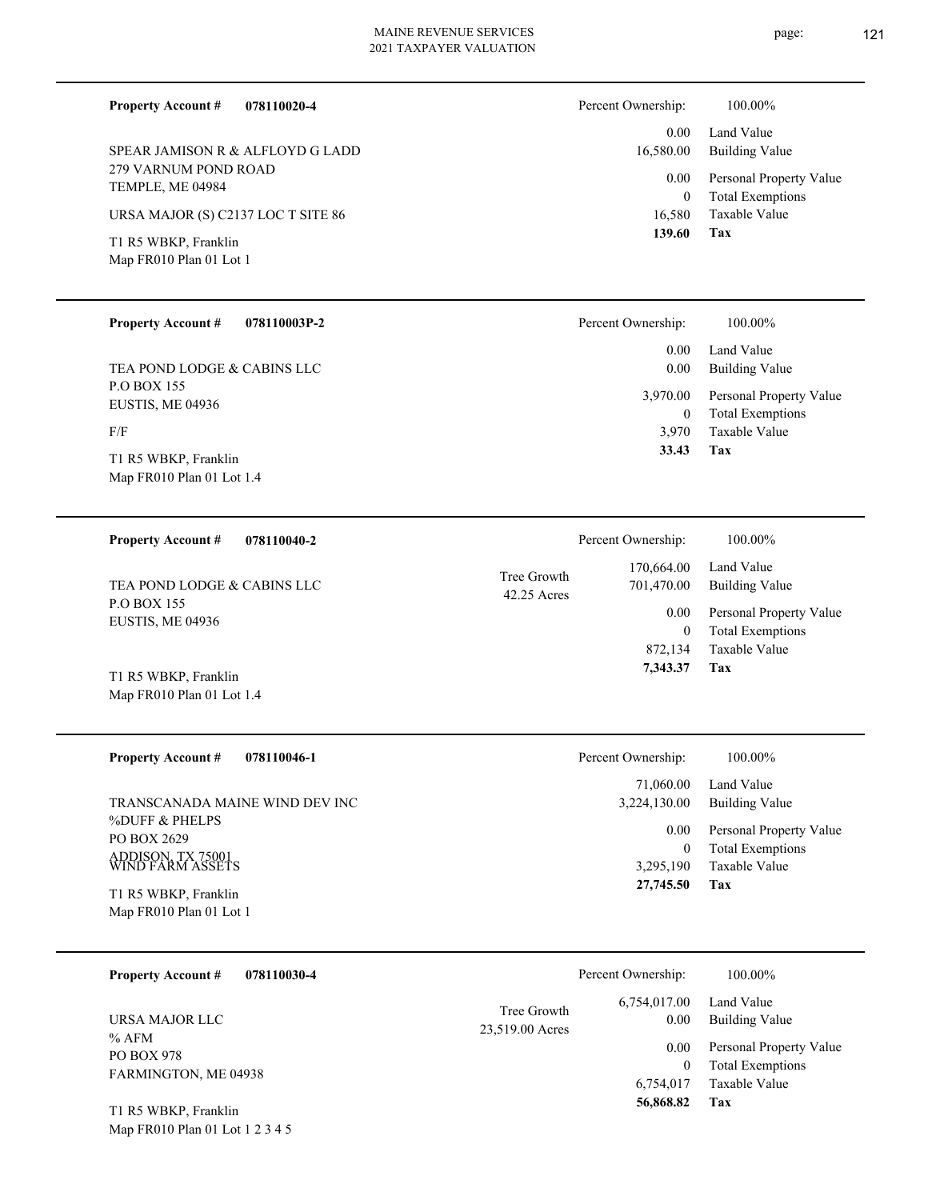**Property Account #** **078110020-4**

SPEAR JAMISON R & ALFLOYD G LADD
279 VARNUM POND ROAD
TEMPLE, ME 04984

URSA MAJOR (S) C2137 LOC T SITE 86

T1 R5 WBKP, Franklin
Map FR010 Plan 01 Lot 1

| Percent Ownership: | 100.00% |
|---|---|
| 0.00 | Land Value |
| 16,580.00 | Building Value |
| 0.00 | Personal Property Value |
| 0 | Total Exemptions |
| 16,580 | Taxable Value |
| **139.60** | **Tax** |

---

**Property Account #** **078110003P-2**

TEA POND LODGE & CABINS LLC
P.O BOX 155
EUSTIS, ME 04936

F/F

T1 R5 WBKP, Franklin
Map FR010 Plan 01 Lot 1.4

| Percent Ownership: | 100.00% |
|---|---|
| 0.00 | Land Value |
| 0.00 | Building Value |
| 3,970.00 | Personal Property Value |
| 0 | Total Exemptions |
| 3,970 | Taxable Value |
| **33.43** | **Tax** |

---

**Property Account #** **078110040-2**

TEA POND LODGE & CABINS LLC
P.O BOX 155
EUSTIS, ME 04936

Tree Growth
42.25 Acres

T1 R5 WBKP, Franklin
Map FR010 Plan 01 Lot 1.4

| Percent Ownership: | 100.00% |
|---|---|
| 170,664.00 | Land Value |
| 701,470.00 | Building Value |
| 0.00 | Personal Property Value |
| 0 | Total Exemptions |
| 872,134 | Taxable Value |
| **7,343.37** | **Tax** |

---

**Property Account #** **078110046-1**

TRANSCANADA MAINE WIND DEV INC
%DUFF & PHELPS
PO BOX 2629
ADDISON, TX 75001
WIND FARM ASSETS

T1 R5 WBKP, Franklin
Map FR010 Plan 01 Lot 1

| Percent Ownership: | 100.00% |
|---|---|
| 71,060.00 | Land Value |
| 3,224,130.00 | Building Value |
| 0.00 | Personal Property Value |
| 0 | Total Exemptions |
| 3,295,190 | Taxable Value |
| **27,745.50** | **Tax** |

---

**Property Account #** **078110030-4**

URSA MAJOR LLC
% AFM
PO BOX 978
FARMINGTON, ME 04938

Tree Growth
23,519.00 Acres

T1 R5 WBKP, Franklin
Map FR010 Plan 01 Lot 1 2 3 4 5

| Percent Ownership: | 100.00% |
|---|---|
| 6,754,017.00 | Land Value |
| 0.00 | Building Value |
| 0.00 | Personal Property Value |
| 0 | Total Exemptions |
| 6,754,017 | Taxable Value |
| **56,868.82** | **Tax** |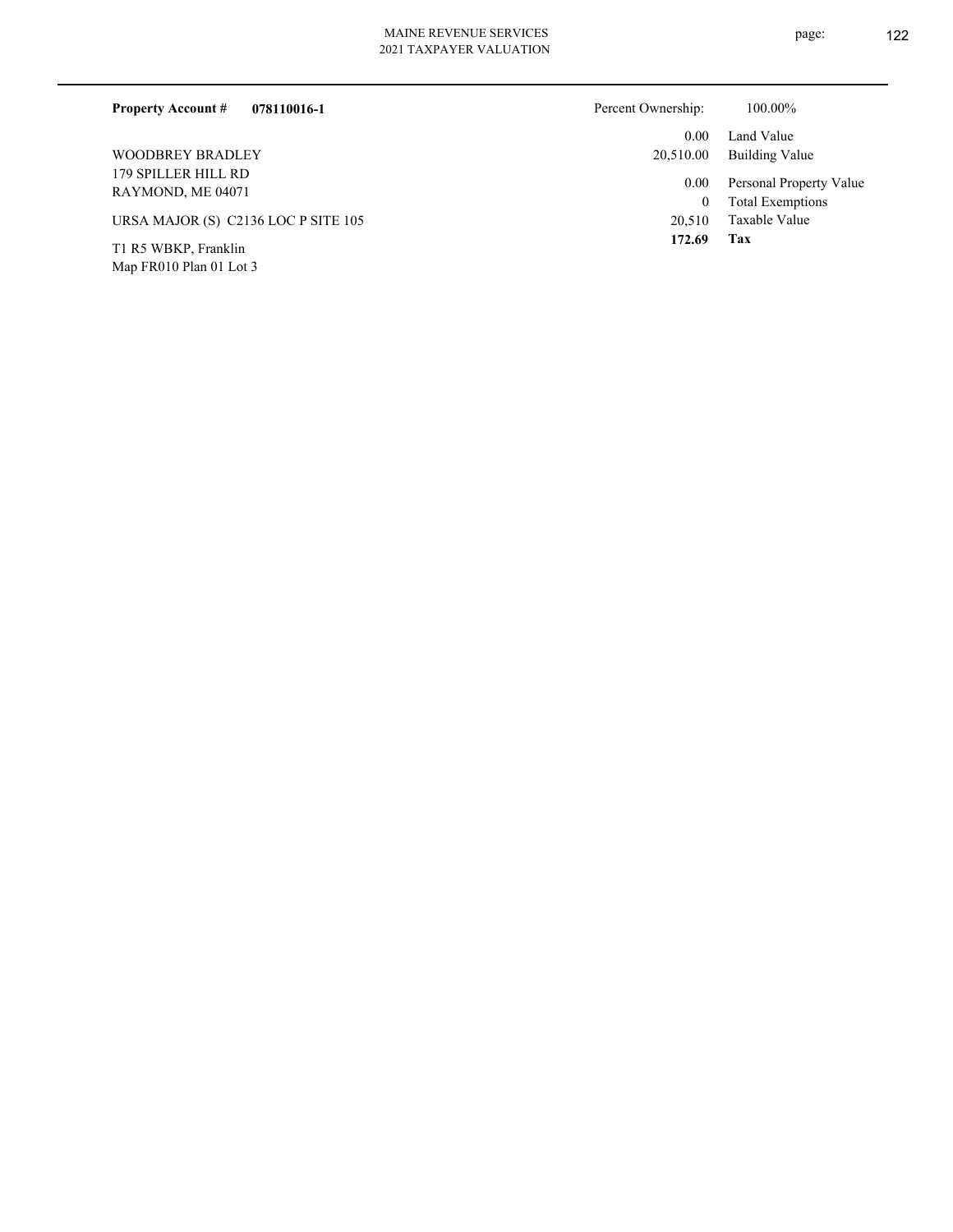**Property Account #** **078110016-1**

Percent Ownership: 100.00%

WOODBREY BRADLEY
179 SPILLER HILL RD
RAYMOND, ME 04071

URSA MAJOR (S) C2136 LOC P SITE 105

T1 R5 WBKP, Franklin
Map FR010 Plan 01 Lot 3

| | |
|---|---|
| 0.00 | Land Value |
| 20,510.00 | Building Value |
| 0.00 | Personal Property Value |
| 0 | Total Exemptions |
| 20,510 | Taxable Value |
| **172.69** | **Tax** |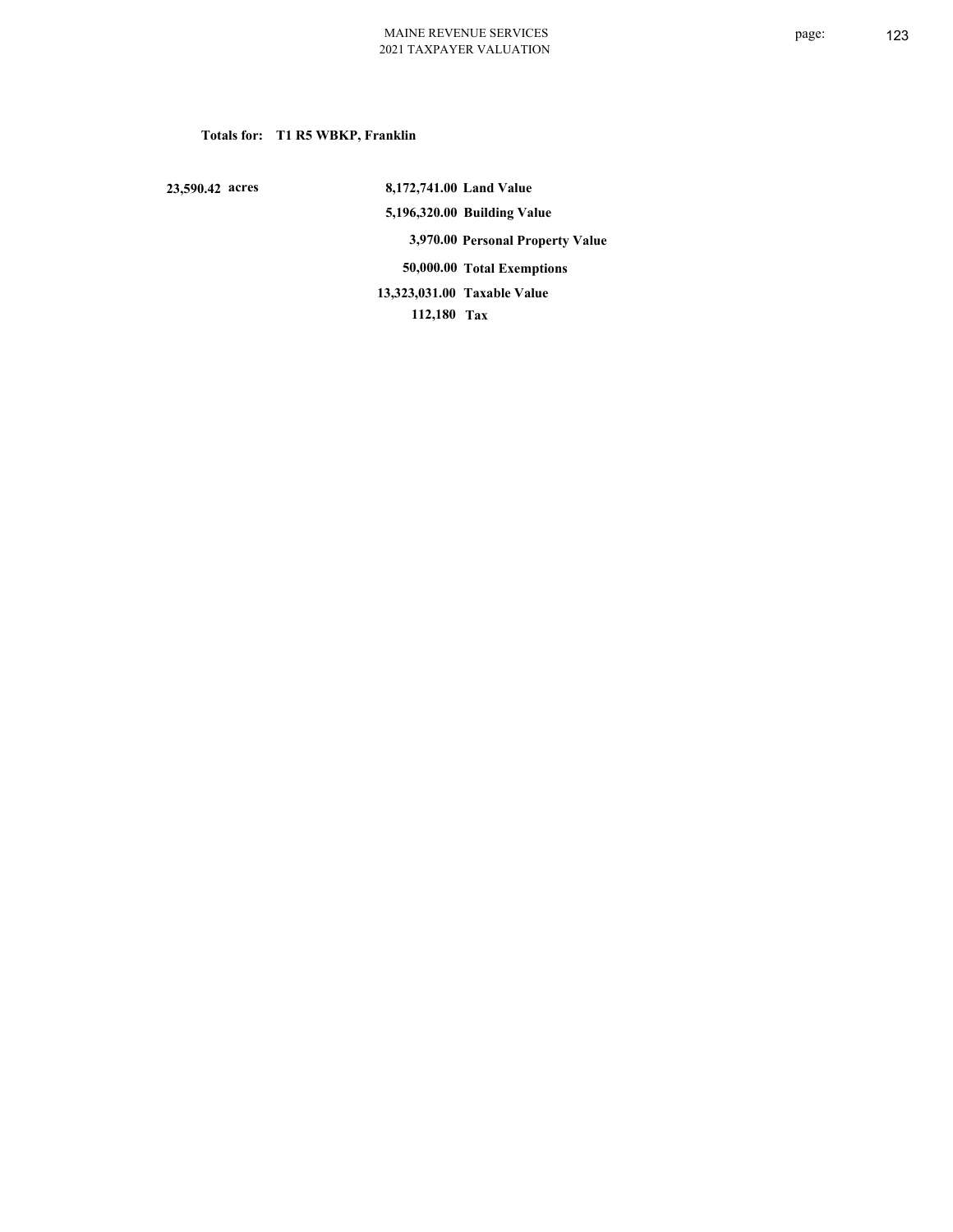**Totals for: T1 R5 WBKP, Franklin**

| | | |
|---|---|---|
| 23,590.42 acres | 8,172,741.00 | Land Value |
| | 5,196,320.00 | Building Value |
| | 3,970.00 | Personal Property Value |
| | 50,000.00 | Total Exemptions |
| | 13,323,031.00 | Taxable Value |
| | 112,180 | Tax |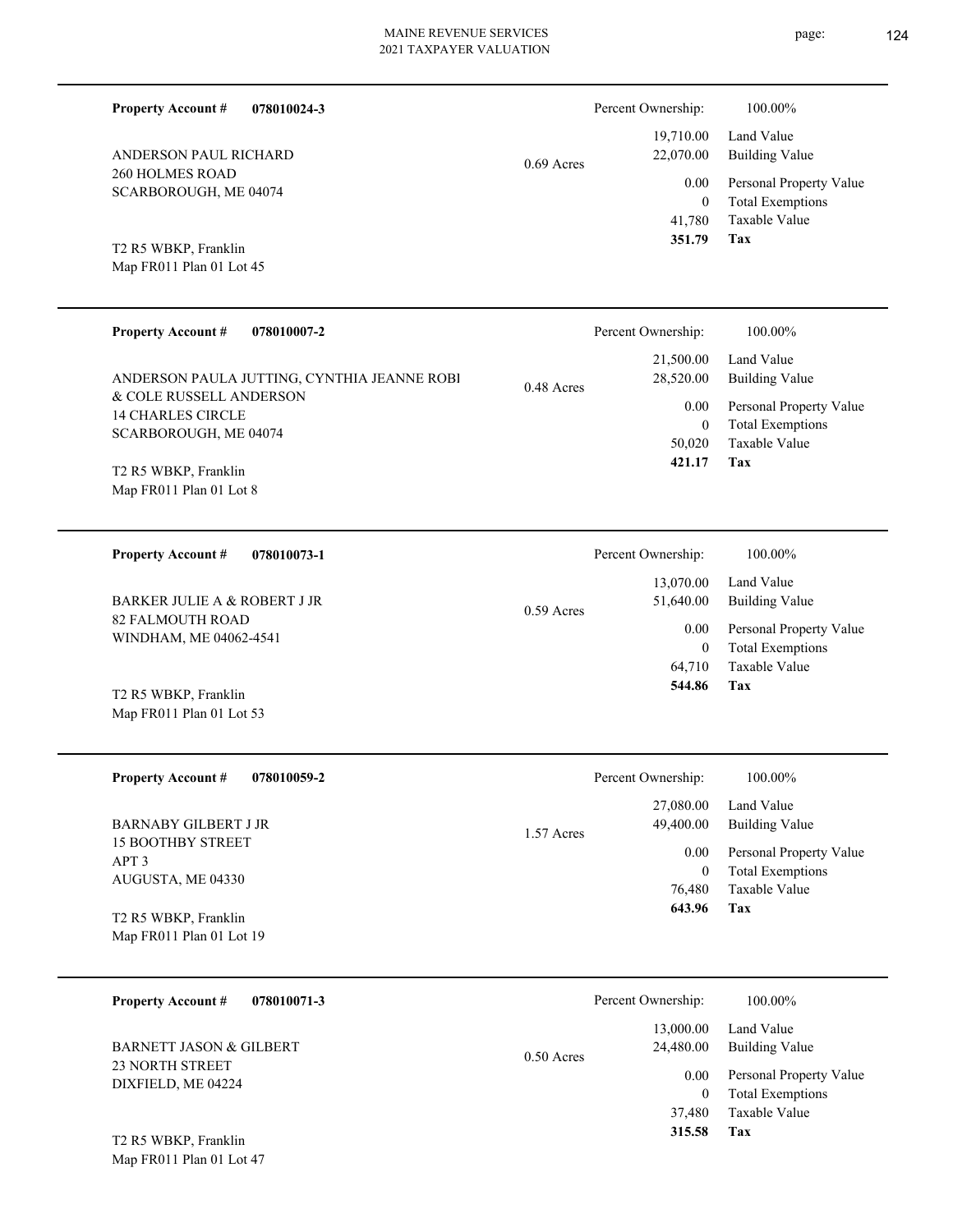MAINE REVENUE SERVICES
2021 TAXPAYER VALUATION

---

**Property Account #** **078010024-3**

ANDERSON PAUL RICHARD
260 HOLMES ROAD
SCARBOROUGH, ME 04074

T2 R5 WBKP, Franklin
Map FR011 Plan 01 Lot 45

0.69 Acres

| Percent Ownership: | 100.00% |
|---|---|
| 19,710.00 | Land Value |
| 22,070.00 | Building Value |
| 0.00 | Personal Property Value |
| 0 | Total Exemptions |
| 41,780 | Taxable Value |
| **351.79** | **Tax** |

---

**Property Account #** **078010007-2**

ANDERSON PAULA JUTTING, CYNTHIA JEANNE ROBI
& COLE RUSSELL ANDERSON
14 CHARLES CIRCLE
SCARBOROUGH, ME 04074

T2 R5 WBKP, Franklin
Map FR011 Plan 01 Lot 8

0.48 Acres

| Percent Ownership: | 100.00% |
|---|---|
| 21,500.00 | Land Value |
| 28,520.00 | Building Value |
| 0.00 | Personal Property Value |
| 0 | Total Exemptions |
| 50,020 | Taxable Value |
| **421.17** | **Tax** |

---

**Property Account #** **078010073-1**

BARKER JULIE A & ROBERT J JR
82 FALMOUTH ROAD
WINDHAM, ME 04062-4541

T2 R5 WBKP, Franklin
Map FR011 Plan 01 Lot 53

0.59 Acres

| Percent Ownership: | 100.00% |
|---|---|
| 13,070.00 | Land Value |
| 51,640.00 | Building Value |
| 0.00 | Personal Property Value |
| 0 | Total Exemptions |
| 64,710 | Taxable Value |
| **544.86** | **Tax** |

---

**Property Account #** **078010059-2**

BARNABY GILBERT J JR
15 BOOTHBY STREET
APT 3
AUGUSTA, ME 04330

T2 R5 WBKP, Franklin
Map FR011 Plan 01 Lot 19

1.57 Acres

| Percent Ownership: | 100.00% |
|---|---|
| 27,080.00 | Land Value |
| 49,400.00 | Building Value |
| 0.00 | Personal Property Value |
| 0 | Total Exemptions |
| 76,480 | Taxable Value |
| **643.96** | **Tax** |

---

**Property Account #** **078010071-3**

BARNETT JASON & GILBERT
23 NORTH STREET
DIXFIELD, ME 04224

T2 R5 WBKP, Franklin
Map FR011 Plan 01 Lot 47

0.50 Acres

| Percent Ownership: | 100.00% |
|---|---|
| 13,000.00 | Land Value |
| 24,480.00 | Building Value |
| 0.00 | Personal Property Value |
| 0 | Total Exemptions |
| 37,480 | Taxable Value |
| **315.58** | **Tax** |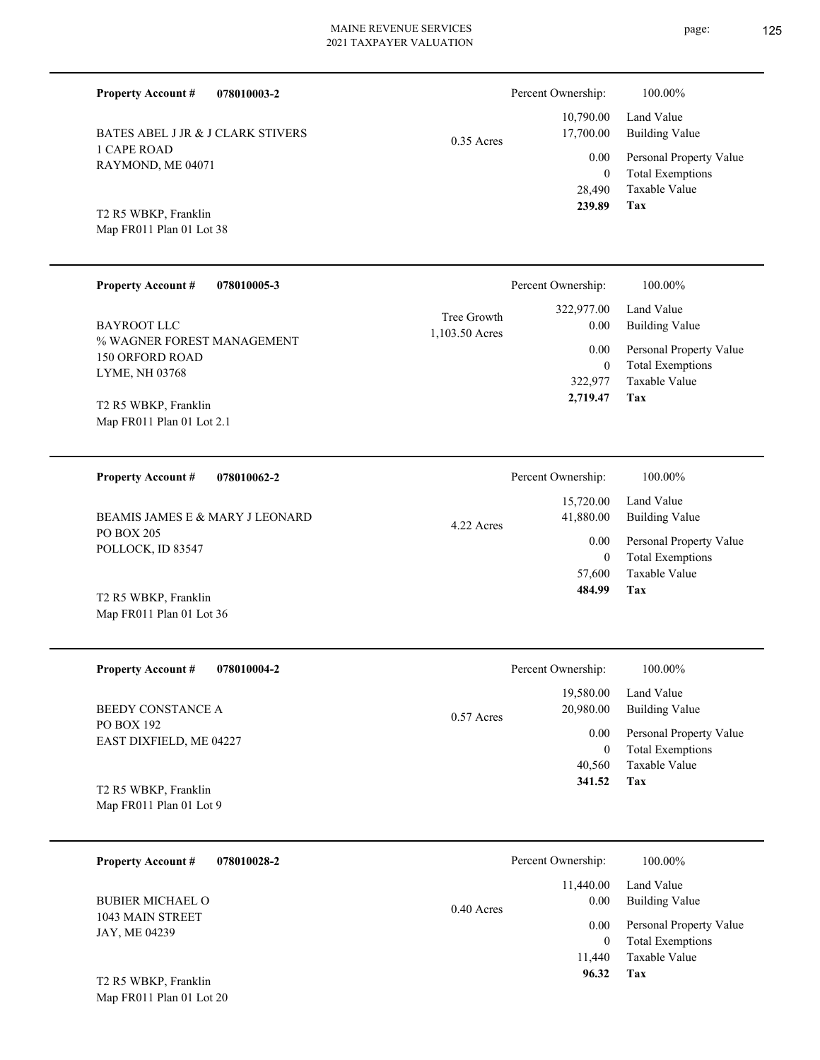**Property Account #** **078010003-2**

BATES ABEL J JR & J CLARK STIVERS
1 CAPE ROAD
RAYMOND, ME 04071

T2 R5 WBKP, Franklin
Map FR011 Plan 01 Lot 38

0.35 Acres

| Percent Ownership: | 100.00% |
|---|---|
| 10,790.00 | Land Value |
| 17,700.00 | Building Value |
| 0.00 | Personal Property Value |
| 0 | Total Exemptions |
| 28,490 | Taxable Value |
| **239.89** | **Tax** |

---

**Property Account #** **078010005-3**

BAYROOT LLC
% WAGNER FOREST MANAGEMENT
150 ORFORD ROAD
LYME, NH 03768

T2 R5 WBKP, Franklin
Map FR011 Plan 01 Lot 2.1

Tree Growth
1,103.50 Acres

| Percent Ownership: | 100.00% |
|---|---|
| 322,977.00 | Land Value |
| 0.00 | Building Value |
| 0.00 | Personal Property Value |
| 0 | Total Exemptions |
| 322,977 | Taxable Value |
| **2,719.47** | **Tax** |

---

**Property Account #** **078010062-2**

BEAMIS JAMES E & MARY J LEONARD
PO BOX 205
POLLOCK, ID 83547

T2 R5 WBKP, Franklin
Map FR011 Plan 01 Lot 36

4.22 Acres

| Percent Ownership: | 100.00% |
|---|---|
| 15,720.00 | Land Value |
| 41,880.00 | Building Value |
| 0.00 | Personal Property Value |
| 0 | Total Exemptions |
| 57,600 | Taxable Value |
| **484.99** | **Tax** |

---

**Property Account #** **078010004-2**

BEEDY CONSTANCE A
PO BOX 192
EAST DIXFIELD, ME 04227

T2 R5 WBKP, Franklin
Map FR011 Plan 01 Lot 9

0.57 Acres

| Percent Ownership: | 100.00% |
|---|---|
| 19,580.00 | Land Value |
| 20,980.00 | Building Value |
| 0.00 | Personal Property Value |
| 0 | Total Exemptions |
| 40,560 | Taxable Value |
| **341.52** | **Tax** |

---

**Property Account #** **078010028-2**

BUBIER MICHAEL O
1043 MAIN STREET
JAY, ME 04239

T2 R5 WBKP, Franklin
Map FR011 Plan 01 Lot 20

0.40 Acres

| Percent Ownership: | 100.00% |
|---|---|
| 11,440.00 | Land Value |
| 0.00 | Building Value |
| 0.00 | Personal Property Value |
| 0 | Total Exemptions |
| 11,440 | Taxable Value |
| **96.32** | **Tax** |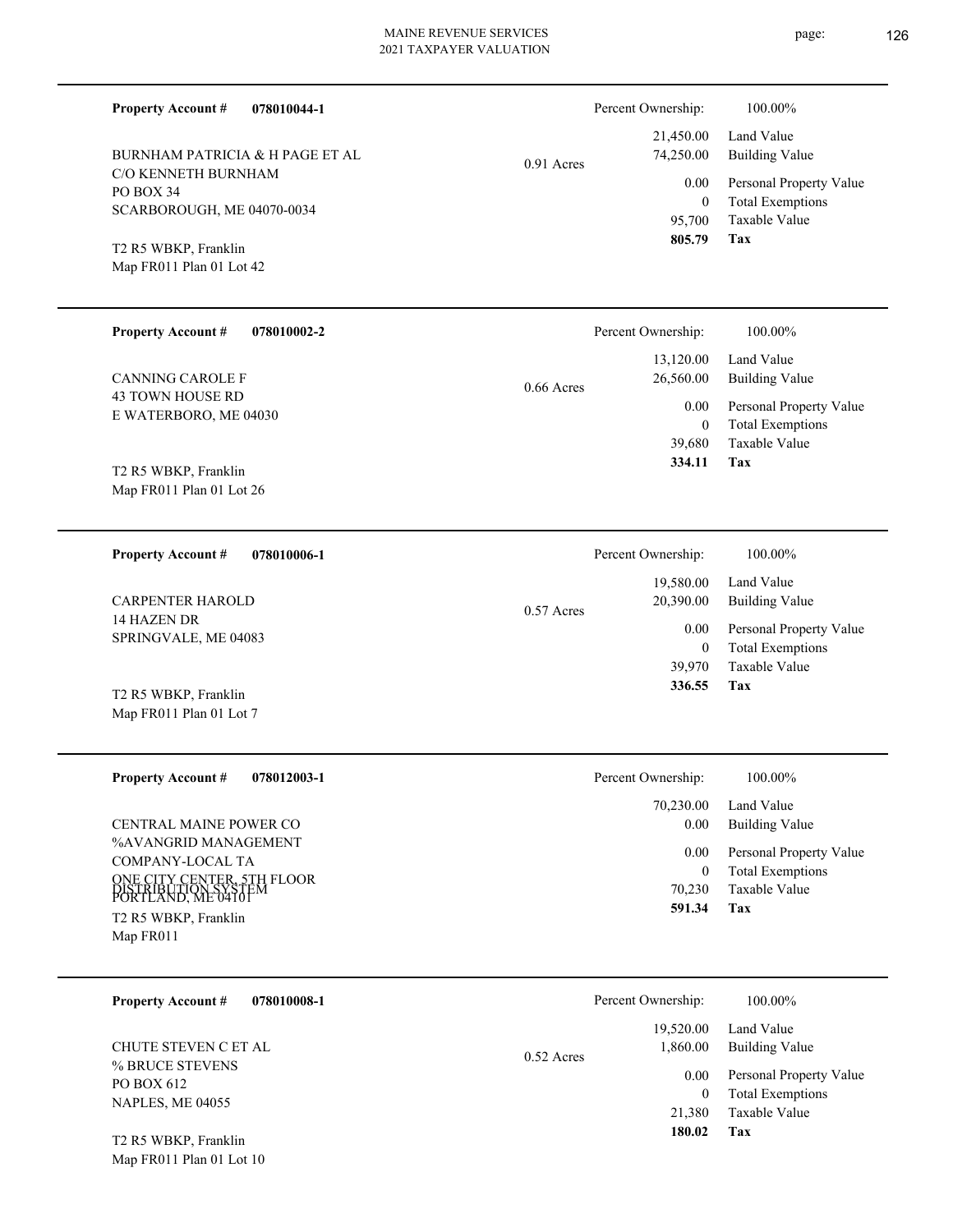**Property Account #** **078010044-1**

BURNHAM PATRICIA & H PAGE ET AL
C/O KENNETH BURNHAM
PO BOX 34
SCARBOROUGH, ME 04070-0034

T2 R5 WBKP, Franklin
Map FR011 Plan 01 Lot 42

0.91 Acres

| Percent Ownership: | 100.00% |
|---|---|
| 21,450.00 | Land Value |
| 74,250.00 | Building Value |
| 0.00 | Personal Property Value |
| 0 | Total Exemptions |
| 95,700 | Taxable Value |
| **805.79** | **Tax** |

---

**Property Account #** **078010002-2**

CANNING CAROLE F
43 TOWN HOUSE RD
E WATERBORO, ME 04030

T2 R5 WBKP, Franklin
Map FR011 Plan 01 Lot 26

0.66 Acres

| Percent Ownership: | 100.00% |
|---|---|
| 13,120.00 | Land Value |
| 26,560.00 | Building Value |
| 0.00 | Personal Property Value |
| 0 | Total Exemptions |
| 39,680 | Taxable Value |
| **334.11** | **Tax** |

---

**Property Account #** **078010006-1**

CARPENTER HAROLD
14 HAZEN DR
SPRINGVALE, ME 04083

T2 R5 WBKP, Franklin
Map FR011 Plan 01 Lot 7

0.57 Acres

| Percent Ownership: | 100.00% |
|---|---|
| 19,580.00 | Land Value |
| 20,390.00 | Building Value |
| 0.00 | Personal Property Value |
| 0 | Total Exemptions |
| 39,970 | Taxable Value |
| **336.55** | **Tax** |

---

**Property Account #** **078012003-1**

CENTRAL MAINE POWER CO
%AVANGRID MANAGEMENT
COMPANY-LOCAL TA
ONE CITY CENTER, 5TH FLOOR
DISTRIBUTION SYSTEM
PORTLAND, ME 04101

T2 R5 WBKP, Franklin
Map FR011

| Percent Ownership: | 100.00% |
|---|---|
| 70,230.00 | Land Value |
| 0.00 | Building Value |
| 0.00 | Personal Property Value |
| 0 | Total Exemptions |
| 70,230 | Taxable Value |
| **591.34** | **Tax** |

---

**Property Account #** **078010008-1**

CHUTE STEVEN C ET AL
% BRUCE STEVENS
PO BOX 612
NAPLES, ME 04055

T2 R5 WBKP, Franklin
Map FR011 Plan 01 Lot 10

0.52 Acres

| Percent Ownership: | 100.00% |
|---|---|
| 19,520.00 | Land Value |
| 1,860.00 | Building Value |
| 0.00 | Personal Property Value |
| 0 | Total Exemptions |
| 21,380 | Taxable Value |
| **180.02** | **Tax** |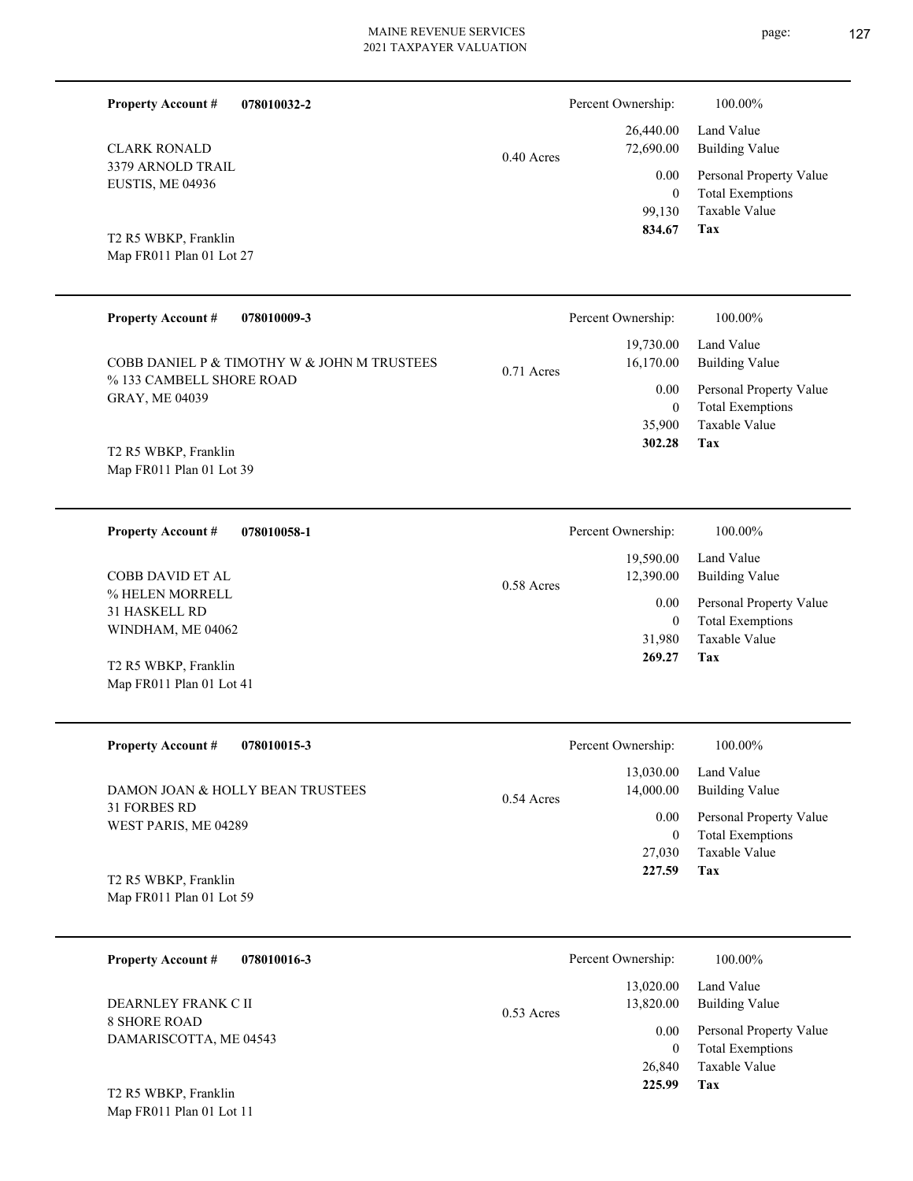**Property Account #** **078010032-2**

CLARK RONALD
3379 ARNOLD TRAIL
EUSTIS, ME 04936

T2 R5 WBKP, Franklin
Map FR011 Plan 01 Lot 27

0.40 Acres

| Percent Ownership: | 100.00% |
|---|---|
| 26,440.00 | Land Value |
| 72,690.00 | Building Value |
| 0.00 | Personal Property Value |
| 0 | Total Exemptions |
| 99,130 | Taxable Value |
| **834.67** | **Tax** |

---

**Property Account #** **078010009-3**

COBB DANIEL P & TIMOTHY W & JOHN M TRUSTEES
% 133 CAMBELL SHORE ROAD
GRAY, ME 04039

T2 R5 WBKP, Franklin
Map FR011 Plan 01 Lot 39

0.71 Acres

| Percent Ownership: | 100.00% |
|---|---|
| 19,730.00 | Land Value |
| 16,170.00 | Building Value |
| 0.00 | Personal Property Value |
| 0 | Total Exemptions |
| 35,900 | Taxable Value |
| **302.28** | **Tax** |

---

**Property Account #** **078010058-1**

COBB DAVID ET AL
% HELEN MORRELL
31 HASKELL RD
WINDHAM, ME 04062

T2 R5 WBKP, Franklin
Map FR011 Plan 01 Lot 41

0.58 Acres

| Percent Ownership: | 100.00% |
|---|---|
| 19,590.00 | Land Value |
| 12,390.00 | Building Value |
| 0.00 | Personal Property Value |
| 0 | Total Exemptions |
| 31,980 | Taxable Value |
| **269.27** | **Tax** |

---

**Property Account #** **078010015-3**

DAMON JOAN & HOLLY BEAN TRUSTEES
31 FORBES RD
WEST PARIS, ME 04289

T2 R5 WBKP, Franklin
Map FR011 Plan 01 Lot 59

0.54 Acres

| Percent Ownership: | 100.00% |
|---|---|
| 13,030.00 | Land Value |
| 14,000.00 | Building Value |
| 0.00 | Personal Property Value |
| 0 | Total Exemptions |
| 27,030 | Taxable Value |
| **227.59** | **Tax** |

---

**Property Account #** **078010016-3**

DEARNLEY FRANK C II
8 SHORE ROAD
DAMARISCOTTA, ME 04543

T2 R5 WBKP, Franklin
Map FR011 Plan 01 Lot 11

0.53 Acres

| Percent Ownership: | 100.00% |
|---|---|
| 13,020.00 | Land Value |
| 13,820.00 | Building Value |
| 0.00 | Personal Property Value |
| 0 | Total Exemptions |
| 26,840 | Taxable Value |
| **225.99** | **Tax** |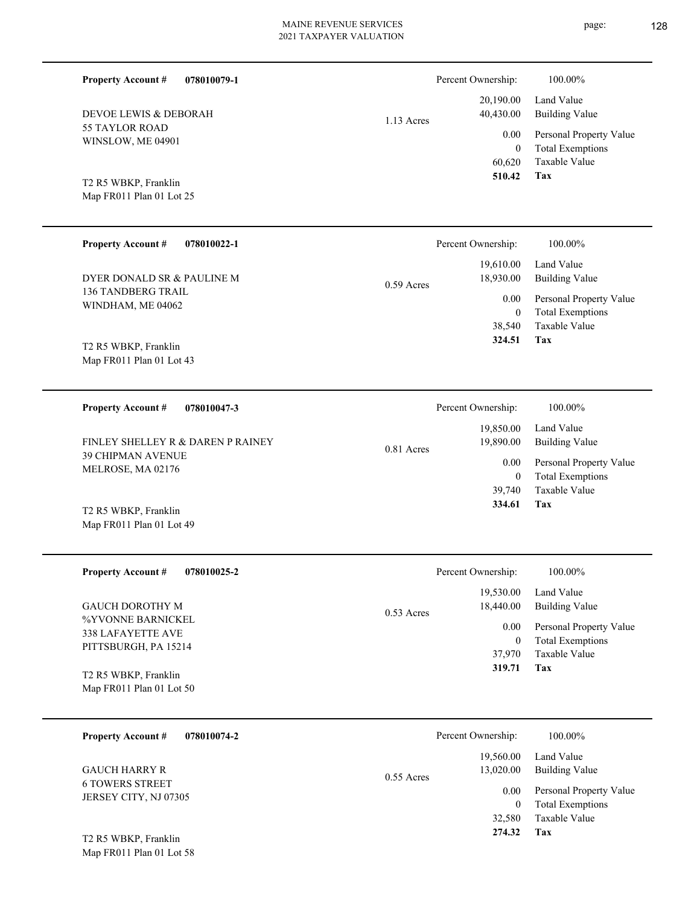**Property Account #** **078010079-1**

DEVOE LEWIS & DEBORAH
55 TAYLOR ROAD
WINSLOW, ME 04901

T2 R5 WBKP, Franklin
Map FR011 Plan 01 Lot 25

1.13 Acres

| Percent Ownership: | 100.00% |
|---|---|
| 20,190.00 | Land Value |
| 40,430.00 | Building Value |
| 0.00 | Personal Property Value |
| 0 | Total Exemptions |
| 60,620 | Taxable Value |
| **510.42** | **Tax** |

---

**Property Account #** **078010022-1**

DYER DONALD SR & PAULINE M
136 TANDBERG TRAIL
WINDHAM, ME 04062

T2 R5 WBKP, Franklin
Map FR011 Plan 01 Lot 43

0.59 Acres

| Percent Ownership: | 100.00% |
|---|---|
| 19,610.00 | Land Value |
| 18,930.00 | Building Value |
| 0.00 | Personal Property Value |
| 0 | Total Exemptions |
| 38,540 | Taxable Value |
| **324.51** | **Tax** |

---

**Property Account #** **078010047-3**

FINLEY SHELLEY R & DAREN P RAINEY
39 CHIPMAN AVENUE
MELROSE, MA 02176

T2 R5 WBKP, Franklin
Map FR011 Plan 01 Lot 49

0.81 Acres

| Percent Ownership: | 100.00% |
|---|---|
| 19,850.00 | Land Value |
| 19,890.00 | Building Value |
| 0.00 | Personal Property Value |
| 0 | Total Exemptions |
| 39,740 | Taxable Value |
| **334.61** | **Tax** |

---

**Property Account #** **078010025-2**

GAUCH DOROTHY M
%YVONNE BARNICKEL
338 LAFAYETTE AVE
PITTSBURGH, PA 15214

T2 R5 WBKP, Franklin
Map FR011 Plan 01 Lot 50

0.53 Acres

| Percent Ownership: | 100.00% |
|---|---|
| 19,530.00 | Land Value |
| 18,440.00 | Building Value |
| 0.00 | Personal Property Value |
| 0 | Total Exemptions |
| 37,970 | Taxable Value |
| **319.71** | **Tax** |

---

**Property Account #** **078010074-2**

GAUCH HARRY R
6 TOWERS STREET
JERSEY CITY, NJ 07305

T2 R5 WBKP, Franklin
Map FR011 Plan 01 Lot 58

0.55 Acres

| Percent Ownership: | 100.00% |
|---|---|
| 19,560.00 | Land Value |
| 13,020.00 | Building Value |
| 0.00 | Personal Property Value |
| 0 | Total Exemptions |
| 32,580 | Taxable Value |
| **274.32** | **Tax** |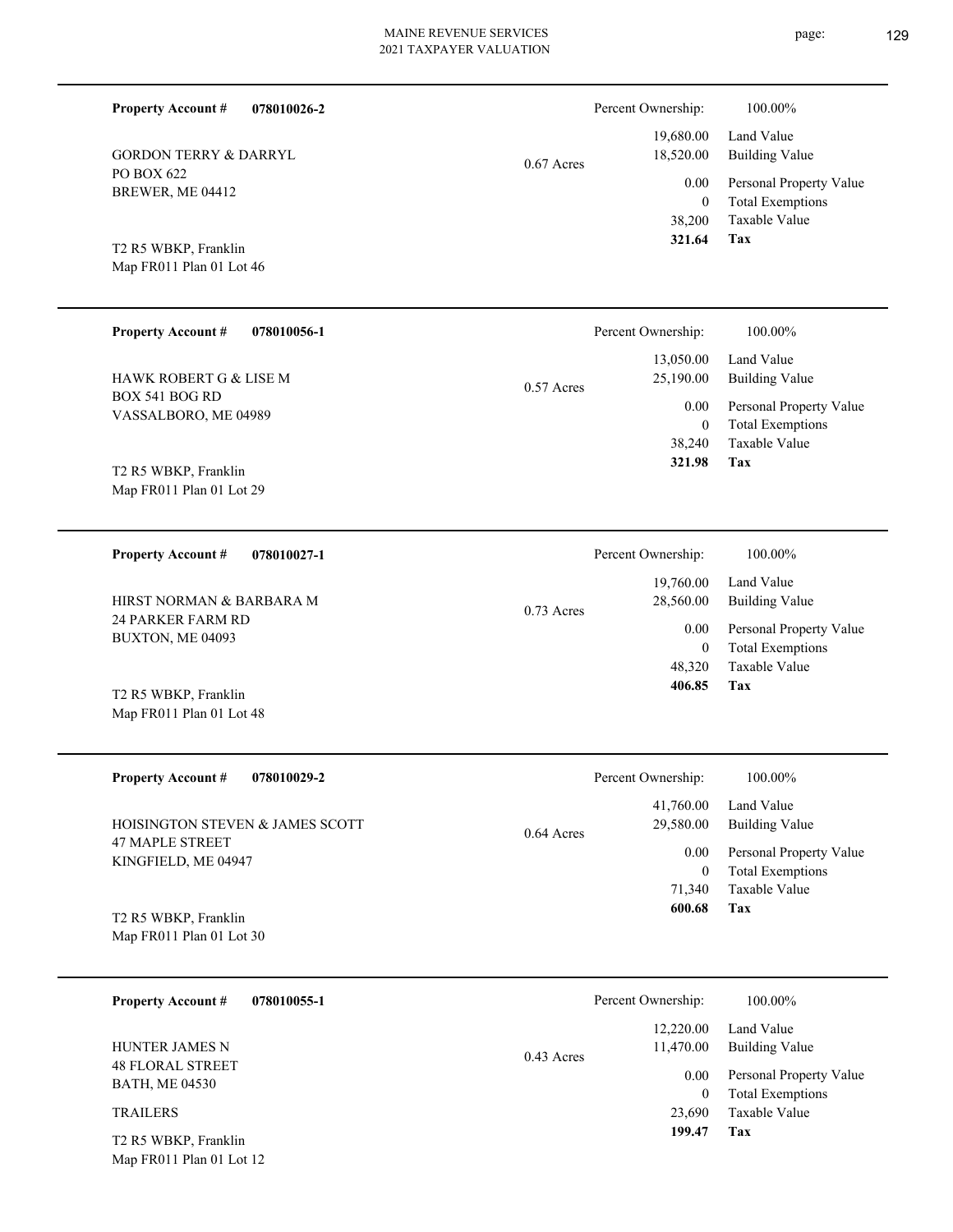**Property Account #** **078010026-2**

GORDON TERRY & DARRYL
PO BOX 622
BREWER, ME 04412

T2 R5 WBKP, Franklin
Map FR011 Plan 01 Lot 46

0.67 Acres

| Percent Ownership: | 100.00% |
|---|---|
| 19,680.00 | Land Value |
| 18,520.00 | Building Value |
| 0.00 | Personal Property Value |
| 0 | Total Exemptions |
| 38,200 | Taxable Value |
| **321.64** | **Tax** |

---

**Property Account #** **078010056-1**

HAWK ROBERT G & LISE M
BOX 541 BOG RD
VASSALBORO, ME 04989

T2 R5 WBKP, Franklin
Map FR011 Plan 01 Lot 29

0.57 Acres

| Percent Ownership: | 100.00% |
|---|---|
| 13,050.00 | Land Value |
| 25,190.00 | Building Value |
| 0.00 | Personal Property Value |
| 0 | Total Exemptions |
| 38,240 | Taxable Value |
| **321.98** | **Tax** |

---

**Property Account #** **078010027-1**

HIRST NORMAN & BARBARA M
24 PARKER FARM RD
BUXTON, ME 04093

T2 R5 WBKP, Franklin
Map FR011 Plan 01 Lot 48

0.73 Acres

| Percent Ownership: | 100.00% |
|---|---|
| 19,760.00 | Land Value |
| 28,560.00 | Building Value |
| 0.00 | Personal Property Value |
| 0 | Total Exemptions |
| 48,320 | Taxable Value |
| **406.85** | **Tax** |

---

**Property Account #** **078010029-2**

HOISINGTON STEVEN & JAMES SCOTT
47 MAPLE STREET
KINGFIELD, ME 04947

T2 R5 WBKP, Franklin
Map FR011 Plan 01 Lot 30

0.64 Acres

| Percent Ownership: | 100.00% |
|---|---|
| 41,760.00 | Land Value |
| 29,580.00 | Building Value |
| 0.00 | Personal Property Value |
| 0 | Total Exemptions |
| 71,340 | Taxable Value |
| **600.68** | **Tax** |

---

**Property Account #** **078010055-1**

HUNTER JAMES N
48 FLORAL STREET
BATH, ME 04530

TRAILERS

T2 R5 WBKP, Franklin
Map FR011 Plan 01 Lot 12

0.43 Acres

| Percent Ownership: | 100.00% |
|---|---|
| 12,220.00 | Land Value |
| 11,470.00 | Building Value |
| 0.00 | Personal Property Value |
| 0 | Total Exemptions |
| 23,690 | Taxable Value |
| **199.47** | **Tax** |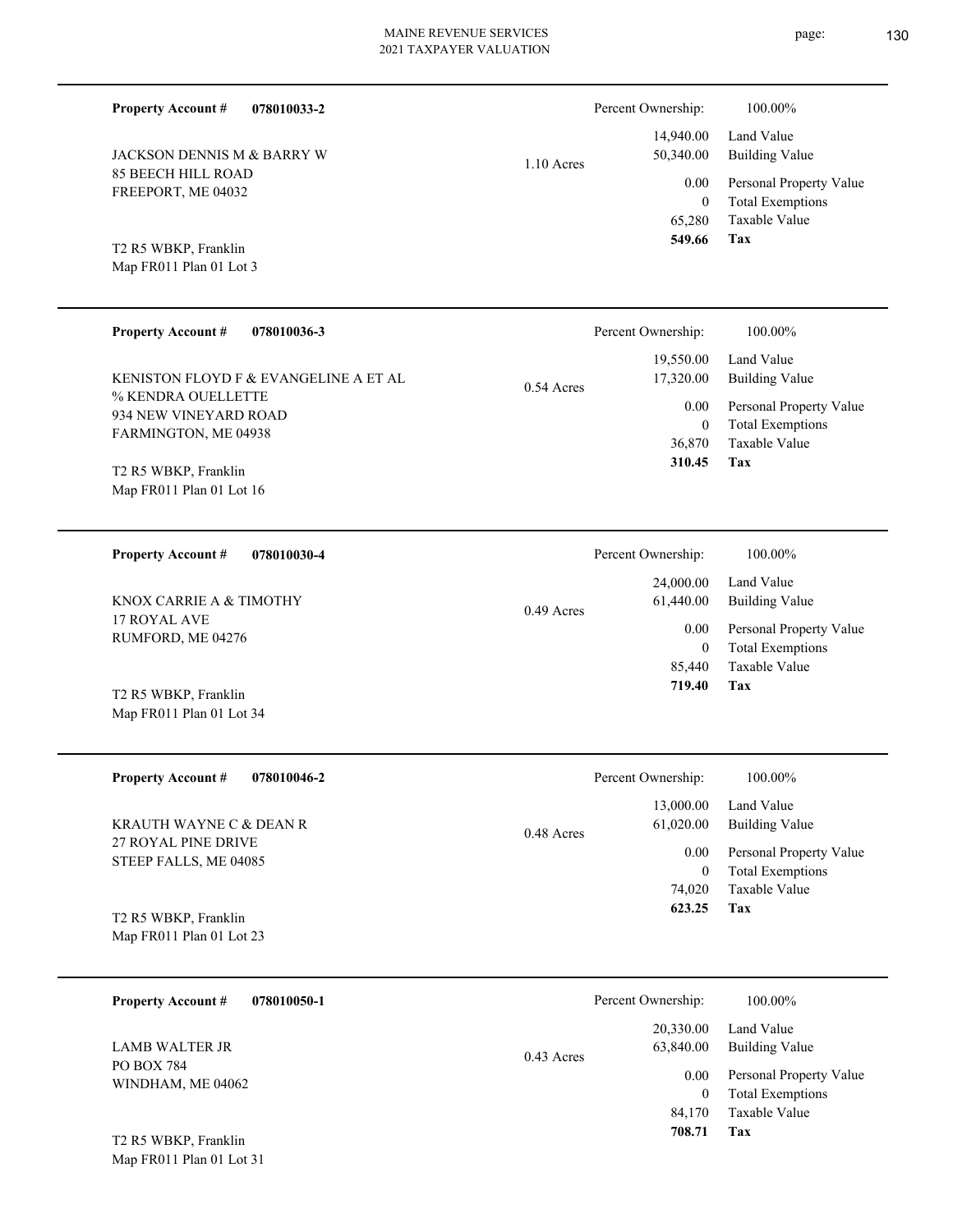**Property Account #** **078010033-2**

JACKSON DENNIS M & BARRY W
85 BEECH HILL ROAD
FREEPORT, ME 04032

T2 R5 WBKP, Franklin
Map FR011 Plan 01 Lot 3

1.10 Acres

| Percent Ownership: | 100.00% |
|---|---|
| 14,940.00 | Land Value |
| 50,340.00 | Building Value |
| 0.00 | Personal Property Value |
| 0 | Total Exemptions |
| 65,280 | Taxable Value |
| **549.66** | **Tax** |

---

**Property Account #** **078010036-3**

KENISTON FLOYD F & EVANGELINE A ET AL
% KENDRA OUELLETTE
934 NEW VINEYARD ROAD
FARMINGTON, ME 04938

T2 R5 WBKP, Franklin
Map FR011 Plan 01 Lot 16

0.54 Acres

| Percent Ownership: | 100.00% |
|---|---|
| 19,550.00 | Land Value |
| 17,320.00 | Building Value |
| 0.00 | Personal Property Value |
| 0 | Total Exemptions |
| 36,870 | Taxable Value |
| **310.45** | **Tax** |

---

**Property Account #** **078010030-4**

KNOX CARRIE A & TIMOTHY
17 ROYAL AVE
RUMFORD, ME 04276

T2 R5 WBKP, Franklin
Map FR011 Plan 01 Lot 34

0.49 Acres

| Percent Ownership: | 100.00% |
|---|---|
| 24,000.00 | Land Value |
| 61,440.00 | Building Value |
| 0.00 | Personal Property Value |
| 0 | Total Exemptions |
| 85,440 | Taxable Value |
| **719.40** | **Tax** |

---

**Property Account #** **078010046-2**

KRAUTH WAYNE C & DEAN R
27 ROYAL PINE DRIVE
STEEP FALLS, ME 04085

T2 R5 WBKP, Franklin
Map FR011 Plan 01 Lot 23

0.48 Acres

| Percent Ownership: | 100.00% |
|---|---|
| 13,000.00 | Land Value |
| 61,020.00 | Building Value |
| 0.00 | Personal Property Value |
| 0 | Total Exemptions |
| 74,020 | Taxable Value |
| **623.25** | **Tax** |

---

**Property Account #** **078010050-1**

LAMB WALTER JR
PO BOX 784
WINDHAM, ME 04062

T2 R5 WBKP, Franklin
Map FR011 Plan 01 Lot 31

0.43 Acres

| Percent Ownership: | 100.00% |
|---|---|
| 20,330.00 | Land Value |
| 63,840.00 | Building Value |
| 0.00 | Personal Property Value |
| 0 | Total Exemptions |
| 84,170 | Taxable Value |
| **708.71** | **Tax** |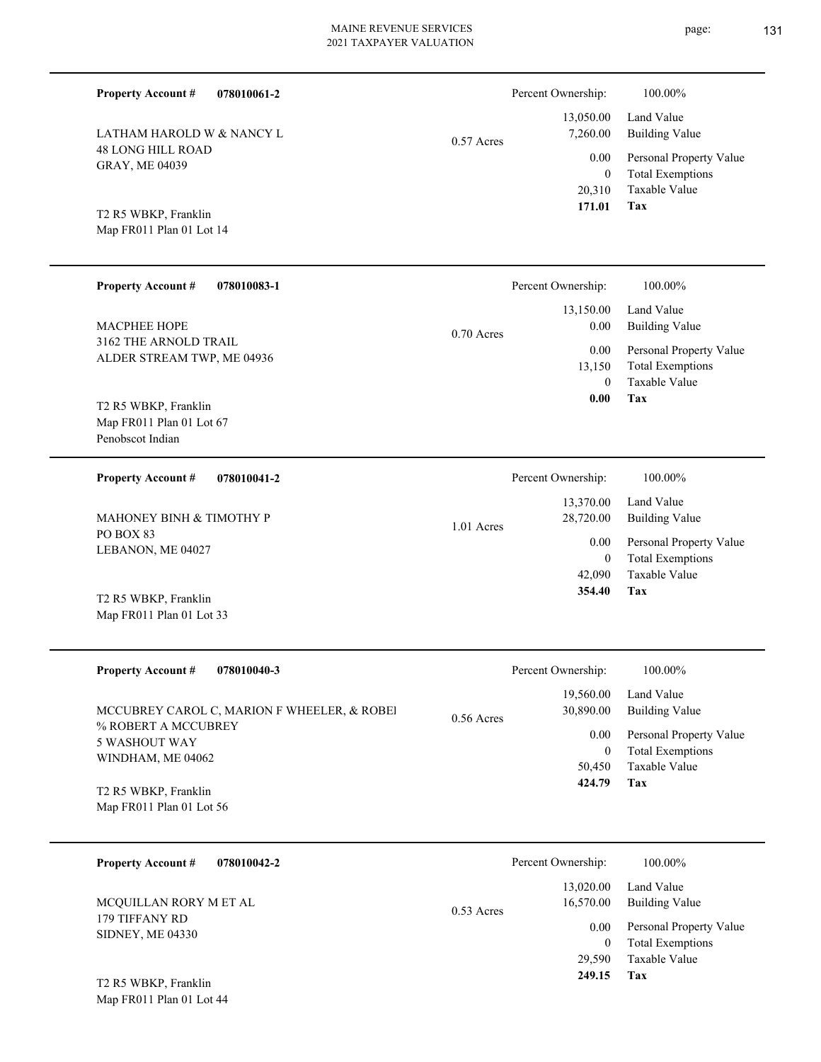**Property Account #** **078010061-2**

LATHAM HAROLD W & NANCY L
48 LONG HILL ROAD
GRAY, ME 04039

T2 R5 WBKP, Franklin
Map FR011 Plan 01 Lot 14

0.57 Acres

| | |
|---|---|
| Percent Ownership: | 100.00% |
| 13,050.00 | Land Value |
| 7,260.00 | Building Value |
| 0.00 | Personal Property Value |
| 0 | Total Exemptions |
| 20,310 | Taxable Value |
| **171.01** | **Tax** |

---

**Property Account #** **078010083-1**

MACPHEE HOPE
3162 THE ARNOLD TRAIL
ALDER STREAM TWP, ME 04936

T2 R5 WBKP, Franklin
Map FR011 Plan 01 Lot 67
Penobscot Indian

0.70 Acres

| | |
|---|---|
| Percent Ownership: | 100.00% |
| 13,150.00 | Land Value |
| 0.00 | Building Value |
| 0.00 | Personal Property Value |
| 13,150 | Total Exemptions |
| 0 | Taxable Value |
| **0.00** | **Tax** |

---

**Property Account #** **078010041-2**

MAHONEY BINH & TIMOTHY P
PO BOX 83
LEBANON, ME 04027

T2 R5 WBKP, Franklin
Map FR011 Plan 01 Lot 33

1.01 Acres

| | |
|---|---|
| Percent Ownership: | 100.00% |
| 13,370.00 | Land Value |
| 28,720.00 | Building Value |
| 0.00 | Personal Property Value |
| 0 | Total Exemptions |
| 42,090 | Taxable Value |
| **354.40** | **Tax** |

---

**Property Account #** **078010040-3**

MCCUBREY CAROL C, MARION F WHEELER, & ROBEI
% ROBERT A MCCUBREY
5 WASHOUT WAY
WINDHAM, ME 04062

T2 R5 WBKP, Franklin
Map FR011 Plan 01 Lot 56

0.56 Acres

| | |
|---|---|
| Percent Ownership: | 100.00% |
| 19,560.00 | Land Value |
| 30,890.00 | Building Value |
| 0.00 | Personal Property Value |
| 0 | Total Exemptions |
| 50,450 | Taxable Value |
| **424.79** | **Tax** |

---

**Property Account #** **078010042-2**

MCQUILLAN RORY M ET AL
179 TIFFANY RD
SIDNEY, ME 04330

T2 R5 WBKP, Franklin
Map FR011 Plan 01 Lot 44

0.53 Acres

| | |
|---|---|
| Percent Ownership: | 100.00% |
| 13,020.00 | Land Value |
| 16,570.00 | Building Value |
| 0.00 | Personal Property Value |
| 0 | Total Exemptions |
| 29,590 | Taxable Value |
| **249.15** | **Tax** |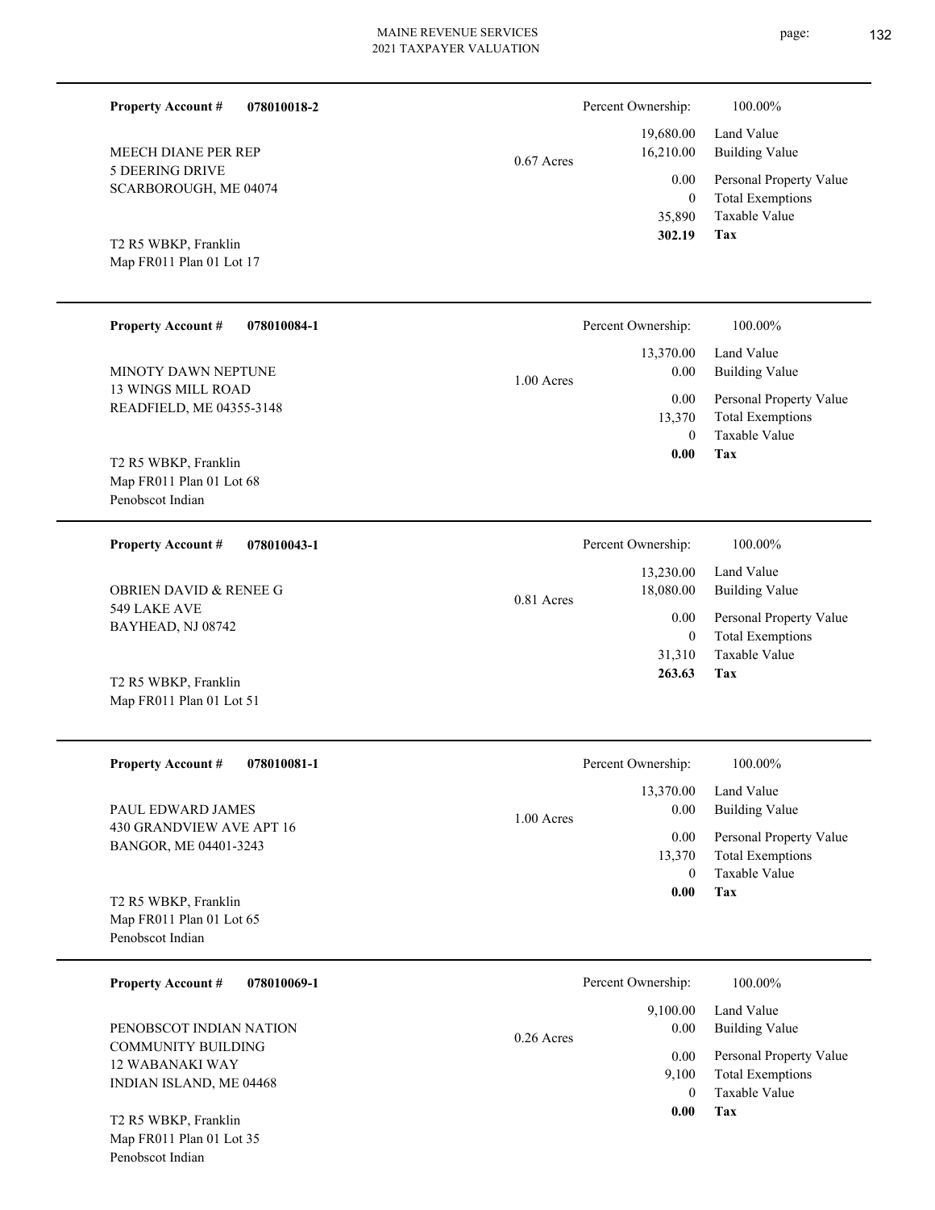**Property Account #** **078010018-2**

MEECH DIANE PER REP
5 DEERING DRIVE
SCARBOROUGH, ME 04074

T2 R5 WBKP, Franklin
Map FR011 Plan 01 Lot 17

0.67 Acres

| Percent Ownership: | 100.00% |
|---|---|
| 19,680.00 | Land Value |
| 16,210.00 | Building Value |
| 0.00 | Personal Property Value |
| 0 | Total Exemptions |
| 35,890 | Taxable Value |
| **302.19** | **Tax** |

---

**Property Account #** **078010084-1**

MINOTY DAWN NEPTUNE
13 WINGS MILL ROAD
READFIELD, ME 04355-3148

T2 R5 WBKP, Franklin
Map FR011 Plan 01 Lot 68
Penobscot Indian

1.00 Acres

| Percent Ownership: | 100.00% |
|---|---|
| 13,370.00 | Land Value |
| 0.00 | Building Value |
| 0.00 | Personal Property Value |
| 13,370 | Total Exemptions |
| 0 | Taxable Value |
| **0.00** | **Tax** |

---

**Property Account #** **078010043-1**

OBRIEN DAVID & RENEE G
549 LAKE AVE
BAYHEAD, NJ 08742

T2 R5 WBKP, Franklin
Map FR011 Plan 01 Lot 51

0.81 Acres

| Percent Ownership: | 100.00% |
|---|---|
| 13,230.00 | Land Value |
| 18,080.00 | Building Value |
| 0.00 | Personal Property Value |
| 0 | Total Exemptions |
| 31,310 | Taxable Value |
| **263.63** | **Tax** |

---

**Property Account #** **078010081-1**

PAUL EDWARD JAMES
430 GRANDVIEW AVE APT 16
BANGOR, ME 04401-3243

T2 R5 WBKP, Franklin
Map FR011 Plan 01 Lot 65
Penobscot Indian

1.00 Acres

| Percent Ownership: | 100.00% |
|---|---|
| 13,370.00 | Land Value |
| 0.00 | Building Value |
| 0.00 | Personal Property Value |
| 13,370 | Total Exemptions |
| 0 | Taxable Value |
| **0.00** | **Tax** |

---

**Property Account #** **078010069-1**

PENOBSCOT INDIAN NATION
COMMUNITY BUILDING
12 WABANAKI WAY
INDIAN ISLAND, ME 04468

T2 R5 WBKP, Franklin
Map FR011 Plan 01 Lot 35
Penobscot Indian

0.26 Acres

| Percent Ownership: | 100.00% |
|---|---|
| 9,100.00 | Land Value |
| 0.00 | Building Value |
| 0.00 | Personal Property Value |
| 9,100 | Total Exemptions |
| 0 | Taxable Value |
| **0.00** | **Tax** |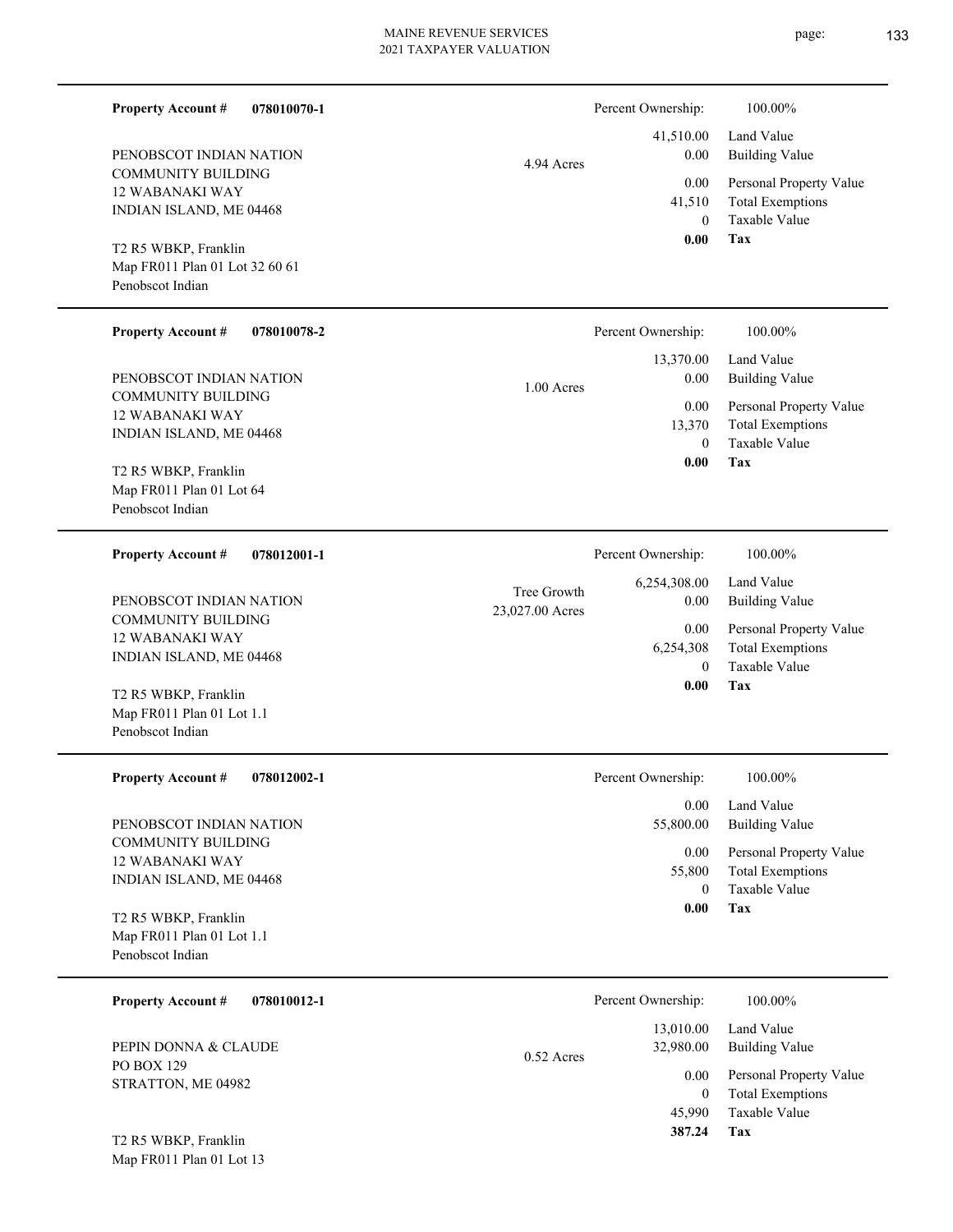**Property Account #** **078010070-1**

PENOBSCOT INDIAN NATION
COMMUNITY BUILDING
12 WABANAKI WAY
INDIAN ISLAND, ME 04468

T2 R5 WBKP, Franklin
Map FR011 Plan 01 Lot 32 60 61
Penobscot Indian

4.94 Acres

| Percent Ownership: | 100.00% |
|---|---|
| 41,510.00 | Land Value |
| 0.00 | Building Value |
| 0.00 | Personal Property Value |
| 41,510 | Total Exemptions |
| 0 | Taxable Value |
| **0.00** | **Tax** |

---

**Property Account #** **078010078-2**

PENOBSCOT INDIAN NATION
COMMUNITY BUILDING
12 WABANAKI WAY
INDIAN ISLAND, ME 04468

T2 R5 WBKP, Franklin
Map FR011 Plan 01 Lot 64
Penobscot Indian

1.00 Acres

| Percent Ownership: | 100.00% |
|---|---|
| 13,370.00 | Land Value |
| 0.00 | Building Value |
| 0.00 | Personal Property Value |
| 13,370 | Total Exemptions |
| 0 | Taxable Value |
| **0.00** | **Tax** |

---

**Property Account #** **078012001-1**

PENOBSCOT INDIAN NATION
COMMUNITY BUILDING
12 WABANAKI WAY
INDIAN ISLAND, ME 04468

T2 R5 WBKP, Franklin
Map FR011 Plan 01 Lot 1.1
Penobscot Indian

Tree Growth
23,027.00 Acres

| Percent Ownership: | 100.00% |
|---|---|
| 6,254,308.00 | Land Value |
| 0.00 | Building Value |
| 0.00 | Personal Property Value |
| 6,254,308 | Total Exemptions |
| 0 | Taxable Value |
| **0.00** | **Tax** |

---

**Property Account #** **078012002-1**

PENOBSCOT INDIAN NATION
COMMUNITY BUILDING
12 WABANAKI WAY
INDIAN ISLAND, ME 04468

T2 R5 WBKP, Franklin
Map FR011 Plan 01 Lot 1.1
Penobscot Indian

| Percent Ownership: | 100.00% |
|---|---|
| 0.00 | Land Value |
| 55,800.00 | Building Value |
| 0.00 | Personal Property Value |
| 55,800 | Total Exemptions |
| 0 | Taxable Value |
| **0.00** | **Tax** |

---

**Property Account #** **078010012-1**

PEPIN DONNA & CLAUDE
PO BOX 129
STRATTON, ME 04982

T2 R5 WBKP, Franklin
Map FR011 Plan 01 Lot 13

0.52 Acres

| Percent Ownership: | 100.00% |
|---|---|
| 13,010.00 | Land Value |
| 32,980.00 | Building Value |
| 0.00 | Personal Property Value |
| 0 | Total Exemptions |
| 45,990 | Taxable Value |
| **387.24** | **Tax** |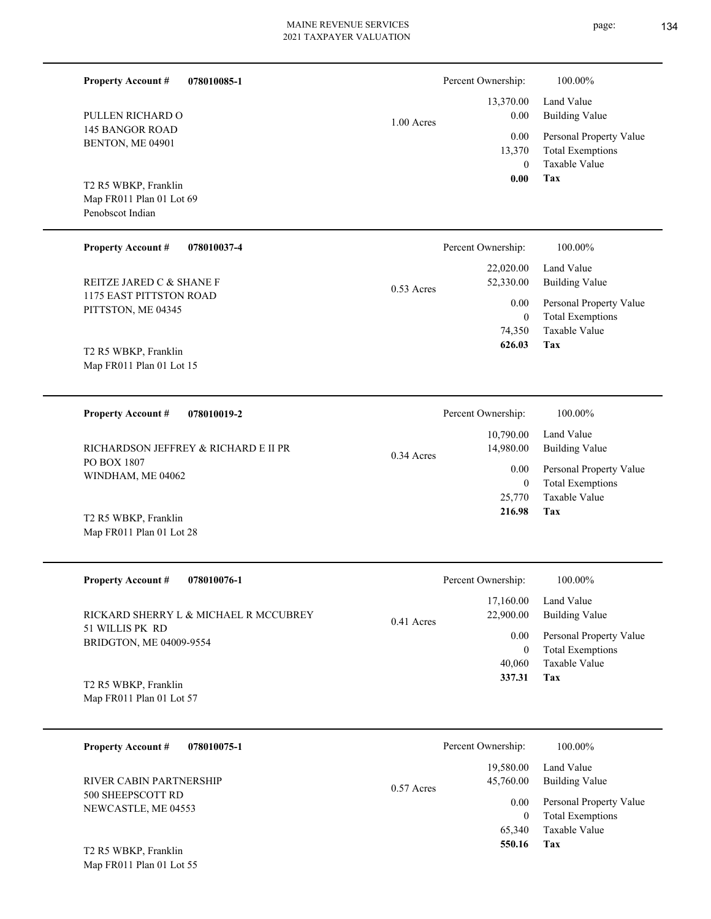**Property Account #** **078010085-1**

PULLEN RICHARD O
145 BANGOR ROAD
BENTON, ME 04901

T2 R5 WBKP, Franklin
Map FR011 Plan 01 Lot 69
Penobscot Indian

1.00 Acres

| Percent Ownership: | 100.00% |
|---|---|
| 13,370.00 | Land Value |
| 0.00 | Building Value |
| 0.00 | Personal Property Value |
| 13,370 | Total Exemptions |
| 0 | Taxable Value |
| **0.00** | **Tax** |

---

**Property Account #** **078010037-4**

REITZE JARED C & SHANE F
1175 EAST PITTSTON ROAD
PITTSTON, ME 04345

T2 R5 WBKP, Franklin
Map FR011 Plan 01 Lot 15

0.53 Acres

| Percent Ownership: | 100.00% |
|---|---|
| 22,020.00 | Land Value |
| 52,330.00 | Building Value |
| 0.00 | Personal Property Value |
| 0 | Total Exemptions |
| 74,350 | Taxable Value |
| **626.03** | **Tax** |

---

**Property Account #** **078010019-2**

RICHARDSON JEFFREY & RICHARD E II PR
PO BOX 1807
WINDHAM, ME 04062

T2 R5 WBKP, Franklin
Map FR011 Plan 01 Lot 28

0.34 Acres

| Percent Ownership: | 100.00% |
|---|---|
| 10,790.00 | Land Value |
| 14,980.00 | Building Value |
| 0.00 | Personal Property Value |
| 0 | Total Exemptions |
| 25,770 | Taxable Value |
| **216.98** | **Tax** |

---

**Property Account #** **078010076-1**

RICKARD SHERRY L & MICHAEL R MCCUBREY
51 WILLIS PK RD
BRIDGTON, ME 04009-9554

T2 R5 WBKP, Franklin
Map FR011 Plan 01 Lot 57

0.41 Acres

| Percent Ownership: | 100.00% |
|---|---|
| 17,160.00 | Land Value |
| 22,900.00 | Building Value |
| 0.00 | Personal Property Value |
| 0 | Total Exemptions |
| 40,060 | Taxable Value |
| **337.31** | **Tax** |

---

**Property Account #** **078010075-1**

RIVER CABIN PARTNERSHIP
500 SHEEPSCOTT RD
NEWCASTLE, ME 04553

T2 R5 WBKP, Franklin
Map FR011 Plan 01 Lot 55

0.57 Acres

| Percent Ownership: | 100.00% |
|---|---|
| 19,580.00 | Land Value |
| 45,760.00 | Building Value |
| 0.00 | Personal Property Value |
| 0 | Total Exemptions |
| 65,340 | Taxable Value |
| **550.16** | **Tax** |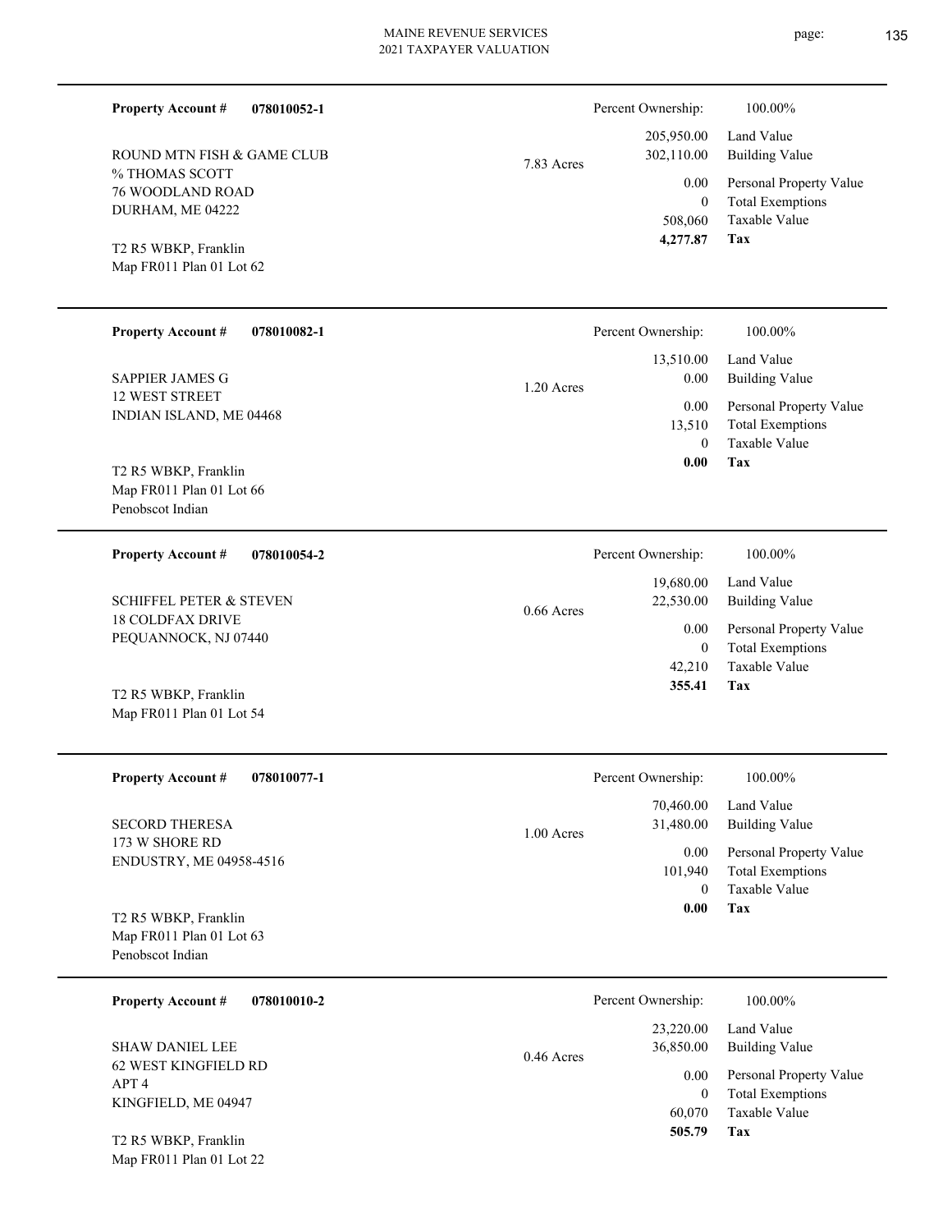**Property Account #** **078010052-1**

ROUND MTN FISH & GAME CLUB
% THOMAS SCOTT
76 WOODLAND ROAD
DURHAM, ME 04222

T2 R5 WBKP, Franklin
Map FR011 Plan 01 Lot 62

7.83 Acres

| | |
|---|---|
| Percent Ownership: | 100.00% |
| 205,950.00 | Land Value |
| 302,110.00 | Building Value |
| 0.00 | Personal Property Value |
| 0 | Total Exemptions |
| 508,060 | Taxable Value |
| **4,277.87** | **Tax** |

---

**Property Account #** **078010082-1**

SAPPIER JAMES G
12 WEST STREET
INDIAN ISLAND, ME 04468

T2 R5 WBKP, Franklin
Map FR011 Plan 01 Lot 66
Penobscot Indian

1.20 Acres

| | |
|---|---|
| Percent Ownership: | 100.00% |
| 13,510.00 | Land Value |
| 0.00 | Building Value |
| 0.00 | Personal Property Value |
| 13,510 | Total Exemptions |
| 0 | Taxable Value |
| **0.00** | **Tax** |

---

**Property Account #** **078010054-2**

SCHIFFEL PETER & STEVEN
18 COLDFAX DRIVE
PEQUANNOCK, NJ 07440

T2 R5 WBKP, Franklin
Map FR011 Plan 01 Lot 54

0.66 Acres

| | |
|---|---|
| Percent Ownership: | 100.00% |
| 19,680.00 | Land Value |
| 22,530.00 | Building Value |
| 0.00 | Personal Property Value |
| 0 | Total Exemptions |
| 42,210 | Taxable Value |
| **355.41** | **Tax** |

---

**Property Account #** **078010077-1**

SECORD THERESA
173 W SHORE RD
ENDUSTRY, ME 04958-4516

T2 R5 WBKP, Franklin
Map FR011 Plan 01 Lot 63
Penobscot Indian

1.00 Acres

| | |
|---|---|
| Percent Ownership: | 100.00% |
| 70,460.00 | Land Value |
| 31,480.00 | Building Value |
| 0.00 | Personal Property Value |
| 101,940 | Total Exemptions |
| 0 | Taxable Value |
| **0.00** | **Tax** |

---

**Property Account #** **078010010-2**

SHAW DANIEL LEE
62 WEST KINGFIELD RD
APT 4
KINGFIELD, ME 04947

T2 R5 WBKP, Franklin
Map FR011 Plan 01 Lot 22

0.46 Acres

| | |
|---|---|
| Percent Ownership: | 100.00% |
| 23,220.00 | Land Value |
| 36,850.00 | Building Value |
| 0.00 | Personal Property Value |
| 0 | Total Exemptions |
| 60,070 | Taxable Value |
| **505.79** | **Tax** |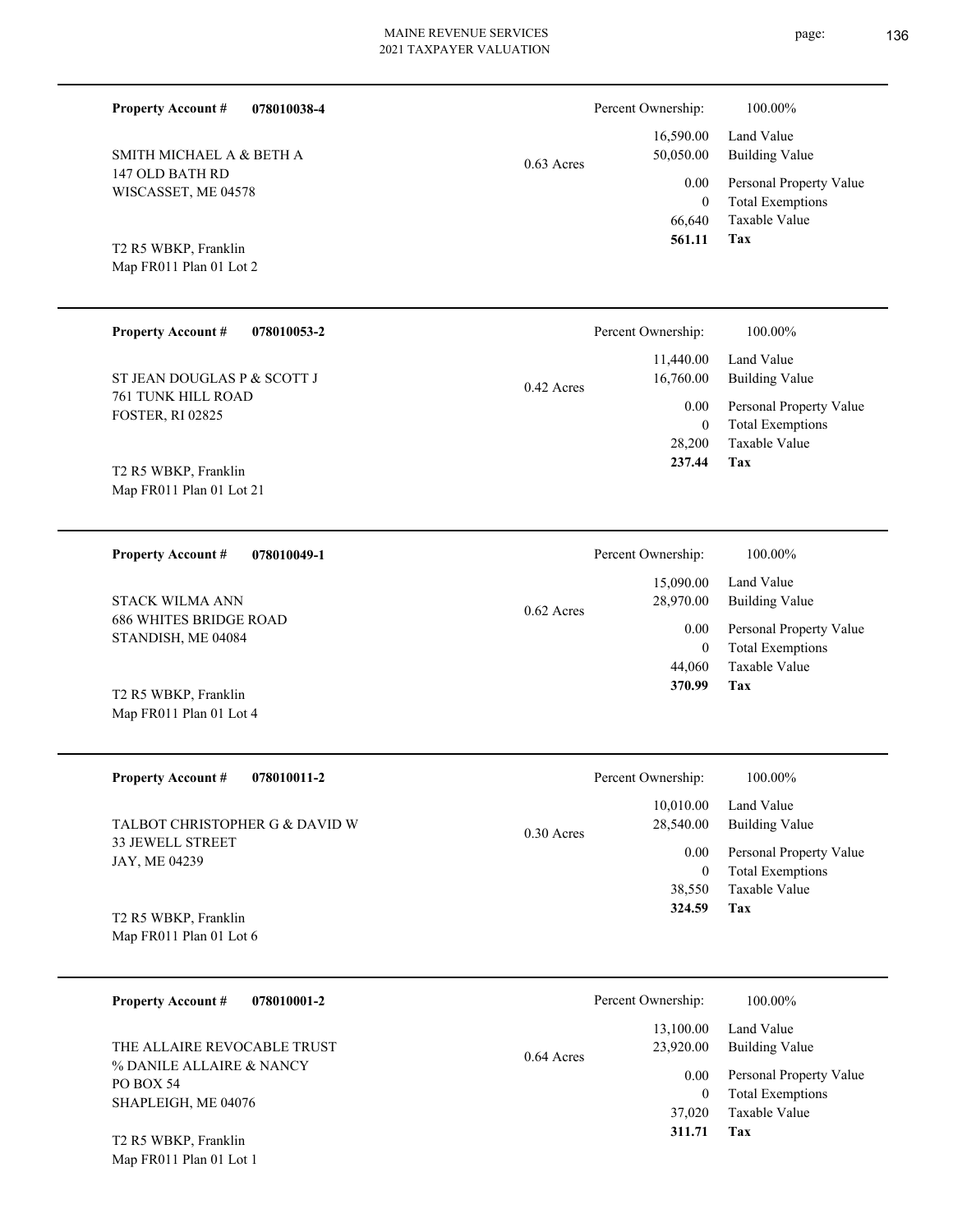**Property Account #** **078010038-4**

SMITH MICHAEL A & BETH A
147 OLD BATH RD
WISCASSET, ME 04578

T2 R5 WBKP, Franklin
Map FR011 Plan 01 Lot 2

0.63 Acres

| Percent Ownership: | 100.00% |
|---|---|
| 16,590.00 | Land Value |
| 50,050.00 | Building Value |
| 0.00 | Personal Property Value |
| 0 | Total Exemptions |
| 66,640 | Taxable Value |
| **561.11** | **Tax** |

---

**Property Account #** **078010053-2**

ST JEAN DOUGLAS P & SCOTT J
761 TUNK HILL ROAD
FOSTER, RI 02825

T2 R5 WBKP, Franklin
Map FR011 Plan 01 Lot 21

0.42 Acres

| Percent Ownership: | 100.00% |
|---|---|
| 11,440.00 | Land Value |
| 16,760.00 | Building Value |
| 0.00 | Personal Property Value |
| 0 | Total Exemptions |
| 28,200 | Taxable Value |
| **237.44** | **Tax** |

---

**Property Account #** **078010049-1**

STACK WILMA ANN
686 WHITES BRIDGE ROAD
STANDISH, ME 04084

T2 R5 WBKP, Franklin
Map FR011 Plan 01 Lot 4

0.62 Acres

| Percent Ownership: | 100.00% |
|---|---|
| 15,090.00 | Land Value |
| 28,970.00 | Building Value |
| 0.00 | Personal Property Value |
| 0 | Total Exemptions |
| 44,060 | Taxable Value |
| **370.99** | **Tax** |

---

**Property Account #** **078010011-2**

TALBOT CHRISTOPHER G & DAVID W
33 JEWELL STREET
JAY, ME 04239

T2 R5 WBKP, Franklin
Map FR011 Plan 01 Lot 6

0.30 Acres

| Percent Ownership: | 100.00% |
|---|---|
| 10,010.00 | Land Value |
| 28,540.00 | Building Value |
| 0.00 | Personal Property Value |
| 0 | Total Exemptions |
| 38,550 | Taxable Value |
| **324.59** | **Tax** |

---

**Property Account #** **078010001-2**

THE ALLAIRE REVOCABLE TRUST
% DANILE ALLAIRE & NANCY
PO BOX 54
SHAPLEIGH, ME 04076

T2 R5 WBKP, Franklin
Map FR011 Plan 01 Lot 1

0.64 Acres

| Percent Ownership: | 100.00% |
|---|---|
| 13,100.00 | Land Value |
| 23,920.00 | Building Value |
| 0.00 | Personal Property Value |
| 0 | Total Exemptions |
| 37,020 | Taxable Value |
| **311.71** | **Tax** |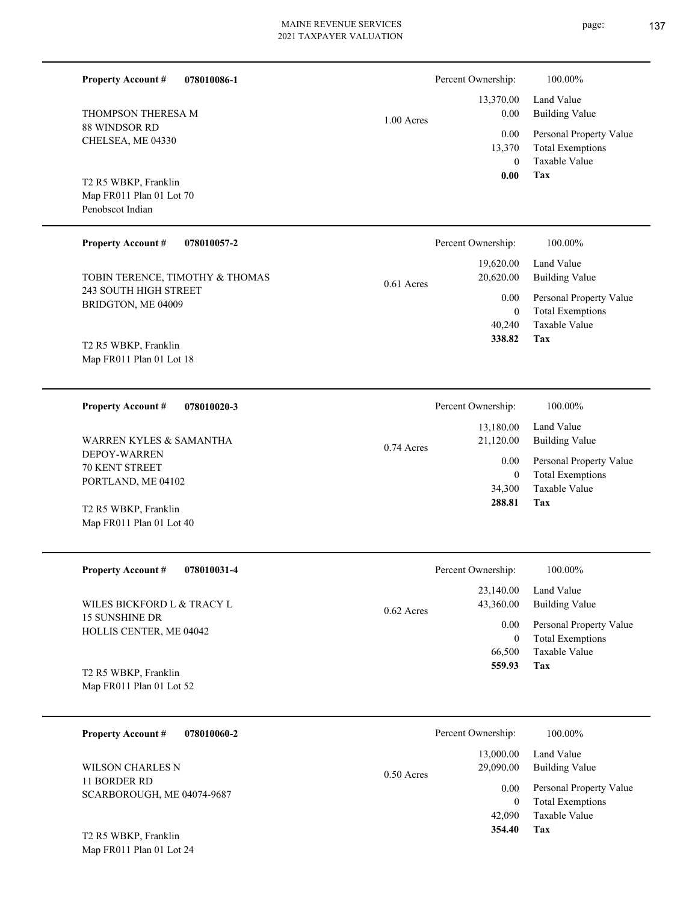**Property Account #** **078010086-1**

THOMPSON THERESA M
88 WINDSOR RD
CHELSEA, ME 04330

T2 R5 WBKP, Franklin
Map FR011 Plan 01 Lot 70
Penobscot Indian

1.00 Acres

| | |
|---|---|
| Percent Ownership: | 100.00% |
| 13,370.00 | Land Value |
| 0.00 | Building Value |
| 0.00 | Personal Property Value |
| 13,370 | Total Exemptions |
| 0 | Taxable Value |
| **0.00** | **Tax** |

---

**Property Account #** **078010057-2**

TOBIN TERENCE, TIMOTHY & THOMAS
243 SOUTH HIGH STREET
BRIDGTON, ME 04009

T2 R5 WBKP, Franklin
Map FR011 Plan 01 Lot 18

0.61 Acres

| | |
|---|---|
| Percent Ownership: | 100.00% |
| 19,620.00 | Land Value |
| 20,620.00 | Building Value |
| 0.00 | Personal Property Value |
| 0 | Total Exemptions |
| 40,240 | Taxable Value |
| **338.82** | **Tax** |

---

**Property Account #** **078010020-3**

WARREN KYLES & SAMANTHA
DEPOY-WARREN
70 KENT STREET
PORTLAND, ME 04102

T2 R5 WBKP, Franklin
Map FR011 Plan 01 Lot 40

0.74 Acres

| | |
|---|---|
| Percent Ownership: | 100.00% |
| 13,180.00 | Land Value |
| 21,120.00 | Building Value |
| 0.00 | Personal Property Value |
| 0 | Total Exemptions |
| 34,300 | Taxable Value |
| **288.81** | **Tax** |

---

**Property Account #** **078010031-4**

WILES BICKFORD L & TRACY L
15 SUNSHINE DR
HOLLIS CENTER, ME 04042

T2 R5 WBKP, Franklin
Map FR011 Plan 01 Lot 52

0.62 Acres

| | |
|---|---|
| Percent Ownership: | 100.00% |
| 23,140.00 | Land Value |
| 43,360.00 | Building Value |
| 0.00 | Personal Property Value |
| 0 | Total Exemptions |
| 66,500 | Taxable Value |
| **559.93** | **Tax** |

---

**Property Account #** **078010060-2**

WILSON CHARLES N
11 BORDER RD
SCARBOROUGH, ME 04074-9687

T2 R5 WBKP, Franklin
Map FR011 Plan 01 Lot 24

0.50 Acres

| | |
|---|---|
| Percent Ownership: | 100.00% |
| 13,000.00 | Land Value |
| 29,090.00 | Building Value |
| 0.00 | Personal Property Value |
| 0 | Total Exemptions |
| 42,090 | Taxable Value |
| **354.40** | **Tax** |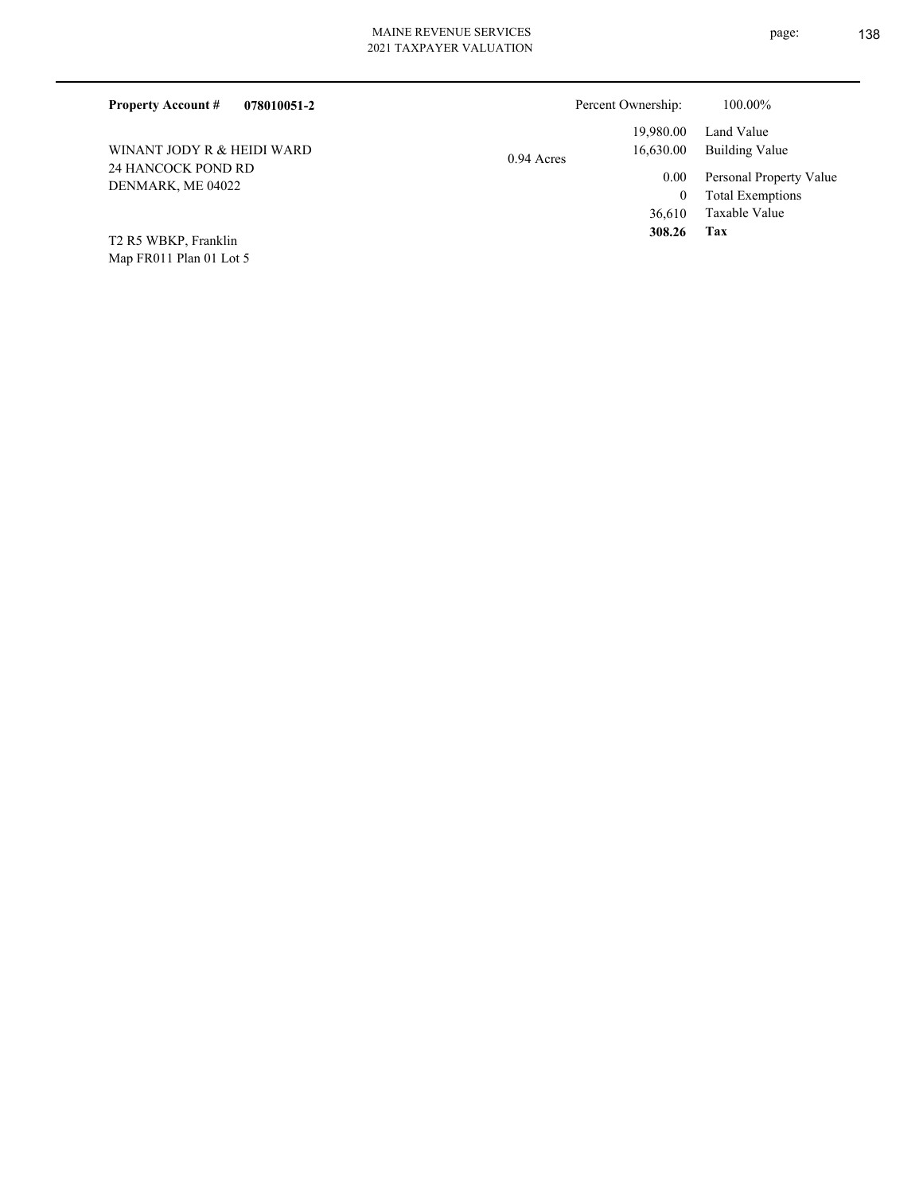**Property Account #** **078010051-2**

Percent Ownership: 100.00%

WINANT JODY R & HEIDI WARD
24 HANCOCK POND RD
DENMARK, ME 04022

0.94 Acres

| Value | Description |
|---|---|
| 19,980.00 | Land Value |
| 16,630.00 | Building Value |
| 0.00 | Personal Property Value |
| 0 | Total Exemptions |
| 36,610 | Taxable Value |
| **308.26** | **Tax** |

T2 R5 WBKP, Franklin
Map FR011 Plan 01 Lot 5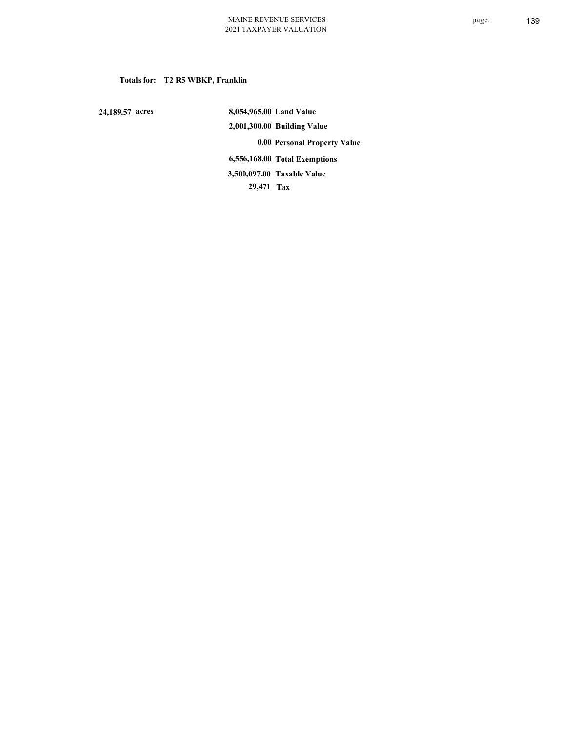**Totals for: T2 R5 WBKP, Franklin**

| | | |
|---|---|---|
| 24,189.57 acres | 8,054,965.00 | Land Value |
| | 2,001,300.00 | Building Value |
| | 0.00 | Personal Property Value |
| | 6,556,168.00 | Total Exemptions |
| | 3,500,097.00 | Taxable Value |
| | 29,471 | Tax |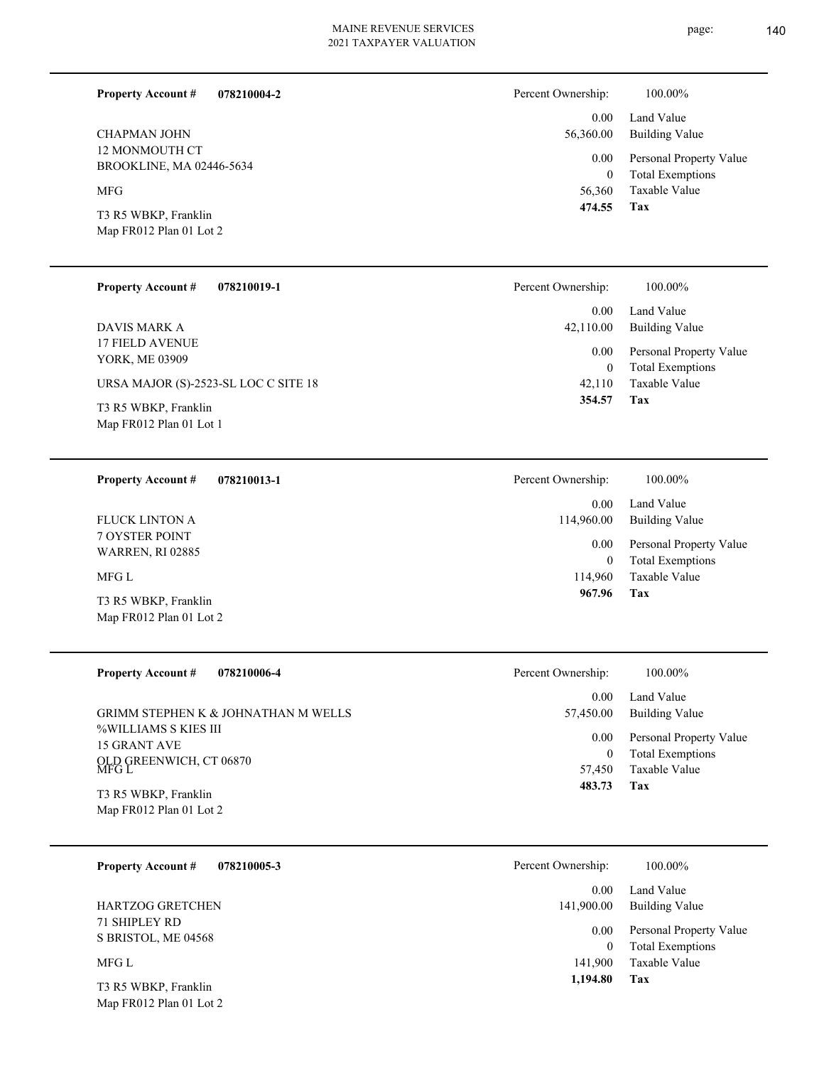**Property Account #** **078210004-2**

CHAPMAN JOHN
12 MONMOUTH CT
BROOKLINE, MA 02446-5634

MFG

T3 R5 WBKP, Franklin
Map FR012 Plan 01 Lot 2

| Percent Ownership: | 100.00% |
|---|---|
| 0.00 | Land Value |
| 56,360.00 | Building Value |
| 0.00 | Personal Property Value |
| 0 | Total Exemptions |
| 56,360 | Taxable Value |
| **474.55** | **Tax** |

---

**Property Account #** **078210019-1**

DAVIS MARK A
17 FIELD AVENUE
YORK, ME 03909

URSA MAJOR (S)-2523-SL LOC C SITE 18

T3 R5 WBKP, Franklin
Map FR012 Plan 01 Lot 1

| Percent Ownership: | 100.00% |
|---|---|
| 0.00 | Land Value |
| 42,110.00 | Building Value |
| 0.00 | Personal Property Value |
| 0 | Total Exemptions |
| 42,110 | Taxable Value |
| **354.57** | **Tax** |

---

**Property Account #** **078210013-1**

FLUCK LINTON A
7 OYSTER POINT
WARREN, RI 02885

MFG L

T3 R5 WBKP, Franklin
Map FR012 Plan 01 Lot 2

| Percent Ownership: | 100.00% |
|---|---|
| 0.00 | Land Value |
| 114,960.00 | Building Value |
| 0.00 | Personal Property Value |
| 0 | Total Exemptions |
| 114,960 | Taxable Value |
| **967.96** | **Tax** |

---

**Property Account #** **078210006-4**

GRIMM STEPHEN K & JOHNATHAN M WELLS
%WILLIAMS S KIES III
15 GRANT AVE
OLD GREENWICH, CT 06870

MFG L

T3 R5 WBKP, Franklin
Map FR012 Plan 01 Lot 2

| Percent Ownership: | 100.00% |
|---|---|
| 0.00 | Land Value |
| 57,450.00 | Building Value |
| 0.00 | Personal Property Value |
| 0 | Total Exemptions |
| 57,450 | Taxable Value |
| **483.73** | **Tax** |

---

**Property Account #** **078210005-3**

HARTZOG GRETCHEN
71 SHIPLEY RD
S BRISTOL, ME 04568

MFG L

T3 R5 WBKP, Franklin
Map FR012 Plan 01 Lot 2

| Percent Ownership: | 100.00% |
|---|---|
| 0.00 | Land Value |
| 141,900.00 | Building Value |
| 0.00 | Personal Property Value |
| 0 | Total Exemptions |
| 141,900 | Taxable Value |
| **1,194.80** | **Tax** |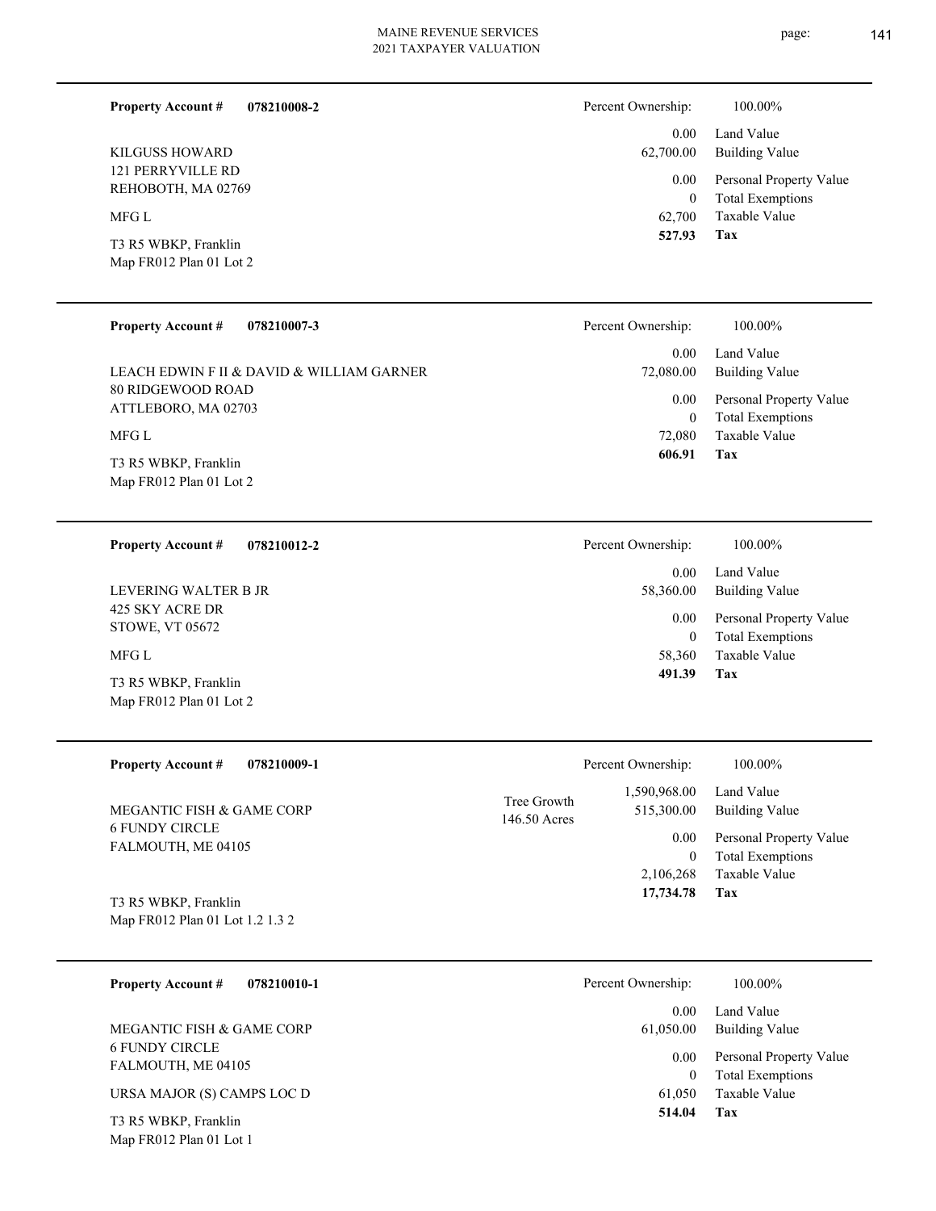**Property Account #** **078210008-2**

KILGUSS HOWARD
121 PERRYVILLE RD
REHOBOTH, MA 02769

MFG L

T3 R5 WBKP, Franklin
Map FR012 Plan 01 Lot 2

| Percent Ownership: | 100.00% |
|---|---|
| 0.00 | Land Value |
| 62,700.00 | Building Value |
| 0.00 | Personal Property Value |
| 0 | Total Exemptions |
| 62,700 | Taxable Value |
| **527.93** | **Tax** |

---

**Property Account #** **078210007-3**

LEACH EDWIN F II & DAVID & WILLIAM GARNER
80 RIDGEWOOD ROAD
ATTLEBORO, MA 02703

MFG L

T3 R5 WBKP, Franklin
Map FR012 Plan 01 Lot 2

| Percent Ownership: | 100.00% |
|---|---|
| 0.00 | Land Value |
| 72,080.00 | Building Value |
| 0.00 | Personal Property Value |
| 0 | Total Exemptions |
| 72,080 | Taxable Value |
| **606.91** | **Tax** |

---

**Property Account #** **078210012-2**

LEVERING WALTER B JR
425 SKY ACRE DR
STOWE, VT 05672

MFG L

T3 R5 WBKP, Franklin
Map FR012 Plan 01 Lot 2

| Percent Ownership: | 100.00% |
|---|---|
| 0.00 | Land Value |
| 58,360.00 | Building Value |
| 0.00 | Personal Property Value |
| 0 | Total Exemptions |
| 58,360 | Taxable Value |
| **491.39** | **Tax** |

---

**Property Account #** **078210009-1**

MEGANTIC FISH & GAME CORP
6 FUNDY CIRCLE
FALMOUTH, ME 04105

T3 R5 WBKP, Franklin
Map FR012 Plan 01 Lot 1.2 1.3 2

Tree Growth
146.50 Acres

| Percent Ownership: | 100.00% |
|---|---|
| 1,590,968.00 | Land Value |
| 515,300.00 | Building Value |
| 0.00 | Personal Property Value |
| 0 | Total Exemptions |
| 2,106,268 | Taxable Value |
| **17,734.78** | **Tax** |

---

**Property Account #** **078210010-1**

MEGANTIC FISH & GAME CORP
6 FUNDY CIRCLE
FALMOUTH, ME 04105

URSA MAJOR (S) CAMPS LOC D

T3 R5 WBKP, Franklin
Map FR012 Plan 01 Lot 1

| Percent Ownership: | 100.00% |
|---|---|
| 0.00 | Land Value |
| 61,050.00 | Building Value |
| 0.00 | Personal Property Value |
| 0 | Total Exemptions |
| 61,050 | Taxable Value |
| **514.04** | **Tax** |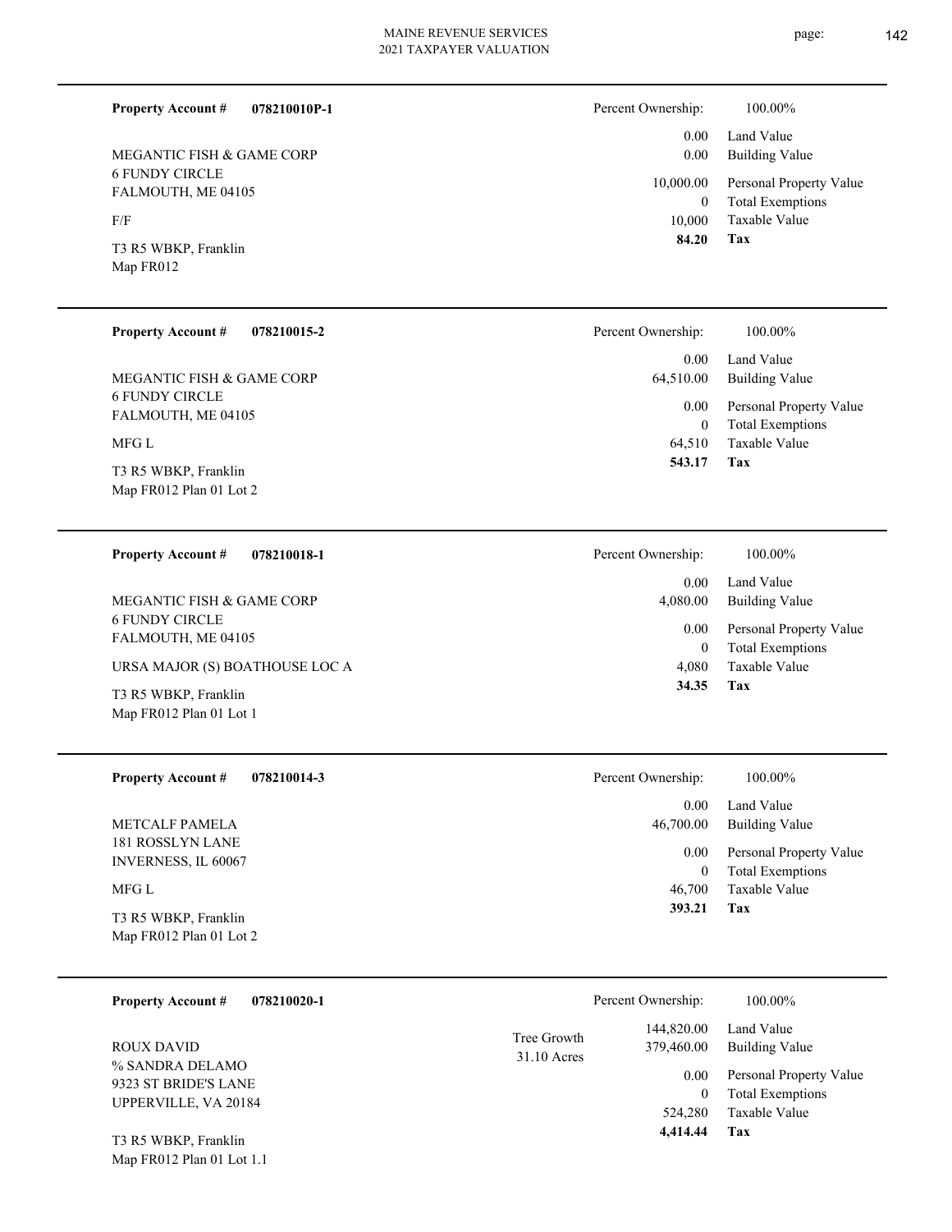**Property Account #** **078210010P-1**

MEGANTIC FISH & GAME CORP
6 FUNDY CIRCLE
FALMOUTH, ME 04105

F/F

T3 R5 WBKP, Franklin
Map FR012

| Percent Ownership: | 100.00% |
|---|---|
| 0.00 | Land Value |
| 0.00 | Building Value |
| 10,000.00 | Personal Property Value |
| 0 | Total Exemptions |
| 10,000 | Taxable Value |
| **84.20** | **Tax** |

---

**Property Account #** **078210015-2**

MEGANTIC FISH & GAME CORP
6 FUNDY CIRCLE
FALMOUTH, ME 04105

MFG L

T3 R5 WBKP, Franklin
Map FR012 Plan 01 Lot 2

| Percent Ownership: | 100.00% |
|---|---|
| 0.00 | Land Value |
| 64,510.00 | Building Value |
| 0.00 | Personal Property Value |
| 0 | Total Exemptions |
| 64,510 | Taxable Value |
| **543.17** | **Tax** |

---

**Property Account #** **078210018-1**

MEGANTIC FISH & GAME CORP
6 FUNDY CIRCLE
FALMOUTH, ME 04105

URSA MAJOR (S) BOATHOUSE LOC A

T3 R5 WBKP, Franklin
Map FR012 Plan 01 Lot 1

| Percent Ownership: | 100.00% |
|---|---|
| 0.00 | Land Value |
| 4,080.00 | Building Value |
| 0.00 | Personal Property Value |
| 0 | Total Exemptions |
| 4,080 | Taxable Value |
| **34.35** | **Tax** |

---

**Property Account #** **078210014-3**

METCALF PAMELA
181 ROSSLYN LANE
INVERNESS, IL 60067

MFG L

T3 R5 WBKP, Franklin
Map FR012 Plan 01 Lot 2

| Percent Ownership: | 100.00% |
|---|---|
| 0.00 | Land Value |
| 46,700.00 | Building Value |
| 0.00 | Personal Property Value |
| 0 | Total Exemptions |
| 46,700 | Taxable Value |
| **393.21** | **Tax** |

---

**Property Account #** **078210020-1**

ROUX DAVID
% SANDRA DELAMO
9323 ST BRIDE'S LANE
UPPERVILLE, VA 20184

T3 R5 WBKP, Franklin
Map FR012 Plan 01 Lot 1.1

Tree Growth
31.10 Acres

| Percent Ownership: | 100.00% |
|---|---|
| 144,820.00 | Land Value |
| 379,460.00 | Building Value |
| 0.00 | Personal Property Value |
| 0 | Total Exemptions |
| 524,280 | Taxable Value |
| **4,414.44** | **Tax** |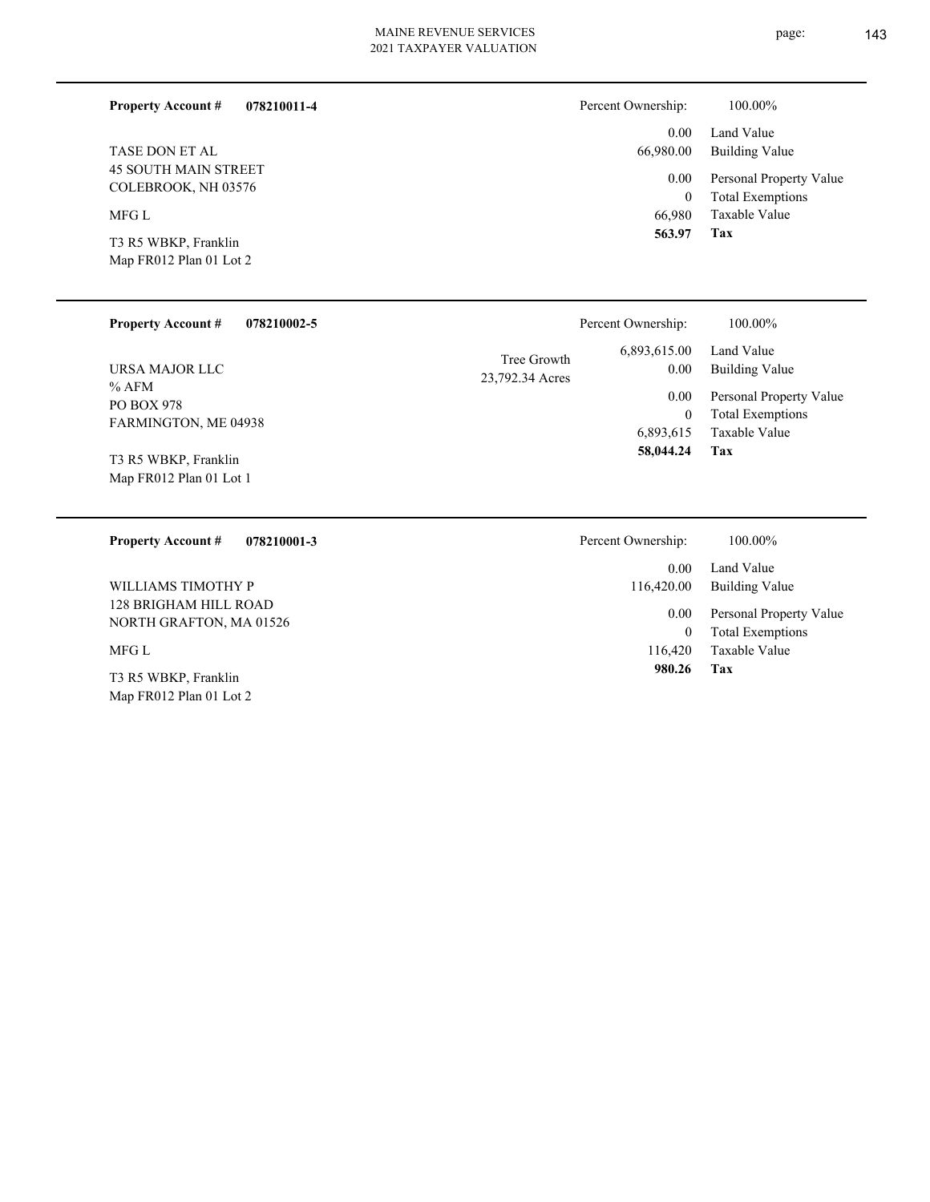**Property Account #** **078210011-4**

TASE DON ET AL
45 SOUTH MAIN STREET
COLEBROOK, NH 03576

MFG L

T3 R5 WBKP, Franklin
Map FR012 Plan 01 Lot 2

| | |
|---|---|
| Percent Ownership: | 100.00% |
| 0.00 | Land Value |
| 66,980.00 | Building Value |
| 0.00 | Personal Property Value |
| 0 | Total Exemptions |
| 66,980 | Taxable Value |
| **563.97** | **Tax** |

---

**Property Account #** **078210002-5**

URSA MAJOR LLC
% AFM
PO BOX 978
FARMINGTON, ME 04938

T3 R5 WBKP, Franklin
Map FR012 Plan 01 Lot 1

Tree Growth
23,792.34 Acres

| | |
|---|---|
| Percent Ownership: | 100.00% |
| 6,893,615.00 | Land Value |
| 0.00 | Building Value |
| 0.00 | Personal Property Value |
| 0 | Total Exemptions |
| 6,893,615 | Taxable Value |
| **58,044.24** | **Tax** |

---

**Property Account #** **078210001-3**

WILLIAMS TIMOTHY P
128 BRIGHAM HILL ROAD
NORTH GRAFTON, MA 01526

MFG L

T3 R5 WBKP, Franklin
Map FR012 Plan 01 Lot 2

| | |
|---|---|
| Percent Ownership: | 100.00% |
| 0.00 | Land Value |
| 116,420.00 | Building Value |
| 0.00 | Personal Property Value |
| 0 | Total Exemptions |
| 116,420 | Taxable Value |
| **980.26** | **Tax** |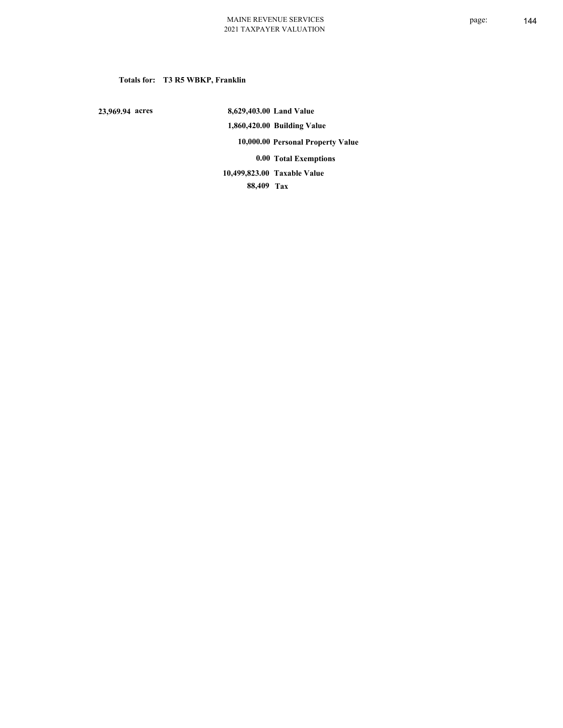**Totals for: T3 R5 WBKP, Franklin**

| | | |
|---|---|---|
| 23,969.94 acres | 8,629,403.00 | Land Value |
| | 1,860,420.00 | Building Value |
| | 10,000.00 | Personal Property Value |
| | 0.00 | Total Exemptions |
| | 10,499,823.00 | Taxable Value |
| | 88,409 | Tax |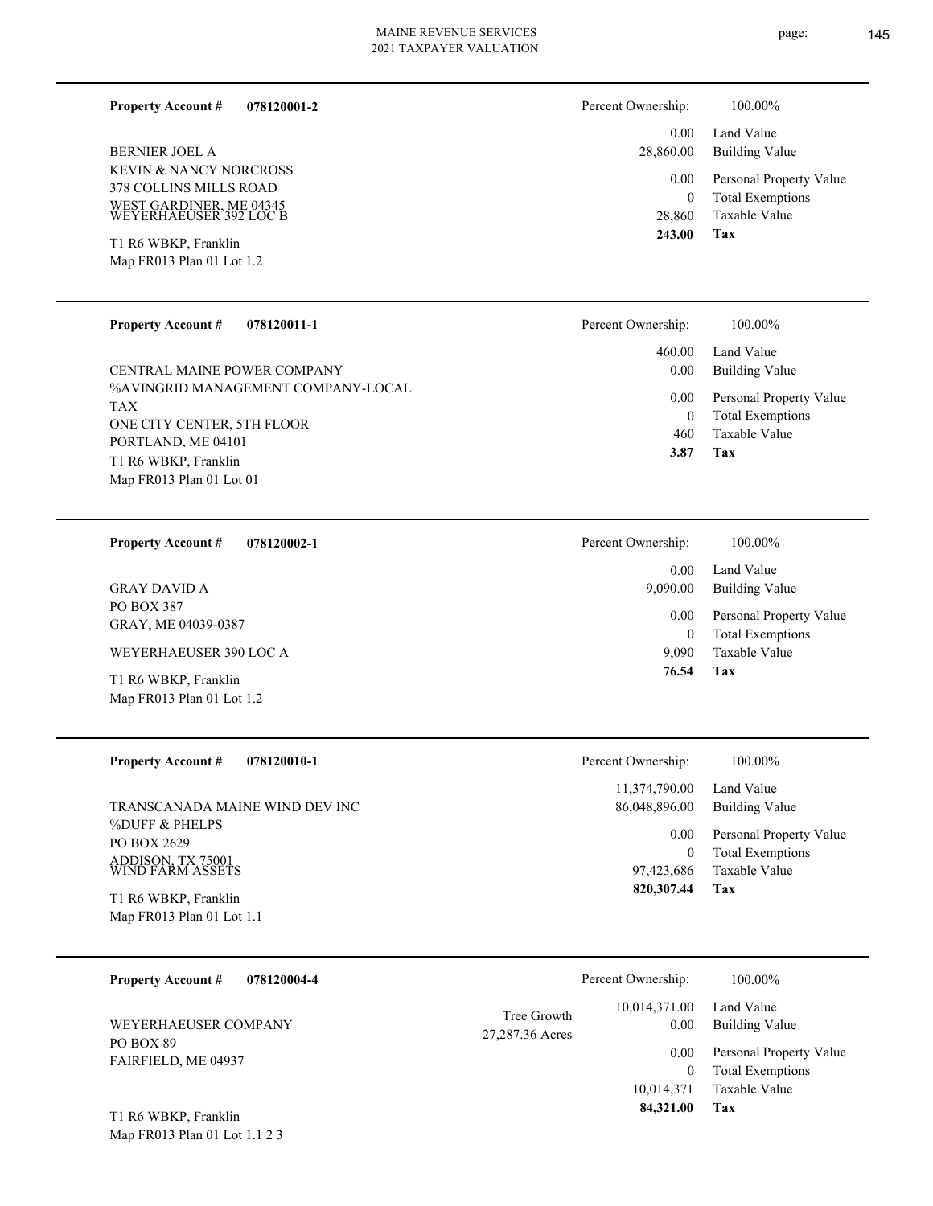**Property Account #** **078120001-2**

BERNIER JOEL A
KEVIN & NANCY NORCROSS
378 COLLINS MILLS ROAD
WEST GARDINER, ME 04345
WEYERHAEUSER 392 LOC B

T1 R6 WBKP, Franklin
Map FR013 Plan 01 Lot 1.2

| Percent Ownership: | 100.00% |
|---|---|
| 0.00 | Land Value |
| 28,860.00 | Building Value |
| 0.00 | Personal Property Value |
| 0 | Total Exemptions |
| 28,860 | Taxable Value |
| **243.00** | **Tax** |

---

**Property Account #** **078120011-1**

CENTRAL MAINE POWER COMPANY
%AVINGRID MANAGEMENT COMPANY-LOCAL TAX
ONE CITY CENTER, 5TH FLOOR
PORTLAND, ME 04101
T1 R6 WBKP, Franklin
Map FR013 Plan 01 Lot 01

| Percent Ownership: | 100.00% |
|---|---|
| 460.00 | Land Value |
| 0.00 | Building Value |
| 0.00 | Personal Property Value |
| 0 | Total Exemptions |
| 460 | Taxable Value |
| **3.87** | **Tax** |

---

**Property Account #** **078120002-1**

GRAY DAVID A
PO BOX 387
GRAY, ME 04039-0387

WEYERHAEUSER 390 LOC A

T1 R6 WBKP, Franklin
Map FR013 Plan 01 Lot 1.2

| Percent Ownership: | 100.00% |
|---|---|
| 0.00 | Land Value |
| 9,090.00 | Building Value |
| 0.00 | Personal Property Value |
| 0 | Total Exemptions |
| 9,090 | Taxable Value |
| **76.54** | **Tax** |

---

**Property Account #** **078120010-1**

TRANSCANADA MAINE WIND DEV INC
%DUFF & PHELPS
PO BOX 2629
ADDISON, TX 75001
WIND FARM ASSETS

T1 R6 WBKP, Franklin
Map FR013 Plan 01 Lot 1.1

| Percent Ownership: | 100.00% |
|---|---|
| 11,374,790.00 | Land Value |
| 86,048,896.00 | Building Value |
| 0.00 | Personal Property Value |
| 0 | Total Exemptions |
| 97,423,686 | Taxable Value |
| **820,307.44** | **Tax** |

---

**Property Account #** **078120004-4**

WEYERHAEUSER COMPANY
PO BOX 89
FAIRFIELD, ME 04937

T1 R6 WBKP, Franklin
Map FR013 Plan 01 Lot 1.1 2 3

Tree Growth
27,287.36 Acres

| Percent Ownership: | 100.00% |
|---|---|
| 10,014,371.00 | Land Value |
| 0.00 | Building Value |
| 0.00 | Personal Property Value |
| 0 | Total Exemptions |
| 10,014,371 | Taxable Value |
| **84,321.00** | **Tax** |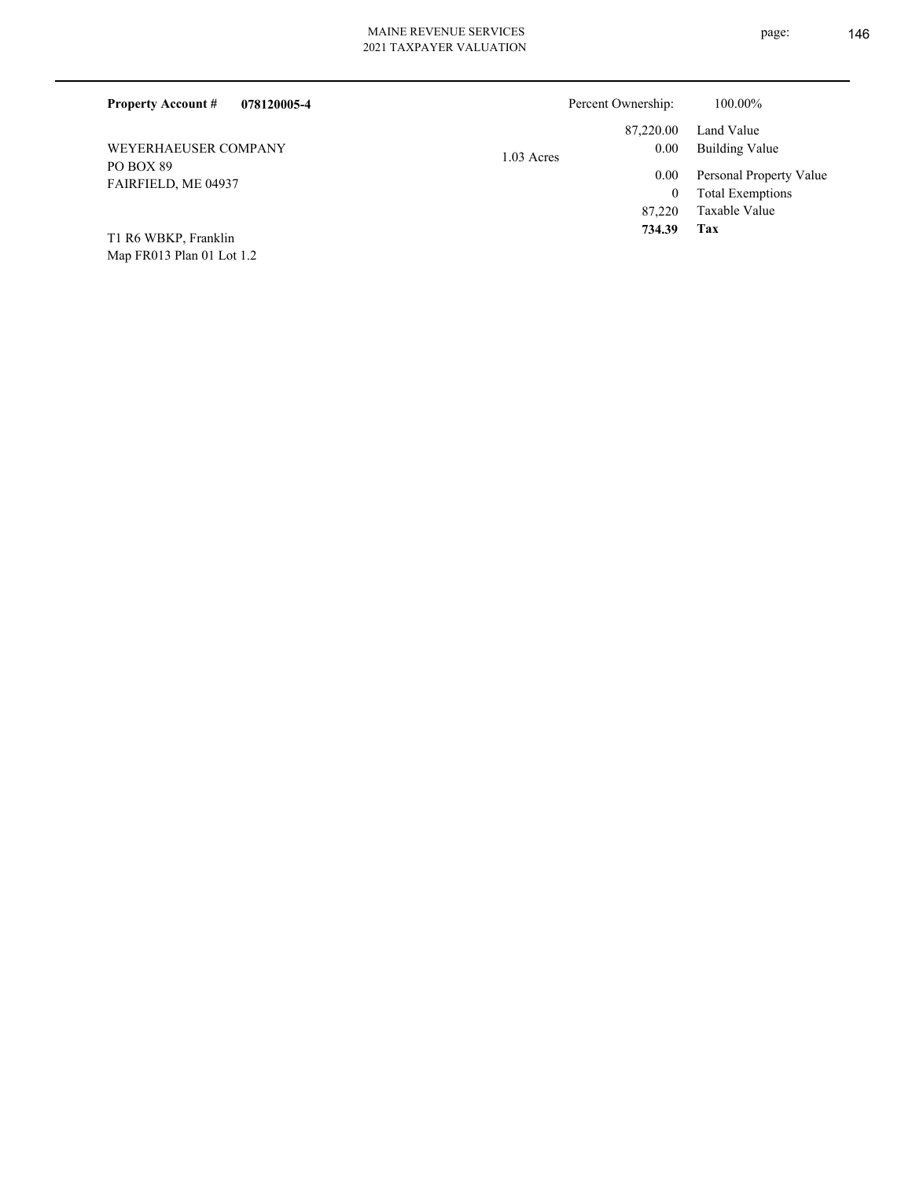**Property Account #** **078120005-4**

Percent Ownership: 100.00%

WEYERHAEUSER COMPANY
PO BOX 89
FAIRFIELD, ME 04937

T1 R6 WBKP, Franklin
Map FR013 Plan 01 Lot 1.2

1.03 Acres

| | |
|---:|---|
| 87,220.00 | Land Value |
| 0.00 | Building Value |
| 0.00 | Personal Property Value |
| 0 | Total Exemptions |
| 87,220 | Taxable Value |
| **734.39** | **Tax** |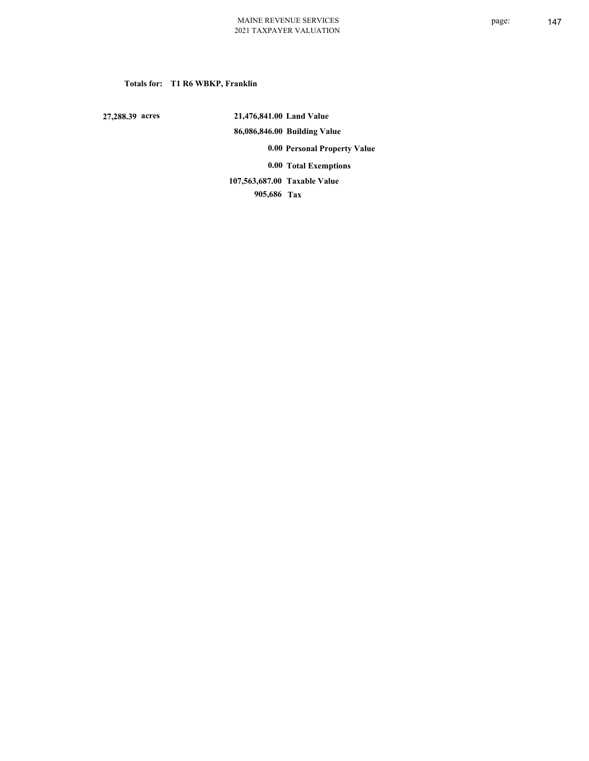**Totals for: T1 R6 WBKP, Franklin**

| | | |
|---|---|---|
| 27,288.39 acres | 21,476,841.00 | Land Value |
| | 86,086,846.00 | Building Value |
| | 0.00 | Personal Property Value |
| | 0.00 | Total Exemptions |
| | 107,563,687.00 | Taxable Value |
| | 905,686 | Tax |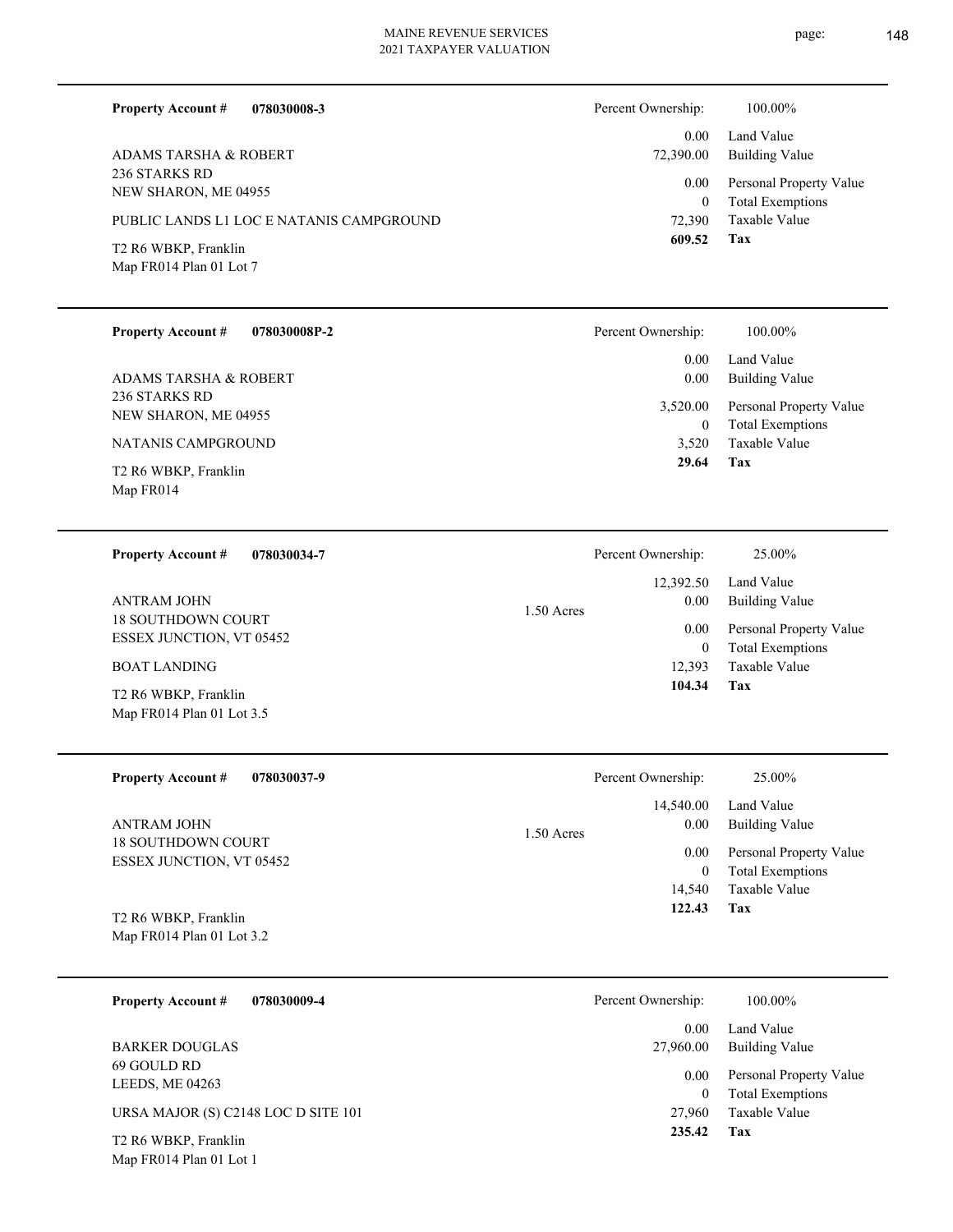**Property Account #** **078030008-3**

ADAMS TARSHA & ROBERT
236 STARKS RD
NEW SHARON, ME 04955

PUBLIC LANDS L1 LOC E NATANIS CAMPGROUND

T2 R6 WBKP, Franklin
Map FR014 Plan 01 Lot 7

| Percent Ownership: | 100.00% |
|---|---|
| 0.00 | Land Value |
| 72,390.00 | Building Value |
| 0.00 | Personal Property Value |
| 0 | Total Exemptions |
| 72,390 | Taxable Value |
| **609.52** | **Tax** |

---

**Property Account #** **078030008P-2**

ADAMS TARSHA & ROBERT
236 STARKS RD
NEW SHARON, ME 04955

NATANIS CAMPGROUND

T2 R6 WBKP, Franklin
Map FR014

| Percent Ownership: | 100.00% |
|---|---|
| 0.00 | Land Value |
| 0.00 | Building Value |
| 3,520.00 | Personal Property Value |
| 0 | Total Exemptions |
| 3,520 | Taxable Value |
| **29.64** | **Tax** |

---

**Property Account #** **078030034-7**

ANTRAM JOHN
18 SOUTHDOWN COURT
ESSEX JUNCTION, VT 05452

BOAT LANDING

T2 R6 WBKP, Franklin
Map FR014 Plan 01 Lot 3.5

1.50 Acres

| Percent Ownership: | 25.00% |
|---|---|
| 12,392.50 | Land Value |
| 0.00 | Building Value |
| 0.00 | Personal Property Value |
| 0 | Total Exemptions |
| 12,393 | Taxable Value |
| **104.34** | **Tax** |

---

**Property Account #** **078030037-9**

ANTRAM JOHN
18 SOUTHDOWN COURT
ESSEX JUNCTION, VT 05452

T2 R6 WBKP, Franklin
Map FR014 Plan 01 Lot 3.2

1.50 Acres

| Percent Ownership: | 25.00% |
|---|---|
| 14,540.00 | Land Value |
| 0.00 | Building Value |
| 0.00 | Personal Property Value |
| 0 | Total Exemptions |
| 14,540 | Taxable Value |
| **122.43** | **Tax** |

---

**Property Account #** **078030009-4**

BARKER DOUGLAS
69 GOULD RD
LEEDS, ME 04263

URSA MAJOR (S) C2148 LOC D SITE 101

T2 R6 WBKP, Franklin
Map FR014 Plan 01 Lot 1

| Percent Ownership: | 100.00% |
|---|---|
| 0.00 | Land Value |
| 27,960.00 | Building Value |
| 0.00 | Personal Property Value |
| 0 | Total Exemptions |
| 27,960 | Taxable Value |
| **235.42** | **Tax** |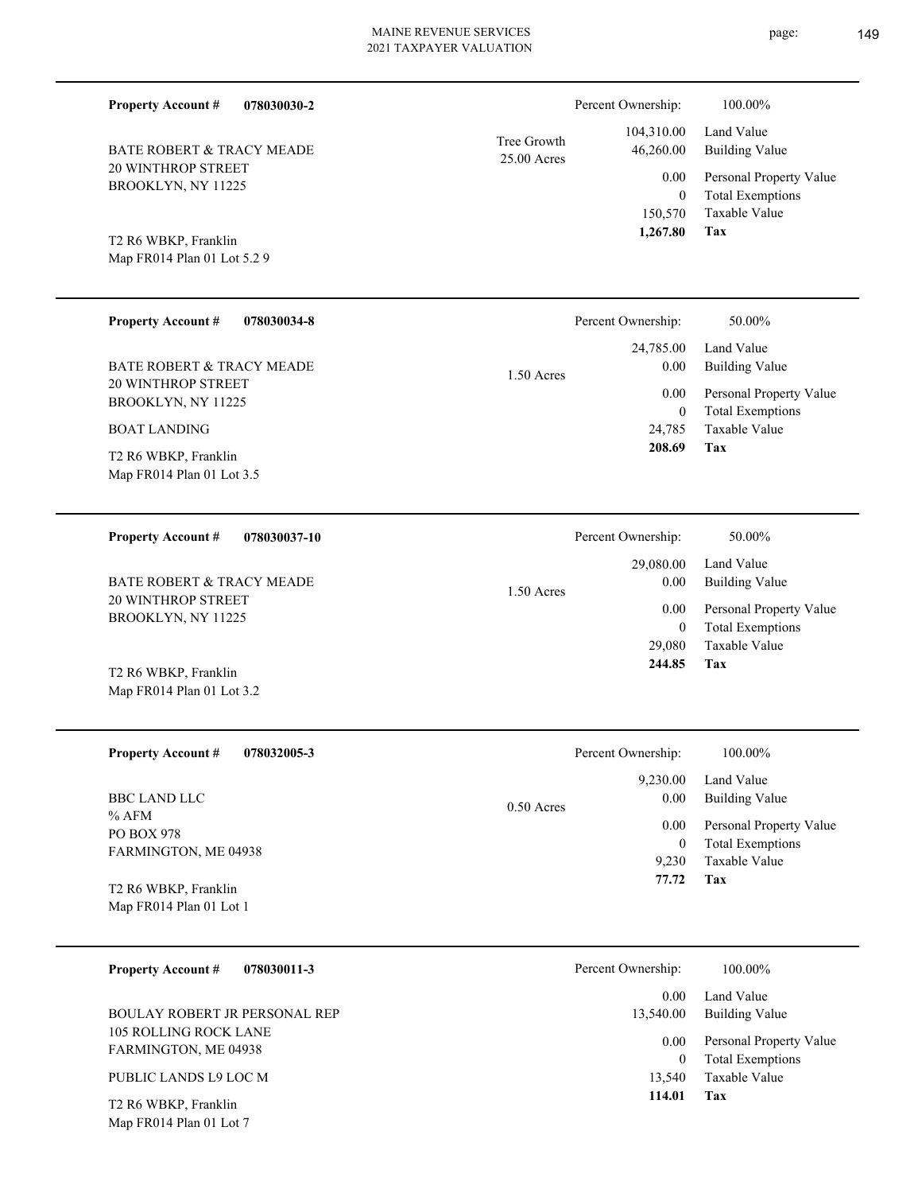**Property Account #** **078030030-2**

BATE ROBERT & TRACY MEADE
20 WINTHROP STREET
BROOKLYN, NY 11225

T2 R6 WBKP, Franklin
Map FR014 Plan 01 Lot 5.2 9

Tree Growth 25.00 Acres

| Percent Ownership: | 100.00% |
|---|---|
| 104,310.00 | Land Value |
| 46,260.00 | Building Value |
| 0.00 | Personal Property Value |
| 0 | Total Exemptions |
| 150,570 | Taxable Value |
| **1,267.80** | **Tax** |

---

**Property Account #** **078030034-8**

BATE ROBERT & TRACY MEADE
20 WINTHROP STREET
BROOKLYN, NY 11225

BOAT LANDING

T2 R6 WBKP, Franklin
Map FR014 Plan 01 Lot 3.5

1.50 Acres

| Percent Ownership: | 50.00% |
|---|---|
| 24,785.00 | Land Value |
| 0.00 | Building Value |
| 0.00 | Personal Property Value |
| 0 | Total Exemptions |
| 24,785 | Taxable Value |
| **208.69** | **Tax** |

---

**Property Account #** **078030037-10**

BATE ROBERT & TRACY MEADE
20 WINTHROP STREET
BROOKLYN, NY 11225

T2 R6 WBKP, Franklin
Map FR014 Plan 01 Lot 3.2

1.50 Acres

| Percent Ownership: | 50.00% |
|---|---|
| 29,080.00 | Land Value |
| 0.00 | Building Value |
| 0.00 | Personal Property Value |
| 0 | Total Exemptions |
| 29,080 | Taxable Value |
| **244.85** | **Tax** |

---

**Property Account #** **078032005-3**

BBC LAND LLC
% AFM
PO BOX 978
FARMINGTON, ME 04938

T2 R6 WBKP, Franklin
Map FR014 Plan 01 Lot 1

0.50 Acres

| Percent Ownership: | 100.00% |
|---|---|
| 9,230.00 | Land Value |
| 0.00 | Building Value |
| 0.00 | Personal Property Value |
| 0 | Total Exemptions |
| 9,230 | Taxable Value |
| **77.72** | **Tax** |

---

**Property Account #** **078030011-3**

BOULAY ROBERT JR PERSONAL REP
105 ROLLING ROCK LANE
FARMINGTON, ME 04938

PUBLIC LANDS L9 LOC M

T2 R6 WBKP, Franklin
Map FR014 Plan 01 Lot 7

| Percent Ownership: | 100.00% |
|---|---|
| 0.00 | Land Value |
| 13,540.00 | Building Value |
| 0.00 | Personal Property Value |
| 0 | Total Exemptions |
| 13,540 | Taxable Value |
| **114.01** | **Tax** |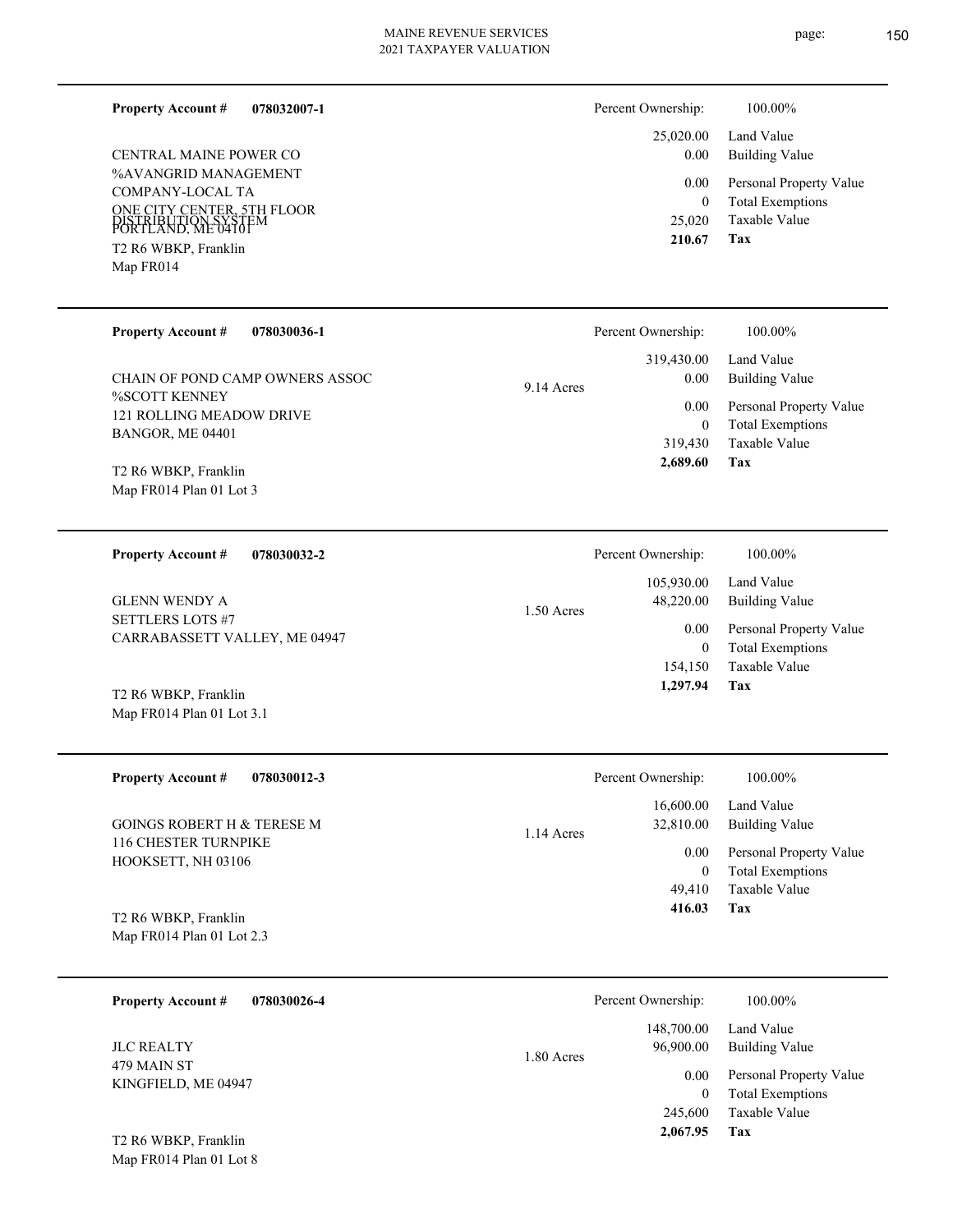**Property Account #** **078032007-1**

CENTRAL MAINE POWER CO
%AVANGRID MANAGEMENT
COMPANY-LOCAL TA
ONE CITY CENTER, 5TH FLOOR
DISTRIBUTION SYSTEM
PORTLAND, ME 04101

T2 R6 WBKP, Franklin
Map FR014

| | |
|---|---|
| Percent Ownership: | 100.00% |
| 25,020.00 | Land Value |
| 0.00 | Building Value |
| 0.00 | Personal Property Value |
| 0 | Total Exemptions |
| 25,020 | Taxable Value |
| **210.67** | **Tax** |

---

**Property Account #** **078030036-1**

CHAIN OF POND CAMP OWNERS ASSOC
%SCOTT KENNEY
121 ROLLING MEADOW DRIVE
BANGOR, ME 04401

T2 R6 WBKP, Franklin
Map FR014 Plan 01 Lot 3

9.14 Acres

| | |
|---|---|
| Percent Ownership: | 100.00% |
| 319,430.00 | Land Value |
| 0.00 | Building Value |
| 0.00 | Personal Property Value |
| 0 | Total Exemptions |
| 319,430 | Taxable Value |
| **2,689.60** | **Tax** |

---

**Property Account #** **078030032-2**

GLENN WENDY A
SETTLERS LOTS #7
CARRABASSETT VALLEY, ME 04947

T2 R6 WBKP, Franklin
Map FR014 Plan 01 Lot 3.1

1.50 Acres

| | |
|---|---|
| Percent Ownership: | 100.00% |
| 105,930.00 | Land Value |
| 48,220.00 | Building Value |
| 0.00 | Personal Property Value |
| 0 | Total Exemptions |
| 154,150 | Taxable Value |
| **1,297.94** | **Tax** |

---

**Property Account #** **078030012-3**

GOINGS ROBERT H & TERESE M
116 CHESTER TURNPIKE
HOOKSETT, NH 03106

T2 R6 WBKP, Franklin
Map FR014 Plan 01 Lot 2.3

1.14 Acres

| | |
|---|---|
| Percent Ownership: | 100.00% |
| 16,600.00 | Land Value |
| 32,810.00 | Building Value |
| 0.00 | Personal Property Value |
| 0 | Total Exemptions |
| 49,410 | Taxable Value |
| **416.03** | **Tax** |

---

**Property Account #** **078030026-4**

JLC REALTY
479 MAIN ST
KINGFIELD, ME 04947

T2 R6 WBKP, Franklin
Map FR014 Plan 01 Lot 8

1.80 Acres

| | |
|---|---|
| Percent Ownership: | 100.00% |
| 148,700.00 | Land Value |
| 96,900.00 | Building Value |
| 0.00 | Personal Property Value |
| 0 | Total Exemptions |
| 245,600 | Taxable Value |
| **2,067.95** | **Tax** |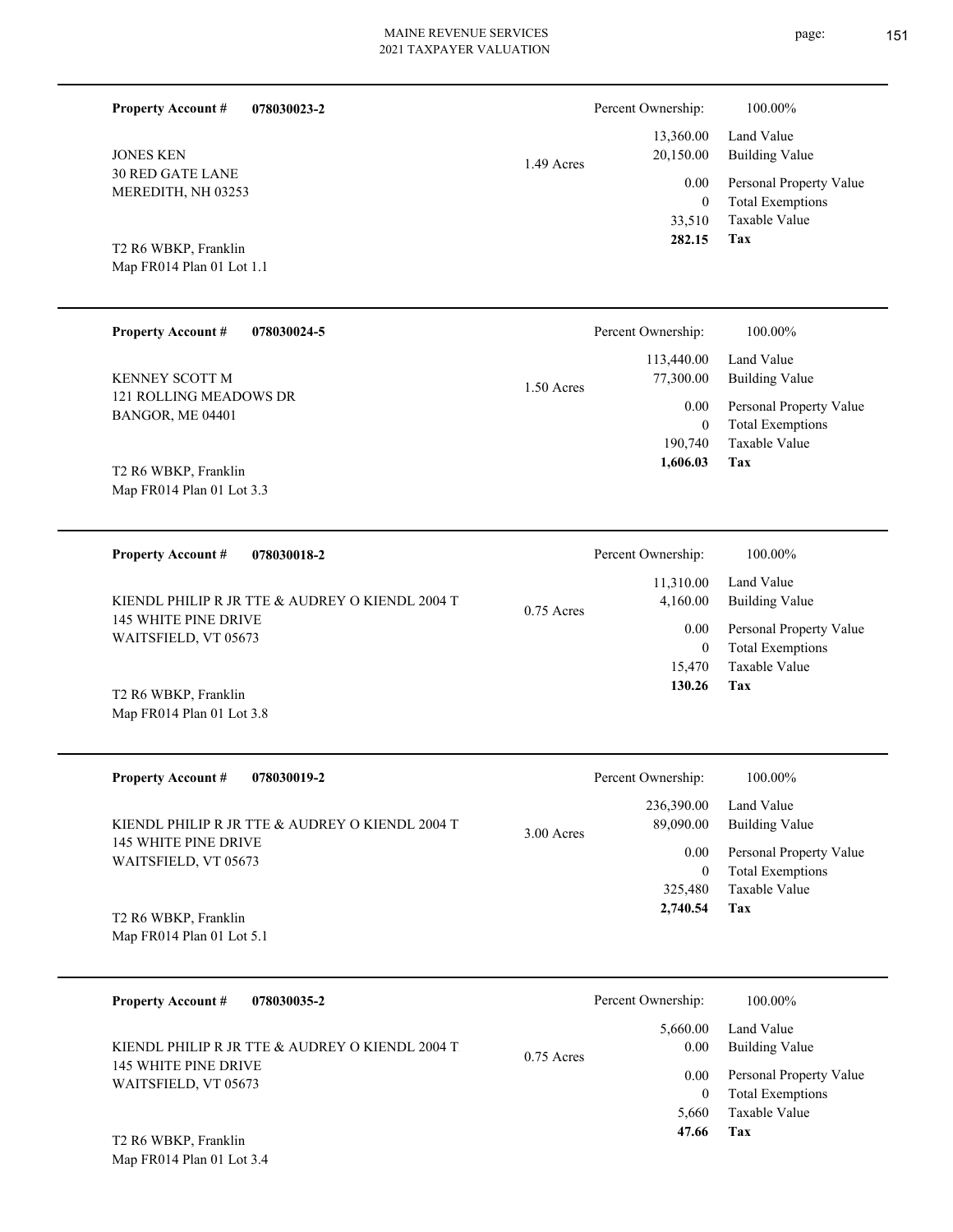**Property Account #** **078030023-2**

JONES KEN
30 RED GATE LANE
MEREDITH, NH 03253

T2 R6 WBKP, Franklin
Map FR014 Plan 01 Lot 1.1

1.49 Acres

| Percent Ownership: | 100.00% |
|---|---|
| 13,360.00 | Land Value |
| 20,150.00 | Building Value |
| 0.00 | Personal Property Value |
| 0 | Total Exemptions |
| 33,510 | Taxable Value |
| **282.15** | **Tax** |

---

**Property Account #** **078030024-5**

KENNEY SCOTT M
121 ROLLING MEADOWS DR
BANGOR, ME 04401

T2 R6 WBKP, Franklin
Map FR014 Plan 01 Lot 3.3

1.50 Acres

| Percent Ownership: | 100.00% |
|---|---|
| 113,440.00 | Land Value |
| 77,300.00 | Building Value |
| 0.00 | Personal Property Value |
| 0 | Total Exemptions |
| 190,740 | Taxable Value |
| **1,606.03** | **Tax** |

---

**Property Account #** **078030018-2**

KIENDL PHILIP R JR TTE & AUDREY O KIENDL 2004 T
145 WHITE PINE DRIVE
WAITSFIELD, VT 05673

T2 R6 WBKP, Franklin
Map FR014 Plan 01 Lot 3.8

0.75 Acres

| Percent Ownership: | 100.00% |
|---|---|
| 11,310.00 | Land Value |
| 4,160.00 | Building Value |
| 0.00 | Personal Property Value |
| 0 | Total Exemptions |
| 15,470 | Taxable Value |
| **130.26** | **Tax** |

---

**Property Account #** **078030019-2**

KIENDL PHILIP R JR TTE & AUDREY O KIENDL 2004 T
145 WHITE PINE DRIVE
WAITSFIELD, VT 05673

T2 R6 WBKP, Franklin
Map FR014 Plan 01 Lot 5.1

3.00 Acres

| Percent Ownership: | 100.00% |
|---|---|
| 236,390.00 | Land Value |
| 89,090.00 | Building Value |
| 0.00 | Personal Property Value |
| 0 | Total Exemptions |
| 325,480 | Taxable Value |
| **2,740.54** | **Tax** |

---

**Property Account #** **078030035-2**

KIENDL PHILIP R JR TTE & AUDREY O KIENDL 2004 T
145 WHITE PINE DRIVE
WAITSFIELD, VT 05673

T2 R6 WBKP, Franklin
Map FR014 Plan 01 Lot 3.4

0.75 Acres

| Percent Ownership: | 100.00% |
|---|---|
| 5,660.00 | Land Value |
| 0.00 | Building Value |
| 0.00 | Personal Property Value |
| 0 | Total Exemptions |
| 5,660 | Taxable Value |
| **47.66** | **Tax** |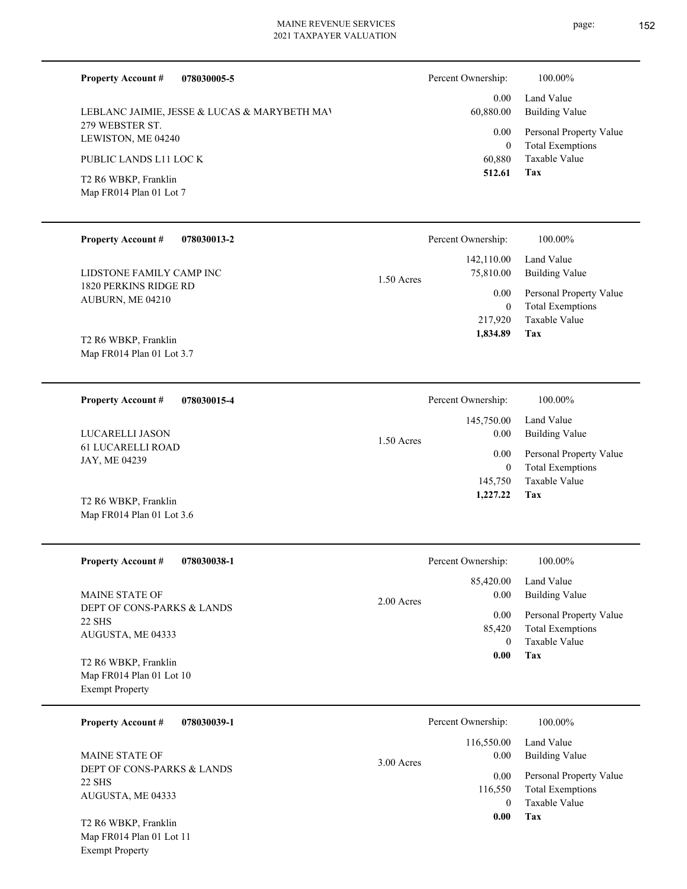**Property Account #** **078030005-5**

LEBLANC JAIMIE, JESSE & LUCAS & MARYBETH MAY
279 WEBSTER ST.
LEWISTON, ME 04240

PUBLIC LANDS L11 LOC K

T2 R6 WBKP, Franklin
Map FR014 Plan 01 Lot 7

| | |
|---|---|
| Percent Ownership: | 100.00% |
| 0.00 | Land Value |
| 60,880.00 | Building Value |
| 0.00 | Personal Property Value |
| 0 | Total Exemptions |
| 60,880 | Taxable Value |
| **512.61** | **Tax** |

---

**Property Account #** **078030013-2**

LIDSTONE FAMILY CAMP INC
1820 PERKINS RIDGE RD
AUBURN, ME 04210

T2 R6 WBKP, Franklin
Map FR014 Plan 01 Lot 3.7

1.50 Acres

| | |
|---|---|
| Percent Ownership: | 100.00% |
| 142,110.00 | Land Value |
| 75,810.00 | Building Value |
| 0.00 | Personal Property Value |
| 0 | Total Exemptions |
| 217,920 | Taxable Value |
| **1,834.89** | **Tax** |

---

**Property Account #** **078030015-4**

LUCARELLI JASON
61 LUCARELLI ROAD
JAY, ME 04239

T2 R6 WBKP, Franklin
Map FR014 Plan 01 Lot 3.6

1.50 Acres

| | |
|---|---|
| Percent Ownership: | 100.00% |
| 145,750.00 | Land Value |
| 0.00 | Building Value |
| 0.00 | Personal Property Value |
| 0 | Total Exemptions |
| 145,750 | Taxable Value |
| **1,227.22** | **Tax** |

---

**Property Account #** **078030038-1**

MAINE STATE OF
DEPT OF CONS-PARKS & LANDS
22 SHS
AUGUSTA, ME 04333

T2 R6 WBKP, Franklin
Map FR014 Plan 01 Lot 10
Exempt Property

2.00 Acres

| | |
|---|---|
| Percent Ownership: | 100.00% |
| 85,420.00 | Land Value |
| 0.00 | Building Value |
| 0.00 | Personal Property Value |
| 85,420 | Total Exemptions |
| 0 | Taxable Value |
| **0.00** | **Tax** |

---

**Property Account #** **078030039-1**

MAINE STATE OF
DEPT OF CONS-PARKS & LANDS
22 SHS
AUGUSTA, ME 04333

T2 R6 WBKP, Franklin
Map FR014 Plan 01 Lot 11
Exempt Property

3.00 Acres

| | |
|---|---|
| Percent Ownership: | 100.00% |
| 116,550.00 | Land Value |
| 0.00 | Building Value |
| 0.00 | Personal Property Value |
| 116,550 | Total Exemptions |
| 0 | Taxable Value |
| **0.00** | **Tax** |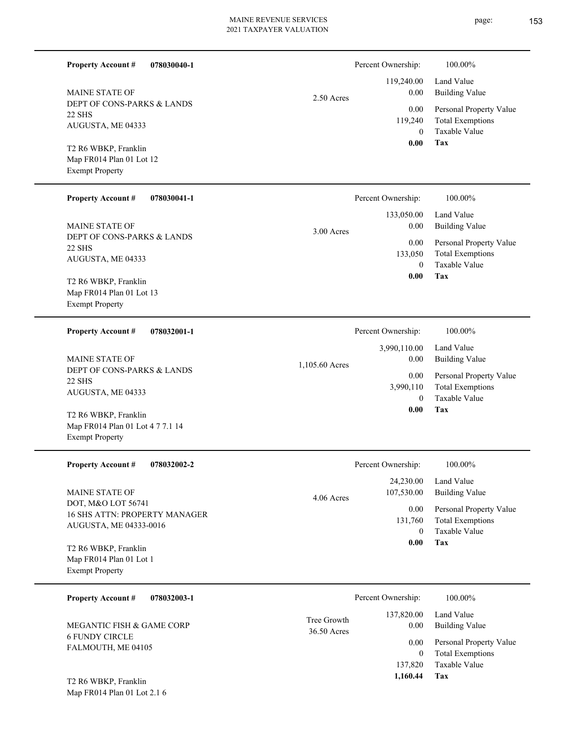**Property Account #** **078030040-1**

MAINE STATE OF
DEPT OF CONS-PARKS & LANDS
22 SHS
AUGUSTA, ME 04333

T2 R6 WBKP, Franklin
Map FR014 Plan 01 Lot 12
Exempt Property

2.50 Acres

| | |
|---|---|
| Percent Ownership: | 100.00% |
| 119,240.00 | Land Value |
| 0.00 | Building Value |
| 0.00 | Personal Property Value |
| 119,240 | Total Exemptions |
| 0 | Taxable Value |
| **0.00** | **Tax** |

---

**Property Account #** **078030041-1**

MAINE STATE OF
DEPT OF CONS-PARKS & LANDS
22 SHS
AUGUSTA, ME 04333

T2 R6 WBKP, Franklin
Map FR014 Plan 01 Lot 13
Exempt Property

3.00 Acres

| | |
|---|---|
| Percent Ownership: | 100.00% |
| 133,050.00 | Land Value |
| 0.00 | Building Value |
| 0.00 | Personal Property Value |
| 133,050 | Total Exemptions |
| 0 | Taxable Value |
| **0.00** | **Tax** |

---

**Property Account #** **078032001-1**

MAINE STATE OF
DEPT OF CONS-PARKS & LANDS
22 SHS
AUGUSTA, ME 04333

T2 R6 WBKP, Franklin
Map FR014 Plan 01 Lot 4 7 7.1 14
Exempt Property

1,105.60 Acres

| | |
|---|---|
| Percent Ownership: | 100.00% |
| 3,990,110.00 | Land Value |
| 0.00 | Building Value |
| 0.00 | Personal Property Value |
| 3,990,110 | Total Exemptions |
| 0 | Taxable Value |
| **0.00** | **Tax** |

---

**Property Account #** **078032002-2**

MAINE STATE OF
DOT, M&O LOT 56741
16 SHS ATTN: PROPERTY MANAGER
AUGUSTA, ME 04333-0016

T2 R6 WBKP, Franklin
Map FR014 Plan 01 Lot 1
Exempt Property

4.06 Acres

| | |
|---|---|
| Percent Ownership: | 100.00% |
| 24,230.00 | Land Value |
| 107,530.00 | Building Value |
| 0.00 | Personal Property Value |
| 131,760 | Total Exemptions |
| 0 | Taxable Value |
| **0.00** | **Tax** |

---

**Property Account #** **078032003-1**

MEGANTIC FISH & GAME CORP
6 FUNDY CIRCLE
FALMOUTH, ME 04105

T2 R6 WBKP, Franklin
Map FR014 Plan 01 Lot 2.1 6

Tree Growth
36.50 Acres

| | |
|---|---|
| Percent Ownership: | 100.00% |
| 137,820.00 | Land Value |
| 0.00 | Building Value |
| 0.00 | Personal Property Value |
| 0 | Total Exemptions |
| 137,820 | Taxable Value |
| **1,160.44** | **Tax** |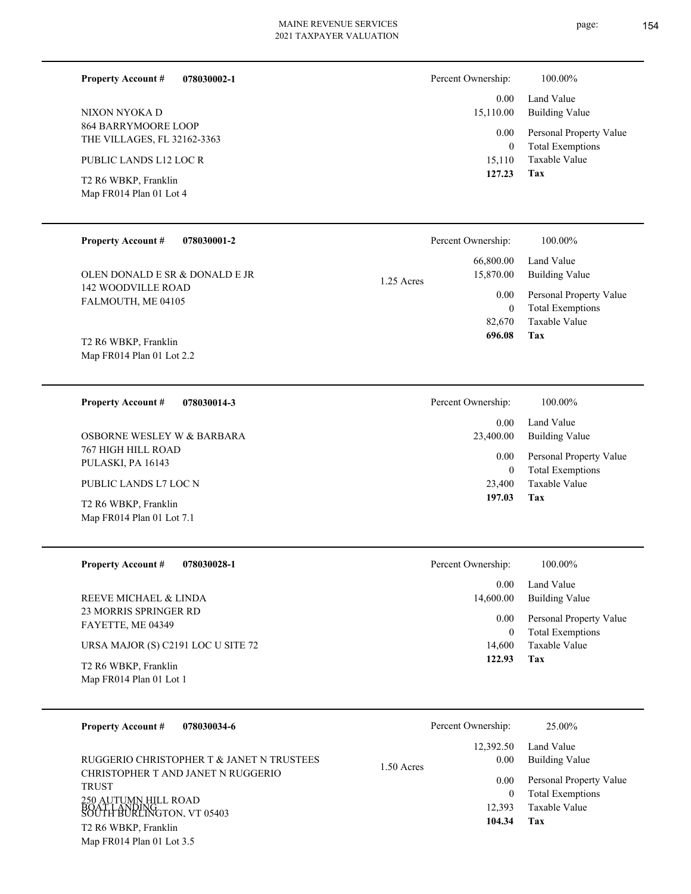**Property Account #** **078030002-1**

NIXON NYOKA D
864 BARRYMOORE LOOP
THE VILLAGES, FL 32162-3363

PUBLIC LANDS L12 LOC R

T2 R6 WBKP, Franklin
Map FR014 Plan 01 Lot 4

| Percent Ownership: | 100.00% |
|---|---|
| 0.00 | Land Value |
| 15,110.00 | Building Value |
| 0.00 | Personal Property Value |
| 0 | Total Exemptions |
| 15,110 | Taxable Value |
| **127.23** | **Tax** |

---

**Property Account #** **078030001-2**

OLEN DONALD E SR & DONALD E JR
142 WOODVILLE ROAD
FALMOUTH, ME 04105

T2 R6 WBKP, Franklin
Map FR014 Plan 01 Lot 2.2

1.25 Acres

| Percent Ownership: | 100.00% |
|---|---|
| 66,800.00 | Land Value |
| 15,870.00 | Building Value |
| 0.00 | Personal Property Value |
| 0 | Total Exemptions |
| 82,670 | Taxable Value |
| **696.08** | **Tax** |

---

**Property Account #** **078030014-3**

OSBORNE WESLEY W & BARBARA
767 HIGH HILL ROAD
PULASKI, PA 16143

PUBLIC LANDS L7 LOC N

T2 R6 WBKP, Franklin
Map FR014 Plan 01 Lot 7.1

| Percent Ownership: | 100.00% |
|---|---|
| 0.00 | Land Value |
| 23,400.00 | Building Value |
| 0.00 | Personal Property Value |
| 0 | Total Exemptions |
| 23,400 | Taxable Value |
| **197.03** | **Tax** |

---

**Property Account #** **078030028-1**

REEVE MICHAEL & LINDA
23 MORRIS SPRINGER RD
FAYETTE, ME 04349

URSA MAJOR (S) C2191 LOC U SITE 72

T2 R6 WBKP, Franklin
Map FR014 Plan 01 Lot 1

| Percent Ownership: | 100.00% |
|---|---|
| 0.00 | Land Value |
| 14,600.00 | Building Value |
| 0.00 | Personal Property Value |
| 0 | Total Exemptions |
| 14,600 | Taxable Value |
| **122.93** | **Tax** |

---

**Property Account #** **078030034-6**

RUGGERIO CHRISTOPHER T & JANET N TRUSTEES
CHRISTOPHER T AND JANET N RUGGERIO TRUST
250 AUTUMN HILL ROAD
SOUTH BURLINGTON, VT 05403

BOAT LANDING

T2 R6 WBKP, Franklin
Map FR014 Plan 01 Lot 3.5

1.50 Acres

| Percent Ownership: | 25.00% |
|---|---|
| 12,392.50 | Land Value |
| 0.00 | Building Value |
| 0.00 | Personal Property Value |
| 0 | Total Exemptions |
| 12,393 | Taxable Value |
| **104.34** | **Tax** |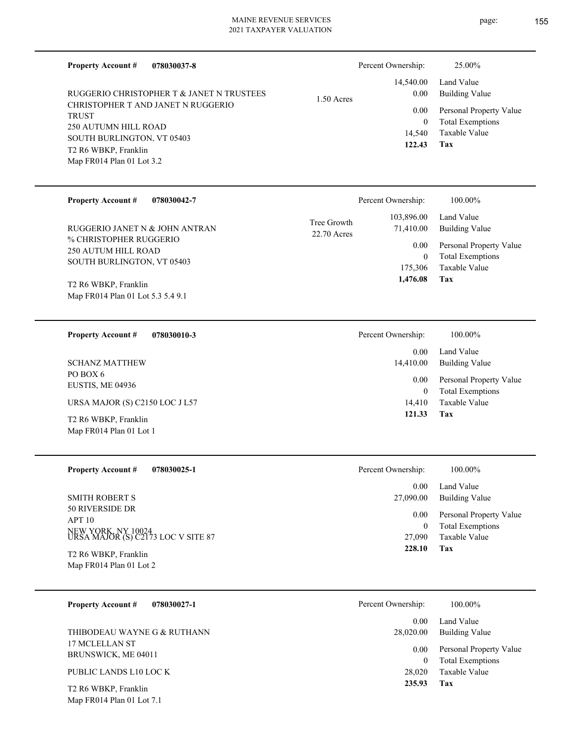**Property Account #** **078030037-8**

RUGGERIO CHRISTOPHER T & JANET N TRUSTEES
CHRISTOPHER T AND JANET N RUGGERIO TRUST
250 AUTUMN HILL ROAD
SOUTH BURLINGTON, VT 05403
T2 R6 WBKP, Franklin
Map FR014 Plan 01 Lot 3.2

1.50 Acres

| Percent Ownership: | 25.00% |
|---|---|
| 14,540.00 | Land Value |
| 0.00 | Building Value |
| 0.00 | Personal Property Value |
| 0 | Total Exemptions |
| 14,540 | Taxable Value |
| **122.43** | **Tax** |

---

**Property Account #** **078030042-7**

RUGGERIO JANET N & JOHN ANTRAN
% CHRISTOPHER RUGGERIO
250 AUTUM HILL ROAD
SOUTH BURLINGTON, VT 05403
T2 R6 WBKP, Franklin
Map FR014 Plan 01 Lot 5.3 5.4 9.1

Tree Growth
22.70 Acres

| Percent Ownership: | 100.00% |
|---|---|
| 103,896.00 | Land Value |
| 71,410.00 | Building Value |
| 0.00 | Personal Property Value |
| 0 | Total Exemptions |
| 175,306 | Taxable Value |
| **1,476.08** | **Tax** |

---

**Property Account #** **078030010-3**

SCHANZ MATTHEW
PO BOX 6
EUSTIS, ME 04936
URSA MAJOR (S) C2150 LOC J L57
T2 R6 WBKP, Franklin
Map FR014 Plan 01 Lot 1

| Percent Ownership: | 100.00% |
|---|---|
| 0.00 | Land Value |
| 14,410.00 | Building Value |
| 0.00 | Personal Property Value |
| 0 | Total Exemptions |
| 14,410 | Taxable Value |
| **121.33** | **Tax** |

---

**Property Account #** **078030025-1**

SMITH ROBERT S
50 RIVERSIDE DR
APT 10
NEW YORK, NY 10024
URSA MAJOR (S) C2173 LOC V SITE 87
T2 R6 WBKP, Franklin
Map FR014 Plan 01 Lot 2

| Percent Ownership: | 100.00% |
|---|---|
| 0.00 | Land Value |
| 27,090.00 | Building Value |
| 0.00 | Personal Property Value |
| 0 | Total Exemptions |
| 27,090 | Taxable Value |
| **228.10** | **Tax** |

---

**Property Account #** **078030027-1**

THIBODEAU WAYNE G & RUTHANN
17 MCLELLAN ST
BRUNSWICK, ME 04011
PUBLIC LANDS L10 LOC K
T2 R6 WBKP, Franklin
Map FR014 Plan 01 Lot 7.1

| Percent Ownership: | 100.00% |
|---|---|
| 0.00 | Land Value |
| 28,020.00 | Building Value |
| 0.00 | Personal Property Value |
| 0 | Total Exemptions |
| 28,020 | Taxable Value |
| **235.93** | **Tax** |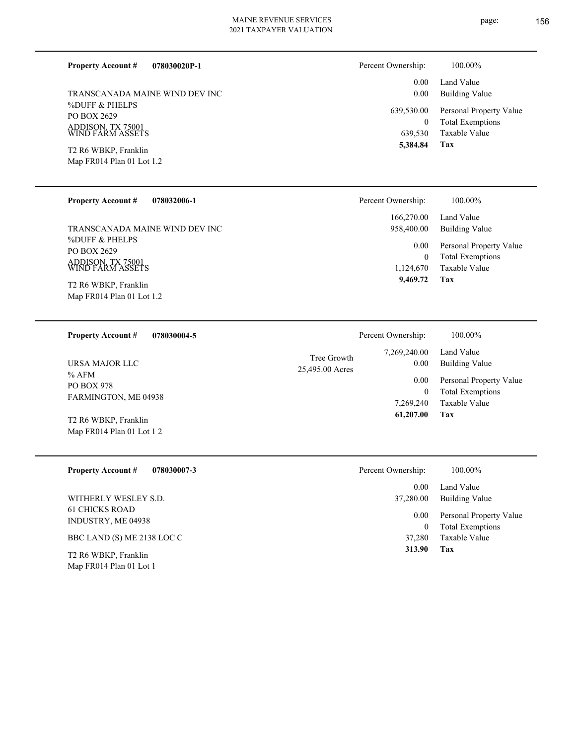**Property Account #** **078030020P-1**

TRANSCANADA MAINE WIND DEV INC
%DUFF & PHELPS
PO BOX 2629
ADDISON, TX 75001
WIND FARM ASSETS

T2 R6 WBKP, Franklin
Map FR014 Plan 01 Lot 1.2

| Percent Ownership: | 100.00% |
|---|---|
| 0.00 | Land Value |
| 0.00 | Building Value |
| 639,530.00 | Personal Property Value |
| 0 | Total Exemptions |
| 639,530 | Taxable Value |
| **5,384.84** | **Tax** |

---

**Property Account #** **078032006-1**

TRANSCANADA MAINE WIND DEV INC
%DUFF & PHELPS
PO BOX 2629
ADDISON, TX 75001
WIND FARM ASSETS

T2 R6 WBKP, Franklin
Map FR014 Plan 01 Lot 1.2

| Percent Ownership: | 100.00% |
|---|---|
| 166,270.00 | Land Value |
| 958,400.00 | Building Value |
| 0.00 | Personal Property Value |
| 0 | Total Exemptions |
| 1,124,670 | Taxable Value |
| **9,469.72** | **Tax** |

---

**Property Account #** **078030004-5**

URSA MAJOR LLC
% AFM
PO BOX 978
FARMINGTON, ME 04938

T2 R6 WBKP, Franklin
Map FR014 Plan 01 Lot 1 2

Tree Growth
25,495.00 Acres

| Percent Ownership: | 100.00% |
|---|---|
| 7,269,240.00 | Land Value |
| 0.00 | Building Value |
| 0.00 | Personal Property Value |
| 0 | Total Exemptions |
| 7,269,240 | Taxable Value |
| **61,207.00** | **Tax** |

---

**Property Account #** **078030007-3**

WITHERLY WESLEY S.D.
61 CHICKS ROAD
INDUSTRY, ME 04938

BBC LAND (S) ME 2138 LOC C

T2 R6 WBKP, Franklin
Map FR014 Plan 01 Lot 1

| Percent Ownership: | 100.00% |
|---|---|
| 0.00 | Land Value |
| 37,280.00 | Building Value |
| 0.00 | Personal Property Value |
| 0 | Total Exemptions |
| 37,280 | Taxable Value |
| **313.90** | **Tax** |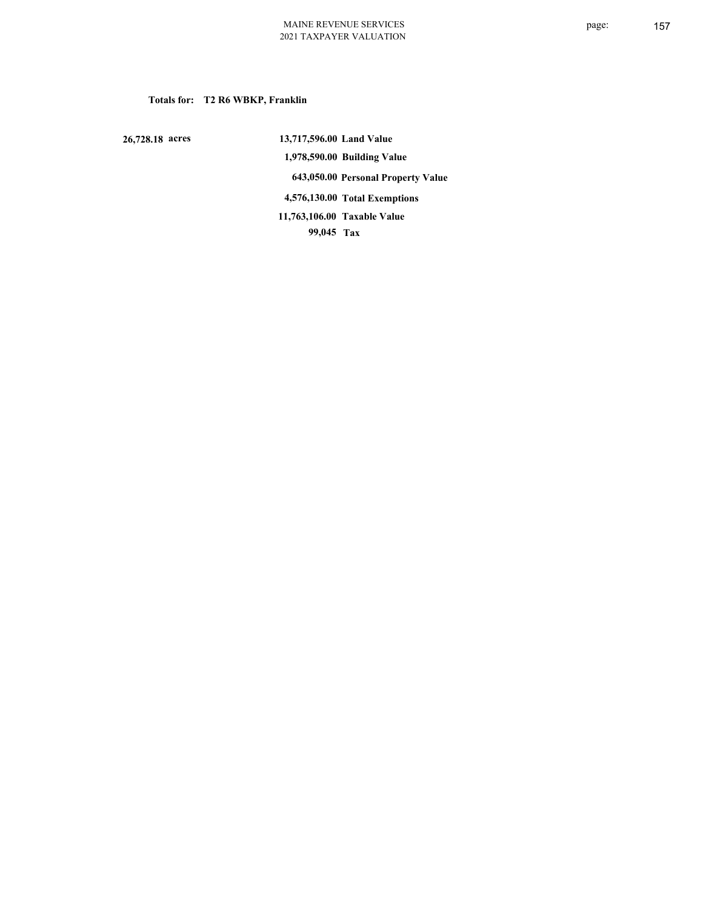**Totals for: T2 R6 WBKP, Franklin**

| | | |
|---|---|---|
| 26,728.18 acres | 13,717,596.00 | Land Value |
| | 1,978,590.00 | Building Value |
| | 643,050.00 | Personal Property Value |
| | 4,576,130.00 | Total Exemptions |
| | 11,763,106.00 | Taxable Value |
| | 99,045 | Tax |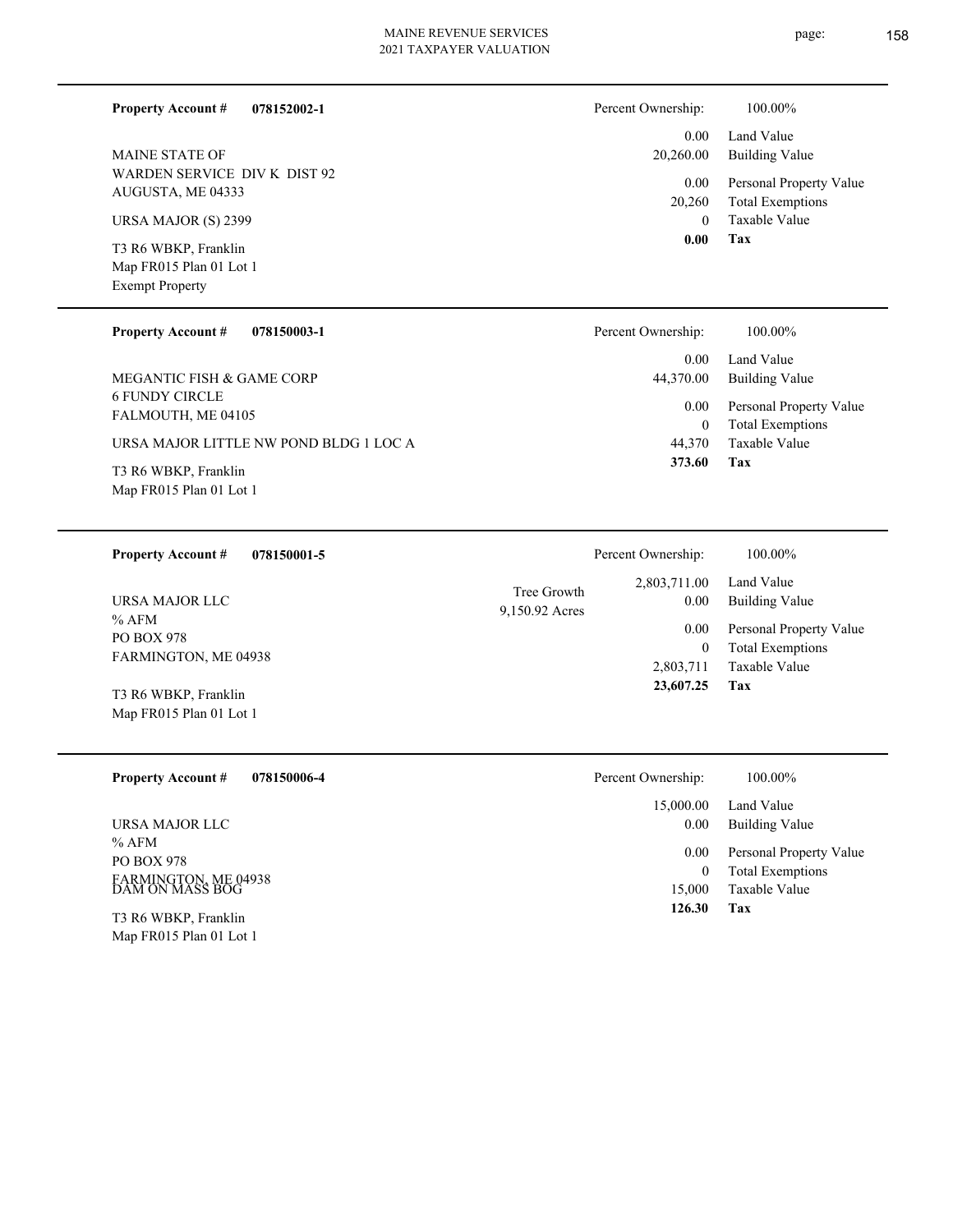**Property Account #** **078152002-1**

MAINE STATE OF
WARDEN SERVICE DIV K DIST 92
AUGUSTA, ME 04333

URSA MAJOR (S) 2399

T3 R6 WBKP, Franklin
Map FR015 Plan 01 Lot 1
Exempt Property

| Percent Ownership: | 100.00% |
|---|---|
| 0.00 | Land Value |
| 20,260.00 | Building Value |
| 0.00 | Personal Property Value |
| 20,260 | Total Exemptions |
| 0 | Taxable Value |
| **0.00** | **Tax** |

---

**Property Account #** **078150003-1**

MEGANTIC FISH & GAME CORP
6 FUNDY CIRCLE
FALMOUTH, ME 04105

URSA MAJOR LITTLE NW POND BLDG 1 LOC A

T3 R6 WBKP, Franklin
Map FR015 Plan 01 Lot 1

| Percent Ownership: | 100.00% |
|---|---|
| 0.00 | Land Value |
| 44,370.00 | Building Value |
| 0.00 | Personal Property Value |
| 0 | Total Exemptions |
| 44,370 | Taxable Value |
| **373.60** | **Tax** |

---

**Property Account #** **078150001-5**

URSA MAJOR LLC
% AFM
PO BOX 978
FARMINGTON, ME 04938

T3 R6 WBKP, Franklin
Map FR015 Plan 01 Lot 1

Tree Growth
9,150.92 Acres

| Percent Ownership: | 100.00% |
|---|---|
| 2,803,711.00 | Land Value |
| 0.00 | Building Value |
| 0.00 | Personal Property Value |
| 0 | Total Exemptions |
| 2,803,711 | Taxable Value |
| **23,607.25** | **Tax** |

---

**Property Account #** **078150006-4**

URSA MAJOR LLC
% AFM
PO BOX 978
FARMINGTON, ME 04938
DAM ON MASS BOG

T3 R6 WBKP, Franklin
Map FR015 Plan 01 Lot 1

| Percent Ownership: | 100.00% |
|---|---|
| 15,000.00 | Land Value |
| 0.00 | Building Value |
| 0.00 | Personal Property Value |
| 0 | Total Exemptions |
| 15,000 | Taxable Value |
| **126.30** | **Tax** |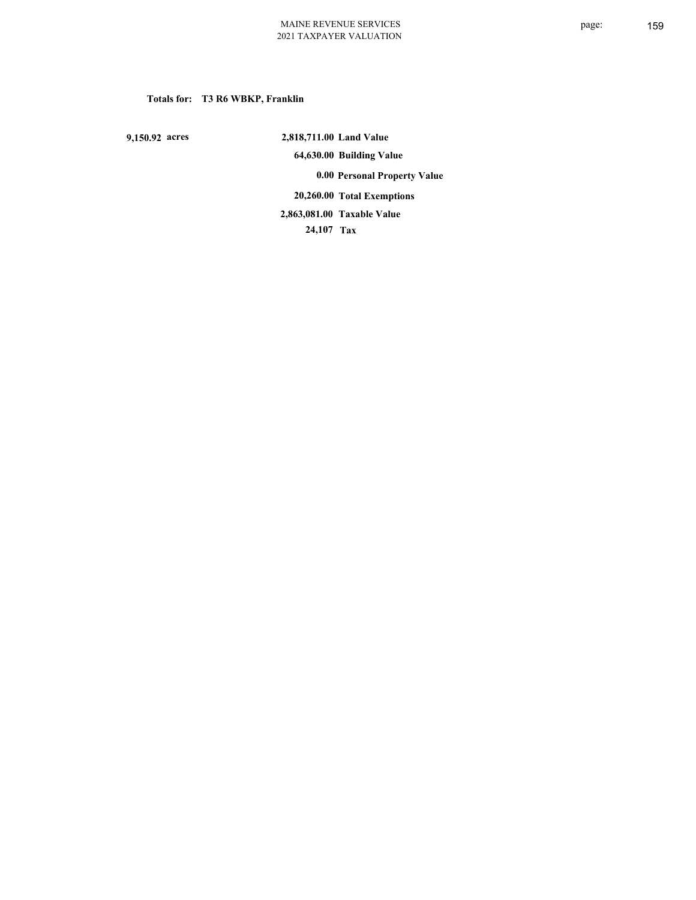**Totals for: T3 R6 WBKP, Franklin**

| | | |
|---|---|---|
| **9,150.92 acres** | **2,818,711.00** | **Land Value** |
| | **64,630.00** | **Building Value** |
| | **0.00** | **Personal Property Value** |
| | **20,260.00** | **Total Exemptions** |
| | **2,863,081.00** | **Taxable Value** |
| | **24,107** | **Tax** |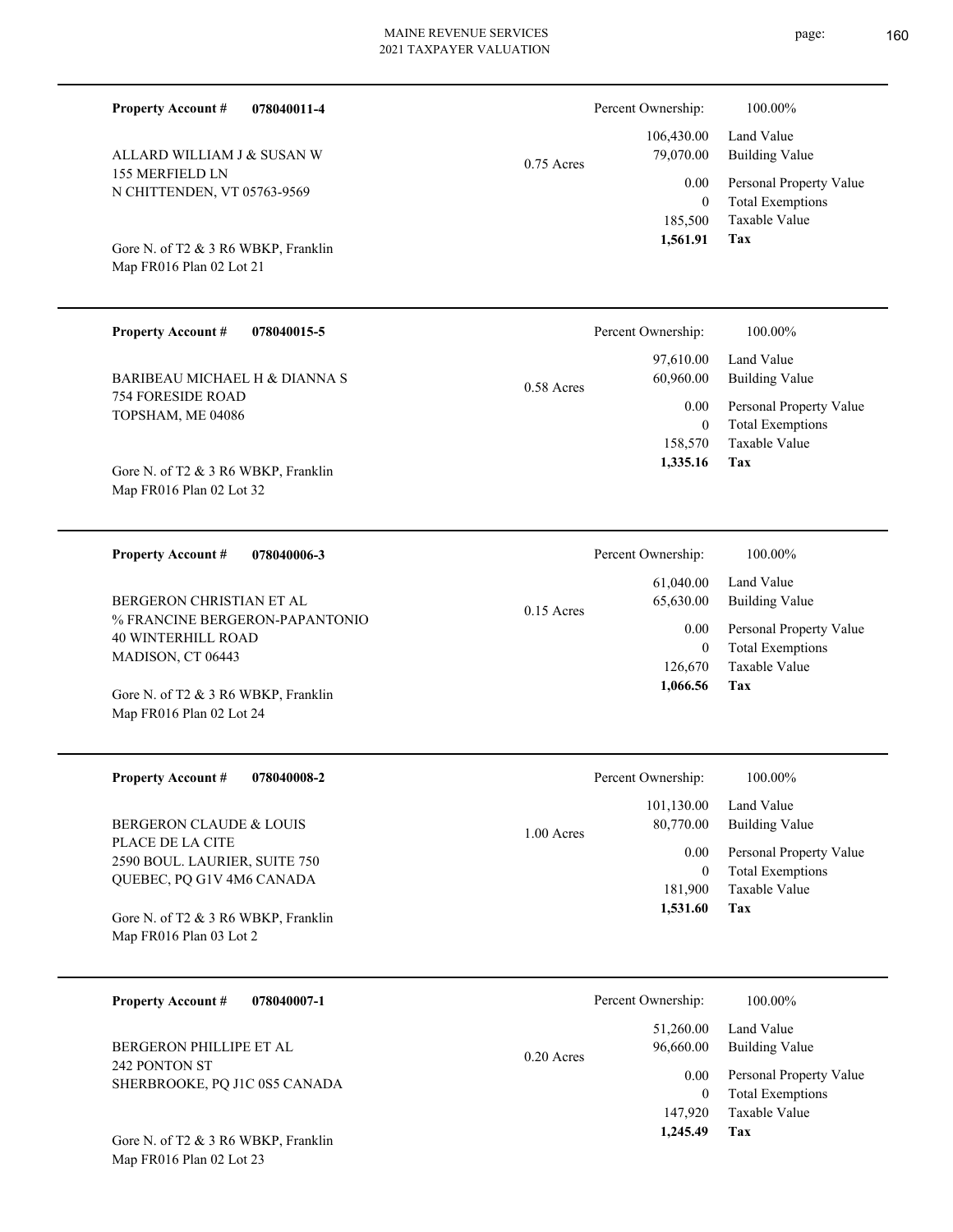**Property Account #** **078040011-4**

ALLARD WILLIAM J & SUSAN W
155 MERFIELD LN
N CHITTENDEN, VT 05763-9569

Gore N. of T2 & 3 R6 WBKP, Franklin
Map FR016 Plan 02 Lot 21

0.75 Acres

| Percent Ownership: | 100.00% |
|---|---|
| 106,430.00 | Land Value |
| 79,070.00 | Building Value |
| 0.00 | Personal Property Value |
| 0 | Total Exemptions |
| 185,500 | Taxable Value |
| **1,561.91** | **Tax** |

---

**Property Account #** **078040015-5**

BARIBEAU MICHAEL H & DIANNA S
754 FORESIDE ROAD
TOPSHAM, ME 04086

Gore N. of T2 & 3 R6 WBKP, Franklin
Map FR016 Plan 02 Lot 32

0.58 Acres

| Percent Ownership: | 100.00% |
|---|---|
| 97,610.00 | Land Value |
| 60,960.00 | Building Value |
| 0.00 | Personal Property Value |
| 0 | Total Exemptions |
| 158,570 | Taxable Value |
| **1,335.16** | **Tax** |

---

**Property Account #** **078040006-3**

BERGERON CHRISTIAN ET AL
% FRANCINE BERGERON-PAPANTONIO
40 WINTERHILL ROAD
MADISON, CT 06443

Gore N. of T2 & 3 R6 WBKP, Franklin
Map FR016 Plan 02 Lot 24

0.15 Acres

| Percent Ownership: | 100.00% |
|---|---|
| 61,040.00 | Land Value |
| 65,630.00 | Building Value |
| 0.00 | Personal Property Value |
| 0 | Total Exemptions |
| 126,670 | Taxable Value |
| **1,066.56** | **Tax** |

---

**Property Account #** **078040008-2**

BERGERON CLAUDE & LOUIS
PLACE DE LA CITE
2590 BOUL. LAURIER, SUITE 750
QUEBEC, PQ G1V 4M6 CANADA

Gore N. of T2 & 3 R6 WBKP, Franklin
Map FR016 Plan 03 Lot 2

1.00 Acres

| Percent Ownership: | 100.00% |
|---|---|
| 101,130.00 | Land Value |
| 80,770.00 | Building Value |
| 0.00 | Personal Property Value |
| 0 | Total Exemptions |
| 181,900 | Taxable Value |
| **1,531.60** | **Tax** |

---

**Property Account #** **078040007-1**

BERGERON PHILLIPE ET AL
242 PONTON ST
SHERBROOKE, PQ J1C 0S5 CANADA

Gore N. of T2 & 3 R6 WBKP, Franklin
Map FR016 Plan 02 Lot 23

0.20 Acres

| Percent Ownership: | 100.00% |
|---|---|
| 51,260.00 | Land Value |
| 96,660.00 | Building Value |
| 0.00 | Personal Property Value |
| 0 | Total Exemptions |
| 147,920 | Taxable Value |
| **1,245.49** | **Tax** |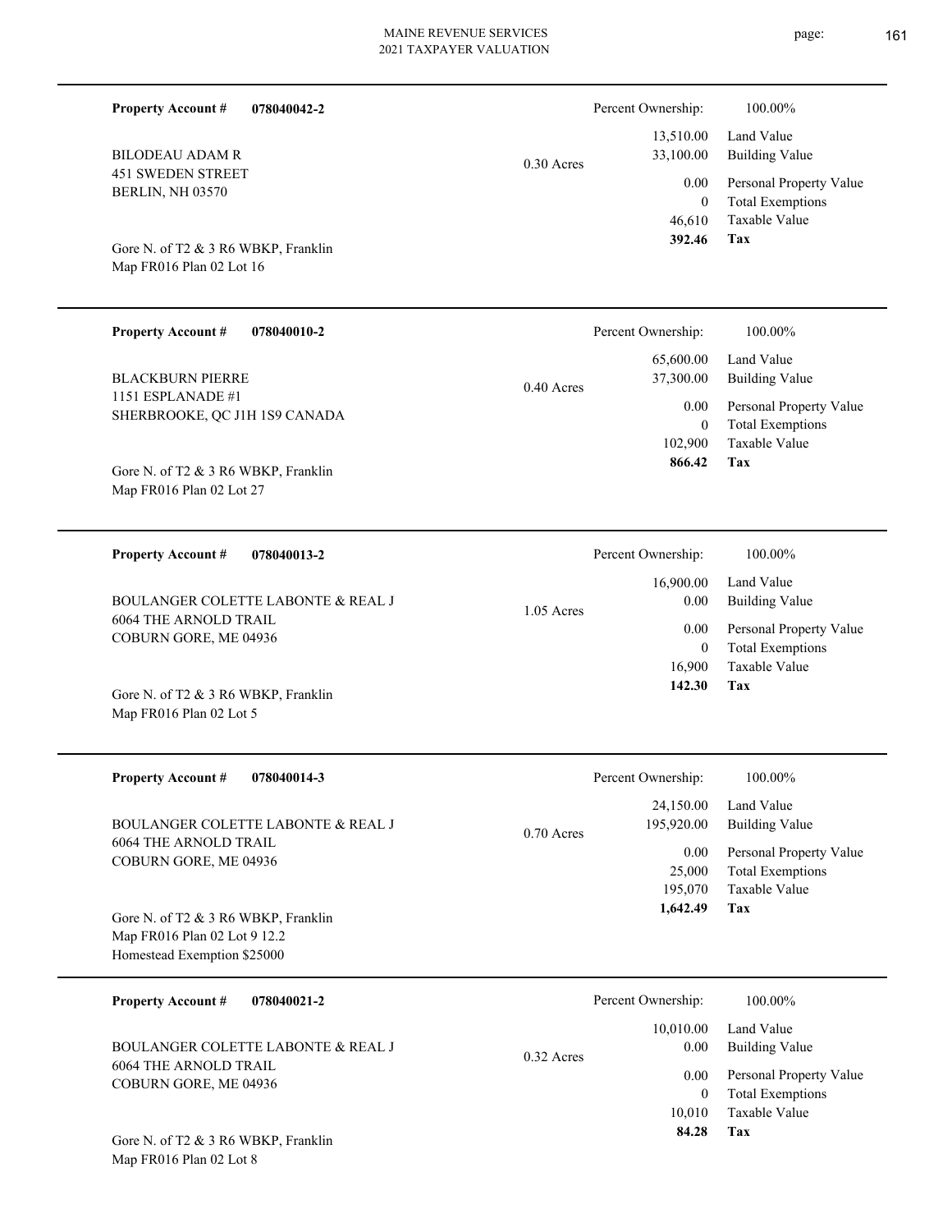**Property Account #** **078040042-2**

BILODEAU ADAM R
451 SWEDEN STREET
BERLIN, NH 03570

Gore N. of T2 & 3 R6 WBKP, Franklin
Map FR016 Plan 02 Lot 16

0.30 Acres

| Percent Ownership: | 100.00% |
|---|---|
| 13,510.00 | Land Value |
| 33,100.00 | Building Value |
| 0.00 | Personal Property Value |
| 0 | Total Exemptions |
| 46,610 | Taxable Value |
| **392.46** | **Tax** |

---

**Property Account #** **078040010-2**

BLACKBURN PIERRE
1151 ESPLANADE #1
SHERBROOKE, QC J1H 1S9 CANADA

Gore N. of T2 & 3 R6 WBKP, Franklin
Map FR016 Plan 02 Lot 27

0.40 Acres

| Percent Ownership: | 100.00% |
|---|---|
| 65,600.00 | Land Value |
| 37,300.00 | Building Value |
| 0.00 | Personal Property Value |
| 0 | Total Exemptions |
| 102,900 | Taxable Value |
| **866.42** | **Tax** |

---

**Property Account #** **078040013-2**

BOULANGER COLETTE LABONTE & REAL J
6064 THE ARNOLD TRAIL
COBURN GORE, ME 04936

Gore N. of T2 & 3 R6 WBKP, Franklin
Map FR016 Plan 02 Lot 5

1.05 Acres

| Percent Ownership: | 100.00% |
|---|---|
| 16,900.00 | Land Value |
| 0.00 | Building Value |
| 0.00 | Personal Property Value |
| 0 | Total Exemptions |
| 16,900 | Taxable Value |
| **142.30** | **Tax** |

---

**Property Account #** **078040014-3**

BOULANGER COLETTE LABONTE & REAL J
6064 THE ARNOLD TRAIL
COBURN GORE, ME 04936

Gore N. of T2 & 3 R6 WBKP, Franklin
Map FR016 Plan 02 Lot 9 12.2
Homestead Exemption $25000

0.70 Acres

| Percent Ownership: | 100.00% |
|---|---|
| 24,150.00 | Land Value |
| 195,920.00 | Building Value |
| 0.00 | Personal Property Value |
| 25,000 | Total Exemptions |
| 195,070 | Taxable Value |
| **1,642.49** | **Tax** |

---

**Property Account #** **078040021-2**

BOULANGER COLETTE LABONTE & REAL J
6064 THE ARNOLD TRAIL
COBURN GORE, ME 04936

Gore N. of T2 & 3 R6 WBKP, Franklin
Map FR016 Plan 02 Lot 8

0.32 Acres

| Percent Ownership: | 100.00% |
|---|---|
| 10,010.00 | Land Value |
| 0.00 | Building Value |
| 0.00 | Personal Property Value |
| 0 | Total Exemptions |
| 10,010 | Taxable Value |
| **84.28** | **Tax** |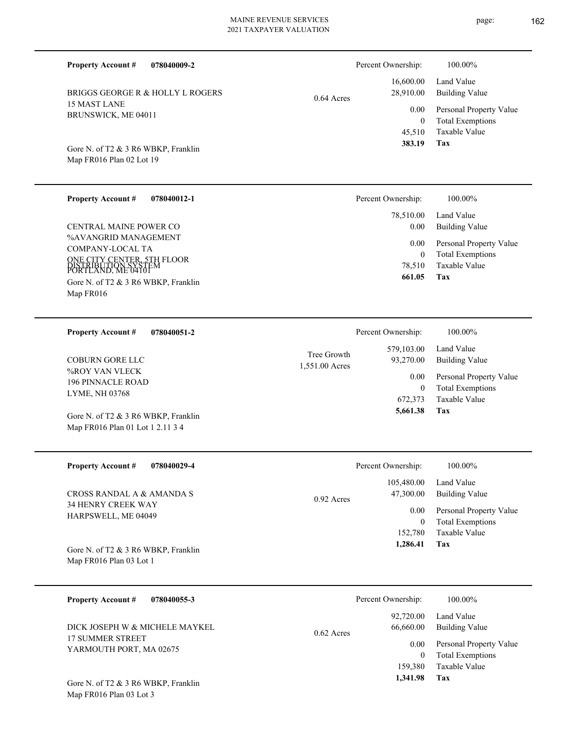**Property Account #** **078040009-2**

BRIGGS GEORGE R & HOLLY L ROGERS
15 MAST LANE
BRUNSWICK, ME 04011

0.64 Acres

Gore N. of T2 & 3 R6 WBKP, Franklin
Map FR016 Plan 02 Lot 19

| Percent Ownership: | 100.00% |
|---|---|
| 16,600.00 | Land Value |
| 28,910.00 | Building Value |
| 0.00 | Personal Property Value |
| 0 | Total Exemptions |
| 45,510 | Taxable Value |
| **383.19** | **Tax** |

---

**Property Account #** **078040012-1**

CENTRAL MAINE POWER CO
%AVANGRID MANAGEMENT
COMPANY-LOCAL TA
ONE CITY CENTER, 5TH FLOOR
DISTRIBUTION SYSTEM
PORTLAND, ME 04101

Gore N. of T2 & 3 R6 WBKP, Franklin
Map FR016

| Percent Ownership: | 100.00% |
|---|---|
| 78,510.00 | Land Value |
| 0.00 | Building Value |
| 0.00 | Personal Property Value |
| 0 | Total Exemptions |
| 78,510 | Taxable Value |
| **661.05** | **Tax** |

---

**Property Account #** **078040051-2**

COBURN GORE LLC
%ROY VAN VLECK
196 PINNACLE ROAD
LYME, NH 03768

Tree Growth
1,551.00 Acres

Gore N. of T2 & 3 R6 WBKP, Franklin
Map FR016 Plan 01 Lot 1 2.11 3 4

| Percent Ownership: | 100.00% |
|---|---|
| 579,103.00 | Land Value |
| 93,270.00 | Building Value |
| 0.00 | Personal Property Value |
| 0 | Total Exemptions |
| 672,373 | Taxable Value |
| **5,661.38** | **Tax** |

---

**Property Account #** **078040029-4**

CROSS RANDAL A & AMANDA S
34 HENRY CREEK WAY
HARPSWELL, ME 04049

0.92 Acres

Gore N. of T2 & 3 R6 WBKP, Franklin
Map FR016 Plan 03 Lot 1

| Percent Ownership: | 100.00% |
|---|---|
| 105,480.00 | Land Value |
| 47,300.00 | Building Value |
| 0.00 | Personal Property Value |
| 0 | Total Exemptions |
| 152,780 | Taxable Value |
| **1,286.41** | **Tax** |

---

**Property Account #** **078040055-3**

DICK JOSEPH W & MICHELE MAYKEL
17 SUMMER STREET
YARMOUTH PORT, MA 02675

0.62 Acres

Gore N. of T2 & 3 R6 WBKP, Franklin
Map FR016 Plan 03 Lot 3

| Percent Ownership: | 100.00% |
|---|---|
| 92,720.00 | Land Value |
| 66,660.00 | Building Value |
| 0.00 | Personal Property Value |
| 0 | Total Exemptions |
| 159,380 | Taxable Value |
| **1,341.98** | **Tax** |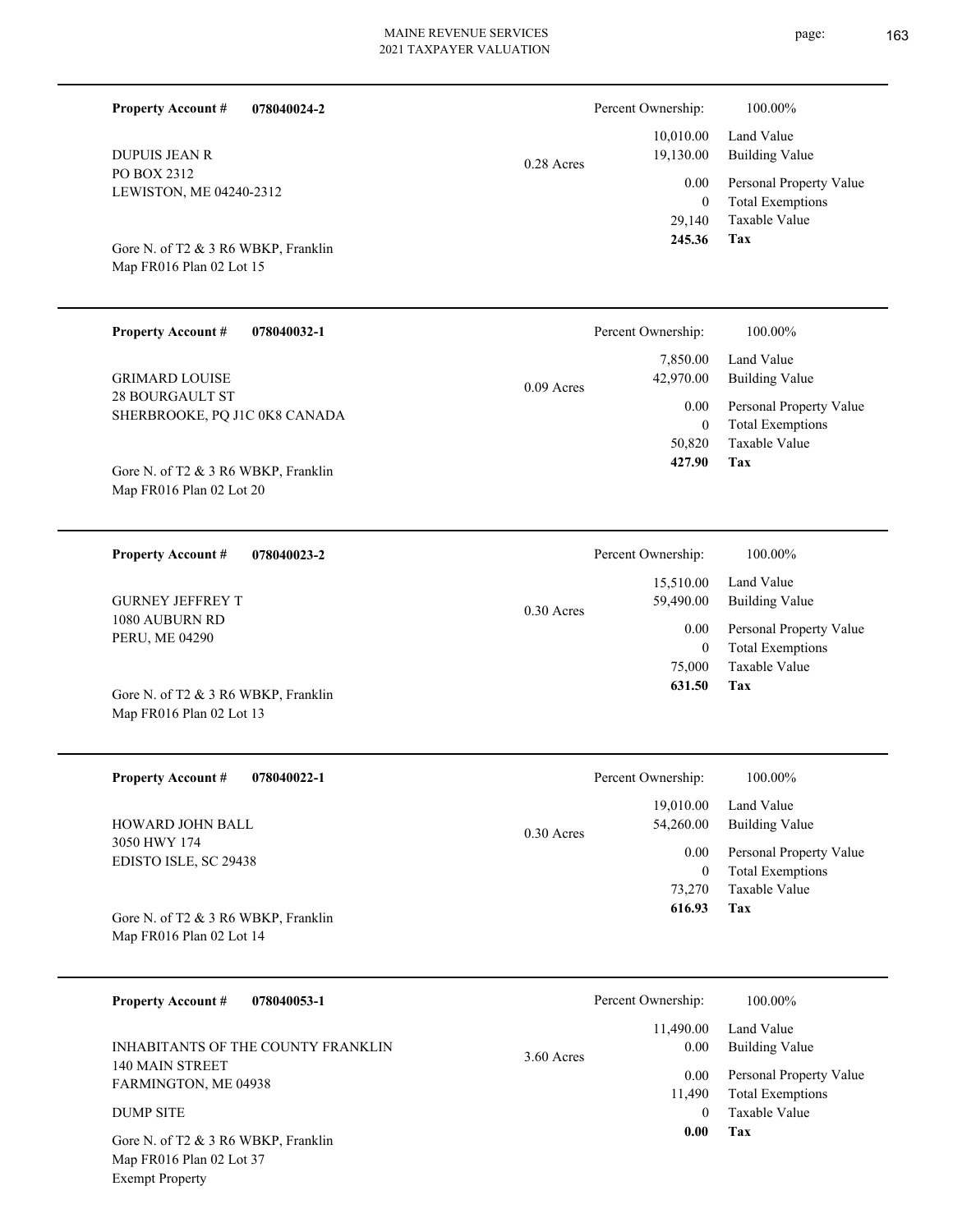**Property Account #** **078040024-2**

DUPUIS JEAN R
PO BOX 2312
LEWISTON, ME 04240-2312

Gore N. of T2 & 3 R6 WBKP, Franklin
Map FR016 Plan 02 Lot 15

0.28 Acres

| Percent Ownership: | 100.00% |
|---|---|
| 10,010.00 | Land Value |
| 19,130.00 | Building Value |
| 0.00 | Personal Property Value |
| 0 | Total Exemptions |
| 29,140 | Taxable Value |
| **245.36** | **Tax** |

---

**Property Account #** **078040032-1**

GRIMARD LOUISE
28 BOURGAULT ST
SHERBROOKE, PQ J1C 0K8 CANADA

Gore N. of T2 & 3 R6 WBKP, Franklin
Map FR016 Plan 02 Lot 20

0.09 Acres

| Percent Ownership: | 100.00% |
|---|---|
| 7,850.00 | Land Value |
| 42,970.00 | Building Value |
| 0.00 | Personal Property Value |
| 0 | Total Exemptions |
| 50,820 | Taxable Value |
| **427.90** | **Tax** |

---

**Property Account #** **078040023-2**

GURNEY JEFFREY T
1080 AUBURN RD
PERU, ME 04290

Gore N. of T2 & 3 R6 WBKP, Franklin
Map FR016 Plan 02 Lot 13

0.30 Acres

| Percent Ownership: | 100.00% |
|---|---|
| 15,510.00 | Land Value |
| 59,490.00 | Building Value |
| 0.00 | Personal Property Value |
| 0 | Total Exemptions |
| 75,000 | Taxable Value |
| **631.50** | **Tax** |

---

**Property Account #** **078040022-1**

HOWARD JOHN BALL
3050 HWY 174
EDISTO ISLE, SC 29438

Gore N. of T2 & 3 R6 WBKP, Franklin
Map FR016 Plan 02 Lot 14

0.30 Acres

| Percent Ownership: | 100.00% |
|---|---|
| 19,010.00 | Land Value |
| 54,260.00 | Building Value |
| 0.00 | Personal Property Value |
| 0 | Total Exemptions |
| 73,270 | Taxable Value |
| **616.93** | **Tax** |

---

**Property Account #** **078040053-1**

INHABITANTS OF THE COUNTY FRANKLIN
140 MAIN STREET
FARMINGTON, ME 04938

DUMP SITE

Gore N. of T2 & 3 R6 WBKP, Franklin
Map FR016 Plan 02 Lot 37
Exempt Property

3.60 Acres

| Percent Ownership: | 100.00% |
|---|---|
| 11,490.00 | Land Value |
| 0.00 | Building Value |
| 0.00 | Personal Property Value |
| 11,490 | Total Exemptions |
| 0 | Taxable Value |
| **0.00** | **Tax** |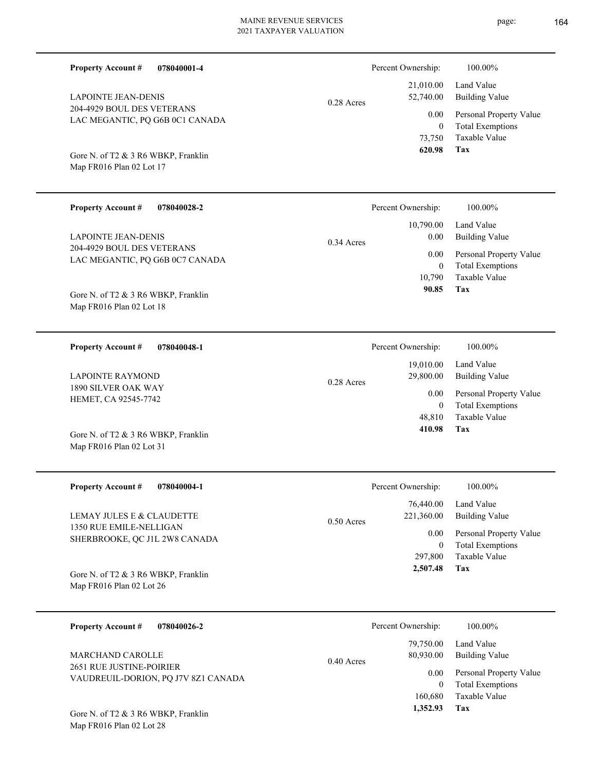**Property Account #** **078040001-4**

LAPOINTE JEAN-DENIS
204-4929 BOUL DES VETERANS
LAC MEGANTIC, PQ G6B 0C1 CANADA

Gore N. of T2 & 3 R6 WBKP, Franklin
Map FR016 Plan 02 Lot 17

0.28 Acres

| Percent Ownership: | 100.00% |
|---|---|
| 21,010.00 | Land Value |
| 52,740.00 | Building Value |
| 0.00 | Personal Property Value |
| 0 | Total Exemptions |
| 73,750 | Taxable Value |
| **620.98** | **Tax** |

---

**Property Account #** **078040028-2**

LAPOINTE JEAN-DENIS
204-4929 BOUL DES VETERANS
LAC MEGANTIC, PQ G6B 0C7 CANADA

Gore N. of T2 & 3 R6 WBKP, Franklin
Map FR016 Plan 02 Lot 18

0.34 Acres

| Percent Ownership: | 100.00% |
|---|---|
| 10,790.00 | Land Value |
| 0.00 | Building Value |
| 0.00 | Personal Property Value |
| 0 | Total Exemptions |
| 10,790 | Taxable Value |
| **90.85** | **Tax** |

---

**Property Account #** **078040048-1**

LAPOINTE RAYMOND
1890 SILVER OAK WAY
HEMET, CA 92545-7742

Gore N. of T2 & 3 R6 WBKP, Franklin
Map FR016 Plan 02 Lot 31

0.28 Acres

| Percent Ownership: | 100.00% |
|---|---|
| 19,010.00 | Land Value |
| 29,800.00 | Building Value |
| 0.00 | Personal Property Value |
| 0 | Total Exemptions |
| 48,810 | Taxable Value |
| **410.98** | **Tax** |

---

**Property Account #** **078040004-1**

LEMAY JULES E & CLAUDETTE
1350 RUE EMILE-NELLIGAN
SHERBROOKE, QC J1L 2W8 CANADA

Gore N. of T2 & 3 R6 WBKP, Franklin
Map FR016 Plan 02 Lot 26

0.50 Acres

| Percent Ownership: | 100.00% |
|---|---|
| 76,440.00 | Land Value |
| 221,360.00 | Building Value |
| 0.00 | Personal Property Value |
| 0 | Total Exemptions |
| 297,800 | Taxable Value |
| **2,507.48** | **Tax** |

---

**Property Account #** **078040026-2**

MARCHAND CAROLLE
2651 RUE JUSTINE-POIRIER
VAUDREUIL-DORION, PQ J7V 8Z1 CANADA

Gore N. of T2 & 3 R6 WBKP, Franklin
Map FR016 Plan 02 Lot 28

0.40 Acres

| Percent Ownership: | 100.00% |
|---|---|
| 79,750.00 | Land Value |
| 80,930.00 | Building Value |
| 0.00 | Personal Property Value |
| 0 | Total Exemptions |
| 160,680 | Taxable Value |
| **1,352.93** | **Tax** |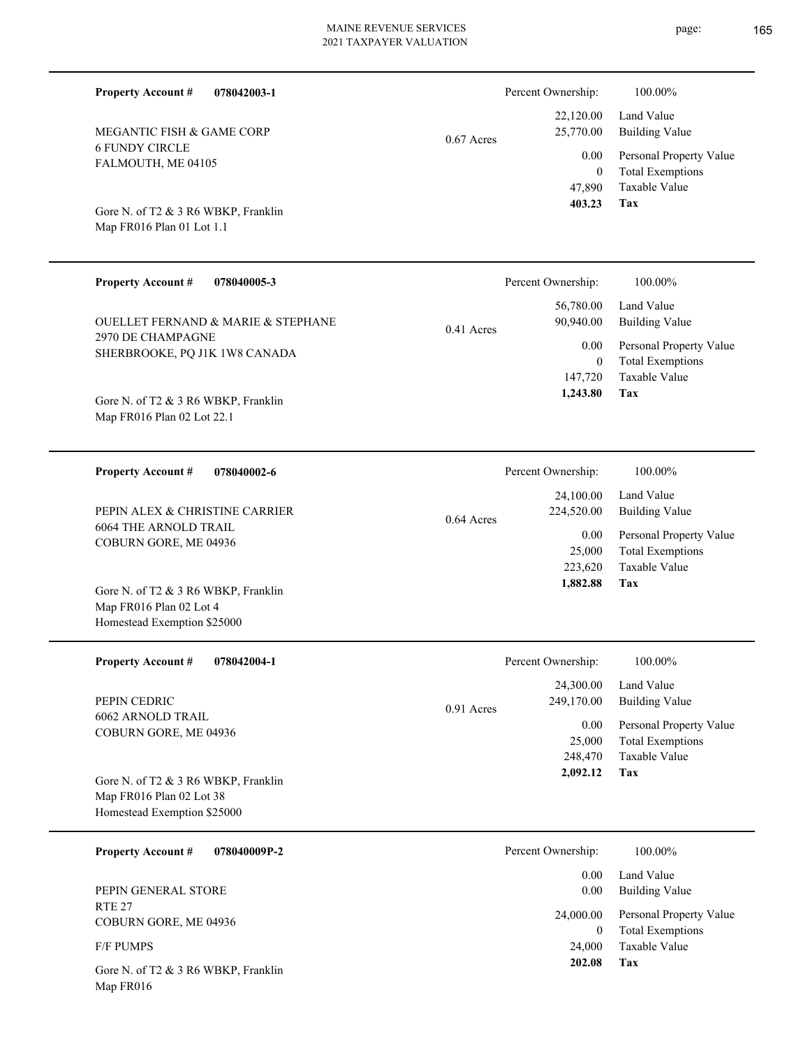**Property Account #** **078042003-1**

MEGANTIC FISH & GAME CORP
6 FUNDY CIRCLE
FALMOUTH, ME 04105

Gore N. of T2 & 3 R6 WBKP, Franklin
Map FR016 Plan 01 Lot 1.1

0.67 Acres

| Percent Ownership: | 100.00% |
|---|---|
| 22,120.00 | Land Value |
| 25,770.00 | Building Value |
| 0.00 | Personal Property Value |
| 0 | Total Exemptions |
| 47,890 | Taxable Value |
| **403.23** | **Tax** |

---

**Property Account #** **078040005-3**

OUELLET FERNAND & MARIE & STEPHANE
2970 DE CHAMPAGNE
SHERBROOKE, PQ J1K 1W8 CANADA

Gore N. of T2 & 3 R6 WBKP, Franklin
Map FR016 Plan 02 Lot 22.1

0.41 Acres

| Percent Ownership: | 100.00% |
|---|---|
| 56,780.00 | Land Value |
| 90,940.00 | Building Value |
| 0.00 | Personal Property Value |
| 0 | Total Exemptions |
| 147,720 | Taxable Value |
| **1,243.80** | **Tax** |

---

**Property Account #** **078040002-6**

PEPIN ALEX & CHRISTINE CARRIER
6064 THE ARNOLD TRAIL
COBURN GORE, ME 04936

Gore N. of T2 & 3 R6 WBKP, Franklin
Map FR016 Plan 02 Lot 4
Homestead Exemption $25000

0.64 Acres

| Percent Ownership: | 100.00% |
|---|---|
| 24,100.00 | Land Value |
| 224,520.00 | Building Value |
| 0.00 | Personal Property Value |
| 25,000 | Total Exemptions |
| 223,620 | Taxable Value |
| **1,882.88** | **Tax** |

---

**Property Account #** **078042004-1**

PEPIN CEDRIC
6062 ARNOLD TRAIL
COBURN GORE, ME 04936

Gore N. of T2 & 3 R6 WBKP, Franklin
Map FR016 Plan 02 Lot 38
Homestead Exemption $25000

0.91 Acres

| Percent Ownership: | 100.00% |
|---|---|
| 24,300.00 | Land Value |
| 249,170.00 | Building Value |
| 0.00 | Personal Property Value |
| 25,000 | Total Exemptions |
| 248,470 | Taxable Value |
| **2,092.12** | **Tax** |

---

**Property Account #** **078040009P-2**

PEPIN GENERAL STORE
RTE 27
COBURN GORE, ME 04936

F/F PUMPS

Gore N. of T2 & 3 R6 WBKP, Franklin
Map FR016

| Percent Ownership: | 100.00% |
|---|---|
| 0.00 | Land Value |
| 0.00 | Building Value |
| 24,000.00 | Personal Property Value |
| 0 | Total Exemptions |
| 24,000 | Taxable Value |
| **202.08** | **Tax** |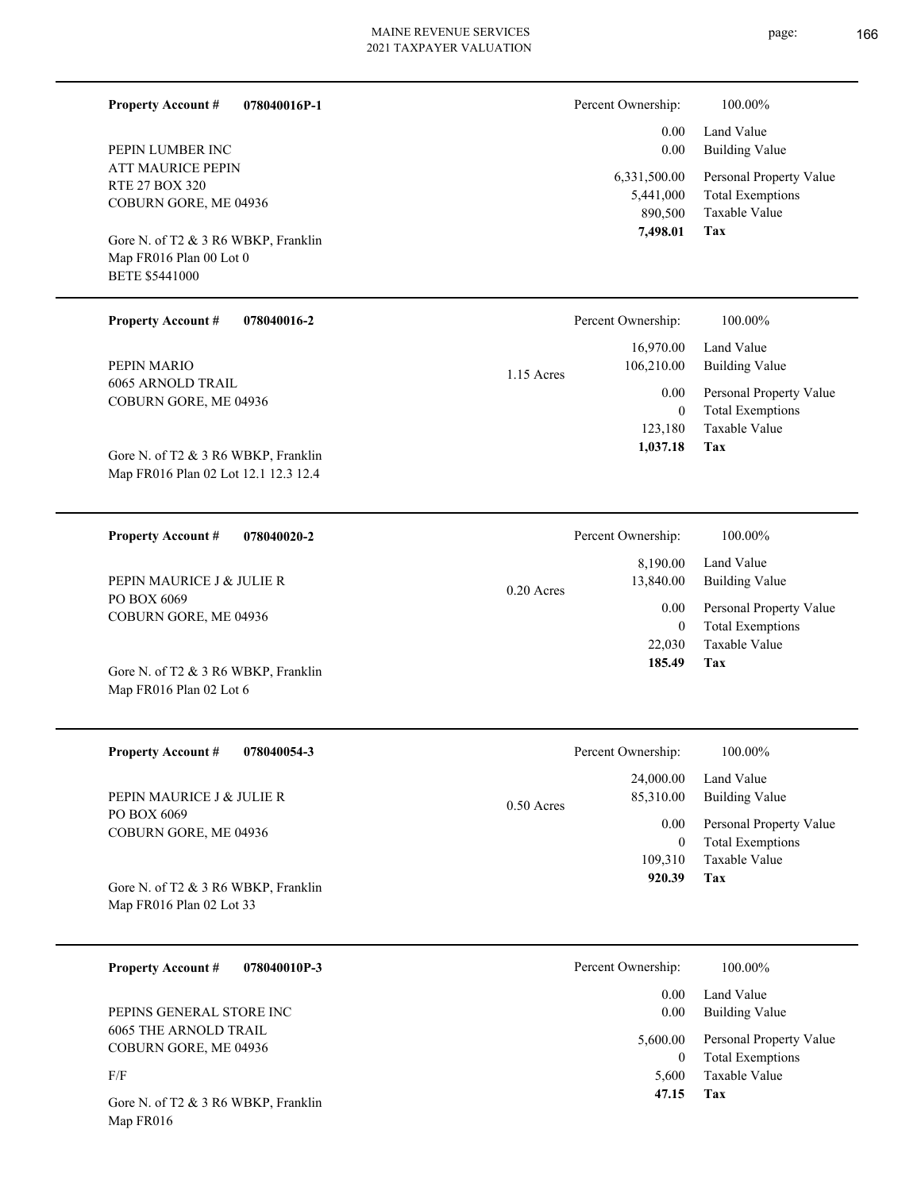**Property Account #** **078040016P-1**

PEPIN LUMBER INC
ATT MAURICE PEPIN
RTE 27 BOX 320
COBURN GORE, ME 04936

Gore N. of T2 & 3 R6 WBKP, Franklin
Map FR016 Plan 00 Lot 0
BETE $5441000

| Percent Ownership: | 100.00% |
|---|---|
| 0.00 | Land Value |
| 0.00 | Building Value |
| 6,331,500.00 | Personal Property Value |
| 5,441,000 | Total Exemptions |
| 890,500 | Taxable Value |
| **7,498.01** | **Tax** |

---

**Property Account #** **078040016-2**

PEPIN MARIO
6065 ARNOLD TRAIL
COBURN GORE, ME 04936

Gore N. of T2 & 3 R6 WBKP, Franklin
Map FR016 Plan 02 Lot 12.1 12.3 12.4

1.15 Acres

| Percent Ownership: | 100.00% |
|---|---|
| 16,970.00 | Land Value |
| 106,210.00 | Building Value |
| 0.00 | Personal Property Value |
| 0 | Total Exemptions |
| 123,180 | Taxable Value |
| **1,037.18** | **Tax** |

---

**Property Account #** **078040020-2**

PEPIN MAURICE J & JULIE R
PO BOX 6069
COBURN GORE, ME 04936

Gore N. of T2 & 3 R6 WBKP, Franklin
Map FR016 Plan 02 Lot 6

0.20 Acres

| Percent Ownership: | 100.00% |
|---|---|
| 8,190.00 | Land Value |
| 13,840.00 | Building Value |
| 0.00 | Personal Property Value |
| 0 | Total Exemptions |
| 22,030 | Taxable Value |
| **185.49** | **Tax** |

---

**Property Account #** **078040054-3**

PEPIN MAURICE J & JULIE R
PO BOX 6069
COBURN GORE, ME 04936

Gore N. of T2 & 3 R6 WBKP, Franklin
Map FR016 Plan 02 Lot 33

0.50 Acres

| Percent Ownership: | 100.00% |
|---|---|
| 24,000.00 | Land Value |
| 85,310.00 | Building Value |
| 0.00 | Personal Property Value |
| 0 | Total Exemptions |
| 109,310 | Taxable Value |
| **920.39** | **Tax** |

---

**Property Account #** **078040010P-3**

PEPINS GENERAL STORE INC
6065 THE ARNOLD TRAIL
COBURN GORE, ME 04936

F/F

Gore N. of T2 & 3 R6 WBKP, Franklin
Map FR016

| Percent Ownership: | 100.00% |
|---|---|
| 0.00 | Land Value |
| 0.00 | Building Value |
| 5,600.00 | Personal Property Value |
| 0 | Total Exemptions |
| 5,600 | Taxable Value |
| **47.15** | **Tax** |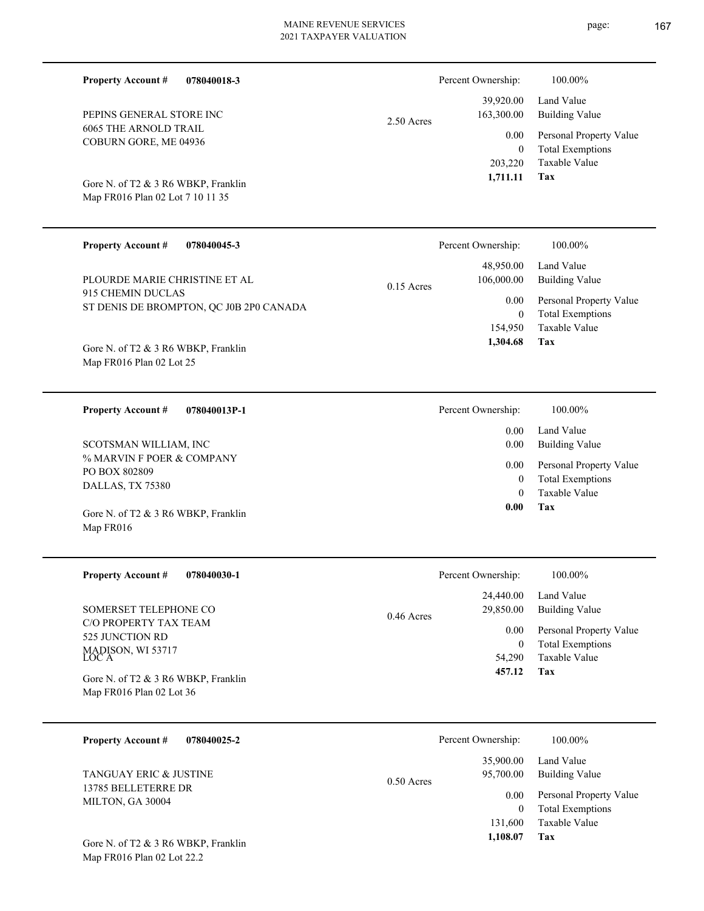**Property Account #** **078040018-3**

PEPINS GENERAL STORE INC
6065 THE ARNOLD TRAIL
COBURN GORE, ME 04936

Gore N. of T2 & 3 R6 WBKP, Franklin
Map FR016 Plan 02 Lot 7 10 11 35

2.50 Acres

| Percent Ownership: | 100.00% |
|---|---|
| 39,920.00 | Land Value |
| 163,300.00 | Building Value |
| 0.00 | Personal Property Value |
| 0 | Total Exemptions |
| 203,220 | Taxable Value |
| **1,711.11** | **Tax** |

---

**Property Account #** **078040045-3**

PLOURDE MARIE CHRISTINE ET AL
915 CHEMIN DUCLAS
ST DENIS DE BROMPTON, QC J0B 2P0 CANADA

Gore N. of T2 & 3 R6 WBKP, Franklin
Map FR016 Plan 02 Lot 25

0.15 Acres

| Percent Ownership: | 100.00% |
|---|---|
| 48,950.00 | Land Value |
| 106,000.00 | Building Value |
| 0.00 | Personal Property Value |
| 0 | Total Exemptions |
| 154,950 | Taxable Value |
| **1,304.68** | **Tax** |

---

**Property Account #** **078040013P-1**

SCOTSMAN WILLIAM, INC
% MARVIN F POER & COMPANY
PO BOX 802809
DALLAS, TX 75380

Gore N. of T2 & 3 R6 WBKP, Franklin
Map FR016

| Percent Ownership: | 100.00% |
|---|---|
| 0.00 | Land Value |
| 0.00 | Building Value |
| 0.00 | Personal Property Value |
| 0 | Total Exemptions |
| 0 | Taxable Value |
| **0.00** | **Tax** |

---

**Property Account #** **078040030-1**

SOMERSET TELEPHONE CO
C/O PROPERTY TAX TEAM
525 JUNCTION RD
MADISON, WI 53717
LOC A

Gore N. of T2 & 3 R6 WBKP, Franklin
Map FR016 Plan 02 Lot 36

0.46 Acres

| Percent Ownership: | 100.00% |
|---|---|
| 24,440.00 | Land Value |
| 29,850.00 | Building Value |
| 0.00 | Personal Property Value |
| 0 | Total Exemptions |
| 54,290 | Taxable Value |
| **457.12** | **Tax** |

---

**Property Account #** **078040025-2**

TANGUAY ERIC & JUSTINE
13785 BELLETERRE DR
MILTON, GA 30004

Gore N. of T2 & 3 R6 WBKP, Franklin
Map FR016 Plan 02 Lot 22.2

0.50 Acres

| Percent Ownership: | 100.00% |
|---|---|
| 35,900.00 | Land Value |
| 95,700.00 | Building Value |
| 0.00 | Personal Property Value |
| 0 | Total Exemptions |
| 131,600 | Taxable Value |
| **1,108.07** | **Tax** |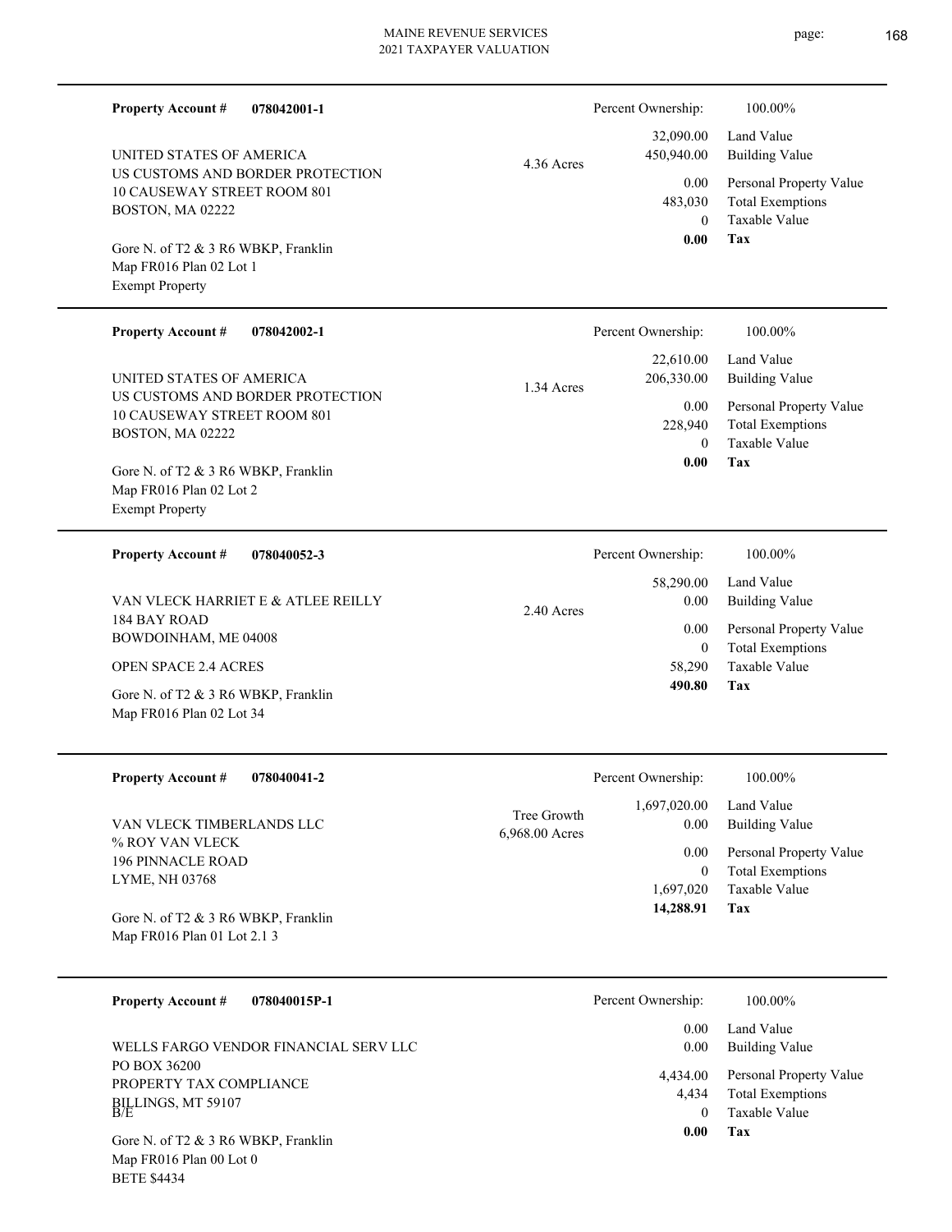**Property Account #** **078042001-1**

UNITED STATES OF AMERICA
US CUSTOMS AND BORDER PROTECTION
10 CAUSEWAY STREET ROOM 801
BOSTON, MA 02222

Gore N. of T2 & 3 R6 WBKP, Franklin
Map FR016 Plan 02 Lot 1
Exempt Property

4.36 Acres

| | |
|---|---|
| Percent Ownership: | 100.00% |
| 32,090.00 | Land Value |
| 450,940.00 | Building Value |
| 0.00 | Personal Property Value |
| 483,030 | Total Exemptions |
| 0 | Taxable Value |
| **0.00** | **Tax** |

---

**Property Account #** **078042002-1**

UNITED STATES OF AMERICA
US CUSTOMS AND BORDER PROTECTION
10 CAUSEWAY STREET ROOM 801
BOSTON, MA 02222

Gore N. of T2 & 3 R6 WBKP, Franklin
Map FR016 Plan 02 Lot 2
Exempt Property

1.34 Acres

| | |
|---|---|
| Percent Ownership: | 100.00% |
| 22,610.00 | Land Value |
| 206,330.00 | Building Value |
| 0.00 | Personal Property Value |
| 228,940 | Total Exemptions |
| 0 | Taxable Value |
| **0.00** | **Tax** |

---

**Property Account #** **078040052-3**

VAN VLECK HARRIET E & ATLEE REILLY
184 BAY ROAD
BOWDOINHAM, ME 04008

OPEN SPACE 2.4 ACRES

Gore N. of T2 & 3 R6 WBKP, Franklin
Map FR016 Plan 02 Lot 34

2.40 Acres

| | |
|---|---|
| Percent Ownership: | 100.00% |
| 58,290.00 | Land Value |
| 0.00 | Building Value |
| 0.00 | Personal Property Value |
| 0 | Total Exemptions |
| 58,290 | Taxable Value |
| **490.80** | **Tax** |

---

**Property Account #** **078040041-2**

VAN VLECK TIMBERLANDS LLC
% ROY VAN VLECK
196 PINNACLE ROAD
LYME, NH 03768

Gore N. of T2 & 3 R6 WBKP, Franklin
Map FR016 Plan 01 Lot 2.1 3

Tree Growth
6,968.00 Acres

| | |
|---|---|
| Percent Ownership: | 100.00% |
| 1,697,020.00 | Land Value |
| 0.00 | Building Value |
| 0.00 | Personal Property Value |
| 0 | Total Exemptions |
| 1,697,020 | Taxable Value |
| **14,288.91** | **Tax** |

---

**Property Account #** **078040015P-1**

WELLS FARGO VENDOR FINANCIAL SERV LLC
PO BOX 36200
PROPERTY TAX COMPLIANCE
BILLINGS, MT 59107
B/E

Gore N. of T2 & 3 R6 WBKP, Franklin
Map FR016 Plan 00 Lot 0
BETE $4434

| | |
|---|---|
| Percent Ownership: | 100.00% |
| 0.00 | Land Value |
| 0.00 | Building Value |
| 4,434.00 | Personal Property Value |
| 4,434 | Total Exemptions |
| 0 | Taxable Value |
| **0.00** | **Tax** |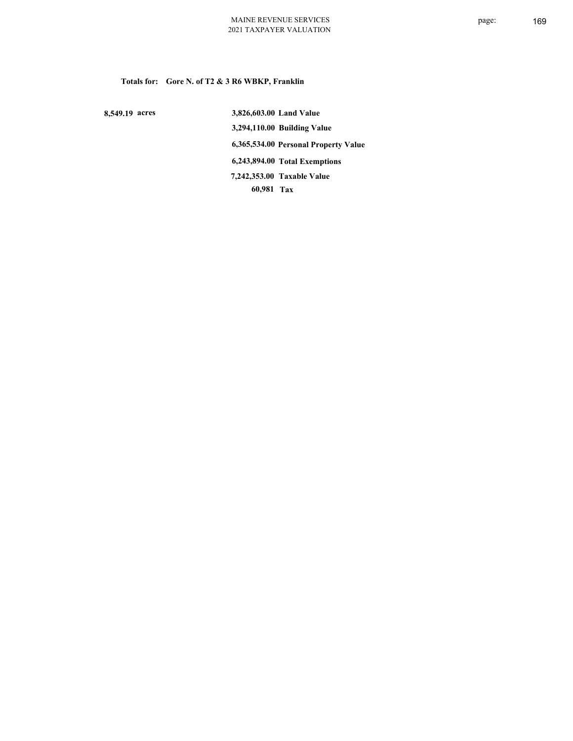**Totals for: Gore N. of T2 & 3 R6 WBKP, Franklin**

| | | |
|---|---|---|
| **8,549.19 acres** | **3,826,603.00** | **Land Value** |
| | **3,294,110.00** | **Building Value** |
| | **6,365,534.00** | **Personal Property Value** |
| | **6,243,894.00** | **Total Exemptions** |
| | **7,242,353.00** | **Taxable Value** |
| | **60,981** | **Tax** |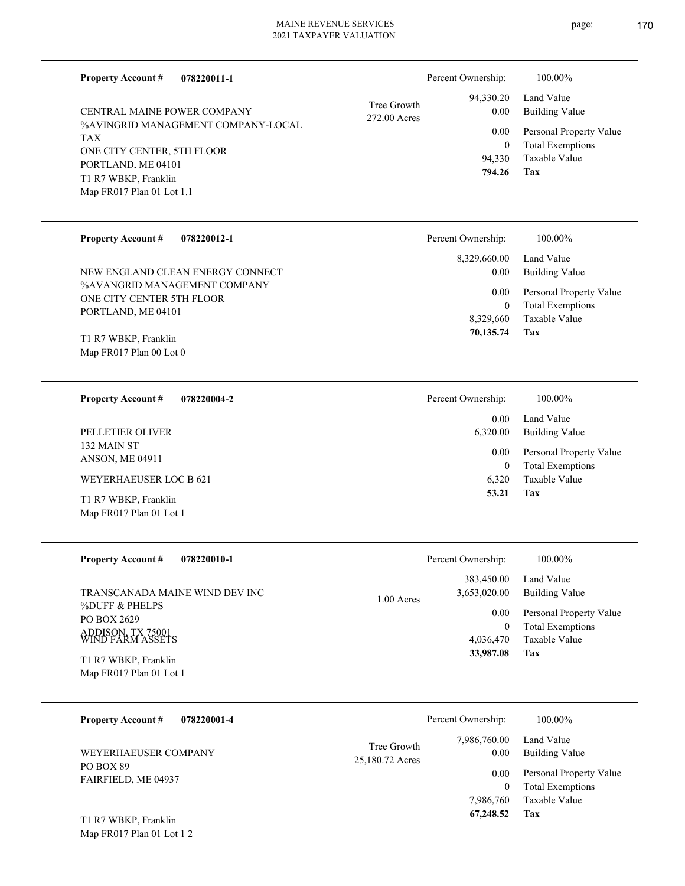MAINE REVENUE SERVICES
2021 TAXPAYER VALUATION

---

**Property Account #** **078220011-1**

CENTRAL MAINE POWER COMPANY
%AVINGRID MANAGEMENT COMPANY-LOCAL TAX
ONE CITY CENTER, 5TH FLOOR
PORTLAND, ME 04101
T1 R7 WBKP, Franklin
Map FR017 Plan 01 Lot 1.1

Tree Growth
272.00 Acres

| Percent Ownership: | 100.00% |
|---|---|
| 94,330.20 | Land Value |
| 0.00 | Building Value |
| 0.00 | Personal Property Value |
| 0 | Total Exemptions |
| 94,330 | Taxable Value |
| **794.26** | **Tax** |

---

**Property Account #** **078220012-1**

NEW ENGLAND CLEAN ENERGY CONNECT
%AVANGRID MANAGEMENT COMPANY
ONE CITY CENTER 5TH FLOOR
PORTLAND, ME 04101

T1 R7 WBKP, Franklin
Map FR017 Plan 00 Lot 0

| Percent Ownership: | 100.00% |
|---|---|
| 8,329,660.00 | Land Value |
| 0.00 | Building Value |
| 0.00 | Personal Property Value |
| 0 | Total Exemptions |
| 8,329,660 | Taxable Value |
| **70,135.74** | **Tax** |

---

**Property Account #** **078220004-2**

PELLETIER OLIVER
132 MAIN ST
ANSON, ME 04911

WEYERHAEUSER LOC B 621

T1 R7 WBKP, Franklin
Map FR017 Plan 01 Lot 1

| Percent Ownership: | 100.00% |
|---|---|
| 0.00 | Land Value |
| 6,320.00 | Building Value |
| 0.00 | Personal Property Value |
| 0 | Total Exemptions |
| 6,320 | Taxable Value |
| **53.21** | **Tax** |

---

**Property Account #** **078220010-1**

TRANSCANADA MAINE WIND DEV INC
%DUFF & PHELPS
PO BOX 2629
ADDISON, TX 75001
WIND FARM ASSETS

T1 R7 WBKP, Franklin
Map FR017 Plan 01 Lot 1

1.00 Acres

| Percent Ownership: | 100.00% |
|---|---|
| 383,450.00 | Land Value |
| 3,653,020.00 | Building Value |
| 0.00 | Personal Property Value |
| 0 | Total Exemptions |
| 4,036,470 | Taxable Value |
| **33,987.08** | **Tax** |

---

**Property Account #** **078220001-4**

WEYERHAEUSER COMPANY
PO BOX 89
FAIRFIELD, ME 04937

T1 R7 WBKP, Franklin
Map FR017 Plan 01 Lot 1 2

Tree Growth
25,180.72 Acres

| Percent Ownership: | 100.00% |
|---|---|
| 7,986,760.00 | Land Value |
| 0.00 | Building Value |
| 0.00 | Personal Property Value |
| 0 | Total Exemptions |
| 7,986,760 | Taxable Value |
| **67,248.52** | **Tax** |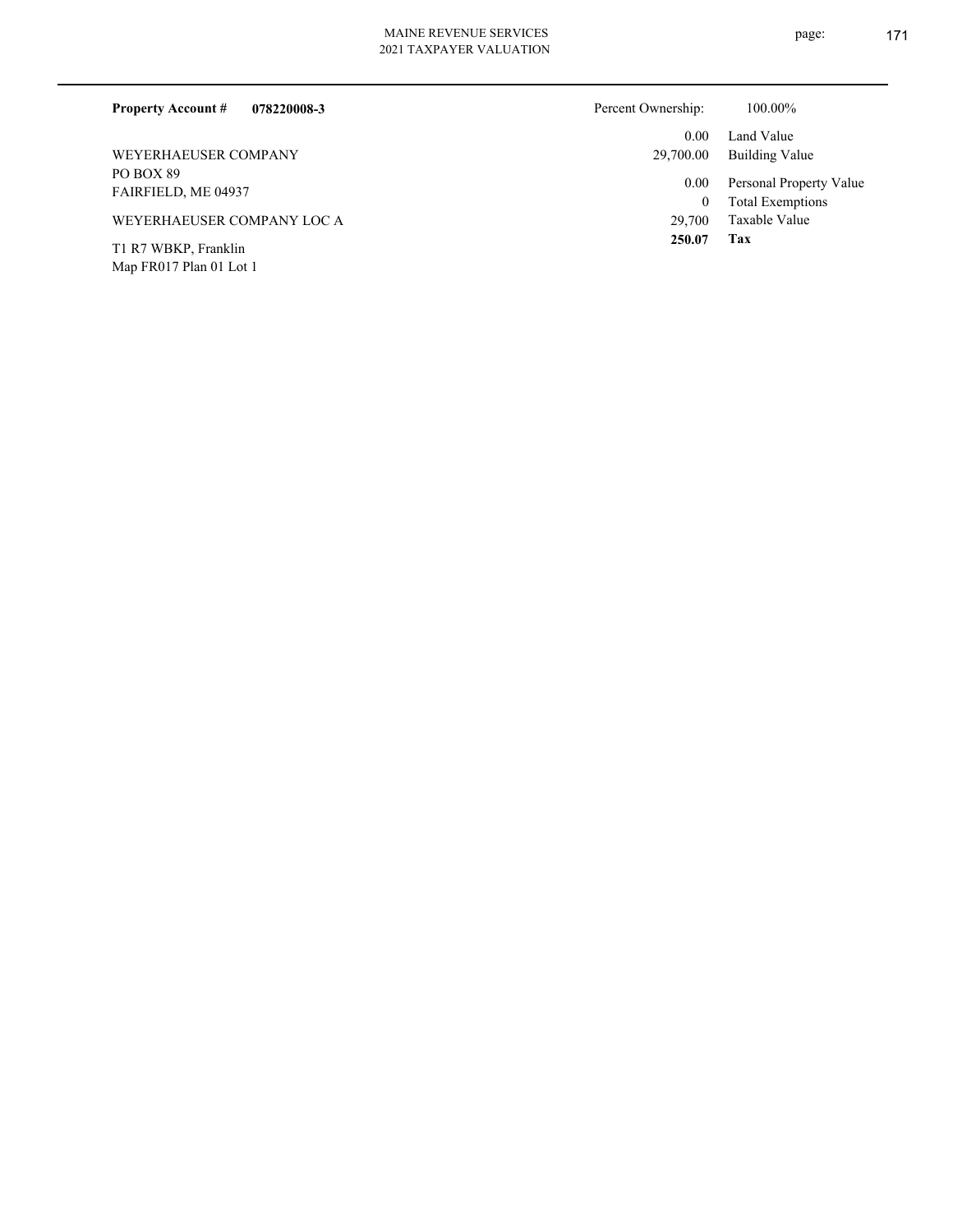**Property Account #** **078220008-3**

WEYERHAEUSER COMPANY
PO BOX 89
FAIRFIELD, ME 04937

WEYERHAEUSER COMPANY LOC A

T1 R7 WBKP, Franklin
Map FR017 Plan 01 Lot 1

| Percent Ownership: | 100.00% |
|---|---|
| 0.00 | Land Value |
| 29,700.00 | Building Value |
| 0.00 | Personal Property Value |
| 0 | Total Exemptions |
| 29,700 | Taxable Value |
| **250.07** | **Tax** |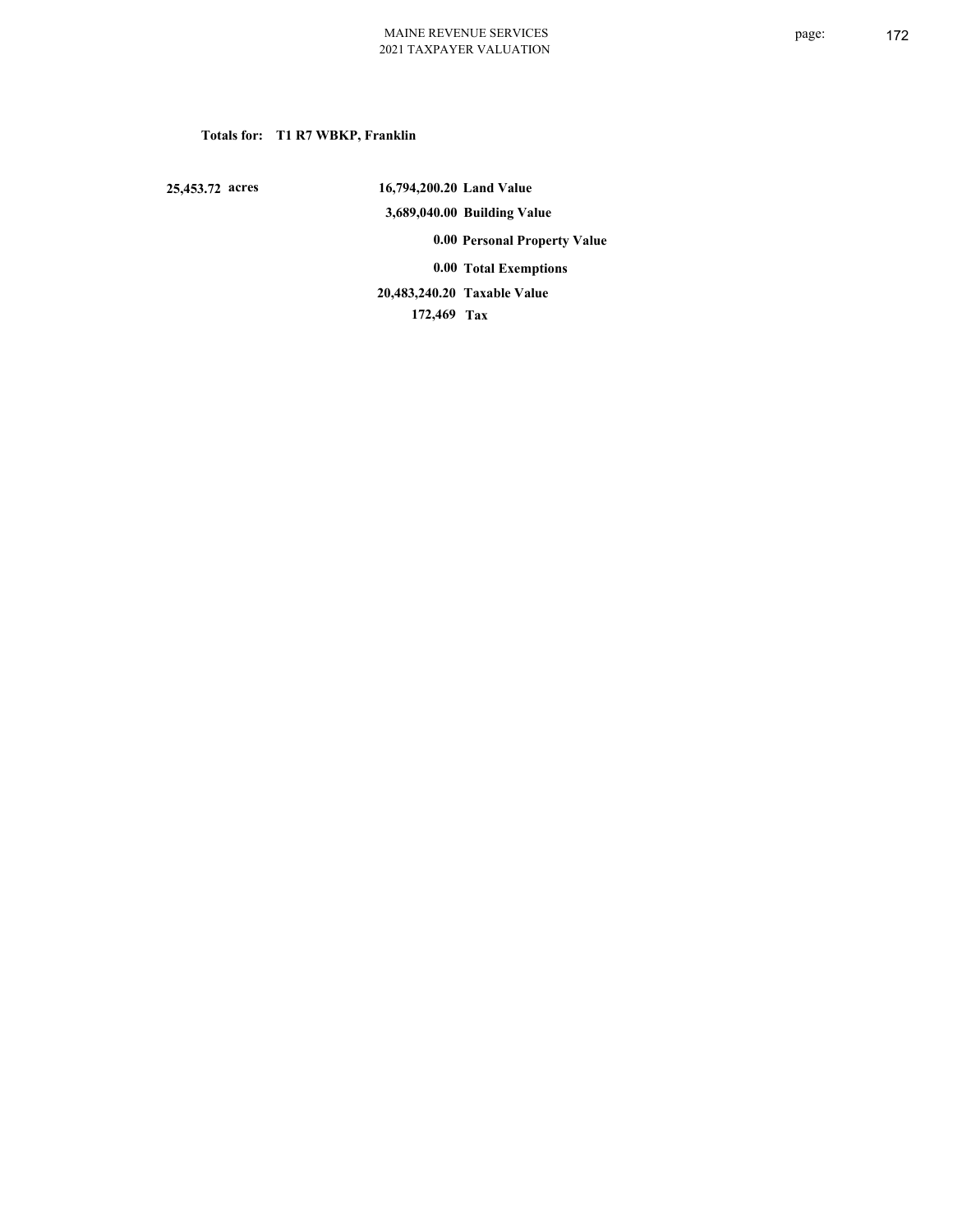**Totals for: T1 R7 WBKP, Franklin**

| | | |
|---|---|---|
| 25,453.72 acres | 16,794,200.20 | Land Value |
| | 3,689,040.00 | Building Value |
| | 0.00 | Personal Property Value |
| | 0.00 | Total Exemptions |
| | 20,483,240.20 | Taxable Value |
| | 172,469 | Tax |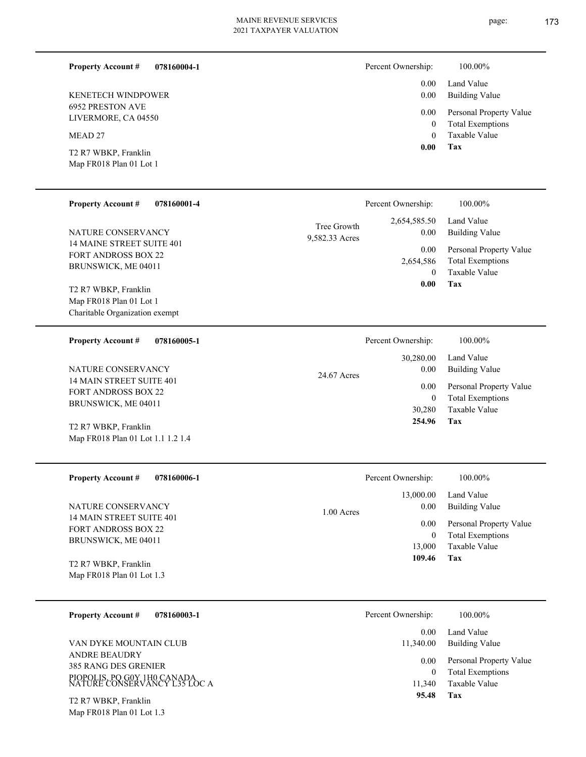**Property Account #** **078160004-1**

KENETECH WINDPOWER
6952 PRESTON AVE
LIVERMORE, CA 04550

MEAD 27

T2 R7 WBKP, Franklin
Map FR018 Plan 01 Lot 1

| Percent Ownership: | 100.00% |
|---|---|
| 0.00 | Land Value |
| 0.00 | Building Value |
| 0.00 | Personal Property Value |
| 0 | Total Exemptions |
| 0 | Taxable Value |
| **0.00** | **Tax** |

---

**Property Account #** **078160001-4**

NATURE CONSERVANCY
14 MAINE STREET SUITE 401
FORT ANDROSS BOX 22
BRUNSWICK, ME 04011

T2 R7 WBKP, Franklin
Map FR018 Plan 01 Lot 1
Charitable Organization exempt

Tree Growth
9,582.33 Acres

| Percent Ownership: | 100.00% |
|---|---|
| 2,654,585.50 | Land Value |
| 0.00 | Building Value |
| 0.00 | Personal Property Value |
| 2,654,586 | Total Exemptions |
| 0 | Taxable Value |
| **0.00** | **Tax** |

---

**Property Account #** **078160005-1**

NATURE CONSERVANCY
14 MAIN STREET SUITE 401
FORT ANDROSS BOX 22
BRUNSWICK, ME 04011

T2 R7 WBKP, Franklin
Map FR018 Plan 01 Lot 1.1 1.2 1.4

24.67 Acres

| Percent Ownership: | 100.00% |
|---|---|
| 30,280.00 | Land Value |
| 0.00 | Building Value |
| 0.00 | Personal Property Value |
| 0 | Total Exemptions |
| 30,280 | Taxable Value |
| **254.96** | **Tax** |

---

**Property Account #** **078160006-1**

NATURE CONSERVANCY
14 MAIN STREET SUITE 401
FORT ANDROSS BOX 22
BRUNSWICK, ME 04011

T2 R7 WBKP, Franklin
Map FR018 Plan 01 Lot 1.3

1.00 Acres

| Percent Ownership: | 100.00% |
|---|---|
| 13,000.00 | Land Value |
| 0.00 | Building Value |
| 0.00 | Personal Property Value |
| 0 | Total Exemptions |
| 13,000 | Taxable Value |
| **109.46** | **Tax** |

---

**Property Account #** **078160003-1**

VAN DYKE MOUNTAIN CLUB
ANDRE BEAUDRY
385 RANG DES GRENIER
PIOPOLIS, PQ G0Y 1H0 CANADA
NATURE CONSERVANCY L35 LOC A

T2 R7 WBKP, Franklin
Map FR018 Plan 01 Lot 1.3

| Percent Ownership: | 100.00% |
|---|---|
| 0.00 | Land Value |
| 11,340.00 | Building Value |
| 0.00 | Personal Property Value |
| 0 | Total Exemptions |
| 11,340 | Taxable Value |
| **95.48** | **Tax** |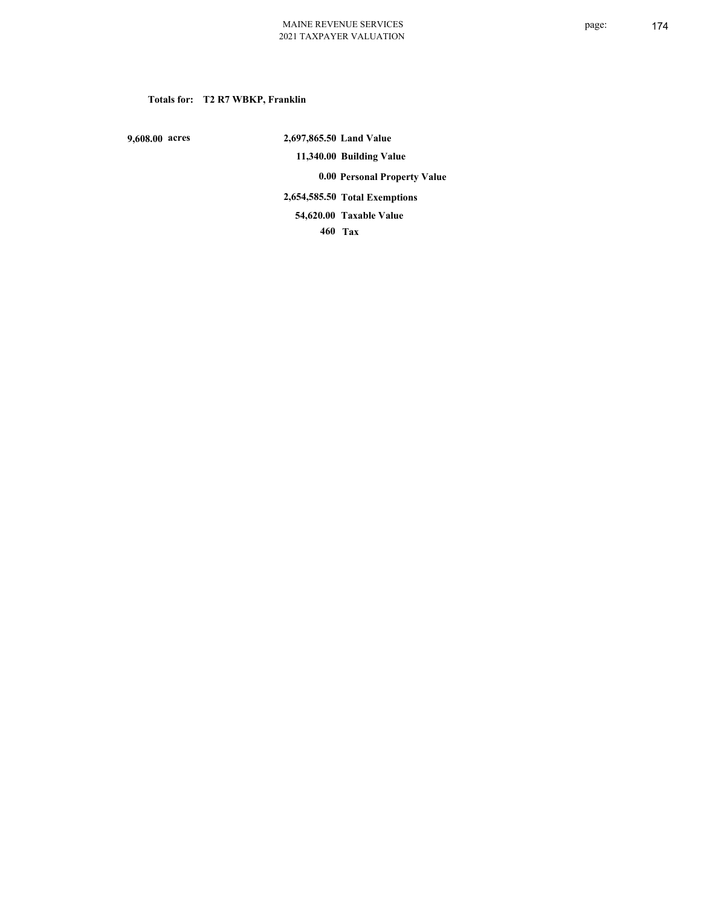**Totals for: T2 R7 WBKP, Franklin**

| | | |
|---|---|---|
| 9,608.00 acres | 2,697,865.50 | Land Value |
| | 11,340.00 | Building Value |
| | 0.00 | Personal Property Value |
| | 2,654,585.50 | Total Exemptions |
| | 54,620.00 | Taxable Value |
| | 460 | Tax |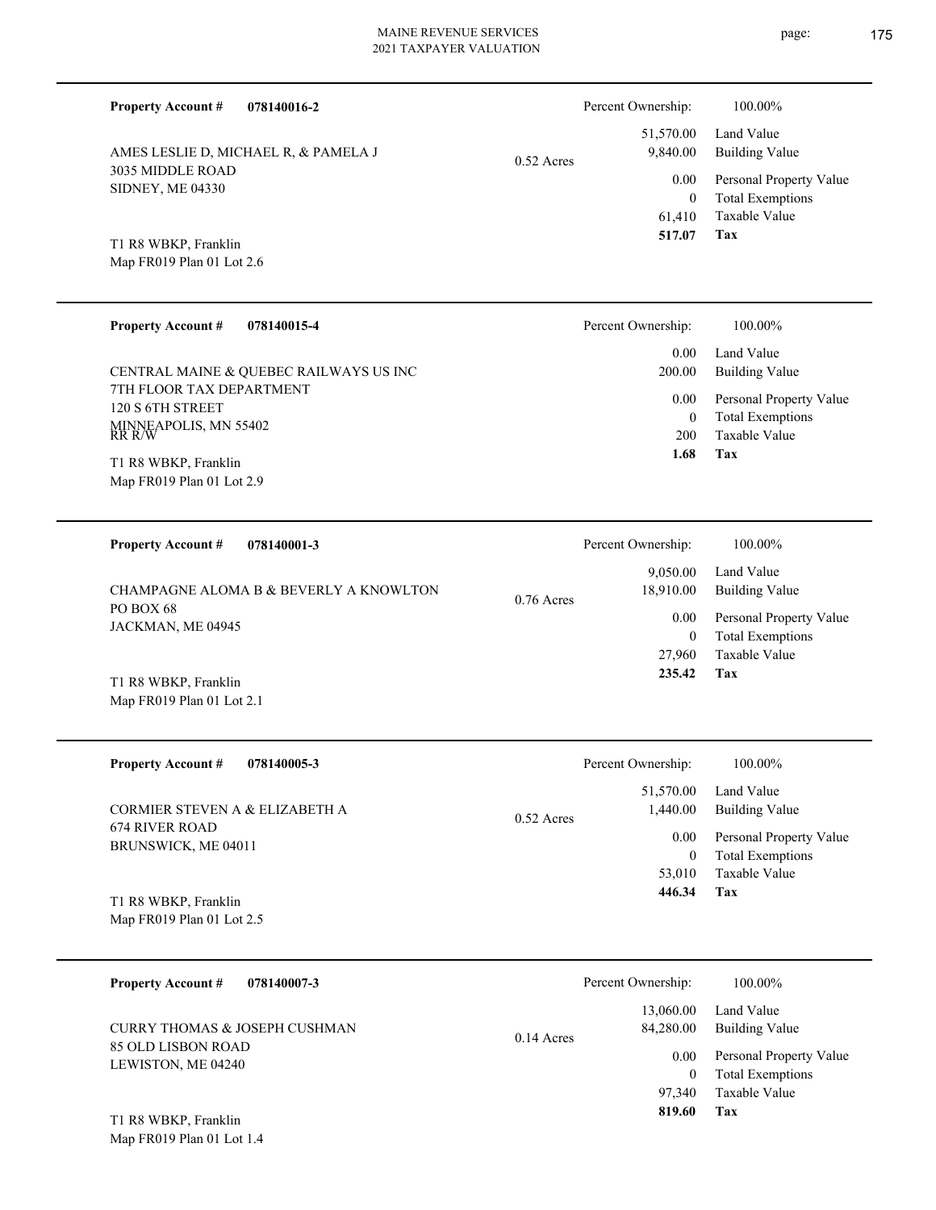**Property Account #** **078140016-2**

AMES LESLIE D, MICHAEL R, & PAMELA J
3035 MIDDLE ROAD
SIDNEY, ME 04330

T1 R8 WBKP, Franklin
Map FR019 Plan 01 Lot 2.6

0.52 Acres

| Percent Ownership: | 100.00% |
|---|---|
| 51,570.00 | Land Value |
| 9,840.00 | Building Value |
| 0.00 | Personal Property Value |
| 0 | Total Exemptions |
| 61,410 | Taxable Value |
| **517.07** | **Tax** |

---

**Property Account #** **078140015-4**

CENTRAL MAINE & QUEBEC RAILWAYS US INC
7TH FLOOR TAX DEPARTMENT
120 S 6TH STREET
MINNEAPOLIS, MN 55402
RR R/W

T1 R8 WBKP, Franklin
Map FR019 Plan 01 Lot 2.9

| Percent Ownership: | 100.00% |
|---|---|
| 0.00 | Land Value |
| 200.00 | Building Value |
| 0.00 | Personal Property Value |
| 0 | Total Exemptions |
| 200 | Taxable Value |
| **1.68** | **Tax** |

---

**Property Account #** **078140001-3**

CHAMPAGNE ALOMA B & BEVERLY A KNOWLTON
PO BOX 68
JACKMAN, ME 04945

T1 R8 WBKP, Franklin
Map FR019 Plan 01 Lot 2.1

0.76 Acres

| Percent Ownership: | 100.00% |
|---|---|
| 9,050.00 | Land Value |
| 18,910.00 | Building Value |
| 0.00 | Personal Property Value |
| 0 | Total Exemptions |
| 27,960 | Taxable Value |
| **235.42** | **Tax** |

---

**Property Account #** **078140005-3**

CORMIER STEVEN A & ELIZABETH A
674 RIVER ROAD
BRUNSWICK, ME 04011

T1 R8 WBKP, Franklin
Map FR019 Plan 01 Lot 2.5

0.52 Acres

| Percent Ownership: | 100.00% |
|---|---|
| 51,570.00 | Land Value |
| 1,440.00 | Building Value |
| 0.00 | Personal Property Value |
| 0 | Total Exemptions |
| 53,010 | Taxable Value |
| **446.34** | **Tax** |

---

**Property Account #** **078140007-3**

CURRY THOMAS & JOSEPH CUSHMAN
85 OLD LISBON ROAD
LEWISTON, ME 04240

T1 R8 WBKP, Franklin
Map FR019 Plan 01 Lot 1.4

0.14 Acres

| Percent Ownership: | 100.00% |
|---|---|
| 13,060.00 | Land Value |
| 84,280.00 | Building Value |
| 0.00 | Personal Property Value |
| 0 | Total Exemptions |
| 97,340 | Taxable Value |
| **819.60** | **Tax** |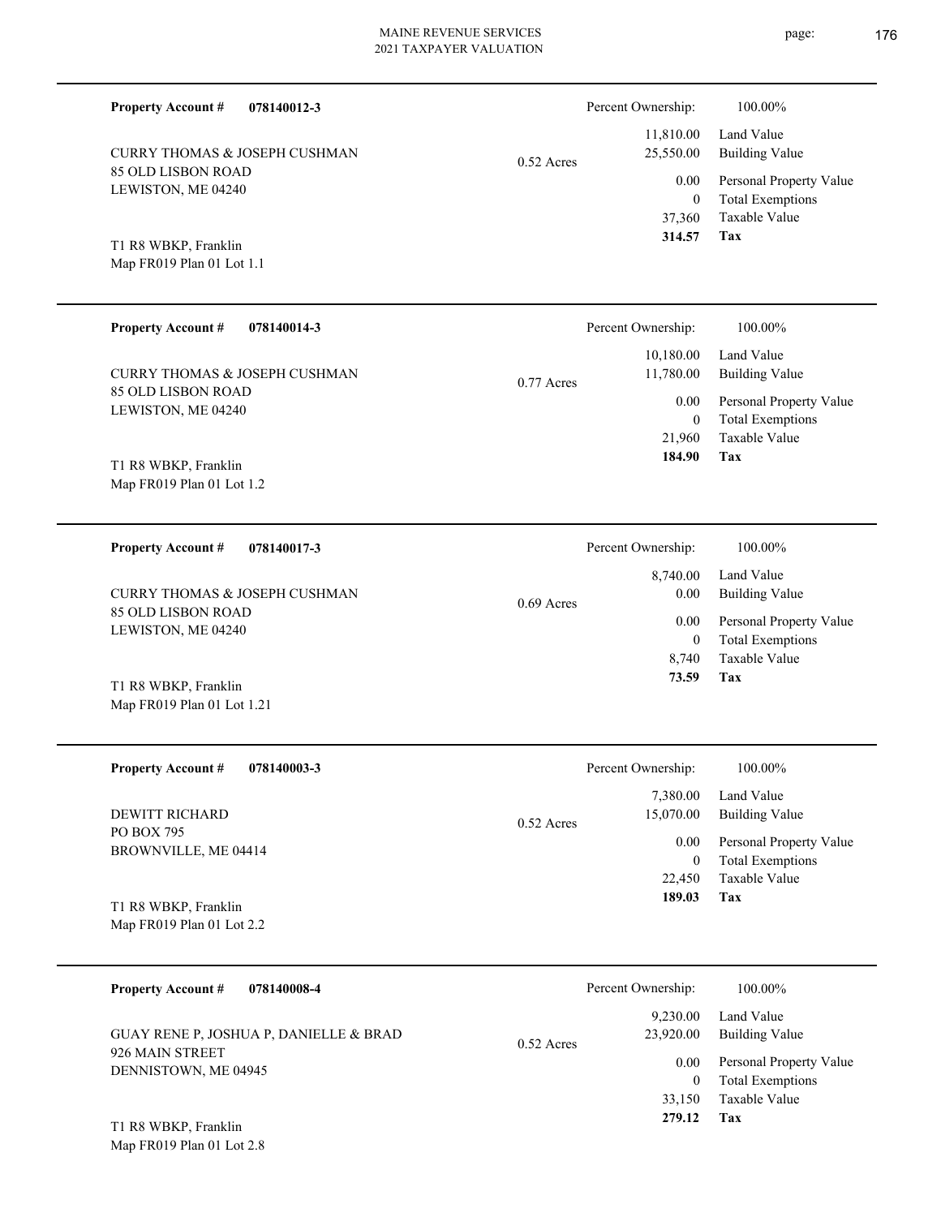| Property Account # | 078140012-3 | | Percent Ownership: | 100.00% |
|---|---|---|---|---|
| CURRY THOMAS & JOSEPH CUSHMAN | | 0.52 Acres | 11,810.00 | Land Value |
| 85 OLD LISBON ROAD | | | 25,550.00 | Building Value |
| LEWISTON, ME 04240 | | | 0.00 | Personal Property Value |
| | | | 0 | Total Exemptions |
| | | | 37,360 | Taxable Value |
| T1 R8 WBKP, Franklin | | | **314.57** | **Tax** |
| Map FR019 Plan 01 Lot 1.1 | | | | |

| Property Account # | 078140014-3 | | Percent Ownership: | 100.00% |
|---|---|---|---|---|
| CURRY THOMAS & JOSEPH CUSHMAN | | 0.77 Acres | 10,180.00 | Land Value |
| 85 OLD LISBON ROAD | | | 11,780.00 | Building Value |
| LEWISTON, ME 04240 | | | 0.00 | Personal Property Value |
| | | | 0 | Total Exemptions |
| | | | 21,960 | Taxable Value |
| T1 R8 WBKP, Franklin | | | **184.90** | **Tax** |
| Map FR019 Plan 01 Lot 1.2 | | | | |

| Property Account # | 078140017-3 | | Percent Ownership: | 100.00% |
|---|---|---|---|---|
| CURRY THOMAS & JOSEPH CUSHMAN | | 0.69 Acres | 8,740.00 | Land Value |
| 85 OLD LISBON ROAD | | | 0.00 | Building Value |
| LEWISTON, ME 04240 | | | 0.00 | Personal Property Value |
| | | | 0 | Total Exemptions |
| | | | 8,740 | Taxable Value |
| T1 R8 WBKP, Franklin | | | **73.59** | **Tax** |
| Map FR019 Plan 01 Lot 1.21 | | | | |

| Property Account # | 078140003-3 | | Percent Ownership: | 100.00% |
|---|---|---|---|---|
| DEWITT RICHARD | | 0.52 Acres | 7,380.00 | Land Value |
| PO BOX 795 | | | 15,070.00 | Building Value |
| BROWNVILLE, ME 04414 | | | 0.00 | Personal Property Value |
| | | | 0 | Total Exemptions |
| | | | 22,450 | Taxable Value |
| T1 R8 WBKP, Franklin | | | **189.03** | **Tax** |
| Map FR019 Plan 01 Lot 2.2 | | | | |

| Property Account # | 078140008-4 | | Percent Ownership: | 100.00% |
|---|---|---|---|---|
| GUAY RENE P, JOSHUA P, DANIELLE & BRAD | | 0.52 Acres | 9,230.00 | Land Value |
| 926 MAIN STREET | | | 23,920.00 | Building Value |
| DENNISTOWN, ME 04945 | | | 0.00 | Personal Property Value |
| | | | 0 | Total Exemptions |
| | | | 33,150 | Taxable Value |
| T1 R8 WBKP, Franklin | | | **279.12** | **Tax** |
| Map FR019 Plan 01 Lot 2.8 | | | | |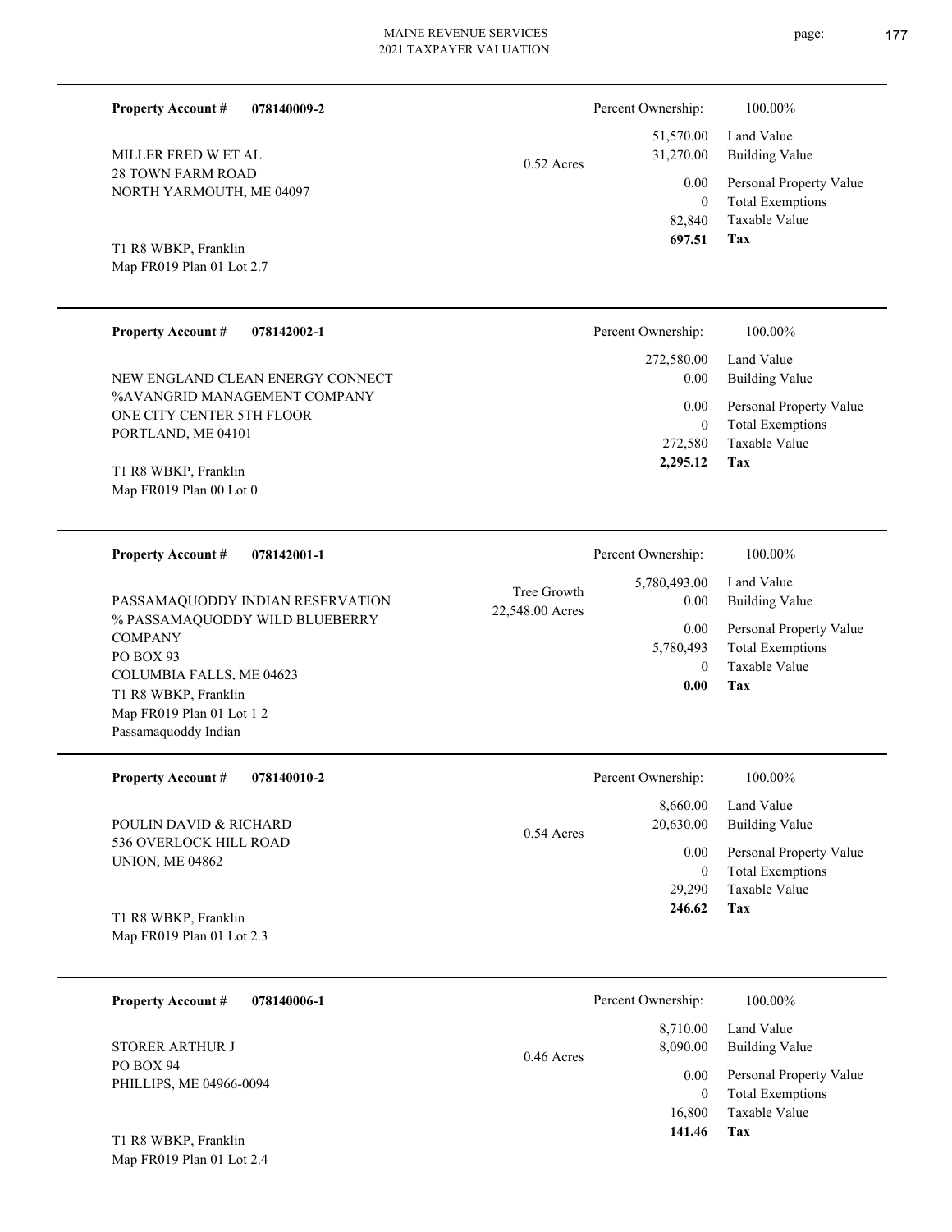**Property Account #** **078140009-2**

MILLER FRED W ET AL
28 TOWN FARM ROAD
NORTH YARMOUTH, ME 04097

T1 R8 WBKP, Franklin
Map FR019 Plan 01 Lot 2.7

0.52 Acres

| Percent Ownership: | 100.00% |
|---|---|
| 51,570.00 | Land Value |
| 31,270.00 | Building Value |
| 0.00 | Personal Property Value |
| 0 | Total Exemptions |
| 82,840 | Taxable Value |
| **697.51** | **Tax** |

---

**Property Account #** **078142002-1**

NEW ENGLAND CLEAN ENERGY CONNECT
%AVANGRID MANAGEMENT COMPANY
ONE CITY CENTER 5TH FLOOR
PORTLAND, ME 04101

T1 R8 WBKP, Franklin
Map FR019 Plan 00 Lot 0

| Percent Ownership: | 100.00% |
|---|---|
| 272,580.00 | Land Value |
| 0.00 | Building Value |
| 0.00 | Personal Property Value |
| 0 | Total Exemptions |
| 272,580 | Taxable Value |
| **2,295.12** | **Tax** |

---

**Property Account #** **078142001-1**

PASSAMAQUODDY INDIAN RESERVATION
% PASSAMAQUODDY WILD BLUEBERRY COMPANY
PO BOX 93
COLUMBIA FALLS, ME 04623
T1 R8 WBKP, Franklin
Map FR019 Plan 01 Lot 1 2
Passamaquoddy Indian

Tree Growth
22,548.00 Acres

| Percent Ownership: | 100.00% |
|---|---|
| 5,780,493.00 | Land Value |
| 0.00 | Building Value |
| 0.00 | Personal Property Value |
| 5,780,493 | Total Exemptions |
| 0 | Taxable Value |
| **0.00** | **Tax** |

---

**Property Account #** **078140010-2**

POULIN DAVID & RICHARD
536 OVERLOCK HILL ROAD
UNION, ME 04862

T1 R8 WBKP, Franklin
Map FR019 Plan 01 Lot 2.3

0.54 Acres

| Percent Ownership: | 100.00% |
|---|---|
| 8,660.00 | Land Value |
| 20,630.00 | Building Value |
| 0.00 | Personal Property Value |
| 0 | Total Exemptions |
| 29,290 | Taxable Value |
| **246.62** | **Tax** |

---

**Property Account #** **078140006-1**

STORER ARTHUR J
PO BOX 94
PHILLIPS, ME 04966-0094

T1 R8 WBKP, Franklin
Map FR019 Plan 01 Lot 2.4

0.46 Acres

| Percent Ownership: | 100.00% |
|---|---|
| 8,710.00 | Land Value |
| 8,090.00 | Building Value |
| 0.00 | Personal Property Value |
| 0 | Total Exemptions |
| 16,800 | Taxable Value |
| **141.46** | **Tax** |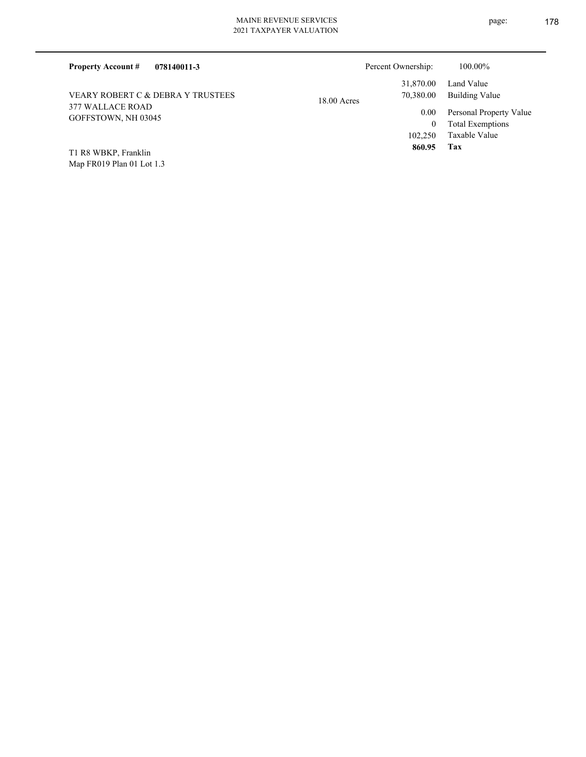**Property Account #** **078140011-3**

Percent Ownership: 100.00%

VEARY ROBERT C & DEBRA Y TRUSTEES
377 WALLACE ROAD
GOFFSTOWN, NH 03045

18.00 Acres

| | |
|---|---|
| 31,870.00 | Land Value |
| 70,380.00 | Building Value |
| 0.00 | Personal Property Value |
| 0 | Total Exemptions |
| 102,250 | Taxable Value |
| **860.95** | **Tax** |

T1 R8 WBKP, Franklin
Map FR019 Plan 01 Lot 1.3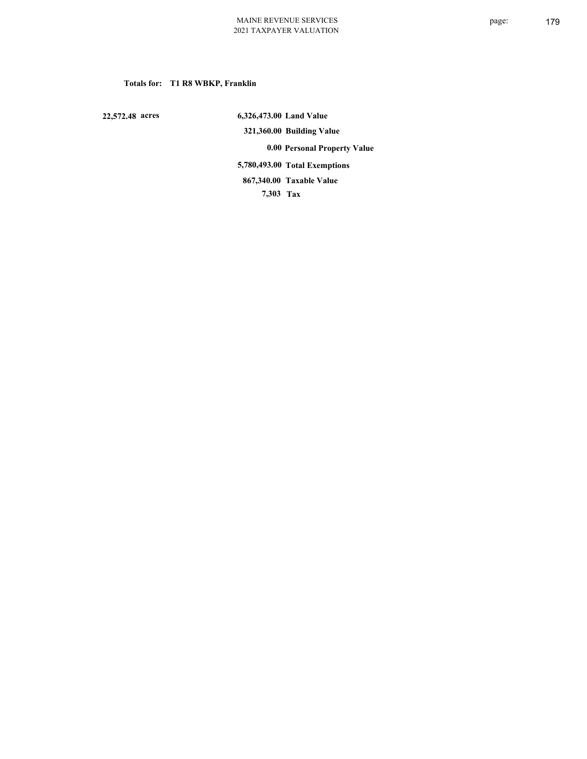**Totals for: T1 R8 WBKP, Franklin**

**22,572.48 acres**

| | |
|---:|---|
| **6,326,473.00** | **Land Value** |
| **321,360.00** | **Building Value** |
| **0.00** | **Personal Property Value** |
| **5,780,493.00** | **Total Exemptions** |
| **867,340.00** | **Taxable Value** |
| **7,303** | **Tax** |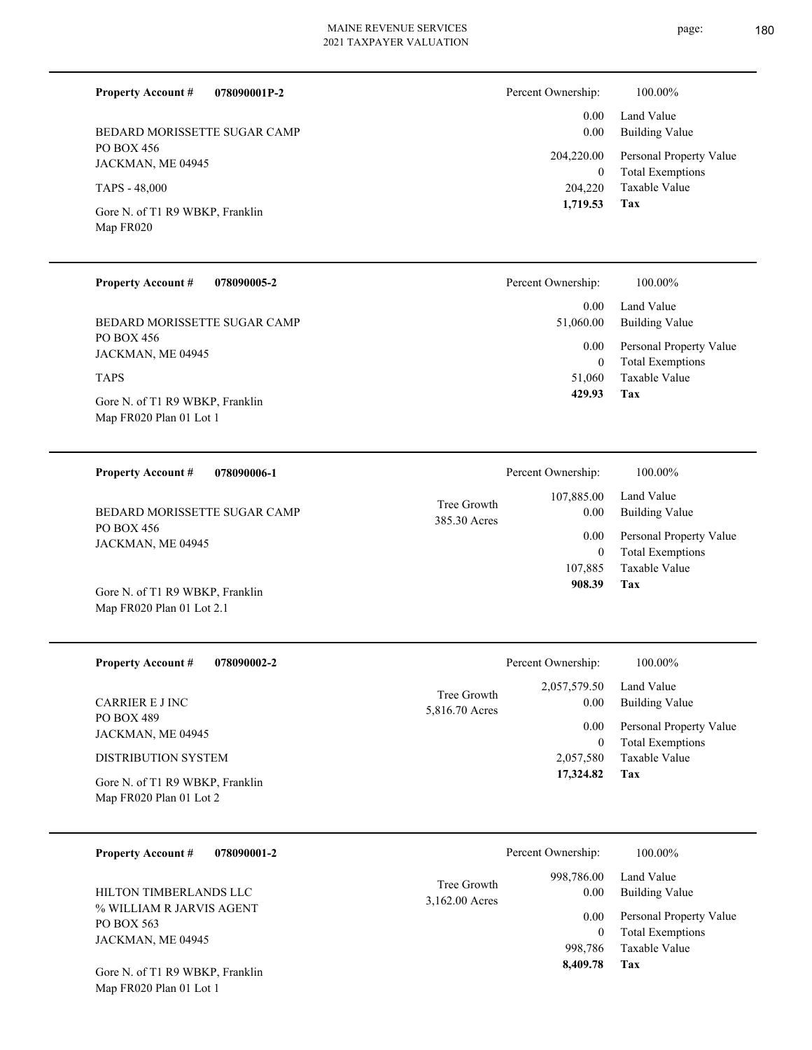**Property Account #** **078090001P-2**

BEDARD MORISSETTE SUGAR CAMP
PO BOX 456
JACKMAN, ME 04945

TAPS - 48,000

Gore N. of T1 R9 WBKP, Franklin
Map FR020

| | |
|---|---|
| Percent Ownership: | 100.00% |
| 0.00 | Land Value |
| 0.00 | Building Value |
| 204,220.00 | Personal Property Value |
| 0 | Total Exemptions |
| 204,220 | Taxable Value |
| **1,719.53** | **Tax** |

---

**Property Account #** **078090005-2**

BEDARD MORISSETTE SUGAR CAMP
PO BOX 456
JACKMAN, ME 04945

TAPS

Gore N. of T1 R9 WBKP, Franklin
Map FR020 Plan 01 Lot 1

| | |
|---|---|
| Percent Ownership: | 100.00% |
| 0.00 | Land Value |
| 51,060.00 | Building Value |
| 0.00 | Personal Property Value |
| 0 | Total Exemptions |
| 51,060 | Taxable Value |
| **429.93** | **Tax** |

---

**Property Account #** **078090006-1**

BEDARD MORISSETTE SUGAR CAMP
PO BOX 456
JACKMAN, ME 04945

Gore N. of T1 R9 WBKP, Franklin
Map FR020 Plan 01 Lot 2.1

Tree Growth
385.30 Acres

| | |
|---|---|
| Percent Ownership: | 100.00% |
| 107,885.00 | Land Value |
| 0.00 | Building Value |
| 0.00 | Personal Property Value |
| 0 | Total Exemptions |
| 107,885 | Taxable Value |
| **908.39** | **Tax** |

---

**Property Account #** **078090002-2**

CARRIER E J INC
PO BOX 489
JACKMAN, ME 04945

DISTRIBUTION SYSTEM

Gore N. of T1 R9 WBKP, Franklin
Map FR020 Plan 01 Lot 2

Tree Growth
5,816.70 Acres

| | |
|---|---|
| Percent Ownership: | 100.00% |
| 2,057,579.50 | Land Value |
| 0.00 | Building Value |
| 0.00 | Personal Property Value |
| 0 | Total Exemptions |
| 2,057,580 | Taxable Value |
| **17,324.82** | **Tax** |

---

**Property Account #** **078090001-2**

HILTON TIMBERLANDS LLC
% WILLIAM R JARVIS AGENT
PO BOX 563
JACKMAN, ME 04945

Gore N. of T1 R9 WBKP, Franklin
Map FR020 Plan 01 Lot 1

Tree Growth
3,162.00 Acres

| | |
|---|---|
| Percent Ownership: | 100.00% |
| 998,786.00 | Land Value |
| 0.00 | Building Value |
| 0.00 | Personal Property Value |
| 0 | Total Exemptions |
| 998,786 | Taxable Value |
| **8,409.78** | **Tax** |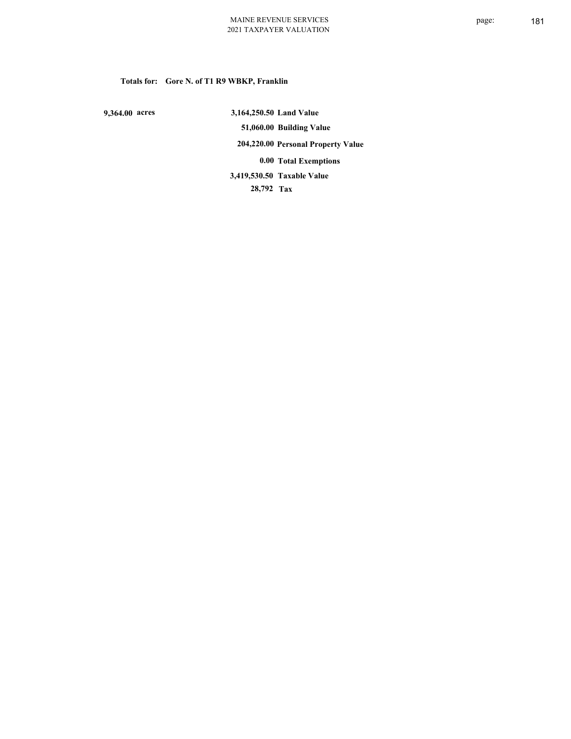**Totals for: Gore N. of T1 R9 WBKP, Franklin**

| | | |
|---|---|---|
| 9,364.00 acres | 3,164,250.50 | Land Value |
| | 51,060.00 | Building Value |
| | 204,220.00 | Personal Property Value |
| | 0.00 | Total Exemptions |
| | 3,419,530.50 | Taxable Value |
| | 28,792 | Tax |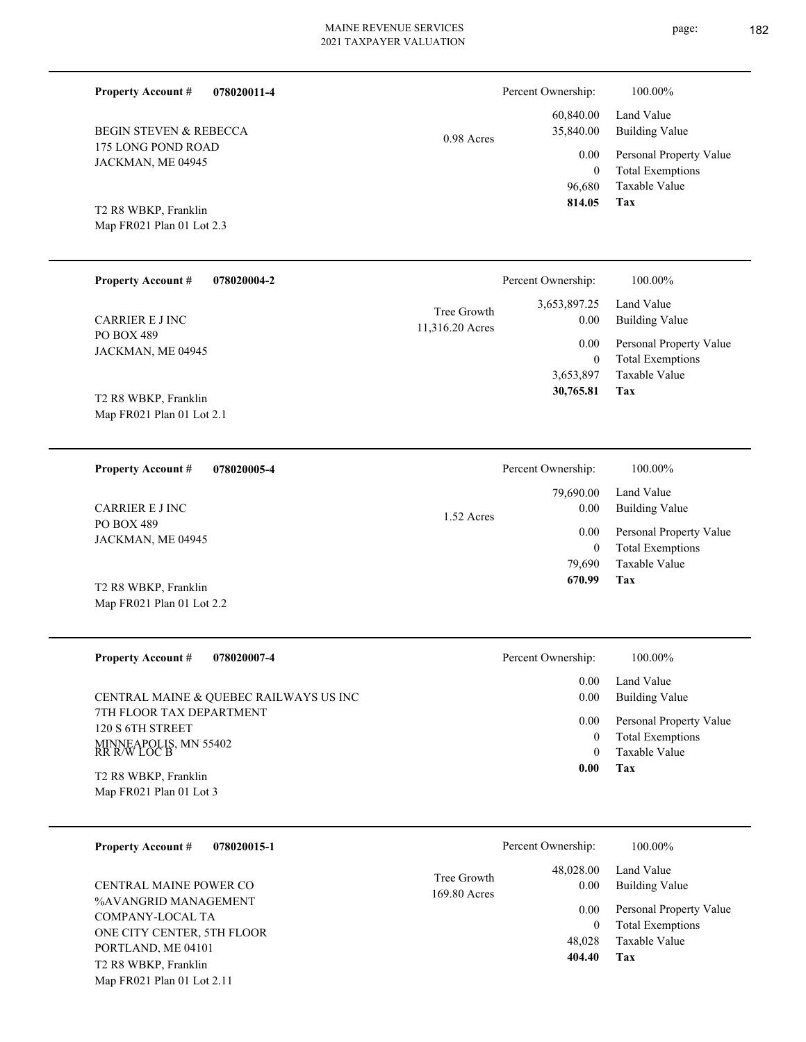**Property Account #** **078020011-4**

BEGIN STEVEN & REBECCA
175 LONG POND ROAD
JACKMAN, ME 04945

T2 R8 WBKP, Franklin
Map FR021 Plan 01 Lot 2.3

0.98 Acres

| Percent Ownership: | 100.00% |
|---|---|
| 60,840.00 | Land Value |
| 35,840.00 | Building Value |
| 0.00 | Personal Property Value |
| 0 | Total Exemptions |
| 96,680 | Taxable Value |
| **814.05** | **Tax** |

---

**Property Account #** **078020004-2**

CARRIER E J INC
PO BOX 489
JACKMAN, ME 04945

T2 R8 WBKP, Franklin
Map FR021 Plan 01 Lot 2.1

Tree Growth
11,316.20 Acres

| Percent Ownership: | 100.00% |
|---|---|
| 3,653,897.25 | Land Value |
| 0.00 | Building Value |
| 0.00 | Personal Property Value |
| 0 | Total Exemptions |
| 3,653,897 | Taxable Value |
| **30,765.81** | **Tax** |

---

**Property Account #** **078020005-4**

CARRIER E J INC
PO BOX 489
JACKMAN, ME 04945

T2 R8 WBKP, Franklin
Map FR021 Plan 01 Lot 2.2

1.52 Acres

| Percent Ownership: | 100.00% |
|---|---|
| 79,690.00 | Land Value |
| 0.00 | Building Value |
| 0.00 | Personal Property Value |
| 0 | Total Exemptions |
| 79,690 | Taxable Value |
| **670.99** | **Tax** |

---

**Property Account #** **078020007-4**

CENTRAL MAINE & QUEBEC RAILWAYS US INC
7TH FLOOR TAX DEPARTMENT
120 S 6TH STREET
MINNEAPOLIS, MN 55402
RR R/W LOC B

T2 R8 WBKP, Franklin
Map FR021 Plan 01 Lot 3

| Percent Ownership: | 100.00% |
|---|---|
| 0.00 | Land Value |
| 0.00 | Building Value |
| 0.00 | Personal Property Value |
| 0 | Total Exemptions |
| 0 | Taxable Value |
| **0.00** | **Tax** |

---

**Property Account #** **078020015-1**

CENTRAL MAINE POWER CO
%AVANGRID MANAGEMENT COMPANY-LOCAL TA
ONE CITY CENTER, 5TH FLOOR
PORTLAND, ME 04101

T2 R8 WBKP, Franklin
Map FR021 Plan 01 Lot 2.11

Tree Growth
169.80 Acres

| Percent Ownership: | 100.00% |
|---|---|
| 48,028.00 | Land Value |
| 0.00 | Building Value |
| 0.00 | Personal Property Value |
| 0 | Total Exemptions |
| 48,028 | Taxable Value |
| **404.40** | **Tax** |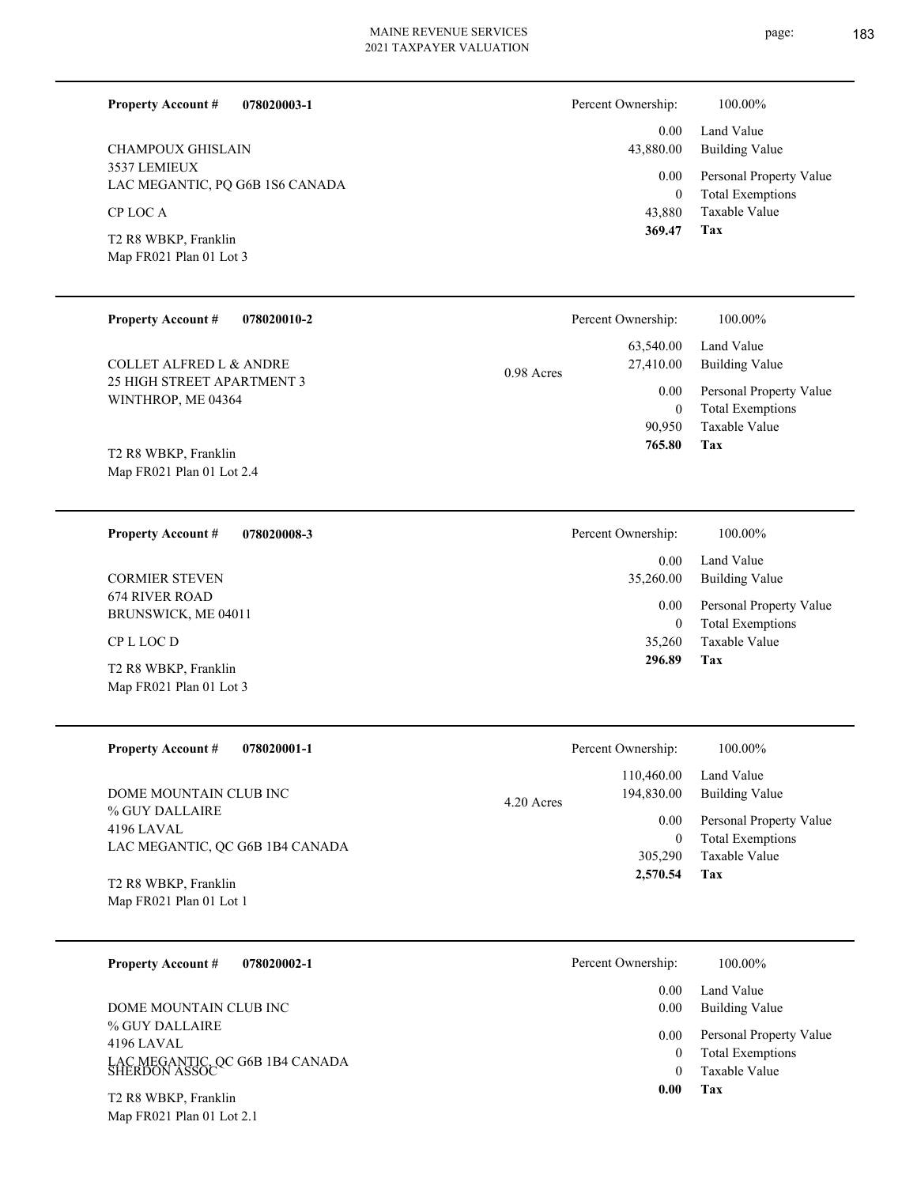**Property Account #** **078020003-1**

CHAMPOUX GHISLAIN
3537 LEMIEUX
LAC MEGANTIC, PQ G6B 1S6 CANADA

CP LOC A

T2 R8 WBKP, Franklin
Map FR021 Plan 01 Lot 3

| Percent Ownership: | 100.00% |
|---|---|
| 0.00 | Land Value |
| 43,880.00 | Building Value |
| 0.00 | Personal Property Value |
| 0 | Total Exemptions |
| 43,880 | Taxable Value |
| **369.47** | **Tax** |

---

**Property Account #** **078020010-2**

COLLET ALFRED L & ANDRE
25 HIGH STREET APARTMENT 3
WINTHROP, ME 04364

T2 R8 WBKP, Franklin
Map FR021 Plan 01 Lot 2.4

0.98 Acres

| Percent Ownership: | 100.00% |
|---|---|
| 63,540.00 | Land Value |
| 27,410.00 | Building Value |
| 0.00 | Personal Property Value |
| 0 | Total Exemptions |
| 90,950 | Taxable Value |
| **765.80** | **Tax** |

---

**Property Account #** **078020008-3**

CORMIER STEVEN
674 RIVER ROAD
BRUNSWICK, ME 04011

CP L LOC D

T2 R8 WBKP, Franklin
Map FR021 Plan 01 Lot 3

| Percent Ownership: | 100.00% |
|---|---|
| 0.00 | Land Value |
| 35,260.00 | Building Value |
| 0.00 | Personal Property Value |
| 0 | Total Exemptions |
| 35,260 | Taxable Value |
| **296.89** | **Tax** |

---

**Property Account #** **078020001-1**

DOME MOUNTAIN CLUB INC
% GUY DALLAIRE
4196 LAVAL
LAC MEGANTIC, QC G6B 1B4 CANADA

T2 R8 WBKP, Franklin
Map FR021 Plan 01 Lot 1

4.20 Acres

| Percent Ownership: | 100.00% |
|---|---|
| 110,460.00 | Land Value |
| 194,830.00 | Building Value |
| 0.00 | Personal Property Value |
| 0 | Total Exemptions |
| 305,290 | Taxable Value |
| **2,570.54** | **Tax** |

---

**Property Account #** **078020002-1**

DOME MOUNTAIN CLUB INC
% GUY DALLAIRE
4196 LAVAL
LAC MEGANTIC, QC G6B 1B4 CANADA
SHERDON ASSOC

T2 R8 WBKP, Franklin
Map FR021 Plan 01 Lot 2.1

| Percent Ownership: | 100.00% |
|---|---|
| 0.00 | Land Value |
| 0.00 | Building Value |
| 0.00 | Personal Property Value |
| 0 | Total Exemptions |
| 0 | Taxable Value |
| **0.00** | **Tax** |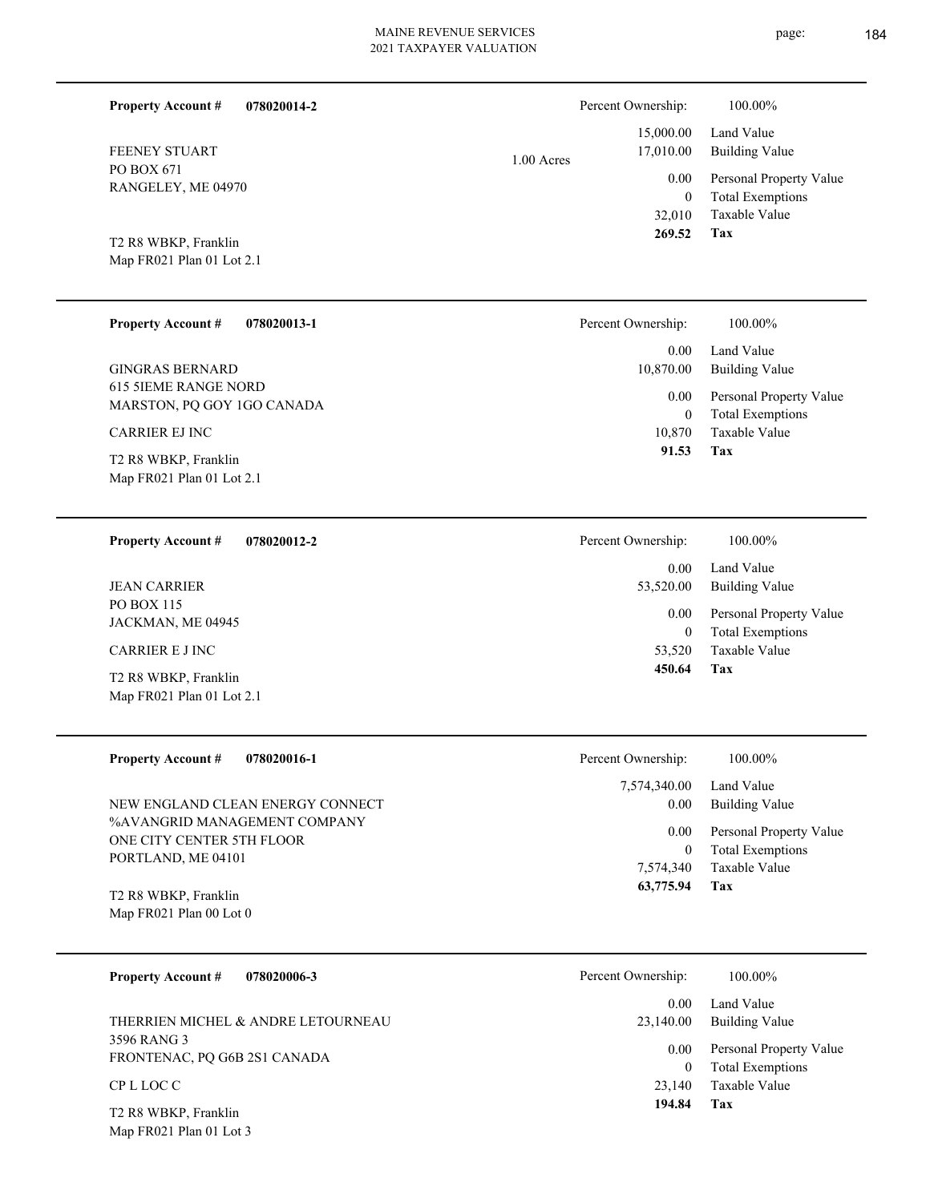**Property Account #** **078020014-2**

FEENEY STUART
PO BOX 671
RANGELEY, ME 04970

T2 R8 WBKP, Franklin
Map FR021 Plan 01 Lot 2.1

1.00 Acres

| Percent Ownership: | 100.00% |
|---|---|
| 15,000.00 | Land Value |
| 17,010.00 | Building Value |
| 0.00 | Personal Property Value |
| 0 | Total Exemptions |
| 32,010 | Taxable Value |
| **269.52** | **Tax** |

---

**Property Account #** **078020013-1**

GINGRAS BERNARD
615 5IEME RANGE NORD
MARSTON, PQ GOY 1GO CANADA

CARRIER EJ INC

T2 R8 WBKP, Franklin
Map FR021 Plan 01 Lot 2.1

| Percent Ownership: | 100.00% |
|---|---|
| 0.00 | Land Value |
| 10,870.00 | Building Value |
| 0.00 | Personal Property Value |
| 0 | Total Exemptions |
| 10,870 | Taxable Value |
| **91.53** | **Tax** |

---

**Property Account #** **078020012-2**

JEAN CARRIER
PO BOX 115
JACKMAN, ME 04945

CARRIER E J INC

T2 R8 WBKP, Franklin
Map FR021 Plan 01 Lot 2.1

| Percent Ownership: | 100.00% |
|---|---|
| 0.00 | Land Value |
| 53,520.00 | Building Value |
| 0.00 | Personal Property Value |
| 0 | Total Exemptions |
| 53,520 | Taxable Value |
| **450.64** | **Tax** |

---

**Property Account #** **078020016-1**

NEW ENGLAND CLEAN ENERGY CONNECT
%AVANGRID MANAGEMENT COMPANY
ONE CITY CENTER 5TH FLOOR
PORTLAND, ME 04101

T2 R8 WBKP, Franklin
Map FR021 Plan 00 Lot 0

| Percent Ownership: | 100.00% |
|---|---|
| 7,574,340.00 | Land Value |
| 0.00 | Building Value |
| 0.00 | Personal Property Value |
| 0 | Total Exemptions |
| 7,574,340 | Taxable Value |
| **63,775.94** | **Tax** |

---

**Property Account #** **078020006-3**

THERRIEN MICHEL & ANDRE LETOURNEAU
3596 RANG 3
FRONTENAC, PQ G6B 2S1 CANADA

CP L LOC C

T2 R8 WBKP, Franklin
Map FR021 Plan 01 Lot 3

| Percent Ownership: | 100.00% |
|---|---|
| 0.00 | Land Value |
| 23,140.00 | Building Value |
| 0.00 | Personal Property Value |
| 0 | Total Exemptions |
| 23,140 | Taxable Value |
| **194.84** | **Tax** |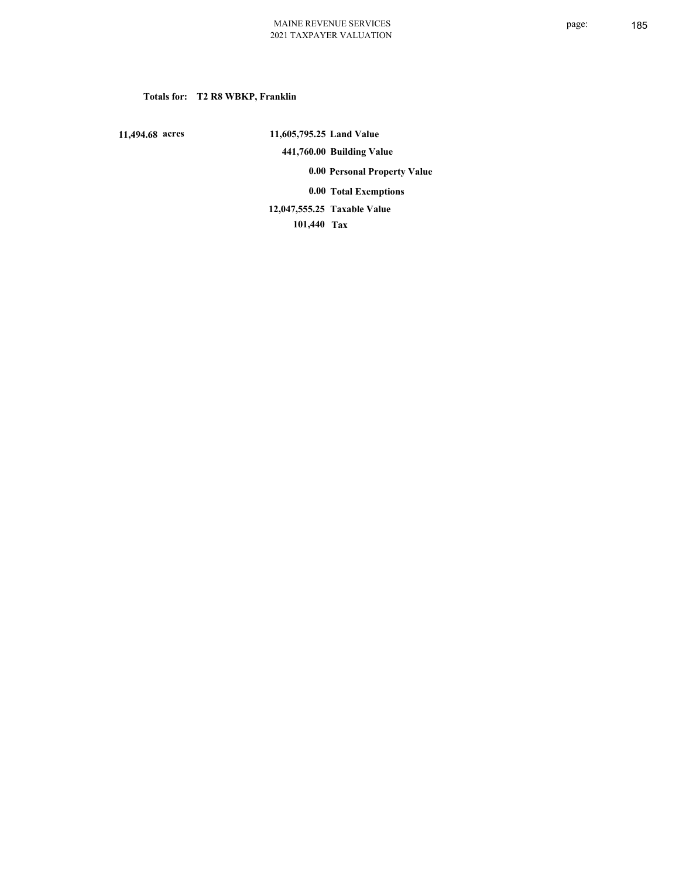**Totals for: T2 R8 WBKP, Franklin**

| | | |
|---|---|---|
| 11,494.68 acres | 11,605,795.25 | Land Value |
| | 441,760.00 | Building Value |
| | 0.00 | Personal Property Value |
| | 0.00 | Total Exemptions |
| | 12,047,555.25 | Taxable Value |
| | 101,440 | Tax |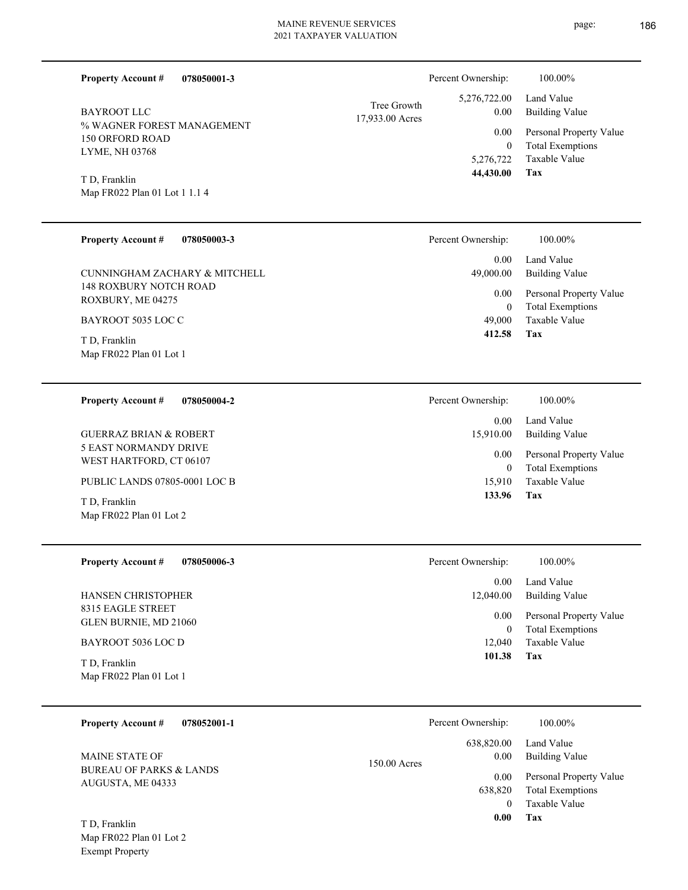**Property Account #** **078050001-3**

BAYROOT LLC
% WAGNER FOREST MANAGEMENT
150 ORFORD ROAD
LYME, NH 03768

T D, Franklin
Map FR022 Plan 01 Lot 1 1.1 4

Tree Growth
17,933.00 Acres

| | |
|---|---|
| Percent Ownership: | 100.00% |
| 5,276,722.00 | Land Value |
| 0.00 | Building Value |
| 0.00 | Personal Property Value |
| 0 | Total Exemptions |
| 5,276,722 | Taxable Value |
| **44,430.00** | **Tax** |

---

**Property Account #** **078050003-3**

CUNNINGHAM ZACHARY & MITCHELL
148 ROXBURY NOTCH ROAD
ROXBURY, ME 04275

BAYROOT 5035 LOC C

T D, Franklin
Map FR022 Plan 01 Lot 1

| | |
|---|---|
| Percent Ownership: | 100.00% |
| 0.00 | Land Value |
| 49,000.00 | Building Value |
| 0.00 | Personal Property Value |
| 0 | Total Exemptions |
| 49,000 | Taxable Value |
| **412.58** | **Tax** |

---

**Property Account #** **078050004-2**

GUERRAZ BRIAN & ROBERT
5 EAST NORMANDY DRIVE
WEST HARTFORD, CT 06107

PUBLIC LANDS 07805-0001 LOC B

T D, Franklin
Map FR022 Plan 01 Lot 2

| | |
|---|---|
| Percent Ownership: | 100.00% |
| 0.00 | Land Value |
| 15,910.00 | Building Value |
| 0.00 | Personal Property Value |
| 0 | Total Exemptions |
| 15,910 | Taxable Value |
| **133.96** | **Tax** |

---

**Property Account #** **078050006-3**

HANSEN CHRISTOPHER
8315 EAGLE STREET
GLEN BURNIE, MD 21060

BAYROOT 5036 LOC D

T D, Franklin
Map FR022 Plan 01 Lot 1

| | |
|---|---|
| Percent Ownership: | 100.00% |
| 0.00 | Land Value |
| 12,040.00 | Building Value |
| 0.00 | Personal Property Value |
| 0 | Total Exemptions |
| 12,040 | Taxable Value |
| **101.38** | **Tax** |

---

**Property Account #** **078052001-1**

MAINE STATE OF
BUREAU OF PARKS & LANDS
AUGUSTA, ME 04333

T D, Franklin
Map FR022 Plan 01 Lot 2
Exempt Property

150.00 Acres

| | |
|---|---|
| Percent Ownership: | 100.00% |
| 638,820.00 | Land Value |
| 0.00 | Building Value |
| 0.00 | Personal Property Value |
| 638,820 | Total Exemptions |
| 0 | Taxable Value |
| **0.00** | **Tax** |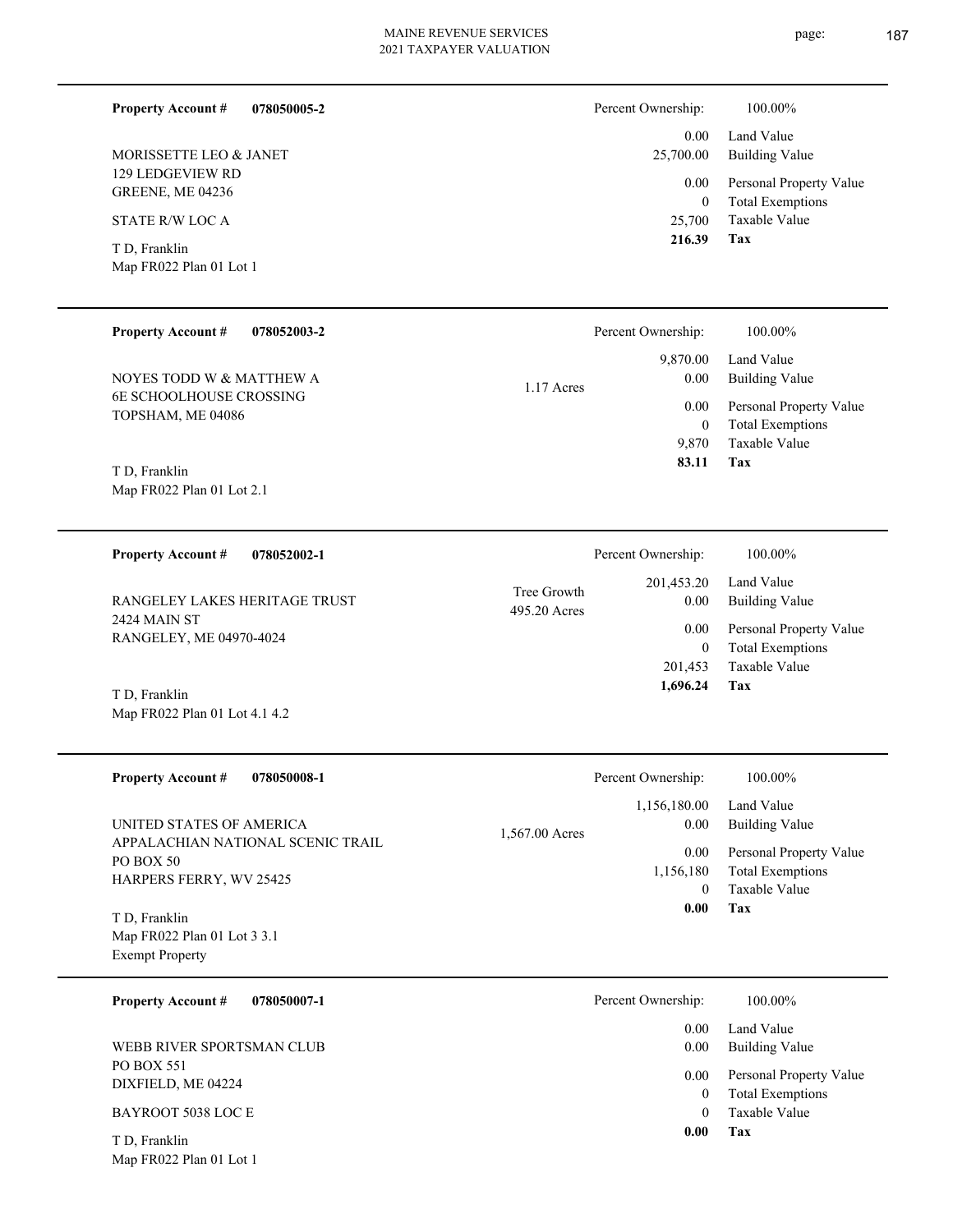**Property Account #** **078050005-2**

MORISSETTE LEO & JANET
129 LEDGEVIEW RD
GREENE, ME 04236

STATE R/W LOC A

T D, Franklin
Map FR022 Plan 01 Lot 1

| | |
|---|---|
| Percent Ownership: | 100.00% |
| Land Value | 0.00 |
| Building Value | 25,700.00 |
| Personal Property Value | 0.00 |
| Total Exemptions | 0 |
| Taxable Value | 25,700 |
| **Tax** | **216.39** |

---

**Property Account #** **078052003-2**

NOYES TODD W & MATTHEW A
6E SCHOOLHOUSE CROSSING
TOPSHAM, ME 04086

T D, Franklin
Map FR022 Plan 01 Lot 2.1

1.17 Acres

| | |
|---|---|
| Percent Ownership: | 100.00% |
| Land Value | 9,870.00 |
| Building Value | 0.00 |
| Personal Property Value | 0.00 |
| Total Exemptions | 0 |
| Taxable Value | 9,870 |
| **Tax** | **83.11** |

---

**Property Account #** **078052002-1**

RANGELEY LAKES HERITAGE TRUST
2424 MAIN ST
RANGELEY, ME 04970-4024

T D, Franklin
Map FR022 Plan 01 Lot 4.1 4.2

Tree Growth
495.20 Acres

| | |
|---|---|
| Percent Ownership: | 100.00% |
| Land Value | 201,453.20 |
| Building Value | 0.00 |
| Personal Property Value | 0.00 |
| Total Exemptions | 0 |
| Taxable Value | 201,453 |
| **Tax** | **1,696.24** |

---

**Property Account #** **078050008-1**

UNITED STATES OF AMERICA
APPALACHIAN NATIONAL SCENIC TRAIL
PO BOX 50
HARPERS FERRY, WV 25425

T D, Franklin
Map FR022 Plan 01 Lot 3 3.1
Exempt Property

1,567.00 Acres

| | |
|---|---|
| Percent Ownership: | 100.00% |
| Land Value | 1,156,180.00 |
| Building Value | 0.00 |
| Personal Property Value | 0.00 |
| Total Exemptions | 1,156,180 |
| Taxable Value | 0 |
| **Tax** | **0.00** |

---

**Property Account #** **078050007-1**

WEBB RIVER SPORTSMAN CLUB
PO BOX 551
DIXFIELD, ME 04224

BAYROOT 5038 LOC E

T D, Franklin
Map FR022 Plan 01 Lot 1

| | |
|---|---|
| Percent Ownership: | 100.00% |
| Land Value | 0.00 |
| Building Value | 0.00 |
| Personal Property Value | 0.00 |
| Total Exemptions | 0 |
| Taxable Value | 0 |
| **Tax** | **0.00** |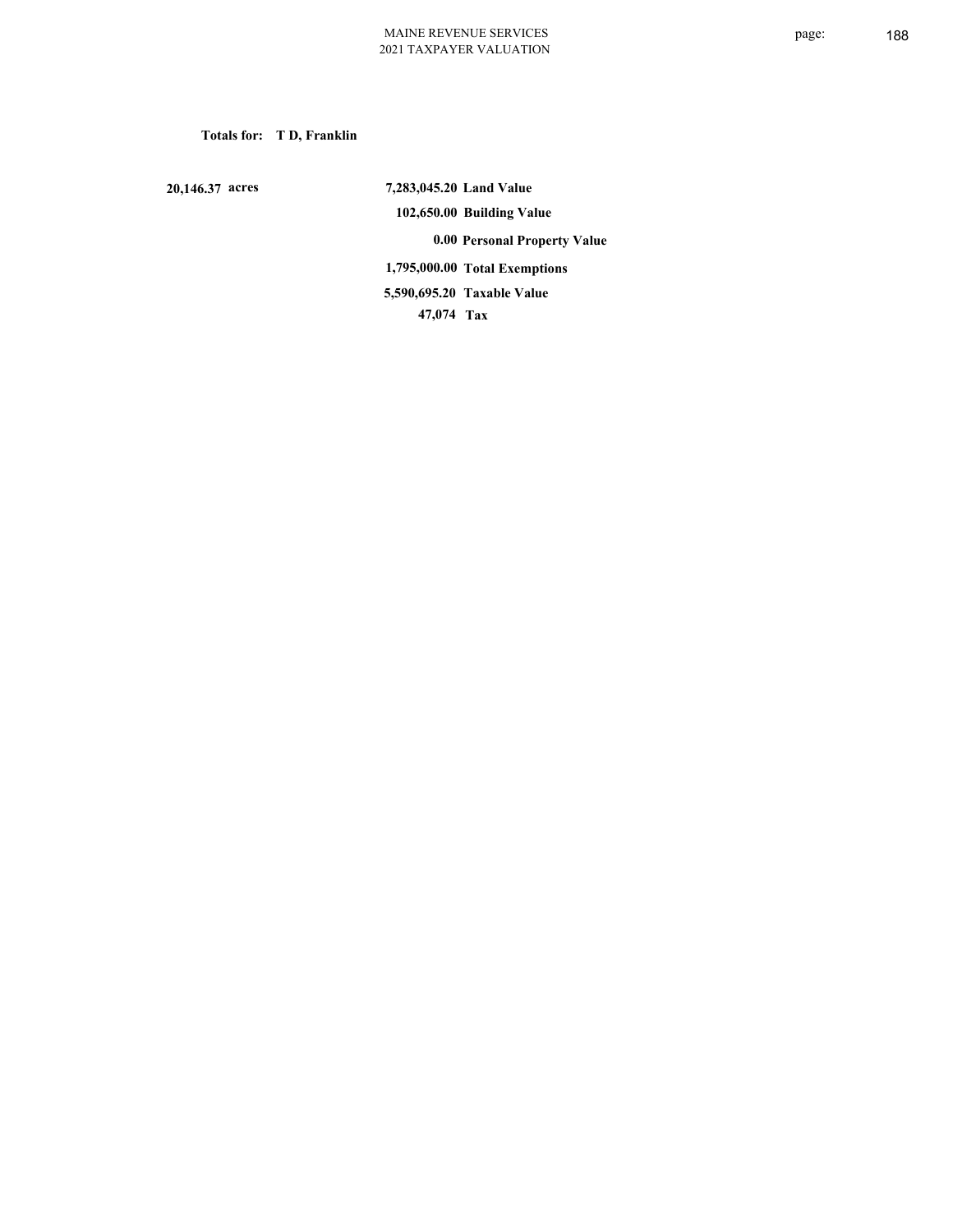**Totals for: T D, Franklin**

| | | |
|---|---|---|
| 20,146.37 acres | 7,283,045.20 | Land Value |
| | 102,650.00 | Building Value |
| | 0.00 | Personal Property Value |
| | 1,795,000.00 | Total Exemptions |
| | 5,590,695.20 | Taxable Value |
| | 47,074 | Tax |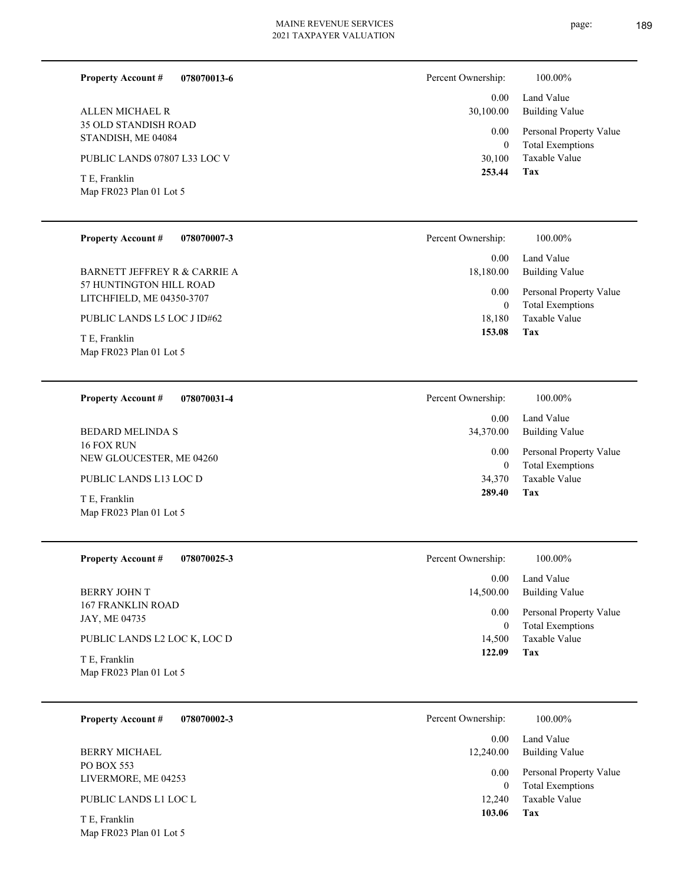**Property Account #** **078070013-6**

ALLEN MICHAEL R
35 OLD STANDISH ROAD
STANDISH, ME 04084

PUBLIC LANDS 07807 L33 LOC V

T E, Franklin
Map FR023 Plan 01 Lot 5

| Percent Ownership: | 100.00% |
|---|---|
| 0.00 | Land Value |
| 30,100.00 | Building Value |
| 0.00 | Personal Property Value |
| 0 | Total Exemptions |
| 30,100 | Taxable Value |
| **253.44** | **Tax** |

---

**Property Account #** **078070007-3**

BARNETT JEFFREY R & CARRIE A
57 HUNTINGTON HILL ROAD
LITCHFIELD, ME 04350-3707

PUBLIC LANDS L5 LOC J ID#62

T E, Franklin
Map FR023 Plan 01 Lot 5

| Percent Ownership: | 100.00% |
|---|---|
| 0.00 | Land Value |
| 18,180.00 | Building Value |
| 0.00 | Personal Property Value |
| 0 | Total Exemptions |
| 18,180 | Taxable Value |
| **153.08** | **Tax** |

---

**Property Account #** **078070031-4**

BEDARD MELINDA S
16 FOX RUN
NEW GLOUCESTER, ME 04260

PUBLIC LANDS L13 LOC D

T E, Franklin
Map FR023 Plan 01 Lot 5

| Percent Ownership: | 100.00% |
|---|---|
| 0.00 | Land Value |
| 34,370.00 | Building Value |
| 0.00 | Personal Property Value |
| 0 | Total Exemptions |
| 34,370 | Taxable Value |
| **289.40** | **Tax** |

---

**Property Account #** **078070025-3**

BERRY JOHN T
167 FRANKLIN ROAD
JAY, ME 04735

PUBLIC LANDS L2 LOC K, LOC D

T E, Franklin
Map FR023 Plan 01 Lot 5

| Percent Ownership: | 100.00% |
|---|---|
| 0.00 | Land Value |
| 14,500.00 | Building Value |
| 0.00 | Personal Property Value |
| 0 | Total Exemptions |
| 14,500 | Taxable Value |
| **122.09** | **Tax** |

---

**Property Account #** **078070002-3**

BERRY MICHAEL
PO BOX 553
LIVERMORE, ME 04253

PUBLIC LANDS L1 LOC L

T E, Franklin
Map FR023 Plan 01 Lot 5

| Percent Ownership: | 100.00% |
|---|---|
| 0.00 | Land Value |
| 12,240.00 | Building Value |
| 0.00 | Personal Property Value |
| 0 | Total Exemptions |
| 12,240 | Taxable Value |
| **103.06** | **Tax** |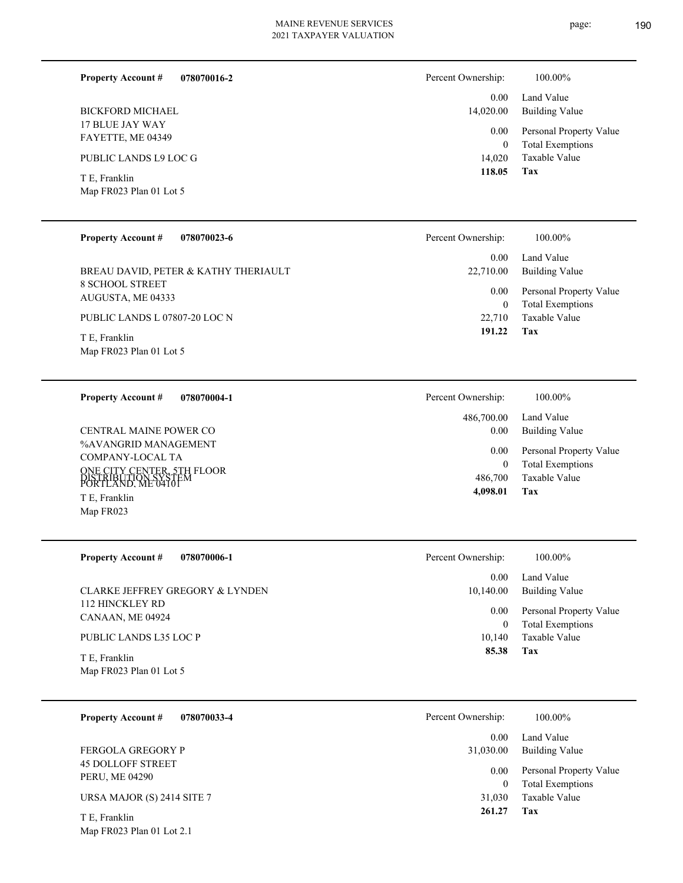**Property Account #** **078070016-2**

BICKFORD MICHAEL
17 BLUE JAY WAY
FAYETTE, ME 04349

PUBLIC LANDS L9 LOC G

T E, Franklin
Map FR023 Plan 01 Lot 5

| Percent Ownership: | 100.00% |
|---|---|
| 0.00 | Land Value |
| 14,020.00 | Building Value |
| 0.00 | Personal Property Value |
| 0 | Total Exemptions |
| 14,020 | Taxable Value |
| **118.05** | **Tax** |

---

**Property Account #** **078070023-6**

BREAU DAVID, PETER & KATHY THERIAULT
8 SCHOOL STREET
AUGUSTA, ME 04333

PUBLIC LANDS L 07807-20 LOC N

T E, Franklin
Map FR023 Plan 01 Lot 5

| Percent Ownership: | 100.00% |
|---|---|
| 0.00 | Land Value |
| 22,710.00 | Building Value |
| 0.00 | Personal Property Value |
| 0 | Total Exemptions |
| 22,710 | Taxable Value |
| **191.22** | **Tax** |

---

**Property Account #** **078070004-1**

CENTRAL MAINE POWER CO
%AVANGRID MANAGEMENT
COMPANY-LOCAL TA
ONE CITY CENTER, 5TH FLOOR
PORTLAND, ME 04101
DISTRIBUTION SYSTEM

T E, Franklin
Map FR023

| Percent Ownership: | 100.00% |
|---|---|
| 486,700.00 | Land Value |
| 0.00 | Building Value |
| 0.00 | Personal Property Value |
| 0 | Total Exemptions |
| 486,700 | Taxable Value |
| **4,098.01** | **Tax** |

---

**Property Account #** **078070006-1**

CLARKE JEFFREY GREGORY & LYNDEN
112 HINCKLEY RD
CANAAN, ME 04924

PUBLIC LANDS L35 LOC P

T E, Franklin
Map FR023 Plan 01 Lot 5

| Percent Ownership: | 100.00% |
|---|---|
| 0.00 | Land Value |
| 10,140.00 | Building Value |
| 0.00 | Personal Property Value |
| 0 | Total Exemptions |
| 10,140 | Taxable Value |
| **85.38** | **Tax** |

---

**Property Account #** **078070033-4**

FERGOLA GREGORY P
45 DOLLOFF STREET
PERU, ME 04290

URSA MAJOR (S) 2414 SITE 7

T E, Franklin
Map FR023 Plan 01 Lot 2.1

| Percent Ownership: | 100.00% |
|---|---|
| 0.00 | Land Value |
| 31,030.00 | Building Value |
| 0.00 | Personal Property Value |
| 0 | Total Exemptions |
| 31,030 | Taxable Value |
| **261.27** | **Tax** |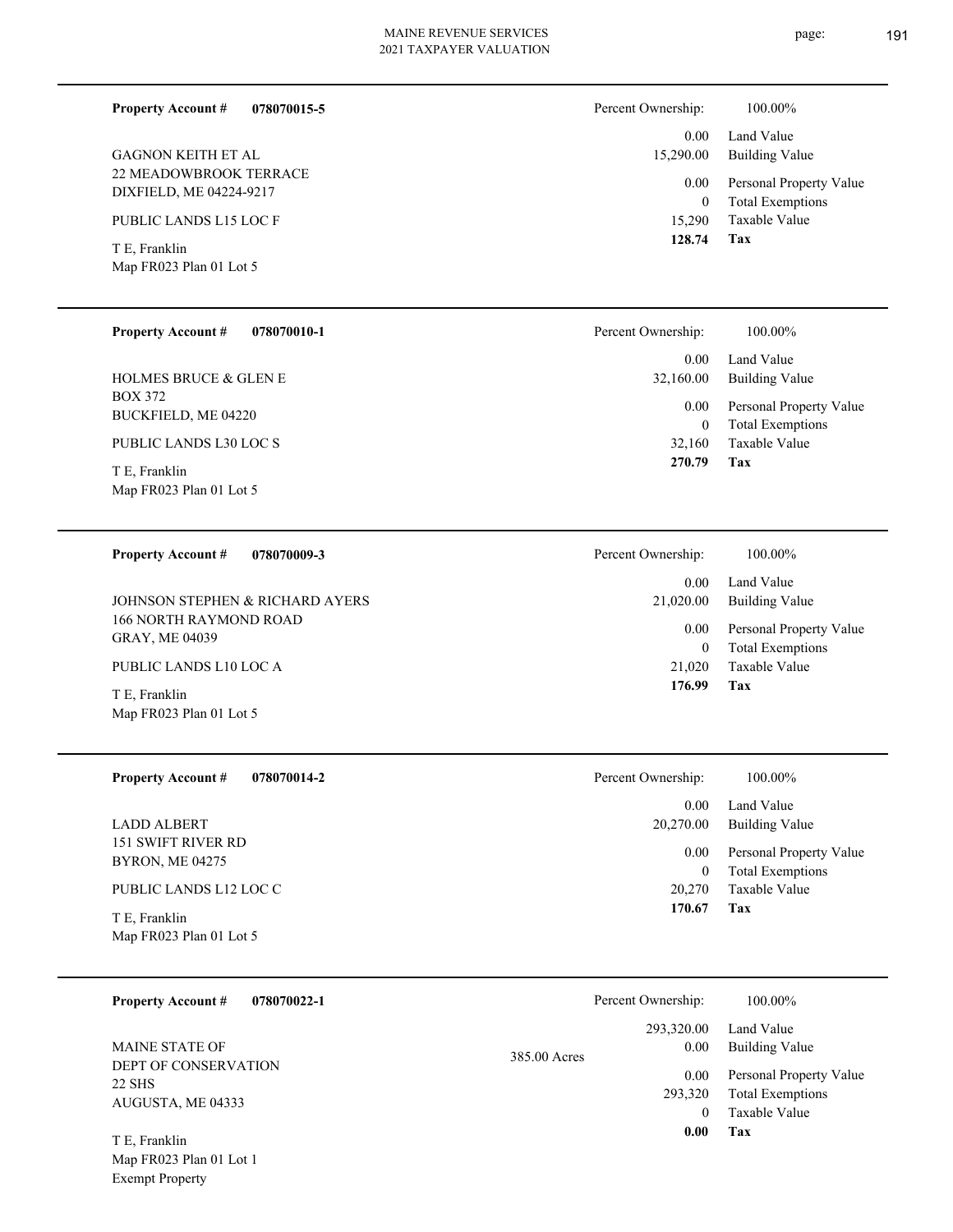**Property Account #** **078070015-5**

GAGNON KEITH ET AL
22 MEADOWBROOK TERRACE
DIXFIELD, ME 04224-9217

PUBLIC LANDS L15 LOC F

T E, Franklin
Map FR023 Plan 01 Lot 5

| | |
|---|---|
| Percent Ownership: | 100.00% |
| 0.00 | Land Value |
| 15,290.00 | Building Value |
| 0.00 | Personal Property Value |
| 0 | Total Exemptions |
| 15,290 | Taxable Value |
| **128.74** | **Tax** |

---

**Property Account #** **078070010-1**

HOLMES BRUCE & GLEN E
BOX 372
BUCKFIELD, ME 04220

PUBLIC LANDS L30 LOC S

T E, Franklin
Map FR023 Plan 01 Lot 5

| | |
|---|---|
| Percent Ownership: | 100.00% |
| 0.00 | Land Value |
| 32,160.00 | Building Value |
| 0.00 | Personal Property Value |
| 0 | Total Exemptions |
| 32,160 | Taxable Value |
| **270.79** | **Tax** |

---

**Property Account #** **078070009-3**

JOHNSON STEPHEN & RICHARD AYERS
166 NORTH RAYMOND ROAD
GRAY, ME 04039

PUBLIC LANDS L10 LOC A

T E, Franklin
Map FR023 Plan 01 Lot 5

| | |
|---|---|
| Percent Ownership: | 100.00% |
| 0.00 | Land Value |
| 21,020.00 | Building Value |
| 0.00 | Personal Property Value |
| 0 | Total Exemptions |
| 21,020 | Taxable Value |
| **176.99** | **Tax** |

---

**Property Account #** **078070014-2**

LADD ALBERT
151 SWIFT RIVER RD
BYRON, ME 04275

PUBLIC LANDS L12 LOC C

T E, Franklin
Map FR023 Plan 01 Lot 5

| | |
|---|---|
| Percent Ownership: | 100.00% |
| 0.00 | Land Value |
| 20,270.00 | Building Value |
| 0.00 | Personal Property Value |
| 0 | Total Exemptions |
| 20,270 | Taxable Value |
| **170.67** | **Tax** |

---

**Property Account #** **078070022-1**

MAINE STATE OF
DEPT OF CONSERVATION
22 SHS
AUGUSTA, ME 04333

T E, Franklin
Map FR023 Plan 01 Lot 1
Exempt Property

385.00 Acres

| | |
|---|---|
| Percent Ownership: | 100.00% |
| 293,320.00 | Land Value |
| 0.00 | Building Value |
| 0.00 | Personal Property Value |
| 293,320 | Total Exemptions |
| 0 | Taxable Value |
| **0.00** | **Tax** |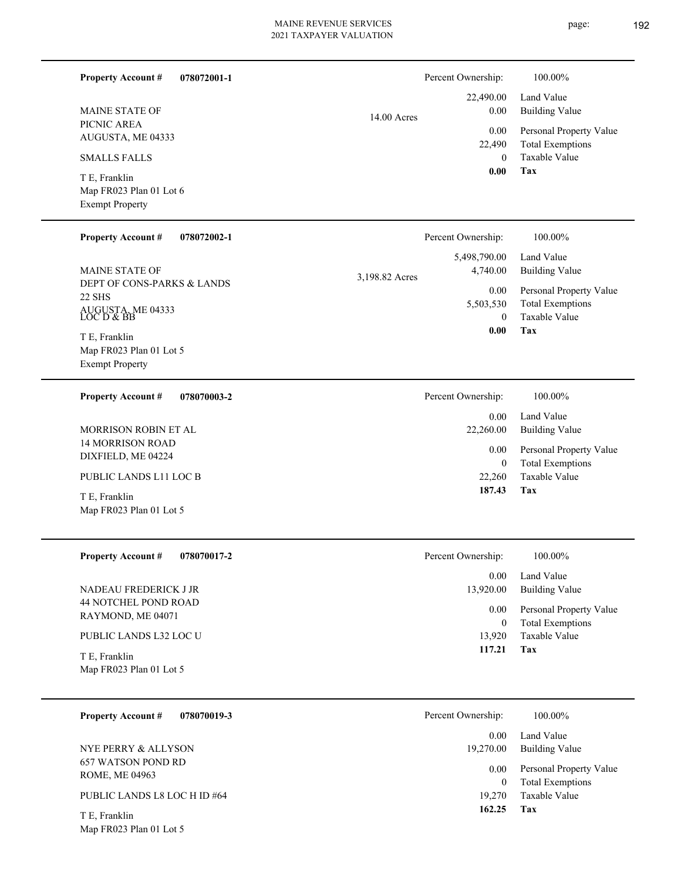**Property Account #** **078072001-1**

MAINE STATE OF
PICNIC AREA
AUGUSTA, ME 04333

SMALLS FALLS

T E, Franklin
Map FR023 Plan 01 Lot 6
Exempt Property

14.00 Acres

| Percent Ownership: | 100.00% |
|---|---|
| 22,490.00 | Land Value |
| 0.00 | Building Value |
| 0.00 | Personal Property Value |
| 22,490 | Total Exemptions |
| 0 | Taxable Value |
| **0.00** | **Tax** |

---

**Property Account #** **078072002-1**

MAINE STATE OF
DEPT OF CONS-PARKS & LANDS
22 SHS
AUGUSTA, ME 04333

LOC D & BB

T E, Franklin
Map FR023 Plan 01 Lot 5
Exempt Property

3,198.82 Acres

| Percent Ownership: | 100.00% |
|---|---|
| 5,498,790.00 | Land Value |
| 4,740.00 | Building Value |
| 0.00 | Personal Property Value |
| 5,503,530 | Total Exemptions |
| 0 | Taxable Value |
| **0.00** | **Tax** |

---

**Property Account #** **078070003-2**

MORRISON ROBIN ET AL
14 MORRISON ROAD
DIXFIELD, ME 04224

PUBLIC LANDS L11 LOC B

T E, Franklin
Map FR023 Plan 01 Lot 5

| Percent Ownership: | 100.00% |
|---|---|
| 0.00 | Land Value |
| 22,260.00 | Building Value |
| 0.00 | Personal Property Value |
| 0 | Total Exemptions |
| 22,260 | Taxable Value |
| **187.43** | **Tax** |

---

**Property Account #** **078070017-2**

NADEAU FREDERICK J JR
44 NOTCHEL POND ROAD
RAYMOND, ME 04071

PUBLIC LANDS L32 LOC U

T E, Franklin
Map FR023 Plan 01 Lot 5

| Percent Ownership: | 100.00% |
|---|---|
| 0.00 | Land Value |
| 13,920.00 | Building Value |
| 0.00 | Personal Property Value |
| 0 | Total Exemptions |
| 13,920 | Taxable Value |
| **117.21** | **Tax** |

---

**Property Account #** **078070019-3**

NYE PERRY & ALLYSON
657 WATSON POND RD
ROME, ME 04963

PUBLIC LANDS L8 LOC H ID #64

T E, Franklin
Map FR023 Plan 01 Lot 5

| Percent Ownership: | 100.00% |
|---|---|
| 0.00 | Land Value |
| 19,270.00 | Building Value |
| 0.00 | Personal Property Value |
| 0 | Total Exemptions |
| 19,270 | Taxable Value |
| **162.25** | **Tax** |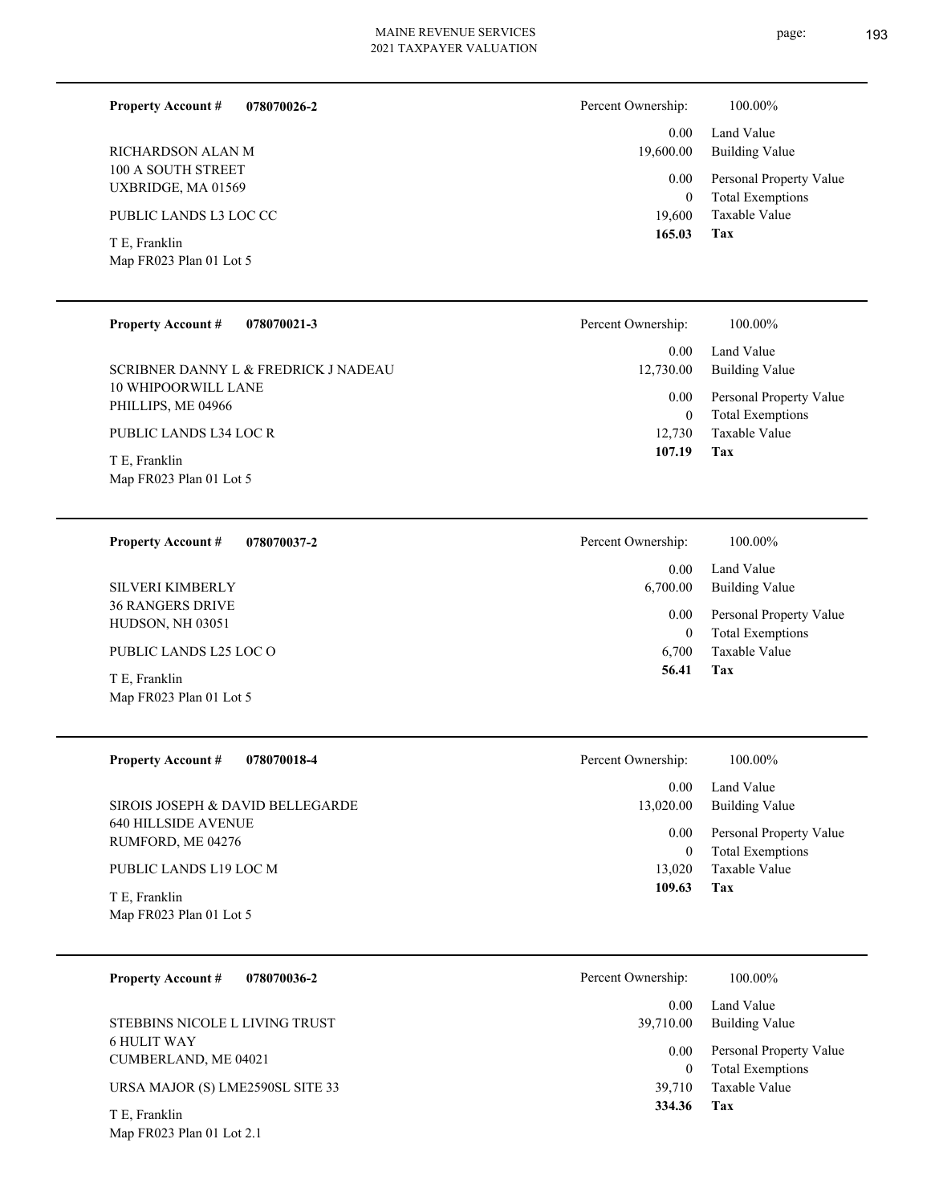**Property Account #** **078070026-2**

RICHARDSON ALAN M
100 A SOUTH STREET
UXBRIDGE, MA 01569

PUBLIC LANDS L3 LOC CC

T E, Franklin
Map FR023 Plan 01 Lot 5

| Percent Ownership: | 100.00% |
|---|---|
| 0.00 | Land Value |
| 19,600.00 | Building Value |
| 0.00 | Personal Property Value |
| 0 | Total Exemptions |
| 19,600 | Taxable Value |
| **165.03** | **Tax** |

---

**Property Account #** **078070021-3**

SCRIBNER DANNY L & FREDRICK J NADEAU
10 WHIPOORWILL LANE
PHILLIPS, ME 04966

PUBLIC LANDS L34 LOC R

T E, Franklin
Map FR023 Plan 01 Lot 5

| Percent Ownership: | 100.00% |
|---|---|
| 0.00 | Land Value |
| 12,730.00 | Building Value |
| 0.00 | Personal Property Value |
| 0 | Total Exemptions |
| 12,730 | Taxable Value |
| **107.19** | **Tax** |

---

**Property Account #** **078070037-2**

SILVERI KIMBERLY
36 RANGERS DRIVE
HUDSON, NH 03051

PUBLIC LANDS L25 LOC O

T E, Franklin
Map FR023 Plan 01 Lot 5

| Percent Ownership: | 100.00% |
|---|---|
| 0.00 | Land Value |
| 6,700.00 | Building Value |
| 0.00 | Personal Property Value |
| 0 | Total Exemptions |
| 6,700 | Taxable Value |
| **56.41** | **Tax** |

---

**Property Account #** **078070018-4**

SIROIS JOSEPH & DAVID BELLEGARDE
640 HILLSIDE AVENUE
RUMFORD, ME 04276

PUBLIC LANDS L19 LOC M

T E, Franklin
Map FR023 Plan 01 Lot 5

| Percent Ownership: | 100.00% |
|---|---|
| 0.00 | Land Value |
| 13,020.00 | Building Value |
| 0.00 | Personal Property Value |
| 0 | Total Exemptions |
| 13,020 | Taxable Value |
| **109.63** | **Tax** |

---

**Property Account #** **078070036-2**

STEBBINS NICOLE L LIVING TRUST
6 HULIT WAY
CUMBERLAND, ME 04021

URSA MAJOR (S) LME2590SL SITE 33

T E, Franklin
Map FR023 Plan 01 Lot 2.1

| Percent Ownership: | 100.00% |
|---|---|
| 0.00 | Land Value |
| 39,710.00 | Building Value |
| 0.00 | Personal Property Value |
| 0 | Total Exemptions |
| 39,710 | Taxable Value |
| **334.36** | **Tax** |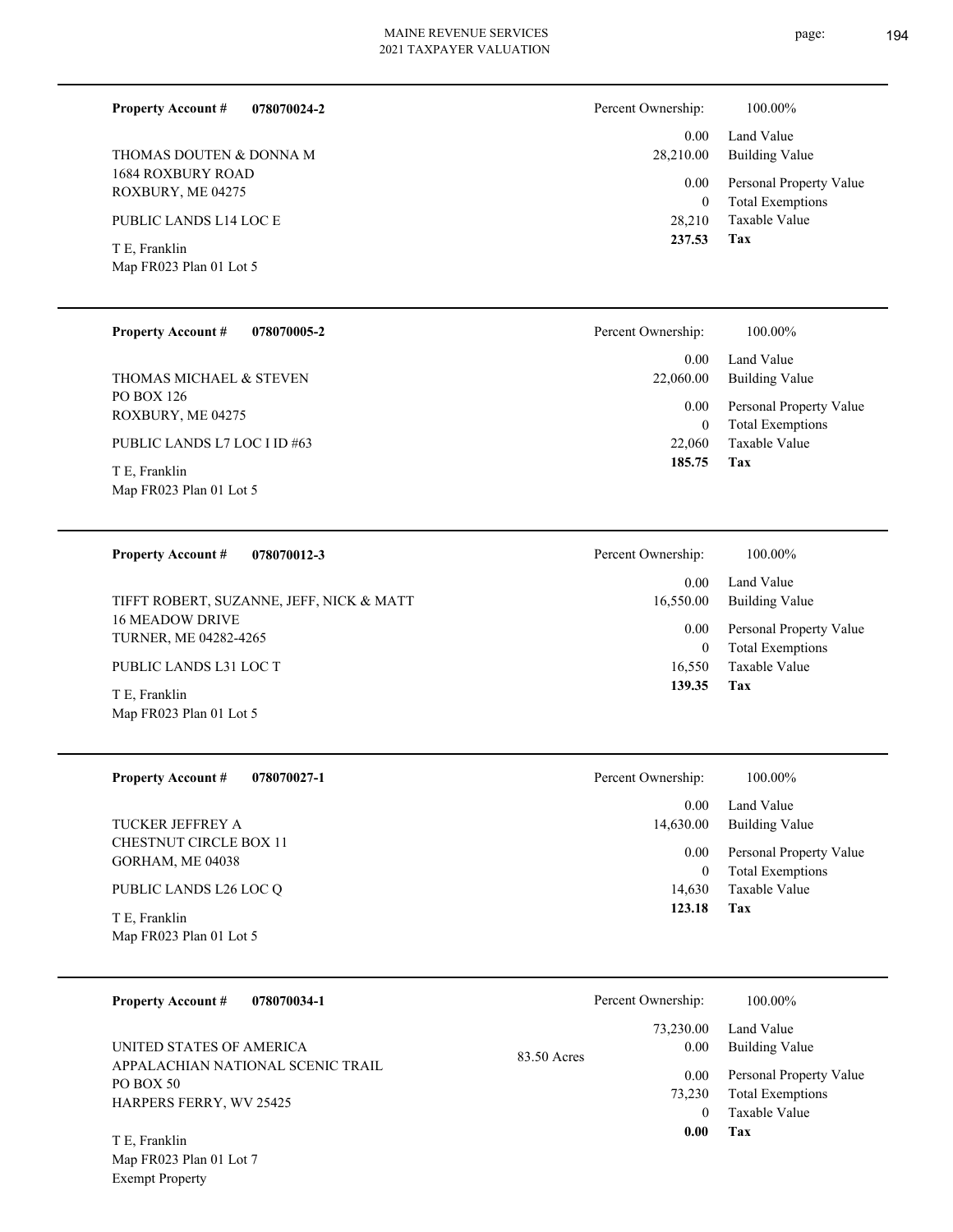**Property Account #** **078070024-2**

THOMAS DOUTEN & DONNA M
1684 ROXBURY ROAD
ROXBURY, ME 04275

PUBLIC LANDS L14 LOC E

T E, Franklin
Map FR023 Plan 01 Lot 5

| Percent Ownership: | 100.00% |
|---|---|
| 0.00 | Land Value |
| 28,210.00 | Building Value |
| 0.00 | Personal Property Value |
| 0 | Total Exemptions |
| 28,210 | Taxable Value |
| **237.53** | **Tax** |

---

**Property Account #** **078070005-2**

THOMAS MICHAEL & STEVEN
PO BOX 126
ROXBURY, ME 04275

PUBLIC LANDS L7 LOC I ID #63

T E, Franklin
Map FR023 Plan 01 Lot 5

| Percent Ownership: | 100.00% |
|---|---|
| 0.00 | Land Value |
| 22,060.00 | Building Value |
| 0.00 | Personal Property Value |
| 0 | Total Exemptions |
| 22,060 | Taxable Value |
| **185.75** | **Tax** |

---

**Property Account #** **078070012-3**

TIFFT ROBERT, SUZANNE, JEFF, NICK & MATT
16 MEADOW DRIVE
TURNER, ME 04282-4265

PUBLIC LANDS L31 LOC T

T E, Franklin
Map FR023 Plan 01 Lot 5

| Percent Ownership: | 100.00% |
|---|---|
| 0.00 | Land Value |
| 16,550.00 | Building Value |
| 0.00 | Personal Property Value |
| 0 | Total Exemptions |
| 16,550 | Taxable Value |
| **139.35** | **Tax** |

---

**Property Account #** **078070027-1**

TUCKER JEFFREY A
CHESTNUT CIRCLE BOX 11
GORHAM, ME 04038

PUBLIC LANDS L26 LOC Q

T E, Franklin
Map FR023 Plan 01 Lot 5

| Percent Ownership: | 100.00% |
|---|---|
| 0.00 | Land Value |
| 14,630.00 | Building Value |
| 0.00 | Personal Property Value |
| 0 | Total Exemptions |
| 14,630 | Taxable Value |
| **123.18** | **Tax** |

---

**Property Account #** **078070034-1**

UNITED STATES OF AMERICA
APPALACHIAN NATIONAL SCENIC TRAIL
PO BOX 50
HARPERS FERRY, WV 25425

83.50 Acres

T E, Franklin
Map FR023 Plan 01 Lot 7
Exempt Property

| Percent Ownership: | 100.00% |
|---|---|
| 73,230.00 | Land Value |
| 0.00 | Building Value |
| 0.00 | Personal Property Value |
| 73,230 | Total Exemptions |
| 0 | Taxable Value |
| **0.00** | **Tax** |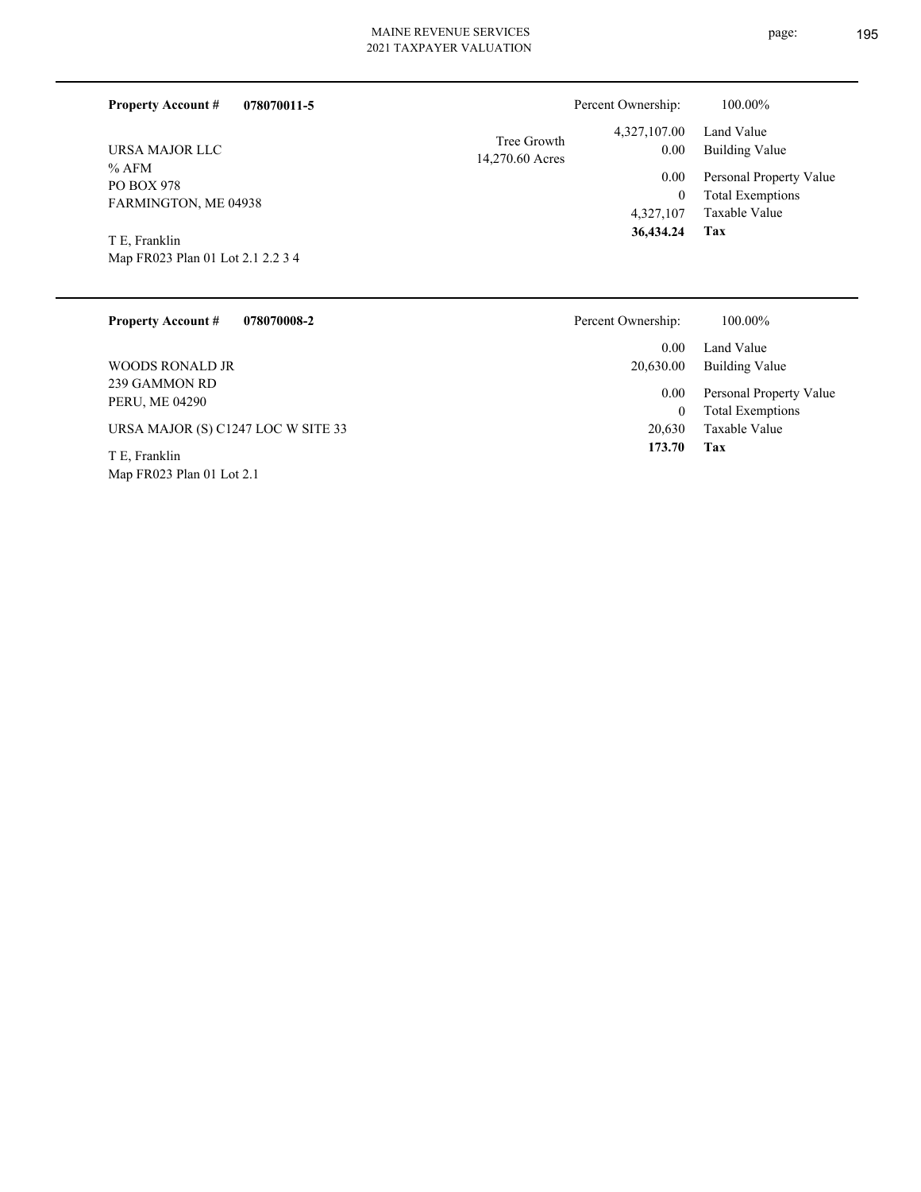**Property Account #** **078070011-5**

URSA MAJOR LLC
% AFM
PO BOX 978
FARMINGTON, ME 04938

T E, Franklin
Map FR023 Plan 01 Lot 2.1 2.2 3 4

Tree Growth
14,270.60 Acres

| | |
|---|---|
| Percent Ownership: | 100.00% |
| 4,327,107.00 | Land Value |
| 0.00 | Building Value |
| 0.00 | Personal Property Value |
| 0 | Total Exemptions |
| 4,327,107 | Taxable Value |
| **36,434.24** | **Tax** |

---

**Property Account #** **078070008-2**

WOODS RONALD JR
239 GAMMON RD
PERU, ME 04290

URSA MAJOR (S) C1247 LOC W SITE 33

T E, Franklin
Map FR023 Plan 01 Lot 2.1

| | |
|---|---|
| Percent Ownership: | 100.00% |
| 0.00 | Land Value |
| 20,630.00 | Building Value |
| 0.00 | Personal Property Value |
| 0 | Total Exemptions |
| 20,630 | Taxable Value |
| **173.70** | **Tax** |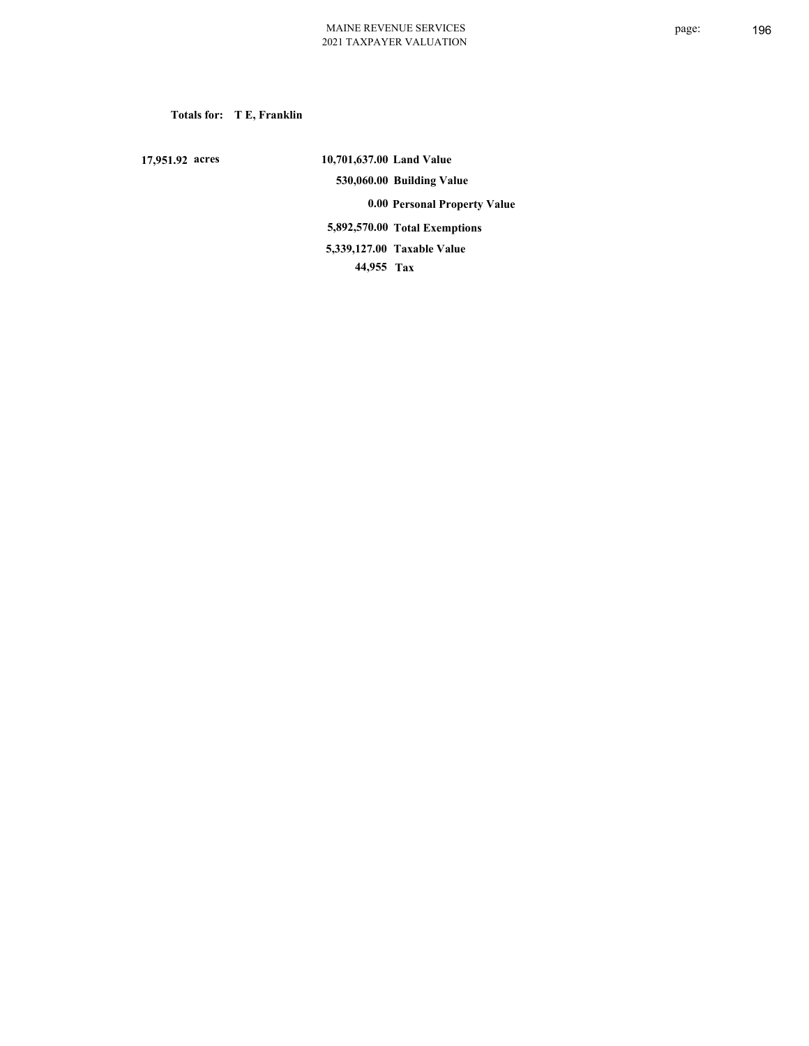**Totals for: T E, Franklin**

| | | |
|---|---|---|
| 17,951.92 acres | 10,701,637.00 | Land Value |
| | 530,060.00 | Building Value |
| | 0.00 | Personal Property Value |
| | 5,892,570.00 | Total Exemptions |
| | 5,339,127.00 | Taxable Value |
| | 44,955 | Tax |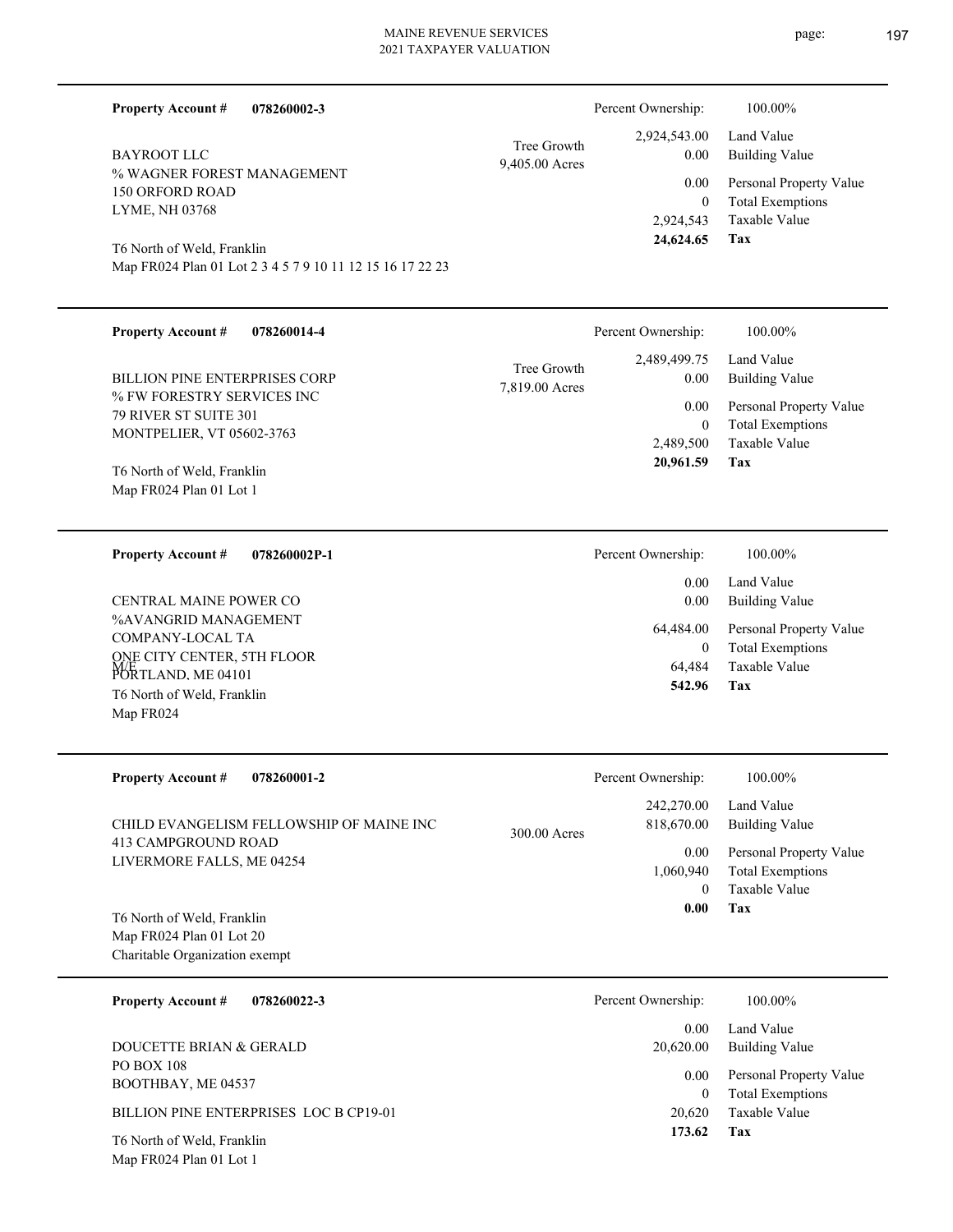**Property Account #** **078260002-3**

BAYROOT LLC
% WAGNER FOREST MANAGEMENT
150 ORFORD ROAD
LYME, NH 03768

T6 North of Weld, Franklin
Map FR024 Plan 01 Lot 2 3 4 5 7 9 10 11 12 15 16 17 22 23

Tree Growth 9,405.00 Acres

| Percent Ownership: | 100.00% |
|---|---|
| 2,924,543.00 | Land Value |
| 0.00 | Building Value |
| 0.00 | Personal Property Value |
| 0 | Total Exemptions |
| 2,924,543 | Taxable Value |
| **24,624.65** | **Tax** |

---

**Property Account #** **078260014-4**

BILLION PINE ENTERPRISES CORP
% FW FORESTRY SERVICES INC
79 RIVER ST SUITE 301
MONTPELIER, VT 05602-3763

T6 North of Weld, Franklin
Map FR024 Plan 01 Lot 1

Tree Growth 7,819.00 Acres

| Percent Ownership: | 100.00% |
|---|---|
| 2,489,499.75 | Land Value |
| 0.00 | Building Value |
| 0.00 | Personal Property Value |
| 0 | Total Exemptions |
| 2,489,500 | Taxable Value |
| **20,961.59** | **Tax** |

---

**Property Account #** **078260002P-1**

CENTRAL MAINE POWER CO
%AVANGRID MANAGEMENT
COMPANY-LOCAL TA
ONE CITY CENTER, 5TH FLOOR
M/E
PORTLAND, ME 04101
T6 North of Weld, Franklin
Map FR024

| Percent Ownership: | 100.00% |
|---|---|
| 0.00 | Land Value |
| 0.00 | Building Value |
| 64,484.00 | Personal Property Value |
| 0 | Total Exemptions |
| 64,484 | Taxable Value |
| **542.96** | **Tax** |

---

**Property Account #** **078260001-2**

CHILD EVANGELISM FELLOWSHIP OF MAINE INC
413 CAMPGROUND ROAD
LIVERMORE FALLS, ME 04254

T6 North of Weld, Franklin
Map FR024 Plan 01 Lot 20
Charitable Organization exempt

300.00 Acres

| Percent Ownership: | 100.00% |
|---|---|
| 242,270.00 | Land Value |
| 818,670.00 | Building Value |
| 0.00 | Personal Property Value |
| 1,060,940 | Total Exemptions |
| 0 | Taxable Value |
| **0.00** | **Tax** |

---

**Property Account #** **078260022-3**

DOUCETTE BRIAN & GERALD
PO BOX 108
BOOTHBAY, ME 04537

BILLION PINE ENTERPRISES LOC B CP19-01

T6 North of Weld, Franklin
Map FR024 Plan 01 Lot 1

| Percent Ownership: | 100.00% |
|---|---|
| 0.00 | Land Value |
| 20,620.00 | Building Value |
| 0.00 | Personal Property Value |
| 0 | Total Exemptions |
| 20,620 | Taxable Value |
| **173.62** | **Tax** |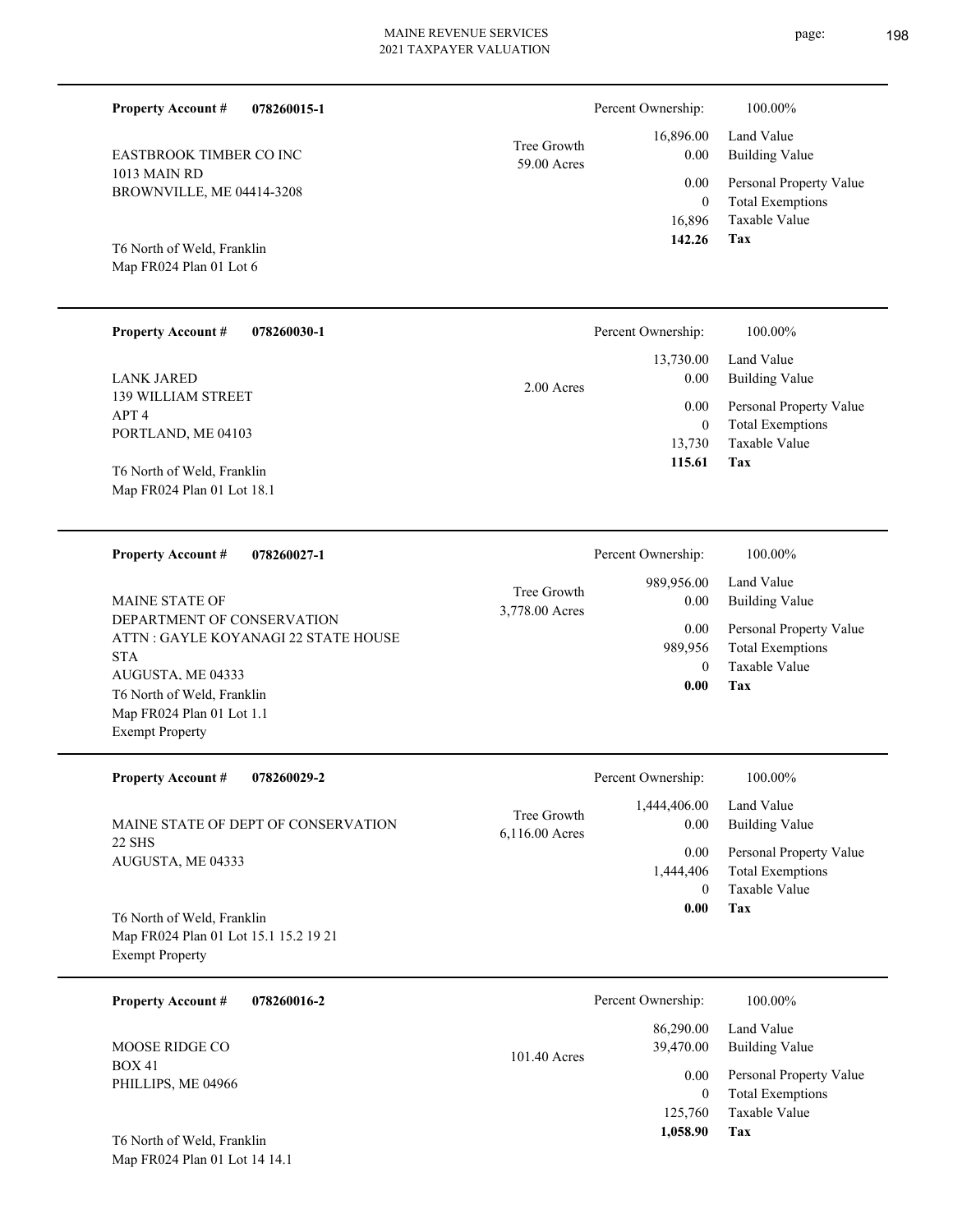**Property Account #** **078260015-1**

EASTBROOK TIMBER CO INC
1013 MAIN RD
BROWNVILLE, ME 04414-3208

T6 North of Weld, Franklin
Map FR024 Plan 01 Lot 6

Tree Growth
59.00 Acres

| | |
|---|---|
| Percent Ownership: | 100.00% |
| 16,896.00 | Land Value |
| 0.00 | Building Value |
| 0.00 | Personal Property Value |
| 0 | Total Exemptions |
| 16,896 | Taxable Value |
| **142.26** | **Tax** |

---

**Property Account #** **078260030-1**

LANK JARED
139 WILLIAM STREET
APT 4
PORTLAND, ME 04103

T6 North of Weld, Franklin
Map FR024 Plan 01 Lot 18.1

2.00 Acres

| | |
|---|---|
| Percent Ownership: | 100.00% |
| 13,730.00 | Land Value |
| 0.00 | Building Value |
| 0.00 | Personal Property Value |
| 0 | Total Exemptions |
| 13,730 | Taxable Value |
| **115.61** | **Tax** |

---

**Property Account #** **078260027-1**

MAINE STATE OF
DEPARTMENT OF CONSERVATION
ATTN : GAYLE KOYANAGI 22 STATE HOUSE STA
AUGUSTA, ME 04333
T6 North of Weld, Franklin
Map FR024 Plan 01 Lot 1.1
Exempt Property

Tree Growth
3,778.00 Acres

| | |
|---|---|
| Percent Ownership: | 100.00% |
| 989,956.00 | Land Value |
| 0.00 | Building Value |
| 0.00 | Personal Property Value |
| 989,956 | Total Exemptions |
| 0 | Taxable Value |
| **0.00** | **Tax** |

---

**Property Account #** **078260029-2**

MAINE STATE OF DEPT OF CONSERVATION
22 SHS
AUGUSTA, ME 04333

T6 North of Weld, Franklin
Map FR024 Plan 01 Lot 15.1 15.2 19 21
Exempt Property

Tree Growth
6,116.00 Acres

| | |
|---|---|
| Percent Ownership: | 100.00% |
| 1,444,406.00 | Land Value |
| 0.00 | Building Value |
| 0.00 | Personal Property Value |
| 1,444,406 | Total Exemptions |
| 0 | Taxable Value |
| **0.00** | **Tax** |

---

**Property Account #** **078260016-2**

MOOSE RIDGE CO
BOX 41
PHILLIPS, ME 04966

T6 North of Weld, Franklin
Map FR024 Plan 01 Lot 14 14.1

101.40 Acres

| | |
|---|---|
| Percent Ownership: | 100.00% |
| 86,290.00 | Land Value |
| 39,470.00 | Building Value |
| 0.00 | Personal Property Value |
| 0 | Total Exemptions |
| 125,760 | Taxable Value |
| **1,058.90** | **Tax** |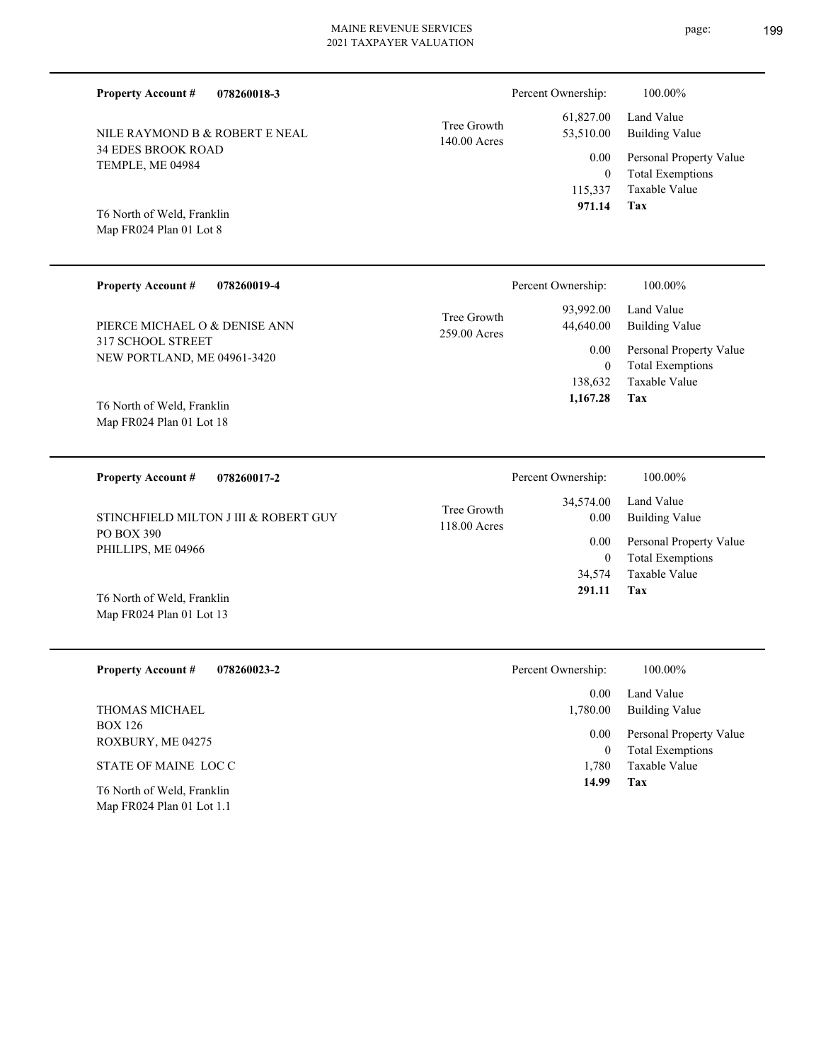**Property Account #** **078260018-3**

NILE RAYMOND B & ROBERT E NEAL
34 EDES BROOK ROAD
TEMPLE, ME 04984

T6 North of Weld, Franklin
Map FR024 Plan 01 Lot 8

Tree Growth
140.00 Acres

| | |
|---|---|
| Percent Ownership: | 100.00% |
| 61,827.00 | Land Value |
| 53,510.00 | Building Value |
| 0.00 | Personal Property Value |
| 0 | Total Exemptions |
| 115,337 | Taxable Value |
| **971.14** | **Tax** |

---

**Property Account #** **078260019-4**

PIERCE MICHAEL O & DENISE ANN
317 SCHOOL STREET
NEW PORTLAND, ME 04961-3420

T6 North of Weld, Franklin
Map FR024 Plan 01 Lot 18

Tree Growth
259.00 Acres

| | |
|---|---|
| Percent Ownership: | 100.00% |
| 93,992.00 | Land Value |
| 44,640.00 | Building Value |
| 0.00 | Personal Property Value |
| 0 | Total Exemptions |
| 138,632 | Taxable Value |
| **1,167.28** | **Tax** |

---

**Property Account #** **078260017-2**

STINCHFIELD MILTON J III & ROBERT GUY
PO BOX 390
PHILLIPS, ME 04966

T6 North of Weld, Franklin
Map FR024 Plan 01 Lot 13

Tree Growth
118.00 Acres

| | |
|---|---|
| Percent Ownership: | 100.00% |
| 34,574.00 | Land Value |
| 0.00 | Building Value |
| 0.00 | Personal Property Value |
| 0 | Total Exemptions |
| 34,574 | Taxable Value |
| **291.11** | **Tax** |

---

**Property Account #** **078260023-2**

THOMAS MICHAEL
BOX 126
ROXBURY, ME 04275

STATE OF MAINE LOC C

T6 North of Weld, Franklin
Map FR024 Plan 01 Lot 1.1

| | |
|---|---|
| Percent Ownership: | 100.00% |
| 0.00 | Land Value |
| 1,780.00 | Building Value |
| 0.00 | Personal Property Value |
| 0 | Total Exemptions |
| 1,780 | Taxable Value |
| **14.99** | **Tax** |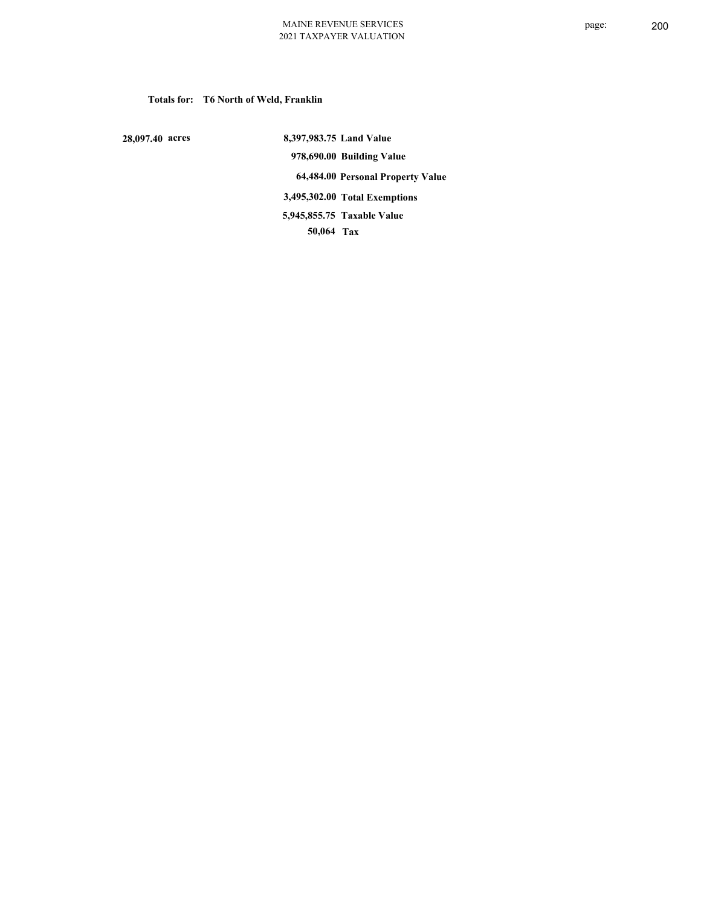**Totals for: T6 North of Weld, Franklin**

| | | |
|---|---|---|
| 28,097.40 acres | 8,397,983.75 | Land Value |
| | 978,690.00 | Building Value |
| | 64,484.00 | Personal Property Value |
| | 3,495,302.00 | Total Exemptions |
| | 5,945,855.75 | Taxable Value |
| | 50,064 | Tax |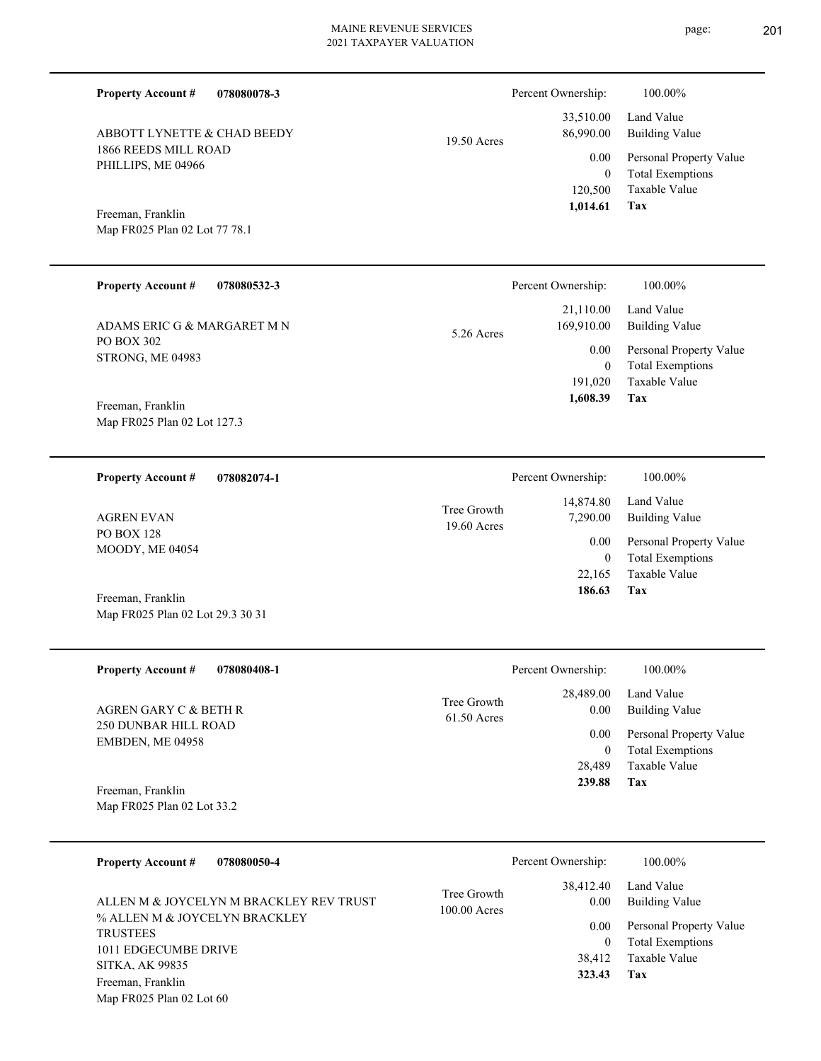**Property Account #** **078080078-3**

ABBOTT LYNETTE & CHAD BEEDY
1866 REEDS MILL ROAD
PHILLIPS, ME 04966

Freeman, Franklin
Map FR025 Plan 02 Lot 77 78.1

19.50 Acres

| | |
|---|---|
| Percent Ownership: | 100.00% |
| Land Value | 33,510.00 |
| Building Value | 86,990.00 |
| Personal Property Value | 0.00 |
| Total Exemptions | 0 |
| Taxable Value | 120,500 |
| **Tax** | **1,014.61** |

---

**Property Account #** **078080532-3**

ADAMS ERIC G & MARGARET M N
PO BOX 302
STRONG, ME 04983

Freeman, Franklin
Map FR025 Plan 02 Lot 127.3

5.26 Acres

| | |
|---|---|
| Percent Ownership: | 100.00% |
| Land Value | 21,110.00 |
| Building Value | 169,910.00 |
| Personal Property Value | 0.00 |
| Total Exemptions | 0 |
| Taxable Value | 191,020 |
| **Tax** | **1,608.39** |

---

**Property Account #** **078082074-1**

AGREN EVAN
PO BOX 128
MOODY, ME 04054

Freeman, Franklin
Map FR025 Plan 02 Lot 29.3 30 31

Tree Growth
19.60 Acres

| | |
|---|---|
| Percent Ownership: | 100.00% |
| Land Value | 14,874.80 |
| Building Value | 7,290.00 |
| Personal Property Value | 0.00 |
| Total Exemptions | 0 |
| Taxable Value | 22,165 |
| **Tax** | **186.63** |

---

**Property Account #** **078080408-1**

AGREN GARY C & BETH R
250 DUNBAR HILL ROAD
EMBDEN, ME 04958

Freeman, Franklin
Map FR025 Plan 02 Lot 33.2

Tree Growth
61.50 Acres

| | |
|---|---|
| Percent Ownership: | 100.00% |
| Land Value | 28,489.00 |
| Building Value | 0.00 |
| Personal Property Value | 0.00 |
| Total Exemptions | 0 |
| Taxable Value | 28,489 |
| **Tax** | **239.88** |

---

**Property Account #** **078080050-4**

ALLEN M & JOYCELYN M BRACKLEY REV TRUST
% ALLEN M & JOYCELYN BRACKLEY
TRUSTEES
1011 EDGECUMBE DRIVE
SITKA, AK 99835
Freeman, Franklin
Map FR025 Plan 02 Lot 60

Tree Growth
100.00 Acres

| | |
|---|---|
| Percent Ownership: | 100.00% |
| Land Value | 38,412.40 |
| Building Value | 0.00 |
| Personal Property Value | 0.00 |
| Total Exemptions | 0 |
| Taxable Value | 38,412 |
| **Tax** | **323.43** |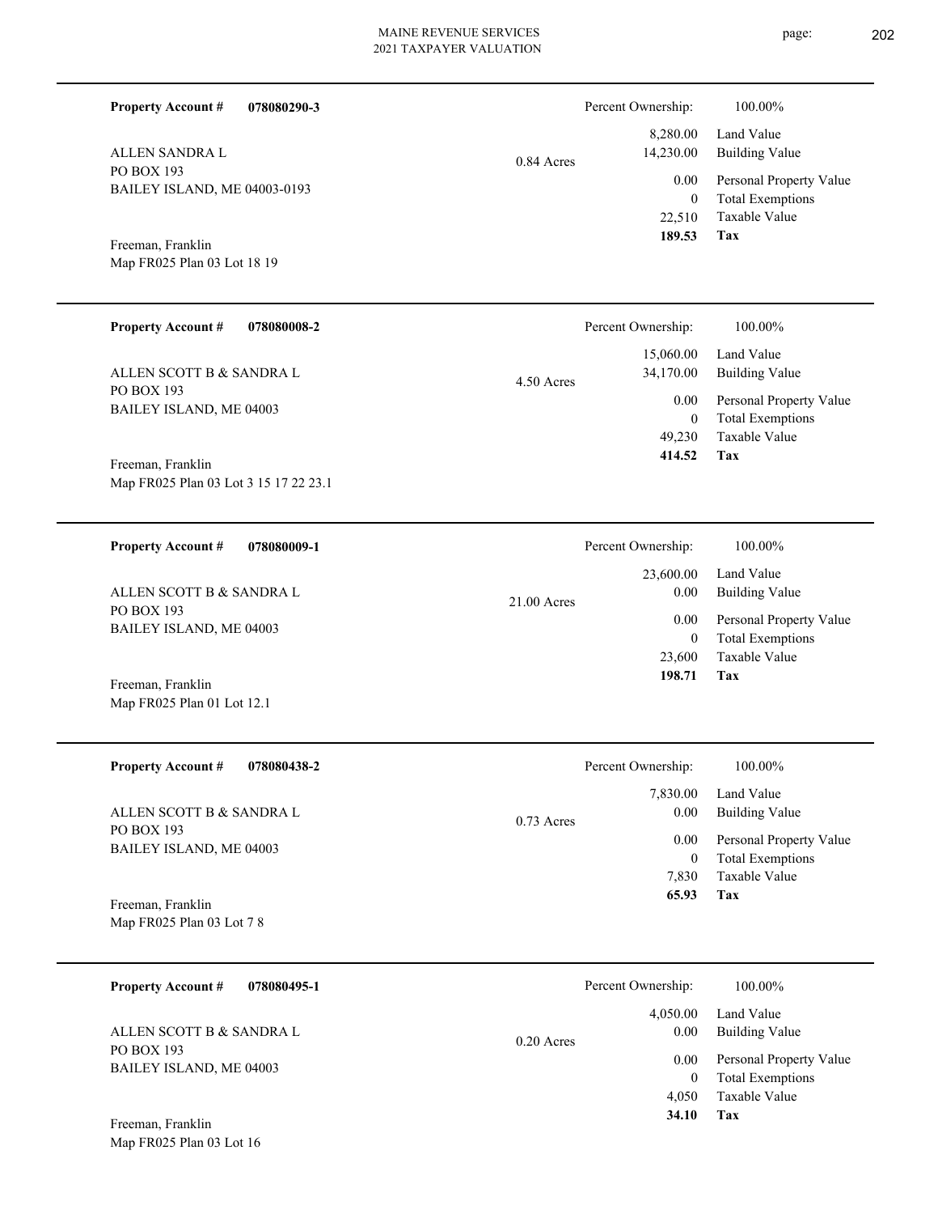**Property Account #** **078080290-3**

ALLEN SANDRA L
PO BOX 193
BAILEY ISLAND, ME 04003-0193

Freeman, Franklin
Map FR025 Plan 03 Lot 18 19

0.84 Acres

| | |
|---|---|
| Percent Ownership: | 100.00% |
| 8,280.00 | Land Value |
| 14,230.00 | Building Value |
| 0.00 | Personal Property Value |
| 0 | Total Exemptions |
| 22,510 | Taxable Value |
| **189.53** | **Tax** |

---

**Property Account #** **078080008-2**

ALLEN SCOTT B & SANDRA L
PO BOX 193
BAILEY ISLAND, ME 04003

Freeman, Franklin
Map FR025 Plan 03 Lot 3 15 17 22 23.1

4.50 Acres

| | |
|---|---|
| Percent Ownership: | 100.00% |
| 15,060.00 | Land Value |
| 34,170.00 | Building Value |
| 0.00 | Personal Property Value |
| 0 | Total Exemptions |
| 49,230 | Taxable Value |
| **414.52** | **Tax** |

---

**Property Account #** **078080009-1**

ALLEN SCOTT B & SANDRA L
PO BOX 193
BAILEY ISLAND, ME 04003

Freeman, Franklin
Map FR025 Plan 01 Lot 12.1

21.00 Acres

| | |
|---|---|
| Percent Ownership: | 100.00% |
| 23,600.00 | Land Value |
| 0.00 | Building Value |
| 0.00 | Personal Property Value |
| 0 | Total Exemptions |
| 23,600 | Taxable Value |
| **198.71** | **Tax** |

---

**Property Account #** **078080438-2**

ALLEN SCOTT B & SANDRA L
PO BOX 193
BAILEY ISLAND, ME 04003

Freeman, Franklin
Map FR025 Plan 03 Lot 7 8

0.73 Acres

| | |
|---|---|
| Percent Ownership: | 100.00% |
| 7,830.00 | Land Value |
| 0.00 | Building Value |
| 0.00 | Personal Property Value |
| 0 | Total Exemptions |
| 7,830 | Taxable Value |
| **65.93** | **Tax** |

---

**Property Account #** **078080495-1**

ALLEN SCOTT B & SANDRA L
PO BOX 193
BAILEY ISLAND, ME 04003

Freeman, Franklin
Map FR025 Plan 03 Lot 16

0.20 Acres

| | |
|---|---|
| Percent Ownership: | 100.00% |
| 4,050.00 | Land Value |
| 0.00 | Building Value |
| 0.00 | Personal Property Value |
| 0 | Total Exemptions |
| 4,050 | Taxable Value |
| **34.10** | **Tax** |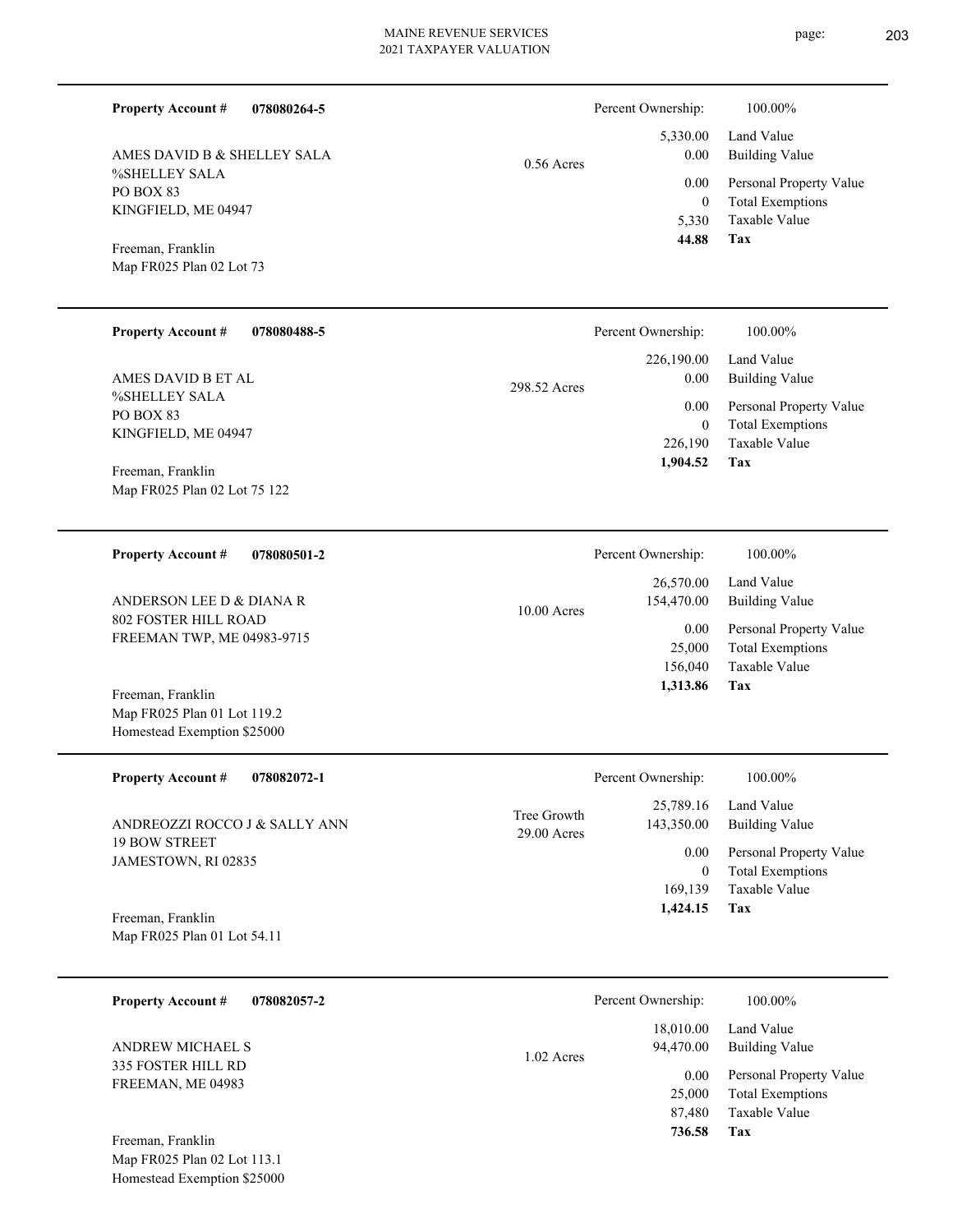**Property Account #** **078080264-5**

AMES DAVID B & SHELLEY SALA
%SHELLEY SALA
PO BOX 83
KINGFIELD, ME 04947

Freeman, Franklin
Map FR025 Plan 02 Lot 73

0.56 Acres

| Percent Ownership: | 100.00% |
|---|---|
| 5,330.00 | Land Value |
| 0.00 | Building Value |
| 0.00 | Personal Property Value |
| 0 | Total Exemptions |
| 5,330 | Taxable Value |
| **44.88** | **Tax** |

---

**Property Account #** **078080488-5**

AMES DAVID B ET AL
%SHELLEY SALA
PO BOX 83
KINGFIELD, ME 04947

Freeman, Franklin
Map FR025 Plan 02 Lot 75 122

298.52 Acres

| Percent Ownership: | 100.00% |
|---|---|
| 226,190.00 | Land Value |
| 0.00 | Building Value |
| 0.00 | Personal Property Value |
| 0 | Total Exemptions |
| 226,190 | Taxable Value |
| **1,904.52** | **Tax** |

---

**Property Account #** **078080501-2**

ANDERSON LEE D & DIANA R
802 FOSTER HILL ROAD
FREEMAN TWP, ME 04983-9715

Freeman, Franklin
Map FR025 Plan 01 Lot 119.2
Homestead Exemption $25000

10.00 Acres

| Percent Ownership: | 100.00% |
|---|---|
| 26,570.00 | Land Value |
| 154,470.00 | Building Value |
| 0.00 | Personal Property Value |
| 25,000 | Total Exemptions |
| 156,040 | Taxable Value |
| **1,313.86** | **Tax** |

---

**Property Account #** **078082072-1**

ANDREOZZI ROCCO J & SALLY ANN
19 BOW STREET
JAMESTOWN, RI 02835

Freeman, Franklin
Map FR025 Plan 01 Lot 54.11

Tree Growth
29.00 Acres

| Percent Ownership: | 100.00% |
|---|---|
| 25,789.16 | Land Value |
| 143,350.00 | Building Value |
| 0.00 | Personal Property Value |
| 0 | Total Exemptions |
| 169,139 | Taxable Value |
| **1,424.15** | **Tax** |

---

**Property Account #** **078082057-2**

ANDREW MICHAEL S
335 FOSTER HILL RD
FREEMAN, ME 04983

Freeman, Franklin
Map FR025 Plan 02 Lot 113.1
Homestead Exemption $25000

1.02 Acres

| Percent Ownership: | 100.00% |
|---|---|
| 18,010.00 | Land Value |
| 94,470.00 | Building Value |
| 0.00 | Personal Property Value |
| 25,000 | Total Exemptions |
| 87,480 | Taxable Value |
| **736.58** | **Tax** |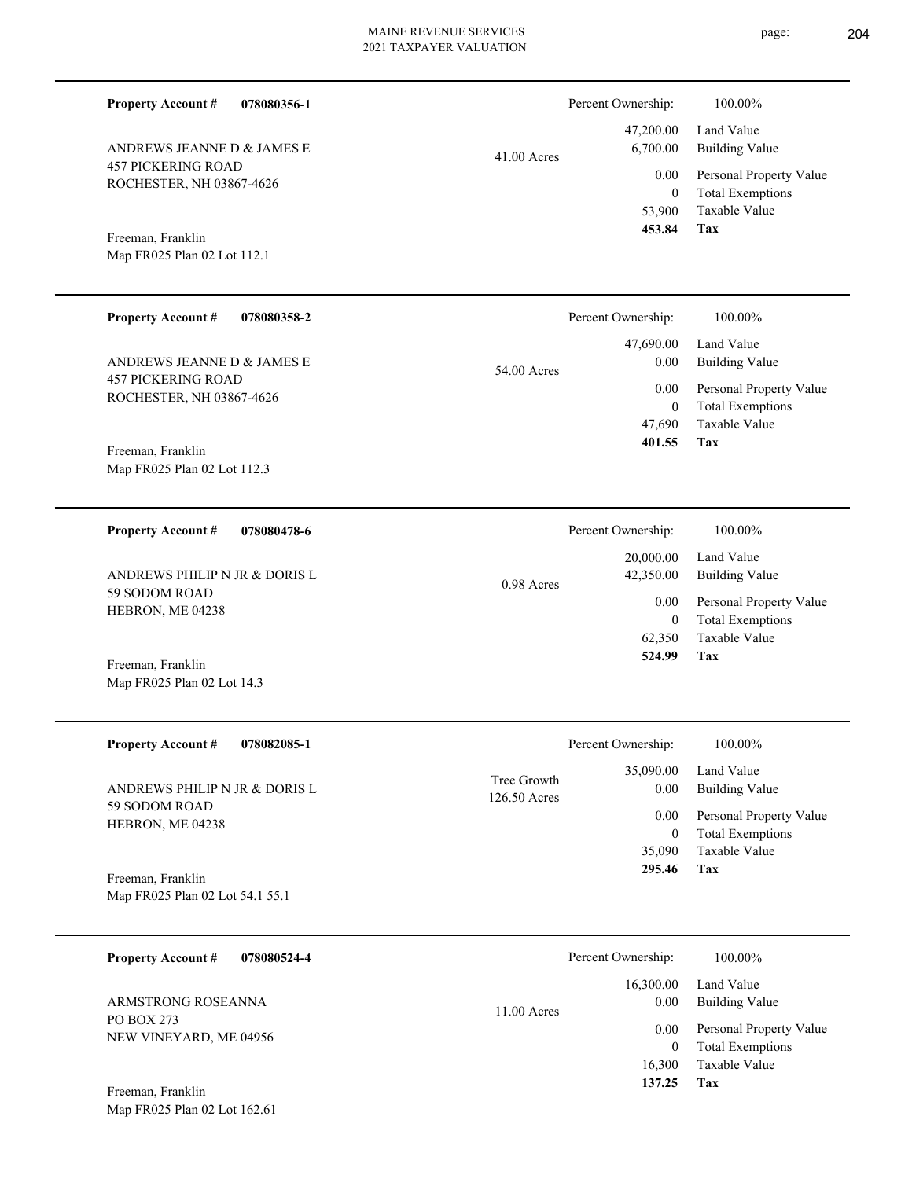**Property Account #** **078080356-1**

ANDREWS JEANNE D & JAMES E
457 PICKERING ROAD
ROCHESTER, NH 03867-4626

Freeman, Franklin
Map FR025 Plan 02 Lot 112.1

41.00 Acres

| | |
|---|---|
| Percent Ownership: | 100.00% |
| 47,200.00 | Land Value |
| 6,700.00 | Building Value |
| 0.00 | Personal Property Value |
| 0 | Total Exemptions |
| 53,900 | Taxable Value |
| **453.84** | **Tax** |

---

**Property Account #** **078080358-2**

ANDREWS JEANNE D & JAMES E
457 PICKERING ROAD
ROCHESTER, NH 03867-4626

Freeman, Franklin
Map FR025 Plan 02 Lot 112.3

54.00 Acres

| | |
|---|---|
| Percent Ownership: | 100.00% |
| 47,690.00 | Land Value |
| 0.00 | Building Value |
| 0.00 | Personal Property Value |
| 0 | Total Exemptions |
| 47,690 | Taxable Value |
| **401.55** | **Tax** |

---

**Property Account #** **078080478-6**

ANDREWS PHILIP N JR & DORIS L
59 SODOM ROAD
HEBRON, ME 04238

Freeman, Franklin
Map FR025 Plan 02 Lot 14.3

0.98 Acres

| | |
|---|---|
| Percent Ownership: | 100.00% |
| 20,000.00 | Land Value |
| 42,350.00 | Building Value |
| 0.00 | Personal Property Value |
| 0 | Total Exemptions |
| 62,350 | Taxable Value |
| **524.99** | **Tax** |

---

**Property Account #** **078082085-1**

ANDREWS PHILIP N JR & DORIS L
59 SODOM ROAD
HEBRON, ME 04238

Freeman, Franklin
Map FR025 Plan 02 Lot 54.1 55.1

Tree Growth
126.50 Acres

| | |
|---|---|
| Percent Ownership: | 100.00% |
| 35,090.00 | Land Value |
| 0.00 | Building Value |
| 0.00 | Personal Property Value |
| 0 | Total Exemptions |
| 35,090 | Taxable Value |
| **295.46** | **Tax** |

---

**Property Account #** **078080524-4**

ARMSTRONG ROSEANNA
PO BOX 273
NEW VINEYARD, ME 04956

Freeman, Franklin
Map FR025 Plan 02 Lot 162.61

11.00 Acres

| | |
|---|---|
| Percent Ownership: | 100.00% |
| 16,300.00 | Land Value |
| 0.00 | Building Value |
| 0.00 | Personal Property Value |
| 0 | Total Exemptions |
| 16,300 | Taxable Value |
| **137.25** | **Tax** |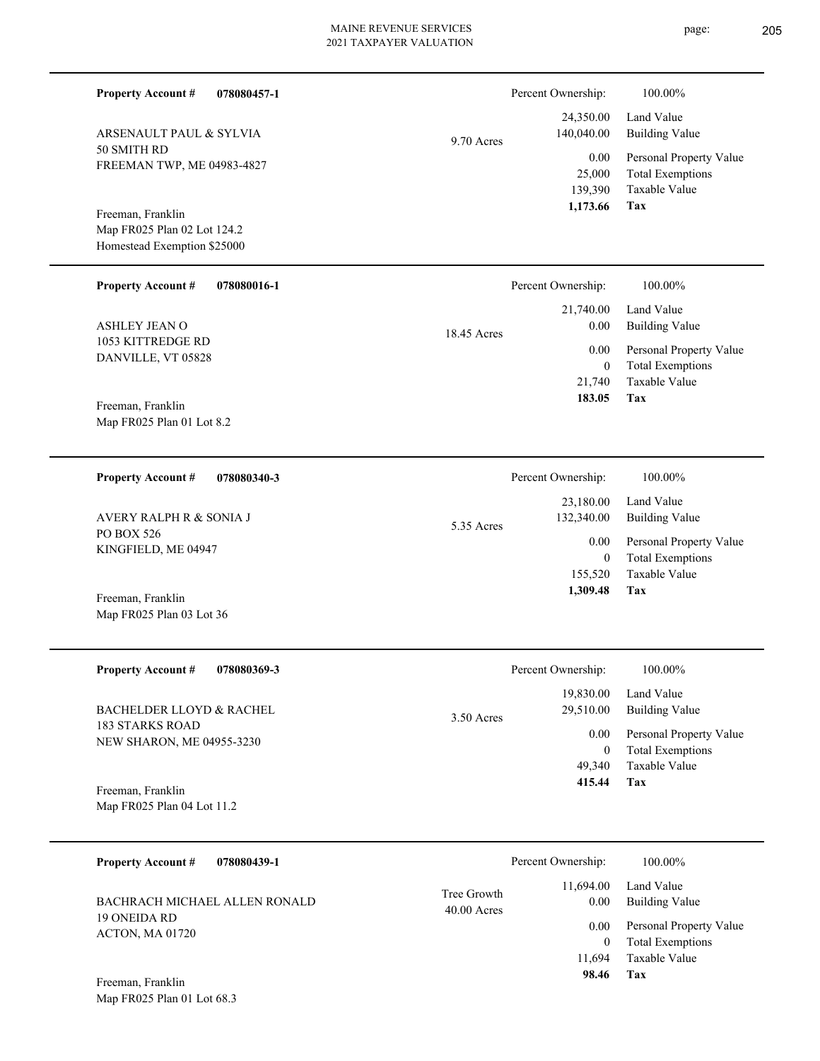**Property Account #** **078080457-1**

ARSENAULT PAUL & SYLVIA
50 SMITH RD
FREEMAN TWP, ME 04983-4827

Freeman, Franklin
Map FR025 Plan 02 Lot 124.2
Homestead Exemption $25000

9.70 Acres

| Percent Ownership: | 100.00% |
|---|---|
| 24,350.00 | Land Value |
| 140,040.00 | Building Value |
| 0.00 | Personal Property Value |
| 25,000 | Total Exemptions |
| 139,390 | Taxable Value |
| **1,173.66** | **Tax** |

---

**Property Account #** **078080016-1**

ASHLEY JEAN O
1053 KITTREDGE RD
DANVILLE, VT 05828

Freeman, Franklin
Map FR025 Plan 01 Lot 8.2

18.45 Acres

| Percent Ownership: | 100.00% |
|---|---|
| 21,740.00 | Land Value |
| 0.00 | Building Value |
| 0.00 | Personal Property Value |
| 0 | Total Exemptions |
| 21,740 | Taxable Value |
| **183.05** | **Tax** |

---

**Property Account #** **078080340-3**

AVERY RALPH R & SONIA J
PO BOX 526
KINGFIELD, ME 04947

Freeman, Franklin
Map FR025 Plan 03 Lot 36

5.35 Acres

| Percent Ownership: | 100.00% |
|---|---|
| 23,180.00 | Land Value |
| 132,340.00 | Building Value |
| 0.00 | Personal Property Value |
| 0 | Total Exemptions |
| 155,520 | Taxable Value |
| **1,309.48** | **Tax** |

---

**Property Account #** **078080369-3**

BACHELDER LLOYD & RACHEL
183 STARKS ROAD
NEW SHARON, ME 04955-3230

Freeman, Franklin
Map FR025 Plan 04 Lot 11.2

3.50 Acres

| Percent Ownership: | 100.00% |
|---|---|
| 19,830.00 | Land Value |
| 29,510.00 | Building Value |
| 0.00 | Personal Property Value |
| 0 | Total Exemptions |
| 49,340 | Taxable Value |
| **415.44** | **Tax** |

---

**Property Account #** **078080439-1**

BACHRACH MICHAEL ALLEN RONALD
19 ONEIDA RD
ACTON, MA 01720

Freeman, Franklin
Map FR025 Plan 01 Lot 68.3

Tree Growth
40.00 Acres

| Percent Ownership: | 100.00% |
|---|---|
| 11,694.00 | Land Value |
| 0.00 | Building Value |
| 0.00 | Personal Property Value |
| 0 | Total Exemptions |
| 11,694 | Taxable Value |
| **98.46** | **Tax** |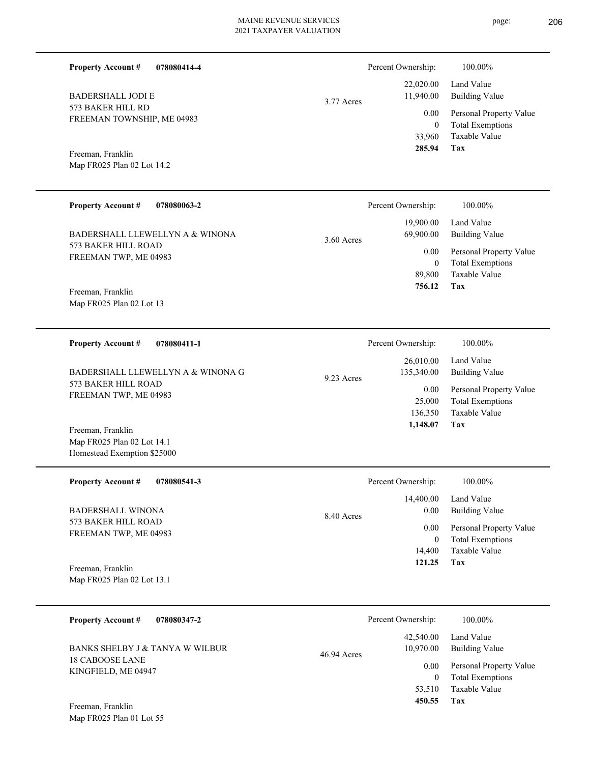**Property Account #** **078080414-4**

BADERSHALL JODI E
573 BAKER HILL RD
FREEMAN TOWNSHIP, ME 04983

Freeman, Franklin
Map FR025 Plan 02 Lot 14.2

3.77 Acres

| | |
|---|---|
| Percent Ownership: | 100.00% |
| 22,020.00 | Land Value |
| 11,940.00 | Building Value |
| 0.00 | Personal Property Value |
| 0 | Total Exemptions |
| 33,960 | Taxable Value |
| **285.94** | **Tax** |

---

**Property Account #** **078080063-2**

BADERSHALL LLEWELLYN A & WINONA
573 BAKER HILL ROAD
FREEMAN TWP, ME 04983

Freeman, Franklin
Map FR025 Plan 02 Lot 13

3.60 Acres

| | |
|---|---|
| Percent Ownership: | 100.00% |
| 19,900.00 | Land Value |
| 69,900.00 | Building Value |
| 0.00 | Personal Property Value |
| 0 | Total Exemptions |
| 89,800 | Taxable Value |
| **756.12** | **Tax** |

---

**Property Account #** **078080411-1**

BADERSHALL LLEWELLYN A & WINONA G
573 BAKER HILL ROAD
FREEMAN TWP, ME 04983

Freeman, Franklin
Map FR025 Plan 02 Lot 14.1
Homestead Exemption $25000

9.23 Acres

| | |
|---|---|
| Percent Ownership: | 100.00% |
| 26,010.00 | Land Value |
| 135,340.00 | Building Value |
| 0.00 | Personal Property Value |
| 25,000 | Total Exemptions |
| 136,350 | Taxable Value |
| **1,148.07** | **Tax** |

---

**Property Account #** **078080541-3**

BADERSHALL WINONA
573 BAKER HILL ROAD
FREEMAN TWP, ME 04983

Freeman, Franklin
Map FR025 Plan 02 Lot 13.1

8.40 Acres

| | |
|---|---|
| Percent Ownership: | 100.00% |
| 14,400.00 | Land Value |
| 0.00 | Building Value |
| 0.00 | Personal Property Value |
| 0 | Total Exemptions |
| 14,400 | Taxable Value |
| **121.25** | **Tax** |

---

**Property Account #** **078080347-2**

BANKS SHELBY J & TANYA W WILBUR
18 CABOOSE LANE
KINGFIELD, ME 04947

Freeman, Franklin
Map FR025 Plan 01 Lot 55

46.94 Acres

| | |
|---|---|
| Percent Ownership: | 100.00% |
| 42,540.00 | Land Value |
| 10,970.00 | Building Value |
| 0.00 | Personal Property Value |
| 0 | Total Exemptions |
| 53,510 | Taxable Value |
| **450.55** | **Tax** |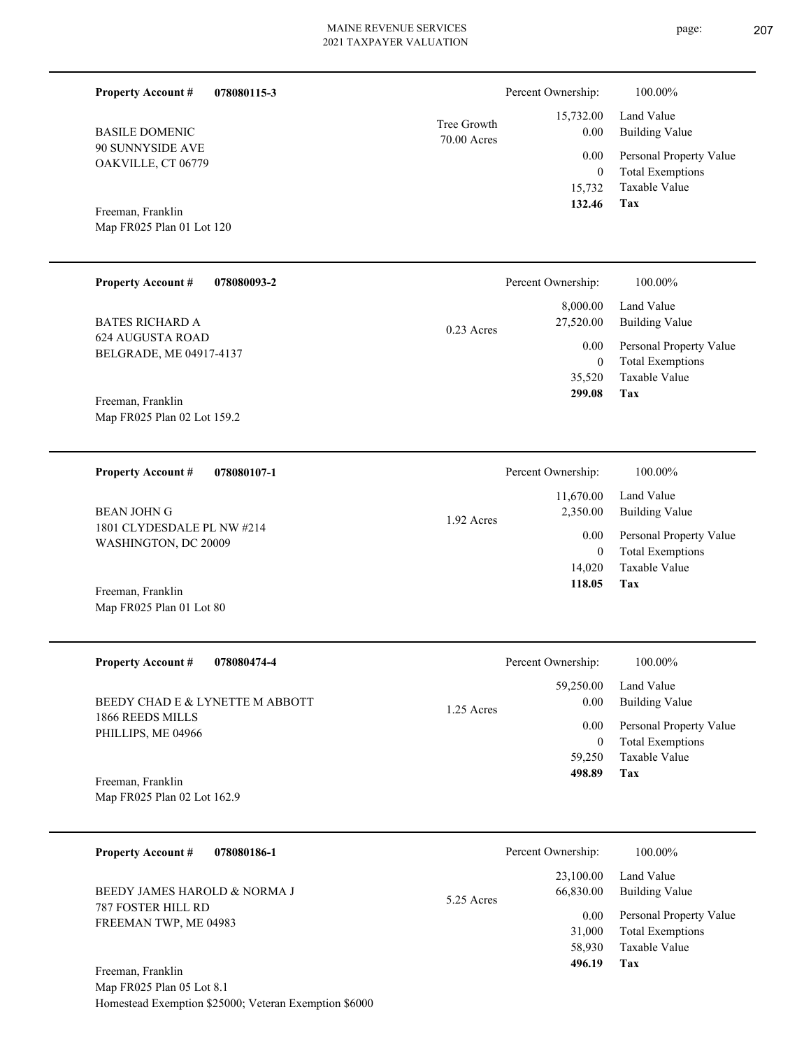**Property Account #** **078080115-3**

BASILE DOMENIC
90 SUNNYSIDE AVE
OAKVILLE, CT 06779

Freeman, Franklin
Map FR025 Plan 01 Lot 120

Tree Growth
70.00 Acres

Percent Ownership: 100.00%

| | |
|---|---|
| 15,732.00 | Land Value |
| 0.00 | Building Value |
| 0.00 | Personal Property Value |
| 0 | Total Exemptions |
| 15,732 | Taxable Value |
| **132.46** | **Tax** |

---

**Property Account #** **078080093-2**

BATES RICHARD A
624 AUGUSTA ROAD
BELGRADE, ME 04917-4137

Freeman, Franklin
Map FR025 Plan 02 Lot 159.2

0.23 Acres

Percent Ownership: 100.00%

| | |
|---|---|
| 8,000.00 | Land Value |
| 27,520.00 | Building Value |
| 0.00 | Personal Property Value |
| 0 | Total Exemptions |
| 35,520 | Taxable Value |
| **299.08** | **Tax** |

---

**Property Account #** **078080107-1**

BEAN JOHN G
1801 CLYDESDALE PL NW #214
WASHINGTON, DC 20009

Freeman, Franklin
Map FR025 Plan 01 Lot 80

1.92 Acres

Percent Ownership: 100.00%

| | |
|---|---|
| 11,670.00 | Land Value |
| 2,350.00 | Building Value |
| 0.00 | Personal Property Value |
| 0 | Total Exemptions |
| 14,020 | Taxable Value |
| **118.05** | **Tax** |

---

**Property Account #** **078080474-4**

BEEDY CHAD E & LYNETTE M ABBOTT
1866 REEDS MILLS
PHILLIPS, ME 04966

Freeman, Franklin
Map FR025 Plan 02 Lot 162.9

1.25 Acres

Percent Ownership: 100.00%

| | |
|---|---|
| 59,250.00 | Land Value |
| 0.00 | Building Value |
| 0.00 | Personal Property Value |
| 0 | Total Exemptions |
| 59,250 | Taxable Value |
| **498.89** | **Tax** |

---

**Property Account #** **078080186-1**

BEEDY JAMES HAROLD & NORMA J
787 FOSTER HILL RD
FREEMAN TWP, ME 04983

Freeman, Franklin
Map FR025 Plan 05 Lot 8.1
Homestead Exemption $25000; Veteran Exemption $6000

5.25 Acres

Percent Ownership: 100.00%

| | |
|---|---|
| 23,100.00 | Land Value |
| 66,830.00 | Building Value |
| 0.00 | Personal Property Value |
| 31,000 | Total Exemptions |
| 58,930 | Taxable Value |
| **496.19** | **Tax** |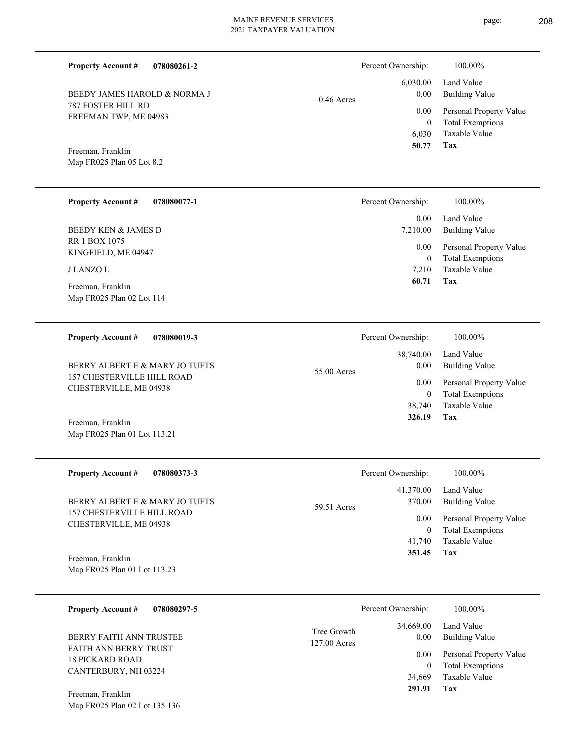**Property Account #** **078080261-2**

BEEDY JAMES HAROLD & NORMA J
787 FOSTER HILL RD
FREEMAN TWP, ME 04983

Freeman, Franklin
Map FR025 Plan 05 Lot 8.2

0.46 Acres

| Percent Ownership: | 100.00% |
|---|---|
| 6,030.00 | Land Value |
| 0.00 | Building Value |
| 0.00 | Personal Property Value |
| 0 | Total Exemptions |
| 6,030 | Taxable Value |
| **50.77** | **Tax** |

---

**Property Account #** **078080077-1**

BEEDY KEN & JAMES D
RR 1 BOX 1075
KINGFIELD, ME 04947

J LANZO L

Freeman, Franklin
Map FR025 Plan 02 Lot 114

| Percent Ownership: | 100.00% |
|---|---|
| 0.00 | Land Value |
| 7,210.00 | Building Value |
| 0.00 | Personal Property Value |
| 0 | Total Exemptions |
| 7,210 | Taxable Value |
| **60.71** | **Tax** |

---

**Property Account #** **078080019-3**

BERRY ALBERT E & MARY JO TUFTS
157 CHESTERVILLE HILL ROAD
CHESTERVILLE, ME 04938

Freeman, Franklin
Map FR025 Plan 01 Lot 113.21

55.00 Acres

| Percent Ownership: | 100.00% |
|---|---|
| 38,740.00 | Land Value |
| 0.00 | Building Value |
| 0.00 | Personal Property Value |
| 0 | Total Exemptions |
| 38,740 | Taxable Value |
| **326.19** | **Tax** |

---

**Property Account #** **078080373-3**

BERRY ALBERT E & MARY JO TUFTS
157 CHESTERVILLE HILL ROAD
CHESTERVILLE, ME 04938

Freeman, Franklin
Map FR025 Plan 01 Lot 113.23

59.51 Acres

| Percent Ownership: | 100.00% |
|---|---|
| 41,370.00 | Land Value |
| 370.00 | Building Value |
| 0.00 | Personal Property Value |
| 0 | Total Exemptions |
| 41,740 | Taxable Value |
| **351.45** | **Tax** |

---

**Property Account #** **078080297-5**

BERRY FAITH ANN TRUSTEE
FAITH ANN BERRY TRUST
18 PICKARD ROAD
CANTERBURY, NH 03224

Freeman, Franklin
Map FR025 Plan 02 Lot 135 136

Tree Growth
127.00 Acres

| Percent Ownership: | 100.00% |
|---|---|
| 34,669.00 | Land Value |
| 0.00 | Building Value |
| 0.00 | Personal Property Value |
| 0 | Total Exemptions |
| 34,669 | Taxable Value |
| **291.91** | **Tax** |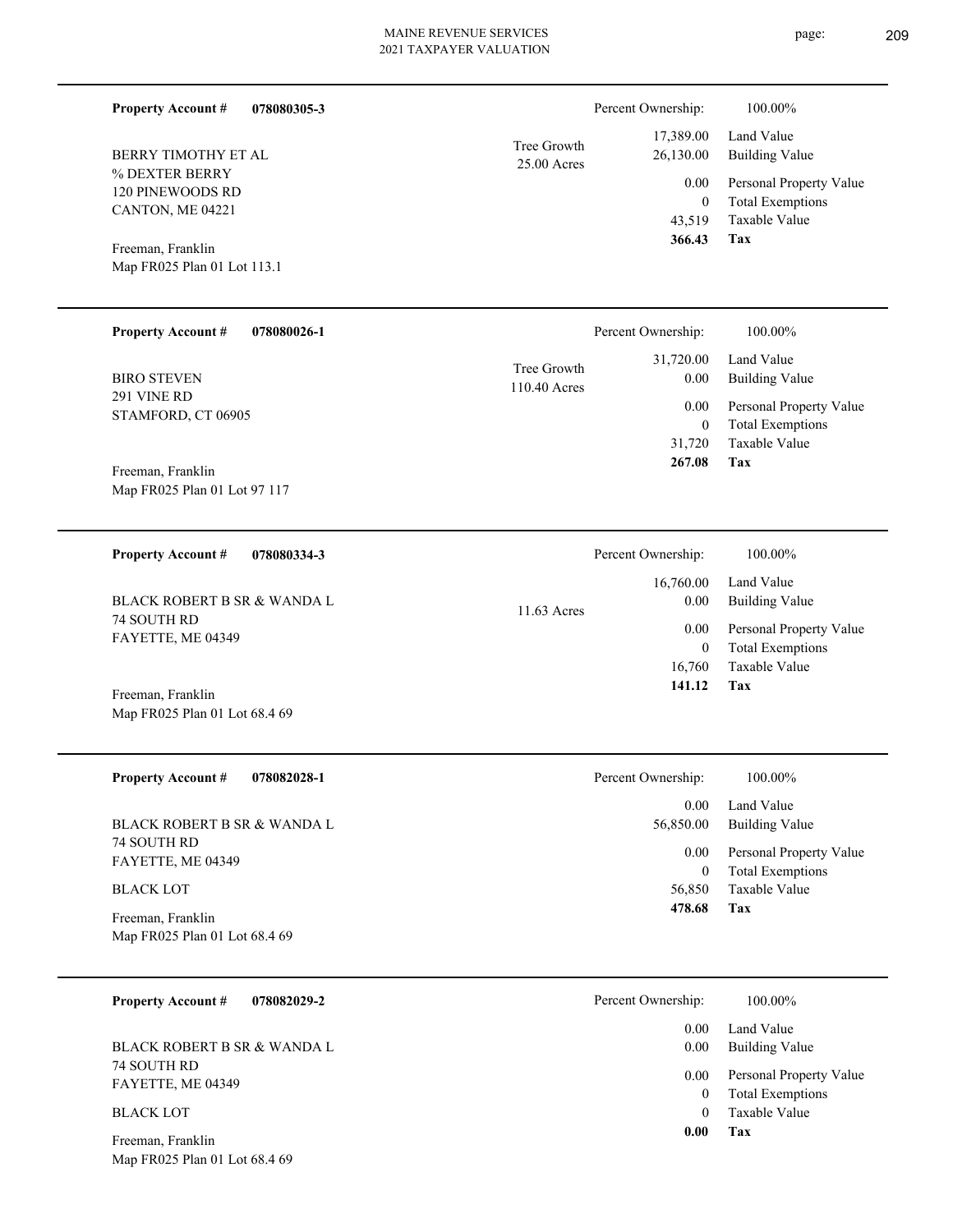**Property Account #** **078080305-3**

BERRY TIMOTHY ET AL
% DEXTER BERRY
120 PINEWOODS RD
CANTON, ME 04221

Freeman, Franklin
Map FR025 Plan 01 Lot 113.1

Tree Growth
25.00 Acres

| | |
|---|---|
| Percent Ownership: | 100.00% |
| 17,389.00 | Land Value |
| 26,130.00 | Building Value |
| 0.00 | Personal Property Value |
| 0 | Total Exemptions |
| 43,519 | Taxable Value |
| **366.43** | **Tax** |

---

**Property Account #** **078080026-1**

BIRO STEVEN
291 VINE RD
STAMFORD, CT 06905

Freeman, Franklin
Map FR025 Plan 01 Lot 97 117

Tree Growth
110.40 Acres

| | |
|---|---|
| Percent Ownership: | 100.00% |
| 31,720.00 | Land Value |
| 0.00 | Building Value |
| 0.00 | Personal Property Value |
| 0 | Total Exemptions |
| 31,720 | Taxable Value |
| **267.08** | **Tax** |

---

**Property Account #** **078080334-3**

BLACK ROBERT B SR & WANDA L
74 SOUTH RD
FAYETTE, ME 04349

Freeman, Franklin
Map FR025 Plan 01 Lot 68.4 69

11.63 Acres

| | |
|---|---|
| Percent Ownership: | 100.00% |
| 16,760.00 | Land Value |
| 0.00 | Building Value |
| 0.00 | Personal Property Value |
| 0 | Total Exemptions |
| 16,760 | Taxable Value |
| **141.12** | **Tax** |

---

**Property Account #** **078082028-1**

BLACK ROBERT B SR & WANDA L
74 SOUTH RD
FAYETTE, ME 04349

BLACK LOT

Freeman, Franklin
Map FR025 Plan 01 Lot 68.4 69

| | |
|---|---|
| Percent Ownership: | 100.00% |
| 0.00 | Land Value |
| 56,850.00 | Building Value |
| 0.00 | Personal Property Value |
| 0 | Total Exemptions |
| 56,850 | Taxable Value |
| **478.68** | **Tax** |

---

**Property Account #** **078082029-2**

BLACK ROBERT B SR & WANDA L
74 SOUTH RD
FAYETTE, ME 04349

BLACK LOT

Freeman, Franklin
Map FR025 Plan 01 Lot 68.4 69

| | |
|---|---|
| Percent Ownership: | 100.00% |
| 0.00 | Land Value |
| 0.00 | Building Value |
| 0.00 | Personal Property Value |
| 0 | Total Exemptions |
| 0 | Taxable Value |
| **0.00** | **Tax** |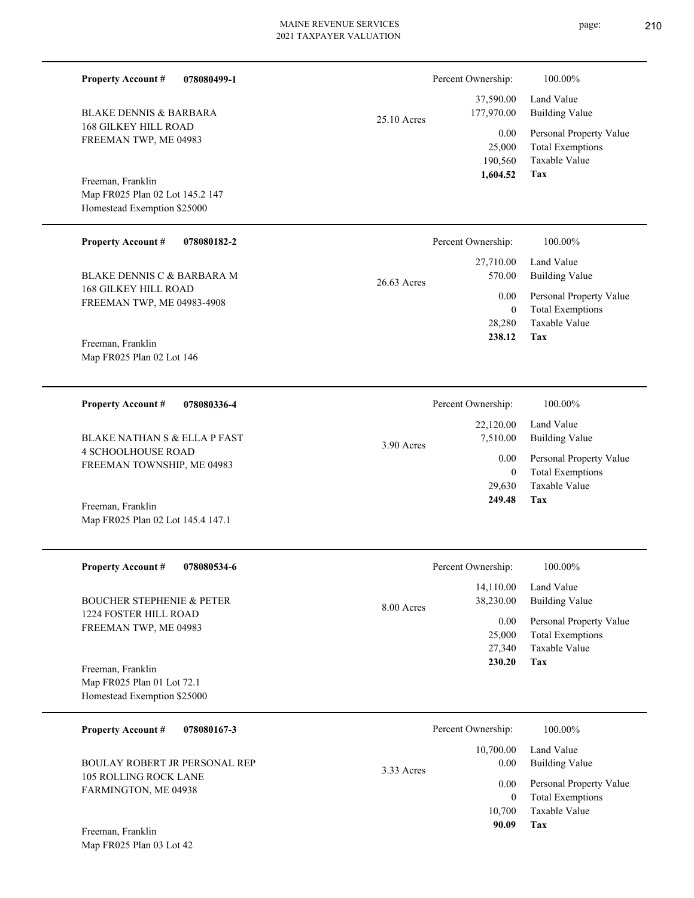**Property Account #** **078080499-1**

BLAKE DENNIS & BARBARA
168 GILKEY HILL ROAD
FREEMAN TWP, ME 04983

Freeman, Franklin
Map FR025 Plan 02 Lot 145.2 147
Homestead Exemption $25000

25.10 Acres

| Percent Ownership: | 100.00% |
|---|---|
| 37,590.00 | Land Value |
| 177,970.00 | Building Value |
| 0.00 | Personal Property Value |
| 25,000 | Total Exemptions |
| 190,560 | Taxable Value |
| **1,604.52** | **Tax** |

---

**Property Account #** **078080182-2**

BLAKE DENNIS C & BARBARA M
168 GILKEY HILL ROAD
FREEMAN TWP, ME 04983-4908

Freeman, Franklin
Map FR025 Plan 02 Lot 146

26.63 Acres

| Percent Ownership: | 100.00% |
|---|---|
| 27,710.00 | Land Value |
| 570.00 | Building Value |
| 0.00 | Personal Property Value |
| 0 | Total Exemptions |
| 28,280 | Taxable Value |
| **238.12** | **Tax** |

---

**Property Account #** **078080336-4**

BLAKE NATHAN S & ELLA P FAST
4 SCHOOLHOUSE ROAD
FREEMAN TOWNSHIP, ME 04983

Freeman, Franklin
Map FR025 Plan 02 Lot 145.4 147.1

3.90 Acres

| Percent Ownership: | 100.00% |
|---|---|
| 22,120.00 | Land Value |
| 7,510.00 | Building Value |
| 0.00 | Personal Property Value |
| 0 | Total Exemptions |
| 29,630 | Taxable Value |
| **249.48** | **Tax** |

---

**Property Account #** **078080534-6**

BOUCHER STEPHENIE & PETER
1224 FOSTER HILL ROAD
FREEMAN TWP, ME 04983

Freeman, Franklin
Map FR025 Plan 01 Lot 72.1
Homestead Exemption $25000

8.00 Acres

| Percent Ownership: | 100.00% |
|---|---|
| 14,110.00 | Land Value |
| 38,230.00 | Building Value |
| 0.00 | Personal Property Value |
| 25,000 | Total Exemptions |
| 27,340 | Taxable Value |
| **230.20** | **Tax** |

---

**Property Account #** **078080167-3**

BOULAY ROBERT JR PERSONAL REP
105 ROLLING ROCK LANE
FARMINGTON, ME 04938

Freeman, Franklin
Map FR025 Plan 03 Lot 42

3.33 Acres

| Percent Ownership: | 100.00% |
|---|---|
| 10,700.00 | Land Value |
| 0.00 | Building Value |
| 0.00 | Personal Property Value |
| 0 | Total Exemptions |
| 10,700 | Taxable Value |
| **90.09** | **Tax** |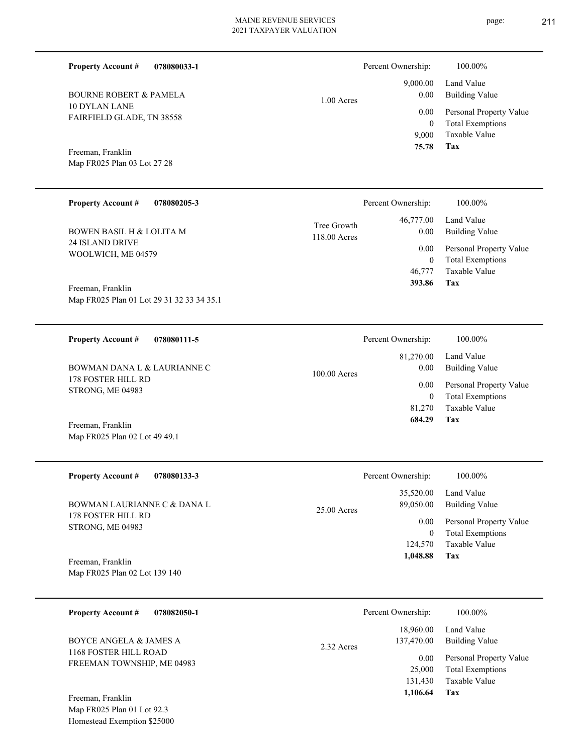**Property Account #** **078080033-1**

BOURNE ROBERT & PAMELA
10 DYLAN LANE
FAIRFIELD GLADE, TN 38558

Freeman, Franklin
Map FR025 Plan 03 Lot 27 28

1.00 Acres

| Percent Ownership: | 100.00% |
|---|---|
| 9,000.00 | Land Value |
| 0.00 | Building Value |
| 0.00 | Personal Property Value |
| 0 | Total Exemptions |
| 9,000 | Taxable Value |
| **75.78** | **Tax** |

---

**Property Account #** **078080205-3**

BOWEN BASIL H & LOLITA M
24 ISLAND DRIVE
WOOLWICH, ME 04579

Freeman, Franklin
Map FR025 Plan 01 Lot 29 31 32 33 34 35.1

Tree Growth
118.00 Acres

| Percent Ownership: | 100.00% |
|---|---|
| 46,777.00 | Land Value |
| 0.00 | Building Value |
| 0.00 | Personal Property Value |
| 0 | Total Exemptions |
| 46,777 | Taxable Value |
| **393.86** | **Tax** |

---

**Property Account #** **078080111-5**

BOWMAN DANA L & LAURIANNE C
178 FOSTER HILL RD
STRONG, ME 04983

Freeman, Franklin
Map FR025 Plan 02 Lot 49 49.1

100.00 Acres

| Percent Ownership: | 100.00% |
|---|---|
| 81,270.00 | Land Value |
| 0.00 | Building Value |
| 0.00 | Personal Property Value |
| 0 | Total Exemptions |
| 81,270 | Taxable Value |
| **684.29** | **Tax** |

---

**Property Account #** **078080133-3**

BOWMAN LAURIANNE C & DANA L
178 FOSTER HILL RD
STRONG, ME 04983

Freeman, Franklin
Map FR025 Plan 02 Lot 139 140

25.00 Acres

| Percent Ownership: | 100.00% |
|---|---|
| 35,520.00 | Land Value |
| 89,050.00 | Building Value |
| 0.00 | Personal Property Value |
| 0 | Total Exemptions |
| 124,570 | Taxable Value |
| **1,048.88** | **Tax** |

---

**Property Account #** **078082050-1**

BOYCE ANGELA & JAMES A
1168 FOSTER HILL ROAD
FREEMAN TOWNSHIP, ME 04983

Freeman, Franklin
Map FR025 Plan 01 Lot 92.3
Homestead Exemption $25000

2.32 Acres

| Percent Ownership: | 100.00% |
|---|---|
| 18,960.00 | Land Value |
| 137,470.00 | Building Value |
| 0.00 | Personal Property Value |
| 25,000 | Total Exemptions |
| 131,430 | Taxable Value |
| **1,106.64** | **Tax** |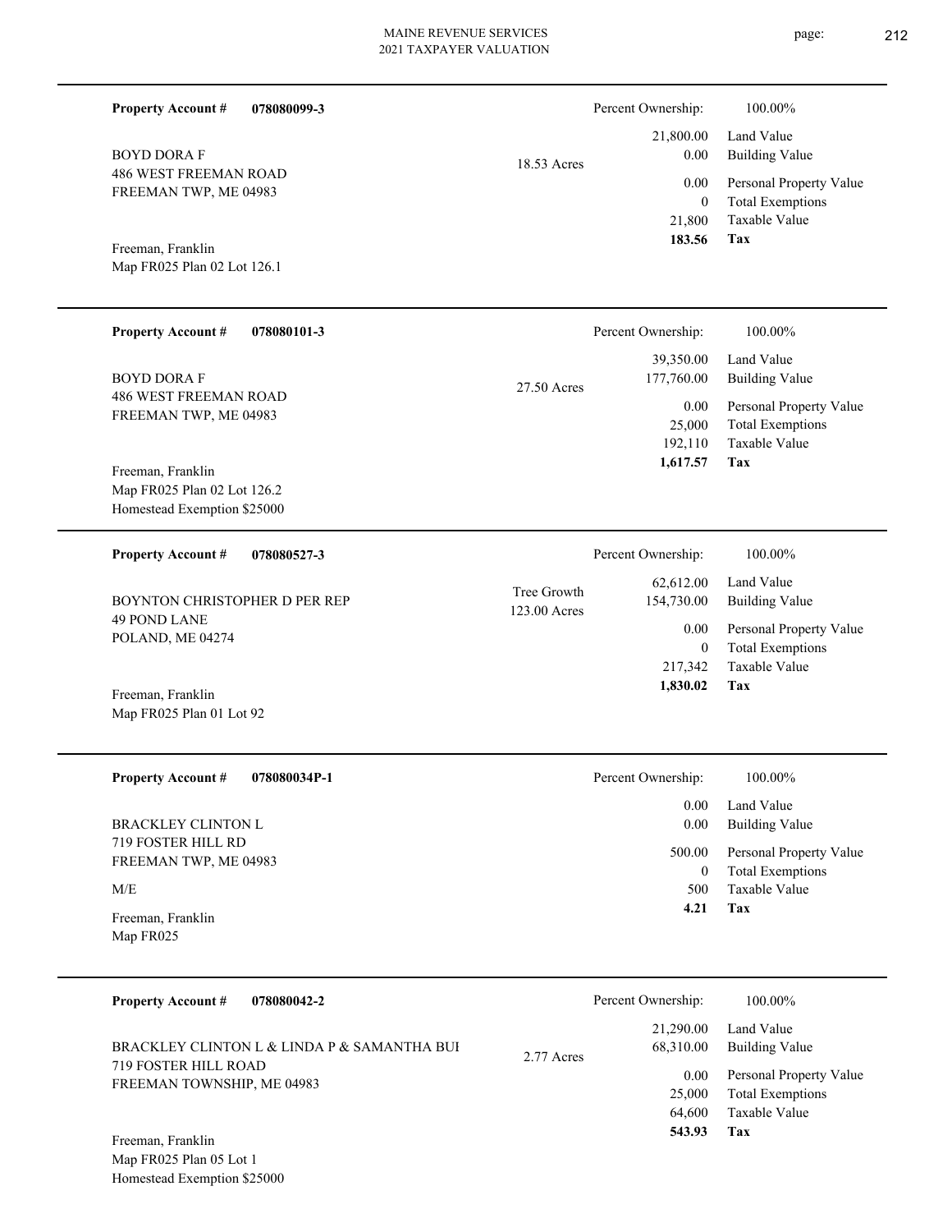**Property Account #** **078080099-3**

BOYD DORA F
486 WEST FREEMAN ROAD
FREEMAN TWP, ME 04983

Freeman, Franklin
Map FR025 Plan 02 Lot 126.1

18.53 Acres

| | |
|---|---|
| Percent Ownership: | 100.00% |
| Land Value | 21,800.00 |
| Building Value | 0.00 |
| Personal Property Value | 0.00 |
| Total Exemptions | 0 |
| Taxable Value | 21,800 |
| **Tax** | **183.56** |

---

**Property Account #** **078080101-3**

BOYD DORA F
486 WEST FREEMAN ROAD
FREEMAN TWP, ME 04983

Freeman, Franklin
Map FR025 Plan 02 Lot 126.2
Homestead Exemption $25000

27.50 Acres

| | |
|---|---|
| Percent Ownership: | 100.00% |
| Land Value | 39,350.00 |
| Building Value | 177,760.00 |
| Personal Property Value | 0.00 |
| Total Exemptions | 25,000 |
| Taxable Value | 192,110 |
| **Tax** | **1,617.57** |

---

**Property Account #** **078080527-3**

BOYNTON CHRISTOPHER D PER REP
49 POND LANE
POLAND, ME 04274

Freeman, Franklin
Map FR025 Plan 01 Lot 92

Tree Growth
123.00 Acres

| | |
|---|---|
| Percent Ownership: | 100.00% |
| Land Value | 62,612.00 |
| Building Value | 154,730.00 |
| Personal Property Value | 0.00 |
| Total Exemptions | 0 |
| Taxable Value | 217,342 |
| **Tax** | **1,830.02** |

---

**Property Account #** **078080034P-1**

BRACKLEY CLINTON L
719 FOSTER HILL RD
FREEMAN TWP, ME 04983

M/E

Freeman, Franklin
Map FR025

| | |
|---|---|
| Percent Ownership: | 100.00% |
| Land Value | 0.00 |
| Building Value | 0.00 |
| Personal Property Value | 500.00 |
| Total Exemptions | 0 |
| Taxable Value | 500 |
| **Tax** | **4.21** |

---

**Property Account #** **078080042-2**

BRACKLEY CLINTON L & LINDA P & SAMANTHA BUI
719 FOSTER HILL ROAD
FREEMAN TOWNSHIP, ME 04983

Freeman, Franklin
Map FR025 Plan 05 Lot 1
Homestead Exemption $25000

2.77 Acres

| | |
|---|---|
| Percent Ownership: | 100.00% |
| Land Value | 21,290.00 |
| Building Value | 68,310.00 |
| Personal Property Value | 0.00 |
| Total Exemptions | 25,000 |
| Taxable Value | 64,600 |
| **Tax** | **543.93** |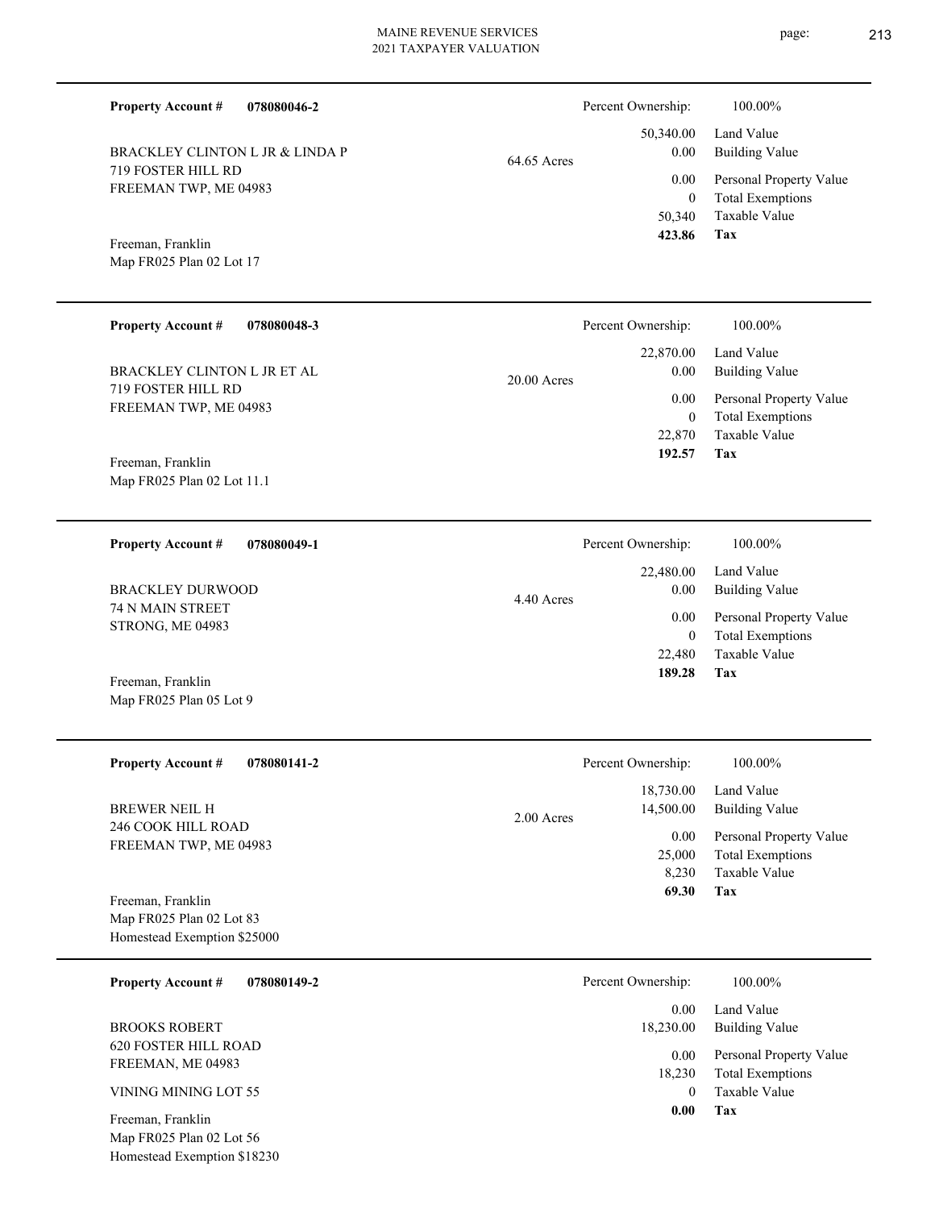**Property Account #** **078080046-2**

BRACKLEY CLINTON L JR & LINDA P
719 FOSTER HILL RD
FREEMAN TWP, ME 04983

Freeman, Franklin
Map FR025 Plan 02 Lot 17

64.65 Acres

| | |
|---|---|
| Percent Ownership: | 100.00% |
| 50,340.00 | Land Value |
| 0.00 | Building Value |
| 0.00 | Personal Property Value |
| 0 | Total Exemptions |
| 50,340 | Taxable Value |
| **423.86** | **Tax** |

---

**Property Account #** **078080048-3**

BRACKLEY CLINTON L JR ET AL
719 FOSTER HILL RD
FREEMAN TWP, ME 04983

Freeman, Franklin
Map FR025 Plan 02 Lot 11.1

20.00 Acres

| | |
|---|---|
| Percent Ownership: | 100.00% |
| 22,870.00 | Land Value |
| 0.00 | Building Value |
| 0.00 | Personal Property Value |
| 0 | Total Exemptions |
| 22,870 | Taxable Value |
| **192.57** | **Tax** |

---

**Property Account #** **078080049-1**

BRACKLEY DURWOOD
74 N MAIN STREET
STRONG, ME 04983

Freeman, Franklin
Map FR025 Plan 05 Lot 9

4.40 Acres

| | |
|---|---|
| Percent Ownership: | 100.00% |
| 22,480.00 | Land Value |
| 0.00 | Building Value |
| 0.00 | Personal Property Value |
| 0 | Total Exemptions |
| 22,480 | Taxable Value |
| **189.28** | **Tax** |

---

**Property Account #** **078080141-2**

BREWER NEIL H
246 COOK HILL ROAD
FREEMAN TWP, ME 04983

Freeman, Franklin
Map FR025 Plan 02 Lot 83
Homestead Exemption $25000

2.00 Acres

| | |
|---|---|
| Percent Ownership: | 100.00% |
| 18,730.00 | Land Value |
| 14,500.00 | Building Value |
| 0.00 | Personal Property Value |
| 25,000 | Total Exemptions |
| 8,230 | Taxable Value |
| **69.30** | **Tax** |

---

**Property Account #** **078080149-2**

BROOKS ROBERT
620 FOSTER HILL ROAD
FREEMAN, ME 04983

VINING MINING LOT 55

Freeman, Franklin
Map FR025 Plan 02 Lot 56
Homestead Exemption $18230

| | |
|---|---|
| Percent Ownership: | 100.00% |
| 0.00 | Land Value |
| 18,230.00 | Building Value |
| 0.00 | Personal Property Value |
| 18,230 | Total Exemptions |
| 0 | Taxable Value |
| **0.00** | **Tax** |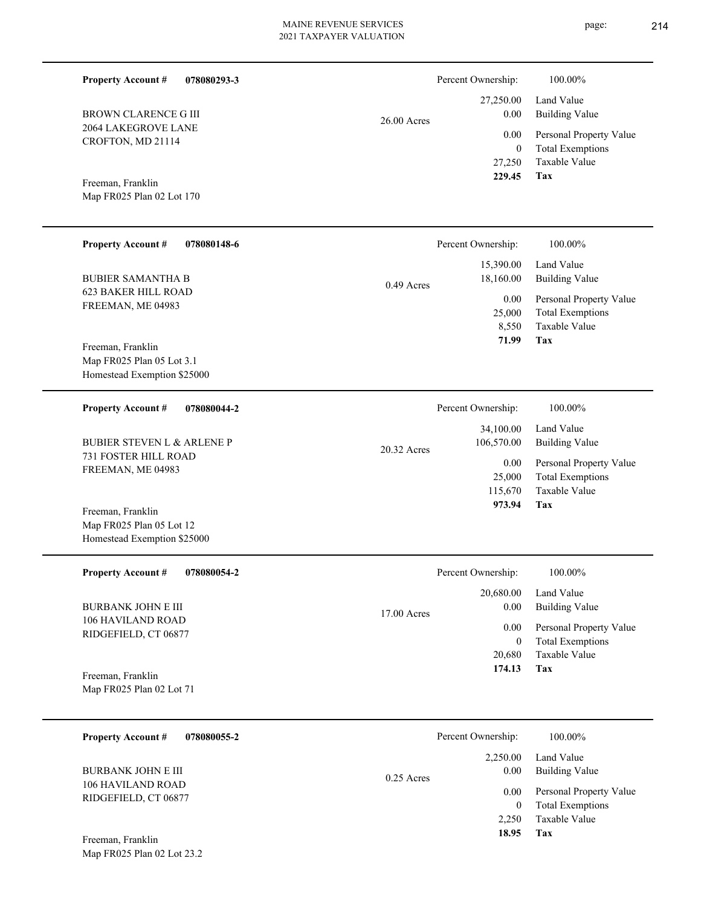**Property Account #** **078080293-3**

BROWN CLARENCE G III
2064 LAKEGROVE LANE
CROFTON, MD 21114

Freeman, Franklin
Map FR025 Plan 02 Lot 170

26.00 Acres

| Percent Ownership: | 100.00% |
|---|---|
| 27,250.00 | Land Value |
| 0.00 | Building Value |
| 0.00 | Personal Property Value |
| 0 | Total Exemptions |
| 27,250 | Taxable Value |
| **229.45** | **Tax** |

---

**Property Account #** **078080148-6**

BUBIER SAMANTHA B
623 BAKER HILL ROAD
FREEMAN, ME 04983

Freeman, Franklin
Map FR025 Plan 05 Lot 3.1
Homestead Exemption $25000

0.49 Acres

| Percent Ownership: | 100.00% |
|---|---|
| 15,390.00 | Land Value |
| 18,160.00 | Building Value |
| 0.00 | Personal Property Value |
| 25,000 | Total Exemptions |
| 8,550 | Taxable Value |
| **71.99** | **Tax** |

---

**Property Account #** **078080044-2**

BUBIER STEVEN L & ARLENE P
731 FOSTER HILL ROAD
FREEMAN, ME 04983

Freeman, Franklin
Map FR025 Plan 05 Lot 12
Homestead Exemption $25000

20.32 Acres

| Percent Ownership: | 100.00% |
|---|---|
| 34,100.00 | Land Value |
| 106,570.00 | Building Value |
| 0.00 | Personal Property Value |
| 25,000 | Total Exemptions |
| 115,670 | Taxable Value |
| **973.94** | **Tax** |

---

**Property Account #** **078080054-2**

BURBANK JOHN E III
106 HAVILAND ROAD
RIDGEFIELD, CT 06877

Freeman, Franklin
Map FR025 Plan 02 Lot 71

17.00 Acres

| Percent Ownership: | 100.00% |
|---|---|
| 20,680.00 | Land Value |
| 0.00 | Building Value |
| 0.00 | Personal Property Value |
| 0 | Total Exemptions |
| 20,680 | Taxable Value |
| **174.13** | **Tax** |

---

**Property Account #** **078080055-2**

BURBANK JOHN E III
106 HAVILAND ROAD
RIDGEFIELD, CT 06877

Freeman, Franklin
Map FR025 Plan 02 Lot 23.2

0.25 Acres

| Percent Ownership: | 100.00% |
|---|---|
| 2,250.00 | Land Value |
| 0.00 | Building Value |
| 0.00 | Personal Property Value |
| 0 | Total Exemptions |
| 2,250 | Taxable Value |
| **18.95** | **Tax** |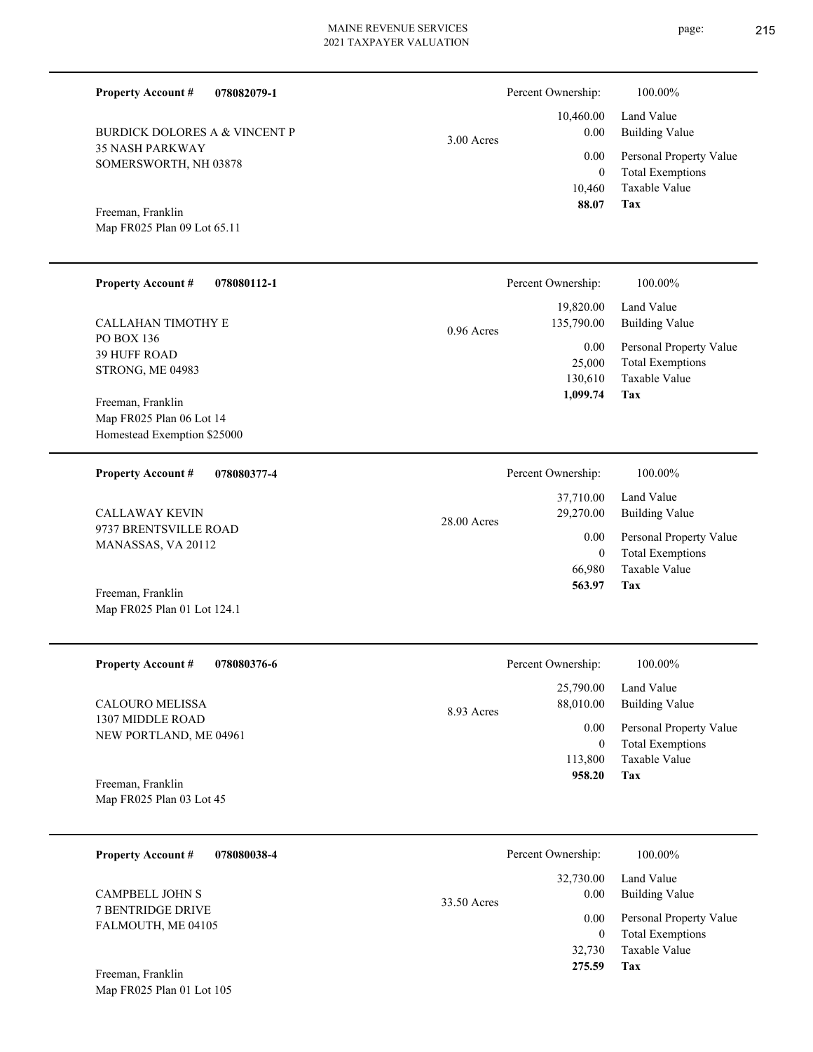**Property Account #** **078082079-1**

BURDICK DOLORES A & VINCENT P
35 NASH PARKWAY
SOMERSWORTH, NH 03878

Freeman, Franklin
Map FR025 Plan 09 Lot 65.11

3.00 Acres

| Percent Ownership: | 100.00% |
|---|---|
| 10,460.00 | Land Value |
| 0.00 | Building Value |
| 0.00 | Personal Property Value |
| 0 | Total Exemptions |
| 10,460 | Taxable Value |
| **88.07** | **Tax** |

---

**Property Account #** **078080112-1**

CALLAHAN TIMOTHY E
PO BOX 136
39 HUFF ROAD
STRONG, ME 04983

Freeman, Franklin
Map FR025 Plan 06 Lot 14
Homestead Exemption $25000

0.96 Acres

| Percent Ownership: | 100.00% |
|---|---|
| 19,820.00 | Land Value |
| 135,790.00 | Building Value |
| 0.00 | Personal Property Value |
| 25,000 | Total Exemptions |
| 130,610 | Taxable Value |
| **1,099.74** | **Tax** |

---

**Property Account #** **078080377-4**

CALLAWAY KEVIN
9737 BRENTSVILLE ROAD
MANASSAS, VA 20112

Freeman, Franklin
Map FR025 Plan 01 Lot 124.1

28.00 Acres

| Percent Ownership: | 100.00% |
|---|---|
| 37,710.00 | Land Value |
| 29,270.00 | Building Value |
| 0.00 | Personal Property Value |
| 0 | Total Exemptions |
| 66,980 | Taxable Value |
| **563.97** | **Tax** |

---

**Property Account #** **078080376-6**

CALOURO MELISSA
1307 MIDDLE ROAD
NEW PORTLAND, ME 04961

Freeman, Franklin
Map FR025 Plan 03 Lot 45

8.93 Acres

| Percent Ownership: | 100.00% |
|---|---|
| 25,790.00 | Land Value |
| 88,010.00 | Building Value |
| 0.00 | Personal Property Value |
| 0 | Total Exemptions |
| 113,800 | Taxable Value |
| **958.20** | **Tax** |

---

**Property Account #** **078080038-4**

CAMPBELL JOHN S
7 BENTRIDGE DRIVE
FALMOUTH, ME 04105

Freeman, Franklin
Map FR025 Plan 01 Lot 105

33.50 Acres

| Percent Ownership: | 100.00% |
|---|---|
| 32,730.00 | Land Value |
| 0.00 | Building Value |
| 0.00 | Personal Property Value |
| 0 | Total Exemptions |
| 32,730 | Taxable Value |
| **275.59** | **Tax** |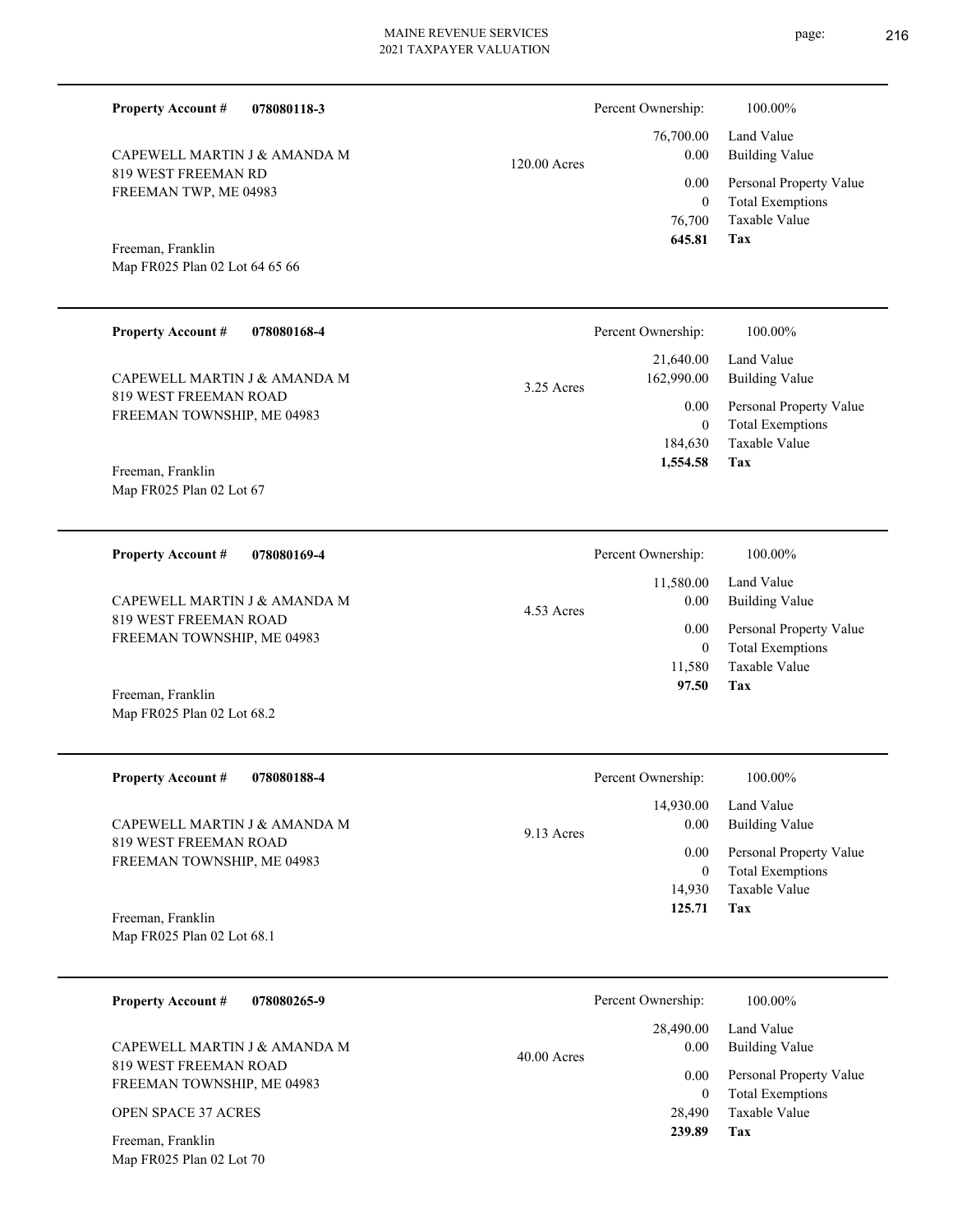**Property Account #** **078080118-3**

CAPEWELL MARTIN J & AMANDA M
819 WEST FREEMAN RD
FREEMAN TWP, ME 04983

Freeman, Franklin
Map FR025 Plan 02 Lot 64 65 66

120.00 Acres

| Percent Ownership: | 100.00% |
|---|---|
| 76,700.00 | Land Value |
| 0.00 | Building Value |
| 0.00 | Personal Property Value |
| 0 | Total Exemptions |
| 76,700 | Taxable Value |
| **645.81** | **Tax** |

---

**Property Account #** **078080168-4**

CAPEWELL MARTIN J & AMANDA M
819 WEST FREEMAN ROAD
FREEMAN TOWNSHIP, ME 04983

Freeman, Franklin
Map FR025 Plan 02 Lot 67

3.25 Acres

| Percent Ownership: | 100.00% |
|---|---|
| 21,640.00 | Land Value |
| 162,990.00 | Building Value |
| 0.00 | Personal Property Value |
| 0 | Total Exemptions |
| 184,630 | Taxable Value |
| **1,554.58** | **Tax** |

---

**Property Account #** **078080169-4**

CAPEWELL MARTIN J & AMANDA M
819 WEST FREEMAN ROAD
FREEMAN TOWNSHIP, ME 04983

Freeman, Franklin
Map FR025 Plan 02 Lot 68.2

4.53 Acres

| Percent Ownership: | 100.00% |
|---|---|
| 11,580.00 | Land Value |
| 0.00 | Building Value |
| 0.00 | Personal Property Value |
| 0 | Total Exemptions |
| 11,580 | Taxable Value |
| **97.50** | **Tax** |

---

**Property Account #** **078080188-4**

CAPEWELL MARTIN J & AMANDA M
819 WEST FREEMAN ROAD
FREEMAN TOWNSHIP, ME 04983

Freeman, Franklin
Map FR025 Plan 02 Lot 68.1

9.13 Acres

| Percent Ownership: | 100.00% |
|---|---|
| 14,930.00 | Land Value |
| 0.00 | Building Value |
| 0.00 | Personal Property Value |
| 0 | Total Exemptions |
| 14,930 | Taxable Value |
| **125.71** | **Tax** |

---

**Property Account #** **078080265-9**

CAPEWELL MARTIN J & AMANDA M
819 WEST FREEMAN ROAD
FREEMAN TOWNSHIP, ME 04983

OPEN SPACE 37 ACRES

Freeman, Franklin
Map FR025 Plan 02 Lot 70

40.00 Acres

| Percent Ownership: | 100.00% |
|---|---|
| 28,490.00 | Land Value |
| 0.00 | Building Value |
| 0.00 | Personal Property Value |
| 0 | Total Exemptions |
| 28,490 | Taxable Value |
| **239.89** | **Tax** |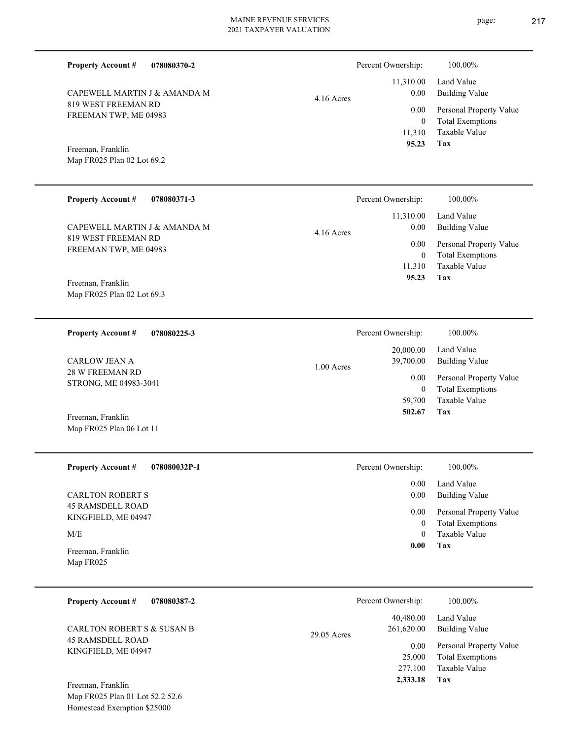**Property Account #** **078080370-2**

CAPEWELL MARTIN J & AMANDA M
819 WEST FREEMAN RD
FREEMAN TWP, ME 04983

Freeman, Franklin
Map FR025 Plan 02 Lot 69.2

4.16 Acres

| Percent Ownership: | 100.00% |
|---|---|
| 11,310.00 | Land Value |
| 0.00 | Building Value |
| 0.00 | Personal Property Value |
| 0 | Total Exemptions |
| 11,310 | Taxable Value |
| **95.23** | **Tax** |

---

**Property Account #** **078080371-3**

CAPEWELL MARTIN J & AMANDA M
819 WEST FREEMAN RD
FREEMAN TWP, ME 04983

Freeman, Franklin
Map FR025 Plan 02 Lot 69.3

4.16 Acres

| Percent Ownership: | 100.00% |
|---|---|
| 11,310.00 | Land Value |
| 0.00 | Building Value |
| 0.00 | Personal Property Value |
| 0 | Total Exemptions |
| 11,310 | Taxable Value |
| **95.23** | **Tax** |

---

**Property Account #** **078080225-3**

CARLOW JEAN A
28 W FREEMAN RD
STRONG, ME 04983-3041

Freeman, Franklin
Map FR025 Plan 06 Lot 11

1.00 Acres

| Percent Ownership: | 100.00% |
|---|---|
| 20,000.00 | Land Value |
| 39,700.00 | Building Value |
| 0.00 | Personal Property Value |
| 0 | Total Exemptions |
| 59,700 | Taxable Value |
| **502.67** | **Tax** |

---

**Property Account #** **078080032P-1**

CARLTON ROBERT S
45 RAMSDELL ROAD
KINGFIELD, ME 04947

M/E

Freeman, Franklin
Map FR025

| Percent Ownership: | 100.00% |
|---|---|
| 0.00 | Land Value |
| 0.00 | Building Value |
| 0.00 | Personal Property Value |
| 0 | Total Exemptions |
| 0 | Taxable Value |
| **0.00** | **Tax** |

---

**Property Account #** **078080387-2**

CARLTON ROBERT S & SUSAN B
45 RAMSDELL ROAD
KINGFIELD, ME 04947

Freeman, Franklin
Map FR025 Plan 01 Lot 52.2 52.6
Homestead Exemption $25000

29.05 Acres

| Percent Ownership: | 100.00% |
|---|---|
| 40,480.00 | Land Value |
| 261,620.00 | Building Value |
| 0.00 | Personal Property Value |
| 25,000 | Total Exemptions |
| 277,100 | Taxable Value |
| **2,333.18** | **Tax** |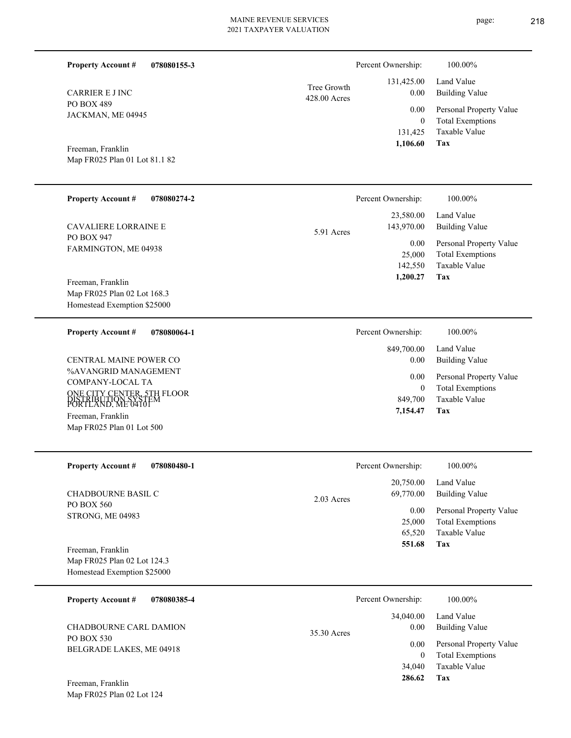**Property Account #** **078080155-3**

CARRIER E J INC
PO BOX 489
JACKMAN, ME 04945

Freeman, Franklin
Map FR025 Plan 01 Lot 81.1 82

Tree Growth
428.00 Acres

| | |
|---|---|
| Percent Ownership: | 100.00% |
| 131,425.00 | Land Value |
| 0.00 | Building Value |
| 0.00 | Personal Property Value |
| 0 | Total Exemptions |
| 131,425 | Taxable Value |
| **1,106.60** | **Tax** |

---

**Property Account #** **078080274-2**

CAVALIERE LORRAINE E
PO BOX 947
FARMINGTON, ME 04938

Freeman, Franklin
Map FR025 Plan 02 Lot 168.3
Homestead Exemption $25000

5.91 Acres

| | |
|---|---|
| Percent Ownership: | 100.00% |
| 23,580.00 | Land Value |
| 143,970.00 | Building Value |
| 0.00 | Personal Property Value |
| 25,000 | Total Exemptions |
| 142,550 | Taxable Value |
| **1,200.27** | **Tax** |

---

**Property Account #** **078080064-1**

CENTRAL MAINE POWER CO
%AVANGRID MANAGEMENT
COMPANY-LOCAL TA
ONE CITY CENTER, 5TH FLOOR
DISTRIBUTION SYSTEM
PORTLAND, ME 04101

Freeman, Franklin
Map FR025 Plan 01 Lot 500

| | |
|---|---|
| Percent Ownership: | 100.00% |
| 849,700.00 | Land Value |
| 0.00 | Building Value |
| 0.00 | Personal Property Value |
| 0 | Total Exemptions |
| 849,700 | Taxable Value |
| **7,154.47** | **Tax** |

---

**Property Account #** **078080480-1**

CHADBOURNE BASIL C
PO BOX 560
STRONG, ME 04983

Freeman, Franklin
Map FR025 Plan 02 Lot 124.3
Homestead Exemption $25000

2.03 Acres

| | |
|---|---|
| Percent Ownership: | 100.00% |
| 20,750.00 | Land Value |
| 69,770.00 | Building Value |
| 0.00 | Personal Property Value |
| 25,000 | Total Exemptions |
| 65,520 | Taxable Value |
| **551.68** | **Tax** |

---

**Property Account #** **078080385-4**

CHADBOURNE CARL DAMION
PO BOX 530
BELGRADE LAKES, ME 04918

Freeman, Franklin
Map FR025 Plan 02 Lot 124

35.30 Acres

| | |
|---|---|
| Percent Ownership: | 100.00% |
| 34,040.00 | Land Value |
| 0.00 | Building Value |
| 0.00 | Personal Property Value |
| 0 | Total Exemptions |
| 34,040 | Taxable Value |
| **286.62** | **Tax** |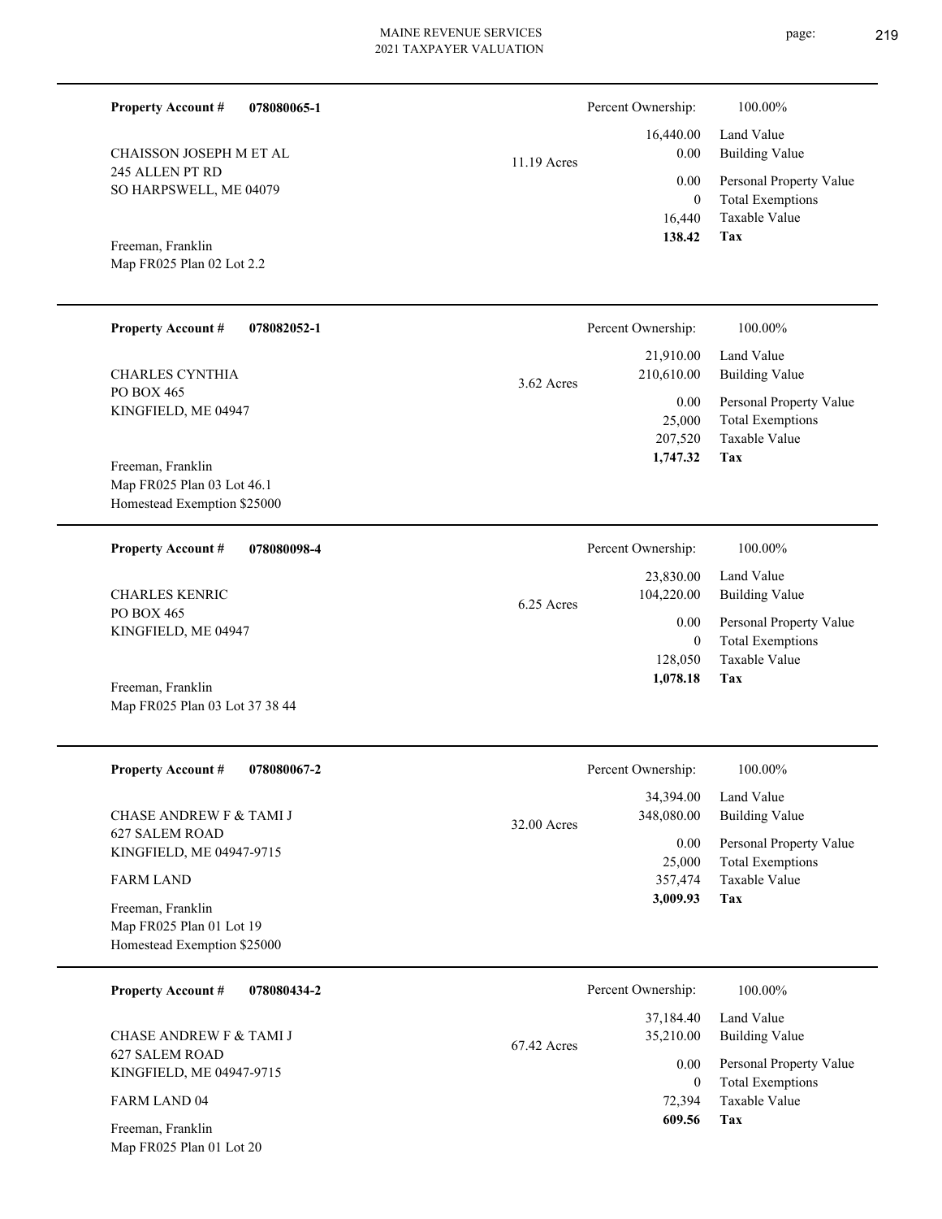**Property Account #** **078080065-1**

CHAISSON JOSEPH M ET AL
245 ALLEN PT RD
SO HARPSWELL, ME 04079

Freeman, Franklin
Map FR025 Plan 02 Lot 2.2

11.19 Acres

| Percent Ownership: | 100.00% |
|---|---|
| 16,440.00 | Land Value |
| 0.00 | Building Value |
| 0.00 | Personal Property Value |
| 0 | Total Exemptions |
| 16,440 | Taxable Value |
| **138.42** | **Tax** |

---

**Property Account #** **078082052-1**

CHARLES CYNTHIA
PO BOX 465
KINGFIELD, ME 04947

Freeman, Franklin
Map FR025 Plan 03 Lot 46.1
Homestead Exemption $25000

3.62 Acres

| Percent Ownership: | 100.00% |
|---|---|
| 21,910.00 | Land Value |
| 210,610.00 | Building Value |
| 0.00 | Personal Property Value |
| 25,000 | Total Exemptions |
| 207,520 | Taxable Value |
| **1,747.32** | **Tax** |

---

**Property Account #** **078080098-4**

CHARLES KENRIC
PO BOX 465
KINGFIELD, ME 04947

Freeman, Franklin
Map FR025 Plan 03 Lot 37 38 44

6.25 Acres

| Percent Ownership: | 100.00% |
|---|---|
| 23,830.00 | Land Value |
| 104,220.00 | Building Value |
| 0.00 | Personal Property Value |
| 0 | Total Exemptions |
| 128,050 | Taxable Value |
| **1,078.18** | **Tax** |

---

**Property Account #** **078080067-2**

CHASE ANDREW F & TAMI J
627 SALEM ROAD
KINGFIELD, ME 04947-9715

FARM LAND

Freeman, Franklin
Map FR025 Plan 01 Lot 19
Homestead Exemption $25000

32.00 Acres

| Percent Ownership: | 100.00% |
|---|---|
| 34,394.00 | Land Value |
| 348,080.00 | Building Value |
| 0.00 | Personal Property Value |
| 25,000 | Total Exemptions |
| 357,474 | Taxable Value |
| **3,009.93** | **Tax** |

---

**Property Account #** **078080434-2**

CHASE ANDREW F & TAMI J
627 SALEM ROAD
KINGFIELD, ME 04947-9715

FARM LAND 04

Freeman, Franklin
Map FR025 Plan 01 Lot 20

67.42 Acres

| Percent Ownership: | 100.00% |
|---|---|
| 37,184.40 | Land Value |
| 35,210.00 | Building Value |
| 0.00 | Personal Property Value |
| 0 | Total Exemptions |
| 72,394 | Taxable Value |
| **609.56** | **Tax** |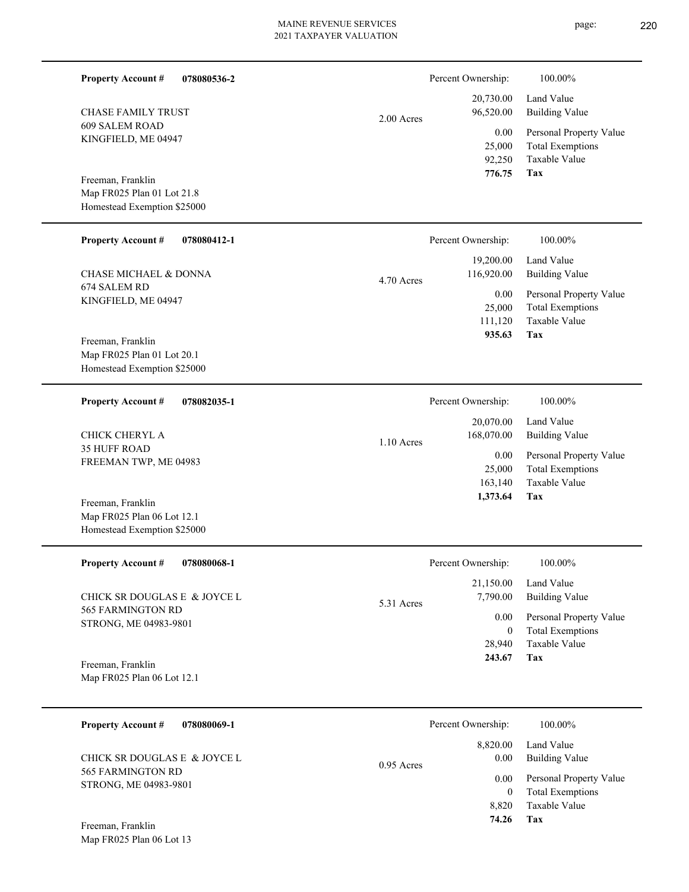**Property Account #** **078080536-2**

CHASE FAMILY TRUST
609 SALEM ROAD
KINGFIELD, ME 04947

Freeman, Franklin
Map FR025 Plan 01 Lot 21.8
Homestead Exemption $25000

2.00 Acres

| | |
|---|---|
| Percent Ownership: | 100.00% |
| 20,730.00 | Land Value |
| 96,520.00 | Building Value |
| 0.00 | Personal Property Value |
| 25,000 | Total Exemptions |
| 92,250 | Taxable Value |
| **776.75** | **Tax** |

---

**Property Account #** **078080412-1**

CHASE MICHAEL & DONNA
674 SALEM RD
KINGFIELD, ME 04947

Freeman, Franklin
Map FR025 Plan 01 Lot 20.1
Homestead Exemption $25000

4.70 Acres

| | |
|---|---|
| Percent Ownership: | 100.00% |
| 19,200.00 | Land Value |
| 116,920.00 | Building Value |
| 0.00 | Personal Property Value |
| 25,000 | Total Exemptions |
| 111,120 | Taxable Value |
| **935.63** | **Tax** |

---

**Property Account #** **078082035-1**

CHICK CHERYL A
35 HUFF ROAD
FREEMAN TWP, ME 04983

Freeman, Franklin
Map FR025 Plan 06 Lot 12.1
Homestead Exemption $25000

1.10 Acres

| | |
|---|---|
| Percent Ownership: | 100.00% |
| 20,070.00 | Land Value |
| 168,070.00 | Building Value |
| 0.00 | Personal Property Value |
| 25,000 | Total Exemptions |
| 163,140 | Taxable Value |
| **1,373.64** | **Tax** |

---

**Property Account #** **078080068-1**

CHICK SR DOUGLAS E & JOYCE L
565 FARMINGTON RD
STRONG, ME 04983-9801

Freeman, Franklin
Map FR025 Plan 06 Lot 12.1

5.31 Acres

| | |
|---|---|
| Percent Ownership: | 100.00% |
| 21,150.00 | Land Value |
| 7,790.00 | Building Value |
| 0.00 | Personal Property Value |
| 0 | Total Exemptions |
| 28,940 | Taxable Value |
| **243.67** | **Tax** |

---

**Property Account #** **078080069-1**

CHICK SR DOUGLAS E & JOYCE L
565 FARMINGTON RD
STRONG, ME 04983-9801

Freeman, Franklin
Map FR025 Plan 06 Lot 13

0.95 Acres

| | |
|---|---|
| Percent Ownership: | 100.00% |
| 8,820.00 | Land Value |
| 0.00 | Building Value |
| 0.00 | Personal Property Value |
| 0 | Total Exemptions |
| 8,820 | Taxable Value |
| **74.26** | **Tax** |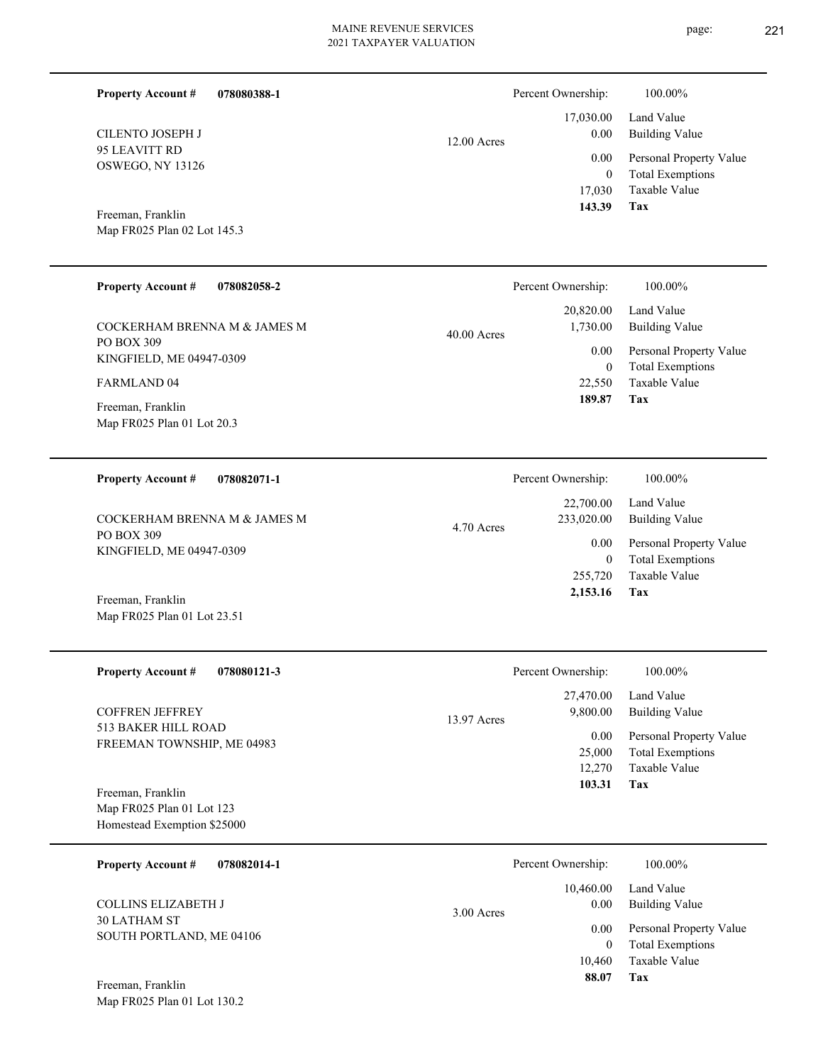**Property Account #** **078080388-1**

CILENTO JOSEPH J
95 LEAVITT RD
OSWEGO, NY 13126

Freeman, Franklin
Map FR025 Plan 02 Lot 145.3

12.00 Acres

| | |
|---|---|
| Percent Ownership: | 100.00% |
| Land Value | 17,030.00 |
| Building Value | 0.00 |
| Personal Property Value | 0.00 |
| Total Exemptions | 0 |
| Taxable Value | 17,030 |
| **Tax** | **143.39** |

---

**Property Account #** **078082058-2**

COCKERHAM BRENNA M & JAMES M
PO BOX 309
KINGFIELD, ME 04947-0309

FARMLAND 04

Freeman, Franklin
Map FR025 Plan 01 Lot 20.3

40.00 Acres

| | |
|---|---|
| Percent Ownership: | 100.00% |
| Land Value | 20,820.00 |
| Building Value | 1,730.00 |
| Personal Property Value | 0.00 |
| Total Exemptions | 0 |
| Taxable Value | 22,550 |
| **Tax** | **189.87** |

---

**Property Account #** **078082071-1**

COCKERHAM BRENNA M & JAMES M
PO BOX 309
KINGFIELD, ME 04947-0309

Freeman, Franklin
Map FR025 Plan 01 Lot 23.51

4.70 Acres

| | |
|---|---|
| Percent Ownership: | 100.00% |
| Land Value | 22,700.00 |
| Building Value | 233,020.00 |
| Personal Property Value | 0.00 |
| Total Exemptions | 0 |
| Taxable Value | 255,720 |
| **Tax** | **2,153.16** |

---

**Property Account #** **078080121-3**

COFFREN JEFFREY
513 BAKER HILL ROAD
FREEMAN TOWNSHIP, ME 04983

Freeman, Franklin
Map FR025 Plan 01 Lot 123
Homestead Exemption $25000

13.97 Acres

| | |
|---|---|
| Percent Ownership: | 100.00% |
| Land Value | 27,470.00 |
| Building Value | 9,800.00 |
| Personal Property Value | 0.00 |
| Total Exemptions | 25,000 |
| Taxable Value | 12,270 |
| **Tax** | **103.31** |

---

**Property Account #** **078082014-1**

COLLINS ELIZABETH J
30 LATHAM ST
SOUTH PORTLAND, ME 04106

Freeman, Franklin
Map FR025 Plan 01 Lot 130.2

3.00 Acres

| | |
|---|---|
| Percent Ownership: | 100.00% |
| Land Value | 10,460.00 |
| Building Value | 0.00 |
| Personal Property Value | 0.00 |
| Total Exemptions | 0 |
| Taxable Value | 10,460 |
| **Tax** | **88.07** |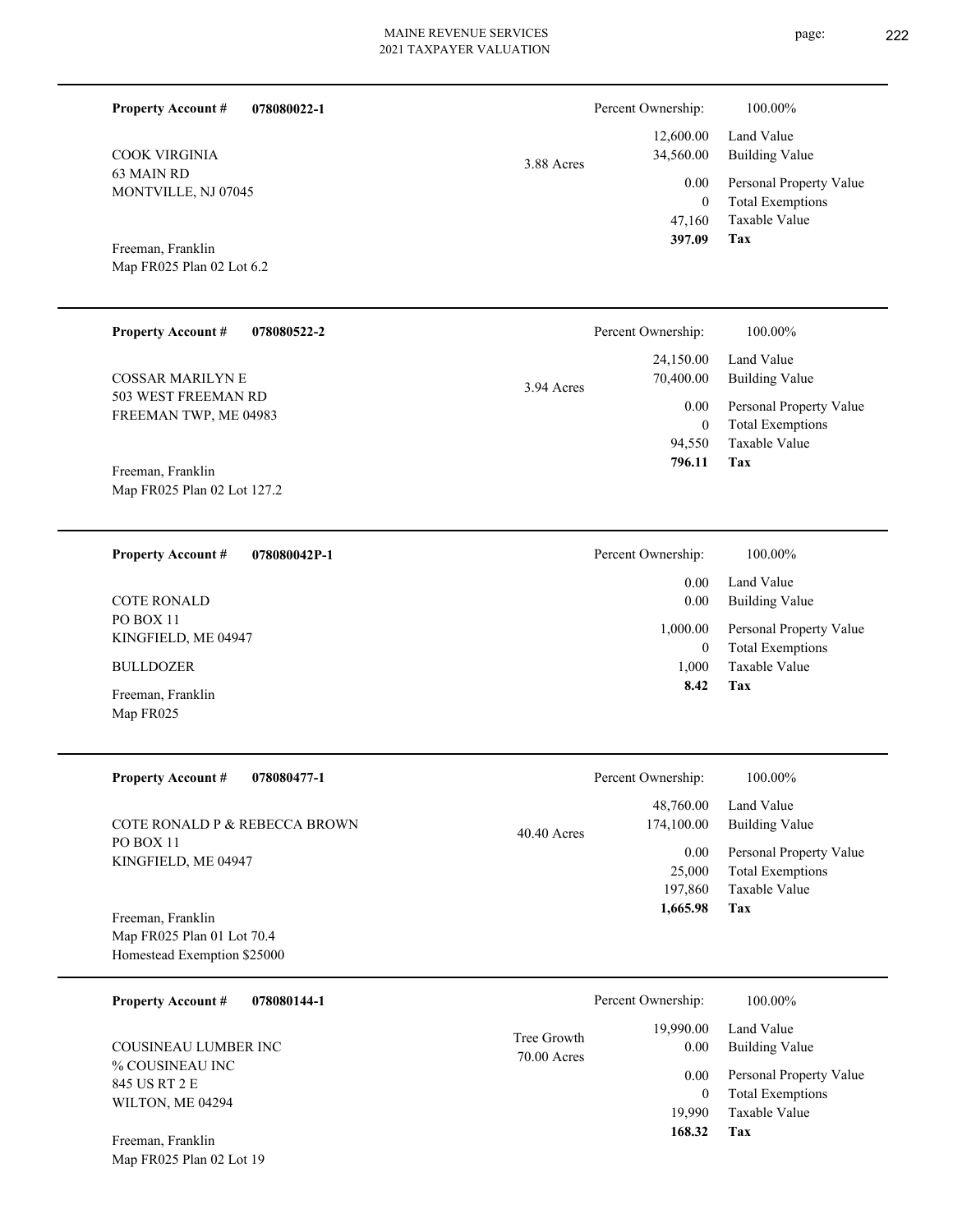**Property Account #** **078080022-1**

COOK VIRGINIA
63 MAIN RD
MONTVILLE, NJ 07045

Freeman, Franklin
Map FR025 Plan 02 Lot 6.2

3.88 Acres

| Percent Ownership: | 100.00% |
| --- | --- |
| 12,600.00 | Land Value |
| 34,560.00 | Building Value |
| 0.00 | Personal Property Value |
| 0 | Total Exemptions |
| 47,160 | Taxable Value |
| **397.09** | **Tax** |

---

**Property Account #** **078080522-2**

COSSAR MARILYN E
503 WEST FREEMAN RD
FREEMAN TWP, ME 04983

Freeman, Franklin
Map FR025 Plan 02 Lot 127.2

3.94 Acres

| Percent Ownership: | 100.00% |
| --- | --- |
| 24,150.00 | Land Value |
| 70,400.00 | Building Value |
| 0.00 | Personal Property Value |
| 0 | Total Exemptions |
| 94,550 | Taxable Value |
| **796.11** | **Tax** |

---

**Property Account #** **078080042P-1**

COTE RONALD
PO BOX 11
KINGFIELD, ME 04947

BULLDOZER

Freeman, Franklin
Map FR025

| Percent Ownership: | 100.00% |
| --- | --- |
| 0.00 | Land Value |
| 0.00 | Building Value |
| 1,000.00 | Personal Property Value |
| 0 | Total Exemptions |
| 1,000 | Taxable Value |
| **8.42** | **Tax** |

---

**Property Account #** **078080477-1**

COTE RONALD P & REBECCA BROWN
PO BOX 11
KINGFIELD, ME 04947

Freeman, Franklin
Map FR025 Plan 01 Lot 70.4
Homestead Exemption $25000

40.40 Acres

| Percent Ownership: | 100.00% |
| --- | --- |
| 48,760.00 | Land Value |
| 174,100.00 | Building Value |
| 0.00 | Personal Property Value |
| 25,000 | Total Exemptions |
| 197,860 | Taxable Value |
| **1,665.98** | **Tax** |

---

**Property Account #** **078080144-1**

COUSINEAU LUMBER INC
% COUSINEAU INC
845 US RT 2 E
WILTON, ME 04294

Freeman, Franklin
Map FR025 Plan 02 Lot 19

Tree Growth
70.00 Acres

| Percent Ownership: | 100.00% |
| --- | --- |
| 19,990.00 | Land Value |
| 0.00 | Building Value |
| 0.00 | Personal Property Value |
| 0 | Total Exemptions |
| 19,990 | Taxable Value |
| **168.32** | **Tax** |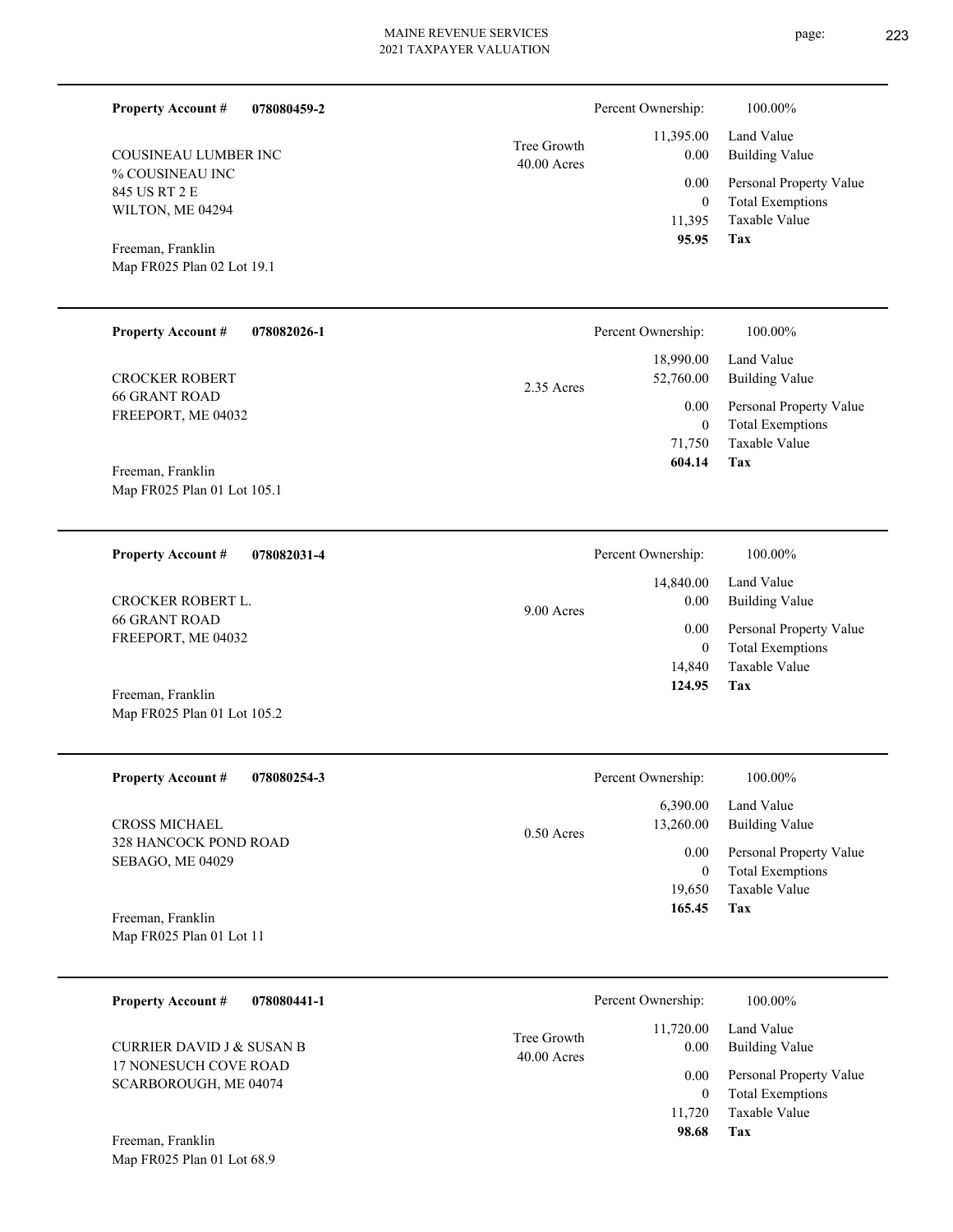**Property Account #** **078080459-2**

COUSINEAU LUMBER INC
% COUSINEAU INC
845 US RT 2 E
WILTON, ME 04294

Freeman, Franklin
Map FR025 Plan 02 Lot 19.1

Tree Growth
40.00 Acres

| | |
|---|---|
| Percent Ownership: | 100.00% |
| Land Value | 11,395.00 |
| Building Value | 0.00 |
| Personal Property Value | 0.00 |
| Total Exemptions | 0 |
| Taxable Value | 11,395 |
| **Tax** | **95.95** |

---

**Property Account #** **078082026-1**

CROCKER ROBERT
66 GRANT ROAD
FREEPORT, ME 04032

Freeman, Franklin
Map FR025 Plan 01 Lot 105.1

2.35 Acres

| | |
|---|---|
| Percent Ownership: | 100.00% |
| Land Value | 18,990.00 |
| Building Value | 52,760.00 |
| Personal Property Value | 0.00 |
| Total Exemptions | 0 |
| Taxable Value | 71,750 |
| **Tax** | **604.14** |

---

**Property Account #** **078082031-4**

CROCKER ROBERT L.
66 GRANT ROAD
FREEPORT, ME 04032

Freeman, Franklin
Map FR025 Plan 01 Lot 105.2

9.00 Acres

| | |
|---|---|
| Percent Ownership: | 100.00% |
| Land Value | 14,840.00 |
| Building Value | 0.00 |
| Personal Property Value | 0.00 |
| Total Exemptions | 0 |
| Taxable Value | 14,840 |
| **Tax** | **124.95** |

---

**Property Account #** **078080254-3**

CROSS MICHAEL
328 HANCOCK POND ROAD
SEBAGO, ME 04029

Freeman, Franklin
Map FR025 Plan 01 Lot 11

0.50 Acres

| | |
|---|---|
| Percent Ownership: | 100.00% |
| Land Value | 6,390.00 |
| Building Value | 13,260.00 |
| Personal Property Value | 0.00 |
| Total Exemptions | 0 |
| Taxable Value | 19,650 |
| **Tax** | **165.45** |

---

**Property Account #** **078080441-1**

CURRIER DAVID J & SUSAN B
17 NONESUCH COVE ROAD
SCARBOROUGH, ME 04074

Freeman, Franklin
Map FR025 Plan 01 Lot 68.9

Tree Growth
40.00 Acres

| | |
|---|---|
| Percent Ownership: | 100.00% |
| Land Value | 11,720.00 |
| Building Value | 0.00 |
| Personal Property Value | 0.00 |
| Total Exemptions | 0 |
| Taxable Value | 11,720 |
| **Tax** | **98.68** |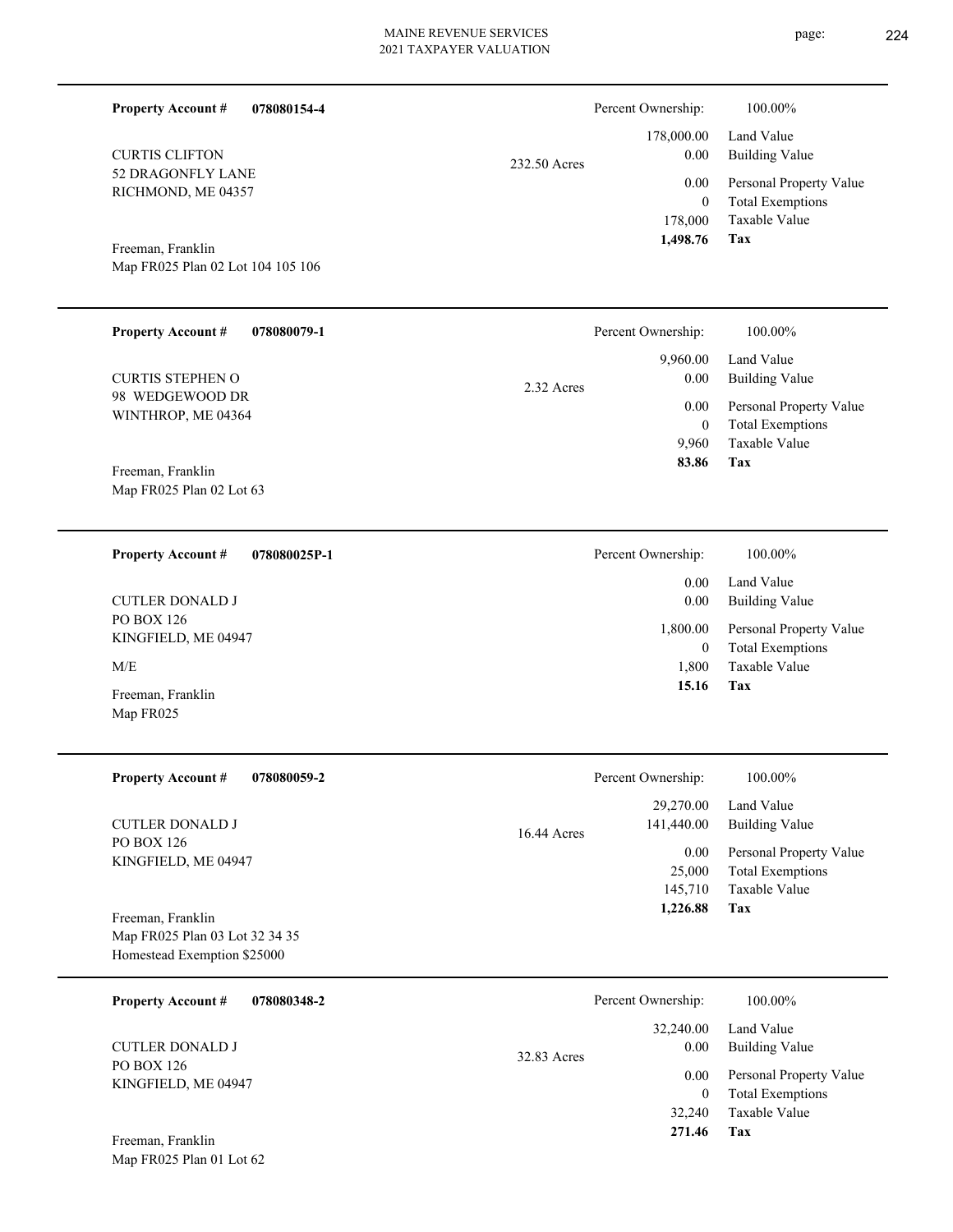**Property Account #** **078080154-4**

CURTIS CLIFTON
52 DRAGONFLY LANE
RICHMOND, ME 04357

Freeman, Franklin
Map FR025 Plan 02 Lot 104 105 106

232.50 Acres

| | |
|---|---|
| Percent Ownership: | 100.00% |
| 178,000.00 | Land Value |
| 0.00 | Building Value |
| 0.00 | Personal Property Value |
| 0 | Total Exemptions |
| 178,000 | Taxable Value |
| **1,498.76** | **Tax** |

---

**Property Account #** **078080079-1**

CURTIS STEPHEN O
98 WEDGEWOOD DR
WINTHROP, ME 04364

Freeman, Franklin
Map FR025 Plan 02 Lot 63

2.32 Acres

| | |
|---|---|
| Percent Ownership: | 100.00% |
| 9,960.00 | Land Value |
| 0.00 | Building Value |
| 0.00 | Personal Property Value |
| 0 | Total Exemptions |
| 9,960 | Taxable Value |
| **83.86** | **Tax** |

---

**Property Account #** **078080025P-1**

CUTLER DONALD J
PO BOX 126
KINGFIELD, ME 04947

M/E

Freeman, Franklin
Map FR025

| | |
|---|---|
| Percent Ownership: | 100.00% |
| 0.00 | Land Value |
| 0.00 | Building Value |
| 1,800.00 | Personal Property Value |
| 0 | Total Exemptions |
| 1,800 | Taxable Value |
| **15.16** | **Tax** |

---

**Property Account #** **078080059-2**

CUTLER DONALD J
PO BOX 126
KINGFIELD, ME 04947

Freeman, Franklin
Map FR025 Plan 03 Lot 32 34 35
Homestead Exemption $25000

16.44 Acres

| | |
|---|---|
| Percent Ownership: | 100.00% |
| 29,270.00 | Land Value |
| 141,440.00 | Building Value |
| 0.00 | Personal Property Value |
| 25,000 | Total Exemptions |
| 145,710 | Taxable Value |
| **1,226.88** | **Tax** |

---

**Property Account #** **078080348-2**

CUTLER DONALD J
PO BOX 126
KINGFIELD, ME 04947

Freeman, Franklin
Map FR025 Plan 01 Lot 62

32.83 Acres

| | |
|---|---|
| Percent Ownership: | 100.00% |
| 32,240.00 | Land Value |
| 0.00 | Building Value |
| 0.00 | Personal Property Value |
| 0 | Total Exemptions |
| 32,240 | Taxable Value |
| **271.46** | **Tax** |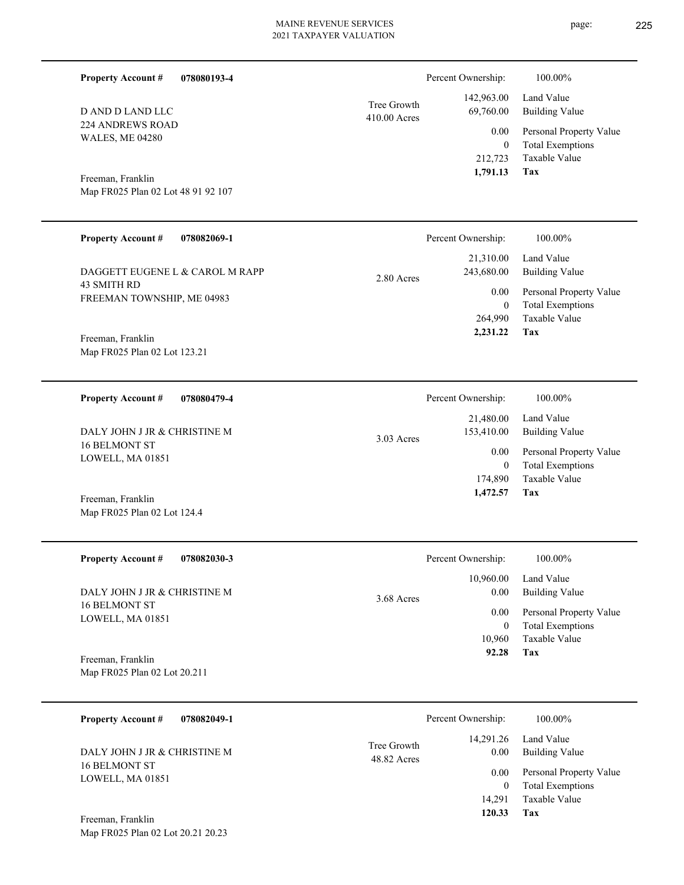**Property Account #** **078080193-4**

D AND D LAND LLC
224 ANDREWS ROAD
WALES, ME 04280

Freeman, Franklin
Map FR025 Plan 02 Lot 48 91 92 107

Tree Growth
410.00 Acres

| Percent Ownership: | 100.00% |
|---|---|
| 142,963.00 | Land Value |
| 69,760.00 | Building Value |
| 0.00 | Personal Property Value |
| 0 | Total Exemptions |
| 212,723 | Taxable Value |
| **1,791.13** | **Tax** |

---

**Property Account #** **078082069-1**

DAGGETT EUGENE L & CAROL M RAPP
43 SMITH RD
FREEMAN TOWNSHIP, ME 04983

Freeman, Franklin
Map FR025 Plan 02 Lot 123.21

2.80 Acres

| Percent Ownership: | 100.00% |
|---|---|
| 21,310.00 | Land Value |
| 243,680.00 | Building Value |
| 0.00 | Personal Property Value |
| 0 | Total Exemptions |
| 264,990 | Taxable Value |
| **2,231.22** | **Tax** |

---

**Property Account #** **078080479-4**

DALY JOHN J JR & CHRISTINE M
16 BELMONT ST
LOWELL, MA 01851

Freeman, Franklin
Map FR025 Plan 02 Lot 124.4

3.03 Acres

| Percent Ownership: | 100.00% |
|---|---|
| 21,480.00 | Land Value |
| 153,410.00 | Building Value |
| 0.00 | Personal Property Value |
| 0 | Total Exemptions |
| 174,890 | Taxable Value |
| **1,472.57** | **Tax** |

---

**Property Account #** **078082030-3**

DALY JOHN J JR & CHRISTINE M
16 BELMONT ST
LOWELL, MA 01851

Freeman, Franklin
Map FR025 Plan 02 Lot 20.211

3.68 Acres

| Percent Ownership: | 100.00% |
|---|---|
| 10,960.00 | Land Value |
| 0.00 | Building Value |
| 0.00 | Personal Property Value |
| 0 | Total Exemptions |
| 10,960 | Taxable Value |
| **92.28** | **Tax** |

---

**Property Account #** **078082049-1**

DALY JOHN J JR & CHRISTINE M
16 BELMONT ST
LOWELL, MA 01851

Freeman, Franklin
Map FR025 Plan 02 Lot 20.21 20.23

Tree Growth
48.82 Acres

| Percent Ownership: | 100.00% |
|---|---|
| 14,291.26 | Land Value |
| 0.00 | Building Value |
| 0.00 | Personal Property Value |
| 0 | Total Exemptions |
| 14,291 | Taxable Value |
| **120.33** | **Tax** |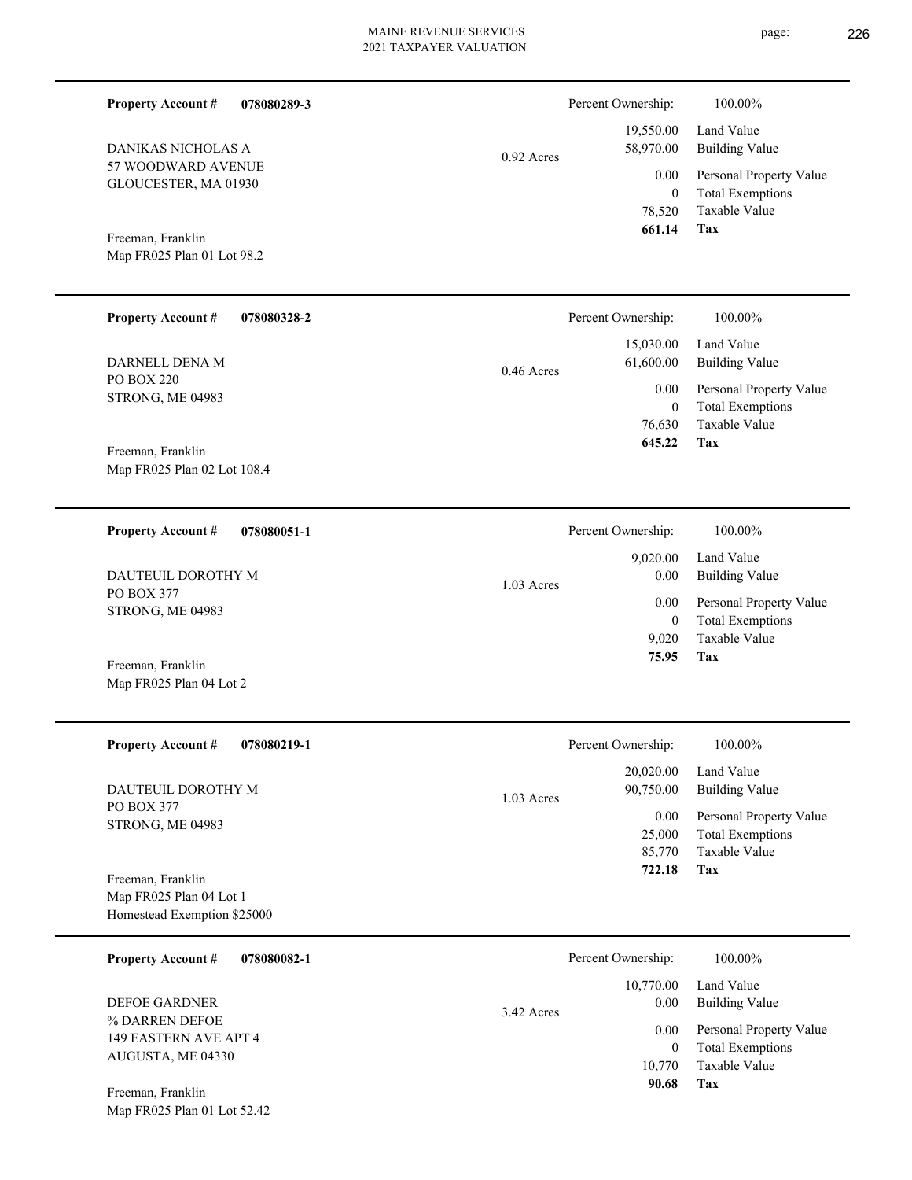**Property Account #** **078080289-3**

DANIKAS NICHOLAS A
57 WOODWARD AVENUE
GLOUCESTER, MA 01930

Freeman, Franklin
Map FR025 Plan 01 Lot 98.2

0.92 Acres

| Percent Ownership: | 100.00% |
|---|---|
| 19,550.00 | Land Value |
| 58,970.00 | Building Value |
| 0.00 | Personal Property Value |
| 0 | Total Exemptions |
| 78,520 | Taxable Value |
| **661.14** | **Tax** |

---

**Property Account #** **078080328-2**

DARNELL DENA M
PO BOX 220
STRONG, ME 04983

Freeman, Franklin
Map FR025 Plan 02 Lot 108.4

0.46 Acres

| Percent Ownership: | 100.00% |
|---|---|
| 15,030.00 | Land Value |
| 61,600.00 | Building Value |
| 0.00 | Personal Property Value |
| 0 | Total Exemptions |
| 76,630 | Taxable Value |
| **645.22** | **Tax** |

---

**Property Account #** **078080051-1**

DAUTEUIL DOROTHY M
PO BOX 377
STRONG, ME 04983

Freeman, Franklin
Map FR025 Plan 04 Lot 2

1.03 Acres

| Percent Ownership: | 100.00% |
|---|---|
| 9,020.00 | Land Value |
| 0.00 | Building Value |
| 0.00 | Personal Property Value |
| 0 | Total Exemptions |
| 9,020 | Taxable Value |
| **75.95** | **Tax** |

---

**Property Account #** **078080219-1**

DAUTEUIL DOROTHY M
PO BOX 377
STRONG, ME 04983

Freeman, Franklin
Map FR025 Plan 04 Lot 1
Homestead Exemption $25000

1.03 Acres

| Percent Ownership: | 100.00% |
|---|---|
| 20,020.00 | Land Value |
| 90,750.00 | Building Value |
| 0.00 | Personal Property Value |
| 25,000 | Total Exemptions |
| 85,770 | Taxable Value |
| **722.18** | **Tax** |

---

**Property Account #** **078080082-1**

DEFOE GARDNER
% DARREN DEFOE
149 EASTERN AVE APT 4
AUGUSTA, ME 04330

Freeman, Franklin
Map FR025 Plan 01 Lot 52.42

3.42 Acres

| Percent Ownership: | 100.00% |
|---|---|
| 10,770.00 | Land Value |
| 0.00 | Building Value |
| 0.00 | Personal Property Value |
| 0 | Total Exemptions |
| 10,770 | Taxable Value |
| **90.68** | **Tax** |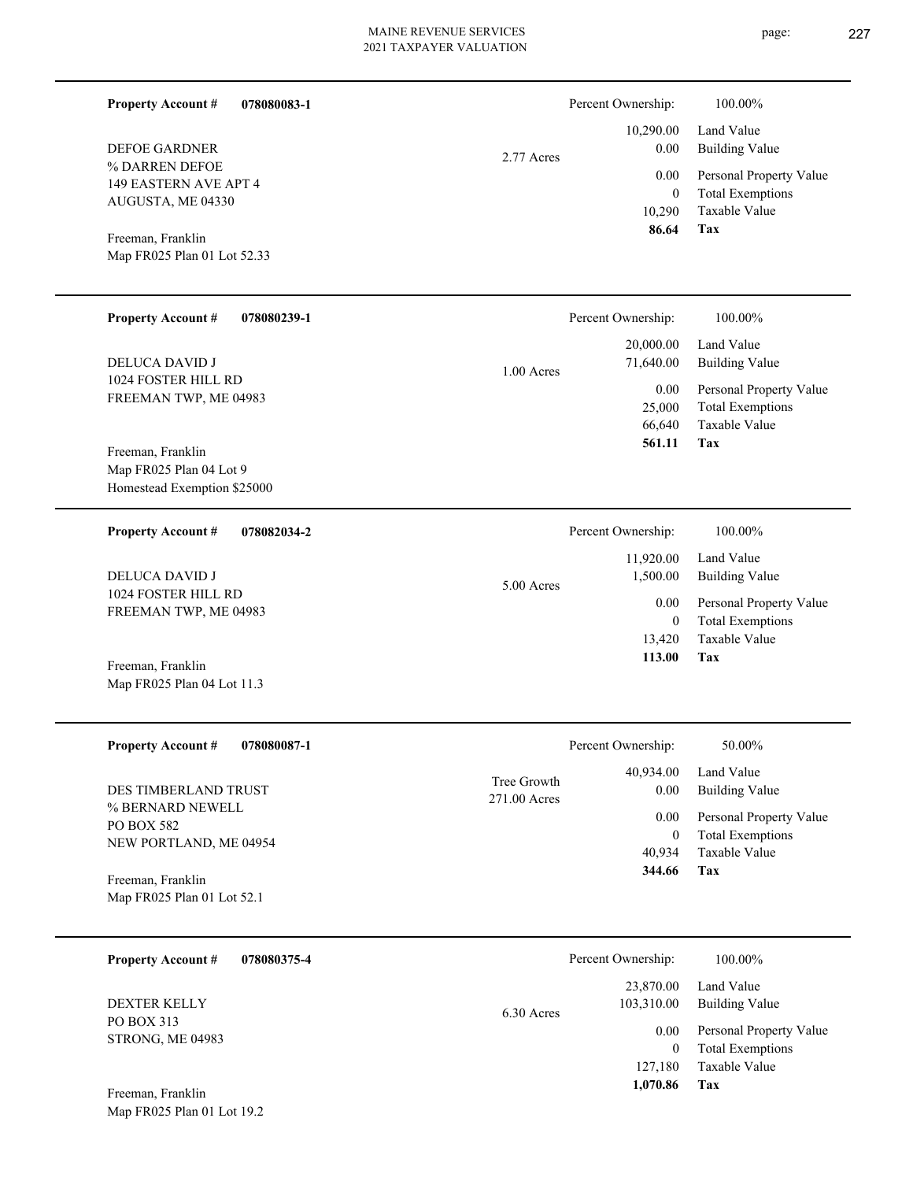**Property Account #** **078080083-1**

DEFOE GARDNER
% DARREN DEFOE
149 EASTERN AVE APT 4
AUGUSTA, ME 04330

Freeman, Franklin
Map FR025 Plan 01 Lot 52.33

2.77 Acres

| Percent Ownership: | 100.00% |
|---|---|
| 10,290.00 | Land Value |
| 0.00 | Building Value |
| 0.00 | Personal Property Value |
| 0 | Total Exemptions |
| 10,290 | Taxable Value |
| **86.64** | **Tax** |

---

**Property Account #** **078080239-1**

DELUCA DAVID J
1024 FOSTER HILL RD
FREEMAN TWP, ME 04983

Freeman, Franklin
Map FR025 Plan 04 Lot 9
Homestead Exemption $25000

1.00 Acres

| Percent Ownership: | 100.00% |
|---|---|
| 20,000.00 | Land Value |
| 71,640.00 | Building Value |
| 0.00 | Personal Property Value |
| 25,000 | Total Exemptions |
| 66,640 | Taxable Value |
| **561.11** | **Tax** |

---

**Property Account #** **078082034-2**

DELUCA DAVID J
1024 FOSTER HILL RD
FREEMAN TWP, ME 04983

Freeman, Franklin
Map FR025 Plan 04 Lot 11.3

5.00 Acres

| Percent Ownership: | 100.00% |
|---|---|
| 11,920.00 | Land Value |
| 1,500.00 | Building Value |
| 0.00 | Personal Property Value |
| 0 | Total Exemptions |
| 13,420 | Taxable Value |
| **113.00** | **Tax** |

---

**Property Account #** **078080087-1**

DES TIMBERLAND TRUST
% BERNARD NEWELL
PO BOX 582
NEW PORTLAND, ME 04954

Freeman, Franklin
Map FR025 Plan 01 Lot 52.1

Tree Growth
271.00 Acres

| Percent Ownership: | 50.00% |
|---|---|
| 40,934.00 | Land Value |
| 0.00 | Building Value |
| 0.00 | Personal Property Value |
| 0 | Total Exemptions |
| 40,934 | Taxable Value |
| **344.66** | **Tax** |

---

**Property Account #** **078080375-4**

DEXTER KELLY
PO BOX 313
STRONG, ME 04983

Freeman, Franklin
Map FR025 Plan 01 Lot 19.2

6.30 Acres

| Percent Ownership: | 100.00% |
|---|---|
| 23,870.00 | Land Value |
| 103,310.00 | Building Value |
| 0.00 | Personal Property Value |
| 0 | Total Exemptions |
| 127,180 | Taxable Value |
| **1,070.86** | **Tax** |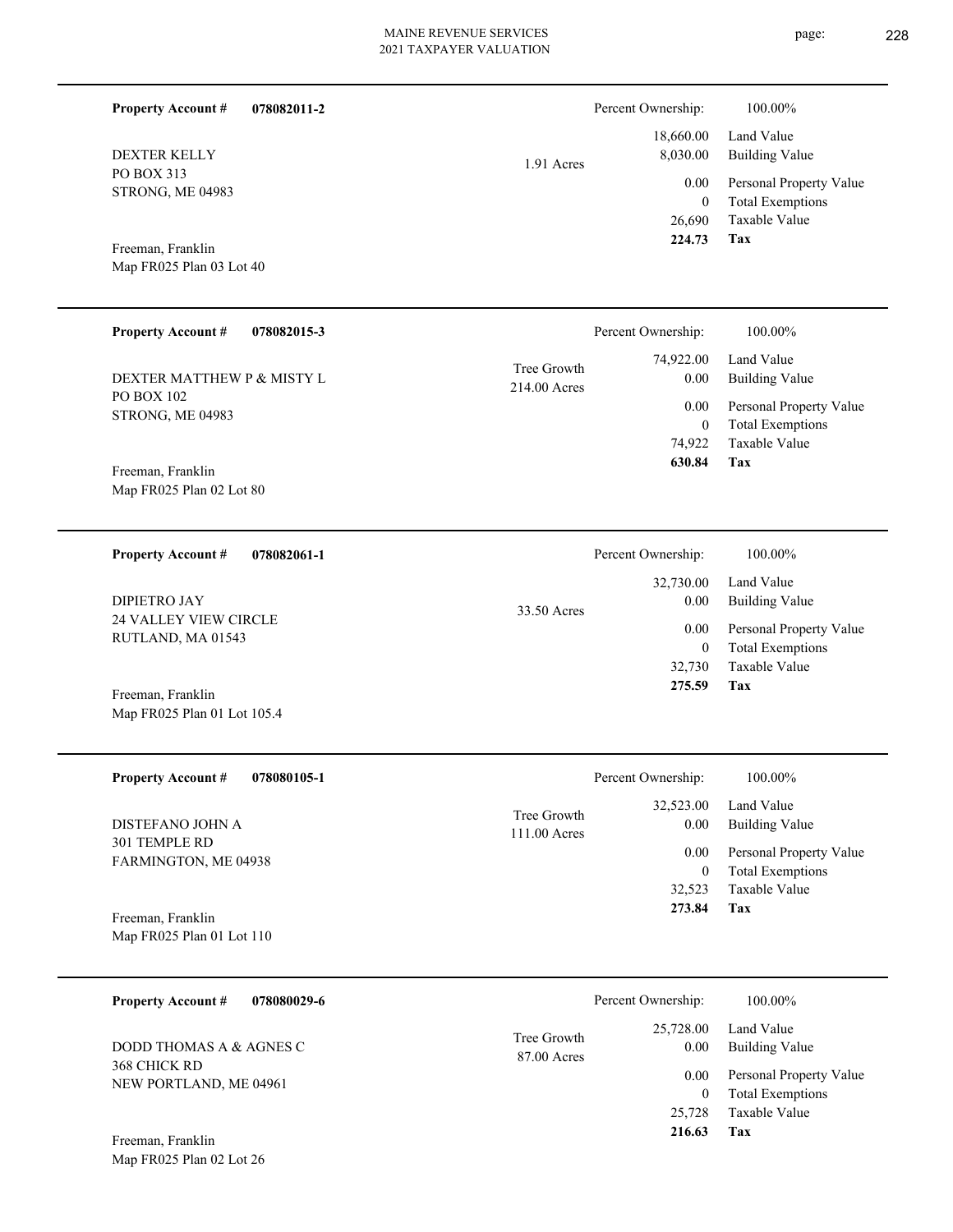**Property Account #** **078082011-2**

DEXTER KELLY
PO BOX 313
STRONG, ME 04983

Freeman, Franklin
Map FR025 Plan 03 Lot 40

1.91 Acres

| Percent Ownership: | 100.00% |
|---|---|
| 18,660.00 | Land Value |
| 8,030.00 | Building Value |
| 0.00 | Personal Property Value |
| 0 | Total Exemptions |
| 26,690 | Taxable Value |
| **224.73** | **Tax** |

---

**Property Account #** **078082015-3**

DEXTER MATTHEW P & MISTY L
PO BOX 102
STRONG, ME 04983

Freeman, Franklin
Map FR025 Plan 02 Lot 80

Tree Growth
214.00 Acres

| Percent Ownership: | 100.00% |
|---|---|
| 74,922.00 | Land Value |
| 0.00 | Building Value |
| 0.00 | Personal Property Value |
| 0 | Total Exemptions |
| 74,922 | Taxable Value |
| **630.84** | **Tax** |

---

**Property Account #** **078082061-1**

DIPIETRO JAY
24 VALLEY VIEW CIRCLE
RUTLAND, MA 01543

Freeman, Franklin
Map FR025 Plan 01 Lot 105.4

33.50 Acres

| Percent Ownership: | 100.00% |
|---|---|
| 32,730.00 | Land Value |
| 0.00 | Building Value |
| 0.00 | Personal Property Value |
| 0 | Total Exemptions |
| 32,730 | Taxable Value |
| **275.59** | **Tax** |

---

**Property Account #** **078080105-1**

DISTEFANO JOHN A
301 TEMPLE RD
FARMINGTON, ME 04938

Freeman, Franklin
Map FR025 Plan 01 Lot 110

Tree Growth
111.00 Acres

| Percent Ownership: | 100.00% |
|---|---|
| 32,523.00 | Land Value |
| 0.00 | Building Value |
| 0.00 | Personal Property Value |
| 0 | Total Exemptions |
| 32,523 | Taxable Value |
| **273.84** | **Tax** |

---

**Property Account #** **078080029-6**

DODD THOMAS A & AGNES C
368 CHICK RD
NEW PORTLAND, ME 04961

Freeman, Franklin
Map FR025 Plan 02 Lot 26

Tree Growth
87.00 Acres

| Percent Ownership: | 100.00% |
|---|---|
| 25,728.00 | Land Value |
| 0.00 | Building Value |
| 0.00 | Personal Property Value |
| 0 | Total Exemptions |
| 25,728 | Taxable Value |
| **216.63** | **Tax** |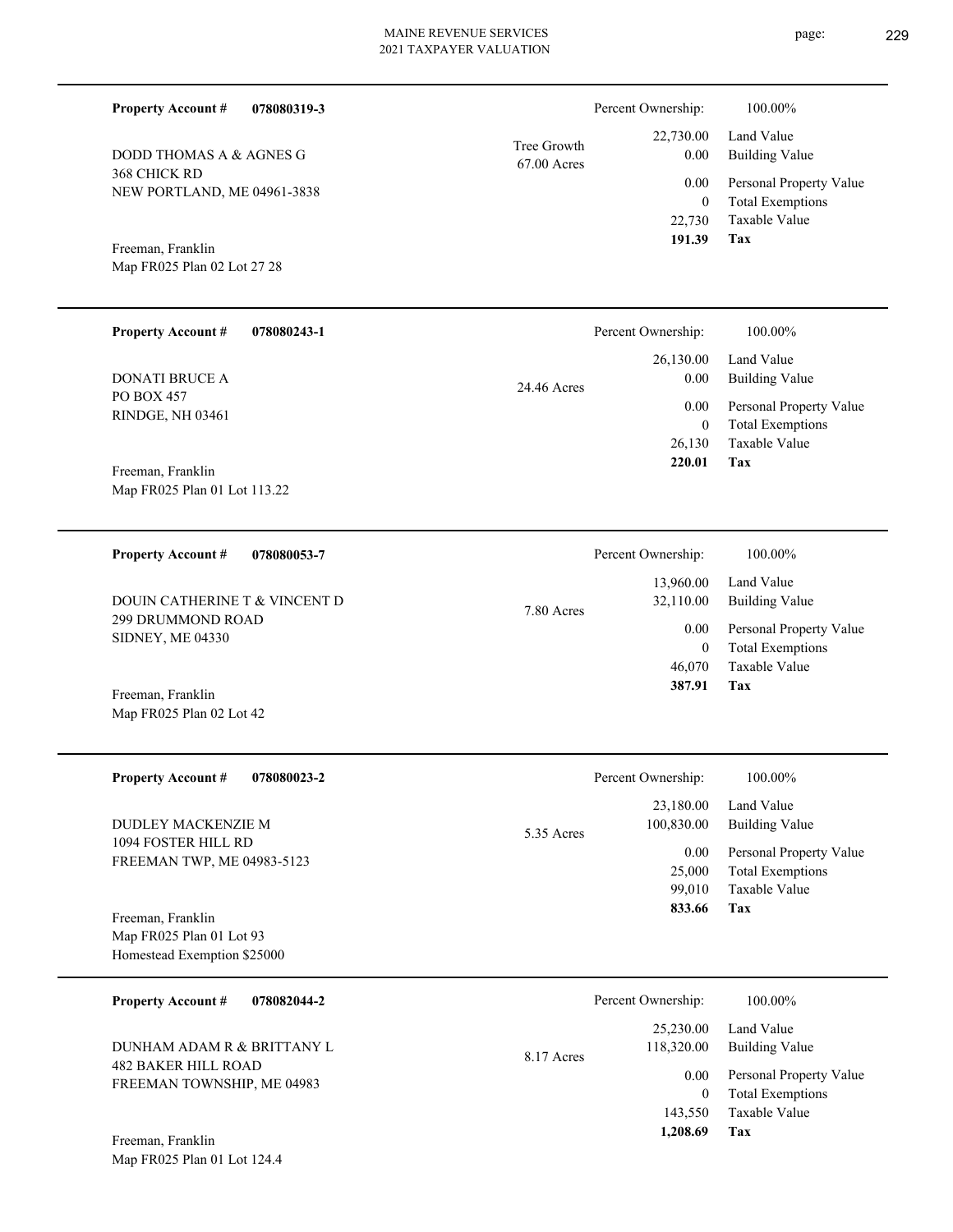**Property Account #** **078080319-3**

DODD THOMAS A & AGNES G
368 CHICK RD
NEW PORTLAND, ME 04961-3838

Freeman, Franklin
Map FR025 Plan 02 Lot 27 28

Tree Growth
67.00 Acres

| | |
|---|---|
| Percent Ownership: | 100.00% |
| 22,730.00 | Land Value |
| 0.00 | Building Value |
| 0.00 | Personal Property Value |
| 0 | Total Exemptions |
| 22,730 | Taxable Value |
| **191.39** | **Tax** |

---

**Property Account #** **078080243-1**

DONATI BRUCE A
PO BOX 457
RINDGE, NH 03461

Freeman, Franklin
Map FR025 Plan 01 Lot 113.22

24.46 Acres

| | |
|---|---|
| Percent Ownership: | 100.00% |
| 26,130.00 | Land Value |
| 0.00 | Building Value |
| 0.00 | Personal Property Value |
| 0 | Total Exemptions |
| 26,130 | Taxable Value |
| **220.01** | **Tax** |

---

**Property Account #** **078080053-7**

DOUIN CATHERINE T & VINCENT D
299 DRUMMOND ROAD
SIDNEY, ME 04330

Freeman, Franklin
Map FR025 Plan 02 Lot 42

7.80 Acres

| | |
|---|---|
| Percent Ownership: | 100.00% |
| 13,960.00 | Land Value |
| 32,110.00 | Building Value |
| 0.00 | Personal Property Value |
| 0 | Total Exemptions |
| 46,070 | Taxable Value |
| **387.91** | **Tax** |

---

**Property Account #** **078080023-2**

DUDLEY MACKENZIE M
1094 FOSTER HILL RD
FREEMAN TWP, ME 04983-5123

Freeman, Franklin
Map FR025 Plan 01 Lot 93
Homestead Exemption $25000

5.35 Acres

| | |
|---|---|
| Percent Ownership: | 100.00% |
| 23,180.00 | Land Value |
| 100,830.00 | Building Value |
| 0.00 | Personal Property Value |
| 25,000 | Total Exemptions |
| 99,010 | Taxable Value |
| **833.66** | **Tax** |

---

**Property Account #** **078082044-2**

DUNHAM ADAM R & BRITTANY L
482 BAKER HILL ROAD
FREEMAN TOWNSHIP, ME 04983

Freeman, Franklin
Map FR025 Plan 01 Lot 124.4

8.17 Acres

| | |
|---|---|
| Percent Ownership: | 100.00% |
| 25,230.00 | Land Value |
| 118,320.00 | Building Value |
| 0.00 | Personal Property Value |
| 0 | Total Exemptions |
| 143,550 | Taxable Value |
| **1,208.69** | **Tax** |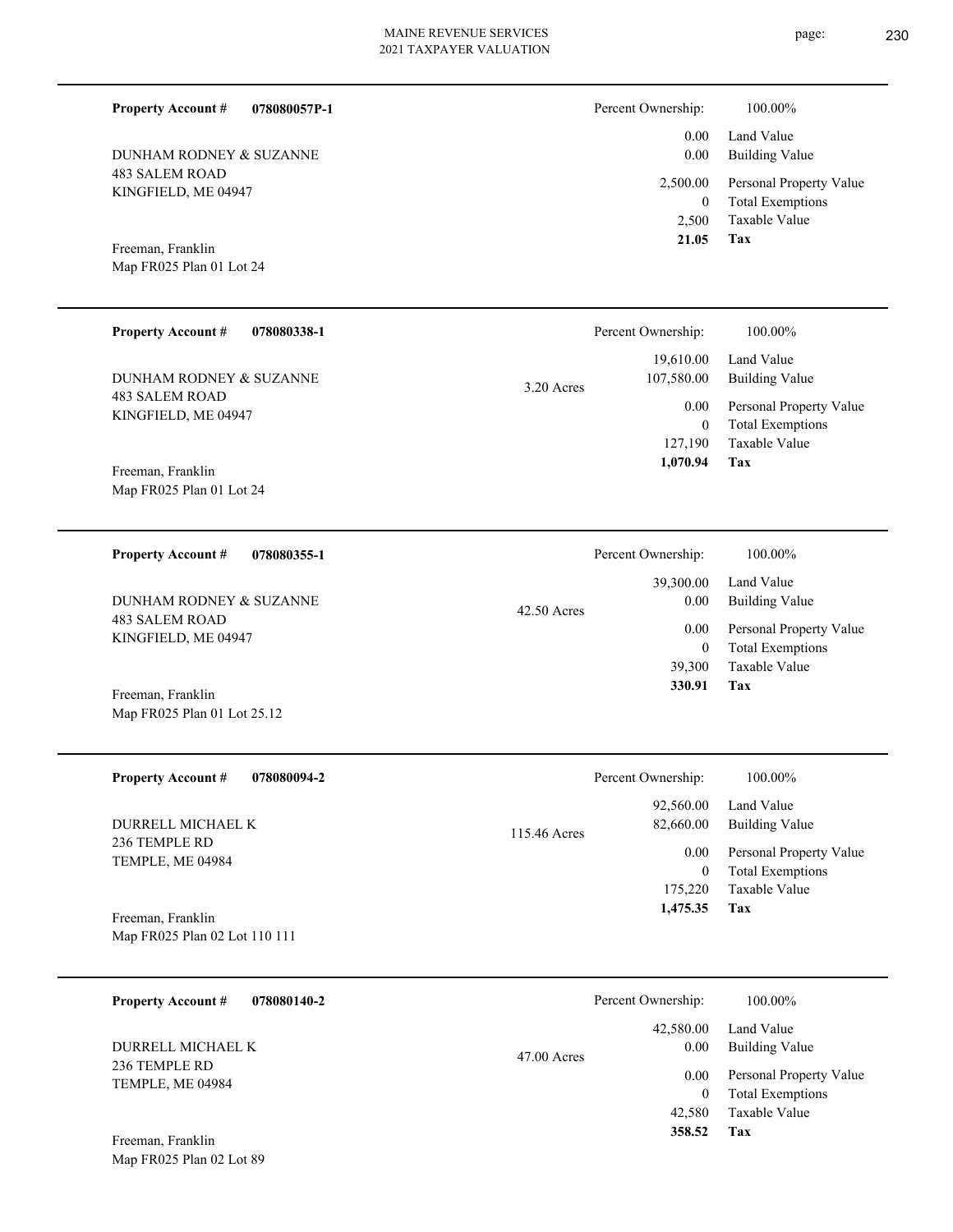**Property Account #** **078080057P-1**

DUNHAM RODNEY & SUZANNE
483 SALEM ROAD
KINGFIELD, ME 04947

Freeman, Franklin
Map FR025 Plan 01 Lot 24

| | |
|---|---|
| Percent Ownership: | 100.00% |
| Land Value | 0.00 |
| Building Value | 0.00 |
| Personal Property Value | 2,500.00 |
| Total Exemptions | 0 |
| Taxable Value | 2,500 |
| **Tax** | **21.05** |

---

**Property Account #** **078080338-1**

DUNHAM RODNEY & SUZANNE
483 SALEM ROAD
KINGFIELD, ME 04947

Freeman, Franklin
Map FR025 Plan 01 Lot 24

3.20 Acres

| | |
|---|---|
| Percent Ownership: | 100.00% |
| Land Value | 19,610.00 |
| Building Value | 107,580.00 |
| Personal Property Value | 0.00 |
| Total Exemptions | 0 |
| Taxable Value | 127,190 |
| **Tax** | **1,070.94** |

---

**Property Account #** **078080355-1**

DUNHAM RODNEY & SUZANNE
483 SALEM ROAD
KINGFIELD, ME 04947

Freeman, Franklin
Map FR025 Plan 01 Lot 25.12

42.50 Acres

| | |
|---|---|
| Percent Ownership: | 100.00% |
| Land Value | 39,300.00 |
| Building Value | 0.00 |
| Personal Property Value | 0.00 |
| Total Exemptions | 0 |
| Taxable Value | 39,300 |
| **Tax** | **330.91** |

---

**Property Account #** **078080094-2**

DURRELL MICHAEL K
236 TEMPLE RD
TEMPLE, ME 04984

Freeman, Franklin
Map FR025 Plan 02 Lot 110 111

115.46 Acres

| | |
|---|---|
| Percent Ownership: | 100.00% |
| Land Value | 92,560.00 |
| Building Value | 82,660.00 |
| Personal Property Value | 0.00 |
| Total Exemptions | 0 |
| Taxable Value | 175,220 |
| **Tax** | **1,475.35** |

---

**Property Account #** **078080140-2**

DURRELL MICHAEL K
236 TEMPLE RD
TEMPLE, ME 04984

Freeman, Franklin
Map FR025 Plan 02 Lot 89

47.00 Acres

| | |
|---|---|
| Percent Ownership: | 100.00% |
| Land Value | 42,580.00 |
| Building Value | 0.00 |
| Personal Property Value | 0.00 |
| Total Exemptions | 0 |
| Taxable Value | 42,580 |
| **Tax** | **358.52** |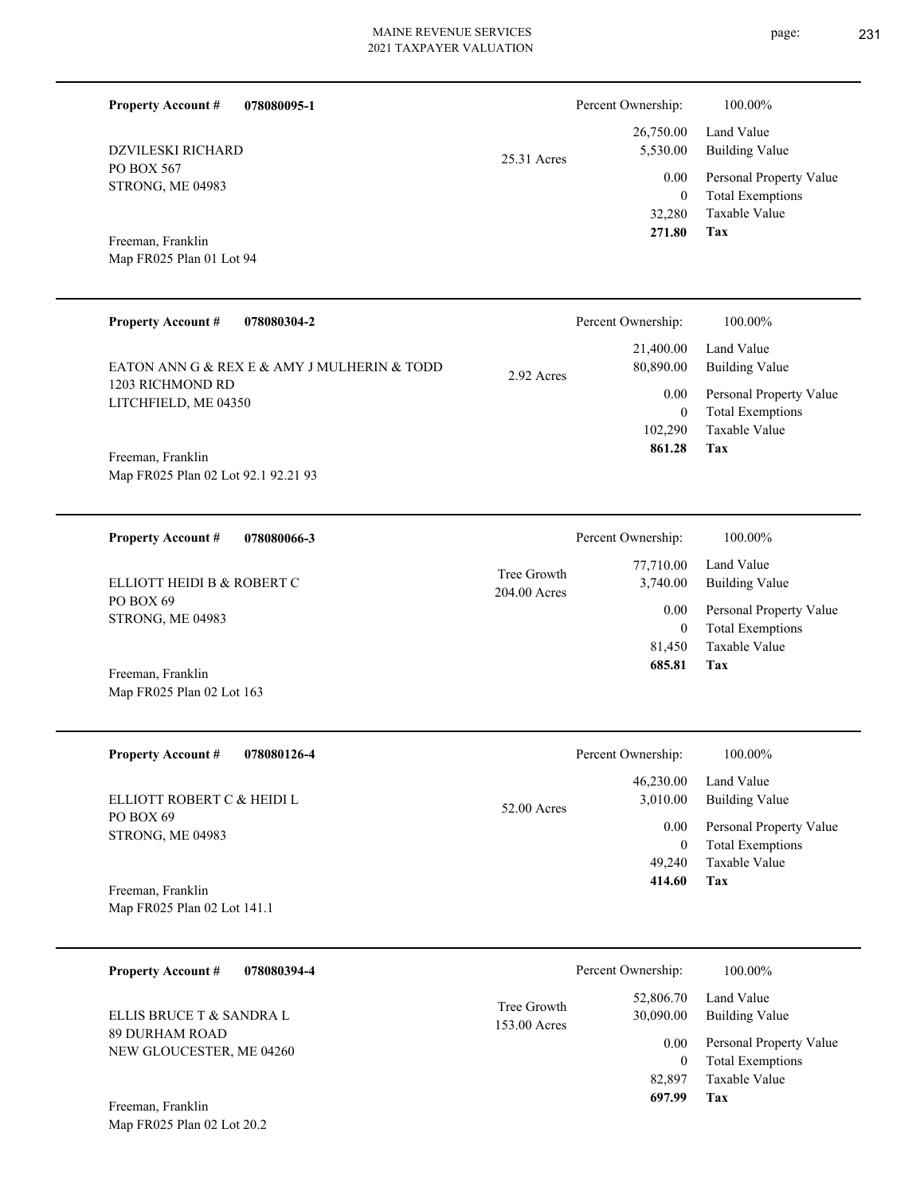**Property Account #** **078080095-1**

DZVILESKI RICHARD
PO BOX 567
STRONG, ME 04983

Freeman, Franklin
Map FR025 Plan 01 Lot 94

25.31 Acres

| | |
|---|---|
| Percent Ownership: | 100.00% |
| Land Value | 26,750.00 |
| Building Value | 5,530.00 |
| Personal Property Value | 0.00 |
| Total Exemptions | 0 |
| Taxable Value | 32,280 |
| **Tax** | **271.80** |

---

**Property Account #** **078080304-2**

EATON ANN G & REX E & AMY J MULHERIN & TODD
1203 RICHMOND RD
LITCHFIELD, ME 04350

Freeman, Franklin
Map FR025 Plan 02 Lot 92.1 92.21 93

2.92 Acres

| | |
|---|---|
| Percent Ownership: | 100.00% |
| Land Value | 21,400.00 |
| Building Value | 80,890.00 |
| Personal Property Value | 0.00 |
| Total Exemptions | 0 |
| Taxable Value | 102,290 |
| **Tax** | **861.28** |

---

**Property Account #** **078080066-3**

ELLIOTT HEIDI B & ROBERT C
PO BOX 69
STRONG, ME 04983

Freeman, Franklin
Map FR025 Plan 02 Lot 163

Tree Growth
204.00 Acres

| | |
|---|---|
| Percent Ownership: | 100.00% |
| Land Value | 77,710.00 |
| Building Value | 3,740.00 |
| Personal Property Value | 0.00 |
| Total Exemptions | 0 |
| Taxable Value | 81,450 |
| **Tax** | **685.81** |

---

**Property Account #** **078080126-4**

ELLIOTT ROBERT C & HEIDI L
PO BOX 69
STRONG, ME 04983

Freeman, Franklin
Map FR025 Plan 02 Lot 141.1

52.00 Acres

| | |
|---|---|
| Percent Ownership: | 100.00% |
| Land Value | 46,230.00 |
| Building Value | 3,010.00 |
| Personal Property Value | 0.00 |
| Total Exemptions | 0 |
| Taxable Value | 49,240 |
| **Tax** | **414.60** |

---

**Property Account #** **078080394-4**

ELLIS BRUCE T & SANDRA L
89 DURHAM ROAD
NEW GLOUCESTER, ME 04260

Freeman, Franklin
Map FR025 Plan 02 Lot 20.2

Tree Growth
153.00 Acres

| | |
|---|---|
| Percent Ownership: | 100.00% |
| Land Value | 52,806.70 |
| Building Value | 30,090.00 |
| Personal Property Value | 0.00 |
| Total Exemptions | 0 |
| Taxable Value | 82,897 |
| **Tax** | **697.99** |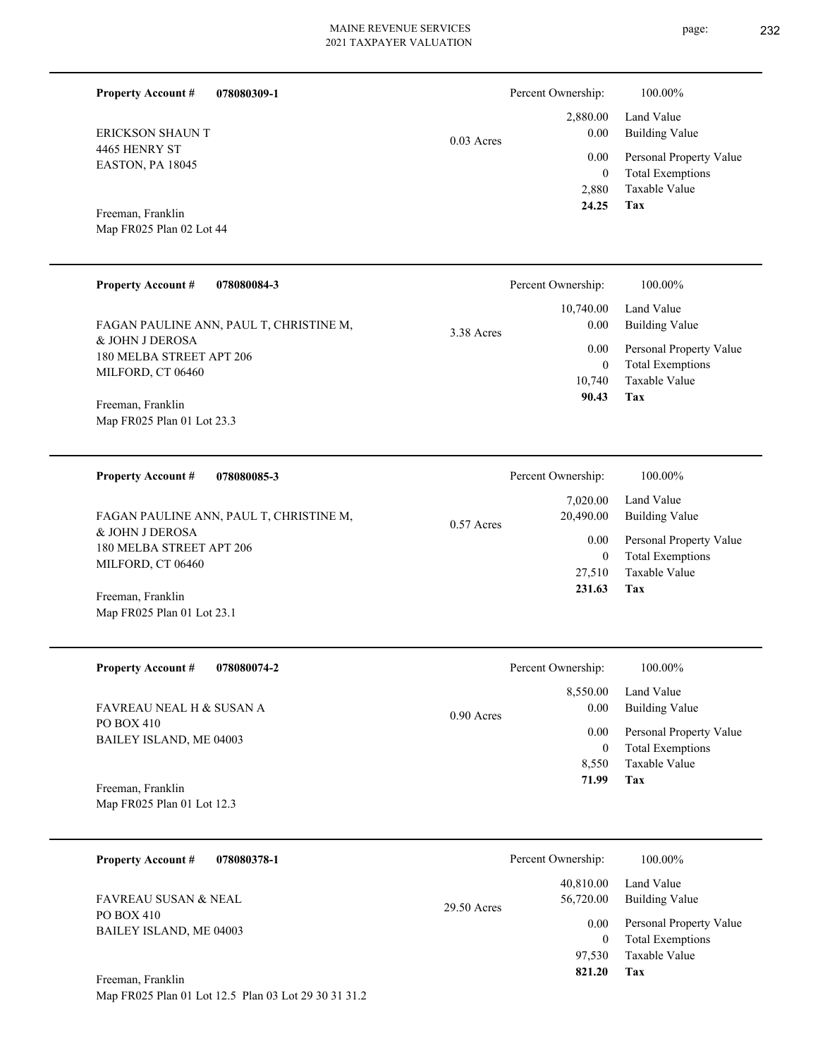**Property Account #** **078080309-1**

ERICKSON SHAUN T
4465 HENRY ST
EASTON, PA 18045

Freeman, Franklin
Map FR025 Plan 02 Lot 44

0.03 Acres

| Percent Ownership: | 100.00% |
|---|---|
| 2,880.00 | Land Value |
| 0.00 | Building Value |
| 0.00 | Personal Property Value |
| 0 | Total Exemptions |
| 2,880 | Taxable Value |
| **24.25** | **Tax** |

---

**Property Account #** **078080084-3**

FAGAN PAULINE ANN, PAUL T, CHRISTINE M, & JOHN J DEROSA
180 MELBA STREET APT 206
MILFORD, CT 06460

Freeman, Franklin
Map FR025 Plan 01 Lot 23.3

3.38 Acres

| Percent Ownership: | 100.00% |
|---|---|
| 10,740.00 | Land Value |
| 0.00 | Building Value |
| 0.00 | Personal Property Value |
| 0 | Total Exemptions |
| 10,740 | Taxable Value |
| **90.43** | **Tax** |

---

**Property Account #** **078080085-3**

FAGAN PAULINE ANN, PAUL T, CHRISTINE M, & JOHN J DEROSA
180 MELBA STREET APT 206
MILFORD, CT 06460

Freeman, Franklin
Map FR025 Plan 01 Lot 23.1

0.57 Acres

| Percent Ownership: | 100.00% |
|---|---|
| 7,020.00 | Land Value |
| 20,490.00 | Building Value |
| 0.00 | Personal Property Value |
| 0 | Total Exemptions |
| 27,510 | Taxable Value |
| **231.63** | **Tax** |

---

**Property Account #** **078080074-2**

FAVREAU NEAL H & SUSAN A
PO BOX 410
BAILEY ISLAND, ME 04003

Freeman, Franklin
Map FR025 Plan 01 Lot 12.3

0.90 Acres

| Percent Ownership: | 100.00% |
|---|---|
| 8,550.00 | Land Value |
| 0.00 | Building Value |
| 0.00 | Personal Property Value |
| 0 | Total Exemptions |
| 8,550 | Taxable Value |
| **71.99** | **Tax** |

---

**Property Account #** **078080378-1**

FAVREAU SUSAN & NEAL
PO BOX 410
BAILEY ISLAND, ME 04003

Freeman, Franklin
Map FR025 Plan 01 Lot 12.5 Plan 03 Lot 29 30 31 31.2

29.50 Acres

| Percent Ownership: | 100.00% |
|---|---|
| 40,810.00 | Land Value |
| 56,720.00 | Building Value |
| 0.00 | Personal Property Value |
| 0 | Total Exemptions |
| 97,530 | Taxable Value |
| **821.20** | **Tax** |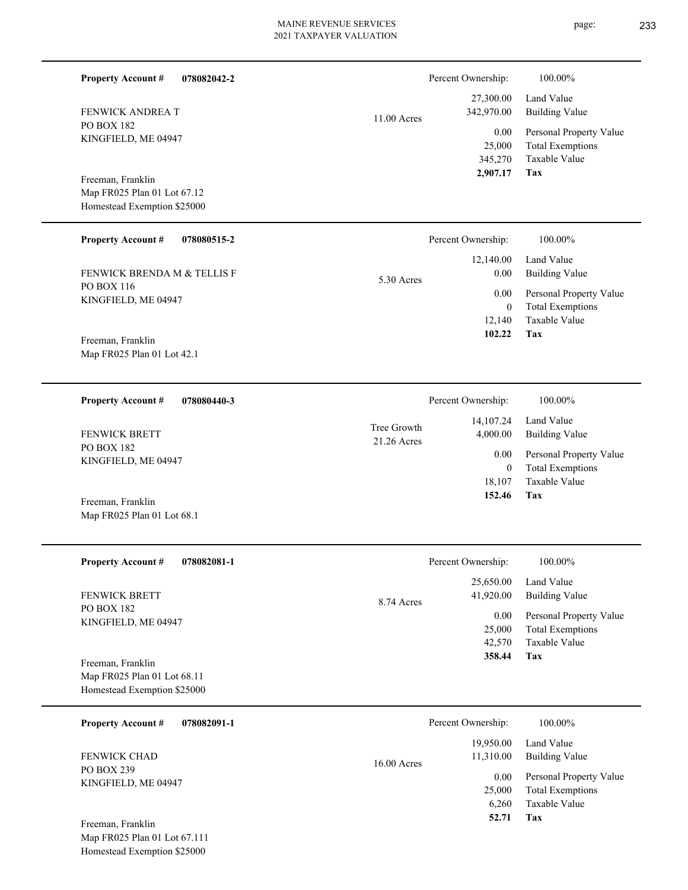**Property Account #** **078082042-2**

FENWICK ANDREA T
PO BOX 182
KINGFIELD, ME 04947

Freeman, Franklin
Map FR025 Plan 01 Lot 67.12
Homestead Exemption $25000

11.00 Acres

| Percent Ownership: | 100.00% |
|---|---|
| 27,300.00 | Land Value |
| 342,970.00 | Building Value |
| 0.00 | Personal Property Value |
| 25,000 | Total Exemptions |
| 345,270 | Taxable Value |
| **2,907.17** | **Tax** |

---

**Property Account #** **078080515-2**

FENWICK BRENDA M & TELLIS F
PO BOX 116
KINGFIELD, ME 04947

Freeman, Franklin
Map FR025 Plan 01 Lot 42.1

5.30 Acres

| Percent Ownership: | 100.00% |
|---|---|
| 12,140.00 | Land Value |
| 0.00 | Building Value |
| 0.00 | Personal Property Value |
| 0 | Total Exemptions |
| 12,140 | Taxable Value |
| **102.22** | **Tax** |

---

**Property Account #** **078080440-3**

FENWICK BRETT
PO BOX 182
KINGFIELD, ME 04947

Freeman, Franklin
Map FR025 Plan 01 Lot 68.1

Tree Growth
21.26 Acres

| Percent Ownership: | 100.00% |
|---|---|
| 14,107.24 | Land Value |
| 4,000.00 | Building Value |
| 0.00 | Personal Property Value |
| 0 | Total Exemptions |
| 18,107 | Taxable Value |
| **152.46** | **Tax** |

---

**Property Account #** **078082081-1**

FENWICK BRETT
PO BOX 182
KINGFIELD, ME 04947

Freeman, Franklin
Map FR025 Plan 01 Lot 68.11
Homestead Exemption $25000

8.74 Acres

| Percent Ownership: | 100.00% |
|---|---|
| 25,650.00 | Land Value |
| 41,920.00 | Building Value |
| 0.00 | Personal Property Value |
| 25,000 | Total Exemptions |
| 42,570 | Taxable Value |
| **358.44** | **Tax** |

---

**Property Account #** **078082091-1**

FENWICK CHAD
PO BOX 239
KINGFIELD, ME 04947

Freeman, Franklin
Map FR025 Plan 01 Lot 67.111
Homestead Exemption $25000

16.00 Acres

| Percent Ownership: | 100.00% |
|---|---|
| 19,950.00 | Land Value |
| 11,310.00 | Building Value |
| 0.00 | Personal Property Value |
| 25,000 | Total Exemptions |
| 6,260 | Taxable Value |
| **52.71** | **Tax** |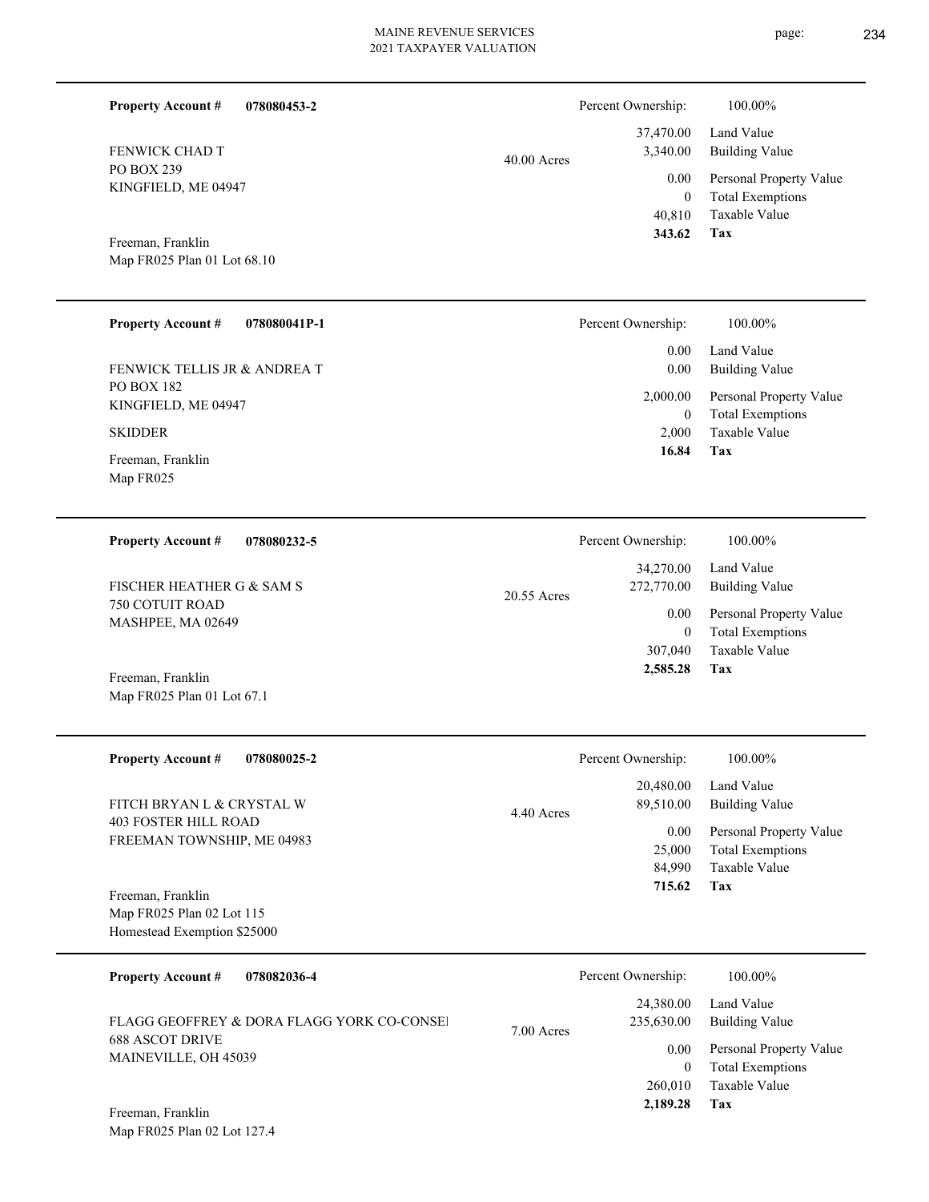**Property Account #** **078080453-2**

FENWICK CHAD T
PO BOX 239
KINGFIELD, ME 04947

Freeman, Franklin
Map FR025 Plan 01 Lot 68.10

40.00 Acres

| | |
|---|---|
| Percent Ownership: | 100.00% |
| Land Value | 37,470.00 |
| Building Value | 3,340.00 |
| Personal Property Value | 0.00 |
| Total Exemptions | 0 |
| Taxable Value | 40,810 |
| **Tax** | **343.62** |

---

**Property Account #** **078080041P-1**

FENWICK TELLIS JR & ANDREA T
PO BOX 182
KINGFIELD, ME 04947

SKIDDER

Freeman, Franklin
Map FR025

| | |
|---|---|
| Percent Ownership: | 100.00% |
| Land Value | 0.00 |
| Building Value | 0.00 |
| Personal Property Value | 2,000.00 |
| Total Exemptions | 0 |
| Taxable Value | 2,000 |
| **Tax** | **16.84** |

---

**Property Account #** **078080232-5**

FISCHER HEATHER G & SAM S
750 COTUIT ROAD
MASHPEE, MA 02649

Freeman, Franklin
Map FR025 Plan 01 Lot 67.1

20.55 Acres

| | |
|---|---|
| Percent Ownership: | 100.00% |
| Land Value | 34,270.00 |
| Building Value | 272,770.00 |
| Personal Property Value | 0.00 |
| Total Exemptions | 0 |
| Taxable Value | 307,040 |
| **Tax** | **2,585.28** |

---

**Property Account #** **078080025-2**

FITCH BRYAN L & CRYSTAL W
403 FOSTER HILL ROAD
FREEMAN TOWNSHIP, ME 04983

Freeman, Franklin
Map FR025 Plan 02 Lot 115
Homestead Exemption $25000

4.40 Acres

| | |
|---|---|
| Percent Ownership: | 100.00% |
| Land Value | 20,480.00 |
| Building Value | 89,510.00 |
| Personal Property Value | 0.00 |
| Total Exemptions | 25,000 |
| Taxable Value | 84,990 |
| **Tax** | **715.62** |

---

**Property Account #** **078082036-4**

FLAGG GEOFFREY & DORA FLAGG YORK CO-CONSEI
688 ASCOT DRIVE
MAINEVILLE, OH 45039

Freeman, Franklin
Map FR025 Plan 02 Lot 127.4

7.00 Acres

| | |
|---|---|
| Percent Ownership: | 100.00% |
| Land Value | 24,380.00 |
| Building Value | 235,630.00 |
| Personal Property Value | 0.00 |
| Total Exemptions | 0 |
| Taxable Value | 260,010 |
| **Tax** | **2,189.28** |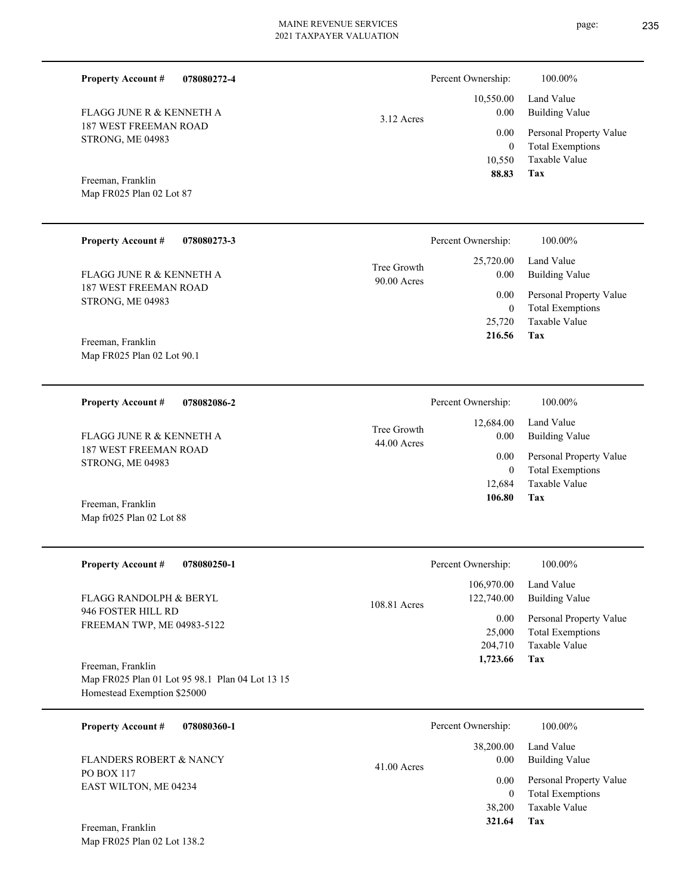**Property Account #** **078080272-4**

FLAGG JUNE R & KENNETH A
187 WEST FREEMAN ROAD
STRONG, ME 04983

Freeman, Franklin
Map FR025 Plan 02 Lot 87

3.12 Acres

| | |
|---|---|
| Percent Ownership: | 100.00% |
| 10,550.00 | Land Value |
| 0.00 | Building Value |
| 0.00 | Personal Property Value |
| 0 | Total Exemptions |
| 10,550 | Taxable Value |
| **88.83** | **Tax** |

---

**Property Account #** **078080273-3**

FLAGG JUNE R & KENNETH A
187 WEST FREEMAN ROAD
STRONG, ME 04983

Freeman, Franklin
Map FR025 Plan 02 Lot 90.1

Tree Growth
90.00 Acres

| | |
|---|---|
| Percent Ownership: | 100.00% |
| 25,720.00 | Land Value |
| 0.00 | Building Value |
| 0.00 | Personal Property Value |
| 0 | Total Exemptions |
| 25,720 | Taxable Value |
| **216.56** | **Tax** |

---

**Property Account #** **078082086-2**

FLAGG JUNE R & KENNETH A
187 WEST FREEMAN ROAD
STRONG, ME 04983

Freeman, Franklin
Map fr025 Plan 02 Lot 88

Tree Growth
44.00 Acres

| | |
|---|---|
| Percent Ownership: | 100.00% |
| 12,684.00 | Land Value |
| 0.00 | Building Value |
| 0.00 | Personal Property Value |
| 0 | Total Exemptions |
| 12,684 | Taxable Value |
| **106.80** | **Tax** |

---

**Property Account #** **078080250-1**

FLAGG RANDOLPH & BERYL
946 FOSTER HILL RD
FREEMAN TWP, ME 04983-5122

Freeman, Franklin
Map FR025 Plan 01 Lot 95 98.1 Plan 04 Lot 13 15
Homestead Exemption $25000

108.81 Acres

| | |
|---|---|
| Percent Ownership: | 100.00% |
| 106,970.00 | Land Value |
| 122,740.00 | Building Value |
| 0.00 | Personal Property Value |
| 25,000 | Total Exemptions |
| 204,710 | Taxable Value |
| **1,723.66** | **Tax** |

---

**Property Account #** **078080360-1**

FLANDERS ROBERT & NANCY
PO BOX 117
EAST WILTON, ME 04234

Freeman, Franklin
Map FR025 Plan 02 Lot 138.2

41.00 Acres

| | |
|---|---|
| Percent Ownership: | 100.00% |
| 38,200.00 | Land Value |
| 0.00 | Building Value |
| 0.00 | Personal Property Value |
| 0 | Total Exemptions |
| 38,200 | Taxable Value |
| **321.64** | **Tax** |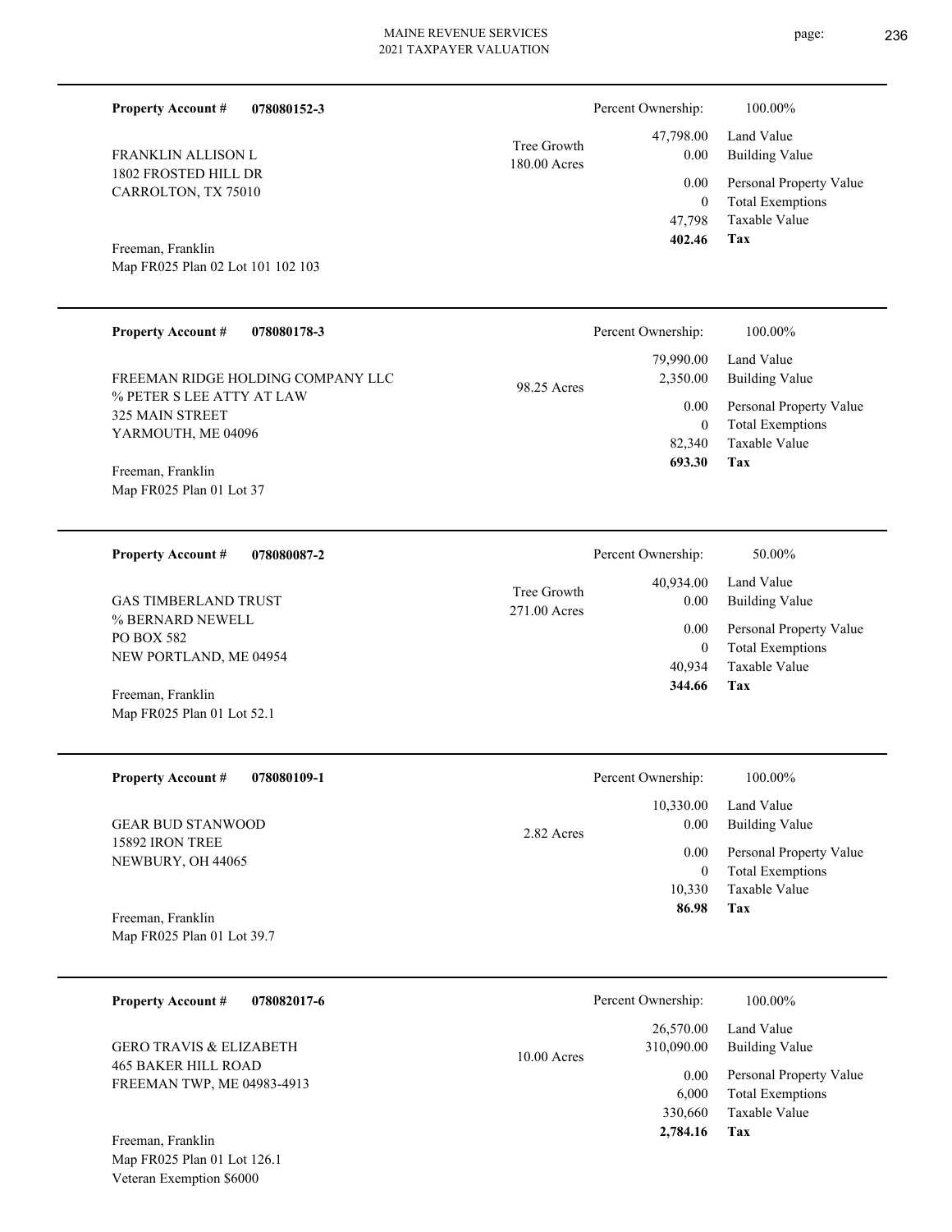**Property Account #** **078080152-3**

FRANKLIN ALLISON L
1802 FROSTED HILL DR
CARROLTON, TX 75010

Freeman, Franklin
Map FR025 Plan 02 Lot 101 102 103

Tree Growth
180.00 Acres

| Percent Ownership: | 100.00% |
|---|---|
| 47,798.00 | Land Value |
| 0.00 | Building Value |
| 0.00 | Personal Property Value |
| 0 | Total Exemptions |
| 47,798 | Taxable Value |
| **402.46** | **Tax** |

---

**Property Account #** **078080178-3**

FREEMAN RIDGE HOLDING COMPANY LLC
% PETER S LEE ATTY AT LAW
325 MAIN STREET
YARMOUTH, ME 04096

Freeman, Franklin
Map FR025 Plan 01 Lot 37

98.25 Acres

| Percent Ownership: | 100.00% |
|---|---|
| 79,990.00 | Land Value |
| 2,350.00 | Building Value |
| 0.00 | Personal Property Value |
| 0 | Total Exemptions |
| 82,340 | Taxable Value |
| **693.30** | **Tax** |

---

**Property Account #** **078080087-2**

GAS TIMBERLAND TRUST
% BERNARD NEWELL
PO BOX 582
NEW PORTLAND, ME 04954

Freeman, Franklin
Map FR025 Plan 01 Lot 52.1

Tree Growth
271.00 Acres

| Percent Ownership: | 50.00% |
|---|---|
| 40,934.00 | Land Value |
| 0.00 | Building Value |
| 0.00 | Personal Property Value |
| 0 | Total Exemptions |
| 40,934 | Taxable Value |
| **344.66** | **Tax** |

---

**Property Account #** **078080109-1**

GEAR BUD STANWOOD
15892 IRON TREE
NEWBURY, OH 44065

Freeman, Franklin
Map FR025 Plan 01 Lot 39.7

2.82 Acres

| Percent Ownership: | 100.00% |
|---|---|
| 10,330.00 | Land Value |
| 0.00 | Building Value |
| 0.00 | Personal Property Value |
| 0 | Total Exemptions |
| 10,330 | Taxable Value |
| **86.98** | **Tax** |

---

**Property Account #** **078082017-6**

GERO TRAVIS & ELIZABETH
465 BAKER HILL ROAD
FREEMAN TWP, ME 04983-4913

Freeman, Franklin
Map FR025 Plan 01 Lot 126.1
Veteran Exemption $6000

10.00 Acres

| Percent Ownership: | 100.00% |
|---|---|
| 26,570.00 | Land Value |
| 310,090.00 | Building Value |
| 0.00 | Personal Property Value |
| 6,000 | Total Exemptions |
| 330,660 | Taxable Value |
| **2,784.16** | **Tax** |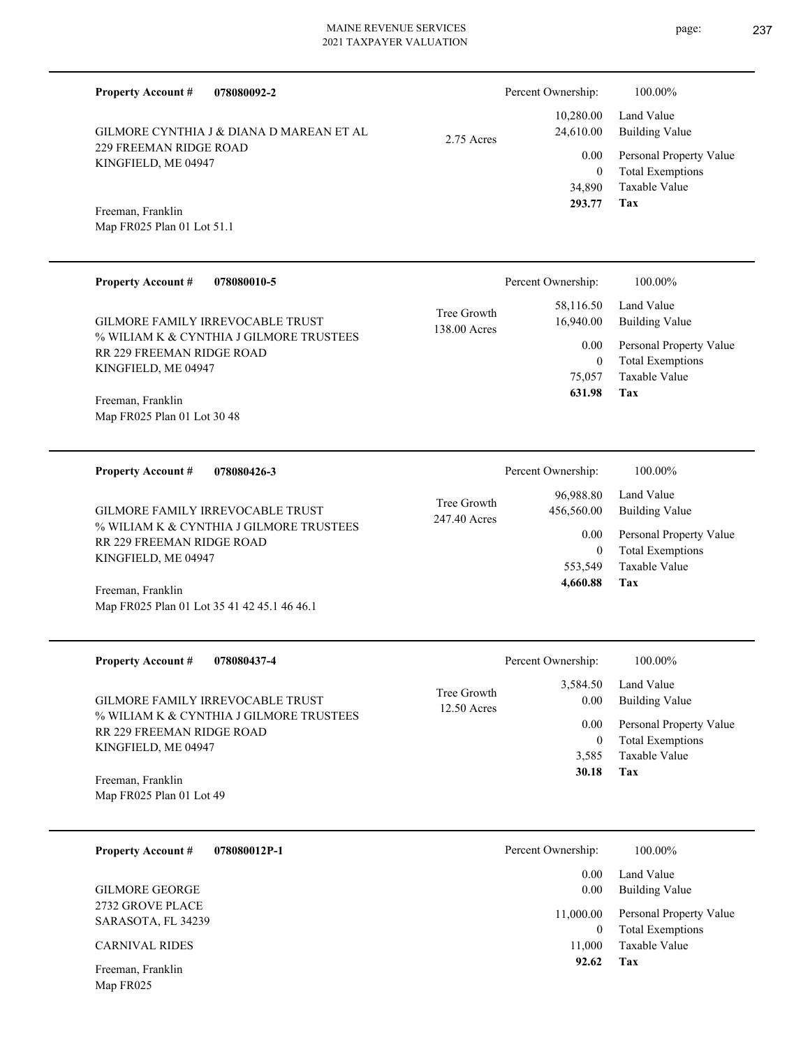**Property Account #** **078080092-2**

GILMORE CYNTHIA J & DIANA D MAREAN ET AL
229 FREEMAN RIDGE ROAD
KINGFIELD, ME 04947

Freeman, Franklin
Map FR025 Plan 01 Lot 51.1

2.75 Acres

| Percent Ownership: | 100.00% |
|---|---|
| 10,280.00 | Land Value |
| 24,610.00 | Building Value |
| 0.00 | Personal Property Value |
| 0 | Total Exemptions |
| 34,890 | Taxable Value |
| **293.77** | **Tax** |

---

**Property Account #** **078080010-5**

GILMORE FAMILY IRREVOCABLE TRUST
% WILIAM K & CYNTHIA J GILMORE TRUSTEES
RR 229 FREEMAN RIDGE ROAD
KINGFIELD, ME 04947

Freeman, Franklin
Map FR025 Plan 01 Lot 30 48

Tree Growth
138.00 Acres

| Percent Ownership: | 100.00% |
|---|---|
| 58,116.50 | Land Value |
| 16,940.00 | Building Value |
| 0.00 | Personal Property Value |
| 0 | Total Exemptions |
| 75,057 | Taxable Value |
| **631.98** | **Tax** |

---

**Property Account #** **078080426-3**

GILMORE FAMILY IRREVOCABLE TRUST
% WILIAM K & CYNTHIA J GILMORE TRUSTEES
RR 229 FREEMAN RIDGE ROAD
KINGFIELD, ME 04947

Freeman, Franklin
Map FR025 Plan 01 Lot 35 41 42 45.1 46 46.1

Tree Growth
247.40 Acres

| Percent Ownership: | 100.00% |
|---|---|
| 96,988.80 | Land Value |
| 456,560.00 | Building Value |
| 0.00 | Personal Property Value |
| 0 | Total Exemptions |
| 553,549 | Taxable Value |
| **4,660.88** | **Tax** |

---

**Property Account #** **078080437-4**

GILMORE FAMILY IRREVOCABLE TRUST
% WILIAM K & CYNTHIA J GILMORE TRUSTEES
RR 229 FREEMAN RIDGE ROAD
KINGFIELD, ME 04947

Freeman, Franklin
Map FR025 Plan 01 Lot 49

Tree Growth
12.50 Acres

| Percent Ownership: | 100.00% |
|---|---|
| 3,584.50 | Land Value |
| 0.00 | Building Value |
| 0.00 | Personal Property Value |
| 0 | Total Exemptions |
| 3,585 | Taxable Value |
| **30.18** | **Tax** |

---

**Property Account #** **078080012P-1**

GILMORE GEORGE
2732 GROVE PLACE
SARASOTA, FL 34239

CARNIVAL RIDES

Freeman, Franklin
Map FR025

| Percent Ownership: | 100.00% |
|---|---|
| 0.00 | Land Value |
| 0.00 | Building Value |
| 11,000.00 | Personal Property Value |
| 0 | Total Exemptions |
| 11,000 | Taxable Value |
| **92.62** | **Tax** |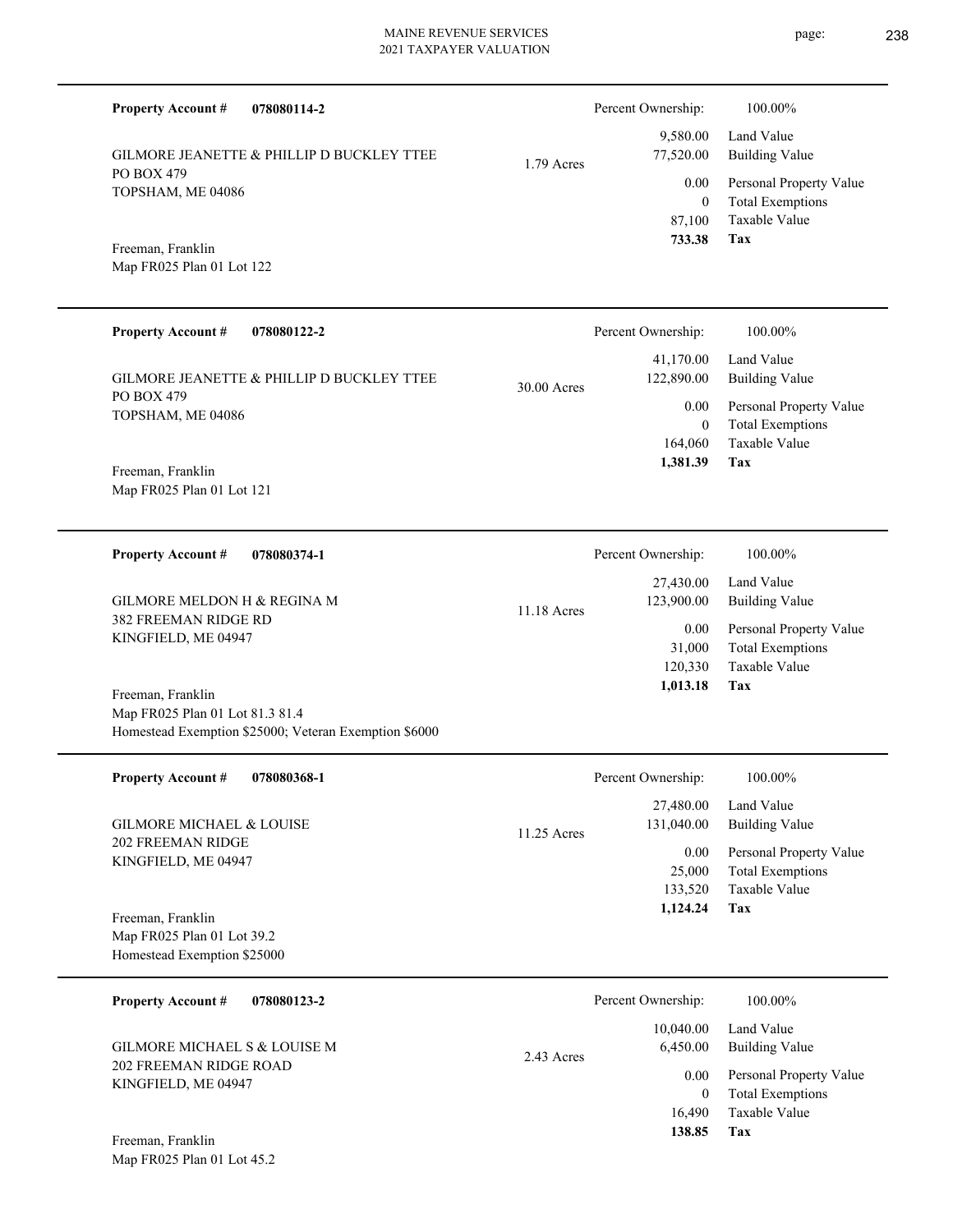**Property Account #** **078080114-2**

GILMORE JEANETTE & PHILLIP D BUCKLEY TTEE
PO BOX 479
TOPSHAM, ME 04086

Freeman, Franklin
Map FR025 Plan 01 Lot 122

1.79 Acres

| Percent Ownership: | 100.00% |
|---|---|
| 9,580.00 | Land Value |
| 77,520.00 | Building Value |
| 0.00 | Personal Property Value |
| 0 | Total Exemptions |
| 87,100 | Taxable Value |
| **733.38** | **Tax** |

---

**Property Account #** **078080122-2**

GILMORE JEANETTE & PHILLIP D BUCKLEY TTEE
PO BOX 479
TOPSHAM, ME 04086

Freeman, Franklin
Map FR025 Plan 01 Lot 121

30.00 Acres

| Percent Ownership: | 100.00% |
|---|---|
| 41,170.00 | Land Value |
| 122,890.00 | Building Value |
| 0.00 | Personal Property Value |
| 0 | Total Exemptions |
| 164,060 | Taxable Value |
| **1,381.39** | **Tax** |

---

**Property Account #** **078080374-1**

GILMORE MELDON H & REGINA M
382 FREEMAN RIDGE RD
KINGFIELD, ME 04947

Freeman, Franklin
Map FR025 Plan 01 Lot 81.3 81.4
Homestead Exemption $25000; Veteran Exemption $6000

11.18 Acres

| Percent Ownership: | 100.00% |
|---|---|
| 27,430.00 | Land Value |
| 123,900.00 | Building Value |
| 0.00 | Personal Property Value |
| 31,000 | Total Exemptions |
| 120,330 | Taxable Value |
| **1,013.18** | **Tax** |

---

**Property Account #** **078080368-1**

GILMORE MICHAEL & LOUISE
202 FREEMAN RIDGE
KINGFIELD, ME 04947

Freeman, Franklin
Map FR025 Plan 01 Lot 39.2
Homestead Exemption $25000

11.25 Acres

| Percent Ownership: | 100.00% |
|---|---|
| 27,480.00 | Land Value |
| 131,040.00 | Building Value |
| 0.00 | Personal Property Value |
| 25,000 | Total Exemptions |
| 133,520 | Taxable Value |
| **1,124.24** | **Tax** |

---

**Property Account #** **078080123-2**

GILMORE MICHAEL S & LOUISE M
202 FREEMAN RIDGE ROAD
KINGFIELD, ME 04947

Freeman, Franklin
Map FR025 Plan 01 Lot 45.2

2.43 Acres

| Percent Ownership: | 100.00% |
|---|---|
| 10,040.00 | Land Value |
| 6,450.00 | Building Value |
| 0.00 | Personal Property Value |
| 0 | Total Exemptions |
| 16,490 | Taxable Value |
| **138.85** | **Tax** |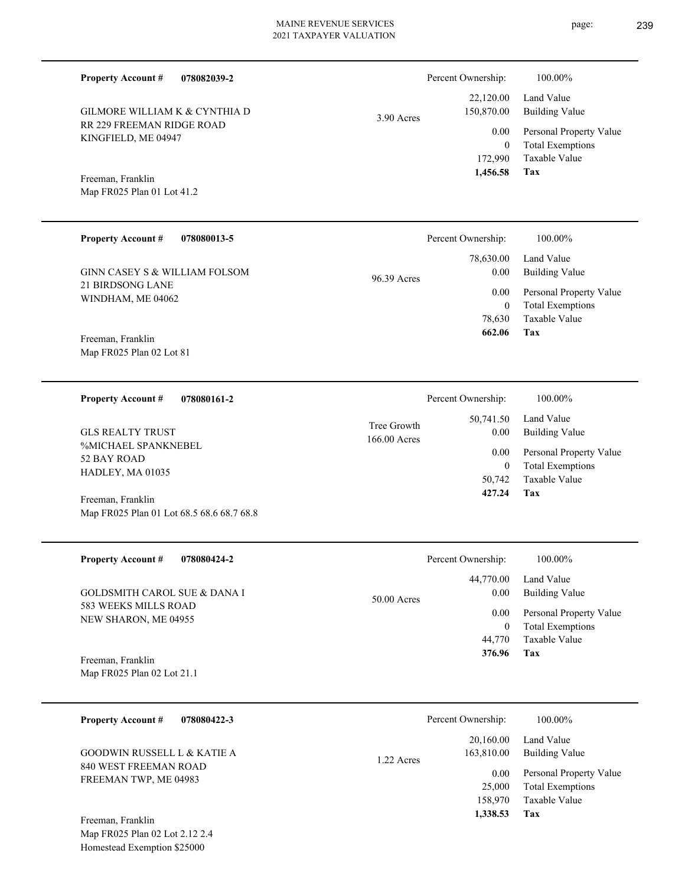**Property Account #** **078082039-2**

GILMORE WILLIAM K & CYNTHIA D
RR 229 FREEMAN RIDGE ROAD
KINGFIELD, ME 04947

Freeman, Franklin
Map FR025 Plan 01 Lot 41.2

3.90 Acres

| Percent Ownership: | 100.00% |
|---|---|
| 22,120.00 | Land Value |
| 150,870.00 | Building Value |
| 0.00 | Personal Property Value |
| 0 | Total Exemptions |
| 172,990 | Taxable Value |
| **1,456.58** | **Tax** |

---

**Property Account #** **078080013-5**

GINN CASEY S & WILLIAM FOLSOM
21 BIRDSONG LANE
WINDHAM, ME 04062

Freeman, Franklin
Map FR025 Plan 02 Lot 81

96.39 Acres

| Percent Ownership: | 100.00% |
|---|---|
| 78,630.00 | Land Value |
| 0.00 | Building Value |
| 0.00 | Personal Property Value |
| 0 | Total Exemptions |
| 78,630 | Taxable Value |
| **662.06** | **Tax** |

---

**Property Account #** **078080161-2**

GLS REALTY TRUST
%MICHAEL SPANKNEBEL
52 BAY ROAD
HADLEY, MA 01035

Freeman, Franklin
Map FR025 Plan 01 Lot 68.5 68.6 68.7 68.8

Tree Growth
166.00 Acres

| Percent Ownership: | 100.00% |
|---|---|
| 50,741.50 | Land Value |
| 0.00 | Building Value |
| 0.00 | Personal Property Value |
| 0 | Total Exemptions |
| 50,742 | Taxable Value |
| **427.24** | **Tax** |

---

**Property Account #** **078080424-2**

GOLDSMITH CAROL SUE & DANA I
583 WEEKS MILLS ROAD
NEW SHARON, ME 04955

Freeman, Franklin
Map FR025 Plan 02 Lot 21.1

50.00 Acres

| Percent Ownership: | 100.00% |
|---|---|
| 44,770.00 | Land Value |
| 0.00 | Building Value |
| 0.00 | Personal Property Value |
| 0 | Total Exemptions |
| 44,770 | Taxable Value |
| **376.96** | **Tax** |

---

**Property Account #** **078080422-3**

GOODWIN RUSSELL L & KATIE A
840 WEST FREEMAN ROAD
FREEMAN TWP, ME 04983

Freeman, Franklin
Map FR025 Plan 02 Lot 2.12 2.4
Homestead Exemption $25000

1.22 Acres

| Percent Ownership: | 100.00% |
|---|---|
| 20,160.00 | Land Value |
| 163,810.00 | Building Value |
| 0.00 | Personal Property Value |
| 25,000 | Total Exemptions |
| 158,970 | Taxable Value |
| **1,338.53** | **Tax** |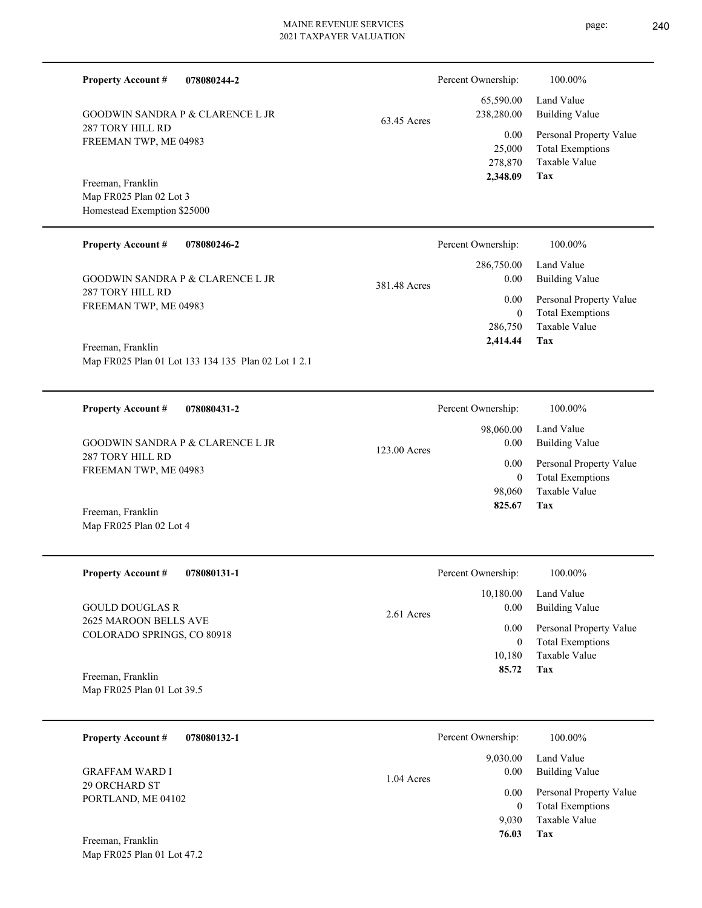**Property Account #** **078080244-2**

GOODWIN SANDRA P & CLARENCE L JR
287 TORY HILL RD
FREEMAN TWP, ME 04983

63.45 Acres

Freeman, Franklin
Map FR025 Plan 02 Lot 3
Homestead Exemption $25000

| Percent Ownership: | 100.00% |
|---|---|
| 65,590.00 | Land Value |
| 238,280.00 | Building Value |
| 0.00 | Personal Property Value |
| 25,000 | Total Exemptions |
| 278,870 | Taxable Value |
| **2,348.09** | **Tax** |

---

**Property Account #** **078080246-2**

GOODWIN SANDRA P & CLARENCE L JR
287 TORY HILL RD
FREEMAN TWP, ME 04983

381.48 Acres

Freeman, Franklin
Map FR025 Plan 01 Lot 133 134 135 Plan 02 Lot 1 2.1

| Percent Ownership: | 100.00% |
|---|---|
| 286,750.00 | Land Value |
| 0.00 | Building Value |
| 0.00 | Personal Property Value |
| 0 | Total Exemptions |
| 286,750 | Taxable Value |
| **2,414.44** | **Tax** |

---

**Property Account #** **078080431-2**

GOODWIN SANDRA P & CLARENCE L JR
287 TORY HILL RD
FREEMAN TWP, ME 04983

123.00 Acres

Freeman, Franklin
Map FR025 Plan 02 Lot 4

| Percent Ownership: | 100.00% |
|---|---|
| 98,060.00 | Land Value |
| 0.00 | Building Value |
| 0.00 | Personal Property Value |
| 0 | Total Exemptions |
| 98,060 | Taxable Value |
| **825.67** | **Tax** |

---

**Property Account #** **078080131-1**

GOULD DOUGLAS R
2625 MAROON BELLS AVE
COLORADO SPRINGS, CO 80918

2.61 Acres

Freeman, Franklin
Map FR025 Plan 01 Lot 39.5

| Percent Ownership: | 100.00% |
|---|---|
| 10,180.00 | Land Value |
| 0.00 | Building Value |
| 0.00 | Personal Property Value |
| 0 | Total Exemptions |
| 10,180 | Taxable Value |
| **85.72** | **Tax** |

---

**Property Account #** **078080132-1**

GRAFFAM WARD I
29 ORCHARD ST
PORTLAND, ME 04102

1.04 Acres

Freeman, Franklin
Map FR025 Plan 01 Lot 47.2

| Percent Ownership: | 100.00% |
|---|---|
| 9,030.00 | Land Value |
| 0.00 | Building Value |
| 0.00 | Personal Property Value |
| 0 | Total Exemptions |
| 9,030 | Taxable Value |
| **76.03** | **Tax** |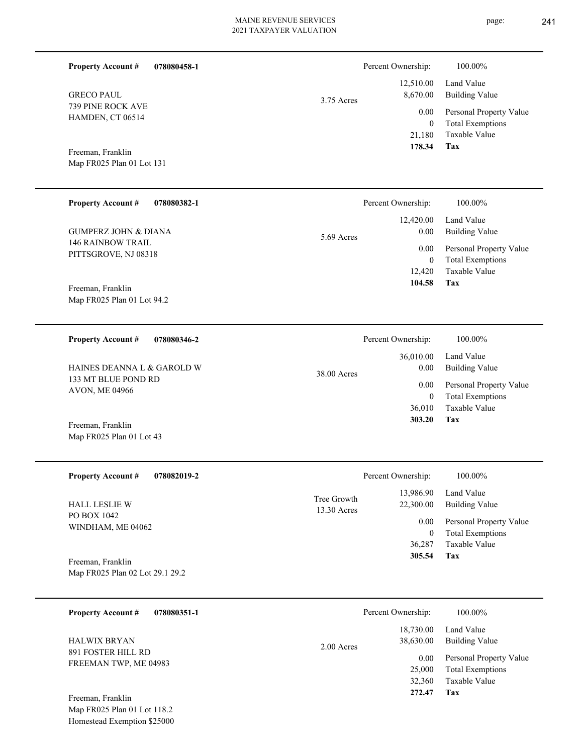**Property Account #** **078080458-1**

GRECO PAUL
739 PINE ROCK AVE
HAMDEN, CT 06514

Freeman, Franklin
Map FR025 Plan 01 Lot 131

3.75 Acres

| Percent Ownership: | 100.00% |
|---|---|
| 12,510.00 | Land Value |
| 8,670.00 | Building Value |
| 0.00 | Personal Property Value |
| 0 | Total Exemptions |
| 21,180 | Taxable Value |
| **178.34** | **Tax** |

---

**Property Account #** **078080382-1**

GUMPERZ JOHN & DIANA
146 RAINBOW TRAIL
PITTSGROVE, NJ 08318

Freeman, Franklin
Map FR025 Plan 01 Lot 94.2

5.69 Acres

| Percent Ownership: | 100.00% |
|---|---|
| 12,420.00 | Land Value |
| 0.00 | Building Value |
| 0.00 | Personal Property Value |
| 0 | Total Exemptions |
| 12,420 | Taxable Value |
| **104.58** | **Tax** |

---

**Property Account #** **078080346-2**

HAINES DEANNA L & GAROLD W
133 MT BLUE POND RD
AVON, ME 04966

Freeman, Franklin
Map FR025 Plan 01 Lot 43

38.00 Acres

| Percent Ownership: | 100.00% |
|---|---|
| 36,010.00 | Land Value |
| 0.00 | Building Value |
| 0.00 | Personal Property Value |
| 0 | Total Exemptions |
| 36,010 | Taxable Value |
| **303.20** | **Tax** |

---

**Property Account #** **078082019-2**

HALL LESLIE W
PO BOX 1042
WINDHAM, ME 04062

Freeman, Franklin
Map FR025 Plan 02 Lot 29.1 29.2

Tree Growth
13.30 Acres

| Percent Ownership: | 100.00% |
|---|---|
| 13,986.90 | Land Value |
| 22,300.00 | Building Value |
| 0.00 | Personal Property Value |
| 0 | Total Exemptions |
| 36,287 | Taxable Value |
| **305.54** | **Tax** |

---

**Property Account #** **078080351-1**

HALWIX BRYAN
891 FOSTER HILL RD
FREEMAN TWP, ME 04983

Freeman, Franklin
Map FR025 Plan 01 Lot 118.2
Homestead Exemption $25000

2.00 Acres

| Percent Ownership: | 100.00% |
|---|---|
| 18,730.00 | Land Value |
| 38,630.00 | Building Value |
| 0.00 | Personal Property Value |
| 25,000 | Total Exemptions |
| 32,360 | Taxable Value |
| **272.47** | **Tax** |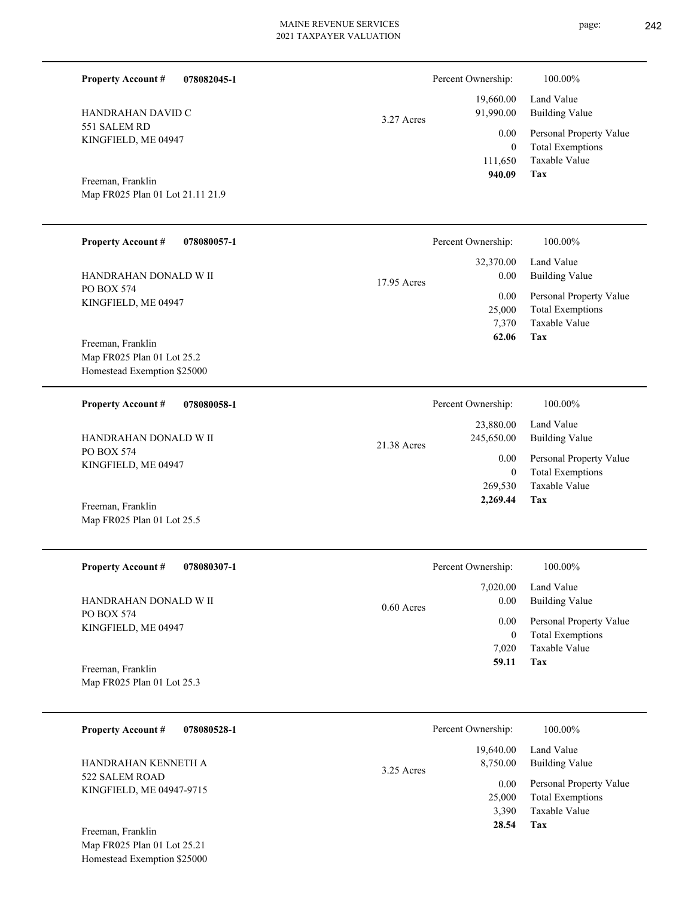**Property Account #** **078082045-1**

HANDRAHAN DAVID C
551 SALEM RD
KINGFIELD, ME 04947

Freeman, Franklin
Map FR025 Plan 01 Lot 21.11 21.9

3.27 Acres

| Percent Ownership: | 100.00% |
|---|---|
| 19,660.00 | Land Value |
| 91,990.00 | Building Value |
| 0.00 | Personal Property Value |
| 0 | Total Exemptions |
| 111,650 | Taxable Value |
| **940.09** | **Tax** |

---

**Property Account #** **078080057-1**

HANDRAHAN DONALD W II
PO BOX 574
KINGFIELD, ME 04947

Freeman, Franklin
Map FR025 Plan 01 Lot 25.2
Homestead Exemption $25000

17.95 Acres

| Percent Ownership: | 100.00% |
|---|---|
| 32,370.00 | Land Value |
| 0.00 | Building Value |
| 0.00 | Personal Property Value |
| 25,000 | Total Exemptions |
| 7,370 | Taxable Value |
| **62.06** | **Tax** |

---

**Property Account #** **078080058-1**

HANDRAHAN DONALD W II
PO BOX 574
KINGFIELD, ME 04947

Freeman, Franklin
Map FR025 Plan 01 Lot 25.5

21.38 Acres

| Percent Ownership: | 100.00% |
|---|---|
| 23,880.00 | Land Value |
| 245,650.00 | Building Value |
| 0.00 | Personal Property Value |
| 0 | Total Exemptions |
| 269,530 | Taxable Value |
| **2,269.44** | **Tax** |

---

**Property Account #** **078080307-1**

HANDRAHAN DONALD W II
PO BOX 574
KINGFIELD, ME 04947

Freeman, Franklin
Map FR025 Plan 01 Lot 25.3

0.60 Acres

| Percent Ownership: | 100.00% |
|---|---|
| 7,020.00 | Land Value |
| 0.00 | Building Value |
| 0.00 | Personal Property Value |
| 0 | Total Exemptions |
| 7,020 | Taxable Value |
| **59.11** | **Tax** |

---

**Property Account #** **078080528-1**

HANDRAHAN KENNETH A
522 SALEM ROAD
KINGFIELD, ME 04947-9715

Freeman, Franklin
Map FR025 Plan 01 Lot 25.21
Homestead Exemption $25000

3.25 Acres

| Percent Ownership: | 100.00% |
|---|---|
| 19,640.00 | Land Value |
| 8,750.00 | Building Value |
| 0.00 | Personal Property Value |
| 25,000 | Total Exemptions |
| 3,390 | Taxable Value |
| **28.54** | **Tax** |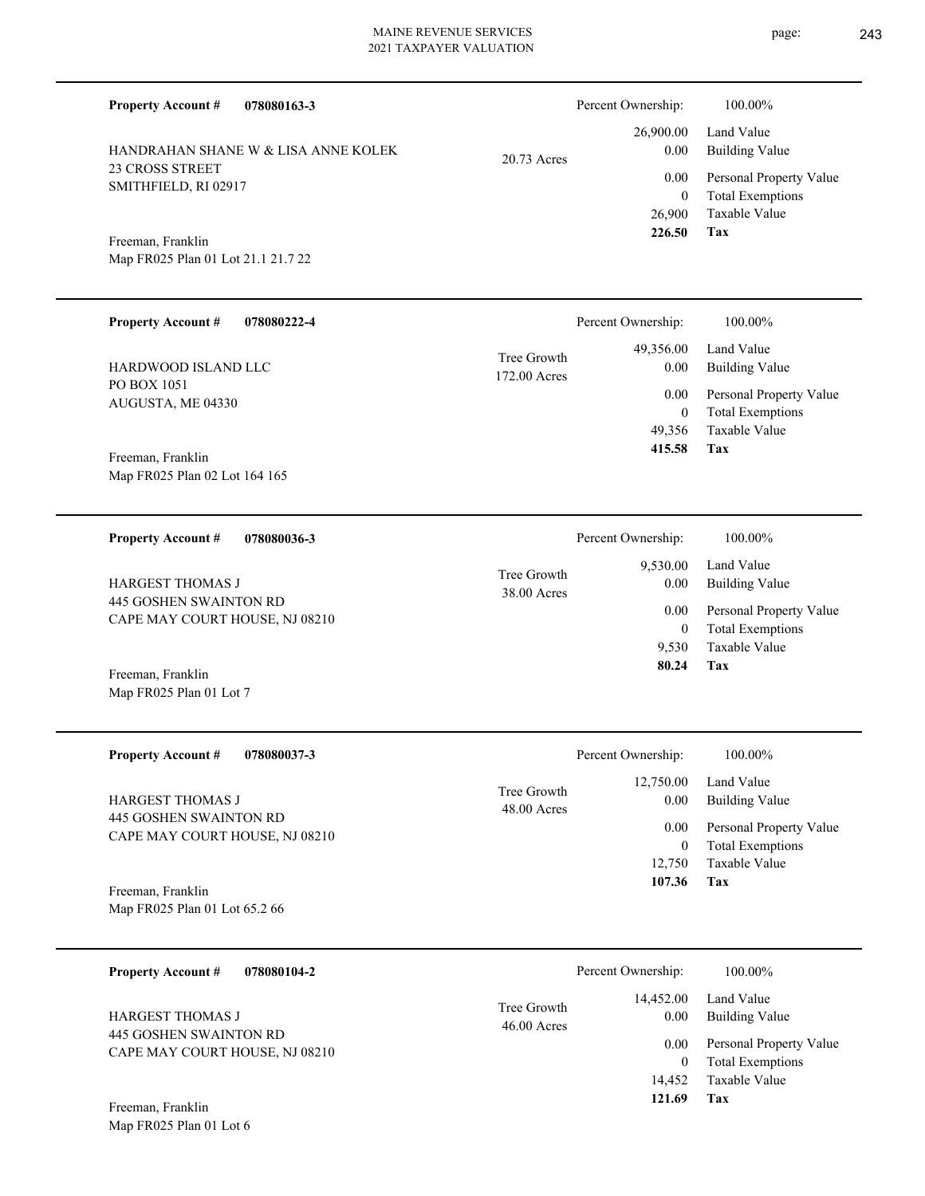**Property Account #** **078080163-3**

HANDRAHAN SHANE W & LISA ANNE KOLEK
23 CROSS STREET
SMITHFIELD, RI 02917

Freeman, Franklin
Map FR025 Plan 01 Lot 21.1 21.7 22

20.73 Acres

| Percent Ownership: | 100.00% |
|---|---|
| 26,900.00 | Land Value |
| 0.00 | Building Value |
| 0.00 | Personal Property Value |
| 0 | Total Exemptions |
| 26,900 | Taxable Value |
| **226.50** | **Tax** |

---

**Property Account #** **078080222-4**

HARDWOOD ISLAND LLC
PO BOX 1051
AUGUSTA, ME 04330

Freeman, Franklin
Map FR025 Plan 02 Lot 164 165

Tree Growth
172.00 Acres

| Percent Ownership: | 100.00% |
|---|---|
| 49,356.00 | Land Value |
| 0.00 | Building Value |
| 0.00 | Personal Property Value |
| 0 | Total Exemptions |
| 49,356 | Taxable Value |
| **415.58** | **Tax** |

---

**Property Account #** **078080036-3**

HARGEST THOMAS J
445 GOSHEN SWAINTON RD
CAPE MAY COURT HOUSE, NJ 08210

Freeman, Franklin
Map FR025 Plan 01 Lot 7

Tree Growth
38.00 Acres

| Percent Ownership: | 100.00% |
|---|---|
| 9,530.00 | Land Value |
| 0.00 | Building Value |
| 0.00 | Personal Property Value |
| 0 | Total Exemptions |
| 9,530 | Taxable Value |
| **80.24** | **Tax** |

---

**Property Account #** **078080037-3**

HARGEST THOMAS J
445 GOSHEN SWAINTON RD
CAPE MAY COURT HOUSE, NJ 08210

Freeman, Franklin
Map FR025 Plan 01 Lot 65.2 66

Tree Growth
48.00 Acres

| Percent Ownership: | 100.00% |
|---|---|
| 12,750.00 | Land Value |
| 0.00 | Building Value |
| 0.00 | Personal Property Value |
| 0 | Total Exemptions |
| 12,750 | Taxable Value |
| **107.36** | **Tax** |

---

**Property Account #** **078080104-2**

HARGEST THOMAS J
445 GOSHEN SWAINTON RD
CAPE MAY COURT HOUSE, NJ 08210

Freeman, Franklin
Map FR025 Plan 01 Lot 6

Tree Growth
46.00 Acres

| Percent Ownership: | 100.00% |
|---|---|
| 14,452.00 | Land Value |
| 0.00 | Building Value |
| 0.00 | Personal Property Value |
| 0 | Total Exemptions |
| 14,452 | Taxable Value |
| **121.69** | **Tax** |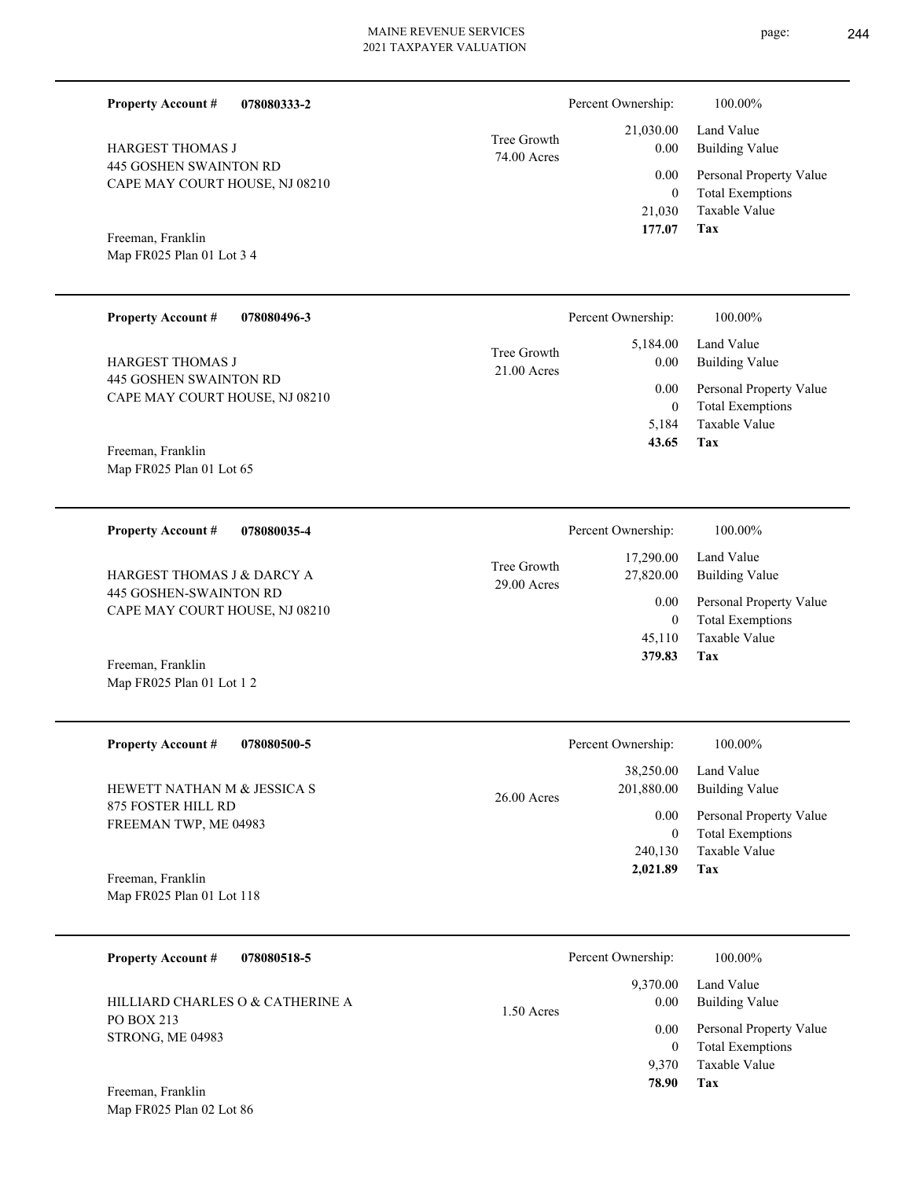**Property Account #** **078080333-2**

HARGEST THOMAS J
445 GOSHEN SWAINTON RD
CAPE MAY COURT HOUSE, NJ 08210

Freeman, Franklin
Map FR025 Plan 01 Lot 3 4

Tree Growth
74.00 Acres

| | |
|---|---|
| Percent Ownership: | 100.00% |
| 21,030.00 | Land Value |
| 0.00 | Building Value |
| 0.00 | Personal Property Value |
| 0 | Total Exemptions |
| 21,030 | Taxable Value |
| **177.07** | **Tax** |

---

**Property Account #** **078080496-3**

HARGEST THOMAS J
445 GOSHEN SWAINTON RD
CAPE MAY COURT HOUSE, NJ 08210

Freeman, Franklin
Map FR025 Plan 01 Lot 65

Tree Growth
21.00 Acres

| | |
|---|---|
| Percent Ownership: | 100.00% |
| 5,184.00 | Land Value |
| 0.00 | Building Value |
| 0.00 | Personal Property Value |
| 0 | Total Exemptions |
| 5,184 | Taxable Value |
| **43.65** | **Tax** |

---

**Property Account #** **078080035-4**

HARGEST THOMAS J & DARCY A
445 GOSHEN-SWAINTON RD
CAPE MAY COURT HOUSE, NJ 08210

Freeman, Franklin
Map FR025 Plan 01 Lot 1 2

Tree Growth
29.00 Acres

| | |
|---|---|
| Percent Ownership: | 100.00% |
| 17,290.00 | Land Value |
| 27,820.00 | Building Value |
| 0.00 | Personal Property Value |
| 0 | Total Exemptions |
| 45,110 | Taxable Value |
| **379.83** | **Tax** |

---

**Property Account #** **078080500-5**

HEWETT NATHAN M & JESSICA S
875 FOSTER HILL RD
FREEMAN TWP, ME 04983

Freeman, Franklin
Map FR025 Plan 01 Lot 118

26.00 Acres

| | |
|---|---|
| Percent Ownership: | 100.00% |
| 38,250.00 | Land Value |
| 201,880.00 | Building Value |
| 0.00 | Personal Property Value |
| 0 | Total Exemptions |
| 240,130 | Taxable Value |
| **2,021.89** | **Tax** |

---

**Property Account #** **078080518-5**

HILLIARD CHARLES O & CATHERINE A
PO BOX 213
STRONG, ME 04983

Freeman, Franklin
Map FR025 Plan 02 Lot 86

1.50 Acres

| | |
|---|---|
| Percent Ownership: | 100.00% |
| 9,370.00 | Land Value |
| 0.00 | Building Value |
| 0.00 | Personal Property Value |
| 0 | Total Exemptions |
| 9,370 | Taxable Value |
| **78.90** | **Tax** |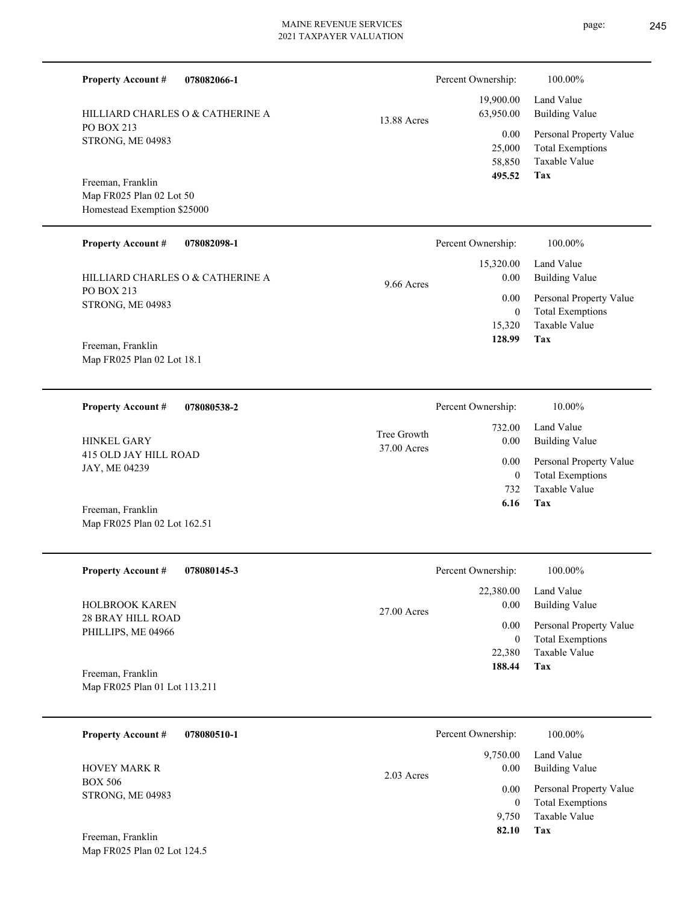**Property Account #** **078082066-1**

HILLIARD CHARLES O & CATHERINE A
PO BOX 213
STRONG, ME 04983

Freeman, Franklin
Map FR025 Plan 02 Lot 50
Homestead Exemption $25000

13.88 Acres

| Percent Ownership: | 100.00% |
|---|---|
| 19,900.00 | Land Value |
| 63,950.00 | Building Value |
| 0.00 | Personal Property Value |
| 25,000 | Total Exemptions |
| 58,850 | Taxable Value |
| **495.52** | **Tax** |

---

**Property Account #** **078082098-1**

HILLIARD CHARLES O & CATHERINE A
PO BOX 213
STRONG, ME 04983

Freeman, Franklin
Map FR025 Plan 02 Lot 18.1

9.66 Acres

| Percent Ownership: | 100.00% |
|---|---|
| 15,320.00 | Land Value |
| 0.00 | Building Value |
| 0.00 | Personal Property Value |
| 0 | Total Exemptions |
| 15,320 | Taxable Value |
| **128.99** | **Tax** |

---

**Property Account #** **078080538-2**

HINKEL GARY
415 OLD JAY HILL ROAD
JAY, ME 04239

Freeman, Franklin
Map FR025 Plan 02 Lot 162.51

Tree Growth
37.00 Acres

| Percent Ownership: | 10.00% |
|---|---|
| 732.00 | Land Value |
| 0.00 | Building Value |
| 0.00 | Personal Property Value |
| 0 | Total Exemptions |
| 732 | Taxable Value |
| **6.16** | **Tax** |

---

**Property Account #** **078080145-3**

HOLBROOK KAREN
28 BRAY HILL ROAD
PHILLIPS, ME 04966

Freeman, Franklin
Map FR025 Plan 01 Lot 113.211

27.00 Acres

| Percent Ownership: | 100.00% |
|---|---|
| 22,380.00 | Land Value |
| 0.00 | Building Value |
| 0.00 | Personal Property Value |
| 0 | Total Exemptions |
| 22,380 | Taxable Value |
| **188.44** | **Tax** |

---

**Property Account #** **078080510-1**

HOVEY MARK R
BOX 506
STRONG, ME 04983

Freeman, Franklin
Map FR025 Plan 02 Lot 124.5

2.03 Acres

| Percent Ownership: | 100.00% |
|---|---|
| 9,750.00 | Land Value |
| 0.00 | Building Value |
| 0.00 | Personal Property Value |
| 0 | Total Exemptions |
| 9,750 | Taxable Value |
| **82.10** | **Tax** |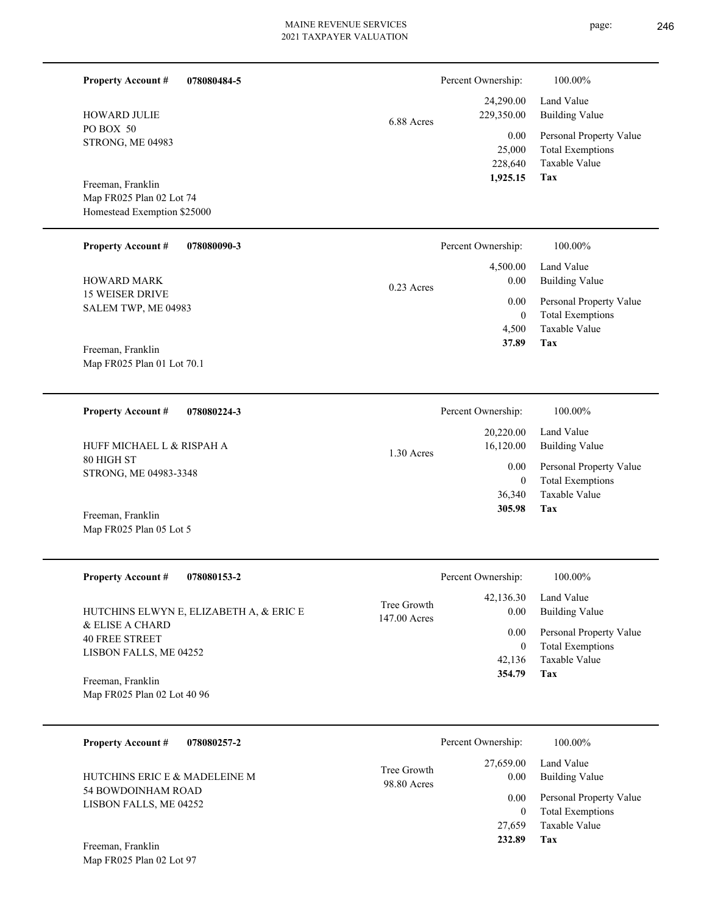**Property Account #** **078080484-5**

HOWARD JULIE
PO BOX 50
STRONG, ME 04983

Freeman, Franklin
Map FR025 Plan 02 Lot 74
Homestead Exemption $25000

6.88 Acres

| | |
|---|---|
| Percent Ownership: | 100.00% |
| 24,290.00 | Land Value |
| 229,350.00 | Building Value |
| 0.00 | Personal Property Value |
| 25,000 | Total Exemptions |
| 228,640 | Taxable Value |
| **1,925.15** | **Tax** |

---

**Property Account #** **078080090-3**

HOWARD MARK
15 WEISER DRIVE
SALEM TWP, ME 04983

Freeman, Franklin
Map FR025 Plan 01 Lot 70.1

0.23 Acres

| | |
|---|---|
| Percent Ownership: | 100.00% |
| 4,500.00 | Land Value |
| 0.00 | Building Value |
| 0.00 | Personal Property Value |
| 0 | Total Exemptions |
| 4,500 | Taxable Value |
| **37.89** | **Tax** |

---

**Property Account #** **078080224-3**

HUFF MICHAEL L & RISPAH A
80 HIGH ST
STRONG, ME 04983-3348

Freeman, Franklin
Map FR025 Plan 05 Lot 5

1.30 Acres

| | |
|---|---|
| Percent Ownership: | 100.00% |
| 20,220.00 | Land Value |
| 16,120.00 | Building Value |
| 0.00 | Personal Property Value |
| 0 | Total Exemptions |
| 36,340 | Taxable Value |
| **305.98** | **Tax** |

---

**Property Account #** **078080153-2**

HUTCHINS ELWYN E, ELIZABETH A, & ERIC E & ELISE A CHARD
40 FREE STREET
LISBON FALLS, ME 04252

Freeman, Franklin
Map FR025 Plan 02 Lot 40 96

Tree Growth
147.00 Acres

| | |
|---|---|
| Percent Ownership: | 100.00% |
| 42,136.30 | Land Value |
| 0.00 | Building Value |
| 0.00 | Personal Property Value |
| 0 | Total Exemptions |
| 42,136 | Taxable Value |
| **354.79** | **Tax** |

---

**Property Account #** **078080257-2**

HUTCHINS ERIC E & MADELEINE M
54 BOWDOINHAM ROAD
LISBON FALLS, ME 04252

Freeman, Franklin
Map FR025 Plan 02 Lot 97

Tree Growth
98.80 Acres

| | |
|---|---|
| Percent Ownership: | 100.00% |
| 27,659.00 | Land Value |
| 0.00 | Building Value |
| 0.00 | Personal Property Value |
| 0 | Total Exemptions |
| 27,659 | Taxable Value |
| **232.89** | **Tax** |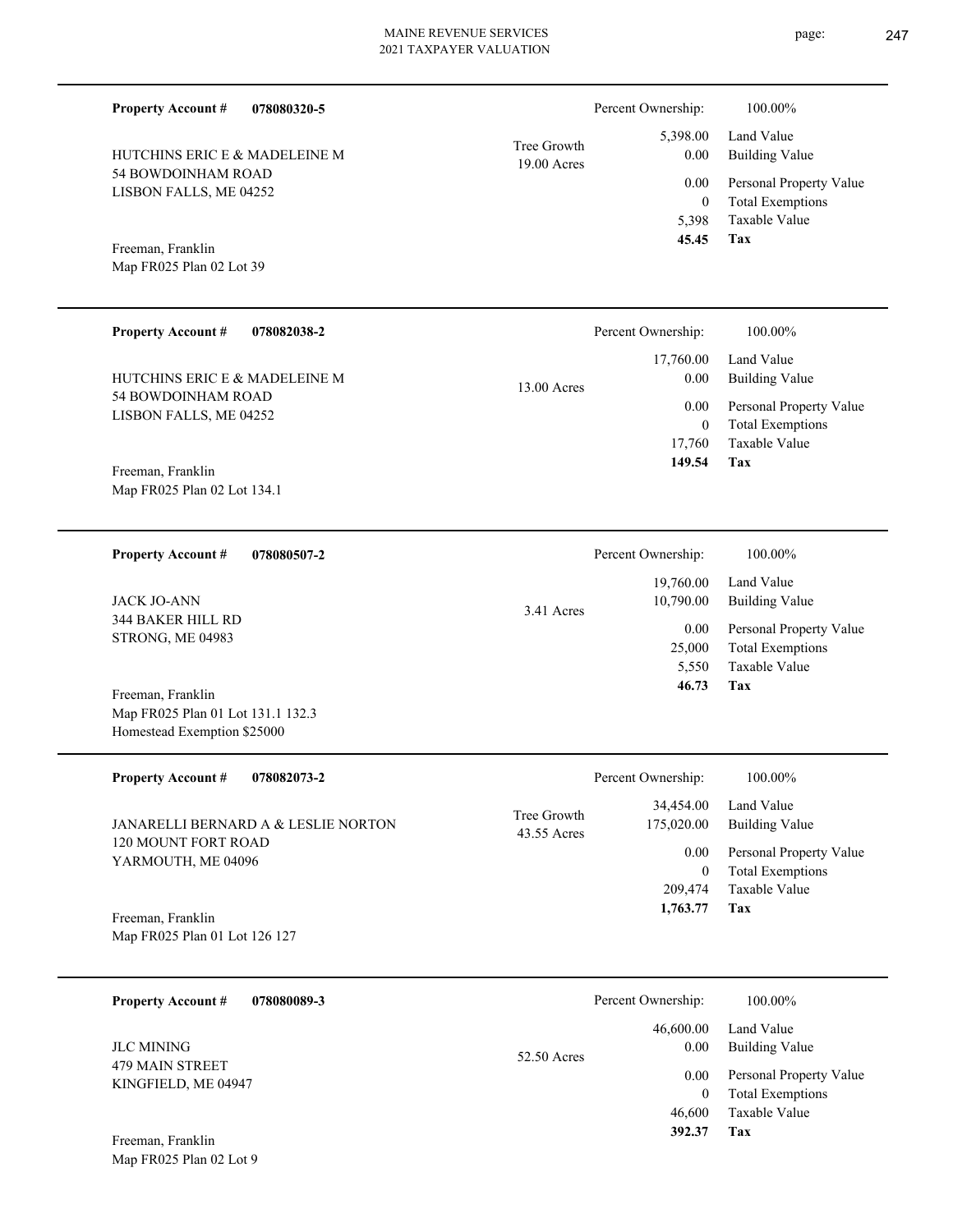**Property Account #** **078080320-5**

HUTCHINS ERIC E & MADELEINE M
54 BOWDOINHAM ROAD
LISBON FALLS, ME 04252

Freeman, Franklin
Map FR025 Plan 02 Lot 39

Tree Growth
19.00 Acres

| | |
|---|---|
| Percent Ownership: | 100.00% |
| 5,398.00 | Land Value |
| 0.00 | Building Value |
| 0.00 | Personal Property Value |
| 0 | Total Exemptions |
| 5,398 | Taxable Value |
| **45.45** | **Tax** |

---

**Property Account #** **078082038-2**

HUTCHINS ERIC E & MADELEINE M
54 BOWDOINHAM ROAD
LISBON FALLS, ME 04252

Freeman, Franklin
Map FR025 Plan 02 Lot 134.1

13.00 Acres

| | |
|---|---|
| Percent Ownership: | 100.00% |
| 17,760.00 | Land Value |
| 0.00 | Building Value |
| 0.00 | Personal Property Value |
| 0 | Total Exemptions |
| 17,760 | Taxable Value |
| **149.54** | **Tax** |

---

**Property Account #** **078080507-2**

JACK JO-ANN
344 BAKER HILL RD
STRONG, ME 04983

Freeman, Franklin
Map FR025 Plan 01 Lot 131.1 132.3
Homestead Exemption $25000

3.41 Acres

| | |
|---|---|
| Percent Ownership: | 100.00% |
| 19,760.00 | Land Value |
| 10,790.00 | Building Value |
| 0.00 | Personal Property Value |
| 25,000 | Total Exemptions |
| 5,550 | Taxable Value |
| **46.73** | **Tax** |

---

**Property Account #** **078082073-2**

JANARELLI BERNARD A & LESLIE NORTON
120 MOUNT FORT ROAD
YARMOUTH, ME 04096

Freeman, Franklin
Map FR025 Plan 01 Lot 126 127

Tree Growth
43.55 Acres

| | |
|---|---|
| Percent Ownership: | 100.00% |
| 34,454.00 | Land Value |
| 175,020.00 | Building Value |
| 0.00 | Personal Property Value |
| 0 | Total Exemptions |
| 209,474 | Taxable Value |
| **1,763.77** | **Tax** |

---

**Property Account #** **078080089-3**

JLC MINING
479 MAIN STREET
KINGFIELD, ME 04947

Freeman, Franklin
Map FR025 Plan 02 Lot 9

52.50 Acres

| | |
|---|---|
| Percent Ownership: | 100.00% |
| 46,600.00 | Land Value |
| 0.00 | Building Value |
| 0.00 | Personal Property Value |
| 0 | Total Exemptions |
| 46,600 | Taxable Value |
| **392.37** | **Tax** |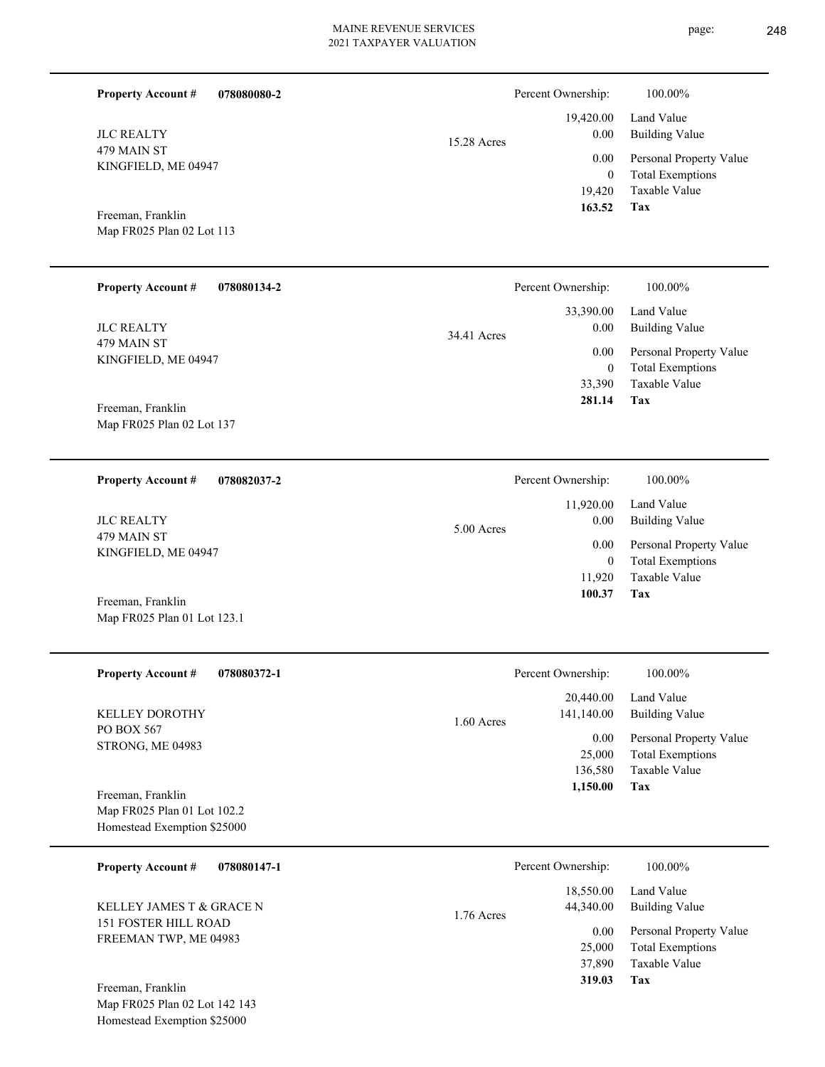**Property Account #** 078080080-2

JLC REALTY
479 MAIN ST
KINGFIELD, ME 04947

Freeman, Franklin
Map FR025 Plan 02 Lot 113

15.28 Acres

| | |
|---|---|
| Percent Ownership: | 100.00% |
| Land Value | 19,420.00 |
| Building Value | 0.00 |
| Personal Property Value | 0.00 |
| Total Exemptions | 0 |
| Taxable Value | 19,420 |
| **Tax** | **163.52** |

---

**Property Account #** 078080134-2

JLC REALTY
479 MAIN ST
KINGFIELD, ME 04947

Freeman, Franklin
Map FR025 Plan 02 Lot 137

34.41 Acres

| | |
|---|---|
| Percent Ownership: | 100.00% |
| Land Value | 33,390.00 |
| Building Value | 0.00 |
| Personal Property Value | 0.00 |
| Total Exemptions | 0 |
| Taxable Value | 33,390 |
| **Tax** | **281.14** |

---

**Property Account #** 078082037-2

JLC REALTY
479 MAIN ST
KINGFIELD, ME 04947

Freeman, Franklin
Map FR025 Plan 01 Lot 123.1

5.00 Acres

| | |
|---|---|
| Percent Ownership: | 100.00% |
| Land Value | 11,920.00 |
| Building Value | 0.00 |
| Personal Property Value | 0.00 |
| Total Exemptions | 0 |
| Taxable Value | 11,920 |
| **Tax** | **100.37** |

---

**Property Account #** 078080372-1

KELLEY DOROTHY
PO BOX 567
STRONG, ME 04983

Freeman, Franklin
Map FR025 Plan 01 Lot 102.2
Homestead Exemption $25000

1.60 Acres

| | |
|---|---|
| Percent Ownership: | 100.00% |
| Land Value | 20,440.00 |
| Building Value | 141,140.00 |
| Personal Property Value | 0.00 |
| Total Exemptions | 25,000 |
| Taxable Value | 136,580 |
| **Tax** | **1,150.00** |

---

**Property Account #** 078080147-1

KELLEY JAMES T & GRACE N
151 FOSTER HILL ROAD
FREEMAN TWP, ME 04983

Freeman, Franklin
Map FR025 Plan 02 Lot 142 143
Homestead Exemption $25000

1.76 Acres

| | |
|---|---|
| Percent Ownership: | 100.00% |
| Land Value | 18,550.00 |
| Building Value | 44,340.00 |
| Personal Property Value | 0.00 |
| Total Exemptions | 25,000 |
| Taxable Value | 37,890 |
| **Tax** | **319.03** |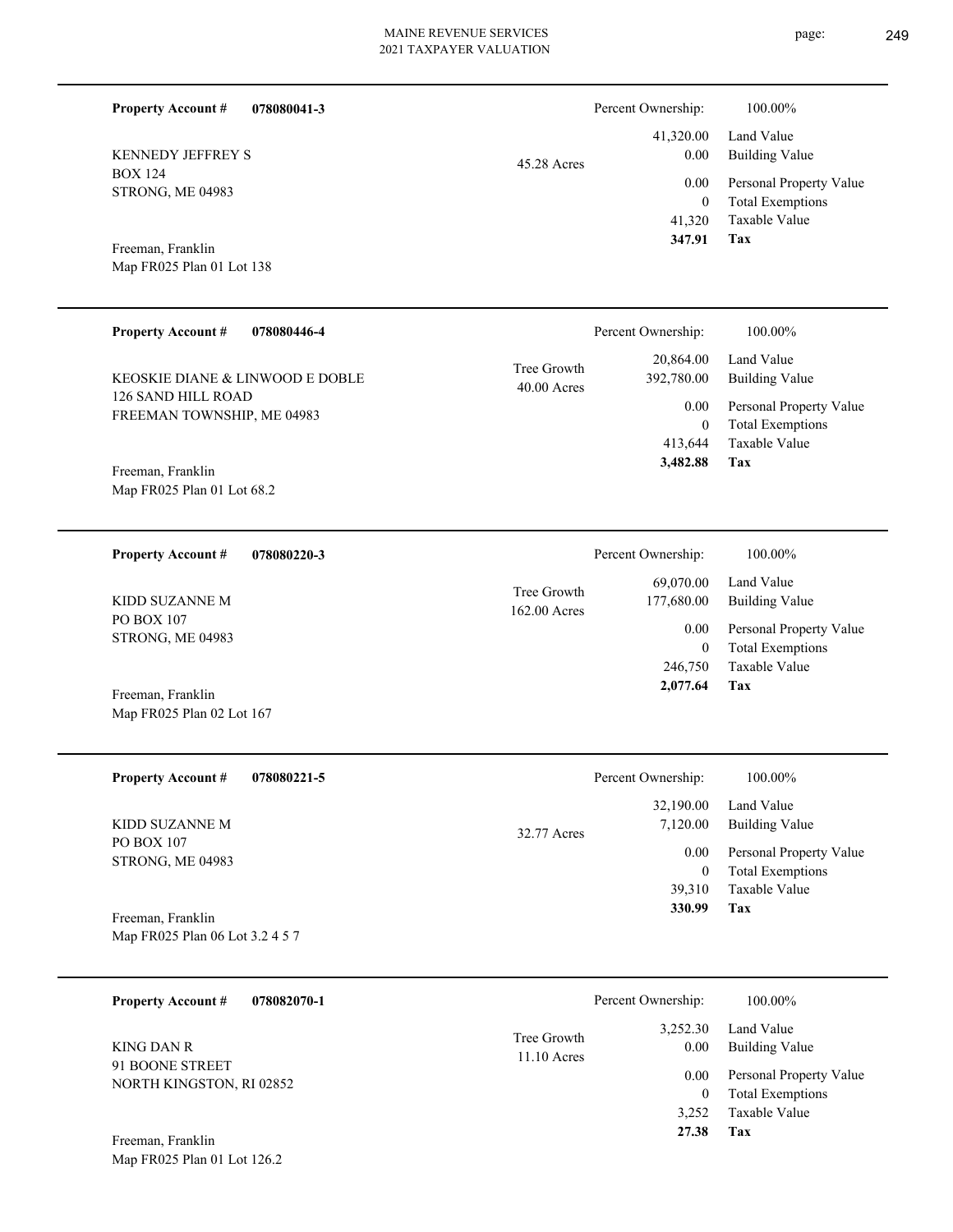**Property Account #** **078080041-3**

KENNEDY JEFFREY S
BOX 124
STRONG, ME 04983

Freeman, Franklin
Map FR025 Plan 01 Lot 138

45.28 Acres

| Percent Ownership: | 100.00% |
|---|---|
| 41,320.00 | Land Value |
| 0.00 | Building Value |
| 0.00 | Personal Property Value |
| 0 | Total Exemptions |
| 41,320 | Taxable Value |
| **347.91** | **Tax** |

---

**Property Account #** **078080446-4**

KEOSKIE DIANE & LINWOOD E DOBLE
126 SAND HILL ROAD
FREEMAN TOWNSHIP, ME 04983

Freeman, Franklin
Map FR025 Plan 01 Lot 68.2

Tree Growth
40.00 Acres

| Percent Ownership: | 100.00% |
|---|---|
| 20,864.00 | Land Value |
| 392,780.00 | Building Value |
| 0.00 | Personal Property Value |
| 0 | Total Exemptions |
| 413,644 | Taxable Value |
| **3,482.88** | **Tax** |

---

**Property Account #** **078080220-3**

KIDD SUZANNE M
PO BOX 107
STRONG, ME 04983

Freeman, Franklin
Map FR025 Plan 02 Lot 167

Tree Growth
162.00 Acres

| Percent Ownership: | 100.00% |
|---|---|
| 69,070.00 | Land Value |
| 177,680.00 | Building Value |
| 0.00 | Personal Property Value |
| 0 | Total Exemptions |
| 246,750 | Taxable Value |
| **2,077.64** | **Tax** |

---

**Property Account #** **078080221-5**

KIDD SUZANNE M
PO BOX 107
STRONG, ME 04983

Freeman, Franklin
Map FR025 Plan 06 Lot 3.2 4 5 7

32.77 Acres

| Percent Ownership: | 100.00% |
|---|---|
| 32,190.00 | Land Value |
| 7,120.00 | Building Value |
| 0.00 | Personal Property Value |
| 0 | Total Exemptions |
| 39,310 | Taxable Value |
| **330.99** | **Tax** |

---

**Property Account #** **078082070-1**

KING DAN R
91 BOONE STREET
NORTH KINGSTON, RI 02852

Freeman, Franklin
Map FR025 Plan 01 Lot 126.2

Tree Growth
11.10 Acres

| Percent Ownership: | 100.00% |
|---|---|
| 3,252.30 | Land Value |
| 0.00 | Building Value |
| 0.00 | Personal Property Value |
| 0 | Total Exemptions |
| 3,252 | Taxable Value |
| **27.38** | **Tax** |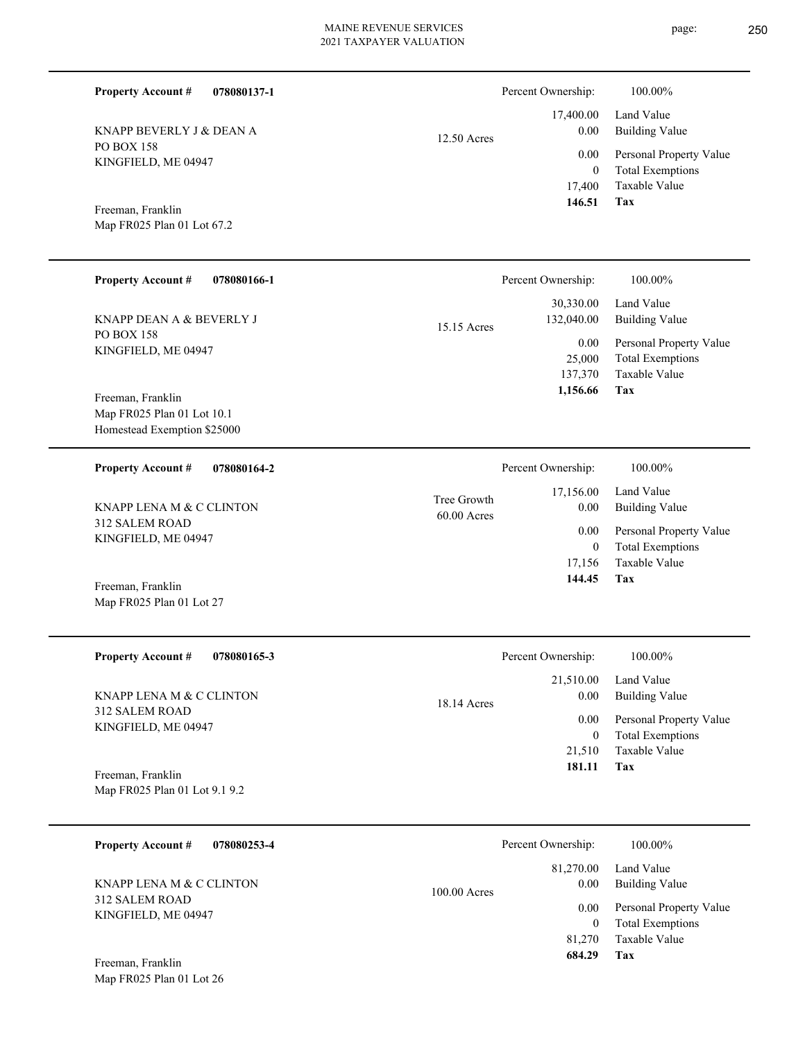**Property Account #** **078080137-1**

KNAPP BEVERLY J & DEAN A
PO BOX 158
KINGFIELD, ME 04947

Freeman, Franklin
Map FR025 Plan 01 Lot 67.2

12.50 Acres

| Percent Ownership: | 100.00% |
|---|---|
| 17,400.00 | Land Value |
| 0.00 | Building Value |
| 0.00 | Personal Property Value |
| 0 | Total Exemptions |
| 17,400 | Taxable Value |
| **146.51** | **Tax** |

---

**Property Account #** **078080166-1**

KNAPP DEAN A & BEVERLY J
PO BOX 158
KINGFIELD, ME 04947

Freeman, Franklin
Map FR025 Plan 01 Lot 10.1
Homestead Exemption $25000

15.15 Acres

| Percent Ownership: | 100.00% |
|---|---|
| 30,330.00 | Land Value |
| 132,040.00 | Building Value |
| 0.00 | Personal Property Value |
| 25,000 | Total Exemptions |
| 137,370 | Taxable Value |
| **1,156.66** | **Tax** |

---

**Property Account #** **078080164-2**

KNAPP LENA M & C CLINTON
312 SALEM ROAD
KINGFIELD, ME 04947

Freeman, Franklin
Map FR025 Plan 01 Lot 27

Tree Growth
60.00 Acres

| Percent Ownership: | 100.00% |
|---|---|
| 17,156.00 | Land Value |
| 0.00 | Building Value |
| 0.00 | Personal Property Value |
| 0 | Total Exemptions |
| 17,156 | Taxable Value |
| **144.45** | **Tax** |

---

**Property Account #** **078080165-3**

KNAPP LENA M & C CLINTON
312 SALEM ROAD
KINGFIELD, ME 04947

Freeman, Franklin
Map FR025 Plan 01 Lot 9.1 9.2

18.14 Acres

| Percent Ownership: | 100.00% |
|---|---|
| 21,510.00 | Land Value |
| 0.00 | Building Value |
| 0.00 | Personal Property Value |
| 0 | Total Exemptions |
| 21,510 | Taxable Value |
| **181.11** | **Tax** |

---

**Property Account #** **078080253-4**

KNAPP LENA M & C CLINTON
312 SALEM ROAD
KINGFIELD, ME 04947

Freeman, Franklin
Map FR025 Plan 01 Lot 26

100.00 Acres

| Percent Ownership: | 100.00% |
|---|---|
| 81,270.00 | Land Value |
| 0.00 | Building Value |
| 0.00 | Personal Property Value |
| 0 | Total Exemptions |
| 81,270 | Taxable Value |
| **684.29** | **Tax** |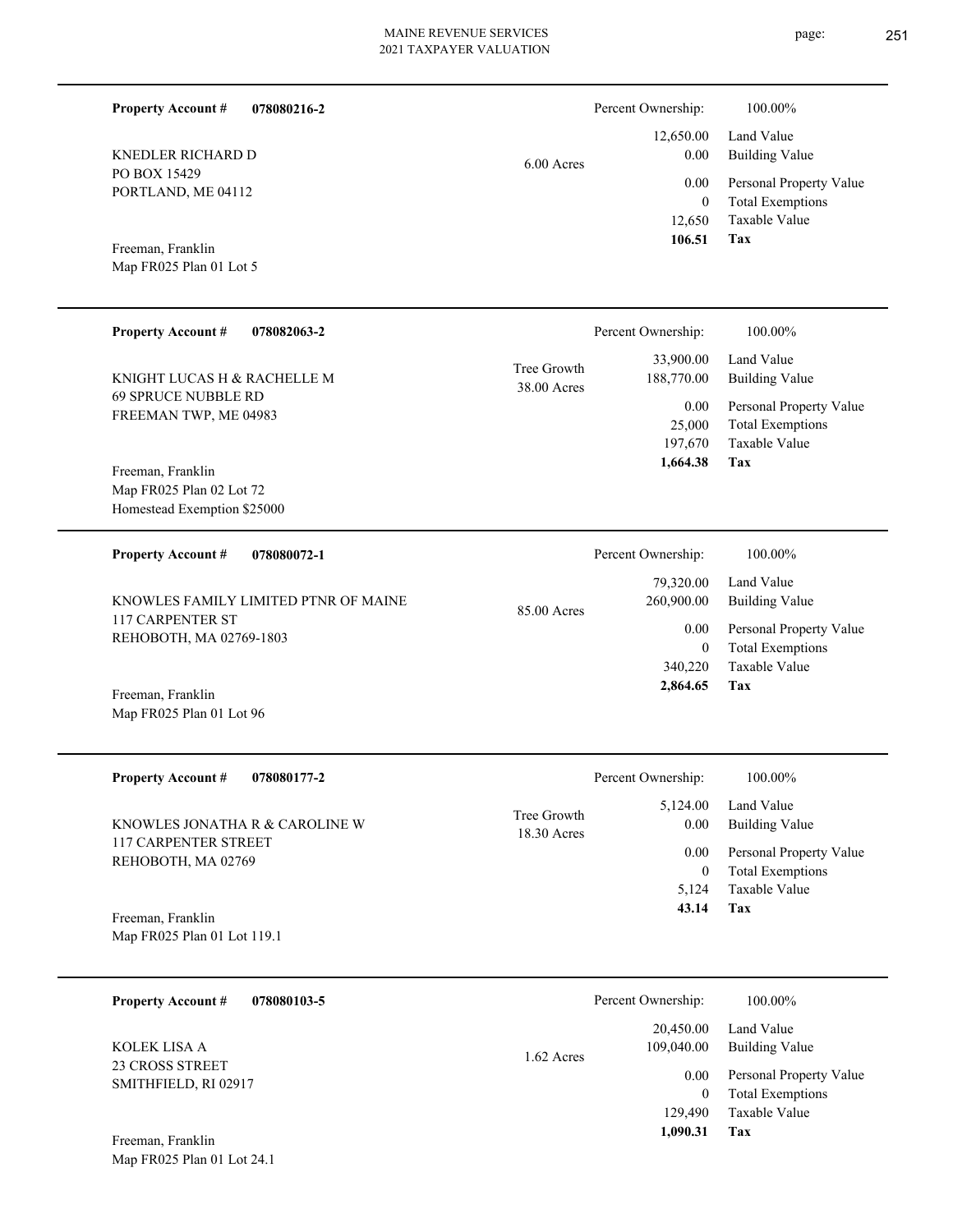**Property Account #** **078080216-2**

KNEDLER RICHARD D
PO BOX 15429
PORTLAND, ME 04112

Freeman, Franklin
Map FR025 Plan 01 Lot 5

6.00 Acres

| Percent Ownership: | 100.00% |
|---|---|
| 12,650.00 | Land Value |
| 0.00 | Building Value |
| 0.00 | Personal Property Value |
| 0 | Total Exemptions |
| 12,650 | Taxable Value |
| **106.51** | **Tax** |

---

**Property Account #** **078082063-2**

KNIGHT LUCAS H & RACHELLE M
69 SPRUCE NUBBLE RD
FREEMAN TWP, ME 04983

Freeman, Franklin
Map FR025 Plan 02 Lot 72
Homestead Exemption $25000

Tree Growth
38.00 Acres

| Percent Ownership: | 100.00% |
|---|---|
| 33,900.00 | Land Value |
| 188,770.00 | Building Value |
| 0.00 | Personal Property Value |
| 25,000 | Total Exemptions |
| 197,670 | Taxable Value |
| **1,664.38** | **Tax** |

---

**Property Account #** **078080072-1**

KNOWLES FAMILY LIMITED PTNR OF MAINE
117 CARPENTER ST
REHOBOTH, MA 02769-1803

Freeman, Franklin
Map FR025 Plan 01 Lot 96

85.00 Acres

| Percent Ownership: | 100.00% |
|---|---|
| 79,320.00 | Land Value |
| 260,900.00 | Building Value |
| 0.00 | Personal Property Value |
| 0 | Total Exemptions |
| 340,220 | Taxable Value |
| **2,864.65** | **Tax** |

---

**Property Account #** **078080177-2**

KNOWLES JONATHA R & CAROLINE W
117 CARPENTER STREET
REHOBOTH, MA 02769

Freeman, Franklin
Map FR025 Plan 01 Lot 119.1

Tree Growth
18.30 Acres

| Percent Ownership: | 100.00% |
|---|---|
| 5,124.00 | Land Value |
| 0.00 | Building Value |
| 0.00 | Personal Property Value |
| 0 | Total Exemptions |
| 5,124 | Taxable Value |
| **43.14** | **Tax** |

---

**Property Account #** **078080103-5**

KOLEK LISA A
23 CROSS STREET
SMITHFIELD, RI 02917

Freeman, Franklin
Map FR025 Plan 01 Lot 24.1

1.62 Acres

| Percent Ownership: | 100.00% |
|---|---|
| 20,450.00 | Land Value |
| 109,040.00 | Building Value |
| 0.00 | Personal Property Value |
| 0 | Total Exemptions |
| 129,490 | Taxable Value |
| **1,090.31** | **Tax** |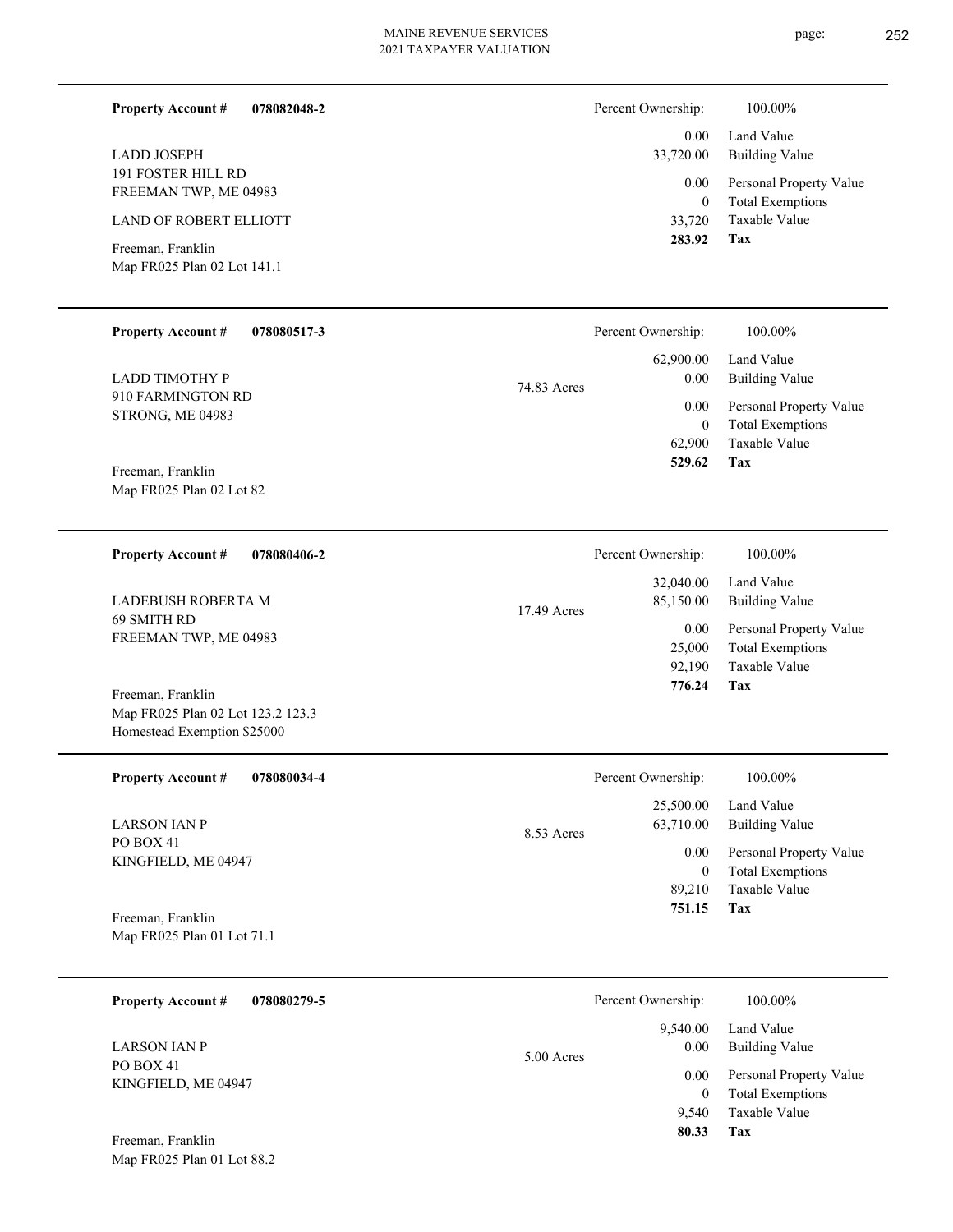**Property Account #** **078082048-2**

LADD JOSEPH
191 FOSTER HILL RD
FREEMAN TWP, ME 04983

LAND OF ROBERT ELLIOTT

Freeman, Franklin
Map FR025 Plan 02 Lot 141.1

| Percent Ownership: | 100.00% |
|---|---|
| 0.00 | Land Value |
| 33,720.00 | Building Value |
| 0.00 | Personal Property Value |
| 0 | Total Exemptions |
| 33,720 | Taxable Value |
| **283.92** | **Tax** |

---

**Property Account #** **078080517-3**

LADD TIMOTHY P
910 FARMINGTON RD
STRONG, ME 04983

Freeman, Franklin
Map FR025 Plan 02 Lot 82

74.83 Acres

| Percent Ownership: | 100.00% |
|---|---|
| 62,900.00 | Land Value |
| 0.00 | Building Value |
| 0.00 | Personal Property Value |
| 0 | Total Exemptions |
| 62,900 | Taxable Value |
| **529.62** | **Tax** |

---

**Property Account #** **078080406-2**

LADEBUSH ROBERTA M
69 SMITH RD
FREEMAN TWP, ME 04983

Freeman, Franklin
Map FR025 Plan 02 Lot 123.2 123.3
Homestead Exemption $25000

17.49 Acres

| Percent Ownership: | 100.00% |
|---|---|
| 32,040.00 | Land Value |
| 85,150.00 | Building Value |
| 0.00 | Personal Property Value |
| 25,000 | Total Exemptions |
| 92,190 | Taxable Value |
| **776.24** | **Tax** |

---

**Property Account #** **078080034-4**

LARSON IAN P
PO BOX 41
KINGFIELD, ME 04947

Freeman, Franklin
Map FR025 Plan 01 Lot 71.1

8.53 Acres

| Percent Ownership: | 100.00% |
|---|---|
| 25,500.00 | Land Value |
| 63,710.00 | Building Value |
| 0.00 | Personal Property Value |
| 0 | Total Exemptions |
| 89,210 | Taxable Value |
| **751.15** | **Tax** |

---

**Property Account #** **078080279-5**

LARSON IAN P
PO BOX 41
KINGFIELD, ME 04947

Freeman, Franklin
Map FR025 Plan 01 Lot 88.2

5.00 Acres

| Percent Ownership: | 100.00% |
|---|---|
| 9,540.00 | Land Value |
| 0.00 | Building Value |
| 0.00 | Personal Property Value |
| 0 | Total Exemptions |
| 9,540 | Taxable Value |
| **80.33** | **Tax** |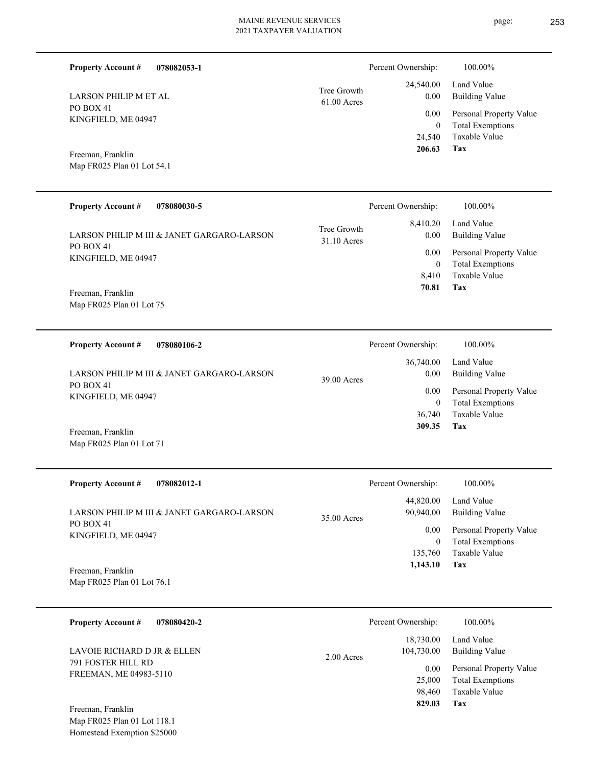MAINE REVENUE SERVICES
2021 TAXPAYER VALUATION

---

**Property Account #** **078082053-1**

LARSON PHILIP M ET AL
PO BOX 41
KINGFIELD, ME 04947

Freeman, Franklin
Map FR025 Plan 01 Lot 54.1

Tree Growth
61.00 Acres

| | |
|---|---|
| Percent Ownership: | 100.00% |
| Land Value | 24,540.00 |
| Building Value | 0.00 |
| Personal Property Value | 0.00 |
| Total Exemptions | 0 |
| Taxable Value | 24,540 |
| **Tax** | **206.63** |

---

**Property Account #** **078080030-5**

LARSON PHILIP M III & JANET GARGARO-LARSON
PO BOX 41
KINGFIELD, ME 04947

Freeman, Franklin
Map FR025 Plan 01 Lot 75

Tree Growth
31.10 Acres

| | |
|---|---|
| Percent Ownership: | 100.00% |
| Land Value | 8,410.20 |
| Building Value | 0.00 |
| Personal Property Value | 0.00 |
| Total Exemptions | 0 |
| Taxable Value | 8,410 |
| **Tax** | **70.81** |

---

**Property Account #** **078080106-2**

LARSON PHILIP M III & JANET GARGARO-LARSON
PO BOX 41
KINGFIELD, ME 04947

Freeman, Franklin
Map FR025 Plan 01 Lot 71

39.00 Acres

| | |
|---|---|
| Percent Ownership: | 100.00% |
| Land Value | 36,740.00 |
| Building Value | 0.00 |
| Personal Property Value | 0.00 |
| Total Exemptions | 0 |
| Taxable Value | 36,740 |
| **Tax** | **309.35** |

---

**Property Account #** **078082012-1**

LARSON PHILIP M III & JANET GARGARO-LARSON
PO BOX 41
KINGFIELD, ME 04947

Freeman, Franklin
Map FR025 Plan 01 Lot 76.1

35.00 Acres

| | |
|---|---|
| Percent Ownership: | 100.00% |
| Land Value | 44,820.00 |
| Building Value | 90,940.00 |
| Personal Property Value | 0.00 |
| Total Exemptions | 0 |
| Taxable Value | 135,760 |
| **Tax** | **1,143.10** |

---

**Property Account #** **078080420-2**

LAVOIE RICHARD D JR & ELLEN
791 FOSTER HILL RD
FREEMAN, ME 04983-5110

Freeman, Franklin
Map FR025 Plan 01 Lot 118.1
Homestead Exemption $25000

2.00 Acres

| | |
|---|---|
| Percent Ownership: | 100.00% |
| Land Value | 18,730.00 |
| Building Value | 104,730.00 |
| Personal Property Value | 0.00 |
| Total Exemptions | 25,000 |
| Taxable Value | 98,460 |
| **Tax** | **829.03** |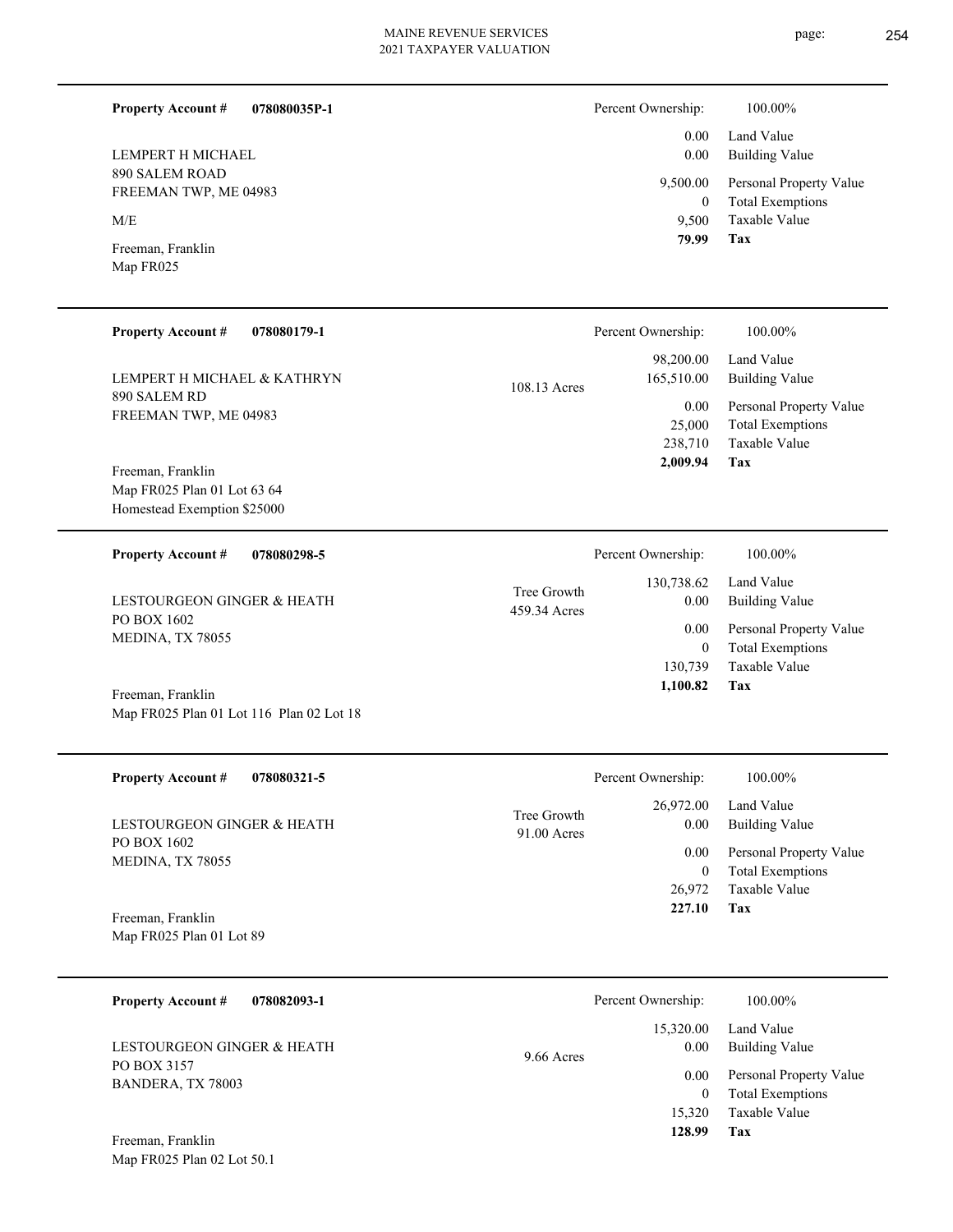**Property Account #** **078080035P-1**

LEMPERT H MICHAEL
890 SALEM ROAD
FREEMAN TWP, ME 04983

M/E

Freeman, Franklin
Map FR025

| Percent Ownership: | 100.00% |
|---|---|
| 0.00 | Land Value |
| 0.00 | Building Value |
| 9,500.00 | Personal Property Value |
| 0 | Total Exemptions |
| 9,500 | Taxable Value |
| **79.99** | **Tax** |

---

**Property Account #** **078080179-1**

LEMPERT H MICHAEL & KATHRYN
890 SALEM RD
FREEMAN TWP, ME 04983

Freeman, Franklin
Map FR025 Plan 01 Lot 63 64
Homestead Exemption $25000

108.13 Acres

| Percent Ownership: | 100.00% |
|---|---|
| 98,200.00 | Land Value |
| 165,510.00 | Building Value |
| 0.00 | Personal Property Value |
| 25,000 | Total Exemptions |
| 238,710 | Taxable Value |
| **2,009.94** | **Tax** |

---

**Property Account #** **078080298-5**

LESTOURGEON GINGER & HEATH
PO BOX 1602
MEDINA, TX 78055

Freeman, Franklin
Map FR025 Plan 01 Lot 116 Plan 02 Lot 18

Tree Growth
459.34 Acres

| Percent Ownership: | 100.00% |
|---|---|
| 130,738.62 | Land Value |
| 0.00 | Building Value |
| 0.00 | Personal Property Value |
| 0 | Total Exemptions |
| 130,739 | Taxable Value |
| **1,100.82** | **Tax** |

---

**Property Account #** **078080321-5**

LESTOURGEON GINGER & HEATH
PO BOX 1602
MEDINA, TX 78055

Freeman, Franklin
Map FR025 Plan 01 Lot 89

Tree Growth
91.00 Acres

| Percent Ownership: | 100.00% |
|---|---|
| 26,972.00 | Land Value |
| 0.00 | Building Value |
| 0.00 | Personal Property Value |
| 0 | Total Exemptions |
| 26,972 | Taxable Value |
| **227.10** | **Tax** |

---

**Property Account #** **078082093-1**

LESTOURGEON GINGER & HEATH
PO BOX 3157
BANDERA, TX 78003

Freeman, Franklin
Map FR025 Plan 02 Lot 50.1

9.66 Acres

| Percent Ownership: | 100.00% |
|---|---|
| 15,320.00 | Land Value |
| 0.00 | Building Value |
| 0.00 | Personal Property Value |
| 0 | Total Exemptions |
| 15,320 | Taxable Value |
| **128.99** | **Tax** |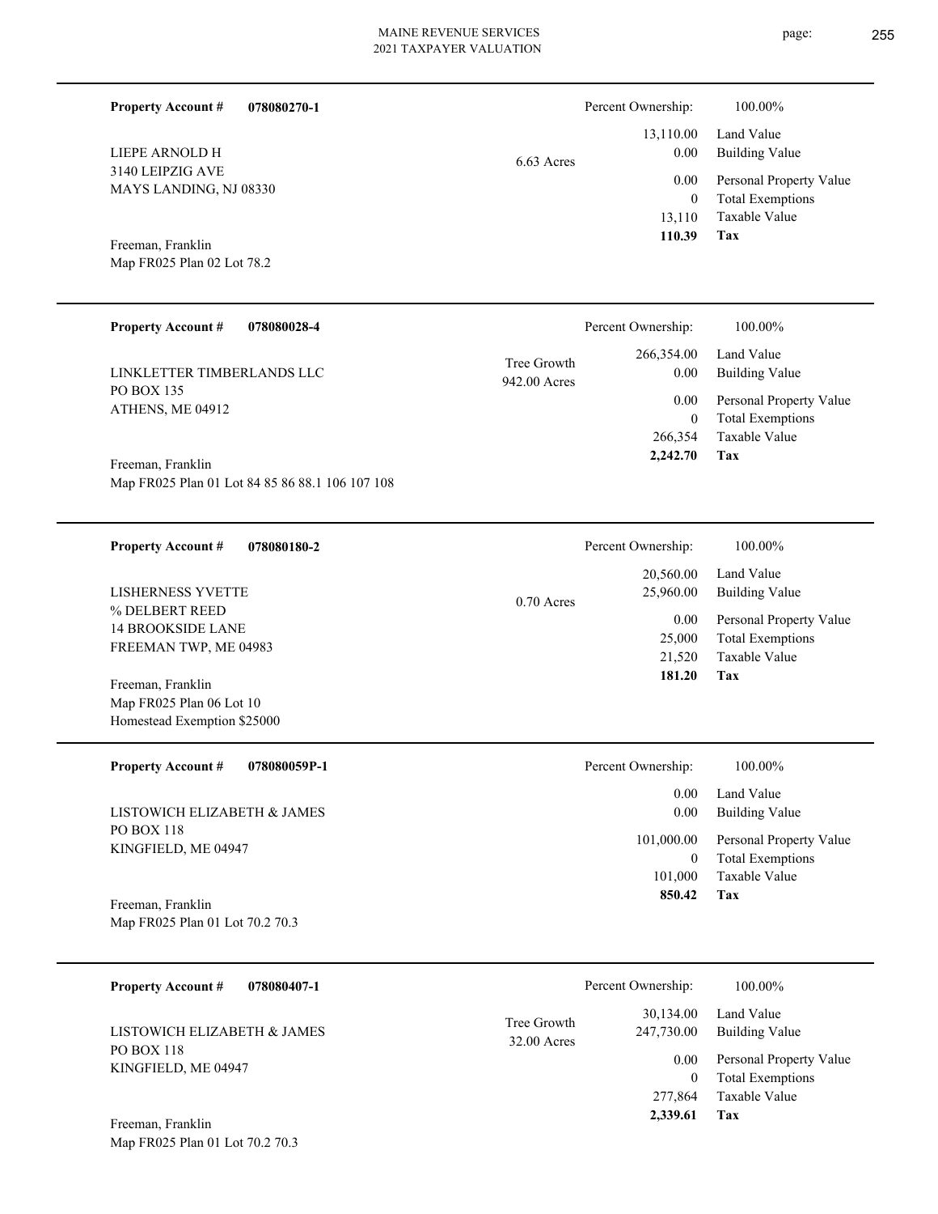**Property Account #** **078080270-1**

LIEPE ARNOLD H
3140 LEIPZIG AVE
MAYS LANDING, NJ 08330

Freeman, Franklin
Map FR025 Plan 02 Lot 78.2

6.63 Acres

| Percent Ownership: | 100.00% |
|---|---|
| 13,110.00 | Land Value |
| 0.00 | Building Value |
| 0.00 | Personal Property Value |
| 0 | Total Exemptions |
| 13,110 | Taxable Value |
| **110.39** | **Tax** |

---

**Property Account #** **078080028-4**

LINKLETTER TIMBERLANDS LLC
PO BOX 135
ATHENS, ME 04912

Freeman, Franklin
Map FR025 Plan 01 Lot 84 85 86 88.1 106 107 108

Tree Growth
942.00 Acres

| Percent Ownership: | 100.00% |
|---|---|
| 266,354.00 | Land Value |
| 0.00 | Building Value |
| 0.00 | Personal Property Value |
| 0 | Total Exemptions |
| 266,354 | Taxable Value |
| **2,242.70** | **Tax** |

---

**Property Account #** **078080180-2**

LISHERNESS YVETTE
% DELBERT REED
14 BROOKSIDE LANE
FREEMAN TWP, ME 04983

Freeman, Franklin
Map FR025 Plan 06 Lot 10
Homestead Exemption $25000

0.70 Acres

| Percent Ownership: | 100.00% |
|---|---|
| 20,560.00 | Land Value |
| 25,960.00 | Building Value |
| 0.00 | Personal Property Value |
| 25,000 | Total Exemptions |
| 21,520 | Taxable Value |
| **181.20** | **Tax** |

---

**Property Account #** **078080059P-1**

LISTOWICH ELIZABETH & JAMES
PO BOX 118
KINGFIELD, ME 04947

Freeman, Franklin
Map FR025 Plan 01 Lot 70.2 70.3

| Percent Ownership: | 100.00% |
|---|---|
| 0.00 | Land Value |
| 0.00 | Building Value |
| 101,000.00 | Personal Property Value |
| 0 | Total Exemptions |
| 101,000 | Taxable Value |
| **850.42** | **Tax** |

---

**Property Account #** **078080407-1**

LISTOWICH ELIZABETH & JAMES
PO BOX 118
KINGFIELD, ME 04947

Freeman, Franklin
Map FR025 Plan 01 Lot 70.2 70.3

Tree Growth
32.00 Acres

| Percent Ownership: | 100.00% |
|---|---|
| 30,134.00 | Land Value |
| 247,730.00 | Building Value |
| 0.00 | Personal Property Value |
| 0 | Total Exemptions |
| 277,864 | Taxable Value |
| **2,339.61** | **Tax** |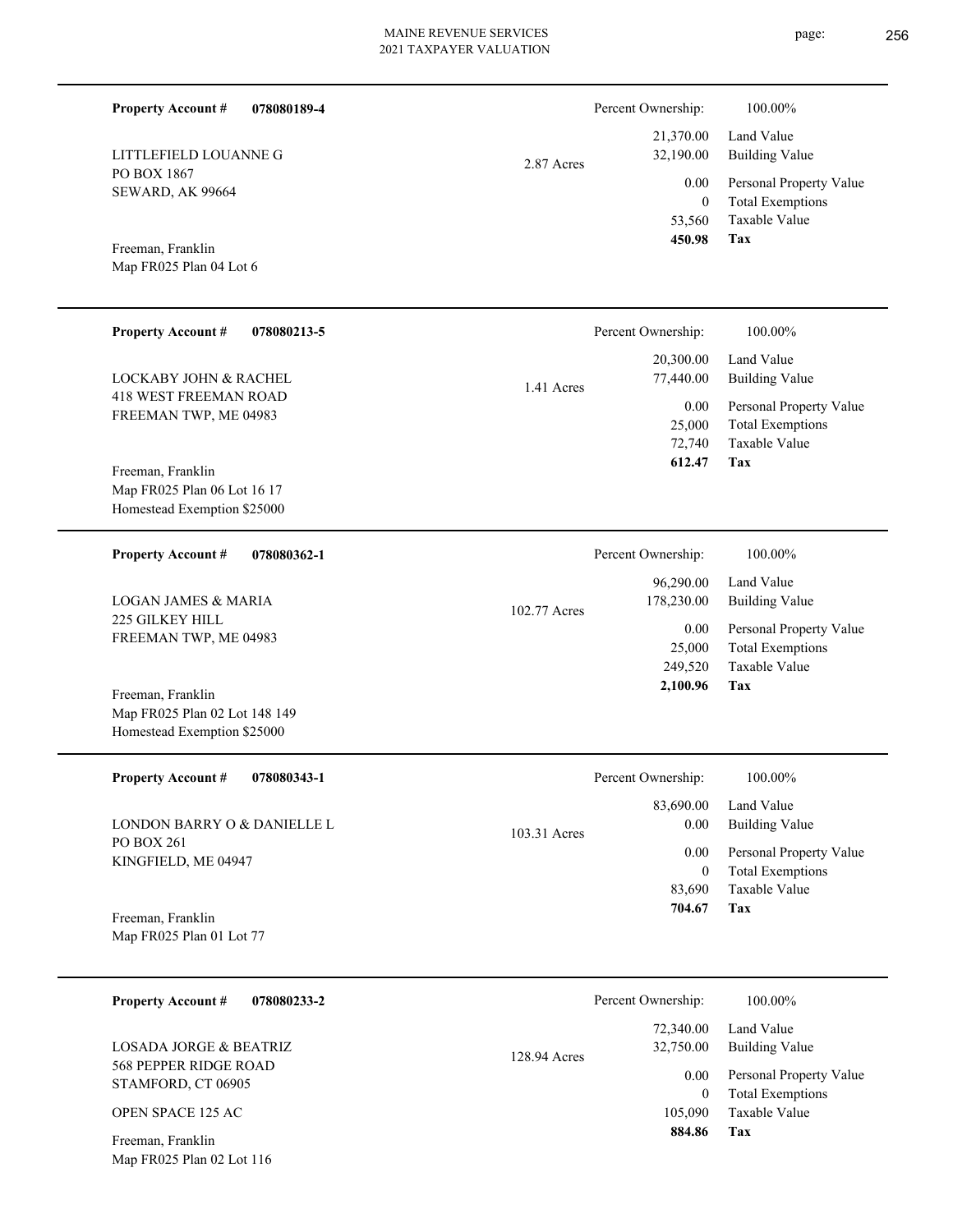**Property Account #** **078080189-4**

LITTLEFIELD LOUANNE G
PO BOX 1867
SEWARD, AK 99664

Freeman, Franklin
Map FR025 Plan 04 Lot 6

2.87 Acres

| Percent Ownership: | 100.00% |
|---|---|
| 21,370.00 | Land Value |
| 32,190.00 | Building Value |
| 0.00 | Personal Property Value |
| 0 | Total Exemptions |
| 53,560 | Taxable Value |
| **450.98** | **Tax** |

---

**Property Account #** **078080213-5**

LOCKABY JOHN & RACHEL
418 WEST FREEMAN ROAD
FREEMAN TWP, ME 04983

Freeman, Franklin
Map FR025 Plan 06 Lot 16 17
Homestead Exemption $25000

1.41 Acres

| Percent Ownership: | 100.00% |
|---|---|
| 20,300.00 | Land Value |
| 77,440.00 | Building Value |
| 0.00 | Personal Property Value |
| 25,000 | Total Exemptions |
| 72,740 | Taxable Value |
| **612.47** | **Tax** |

---

**Property Account #** **078080362-1**

LOGAN JAMES & MARIA
225 GILKEY HILL
FREEMAN TWP, ME 04983

Freeman, Franklin
Map FR025 Plan 02 Lot 148 149
Homestead Exemption $25000

102.77 Acres

| Percent Ownership: | 100.00% |
|---|---|
| 96,290.00 | Land Value |
| 178,230.00 | Building Value |
| 0.00 | Personal Property Value |
| 25,000 | Total Exemptions |
| 249,520 | Taxable Value |
| **2,100.96** | **Tax** |

---

**Property Account #** **078080343-1**

LONDON BARRY O & DANIELLE L
PO BOX 261
KINGFIELD, ME 04947

Freeman, Franklin
Map FR025 Plan 01 Lot 77

103.31 Acres

| Percent Ownership: | 100.00% |
|---|---|
| 83,690.00 | Land Value |
| 0.00 | Building Value |
| 0.00 | Personal Property Value |
| 0 | Total Exemptions |
| 83,690 | Taxable Value |
| **704.67** | **Tax** |

---

**Property Account #** **078080233-2**

LOSADA JORGE & BEATRIZ
568 PEPPER RIDGE ROAD
STAMFORD, CT 06905

OPEN SPACE 125 AC

Freeman, Franklin
Map FR025 Plan 02 Lot 116

128.94 Acres

| Percent Ownership: | 100.00% |
|---|---|
| 72,340.00 | Land Value |
| 32,750.00 | Building Value |
| 0.00 | Personal Property Value |
| 0 | Total Exemptions |
| 105,090 | Taxable Value |
| **884.86** | **Tax** |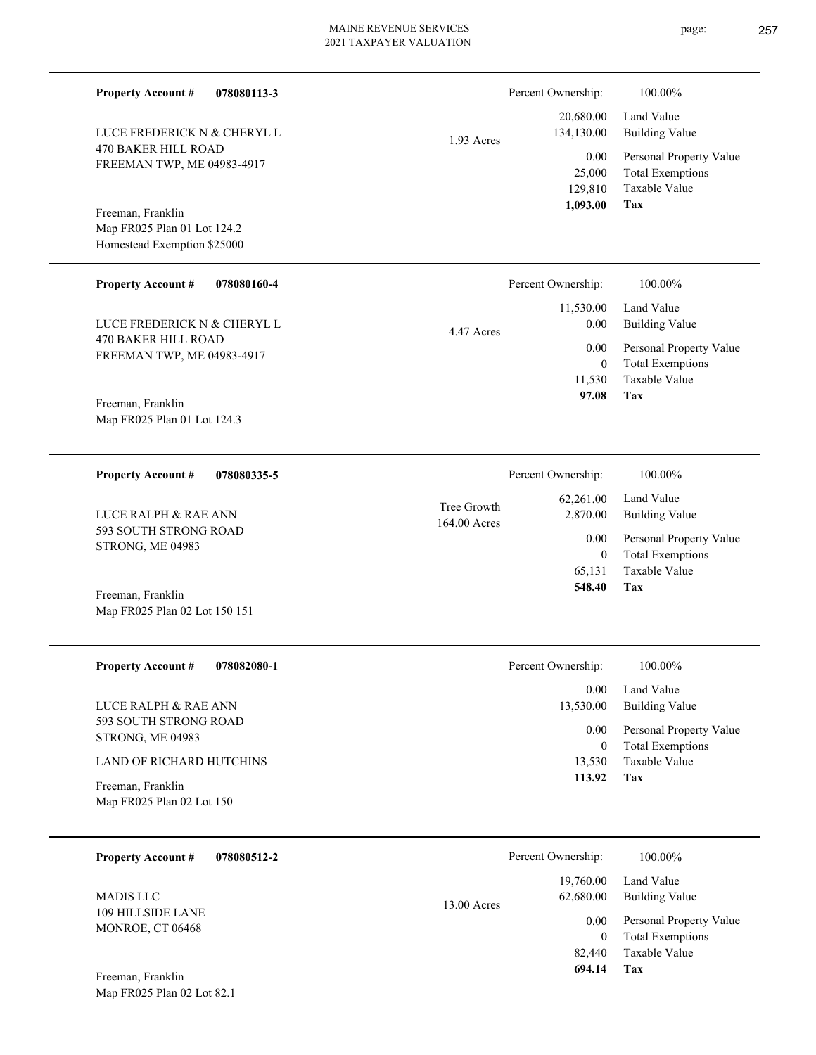**Property Account #** **078080113-3**

LUCE FREDERICK N & CHERYL L
470 BAKER HILL ROAD
FREEMAN TWP, ME 04983-4917

Freeman, Franklin
Map FR025 Plan 01 Lot 124.2
Homestead Exemption $25000

1.93 Acres

| Percent Ownership: | 100.00% |
|---|---|
| 20,680.00 | Land Value |
| 134,130.00 | Building Value |
| 0.00 | Personal Property Value |
| 25,000 | Total Exemptions |
| 129,810 | Taxable Value |
| **1,093.00** | **Tax** |

---

**Property Account #** **078080160-4**

LUCE FREDERICK N & CHERYL L
470 BAKER HILL ROAD
FREEMAN TWP, ME 04983-4917

Freeman, Franklin
Map FR025 Plan 01 Lot 124.3

4.47 Acres

| Percent Ownership: | 100.00% |
|---|---|
| 11,530.00 | Land Value |
| 0.00 | Building Value |
| 0.00 | Personal Property Value |
| 0 | Total Exemptions |
| 11,530 | Taxable Value |
| **97.08** | **Tax** |

---

**Property Account #** **078080335-5**

LUCE RALPH & RAE ANN
593 SOUTH STRONG ROAD
STRONG, ME 04983

Freeman, Franklin
Map FR025 Plan 02 Lot 150 151

Tree Growth
164.00 Acres

| Percent Ownership: | 100.00% |
|---|---|
| 62,261.00 | Land Value |
| 2,870.00 | Building Value |
| 0.00 | Personal Property Value |
| 0 | Total Exemptions |
| 65,131 | Taxable Value |
| **548.40** | **Tax** |

---

**Property Account #** **078082080-1**

LUCE RALPH & RAE ANN
593 SOUTH STRONG ROAD
STRONG, ME 04983

LAND OF RICHARD HUTCHINS

Freeman, Franklin
Map FR025 Plan 02 Lot 150

| Percent Ownership: | 100.00% |
|---|---|
| 0.00 | Land Value |
| 13,530.00 | Building Value |
| 0.00 | Personal Property Value |
| 0 | Total Exemptions |
| 13,530 | Taxable Value |
| **113.92** | **Tax** |

---

**Property Account #** **078080512-2**

MADIS LLC
109 HILLSIDE LANE
MONROE, CT 06468

Freeman, Franklin
Map FR025 Plan 02 Lot 82.1

13.00 Acres

| Percent Ownership: | 100.00% |
|---|---|
| 19,760.00 | Land Value |
| 62,680.00 | Building Value |
| 0.00 | Personal Property Value |
| 0 | Total Exemptions |
| 82,440 | Taxable Value |
| **694.14** | **Tax** |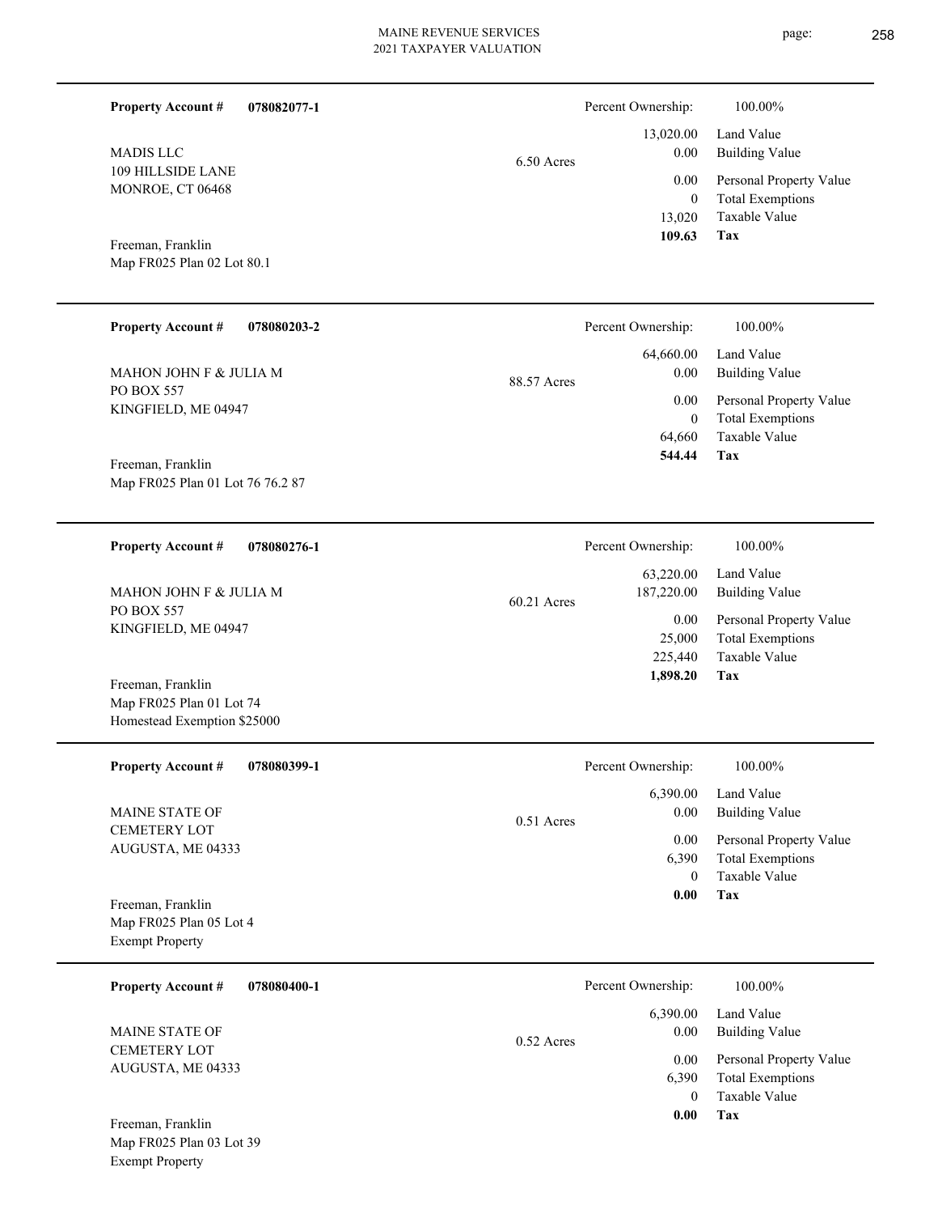**Property Account #** **078082077-1**

MADIS LLC
109 HILLSIDE LANE
MONROE, CT 06468

Freeman, Franklin
Map FR025 Plan 02 Lot 80.1

6.50 Acres

| | |
|---|---|
| Percent Ownership: | 100.00% |
| 13,020.00 | Land Value |
| 0.00 | Building Value |
| 0.00 | Personal Property Value |
| 0 | Total Exemptions |
| 13,020 | Taxable Value |
| **109.63** | **Tax** |

---

**Property Account #** **078080203-2**

MAHON JOHN F & JULIA M
PO BOX 557
KINGFIELD, ME 04947

Freeman, Franklin
Map FR025 Plan 01 Lot 76 76.2 87

88.57 Acres

| | |
|---|---|
| Percent Ownership: | 100.00% |
| 64,660.00 | Land Value |
| 0.00 | Building Value |
| 0.00 | Personal Property Value |
| 0 | Total Exemptions |
| 64,660 | Taxable Value |
| **544.44** | **Tax** |

---

**Property Account #** **078080276-1**

MAHON JOHN F & JULIA M
PO BOX 557
KINGFIELD, ME 04947

Freeman, Franklin
Map FR025 Plan 01 Lot 74
Homestead Exemption $25000

60.21 Acres

| | |
|---|---|
| Percent Ownership: | 100.00% |
| 63,220.00 | Land Value |
| 187,220.00 | Building Value |
| 0.00 | Personal Property Value |
| 25,000 | Total Exemptions |
| 225,440 | Taxable Value |
| **1,898.20** | **Tax** |

---

**Property Account #** **078080399-1**

MAINE STATE OF
CEMETERY LOT
AUGUSTA, ME 04333

Freeman, Franklin
Map FR025 Plan 05 Lot 4
Exempt Property

0.51 Acres

| | |
|---|---|
| Percent Ownership: | 100.00% |
| 6,390.00 | Land Value |
| 0.00 | Building Value |
| 0.00 | Personal Property Value |
| 6,390 | Total Exemptions |
| 0 | Taxable Value |
| **0.00** | **Tax** |

---

**Property Account #** **078080400-1**

MAINE STATE OF
CEMETERY LOT
AUGUSTA, ME 04333

Freeman, Franklin
Map FR025 Plan 03 Lot 39
Exempt Property

0.52 Acres

| | |
|---|---|
| Percent Ownership: | 100.00% |
| 6,390.00 | Land Value |
| 0.00 | Building Value |
| 0.00 | Personal Property Value |
| 6,390 | Total Exemptions |
| 0 | Taxable Value |
| **0.00** | **Tax** |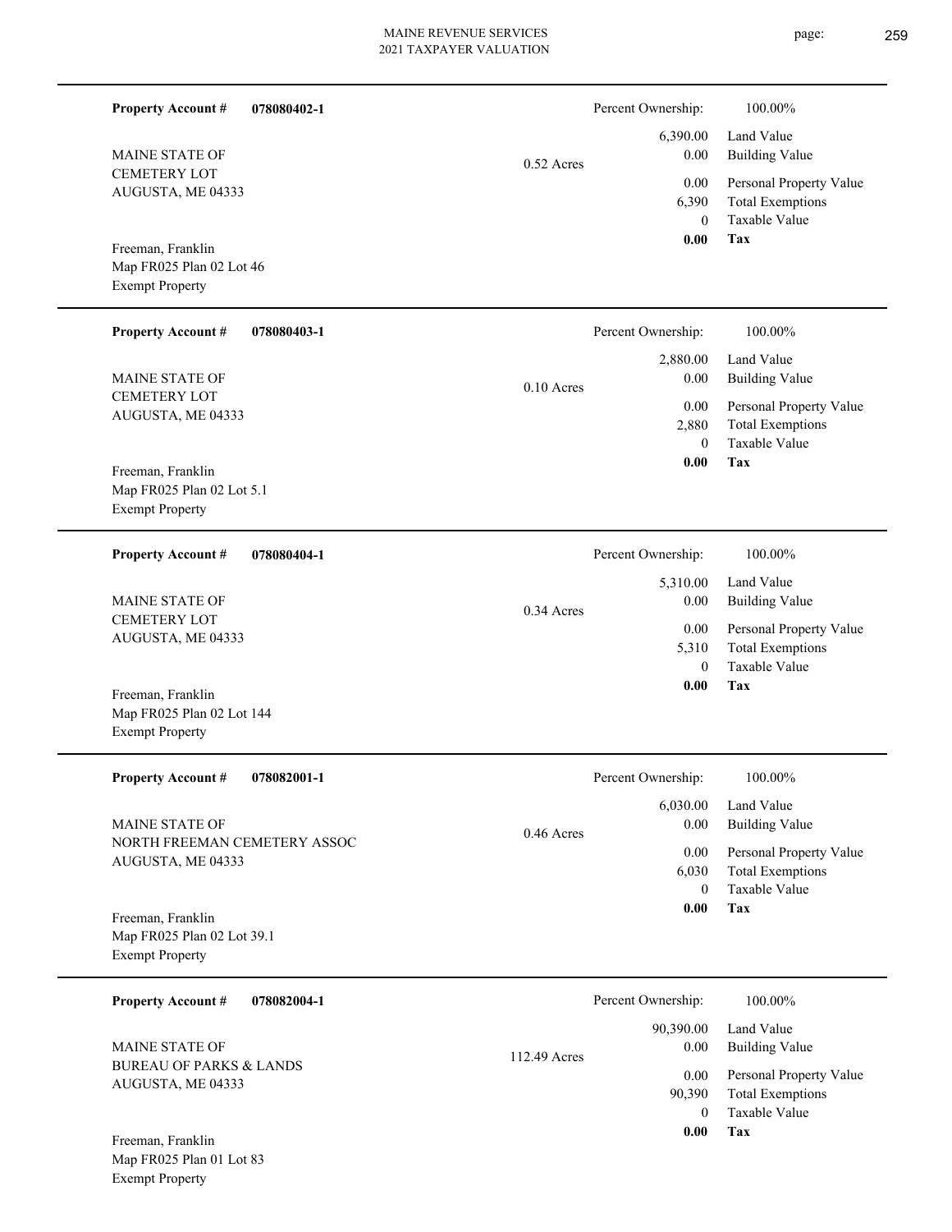**Property Account #** **078080402-1**

MAINE STATE OF
CEMETERY LOT
AUGUSTA, ME 04333

Freeman, Franklin
Map FR025 Plan 02 Lot 46
Exempt Property

0.52 Acres

| Percent Ownership: | 100.00% |
|---|---|
| 6,390.00 | Land Value |
| 0.00 | Building Value |
| 0.00 | Personal Property Value |
| 6,390 | Total Exemptions |
| 0 | Taxable Value |
| **0.00** | **Tax** |

---

**Property Account #** **078080403-1**

MAINE STATE OF
CEMETERY LOT
AUGUSTA, ME 04333

Freeman, Franklin
Map FR025 Plan 02 Lot 5.1
Exempt Property

0.10 Acres

| Percent Ownership: | 100.00% |
|---|---|
| 2,880.00 | Land Value |
| 0.00 | Building Value |
| 0.00 | Personal Property Value |
| 2,880 | Total Exemptions |
| 0 | Taxable Value |
| **0.00** | **Tax** |

---

**Property Account #** **078080404-1**

MAINE STATE OF
CEMETERY LOT
AUGUSTA, ME 04333

Freeman, Franklin
Map FR025 Plan 02 Lot 144
Exempt Property

0.34 Acres

| Percent Ownership: | 100.00% |
|---|---|
| 5,310.00 | Land Value |
| 0.00 | Building Value |
| 0.00 | Personal Property Value |
| 5,310 | Total Exemptions |
| 0 | Taxable Value |
| **0.00** | **Tax** |

---

**Property Account #** **078082001-1**

MAINE STATE OF
NORTH FREEMAN CEMETERY ASSOC
AUGUSTA, ME 04333

Freeman, Franklin
Map FR025 Plan 02 Lot 39.1
Exempt Property

0.46 Acres

| Percent Ownership: | 100.00% |
|---|---|
| 6,030.00 | Land Value |
| 0.00 | Building Value |
| 0.00 | Personal Property Value |
| 6,030 | Total Exemptions |
| 0 | Taxable Value |
| **0.00** | **Tax** |

---

**Property Account #** **078082004-1**

MAINE STATE OF
BUREAU OF PARKS & LANDS
AUGUSTA, ME 04333

Freeman, Franklin
Map FR025 Plan 01 Lot 83
Exempt Property

112.49 Acres

| Percent Ownership: | 100.00% |
|---|---|
| 90,390.00 | Land Value |
| 0.00 | Building Value |
| 0.00 | Personal Property Value |
| 90,390 | Total Exemptions |
| 0 | Taxable Value |
| **0.00** | **Tax** |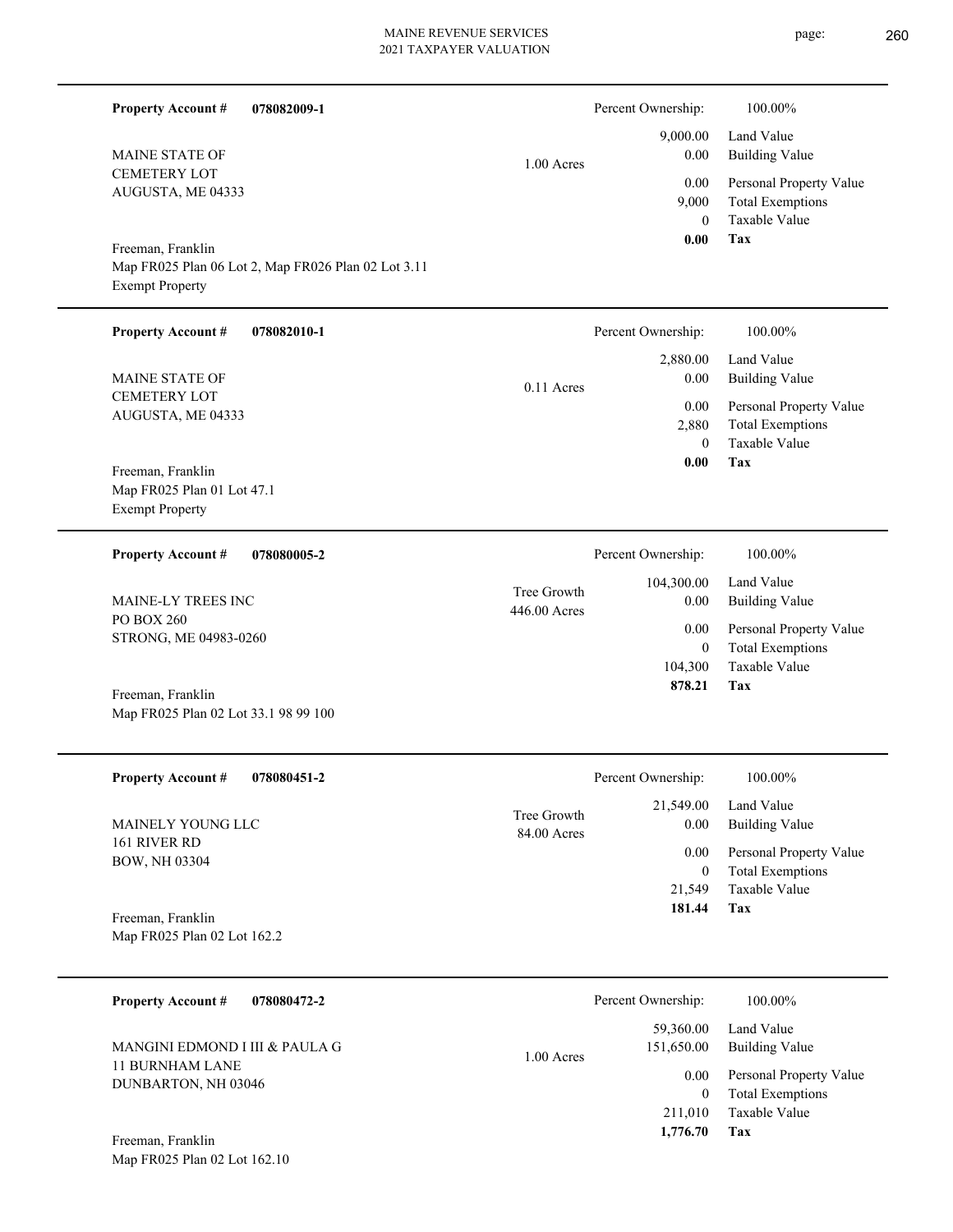**Property Account #** **078082009-1**

MAINE STATE OF
CEMETERY LOT
AUGUSTA, ME 04333

Freeman, Franklin
Map FR025 Plan 06 Lot 2, Map FR026 Plan 02 Lot 3.11
Exempt Property

1.00 Acres

| | |
|---|---|
| Percent Ownership: | 100.00% |
| 9,000.00 | Land Value |
| 0.00 | Building Value |
| 0.00 | Personal Property Value |
| 9,000 | Total Exemptions |
| 0 | Taxable Value |
| **0.00** | **Tax** |

---

**Property Account #** **078082010-1**

MAINE STATE OF
CEMETERY LOT
AUGUSTA, ME 04333

Freeman, Franklin
Map FR025 Plan 01 Lot 47.1
Exempt Property

0.11 Acres

| | |
|---|---|
| Percent Ownership: | 100.00% |
| 2,880.00 | Land Value |
| 0.00 | Building Value |
| 0.00 | Personal Property Value |
| 2,880 | Total Exemptions |
| 0 | Taxable Value |
| **0.00** | **Tax** |

---

**Property Account #** **078080005-2**

MAINE-LY TREES INC
PO BOX 260
STRONG, ME 04983-0260

Freeman, Franklin
Map FR025 Plan 02 Lot 33.1 98 99 100

Tree Growth
446.00 Acres

| | |
|---|---|
| Percent Ownership: | 100.00% |
| 104,300.00 | Land Value |
| 0.00 | Building Value |
| 0.00 | Personal Property Value |
| 0 | Total Exemptions |
| 104,300 | Taxable Value |
| **878.21** | **Tax** |

---

**Property Account #** **078080451-2**

MAINELY YOUNG LLC
161 RIVER RD
BOW, NH 03304

Freeman, Franklin
Map FR025 Plan 02 Lot 162.2

Tree Growth
84.00 Acres

| | |
|---|---|
| Percent Ownership: | 100.00% |
| 21,549.00 | Land Value |
| 0.00 | Building Value |
| 0.00 | Personal Property Value |
| 0 | Total Exemptions |
| 21,549 | Taxable Value |
| **181.44** | **Tax** |

---

**Property Account #** **078080472-2**

MANGINI EDMOND I III & PAULA G
11 BURNHAM LANE
DUNBARTON, NH 03046

Freeman, Franklin
Map FR025 Plan 02 Lot 162.10

1.00 Acres

| | |
|---|---|
| Percent Ownership: | 100.00% |
| 59,360.00 | Land Value |
| 151,650.00 | Building Value |
| 0.00 | Personal Property Value |
| 0 | Total Exemptions |
| 211,010 | Taxable Value |
| **1,776.70** | **Tax** |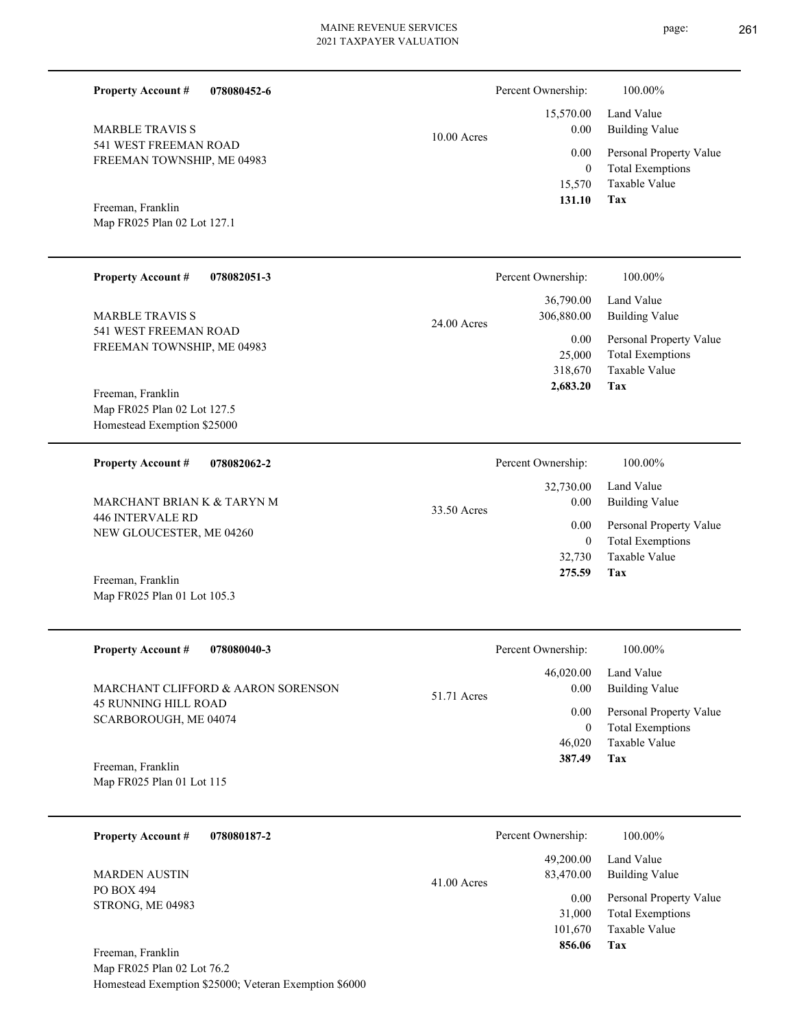**Property Account #** **078080452-6**

MARBLE TRAVIS S
541 WEST FREEMAN ROAD
FREEMAN TOWNSHIP, ME 04983

Freeman, Franklin
Map FR025 Plan 02 Lot 127.1

10.00 Acres

| Percent Ownership: | 100.00% |
|---|---|
| 15,570.00 | Land Value |
| 0.00 | Building Value |
| 0.00 | Personal Property Value |
| 0 | Total Exemptions |
| 15,570 | Taxable Value |
| **131.10** | **Tax** |

---

**Property Account #** **078082051-3**

MARBLE TRAVIS S
541 WEST FREEMAN ROAD
FREEMAN TOWNSHIP, ME 04983

Freeman, Franklin
Map FR025 Plan 02 Lot 127.5
Homestead Exemption $25000

24.00 Acres

| Percent Ownership: | 100.00% |
|---|---|
| 36,790.00 | Land Value |
| 306,880.00 | Building Value |
| 0.00 | Personal Property Value |
| 25,000 | Total Exemptions |
| 318,670 | Taxable Value |
| **2,683.20** | **Tax** |

---

**Property Account #** **078082062-2**

MARCHANT BRIAN K & TARYN M
446 INTERVALE RD
NEW GLOUCESTER, ME 04260

Freeman, Franklin
Map FR025 Plan 01 Lot 105.3

33.50 Acres

| Percent Ownership: | 100.00% |
|---|---|
| 32,730.00 | Land Value |
| 0.00 | Building Value |
| 0.00 | Personal Property Value |
| 0 | Total Exemptions |
| 32,730 | Taxable Value |
| **275.59** | **Tax** |

---

**Property Account #** **078080040-3**

MARCHANT CLIFFORD & AARON SORENSON
45 RUNNING HILL ROAD
SCARBOROUGH, ME 04074

Freeman, Franklin
Map FR025 Plan 01 Lot 115

51.71 Acres

| Percent Ownership: | 100.00% |
|---|---|
| 46,020.00 | Land Value |
| 0.00 | Building Value |
| 0.00 | Personal Property Value |
| 0 | Total Exemptions |
| 46,020 | Taxable Value |
| **387.49** | **Tax** |

---

**Property Account #** **078080187-2**

MARDEN AUSTIN
PO BOX 494
STRONG, ME 04983

Freeman, Franklin
Map FR025 Plan 02 Lot 76.2
Homestead Exemption $25000; Veteran Exemption $6000

41.00 Acres

| Percent Ownership: | 100.00% |
|---|---|
| 49,200.00 | Land Value |
| 83,470.00 | Building Value |
| 0.00 | Personal Property Value |
| 31,000 | Total Exemptions |
| 101,670 | Taxable Value |
| **856.06** | **Tax** |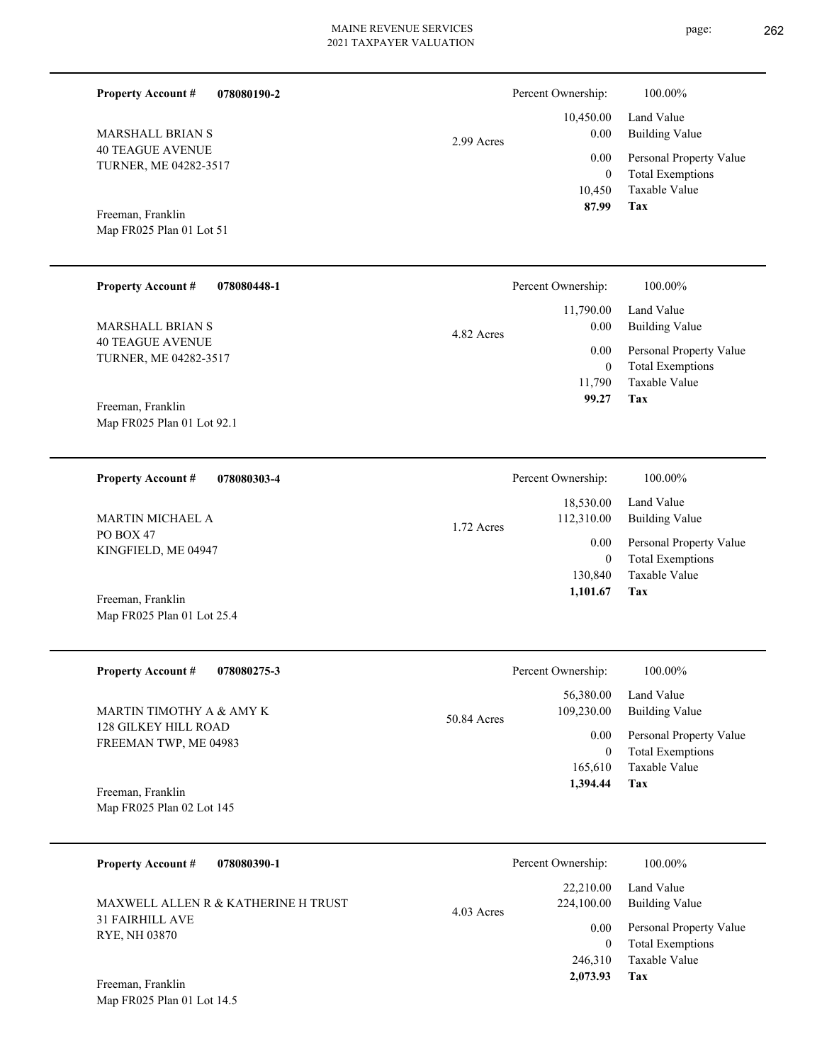**Property Account #** **078080190-2**

MARSHALL BRIAN S
40 TEAGUE AVENUE
TURNER, ME 04282-3517

Freeman, Franklin
Map FR025 Plan 01 Lot 51

2.99 Acres

| | |
|---|---|
| Percent Ownership: | 100.00% |
| 10,450.00 | Land Value |
| 0.00 | Building Value |
| 0.00 | Personal Property Value |
| 0 | Total Exemptions |
| 10,450 | Taxable Value |
| **87.99** | **Tax** |

---

**Property Account #** **078080448-1**

MARSHALL BRIAN S
40 TEAGUE AVENUE
TURNER, ME 04282-3517

Freeman, Franklin
Map FR025 Plan 01 Lot 92.1

4.82 Acres

| | |
|---|---|
| Percent Ownership: | 100.00% |
| 11,790.00 | Land Value |
| 0.00 | Building Value |
| 0.00 | Personal Property Value |
| 0 | Total Exemptions |
| 11,790 | Taxable Value |
| **99.27** | **Tax** |

---

**Property Account #** **078080303-4**

MARTIN MICHAEL A
PO BOX 47
KINGFIELD, ME 04947

Freeman, Franklin
Map FR025 Plan 01 Lot 25.4

1.72 Acres

| | |
|---|---|
| Percent Ownership: | 100.00% |
| 18,530.00 | Land Value |
| 112,310.00 | Building Value |
| 0.00 | Personal Property Value |
| 0 | Total Exemptions |
| 130,840 | Taxable Value |
| **1,101.67** | **Tax** |

---

**Property Account #** **078080275-3**

MARTIN TIMOTHY A & AMY K
128 GILKEY HILL ROAD
FREEMAN TWP, ME 04983

Freeman, Franklin
Map FR025 Plan 02 Lot 145

50.84 Acres

| | |
|---|---|
| Percent Ownership: | 100.00% |
| 56,380.00 | Land Value |
| 109,230.00 | Building Value |
| 0.00 | Personal Property Value |
| 0 | Total Exemptions |
| 165,610 | Taxable Value |
| **1,394.44** | **Tax** |

---

**Property Account #** **078080390-1**

MAXWELL ALLEN R & KATHERINE H TRUST
31 FAIRHILL AVE
RYE, NH 03870

Freeman, Franklin
Map FR025 Plan 01 Lot 14.5

4.03 Acres

| | |
|---|---|
| Percent Ownership: | 100.00% |
| 22,210.00 | Land Value |
| 224,100.00 | Building Value |
| 0.00 | Personal Property Value |
| 0 | Total Exemptions |
| 246,310 | Taxable Value |
| **2,073.93** | **Tax** |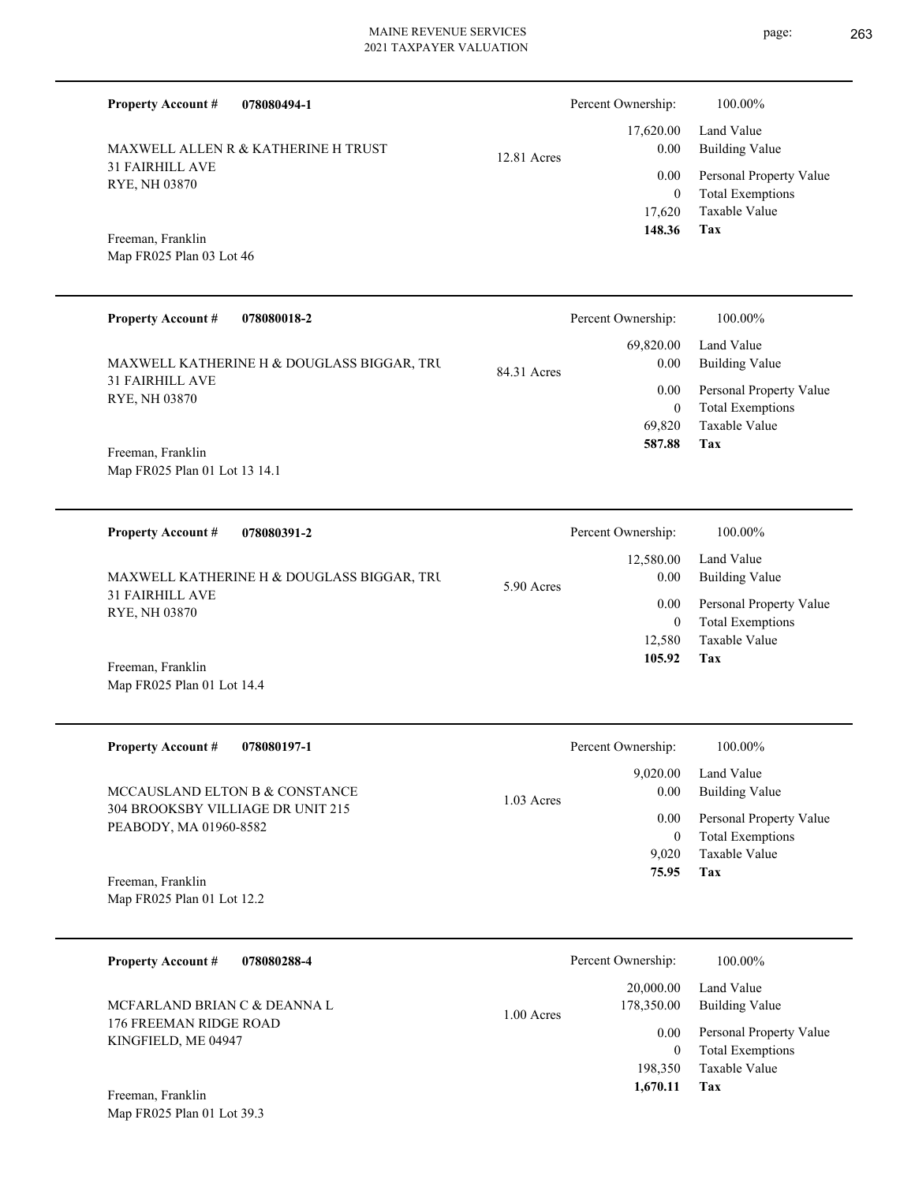**Property Account #** **078080494-1**

MAXWELL ALLEN R & KATHERINE H TRUST
31 FAIRHILL AVE
RYE, NH 03870

Freeman, Franklin
Map FR025 Plan 03 Lot 46

12.81 Acres

| | |
|---|---|
| Percent Ownership: | 100.00% |
| 17,620.00 | Land Value |
| 0.00 | Building Value |
| 0.00 | Personal Property Value |
| 0 | Total Exemptions |
| 17,620 | Taxable Value |
| **148.36** | **Tax** |

---

**Property Account #** **078080018-2**

MAXWELL KATHERINE H & DOUGLASS BIGGAR, TRU
31 FAIRHILL AVE
RYE, NH 03870

Freeman, Franklin
Map FR025 Plan 01 Lot 13 14.1

84.31 Acres

| | |
|---|---|
| Percent Ownership: | 100.00% |
| 69,820.00 | Land Value |
| 0.00 | Building Value |
| 0.00 | Personal Property Value |
| 0 | Total Exemptions |
| 69,820 | Taxable Value |
| **587.88** | **Tax** |

---

**Property Account #** **078080391-2**

MAXWELL KATHERINE H & DOUGLASS BIGGAR, TRU
31 FAIRHILL AVE
RYE, NH 03870

Freeman, Franklin
Map FR025 Plan 01 Lot 14.4

5.90 Acres

| | |
|---|---|
| Percent Ownership: | 100.00% |
| 12,580.00 | Land Value |
| 0.00 | Building Value |
| 0.00 | Personal Property Value |
| 0 | Total Exemptions |
| 12,580 | Taxable Value |
| **105.92** | **Tax** |

---

**Property Account #** **078080197-1**

MCCAUSLAND ELTON B & CONSTANCE
304 BROOKSBY VILLIAGE DR UNIT 215
PEABODY, MA 01960-8582

Freeman, Franklin
Map FR025 Plan 01 Lot 12.2

1.03 Acres

| | |
|---|---|
| Percent Ownership: | 100.00% |
| 9,020.00 | Land Value |
| 0.00 | Building Value |
| 0.00 | Personal Property Value |
| 0 | Total Exemptions |
| 9,020 | Taxable Value |
| **75.95** | **Tax** |

---

**Property Account #** **078080288-4**

MCFARLAND BRIAN C & DEANNA L
176 FREEMAN RIDGE ROAD
KINGFIELD, ME 04947

Freeman, Franklin
Map FR025 Plan 01 Lot 39.3

1.00 Acres

| | |
|---|---|
| Percent Ownership: | 100.00% |
| 20,000.00 | Land Value |
| 178,350.00 | Building Value |
| 0.00 | Personal Property Value |
| 0 | Total Exemptions |
| 198,350 | Taxable Value |
| **1,670.11** | **Tax** |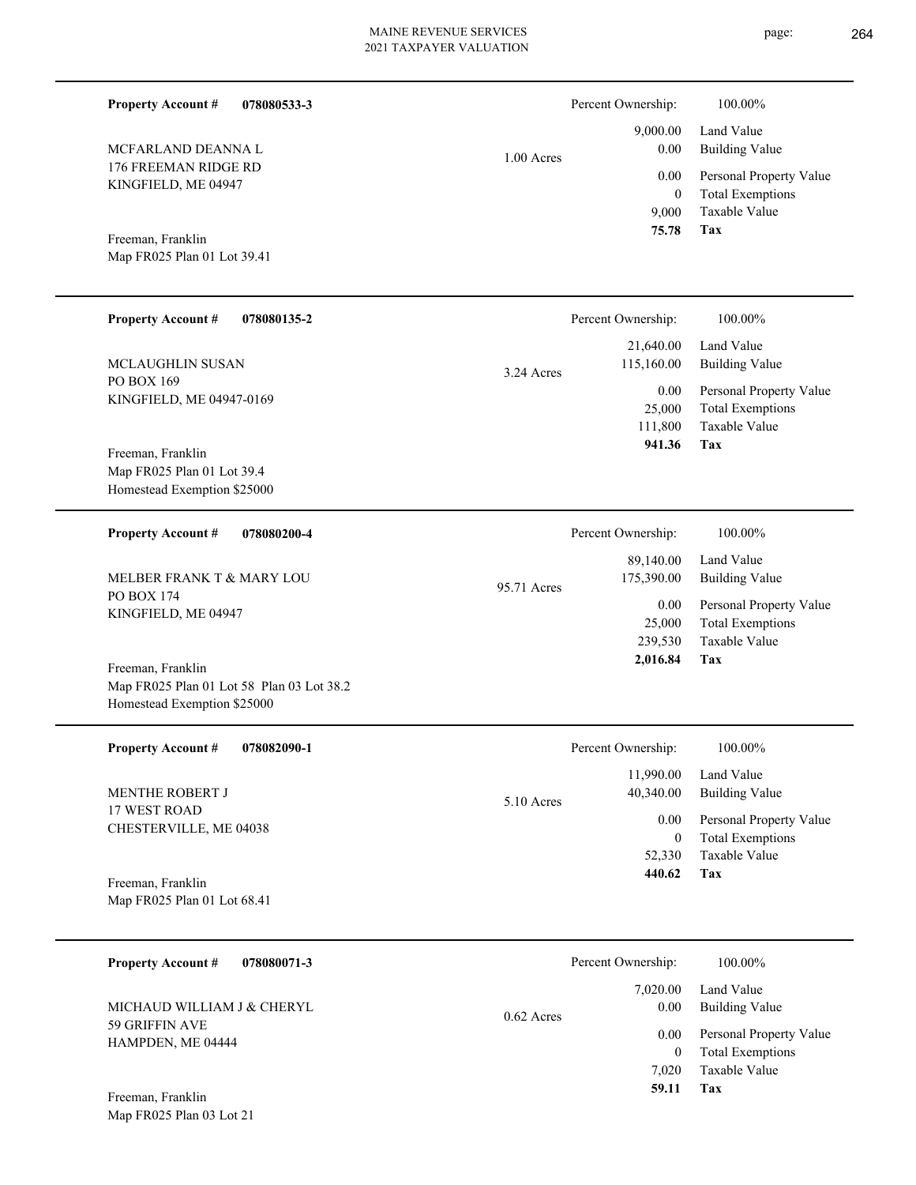| Property Account # | 078080533-3 | | Percent Ownership: | 100.00% |
|---|---|---|---|---|
| MCFARLAND DEANNA L | | 1.00 Acres | 9,000.00 | Land Value |
| 176 FREEMAN RIDGE RD | | | 0.00 | Building Value |
| KINGFIELD, ME 04947 | | | 0.00 | Personal Property Value |
| | | | 0 | Total Exemptions |
| | | | 9,000 | Taxable Value |
| Freeman, Franklin | | | **75.78** | **Tax** |
| Map FR025 Plan 01 Lot 39.41 | | | | |

| Property Account # | 078080135-2 | | Percent Ownership: | 100.00% |
|---|---|---|---|---|
| MCLAUGHLIN SUSAN | | 3.24 Acres | 21,640.00 | Land Value |
| PO BOX 169 | | | 115,160.00 | Building Value |
| KINGFIELD, ME 04947-0169 | | | 0.00 | Personal Property Value |
| | | | 25,000 | Total Exemptions |
| | | | 111,800 | Taxable Value |
| Freeman, Franklin | | | **941.36** | **Tax** |
| Map FR025 Plan 01 Lot 39.4 | | | | |
| Homestead Exemption $25000 | | | | |

| Property Account # | 078080200-4 | | Percent Ownership: | 100.00% |
|---|---|---|---|---|
| MELBER FRANK T & MARY LOU | | 95.71 Acres | 89,140.00 | Land Value |
| PO BOX 174 | | | 175,390.00 | Building Value |
| KINGFIELD, ME 04947 | | | 0.00 | Personal Property Value |
| | | | 25,000 | Total Exemptions |
| | | | 239,530 | Taxable Value |
| Freeman, Franklin | | | **2,016.84** | **Tax** |
| Map FR025 Plan 01 Lot 58 Plan 03 Lot 38.2 | | | | |
| Homestead Exemption $25000 | | | | |

| Property Account # | 078082090-1 | | Percent Ownership: | 100.00% |
|---|---|---|---|---|
| MENTHE ROBERT J | | 5.10 Acres | 11,990.00 | Land Value |
| 17 WEST ROAD | | | 40,340.00 | Building Value |
| CHESTERVILLE, ME 04038 | | | 0.00 | Personal Property Value |
| | | | 0 | Total Exemptions |
| | | | 52,330 | Taxable Value |
| Freeman, Franklin | | | **440.62** | **Tax** |
| Map FR025 Plan 01 Lot 68.41 | | | | |

| Property Account # | 078080071-3 | | Percent Ownership: | 100.00% |
|---|---|---|---|---|
| MICHAUD WILLIAM J & CHERYL | | 0.62 Acres | 7,020.00 | Land Value |
| 59 GRIFFIN AVE | | | 0.00 | Building Value |
| HAMPDEN, ME 04444 | | | 0.00 | Personal Property Value |
| | | | 0 | Total Exemptions |
| | | | 7,020 | Taxable Value |
| Freeman, Franklin | | | **59.11** | **Tax** |
| Map FR025 Plan 03 Lot 21 | | | | |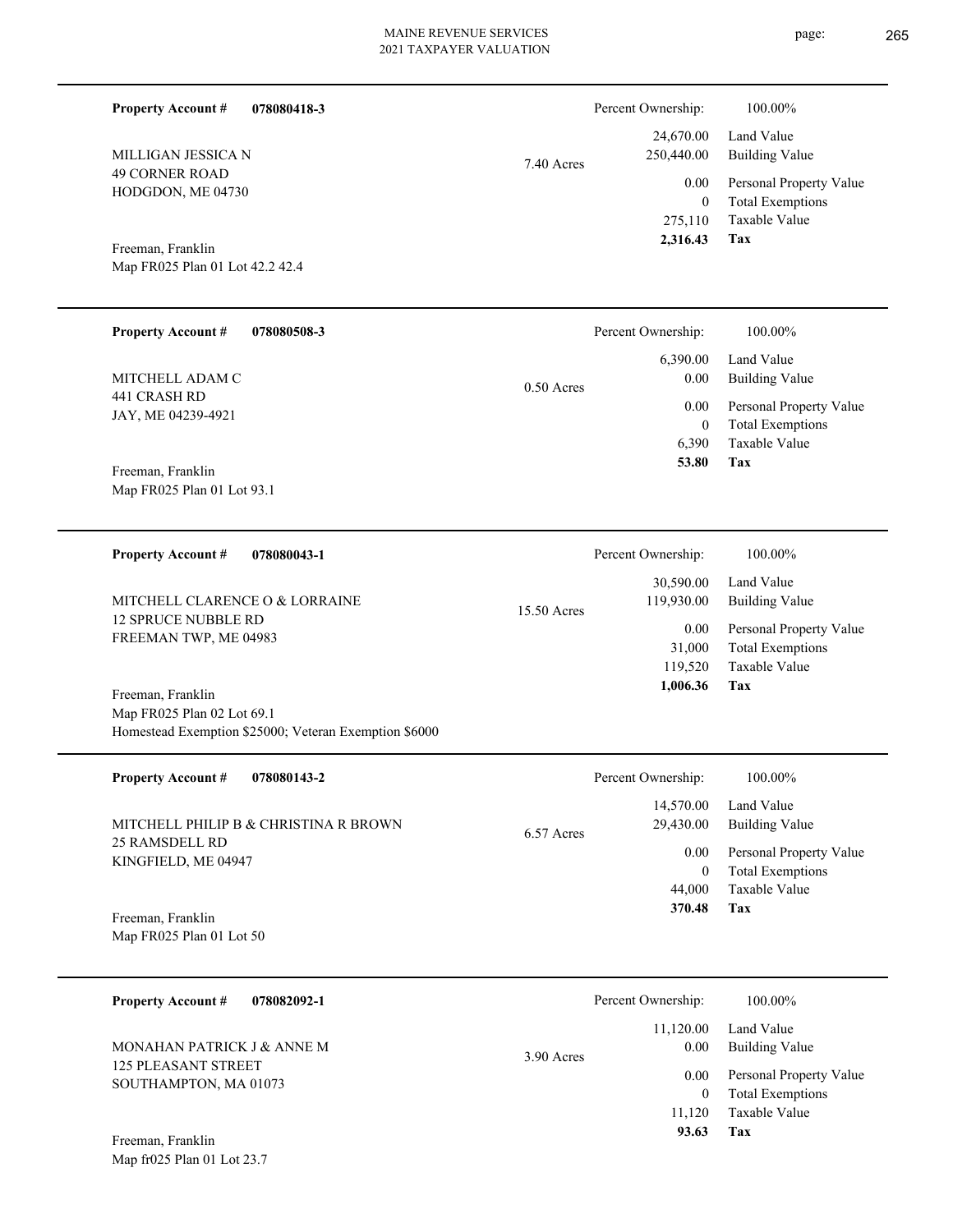**Property Account #** **078080418-3**

MILLIGAN JESSICA N
49 CORNER ROAD
HODGDON, ME 04730

Freeman, Franklin
Map FR025 Plan 01 Lot 42.2 42.4

7.40 Acres

| Percent Ownership: | 100.00% |
|---|---|
| 24,670.00 | Land Value |
| 250,440.00 | Building Value |
| 0.00 | Personal Property Value |
| 0 | Total Exemptions |
| 275,110 | Taxable Value |
| **2,316.43** | **Tax** |

---

**Property Account #** **078080508-3**

MITCHELL ADAM C
441 CRASH RD
JAY, ME 04239-4921

Freeman, Franklin
Map FR025 Plan 01 Lot 93.1

0.50 Acres

| Percent Ownership: | 100.00% |
|---|---|
| 6,390.00 | Land Value |
| 0.00 | Building Value |
| 0.00 | Personal Property Value |
| 0 | Total Exemptions |
| 6,390 | Taxable Value |
| **53.80** | **Tax** |

---

**Property Account #** **078080043-1**

MITCHELL CLARENCE O & LORRAINE
12 SPRUCE NUBBLE RD
FREEMAN TWP, ME 04983

Freeman, Franklin
Map FR025 Plan 02 Lot 69.1
Homestead Exemption $25000; Veteran Exemption $6000

15.50 Acres

| Percent Ownership: | 100.00% |
|---|---|
| 30,590.00 | Land Value |
| 119,930.00 | Building Value |
| 0.00 | Personal Property Value |
| 31,000 | Total Exemptions |
| 119,520 | Taxable Value |
| **1,006.36** | **Tax** |

---

**Property Account #** **078080143-2**

MITCHELL PHILIP B & CHRISTINA R BROWN
25 RAMSDELL RD
KINGFIELD, ME 04947

Freeman, Franklin
Map FR025 Plan 01 Lot 50

6.57 Acres

| Percent Ownership: | 100.00% |
|---|---|
| 14,570.00 | Land Value |
| 29,430.00 | Building Value |
| 0.00 | Personal Property Value |
| 0 | Total Exemptions |
| 44,000 | Taxable Value |
| **370.48** | **Tax** |

---

**Property Account #** **078082092-1**

MONAHAN PATRICK J & ANNE M
125 PLEASANT STREET
SOUTHAMPTON, MA 01073

Freeman, Franklin
Map fr025 Plan 01 Lot 23.7

3.90 Acres

| Percent Ownership: | 100.00% |
|---|---|
| 11,120.00 | Land Value |
| 0.00 | Building Value |
| 0.00 | Personal Property Value |
| 0 | Total Exemptions |
| 11,120 | Taxable Value |
| **93.63** | **Tax** |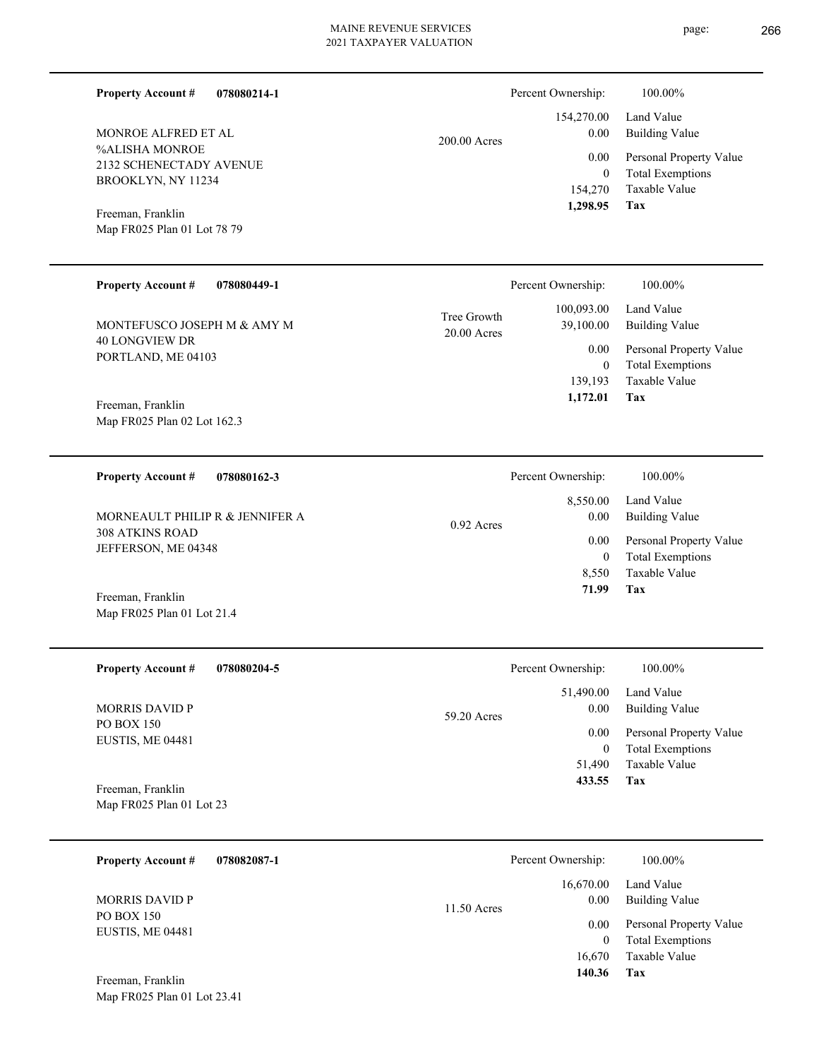**Property Account #** **078080214-1**

MONROE ALFRED ET AL
%ALISHA MONROE
2132 SCHENECTADY AVENUE
BROOKLYN, NY 11234

Freeman, Franklin
Map FR025 Plan 01 Lot 78 79

200.00 Acres

| Percent Ownership: | 100.00% |
|---|---|
| 154,270.00 | Land Value |
| 0.00 | Building Value |
| 0.00 | Personal Property Value |
| 0 | Total Exemptions |
| 154,270 | Taxable Value |
| **1,298.95** | **Tax** |

---

**Property Account #** **078080449-1**

MONTEFUSCO JOSEPH M & AMY M
40 LONGVIEW DR
PORTLAND, ME 04103

Freeman, Franklin
Map FR025 Plan 02 Lot 162.3

Tree Growth
20.00 Acres

| Percent Ownership: | 100.00% |
|---|---|
| 100,093.00 | Land Value |
| 39,100.00 | Building Value |
| 0.00 | Personal Property Value |
| 0 | Total Exemptions |
| 139,193 | Taxable Value |
| **1,172.01** | **Tax** |

---

**Property Account #** **078080162-3**

MORNEAULT PHILIP R & JENNIFER A
308 ATKINS ROAD
JEFFERSON, ME 04348

Freeman, Franklin
Map FR025 Plan 01 Lot 21.4

0.92 Acres

| Percent Ownership: | 100.00% |
|---|---|
| 8,550.00 | Land Value |
| 0.00 | Building Value |
| 0.00 | Personal Property Value |
| 0 | Total Exemptions |
| 8,550 | Taxable Value |
| **71.99** | **Tax** |

---

**Property Account #** **078080204-5**

MORRIS DAVID P
PO BOX 150
EUSTIS, ME 04481

Freeman, Franklin
Map FR025 Plan 01 Lot 23

59.20 Acres

| Percent Ownership: | 100.00% |
|---|---|
| 51,490.00 | Land Value |
| 0.00 | Building Value |
| 0.00 | Personal Property Value |
| 0 | Total Exemptions |
| 51,490 | Taxable Value |
| **433.55** | **Tax** |

---

**Property Account #** **078082087-1**

MORRIS DAVID P
PO BOX 150
EUSTIS, ME 04481

Freeman, Franklin
Map FR025 Plan 01 Lot 23.41

11.50 Acres

| Percent Ownership: | 100.00% |
|---|---|
| 16,670.00 | Land Value |
| 0.00 | Building Value |
| 0.00 | Personal Property Value |
| 0 | Total Exemptions |
| 16,670 | Taxable Value |
| **140.36** | **Tax** |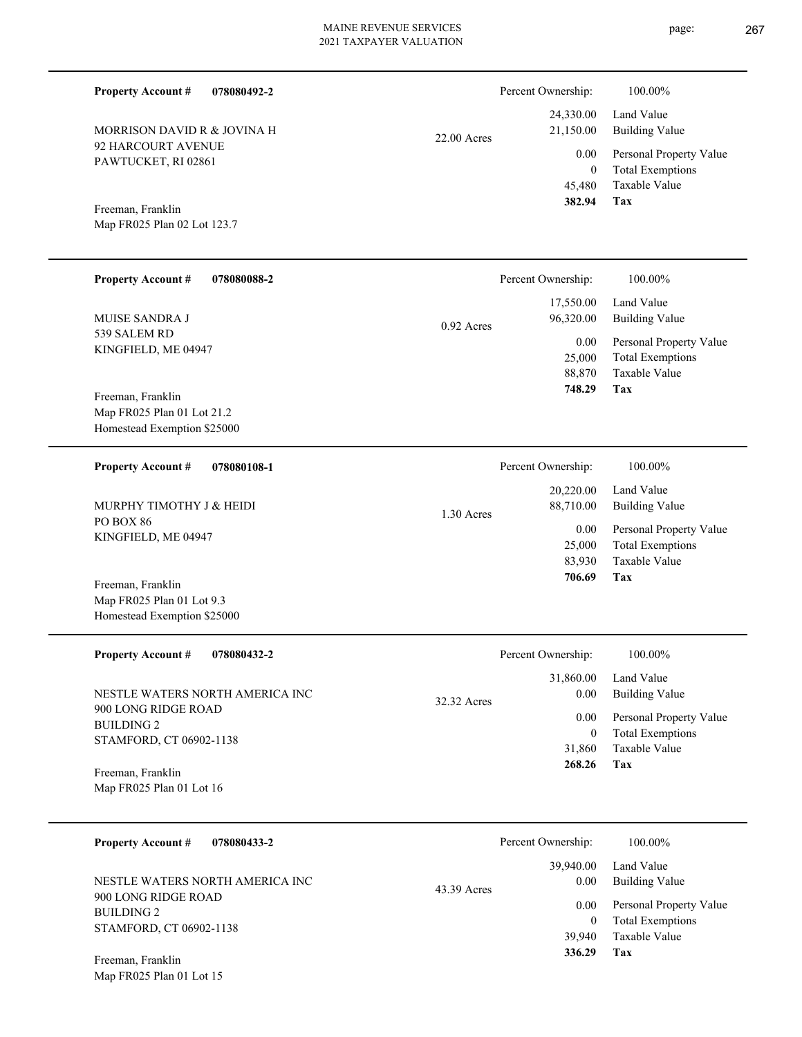**Property Account #** **078080492-2**

MORRISON DAVID R & JOVINA H
92 HARCOURT AVENUE
PAWTUCKET, RI 02861

Freeman, Franklin
Map FR025 Plan 02 Lot 123.7

22.00 Acres

| Percent Ownership: | 100.00% |
|---|---|
| 24,330.00 | Land Value |
| 21,150.00 | Building Value |
| 0.00 | Personal Property Value |
| 0 | Total Exemptions |
| 45,480 | Taxable Value |
| **382.94** | **Tax** |

---

**Property Account #** **078080088-2**

MUISE SANDRA J
539 SALEM RD
KINGFIELD, ME 04947

Freeman, Franklin
Map FR025 Plan 01 Lot 21.2
Homestead Exemption $25000

0.92 Acres

| Percent Ownership: | 100.00% |
|---|---|
| 17,550.00 | Land Value |
| 96,320.00 | Building Value |
| 0.00 | Personal Property Value |
| 25,000 | Total Exemptions |
| 88,870 | Taxable Value |
| **748.29** | **Tax** |

---

**Property Account #** **078080108-1**

MURPHY TIMOTHY J & HEIDI
PO BOX 86
KINGFIELD, ME 04947

Freeman, Franklin
Map FR025 Plan 01 Lot 9.3
Homestead Exemption $25000

1.30 Acres

| Percent Ownership: | 100.00% |
|---|---|
| 20,220.00 | Land Value |
| 88,710.00 | Building Value |
| 0.00 | Personal Property Value |
| 25,000 | Total Exemptions |
| 83,930 | Taxable Value |
| **706.69** | **Tax** |

---

**Property Account #** **078080432-2**

NESTLE WATERS NORTH AMERICA INC
900 LONG RIDGE ROAD
BUILDING 2
STAMFORD, CT 06902-1138

Freeman, Franklin
Map FR025 Plan 01 Lot 16

32.32 Acres

| Percent Ownership: | 100.00% |
|---|---|
| 31,860.00 | Land Value |
| 0.00 | Building Value |
| 0.00 | Personal Property Value |
| 0 | Total Exemptions |
| 31,860 | Taxable Value |
| **268.26** | **Tax** |

---

**Property Account #** **078080433-2**

NESTLE WATERS NORTH AMERICA INC
900 LONG RIDGE ROAD
BUILDING 2
STAMFORD, CT 06902-1138

Freeman, Franklin
Map FR025 Plan 01 Lot 15

43.39 Acres

| Percent Ownership: | 100.00% |
|---|---|
| 39,940.00 | Land Value |
| 0.00 | Building Value |
| 0.00 | Personal Property Value |
| 0 | Total Exemptions |
| 39,940 | Taxable Value |
| **336.29** | **Tax** |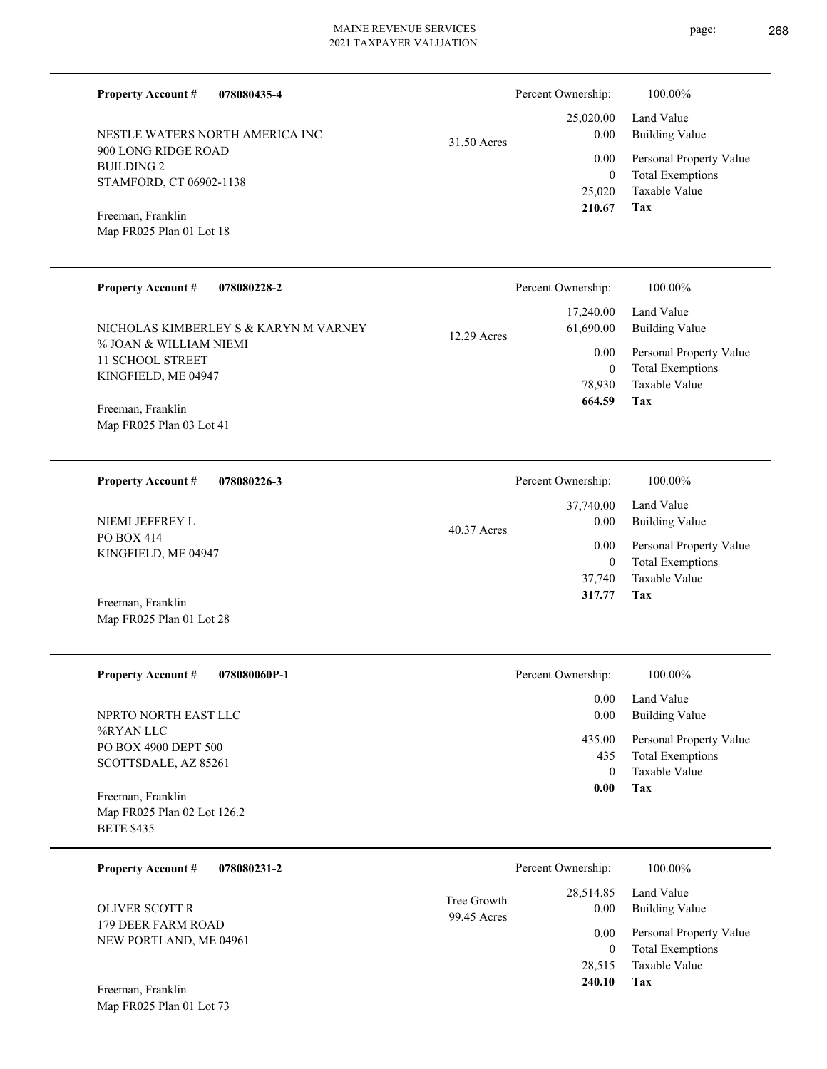**Property Account #** **078080435-4**

NESTLE WATERS NORTH AMERICA INC
900 LONG RIDGE ROAD
BUILDING 2
STAMFORD, CT 06902-1138

Freeman, Franklin
Map FR025 Plan 01 Lot 18

31.50 Acres

| Percent Ownership: | 100.00% |
|---|---|
| 25,020.00 | Land Value |
| 0.00 | Building Value |
| 0.00 | Personal Property Value |
| 0 | Total Exemptions |
| 25,020 | Taxable Value |
| **210.67** | **Tax** |

---

**Property Account #** **078080228-2**

NICHOLAS KIMBERLEY S & KARYN M VARNEY
% JOAN & WILLIAM NIEMI
11 SCHOOL STREET
KINGFIELD, ME 04947

Freeman, Franklin
Map FR025 Plan 03 Lot 41

12.29 Acres

| Percent Ownership: | 100.00% |
|---|---|
| 17,240.00 | Land Value |
| 61,690.00 | Building Value |
| 0.00 | Personal Property Value |
| 0 | Total Exemptions |
| 78,930 | Taxable Value |
| **664.59** | **Tax** |

---

**Property Account #** **078080226-3**

NIEMI JEFFREY L
PO BOX 414
KINGFIELD, ME 04947

Freeman, Franklin
Map FR025 Plan 01 Lot 28

40.37 Acres

| Percent Ownership: | 100.00% |
|---|---|
| 37,740.00 | Land Value |
| 0.00 | Building Value |
| 0.00 | Personal Property Value |
| 0 | Total Exemptions |
| 37,740 | Taxable Value |
| **317.77** | **Tax** |

---

**Property Account #** **078080060P-1**

NPRTO NORTH EAST LLC
%RYAN LLC
PO BOX 4900 DEPT 500
SCOTTSDALE, AZ 85261

Freeman, Franklin
Map FR025 Plan 02 Lot 126.2
BETE $435

| Percent Ownership: | 100.00% |
|---|---|
| 0.00 | Land Value |
| 0.00 | Building Value |
| 435.00 | Personal Property Value |
| 435 | Total Exemptions |
| 0 | Taxable Value |
| **0.00** | **Tax** |

---

**Property Account #** **078080231-2**

OLIVER SCOTT R
179 DEER FARM ROAD
NEW PORTLAND, ME 04961

Freeman, Franklin
Map FR025 Plan 01 Lot 73

Tree Growth
99.45 Acres

| Percent Ownership: | 100.00% |
|---|---|
| 28,514.85 | Land Value |
| 0.00 | Building Value |
| 0.00 | Personal Property Value |
| 0 | Total Exemptions |
| 28,515 | Taxable Value |
| **240.10** | **Tax** |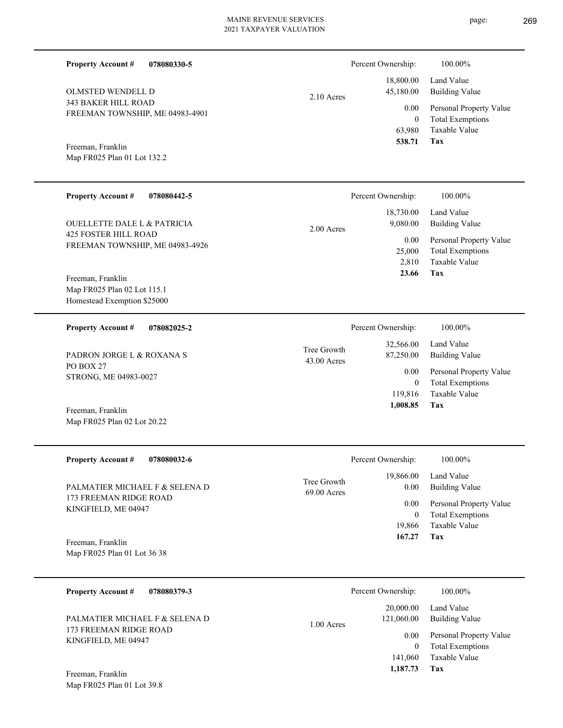**Property Account #** **078080330-5**

OLMSTED WENDELL D
343 BAKER HILL ROAD
FREEMAN TOWNSHIP, ME 04983-4901

Freeman, Franklin
Map FR025 Plan 01 Lot 132.2

2.10 Acres

| Percent Ownership: | 100.00% |
|---|---|
| 18,800.00 | Land Value |
| 45,180.00 | Building Value |
| 0.00 | Personal Property Value |
| 0 | Total Exemptions |
| 63,980 | Taxable Value |
| **538.71** | **Tax** |

---

**Property Account #** **078080442-5**

OUELLETTE DALE L & PATRICIA
425 FOSTER HILL ROAD
FREEMAN TOWNSHIP, ME 04983-4926

Freeman, Franklin
Map FR025 Plan 02 Lot 115.1
Homestead Exemption $25000

2.00 Acres

| Percent Ownership: | 100.00% |
|---|---|
| 18,730.00 | Land Value |
| 9,080.00 | Building Value |
| 0.00 | Personal Property Value |
| 25,000 | Total Exemptions |
| 2,810 | Taxable Value |
| **23.66** | **Tax** |

---

**Property Account #** **078082025-2**

PADRON JORGE L & ROXANA S
PO BOX 27
STRONG, ME 04983-0027

Freeman, Franklin
Map FR025 Plan 02 Lot 20.22

Tree Growth
43.00 Acres

| Percent Ownership: | 100.00% |
|---|---|
| 32,566.00 | Land Value |
| 87,250.00 | Building Value |
| 0.00 | Personal Property Value |
| 0 | Total Exemptions |
| 119,816 | Taxable Value |
| **1,008.85** | **Tax** |

---

**Property Account #** **078080032-6**

PALMATIER MICHAEL F & SELENA D
173 FREEMAN RIDGE ROAD
KINGFIELD, ME 04947

Freeman, Franklin
Map FR025 Plan 01 Lot 36 38

Tree Growth
69.00 Acres

| Percent Ownership: | 100.00% |
|---|---|
| 19,866.00 | Land Value |
| 0.00 | Building Value |
| 0.00 | Personal Property Value |
| 0 | Total Exemptions |
| 19,866 | Taxable Value |
| **167.27** | **Tax** |

---

**Property Account #** **078080379-3**

PALMATIER MICHAEL F & SELENA D
173 FREEMAN RIDGE ROAD
KINGFIELD, ME 04947

Freeman, Franklin
Map FR025 Plan 01 Lot 39.8

1.00 Acres

| Percent Ownership: | 100.00% |
|---|---|
| 20,000.00 | Land Value |
| 121,060.00 | Building Value |
| 0.00 | Personal Property Value |
| 0 | Total Exemptions |
| 141,060 | Taxable Value |
| **1,187.73** | **Tax** |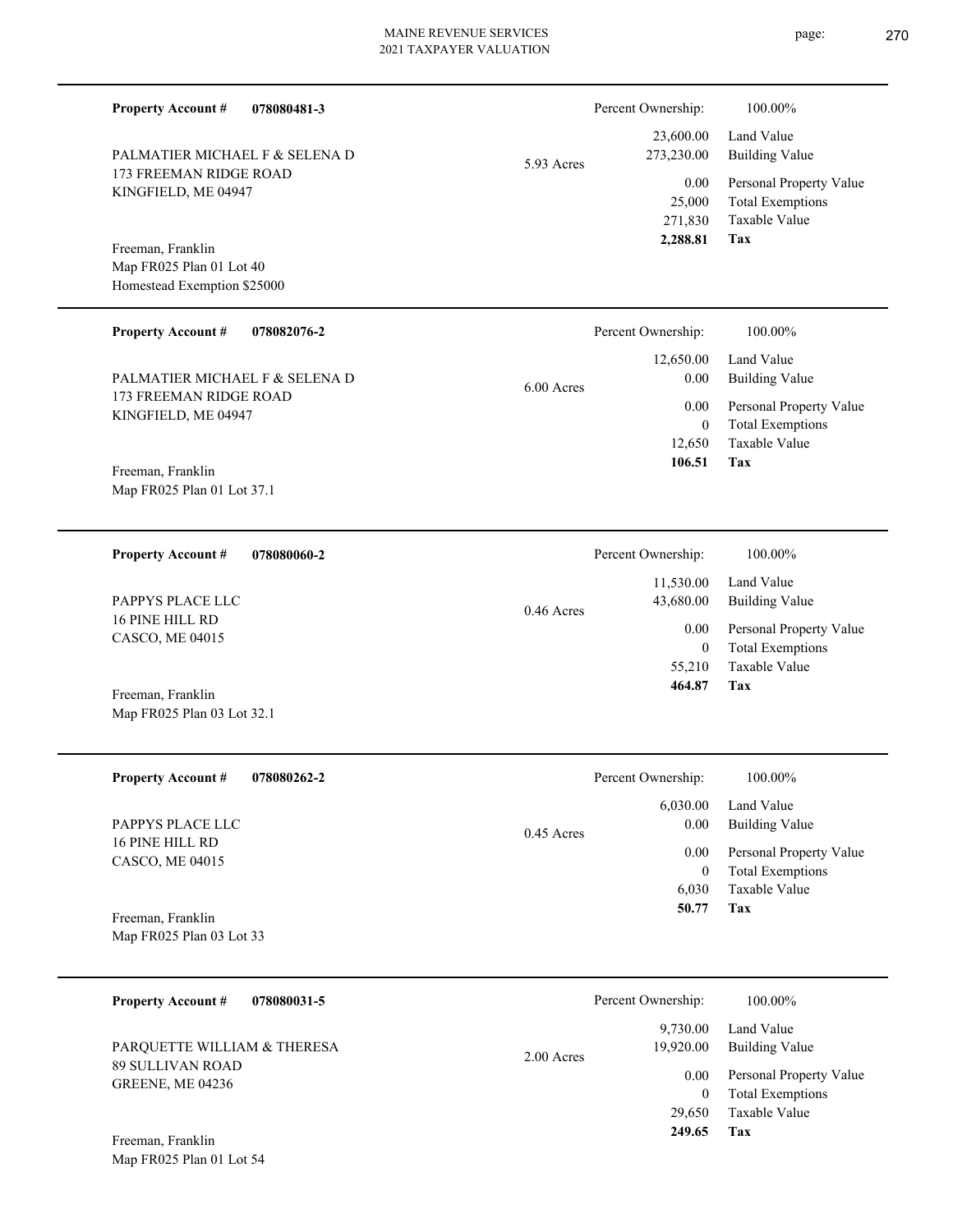**Property Account #** **078080481-3**

PALMATIER MICHAEL F & SELENA D
173 FREEMAN RIDGE ROAD
KINGFIELD, ME 04947

Freeman, Franklin
Map FR025 Plan 01 Lot 40
Homestead Exemption $25000

5.93 Acres

| | |
|---|---|
| Percent Ownership: | 100.00% |
| 23,600.00 | Land Value |
| 273,230.00 | Building Value |
| 0.00 | Personal Property Value |
| 25,000 | Total Exemptions |
| 271,830 | Taxable Value |
| **2,288.81** | **Tax** |

---

**Property Account #** **078082076-2**

PALMATIER MICHAEL F & SELENA D
173 FREEMAN RIDGE ROAD
KINGFIELD, ME 04947

Freeman, Franklin
Map FR025 Plan 01 Lot 37.1

6.00 Acres

| | |
|---|---|
| Percent Ownership: | 100.00% |
| 12,650.00 | Land Value |
| 0.00 | Building Value |
| 0.00 | Personal Property Value |
| 0 | Total Exemptions |
| 12,650 | Taxable Value |
| **106.51** | **Tax** |

---

**Property Account #** **078080060-2**

PAPPYS PLACE LLC
16 PINE HILL RD
CASCO, ME 04015

Freeman, Franklin
Map FR025 Plan 03 Lot 32.1

0.46 Acres

| | |
|---|---|
| Percent Ownership: | 100.00% |
| 11,530.00 | Land Value |
| 43,680.00 | Building Value |
| 0.00 | Personal Property Value |
| 0 | Total Exemptions |
| 55,210 | Taxable Value |
| **464.87** | **Tax** |

---

**Property Account #** **078080262-2**

PAPPYS PLACE LLC
16 PINE HILL RD
CASCO, ME 04015

Freeman, Franklin
Map FR025 Plan 03 Lot 33

0.45 Acres

| | |
|---|---|
| Percent Ownership: | 100.00% |
| 6,030.00 | Land Value |
| 0.00 | Building Value |
| 0.00 | Personal Property Value |
| 0 | Total Exemptions |
| 6,030 | Taxable Value |
| **50.77** | **Tax** |

---

**Property Account #** **078080031-5**

PARQUETTE WILLIAM & THERESA
89 SULLIVAN ROAD
GREENE, ME 04236

Freeman, Franklin
Map FR025 Plan 01 Lot 54

2.00 Acres

| | |
|---|---|
| Percent Ownership: | 100.00% |
| 9,730.00 | Land Value |
| 19,920.00 | Building Value |
| 0.00 | Personal Property Value |
| 0 | Total Exemptions |
| 29,650 | Taxable Value |
| **249.65** | **Tax** |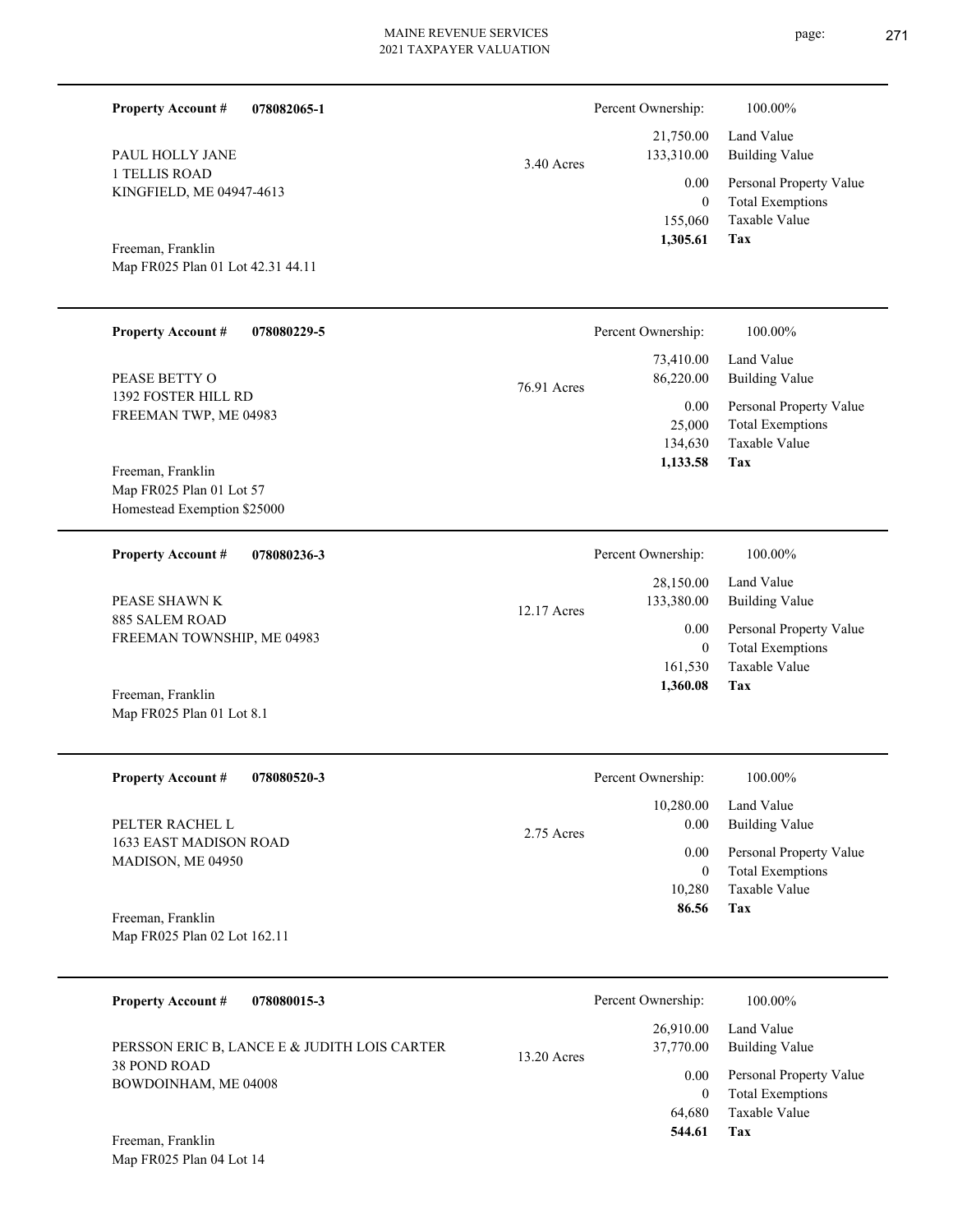**Property Account #** **078082065-1**

PAUL HOLLY JANE
1 TELLIS ROAD
KINGFIELD, ME 04947-4613

Freeman, Franklin
Map FR025 Plan 01 Lot 42.31 44.11

3.40 Acres

| Percent Ownership: | 100.00% |
|---|---|
| 21,750.00 | Land Value |
| 133,310.00 | Building Value |
| 0.00 | Personal Property Value |
| 0 | Total Exemptions |
| 155,060 | Taxable Value |
| **1,305.61** | **Tax** |

---

**Property Account #** **078080229-5**

PEASE BETTY O
1392 FOSTER HILL RD
FREEMAN TWP, ME 04983

Freeman, Franklin
Map FR025 Plan 01 Lot 57
Homestead Exemption $25000

76.91 Acres

| Percent Ownership: | 100.00% |
|---|---|
| 73,410.00 | Land Value |
| 86,220.00 | Building Value |
| 0.00 | Personal Property Value |
| 25,000 | Total Exemptions |
| 134,630 | Taxable Value |
| **1,133.58** | **Tax** |

---

**Property Account #** **078080236-3**

PEASE SHAWN K
885 SALEM ROAD
FREEMAN TOWNSHIP, ME 04983

Freeman, Franklin
Map FR025 Plan 01 Lot 8.1

12.17 Acres

| Percent Ownership: | 100.00% |
|---|---|
| 28,150.00 | Land Value |
| 133,380.00 | Building Value |
| 0.00 | Personal Property Value |
| 0 | Total Exemptions |
| 161,530 | Taxable Value |
| **1,360.08** | **Tax** |

---

**Property Account #** **078080520-3**

PELTER RACHEL L
1633 EAST MADISON ROAD
MADISON, ME 04950

Freeman, Franklin
Map FR025 Plan 02 Lot 162.11

2.75 Acres

| Percent Ownership: | 100.00% |
|---|---|
| 10,280.00 | Land Value |
| 0.00 | Building Value |
| 0.00 | Personal Property Value |
| 0 | Total Exemptions |
| 10,280 | Taxable Value |
| **86.56** | **Tax** |

---

**Property Account #** **078080015-3**

PERSSON ERIC B, LANCE E & JUDITH LOIS CARTER
38 POND ROAD
BOWDOINHAM, ME 04008

Freeman, Franklin
Map FR025 Plan 04 Lot 14

13.20 Acres

| Percent Ownership: | 100.00% |
|---|---|
| 26,910.00 | Land Value |
| 37,770.00 | Building Value |
| 0.00 | Personal Property Value |
| 0 | Total Exemptions |
| 64,680 | Taxable Value |
| **544.61** | **Tax** |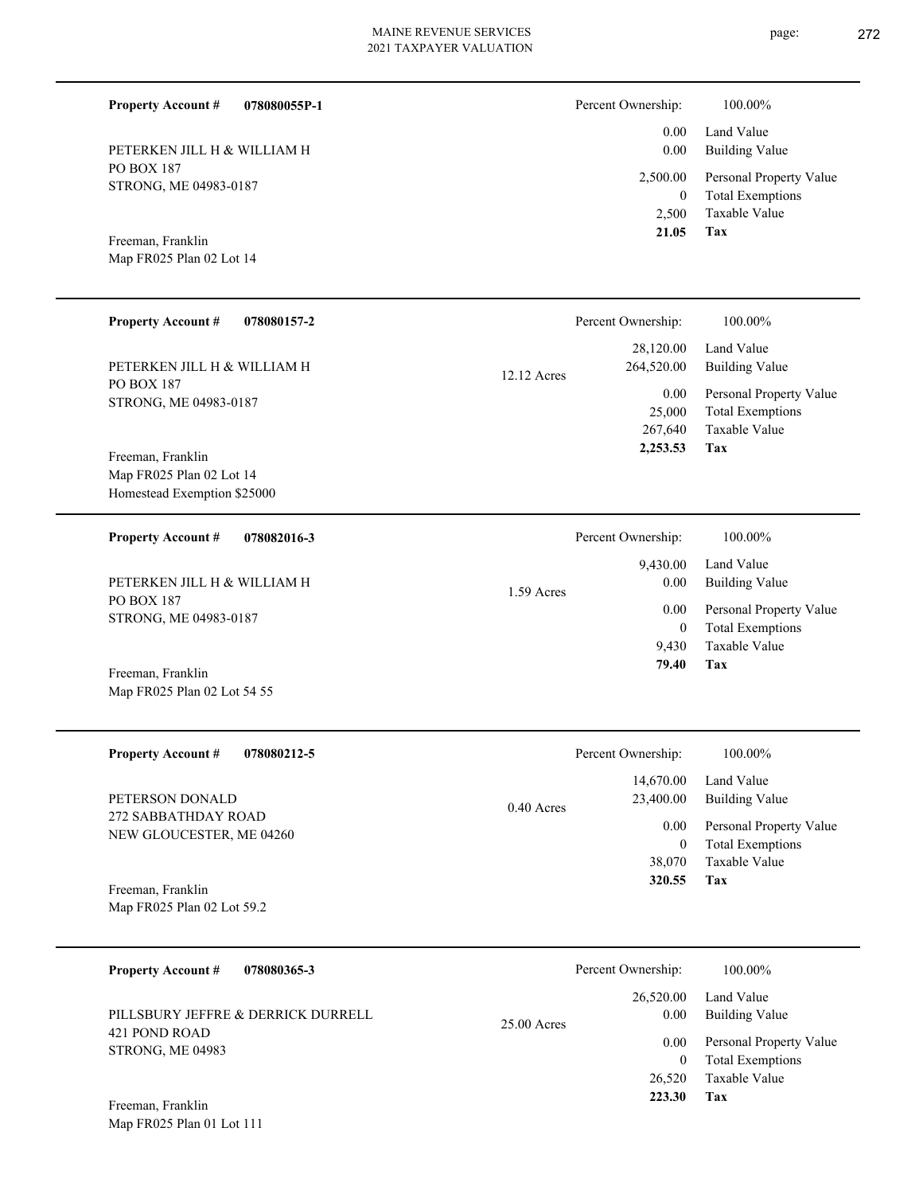**Property Account #** **078080055P-1**

PETERKEN JILL H & WILLIAM H
PO BOX 187
STRONG, ME 04983-0187

Freeman, Franklin
Map FR025 Plan 02 Lot 14

| Percent Ownership: | 100.00% |
|---|---|
| 0.00 | Land Value |
| 0.00 | Building Value |
| 2,500.00 | Personal Property Value |
| 0 | Total Exemptions |
| 2,500 | Taxable Value |
| **21.05** | **Tax** |

---

**Property Account #** **078080157-2**

PETERKEN JILL H & WILLIAM H
PO BOX 187
STRONG, ME 04983-0187

Freeman, Franklin
Map FR025 Plan 02 Lot 14
Homestead Exemption $25000

12.12 Acres

| Percent Ownership: | 100.00% |
|---|---|
| 28,120.00 | Land Value |
| 264,520.00 | Building Value |
| 0.00 | Personal Property Value |
| 25,000 | Total Exemptions |
| 267,640 | Taxable Value |
| **2,253.53** | **Tax** |

---

**Property Account #** **078082016-3**

PETERKEN JILL H & WILLIAM H
PO BOX 187
STRONG, ME 04983-0187

Freeman, Franklin
Map FR025 Plan 02 Lot 54 55

1.59 Acres

| Percent Ownership: | 100.00% |
|---|---|
| 9,430.00 | Land Value |
| 0.00 | Building Value |
| 0.00 | Personal Property Value |
| 0 | Total Exemptions |
| 9,430 | Taxable Value |
| **79.40** | **Tax** |

---

**Property Account #** **078080212-5**

PETERSON DONALD
272 SABBATHDAY ROAD
NEW GLOUCESTER, ME 04260

Freeman, Franklin
Map FR025 Plan 02 Lot 59.2

0.40 Acres

| Percent Ownership: | 100.00% |
|---|---|
| 14,670.00 | Land Value |
| 23,400.00 | Building Value |
| 0.00 | Personal Property Value |
| 0 | Total Exemptions |
| 38,070 | Taxable Value |
| **320.55** | **Tax** |

---

**Property Account #** **078080365-3**

PILLSBURY JEFFRE & DERRICK DURRELL
421 POND ROAD
STRONG, ME 04983

Freeman, Franklin
Map FR025 Plan 01 Lot 111

25.00 Acres

| Percent Ownership: | 100.00% |
|---|---|
| 26,520.00 | Land Value |
| 0.00 | Building Value |
| 0.00 | Personal Property Value |
| 0 | Total Exemptions |
| 26,520 | Taxable Value |
| **223.30** | **Tax** |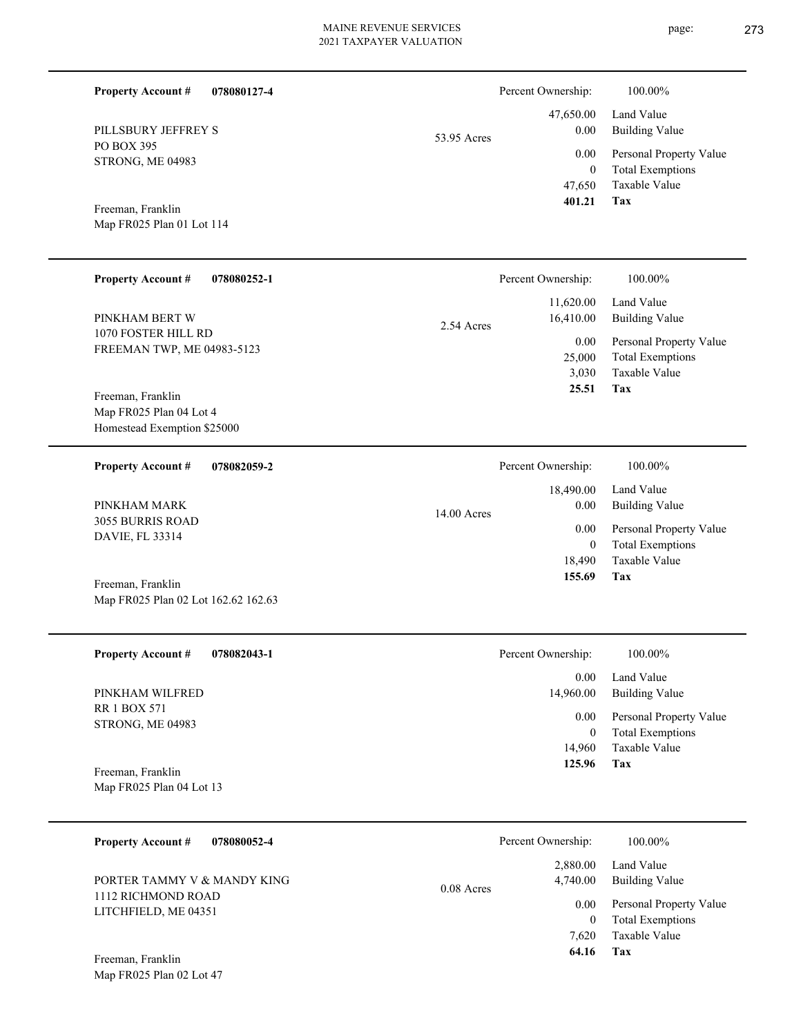**Property Account #** **078080127-4**

PILLSBURY JEFFREY S
PO BOX 395
STRONG, ME 04983

Freeman, Franklin
Map FR025 Plan 01 Lot 114

53.95 Acres

| | |
|---|---|
| Percent Ownership: | 100.00% |
| 47,650.00 | Land Value |
| 0.00 | Building Value |
| 0.00 | Personal Property Value |
| 0 | Total Exemptions |
| 47,650 | Taxable Value |
| **401.21** | **Tax** |

---

**Property Account #** **078080252-1**

PINKHAM BERT W
1070 FOSTER HILL RD
FREEMAN TWP, ME 04983-5123

Freeman, Franklin
Map FR025 Plan 04 Lot 4
Homestead Exemption $25000

2.54 Acres

| | |
|---|---|
| Percent Ownership: | 100.00% |
| 11,620.00 | Land Value |
| 16,410.00 | Building Value |
| 0.00 | Personal Property Value |
| 25,000 | Total Exemptions |
| 3,030 | Taxable Value |
| **25.51** | **Tax** |

---

**Property Account #** **078082059-2**

PINKHAM MARK
3055 BURRIS ROAD
DAVIE, FL 33314

Freeman, Franklin
Map FR025 Plan 02 Lot 162.62 162.63

14.00 Acres

| | |
|---|---|
| Percent Ownership: | 100.00% |
| 18,490.00 | Land Value |
| 0.00 | Building Value |
| 0.00 | Personal Property Value |
| 0 | Total Exemptions |
| 18,490 | Taxable Value |
| **155.69** | **Tax** |

---

**Property Account #** **078082043-1**

PINKHAM WILFRED
RR 1 BOX 571
STRONG, ME 04983

Freeman, Franklin
Map FR025 Plan 04 Lot 13

| | |
|---|---|
| Percent Ownership: | 100.00% |
| 0.00 | Land Value |
| 14,960.00 | Building Value |
| 0.00 | Personal Property Value |
| 0 | Total Exemptions |
| 14,960 | Taxable Value |
| **125.96** | **Tax** |

---

**Property Account #** **078080052-4**

PORTER TAMMY V & MANDY KING
1112 RICHMOND ROAD
LITCHFIELD, ME 04351

Freeman, Franklin
Map FR025 Plan 02 Lot 47

0.08 Acres

| | |
|---|---|
| Percent Ownership: | 100.00% |
| 2,880.00 | Land Value |
| 4,740.00 | Building Value |
| 0.00 | Personal Property Value |
| 0 | Total Exemptions |
| 7,620 | Taxable Value |
| **64.16** | **Tax** |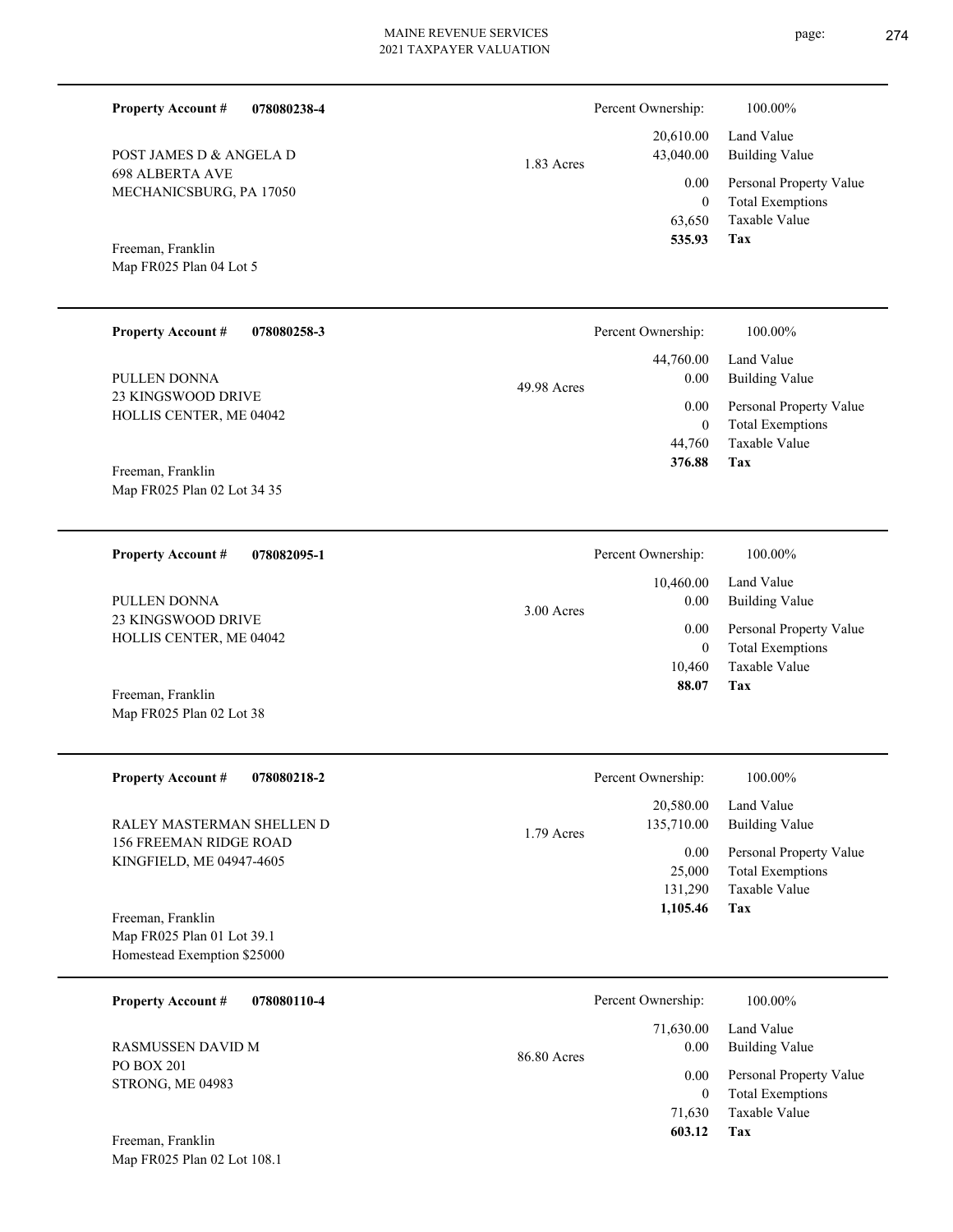MAINE REVENUE SERVICES
2021 TAXPAYER VALUATION

---

**Property Account #** **078080238-4**

POST JAMES D & ANGELA D
698 ALBERTA AVE
MECHANICSBURG, PA 17050

Freeman, Franklin
Map FR025 Plan 04 Lot 5

1.83 Acres

| | |
|---|---|
| Percent Ownership: | 100.00% |
| 20,610.00 | Land Value |
| 43,040.00 | Building Value |
| 0.00 | Personal Property Value |
| 0 | Total Exemptions |
| 63,650 | Taxable Value |
| **535.93** | **Tax** |

---

**Property Account #** **078080258-3**

PULLEN DONNA
23 KINGSWOOD DRIVE
HOLLIS CENTER, ME 04042

Freeman, Franklin
Map FR025 Plan 02 Lot 34 35

49.98 Acres

| | |
|---|---|
| Percent Ownership: | 100.00% |
| 44,760.00 | Land Value |
| 0.00 | Building Value |
| 0.00 | Personal Property Value |
| 0 | Total Exemptions |
| 44,760 | Taxable Value |
| **376.88** | **Tax** |

---

**Property Account #** **078082095-1**

PULLEN DONNA
23 KINGSWOOD DRIVE
HOLLIS CENTER, ME 04042

Freeman, Franklin
Map FR025 Plan 02 Lot 38

3.00 Acres

| | |
|---|---|
| Percent Ownership: | 100.00% |
| 10,460.00 | Land Value |
| 0.00 | Building Value |
| 0.00 | Personal Property Value |
| 0 | Total Exemptions |
| 10,460 | Taxable Value |
| **88.07** | **Tax** |

---

**Property Account #** **078080218-2**

RALEY MASTERMAN SHELLEN D
156 FREEMAN RIDGE ROAD
KINGFIELD, ME 04947-4605

Freeman, Franklin
Map FR025 Plan 01 Lot 39.1
Homestead Exemption $25000

1.79 Acres

| | |
|---|---|
| Percent Ownership: | 100.00% |
| 20,580.00 | Land Value |
| 135,710.00 | Building Value |
| 0.00 | Personal Property Value |
| 25,000 | Total Exemptions |
| 131,290 | Taxable Value |
| **1,105.46** | **Tax** |

---

**Property Account #** **078080110-4**

RASMUSSEN DAVID M
PO BOX 201
STRONG, ME 04983

Freeman, Franklin
Map FR025 Plan 02 Lot 108.1

86.80 Acres

| | |
|---|---|
| Percent Ownership: | 100.00% |
| 71,630.00 | Land Value |
| 0.00 | Building Value |
| 0.00 | Personal Property Value |
| 0 | Total Exemptions |
| 71,630 | Taxable Value |
| **603.12** | **Tax** |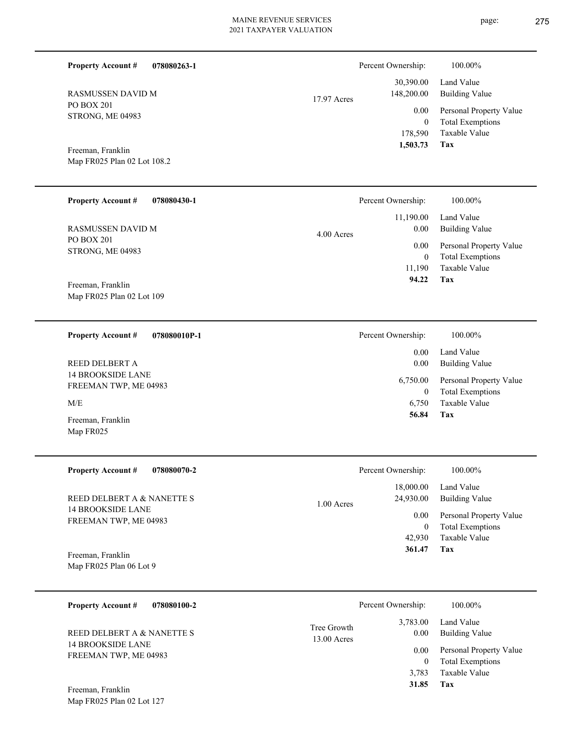**Property Account #** **078080263-1**

RASMUSSEN DAVID M
PO BOX 201
STRONG, ME 04983

Freeman, Franklin
Map FR025 Plan 02 Lot 108.2

17.97 Acres

| Percent Ownership: | 100.00% |
|---|---|
| 30,390.00 | Land Value |
| 148,200.00 | Building Value |
| 0.00 | Personal Property Value |
| 0 | Total Exemptions |
| 178,590 | Taxable Value |
| **1,503.73** | **Tax** |

---

**Property Account #** **078080430-1**

RASMUSSEN DAVID M
PO BOX 201
STRONG, ME 04983

Freeman, Franklin
Map FR025 Plan 02 Lot 109

4.00 Acres

| Percent Ownership: | 100.00% |
|---|---|
| 11,190.00 | Land Value |
| 0.00 | Building Value |
| 0.00 | Personal Property Value |
| 0 | Total Exemptions |
| 11,190 | Taxable Value |
| **94.22** | **Tax** |

---

**Property Account #** **078080010P-1**

REED DELBERT A
14 BROOKSIDE LANE
FREEMAN TWP, ME 04983

M/E

Freeman, Franklin
Map FR025

| Percent Ownership: | 100.00% |
|---|---|
| 0.00 | Land Value |
| 0.00 | Building Value |
| 6,750.00 | Personal Property Value |
| 0 | Total Exemptions |
| 6,750 | Taxable Value |
| **56.84** | **Tax** |

---

**Property Account #** **078080070-2**

REED DELBERT A & NANETTE S
14 BROOKSIDE LANE
FREEMAN TWP, ME 04983

Freeman, Franklin
Map FR025 Plan 06 Lot 9

1.00 Acres

| Percent Ownership: | 100.00% |
|---|---|
| 18,000.00 | Land Value |
| 24,930.00 | Building Value |
| 0.00 | Personal Property Value |
| 0 | Total Exemptions |
| 42,930 | Taxable Value |
| **361.47** | **Tax** |

---

**Property Account #** **078080100-2**

REED DELBERT A & NANETTE S
14 BROOKSIDE LANE
FREEMAN TWP, ME 04983

Freeman, Franklin
Map FR025 Plan 02 Lot 127

Tree Growth
13.00 Acres

| Percent Ownership: | 100.00% |
|---|---|
| 3,783.00 | Land Value |
| 0.00 | Building Value |
| 0.00 | Personal Property Value |
| 0 | Total Exemptions |
| 3,783 | Taxable Value |
| **31.85** | **Tax** |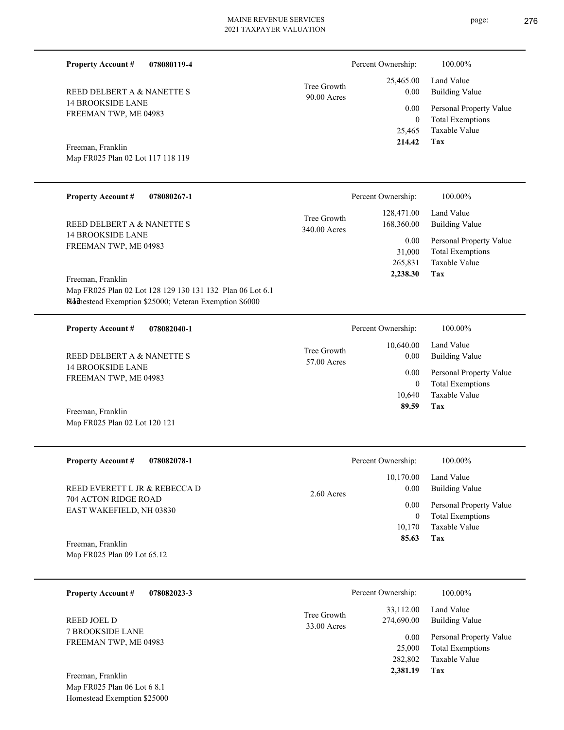**Property Account #** **078080119-4**

REED DELBERT A & NANETTE S
14 BROOKSIDE LANE
FREEMAN TWP, ME 04983

Freeman, Franklin
Map FR025 Plan 02 Lot 117 118 119

Tree Growth
90.00 Acres

| | |
|---|---|
| Percent Ownership: | 100.00% |
| 25,465.00 | Land Value |
| 0.00 | Building Value |
| 0.00 | Personal Property Value |
| 0 | Total Exemptions |
| 25,465 | Taxable Value |
| **214.42** | **Tax** |

---

**Property Account #** **078080267-1**

REED DELBERT A & NANETTE S
14 BROOKSIDE LANE
FREEMAN TWP, ME 04983

Freeman, Franklin
Map FR025 Plan 02 Lot 128 129 130 131 132 Plan 06 Lot 6.1 8.12
Homestead Exemption $25000; Veteran Exemption $6000

Tree Growth
340.00 Acres

| | |
|---|---|
| Percent Ownership: | 100.00% |
| 128,471.00 | Land Value |
| 168,360.00 | Building Value |
| 0.00 | Personal Property Value |
| 31,000 | Total Exemptions |
| 265,831 | Taxable Value |
| **2,238.30** | **Tax** |

---

**Property Account #** **078082040-1**

REED DELBERT A & NANETTE S
14 BROOKSIDE LANE
FREEMAN TWP, ME 04983

Freeman, Franklin
Map FR025 Plan 02 Lot 120 121

Tree Growth
57.00 Acres

| | |
|---|---|
| Percent Ownership: | 100.00% |
| 10,640.00 | Land Value |
| 0.00 | Building Value |
| 0.00 | Personal Property Value |
| 0 | Total Exemptions |
| 10,640 | Taxable Value |
| **89.59** | **Tax** |

---

**Property Account #** **078082078-1**

REED EVERETT L JR & REBECCA D
704 ACTON RIDGE ROAD
EAST WAKEFIELD, NH 03830

Freeman, Franklin
Map FR025 Plan 09 Lot 65.12

2.60 Acres

| | |
|---|---|
| Percent Ownership: | 100.00% |
| 10,170.00 | Land Value |
| 0.00 | Building Value |
| 0.00 | Personal Property Value |
| 0 | Total Exemptions |
| 10,170 | Taxable Value |
| **85.63** | **Tax** |

---

**Property Account #** **078082023-3**

REED JOEL D
7 BROOKSIDE LANE
FREEMAN TWP, ME 04983

Freeman, Franklin
Map FR025 Plan 06 Lot 6 8.1
Homestead Exemption $25000

Tree Growth
33.00 Acres

| | |
|---|---|
| Percent Ownership: | 100.00% |
| 33,112.00 | Land Value |
| 274,690.00 | Building Value |
| 0.00 | Personal Property Value |
| 25,000 | Total Exemptions |
| 282,802 | Taxable Value |
| **2,381.19** | **Tax** |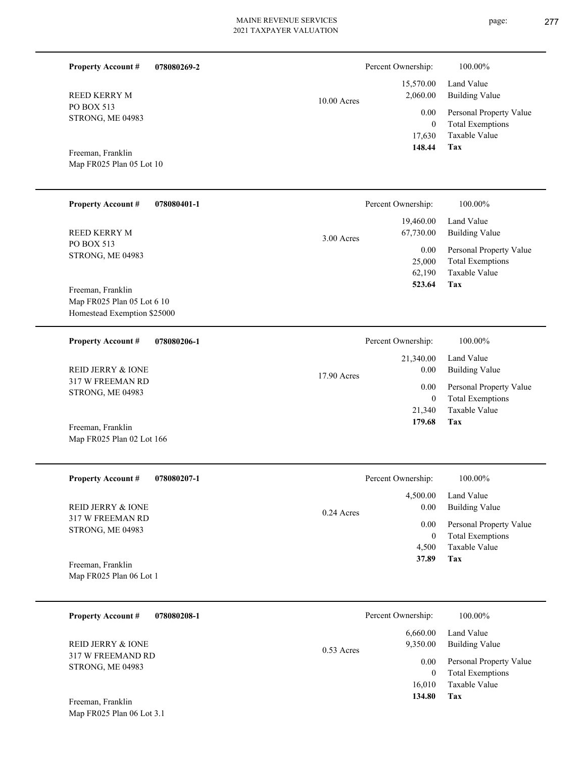**Property Account #** **078080269-2**

REED KERRY M
PO BOX 513
STRONG, ME 04983

Freeman, Franklin
Map FR025 Plan 05 Lot 10

10.00 Acres

| | |
|---|---|
| Percent Ownership: | 100.00% |
| 15,570.00 | Land Value |
| 2,060.00 | Building Value |
| 0.00 | Personal Property Value |
| 0 | Total Exemptions |
| 17,630 | Taxable Value |
| **148.44** | **Tax** |

---

**Property Account #** **078080401-1**

REED KERRY M
PO BOX 513
STRONG, ME 04983

Freeman, Franklin
Map FR025 Plan 05 Lot 6 10
Homestead Exemption $25000

3.00 Acres

| | |
|---|---|
| Percent Ownership: | 100.00% |
| 19,460.00 | Land Value |
| 67,730.00 | Building Value |
| 0.00 | Personal Property Value |
| 25,000 | Total Exemptions |
| 62,190 | Taxable Value |
| **523.64** | **Tax** |

---

**Property Account #** **078080206-1**

REID JERRY & IONE
317 W FREEMAN RD
STRONG, ME 04983

Freeman, Franklin
Map FR025 Plan 02 Lot 166

17.90 Acres

| | |
|---|---|
| Percent Ownership: | 100.00% |
| 21,340.00 | Land Value |
| 0.00 | Building Value |
| 0.00 | Personal Property Value |
| 0 | Total Exemptions |
| 21,340 | Taxable Value |
| **179.68** | **Tax** |

---

**Property Account #** **078080207-1**

REID JERRY & IONE
317 W FREEMAN RD
STRONG, ME 04983

Freeman, Franklin
Map FR025 Plan 06 Lot 1

0.24 Acres

| | |
|---|---|
| Percent Ownership: | 100.00% |
| 4,500.00 | Land Value |
| 0.00 | Building Value |
| 0.00 | Personal Property Value |
| 0 | Total Exemptions |
| 4,500 | Taxable Value |
| **37.89** | **Tax** |

---

**Property Account #** **078080208-1**

REID JERRY & IONE
317 W FREEMAND RD
STRONG, ME 04983

Freeman, Franklin
Map FR025 Plan 06 Lot 3.1

0.53 Acres

| | |
|---|---|
| Percent Ownership: | 100.00% |
| 6,660.00 | Land Value |
| 9,350.00 | Building Value |
| 0.00 | Personal Property Value |
| 0 | Total Exemptions |
| 16,010 | Taxable Value |
| **134.80** | **Tax** |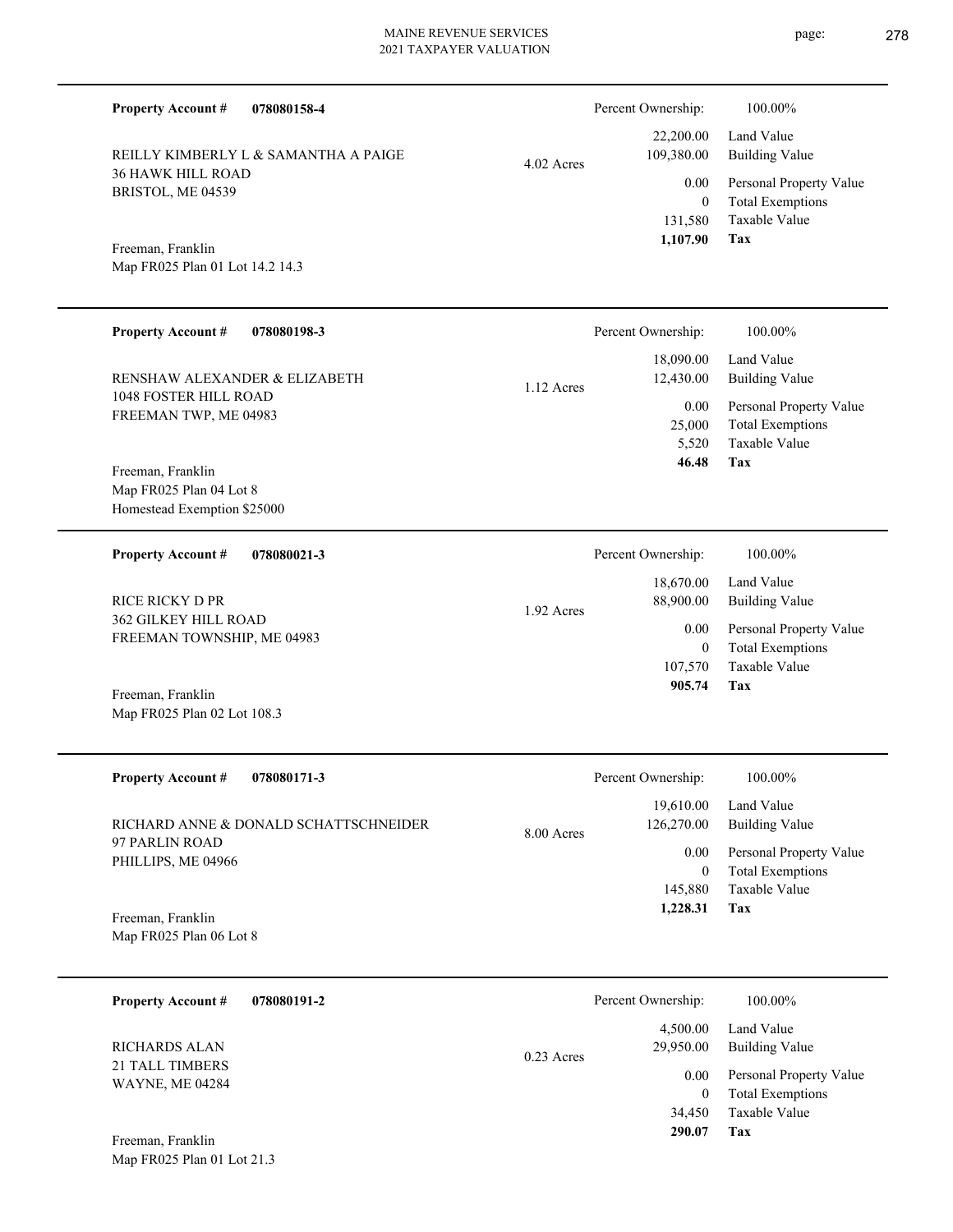**Property Account #** **078080158-4**

REILLY KIMBERLY L & SAMANTHA A PAIGE
36 HAWK HILL ROAD
BRISTOL, ME 04539

Freeman, Franklin
Map FR025 Plan 01 Lot 14.2 14.3

4.02 Acres

| Percent Ownership: | 100.00% |
|---|---|
| 22,200.00 | Land Value |
| 109,380.00 | Building Value |
| 0.00 | Personal Property Value |
| 0 | Total Exemptions |
| 131,580 | Taxable Value |
| **1,107.90** | **Tax** |

---

**Property Account #** **078080198-3**

RENSHAW ALEXANDER & ELIZABETH
1048 FOSTER HILL ROAD
FREEMAN TWP, ME 04983

Freeman, Franklin
Map FR025 Plan 04 Lot 8
Homestead Exemption $25000

1.12 Acres

| Percent Ownership: | 100.00% |
|---|---|
| 18,090.00 | Land Value |
| 12,430.00 | Building Value |
| 0.00 | Personal Property Value |
| 25,000 | Total Exemptions |
| 5,520 | Taxable Value |
| **46.48** | **Tax** |

---

**Property Account #** **078080021-3**

RICE RICKY D PR
362 GILKEY HILL ROAD
FREEMAN TOWNSHIP, ME 04983

Freeman, Franklin
Map FR025 Plan 02 Lot 108.3

1.92 Acres

| Percent Ownership: | 100.00% |
|---|---|
| 18,670.00 | Land Value |
| 88,900.00 | Building Value |
| 0.00 | Personal Property Value |
| 0 | Total Exemptions |
| 107,570 | Taxable Value |
| **905.74** | **Tax** |

---

**Property Account #** **078080171-3**

RICHARD ANNE & DONALD SCHATTSCHNEIDER
97 PARLIN ROAD
PHILLIPS, ME 04966

Freeman, Franklin
Map FR025 Plan 06 Lot 8

8.00 Acres

| Percent Ownership: | 100.00% |
|---|---|
| 19,610.00 | Land Value |
| 126,270.00 | Building Value |
| 0.00 | Personal Property Value |
| 0 | Total Exemptions |
| 145,880 | Taxable Value |
| **1,228.31** | **Tax** |

---

**Property Account #** **078080191-2**

RICHARDS ALAN
21 TALL TIMBERS
WAYNE, ME 04284

Freeman, Franklin
Map FR025 Plan 01 Lot 21.3

0.23 Acres

| Percent Ownership: | 100.00% |
|---|---|
| 4,500.00 | Land Value |
| 29,950.00 | Building Value |
| 0.00 | Personal Property Value |
| 0 | Total Exemptions |
| 34,450 | Taxable Value |
| **290.07** | **Tax** |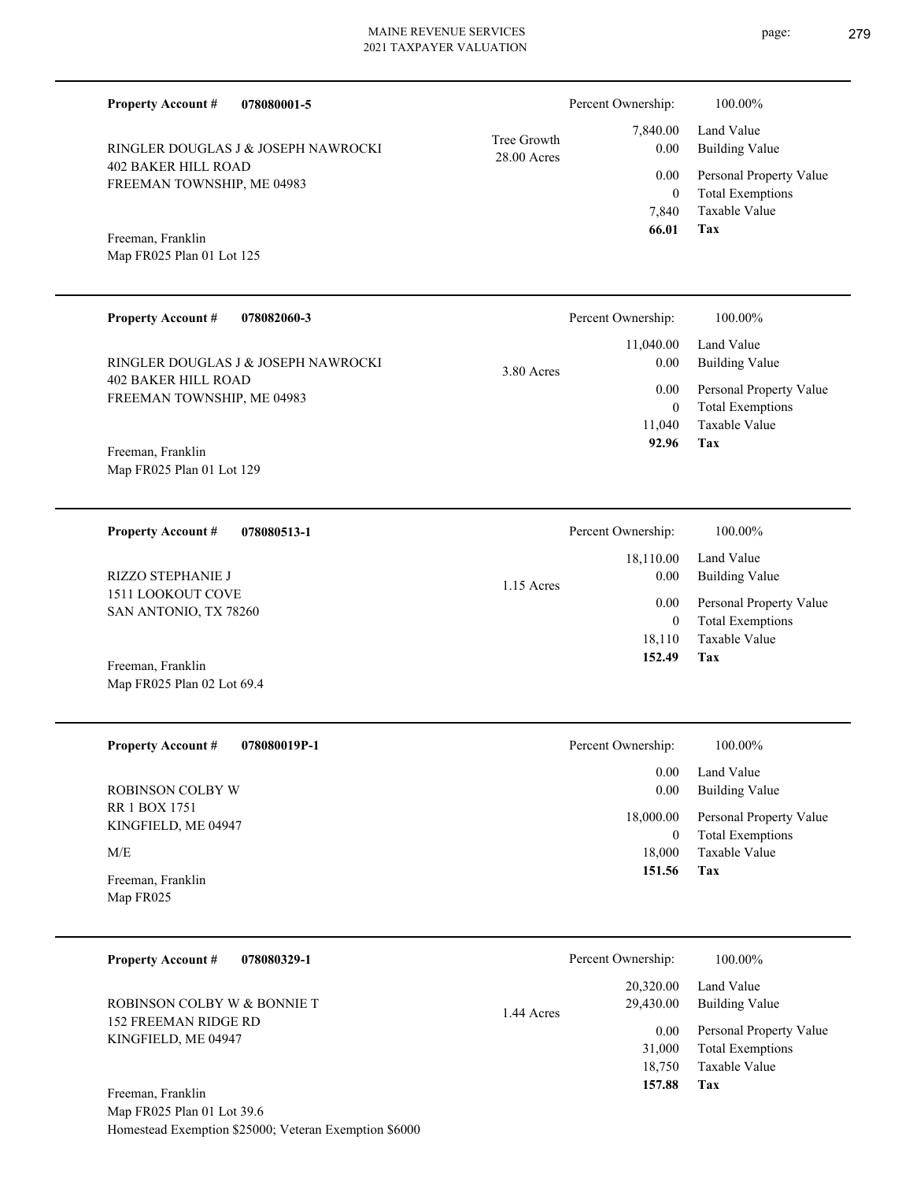**Property Account #** **078080001-5**

RINGLER DOUGLAS J & JOSEPH NAWROCKI
402 BAKER HILL ROAD
FREEMAN TOWNSHIP, ME 04983

Freeman, Franklin
Map FR025 Plan 01 Lot 125

Tree Growth
28.00 Acres

| Percent Ownership: | 100.00% |
|---|---|
| 7,840.00 | Land Value |
| 0.00 | Building Value |
| 0.00 | Personal Property Value |
| 0 | Total Exemptions |
| 7,840 | Taxable Value |
| **66.01** | **Tax** |

---

**Property Account #** **078082060-3**

RINGLER DOUGLAS J & JOSEPH NAWROCKI
402 BAKER HILL ROAD
FREEMAN TOWNSHIP, ME 04983

Freeman, Franklin
Map FR025 Plan 01 Lot 129

3.80 Acres

| Percent Ownership: | 100.00% |
|---|---|
| 11,040.00 | Land Value |
| 0.00 | Building Value |
| 0.00 | Personal Property Value |
| 0 | Total Exemptions |
| 11,040 | Taxable Value |
| **92.96** | **Tax** |

---

**Property Account #** **078080513-1**

RIZZO STEPHANIE J
1511 LOOKOUT COVE
SAN ANTONIO, TX 78260

Freeman, Franklin
Map FR025 Plan 02 Lot 69.4

1.15 Acres

| Percent Ownership: | 100.00% |
|---|---|
| 18,110.00 | Land Value |
| 0.00 | Building Value |
| 0.00 | Personal Property Value |
| 0 | Total Exemptions |
| 18,110 | Taxable Value |
| **152.49** | **Tax** |

---

**Property Account #** **078080019P-1**

ROBINSON COLBY W
RR 1 BOX 1751
KINGFIELD, ME 04947

M/E

Freeman, Franklin
Map FR025

| Percent Ownership: | 100.00% |
|---|---|
| 0.00 | Land Value |
| 0.00 | Building Value |
| 18,000.00 | Personal Property Value |
| 0 | Total Exemptions |
| 18,000 | Taxable Value |
| **151.56** | **Tax** |

---

**Property Account #** **078080329-1**

ROBINSON COLBY W & BONNIE T
152 FREEMAN RIDGE RD
KINGFIELD, ME 04947

Freeman, Franklin
Map FR025 Plan 01 Lot 39.6
Homestead Exemption $25000; Veteran Exemption $6000

1.44 Acres

| Percent Ownership: | 100.00% |
|---|---|
| 20,320.00 | Land Value |
| 29,430.00 | Building Value |
| 0.00 | Personal Property Value |
| 31,000 | Total Exemptions |
| 18,750 | Taxable Value |
| **157.88** | **Tax** |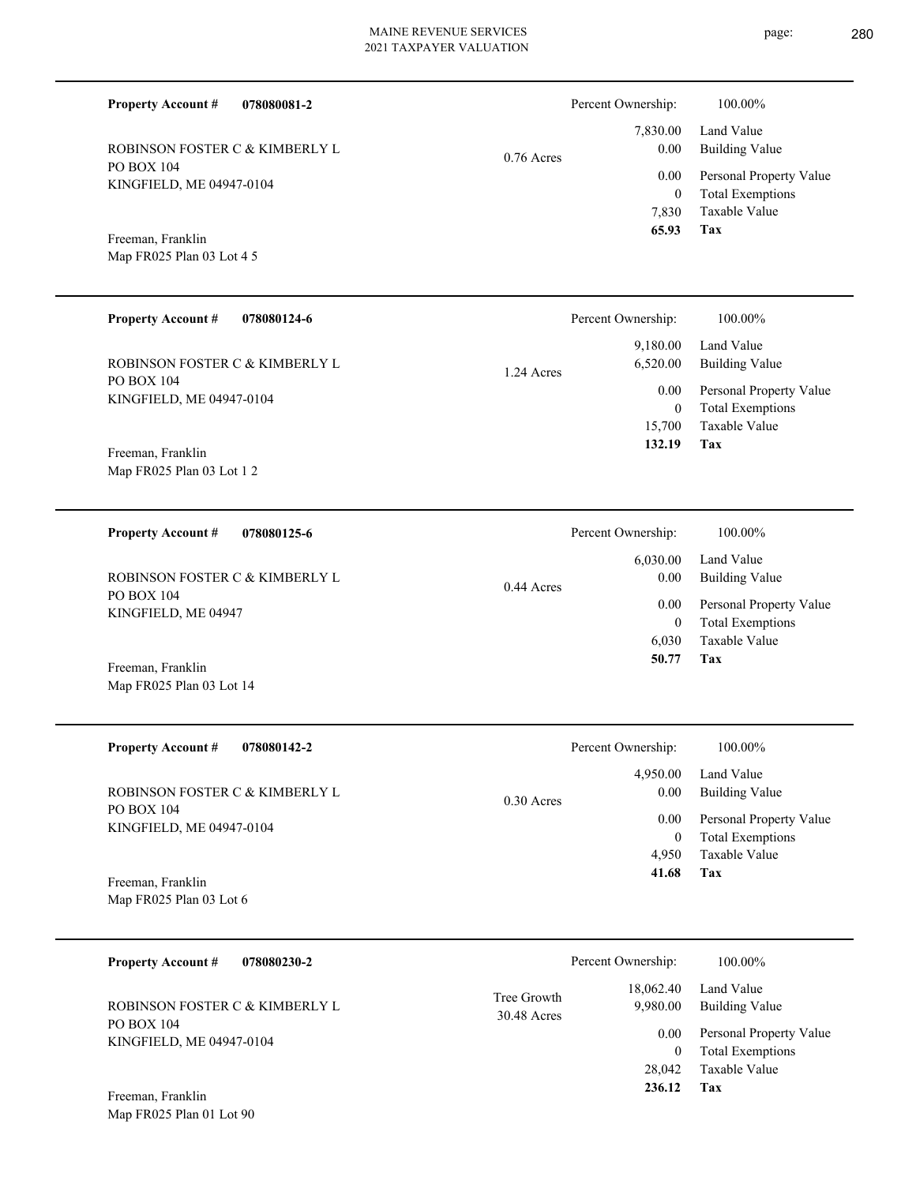**Property Account #** **078080081-2**

ROBINSON FOSTER C & KIMBERLY L
PO BOX 104
KINGFIELD, ME 04947-0104

Freeman, Franklin
Map FR025 Plan 03 Lot 4 5

0.76 Acres

| Percent Ownership: | 100.00% |
|---|---|
| 7,830.00 | Land Value |
| 0.00 | Building Value |
| 0.00 | Personal Property Value |
| 0 | Total Exemptions |
| 7,830 | Taxable Value |
| **65.93** | **Tax** |

---

**Property Account #** **078080124-6**

ROBINSON FOSTER C & KIMBERLY L
PO BOX 104
KINGFIELD, ME 04947-0104

Freeman, Franklin
Map FR025 Plan 03 Lot 1 2

1.24 Acres

| Percent Ownership: | 100.00% |
|---|---|
| 9,180.00 | Land Value |
| 6,520.00 | Building Value |
| 0.00 | Personal Property Value |
| 0 | Total Exemptions |
| 15,700 | Taxable Value |
| **132.19** | **Tax** |

---

**Property Account #** **078080125-6**

ROBINSON FOSTER C & KIMBERLY L
PO BOX 104
KINGFIELD, ME 04947

Freeman, Franklin
Map FR025 Plan 03 Lot 14

0.44 Acres

| Percent Ownership: | 100.00% |
|---|---|
| 6,030.00 | Land Value |
| 0.00 | Building Value |
| 0.00 | Personal Property Value |
| 0 | Total Exemptions |
| 6,030 | Taxable Value |
| **50.77** | **Tax** |

---

**Property Account #** **078080142-2**

ROBINSON FOSTER C & KIMBERLY L
PO BOX 104
KINGFIELD, ME 04947-0104

Freeman, Franklin
Map FR025 Plan 03 Lot 6

0.30 Acres

| Percent Ownership: | 100.00% |
|---|---|
| 4,950.00 | Land Value |
| 0.00 | Building Value |
| 0.00 | Personal Property Value |
| 0 | Total Exemptions |
| 4,950 | Taxable Value |
| **41.68** | **Tax** |

---

**Property Account #** **078080230-2**

ROBINSON FOSTER C & KIMBERLY L
PO BOX 104
KINGFIELD, ME 04947-0104

Freeman, Franklin
Map FR025 Plan 01 Lot 90

Tree Growth
30.48 Acres

| Percent Ownership: | 100.00% |
|---|---|
| 18,062.40 | Land Value |
| 9,980.00 | Building Value |
| 0.00 | Personal Property Value |
| 0 | Total Exemptions |
| 28,042 | Taxable Value |
| **236.12** | **Tax** |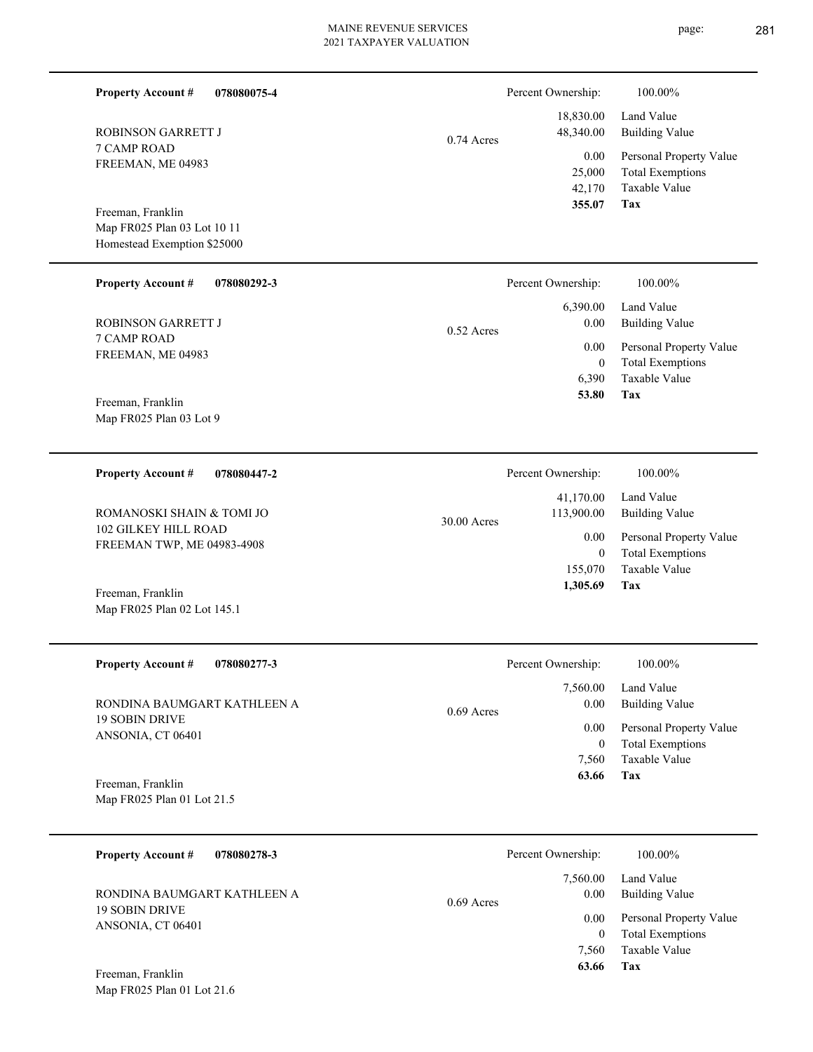**Property Account #** **078080075-4**

ROBINSON GARRETT J
7 CAMP ROAD
FREEMAN, ME 04983

Freeman, Franklin
Map FR025 Plan 03 Lot 10 11
Homestead Exemption $25000

0.74 Acres

| Percent Ownership: | 100.00% |
|---|---|
| 18,830.00 | Land Value |
| 48,340.00 | Building Value |
| 0.00 | Personal Property Value |
| 25,000 | Total Exemptions |
| 42,170 | Taxable Value |
| **355.07** | **Tax** |

---

**Property Account #** **078080292-3**

ROBINSON GARRETT J
7 CAMP ROAD
FREEMAN, ME 04983

Freeman, Franklin
Map FR025 Plan 03 Lot 9

0.52 Acres

| Percent Ownership: | 100.00% |
|---|---|
| 6,390.00 | Land Value |
| 0.00 | Building Value |
| 0.00 | Personal Property Value |
| 0 | Total Exemptions |
| 6,390 | Taxable Value |
| **53.80** | **Tax** |

---

**Property Account #** **078080447-2**

ROMANOSKI SHAIN & TOMI JO
102 GILKEY HILL ROAD
FREEMAN TWP, ME 04983-4908

Freeman, Franklin
Map FR025 Plan 02 Lot 145.1

30.00 Acres

| Percent Ownership: | 100.00% |
|---|---|
| 41,170.00 | Land Value |
| 113,900.00 | Building Value |
| 0.00 | Personal Property Value |
| 0 | Total Exemptions |
| 155,070 | Taxable Value |
| **1,305.69** | **Tax** |

---

**Property Account #** **078080277-3**

RONDINA BAUMGART KATHLEEN A
19 SOBIN DRIVE
ANSONIA, CT 06401

Freeman, Franklin
Map FR025 Plan 01 Lot 21.5

0.69 Acres

| Percent Ownership: | 100.00% |
|---|---|
| 7,560.00 | Land Value |
| 0.00 | Building Value |
| 0.00 | Personal Property Value |
| 0 | Total Exemptions |
| 7,560 | Taxable Value |
| **63.66** | **Tax** |

---

**Property Account #** **078080278-3**

RONDINA BAUMGART KATHLEEN A
19 SOBIN DRIVE
ANSONIA, CT 06401

Freeman, Franklin
Map FR025 Plan 01 Lot 21.6

0.69 Acres

| Percent Ownership: | 100.00% |
|---|---|
| 7,560.00 | Land Value |
| 0.00 | Building Value |
| 0.00 | Personal Property Value |
| 0 | Total Exemptions |
| 7,560 | Taxable Value |
| **63.66** | **Tax** |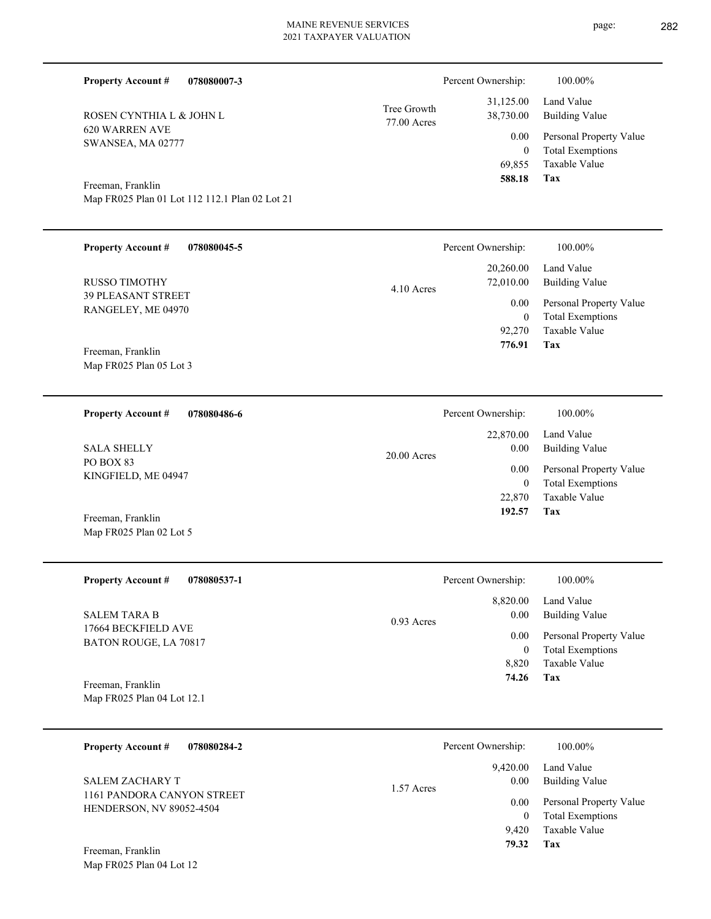**Property Account #** **078080007-3**

ROSEN CYNTHIA L & JOHN L
620 WARREN AVE
SWANSEA, MA 02777

Freeman, Franklin
Map FR025 Plan 01 Lot 112 112.1 Plan 02 Lot 21

Tree Growth
77.00 Acres

| | |
|---|---|
| Percent Ownership: | 100.00% |
| 31,125.00 | Land Value |
| 38,730.00 | Building Value |
| 0.00 | Personal Property Value |
| 0 | Total Exemptions |
| 69,855 | Taxable Value |
| **588.18** | **Tax** |

---

**Property Account #** **078080045-5**

RUSSO TIMOTHY
39 PLEASANT STREET
RANGELEY, ME 04970

Freeman, Franklin
Map FR025 Plan 05 Lot 3

4.10 Acres

| | |
|---|---|
| Percent Ownership: | 100.00% |
| 20,260.00 | Land Value |
| 72,010.00 | Building Value |
| 0.00 | Personal Property Value |
| 0 | Total Exemptions |
| 92,270 | Taxable Value |
| **776.91** | **Tax** |

---

**Property Account #** **078080486-6**

SALA SHELLY
PO BOX 83
KINGFIELD, ME 04947

Freeman, Franklin
Map FR025 Plan 02 Lot 5

20.00 Acres

| | |
|---|---|
| Percent Ownership: | 100.00% |
| 22,870.00 | Land Value |
| 0.00 | Building Value |
| 0.00 | Personal Property Value |
| 0 | Total Exemptions |
| 22,870 | Taxable Value |
| **192.57** | **Tax** |

---

**Property Account #** **078080537-1**

SALEM TARA B
17664 BECKFIELD AVE
BATON ROUGE, LA 70817

Freeman, Franklin
Map FR025 Plan 04 Lot 12.1

0.93 Acres

| | |
|---|---|
| Percent Ownership: | 100.00% |
| 8,820.00 | Land Value |
| 0.00 | Building Value |
| 0.00 | Personal Property Value |
| 0 | Total Exemptions |
| 8,820 | Taxable Value |
| **74.26** | **Tax** |

---

**Property Account #** **078080284-2**

SALEM ZACHARY T
1161 PANDORA CANYON STREET
HENDERSON, NV 89052-4504

Freeman, Franklin
Map FR025 Plan 04 Lot 12

1.57 Acres

| | |
|---|---|
| Percent Ownership: | 100.00% |
| 9,420.00 | Land Value |
| 0.00 | Building Value |
| 0.00 | Personal Property Value |
| 0 | Total Exemptions |
| 9,420 | Taxable Value |
| **79.32** | **Tax** |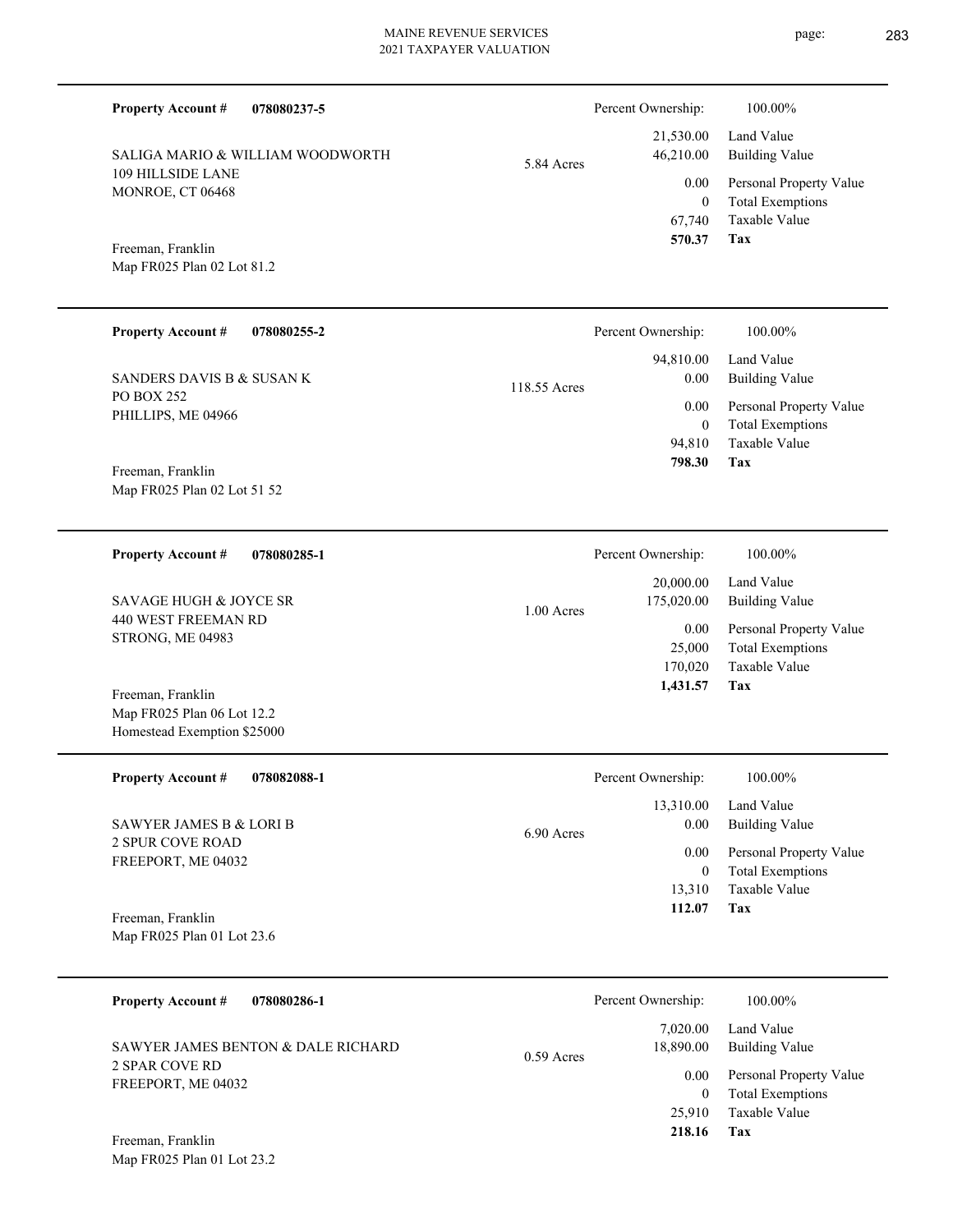**Property Account #** **078080237-5**

SALIGA MARIO & WILLIAM WOODWORTH
109 HILLSIDE LANE
MONROE, CT 06468

Freeman, Franklin
Map FR025 Plan 02 Lot 81.2

5.84 Acres

| Percent Ownership: | 100.00% |
|---|---|
| 21,530.00 | Land Value |
| 46,210.00 | Building Value |
| 0.00 | Personal Property Value |
| 0 | Total Exemptions |
| 67,740 | Taxable Value |
| **570.37** | **Tax** |

---

**Property Account #** **078080255-2**

SANDERS DAVIS B & SUSAN K
PO BOX 252
PHILLIPS, ME 04966

Freeman, Franklin
Map FR025 Plan 02 Lot 51 52

118.55 Acres

| Percent Ownership: | 100.00% |
|---|---|
| 94,810.00 | Land Value |
| 0.00 | Building Value |
| 0.00 | Personal Property Value |
| 0 | Total Exemptions |
| 94,810 | Taxable Value |
| **798.30** | **Tax** |

---

**Property Account #** **078080285-1**

SAVAGE HUGH & JOYCE SR
440 WEST FREEMAN RD
STRONG, ME 04983

Freeman, Franklin
Map FR025 Plan 06 Lot 12.2
Homestead Exemption $25000

1.00 Acres

| Percent Ownership: | 100.00% |
|---|---|
| 20,000.00 | Land Value |
| 175,020.00 | Building Value |
| 0.00 | Personal Property Value |
| 25,000 | Total Exemptions |
| 170,020 | Taxable Value |
| **1,431.57** | **Tax** |

---

**Property Account #** **078082088-1**

SAWYER JAMES B & LORI B
2 SPUR COVE ROAD
FREEPORT, ME 04032

Freeman, Franklin
Map FR025 Plan 01 Lot 23.6

6.90 Acres

| Percent Ownership: | 100.00% |
|---|---|
| 13,310.00 | Land Value |
| 0.00 | Building Value |
| 0.00 | Personal Property Value |
| 0 | Total Exemptions |
| 13,310 | Taxable Value |
| **112.07** | **Tax** |

---

**Property Account #** **078080286-1**

SAWYER JAMES BENTON & DALE RICHARD
2 SPAR COVE RD
FREEPORT, ME 04032

Freeman, Franklin
Map FR025 Plan 01 Lot 23.2

0.59 Acres

| Percent Ownership: | 100.00% |
|---|---|
| 7,020.00 | Land Value |
| 18,890.00 | Building Value |
| 0.00 | Personal Property Value |
| 0 | Total Exemptions |
| 25,910 | Taxable Value |
| **218.16** | **Tax** |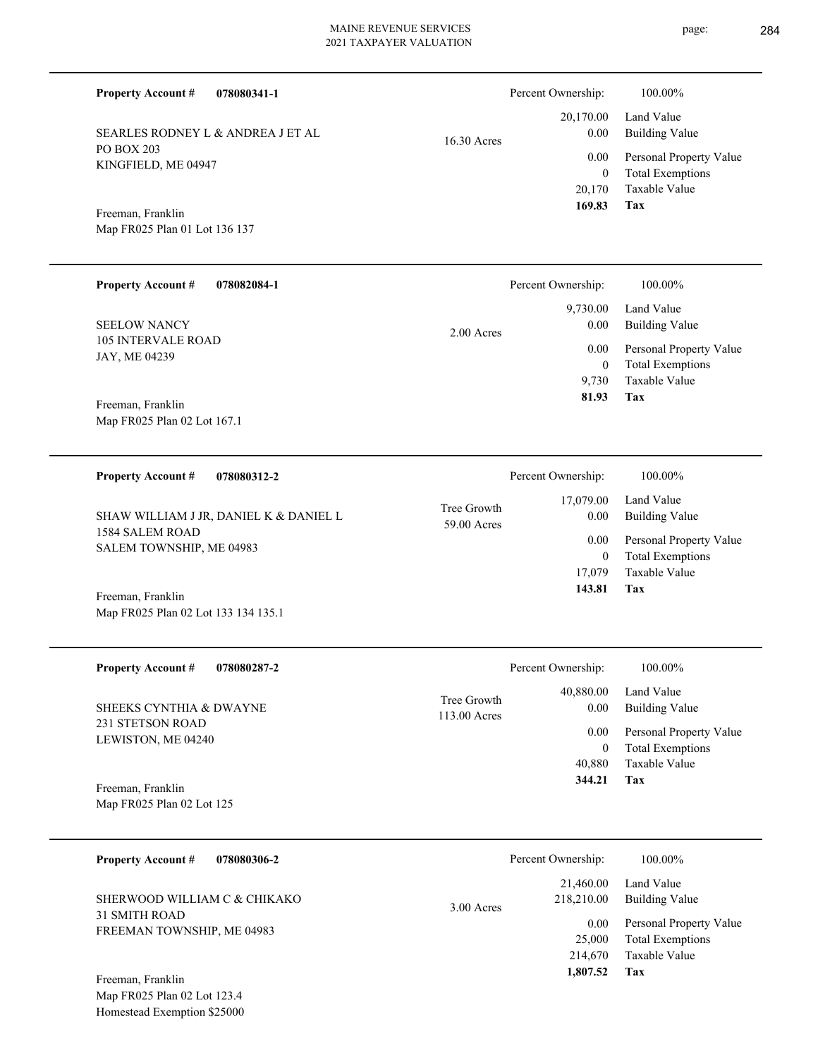**Property Account #** **078080341-1**

SEARLES RODNEY L & ANDREA J ET AL
PO BOX 203
KINGFIELD, ME 04947

Freeman, Franklin
Map FR025 Plan 01 Lot 136 137

16.30 Acres

| Percent Ownership: | 100.00% |
|---|---|
| 20,170.00 | Land Value |
| 0.00 | Building Value |
| 0.00 | Personal Property Value |
| 0 | Total Exemptions |
| 20,170 | Taxable Value |
| **169.83** | **Tax** |

---

**Property Account #** **078082084-1**

SEELOW NANCY
105 INTERVALE ROAD
JAY, ME 04239

Freeman, Franklin
Map FR025 Plan 02 Lot 167.1

2.00 Acres

| Percent Ownership: | 100.00% |
|---|---|
| 9,730.00 | Land Value |
| 0.00 | Building Value |
| 0.00 | Personal Property Value |
| 0 | Total Exemptions |
| 9,730 | Taxable Value |
| **81.93** | **Tax** |

---

**Property Account #** **078080312-2**

SHAW WILLIAM J JR, DANIEL K & DANIEL L
1584 SALEM ROAD
SALEM TOWNSHIP, ME 04983

Freeman, Franklin
Map FR025 Plan 02 Lot 133 134 135.1

Tree Growth
59.00 Acres

| Percent Ownership: | 100.00% |
|---|---|
| 17,079.00 | Land Value |
| 0.00 | Building Value |
| 0.00 | Personal Property Value |
| 0 | Total Exemptions |
| 17,079 | Taxable Value |
| **143.81** | **Tax** |

---

**Property Account #** **078080287-2**

SHEEKS CYNTHIA & DWAYNE
231 STETSON ROAD
LEWISTON, ME 04240

Freeman, Franklin
Map FR025 Plan 02 Lot 125

Tree Growth
113.00 Acres

| Percent Ownership: | 100.00% |
|---|---|
| 40,880.00 | Land Value |
| 0.00 | Building Value |
| 0.00 | Personal Property Value |
| 0 | Total Exemptions |
| 40,880 | Taxable Value |
| **344.21** | **Tax** |

---

**Property Account #** **078080306-2**

SHERWOOD WILLIAM C & CHIKAKO
31 SMITH ROAD
FREEMAN TOWNSHIP, ME 04983

Freeman, Franklin
Map FR025 Plan 02 Lot 123.4
Homestead Exemption $25000

3.00 Acres

| Percent Ownership: | 100.00% |
|---|---|
| 21,460.00 | Land Value |
| 218,210.00 | Building Value |
| 0.00 | Personal Property Value |
| 25,000 | Total Exemptions |
| 214,670 | Taxable Value |
| **1,807.52** | **Tax** |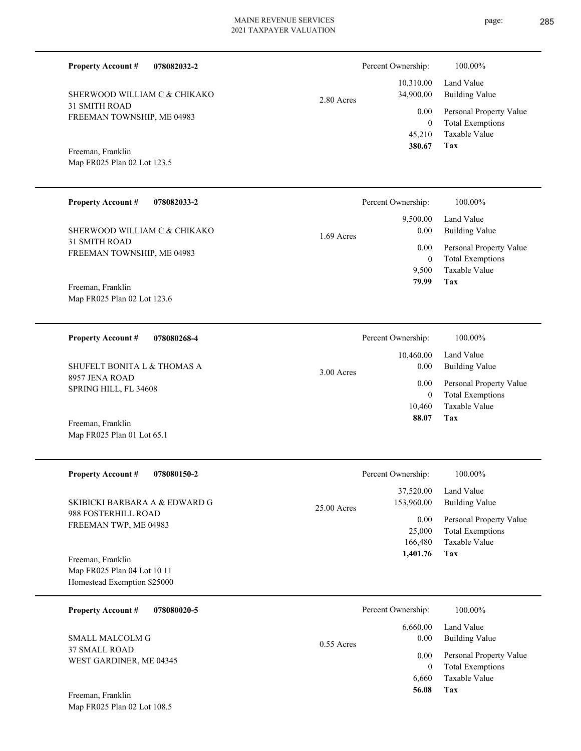**Property Account #** **078082032-2**

SHERWOOD WILLIAM C & CHIKAKO
31 SMITH ROAD
FREEMAN TOWNSHIP, ME 04983

Freeman, Franklin
Map FR025 Plan 02 Lot 123.5

2.80 Acres

| Percent Ownership: | 100.00% |
|---|---|
| 10,310.00 | Land Value |
| 34,900.00 | Building Value |
| 0.00 | Personal Property Value |
| 0 | Total Exemptions |
| 45,210 | Taxable Value |
| **380.67** | **Tax** |

---

**Property Account #** **078082033-2**

SHERWOOD WILLIAM C & CHIKAKO
31 SMITH ROAD
FREEMAN TOWNSHIP, ME 04983

Freeman, Franklin
Map FR025 Plan 02 Lot 123.6

1.69 Acres

| Percent Ownership: | 100.00% |
|---|---|
| 9,500.00 | Land Value |
| 0.00 | Building Value |
| 0.00 | Personal Property Value |
| 0 | Total Exemptions |
| 9,500 | Taxable Value |
| **79.99** | **Tax** |

---

**Property Account #** **078080268-4**

SHUFELT BONITA L & THOMAS A
8957 JENA ROAD
SPRING HILL, FL 34608

Freeman, Franklin
Map FR025 Plan 01 Lot 65.1

3.00 Acres

| Percent Ownership: | 100.00% |
|---|---|
| 10,460.00 | Land Value |
| 0.00 | Building Value |
| 0.00 | Personal Property Value |
| 0 | Total Exemptions |
| 10,460 | Taxable Value |
| **88.07** | **Tax** |

---

**Property Account #** **078080150-2**

SKIBICKI BARBARA A & EDWARD G
988 FOSTERHILL ROAD
FREEMAN TWP, ME 04983

Freeman, Franklin
Map FR025 Plan 04 Lot 10 11
Homestead Exemption $25000

25.00 Acres

| Percent Ownership: | 100.00% |
|---|---|
| 37,520.00 | Land Value |
| 153,960.00 | Building Value |
| 0.00 | Personal Property Value |
| 25,000 | Total Exemptions |
| 166,480 | Taxable Value |
| **1,401.76** | **Tax** |

---

**Property Account #** **078080020-5**

SMALL MALCOLM G
37 SMALL ROAD
WEST GARDINER, ME 04345

Freeman, Franklin
Map FR025 Plan 02 Lot 108.5

0.55 Acres

| Percent Ownership: | 100.00% |
|---|---|
| 6,660.00 | Land Value |
| 0.00 | Building Value |
| 0.00 | Personal Property Value |
| 0 | Total Exemptions |
| 6,660 | Taxable Value |
| **56.08** | **Tax** |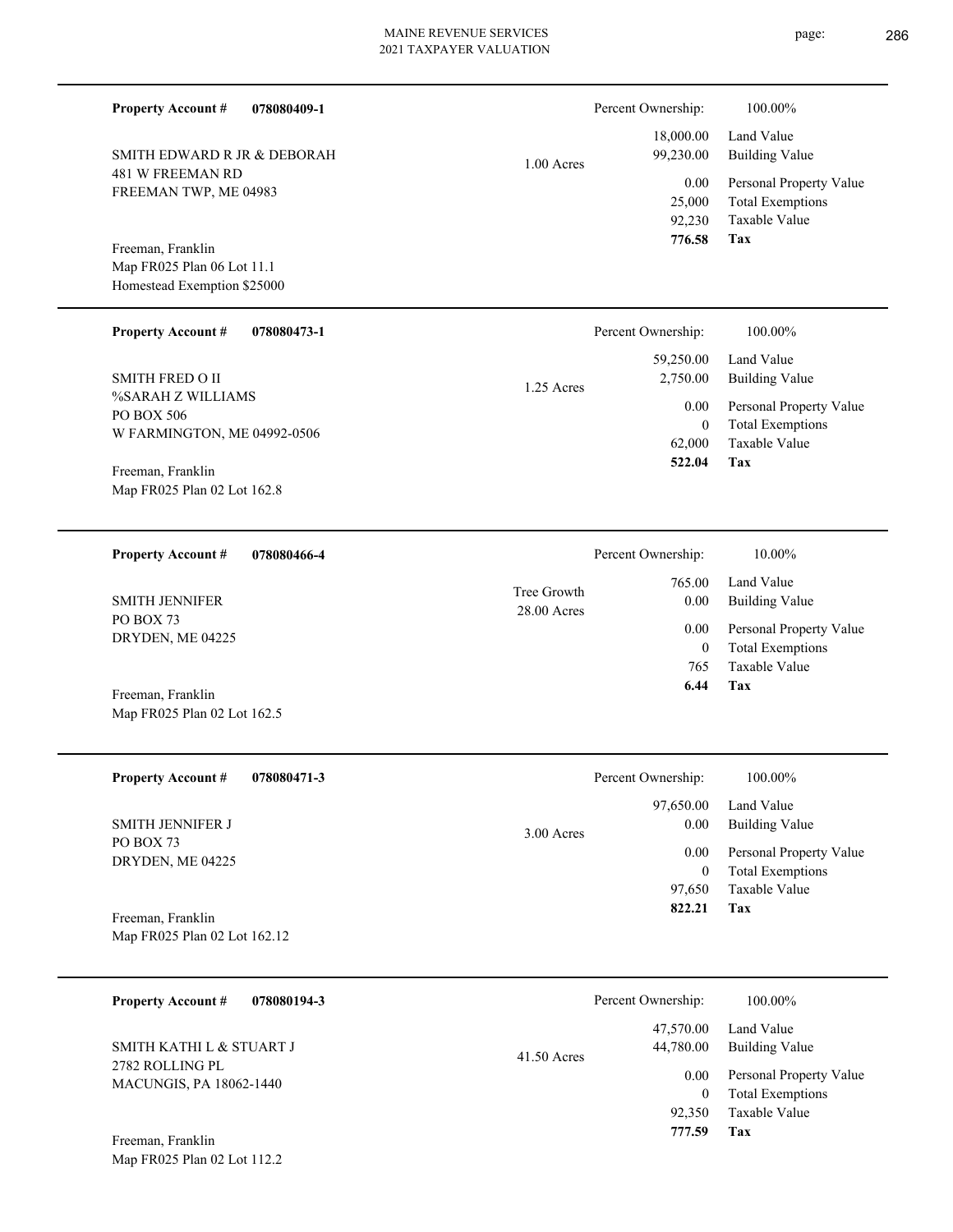**Property Account #** **078080409-1**

SMITH EDWARD R JR & DEBORAH
481 W FREEMAN RD
FREEMAN TWP, ME 04983

Freeman, Franklin
Map FR025 Plan 06 Lot 11.1
Homestead Exemption $25000

1.00 Acres

| Percent Ownership: | 100.00% |
|---|---|
| 18,000.00 | Land Value |
| 99,230.00 | Building Value |
| 0.00 | Personal Property Value |
| 25,000 | Total Exemptions |
| 92,230 | Taxable Value |
| **776.58** | **Tax** |

---

**Property Account #** **078080473-1**

SMITH FRED O II
%SARAH Z WILLIAMS
PO BOX 506
W FARMINGTON, ME 04992-0506

Freeman, Franklin
Map FR025 Plan 02 Lot 162.8

1.25 Acres

| Percent Ownership: | 100.00% |
|---|---|
| 59,250.00 | Land Value |
| 2,750.00 | Building Value |
| 0.00 | Personal Property Value |
| 0 | Total Exemptions |
| 62,000 | Taxable Value |
| **522.04** | **Tax** |

---

**Property Account #** **078080466-4**

SMITH JENNIFER
PO BOX 73
DRYDEN, ME 04225

Freeman, Franklin
Map FR025 Plan 02 Lot 162.5

Tree Growth
28.00 Acres

| Percent Ownership: | 10.00% |
|---|---|
| 765.00 | Land Value |
| 0.00 | Building Value |
| 0.00 | Personal Property Value |
| 0 | Total Exemptions |
| 765 | Taxable Value |
| **6.44** | **Tax** |

---

**Property Account #** **078080471-3**

SMITH JENNIFER J
PO BOX 73
DRYDEN, ME 04225

Freeman, Franklin
Map FR025 Plan 02 Lot 162.12

3.00 Acres

| Percent Ownership: | 100.00% |
|---|---|
| 97,650.00 | Land Value |
| 0.00 | Building Value |
| 0.00 | Personal Property Value |
| 0 | Total Exemptions |
| 97,650 | Taxable Value |
| **822.21** | **Tax** |

---

**Property Account #** **078080194-3**

SMITH KATHI L & STUART J
2782 ROLLING PL
MACUNGIS, PA 18062-1440

Freeman, Franklin
Map FR025 Plan 02 Lot 112.2

41.50 Acres

| Percent Ownership: | 100.00% |
|---|---|
| 47,570.00 | Land Value |
| 44,780.00 | Building Value |
| 0.00 | Personal Property Value |
| 0 | Total Exemptions |
| 92,350 | Taxable Value |
| **777.59** | **Tax** |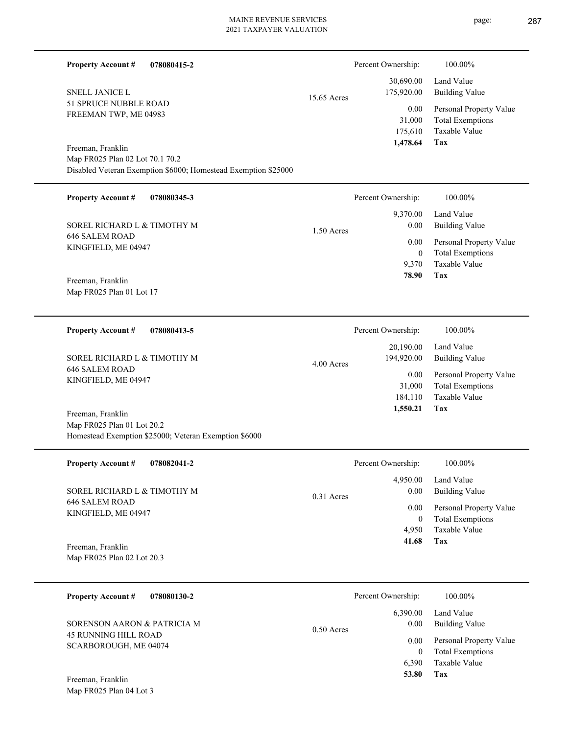**Property Account #** **078080415-2**

SNELL JANICE L
51 SPRUCE NUBBLE ROAD
FREEMAN TWP, ME 04983

15.65 Acres

Freeman, Franklin
Map FR025 Plan 02 Lot 70.1 70.2
Disabled Veteran Exemption $6000; Homestead Exemption $25000

| Percent Ownership: | 100.00% |
|---|---|
| 30,690.00 | Land Value |
| 175,920.00 | Building Value |
| 0.00 | Personal Property Value |
| 31,000 | Total Exemptions |
| 175,610 | Taxable Value |
| **1,478.64** | **Tax** |

---

**Property Account #** **078080345-3**

SOREL RICHARD L & TIMOTHY M
646 SALEM ROAD
KINGFIELD, ME 04947

1.50 Acres

Freeman, Franklin
Map FR025 Plan 01 Lot 17

| Percent Ownership: | 100.00% |
|---|---|
| 9,370.00 | Land Value |
| 0.00 | Building Value |
| 0.00 | Personal Property Value |
| 0 | Total Exemptions |
| 9,370 | Taxable Value |
| **78.90** | **Tax** |

---

**Property Account #** **078080413-5**

SOREL RICHARD L & TIMOTHY M
646 SALEM ROAD
KINGFIELD, ME 04947

4.00 Acres

Freeman, Franklin
Map FR025 Plan 01 Lot 20.2
Homestead Exemption $25000; Veteran Exemption $6000

| Percent Ownership: | 100.00% |
|---|---|
| 20,190.00 | Land Value |
| 194,920.00 | Building Value |
| 0.00 | Personal Property Value |
| 31,000 | Total Exemptions |
| 184,110 | Taxable Value |
| **1,550.21** | **Tax** |

---

**Property Account #** **078082041-2**

SOREL RICHARD L & TIMOTHY M
646 SALEM ROAD
KINGFIELD, ME 04947

0.31 Acres

Freeman, Franklin
Map FR025 Plan 02 Lot 20.3

| Percent Ownership: | 100.00% |
|---|---|
| 4,950.00 | Land Value |
| 0.00 | Building Value |
| 0.00 | Personal Property Value |
| 0 | Total Exemptions |
| 4,950 | Taxable Value |
| **41.68** | **Tax** |

---

**Property Account #** **078080130-2**

SORENSON AARON & PATRICIA M
45 RUNNING HILL ROAD
SCARBOROUGH, ME 04074

0.50 Acres

Freeman, Franklin
Map FR025 Plan 04 Lot 3

| Percent Ownership: | 100.00% |
|---|---|
| 6,390.00 | Land Value |
| 0.00 | Building Value |
| 0.00 | Personal Property Value |
| 0 | Total Exemptions |
| 6,390 | Taxable Value |
| **53.80** | **Tax** |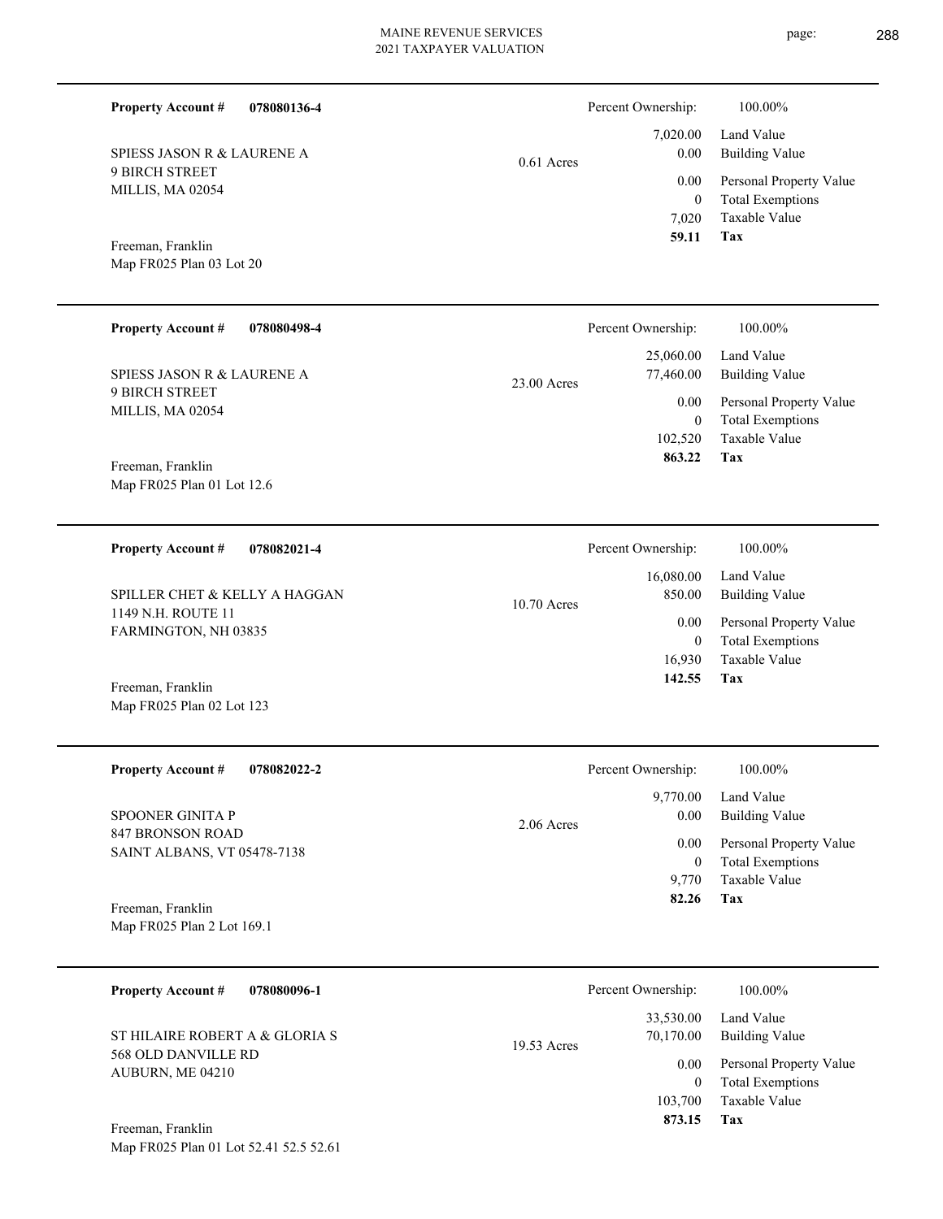**Property Account #** **078080136-4**

SPIESS JASON R & LAURENE A
9 BIRCH STREET
MILLIS, MA 02054

Freeman, Franklin
Map FR025 Plan 03 Lot 20

0.61 Acres

| Percent Ownership: | 100.00% |
|---|---|
| 7,020.00 | Land Value |
| 0.00 | Building Value |
| 0.00 | Personal Property Value |
| 0 | Total Exemptions |
| 7,020 | Taxable Value |
| **59.11** | **Tax** |

---

**Property Account #** **078080498-4**

SPIESS JASON R & LAURENE A
9 BIRCH STREET
MILLIS, MA 02054

Freeman, Franklin
Map FR025 Plan 01 Lot 12.6

23.00 Acres

| Percent Ownership: | 100.00% |
|---|---|
| 25,060.00 | Land Value |
| 77,460.00 | Building Value |
| 0.00 | Personal Property Value |
| 0 | Total Exemptions |
| 102,520 | Taxable Value |
| **863.22** | **Tax** |

---

**Property Account #** **078082021-4**

SPILLER CHET & KELLY A HAGGAN
1149 N.H. ROUTE 11
FARMINGTON, NH 03835

Freeman, Franklin
Map FR025 Plan 02 Lot 123

10.70 Acres

| Percent Ownership: | 100.00% |
|---|---|
| 16,080.00 | Land Value |
| 850.00 | Building Value |
| 0.00 | Personal Property Value |
| 0 | Total Exemptions |
| 16,930 | Taxable Value |
| **142.55** | **Tax** |

---

**Property Account #** **078082022-2**

SPOONER GINITA P
847 BRONSON ROAD
SAINT ALBANS, VT 05478-7138

Freeman, Franklin
Map FR025 Plan 2 Lot 169.1

2.06 Acres

| Percent Ownership: | 100.00% |
|---|---|
| 9,770.00 | Land Value |
| 0.00 | Building Value |
| 0.00 | Personal Property Value |
| 0 | Total Exemptions |
| 9,770 | Taxable Value |
| **82.26** | **Tax** |

---

**Property Account #** **078080096-1**

ST HILAIRE ROBERT A & GLORIA S
568 OLD DANVILLE RD
AUBURN, ME 04210

Freeman, Franklin
Map FR025 Plan 01 Lot 52.41 52.5 52.61

19.53 Acres

| Percent Ownership: | 100.00% |
|---|---|
| 33,530.00 | Land Value |
| 70,170.00 | Building Value |
| 0.00 | Personal Property Value |
| 0 | Total Exemptions |
| 103,700 | Taxable Value |
| **873.15** | **Tax** |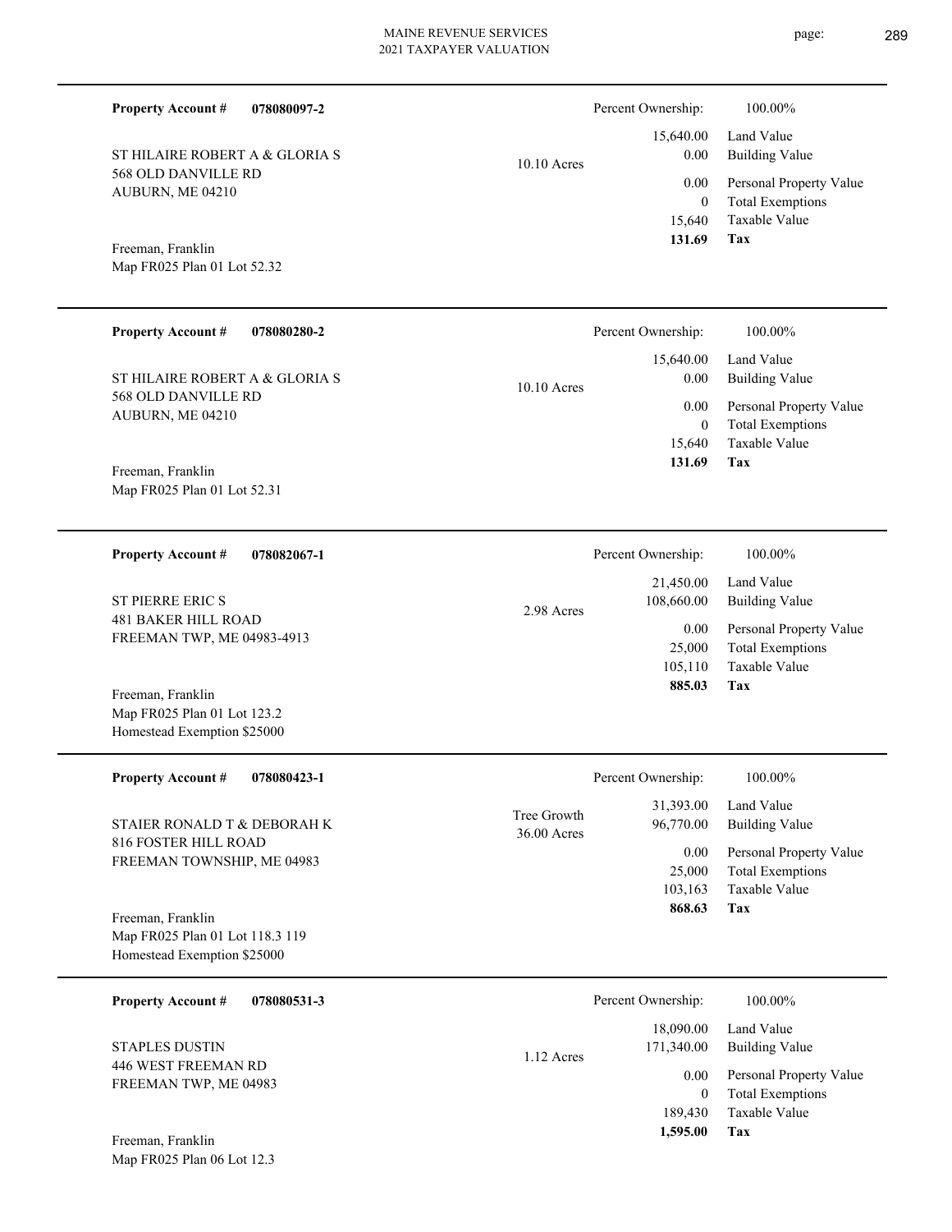**Property Account #** **078080097-2**

ST HILAIRE ROBERT A & GLORIA S
568 OLD DANVILLE RD
AUBURN, ME 04210

Freeman, Franklin
Map FR025 Plan 01 Lot 52.32

10.10 Acres

Percent Ownership: 100.00%

| | |
|---|---|
| 15,640.00 | Land Value |
| 0.00 | Building Value |
| 0.00 | Personal Property Value |
| 0 | Total Exemptions |
| 15,640 | Taxable Value |
| **131.69** | **Tax** |

---

**Property Account #** **078080280-2**

ST HILAIRE ROBERT A & GLORIA S
568 OLD DANVILLE RD
AUBURN, ME 04210

Freeman, Franklin
Map FR025 Plan 01 Lot 52.31

10.10 Acres

Percent Ownership: 100.00%

| | |
|---|---|
| 15,640.00 | Land Value |
| 0.00 | Building Value |
| 0.00 | Personal Property Value |
| 0 | Total Exemptions |
| 15,640 | Taxable Value |
| **131.69** | **Tax** |

---

**Property Account #** **078082067-1**

ST PIERRE ERIC S
481 BAKER HILL ROAD
FREEMAN TWP, ME 04983-4913

Freeman, Franklin
Map FR025 Plan 01 Lot 123.2
Homestead Exemption $25000

2.98 Acres

Percent Ownership: 100.00%

| | |
|---|---|
| 21,450.00 | Land Value |
| 108,660.00 | Building Value |
| 0.00 | Personal Property Value |
| 25,000 | Total Exemptions |
| 105,110 | Taxable Value |
| **885.03** | **Tax** |

---

**Property Account #** **078080423-1**

STAIER RONALD T & DEBORAH K
816 FOSTER HILL ROAD
FREEMAN TOWNSHIP, ME 04983

Freeman, Franklin
Map FR025 Plan 01 Lot 118.3 119
Homestead Exemption $25000

Tree Growth
36.00 Acres

Percent Ownership: 100.00%

| | |
|---|---|
| 31,393.00 | Land Value |
| 96,770.00 | Building Value |
| 0.00 | Personal Property Value |
| 25,000 | Total Exemptions |
| 103,163 | Taxable Value |
| **868.63** | **Tax** |

---

**Property Account #** **078080531-3**

STAPLES DUSTIN
446 WEST FREEMAN RD
FREEMAN TWP, ME 04983

Freeman, Franklin
Map FR025 Plan 06 Lot 12.3

1.12 Acres

Percent Ownership: 100.00%

| | |
|---|---|
| 18,090.00 | Land Value |
| 171,340.00 | Building Value |
| 0.00 | Personal Property Value |
| 0 | Total Exemptions |
| 189,430 | Taxable Value |
| **1,595.00** | **Tax** |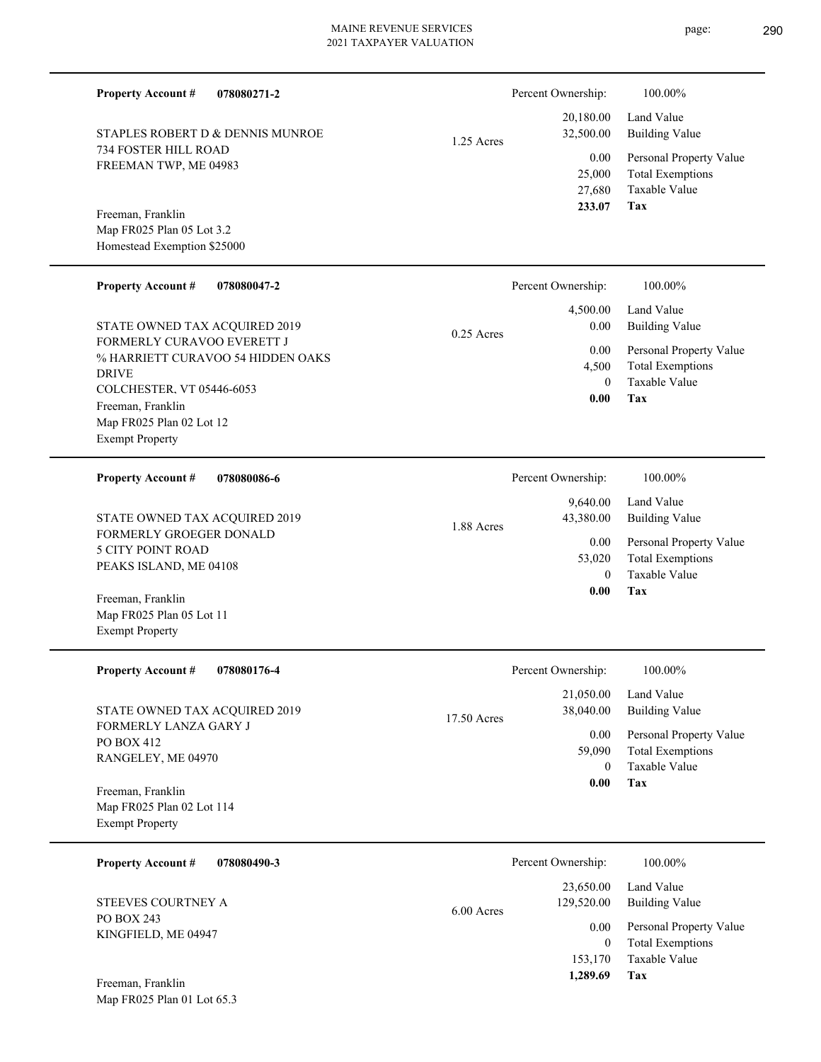**Property Account #** **078080271-2**

Percent Ownership: 100.00%

STAPLES ROBERT D & DENNIS MUNROE
734 FOSTER HILL ROAD
FREEMAN TWP, ME 04983

1.25 Acres

| | |
|---|---|
| 20,180.00 | Land Value |
| 32,500.00 | Building Value |
| 0.00 | Personal Property Value |
| 25,000 | Total Exemptions |
| 27,680 | Taxable Value |
| **233.07** | **Tax** |

Freeman, Franklin
Map FR025 Plan 05 Lot 3.2
Homestead Exemption $25000

---

**Property Account #** **078080047-2**

Percent Ownership: 100.00%

STATE OWNED TAX ACQUIRED 2019
FORMERLY CURAVOO EVERETT J
% HARRIETT CURAVOO 54 HIDDEN OAKS DRIVE
COLCHESTER, VT 05446-6053

0.25 Acres

| | |
|---|---|
| 4,500.00 | Land Value |
| 0.00 | Building Value |
| 0.00 | Personal Property Value |
| 4,500 | Total Exemptions |
| 0 | Taxable Value |
| **0.00** | **Tax** |

Freeman, Franklin
Map FR025 Plan 02 Lot 12
Exempt Property

---

**Property Account #** **078080086-6**

Percent Ownership: 100.00%

STATE OWNED TAX ACQUIRED 2019
FORMERLY GROEGER DONALD
5 CITY POINT ROAD
PEAKS ISLAND, ME 04108

1.88 Acres

| | |
|---|---|
| 9,640.00 | Land Value |
| 43,380.00 | Building Value |
| 0.00 | Personal Property Value |
| 53,020 | Total Exemptions |
| 0 | Taxable Value |
| **0.00** | **Tax** |

Freeman, Franklin
Map FR025 Plan 05 Lot 11
Exempt Property

---

**Property Account #** **078080176-4**

Percent Ownership: 100.00%

STATE OWNED TAX ACQUIRED 2019
FORMERLY LANZA GARY J
PO BOX 412
RANGELEY, ME 04970

17.50 Acres

| | |
|---|---|
| 21,050.00 | Land Value |
| 38,040.00 | Building Value |
| 0.00 | Personal Property Value |
| 59,090 | Total Exemptions |
| 0 | Taxable Value |
| **0.00** | **Tax** |

Freeman, Franklin
Map FR025 Plan 02 Lot 114
Exempt Property

---

**Property Account #** **078080490-3**

Percent Ownership: 100.00%

STEEVES COURTNEY A
PO BOX 243
KINGFIELD, ME 04947

6.00 Acres

| | |
|---|---|
| 23,650.00 | Land Value |
| 129,520.00 | Building Value |
| 0.00 | Personal Property Value |
| 0 | Total Exemptions |
| 153,170 | Taxable Value |
| **1,289.69** | **Tax** |

Freeman, Franklin
Map FR025 Plan 01 Lot 65.3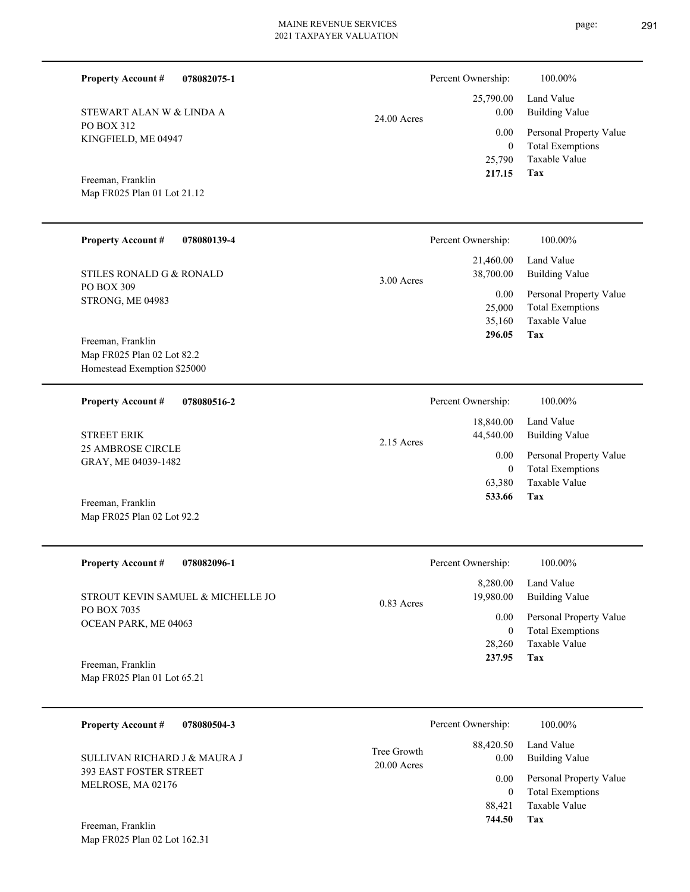**Property Account #** **078082075-1**

STEWART ALAN W & LINDA A
PO BOX 312
KINGFIELD, ME 04947

Freeman, Franklin
Map FR025 Plan 01 Lot 21.12

24.00 Acres

| | |
|---|---|
| Percent Ownership: | 100.00% |
| Land Value | 25,790.00 |
| Building Value | 0.00 |
| Personal Property Value | 0.00 |
| Total Exemptions | 0 |
| Taxable Value | 25,790 |
| **Tax** | **217.15** |

---

**Property Account #** **078080139-4**

STILES RONALD G & RONALD
PO BOX 309
STRONG, ME 04983

Freeman, Franklin
Map FR025 Plan 02 Lot 82.2
Homestead Exemption $25000

3.00 Acres

| | |
|---|---|
| Percent Ownership: | 100.00% |
| Land Value | 21,460.00 |
| Building Value | 38,700.00 |
| Personal Property Value | 0.00 |
| Total Exemptions | 25,000 |
| Taxable Value | 35,160 |
| **Tax** | **296.05** |

---

**Property Account #** **078080516-2**

STREET ERIK
25 AMBROSE CIRCLE
GRAY, ME 04039-1482

Freeman, Franklin
Map FR025 Plan 02 Lot 92.2

2.15 Acres

| | |
|---|---|
| Percent Ownership: | 100.00% |
| Land Value | 18,840.00 |
| Building Value | 44,540.00 |
| Personal Property Value | 0.00 |
| Total Exemptions | 0 |
| Taxable Value | 63,380 |
| **Tax** | **533.66** |

---

**Property Account #** **078082096-1**

STROUT KEVIN SAMUEL & MICHELLE JO
PO BOX 7035
OCEAN PARK, ME 04063

Freeman, Franklin
Map FR025 Plan 01 Lot 65.21

0.83 Acres

| | |
|---|---|
| Percent Ownership: | 100.00% |
| Land Value | 8,280.00 |
| Building Value | 19,980.00 |
| Personal Property Value | 0.00 |
| Total Exemptions | 0 |
| Taxable Value | 28,260 |
| **Tax** | **237.95** |

---

**Property Account #** **078080504-3**

SULLIVAN RICHARD J & MAURA J
393 EAST FOSTER STREET
MELROSE, MA 02176

Freeman, Franklin
Map FR025 Plan 02 Lot 162.31

Tree Growth
20.00 Acres

| | |
|---|---|
| Percent Ownership: | 100.00% |
| Land Value | 88,420.50 |
| Building Value | 0.00 |
| Personal Property Value | 0.00 |
| Total Exemptions | 0 |
| Taxable Value | 88,421 |
| **Tax** | **744.50** |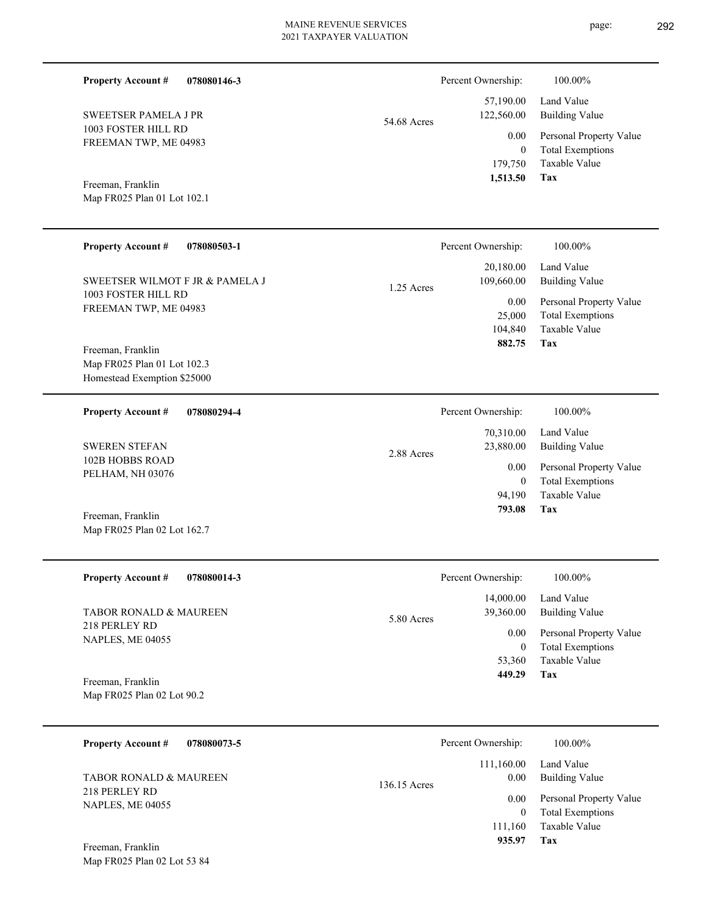**Property Account #** **078080146-3**

SWEETSER PAMELA J PR
1003 FOSTER HILL RD
FREEMAN TWP, ME 04983

Freeman, Franklin
Map FR025 Plan 01 Lot 102.1

54.68 Acres

| | |
|---|---|
| Percent Ownership: | 100.00% |
| 57,190.00 | Land Value |
| 122,560.00 | Building Value |
| 0.00 | Personal Property Value |
| 0 | Total Exemptions |
| 179,750 | Taxable Value |
| **1,513.50** | **Tax** |

---

**Property Account #** **078080503-1**

SWEETSER WILMOT F JR & PAMELA J
1003 FOSTER HILL RD
FREEMAN TWP, ME 04983

Freeman, Franklin
Map FR025 Plan 01 Lot 102.3
Homestead Exemption $25000

1.25 Acres

| | |
|---|---|
| Percent Ownership: | 100.00% |
| 20,180.00 | Land Value |
| 109,660.00 | Building Value |
| 0.00 | Personal Property Value |
| 25,000 | Total Exemptions |
| 104,840 | Taxable Value |
| **882.75** | **Tax** |

---

**Property Account #** **078080294-4**

SWEREN STEFAN
102B HOBBS ROAD
PELHAM, NH 03076

Freeman, Franklin
Map FR025 Plan 02 Lot 162.7

2.88 Acres

| | |
|---|---|
| Percent Ownership: | 100.00% |
| 70,310.00 | Land Value |
| 23,880.00 | Building Value |
| 0.00 | Personal Property Value |
| 0 | Total Exemptions |
| 94,190 | Taxable Value |
| **793.08** | **Tax** |

---

**Property Account #** **078080014-3**

TABOR RONALD & MAUREEN
218 PERLEY RD
NAPLES, ME 04055

Freeman, Franklin
Map FR025 Plan 02 Lot 90.2

5.80 Acres

| | |
|---|---|
| Percent Ownership: | 100.00% |
| 14,000.00 | Land Value |
| 39,360.00 | Building Value |
| 0.00 | Personal Property Value |
| 0 | Total Exemptions |
| 53,360 | Taxable Value |
| **449.29** | **Tax** |

---

**Property Account #** **078080073-5**

TABOR RONALD & MAUREEN
218 PERLEY RD
NAPLES, ME 04055

Freeman, Franklin
Map FR025 Plan 02 Lot 53 84

136.15 Acres

| | |
|---|---|
| Percent Ownership: | 100.00% |
| 111,160.00 | Land Value |
| 0.00 | Building Value |
| 0.00 | Personal Property Value |
| 0 | Total Exemptions |
| 111,160 | Taxable Value |
| **935.97** | **Tax** |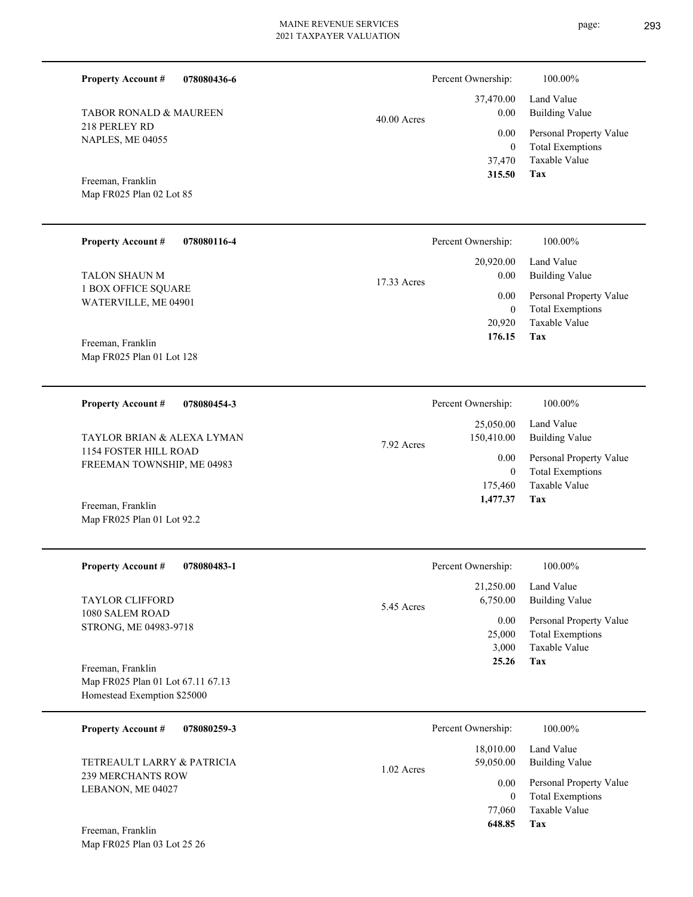**Property Account #** **078080436-6**

TABOR RONALD & MAUREEN
218 PERLEY RD
NAPLES, ME 04055

Freeman, Franklin
Map FR025 Plan 02 Lot 85

40.00 Acres

| Percent Ownership: | 100.00% |
|---|---|
| 37,470.00 | Land Value |
| 0.00 | Building Value |
| 0.00 | Personal Property Value |
| 0 | Total Exemptions |
| 37,470 | Taxable Value |
| **315.50** | **Tax** |

---

**Property Account #** **078080116-4**

TALON SHAUN M
1 BOX OFFICE SQUARE
WATERVILLE, ME 04901

Freeman, Franklin
Map FR025 Plan 01 Lot 128

17.33 Acres

| Percent Ownership: | 100.00% |
|---|---|
| 20,920.00 | Land Value |
| 0.00 | Building Value |
| 0.00 | Personal Property Value |
| 0 | Total Exemptions |
| 20,920 | Taxable Value |
| **176.15** | **Tax** |

---

**Property Account #** **078080454-3**

TAYLOR BRIAN & ALEXA LYMAN
1154 FOSTER HILL ROAD
FREEMAN TOWNSHIP, ME 04983

Freeman, Franklin
Map FR025 Plan 01 Lot 92.2

7.92 Acres

| Percent Ownership: | 100.00% |
|---|---|
| 25,050.00 | Land Value |
| 150,410.00 | Building Value |
| 0.00 | Personal Property Value |
| 0 | Total Exemptions |
| 175,460 | Taxable Value |
| **1,477.37** | **Tax** |

---

**Property Account #** **078080483-1**

TAYLOR CLIFFORD
1080 SALEM ROAD
STRONG, ME 04983-9718

Freeman, Franklin
Map FR025 Plan 01 Lot 67.11 67.13
Homestead Exemption $25000

5.45 Acres

| Percent Ownership: | 100.00% |
|---|---|
| 21,250.00 | Land Value |
| 6,750.00 | Building Value |
| 0.00 | Personal Property Value |
| 25,000 | Total Exemptions |
| 3,000 | Taxable Value |
| **25.26** | **Tax** |

---

**Property Account #** **078080259-3**

TETREAULT LARRY & PATRICIA
239 MERCHANTS ROW
LEBANON, ME 04027

Freeman, Franklin
Map FR025 Plan 03 Lot 25 26

1.02 Acres

| Percent Ownership: | 100.00% |
|---|---|
| 18,010.00 | Land Value |
| 59,050.00 | Building Value |
| 0.00 | Personal Property Value |
| 0 | Total Exemptions |
| 77,060 | Taxable Value |
| **648.85** | **Tax** |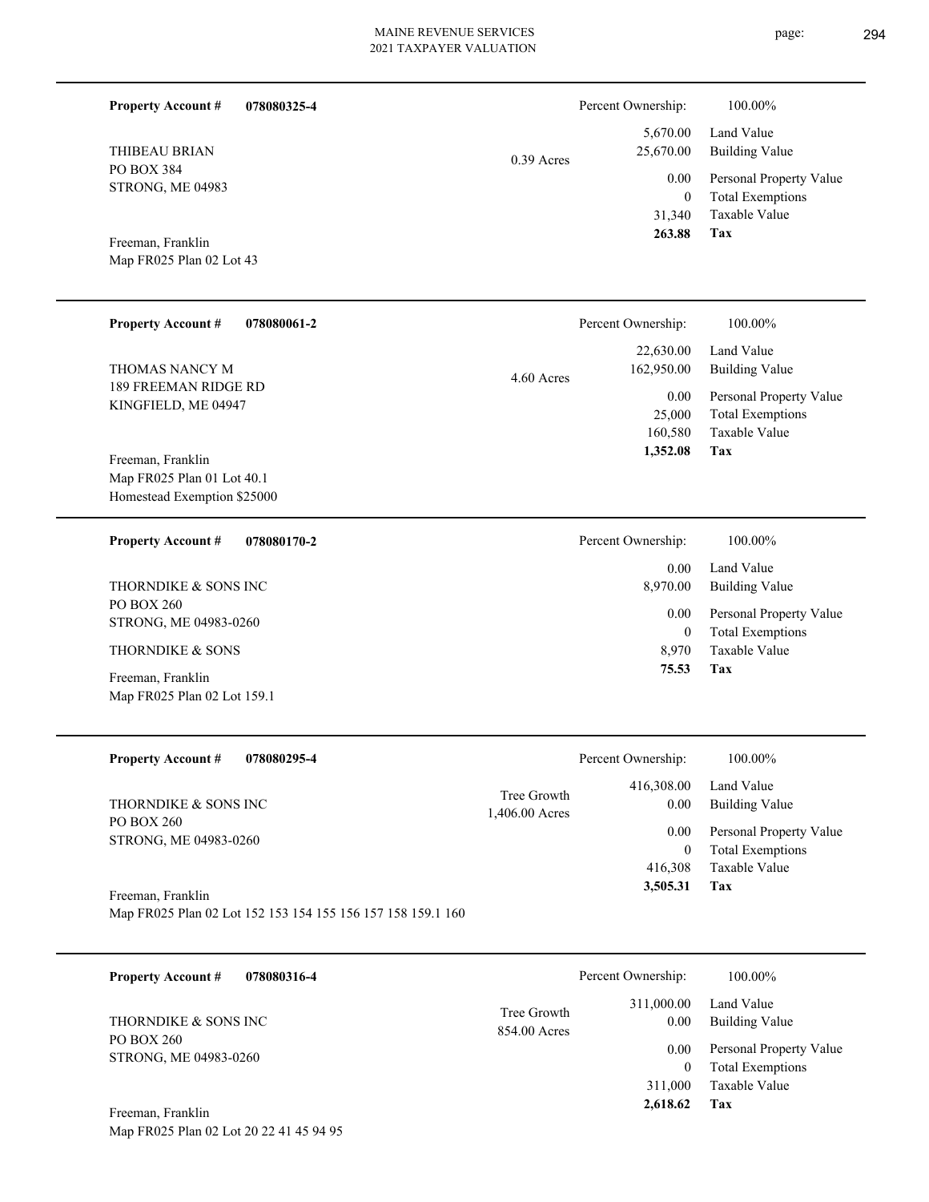**Property Account #** **078080325-4**

THIBEAU BRIAN
PO BOX 384
STRONG, ME 04983

Freeman, Franklin
Map FR025 Plan 02 Lot 43

0.39 Acres

| | |
|---|---|
| Percent Ownership: | 100.00% |
| 5,670.00 | Land Value |
| 25,670.00 | Building Value |
| 0.00 | Personal Property Value |
| 0 | Total Exemptions |
| 31,340 | Taxable Value |
| **263.88** | **Tax** |

---

**Property Account #** **078080061-2**

THOMAS NANCY M
189 FREEMAN RIDGE RD
KINGFIELD, ME 04947

Freeman, Franklin
Map FR025 Plan 01 Lot 40.1
Homestead Exemption $25000

4.60 Acres

| | |
|---|---|
| Percent Ownership: | 100.00% |
| 22,630.00 | Land Value |
| 162,950.00 | Building Value |
| 0.00 | Personal Property Value |
| 25,000 | Total Exemptions |
| 160,580 | Taxable Value |
| **1,352.08** | **Tax** |

---

**Property Account #** **078080170-2**

THORNDIKE & SONS INC
PO BOX 260
STRONG, ME 04983-0260

THORNDIKE & SONS

Freeman, Franklin
Map FR025 Plan 02 Lot 159.1

| | |
|---|---|
| Percent Ownership: | 100.00% |
| 0.00 | Land Value |
| 8,970.00 | Building Value |
| 0.00 | Personal Property Value |
| 0 | Total Exemptions |
| 8,970 | Taxable Value |
| **75.53** | **Tax** |

---

**Property Account #** **078080295-4**

THORNDIKE & SONS INC
PO BOX 260
STRONG, ME 04983-0260

Freeman, Franklin
Map FR025 Plan 02 Lot 152 153 154 155 156 157 158 159.1 160

Tree Growth
1,406.00 Acres

| | |
|---|---|
| Percent Ownership: | 100.00% |
| 416,308.00 | Land Value |
| 0.00 | Building Value |
| 0.00 | Personal Property Value |
| 0 | Total Exemptions |
| 416,308 | Taxable Value |
| **3,505.31** | **Tax** |

---

**Property Account #** **078080316-4**

THORNDIKE & SONS INC
PO BOX 260
STRONG, ME 04983-0260

Freeman, Franklin
Map FR025 Plan 02 Lot 20 22 41 45 94 95

Tree Growth
854.00 Acres

| | |
|---|---|
| Percent Ownership: | 100.00% |
| 311,000.00 | Land Value |
| 0.00 | Building Value |
| 0.00 | Personal Property Value |
| 0 | Total Exemptions |
| 311,000 | Taxable Value |
| **2,618.62** | **Tax** |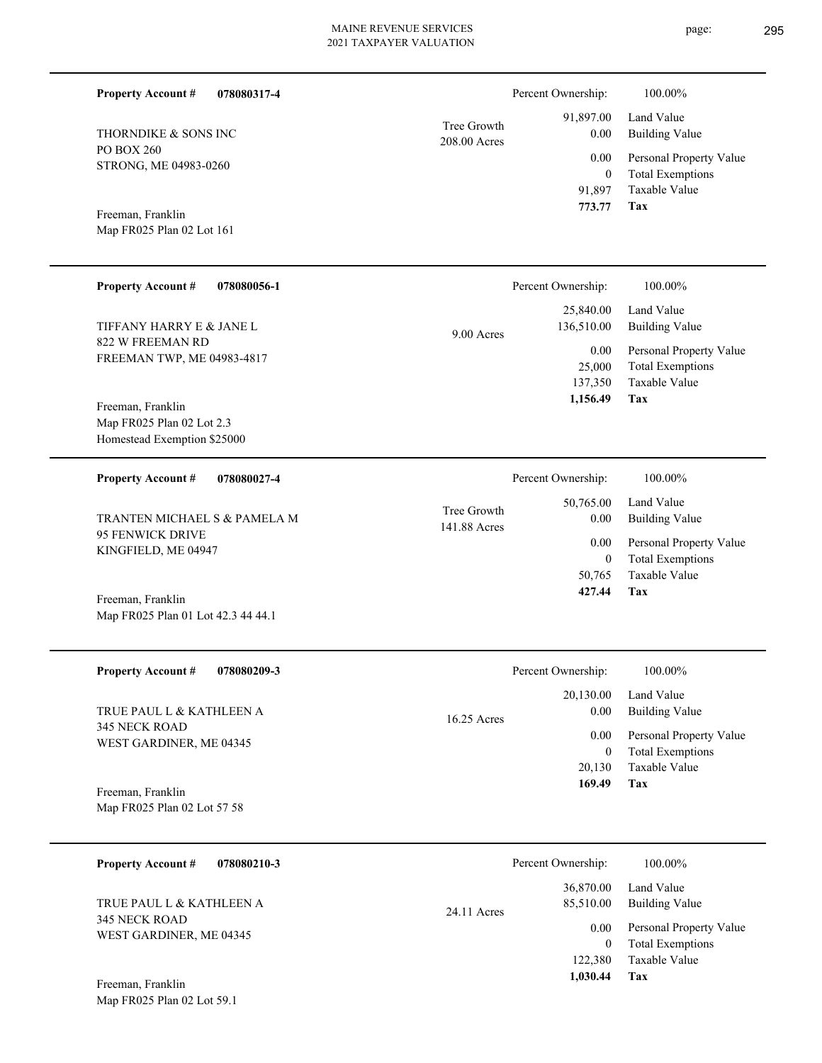**Property Account #** **078080317-4**

THORNDIKE & SONS INC
PO BOX 260
STRONG, ME 04983-0260

Freeman, Franklin
Map FR025 Plan 02 Lot 161

Tree Growth
208.00 Acres

| | |
|---|---|
| Percent Ownership: | 100.00% |
| 91,897.00 | Land Value |
| 0.00 | Building Value |
| 0.00 | Personal Property Value |
| 0 | Total Exemptions |
| 91,897 | Taxable Value |
| **773.77** | **Tax** |

---

**Property Account #** **078080056-1**

TIFFANY HARRY E & JANE L
822 W FREEMAN RD
FREEMAN TWP, ME 04983-4817

Freeman, Franklin
Map FR025 Plan 02 Lot 2.3
Homestead Exemption $25000

9.00 Acres

| | |
|---|---|
| Percent Ownership: | 100.00% |
| 25,840.00 | Land Value |
| 136,510.00 | Building Value |
| 0.00 | Personal Property Value |
| 25,000 | Total Exemptions |
| 137,350 | Taxable Value |
| **1,156.49** | **Tax** |

---

**Property Account #** **078080027-4**

TRANTEN MICHAEL S & PAMELA M
95 FENWICK DRIVE
KINGFIELD, ME 04947

Freeman, Franklin
Map FR025 Plan 01 Lot 42.3 44 44.1

Tree Growth
141.88 Acres

| | |
|---|---|
| Percent Ownership: | 100.00% |
| 50,765.00 | Land Value |
| 0.00 | Building Value |
| 0.00 | Personal Property Value |
| 0 | Total Exemptions |
| 50,765 | Taxable Value |
| **427.44** | **Tax** |

---

**Property Account #** **078080209-3**

TRUE PAUL L & KATHLEEN A
345 NECK ROAD
WEST GARDINER, ME 04345

Freeman, Franklin
Map FR025 Plan 02 Lot 57 58

16.25 Acres

| | |
|---|---|
| Percent Ownership: | 100.00% |
| 20,130.00 | Land Value |
| 0.00 | Building Value |
| 0.00 | Personal Property Value |
| 0 | Total Exemptions |
| 20,130 | Taxable Value |
| **169.49** | **Tax** |

---

**Property Account #** **078080210-3**

TRUE PAUL L & KATHLEEN A
345 NECK ROAD
WEST GARDINER, ME 04345

Freeman, Franklin
Map FR025 Plan 02 Lot 59.1

24.11 Acres

| | |
|---|---|
| Percent Ownership: | 100.00% |
| 36,870.00 | Land Value |
| 85,510.00 | Building Value |
| 0.00 | Personal Property Value |
| 0 | Total Exemptions |
| 122,380 | Taxable Value |
| **1,030.44** | **Tax** |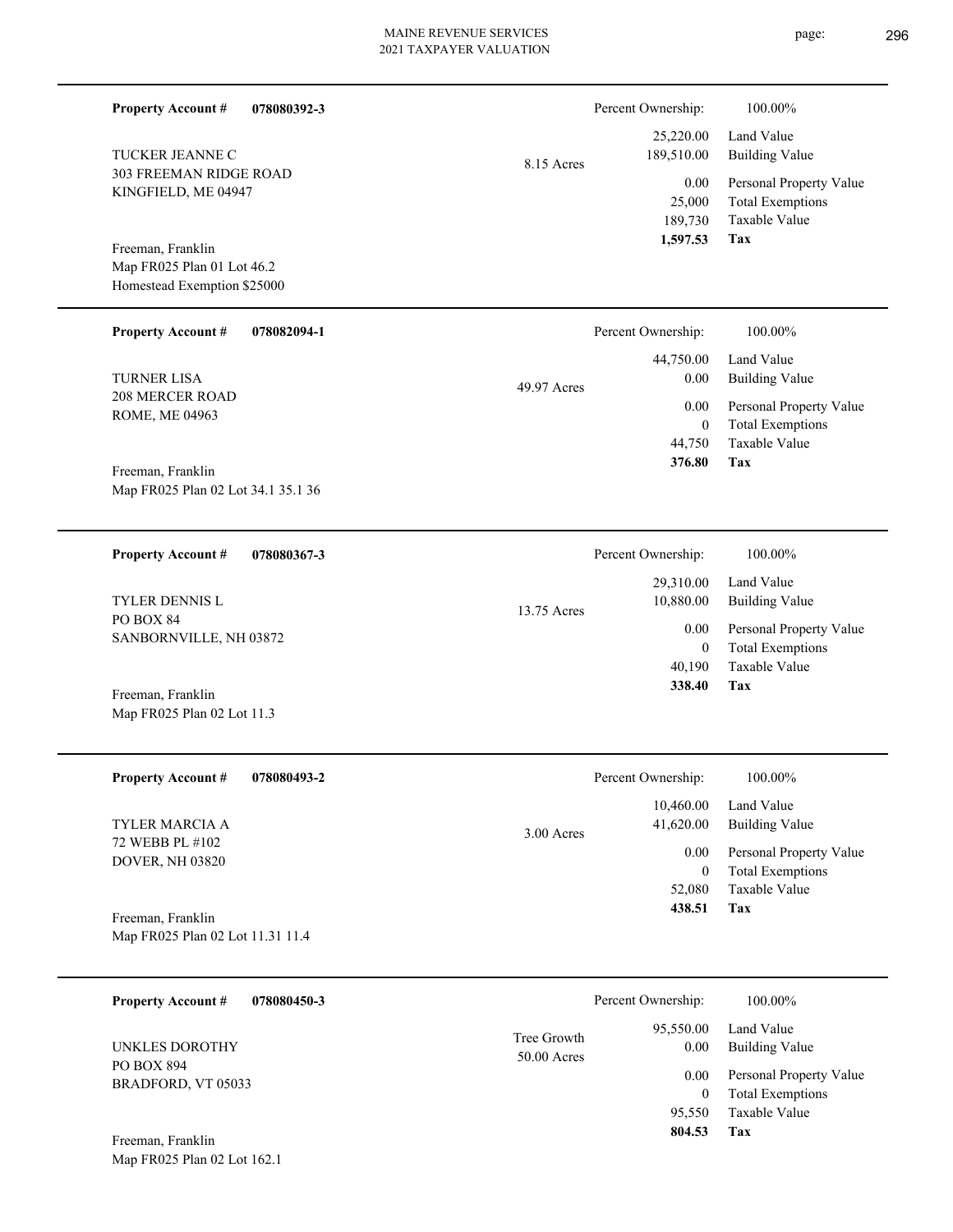**Property Account #** **078080392-3**

TUCKER JEANNE C
303 FREEMAN RIDGE ROAD
KINGFIELD, ME 04947

Freeman, Franklin
Map FR025 Plan 01 Lot 46.2
Homestead Exemption $25000

8.15 Acres

| Percent Ownership: | 100.00% |
|---|---|
| 25,220.00 | Land Value |
| 189,510.00 | Building Value |
| 0.00 | Personal Property Value |
| 25,000 | Total Exemptions |
| 189,730 | Taxable Value |
| **1,597.53** | **Tax** |

---

**Property Account #** **078082094-1**

TURNER LISA
208 MERCER ROAD
ROME, ME 04963

Freeman, Franklin
Map FR025 Plan 02 Lot 34.1 35.1 36

49.97 Acres

| Percent Ownership: | 100.00% |
|---|---|
| 44,750.00 | Land Value |
| 0.00 | Building Value |
| 0.00 | Personal Property Value |
| 0 | Total Exemptions |
| 44,750 | Taxable Value |
| **376.80** | **Tax** |

---

**Property Account #** **078080367-3**

TYLER DENNIS L
PO BOX 84
SANBORNVILLE, NH 03872

Freeman, Franklin
Map FR025 Plan 02 Lot 11.3

13.75 Acres

| Percent Ownership: | 100.00% |
|---|---|
| 29,310.00 | Land Value |
| 10,880.00 | Building Value |
| 0.00 | Personal Property Value |
| 0 | Total Exemptions |
| 40,190 | Taxable Value |
| **338.40** | **Tax** |

---

**Property Account #** **078080493-2**

TYLER MARCIA A
72 WEBB PL #102
DOVER, NH 03820

Freeman, Franklin
Map FR025 Plan 02 Lot 11.31 11.4

3.00 Acres

| Percent Ownership: | 100.00% |
|---|---|
| 10,460.00 | Land Value |
| 41,620.00 | Building Value |
| 0.00 | Personal Property Value |
| 0 | Total Exemptions |
| 52,080 | Taxable Value |
| **438.51** | **Tax** |

---

**Property Account #** **078080450-3**

UNKLES DOROTHY
PO BOX 894
BRADFORD, VT 05033

Freeman, Franklin
Map FR025 Plan 02 Lot 162.1

Tree Growth
50.00 Acres

| Percent Ownership: | 100.00% |
|---|---|
| 95,550.00 | Land Value |
| 0.00 | Building Value |
| 0.00 | Personal Property Value |
| 0 | Total Exemptions |
| 95,550 | Taxable Value |
| **804.53** | **Tax** |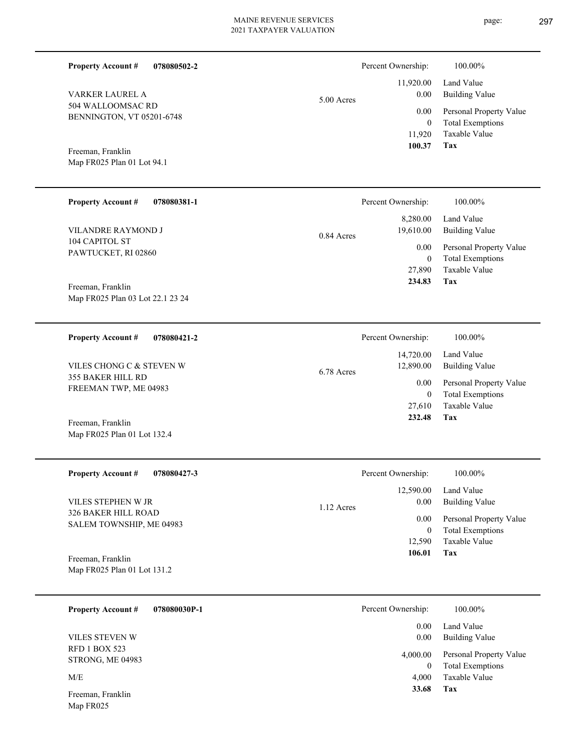**Property Account #** **078080502-2**

VARKER LAUREL A
504 WALLOOMSAC RD
BENNINGTON, VT 05201-6748

Freeman, Franklin
Map FR025 Plan 01 Lot 94.1

5.00 Acres

| Percent Ownership: | 100.00% |
|---|---|
| 11,920.00 | Land Value |
| 0.00 | Building Value |
| 0.00 | Personal Property Value |
| 0 | Total Exemptions |
| 11,920 | Taxable Value |
| **100.37** | **Tax** |

---

**Property Account #** **078080381-1**

VILANDRE RAYMOND J
104 CAPITOL ST
PAWTUCKET, RI 02860

Freeman, Franklin
Map FR025 Plan 03 Lot 22.1 23 24

0.84 Acres

| Percent Ownership: | 100.00% |
|---|---|
| 8,280.00 | Land Value |
| 19,610.00 | Building Value |
| 0.00 | Personal Property Value |
| 0 | Total Exemptions |
| 27,890 | Taxable Value |
| **234.83** | **Tax** |

---

**Property Account #** **078080421-2**

VILES CHONG C & STEVEN W
355 BAKER HILL RD
FREEMAN TWP, ME 04983

Freeman, Franklin
Map FR025 Plan 01 Lot 132.4

6.78 Acres

| Percent Ownership: | 100.00% |
|---|---|
| 14,720.00 | Land Value |
| 12,890.00 | Building Value |
| 0.00 | Personal Property Value |
| 0 | Total Exemptions |
| 27,610 | Taxable Value |
| **232.48** | **Tax** |

---

**Property Account #** **078080427-3**

VILES STEPHEN W JR
326 BAKER HILL ROAD
SALEM TOWNSHIP, ME 04983

Freeman, Franklin
Map FR025 Plan 01 Lot 131.2

1.12 Acres

| Percent Ownership: | 100.00% |
|---|---|
| 12,590.00 | Land Value |
| 0.00 | Building Value |
| 0.00 | Personal Property Value |
| 0 | Total Exemptions |
| 12,590 | Taxable Value |
| **106.01** | **Tax** |

---

**Property Account #** **078080030P-1**

VILES STEVEN W
RFD 1 BOX 523
STRONG, ME 04983

M/E

Freeman, Franklin
Map FR025

| Percent Ownership: | 100.00% |
|---|---|
| 0.00 | Land Value |
| 0.00 | Building Value |
| 4,000.00 | Personal Property Value |
| 0 | Total Exemptions |
| 4,000 | Taxable Value |
| **33.68** | **Tax** |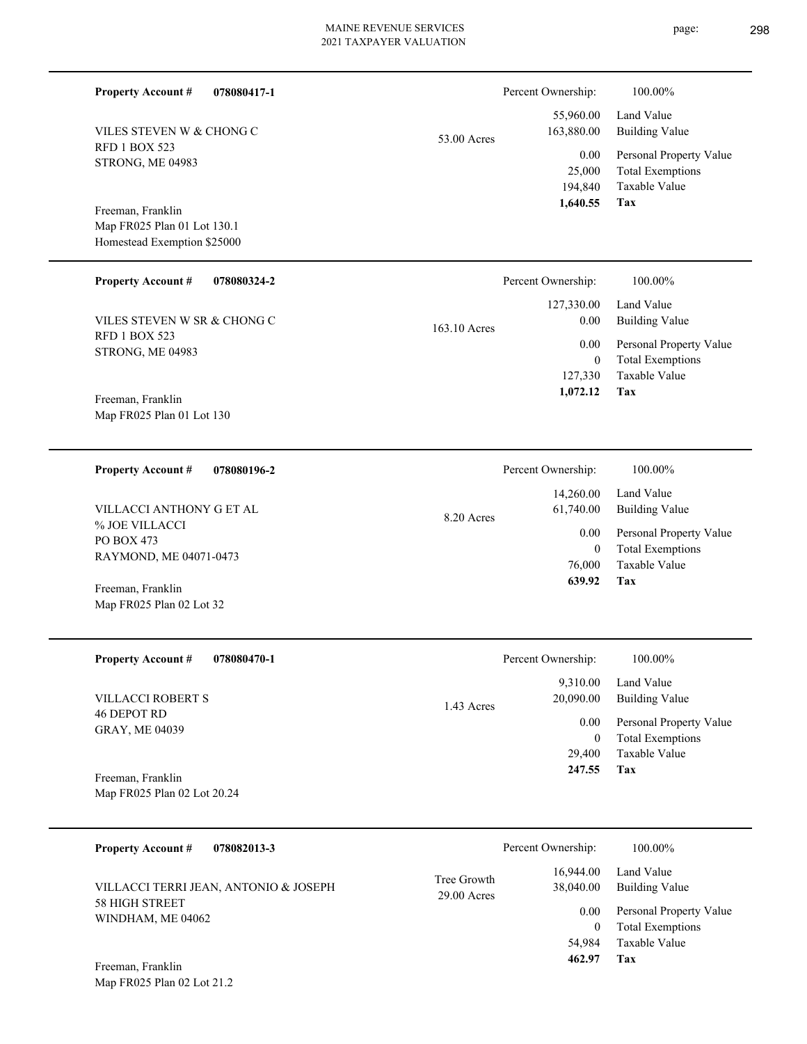**Property Account #** **078080417-1**

VILES STEVEN W & CHONG C
RFD 1 BOX 523
STRONG, ME 04983

Freeman, Franklin
Map FR025 Plan 01 Lot 130.1
Homestead Exemption $25000

53.00 Acres

| Percent Ownership: | 100.00% |
|---|---|
| 55,960.00 | Land Value |
| 163,880.00 | Building Value |
| 0.00 | Personal Property Value |
| 25,000 | Total Exemptions |
| 194,840 | Taxable Value |
| **1,640.55** | **Tax** |

---

**Property Account #** **078080324-2**

VILES STEVEN W SR & CHONG C
RFD 1 BOX 523
STRONG, ME 04983

Freeman, Franklin
Map FR025 Plan 01 Lot 130

163.10 Acres

| Percent Ownership: | 100.00% |
|---|---|
| 127,330.00 | Land Value |
| 0.00 | Building Value |
| 0.00 | Personal Property Value |
| 0 | Total Exemptions |
| 127,330 | Taxable Value |
| **1,072.12** | **Tax** |

---

**Property Account #** **078080196-2**

VILLACCI ANTHONY G ET AL
% JOE VILLACCI
PO BOX 473
RAYMOND, ME 04071-0473

Freeman, Franklin
Map FR025 Plan 02 Lot 32

8.20 Acres

| Percent Ownership: | 100.00% |
|---|---|
| 14,260.00 | Land Value |
| 61,740.00 | Building Value |
| 0.00 | Personal Property Value |
| 0 | Total Exemptions |
| 76,000 | Taxable Value |
| **639.92** | **Tax** |

---

**Property Account #** **078080470-1**

VILLACCI ROBERT S
46 DEPOT RD
GRAY, ME 04039

Freeman, Franklin
Map FR025 Plan 02 Lot 20.24

1.43 Acres

| Percent Ownership: | 100.00% |
|---|---|
| 9,310.00 | Land Value |
| 20,090.00 | Building Value |
| 0.00 | Personal Property Value |
| 0 | Total Exemptions |
| 29,400 | Taxable Value |
| **247.55** | **Tax** |

---

**Property Account #** **078082013-3**

VILLACCI TERRI JEAN, ANTONIO & JOSEPH
58 HIGH STREET
WINDHAM, ME 04062

Freeman, Franklin
Map FR025 Plan 02 Lot 21.2

Tree Growth
29.00 Acres

| Percent Ownership: | 100.00% |
|---|---|
| 16,944.00 | Land Value |
| 38,040.00 | Building Value |
| 0.00 | Personal Property Value |
| 0 | Total Exemptions |
| 54,984 | Taxable Value |
| **462.97** | **Tax** |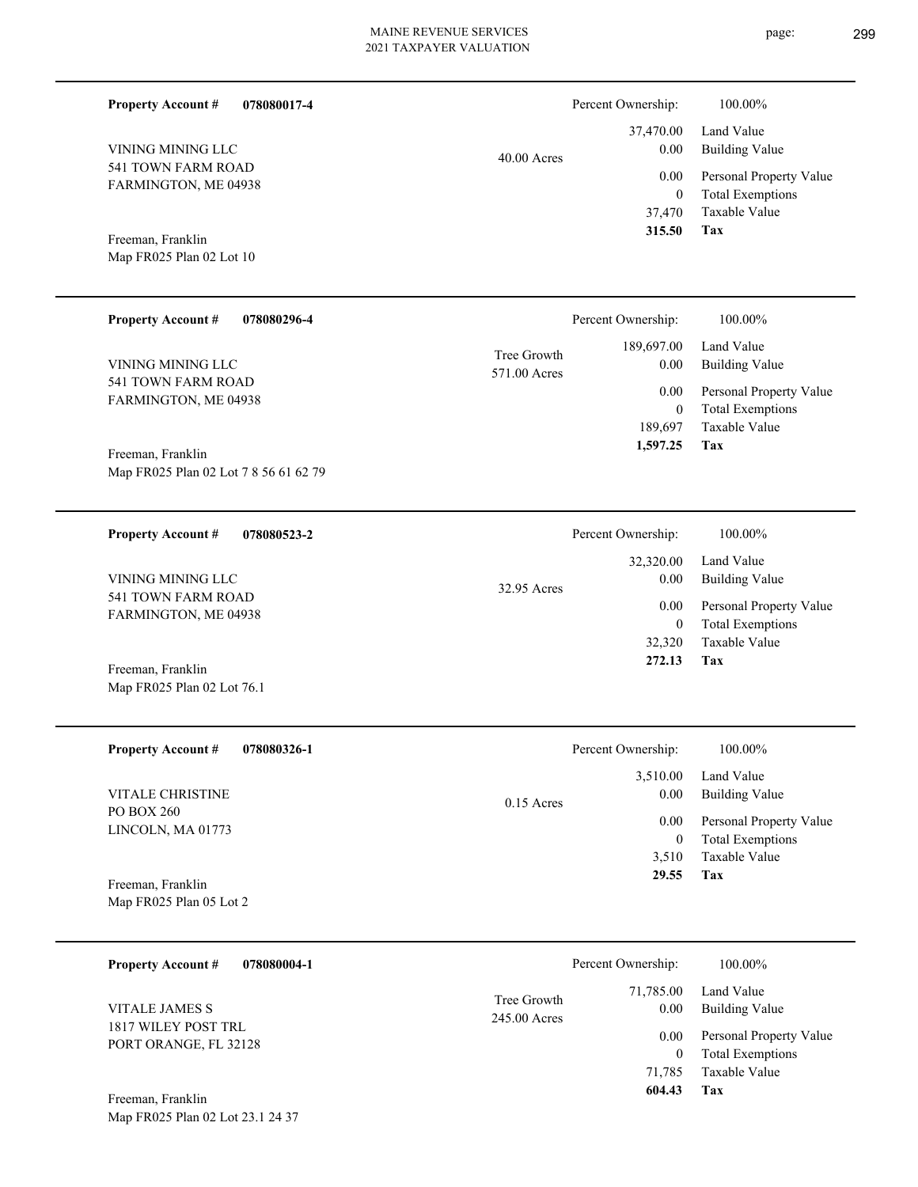**Property Account #** **078080017-4**

VINING MINING LLC
541 TOWN FARM ROAD
FARMINGTON, ME 04938

Freeman, Franklin
Map FR025 Plan 02 Lot 10

40.00 Acres

| | |
|---|---|
| Percent Ownership: | 100.00% |
| 37,470.00 | Land Value |
| 0.00 | Building Value |
| 0.00 | Personal Property Value |
| 0 | Total Exemptions |
| 37,470 | Taxable Value |
| **315.50** | **Tax** |

---

**Property Account #** **078080296-4**

VINING MINING LLC
541 TOWN FARM ROAD
FARMINGTON, ME 04938

Freeman, Franklin
Map FR025 Plan 02 Lot 7 8 56 61 62 79

Tree Growth
571.00 Acres

| | |
|---|---|
| Percent Ownership: | 100.00% |
| 189,697.00 | Land Value |
| 0.00 | Building Value |
| 0.00 | Personal Property Value |
| 0 | Total Exemptions |
| 189,697 | Taxable Value |
| **1,597.25** | **Tax** |

---

**Property Account #** **078080523-2**

VINING MINING LLC
541 TOWN FARM ROAD
FARMINGTON, ME 04938

Freeman, Franklin
Map FR025 Plan 02 Lot 76.1

32.95 Acres

| | |
|---|---|
| Percent Ownership: | 100.00% |
| 32,320.00 | Land Value |
| 0.00 | Building Value |
| 0.00 | Personal Property Value |
| 0 | Total Exemptions |
| 32,320 | Taxable Value |
| **272.13** | **Tax** |

---

**Property Account #** **078080326-1**

VITALE CHRISTINE
PO BOX 260
LINCOLN, MA 01773

Freeman, Franklin
Map FR025 Plan 05 Lot 2

0.15 Acres

| | |
|---|---|
| Percent Ownership: | 100.00% |
| 3,510.00 | Land Value |
| 0.00 | Building Value |
| 0.00 | Personal Property Value |
| 0 | Total Exemptions |
| 3,510 | Taxable Value |
| **29.55** | **Tax** |

---

**Property Account #** **078080004-1**

VITALE JAMES S
1817 WILEY POST TRL
PORT ORANGE, FL 32128

Freeman, Franklin
Map FR025 Plan 02 Lot 23.1 24 37

Tree Growth
245.00 Acres

| | |
|---|---|
| Percent Ownership: | 100.00% |
| 71,785.00 | Land Value |
| 0.00 | Building Value |
| 0.00 | Personal Property Value |
| 0 | Total Exemptions |
| 71,785 | Taxable Value |
| **604.43** | **Tax** |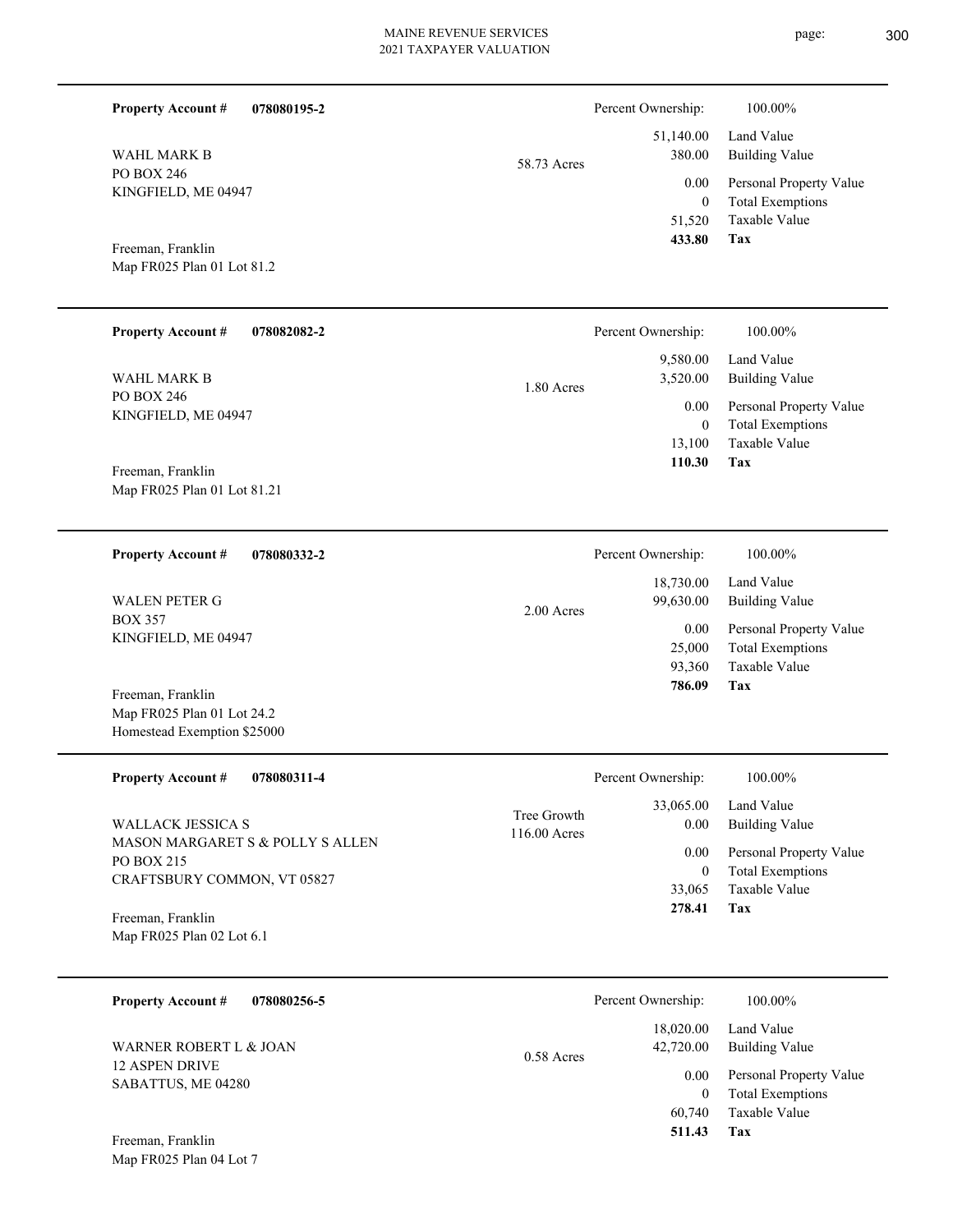| | | |
|---|---|---|
| **Property Account #** **078080195-2** | | Percent Ownership: 100.00% |
| WAHL MARK B<br>PO BOX 246<br>KINGFIELD, ME 04947 | 58.73 Acres | 51,140.00 Land Value<br>380.00 Building Value<br>0.00 Personal Property Value<br>0 Total Exemptions<br>51,520 Taxable Value<br>**433.80 Tax** |
| Freeman, Franklin<br>Map FR025 Plan 01 Lot 81.2 | | |

| | | |
|---|---|---|
| **Property Account #** **078082082-2** | | Percent Ownership: 100.00% |
| WAHL MARK B<br>PO BOX 246<br>KINGFIELD, ME 04947 | 1.80 Acres | 9,580.00 Land Value<br>3,520.00 Building Value<br>0.00 Personal Property Value<br>0 Total Exemptions<br>13,100 Taxable Value<br>**110.30 Tax** |
| Freeman, Franklin<br>Map FR025 Plan 01 Lot 81.21 | | |

| | | |
|---|---|---|
| **Property Account #** **078080332-2** | | Percent Ownership: 100.00% |
| WALEN PETER G<br>BOX 357<br>KINGFIELD, ME 04947 | 2.00 Acres | 18,730.00 Land Value<br>99,630.00 Building Value<br>0.00 Personal Property Value<br>25,000 Total Exemptions<br>93,360 Taxable Value<br>**786.09 Tax** |
| Freeman, Franklin<br>Map FR025 Plan 01 Lot 24.2<br>Homestead Exemption $25000 | | |

| | | |
|---|---|---|
| **Property Account #** **078080311-4** | | Percent Ownership: 100.00% |
| WALLACK JESSICA S<br>MASON MARGARET S & POLLY S ALLEN<br>PO BOX 215<br>CRAFTSBURY COMMON, VT 05827 | Tree Growth<br>116.00 Acres | 33,065.00 Land Value<br>0.00 Building Value<br>0.00 Personal Property Value<br>0 Total Exemptions<br>33,065 Taxable Value<br>**278.41 Tax** |
| Freeman, Franklin<br>Map FR025 Plan 02 Lot 6.1 | | |

| | | |
|---|---|---|
| **Property Account #** **078080256-5** | | Percent Ownership: 100.00% |
| WARNER ROBERT L & JOAN<br>12 ASPEN DRIVE<br>SABATTUS, ME 04280 | 0.58 Acres | 18,020.00 Land Value<br>42,720.00 Building Value<br>0.00 Personal Property Value<br>0 Total Exemptions<br>60,740 Taxable Value<br>**511.43 Tax** |
| Freeman, Franklin<br>Map FR025 Plan 04 Lot 7 | | |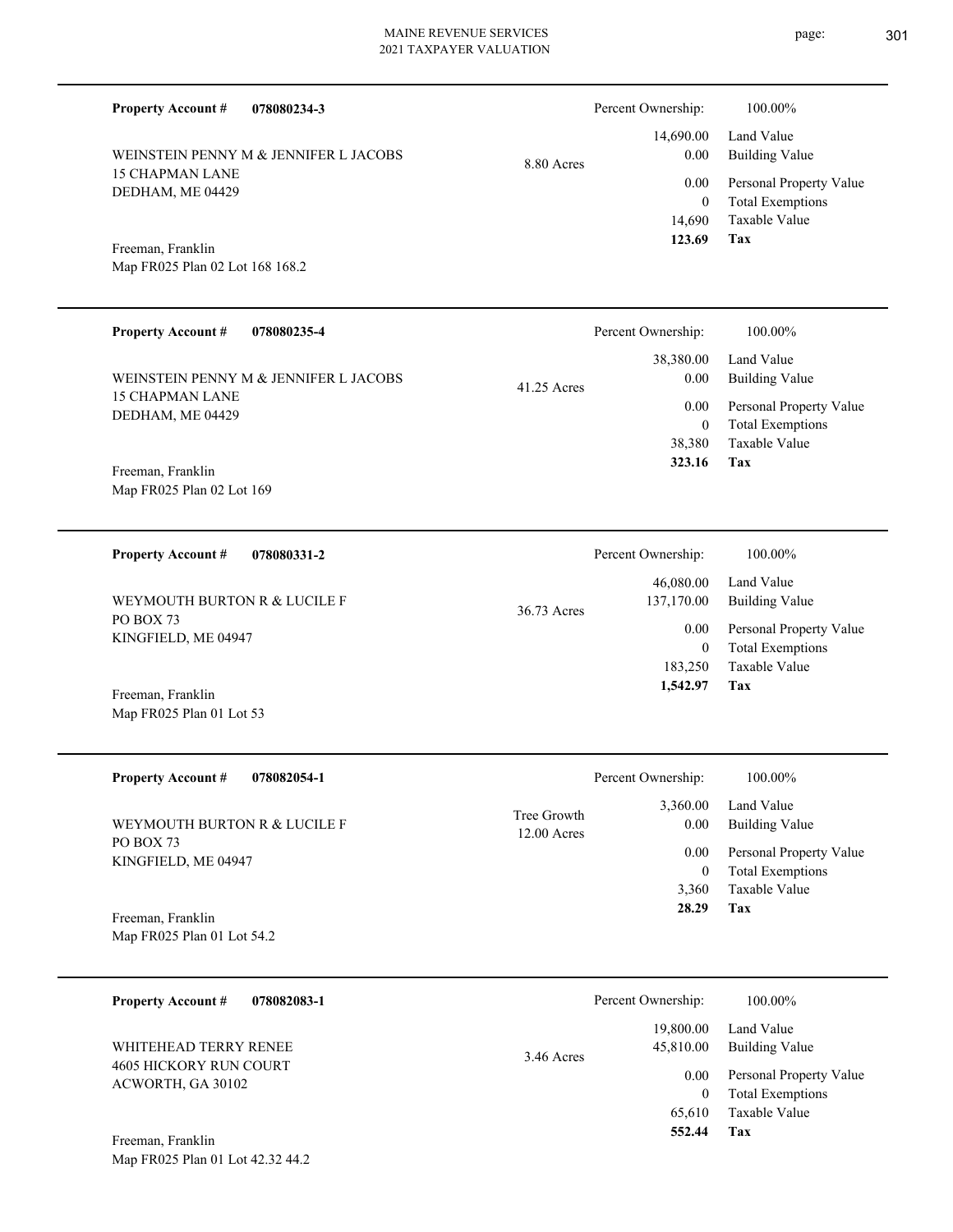**Property Account #** **078080234-3**

WEINSTEIN PENNY M & JENNIFER L JACOBS
15 CHAPMAN LANE
DEDHAM, ME 04429

Freeman, Franklin
Map FR025 Plan 02 Lot 168 168.2

8.80 Acres

| Percent Ownership: | 100.00% |
|---|---|
| 14,690.00 | Land Value |
| 0.00 | Building Value |
| 0.00 | Personal Property Value |
| 0 | Total Exemptions |
| 14,690 | Taxable Value |
| **123.69** | **Tax** |

---

**Property Account #** **078080235-4**

WEINSTEIN PENNY M & JENNIFER L JACOBS
15 CHAPMAN LANE
DEDHAM, ME 04429

Freeman, Franklin
Map FR025 Plan 02 Lot 169

41.25 Acres

| Percent Ownership: | 100.00% |
|---|---|
| 38,380.00 | Land Value |
| 0.00 | Building Value |
| 0.00 | Personal Property Value |
| 0 | Total Exemptions |
| 38,380 | Taxable Value |
| **323.16** | **Tax** |

---

**Property Account #** **078080331-2**

WEYMOUTH BURTON R & LUCILE F
PO BOX 73
KINGFIELD, ME 04947

Freeman, Franklin
Map FR025 Plan 01 Lot 53

36.73 Acres

| Percent Ownership: | 100.00% |
|---|---|
| 46,080.00 | Land Value |
| 137,170.00 | Building Value |
| 0.00 | Personal Property Value |
| 0 | Total Exemptions |
| 183,250 | Taxable Value |
| **1,542.97** | **Tax** |

---

**Property Account #** **078082054-1**

WEYMOUTH BURTON R & LUCILE F
PO BOX 73
KINGFIELD, ME 04947

Freeman, Franklin
Map FR025 Plan 01 Lot 54.2

Tree Growth
12.00 Acres

| Percent Ownership: | 100.00% |
|---|---|
| 3,360.00 | Land Value |
| 0.00 | Building Value |
| 0.00 | Personal Property Value |
| 0 | Total Exemptions |
| 3,360 | Taxable Value |
| **28.29** | **Tax** |

---

**Property Account #** **078082083-1**

WHITEHEAD TERRY RENEE
4605 HICKORY RUN COURT
ACWORTH, GA 30102

Freeman, Franklin
Map FR025 Plan 01 Lot 42.32 44.2

3.46 Acres

| Percent Ownership: | 100.00% |
|---|---|
| 19,800.00 | Land Value |
| 45,810.00 | Building Value |
| 0.00 | Personal Property Value |
| 0 | Total Exemptions |
| 65,610 | Taxable Value |
| **552.44** | **Tax** |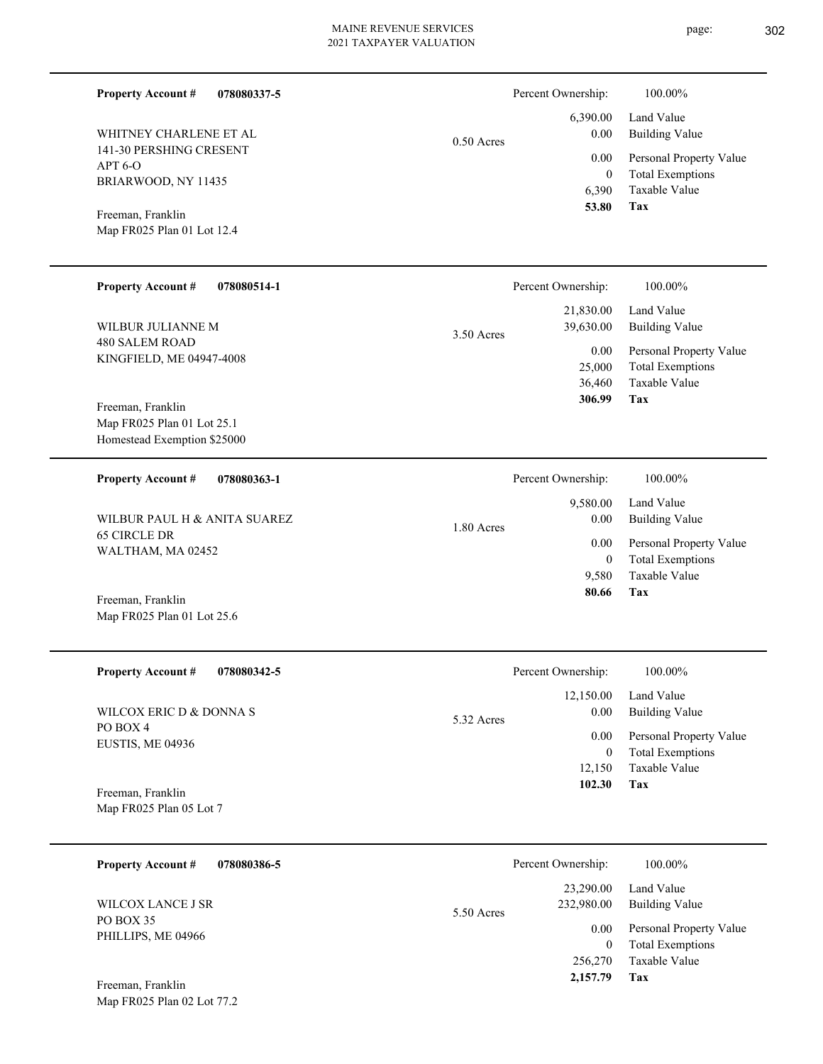**Property Account #** **078080337-5**

WHITNEY CHARLENE ET AL
141-30 PERSHING CRESENT
APT 6-O
BRIARWOOD, NY 11435

Freeman, Franklin
Map FR025 Plan 01 Lot 12.4

0.50 Acres

| Percent Ownership: | 100.00% |
|---|---|
| 6,390.00 | Land Value |
| 0.00 | Building Value |
| 0.00 | Personal Property Value |
| 0 | Total Exemptions |
| 6,390 | Taxable Value |
| **53.80** | **Tax** |

---

**Property Account #** **078080514-1**

WILBUR JULIANNE M
480 SALEM ROAD
KINGFIELD, ME 04947-4008

Freeman, Franklin
Map FR025 Plan 01 Lot 25.1
Homestead Exemption $25000

3.50 Acres

| Percent Ownership: | 100.00% |
|---|---|
| 21,830.00 | Land Value |
| 39,630.00 | Building Value |
| 0.00 | Personal Property Value |
| 25,000 | Total Exemptions |
| 36,460 | Taxable Value |
| **306.99** | **Tax** |

---

**Property Account #** **078080363-1**

WILBUR PAUL H & ANITA SUAREZ
65 CIRCLE DR
WALTHAM, MA 02452

Freeman, Franklin
Map FR025 Plan 01 Lot 25.6

1.80 Acres

| Percent Ownership: | 100.00% |
|---|---|
| 9,580.00 | Land Value |
| 0.00 | Building Value |
| 0.00 | Personal Property Value |
| 0 | Total Exemptions |
| 9,580 | Taxable Value |
| **80.66** | **Tax** |

---

**Property Account #** **078080342-5**

WILCOX ERIC D & DONNA S
PO BOX 4
EUSTIS, ME 04936

Freeman, Franklin
Map FR025 Plan 05 Lot 7

5.32 Acres

| Percent Ownership: | 100.00% |
|---|---|
| 12,150.00 | Land Value |
| 0.00 | Building Value |
| 0.00 | Personal Property Value |
| 0 | Total Exemptions |
| 12,150 | Taxable Value |
| **102.30** | **Tax** |

---

**Property Account #** **078080386-5**

WILCOX LANCE J SR
PO BOX 35
PHILLIPS, ME 04966

Freeman, Franklin
Map FR025 Plan 02 Lot 77.2

5.50 Acres

| Percent Ownership: | 100.00% |
|---|---|
| 23,290.00 | Land Value |
| 232,980.00 | Building Value |
| 0.00 | Personal Property Value |
| 0 | Total Exemptions |
| 256,270 | Taxable Value |
| **2,157.79** | **Tax** |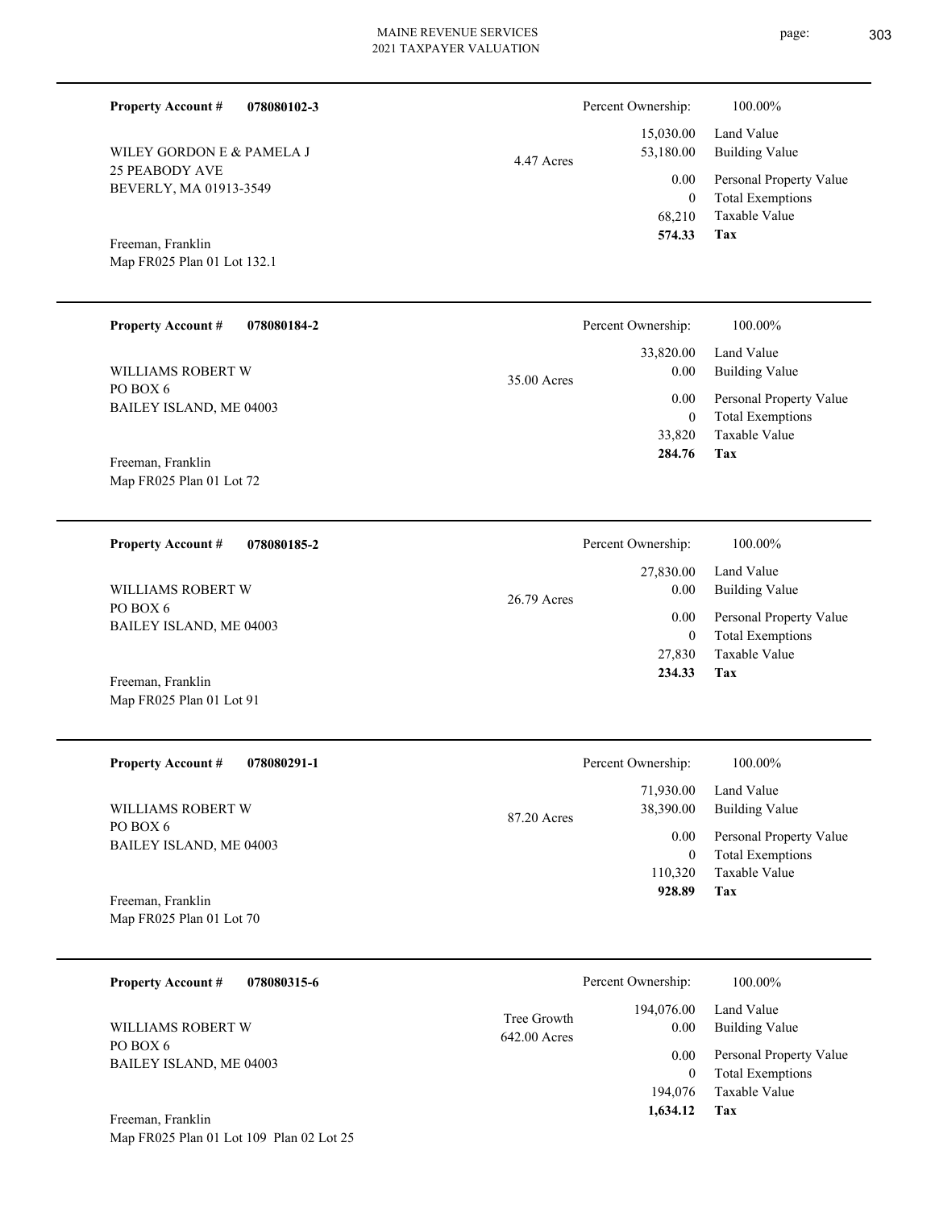**Property Account #** **078080102-3**

WILEY GORDON E & PAMELA J
25 PEABODY AVE
BEVERLY, MA 01913-3549

Freeman, Franklin
Map FR025 Plan 01 Lot 132.1

4.47 Acres

| Percent Ownership: | 100.00% |
|---|---|
| 15,030.00 | Land Value |
| 53,180.00 | Building Value |
| 0.00 | Personal Property Value |
| 0 | Total Exemptions |
| 68,210 | Taxable Value |
| **574.33** | **Tax** |

---

**Property Account #** **078080184-2**

WILLIAMS ROBERT W
PO BOX 6
BAILEY ISLAND, ME 04003

Freeman, Franklin
Map FR025 Plan 01 Lot 72

35.00 Acres

| Percent Ownership: | 100.00% |
|---|---|
| 33,820.00 | Land Value |
| 0.00 | Building Value |
| 0.00 | Personal Property Value |
| 0 | Total Exemptions |
| 33,820 | Taxable Value |
| **284.76** | **Tax** |

---

**Property Account #** **078080185-2**

WILLIAMS ROBERT W
PO BOX 6
BAILEY ISLAND, ME 04003

Freeman, Franklin
Map FR025 Plan 01 Lot 91

26.79 Acres

| Percent Ownership: | 100.00% |
|---|---|
| 27,830.00 | Land Value |
| 0.00 | Building Value |
| 0.00 | Personal Property Value |
| 0 | Total Exemptions |
| 27,830 | Taxable Value |
| **234.33** | **Tax** |

---

**Property Account #** **078080291-1**

WILLIAMS ROBERT W
PO BOX 6
BAILEY ISLAND, ME 04003

Freeman, Franklin
Map FR025 Plan 01 Lot 70

87.20 Acres

| Percent Ownership: | 100.00% |
|---|---|
| 71,930.00 | Land Value |
| 38,390.00 | Building Value |
| 0.00 | Personal Property Value |
| 0 | Total Exemptions |
| 110,320 | Taxable Value |
| **928.89** | **Tax** |

---

**Property Account #** **078080315-6**

WILLIAMS ROBERT W
PO BOX 6
BAILEY ISLAND, ME 04003

Freeman, Franklin
Map FR025 Plan 01 Lot 109 Plan 02 Lot 25

Tree Growth
642.00 Acres

| Percent Ownership: | 100.00% |
|---|---|
| 194,076.00 | Land Value |
| 0.00 | Building Value |
| 0.00 | Personal Property Value |
| 0 | Total Exemptions |
| 194,076 | Taxable Value |
| **1,634.12** | **Tax** |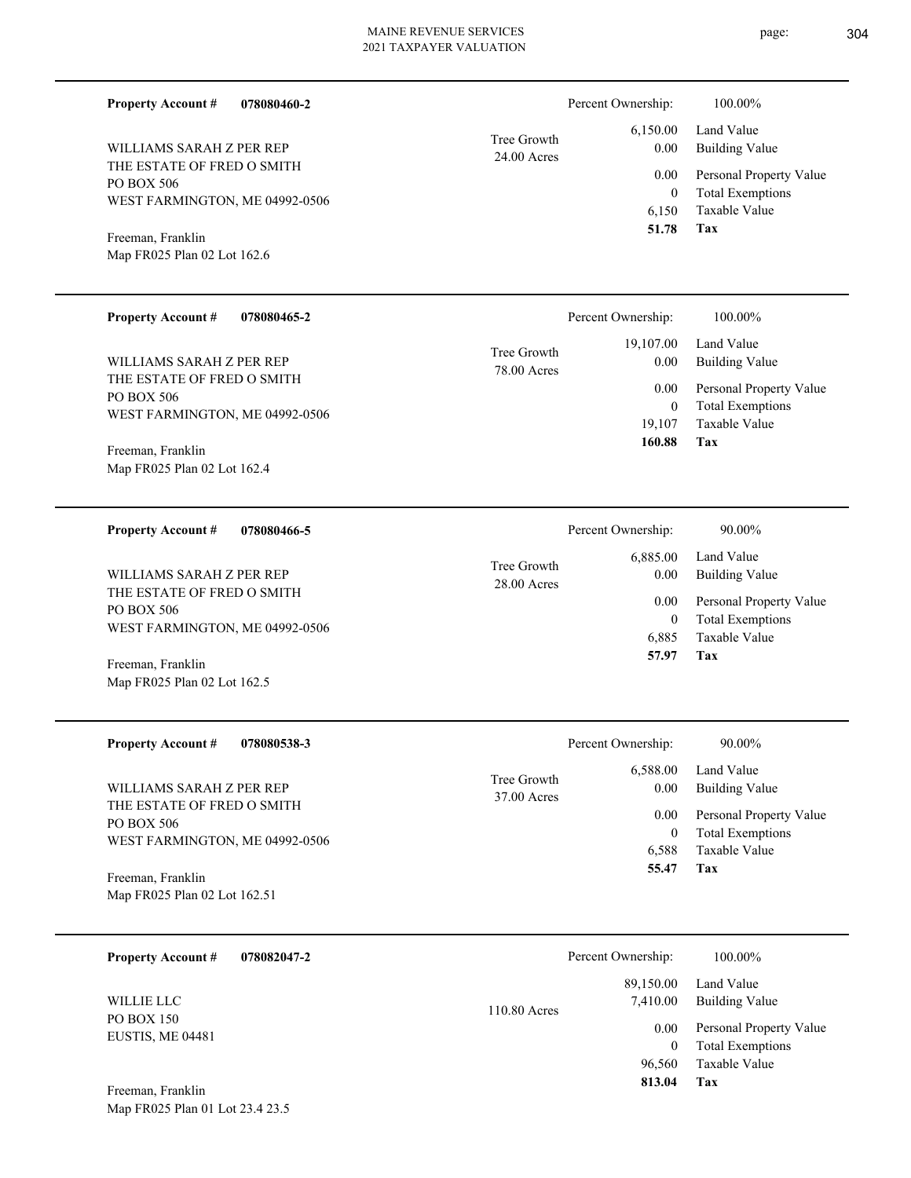**Property Account #** **078080460-2**

WILLIAMS SARAH Z PER REP
THE ESTATE OF FRED O SMITH
PO BOX 506
WEST FARMINGTON, ME 04992-0506

Freeman, Franklin
Map FR025 Plan 02 Lot 162.6

Tree Growth 24.00 Acres

| Percent Ownership: | 100.00% |
|---|---|
| 6,150.00 | Land Value |
| 0.00 | Building Value |
| 0.00 | Personal Property Value |
| 0 | Total Exemptions |
| 6,150 | Taxable Value |
| **51.78** | **Tax** |

---

**Property Account #** **078080465-2**

WILLIAMS SARAH Z PER REP
THE ESTATE OF FRED O SMITH
PO BOX 506
WEST FARMINGTON, ME 04992-0506

Freeman, Franklin
Map FR025 Plan 02 Lot 162.4

Tree Growth 78.00 Acres

| Percent Ownership: | 100.00% |
|---|---|
| 19,107.00 | Land Value |
| 0.00 | Building Value |
| 0.00 | Personal Property Value |
| 0 | Total Exemptions |
| 19,107 | Taxable Value |
| **160.88** | **Tax** |

---

**Property Account #** **078080466-5**

WILLIAMS SARAH Z PER REP
THE ESTATE OF FRED O SMITH
PO BOX 506
WEST FARMINGTON, ME 04992-0506

Freeman, Franklin
Map FR025 Plan 02 Lot 162.5

Tree Growth 28.00 Acres

| Percent Ownership: | 90.00% |
|---|---|
| 6,885.00 | Land Value |
| 0.00 | Building Value |
| 0.00 | Personal Property Value |
| 0 | Total Exemptions |
| 6,885 | Taxable Value |
| **57.97** | **Tax** |

---

**Property Account #** **078080538-3**

WILLIAMS SARAH Z PER REP
THE ESTATE OF FRED O SMITH
PO BOX 506
WEST FARMINGTON, ME 04992-0506

Freeman, Franklin
Map FR025 Plan 02 Lot 162.51

Tree Growth 37.00 Acres

| Percent Ownership: | 90.00% |
|---|---|
| 6,588.00 | Land Value |
| 0.00 | Building Value |
| 0.00 | Personal Property Value |
| 0 | Total Exemptions |
| 6,588 | Taxable Value |
| **55.47** | **Tax** |

---

**Property Account #** **078082047-2**

WILLIE LLC
PO BOX 150
EUSTIS, ME 04481

Freeman, Franklin
Map FR025 Plan 01 Lot 23.4 23.5

110.80 Acres

| Percent Ownership: | 100.00% |
|---|---|
| 89,150.00 | Land Value |
| 7,410.00 | Building Value |
| 0.00 | Personal Property Value |
| 0 | Total Exemptions |
| 96,560 | Taxable Value |
| **813.04** | **Tax** |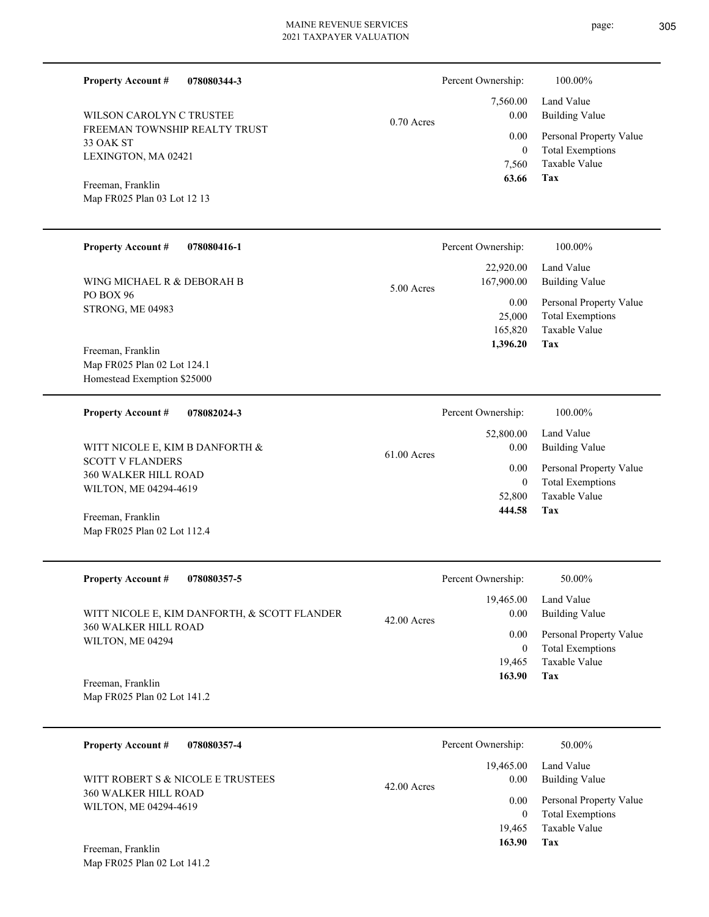**Property Account #** **078080344-3**

WILSON CAROLYN C TRUSTEE
FREEMAN TOWNSHIP REALTY TRUST
33 OAK ST
LEXINGTON, MA 02421

Freeman, Franklin
Map FR025 Plan 03 Lot 12 13

0.70 Acres

| | |
|---|---|
| Percent Ownership: | 100.00% |
| 7,560.00 | Land Value |
| 0.00 | Building Value |
| 0.00 | Personal Property Value |
| 0 | Total Exemptions |
| 7,560 | Taxable Value |
| **63.66** | **Tax** |

---

**Property Account #** **078080416-1**

WING MICHAEL R & DEBORAH B
PO BOX 96
STRONG, ME 04983

Freeman, Franklin
Map FR025 Plan 02 Lot 124.1
Homestead Exemption $25000

5.00 Acres

| | |
|---|---|
| Percent Ownership: | 100.00% |
| 22,920.00 | Land Value |
| 167,900.00 | Building Value |
| 0.00 | Personal Property Value |
| 25,000 | Total Exemptions |
| 165,820 | Taxable Value |
| **1,396.20** | **Tax** |

---

**Property Account #** **078082024-3**

WITT NICOLE E, KIM B DANFORTH &
SCOTT V FLANDERS
360 WALKER HILL ROAD
WILTON, ME 04294-4619

Freeman, Franklin
Map FR025 Plan 02 Lot 112.4

61.00 Acres

| | |
|---|---|
| Percent Ownership: | 100.00% |
| 52,800.00 | Land Value |
| 0.00 | Building Value |
| 0.00 | Personal Property Value |
| 0 | Total Exemptions |
| 52,800 | Taxable Value |
| **444.58** | **Tax** |

---

**Property Account #** **078080357-5**

WITT NICOLE E, KIM DANFORTH, & SCOTT FLANDER
360 WALKER HILL ROAD
WILTON, ME 04294

Freeman, Franklin
Map FR025 Plan 02 Lot 141.2

42.00 Acres

| | |
|---|---|
| Percent Ownership: | 50.00% |
| 19,465.00 | Land Value |
| 0.00 | Building Value |
| 0.00 | Personal Property Value |
| 0 | Total Exemptions |
| 19,465 | Taxable Value |
| **163.90** | **Tax** |

---

**Property Account #** **078080357-4**

WITT ROBERT S & NICOLE E TRUSTEES
360 WALKER HILL ROAD
WILTON, ME 04294-4619

Freeman, Franklin
Map FR025 Plan 02 Lot 141.2

42.00 Acres

| | |
|---|---|
| Percent Ownership: | 50.00% |
| 19,465.00 | Land Value |
| 0.00 | Building Value |
| 0.00 | Personal Property Value |
| 0 | Total Exemptions |
| 19,465 | Taxable Value |
| **163.90** | **Tax** |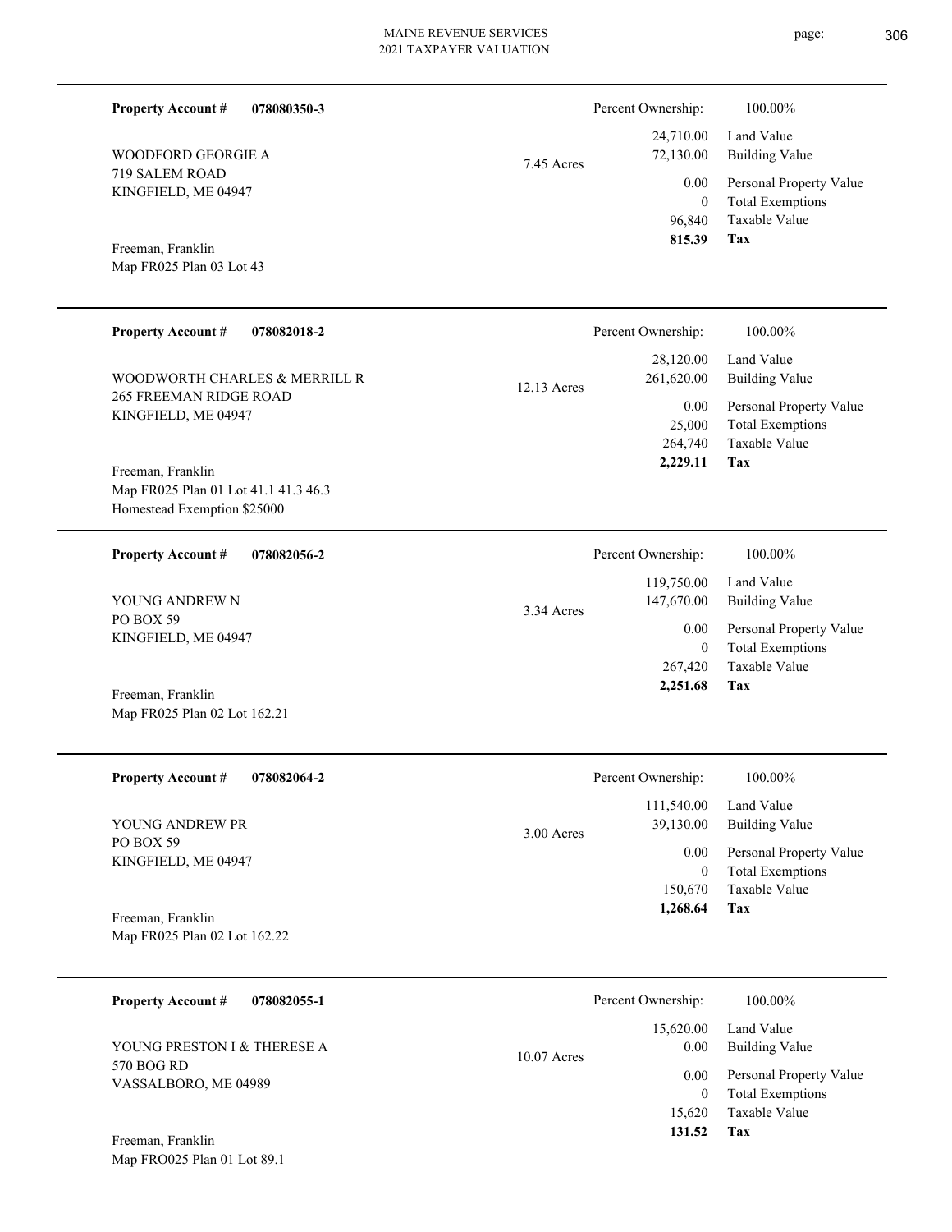**Property Account #** **078080350-3**

WOODFORD GEORGIE A
719 SALEM ROAD
KINGFIELD, ME 04947

Freeman, Franklin
Map FR025 Plan 03 Lot 43

7.45 Acres

| | |
|---|---|
| Percent Ownership: | 100.00% |
| Land Value | 24,710.00 |
| Building Value | 72,130.00 |
| Personal Property Value | 0.00 |
| Total Exemptions | 0 |
| Taxable Value | 96,840 |
| **Tax** | **815.39** |

---

**Property Account #** **078082018-2**

WOODWORTH CHARLES & MERRILL R
265 FREEMAN RIDGE ROAD
KINGFIELD, ME 04947

Freeman, Franklin
Map FR025 Plan 01 Lot 41.1 41.3 46.3
Homestead Exemption $25000

12.13 Acres

| | |
|---|---|
| Percent Ownership: | 100.00% |
| Land Value | 28,120.00 |
| Building Value | 261,620.00 |
| Personal Property Value | 0.00 |
| Total Exemptions | 25,000 |
| Taxable Value | 264,740 |
| **Tax** | **2,229.11** |

---

**Property Account #** **078082056-2**

YOUNG ANDREW N
PO BOX 59
KINGFIELD, ME 04947

Freeman, Franklin
Map FR025 Plan 02 Lot 162.21

3.34 Acres

| | |
|---|---|
| Percent Ownership: | 100.00% |
| Land Value | 119,750.00 |
| Building Value | 147,670.00 |
| Personal Property Value | 0.00 |
| Total Exemptions | 0 |
| Taxable Value | 267,420 |
| **Tax** | **2,251.68** |

---

**Property Account #** **078082064-2**

YOUNG ANDREW PR
PO BOX 59
KINGFIELD, ME 04947

Freeman, Franklin
Map FR025 Plan 02 Lot 162.22

3.00 Acres

| | |
|---|---|
| Percent Ownership: | 100.00% |
| Land Value | 111,540.00 |
| Building Value | 39,130.00 |
| Personal Property Value | 0.00 |
| Total Exemptions | 0 |
| Taxable Value | 150,670 |
| **Tax** | **1,268.64** |

---

**Property Account #** **078082055-1**

YOUNG PRESTON I & THERESE A
570 BOG RD
VASSALBORO, ME 04989

Freeman, Franklin
Map FRO025 Plan 01 Lot 89.1

10.07 Acres

| | |
|---|---|
| Percent Ownership: | 100.00% |
| Land Value | 15,620.00 |
| Building Value | 0.00 |
| Personal Property Value | 0.00 |
| Total Exemptions | 0 |
| Taxable Value | 15,620 |
| **Tax** | **131.52** |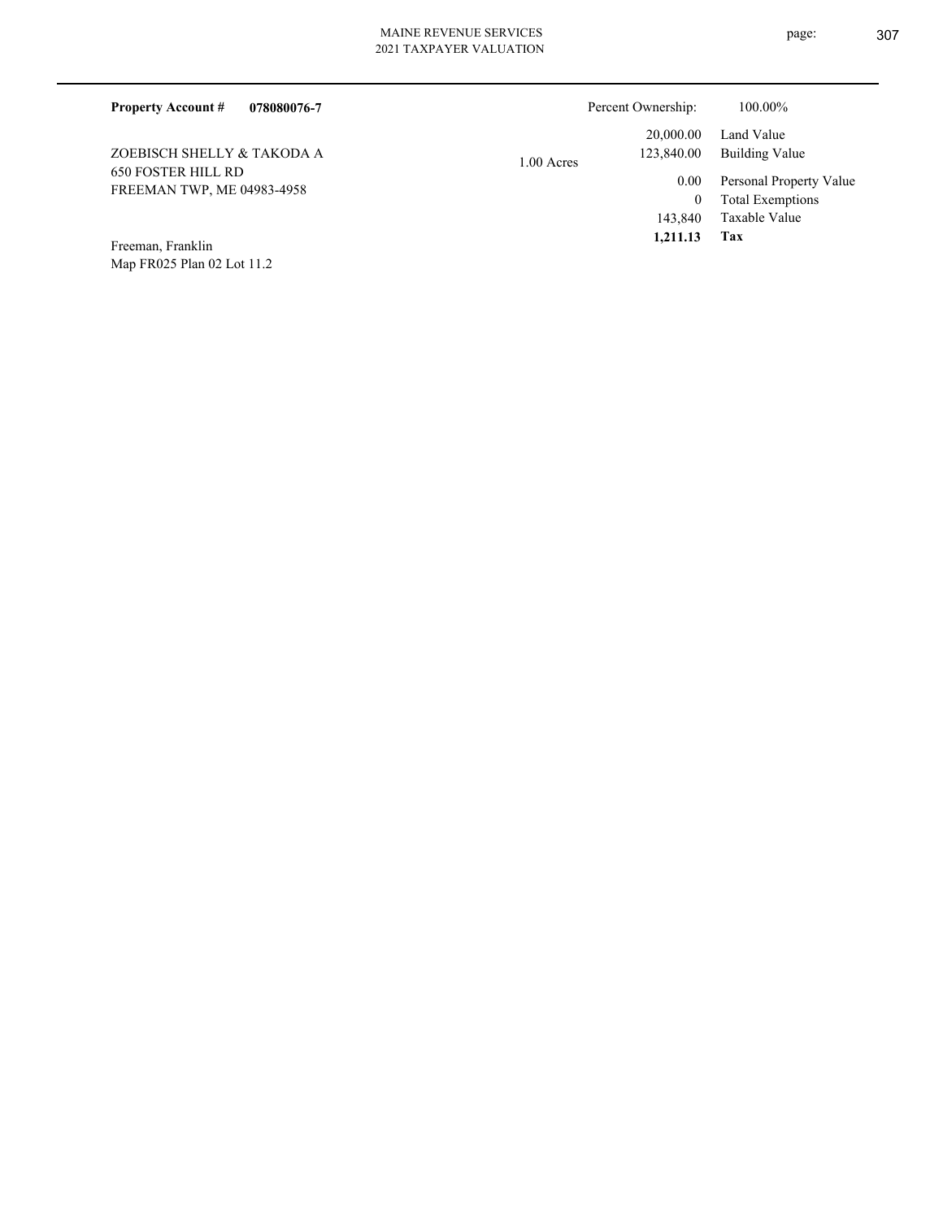**Property Account #** **078080076-7**

Percent Ownership: 100.00%

ZOEBISCH SHELLY & TAKODA A
650 FOSTER HILL RD
FREEMAN TWP, ME 04983-4958

1.00 Acres

| | |
|---:|---|
| 20,000.00 | Land Value |
| 123,840.00 | Building Value |
| 0.00 | Personal Property Value |
| 0 | Total Exemptions |
| 143,840 | Taxable Value |
| **1,211.13** | **Tax** |

Freeman, Franklin
Map FR025 Plan 02 Lot 11.2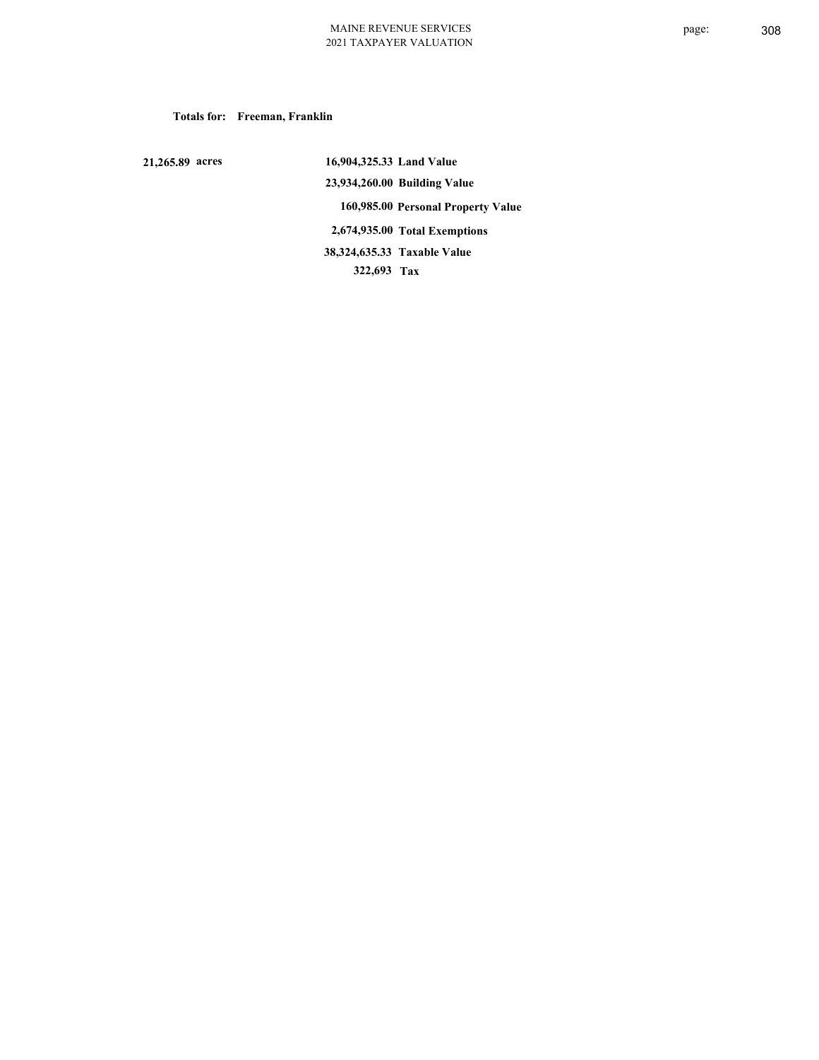**Totals for: Freeman, Franklin**

| | | |
|---|---|---|
| 21,265.89 acres | 16,904,325.33 | Land Value |
| | 23,934,260.00 | Building Value |
| | 160,985.00 | Personal Property Value |
| | 2,674,935.00 | Total Exemptions |
| | 38,324,635.33 | Taxable Value |
| | 322,693 | Tax |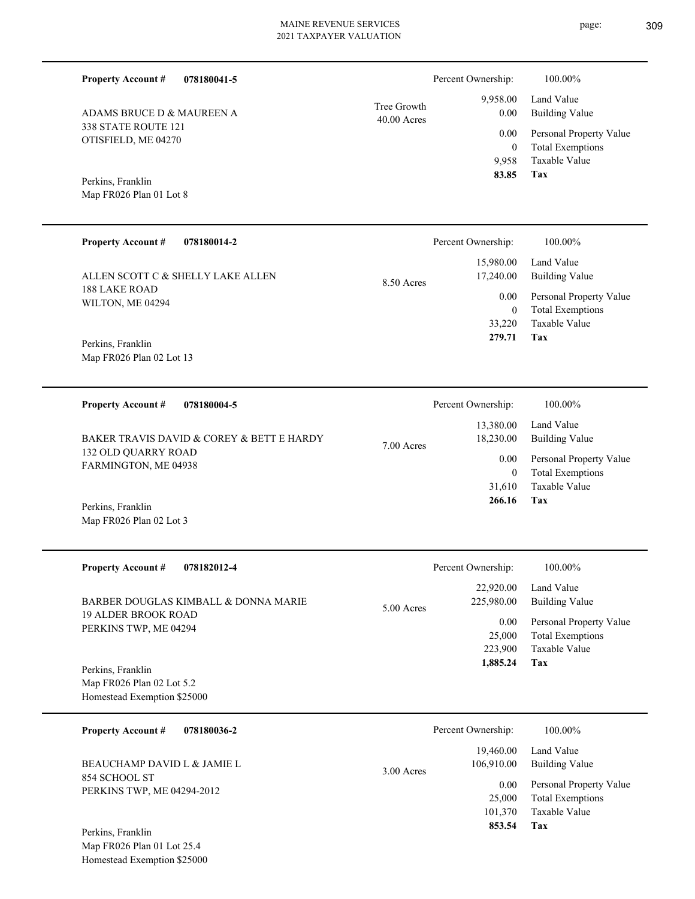**Property Account #** **078180041-5**

ADAMS BRUCE D & MAUREEN A
338 STATE ROUTE 121
OTISFIELD, ME 04270

Perkins, Franklin
Map FR026 Plan 01 Lot 8

Tree Growth
40.00 Acres

| Percent Ownership: | 100.00% |
|---|---|
| 9,958.00 | Land Value |
| 0.00 | Building Value |
| 0.00 | Personal Property Value |
| 0 | Total Exemptions |
| 9,958 | Taxable Value |
| **83.85** | **Tax** |

---

**Property Account #** **078180014-2**

ALLEN SCOTT C & SHELLY LAKE ALLEN
188 LAKE ROAD
WILTON, ME 04294

Perkins, Franklin
Map FR026 Plan 02 Lot 13

8.50 Acres

| Percent Ownership: | 100.00% |
|---|---|
| 15,980.00 | Land Value |
| 17,240.00 | Building Value |
| 0.00 | Personal Property Value |
| 0 | Total Exemptions |
| 33,220 | Taxable Value |
| **279.71** | **Tax** |

---

**Property Account #** **078180004-5**

BAKER TRAVIS DAVID & COREY & BETT E HARDY
132 OLD QUARRY ROAD
FARMINGTON, ME 04938

Perkins, Franklin
Map FR026 Plan 02 Lot 3

7.00 Acres

| Percent Ownership: | 100.00% |
|---|---|
| 13,380.00 | Land Value |
| 18,230.00 | Building Value |
| 0.00 | Personal Property Value |
| 0 | Total Exemptions |
| 31,610 | Taxable Value |
| **266.16** | **Tax** |

---

**Property Account #** **078182012-4**

BARBER DOUGLAS KIMBALL & DONNA MARIE
19 ALDER BROOK ROAD
PERKINS TWP, ME 04294

Perkins, Franklin
Map FR026 Plan 02 Lot 5.2
Homestead Exemption $25000

5.00 Acres

| Percent Ownership: | 100.00% |
|---|---|
| 22,920.00 | Land Value |
| 225,980.00 | Building Value |
| 0.00 | Personal Property Value |
| 25,000 | Total Exemptions |
| 223,900 | Taxable Value |
| **1,885.24** | **Tax** |

---

**Property Account #** **078180036-2**

BEAUCHAMP DAVID L & JAMIE L
854 SCHOOL ST
PERKINS TWP, ME 04294-2012

Perkins, Franklin
Map FR026 Plan 01 Lot 25.4
Homestead Exemption $25000

3.00 Acres

| Percent Ownership: | 100.00% |
|---|---|
| 19,460.00 | Land Value |
| 106,910.00 | Building Value |
| 0.00 | Personal Property Value |
| 25,000 | Total Exemptions |
| 101,370 | Taxable Value |
| **853.54** | **Tax** |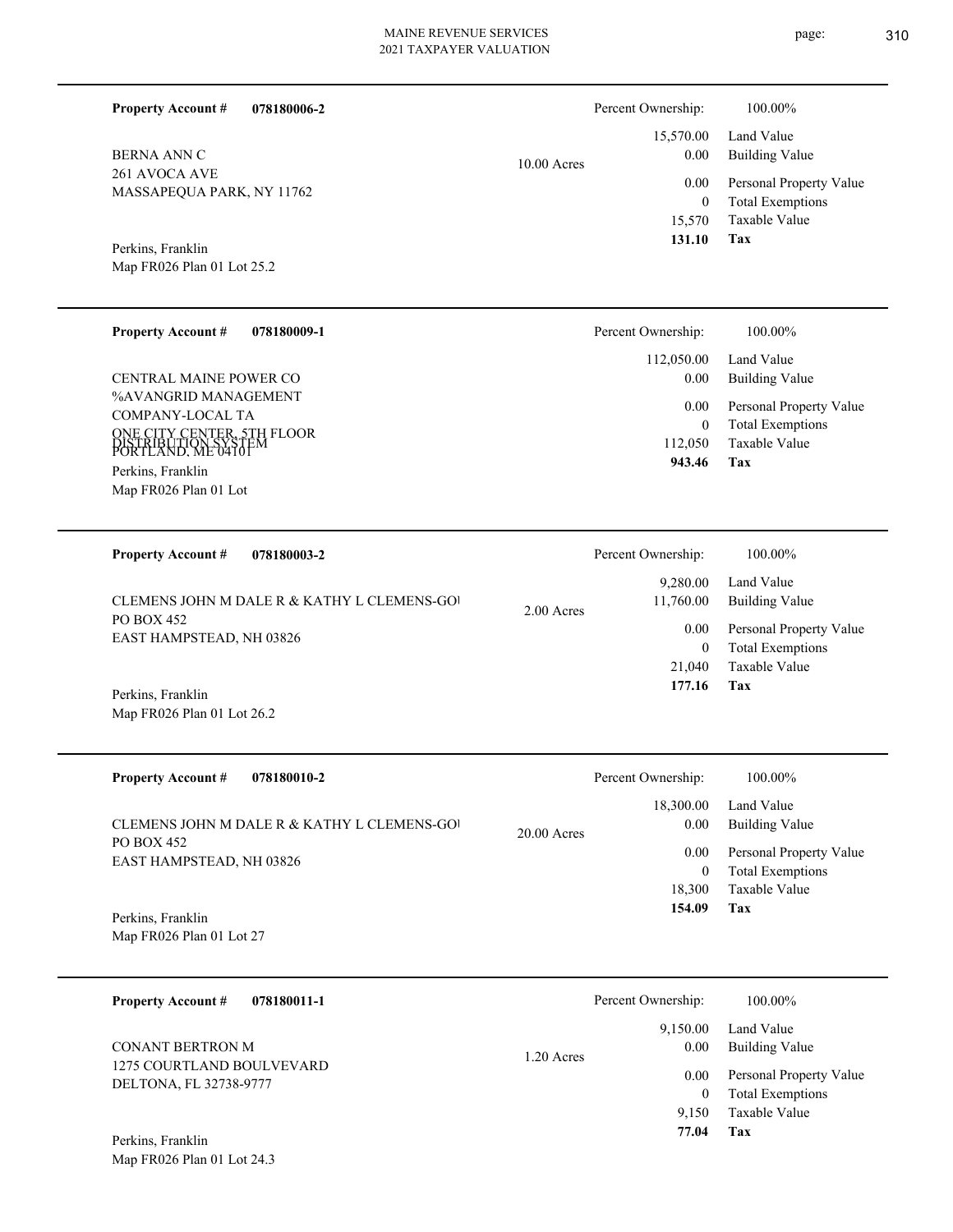**Property Account #** **078180006-2**

BERNA ANN C
261 AVOCA AVE
MASSAPEQUA PARK, NY 11762

Perkins, Franklin
Map FR026 Plan 01 Lot 25.2

10.00 Acres

| Percent Ownership: | 100.00% |
|---|---|
| 15,570.00 | Land Value |
| 0.00 | Building Value |
| 0.00 | Personal Property Value |
| 0 | Total Exemptions |
| 15,570 | Taxable Value |
| **131.10** | **Tax** |

---

**Property Account #** **078180009-1**

CENTRAL MAINE POWER CO
%AVANGRID MANAGEMENT COMPANY-LOCAL TA
ONE CITY CENTER, 5TH FLOOR
PORTLAND, ME 04101
DISTRIBUTION SYSTEM

Perkins, Franklin
Map FR026 Plan 01 Lot

| Percent Ownership: | 100.00% |
|---|---|
| 112,050.00 | Land Value |
| 0.00 | Building Value |
| 0.00 | Personal Property Value |
| 0 | Total Exemptions |
| 112,050 | Taxable Value |
| **943.46** | **Tax** |

---

**Property Account #** **078180003-2**

CLEMENS JOHN M DALE R & KATHY L CLEMENS-GO
PO BOX 452
EAST HAMPSTEAD, NH 03826

Perkins, Franklin
Map FR026 Plan 01 Lot 26.2

2.00 Acres

| Percent Ownership: | 100.00% |
|---|---|
| 9,280.00 | Land Value |
| 11,760.00 | Building Value |
| 0.00 | Personal Property Value |
| 0 | Total Exemptions |
| 21,040 | Taxable Value |
| **177.16** | **Tax** |

---

**Property Account #** **078180010-2**

CLEMENS JOHN M DALE R & KATHY L CLEMENS-GO
PO BOX 452
EAST HAMPSTEAD, NH 03826

Perkins, Franklin
Map FR026 Plan 01 Lot 27

20.00 Acres

| Percent Ownership: | 100.00% |
|---|---|
| 18,300.00 | Land Value |
| 0.00 | Building Value |
| 0.00 | Personal Property Value |
| 0 | Total Exemptions |
| 18,300 | Taxable Value |
| **154.09** | **Tax** |

---

**Property Account #** **078180011-1**

CONANT BERTRON M
1275 COURTLAND BOULVEVARD
DELTONA, FL 32738-9777

Perkins, Franklin
Map FR026 Plan 01 Lot 24.3

1.20 Acres

| Percent Ownership: | 100.00% |
|---|---|
| 9,150.00 | Land Value |
| 0.00 | Building Value |
| 0.00 | Personal Property Value |
| 0 | Total Exemptions |
| 9,150 | Taxable Value |
| **77.04** | **Tax** |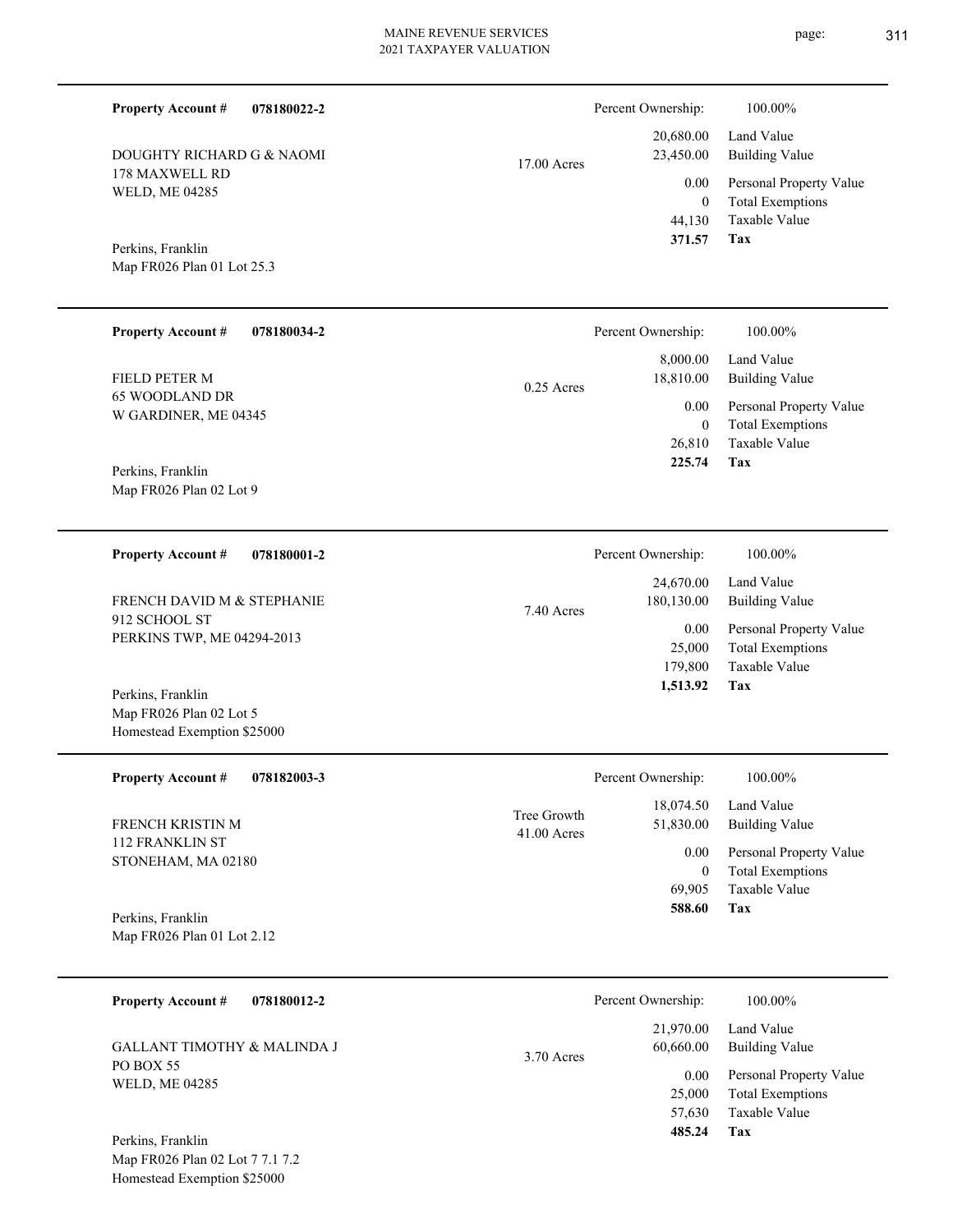**Property Account #** **078180022-2**

DOUGHTY RICHARD G & NAOMI
178 MAXWELL RD
WELD, ME 04285

Perkins, Franklin
Map FR026 Plan 01 Lot 25.3

17.00 Acres

Percent Ownership: 100.00%

| | |
|---|---|
| 20,680.00 | Land Value |
| 23,450.00 | Building Value |
| 0.00 | Personal Property Value |
| 0 | Total Exemptions |
| 44,130 | Taxable Value |
| **371.57** | **Tax** |

---

**Property Account #** **078180034-2**

FIELD PETER M
65 WOODLAND DR
W GARDINER, ME 04345

Perkins, Franklin
Map FR026 Plan 02 Lot 9

0.25 Acres

Percent Ownership: 100.00%

| | |
|---|---|
| 8,000.00 | Land Value |
| 18,810.00 | Building Value |
| 0.00 | Personal Property Value |
| 0 | Total Exemptions |
| 26,810 | Taxable Value |
| **225.74** | **Tax** |

---

**Property Account #** **078180001-2**

FRENCH DAVID M & STEPHANIE
912 SCHOOL ST
PERKINS TWP, ME 04294-2013

Perkins, Franklin
Map FR026 Plan 02 Lot 5
Homestead Exemption $25000

7.40 Acres

Percent Ownership: 100.00%

| | |
|---|---|
| 24,670.00 | Land Value |
| 180,130.00 | Building Value |
| 0.00 | Personal Property Value |
| 25,000 | Total Exemptions |
| 179,800 | Taxable Value |
| **1,513.92** | **Tax** |

---

**Property Account #** **078182003-3**

FRENCH KRISTIN M
112 FRANKLIN ST
STONEHAM, MA 02180

Perkins, Franklin
Map FR026 Plan 01 Lot 2.12

Tree Growth
41.00 Acres

Percent Ownership: 100.00%

| | |
|---|---|
| 18,074.50 | Land Value |
| 51,830.00 | Building Value |
| 0.00 | Personal Property Value |
| 0 | Total Exemptions |
| 69,905 | Taxable Value |
| **588.60** | **Tax** |

---

**Property Account #** **078180012-2**

GALLANT TIMOTHY & MALINDA J
PO BOX 55
WELD, ME 04285

Perkins, Franklin
Map FR026 Plan 02 Lot 7 7.1 7.2
Homestead Exemption $25000

3.70 Acres

Percent Ownership: 100.00%

| | |
|---|---|
| 21,970.00 | Land Value |
| 60,660.00 | Building Value |
| 0.00 | Personal Property Value |
| 25,000 | Total Exemptions |
| 57,630 | Taxable Value |
| **485.24** | **Tax** |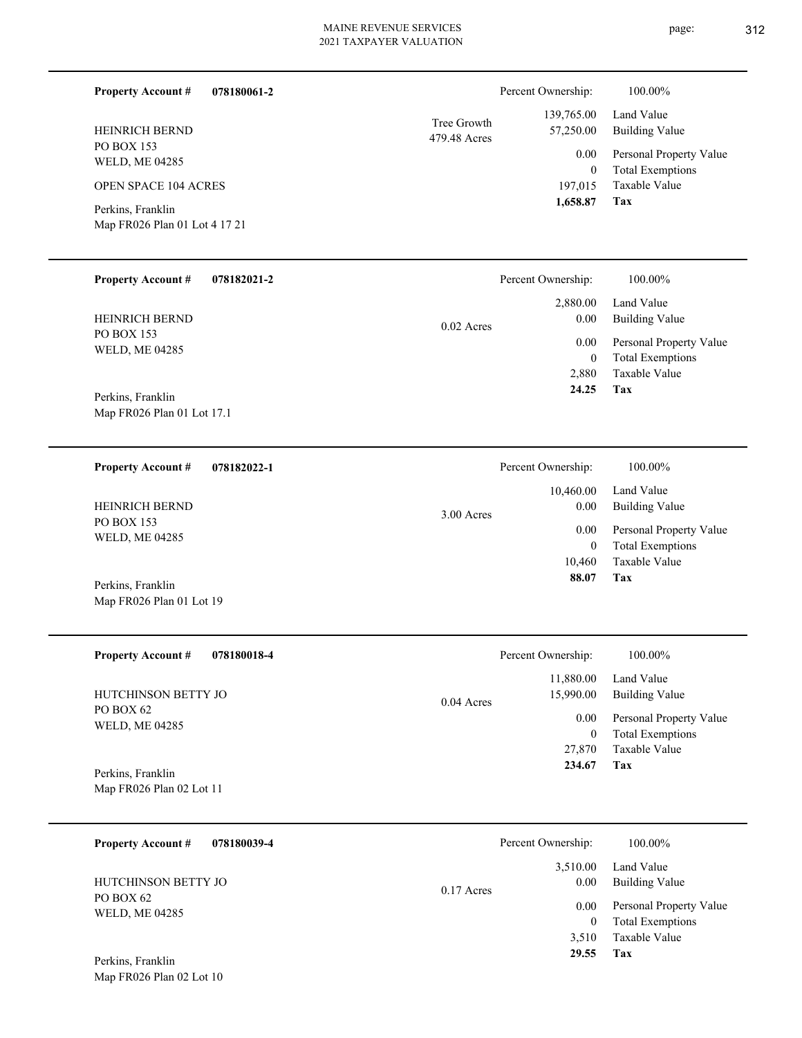**Property Account #** **078180061-2**

HEINRICH BERND
PO BOX 153
WELD, ME 04285

OPEN SPACE 104 ACRES

Perkins, Franklin
Map FR026 Plan 01 Lot 4 17 21

Tree Growth
479.48 Acres

| Percent Ownership: | 100.00% |
|---|---|
| 139,765.00 | Land Value |
| 57,250.00 | Building Value |
| 0.00 | Personal Property Value |
| 0 | Total Exemptions |
| 197,015 | Taxable Value |
| **1,658.87** | **Tax** |

---

**Property Account #** **078182021-2**

HEINRICH BERND
PO BOX 153
WELD, ME 04285

Perkins, Franklin
Map FR026 Plan 01 Lot 17.1

0.02 Acres

| Percent Ownership: | 100.00% |
|---|---|
| 2,880.00 | Land Value |
| 0.00 | Building Value |
| 0.00 | Personal Property Value |
| 0 | Total Exemptions |
| 2,880 | Taxable Value |
| **24.25** | **Tax** |

---

**Property Account #** **078182022-1**

HEINRICH BERND
PO BOX 153
WELD, ME 04285

Perkins, Franklin
Map FR026 Plan 01 Lot 19

3.00 Acres

| Percent Ownership: | 100.00% |
|---|---|
| 10,460.00 | Land Value |
| 0.00 | Building Value |
| 0.00 | Personal Property Value |
| 0 | Total Exemptions |
| 10,460 | Taxable Value |
| **88.07** | **Tax** |

---

**Property Account #** **078180018-4**

HUTCHINSON BETTY JO
PO BOX 62
WELD, ME 04285

Perkins, Franklin
Map FR026 Plan 02 Lot 11

0.04 Acres

| Percent Ownership: | 100.00% |
|---|---|
| 11,880.00 | Land Value |
| 15,990.00 | Building Value |
| 0.00 | Personal Property Value |
| 0 | Total Exemptions |
| 27,870 | Taxable Value |
| **234.67** | **Tax** |

---

**Property Account #** **078180039-4**

HUTCHINSON BETTY JO
PO BOX 62
WELD, ME 04285

Perkins, Franklin
Map FR026 Plan 02 Lot 10

0.17 Acres

| Percent Ownership: | 100.00% |
|---|---|
| 3,510.00 | Land Value |
| 0.00 | Building Value |
| 0.00 | Personal Property Value |
| 0 | Total Exemptions |
| 3,510 | Taxable Value |
| **29.55** | **Tax** |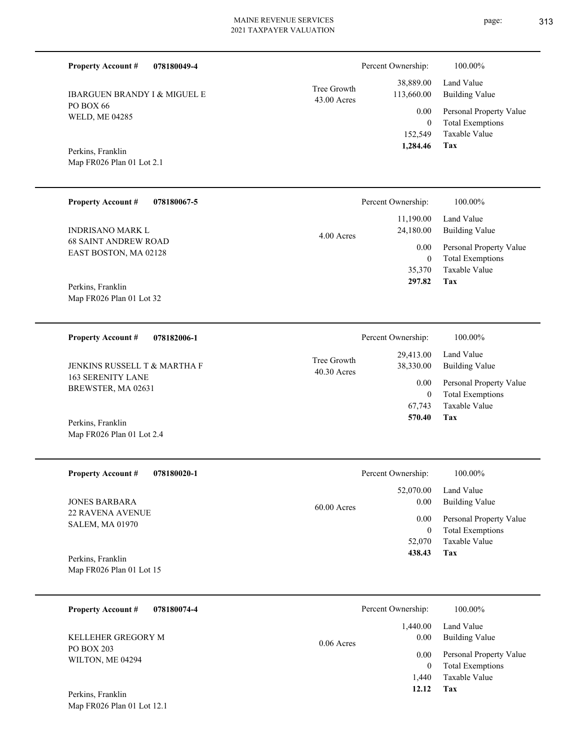**Property Account #** **078180049-4**

IBARGUEN BRANDY I & MIGUEL E
PO BOX 66
WELD, ME 04285

Perkins, Franklin
Map FR026 Plan 01 Lot 2.1

Tree Growth
43.00 Acres

| | |
|---|---|
| Percent Ownership: | 100.00% |
| 38,889.00 | Land Value |
| 113,660.00 | Building Value |
| 0.00 | Personal Property Value |
| 0 | Total Exemptions |
| 152,549 | Taxable Value |
| **1,284.46** | **Tax** |

---

**Property Account #** **078180067-5**

INDRISANO MARK L
68 SAINT ANDREW ROAD
EAST BOSTON, MA 02128

Perkins, Franklin
Map FR026 Plan 01 Lot 32

4.00 Acres

| | |
|---|---|
| Percent Ownership: | 100.00% |
| 11,190.00 | Land Value |
| 24,180.00 | Building Value |
| 0.00 | Personal Property Value |
| 0 | Total Exemptions |
| 35,370 | Taxable Value |
| **297.82** | **Tax** |

---

**Property Account #** **078182006-1**

JENKINS RUSSELL T & MARTHA F
163 SERENITY LANE
BREWSTER, MA 02631

Perkins, Franklin
Map FR026 Plan 01 Lot 2.4

Tree Growth
40.30 Acres

| | |
|---|---|
| Percent Ownership: | 100.00% |
| 29,413.00 | Land Value |
| 38,330.00 | Building Value |
| 0.00 | Personal Property Value |
| 0 | Total Exemptions |
| 67,743 | Taxable Value |
| **570.40** | **Tax** |

---

**Property Account #** **078180020-1**

JONES BARBARA
22 RAVENA AVENUE
SALEM, MA 01970

Perkins, Franklin
Map FR026 Plan 01 Lot 15

60.00 Acres

| | |
|---|---|
| Percent Ownership: | 100.00% |
| 52,070.00 | Land Value |
| 0.00 | Building Value |
| 0.00 | Personal Property Value |
| 0 | Total Exemptions |
| 52,070 | Taxable Value |
| **438.43** | **Tax** |

---

**Property Account #** **078180074-4**

KELLEHER GREGORY M
PO BOX 203
WILTON, ME 04294

Perkins, Franklin
Map FR026 Plan 01 Lot 12.1

0.06 Acres

| | |
|---|---|
| Percent Ownership: | 100.00% |
| 1,440.00 | Land Value |
| 0.00 | Building Value |
| 0.00 | Personal Property Value |
| 0 | Total Exemptions |
| 1,440 | Taxable Value |
| **12.12** | **Tax** |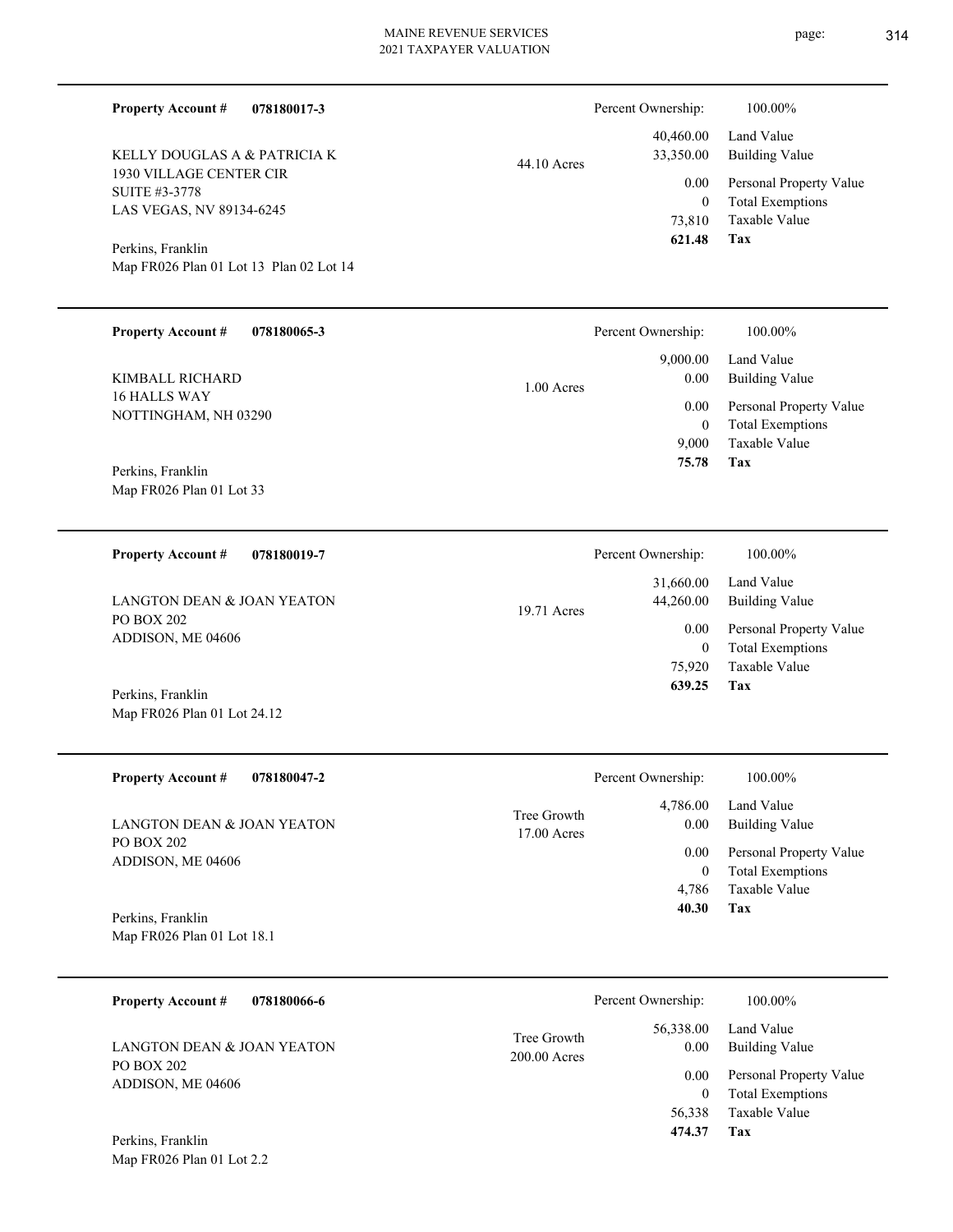**Property Account #** **078180017-3**

KELLY DOUGLAS A & PATRICIA K
1930 VILLAGE CENTER CIR
SUITE #3-3778
LAS VEGAS, NV 89134-6245

Perkins, Franklin
Map FR026 Plan 01 Lot 13 Plan 02 Lot 14

44.10 Acres

| Percent Ownership: | 100.00% |
|---|---|
| 40,460.00 | Land Value |
| 33,350.00 | Building Value |
| 0.00 | Personal Property Value |
| 0 | Total Exemptions |
| 73,810 | Taxable Value |
| **621.48** | **Tax** |

---

**Property Account #** **078180065-3**

KIMBALL RICHARD
16 HALLS WAY
NOTTINGHAM, NH 03290

Perkins, Franklin
Map FR026 Plan 01 Lot 33

1.00 Acres

| Percent Ownership: | 100.00% |
|---|---|
| 9,000.00 | Land Value |
| 0.00 | Building Value |
| 0.00 | Personal Property Value |
| 0 | Total Exemptions |
| 9,000 | Taxable Value |
| **75.78** | **Tax** |

---

**Property Account #** **078180019-7**

LANGTON DEAN & JOAN YEATON
PO BOX 202
ADDISON, ME 04606

Perkins, Franklin
Map FR026 Plan 01 Lot 24.12

19.71 Acres

| Percent Ownership: | 100.00% |
|---|---|
| 31,660.00 | Land Value |
| 44,260.00 | Building Value |
| 0.00 | Personal Property Value |
| 0 | Total Exemptions |
| 75,920 | Taxable Value |
| **639.25** | **Tax** |

---

**Property Account #** **078180047-2**

LANGTON DEAN & JOAN YEATON
PO BOX 202
ADDISON, ME 04606

Perkins, Franklin
Map FR026 Plan 01 Lot 18.1

Tree Growth
17.00 Acres

| Percent Ownership: | 100.00% |
|---|---|
| 4,786.00 | Land Value |
| 0.00 | Building Value |
| 0.00 | Personal Property Value |
| 0 | Total Exemptions |
| 4,786 | Taxable Value |
| **40.30** | **Tax** |

---

**Property Account #** **078180066-6**

LANGTON DEAN & JOAN YEATON
PO BOX 202
ADDISON, ME 04606

Perkins, Franklin
Map FR026 Plan 01 Lot 2.2

Tree Growth
200.00 Acres

| Percent Ownership: | 100.00% |
|---|---|
| 56,338.00 | Land Value |
| 0.00 | Building Value |
| 0.00 | Personal Property Value |
| 0 | Total Exemptions |
| 56,338 | Taxable Value |
| **474.37** | **Tax** |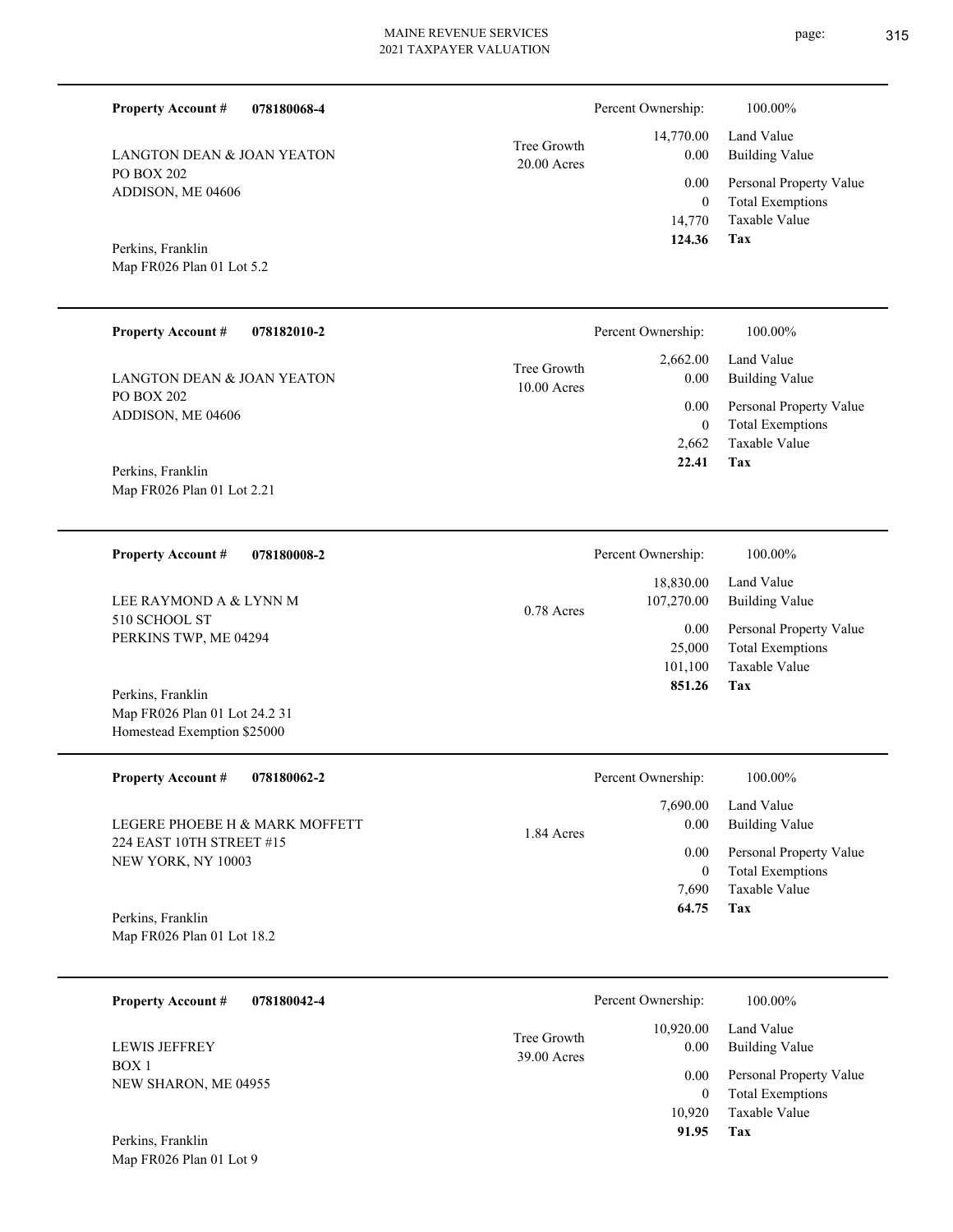**Property Account #** **078180068-4**

LANGTON DEAN & JOAN YEATON
PO BOX 202
ADDISON, ME 04606

Perkins, Franklin
Map FR026 Plan 01 Lot 5.2

Tree Growth
20.00 Acres

| Percent Ownership: | 100.00% |
|---|---|
| 14,770.00 | Land Value |
| 0.00 | Building Value |
| 0.00 | Personal Property Value |
| 0 | Total Exemptions |
| 14,770 | Taxable Value |
| **124.36** | **Tax** |

---

**Property Account #** **078182010-2**

LANGTON DEAN & JOAN YEATON
PO BOX 202
ADDISON, ME 04606

Perkins, Franklin
Map FR026 Plan 01 Lot 2.21

Tree Growth
10.00 Acres

| Percent Ownership: | 100.00% |
|---|---|
| 2,662.00 | Land Value |
| 0.00 | Building Value |
| 0.00 | Personal Property Value |
| 0 | Total Exemptions |
| 2,662 | Taxable Value |
| **22.41** | **Tax** |

---

**Property Account #** **078180008-2**

LEE RAYMOND A & LYNN M
510 SCHOOL ST
PERKINS TWP, ME 04294

Perkins, Franklin
Map FR026 Plan 01 Lot 24.2 31
Homestead Exemption $25000

0.78 Acres

| Percent Ownership: | 100.00% |
|---|---|
| 18,830.00 | Land Value |
| 107,270.00 | Building Value |
| 0.00 | Personal Property Value |
| 25,000 | Total Exemptions |
| 101,100 | Taxable Value |
| **851.26** | **Tax** |

---

**Property Account #** **078180062-2**

LEGERE PHOEBE H & MARK MOFFETT
224 EAST 10TH STREET #15
NEW YORK, NY 10003

Perkins, Franklin
Map FR026 Plan 01 Lot 18.2

1.84 Acres

| Percent Ownership: | 100.00% |
|---|---|
| 7,690.00 | Land Value |
| 0.00 | Building Value |
| 0.00 | Personal Property Value |
| 0 | Total Exemptions |
| 7,690 | Taxable Value |
| **64.75** | **Tax** |

---

**Property Account #** **078180042-4**

LEWIS JEFFREY
BOX 1
NEW SHARON, ME 04955

Perkins, Franklin
Map FR026 Plan 01 Lot 9

Tree Growth
39.00 Acres

| Percent Ownership: | 100.00% |
|---|---|
| 10,920.00 | Land Value |
| 0.00 | Building Value |
| 0.00 | Personal Property Value |
| 0 | Total Exemptions |
| 10,920 | Taxable Value |
| **91.95** | **Tax** |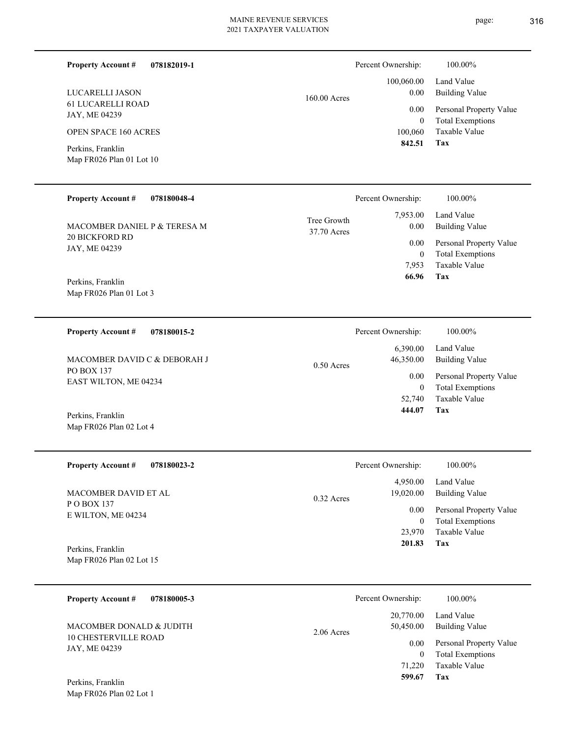**Property Account #** **078182019-1**

LUCARELLI JASON
61 LUCARELLI ROAD
JAY, ME 04239

OPEN SPACE 160 ACRES

Perkins, Franklin
Map FR026 Plan 01 Lot 10

160.00 Acres

| Percent Ownership: | 100.00% |
|---|---|
| 100,060.00 | Land Value |
| 0.00 | Building Value |
| 0.00 | Personal Property Value |
| 0 | Total Exemptions |
| 100,060 | Taxable Value |
| **842.51** | **Tax** |

---

**Property Account #** **078180048-4**

MACOMBER DANIEL P & TERESA M
20 BICKFORD RD
JAY, ME 04239

Perkins, Franklin
Map FR026 Plan 01 Lot 3

Tree Growth
37.70 Acres

| Percent Ownership: | 100.00% |
|---|---|
| 7,953.00 | Land Value |
| 0.00 | Building Value |
| 0.00 | Personal Property Value |
| 0 | Total Exemptions |
| 7,953 | Taxable Value |
| **66.96** | **Tax** |

---

**Property Account #** **078180015-2**

MACOMBER DAVID C & DEBORAH J
PO BOX 137
EAST WILTON, ME 04234

Perkins, Franklin
Map FR026 Plan 02 Lot 4

0.50 Acres

| Percent Ownership: | 100.00% |
|---|---|
| 6,390.00 | Land Value |
| 46,350.00 | Building Value |
| 0.00 | Personal Property Value |
| 0 | Total Exemptions |
| 52,740 | Taxable Value |
| **444.07** | **Tax** |

---

**Property Account #** **078180023-2**

MACOMBER DAVID ET AL
P O BOX 137
E WILTON, ME 04234

Perkins, Franklin
Map FR026 Plan 02 Lot 15

0.32 Acres

| Percent Ownership: | 100.00% |
|---|---|
| 4,950.00 | Land Value |
| 19,020.00 | Building Value |
| 0.00 | Personal Property Value |
| 0 | Total Exemptions |
| 23,970 | Taxable Value |
| **201.83** | **Tax** |

---

**Property Account #** **078180005-3**

MACOMBER DONALD & JUDITH
10 CHESTERVILLE ROAD
JAY, ME 04239

Perkins, Franklin
Map FR026 Plan 02 Lot 1

2.06 Acres

| Percent Ownership: | 100.00% |
|---|---|
| 20,770.00 | Land Value |
| 50,450.00 | Building Value |
| 0.00 | Personal Property Value |
| 0 | Total Exemptions |
| 71,220 | Taxable Value |
| **599.67** | **Tax** |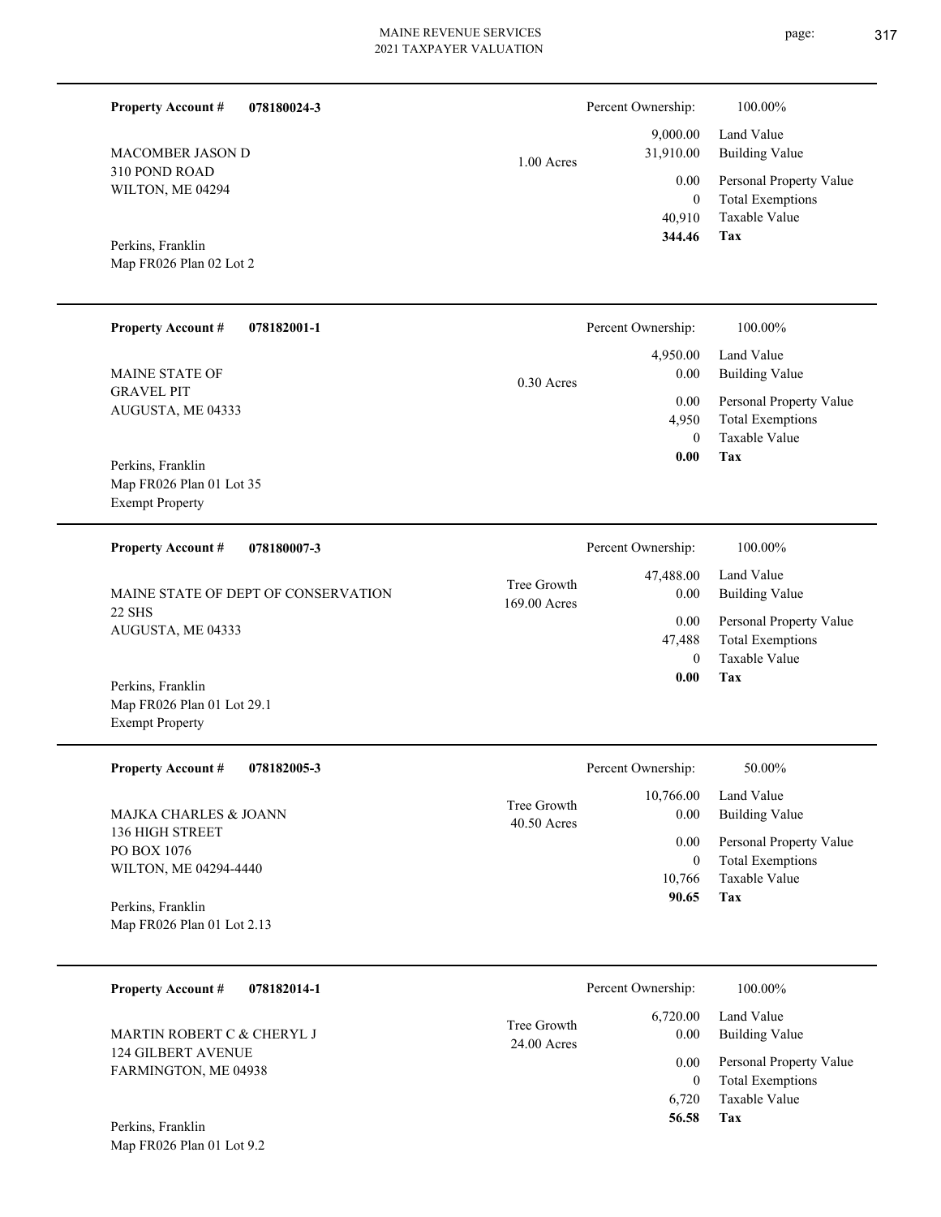**Property Account #** **078180024-3**

MACOMBER JASON D
310 POND ROAD
WILTON, ME 04294

Perkins, Franklin
Map FR026 Plan 02 Lot 2

1.00 Acres

| Percent Ownership: | 100.00% |
|---|---|
| 9,000.00 | Land Value |
| 31,910.00 | Building Value |
| 0.00 | Personal Property Value |
| 0 | Total Exemptions |
| 40,910 | Taxable Value |
| **344.46** | **Tax** |

---

**Property Account #** **078182001-1**

MAINE STATE OF
GRAVEL PIT
AUGUSTA, ME 04333

Perkins, Franklin
Map FR026 Plan 01 Lot 35
Exempt Property

0.30 Acres

| Percent Ownership: | 100.00% |
|---|---|
| 4,950.00 | Land Value |
| 0.00 | Building Value |
| 0.00 | Personal Property Value |
| 4,950 | Total Exemptions |
| 0 | Taxable Value |
| **0.00** | **Tax** |

---

**Property Account #** **078180007-3**

MAINE STATE OF DEPT OF CONSERVATION
22 SHS
AUGUSTA, ME 04333

Perkins, Franklin
Map FR026 Plan 01 Lot 29.1
Exempt Property

Tree Growth
169.00 Acres

| Percent Ownership: | 100.00% |
|---|---|
| 47,488.00 | Land Value |
| 0.00 | Building Value |
| 0.00 | Personal Property Value |
| 47,488 | Total Exemptions |
| 0 | Taxable Value |
| **0.00** | **Tax** |

---

**Property Account #** **078182005-3**

MAJKA CHARLES & JOANN
136 HIGH STREET
PO BOX 1076
WILTON, ME 04294-4440

Perkins, Franklin
Map FR026 Plan 01 Lot 2.13

Tree Growth
40.50 Acres

| Percent Ownership: | 50.00% |
|---|---|
| 10,766.00 | Land Value |
| 0.00 | Building Value |
| 0.00 | Personal Property Value |
| 0 | Total Exemptions |
| 10,766 | Taxable Value |
| **90.65** | **Tax** |

---

**Property Account #** **078182014-1**

MARTIN ROBERT C & CHERYL J
124 GILBERT AVENUE
FARMINGTON, ME 04938

Perkins, Franklin
Map FR026 Plan 01 Lot 9.2

Tree Growth
24.00 Acres

| Percent Ownership: | 100.00% |
|---|---|
| 6,720.00 | Land Value |
| 0.00 | Building Value |
| 0.00 | Personal Property Value |
| 0 | Total Exemptions |
| 6,720 | Taxable Value |
| **56.58** | **Tax** |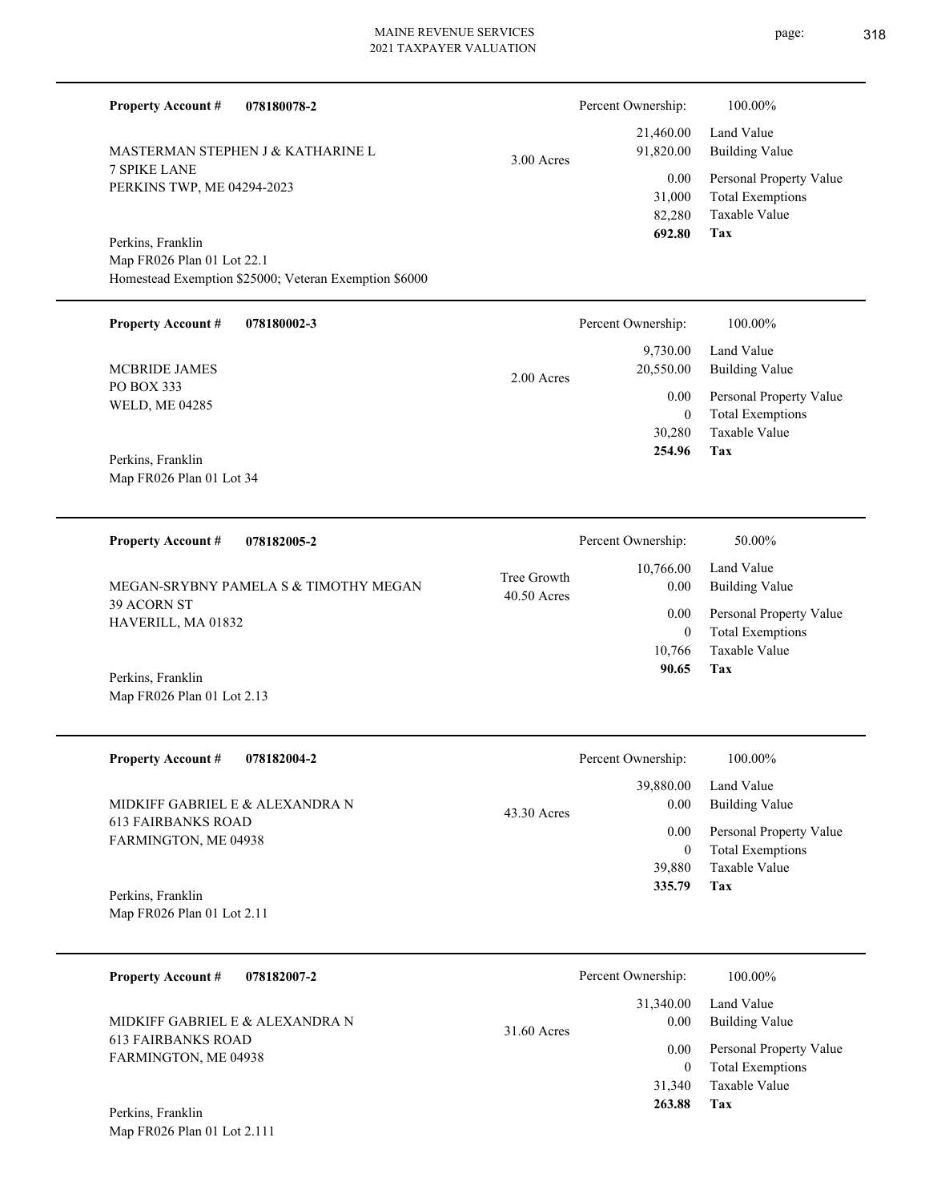**Property Account #** **078180078-2**

MASTERMAN STEPHEN J & KATHARINE L
7 SPIKE LANE
PERKINS TWP, ME 04294-2023

Perkins, Franklin
Map FR026 Plan 01 Lot 22.1
Homestead Exemption $25000; Veteran Exemption $6000

3.00 Acres

| Percent Ownership: | 100.00% |
|---|---|
| 21,460.00 | Land Value |
| 91,820.00 | Building Value |
| 0.00 | Personal Property Value |
| 31,000 | Total Exemptions |
| 82,280 | Taxable Value |
| **692.80** | **Tax** |

---

**Property Account #** **078180002-3**

MCBRIDE JAMES
PO BOX 333
WELD, ME 04285

Perkins, Franklin
Map FR026 Plan 01 Lot 34

2.00 Acres

| Percent Ownership: | 100.00% |
|---|---|
| 9,730.00 | Land Value |
| 20,550.00 | Building Value |
| 0.00 | Personal Property Value |
| 0 | Total Exemptions |
| 30,280 | Taxable Value |
| **254.96** | **Tax** |

---

**Property Account #** **078182005-2**

MEGAN-SRYBNY PAMELA S & TIMOTHY MEGAN
39 ACORN ST
HAVERILL, MA 01832

Perkins, Franklin
Map FR026 Plan 01 Lot 2.13

Tree Growth
40.50 Acres

| Percent Ownership: | 50.00% |
|---|---|
| 10,766.00 | Land Value |
| 0.00 | Building Value |
| 0.00 | Personal Property Value |
| 0 | Total Exemptions |
| 10,766 | Taxable Value |
| **90.65** | **Tax** |

---

**Property Account #** **078182004-2**

MIDKIFF GABRIEL E & ALEXANDRA N
613 FAIRBANKS ROAD
FARMINGTON, ME 04938

Perkins, Franklin
Map FR026 Plan 01 Lot 2.11

43.30 Acres

| Percent Ownership: | 100.00% |
|---|---|
| 39,880.00 | Land Value |
| 0.00 | Building Value |
| 0.00 | Personal Property Value |
| 0 | Total Exemptions |
| 39,880 | Taxable Value |
| **335.79** | **Tax** |

---

**Property Account #** **078182007-2**

MIDKIFF GABRIEL E & ALEXANDRA N
613 FAIRBANKS ROAD
FARMINGTON, ME 04938

Perkins, Franklin
Map FR026 Plan 01 Lot 2.111

31.60 Acres

| Percent Ownership: | 100.00% |
|---|---|
| 31,340.00 | Land Value |
| 0.00 | Building Value |
| 0.00 | Personal Property Value |
| 0 | Total Exemptions |
| 31,340 | Taxable Value |
| **263.88** | **Tax** |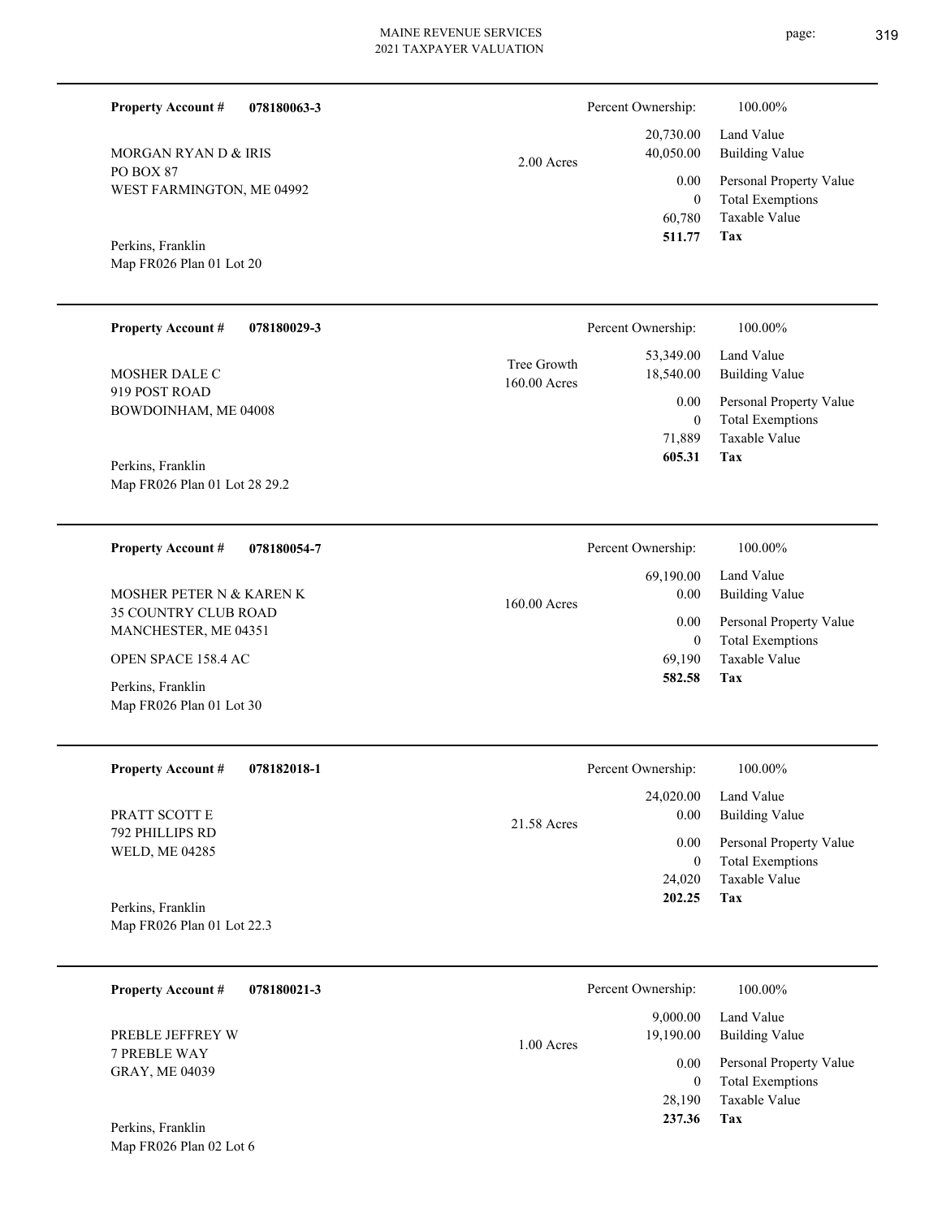**Property Account #** **078180063-3**

MORGAN RYAN D & IRIS
PO BOX 87
WEST FARMINGTON, ME 04992

Perkins, Franklin
Map FR026 Plan 01 Lot 20

2.00 Acres

| Percent Ownership: | 100.00% |
|---|---|
| 20,730.00 | Land Value |
| 40,050.00 | Building Value |
| 0.00 | Personal Property Value |
| 0 | Total Exemptions |
| 60,780 | Taxable Value |
| **511.77** | **Tax** |

---

**Property Account #** **078180029-3**

MOSHER DALE C
919 POST ROAD
BOWDOINHAM, ME 04008

Perkins, Franklin
Map FR026 Plan 01 Lot 28 29.2

Tree Growth
160.00 Acres

| Percent Ownership: | 100.00% |
|---|---|
| 53,349.00 | Land Value |
| 18,540.00 | Building Value |
| 0.00 | Personal Property Value |
| 0 | Total Exemptions |
| 71,889 | Taxable Value |
| **605.31** | **Tax** |

---

**Property Account #** **078180054-7**

MOSHER PETER N & KAREN K
35 COUNTRY CLUB ROAD
MANCHESTER, ME 04351

OPEN SPACE 158.4 AC

Perkins, Franklin
Map FR026 Plan 01 Lot 30

160.00 Acres

| Percent Ownership: | 100.00% |
|---|---|
| 69,190.00 | Land Value |
| 0.00 | Building Value |
| 0.00 | Personal Property Value |
| 0 | Total Exemptions |
| 69,190 | Taxable Value |
| **582.58** | **Tax** |

---

**Property Account #** **078182018-1**

PRATT SCOTT E
792 PHILLIPS RD
WELD, ME 04285

Perkins, Franklin
Map FR026 Plan 01 Lot 22.3

21.58 Acres

| Percent Ownership: | 100.00% |
|---|---|
| 24,020.00 | Land Value |
| 0.00 | Building Value |
| 0.00 | Personal Property Value |
| 0 | Total Exemptions |
| 24,020 | Taxable Value |
| **202.25** | **Tax** |

---

**Property Account #** **078180021-3**

PREBLE JEFFREY W
7 PREBLE WAY
GRAY, ME 04039

Perkins, Franklin
Map FR026 Plan 02 Lot 6

1.00 Acres

| Percent Ownership: | 100.00% |
|---|---|
| 9,000.00 | Land Value |
| 19,190.00 | Building Value |
| 0.00 | Personal Property Value |
| 0 | Total Exemptions |
| 28,190 | Taxable Value |
| **237.36** | **Tax** |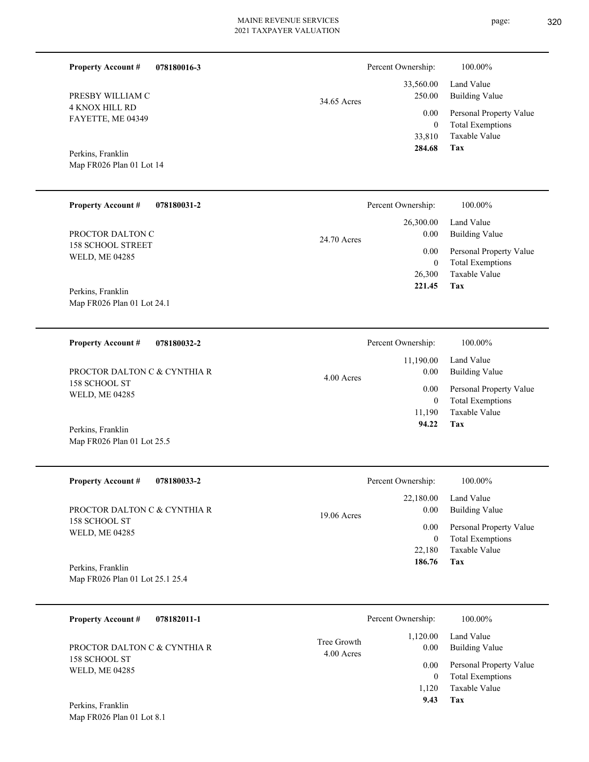**Property Account #** **078180016-3**

PRESBY WILLIAM C
4 KNOX HILL RD
FAYETTE, ME 04349

Perkins, Franklin
Map FR026 Plan 01 Lot 14

34.65 Acres

| Percent Ownership: | 100.00% |
|---|---|
| 33,560.00 | Land Value |
| 250.00 | Building Value |
| 0.00 | Personal Property Value |
| 0 | Total Exemptions |
| 33,810 | Taxable Value |
| **284.68** | **Tax** |

---

**Property Account #** **078180031-2**

PROCTOR DALTON C
158 SCHOOL STREET
WELD, ME 04285

Perkins, Franklin
Map FR026 Plan 01 Lot 24.1

24.70 Acres

| Percent Ownership: | 100.00% |
|---|---|
| 26,300.00 | Land Value |
| 0.00 | Building Value |
| 0.00 | Personal Property Value |
| 0 | Total Exemptions |
| 26,300 | Taxable Value |
| **221.45** | **Tax** |

---

**Property Account #** **078180032-2**

PROCTOR DALTON C & CYNTHIA R
158 SCHOOL ST
WELD, ME 04285

Perkins, Franklin
Map FR026 Plan 01 Lot 25.5

4.00 Acres

| Percent Ownership: | 100.00% |
|---|---|
| 11,190.00 | Land Value |
| 0.00 | Building Value |
| 0.00 | Personal Property Value |
| 0 | Total Exemptions |
| 11,190 | Taxable Value |
| **94.22** | **Tax** |

---

**Property Account #** **078180033-2**

PROCTOR DALTON C & CYNTHIA R
158 SCHOOL ST
WELD, ME 04285

Perkins, Franklin
Map FR026 Plan 01 Lot 25.1 25.4

19.06 Acres

| Percent Ownership: | 100.00% |
|---|---|
| 22,180.00 | Land Value |
| 0.00 | Building Value |
| 0.00 | Personal Property Value |
| 0 | Total Exemptions |
| 22,180 | Taxable Value |
| **186.76** | **Tax** |

---

**Property Account #** **078182011-1**

PROCTOR DALTON C & CYNTHIA R
158 SCHOOL ST
WELD, ME 04285

Perkins, Franklin
Map FR026 Plan 01 Lot 8.1

Tree Growth
4.00 Acres

| Percent Ownership: | 100.00% |
|---|---|
| 1,120.00 | Land Value |
| 0.00 | Building Value |
| 0.00 | Personal Property Value |
| 0 | Total Exemptions |
| 1,120 | Taxable Value |
| **9.43** | **Tax** |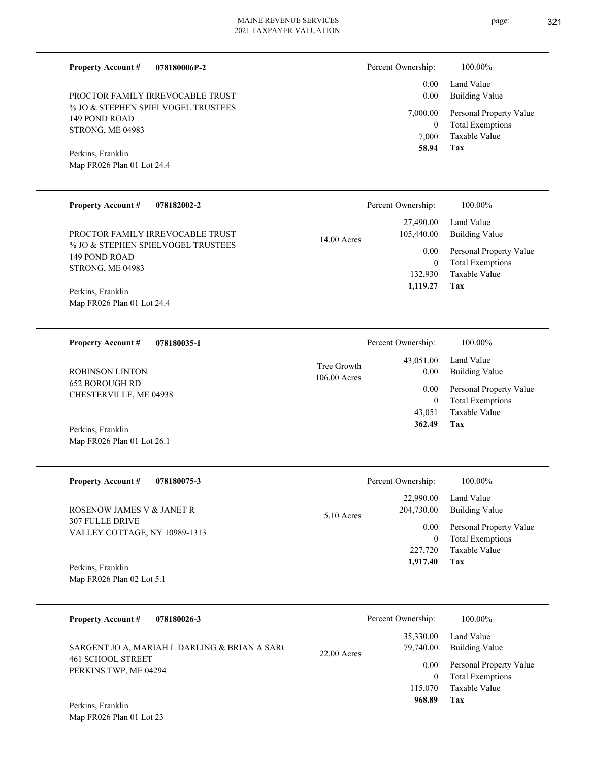**Property Account #** **078180006P-2**

PROCTOR FAMILY IRREVOCABLE TRUST
% JO & STEPHEN SPIELVOGEL TRUSTEES
149 POND ROAD
STRONG, ME 04983

Perkins, Franklin
Map FR026 Plan 01 Lot 24.4

| Percent Ownership: | 100.00% |
|---|---|
| 0.00 | Land Value |
| 0.00 | Building Value |
| 7,000.00 | Personal Property Value |
| 0 | Total Exemptions |
| 7,000 | Taxable Value |
| **58.94** | **Tax** |

---

**Property Account #** **078182002-2**

PROCTOR FAMILY IRREVOCABLE TRUST
% JO & STEPHEN SPIELVOGEL TRUSTEES
149 POND ROAD
STRONG, ME 04983

Perkins, Franklin
Map FR026 Plan 01 Lot 24.4

14.00 Acres

| Percent Ownership: | 100.00% |
|---|---|
| 27,490.00 | Land Value |
| 105,440.00 | Building Value |
| 0.00 | Personal Property Value |
| 0 | Total Exemptions |
| 132,930 | Taxable Value |
| **1,119.27** | **Tax** |

---

**Property Account #** **078180035-1**

ROBINSON LINTON
652 BOROUGH RD
CHESTERVILLE, ME 04938

Perkins, Franklin
Map FR026 Plan 01 Lot 26.1

Tree Growth
106.00 Acres

| Percent Ownership: | 100.00% |
|---|---|
| 43,051.00 | Land Value |
| 0.00 | Building Value |
| 0.00 | Personal Property Value |
| 0 | Total Exemptions |
| 43,051 | Taxable Value |
| **362.49** | **Tax** |

---

**Property Account #** **078180075-3**

ROSENOW JAMES V & JANET R
307 FULLE DRIVE
VALLEY COTTAGE, NY 10989-1313

Perkins, Franklin
Map FR026 Plan 02 Lot 5.1

5.10 Acres

| Percent Ownership: | 100.00% |
|---|---|
| 22,990.00 | Land Value |
| 204,730.00 | Building Value |
| 0.00 | Personal Property Value |
| 0 | Total Exemptions |
| 227,720 | Taxable Value |
| **1,917.40** | **Tax** |

---

**Property Account #** **078180026-3**

SARGENT JO A, MARIAH L DARLING & BRIAN A SAR(
461 SCHOOL STREET
PERKINS TWP, ME 04294

Perkins, Franklin
Map FR026 Plan 01 Lot 23

22.00 Acres

| Percent Ownership: | 100.00% |
|---|---|
| 35,330.00 | Land Value |
| 79,740.00 | Building Value |
| 0.00 | Personal Property Value |
| 0 | Total Exemptions |
| 115,070 | Taxable Value |
| **968.89** | **Tax** |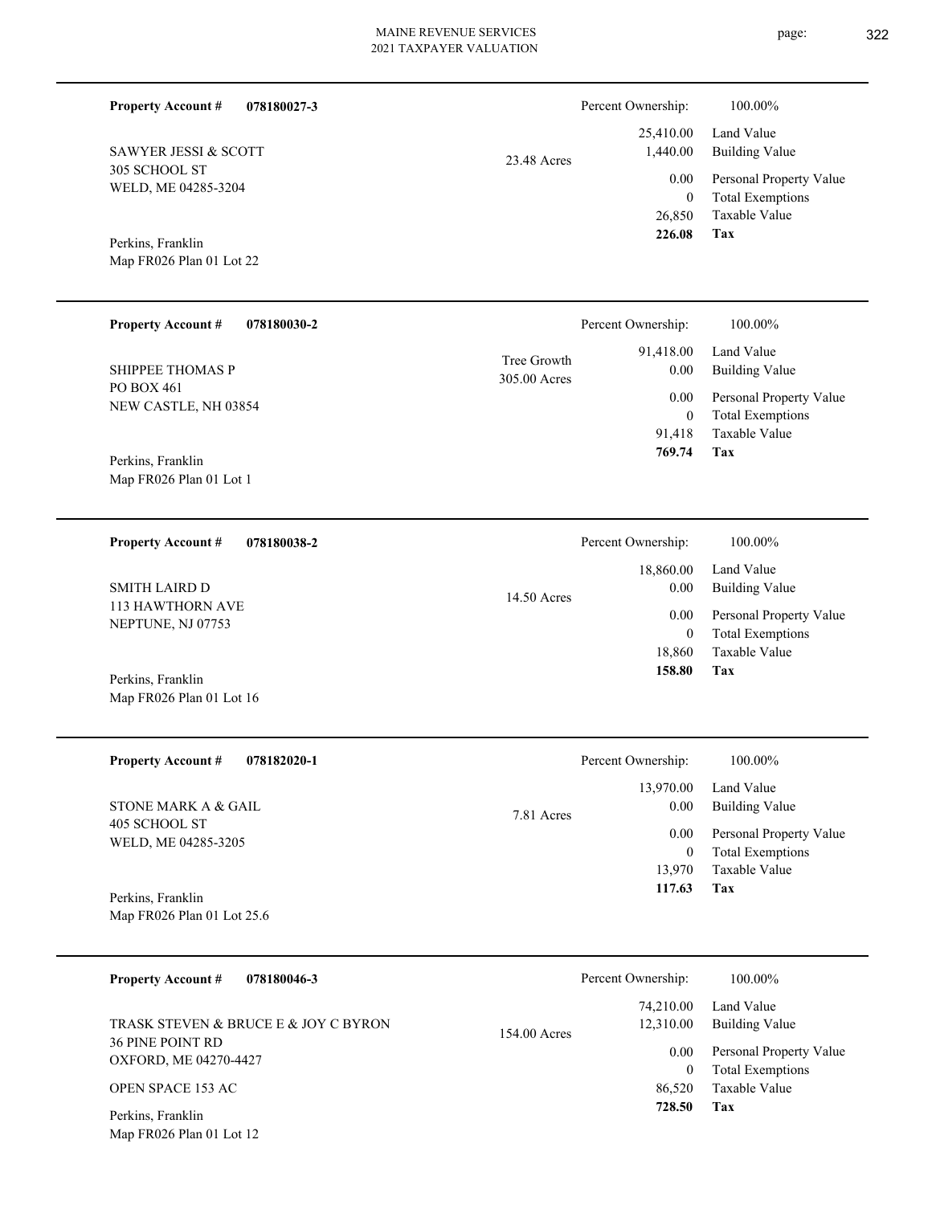**Property Account #** **078180027-3**

SAWYER JESSI & SCOTT
305 SCHOOL ST
WELD, ME 04285-3204

Perkins, Franklin
Map FR026 Plan 01 Lot 22

23.48 Acres

| Percent Ownership: | 100.00% |
|---|---|
| 25,410.00 | Land Value |
| 1,440.00 | Building Value |
| 0.00 | Personal Property Value |
| 0 | Total Exemptions |
| 26,850 | Taxable Value |
| **226.08** | **Tax** |

---

**Property Account #** **078180030-2**

SHIPPEE THOMAS P
PO BOX 461
NEW CASTLE, NH 03854

Perkins, Franklin
Map FR026 Plan 01 Lot 1

Tree Growth
305.00 Acres

| Percent Ownership: | 100.00% |
|---|---|
| 91,418.00 | Land Value |
| 0.00 | Building Value |
| 0.00 | Personal Property Value |
| 0 | Total Exemptions |
| 91,418 | Taxable Value |
| **769.74** | **Tax** |

---

**Property Account #** **078180038-2**

SMITH LAIRD D
113 HAWTHORN AVE
NEPTUNE, NJ 07753

Perkins, Franklin
Map FR026 Plan 01 Lot 16

14.50 Acres

| Percent Ownership: | 100.00% |
|---|---|
| 18,860.00 | Land Value |
| 0.00 | Building Value |
| 0.00 | Personal Property Value |
| 0 | Total Exemptions |
| 18,860 | Taxable Value |
| **158.80** | **Tax** |

---

**Property Account #** **078182020-1**

STONE MARK A & GAIL
405 SCHOOL ST
WELD, ME 04285-3205

Perkins, Franklin
Map FR026 Plan 01 Lot 25.6

7.81 Acres

| Percent Ownership: | 100.00% |
|---|---|
| 13,970.00 | Land Value |
| 0.00 | Building Value |
| 0.00 | Personal Property Value |
| 0 | Total Exemptions |
| 13,970 | Taxable Value |
| **117.63** | **Tax** |

---

**Property Account #** **078180046-3**

TRASK STEVEN & BRUCE E & JOY C BYRON
36 PINE POINT RD
OXFORD, ME 04270-4427

OPEN SPACE 153 AC

Perkins, Franklin
Map FR026 Plan 01 Lot 12

154.00 Acres

| Percent Ownership: | 100.00% |
|---|---|
| 74,210.00 | Land Value |
| 12,310.00 | Building Value |
| 0.00 | Personal Property Value |
| 0 | Total Exemptions |
| 86,520 | Taxable Value |
| **728.50** | **Tax** |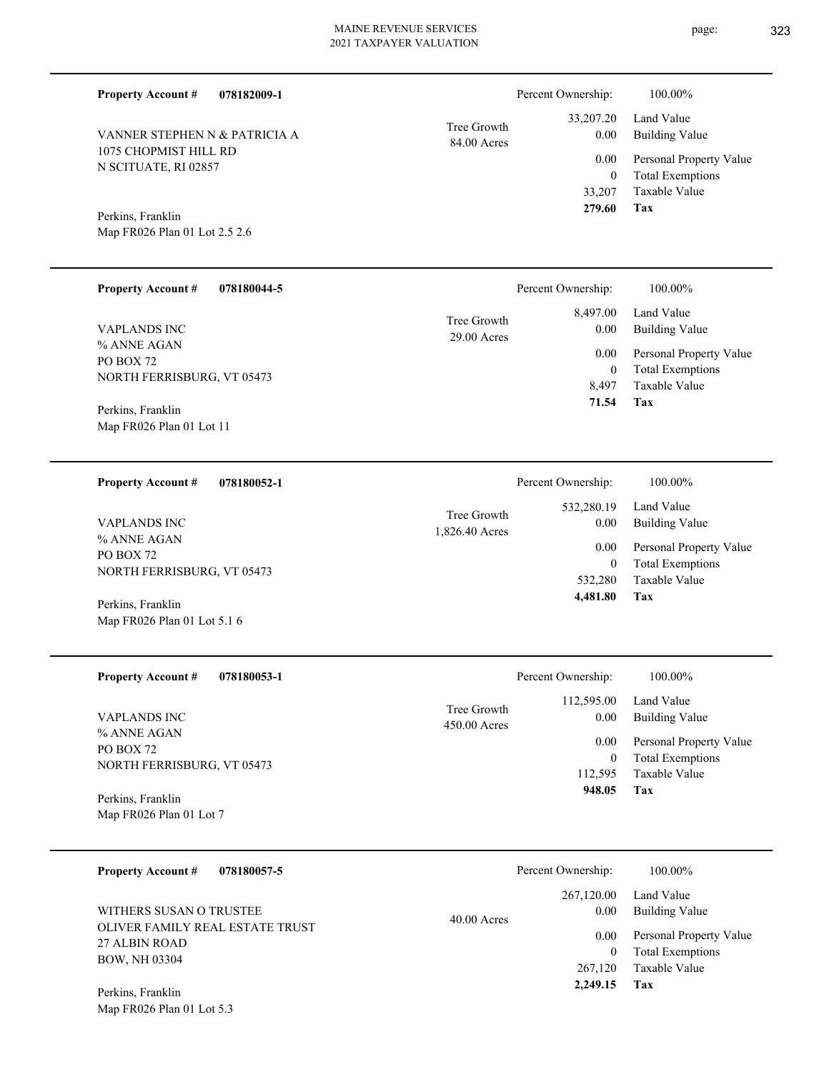**Property Account #** **078182009-1**

VANNER STEPHEN N & PATRICIA A
1075 CHOPMIST HILL RD
N SCITUATE, RI 02857

Perkins, Franklin
Map FR026 Plan 01 Lot 2.5 2.6

Tree Growth 84.00 Acres

| Percent Ownership: | 100.00% |
|---|---|
| 33,207.20 | Land Value |
| 0.00 | Building Value |
| 0.00 | Personal Property Value |
| 0 | Total Exemptions |
| 33,207 | Taxable Value |
| **279.60** | **Tax** |

---

**Property Account #** **078180044-5**

VAPLANDS INC
% ANNE AGAN
PO BOX 72
NORTH FERRISBURG, VT 05473

Perkins, Franklin
Map FR026 Plan 01 Lot 11

Tree Growth 29.00 Acres

| Percent Ownership: | 100.00% |
|---|---|
| 8,497.00 | Land Value |
| 0.00 | Building Value |
| 0.00 | Personal Property Value |
| 0 | Total Exemptions |
| 8,497 | Taxable Value |
| **71.54** | **Tax** |

---

**Property Account #** **078180052-1**

VAPLANDS INC
% ANNE AGAN
PO BOX 72
NORTH FERRISBURG, VT 05473

Perkins, Franklin
Map FR026 Plan 01 Lot 5.1 6

Tree Growth 1,826.40 Acres

| Percent Ownership: | 100.00% |
|---|---|
| 532,280.19 | Land Value |
| 0.00 | Building Value |
| 0.00 | Personal Property Value |
| 0 | Total Exemptions |
| 532,280 | Taxable Value |
| **4,481.80** | **Tax** |

---

**Property Account #** **078180053-1**

VAPLANDS INC
% ANNE AGAN
PO BOX 72
NORTH FERRISBURG, VT 05473

Perkins, Franklin
Map FR026 Plan 01 Lot 7

Tree Growth 450.00 Acres

| Percent Ownership: | 100.00% |
|---|---|
| 112,595.00 | Land Value |
| 0.00 | Building Value |
| 0.00 | Personal Property Value |
| 0 | Total Exemptions |
| 112,595 | Taxable Value |
| **948.05** | **Tax** |

---

**Property Account #** **078180057-5**

WITHERS SUSAN O TRUSTEE
OLIVER FAMILY REAL ESTATE TRUST
27 ALBIN ROAD
BOW, NH 03304

Perkins, Franklin
Map FR026 Plan 01 Lot 5.3

40.00 Acres

| Percent Ownership: | 100.00% |
|---|---|
| 267,120.00 | Land Value |
| 0.00 | Building Value |
| 0.00 | Personal Property Value |
| 0 | Total Exemptions |
| 267,120 | Taxable Value |
| **2,249.15** | **Tax** |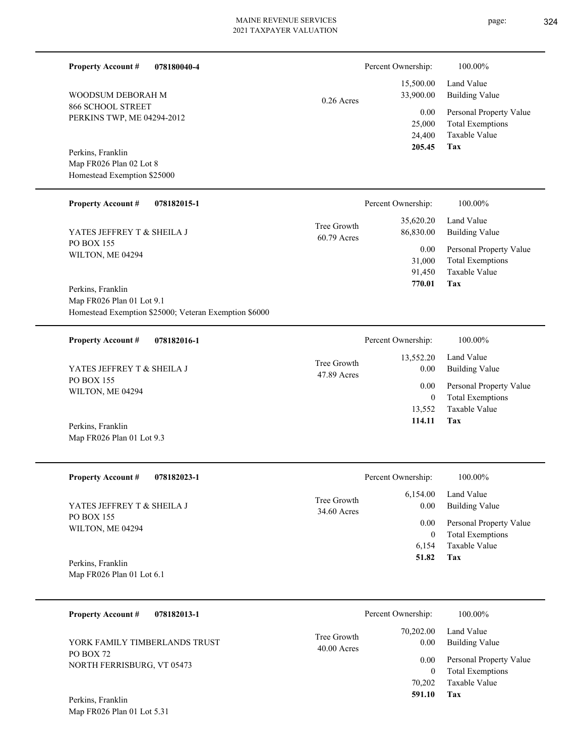**Property Account #** **078180040-4**

WOODSUM DEBORAH M
866 SCHOOL STREET
PERKINS TWP, ME 04294-2012

Perkins, Franklin
Map FR026 Plan 02 Lot 8
Homestead Exemption $25000

0.26 Acres

| Percent Ownership: | 100.00% |
|---|---|
| 15,500.00 | Land Value |
| 33,900.00 | Building Value |
| 0.00 | Personal Property Value |
| 25,000 | Total Exemptions |
| 24,400 | Taxable Value |
| **205.45** | **Tax** |

---

**Property Account #** **078182015-1**

YATES JEFFREY T & SHEILA J
PO BOX 155
WILTON, ME 04294

Perkins, Franklin
Map FR026 Plan 01 Lot 9.1
Homestead Exemption $25000; Veteran Exemption $6000

Tree Growth
60.79 Acres

| Percent Ownership: | 100.00% |
|---|---|
| 35,620.20 | Land Value |
| 86,830.00 | Building Value |
| 0.00 | Personal Property Value |
| 31,000 | Total Exemptions |
| 91,450 | Taxable Value |
| **770.01** | **Tax** |

---

**Property Account #** **078182016-1**

YATES JEFFREY T & SHEILA J
PO BOX 155
WILTON, ME 04294

Perkins, Franklin
Map FR026 Plan 01 Lot 9.3

Tree Growth
47.89 Acres

| Percent Ownership: | 100.00% |
|---|---|
| 13,552.20 | Land Value |
| 0.00 | Building Value |
| 0.00 | Personal Property Value |
| 0 | Total Exemptions |
| 13,552 | Taxable Value |
| **114.11** | **Tax** |

---

**Property Account #** **078182023-1**

YATES JEFFREY T & SHEILA J
PO BOX 155
WILTON, ME 04294

Perkins, Franklin
Map FR026 Plan 01 Lot 6.1

Tree Growth
34.60 Acres

| Percent Ownership: | 100.00% |
|---|---|
| 6,154.00 | Land Value |
| 0.00 | Building Value |
| 0.00 | Personal Property Value |
| 0 | Total Exemptions |
| 6,154 | Taxable Value |
| **51.82** | **Tax** |

---

**Property Account #** **078182013-1**

YORK FAMILY TIMBERLANDS TRUST
PO BOX 72
NORTH FERRISBURG, VT 05473

Perkins, Franklin
Map FR026 Plan 01 Lot 5.31

Tree Growth
40.00 Acres

| Percent Ownership: | 100.00% |
|---|---|
| 70,202.00 | Land Value |
| 0.00 | Building Value |
| 0.00 | Personal Property Value |
| 0 | Total Exemptions |
| 70,202 | Taxable Value |
| **591.10** | **Tax** |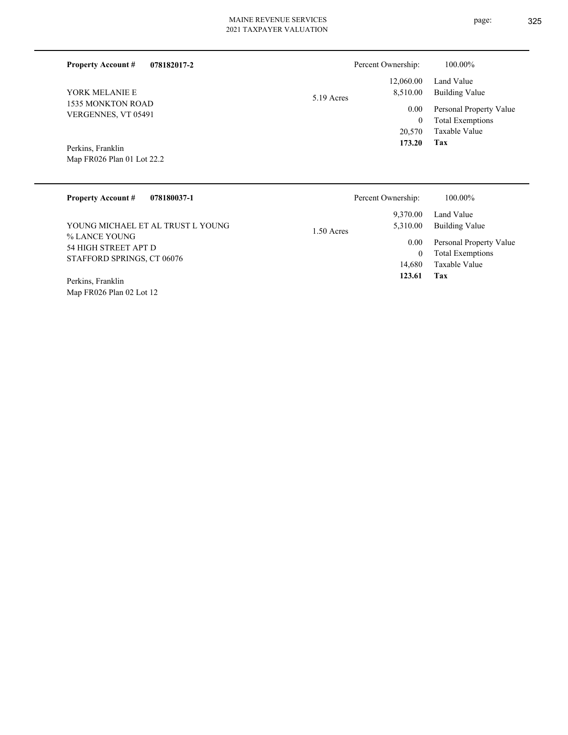**Property Account #** **078182017-2**

Percent Ownership: 100.00%

YORK MELANIE E
1535 MONKTON ROAD
VERGENNES, VT 05491

Perkins, Franklin
Map FR026 Plan 01 Lot 22.2

5.19 Acres

| | |
|---|---|
| 12,060.00 | Land Value |
| 8,510.00 | Building Value |
| 0.00 | Personal Property Value |
| 0 | Total Exemptions |
| 20,570 | Taxable Value |
| **173.20** | **Tax** |

---

**Property Account #** **078180037-1**

Percent Ownership: 100.00%

YOUNG MICHAEL ET AL TRUST L YOUNG
% LANCE YOUNG
54 HIGH STREET APT D
STAFFORD SPRINGS, CT 06076

Perkins, Franklin
Map FR026 Plan 02 Lot 12

1.50 Acres

| | |
|---|---|
| 9,370.00 | Land Value |
| 5,310.00 | Building Value |
| 0.00 | Personal Property Value |
| 0 | Total Exemptions |
| 14,680 | Taxable Value |
| **123.61** | **Tax** |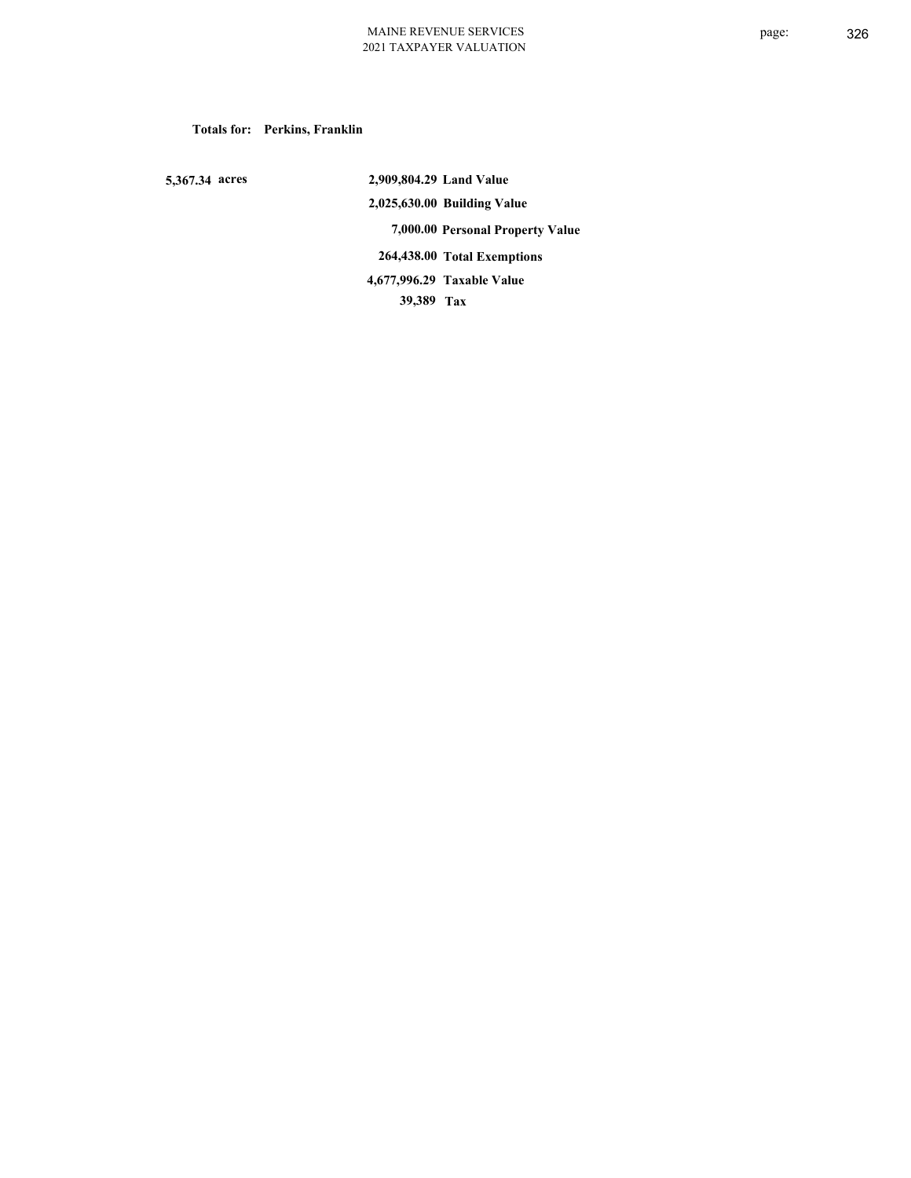**Totals for: Perkins, Franklin**

| | | |
|---|---|---|
| 5,367.34 acres | 2,909,804.29 | Land Value |
| | 2,025,630.00 | Building Value |
| | 7,000.00 | Personal Property Value |
| | 264,438.00 | Total Exemptions |
| | 4,677,996.29 | Taxable Value |
| | 39,389 | Tax |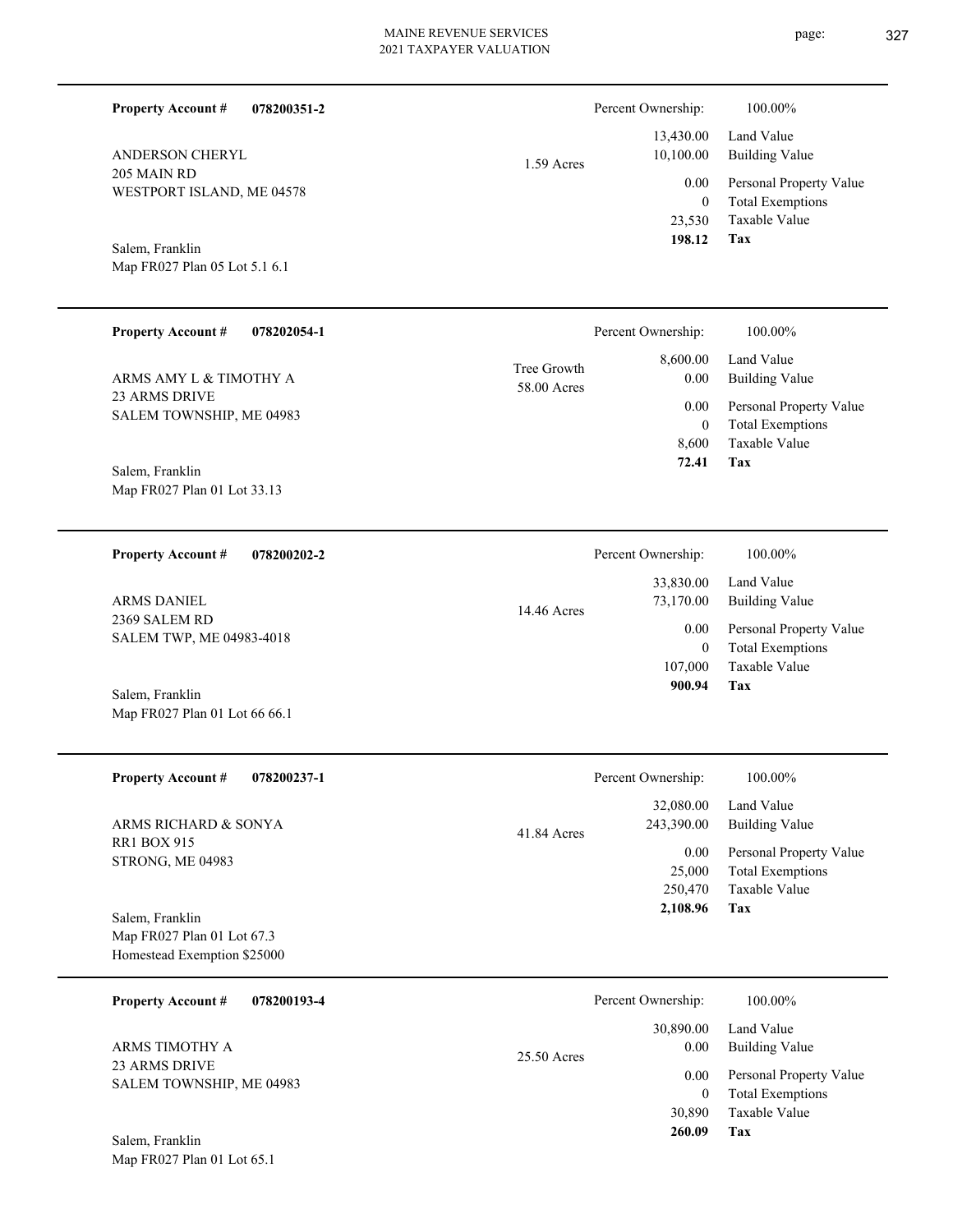**Property Account #** **078200351-2**

ANDERSON CHERYL
205 MAIN RD
WESTPORT ISLAND, ME 04578

Salem, Franklin
Map FR027 Plan 05 Lot 5.1 6.1

1.59 Acres

| Percent Ownership: | 100.00% |
|---|---|
| 13,430.00 | Land Value |
| 10,100.00 | Building Value |
| 0.00 | Personal Property Value |
| 0 | Total Exemptions |
| 23,530 | Taxable Value |
| **198.12** | **Tax** |

---

**Property Account #** **078202054-1**

ARMS AMY L & TIMOTHY A
23 ARMS DRIVE
SALEM TOWNSHIP, ME 04983

Salem, Franklin
Map FR027 Plan 01 Lot 33.13

Tree Growth
58.00 Acres

| Percent Ownership: | 100.00% |
|---|---|
| 8,600.00 | Land Value |
| 0.00 | Building Value |
| 0.00 | Personal Property Value |
| 0 | Total Exemptions |
| 8,600 | Taxable Value |
| **72.41** | **Tax** |

---

**Property Account #** **078200202-2**

ARMS DANIEL
2369 SALEM RD
SALEM TWP, ME 04983-4018

Salem, Franklin
Map FR027 Plan 01 Lot 66 66.1

14.46 Acres

| Percent Ownership: | 100.00% |
|---|---|
| 33,830.00 | Land Value |
| 73,170.00 | Building Value |
| 0.00 | Personal Property Value |
| 0 | Total Exemptions |
| 107,000 | Taxable Value |
| **900.94** | **Tax** |

---

**Property Account #** **078200237-1**

ARMS RICHARD & SONYA
RR1 BOX 915
STRONG, ME 04983

Salem, Franklin
Map FR027 Plan 01 Lot 67.3
Homestead Exemption $25000

41.84 Acres

| Percent Ownership: | 100.00% |
|---|---|
| 32,080.00 | Land Value |
| 243,390.00 | Building Value |
| 0.00 | Personal Property Value |
| 25,000 | Total Exemptions |
| 250,470 | Taxable Value |
| **2,108.96** | **Tax** |

---

**Property Account #** **078200193-4**

ARMS TIMOTHY A
23 ARMS DRIVE
SALEM TOWNSHIP, ME 04983

Salem, Franklin
Map FR027 Plan 01 Lot 65.1

25.50 Acres

| Percent Ownership: | 100.00% |
|---|---|
| 30,890.00 | Land Value |
| 0.00 | Building Value |
| 0.00 | Personal Property Value |
| 0 | Total Exemptions |
| 30,890 | Taxable Value |
| **260.09** | **Tax** |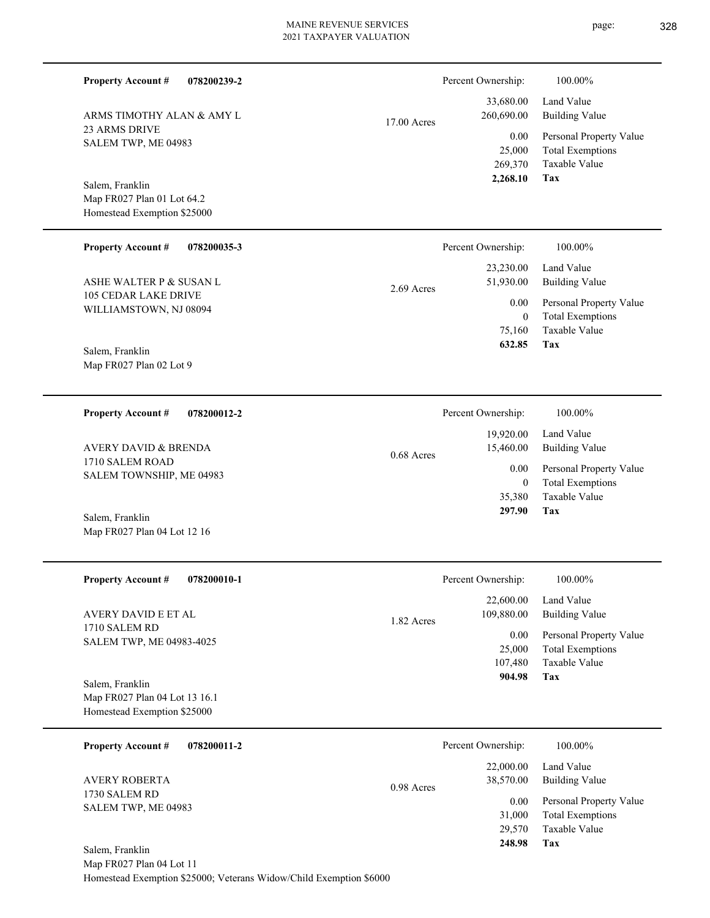| Property Account # | 078200239-2 | | Percent Ownership: | 100.00% |
|---|---|---|---|---|
| ARMS TIMOTHY ALAN & AMY L | | 17.00 Acres | 33,680.00 | Land Value |
| 23 ARMS DRIVE | | | 260,690.00 | Building Value |
| SALEM TWP, ME 04983 | | | 0.00 | Personal Property Value |
| | | | 25,000 | Total Exemptions |
| Salem, Franklin | | | 269,370 | Taxable Value |
| Map FR027 Plan 01 Lot 64.2 | | | **2,268.10** | **Tax** |
| Homestead Exemption $25000 | | | | |

| Property Account # | 078200035-3 | | Percent Ownership: | 100.00% |
|---|---|---|---|---|
| ASHE WALTER P & SUSAN L | | 2.69 Acres | 23,230.00 | Land Value |
| 105 CEDAR LAKE DRIVE | | | 51,930.00 | Building Value |
| WILLIAMSTOWN, NJ 08094 | | | 0.00 | Personal Property Value |
| | | | 0 | Total Exemptions |
| Salem, Franklin | | | 75,160 | Taxable Value |
| Map FR027 Plan 02 Lot 9 | | | **632.85** | **Tax** |

| Property Account # | 078200012-2 | | Percent Ownership: | 100.00% |
|---|---|---|---|---|
| AVERY DAVID & BRENDA | | 0.68 Acres | 19,920.00 | Land Value |
| 1710 SALEM ROAD | | | 15,460.00 | Building Value |
| SALEM TOWNSHIP, ME 04983 | | | 0.00 | Personal Property Value |
| | | | 0 | Total Exemptions |
| Salem, Franklin | | | 35,380 | Taxable Value |
| Map FR027 Plan 04 Lot 12 16 | | | **297.90** | **Tax** |

| Property Account # | 078200010-1 | | Percent Ownership: | 100.00% |
|---|---|---|---|---|
| AVERY DAVID E ET AL | | 1.82 Acres | 22,600.00 | Land Value |
| 1710 SALEM RD | | | 109,880.00 | Building Value |
| SALEM TWP, ME 04983-4025 | | | 0.00 | Personal Property Value |
| | | | 25,000 | Total Exemptions |
| Salem, Franklin | | | 107,480 | Taxable Value |
| Map FR027 Plan 04 Lot 13 16.1 | | | **904.98** | **Tax** |
| Homestead Exemption $25000 | | | | |

| Property Account # | 078200011-2 | | Percent Ownership: | 100.00% |
|---|---|---|---|---|
| AVERY ROBERTA | | 0.98 Acres | 22,000.00 | Land Value |
| 1730 SALEM RD | | | 38,570.00 | Building Value |
| SALEM TWP, ME 04983 | | | 0.00 | Personal Property Value |
| | | | 31,000 | Total Exemptions |
| Salem, Franklin | | | 29,570 | Taxable Value |
| Map FR027 Plan 04 Lot 11 | | | **248.98** | **Tax** |
| Homestead Exemption $25000; Veterans Widow/Child Exemption $6000 | | | | |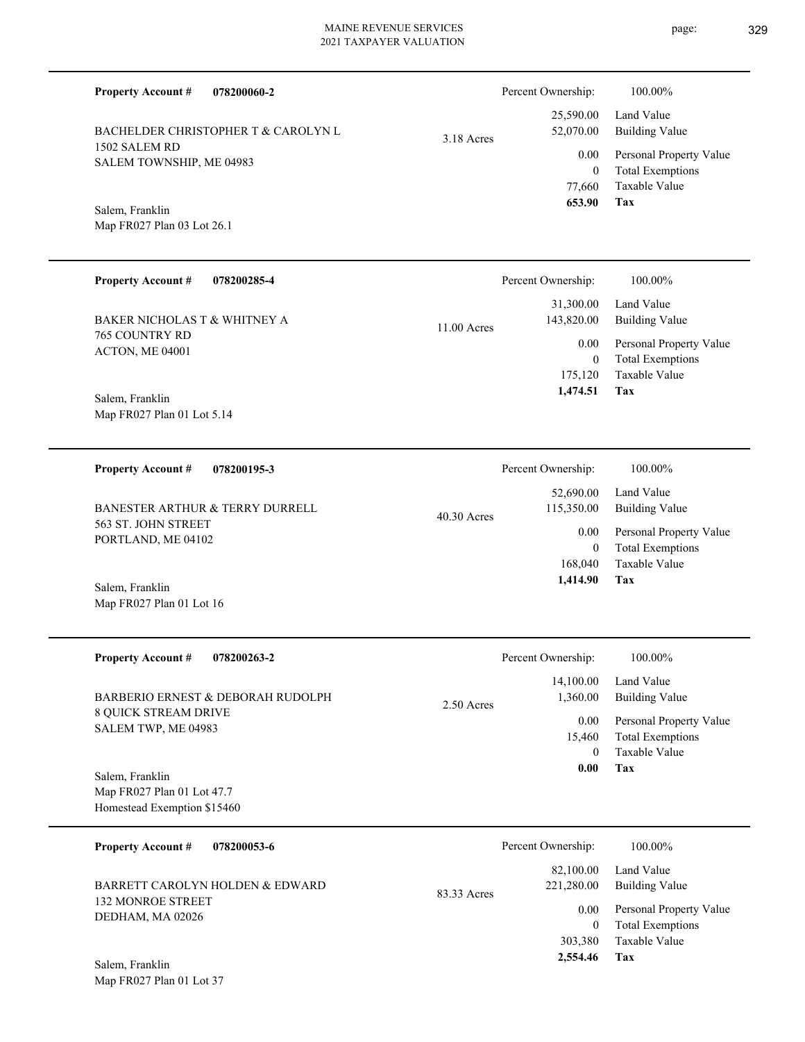**Property Account #** **078200060-2**

BACHELDER CHRISTOPHER T & CAROLYN L
1502 SALEM RD
SALEM TOWNSHIP, ME 04983

Salem, Franklin
Map FR027 Plan 03 Lot 26.1

3.18 Acres

| Percent Ownership: | 100.00% |
|---|---|
| 25,590.00 | Land Value |
| 52,070.00 | Building Value |
| 0.00 | Personal Property Value |
| 0 | Total Exemptions |
| 77,660 | Taxable Value |
| **653.90** | **Tax** |

---

**Property Account #** **078200285-4**

BAKER NICHOLAS T & WHITNEY A
765 COUNTRY RD
ACTON, ME 04001

Salem, Franklin
Map FR027 Plan 01 Lot 5.14

11.00 Acres

| Percent Ownership: | 100.00% |
|---|---|
| 31,300.00 | Land Value |
| 143,820.00 | Building Value |
| 0.00 | Personal Property Value |
| 0 | Total Exemptions |
| 175,120 | Taxable Value |
| **1,474.51** | **Tax** |

---

**Property Account #** **078200195-3**

BANESTER ARTHUR & TERRY DURRELL
563 ST. JOHN STREET
PORTLAND, ME 04102

Salem, Franklin
Map FR027 Plan 01 Lot 16

40.30 Acres

| Percent Ownership: | 100.00% |
|---|---|
| 52,690.00 | Land Value |
| 115,350.00 | Building Value |
| 0.00 | Personal Property Value |
| 0 | Total Exemptions |
| 168,040 | Taxable Value |
| **1,414.90** | **Tax** |

---

**Property Account #** **078200263-2**

BARBERIO ERNEST & DEBORAH RUDOLPH
8 QUICK STREAM DRIVE
SALEM TWP, ME 04983

Salem, Franklin
Map FR027 Plan 01 Lot 47.7
Homestead Exemption $15460

2.50 Acres

| Percent Ownership: | 100.00% |
|---|---|
| 14,100.00 | Land Value |
| 1,360.00 | Building Value |
| 0.00 | Personal Property Value |
| 15,460 | Total Exemptions |
| 0 | Taxable Value |
| **0.00** | **Tax** |

---

**Property Account #** **078200053-6**

BARRETT CAROLYN HOLDEN & EDWARD
132 MONROE STREET
DEDHAM, MA 02026

Salem, Franklin
Map FR027 Plan 01 Lot 37

83.33 Acres

| Percent Ownership: | 100.00% |
|---|---|
| 82,100.00 | Land Value |
| 221,280.00 | Building Value |
| 0.00 | Personal Property Value |
| 0 | Total Exemptions |
| 303,380 | Taxable Value |
| **2,554.46** | **Tax** |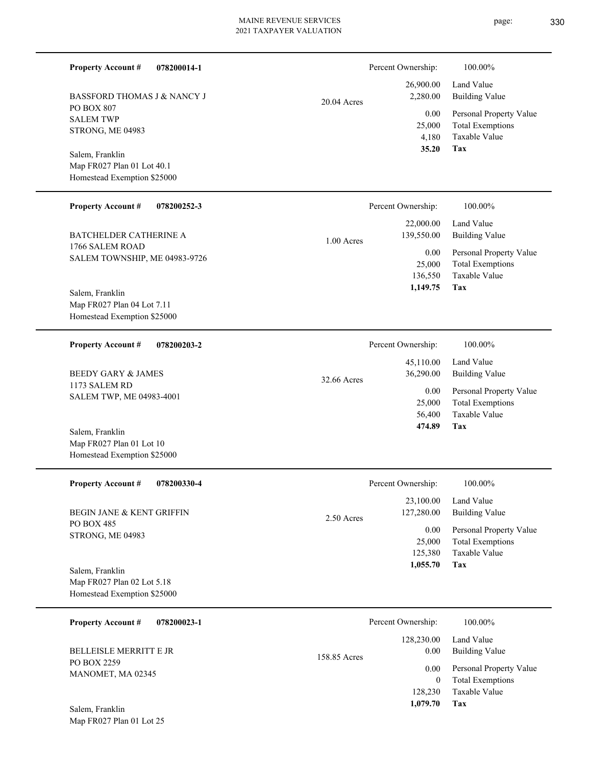**Property Account #** **078200014-1**

BASSFORD THOMAS J & NANCY J
PO BOX 807
SALEM TWP
STRONG, ME 04983

Salem, Franklin
Map FR027 Plan 01 Lot 40.1
Homestead Exemption $25000

20.04 Acres

| Percent Ownership: | 100.00% |
|---|---|
| 26,900.00 | Land Value |
| 2,280.00 | Building Value |
| 0.00 | Personal Property Value |
| 25,000 | Total Exemptions |
| 4,180 | Taxable Value |
| **35.20** | **Tax** |

---

**Property Account #** **078200252-3**

BATCHELDER CATHERINE A
1766 SALEM ROAD
SALEM TOWNSHIP, ME 04983-9726

Salem, Franklin
Map FR027 Plan 04 Lot 7.11
Homestead Exemption $25000

1.00 Acres

| Percent Ownership: | 100.00% |
|---|---|
| 22,000.00 | Land Value |
| 139,550.00 | Building Value |
| 0.00 | Personal Property Value |
| 25,000 | Total Exemptions |
| 136,550 | Taxable Value |
| **1,149.75** | **Tax** |

---

**Property Account #** **078200203-2**

BEEDY GARY & JAMES
1173 SALEM RD
SALEM TWP, ME 04983-4001

Salem, Franklin
Map FR027 Plan 01 Lot 10
Homestead Exemption $25000

32.66 Acres

| Percent Ownership: | 100.00% |
|---|---|
| 45,110.00 | Land Value |
| 36,290.00 | Building Value |
| 0.00 | Personal Property Value |
| 25,000 | Total Exemptions |
| 56,400 | Taxable Value |
| **474.89** | **Tax** |

---

**Property Account #** **078200330-4**

BEGIN JANE & KENT GRIFFIN
PO BOX 485
STRONG, ME 04983

Salem, Franklin
Map FR027 Plan 02 Lot 5.18
Homestead Exemption $25000

2.50 Acres

| Percent Ownership: | 100.00% |
|---|---|
| 23,100.00 | Land Value |
| 127,280.00 | Building Value |
| 0.00 | Personal Property Value |
| 25,000 | Total Exemptions |
| 125,380 | Taxable Value |
| **1,055.70** | **Tax** |

---

**Property Account #** **078200023-1**

BELLEISLE MERRITT E JR
PO BOX 2259
MANOMET, MA 02345

Salem, Franklin
Map FR027 Plan 01 Lot 25

158.85 Acres

| Percent Ownership: | 100.00% |
|---|---|
| 128,230.00 | Land Value |
| 0.00 | Building Value |
| 0.00 | Personal Property Value |
| 0 | Total Exemptions |
| 128,230 | Taxable Value |
| **1,079.70** | **Tax** |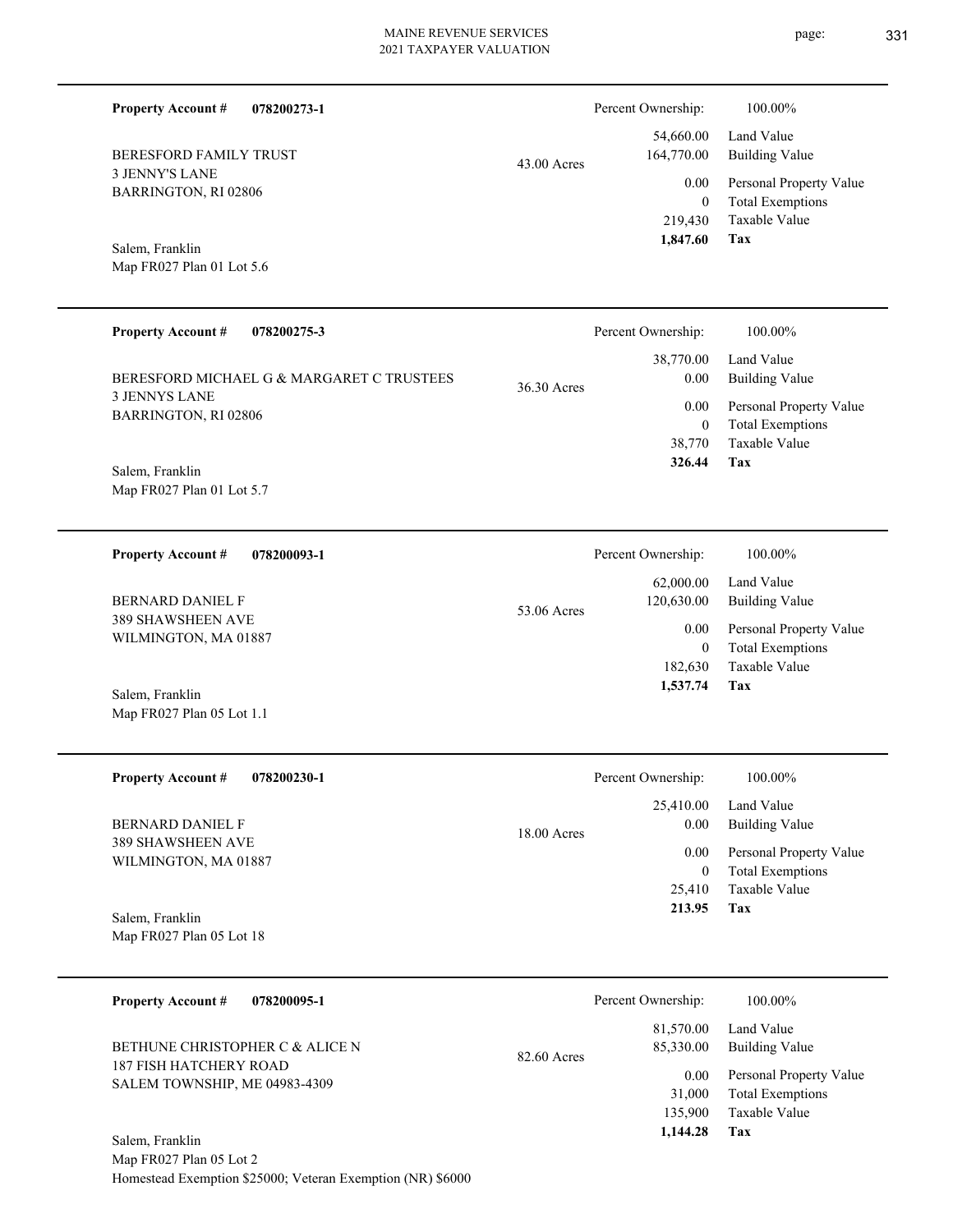**Property Account #** **078200273-1**

BERESFORD FAMILY TRUST
3 JENNY'S LANE
BARRINGTON, RI 02806

Salem, Franklin
Map FR027 Plan 01 Lot 5.6

43.00 Acres

| Percent Ownership: | 100.00% |
|---|---|
| 54,660.00 | Land Value |
| 164,770.00 | Building Value |
| 0.00 | Personal Property Value |
| 0 | Total Exemptions |
| 219,430 | Taxable Value |
| **1,847.60** | **Tax** |

---

**Property Account #** **078200275-3**

BERESFORD MICHAEL G & MARGARET C TRUSTEES
3 JENNYS LANE
BARRINGTON, RI 02806

Salem, Franklin
Map FR027 Plan 01 Lot 5.7

36.30 Acres

| Percent Ownership: | 100.00% |
|---|---|
| 38,770.00 | Land Value |
| 0.00 | Building Value |
| 0.00 | Personal Property Value |
| 0 | Total Exemptions |
| 38,770 | Taxable Value |
| **326.44** | **Tax** |

---

**Property Account #** **078200093-1**

BERNARD DANIEL F
389 SHAWSHEEN AVE
WILMINGTON, MA 01887

Salem, Franklin
Map FR027 Plan 05 Lot 1.1

53.06 Acres

| Percent Ownership: | 100.00% |
|---|---|
| 62,000.00 | Land Value |
| 120,630.00 | Building Value |
| 0.00 | Personal Property Value |
| 0 | Total Exemptions |
| 182,630 | Taxable Value |
| **1,537.74** | **Tax** |

---

**Property Account #** **078200230-1**

BERNARD DANIEL F
389 SHAWSHEEN AVE
WILMINGTON, MA 01887

Salem, Franklin
Map FR027 Plan 05 Lot 18

18.00 Acres

| Percent Ownership: | 100.00% |
|---|---|
| 25,410.00 | Land Value |
| 0.00 | Building Value |
| 0.00 | Personal Property Value |
| 0 | Total Exemptions |
| 25,410 | Taxable Value |
| **213.95** | **Tax** |

---

**Property Account #** **078200095-1**

BETHUNE CHRISTOPHER C & ALICE N
187 FISH HATCHERY ROAD
SALEM TOWNSHIP, ME 04983-4309

Salem, Franklin
Map FR027 Plan 05 Lot 2
Homestead Exemption $25000; Veteran Exemption (NR) $6000

82.60 Acres

| Percent Ownership: | 100.00% |
|---|---|
| 81,570.00 | Land Value |
| 85,330.00 | Building Value |
| 0.00 | Personal Property Value |
| 31,000 | Total Exemptions |
| 135,900 | Taxable Value |
| **1,144.28** | **Tax** |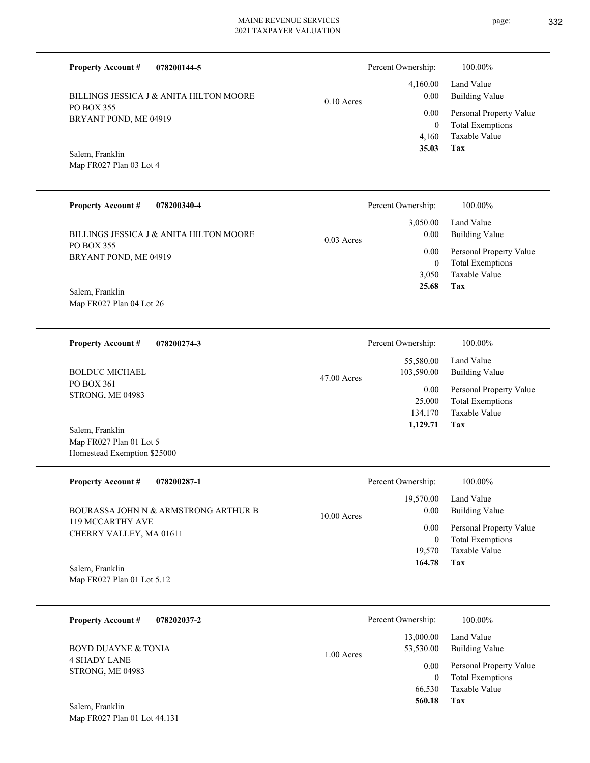**Property Account #** **078200144-5**

BILLINGS JESSICA J & ANITA HILTON MOORE
PO BOX 355
BRYANT POND, ME 04919

Salem, Franklin
Map FR027 Plan 03 Lot 4

0.10 Acres

| Percent Ownership: | 100.00% |
|---|---|
| 4,160.00 | Land Value |
| 0.00 | Building Value |
| 0.00 | Personal Property Value |
| 0 | Total Exemptions |
| 4,160 | Taxable Value |
| **35.03** | **Tax** |

---

**Property Account #** **078200340-4**

BILLINGS JESSICA J & ANITA HILTON MOORE
PO BOX 355
BRYANT POND, ME 04919

Salem, Franklin
Map FR027 Plan 04 Lot 26

0.03 Acres

| Percent Ownership: | 100.00% |
|---|---|
| 3,050.00 | Land Value |
| 0.00 | Building Value |
| 0.00 | Personal Property Value |
| 0 | Total Exemptions |
| 3,050 | Taxable Value |
| **25.68** | **Tax** |

---

**Property Account #** **078200274-3**

BOLDUC MICHAEL
PO BOX 361
STRONG, ME 04983

Salem, Franklin
Map FR027 Plan 01 Lot 5
Homestead Exemption $25000

47.00 Acres

| Percent Ownership: | 100.00% |
|---|---|
| 55,580.00 | Land Value |
| 103,590.00 | Building Value |
| 0.00 | Personal Property Value |
| 25,000 | Total Exemptions |
| 134,170 | Taxable Value |
| **1,129.71** | **Tax** |

---

**Property Account #** **078200287-1**

BOURASSA JOHN N & ARMSTRONG ARTHUR B
119 MCCARTHY AVE
CHERRY VALLEY, MA 01611

Salem, Franklin
Map FR027 Plan 01 Lot 5.12

10.00 Acres

| Percent Ownership: | 100.00% |
|---|---|
| 19,570.00 | Land Value |
| 0.00 | Building Value |
| 0.00 | Personal Property Value |
| 0 | Total Exemptions |
| 19,570 | Taxable Value |
| **164.78** | **Tax** |

---

**Property Account #** **078202037-2**

BOYD DUAYNE & TONIA
4 SHADY LANE
STRONG, ME 04983

Salem, Franklin
Map FR027 Plan 01 Lot 44.131

1.00 Acres

| Percent Ownership: | 100.00% |
|---|---|
| 13,000.00 | Land Value |
| 53,530.00 | Building Value |
| 0.00 | Personal Property Value |
| 0 | Total Exemptions |
| 66,530 | Taxable Value |
| **560.18** | **Tax** |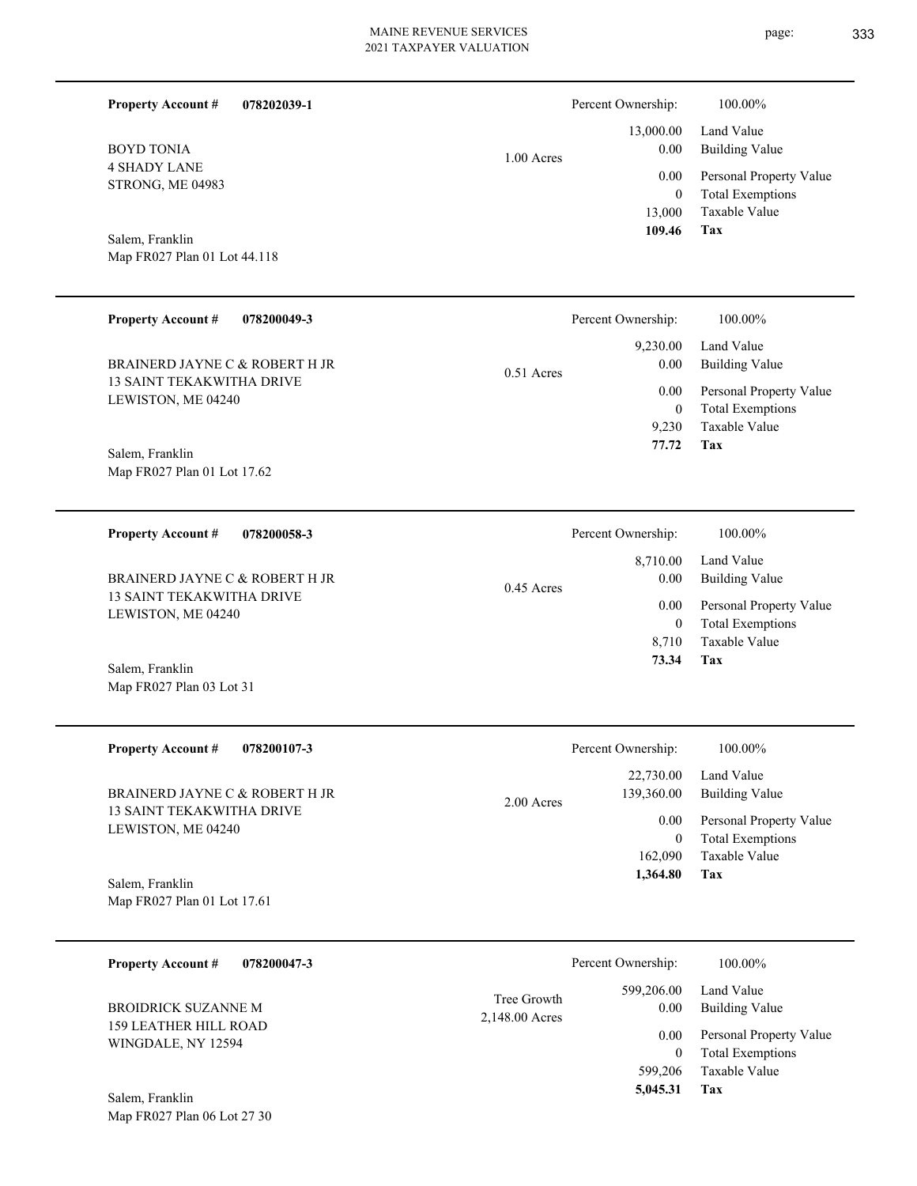**Property Account #** **078202039-1**

BOYD TONIA
4 SHADY LANE
STRONG, ME 04983

Salem, Franklin
Map FR027 Plan 01 Lot 44.118

1.00 Acres

| Percent Ownership: | 100.00% |
|---|---|
| 13,000.00 | Land Value |
| 0.00 | Building Value |
| 0.00 | Personal Property Value |
| 0 | Total Exemptions |
| 13,000 | Taxable Value |
| **109.46** | **Tax** |

---

**Property Account #** **078200049-3**

BRAINERD JAYNE C & ROBERT H JR
13 SAINT TEKAKWITHA DRIVE
LEWISTON, ME 04240

Salem, Franklin
Map FR027 Plan 01 Lot 17.62

0.51 Acres

| Percent Ownership: | 100.00% |
|---|---|
| 9,230.00 | Land Value |
| 0.00 | Building Value |
| 0.00 | Personal Property Value |
| 0 | Total Exemptions |
| 9,230 | Taxable Value |
| **77.72** | **Tax** |

---

**Property Account #** **078200058-3**

BRAINERD JAYNE C & ROBERT H JR
13 SAINT TEKAKWITHA DRIVE
LEWISTON, ME 04240

Salem, Franklin
Map FR027 Plan 03 Lot 31

0.45 Acres

| Percent Ownership: | 100.00% |
|---|---|
| 8,710.00 | Land Value |
| 0.00 | Building Value |
| 0.00 | Personal Property Value |
| 0 | Total Exemptions |
| 8,710 | Taxable Value |
| **73.34** | **Tax** |

---

**Property Account #** **078200107-3**

BRAINERD JAYNE C & ROBERT H JR
13 SAINT TEKAKWITHA DRIVE
LEWISTON, ME 04240

Salem, Franklin
Map FR027 Plan 01 Lot 17.61

2.00 Acres

| Percent Ownership: | 100.00% |
|---|---|
| 22,730.00 | Land Value |
| 139,360.00 | Building Value |
| 0.00 | Personal Property Value |
| 0 | Total Exemptions |
| 162,090 | Taxable Value |
| **1,364.80** | **Tax** |

---

**Property Account #** **078200047-3**

BROIDRICK SUZANNE M
159 LEATHER HILL ROAD
WINGDALE, NY 12594

Salem, Franklin
Map FR027 Plan 06 Lot 27 30

Tree Growth
2,148.00 Acres

| Percent Ownership: | 100.00% |
|---|---|
| 599,206.00 | Land Value |
| 0.00 | Building Value |
| 0.00 | Personal Property Value |
| 0 | Total Exemptions |
| 599,206 | Taxable Value |
| **5,045.31** | **Tax** |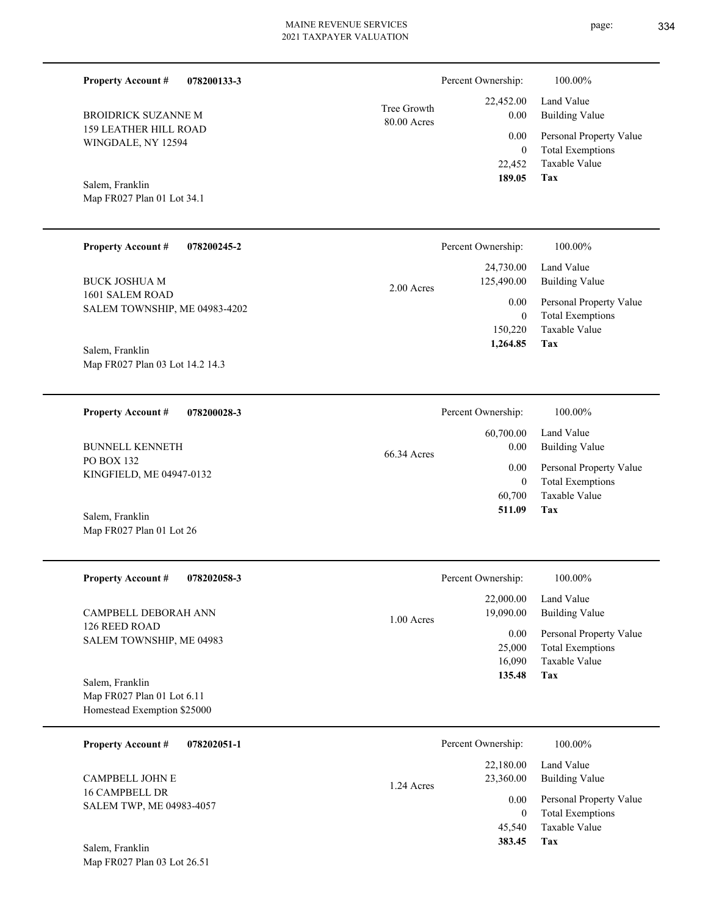**Property Account #** **078200133-3**

BROIDRICK SUZANNE M
159 LEATHER HILL ROAD
WINGDALE, NY 12594

Salem, Franklin
Map FR027 Plan 01 Lot 34.1

Tree Growth
80.00 Acres

| Percent Ownership: | 100.00% |
|---|---|
| 22,452.00 | Land Value |
| 0.00 | Building Value |
| 0.00 | Personal Property Value |
| 0 | Total Exemptions |
| 22,452 | Taxable Value |
| **189.05** | **Tax** |

---

**Property Account #** **078200245-2**

BUCK JOSHUA M
1601 SALEM ROAD
SALEM TOWNSHIP, ME 04983-4202

Salem, Franklin
Map FR027 Plan 03 Lot 14.2 14.3

2.00 Acres

| Percent Ownership: | 100.00% |
|---|---|
| 24,730.00 | Land Value |
| 125,490.00 | Building Value |
| 0.00 | Personal Property Value |
| 0 | Total Exemptions |
| 150,220 | Taxable Value |
| **1,264.85** | **Tax** |

---

**Property Account #** **078200028-3**

BUNNELL KENNETH
PO BOX 132
KINGFIELD, ME 04947-0132

Salem, Franklin
Map FR027 Plan 01 Lot 26

66.34 Acres

| Percent Ownership: | 100.00% |
|---|---|
| 60,700.00 | Land Value |
| 0.00 | Building Value |
| 0.00 | Personal Property Value |
| 0 | Total Exemptions |
| 60,700 | Taxable Value |
| **511.09** | **Tax** |

---

**Property Account #** **078202058-3**

CAMPBELL DEBORAH ANN
126 REED ROAD
SALEM TOWNSHIP, ME 04983

Salem, Franklin
Map FR027 Plan 01 Lot 6.11
Homestead Exemption $25000

1.00 Acres

| Percent Ownership: | 100.00% |
|---|---|
| 22,000.00 | Land Value |
| 19,090.00 | Building Value |
| 0.00 | Personal Property Value |
| 25,000 | Total Exemptions |
| 16,090 | Taxable Value |
| **135.48** | **Tax** |

---

**Property Account #** **078202051-1**

CAMPBELL JOHN E
16 CAMPBELL DR
SALEM TWP, ME 04983-4057

Salem, Franklin
Map FR027 Plan 03 Lot 26.51

1.24 Acres

| Percent Ownership: | 100.00% |
|---|---|
| 22,180.00 | Land Value |
| 23,360.00 | Building Value |
| 0.00 | Personal Property Value |
| 0 | Total Exemptions |
| 45,540 | Taxable Value |
| **383.45** | **Tax** |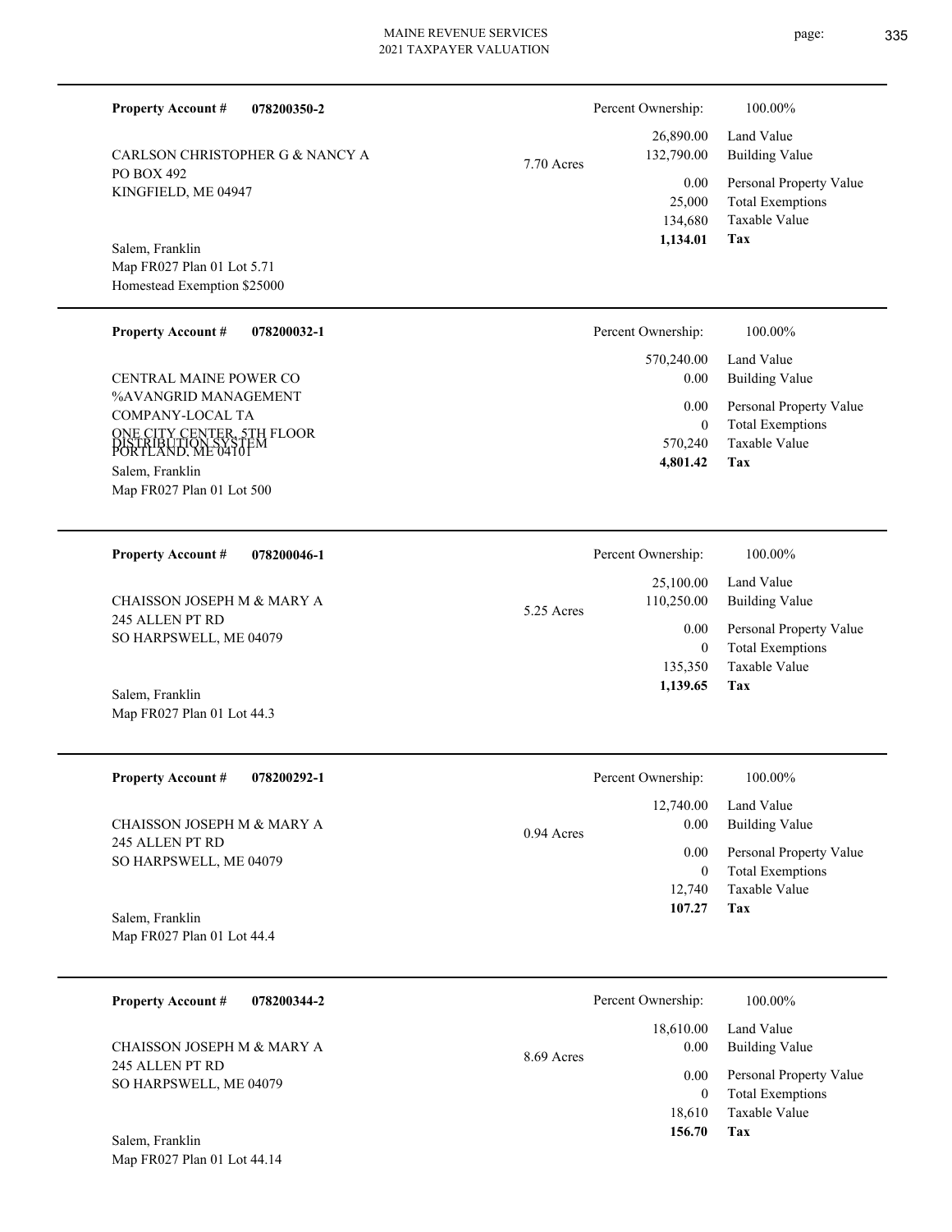**Property Account #** **078200350-2**

CARLSON CHRISTOPHER G & NANCY A
PO BOX 492
KINGFIELD, ME 04947

7.70 Acres

Salem, Franklin
Map FR027 Plan 01 Lot 5.71
Homestead Exemption $25000

| | |
|---|---|
| Percent Ownership: | 100.00% |
| 26,890.00 | Land Value |
| 132,790.00 | Building Value |
| 0.00 | Personal Property Value |
| 25,000 | Total Exemptions |
| 134,680 | Taxable Value |
| **1,134.01** | **Tax** |

---

**Property Account #** **078200032-1**

CENTRAL MAINE POWER CO
%AVANGRID MANAGEMENT COMPANY-LOCAL TA
ONE CITY CENTER, 5TH FLOOR
DISTRIBUTION SYSTEM
PORTLAND, ME 04101

Salem, Franklin
Map FR027 Plan 01 Lot 500

| | |
|---|---|
| Percent Ownership: | 100.00% |
| 570,240.00 | Land Value |
| 0.00 | Building Value |
| 0.00 | Personal Property Value |
| 0 | Total Exemptions |
| 570,240 | Taxable Value |
| **4,801.42** | **Tax** |

---

**Property Account #** **078200046-1**

CHAISSON JOSEPH M & MARY A
245 ALLEN PT RD
SO HARPSWELL, ME 04079

5.25 Acres

Salem, Franklin
Map FR027 Plan 01 Lot 44.3

| | |
|---|---|
| Percent Ownership: | 100.00% |
| 25,100.00 | Land Value |
| 110,250.00 | Building Value |
| 0.00 | Personal Property Value |
| 0 | Total Exemptions |
| 135,350 | Taxable Value |
| **1,139.65** | **Tax** |

---

**Property Account #** **078200292-1**

CHAISSON JOSEPH M & MARY A
245 ALLEN PT RD
SO HARPSWELL, ME 04079

0.94 Acres

Salem, Franklin
Map FR027 Plan 01 Lot 44.4

| | |
|---|---|
| Percent Ownership: | 100.00% |
| 12,740.00 | Land Value |
| 0.00 | Building Value |
| 0.00 | Personal Property Value |
| 0 | Total Exemptions |
| 12,740 | Taxable Value |
| **107.27** | **Tax** |

---

**Property Account #** **078200344-2**

CHAISSON JOSEPH M & MARY A
245 ALLEN PT RD
SO HARPSWELL, ME 04079

8.69 Acres

Salem, Franklin
Map FR027 Plan 01 Lot 44.14

| | |
|---|---|
| Percent Ownership: | 100.00% |
| 18,610.00 | Land Value |
| 0.00 | Building Value |
| 0.00 | Personal Property Value |
| 0 | Total Exemptions |
| 18,610 | Taxable Value |
| **156.70** | **Tax** |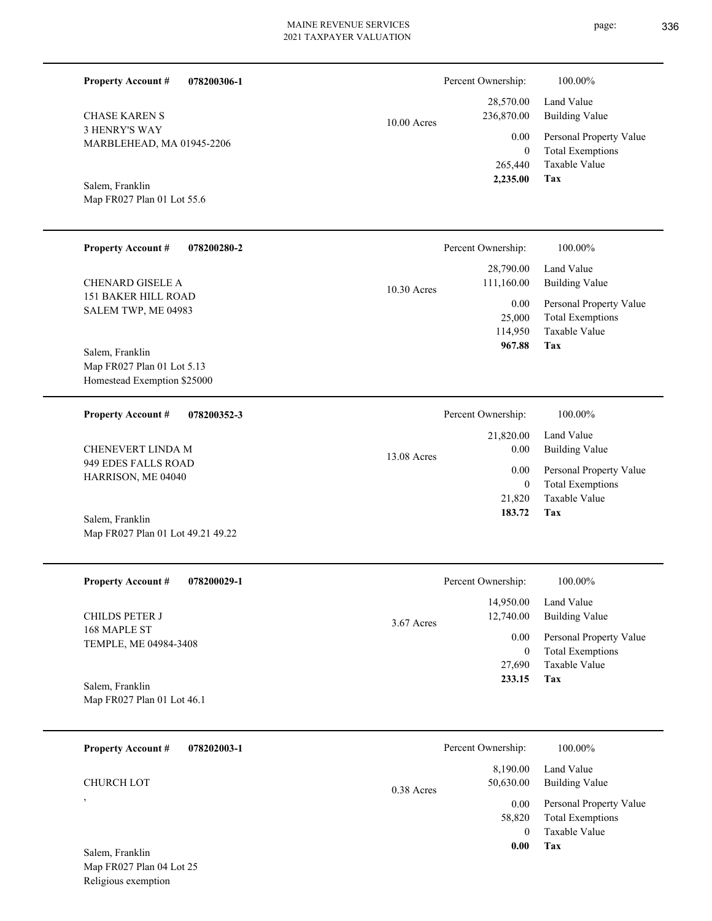**Property Account #** **078200306-1**

CHASE KAREN S
3 HENRY'S WAY
MARBLEHEAD, MA 01945-2206

Salem, Franklin
Map FR027 Plan 01 Lot 55.6

10.00 Acres

Percent Ownership: 100.00%

| | |
|---|---|
| 28,570.00 | Land Value |
| 236,870.00 | Building Value |
| 0.00 | Personal Property Value |
| 0 | Total Exemptions |
| 265,440 | Taxable Value |
| **2,235.00** | **Tax** |

---

**Property Account #** **078200280-2**

CHENARD GISELE A
151 BAKER HILL ROAD
SALEM TWP, ME 04983

Salem, Franklin
Map FR027 Plan 01 Lot 5.13
Homestead Exemption $25000

10.30 Acres

Percent Ownership: 100.00%

| | |
|---|---|
| 28,790.00 | Land Value |
| 111,160.00 | Building Value |
| 0.00 | Personal Property Value |
| 25,000 | Total Exemptions |
| 114,950 | Taxable Value |
| **967.88** | **Tax** |

---

**Property Account #** **078200352-3**

CHENEVERT LINDA M
949 EDES FALLS ROAD
HARRISON, ME 04040

Salem, Franklin
Map FR027 Plan 01 Lot 49.21 49.22

13.08 Acres

Percent Ownership: 100.00%

| | |
|---|---|
| 21,820.00 | Land Value |
| 0.00 | Building Value |
| 0.00 | Personal Property Value |
| 0 | Total Exemptions |
| 21,820 | Taxable Value |
| **183.72** | **Tax** |

---

**Property Account #** **078200029-1**

CHILDS PETER J
168 MAPLE ST
TEMPLE, ME 04984-3408

Salem, Franklin
Map FR027 Plan 01 Lot 46.1

3.67 Acres

Percent Ownership: 100.00%

| | |
|---|---|
| 14,950.00 | Land Value |
| 12,740.00 | Building Value |
| 0.00 | Personal Property Value |
| 0 | Total Exemptions |
| 27,690 | Taxable Value |
| **233.15** | **Tax** |

---

**Property Account #** **078202003-1**

CHURCH LOT
,

Salem, Franklin
Map FR027 Plan 04 Lot 25
Religious exemption

0.38 Acres

Percent Ownership: 100.00%

| | |
|---|---|
| 8,190.00 | Land Value |
| 50,630.00 | Building Value |
| 0.00 | Personal Property Value |
| 58,820 | Total Exemptions |
| 0 | Taxable Value |
| **0.00** | **Tax** |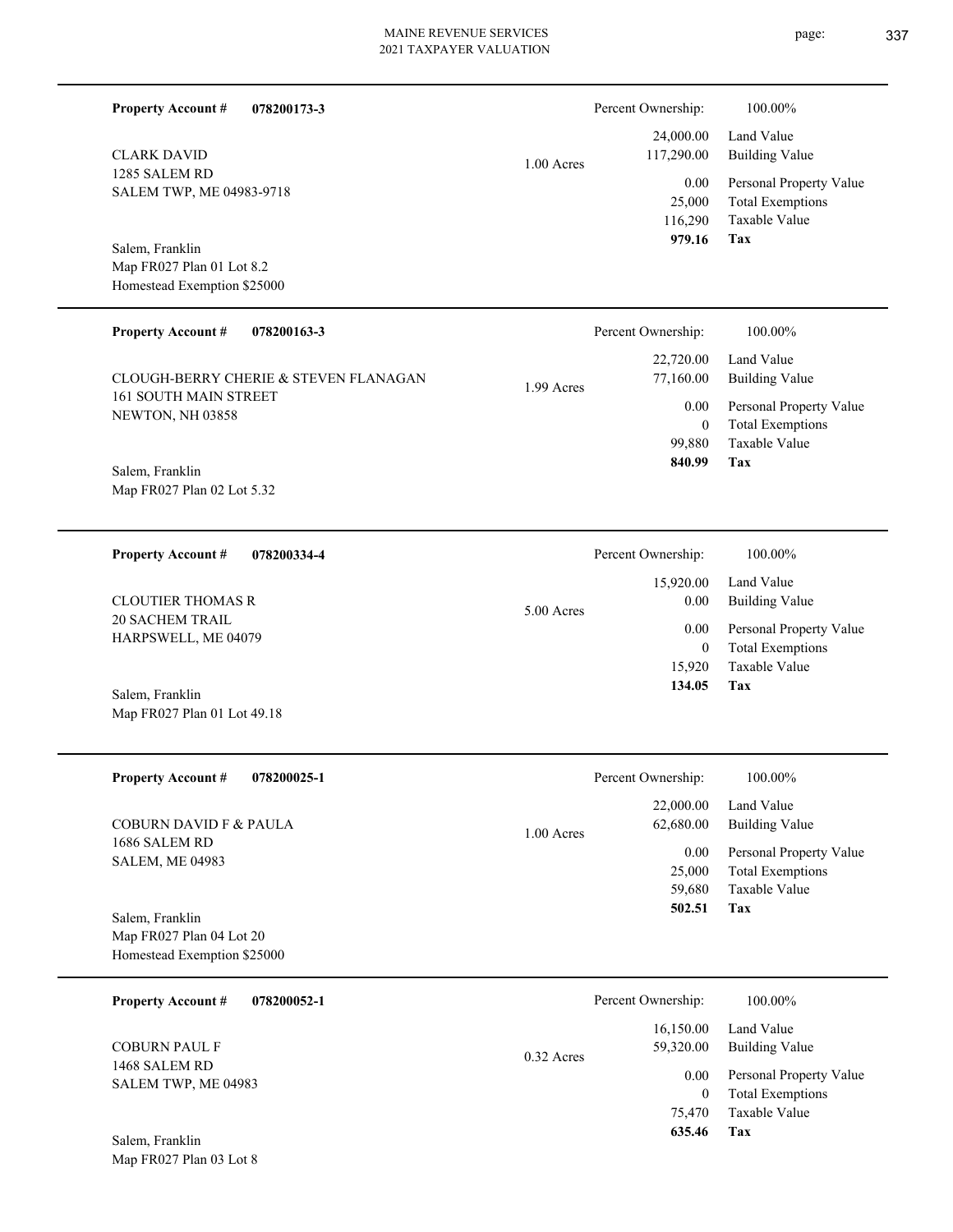**Property Account #** **078200173-3**

CLARK DAVID
1285 SALEM RD
SALEM TWP, ME 04983-9718

Salem, Franklin
Map FR027 Plan 01 Lot 8.2
Homestead Exemption $25000

1.00 Acres

| | |
|---|---|
| Percent Ownership: | 100.00% |
| 24,000.00 | Land Value |
| 117,290.00 | Building Value |
| 0.00 | Personal Property Value |
| 25,000 | Total Exemptions |
| 116,290 | Taxable Value |
| **979.16** | **Tax** |

---

**Property Account #** **078200163-3**

CLOUGH-BERRY CHERIE & STEVEN FLANAGAN
161 SOUTH MAIN STREET
NEWTON, NH 03858

Salem, Franklin
Map FR027 Plan 02 Lot 5.32

1.99 Acres

| | |
|---|---|
| Percent Ownership: | 100.00% |
| 22,720.00 | Land Value |
| 77,160.00 | Building Value |
| 0.00 | Personal Property Value |
| 0 | Total Exemptions |
| 99,880 | Taxable Value |
| **840.99** | **Tax** |

---

**Property Account #** **078200334-4**

CLOUTIER THOMAS R
20 SACHEM TRAIL
HARPSWELL, ME 04079

Salem, Franklin
Map FR027 Plan 01 Lot 49.18

5.00 Acres

| | |
|---|---|
| Percent Ownership: | 100.00% |
| 15,920.00 | Land Value |
| 0.00 | Building Value |
| 0.00 | Personal Property Value |
| 0 | Total Exemptions |
| 15,920 | Taxable Value |
| **134.05** | **Tax** |

---

**Property Account #** **078200025-1**

COBURN DAVID F & PAULA
1686 SALEM RD
SALEM, ME 04983

Salem, Franklin
Map FR027 Plan 04 Lot 20
Homestead Exemption $25000

1.00 Acres

| | |
|---|---|
| Percent Ownership: | 100.00% |
| 22,000.00 | Land Value |
| 62,680.00 | Building Value |
| 0.00 | Personal Property Value |
| 25,000 | Total Exemptions |
| 59,680 | Taxable Value |
| **502.51** | **Tax** |

---

**Property Account #** **078200052-1**

COBURN PAUL F
1468 SALEM RD
SALEM TWP, ME 04983

Salem, Franklin
Map FR027 Plan 03 Lot 8

0.32 Acres

| | |
|---|---|
| Percent Ownership: | 100.00% |
| 16,150.00 | Land Value |
| 59,320.00 | Building Value |
| 0.00 | Personal Property Value |
| 0 | Total Exemptions |
| 75,470 | Taxable Value |
| **635.46** | **Tax** |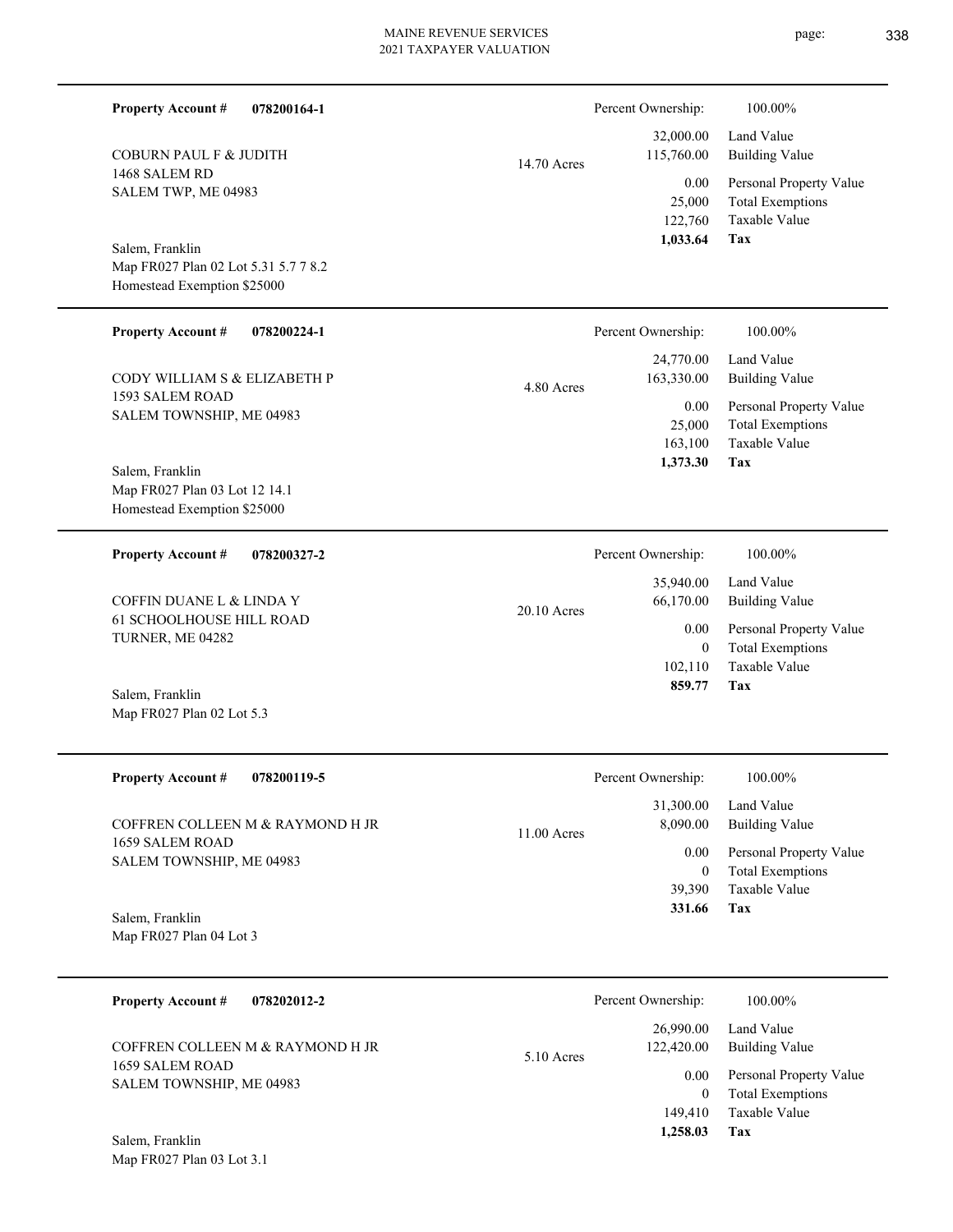**Property Account #** **078200164-1**

COBURN PAUL F & JUDITH
1468 SALEM RD
SALEM TWP, ME 04983

Salem, Franklin
Map FR027 Plan 02 Lot 5.31 5.7 7 8.2
Homestead Exemption $25000

14.70 Acres

| | |
|---|---|
| Percent Ownership: | 100.00% |
| 32,000.00 | Land Value |
| 115,760.00 | Building Value |
| 0.00 | Personal Property Value |
| 25,000 | Total Exemptions |
| 122,760 | Taxable Value |
| **1,033.64** | **Tax** |

---

**Property Account #** **078200224-1**

CODY WILLIAM S & ELIZABETH P
1593 SALEM ROAD
SALEM TOWNSHIP, ME 04983

Salem, Franklin
Map FR027 Plan 03 Lot 12 14.1
Homestead Exemption $25000

4.80 Acres

| | |
|---|---|
| Percent Ownership: | 100.00% |
| 24,770.00 | Land Value |
| 163,330.00 | Building Value |
| 0.00 | Personal Property Value |
| 25,000 | Total Exemptions |
| 163,100 | Taxable Value |
| **1,373.30** | **Tax** |

---

**Property Account #** **078200327-2**

COFFIN DUANE L & LINDA Y
61 SCHOOLHOUSE HILL ROAD
TURNER, ME 04282

Salem, Franklin
Map FR027 Plan 02 Lot 5.3

20.10 Acres

| | |
|---|---|
| Percent Ownership: | 100.00% |
| 35,940.00 | Land Value |
| 66,170.00 | Building Value |
| 0.00 | Personal Property Value |
| 0 | Total Exemptions |
| 102,110 | Taxable Value |
| **859.77** | **Tax** |

---

**Property Account #** **078200119-5**

COFFREN COLLEEN M & RAYMOND H JR
1659 SALEM ROAD
SALEM TOWNSHIP, ME 04983

Salem, Franklin
Map FR027 Plan 04 Lot 3

11.00 Acres

| | |
|---|---|
| Percent Ownership: | 100.00% |
| 31,300.00 | Land Value |
| 8,090.00 | Building Value |
| 0.00 | Personal Property Value |
| 0 | Total Exemptions |
| 39,390 | Taxable Value |
| **331.66** | **Tax** |

---

**Property Account #** **078202012-2**

COFFREN COLLEEN M & RAYMOND H JR
1659 SALEM ROAD
SALEM TOWNSHIP, ME 04983

Salem, Franklin
Map FR027 Plan 03 Lot 3.1

5.10 Acres

| | |
|---|---|
| Percent Ownership: | 100.00% |
| 26,990.00 | Land Value |
| 122,420.00 | Building Value |
| 0.00 | Personal Property Value |
| 0 | Total Exemptions |
| 149,410 | Taxable Value |
| **1,258.03** | **Tax** |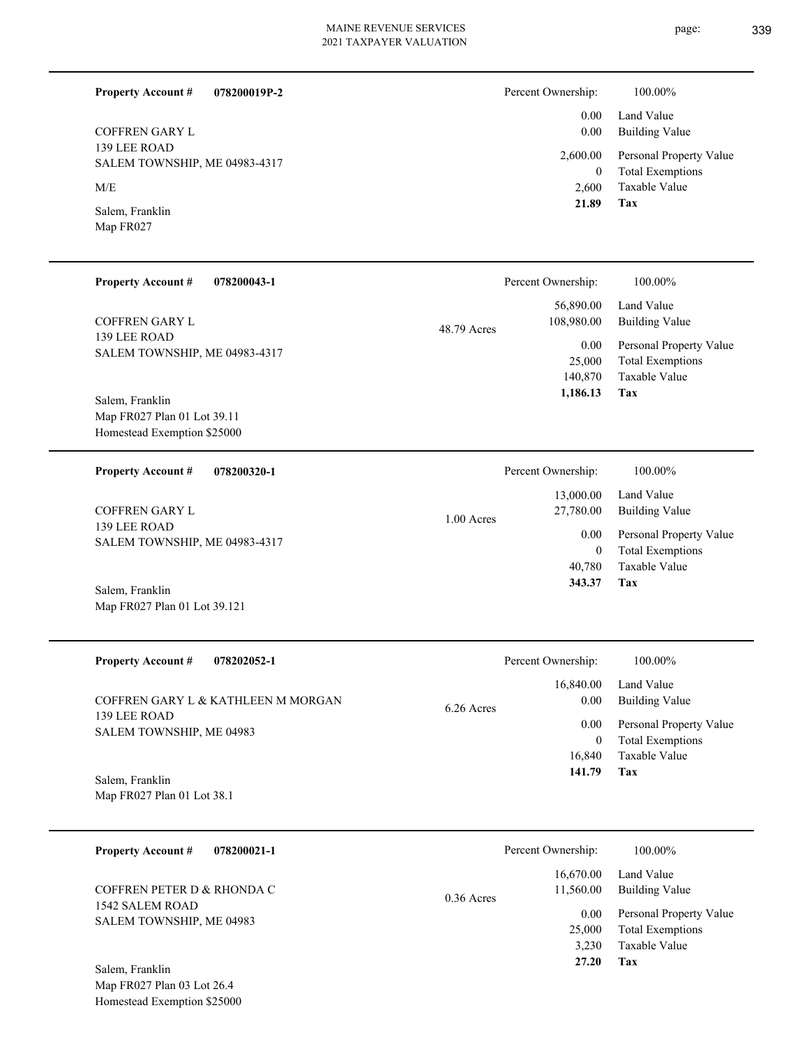**Property Account #** **078200019P-2**

COFFREN GARY L
139 LEE ROAD
SALEM TOWNSHIP, ME 04983-4317

M/E

Salem, Franklin
Map FR027

| Percent Ownership: | 100.00% |
|---|---|
| 0.00 | Land Value |
| 0.00 | Building Value |
| 2,600.00 | Personal Property Value |
| 0 | Total Exemptions |
| 2,600 | Taxable Value |
| **21.89** | **Tax** |

---

**Property Account #** **078200043-1**

COFFREN GARY L
139 LEE ROAD
SALEM TOWNSHIP, ME 04983-4317

48.79 Acres

Salem, Franklin
Map FR027 Plan 01 Lot 39.11
Homestead Exemption $25000

| Percent Ownership: | 100.00% |
|---|---|
| 56,890.00 | Land Value |
| 108,980.00 | Building Value |
| 0.00 | Personal Property Value |
| 25,000 | Total Exemptions |
| 140,870 | Taxable Value |
| **1,186.13** | **Tax** |

---

**Property Account #** **078200320-1**

COFFREN GARY L
139 LEE ROAD
SALEM TOWNSHIP, ME 04983-4317

1.00 Acres

Salem, Franklin
Map FR027 Plan 01 Lot 39.121

| Percent Ownership: | 100.00% |
|---|---|
| 13,000.00 | Land Value |
| 27,780.00 | Building Value |
| 0.00 | Personal Property Value |
| 0 | Total Exemptions |
| 40,780 | Taxable Value |
| **343.37** | **Tax** |

---

**Property Account #** **078202052-1**

COFFREN GARY L & KATHLEEN M MORGAN
139 LEE ROAD
SALEM TOWNSHIP, ME 04983

6.26 Acres

Salem, Franklin
Map FR027 Plan 01 Lot 38.1

| Percent Ownership: | 100.00% |
|---|---|
| 16,840.00 | Land Value |
| 0.00 | Building Value |
| 0.00 | Personal Property Value |
| 0 | Total Exemptions |
| 16,840 | Taxable Value |
| **141.79** | **Tax** |

---

**Property Account #** **078200021-1**

COFFREN PETER D & RHONDA C
1542 SALEM ROAD
SALEM TOWNSHIP, ME 04983

0.36 Acres

Salem, Franklin
Map FR027 Plan 03 Lot 26.4
Homestead Exemption $25000

| Percent Ownership: | 100.00% |
|---|---|
| 16,670.00 | Land Value |
| 11,560.00 | Building Value |
| 0.00 | Personal Property Value |
| 25,000 | Total Exemptions |
| 3,230 | Taxable Value |
| **27.20** | **Tax** |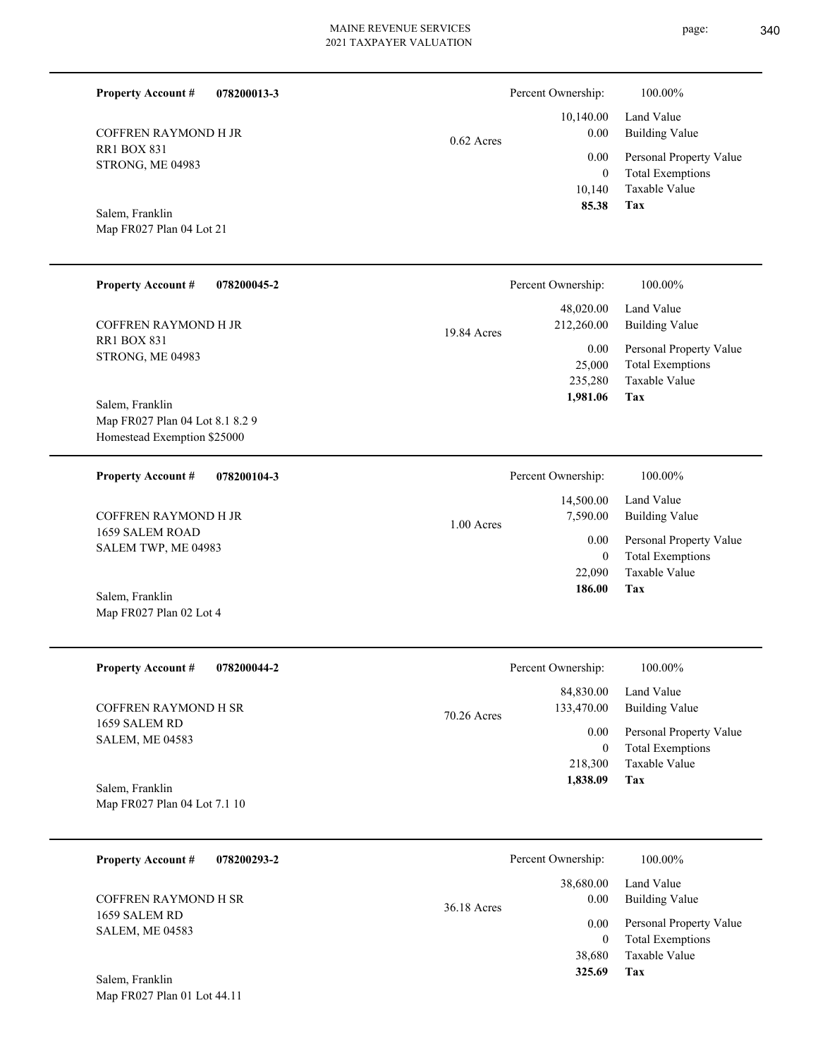**Property Account #** **078200013-3**

COFFREN RAYMOND H JR
RR1 BOX 831
STRONG, ME 04983

Salem, Franklin
Map FR027 Plan 04 Lot 21

0.62 Acres

| Percent Ownership: | 100.00% |
|---|---|
| 10,140.00 | Land Value |
| 0.00 | Building Value |
| 0.00 | Personal Property Value |
| 0 | Total Exemptions |
| 10,140 | Taxable Value |
| **85.38** | **Tax** |

---

**Property Account #** **078200045-2**

COFFREN RAYMOND H JR
RR1 BOX 831
STRONG, ME 04983

Salem, Franklin
Map FR027 Plan 04 Lot 8.1 8.2 9
Homestead Exemption $25000

19.84 Acres

| Percent Ownership: | 100.00% |
|---|---|
| 48,020.00 | Land Value |
| 212,260.00 | Building Value |
| 0.00 | Personal Property Value |
| 25,000 | Total Exemptions |
| 235,280 | Taxable Value |
| **1,981.06** | **Tax** |

---

**Property Account #** **078200104-3**

COFFREN RAYMOND H JR
1659 SALEM ROAD
SALEM TWP, ME 04983

Salem, Franklin
Map FR027 Plan 02 Lot 4

1.00 Acres

| Percent Ownership: | 100.00% |
|---|---|
| 14,500.00 | Land Value |
| 7,590.00 | Building Value |
| 0.00 | Personal Property Value |
| 0 | Total Exemptions |
| 22,090 | Taxable Value |
| **186.00** | **Tax** |

---

**Property Account #** **078200044-2**

COFFREN RAYMOND H SR
1659 SALEM RD
SALEM, ME 04583

Salem, Franklin
Map FR027 Plan 04 Lot 7.1 10

70.26 Acres

| Percent Ownership: | 100.00% |
|---|---|
| 84,830.00 | Land Value |
| 133,470.00 | Building Value |
| 0.00 | Personal Property Value |
| 0 | Total Exemptions |
| 218,300 | Taxable Value |
| **1,838.09** | **Tax** |

---

**Property Account #** **078200293-2**

COFFREN RAYMOND H SR
1659 SALEM RD
SALEM, ME 04583

Salem, Franklin
Map FR027 Plan 01 Lot 44.11

36.18 Acres

| Percent Ownership: | 100.00% |
|---|---|
| 38,680.00 | Land Value |
| 0.00 | Building Value |
| 0.00 | Personal Property Value |
| 0 | Total Exemptions |
| 38,680 | Taxable Value |
| **325.69** | **Tax** |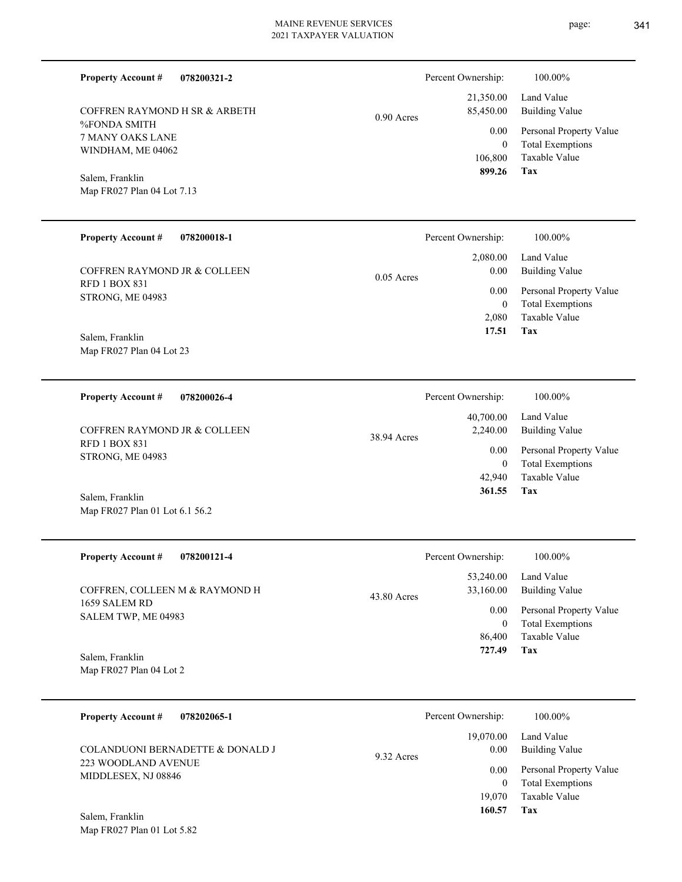**Property Account #** **078200321-2**

COFFREN RAYMOND H SR & ARBETH
%FONDA SMITH
7 MANY OAKS LANE
WINDHAM, ME 04062

Salem, Franklin
Map FR027 Plan 04 Lot 7.13

0.90 Acres

| Percent Ownership: | 100.00% |
|---|---|
| 21,350.00 | Land Value |
| 85,450.00 | Building Value |
| 0.00 | Personal Property Value |
| 0 | Total Exemptions |
| 106,800 | Taxable Value |
| **899.26** | **Tax** |

---

**Property Account #** **078200018-1**

COFFREN RAYMOND JR & COLLEEN
RFD 1 BOX 831
STRONG, ME 04983

Salem, Franklin
Map FR027 Plan 04 Lot 23

0.05 Acres

| Percent Ownership: | 100.00% |
|---|---|
| 2,080.00 | Land Value |
| 0.00 | Building Value |
| 0.00 | Personal Property Value |
| 0 | Total Exemptions |
| 2,080 | Taxable Value |
| **17.51** | **Tax** |

---

**Property Account #** **078200026-4**

COFFREN RAYMOND JR & COLLEEN
RFD 1 BOX 831
STRONG, ME 04983

Salem, Franklin
Map FR027 Plan 01 Lot 6.1 56.2

38.94 Acres

| Percent Ownership: | 100.00% |
|---|---|
| 40,700.00 | Land Value |
| 2,240.00 | Building Value |
| 0.00 | Personal Property Value |
| 0 | Total Exemptions |
| 42,940 | Taxable Value |
| **361.55** | **Tax** |

---

**Property Account #** **078200121-4**

COFFREN, COLLEEN M & RAYMOND H
1659 SALEM RD
SALEM TWP, ME 04983

Salem, Franklin
Map FR027 Plan 04 Lot 2

43.80 Acres

| Percent Ownership: | 100.00% |
|---|---|
| 53,240.00 | Land Value |
| 33,160.00 | Building Value |
| 0.00 | Personal Property Value |
| 0 | Total Exemptions |
| 86,400 | Taxable Value |
| **727.49** | **Tax** |

---

**Property Account #** **078202065-1**

COLANDUONI BERNADETTE & DONALD J
223 WOODLAND AVENUE
MIDDLESEX, NJ 08846

Salem, Franklin
Map FR027 Plan 01 Lot 5.82

9.32 Acres

| Percent Ownership: | 100.00% |
|---|---|
| 19,070.00 | Land Value |
| 0.00 | Building Value |
| 0.00 | Personal Property Value |
| 0 | Total Exemptions |
| 19,070 | Taxable Value |
| **160.57** | **Tax** |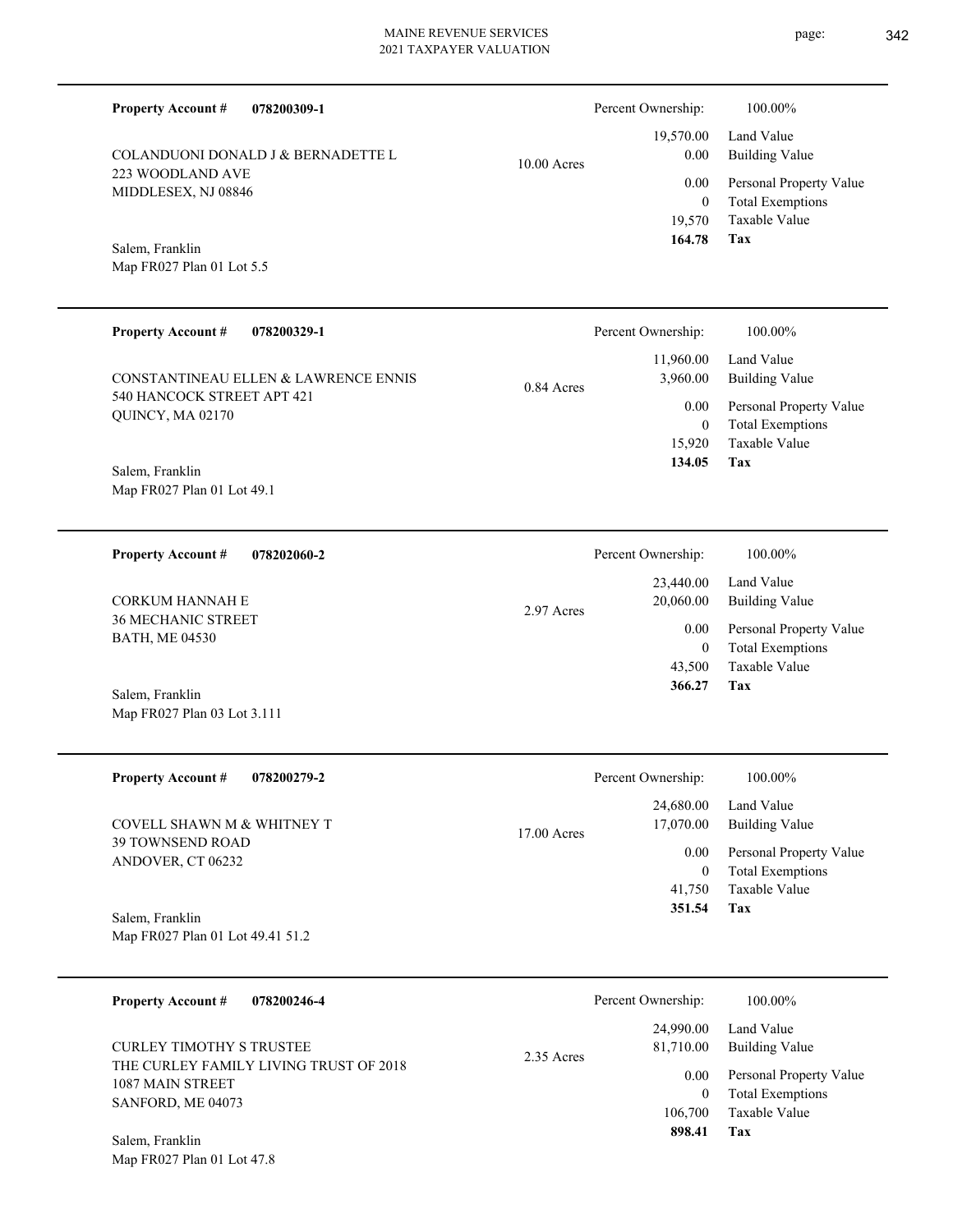**Property Account #** **078200309-1**

COLANDUONI DONALD J & BERNADETTE L
223 WOODLAND AVE
MIDDLESEX, NJ 08846

Salem, Franklin
Map FR027 Plan 01 Lot 5.5

10.00 Acres

| Percent Ownership: | 100.00% |
|---|---|
| 19,570.00 | Land Value |
| 0.00 | Building Value |
| 0.00 | Personal Property Value |
| 0 | Total Exemptions |
| 19,570 | Taxable Value |
| **164.78** | **Tax** |

---

**Property Account #** **078200329-1**

CONSTANTINEAU ELLEN & LAWRENCE ENNIS
540 HANCOCK STREET APT 421
QUINCY, MA 02170

Salem, Franklin
Map FR027 Plan 01 Lot 49.1

0.84 Acres

| Percent Ownership: | 100.00% |
|---|---|
| 11,960.00 | Land Value |
| 3,960.00 | Building Value |
| 0.00 | Personal Property Value |
| 0 | Total Exemptions |
| 15,920 | Taxable Value |
| **134.05** | **Tax** |

---

**Property Account #** **078202060-2**

CORKUM HANNAH E
36 MECHANIC STREET
BATH, ME 04530

Salem, Franklin
Map FR027 Plan 03 Lot 3.111

2.97 Acres

| Percent Ownership: | 100.00% |
|---|---|
| 23,440.00 | Land Value |
| 20,060.00 | Building Value |
| 0.00 | Personal Property Value |
| 0 | Total Exemptions |
| 43,500 | Taxable Value |
| **366.27** | **Tax** |

---

**Property Account #** **078200279-2**

COVELL SHAWN M & WHITNEY T
39 TOWNSEND ROAD
ANDOVER, CT 06232

Salem, Franklin
Map FR027 Plan 01 Lot 49.41 51.2

17.00 Acres

| Percent Ownership: | 100.00% |
|---|---|
| 24,680.00 | Land Value |
| 17,070.00 | Building Value |
| 0.00 | Personal Property Value |
| 0 | Total Exemptions |
| 41,750 | Taxable Value |
| **351.54** | **Tax** |

---

**Property Account #** **078200246-4**

CURLEY TIMOTHY S TRUSTEE
THE CURLEY FAMILY LIVING TRUST OF 2018
1087 MAIN STREET
SANFORD, ME 04073

Salem, Franklin
Map FR027 Plan 01 Lot 47.8

2.35 Acres

| Percent Ownership: | 100.00% |
|---|---|
| 24,990.00 | Land Value |
| 81,710.00 | Building Value |
| 0.00 | Personal Property Value |
| 0 | Total Exemptions |
| 106,700 | Taxable Value |
| **898.41** | **Tax** |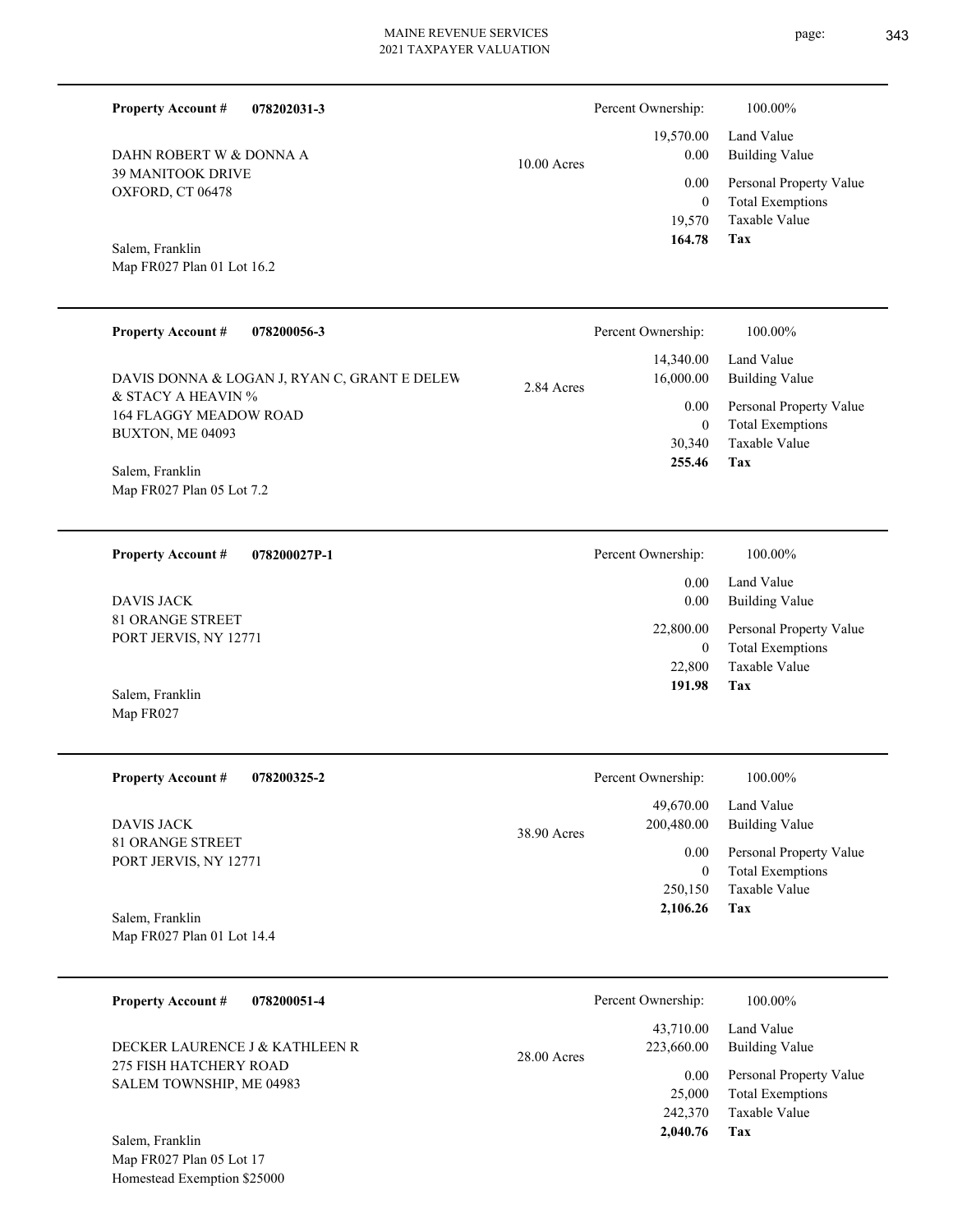**Property Account #** **078202031-3**

DAHN ROBERT W & DONNA A
39 MANITOOK DRIVE
OXFORD, CT 06478

Salem, Franklin
Map FR027 Plan 01 Lot 16.2

10.00 Acres

| Percent Ownership: | 100.00% |
|---|---|
| 19,570.00 | Land Value |
| 0.00 | Building Value |
| 0.00 | Personal Property Value |
| 0 | Total Exemptions |
| 19,570 | Taxable Value |
| **164.78** | **Tax** |

---

**Property Account #** **078200056-3**

DAVIS DONNA & LOGAN J, RYAN C, GRANT E DELEW
& STACY A HEAVIN %
164 FLAGGY MEADOW ROAD
BUXTON, ME 04093

Salem, Franklin
Map FR027 Plan 05 Lot 7.2

2.84 Acres

| Percent Ownership: | 100.00% |
|---|---|
| 14,340.00 | Land Value |
| 16,000.00 | Building Value |
| 0.00 | Personal Property Value |
| 0 | Total Exemptions |
| 30,340 | Taxable Value |
| **255.46** | **Tax** |

---

**Property Account #** **078200027P-1**

DAVIS JACK
81 ORANGE STREET
PORT JERVIS, NY 12771

Salem, Franklin
Map FR027

| Percent Ownership: | 100.00% |
|---|---|
| 0.00 | Land Value |
| 0.00 | Building Value |
| 22,800.00 | Personal Property Value |
| 0 | Total Exemptions |
| 22,800 | Taxable Value |
| **191.98** | **Tax** |

---

**Property Account #** **078200325-2**

DAVIS JACK
81 ORANGE STREET
PORT JERVIS, NY 12771

Salem, Franklin
Map FR027 Plan 01 Lot 14.4

38.90 Acres

| Percent Ownership: | 100.00% |
|---|---|
| 49,670.00 | Land Value |
| 200,480.00 | Building Value |
| 0.00 | Personal Property Value |
| 0 | Total Exemptions |
| 250,150 | Taxable Value |
| **2,106.26** | **Tax** |

---

**Property Account #** **078200051-4**

DECKER LAURENCE J & KATHLEEN R
275 FISH HATCHERY ROAD
SALEM TOWNSHIP, ME 04983

Salem, Franklin
Map FR027 Plan 05 Lot 17
Homestead Exemption $25000

28.00 Acres

| Percent Ownership: | 100.00% |
|---|---|
| 43,710.00 | Land Value |
| 223,660.00 | Building Value |
| 0.00 | Personal Property Value |
| 25,000 | Total Exemptions |
| 242,370 | Taxable Value |
| **2,040.76** | **Tax** |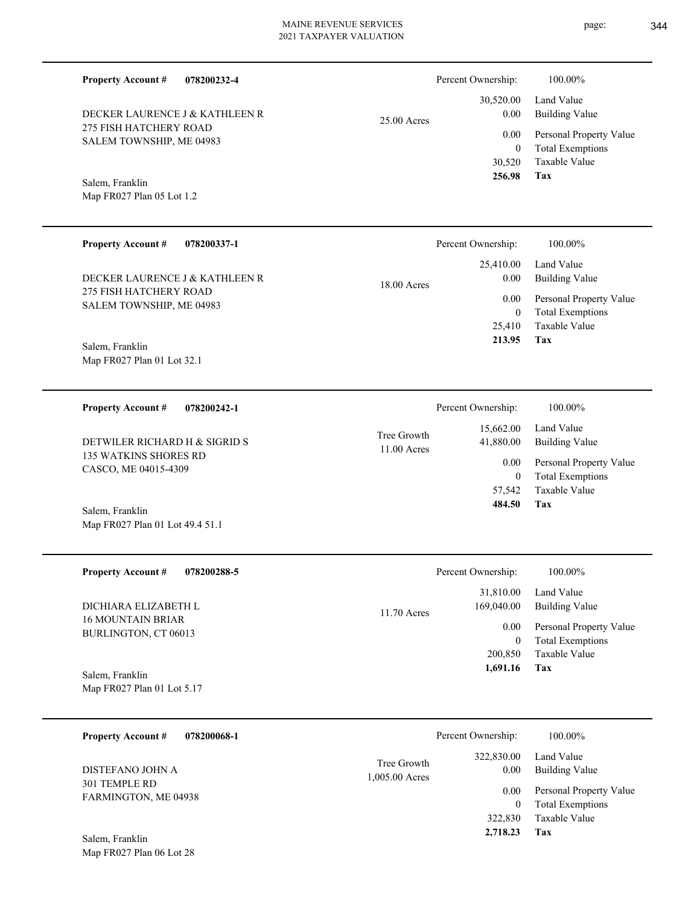**Property Account #** **078200232-4**

DECKER LAURENCE J & KATHLEEN R
275 FISH HATCHERY ROAD
SALEM TOWNSHIP, ME 04983

Salem, Franklin
Map FR027 Plan 05 Lot 1.2

25.00 Acres

| Percent Ownership: | 100.00% |
|---|---|
| 30,520.00 | Land Value |
| 0.00 | Building Value |
| 0.00 | Personal Property Value |
| 0 | Total Exemptions |
| 30,520 | Taxable Value |
| **256.98** | **Tax** |

---

**Property Account #** **078200337-1**

DECKER LAURENCE J & KATHLEEN R
275 FISH HATCHERY ROAD
SALEM TOWNSHIP, ME 04983

Salem, Franklin
Map FR027 Plan 01 Lot 32.1

18.00 Acres

| Percent Ownership: | 100.00% |
|---|---|
| 25,410.00 | Land Value |
| 0.00 | Building Value |
| 0.00 | Personal Property Value |
| 0 | Total Exemptions |
| 25,410 | Taxable Value |
| **213.95** | **Tax** |

---

**Property Account #** **078200242-1**

DETWILER RICHARD H & SIGRID S
135 WATKINS SHORES RD
CASCO, ME 04015-4309

Salem, Franklin
Map FR027 Plan 01 Lot 49.4 51.1

Tree Growth
11.00 Acres

| Percent Ownership: | 100.00% |
|---|---|
| 15,662.00 | Land Value |
| 41,880.00 | Building Value |
| 0.00 | Personal Property Value |
| 0 | Total Exemptions |
| 57,542 | Taxable Value |
| **484.50** | **Tax** |

---

**Property Account #** **078200288-5**

DICHIARA ELIZABETH L
16 MOUNTAIN BRIAR
BURLINGTON, CT 06013

Salem, Franklin
Map FR027 Plan 01 Lot 5.17

11.70 Acres

| Percent Ownership: | 100.00% |
|---|---|
| 31,810.00 | Land Value |
| 169,040.00 | Building Value |
| 0.00 | Personal Property Value |
| 0 | Total Exemptions |
| 200,850 | Taxable Value |
| **1,691.16** | **Tax** |

---

**Property Account #** **078200068-1**

DISTEFANO JOHN A
301 TEMPLE RD
FARMINGTON, ME 04938

Salem, Franklin
Map FR027 Plan 06 Lot 28

Tree Growth
1,005.00 Acres

| Percent Ownership: | 100.00% |
|---|---|
| 322,830.00 | Land Value |
| 0.00 | Building Value |
| 0.00 | Personal Property Value |
| 0 | Total Exemptions |
| 322,830 | Taxable Value |
| **2,718.23** | **Tax** |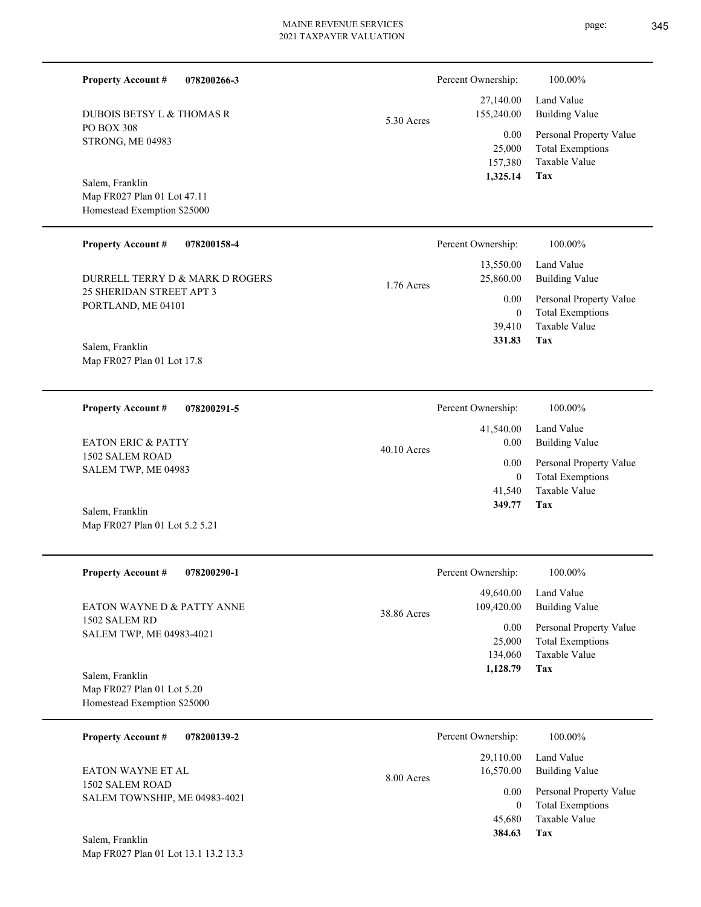**Property Account #** **078200266-3**

DUBOIS BETSY L & THOMAS R
PO BOX 308
STRONG, ME 04983

Salem, Franklin
Map FR027 Plan 01 Lot 47.11
Homestead Exemption $25000

5.30 Acres

| Percent Ownership: | 100.00% |
|---|---|
| 27,140.00 | Land Value |
| 155,240.00 | Building Value |
| 0.00 | Personal Property Value |
| 25,000 | Total Exemptions |
| 157,380 | Taxable Value |
| **1,325.14** | **Tax** |

---

**Property Account #** **078200158-4**

DURRELL TERRY D & MARK D ROGERS
25 SHERIDAN STREET APT 3
PORTLAND, ME 04101

Salem, Franklin
Map FR027 Plan 01 Lot 17.8

1.76 Acres

| Percent Ownership: | 100.00% |
|---|---|
| 13,550.00 | Land Value |
| 25,860.00 | Building Value |
| 0.00 | Personal Property Value |
| 0 | Total Exemptions |
| 39,410 | Taxable Value |
| **331.83** | **Tax** |

---

**Property Account #** **078200291-5**

EATON ERIC & PATTY
1502 SALEM ROAD
SALEM TWP, ME 04983

Salem, Franklin
Map FR027 Plan 01 Lot 5.2 5.21

40.10 Acres

| Percent Ownership: | 100.00% |
|---|---|
| 41,540.00 | Land Value |
| 0.00 | Building Value |
| 0.00 | Personal Property Value |
| 0 | Total Exemptions |
| 41,540 | Taxable Value |
| **349.77** | **Tax** |

---

**Property Account #** **078200290-1**

EATON WAYNE D & PATTY ANNE
1502 SALEM RD
SALEM TWP, ME 04983-4021

Salem, Franklin
Map FR027 Plan 01 Lot 5.20
Homestead Exemption $25000

38.86 Acres

| Percent Ownership: | 100.00% |
|---|---|
| 49,640.00 | Land Value |
| 109,420.00 | Building Value |
| 0.00 | Personal Property Value |
| 25,000 | Total Exemptions |
| 134,060 | Taxable Value |
| **1,128.79** | **Tax** |

---

**Property Account #** **078200139-2**

EATON WAYNE ET AL
1502 SALEM ROAD
SALEM TOWNSHIP, ME 04983-4021

Salem, Franklin
Map FR027 Plan 01 Lot 13.1 13.2 13.3

8.00 Acres

| Percent Ownership: | 100.00% |
|---|---|
| 29,110.00 | Land Value |
| 16,570.00 | Building Value |
| 0.00 | Personal Property Value |
| 0 | Total Exemptions |
| 45,680 | Taxable Value |
| **384.63** | **Tax** |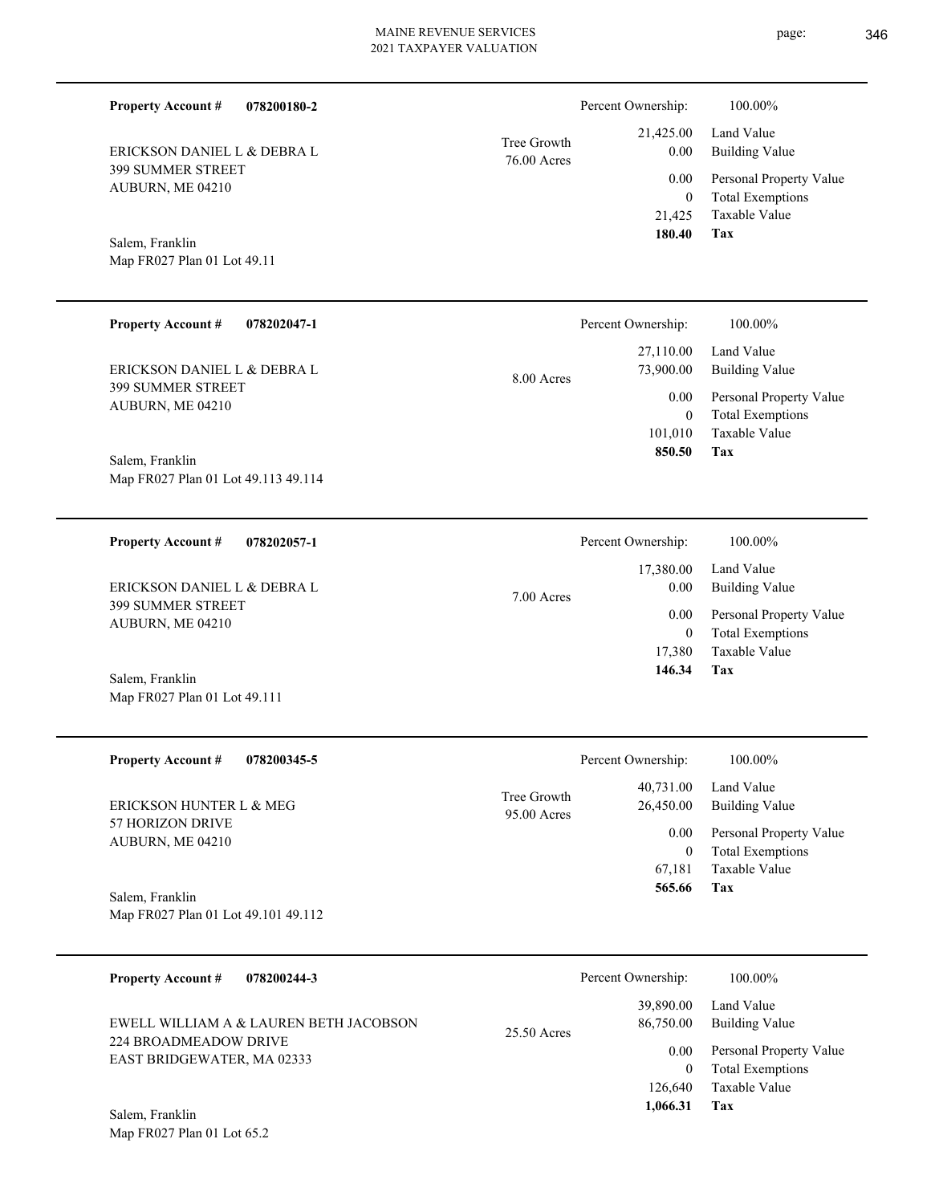**Property Account #** **078200180-2**

ERICKSON DANIEL L & DEBRA L
399 SUMMER STREET
AUBURN, ME 04210

Salem, Franklin
Map FR027 Plan 01 Lot 49.11

Tree Growth
76.00 Acres

| | |
|---|---|
| Percent Ownership: | 100.00% |
| 21,425.00 | Land Value |
| 0.00 | Building Value |
| 0.00 | Personal Property Value |
| 0 | Total Exemptions |
| 21,425 | Taxable Value |
| **180.40** | **Tax** |

---

**Property Account #** **078202047-1**

ERICKSON DANIEL L & DEBRA L
399 SUMMER STREET
AUBURN, ME 04210

Salem, Franklin
Map FR027 Plan 01 Lot 49.113 49.114

8.00 Acres

| | |
|---|---|
| Percent Ownership: | 100.00% |
| 27,110.00 | Land Value |
| 73,900.00 | Building Value |
| 0.00 | Personal Property Value |
| 0 | Total Exemptions |
| 101,010 | Taxable Value |
| **850.50** | **Tax** |

---

**Property Account #** **078202057-1**

ERICKSON DANIEL L & DEBRA L
399 SUMMER STREET
AUBURN, ME 04210

Salem, Franklin
Map FR027 Plan 01 Lot 49.111

7.00 Acres

| | |
|---|---|
| Percent Ownership: | 100.00% |
| 17,380.00 | Land Value |
| 0.00 | Building Value |
| 0.00 | Personal Property Value |
| 0 | Total Exemptions |
| 17,380 | Taxable Value |
| **146.34** | **Tax** |

---

**Property Account #** **078200345-5**

ERICKSON HUNTER L & MEG
57 HORIZON DRIVE
AUBURN, ME 04210

Salem, Franklin
Map FR027 Plan 01 Lot 49.101 49.112

Tree Growth
95.00 Acres

| | |
|---|---|
| Percent Ownership: | 100.00% |
| 40,731.00 | Land Value |
| 26,450.00 | Building Value |
| 0.00 | Personal Property Value |
| 0 | Total Exemptions |
| 67,181 | Taxable Value |
| **565.66** | **Tax** |

---

**Property Account #** **078200244-3**

EWELL WILLIAM A & LAUREN BETH JACOBSON
224 BROADMEADOW DRIVE
EAST BRIDGEWATER, MA 02333

Salem, Franklin
Map FR027 Plan 01 Lot 65.2

25.50 Acres

| | |
|---|---|
| Percent Ownership: | 100.00% |
| 39,890.00 | Land Value |
| 86,750.00 | Building Value |
| 0.00 | Personal Property Value |
| 0 | Total Exemptions |
| 126,640 | Taxable Value |
| **1,066.31** | **Tax** |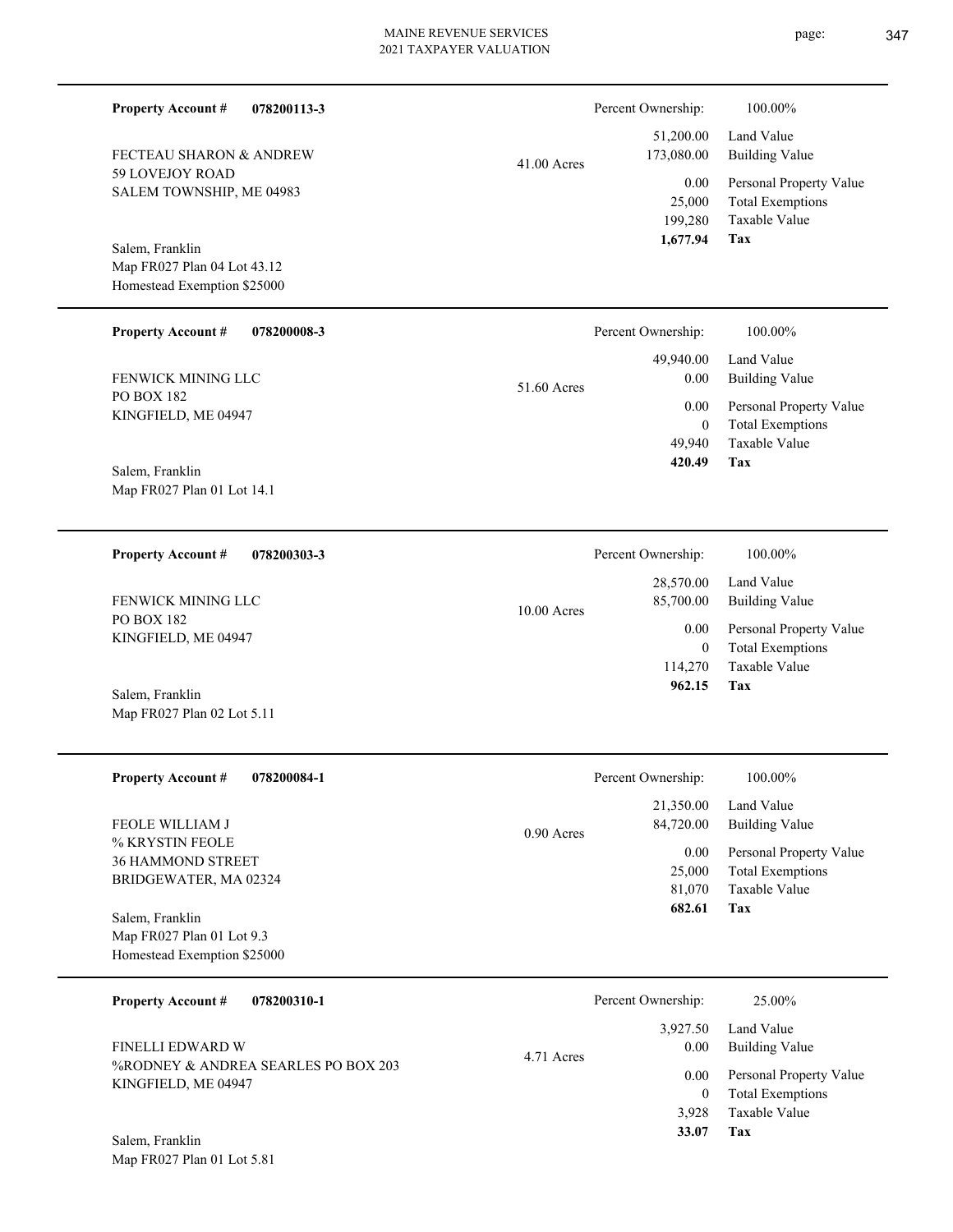**Property Account #** **078200113-3**

FECTEAU SHARON & ANDREW
59 LOVEJOY ROAD
SALEM TOWNSHIP, ME 04983

Salem, Franklin
Map FR027 Plan 04 Lot 43.12
Homestead Exemption $25000

41.00 Acres

| Percent Ownership: | 100.00% |
|---|---|
| 51,200.00 | Land Value |
| 173,080.00 | Building Value |
| 0.00 | Personal Property Value |
| 25,000 | Total Exemptions |
| 199,280 | Taxable Value |
| **1,677.94** | **Tax** |

---

**Property Account #** **078200008-3**

FENWICK MINING LLC
PO BOX 182
KINGFIELD, ME 04947

Salem, Franklin
Map FR027 Plan 01 Lot 14.1

51.60 Acres

| Percent Ownership: | 100.00% |
|---|---|
| 49,940.00 | Land Value |
| 0.00 | Building Value |
| 0.00 | Personal Property Value |
| 0 | Total Exemptions |
| 49,940 | Taxable Value |
| **420.49** | **Tax** |

---

**Property Account #** **078200303-3**

FENWICK MINING LLC
PO BOX 182
KINGFIELD, ME 04947

Salem, Franklin
Map FR027 Plan 02 Lot 5.11

10.00 Acres

| Percent Ownership: | 100.00% |
|---|---|
| 28,570.00 | Land Value |
| 85,700.00 | Building Value |
| 0.00 | Personal Property Value |
| 0 | Total Exemptions |
| 114,270 | Taxable Value |
| **962.15** | **Tax** |

---

**Property Account #** **078200084-1**

FEOLE WILLIAM J
% KRYSTIN FEOLE
36 HAMMOND STREET
BRIDGEWATER, MA 02324

Salem, Franklin
Map FR027 Plan 01 Lot 9.3
Homestead Exemption $25000

0.90 Acres

| Percent Ownership: | 100.00% |
|---|---|
| 21,350.00 | Land Value |
| 84,720.00 | Building Value |
| 0.00 | Personal Property Value |
| 25,000 | Total Exemptions |
| 81,070 | Taxable Value |
| **682.61** | **Tax** |

---

**Property Account #** **078200310-1**

FINELLI EDWARD W
%RODNEY & ANDREA SEARLES PO BOX 203
KINGFIELD, ME 04947

Salem, Franklin
Map FR027 Plan 01 Lot 5.81

4.71 Acres

| Percent Ownership: | 25.00% |
|---|---|
| 3,927.50 | Land Value |
| 0.00 | Building Value |
| 0.00 | Personal Property Value |
| 0 | Total Exemptions |
| 3,928 | Taxable Value |
| **33.07** | **Tax** |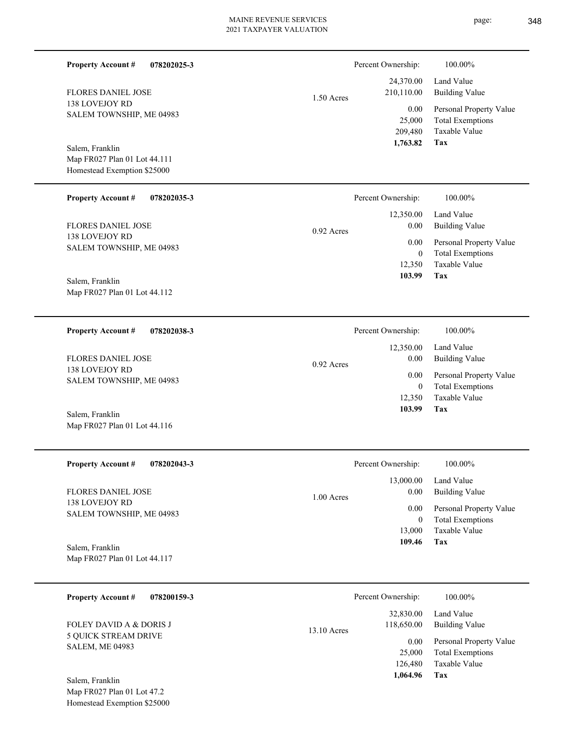**Property Account #** **078202025-3**

FLORES DANIEL JOSE
138 LOVEJOY RD
SALEM TOWNSHIP, ME 04983

Salem, Franklin
Map FR027 Plan 01 Lot 44.111
Homestead Exemption $25000

1.50 Acres

| Percent Ownership: | 100.00% |
|---|---|
| 24,370.00 | Land Value |
| 210,110.00 | Building Value |
| 0.00 | Personal Property Value |
| 25,000 | Total Exemptions |
| 209,480 | Taxable Value |
| **1,763.82** | **Tax** |

---

**Property Account #** **078202035-3**

FLORES DANIEL JOSE
138 LOVEJOY RD
SALEM TOWNSHIP, ME 04983

Salem, Franklin
Map FR027 Plan 01 Lot 44.112

0.92 Acres

| Percent Ownership: | 100.00% |
|---|---|
| 12,350.00 | Land Value |
| 0.00 | Building Value |
| 0.00 | Personal Property Value |
| 0 | Total Exemptions |
| 12,350 | Taxable Value |
| **103.99** | **Tax** |

---

**Property Account #** **078202038-3**

FLORES DANIEL JOSE
138 LOVEJOY RD
SALEM TOWNSHIP, ME 04983

Salem, Franklin
Map FR027 Plan 01 Lot 44.116

0.92 Acres

| Percent Ownership: | 100.00% |
|---|---|
| 12,350.00 | Land Value |
| 0.00 | Building Value |
| 0.00 | Personal Property Value |
| 0 | Total Exemptions |
| 12,350 | Taxable Value |
| **103.99** | **Tax** |

---

**Property Account #** **078202043-3**

FLORES DANIEL JOSE
138 LOVEJOY RD
SALEM TOWNSHIP, ME 04983

Salem, Franklin
Map FR027 Plan 01 Lot 44.117

1.00 Acres

| Percent Ownership: | 100.00% |
|---|---|
| 13,000.00 | Land Value |
| 0.00 | Building Value |
| 0.00 | Personal Property Value |
| 0 | Total Exemptions |
| 13,000 | Taxable Value |
| **109.46** | **Tax** |

---

**Property Account #** **078200159-3**

FOLEY DAVID A & DORIS J
5 QUICK STREAM DRIVE
SALEM, ME 04983

Salem, Franklin
Map FR027 Plan 01 Lot 47.2
Homestead Exemption $25000

13.10 Acres

| Percent Ownership: | 100.00% |
|---|---|
| 32,830.00 | Land Value |
| 118,650.00 | Building Value |
| 0.00 | Personal Property Value |
| 25,000 | Total Exemptions |
| 126,480 | Taxable Value |
| **1,064.96** | **Tax** |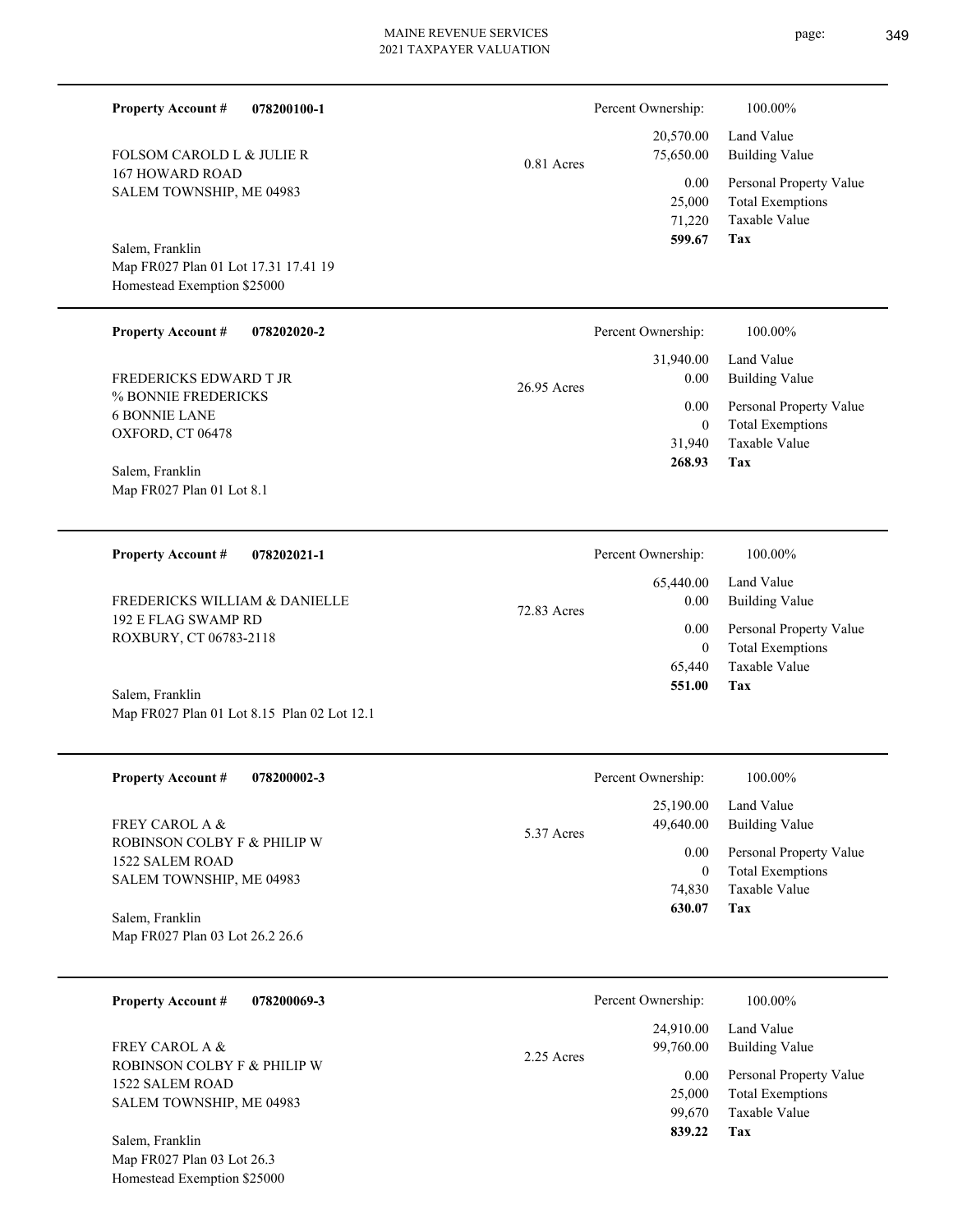**Property Account #** **078200100-1**

FOLSOM CAROLD L & JULIE R
167 HOWARD ROAD
SALEM TOWNSHIP, ME 04983

Salem, Franklin
Map FR027 Plan 01 Lot 17.31 17.41 19
Homestead Exemption $25000

0.81 Acres

| Percent Ownership: | 100.00% |
|---|---|
| 20,570.00 | Land Value |
| 75,650.00 | Building Value |
| 0.00 | Personal Property Value |
| 25,000 | Total Exemptions |
| 71,220 | Taxable Value |
| **599.67** | **Tax** |

---

**Property Account #** **078202020-2**

FREDERICKS EDWARD T JR
% BONNIE FREDERICKS
6 BONNIE LANE
OXFORD, CT 06478

Salem, Franklin
Map FR027 Plan 01 Lot 8.1

26.95 Acres

| Percent Ownership: | 100.00% |
|---|---|
| 31,940.00 | Land Value |
| 0.00 | Building Value |
| 0.00 | Personal Property Value |
| 0 | Total Exemptions |
| 31,940 | Taxable Value |
| **268.93** | **Tax** |

---

**Property Account #** **078202021-1**

FREDERICKS WILLIAM & DANIELLE
192 E FLAG SWAMP RD
ROXBURY, CT 06783-2118

Salem, Franklin
Map FR027 Plan 01 Lot 8.15 Plan 02 Lot 12.1

72.83 Acres

| Percent Ownership: | 100.00% |
|---|---|
| 65,440.00 | Land Value |
| 0.00 | Building Value |
| 0.00 | Personal Property Value |
| 0 | Total Exemptions |
| 65,440 | Taxable Value |
| **551.00** | **Tax** |

---

**Property Account #** **078200002-3**

FREY CAROL A &
ROBINSON COLBY F & PHILIP W
1522 SALEM ROAD
SALEM TOWNSHIP, ME 04983

Salem, Franklin
Map FR027 Plan 03 Lot 26.2 26.6

5.37 Acres

| Percent Ownership: | 100.00% |
|---|---|
| 25,190.00 | Land Value |
| 49,640.00 | Building Value |
| 0.00 | Personal Property Value |
| 0 | Total Exemptions |
| 74,830 | Taxable Value |
| **630.07** | **Tax** |

---

**Property Account #** **078200069-3**

FREY CAROL A &
ROBINSON COLBY F & PHILIP W
1522 SALEM ROAD
SALEM TOWNSHIP, ME 04983

Salem, Franklin
Map FR027 Plan 03 Lot 26.3
Homestead Exemption $25000

2.25 Acres

| Percent Ownership: | 100.00% |
|---|---|
| 24,910.00 | Land Value |
| 99,760.00 | Building Value |
| 0.00 | Personal Property Value |
| 25,000 | Total Exemptions |
| 99,670 | Taxable Value |
| **839.22** | **Tax** |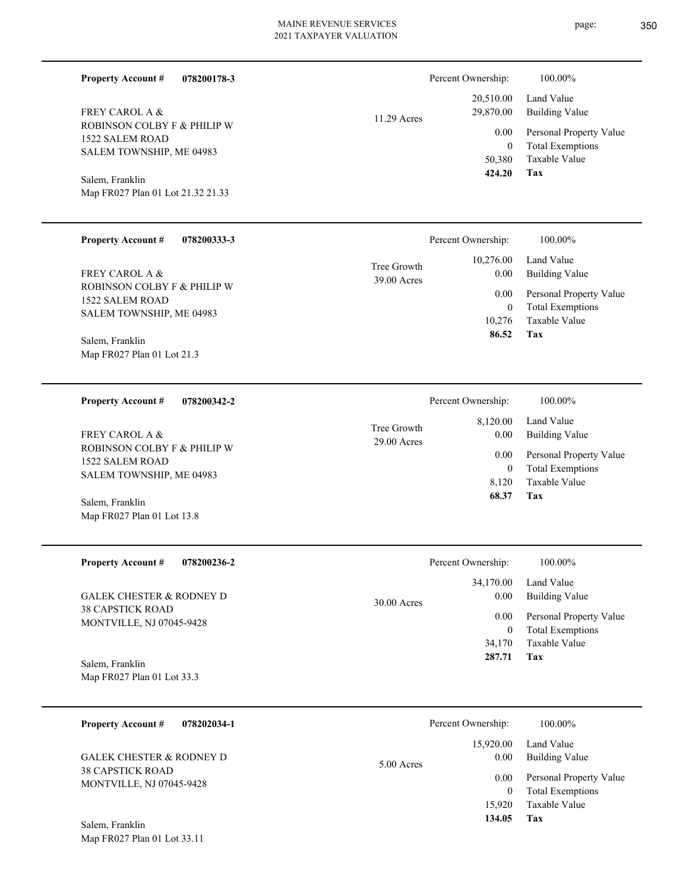**Property Account #** **078200178-3**

FREY CAROL A &
ROBINSON COLBY F & PHILIP W
1522 SALEM ROAD
SALEM TOWNSHIP, ME 04983

Salem, Franklin
Map FR027 Plan 01 Lot 21.32 21.33

11.29 Acres

| Percent Ownership: | 100.00% |
|---|---|
| 20,510.00 | Land Value |
| 29,870.00 | Building Value |
| 0.00 | Personal Property Value |
| 0 | Total Exemptions |
| 50,380 | Taxable Value |
| **424.20** | **Tax** |

---

**Property Account #** **078200333-3**

FREY CAROL A &
ROBINSON COLBY F & PHILIP W
1522 SALEM ROAD
SALEM TOWNSHIP, ME 04983

Salem, Franklin
Map FR027 Plan 01 Lot 21.3

Tree Growth
39.00 Acres

| Percent Ownership: | 100.00% |
|---|---|
| 10,276.00 | Land Value |
| 0.00 | Building Value |
| 0.00 | Personal Property Value |
| 0 | Total Exemptions |
| 10,276 | Taxable Value |
| **86.52** | **Tax** |

---

**Property Account #** **078200342-2**

FREY CAROL A &
ROBINSON COLBY F & PHILIP W
1522 SALEM ROAD
SALEM TOWNSHIP, ME 04983

Salem, Franklin
Map FR027 Plan 01 Lot 13.8

Tree Growth
29.00 Acres

| Percent Ownership: | 100.00% |
|---|---|
| 8,120.00 | Land Value |
| 0.00 | Building Value |
| 0.00 | Personal Property Value |
| 0 | Total Exemptions |
| 8,120 | Taxable Value |
| **68.37** | **Tax** |

---

**Property Account #** **078200236-2**

GALEK CHESTER & RODNEY D
38 CAPSTICK ROAD
MONTVILLE, NJ 07045-9428

Salem, Franklin
Map FR027 Plan 01 Lot 33.3

30.00 Acres

| Percent Ownership: | 100.00% |
|---|---|
| 34,170.00 | Land Value |
| 0.00 | Building Value |
| 0.00 | Personal Property Value |
| 0 | Total Exemptions |
| 34,170 | Taxable Value |
| **287.71** | **Tax** |

---

**Property Account #** **078202034-1**

GALEK CHESTER & RODNEY D
38 CAPSTICK ROAD
MONTVILLE, NJ 07045-9428

Salem, Franklin
Map FR027 Plan 01 Lot 33.11

5.00 Acres

| Percent Ownership: | 100.00% |
|---|---|
| 15,920.00 | Land Value |
| 0.00 | Building Value |
| 0.00 | Personal Property Value |
| 0 | Total Exemptions |
| 15,920 | Taxable Value |
| **134.05** | **Tax** |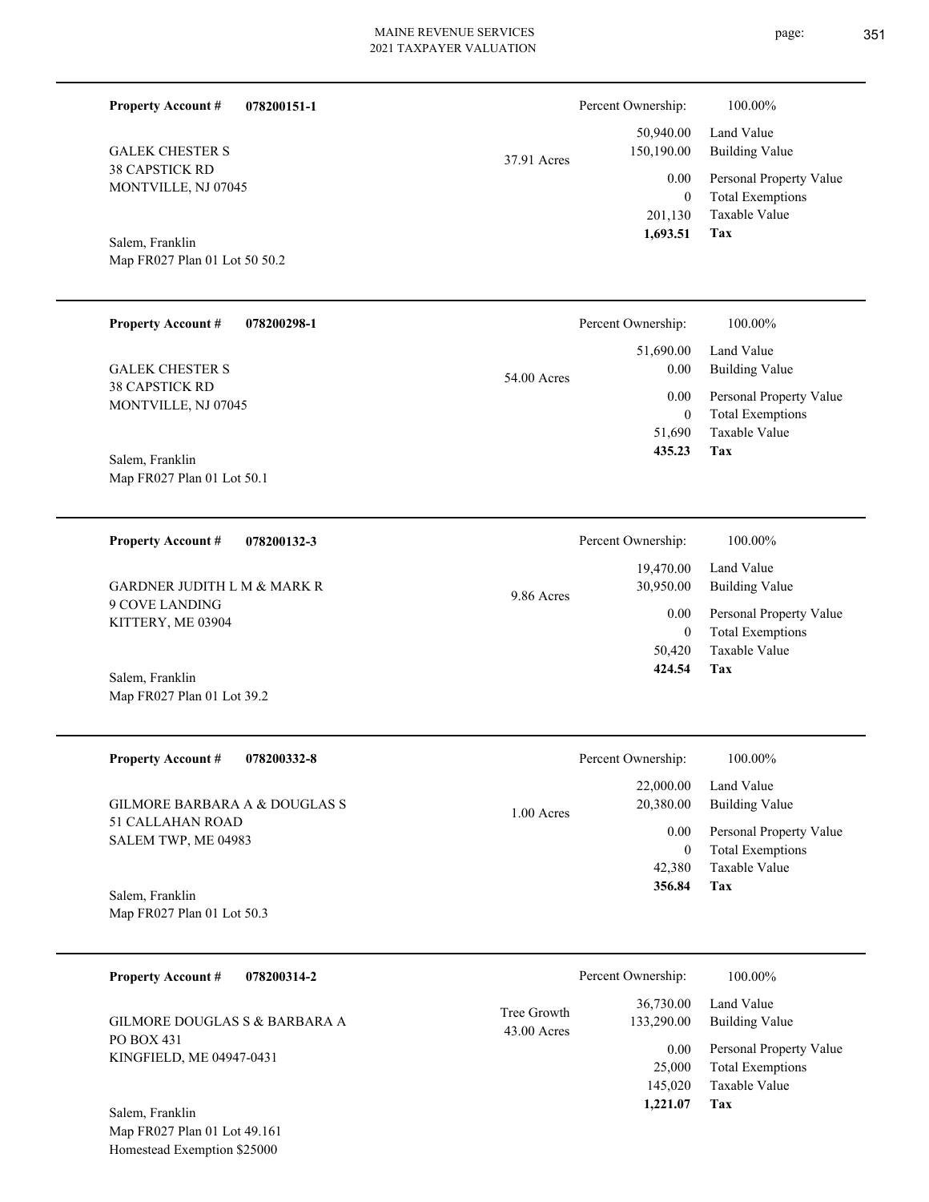**Property Account #** **078200151-1**

GALEK CHESTER S
38 CAPSTICK RD
MONTVILLE, NJ 07045

Salem, Franklin
Map FR027 Plan 01 Lot 50 50.2

37.91 Acres

| Percent Ownership: | 100.00% |
|---|---|
| 50,940.00 | Land Value |
| 150,190.00 | Building Value |
| 0.00 | Personal Property Value |
| 0 | Total Exemptions |
| 201,130 | Taxable Value |
| **1,693.51** | **Tax** |

---

**Property Account #** **078200298-1**

GALEK CHESTER S
38 CAPSTICK RD
MONTVILLE, NJ 07045

Salem, Franklin
Map FR027 Plan 01 Lot 50.1

54.00 Acres

| Percent Ownership: | 100.00% |
|---|---|
| 51,690.00 | Land Value |
| 0.00 | Building Value |
| 0.00 | Personal Property Value |
| 0 | Total Exemptions |
| 51,690 | Taxable Value |
| **435.23** | **Tax** |

---

**Property Account #** **078200132-3**

GARDNER JUDITH L M & MARK R
9 COVE LANDING
KITTERY, ME 03904

Salem, Franklin
Map FR027 Plan 01 Lot 39.2

9.86 Acres

| Percent Ownership: | 100.00% |
|---|---|
| 19,470.00 | Land Value |
| 30,950.00 | Building Value |
| 0.00 | Personal Property Value |
| 0 | Total Exemptions |
| 50,420 | Taxable Value |
| **424.54** | **Tax** |

---

**Property Account #** **078200332-8**

GILMORE BARBARA A & DOUGLAS S
51 CALLAHAN ROAD
SALEM TWP, ME 04983

Salem, Franklin
Map FR027 Plan 01 Lot 50.3

1.00 Acres

| Percent Ownership: | 100.00% |
|---|---|
| 22,000.00 | Land Value |
| 20,380.00 | Building Value |
| 0.00 | Personal Property Value |
| 0 | Total Exemptions |
| 42,380 | Taxable Value |
| **356.84** | **Tax** |

---

**Property Account #** **078200314-2**

GILMORE DOUGLAS S & BARBARA A
PO BOX 431
KINGFIELD, ME 04947-0431

Salem, Franklin
Map FR027 Plan 01 Lot 49.161
Homestead Exemption $25000

Tree Growth
43.00 Acres

| Percent Ownership: | 100.00% |
|---|---|
| 36,730.00 | Land Value |
| 133,290.00 | Building Value |
| 0.00 | Personal Property Value |
| 25,000 | Total Exemptions |
| 145,020 | Taxable Value |
| **1,221.07** | **Tax** |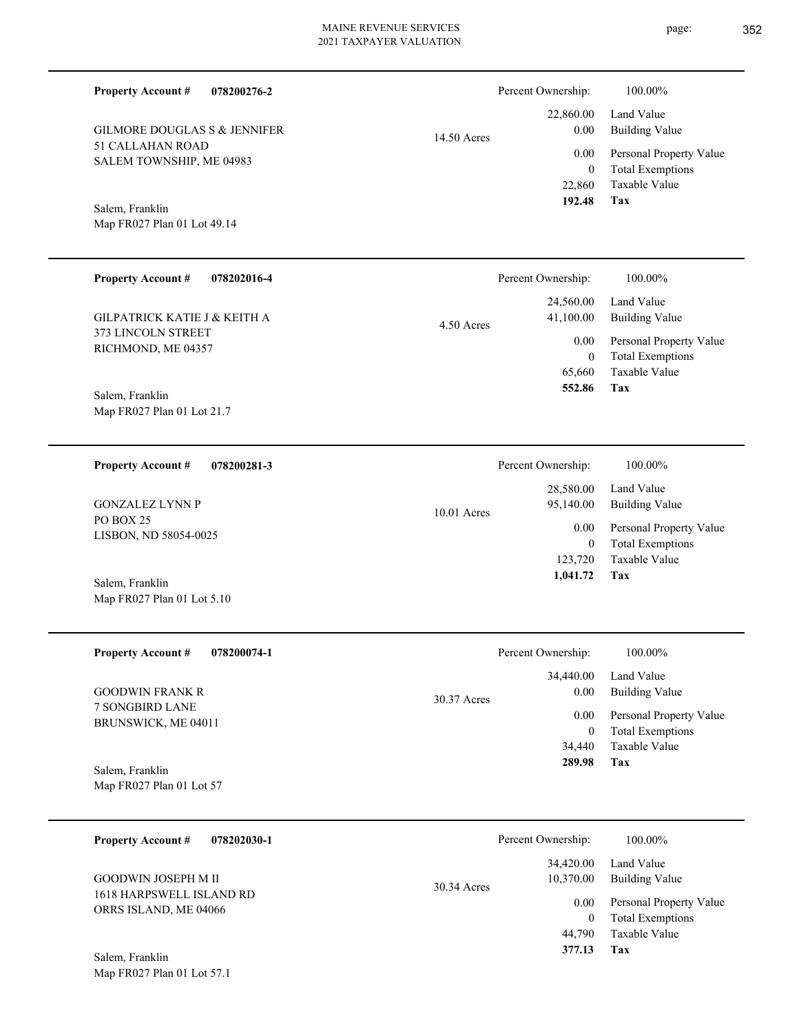**Property Account #** **078200276-2**

GILMORE DOUGLAS S & JENNIFER
51 CALLAHAN ROAD
SALEM TOWNSHIP, ME 04983

Salem, Franklin
Map FR027 Plan 01 Lot 49.14

14.50 Acres

| Percent Ownership: | 100.00% |
|---|---|
| 22,860.00 | Land Value |
| 0.00 | Building Value |
| 0.00 | Personal Property Value |
| 0 | Total Exemptions |
| 22,860 | Taxable Value |
| **192.48** | **Tax** |

---

**Property Account #** **078202016-4**

GILPATRICK KATIE J & KEITH A
373 LINCOLN STREET
RICHMOND, ME 04357

Salem, Franklin
Map FR027 Plan 01 Lot 21.7

4.50 Acres

| Percent Ownership: | 100.00% |
|---|---|
| 24,560.00 | Land Value |
| 41,100.00 | Building Value |
| 0.00 | Personal Property Value |
| 0 | Total Exemptions |
| 65,660 | Taxable Value |
| **552.86** | **Tax** |

---

**Property Account #** **078200281-3**

GONZALEZ LYNN P
PO BOX 25
LISBON, ND 58054-0025

Salem, Franklin
Map FR027 Plan 01 Lot 5.10

10.01 Acres

| Percent Ownership: | 100.00% |
|---|---|
| 28,580.00 | Land Value |
| 95,140.00 | Building Value |
| 0.00 | Personal Property Value |
| 0 | Total Exemptions |
| 123,720 | Taxable Value |
| **1,041.72** | **Tax** |

---

**Property Account #** **078200074-1**

GOODWIN FRANK R
7 SONGBIRD LANE
BRUNSWICK, ME 04011

Salem, Franklin
Map FR027 Plan 01 Lot 57

30.37 Acres

| Percent Ownership: | 100.00% |
|---|---|
| 34,440.00 | Land Value |
| 0.00 | Building Value |
| 0.00 | Personal Property Value |
| 0 | Total Exemptions |
| 34,440 | Taxable Value |
| **289.98** | **Tax** |

---

**Property Account #** **078202030-1**

GOODWIN JOSEPH M II
1618 HARPSWELL ISLAND RD
ORRS ISLAND, ME 04066

Salem, Franklin
Map FR027 Plan 01 Lot 57.1

30.34 Acres

| Percent Ownership: | 100.00% |
|---|---|
| 34,420.00 | Land Value |
| 10,370.00 | Building Value |
| 0.00 | Personal Property Value |
| 0 | Total Exemptions |
| 44,790 | Taxable Value |
| **377.13** | **Tax** |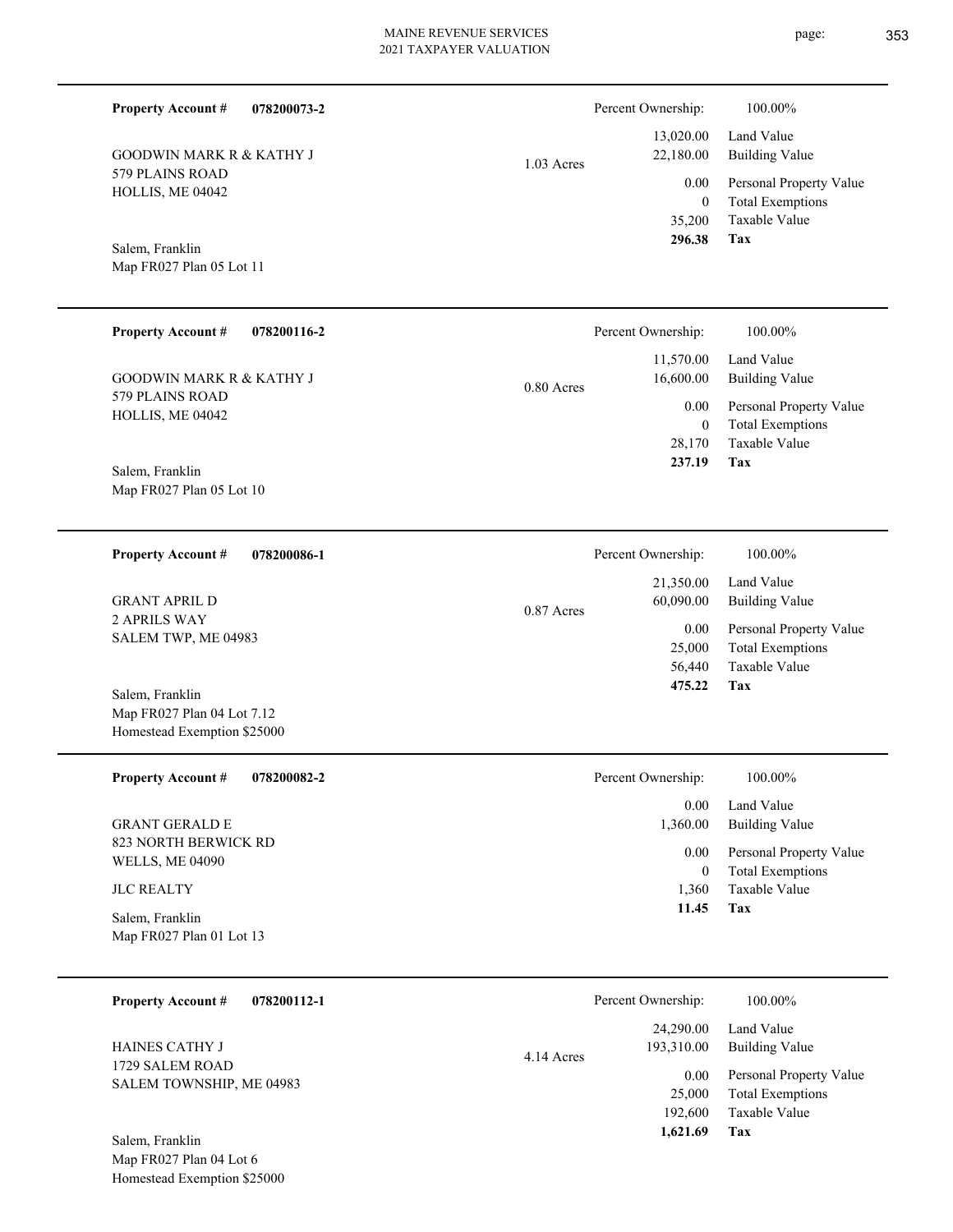**Property Account #** **078200073-2**

GOODWIN MARK R & KATHY J
579 PLAINS ROAD
HOLLIS, ME 04042

Salem, Franklin
Map FR027 Plan 05 Lot 11

1.03 Acres

| | |
|---|---|
| Percent Ownership: | 100.00% |
| 13,020.00 | Land Value |
| 22,180.00 | Building Value |
| 0.00 | Personal Property Value |
| 0 | Total Exemptions |
| 35,200 | Taxable Value |
| **296.38** | **Tax** |

---

**Property Account #** **078200116-2**

GOODWIN MARK R & KATHY J
579 PLAINS ROAD
HOLLIS, ME 04042

Salem, Franklin
Map FR027 Plan 05 Lot 10

0.80 Acres

| | |
|---|---|
| Percent Ownership: | 100.00% |
| 11,570.00 | Land Value |
| 16,600.00 | Building Value |
| 0.00 | Personal Property Value |
| 0 | Total Exemptions |
| 28,170 | Taxable Value |
| **237.19** | **Tax** |

---

**Property Account #** **078200086-1**

GRANT APRIL D
2 APRILS WAY
SALEM TWP, ME 04983

Salem, Franklin
Map FR027 Plan 04 Lot 7.12
Homestead Exemption $25000

0.87 Acres

| | |
|---|---|
| Percent Ownership: | 100.00% |
| 21,350.00 | Land Value |
| 60,090.00 | Building Value |
| 0.00 | Personal Property Value |
| 25,000 | Total Exemptions |
| 56,440 | Taxable Value |
| **475.22** | **Tax** |

---

**Property Account #** **078200082-2**

GRANT GERALD E
823 NORTH BERWICK RD
WELLS, ME 04090

JLC REALTY

Salem, Franklin
Map FR027 Plan 01 Lot 13

| | |
|---|---|
| Percent Ownership: | 100.00% |
| 0.00 | Land Value |
| 1,360.00 | Building Value |
| 0.00 | Personal Property Value |
| 0 | Total Exemptions |
| 1,360 | Taxable Value |
| **11.45** | **Tax** |

---

**Property Account #** **078200112-1**

HAINES CATHY J
1729 SALEM ROAD
SALEM TOWNSHIP, ME 04983

Salem, Franklin
Map FR027 Plan 04 Lot 6
Homestead Exemption $25000

4.14 Acres

| | |
|---|---|
| Percent Ownership: | 100.00% |
| 24,290.00 | Land Value |
| 193,310.00 | Building Value |
| 0.00 | Personal Property Value |
| 25,000 | Total Exemptions |
| 192,600 | Taxable Value |
| **1,621.69** | **Tax** |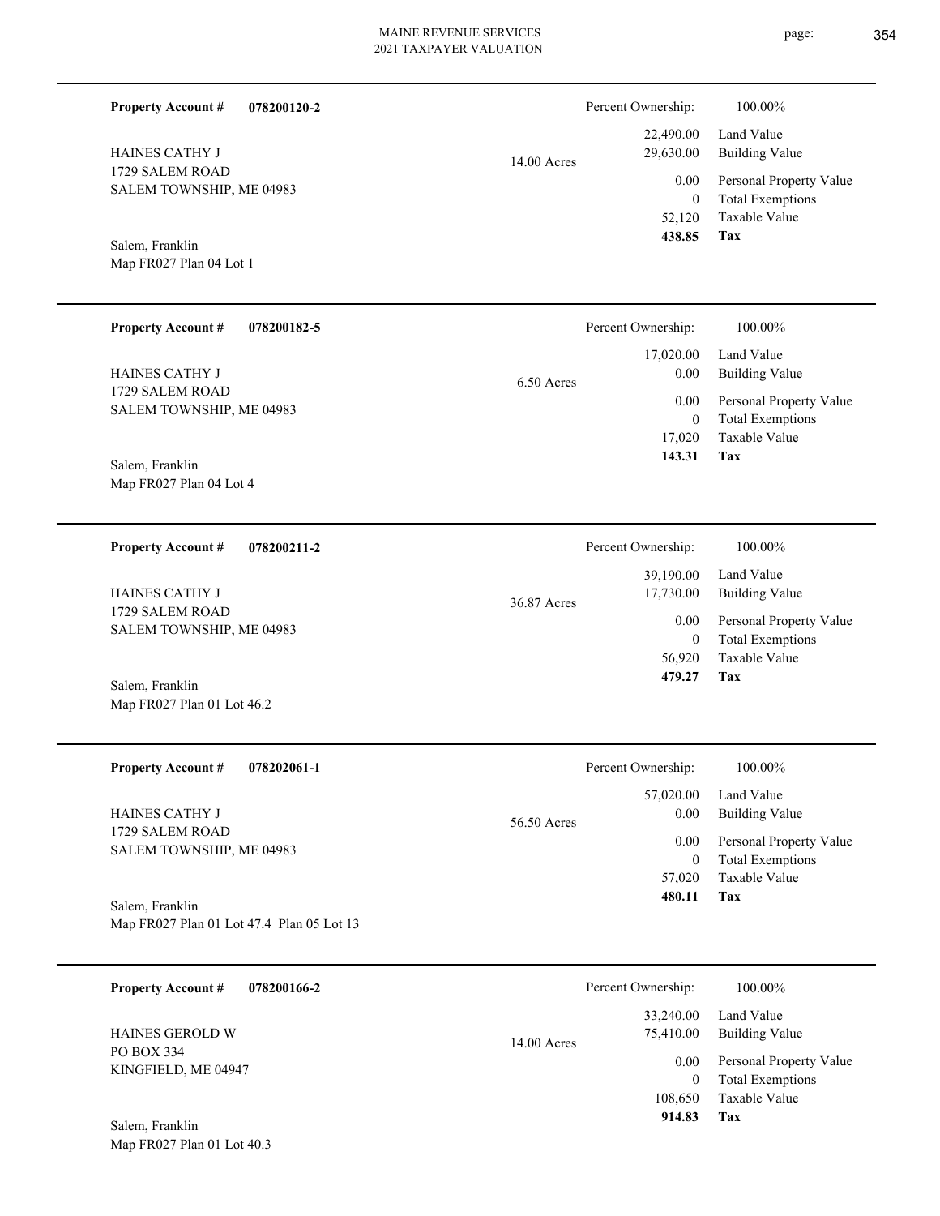**Property Account #** **078200120-2**

HAINES CATHY J
1729 SALEM ROAD
SALEM TOWNSHIP, ME 04983

Salem, Franklin
Map FR027 Plan 04 Lot 1

14.00 Acres

| Percent Ownership: | 100.00% |
|---|---|
| 22,490.00 | Land Value |
| 29,630.00 | Building Value |
| 0.00 | Personal Property Value |
| 0 | Total Exemptions |
| 52,120 | Taxable Value |
| **438.85** | **Tax** |

---

**Property Account #** **078200182-5**

HAINES CATHY J
1729 SALEM ROAD
SALEM TOWNSHIP, ME 04983

Salem, Franklin
Map FR027 Plan 04 Lot 4

6.50 Acres

| Percent Ownership: | 100.00% |
|---|---|
| 17,020.00 | Land Value |
| 0.00 | Building Value |
| 0.00 | Personal Property Value |
| 0 | Total Exemptions |
| 17,020 | Taxable Value |
| **143.31** | **Tax** |

---

**Property Account #** **078200211-2**

HAINES CATHY J
1729 SALEM ROAD
SALEM TOWNSHIP, ME 04983

Salem, Franklin
Map FR027 Plan 01 Lot 46.2

36.87 Acres

| Percent Ownership: | 100.00% |
|---|---|
| 39,190.00 | Land Value |
| 17,730.00 | Building Value |
| 0.00 | Personal Property Value |
| 0 | Total Exemptions |
| 56,920 | Taxable Value |
| **479.27** | **Tax** |

---

**Property Account #** **078202061-1**

HAINES CATHY J
1729 SALEM ROAD
SALEM TOWNSHIP, ME 04983

Salem, Franklin
Map FR027 Plan 01 Lot 47.4 Plan 05 Lot 13

56.50 Acres

| Percent Ownership: | 100.00% |
|---|---|
| 57,020.00 | Land Value |
| 0.00 | Building Value |
| 0.00 | Personal Property Value |
| 0 | Total Exemptions |
| 57,020 | Taxable Value |
| **480.11** | **Tax** |

---

**Property Account #** **078200166-2**

HAINES GEROLD W
PO BOX 334
KINGFIELD, ME 04947

Salem, Franklin
Map FR027 Plan 01 Lot 40.3

14.00 Acres

| Percent Ownership: | 100.00% |
|---|---|
| 33,240.00 | Land Value |
| 75,410.00 | Building Value |
| 0.00 | Personal Property Value |
| 0 | Total Exemptions |
| 108,650 | Taxable Value |
| **914.83** | **Tax** |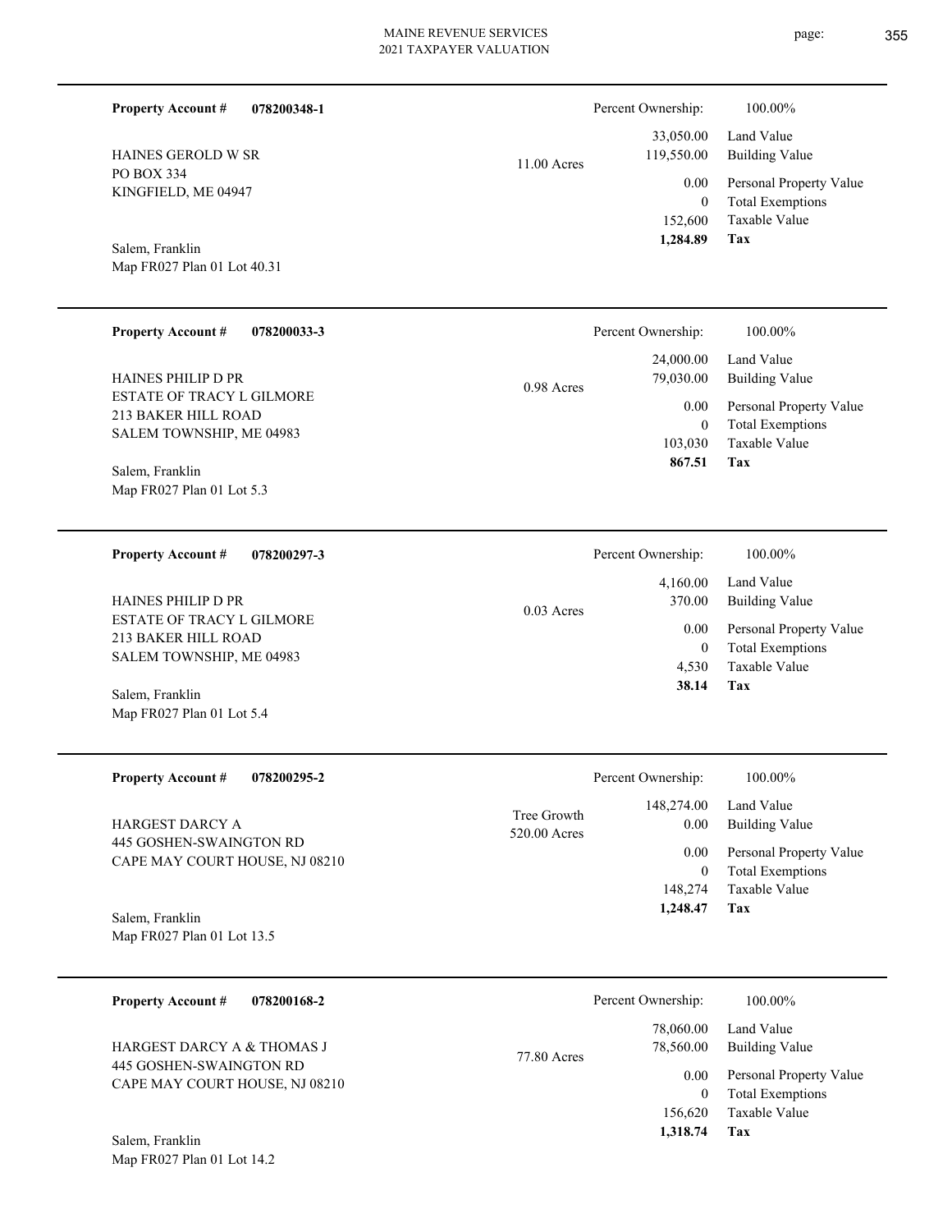**Property Account #** **078200348-1**

HAINES GEROLD W SR
PO BOX 334
KINGFIELD, ME 04947

Salem, Franklin
Map FR027 Plan 01 Lot 40.31

11.00 Acres

| Percent Ownership: | 100.00% |
|---|---|
| 33,050.00 | Land Value |
| 119,550.00 | Building Value |
| 0.00 | Personal Property Value |
| 0 | Total Exemptions |
| 152,600 | Taxable Value |
| **1,284.89** | **Tax** |

---

**Property Account #** **078200033-3**

HAINES PHILIP D PR
ESTATE OF TRACY L GILMORE
213 BAKER HILL ROAD
SALEM TOWNSHIP, ME 04983

Salem, Franklin
Map FR027 Plan 01 Lot 5.3

0.98 Acres

| Percent Ownership: | 100.00% |
|---|---|
| 24,000.00 | Land Value |
| 79,030.00 | Building Value |
| 0.00 | Personal Property Value |
| 0 | Total Exemptions |
| 103,030 | Taxable Value |
| **867.51** | **Tax** |

---

**Property Account #** **078200297-3**

HAINES PHILIP D PR
ESTATE OF TRACY L GILMORE
213 BAKER HILL ROAD
SALEM TOWNSHIP, ME 04983

Salem, Franklin
Map FR027 Plan 01 Lot 5.4

0.03 Acres

| Percent Ownership: | 100.00% |
|---|---|
| 4,160.00 | Land Value |
| 370.00 | Building Value |
| 0.00 | Personal Property Value |
| 0 | Total Exemptions |
| 4,530 | Taxable Value |
| **38.14** | **Tax** |

---

**Property Account #** **078200295-2**

HARGEST DARCY A
445 GOSHEN-SWAINGTON RD
CAPE MAY COURT HOUSE, NJ 08210

Salem, Franklin
Map FR027 Plan 01 Lot 13.5

Tree Growth
520.00 Acres

| Percent Ownership: | 100.00% |
|---|---|
| 148,274.00 | Land Value |
| 0.00 | Building Value |
| 0.00 | Personal Property Value |
| 0 | Total Exemptions |
| 148,274 | Taxable Value |
| **1,248.47** | **Tax** |

---

**Property Account #** **078200168-2**

HARGEST DARCY A & THOMAS J
445 GOSHEN-SWAINGTON RD
CAPE MAY COURT HOUSE, NJ 08210

Salem, Franklin
Map FR027 Plan 01 Lot 14.2

77.80 Acres

| Percent Ownership: | 100.00% |
|---|---|
| 78,060.00 | Land Value |
| 78,560.00 | Building Value |
| 0.00 | Personal Property Value |
| 0 | Total Exemptions |
| 156,620 | Taxable Value |
| **1,318.74** | **Tax** |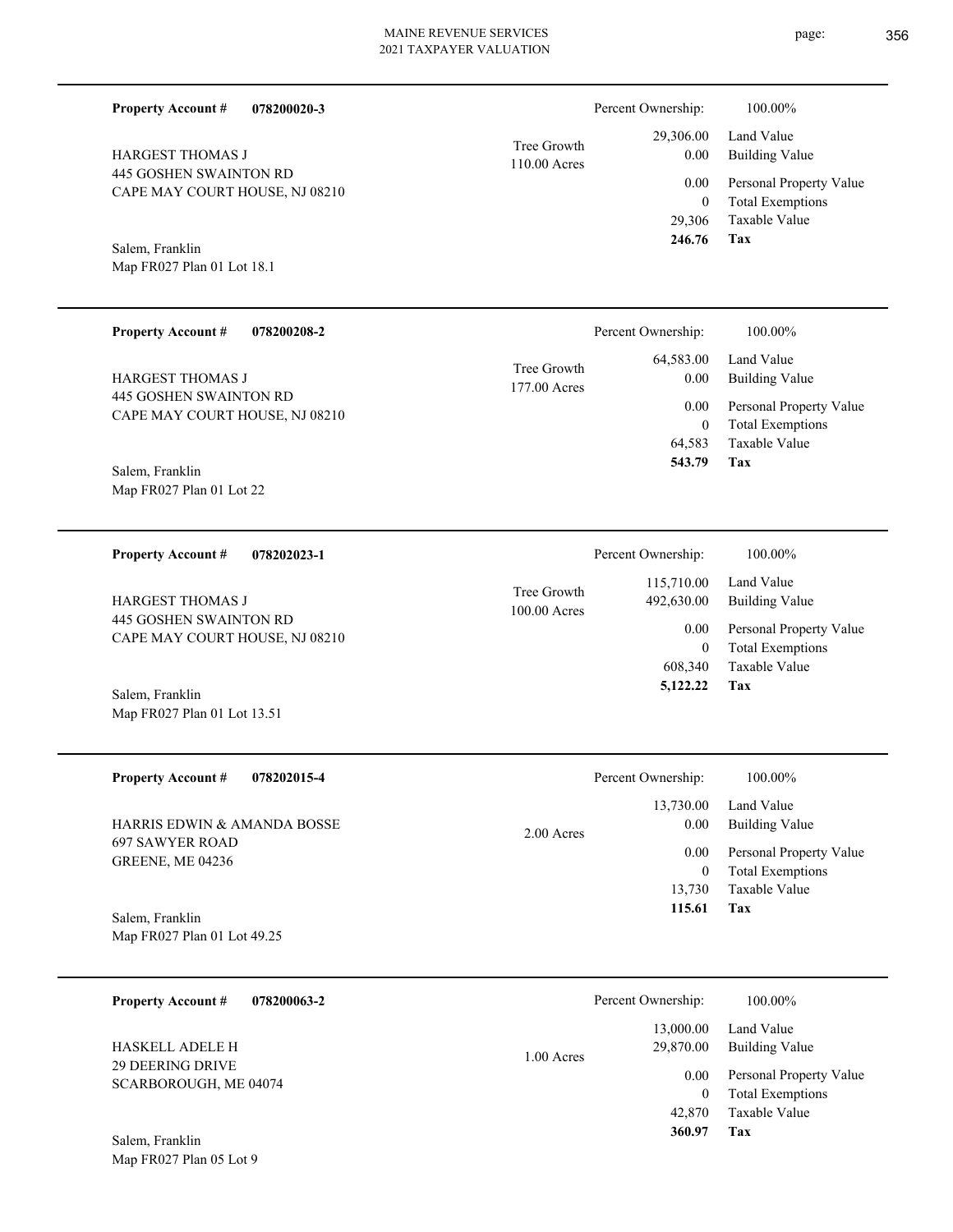**Property Account #** **078200020-3**

HARGEST THOMAS J
445 GOSHEN SWAINTON RD
CAPE MAY COURT HOUSE, NJ 08210

Salem, Franklin
Map FR027 Plan 01 Lot 18.1

Tree Growth
110.00 Acres

| Percent Ownership: | 100.00% |
|---|---|
| 29,306.00 | Land Value |
| 0.00 | Building Value |
| 0.00 | Personal Property Value |
| 0 | Total Exemptions |
| 29,306 | Taxable Value |
| **246.76** | **Tax** |

---

**Property Account #** **078200208-2**

HARGEST THOMAS J
445 GOSHEN SWAINTON RD
CAPE MAY COURT HOUSE, NJ 08210

Salem, Franklin
Map FR027 Plan 01 Lot 22

Tree Growth
177.00 Acres

| Percent Ownership: | 100.00% |
|---|---|
| 64,583.00 | Land Value |
| 0.00 | Building Value |
| 0.00 | Personal Property Value |
| 0 | Total Exemptions |
| 64,583 | Taxable Value |
| **543.79** | **Tax** |

---

**Property Account #** **078202023-1**

HARGEST THOMAS J
445 GOSHEN SWAINTON RD
CAPE MAY COURT HOUSE, NJ 08210

Salem, Franklin
Map FR027 Plan 01 Lot 13.51

Tree Growth
100.00 Acres

| Percent Ownership: | 100.00% |
|---|---|
| 115,710.00 | Land Value |
| 492,630.00 | Building Value |
| 0.00 | Personal Property Value |
| 0 | Total Exemptions |
| 608,340 | Taxable Value |
| **5,122.22** | **Tax** |

---

**Property Account #** **078202015-4**

HARRIS EDWIN & AMANDA BOSSE
697 SAWYER ROAD
GREENE, ME 04236

Salem, Franklin
Map FR027 Plan 01 Lot 49.25

2.00 Acres

| Percent Ownership: | 100.00% |
|---|---|
| 13,730.00 | Land Value |
| 0.00 | Building Value |
| 0.00 | Personal Property Value |
| 0 | Total Exemptions |
| 13,730 | Taxable Value |
| **115.61** | **Tax** |

---

**Property Account #** **078200063-2**

HASKELL ADELE H
29 DEERING DRIVE
SCARBOROUGH, ME 04074

Salem, Franklin
Map FR027 Plan 05 Lot 9

1.00 Acres

| Percent Ownership: | 100.00% |
|---|---|
| 13,000.00 | Land Value |
| 29,870.00 | Building Value |
| 0.00 | Personal Property Value |
| 0 | Total Exemptions |
| 42,870 | Taxable Value |
| **360.97** | **Tax** |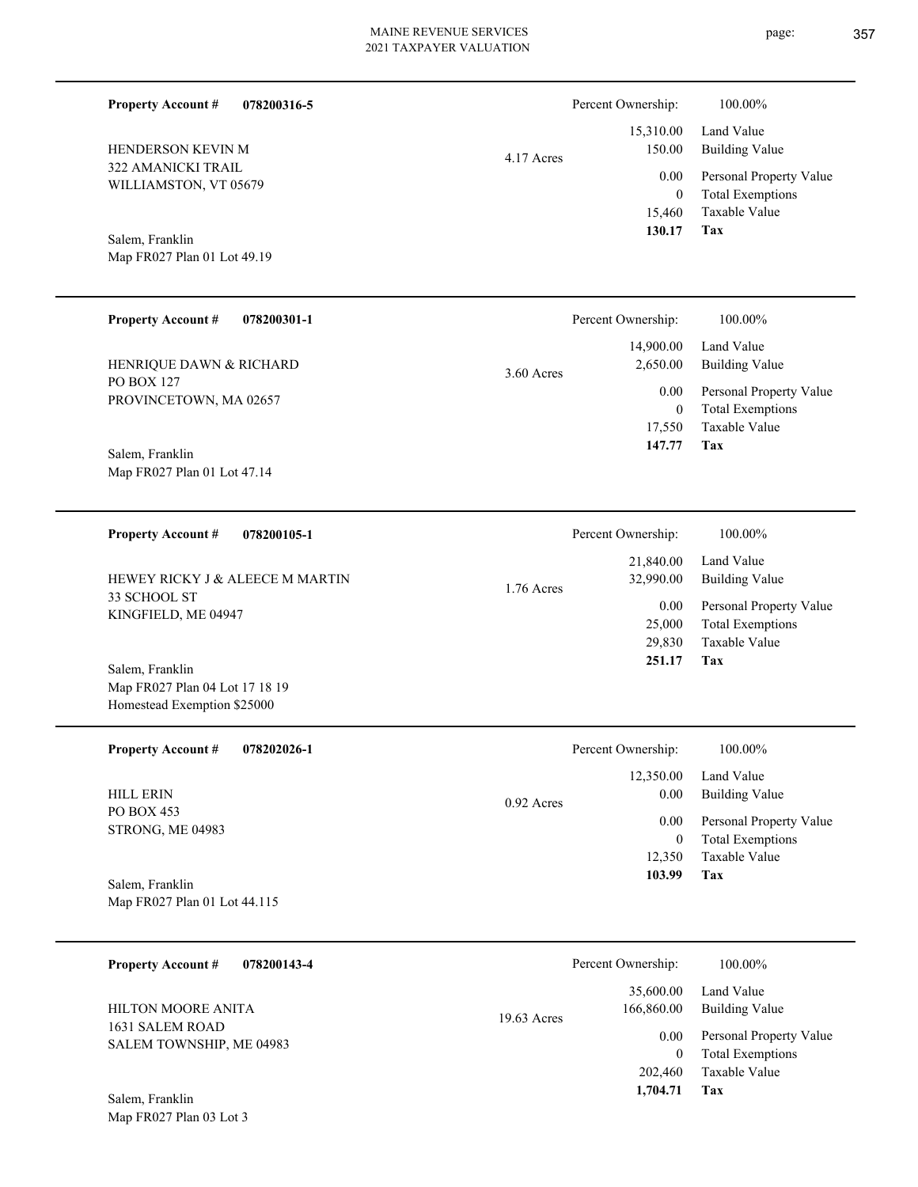**Property Account #** **078200316-5**

HENDERSON KEVIN M
322 AMANICKI TRAIL
WILLIAMSTON, VT 05679

Salem, Franklin
Map FR027 Plan 01 Lot 49.19

4.17 Acres

| Percent Ownership: | 100.00% |
|---|---|
| 15,310.00 | Land Value |
| 150.00 | Building Value |
| 0.00 | Personal Property Value |
| 0 | Total Exemptions |
| 15,460 | Taxable Value |
| **130.17** | **Tax** |

---

**Property Account #** **078200301-1**

HENRIQUE DAWN & RICHARD
PO BOX 127
PROVINCETOWN, MA 02657

Salem, Franklin
Map FR027 Plan 01 Lot 47.14

3.60 Acres

| Percent Ownership: | 100.00% |
|---|---|
| 14,900.00 | Land Value |
| 2,650.00 | Building Value |
| 0.00 | Personal Property Value |
| 0 | Total Exemptions |
| 17,550 | Taxable Value |
| **147.77** | **Tax** |

---

**Property Account #** **078200105-1**

HEWEY RICKY J & ALEECE M MARTIN
33 SCHOOL ST
KINGFIELD, ME 04947

Salem, Franklin
Map FR027 Plan 04 Lot 17 18 19
Homestead Exemption $25000

1.76 Acres

| Percent Ownership: | 100.00% |
|---|---|
| 21,840.00 | Land Value |
| 32,990.00 | Building Value |
| 0.00 | Personal Property Value |
| 25,000 | Total Exemptions |
| 29,830 | Taxable Value |
| **251.17** | **Tax** |

---

**Property Account #** **078202026-1**

HILL ERIN
PO BOX 453
STRONG, ME 04983

Salem, Franklin
Map FR027 Plan 01 Lot 44.115

0.92 Acres

| Percent Ownership: | 100.00% |
|---|---|
| 12,350.00 | Land Value |
| 0.00 | Building Value |
| 0.00 | Personal Property Value |
| 0 | Total Exemptions |
| 12,350 | Taxable Value |
| **103.99** | **Tax** |

---

**Property Account #** **078200143-4**

HILTON MOORE ANITA
1631 SALEM ROAD
SALEM TOWNSHIP, ME 04983

Salem, Franklin
Map FR027 Plan 03 Lot 3

19.63 Acres

| Percent Ownership: | 100.00% |
|---|---|
| 35,600.00 | Land Value |
| 166,860.00 | Building Value |
| 0.00 | Personal Property Value |
| 0 | Total Exemptions |
| 202,460 | Taxable Value |
| **1,704.71** | **Tax** |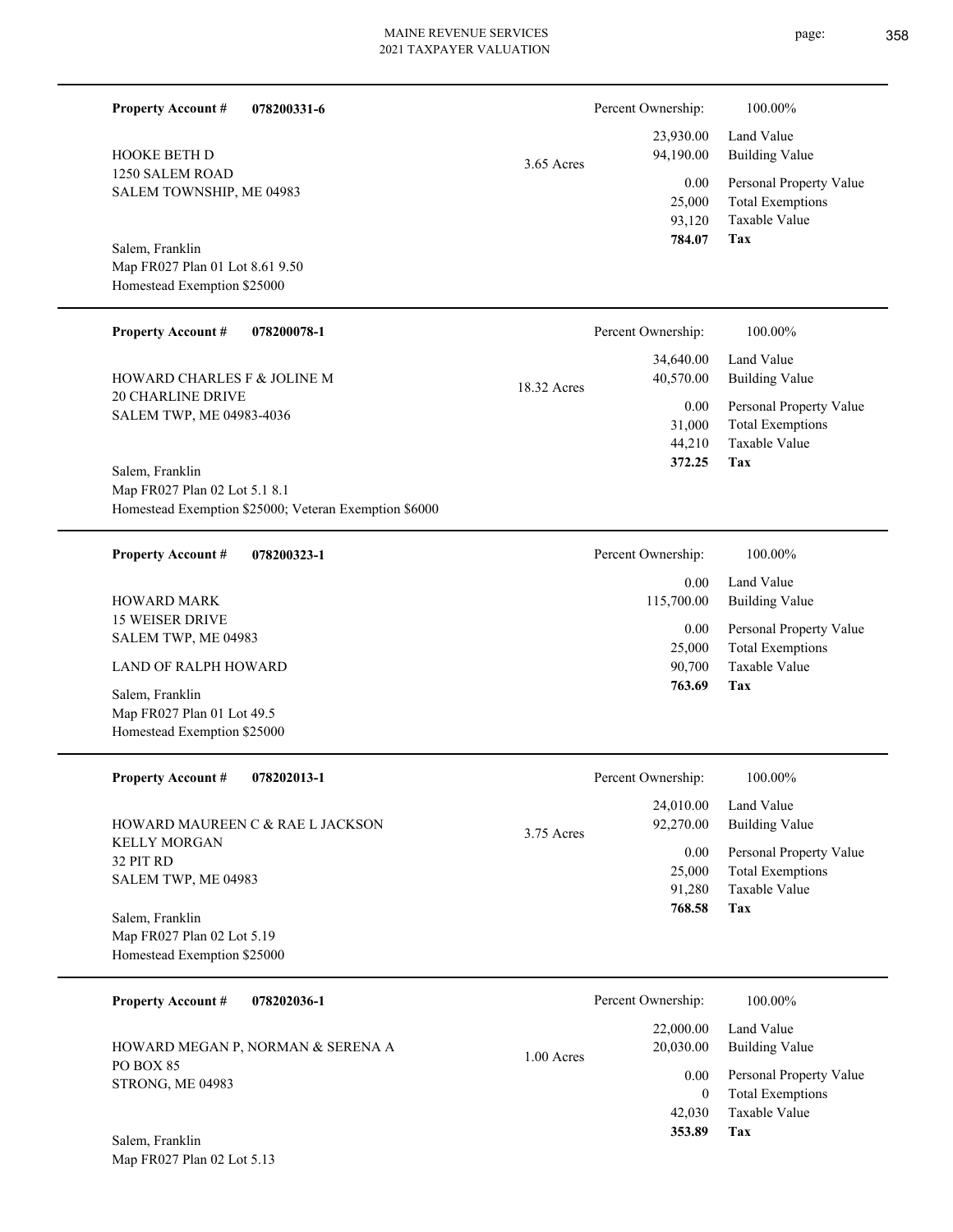**Property Account #** **078200331-6**

HOOKE BETH D
1250 SALEM ROAD
SALEM TOWNSHIP, ME 04983

Salem, Franklin
Map FR027 Plan 01 Lot 8.61 9.50
Homestead Exemption $25000

3.65 Acres

| Percent Ownership: | 100.00% |
|---|---|
| 23,930.00 | Land Value |
| 94,190.00 | Building Value |
| 0.00 | Personal Property Value |
| 25,000 | Total Exemptions |
| 93,120 | Taxable Value |
| **784.07** | **Tax** |

---

**Property Account #** **078200078-1**

HOWARD CHARLES F & JOLINE M
20 CHARLINE DRIVE
SALEM TWP, ME 04983-4036

Salem, Franklin
Map FR027 Plan 02 Lot 5.1 8.1
Homestead Exemption $25000; Veteran Exemption $6000

18.32 Acres

| Percent Ownership: | 100.00% |
|---|---|
| 34,640.00 | Land Value |
| 40,570.00 | Building Value |
| 0.00 | Personal Property Value |
| 31,000 | Total Exemptions |
| 44,210 | Taxable Value |
| **372.25** | **Tax** |

---

**Property Account #** **078200323-1**

HOWARD MARK
15 WEISER DRIVE
SALEM TWP, ME 04983

LAND OF RALPH HOWARD

Salem, Franklin
Map FR027 Plan 01 Lot 49.5
Homestead Exemption $25000

| Percent Ownership: | 100.00% |
|---|---|
| 0.00 | Land Value |
| 115,700.00 | Building Value |
| 0.00 | Personal Property Value |
| 25,000 | Total Exemptions |
| 90,700 | Taxable Value |
| **763.69** | **Tax** |

---

**Property Account #** **078202013-1**

HOWARD MAUREEN C & RAE L JACKSON
KELLY MORGAN
32 PIT RD
SALEM TWP, ME 04983

Salem, Franklin
Map FR027 Plan 02 Lot 5.19
Homestead Exemption $25000

3.75 Acres

| Percent Ownership: | 100.00% |
|---|---|
| 24,010.00 | Land Value |
| 92,270.00 | Building Value |
| 0.00 | Personal Property Value |
| 25,000 | Total Exemptions |
| 91,280 | Taxable Value |
| **768.58** | **Tax** |

---

**Property Account #** **078202036-1**

HOWARD MEGAN P, NORMAN & SERENA A
PO BOX 85
STRONG, ME 04983

Salem, Franklin
Map FR027 Plan 02 Lot 5.13

1.00 Acres

| Percent Ownership: | 100.00% |
|---|---|
| 22,000.00 | Land Value |
| 20,030.00 | Building Value |
| 0.00 | Personal Property Value |
| 0 | Total Exemptions |
| 42,030 | Taxable Value |
| **353.89** | **Tax** |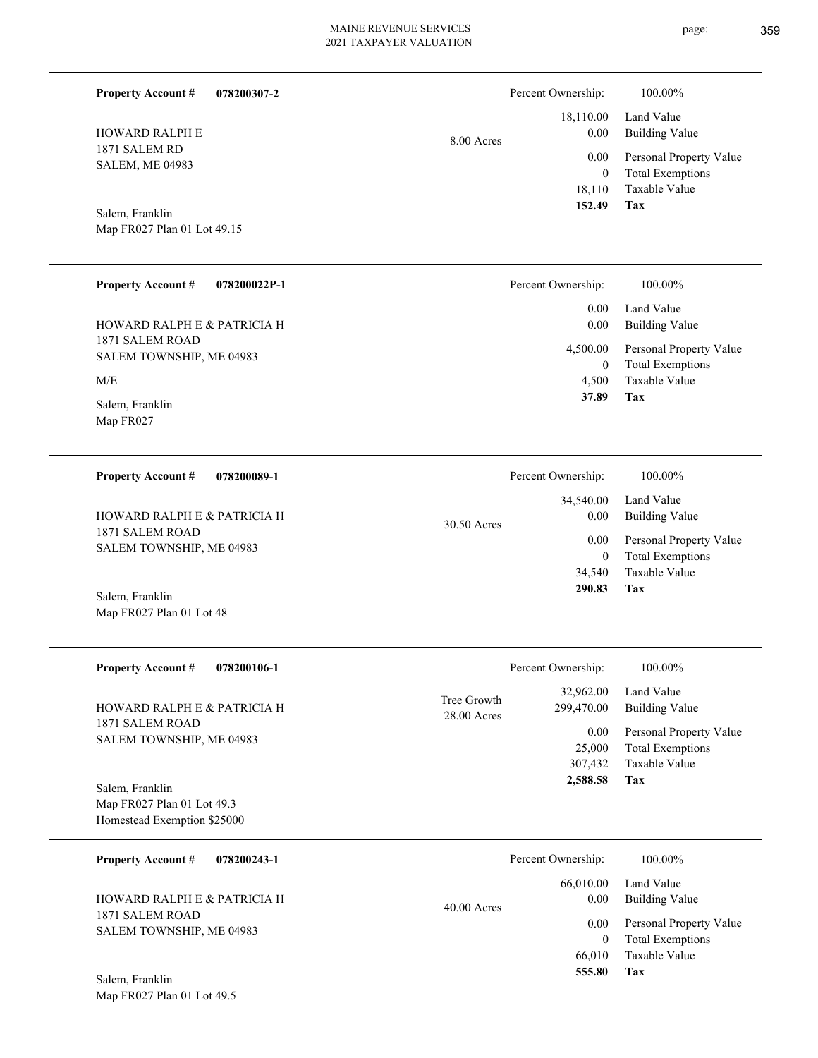**Property Account #** **078200307-2**

HOWARD RALPH E
1871 SALEM RD
SALEM, ME 04983

Salem, Franklin
Map FR027 Plan 01 Lot 49.15

8.00 Acres

| | |
|---|---|
| Percent Ownership: | 100.00% |
| 18,110.00 | Land Value |
| 0.00 | Building Value |
| 0.00 | Personal Property Value |
| 0 | Total Exemptions |
| 18,110 | Taxable Value |
| **152.49** | **Tax** |

---

**Property Account #** **078200022P-1**

HOWARD RALPH E & PATRICIA H
1871 SALEM ROAD
SALEM TOWNSHIP, ME 04983

M/E

Salem, Franklin
Map FR027

| | |
|---|---|
| Percent Ownership: | 100.00% |
| 0.00 | Land Value |
| 0.00 | Building Value |
| 4,500.00 | Personal Property Value |
| 0 | Total Exemptions |
| 4,500 | Taxable Value |
| **37.89** | **Tax** |

---

**Property Account #** **078200089-1**

HOWARD RALPH E & PATRICIA H
1871 SALEM ROAD
SALEM TOWNSHIP, ME 04983

Salem, Franklin
Map FR027 Plan 01 Lot 48

30.50 Acres

| | |
|---|---|
| Percent Ownership: | 100.00% |
| 34,540.00 | Land Value |
| 0.00 | Building Value |
| 0.00 | Personal Property Value |
| 0 | Total Exemptions |
| 34,540 | Taxable Value |
| **290.83** | **Tax** |

---

**Property Account #** **078200106-1**

HOWARD RALPH E & PATRICIA H
1871 SALEM ROAD
SALEM TOWNSHIP, ME 04983

Salem, Franklin
Map FR027 Plan 01 Lot 49.3
Homestead Exemption $25000

Tree Growth
28.00 Acres

| | |
|---|---|
| Percent Ownership: | 100.00% |
| 32,962.00 | Land Value |
| 299,470.00 | Building Value |
| 0.00 | Personal Property Value |
| 25,000 | Total Exemptions |
| 307,432 | Taxable Value |
| **2,588.58** | **Tax** |

---

**Property Account #** **078200243-1**

HOWARD RALPH E & PATRICIA H
1871 SALEM ROAD
SALEM TOWNSHIP, ME 04983

Salem, Franklin
Map FR027 Plan 01 Lot 49.5

40.00 Acres

| | |
|---|---|
| Percent Ownership: | 100.00% |
| 66,010.00 | Land Value |
| 0.00 | Building Value |
| 0.00 | Personal Property Value |
| 0 | Total Exemptions |
| 66,010 | Taxable Value |
| **555.80** | **Tax** |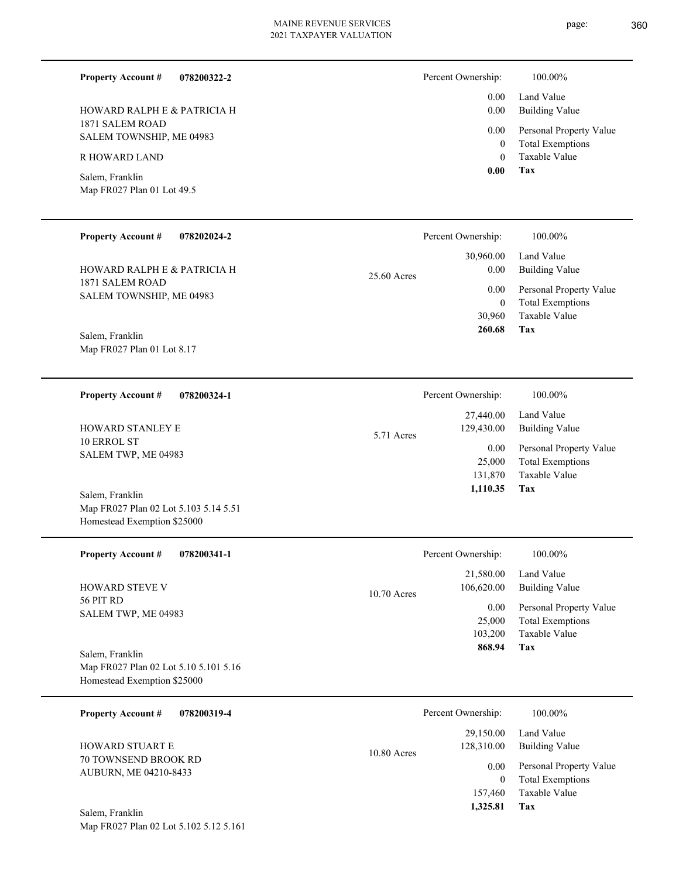**Property Account #** **078200322-2**

HOWARD RALPH E & PATRICIA H
1871 SALEM ROAD
SALEM TOWNSHIP, ME 04983

R HOWARD LAND

Salem, Franklin
Map FR027 Plan 01 Lot 49.5

| | |
|---|---|
| Percent Ownership: | 100.00% |
| 0.00 | Land Value |
| 0.00 | Building Value |
| 0.00 | Personal Property Value |
| 0 | Total Exemptions |
| 0 | Taxable Value |
| **0.00** | **Tax** |

---

**Property Account #** **078202024-2**

HOWARD RALPH E & PATRICIA H
1871 SALEM ROAD
SALEM TOWNSHIP, ME 04983

Salem, Franklin
Map FR027 Plan 01 Lot 8.17

25.60 Acres

| | |
|---|---|
| Percent Ownership: | 100.00% |
| 30,960.00 | Land Value |
| 0.00 | Building Value |
| 0.00 | Personal Property Value |
| 0 | Total Exemptions |
| 30,960 | Taxable Value |
| **260.68** | **Tax** |

---

**Property Account #** **078200324-1**

HOWARD STANLEY E
10 ERROL ST
SALEM TWP, ME 04983

Salem, Franklin
Map FR027 Plan 02 Lot 5.103 5.14 5.51
Homestead Exemption $25000

5.71 Acres

| | |
|---|---|
| Percent Ownership: | 100.00% |
| 27,440.00 | Land Value |
| 129,430.00 | Building Value |
| 0.00 | Personal Property Value |
| 25,000 | Total Exemptions |
| 131,870 | Taxable Value |
| **1,110.35** | **Tax** |

---

**Property Account #** **078200341-1**

HOWARD STEVE V
56 PIT RD
SALEM TWP, ME 04983

Salem, Franklin
Map FR027 Plan 02 Lot 5.10 5.101 5.16
Homestead Exemption $25000

10.70 Acres

| | |
|---|---|
| Percent Ownership: | 100.00% |
| 21,580.00 | Land Value |
| 106,620.00 | Building Value |
| 0.00 | Personal Property Value |
| 25,000 | Total Exemptions |
| 103,200 | Taxable Value |
| **868.94** | **Tax** |

---

**Property Account #** **078200319-4**

HOWARD STUART E
70 TOWNSEND BROOK RD
AUBURN, ME 04210-8433

Salem, Franklin
Map FR027 Plan 02 Lot 5.102 5.12 5.161

10.80 Acres

| | |
|---|---|
| Percent Ownership: | 100.00% |
| 29,150.00 | Land Value |
| 128,310.00 | Building Value |
| 0.00 | Personal Property Value |
| 0 | Total Exemptions |
| 157,460 | Taxable Value |
| **1,325.81** | **Tax** |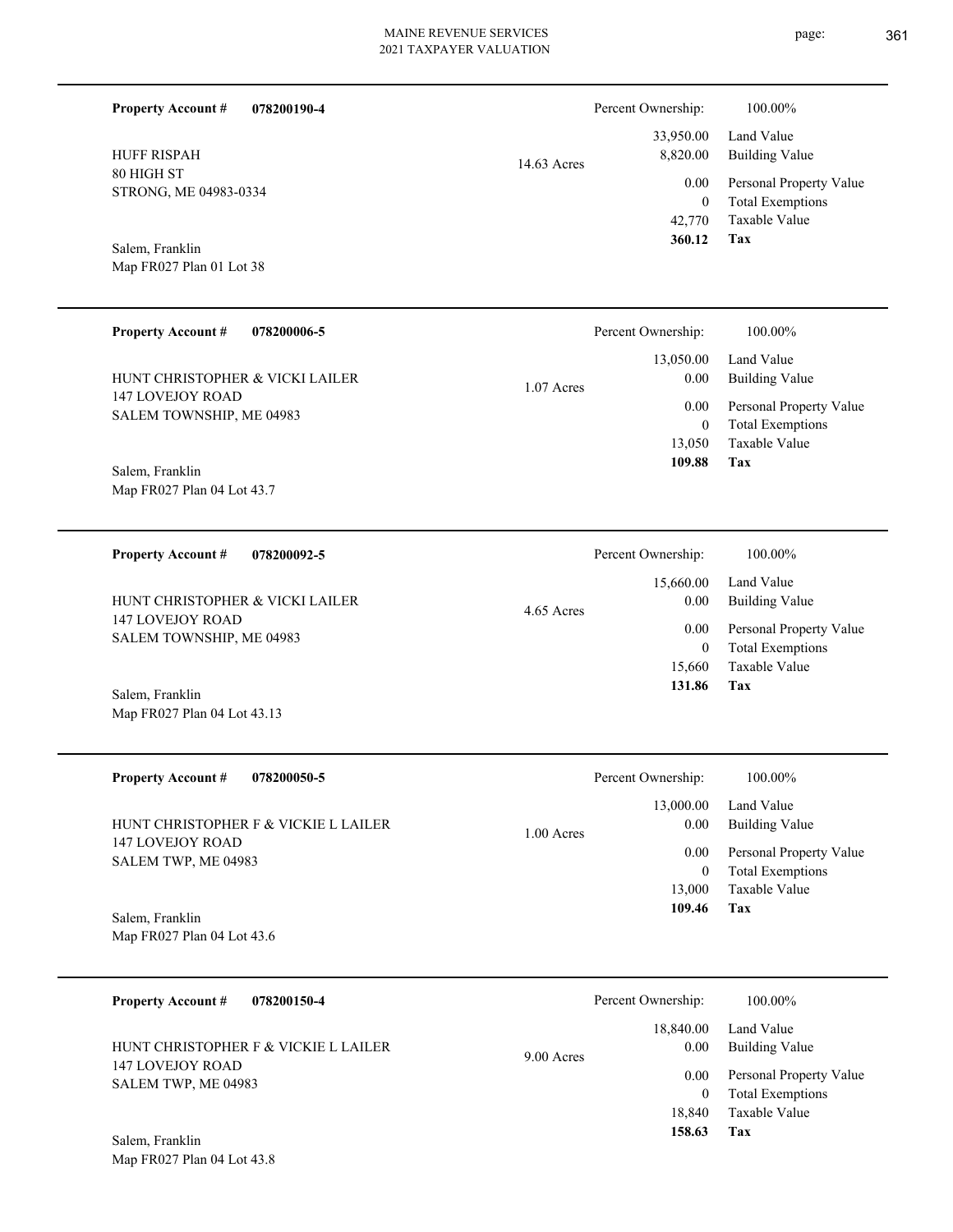**Property Account #** **078200190-4**

HUFF RISPAH
80 HIGH ST
STRONG, ME 04983-0334

Salem, Franklin
Map FR027 Plan 01 Lot 38

14.63 Acres

| Percent Ownership: | 100.00% |
|---|---|
| 33,950.00 | Land Value |
| 8,820.00 | Building Value |
| 0.00 | Personal Property Value |
| 0 | Total Exemptions |
| 42,770 | Taxable Value |
| **360.12** | **Tax** |

---

**Property Account #** **078200006-5**

HUNT CHRISTOPHER & VICKI LAILER
147 LOVEJOY ROAD
SALEM TOWNSHIP, ME 04983

Salem, Franklin
Map FR027 Plan 04 Lot 43.7

1.07 Acres

| Percent Ownership: | 100.00% |
|---|---|
| 13,050.00 | Land Value |
| 0.00 | Building Value |
| 0.00 | Personal Property Value |
| 0 | Total Exemptions |
| 13,050 | Taxable Value |
| **109.88** | **Tax** |

---

**Property Account #** **078200092-5**

HUNT CHRISTOPHER & VICKI LAILER
147 LOVEJOY ROAD
SALEM TOWNSHIP, ME 04983

Salem, Franklin
Map FR027 Plan 04 Lot 43.13

4.65 Acres

| Percent Ownership: | 100.00% |
|---|---|
| 15,660.00 | Land Value |
| 0.00 | Building Value |
| 0.00 | Personal Property Value |
| 0 | Total Exemptions |
| 15,660 | Taxable Value |
| **131.86** | **Tax** |

---

**Property Account #** **078200050-5**

HUNT CHRISTOPHER F & VICKIE L LAILER
147 LOVEJOY ROAD
SALEM TWP, ME 04983

Salem, Franklin
Map FR027 Plan 04 Lot 43.6

1.00 Acres

| Percent Ownership: | 100.00% |
|---|---|
| 13,000.00 | Land Value |
| 0.00 | Building Value |
| 0.00 | Personal Property Value |
| 0 | Total Exemptions |
| 13,000 | Taxable Value |
| **109.46** | **Tax** |

---

**Property Account #** **078200150-4**

HUNT CHRISTOPHER F & VICKIE L LAILER
147 LOVEJOY ROAD
SALEM TWP, ME 04983

Salem, Franklin
Map FR027 Plan 04 Lot 43.8

9.00 Acres

| Percent Ownership: | 100.00% |
|---|---|
| 18,840.00 | Land Value |
| 0.00 | Building Value |
| 0.00 | Personal Property Value |
| 0 | Total Exemptions |
| 18,840 | Taxable Value |
| **158.63** | **Tax** |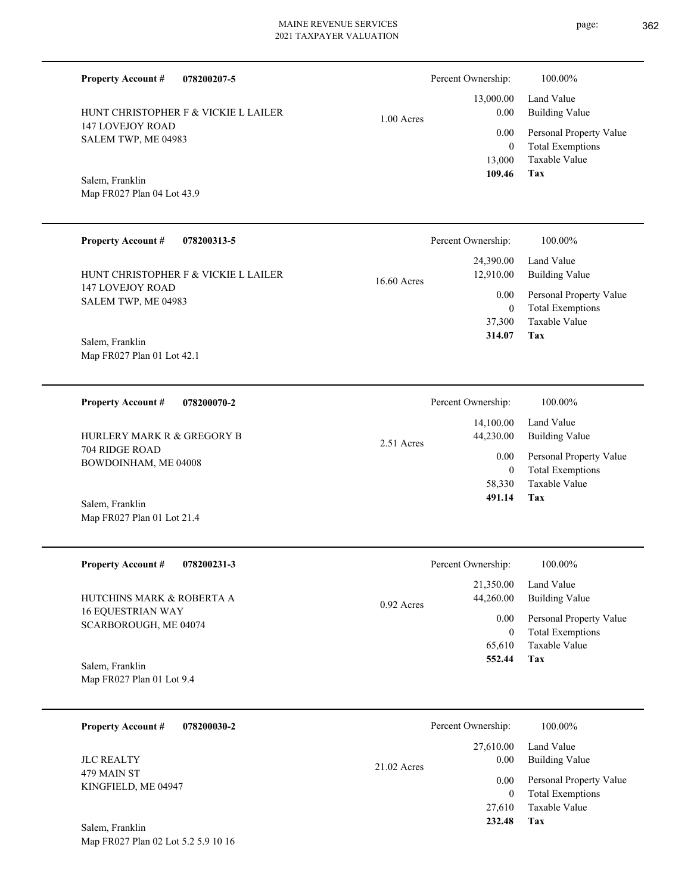**Property Account #** **078200207-5**

HUNT CHRISTOPHER F & VICKIE L LAILER
147 LOVEJOY ROAD
SALEM TWP, ME 04983

Salem, Franklin
Map FR027 Plan 04 Lot 43.9

1.00 Acres

| | |
|---|---|
| Percent Ownership: | 100.00% |
| 13,000.00 | Land Value |
| 0.00 | Building Value |
| 0.00 | Personal Property Value |
| 0 | Total Exemptions |
| 13,000 | Taxable Value |
| **109.46** | **Tax** |

---

**Property Account #** **078200313-5**

HUNT CHRISTOPHER F & VICKIE L LAILER
147 LOVEJOY ROAD
SALEM TWP, ME 04983

Salem, Franklin
Map FR027 Plan 01 Lot 42.1

16.60 Acres

| | |
|---|---|
| Percent Ownership: | 100.00% |
| 24,390.00 | Land Value |
| 12,910.00 | Building Value |
| 0.00 | Personal Property Value |
| 0 | Total Exemptions |
| 37,300 | Taxable Value |
| **314.07** | **Tax** |

---

**Property Account #** **078200070-2**

HURLERY MARK R & GREGORY B
704 RIDGE ROAD
BOWDOINHAM, ME 04008

Salem, Franklin
Map FR027 Plan 01 Lot 21.4

2.51 Acres

| | |
|---|---|
| Percent Ownership: | 100.00% |
| 14,100.00 | Land Value |
| 44,230.00 | Building Value |
| 0.00 | Personal Property Value |
| 0 | Total Exemptions |
| 58,330 | Taxable Value |
| **491.14** | **Tax** |

---

**Property Account #** **078200231-3**

HUTCHINS MARK & ROBERTA A
16 EQUESTRIAN WAY
SCARBOROUGH, ME 04074

Salem, Franklin
Map FR027 Plan 01 Lot 9.4

0.92 Acres

| | |
|---|---|
| Percent Ownership: | 100.00% |
| 21,350.00 | Land Value |
| 44,260.00 | Building Value |
| 0.00 | Personal Property Value |
| 0 | Total Exemptions |
| 65,610 | Taxable Value |
| **552.44** | **Tax** |

---

**Property Account #** **078200030-2**

JLC REALTY
479 MAIN ST
KINGFIELD, ME 04947

Salem, Franklin
Map FR027 Plan 02 Lot 5.2 5.9 10 16

21.02 Acres

| | |
|---|---|
| Percent Ownership: | 100.00% |
| 27,610.00 | Land Value |
| 0.00 | Building Value |
| 0.00 | Personal Property Value |
| 0 | Total Exemptions |
| 27,610 | Taxable Value |
| **232.48** | **Tax** |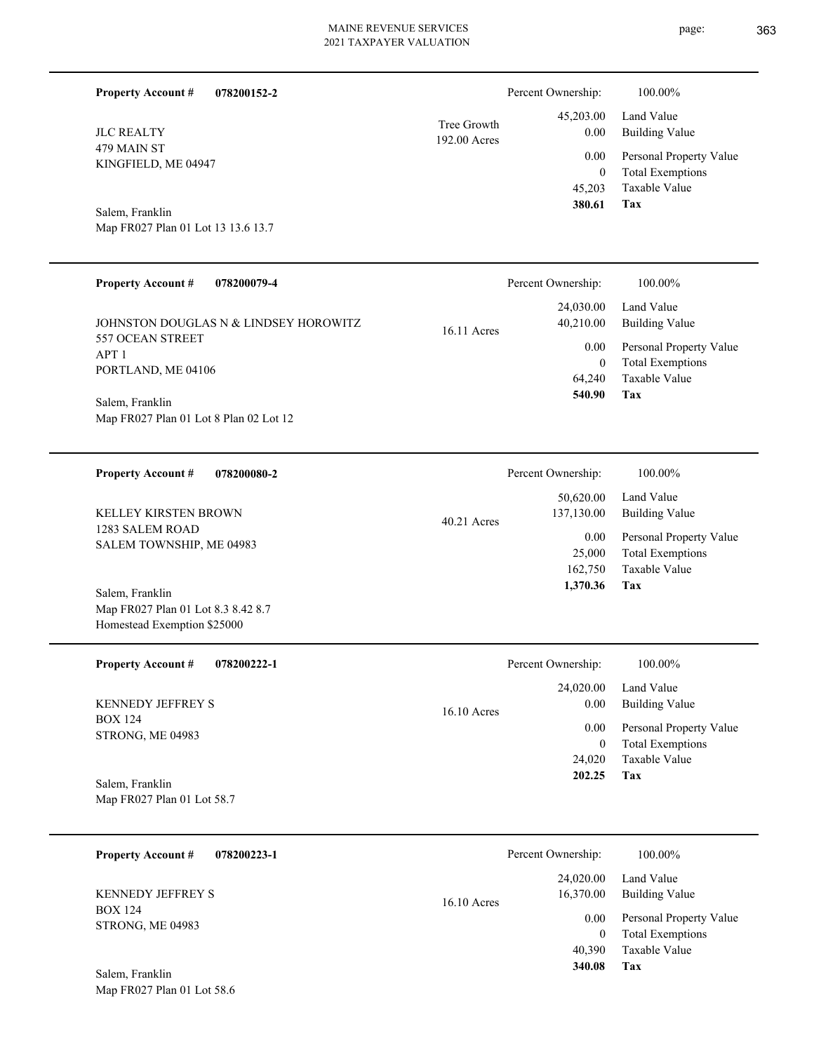**Property Account #** **078200152-2**

JLC REALTY
479 MAIN ST
KINGFIELD, ME 04947

Salem, Franklin
Map FR027 Plan 01 Lot 13 13.6 13.7

Tree Growth
192.00 Acres

| | |
|---|---|
| Percent Ownership: | 100.00% |
| Land Value | 45,203.00 |
| Building Value | 0.00 |
| Personal Property Value | 0.00 |
| Total Exemptions | 0 |
| Taxable Value | 45,203 |
| **Tax** | **380.61** |

---

**Property Account #** **078200079-4**

JOHNSTON DOUGLAS N & LINDSEY HOROWITZ
557 OCEAN STREET
APT 1
PORTLAND, ME 04106

Salem, Franklin
Map FR027 Plan 01 Lot 8 Plan 02 Lot 12

16.11 Acres

| | |
|---|---|
| Percent Ownership: | 100.00% |
| Land Value | 24,030.00 |
| Building Value | 40,210.00 |
| Personal Property Value | 0.00 |
| Total Exemptions | 0 |
| Taxable Value | 64,240 |
| **Tax** | **540.90** |

---

**Property Account #** **078200080-2**

KELLEY KIRSTEN BROWN
1283 SALEM ROAD
SALEM TOWNSHIP, ME 04983

Salem, Franklin
Map FR027 Plan 01 Lot 8.3 8.42 8.7
Homestead Exemption $25000

40.21 Acres

| | |
|---|---|
| Percent Ownership: | 100.00% |
| Land Value | 50,620.00 |
| Building Value | 137,130.00 |
| Personal Property Value | 0.00 |
| Total Exemptions | 25,000 |
| Taxable Value | 162,750 |
| **Tax** | **1,370.36** |

---

**Property Account #** **078200222-1**

KENNEDY JEFFREY S
BOX 124
STRONG, ME 04983

Salem, Franklin
Map FR027 Plan 01 Lot 58.7

16.10 Acres

| | |
|---|---|
| Percent Ownership: | 100.00% |
| Land Value | 24,020.00 |
| Building Value | 0.00 |
| Personal Property Value | 0.00 |
| Total Exemptions | 0 |
| Taxable Value | 24,020 |
| **Tax** | **202.25** |

---

**Property Account #** **078200223-1**

KENNEDY JEFFREY S
BOX 124
STRONG, ME 04983

Salem, Franklin
Map FR027 Plan 01 Lot 58.6

16.10 Acres

| | |
|---|---|
| Percent Ownership: | 100.00% |
| Land Value | 24,020.00 |
| Building Value | 16,370.00 |
| Personal Property Value | 0.00 |
| Total Exemptions | 0 |
| Taxable Value | 40,390 |
| **Tax** | **340.08** |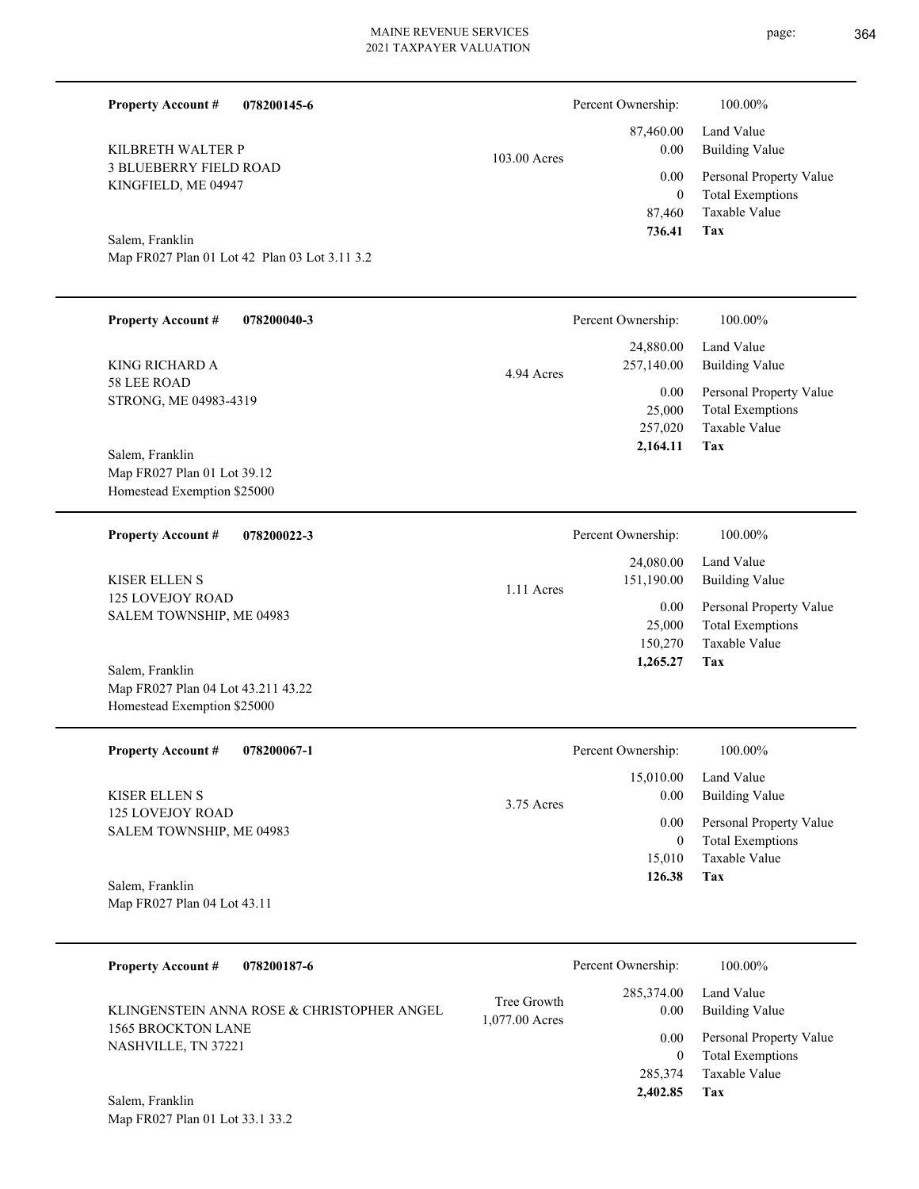**Property Account #** **078200145-6**

KILBRETH WALTER P
3 BLUEBERRY FIELD ROAD
KINGFIELD, ME 04947

Salem, Franklin
Map FR027 Plan 01 Lot 42 Plan 03 Lot 3.11 3.2

103.00 Acres

| Percent Ownership: | 100.00% |
|---|---|
| 87,460.00 | Land Value |
| 0.00 | Building Value |
| 0.00 | Personal Property Value |
| 0 | Total Exemptions |
| 87,460 | Taxable Value |
| **736.41** | **Tax** |

---

**Property Account #** **078200040-3**

KING RICHARD A
58 LEE ROAD
STRONG, ME 04983-4319

Salem, Franklin
Map FR027 Plan 01 Lot 39.12
Homestead Exemption $25000

4.94 Acres

| Percent Ownership: | 100.00% |
|---|---|
| 24,880.00 | Land Value |
| 257,140.00 | Building Value |
| 0.00 | Personal Property Value |
| 25,000 | Total Exemptions |
| 257,020 | Taxable Value |
| **2,164.11** | **Tax** |

---

**Property Account #** **078200022-3**

KISER ELLEN S
125 LOVEJOY ROAD
SALEM TOWNSHIP, ME 04983

Salem, Franklin
Map FR027 Plan 04 Lot 43.211 43.22
Homestead Exemption $25000

1.11 Acres

| Percent Ownership: | 100.00% |
|---|---|
| 24,080.00 | Land Value |
| 151,190.00 | Building Value |
| 0.00 | Personal Property Value |
| 25,000 | Total Exemptions |
| 150,270 | Taxable Value |
| **1,265.27** | **Tax** |

---

**Property Account #** **078200067-1**

KISER ELLEN S
125 LOVEJOY ROAD
SALEM TOWNSHIP, ME 04983

Salem, Franklin
Map FR027 Plan 04 Lot 43.11

3.75 Acres

| Percent Ownership: | 100.00% |
|---|---|
| 15,010.00 | Land Value |
| 0.00 | Building Value |
| 0.00 | Personal Property Value |
| 0 | Total Exemptions |
| 15,010 | Taxable Value |
| **126.38** | **Tax** |

---

**Property Account #** **078200187-6**

KLINGENSTEIN ANNA ROSE & CHRISTOPHER ANGEL
1565 BROCKTON LANE
NASHVILLE, TN 37221

Salem, Franklin
Map FR027 Plan 01 Lot 33.1 33.2

Tree Growth
1,077.00 Acres

| Percent Ownership: | 100.00% |
|---|---|
| 285,374.00 | Land Value |
| 0.00 | Building Value |
| 0.00 | Personal Property Value |
| 0 | Total Exemptions |
| 285,374 | Taxable Value |
| **2,402.85** | **Tax** |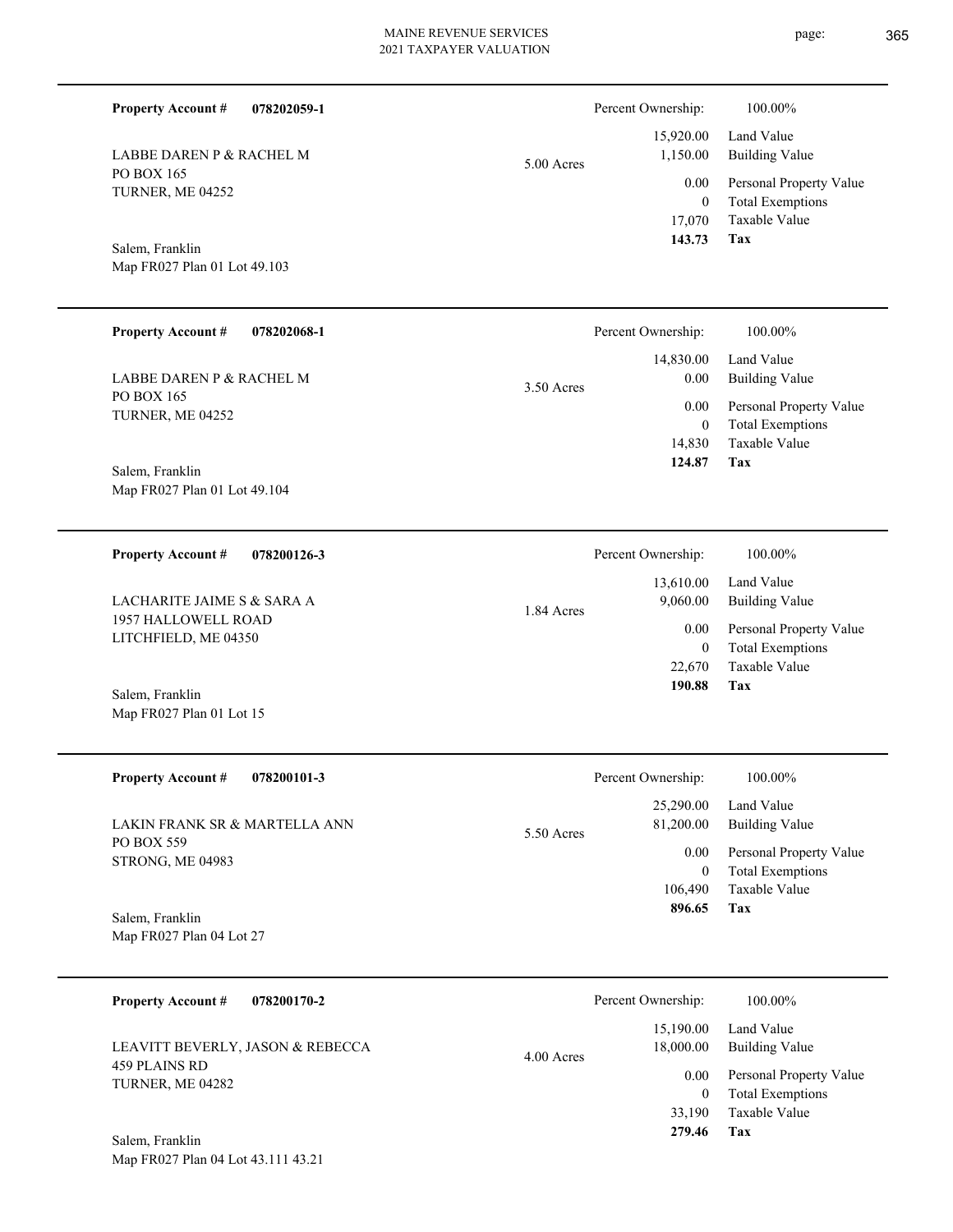**Property Account #** **078202059-1**

LABBE DAREN P & RACHEL M
PO BOX 165
TURNER, ME 04252

Salem, Franklin
Map FR027 Plan 01 Lot 49.103

5.00 Acres

| Percent Ownership: | 100.00% |
|---|---|
| 15,920.00 | Land Value |
| 1,150.00 | Building Value |
| 0.00 | Personal Property Value |
| 0 | Total Exemptions |
| 17,070 | Taxable Value |
| **143.73** | **Tax** |

---

**Property Account #** **078202068-1**

LABBE DAREN P & RACHEL M
PO BOX 165
TURNER, ME 04252

Salem, Franklin
Map FR027 Plan 01 Lot 49.104

3.50 Acres

| Percent Ownership: | 100.00% |
|---|---|
| 14,830.00 | Land Value |
| 0.00 | Building Value |
| 0.00 | Personal Property Value |
| 0 | Total Exemptions |
| 14,830 | Taxable Value |
| **124.87** | **Tax** |

---

**Property Account #** **078200126-3**

LACHARITE JAIME S & SARA A
1957 HALLOWELL ROAD
LITCHFIELD, ME 04350

Salem, Franklin
Map FR027 Plan 01 Lot 15

1.84 Acres

| Percent Ownership: | 100.00% |
|---|---|
| 13,610.00 | Land Value |
| 9,060.00 | Building Value |
| 0.00 | Personal Property Value |
| 0 | Total Exemptions |
| 22,670 | Taxable Value |
| **190.88** | **Tax** |

---

**Property Account #** **078200101-3**

LAKIN FRANK SR & MARTELLA ANN
PO BOX 559
STRONG, ME 04983

Salem, Franklin
Map FR027 Plan 04 Lot 27

5.50 Acres

| Percent Ownership: | 100.00% |
|---|---|
| 25,290.00 | Land Value |
| 81,200.00 | Building Value |
| 0.00 | Personal Property Value |
| 0 | Total Exemptions |
| 106,490 | Taxable Value |
| **896.65** | **Tax** |

---

**Property Account #** **078200170-2**

LEAVITT BEVERLY, JASON & REBECCA
459 PLAINS RD
TURNER, ME 04282

Salem, Franklin
Map FR027 Plan 04 Lot 43.111 43.21

4.00 Acres

| Percent Ownership: | 100.00% |
|---|---|
| 15,190.00 | Land Value |
| 18,000.00 | Building Value |
| 0.00 | Personal Property Value |
| 0 | Total Exemptions |
| 33,190 | Taxable Value |
| **279.46** | **Tax** |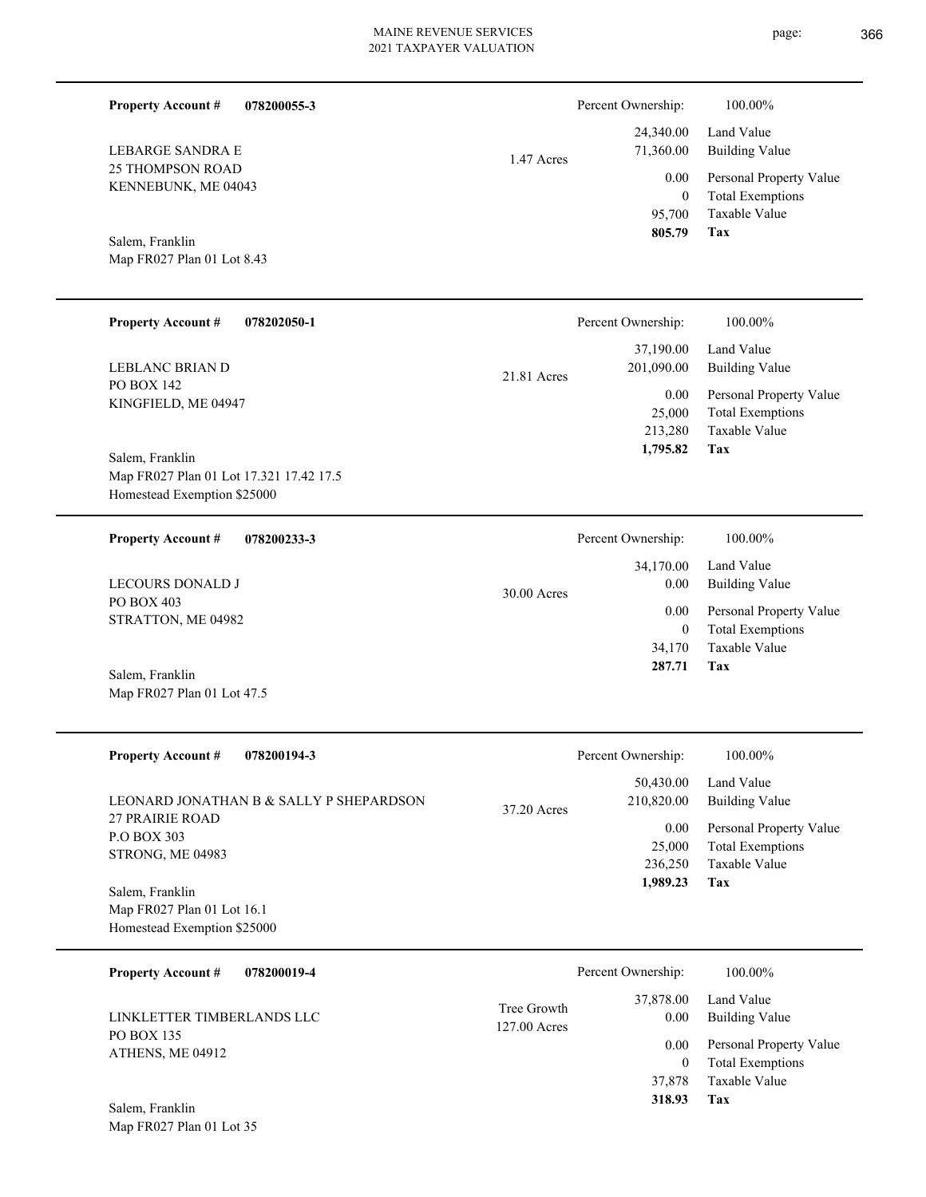| Property Account # | 078200055-3 | | Percent Ownership: | 100.00% |
|---|---|---|---|---|
| LEBARGE SANDRA E | | 1.47 Acres | 24,340.00 | Land Value |
| 25 THOMPSON ROAD | | | 71,360.00 | Building Value |
| KENNEBUNK, ME 04043 | | | 0.00 | Personal Property Value |
| | | | 0 | Total Exemptions |
| Salem, Franklin | | | 95,700 | Taxable Value |
| Map FR027 Plan 01 Lot 8.43 | | | **805.79** | **Tax** |

| Property Account # | 078202050-1 | | Percent Ownership: | 100.00% |
|---|---|---|---|---|
| LEBLANC BRIAN D | | 21.81 Acres | 37,190.00 | Land Value |
| PO BOX 142 | | | 201,090.00 | Building Value |
| KINGFIELD, ME 04947 | | | 0.00 | Personal Property Value |
| | | | 25,000 | Total Exemptions |
| Salem, Franklin | | | 213,280 | Taxable Value |
| Map FR027 Plan 01 Lot 17.321 17.42 17.5 | | | **1,795.82** | **Tax** |
| Homestead Exemption $25000 | | | | |

| Property Account # | 078200233-3 | | Percent Ownership: | 100.00% |
|---|---|---|---|---|
| LECOURS DONALD J | | 30.00 Acres | 34,170.00 | Land Value |
| PO BOX 403 | | | 0.00 | Building Value |
| STRATTON, ME 04982 | | | 0.00 | Personal Property Value |
| | | | 0 | Total Exemptions |
| Salem, Franklin | | | 34,170 | Taxable Value |
| Map FR027 Plan 01 Lot 47.5 | | | **287.71** | **Tax** |

| Property Account # | 078200194-3 | | Percent Ownership: | 100.00% |
|---|---|---|---|---|
| LEONARD JONATHAN B & SALLY P SHEPARDSON | | 37.20 Acres | 50,430.00 | Land Value |
| 27 PRAIRIE ROAD | | | 210,820.00 | Building Value |
| P.O BOX 303 | | | 0.00 | Personal Property Value |
| STRONG, ME 04983 | | | 25,000 | Total Exemptions |
| Salem, Franklin | | | 236,250 | Taxable Value |
| Map FR027 Plan 01 Lot 16.1 | | | **1,989.23** | **Tax** |
| Homestead Exemption $25000 | | | | |

| Property Account # | 078200019-4 | | Percent Ownership: | 100.00% |
|---|---|---|---|---|
| LINKLETTER TIMBERLANDS LLC | | Tree Growth 127.00 Acres | 37,878.00 | Land Value |
| PO BOX 135 | | | 0.00 | Building Value |
| ATHENS, ME 04912 | | | 0.00 | Personal Property Value |
| | | | 0 | Total Exemptions |
| Salem, Franklin | | | 37,878 | Taxable Value |
| Map FR027 Plan 01 Lot 35 | | | **318.93** | **Tax** |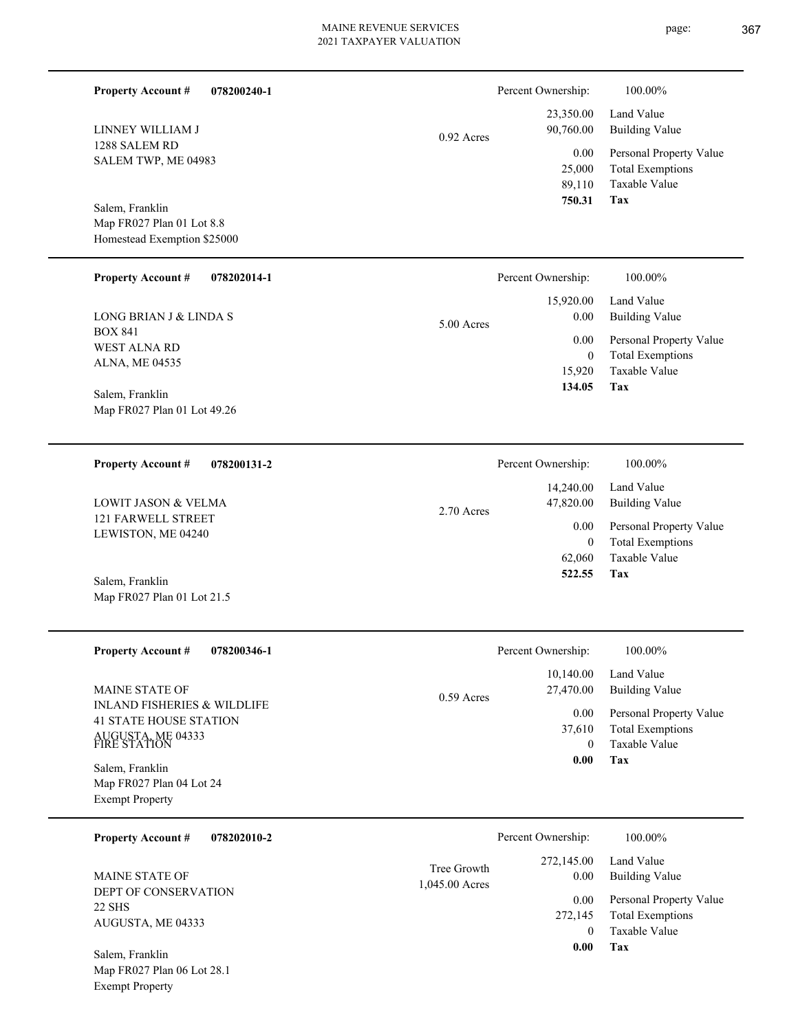**Property Account #** **078200240-1**

LINNEY WILLIAM J
1288 SALEM RD
SALEM TWP, ME 04983

Salem, Franklin
Map FR027 Plan 01 Lot 8.8
Homestead Exemption $25000

0.92 Acres

| Percent Ownership: | 100.00% |
|---|---|
| 23,350.00 | Land Value |
| 90,760.00 | Building Value |
| 0.00 | Personal Property Value |
| 25,000 | Total Exemptions |
| 89,110 | Taxable Value |
| **750.31** | **Tax** |

---

**Property Account #** **078202014-1**

LONG BRIAN J & LINDA S
BOX 841
WEST ALNA RD
ALNA, ME 04535

Salem, Franklin
Map FR027 Plan 01 Lot 49.26

5.00 Acres

| Percent Ownership: | 100.00% |
|---|---|
| 15,920.00 | Land Value |
| 0.00 | Building Value |
| 0.00 | Personal Property Value |
| 0 | Total Exemptions |
| 15,920 | Taxable Value |
| **134.05** | **Tax** |

---

**Property Account #** **078200131-2**

LOWIT JASON & VELMA
121 FARWELL STREET
LEWISTON, ME 04240

Salem, Franklin
Map FR027 Plan 01 Lot 21.5

2.70 Acres

| Percent Ownership: | 100.00% |
|---|---|
| 14,240.00 | Land Value |
| 47,820.00 | Building Value |
| 0.00 | Personal Property Value |
| 0 | Total Exemptions |
| 62,060 | Taxable Value |
| **522.55** | **Tax** |

---

**Property Account #** **078200346-1**

MAINE STATE OF
INLAND FISHERIES & WILDLIFE
41 STATE HOUSE STATION
AUGUSTA, ME 04333
FIRE STATION

Salem, Franklin
Map FR027 Plan 04 Lot 24
Exempt Property

0.59 Acres

| Percent Ownership: | 100.00% |
|---|---|
| 10,140.00 | Land Value |
| 27,470.00 | Building Value |
| 0.00 | Personal Property Value |
| 37,610 | Total Exemptions |
| 0 | Taxable Value |
| **0.00** | **Tax** |

---

**Property Account #** **078202010-2**

MAINE STATE OF
DEPT OF CONSERVATION
22 SHS
AUGUSTA, ME 04333

Salem, Franklin
Map FR027 Plan 06 Lot 28.1
Exempt Property

Tree Growth
1,045.00 Acres

| Percent Ownership: | 100.00% |
|---|---|
| 272,145.00 | Land Value |
| 0.00 | Building Value |
| 0.00 | Personal Property Value |
| 272,145 | Total Exemptions |
| 0 | Taxable Value |
| **0.00** | **Tax** |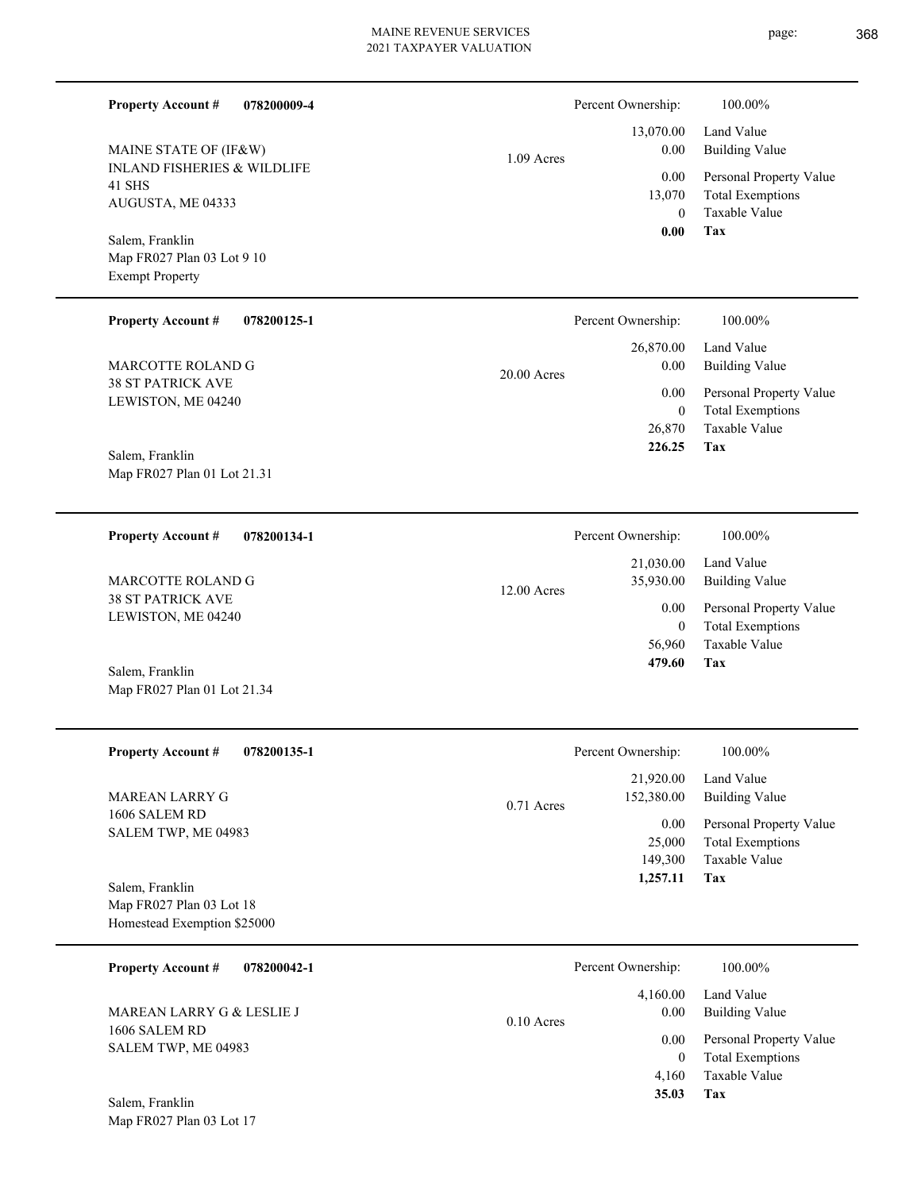**Property Account #** **078200009-4**

MAINE STATE OF (IF&W)
INLAND FISHERIES & WILDLIFE
41 SHS
AUGUSTA, ME 04333

Salem, Franklin
Map FR027 Plan 03 Lot 9 10
Exempt Property

1.09 Acres

| Percent Ownership: | 100.00% |
|---|---|
| 13,070.00 | Land Value |
| 0.00 | Building Value |
| 0.00 | Personal Property Value |
| 13,070 | Total Exemptions |
| 0 | Taxable Value |
| **0.00** | **Tax** |

---

**Property Account #** **078200125-1**

MARCOTTE ROLAND G
38 ST PATRICK AVE
LEWISTON, ME 04240

Salem, Franklin
Map FR027 Plan 01 Lot 21.31

20.00 Acres

| Percent Ownership: | 100.00% |
|---|---|
| 26,870.00 | Land Value |
| 0.00 | Building Value |
| 0.00 | Personal Property Value |
| 0 | Total Exemptions |
| 26,870 | Taxable Value |
| **226.25** | **Tax** |

---

**Property Account #** **078200134-1**

MARCOTTE ROLAND G
38 ST PATRICK AVE
LEWISTON, ME 04240

Salem, Franklin
Map FR027 Plan 01 Lot 21.34

12.00 Acres

| Percent Ownership: | 100.00% |
|---|---|
| 21,030.00 | Land Value |
| 35,930.00 | Building Value |
| 0.00 | Personal Property Value |
| 0 | Total Exemptions |
| 56,960 | Taxable Value |
| **479.60** | **Tax** |

---

**Property Account #** **078200135-1**

MAREAN LARRY G
1606 SALEM RD
SALEM TWP, ME 04983

Salem, Franklin
Map FR027 Plan 03 Lot 18
Homestead Exemption $25000

0.71 Acres

| Percent Ownership: | 100.00% |
|---|---|
| 21,920.00 | Land Value |
| 152,380.00 | Building Value |
| 0.00 | Personal Property Value |
| 25,000 | Total Exemptions |
| 149,300 | Taxable Value |
| **1,257.11** | **Tax** |

---

**Property Account #** **078200042-1**

MAREAN LARRY G & LESLIE J
1606 SALEM RD
SALEM TWP, ME 04983

Salem, Franklin
Map FR027 Plan 03 Lot 17

0.10 Acres

| Percent Ownership: | 100.00% |
|---|---|
| 4,160.00 | Land Value |
| 0.00 | Building Value |
| 0.00 | Personal Property Value |
| 0 | Total Exemptions |
| 4,160 | Taxable Value |
| **35.03** | **Tax** |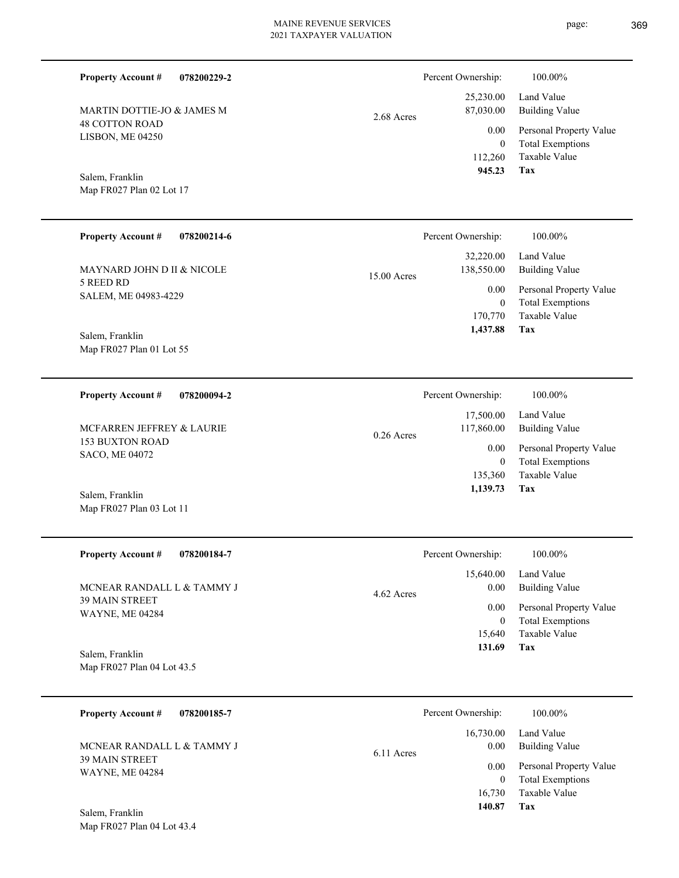**Property Account #** **078200229-2**

MARTIN DOTTIE-JO & JAMES M
48 COTTON ROAD
LISBON, ME 04250

Salem, Franklin
Map FR027 Plan 02 Lot 17

2.68 Acres

| Percent Ownership: | 100.00% |
|---|---|
| 25,230.00 | Land Value |
| 87,030.00 | Building Value |
| 0.00 | Personal Property Value |
| 0 | Total Exemptions |
| 112,260 | Taxable Value |
| **945.23** | **Tax** |

---

**Property Account #** **078200214-6**

MAYNARD JOHN D II & NICOLE
5 REED RD
SALEM, ME 04983-4229

Salem, Franklin
Map FR027 Plan 01 Lot 55

15.00 Acres

| Percent Ownership: | 100.00% |
|---|---|
| 32,220.00 | Land Value |
| 138,550.00 | Building Value |
| 0.00 | Personal Property Value |
| 0 | Total Exemptions |
| 170,770 | Taxable Value |
| **1,437.88** | **Tax** |

---

**Property Account #** **078200094-2**

MCFARREN JEFFREY & LAURIE
153 BUXTON ROAD
SACO, ME 04072

Salem, Franklin
Map FR027 Plan 03 Lot 11

0.26 Acres

| Percent Ownership: | 100.00% |
|---|---|
| 17,500.00 | Land Value |
| 117,860.00 | Building Value |
| 0.00 | Personal Property Value |
| 0 | Total Exemptions |
| 135,360 | Taxable Value |
| **1,139.73** | **Tax** |

---

**Property Account #** **078200184-7**

MCNEAR RANDALL L & TAMMY J
39 MAIN STREET
WAYNE, ME 04284

Salem, Franklin
Map FR027 Plan 04 Lot 43.5

4.62 Acres

| Percent Ownership: | 100.00% |
|---|---|
| 15,640.00 | Land Value |
| 0.00 | Building Value |
| 0.00 | Personal Property Value |
| 0 | Total Exemptions |
| 15,640 | Taxable Value |
| **131.69** | **Tax** |

---

**Property Account #** **078200185-7**

MCNEAR RANDALL L & TAMMY J
39 MAIN STREET
WAYNE, ME 04284

Salem, Franklin
Map FR027 Plan 04 Lot 43.4

6.11 Acres

| Percent Ownership: | 100.00% |
|---|---|
| 16,730.00 | Land Value |
| 0.00 | Building Value |
| 0.00 | Personal Property Value |
| 0 | Total Exemptions |
| 16,730 | Taxable Value |
| **140.87** | **Tax** |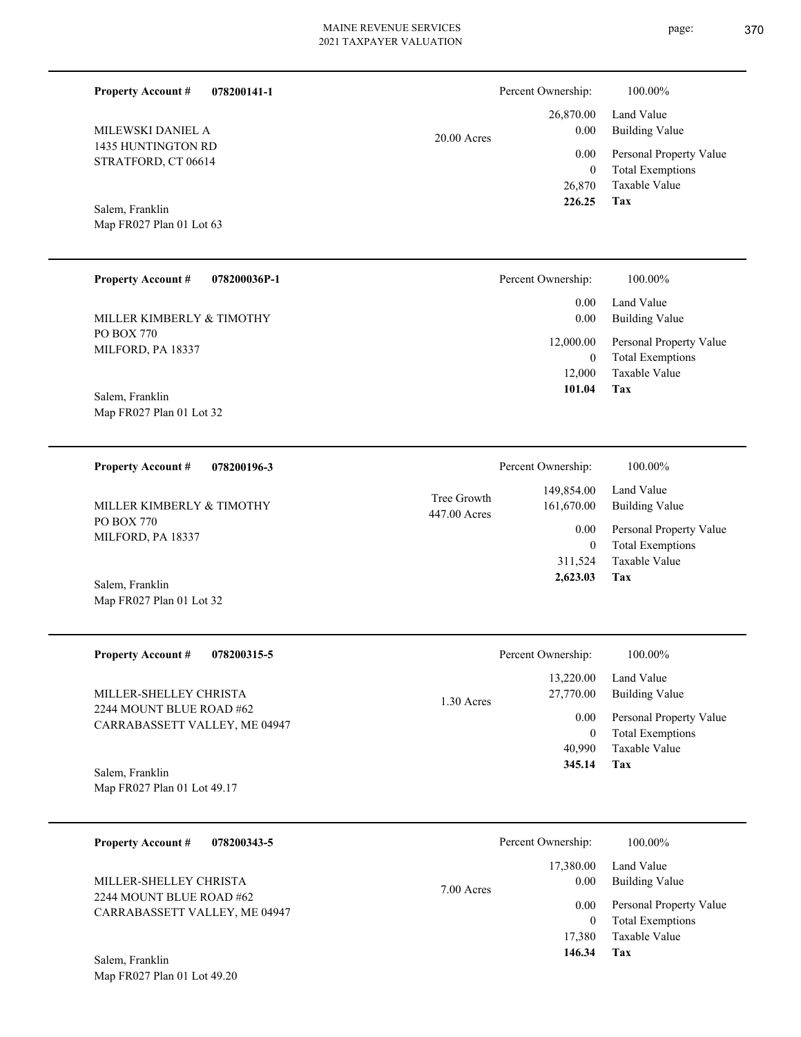**Property Account #** **078200141-1**

MILEWSKI DANIEL A
1435 HUNTINGTON RD
STRATFORD, CT 06614

Salem, Franklin
Map FR027 Plan 01 Lot 63

20.00 Acres

| | |
|---|---|
| Percent Ownership: | 100.00% |
| 26,870.00 | Land Value |
| 0.00 | Building Value |
| 0.00 | Personal Property Value |
| 0 | Total Exemptions |
| 26,870 | Taxable Value |
| **226.25** | **Tax** |

---

**Property Account #** **078200036P-1**

MILLER KIMBERLY & TIMOTHY
PO BOX 770
MILFORD, PA 18337

Salem, Franklin
Map FR027 Plan 01 Lot 32

| | |
|---|---|
| Percent Ownership: | 100.00% |
| 0.00 | Land Value |
| 0.00 | Building Value |
| 12,000.00 | Personal Property Value |
| 0 | Total Exemptions |
| 12,000 | Taxable Value |
| **101.04** | **Tax** |

---

**Property Account #** **078200196-3**

MILLER KIMBERLY & TIMOTHY
PO BOX 770
MILFORD, PA 18337

Salem, Franklin
Map FR027 Plan 01 Lot 32

Tree Growth
447.00 Acres

| | |
|---|---|
| Percent Ownership: | 100.00% |
| 149,854.00 | Land Value |
| 161,670.00 | Building Value |
| 0.00 | Personal Property Value |
| 0 | Total Exemptions |
| 311,524 | Taxable Value |
| **2,623.03** | **Tax** |

---

**Property Account #** **078200315-5**

MILLER-SHELLEY CHRISTA
2244 MOUNT BLUE ROAD #62
CARRABASSETT VALLEY, ME 04947

Salem, Franklin
Map FR027 Plan 01 Lot 49.17

1.30 Acres

| | |
|---|---|
| Percent Ownership: | 100.00% |
| 13,220.00 | Land Value |
| 27,770.00 | Building Value |
| 0.00 | Personal Property Value |
| 0 | Total Exemptions |
| 40,990 | Taxable Value |
| **345.14** | **Tax** |

---

**Property Account #** **078200343-5**

MILLER-SHELLEY CHRISTA
2244 MOUNT BLUE ROAD #62
CARRABASSETT VALLEY, ME 04947

Salem, Franklin
Map FR027 Plan 01 Lot 49.20

7.00 Acres

| | |
|---|---|
| Percent Ownership: | 100.00% |
| 17,380.00 | Land Value |
| 0.00 | Building Value |
| 0.00 | Personal Property Value |
| 0 | Total Exemptions |
| 17,380 | Taxable Value |
| **146.34** | **Tax** |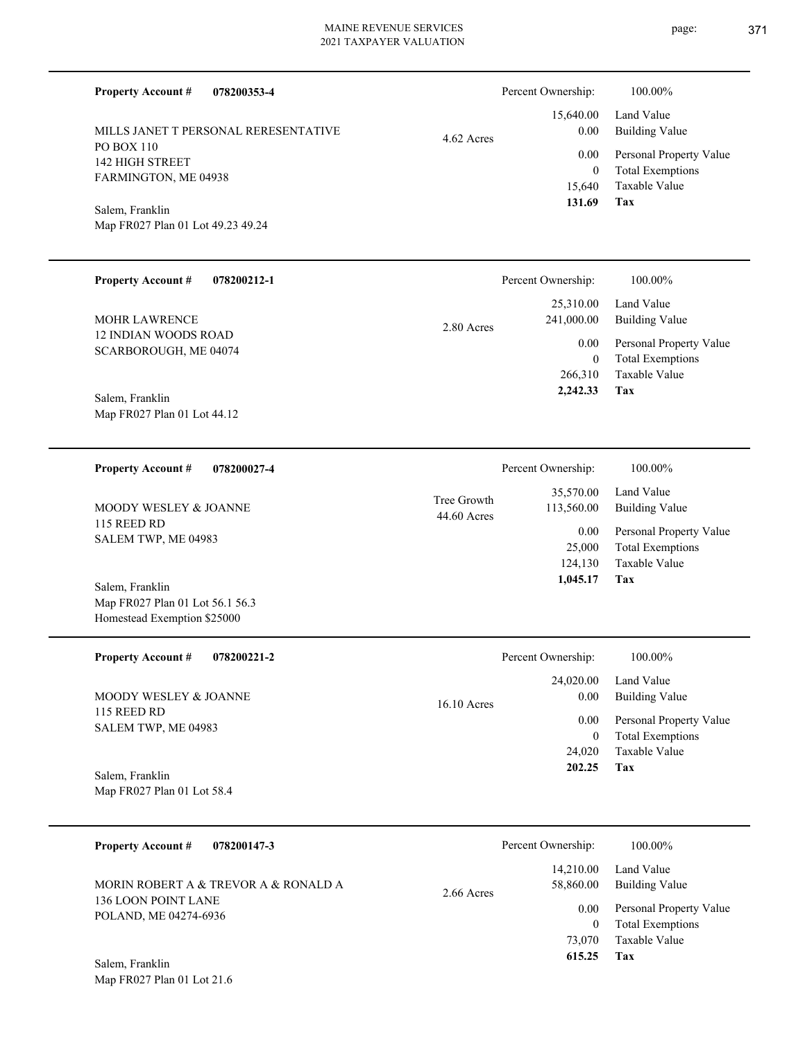**Property Account #** **078200353-4**

MILLS JANET T PERSONAL RERESENTATIVE
PO BOX 110
142 HIGH STREET
FARMINGTON, ME 04938

Salem, Franklin
Map FR027 Plan 01 Lot 49.23 49.24

4.62 Acres

| Percent Ownership: | 100.00% |
|---|---|
| 15,640.00 | Land Value |
| 0.00 | Building Value |
| 0.00 | Personal Property Value |
| 0 | Total Exemptions |
| 15,640 | Taxable Value |
| **131.69** | **Tax** |

---

**Property Account #** **078200212-1**

MOHR LAWRENCE
12 INDIAN WOODS ROAD
SCARBOROUGH, ME 04074

Salem, Franklin
Map FR027 Plan 01 Lot 44.12

2.80 Acres

| Percent Ownership: | 100.00% |
|---|---|
| 25,310.00 | Land Value |
| 241,000.00 | Building Value |
| 0.00 | Personal Property Value |
| 0 | Total Exemptions |
| 266,310 | Taxable Value |
| **2,242.33** | **Tax** |

---

**Property Account #** **078200027-4**

MOODY WESLEY & JOANNE
115 REED RD
SALEM TWP, ME 04983

Salem, Franklin
Map FR027 Plan 01 Lot 56.1 56.3
Homestead Exemption $25000

Tree Growth
44.60 Acres

| Percent Ownership: | 100.00% |
|---|---|
| 35,570.00 | Land Value |
| 113,560.00 | Building Value |
| 0.00 | Personal Property Value |
| 25,000 | Total Exemptions |
| 124,130 | Taxable Value |
| **1,045.17** | **Tax** |

---

**Property Account #** **078200221-2**

MOODY WESLEY & JOANNE
115 REED RD
SALEM TWP, ME 04983

Salem, Franklin
Map FR027 Plan 01 Lot 58.4

16.10 Acres

| Percent Ownership: | 100.00% |
|---|---|
| 24,020.00 | Land Value |
| 0.00 | Building Value |
| 0.00 | Personal Property Value |
| 0 | Total Exemptions |
| 24,020 | Taxable Value |
| **202.25** | **Tax** |

---

**Property Account #** **078200147-3**

MORIN ROBERT A & TREVOR A & RONALD A
136 LOON POINT LANE
POLAND, ME 04274-6936

Salem, Franklin
Map FR027 Plan 01 Lot 21.6

2.66 Acres

| Percent Ownership: | 100.00% |
|---|---|
| 14,210.00 | Land Value |
| 58,860.00 | Building Value |
| 0.00 | Personal Property Value |
| 0 | Total Exemptions |
| 73,070 | Taxable Value |
| **615.25** | **Tax** |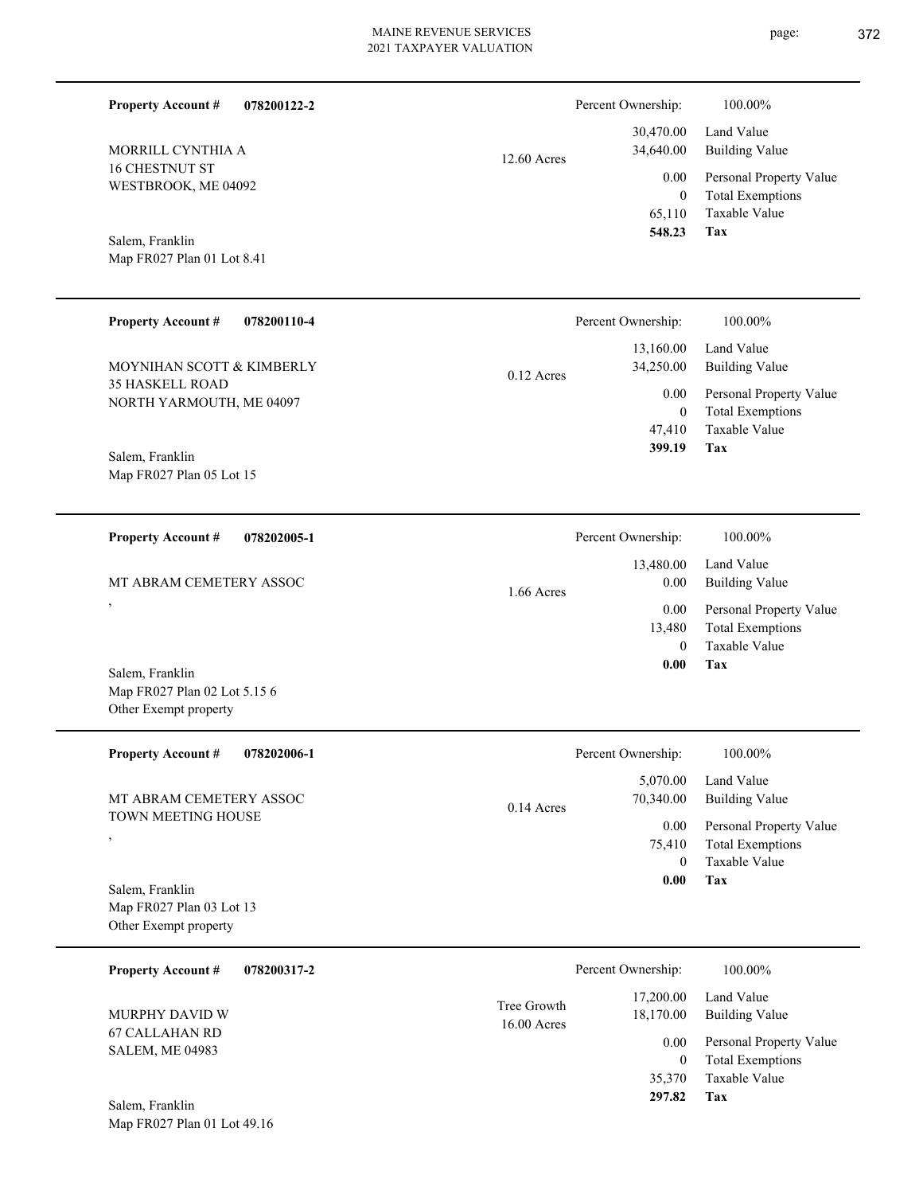**Property Account #** **078200122-2**

MORRILL CYNTHIA A
16 CHESTNUT ST
WESTBROOK, ME 04092

Salem, Franklin
Map FR027 Plan 01 Lot 8.41

12.60 Acres

| Percent Ownership: | 100.00% |
|---|---|
| 30,470.00 | Land Value |
| 34,640.00 | Building Value |
| 0.00 | Personal Property Value |
| 0 | Total Exemptions |
| 65,110 | Taxable Value |
| **548.23** | **Tax** |

---

**Property Account #** **078200110-4**

MOYNIHAN SCOTT & KIMBERLY
35 HASKELL ROAD
NORTH YARMOUTH, ME 04097

Salem, Franklin
Map FR027 Plan 05 Lot 15

0.12 Acres

| Percent Ownership: | 100.00% |
|---|---|
| 13,160.00 | Land Value |
| 34,250.00 | Building Value |
| 0.00 | Personal Property Value |
| 0 | Total Exemptions |
| 47,410 | Taxable Value |
| **399.19** | **Tax** |

---

**Property Account #** **078202005-1**

MT ABRAM CEMETERY ASSOC
,

Salem, Franklin
Map FR027 Plan 02 Lot 5.15 6
Other Exempt property

1.66 Acres

| Percent Ownership: | 100.00% |
|---|---|
| 13,480.00 | Land Value |
| 0.00 | Building Value |
| 0.00 | Personal Property Value |
| 13,480 | Total Exemptions |
| 0 | Taxable Value |
| **0.00** | **Tax** |

---

**Property Account #** **078202006-1**

MT ABRAM CEMETERY ASSOC
TOWN MEETING HOUSE
,

Salem, Franklin
Map FR027 Plan 03 Lot 13
Other Exempt property

0.14 Acres

| Percent Ownership: | 100.00% |
|---|---|
| 5,070.00 | Land Value |
| 70,340.00 | Building Value |
| 0.00 | Personal Property Value |
| 75,410 | Total Exemptions |
| 0 | Taxable Value |
| **0.00** | **Tax** |

---

**Property Account #** **078200317-2**

MURPHY DAVID W
67 CALLAHAN RD
SALEM, ME 04983

Salem, Franklin
Map FR027 Plan 01 Lot 49.16

Tree Growth
16.00 Acres

| Percent Ownership: | 100.00% |
|---|---|
| 17,200.00 | Land Value |
| 18,170.00 | Building Value |
| 0.00 | Personal Property Value |
| 0 | Total Exemptions |
| 35,370 | Taxable Value |
| **297.82** | **Tax** |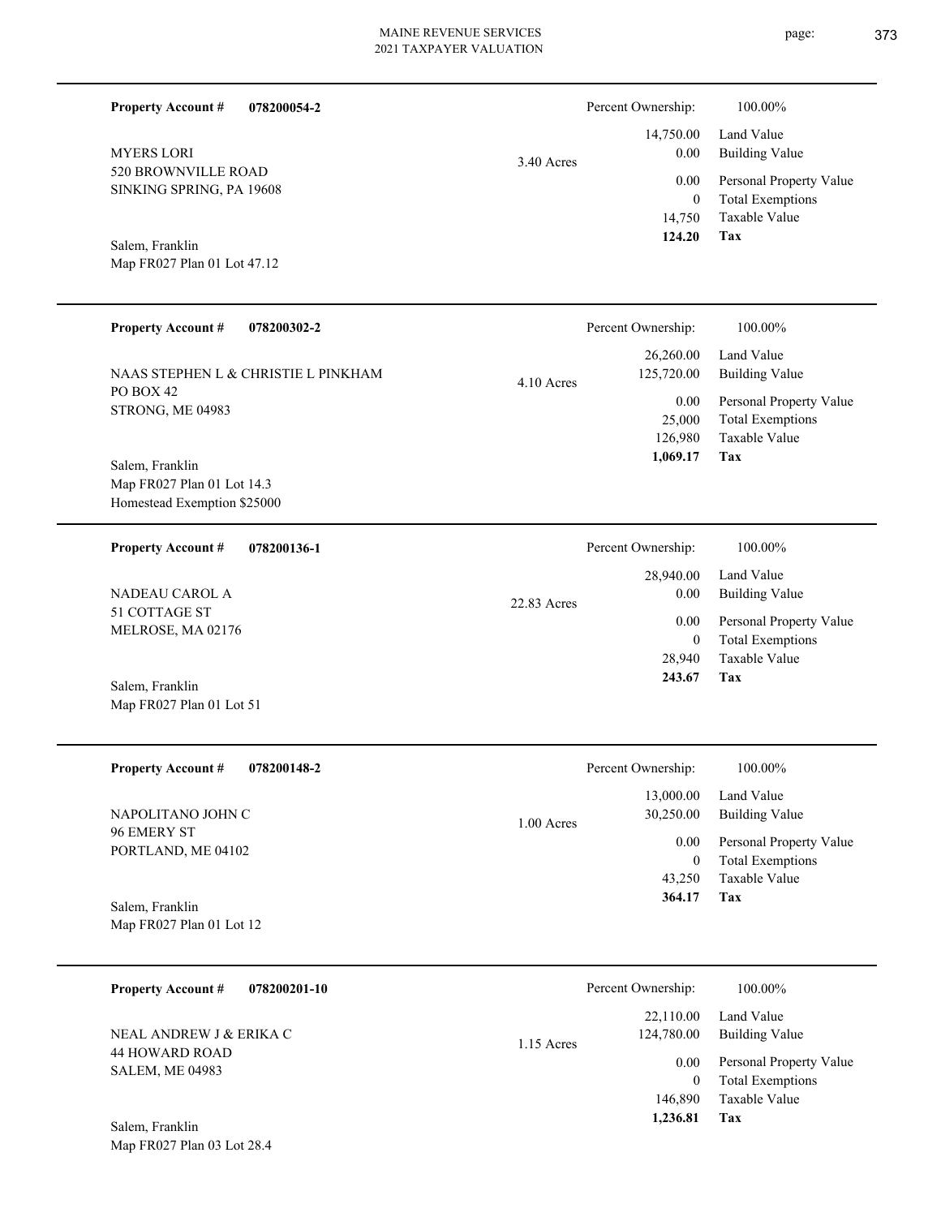**Property Account #** **078200054-2**

MYERS LORI
520 BROWNVILLE ROAD
SINKING SPRING, PA 19608

Salem, Franklin
Map FR027 Plan 01 Lot 47.12

3.40 Acres

| Percent Ownership: | 100.00% |
|---|---|
| 14,750.00 | Land Value |
| 0.00 | Building Value |
| 0.00 | Personal Property Value |
| 0 | Total Exemptions |
| 14,750 | Taxable Value |
| **124.20** | **Tax** |

---

**Property Account #** **078200302-2**

NAAS STEPHEN L & CHRISTIE L PINKHAM
PO BOX 42
STRONG, ME 04983

Salem, Franklin
Map FR027 Plan 01 Lot 14.3
Homestead Exemption $25000

4.10 Acres

| Percent Ownership: | 100.00% |
|---|---|
| 26,260.00 | Land Value |
| 125,720.00 | Building Value |
| 0.00 | Personal Property Value |
| 25,000 | Total Exemptions |
| 126,980 | Taxable Value |
| **1,069.17** | **Tax** |

---

**Property Account #** **078200136-1**

NADEAU CAROL A
51 COTTAGE ST
MELROSE, MA 02176

Salem, Franklin
Map FR027 Plan 01 Lot 51

22.83 Acres

| Percent Ownership: | 100.00% |
|---|---|
| 28,940.00 | Land Value |
| 0.00 | Building Value |
| 0.00 | Personal Property Value |
| 0 | Total Exemptions |
| 28,940 | Taxable Value |
| **243.67** | **Tax** |

---

**Property Account #** **078200148-2**

NAPOLITANO JOHN C
96 EMERY ST
PORTLAND, ME 04102

Salem, Franklin
Map FR027 Plan 01 Lot 12

1.00 Acres

| Percent Ownership: | 100.00% |
|---|---|
| 13,000.00 | Land Value |
| 30,250.00 | Building Value |
| 0.00 | Personal Property Value |
| 0 | Total Exemptions |
| 43,250 | Taxable Value |
| **364.17** | **Tax** |

---

**Property Account #** **078200201-10**

NEAL ANDREW J & ERIKA C
44 HOWARD ROAD
SALEM, ME 04983

Salem, Franklin
Map FR027 Plan 03 Lot 28.4

1.15 Acres

| Percent Ownership: | 100.00% |
|---|---|
| 22,110.00 | Land Value |
| 124,780.00 | Building Value |
| 0.00 | Personal Property Value |
| 0 | Total Exemptions |
| 146,890 | Taxable Value |
| **1,236.81** | **Tax** |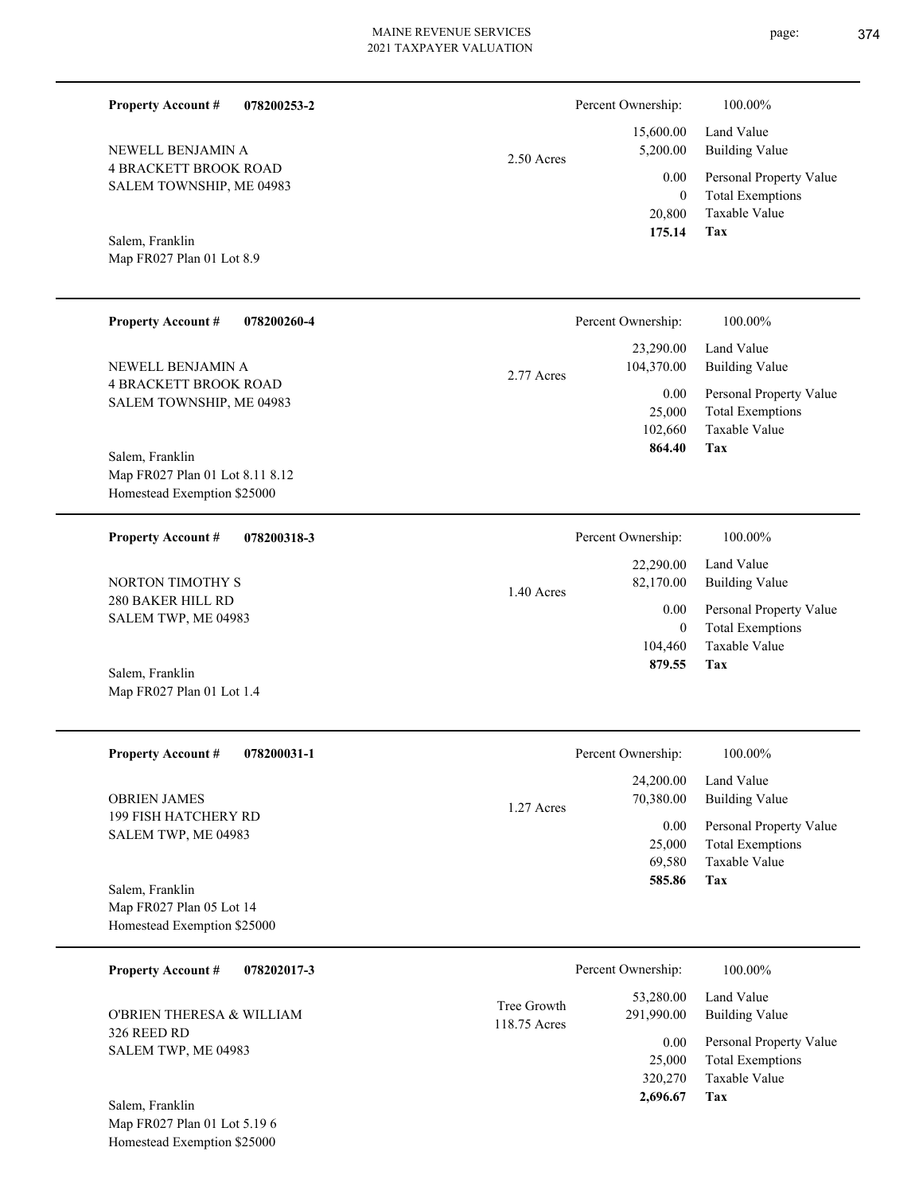**Property Account #** **078200253-2**

NEWELL BENJAMIN A
4 BRACKETT BROOK ROAD
SALEM TOWNSHIP, ME 04983

Salem, Franklin
Map FR027 Plan 01 Lot 8.9

2.50 Acres

| Percent Ownership: | 100.00% |
|---|---|
| 15,600.00 | Land Value |
| 5,200.00 | Building Value |
| 0.00 | Personal Property Value |
| 0 | Total Exemptions |
| 20,800 | Taxable Value |
| **175.14** | **Tax** |

---

**Property Account #** **078200260-4**

NEWELL BENJAMIN A
4 BRACKETT BROOK ROAD
SALEM TOWNSHIP, ME 04983

Salem, Franklin
Map FR027 Plan 01 Lot 8.11 8.12
Homestead Exemption $25000

2.77 Acres

| Percent Ownership: | 100.00% |
|---|---|
| 23,290.00 | Land Value |
| 104,370.00 | Building Value |
| 0.00 | Personal Property Value |
| 25,000 | Total Exemptions |
| 102,660 | Taxable Value |
| **864.40** | **Tax** |

---

**Property Account #** **078200318-3**

NORTON TIMOTHY S
280 BAKER HILL RD
SALEM TWP, ME 04983

Salem, Franklin
Map FR027 Plan 01 Lot 1.4

1.40 Acres

| Percent Ownership: | 100.00% |
|---|---|
| 22,290.00 | Land Value |
| 82,170.00 | Building Value |
| 0.00 | Personal Property Value |
| 0 | Total Exemptions |
| 104,460 | Taxable Value |
| **879.55** | **Tax** |

---

**Property Account #** **078200031-1**

OBRIEN JAMES
199 FISH HATCHERY RD
SALEM TWP, ME 04983

Salem, Franklin
Map FR027 Plan 05 Lot 14
Homestead Exemption $25000

1.27 Acres

| Percent Ownership: | 100.00% |
|---|---|
| 24,200.00 | Land Value |
| 70,380.00 | Building Value |
| 0.00 | Personal Property Value |
| 25,000 | Total Exemptions |
| 69,580 | Taxable Value |
| **585.86** | **Tax** |

---

**Property Account #** **078202017-3**

O'BRIEN THERESA & WILLIAM
326 REED RD
SALEM TWP, ME 04983

Salem, Franklin
Map FR027 Plan 01 Lot 5.19 6
Homestead Exemption $25000

Tree Growth
118.75 Acres

| Percent Ownership: | 100.00% |
|---|---|
| 53,280.00 | Land Value |
| 291,990.00 | Building Value |
| 0.00 | Personal Property Value |
| 25,000 | Total Exemptions |
| 320,270 | Taxable Value |
| **2,696.67** | **Tax** |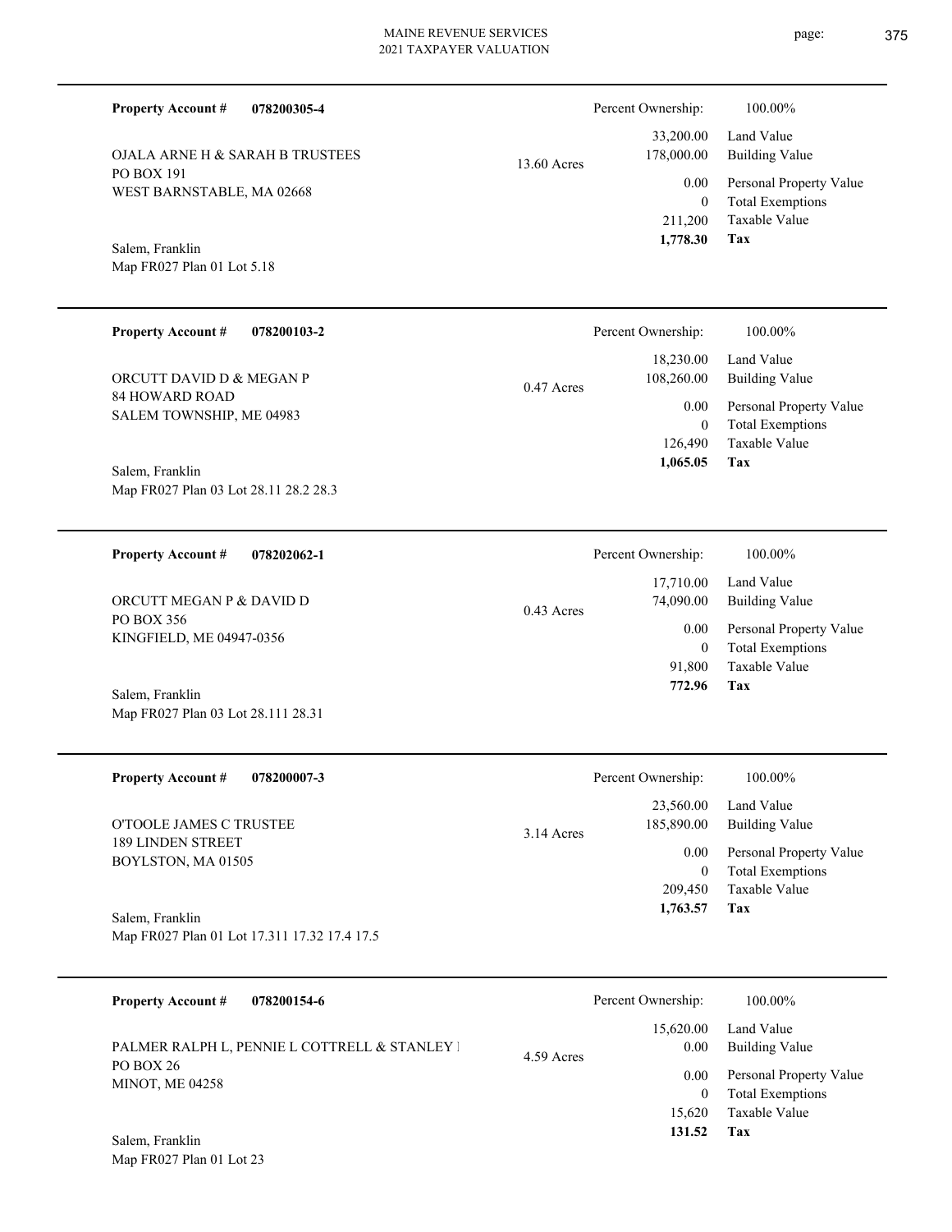**Property Account #** **078200305-4**

OJALA ARNE H & SARAH B TRUSTEES
PO BOX 191
WEST BARNSTABLE, MA 02668

Salem, Franklin
Map FR027 Plan 01 Lot 5.18

13.60 Acres

| Percent Ownership: | 100.00% |
|---|---|
| 33,200.00 | Land Value |
| 178,000.00 | Building Value |
| 0.00 | Personal Property Value |
| 0 | Total Exemptions |
| 211,200 | Taxable Value |
| **1,778.30** | **Tax** |

---

**Property Account #** **078200103-2**

ORCUTT DAVID D & MEGAN P
84 HOWARD ROAD
SALEM TOWNSHIP, ME 04983

Salem, Franklin
Map FR027 Plan 03 Lot 28.11 28.2 28.3

0.47 Acres

| Percent Ownership: | 100.00% |
|---|---|
| 18,230.00 | Land Value |
| 108,260.00 | Building Value |
| 0.00 | Personal Property Value |
| 0 | Total Exemptions |
| 126,490 | Taxable Value |
| **1,065.05** | **Tax** |

---

**Property Account #** **078202062-1**

ORCUTT MEGAN P & DAVID D
PO BOX 356
KINGFIELD, ME 04947-0356

Salem, Franklin
Map FR027 Plan 03 Lot 28.111 28.31

0.43 Acres

| Percent Ownership: | 100.00% |
|---|---|
| 17,710.00 | Land Value |
| 74,090.00 | Building Value |
| 0.00 | Personal Property Value |
| 0 | Total Exemptions |
| 91,800 | Taxable Value |
| **772.96** | **Tax** |

---

**Property Account #** **078200007-3**

O'TOOLE JAMES C TRUSTEE
189 LINDEN STREET
BOYLSTON, MA 01505

Salem, Franklin
Map FR027 Plan 01 Lot 17.311 17.32 17.4 17.5

3.14 Acres

| Percent Ownership: | 100.00% |
|---|---|
| 23,560.00 | Land Value |
| 185,890.00 | Building Value |
| 0.00 | Personal Property Value |
| 0 | Total Exemptions |
| 209,450 | Taxable Value |
| **1,763.57** | **Tax** |

---

**Property Account #** **078200154-6**

PALMER RALPH L, PENNIE L COTTRELL & STANLEY I
PO BOX 26
MINOT, ME 04258

Salem, Franklin
Map FR027 Plan 01 Lot 23

4.59 Acres

| Percent Ownership: | 100.00% |
|---|---|
| 15,620.00 | Land Value |
| 0.00 | Building Value |
| 0.00 | Personal Property Value |
| 0 | Total Exemptions |
| 15,620 | Taxable Value |
| **131.52** | **Tax** |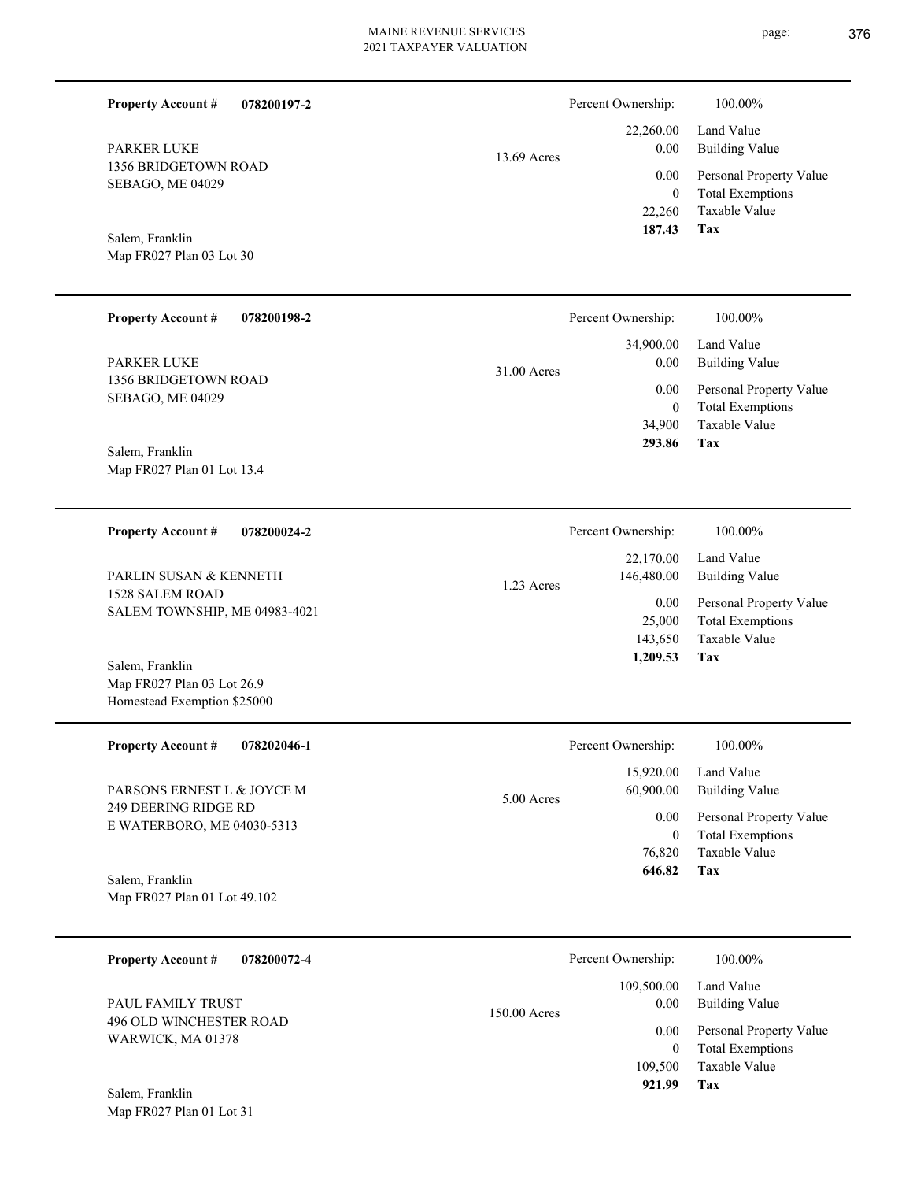**Property Account #** **078200197-2**

PARKER LUKE
1356 BRIDGETOWN ROAD
SEBAGO, ME 04029

Salem, Franklin
Map FR027 Plan 03 Lot 30

13.69 Acres

| Percent Ownership: | 100.00% |
|---|---|
| 22,260.00 | Land Value |
| 0.00 | Building Value |
| 0.00 | Personal Property Value |
| 0 | Total Exemptions |
| 22,260 | Taxable Value |
| **187.43** | **Tax** |

---

**Property Account #** **078200198-2**

PARKER LUKE
1356 BRIDGETOWN ROAD
SEBAGO, ME 04029

Salem, Franklin
Map FR027 Plan 01 Lot 13.4

31.00 Acres

| Percent Ownership: | 100.00% |
|---|---|
| 34,900.00 | Land Value |
| 0.00 | Building Value |
| 0.00 | Personal Property Value |
| 0 | Total Exemptions |
| 34,900 | Taxable Value |
| **293.86** | **Tax** |

---

**Property Account #** **078200024-2**

PARLIN SUSAN & KENNETH
1528 SALEM ROAD
SALEM TOWNSHIP, ME 04983-4021

Salem, Franklin
Map FR027 Plan 03 Lot 26.9
Homestead Exemption $25000

1.23 Acres

| Percent Ownership: | 100.00% |
|---|---|
| 22,170.00 | Land Value |
| 146,480.00 | Building Value |
| 0.00 | Personal Property Value |
| 25,000 | Total Exemptions |
| 143,650 | Taxable Value |
| **1,209.53** | **Tax** |

---

**Property Account #** **078202046-1**

PARSONS ERNEST L & JOYCE M
249 DEERING RIDGE RD
E WATERBORO, ME 04030-5313

Salem, Franklin
Map FR027 Plan 01 Lot 49.102

5.00 Acres

| Percent Ownership: | 100.00% |
|---|---|
| 15,920.00 | Land Value |
| 60,900.00 | Building Value |
| 0.00 | Personal Property Value |
| 0 | Total Exemptions |
| 76,820 | Taxable Value |
| **646.82** | **Tax** |

---

**Property Account #** **078200072-4**

PAUL FAMILY TRUST
496 OLD WINCHESTER ROAD
WARWICK, MA 01378

Salem, Franklin
Map FR027 Plan 01 Lot 31

150.00 Acres

| Percent Ownership: | 100.00% |
|---|---|
| 109,500.00 | Land Value |
| 0.00 | Building Value |
| 0.00 | Personal Property Value |
| 0 | Total Exemptions |
| 109,500 | Taxable Value |
| **921.99** | **Tax** |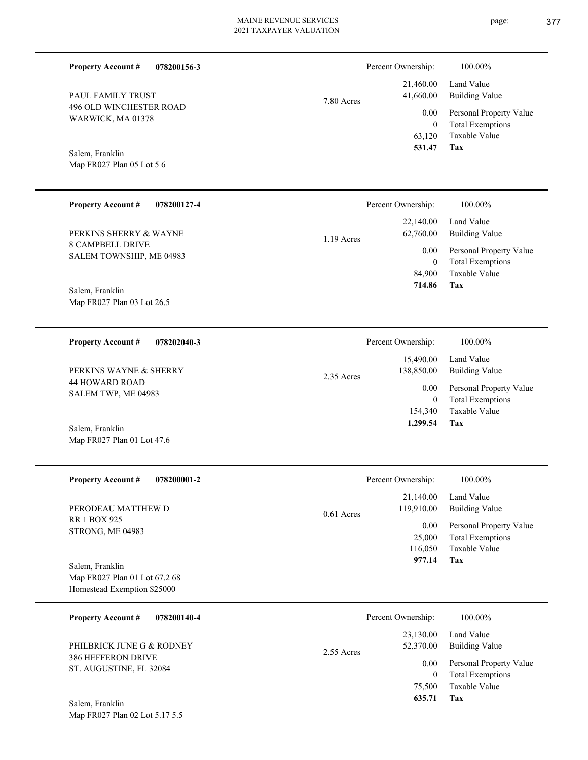**Property Account #** **078200156-3**

PAUL FAMILY TRUST
496 OLD WINCHESTER ROAD
WARWICK, MA 01378

Salem, Franklin
Map FR027 Plan 05 Lot 5 6

7.80 Acres

| | |
|---|---|
| Percent Ownership: | 100.00% |
| 21,460.00 | Land Value |
| 41,660.00 | Building Value |
| 0.00 | Personal Property Value |
| 0 | Total Exemptions |
| 63,120 | Taxable Value |
| **531.47** | **Tax** |

---

**Property Account #** **078200127-4**

PERKINS SHERRY & WAYNE
8 CAMPBELL DRIVE
SALEM TOWNSHIP, ME 04983

Salem, Franklin
Map FR027 Plan 03 Lot 26.5

1.19 Acres

| | |
|---|---|
| Percent Ownership: | 100.00% |
| 22,140.00 | Land Value |
| 62,760.00 | Building Value |
| 0.00 | Personal Property Value |
| 0 | Total Exemptions |
| 84,900 | Taxable Value |
| **714.86** | **Tax** |

---

**Property Account #** **078202040-3**

PERKINS WAYNE & SHERRY
44 HOWARD ROAD
SALEM TWP, ME 04983

Salem, Franklin
Map FR027 Plan 01 Lot 47.6

2.35 Acres

| | |
|---|---|
| Percent Ownership: | 100.00% |
| 15,490.00 | Land Value |
| 138,850.00 | Building Value |
| 0.00 | Personal Property Value |
| 0 | Total Exemptions |
| 154,340 | Taxable Value |
| **1,299.54** | **Tax** |

---

**Property Account #** **078200001-2**

PERODEAU MATTHEW D
RR 1 BOX 925
STRONG, ME 04983

Salem, Franklin
Map FR027 Plan 01 Lot 67.2 68
Homestead Exemption $25000

0.61 Acres

| | |
|---|---|
| Percent Ownership: | 100.00% |
| 21,140.00 | Land Value |
| 119,910.00 | Building Value |
| 0.00 | Personal Property Value |
| 25,000 | Total Exemptions |
| 116,050 | Taxable Value |
| **977.14** | **Tax** |

---

**Property Account #** **078200140-4**

PHILBRICK JUNE G & RODNEY
386 HEFFERON DRIVE
ST. AUGUSTINE, FL 32084

Salem, Franklin
Map FR027 Plan 02 Lot 5.17 5.5

2.55 Acres

| | |
|---|---|
| Percent Ownership: | 100.00% |
| 23,130.00 | Land Value |
| 52,370.00 | Building Value |
| 0.00 | Personal Property Value |
| 0 | Total Exemptions |
| 75,500 | Taxable Value |
| **635.71** | **Tax** |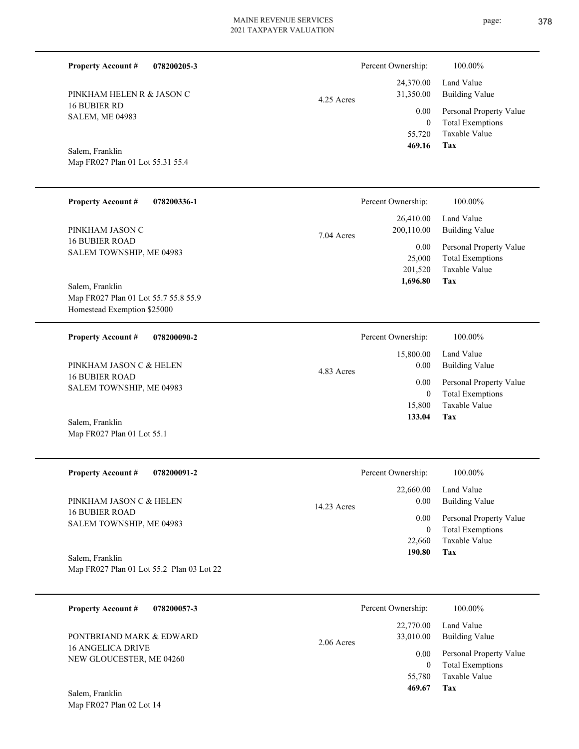**Property Account #** **078200205-3**

PINKHAM HELEN R & JASON C
16 BUBIER RD
SALEM, ME 04983

Salem, Franklin
Map FR027 Plan 01 Lot 55.31 55.4

4.25 Acres

| Percent Ownership: | 100.00% |
|---|---|
| 24,370.00 | Land Value |
| 31,350.00 | Building Value |
| 0.00 | Personal Property Value |
| 0 | Total Exemptions |
| 55,720 | Taxable Value |
| **469.16** | **Tax** |

---

**Property Account #** **078200336-1**

PINKHAM JASON C
16 BUBIER ROAD
SALEM TOWNSHIP, ME 04983

Salem, Franklin
Map FR027 Plan 01 Lot 55.7 55.8 55.9
Homestead Exemption $25000

7.04 Acres

| Percent Ownership: | 100.00% |
|---|---|
| 26,410.00 | Land Value |
| 200,110.00 | Building Value |
| 0.00 | Personal Property Value |
| 25,000 | Total Exemptions |
| 201,520 | Taxable Value |
| **1,696.80** | **Tax** |

---

**Property Account #** **078200090-2**

PINKHAM JASON C & HELEN
16 BUBIER ROAD
SALEM TOWNSHIP, ME 04983

Salem, Franklin
Map FR027 Plan 01 Lot 55.1

4.83 Acres

| Percent Ownership: | 100.00% |
|---|---|
| 15,800.00 | Land Value |
| 0.00 | Building Value |
| 0.00 | Personal Property Value |
| 0 | Total Exemptions |
| 15,800 | Taxable Value |
| **133.04** | **Tax** |

---

**Property Account #** **078200091-2**

PINKHAM JASON C & HELEN
16 BUBIER ROAD
SALEM TOWNSHIP, ME 04983

Salem, Franklin
Map FR027 Plan 01 Lot 55.2 Plan 03 Lot 22

14.23 Acres

| Percent Ownership: | 100.00% |
|---|---|
| 22,660.00 | Land Value |
| 0.00 | Building Value |
| 0.00 | Personal Property Value |
| 0 | Total Exemptions |
| 22,660 | Taxable Value |
| **190.80** | **Tax** |

---

**Property Account #** **078200057-3**

PONTBRIAND MARK & EDWARD
16 ANGELICA DRIVE
NEW GLOUCESTER, ME 04260

Salem, Franklin
Map FR027 Plan 02 Lot 14

2.06 Acres

| Percent Ownership: | 100.00% |
|---|---|
| 22,770.00 | Land Value |
| 33,010.00 | Building Value |
| 0.00 | Personal Property Value |
| 0 | Total Exemptions |
| 55,780 | Taxable Value |
| **469.67** | **Tax** |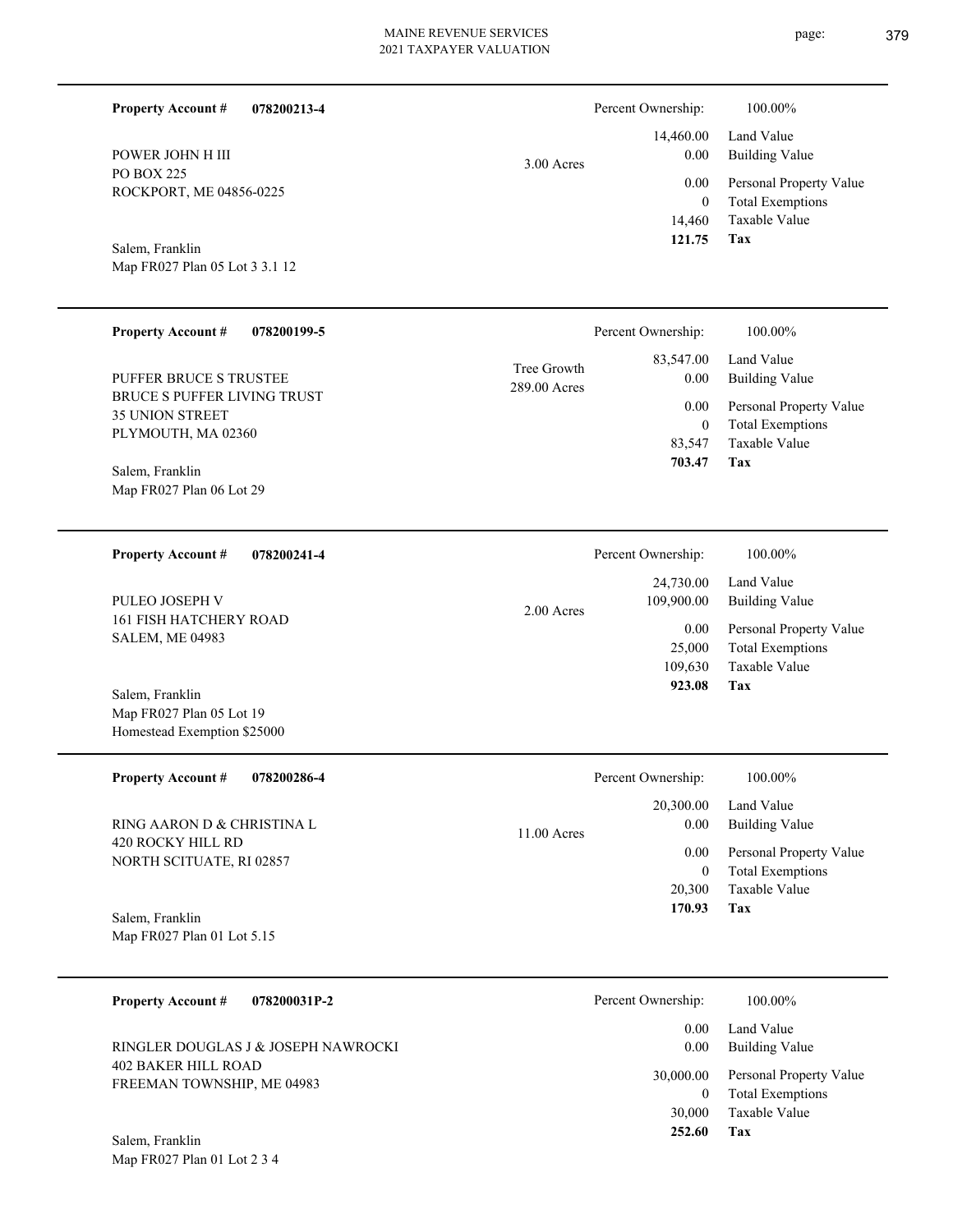**Property Account #** **078200213-4**

POWER JOHN H III
PO BOX 225
ROCKPORT, ME 04856-0225

Salem, Franklin
Map FR027 Plan 05 Lot 3 3.1 12

3.00 Acres

| Percent Ownership: | 100.00% |
|---|---|
| 14,460.00 | Land Value |
| 0.00 | Building Value |
| 0.00 | Personal Property Value |
| 0 | Total Exemptions |
| 14,460 | Taxable Value |
| **121.75** | **Tax** |

---

**Property Account #** **078200199-5**

PUFFER BRUCE S TRUSTEE
BRUCE S PUFFER LIVING TRUST
35 UNION STREET
PLYMOUTH, MA 02360

Salem, Franklin
Map FR027 Plan 06 Lot 29

Tree Growth
289.00 Acres

| Percent Ownership: | 100.00% |
|---|---|
| 83,547.00 | Land Value |
| 0.00 | Building Value |
| 0.00 | Personal Property Value |
| 0 | Total Exemptions |
| 83,547 | Taxable Value |
| **703.47** | **Tax** |

---

**Property Account #** **078200241-4**

PULEO JOSEPH V
161 FISH HATCHERY ROAD
SALEM, ME 04983

Salem, Franklin
Map FR027 Plan 05 Lot 19
Homestead Exemption $25000

2.00 Acres

| Percent Ownership: | 100.00% |
|---|---|
| 24,730.00 | Land Value |
| 109,900.00 | Building Value |
| 0.00 | Personal Property Value |
| 25,000 | Total Exemptions |
| 109,630 | Taxable Value |
| **923.08** | **Tax** |

---

**Property Account #** **078200286-4**

RING AARON D & CHRISTINA L
420 ROCKY HILL RD
NORTH SCITUATE, RI 02857

Salem, Franklin
Map FR027 Plan 01 Lot 5.15

11.00 Acres

| Percent Ownership: | 100.00% |
|---|---|
| 20,300.00 | Land Value |
| 0.00 | Building Value |
| 0.00 | Personal Property Value |
| 0 | Total Exemptions |
| 20,300 | Taxable Value |
| **170.93** | **Tax** |

---

**Property Account #** **078200031P-2**

RINGLER DOUGLAS J & JOSEPH NAWROCKI
402 BAKER HILL ROAD
FREEMAN TOWNSHIP, ME 04983

Salem, Franklin
Map FR027 Plan 01 Lot 2 3 4

| Percent Ownership: | 100.00% |
|---|---|
| 0.00 | Land Value |
| 0.00 | Building Value |
| 30,000.00 | Personal Property Value |
| 0 | Total Exemptions |
| 30,000 | Taxable Value |
| **252.60** | **Tax** |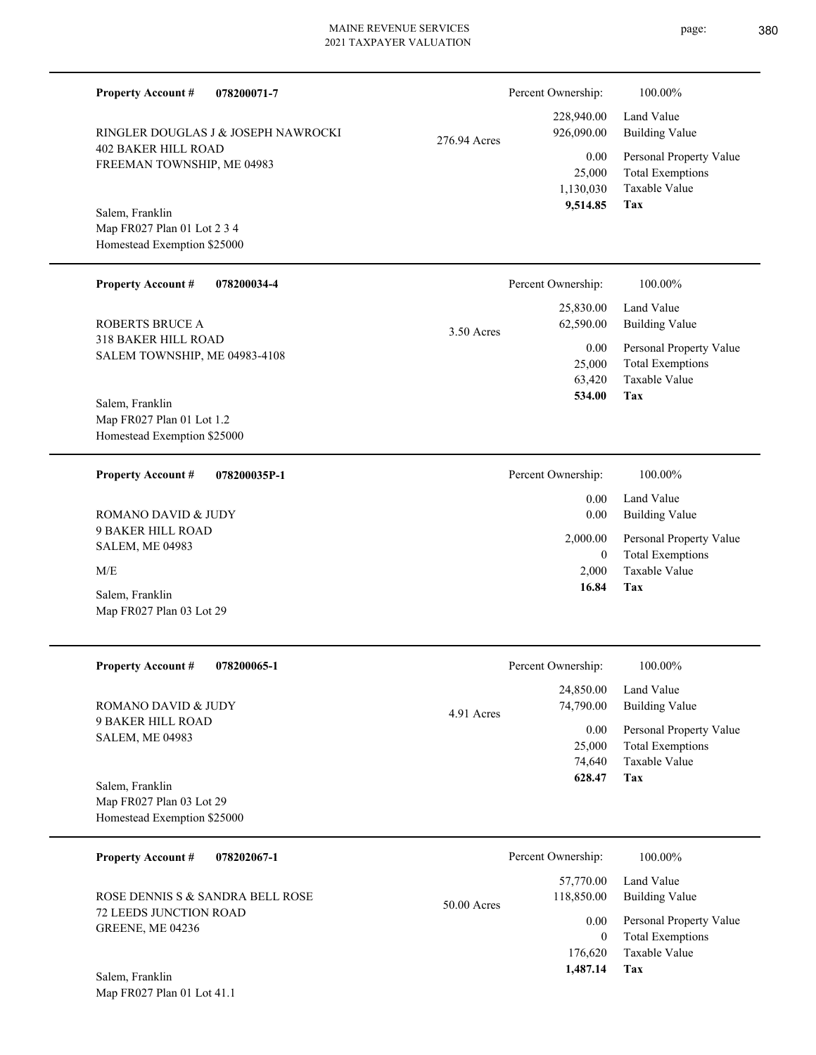**Property Account #** **078200071-7**

RINGLER DOUGLAS J & JOSEPH NAWROCKI
402 BAKER HILL ROAD
FREEMAN TOWNSHIP, ME 04983

276.94 Acres

Salem, Franklin
Map FR027 Plan 01 Lot 2 3 4
Homestead Exemption $25000

| | |
|---|---|
| Percent Ownership: | 100.00% |
| 228,940.00 | Land Value |
| 926,090.00 | Building Value |
| 0.00 | Personal Property Value |
| 25,000 | Total Exemptions |
| 1,130,030 | Taxable Value |
| **9,514.85** | **Tax** |

---

**Property Account #** **078200034-4**

ROBERTS BRUCE A
318 BAKER HILL ROAD
SALEM TOWNSHIP, ME 04983-4108

3.50 Acres

Salem, Franklin
Map FR027 Plan 01 Lot 1.2
Homestead Exemption $25000

| | |
|---|---|
| Percent Ownership: | 100.00% |
| 25,830.00 | Land Value |
| 62,590.00 | Building Value |
| 0.00 | Personal Property Value |
| 25,000 | Total Exemptions |
| 63,420 | Taxable Value |
| **534.00** | **Tax** |

---

**Property Account #** **078200035P-1**

ROMANO DAVID & JUDY
9 BAKER HILL ROAD
SALEM, ME 04983

M/E

Salem, Franklin
Map FR027 Plan 03 Lot 29

| | |
|---|---|
| Percent Ownership: | 100.00% |
| 0.00 | Land Value |
| 0.00 | Building Value |
| 2,000.00 | Personal Property Value |
| 0 | Total Exemptions |
| 2,000 | Taxable Value |
| **16.84** | **Tax** |

---

**Property Account #** **078200065-1**

ROMANO DAVID & JUDY
9 BAKER HILL ROAD
SALEM, ME 04983

4.91 Acres

Salem, Franklin
Map FR027 Plan 03 Lot 29
Homestead Exemption $25000

| | |
|---|---|
| Percent Ownership: | 100.00% |
| 24,850.00 | Land Value |
| 74,790.00 | Building Value |
| 0.00 | Personal Property Value |
| 25,000 | Total Exemptions |
| 74,640 | Taxable Value |
| **628.47** | **Tax** |

---

**Property Account #** **078202067-1**

ROSE DENNIS S & SANDRA BELL ROSE
72 LEEDS JUNCTION ROAD
GREENE, ME 04236

50.00 Acres

Salem, Franklin
Map FR027 Plan 01 Lot 41.1

| | |
|---|---|
| Percent Ownership: | 100.00% |
| 57,770.00 | Land Value |
| 118,850.00 | Building Value |
| 0.00 | Personal Property Value |
| 0 | Total Exemptions |
| 176,620 | Taxable Value |
| **1,487.14** | **Tax** |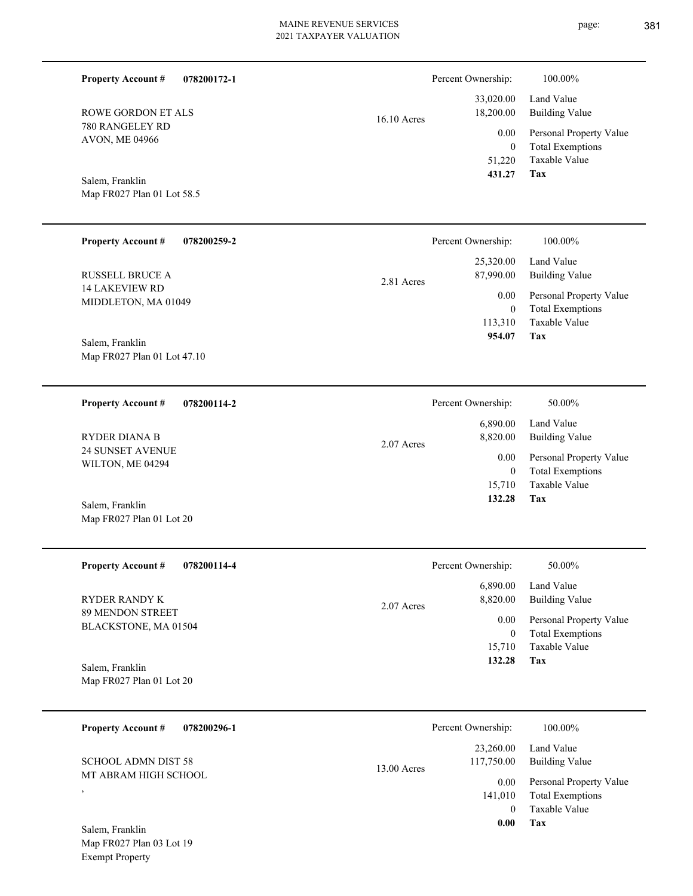**Property Account #** **078200172-1**

ROWE GORDON ET ALS
780 RANGELEY RD
AVON, ME 04966

Salem, Franklin
Map FR027 Plan 01 Lot 58.5

16.10 Acres

| Percent Ownership: | 100.00% |
|---|---|
| 33,020.00 | Land Value |
| 18,200.00 | Building Value |
| 0.00 | Personal Property Value |
| 0 | Total Exemptions |
| 51,220 | Taxable Value |
| **431.27** | **Tax** |

---

**Property Account #** **078200259-2**

RUSSELL BRUCE A
14 LAKEVIEW RD
MIDDLETON, MA 01049

Salem, Franklin
Map FR027 Plan 01 Lot 47.10

2.81 Acres

| Percent Ownership: | 100.00% |
|---|---|
| 25,320.00 | Land Value |
| 87,990.00 | Building Value |
| 0.00 | Personal Property Value |
| 0 | Total Exemptions |
| 113,310 | Taxable Value |
| **954.07** | **Tax** |

---

**Property Account #** **078200114-2**

RYDER DIANA B
24 SUNSET AVENUE
WILTON, ME 04294

Salem, Franklin
Map FR027 Plan 01 Lot 20

2.07 Acres

| Percent Ownership: | 50.00% |
|---|---|
| 6,890.00 | Land Value |
| 8,820.00 | Building Value |
| 0.00 | Personal Property Value |
| 0 | Total Exemptions |
| 15,710 | Taxable Value |
| **132.28** | **Tax** |

---

**Property Account #** **078200114-4**

RYDER RANDY K
89 MENDON STREET
BLACKSTONE, MA 01504

Salem, Franklin
Map FR027 Plan 01 Lot 20

2.07 Acres

| Percent Ownership: | 50.00% |
|---|---|
| 6,890.00 | Land Value |
| 8,820.00 | Building Value |
| 0.00 | Personal Property Value |
| 0 | Total Exemptions |
| 15,710 | Taxable Value |
| **132.28** | **Tax** |

---

**Property Account #** **078200296-1**

SCHOOL ADMN DIST 58
MT ABRAM HIGH SCHOOL
,

Salem, Franklin
Map FR027 Plan 03 Lot 19
Exempt Property

13.00 Acres

| Percent Ownership: | 100.00% |
|---|---|
| 23,260.00 | Land Value |
| 117,750.00 | Building Value |
| 0.00 | Personal Property Value |
| 141,010 | Total Exemptions |
| 0 | Taxable Value |
| **0.00** | **Tax** |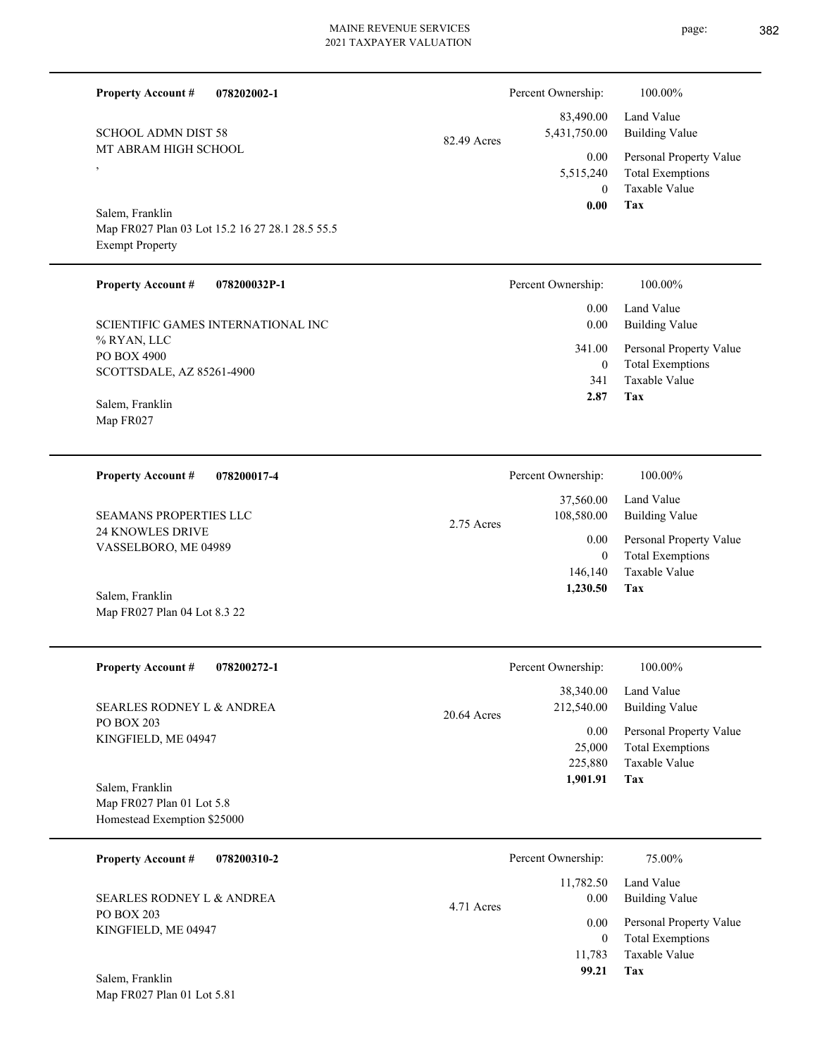**Property Account #** **078202002-1**

SCHOOL ADMN DIST 58
MT ABRAM HIGH SCHOOL
,

Salem, Franklin
Map FR027 Plan 03 Lot 15.2 16 27 28.1 28.5 55.5
Exempt Property

82.49 Acres

| | |
|---|---|
| Percent Ownership: | 100.00% |
| 83,490.00 | Land Value |
| 5,431,750.00 | Building Value |
| 0.00 | Personal Property Value |
| 5,515,240 | Total Exemptions |
| 0 | Taxable Value |
| **0.00** | **Tax** |

---

**Property Account #** **078200032P-1**

SCIENTIFIC GAMES INTERNATIONAL INC
% RYAN, LLC
PO BOX 4900
SCOTTSDALE, AZ 85261-4900

Salem, Franklin
Map FR027

| | |
|---|---|
| Percent Ownership: | 100.00% |
| 0.00 | Land Value |
| 0.00 | Building Value |
| 341.00 | Personal Property Value |
| 0 | Total Exemptions |
| 341 | Taxable Value |
| **2.87** | **Tax** |

---

**Property Account #** **078200017-4**

SEAMANS PROPERTIES LLC
24 KNOWLES DRIVE
VASSELBORO, ME 04989

Salem, Franklin
Map FR027 Plan 04 Lot 8.3 22

2.75 Acres

| | |
|---|---|
| Percent Ownership: | 100.00% |
| 37,560.00 | Land Value |
| 108,580.00 | Building Value |
| 0.00 | Personal Property Value |
| 0 | Total Exemptions |
| 146,140 | Taxable Value |
| **1,230.50** | **Tax** |

---

**Property Account #** **078200272-1**

SEARLES RODNEY L & ANDREA
PO BOX 203
KINGFIELD, ME 04947

Salem, Franklin
Map FR027 Plan 01 Lot 5.8
Homestead Exemption $25000

20.64 Acres

| | |
|---|---|
| Percent Ownership: | 100.00% |
| 38,340.00 | Land Value |
| 212,540.00 | Building Value |
| 0.00 | Personal Property Value |
| 25,000 | Total Exemptions |
| 225,880 | Taxable Value |
| **1,901.91** | **Tax** |

---

**Property Account #** **078200310-2**

SEARLES RODNEY L & ANDREA
PO BOX 203
KINGFIELD, ME 04947

Salem, Franklin
Map FR027 Plan 01 Lot 5.81

4.71 Acres

| | |
|---|---|
| Percent Ownership: | 75.00% |
| 11,782.50 | Land Value |
| 0.00 | Building Value |
| 0.00 | Personal Property Value |
| 0 | Total Exemptions |
| 11,783 | Taxable Value |
| **99.21** | **Tax** |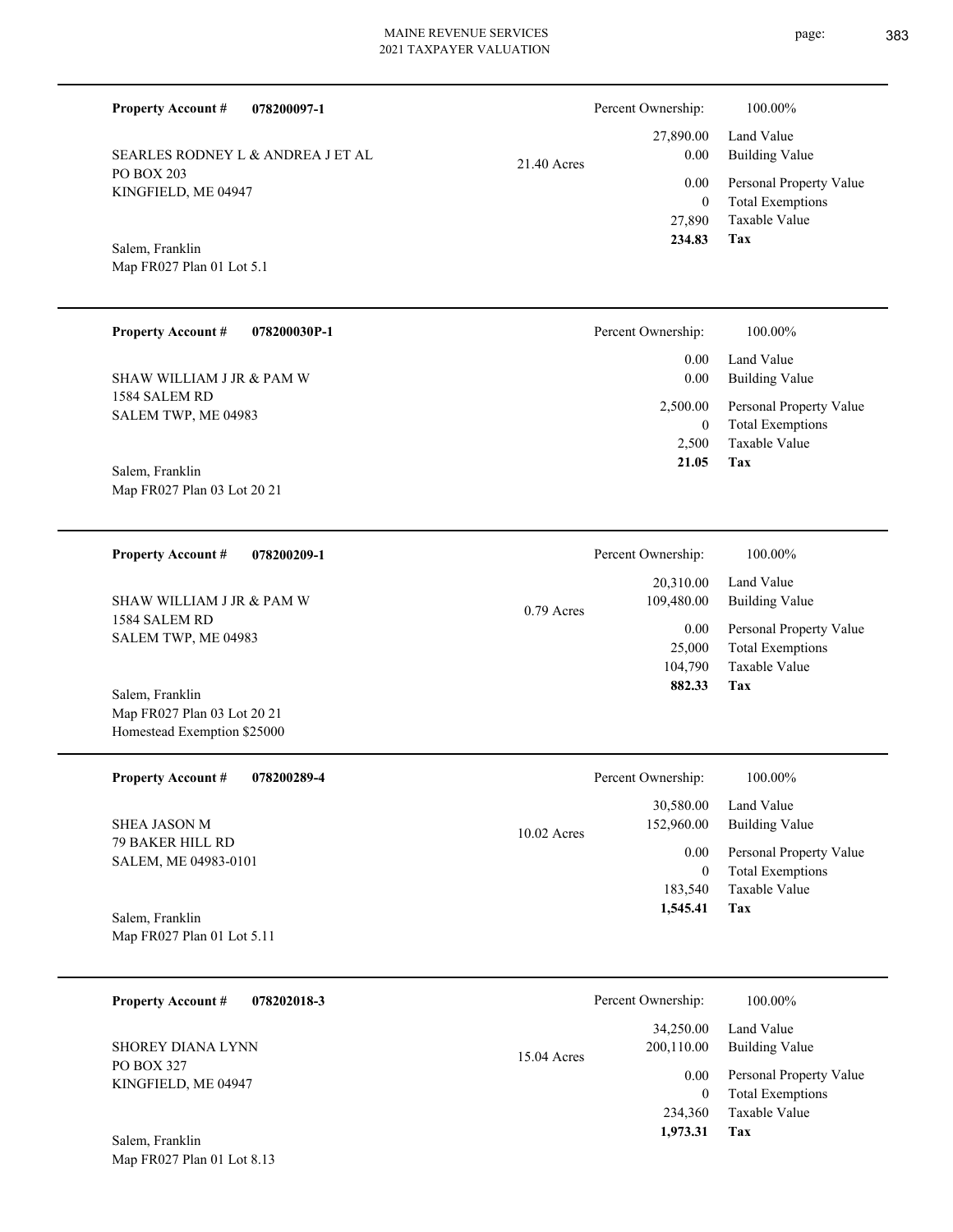**Property Account #** **078200097-1**

SEARLES RODNEY L & ANDREA J ET AL
PO BOX 203
KINGFIELD, ME 04947

Salem, Franklin
Map FR027 Plan 01 Lot 5.1

21.40 Acres

| Percent Ownership: | 100.00% |
|---|---|
| 27,890.00 | Land Value |
| 0.00 | Building Value |
| 0.00 | Personal Property Value |
| 0 | Total Exemptions |
| 27,890 | Taxable Value |
| **234.83** | **Tax** |

---

**Property Account #** **078200030P-1**

SHAW WILLIAM J JR & PAM W
1584 SALEM RD
SALEM TWP, ME 04983

Salem, Franklin
Map FR027 Plan 03 Lot 20 21

| Percent Ownership: | 100.00% |
|---|---|
| 0.00 | Land Value |
| 0.00 | Building Value |
| 2,500.00 | Personal Property Value |
| 0 | Total Exemptions |
| 2,500 | Taxable Value |
| **21.05** | **Tax** |

---

**Property Account #** **078200209-1**

SHAW WILLIAM J JR & PAM W
1584 SALEM RD
SALEM TWP, ME 04983

Salem, Franklin
Map FR027 Plan 03 Lot 20 21
Homestead Exemption $25000

0.79 Acres

| Percent Ownership: | 100.00% |
|---|---|
| 20,310.00 | Land Value |
| 109,480.00 | Building Value |
| 0.00 | Personal Property Value |
| 25,000 | Total Exemptions |
| 104,790 | Taxable Value |
| **882.33** | **Tax** |

---

**Property Account #** **078200289-4**

SHEA JASON M
79 BAKER HILL RD
SALEM, ME 04983-0101

Salem, Franklin
Map FR027 Plan 01 Lot 5.11

10.02 Acres

| Percent Ownership: | 100.00% |
|---|---|
| 30,580.00 | Land Value |
| 152,960.00 | Building Value |
| 0.00 | Personal Property Value |
| 0 | Total Exemptions |
| 183,540 | Taxable Value |
| **1,545.41** | **Tax** |

---

**Property Account #** **078202018-3**

SHOREY DIANA LYNN
PO BOX 327
KINGFIELD, ME 04947

Salem, Franklin
Map FR027 Plan 01 Lot 8.13

15.04 Acres

| Percent Ownership: | 100.00% |
|---|---|
| 34,250.00 | Land Value |
| 200,110.00 | Building Value |
| 0.00 | Personal Property Value |
| 0 | Total Exemptions |
| 234,360 | Taxable Value |
| **1,973.31** | **Tax** |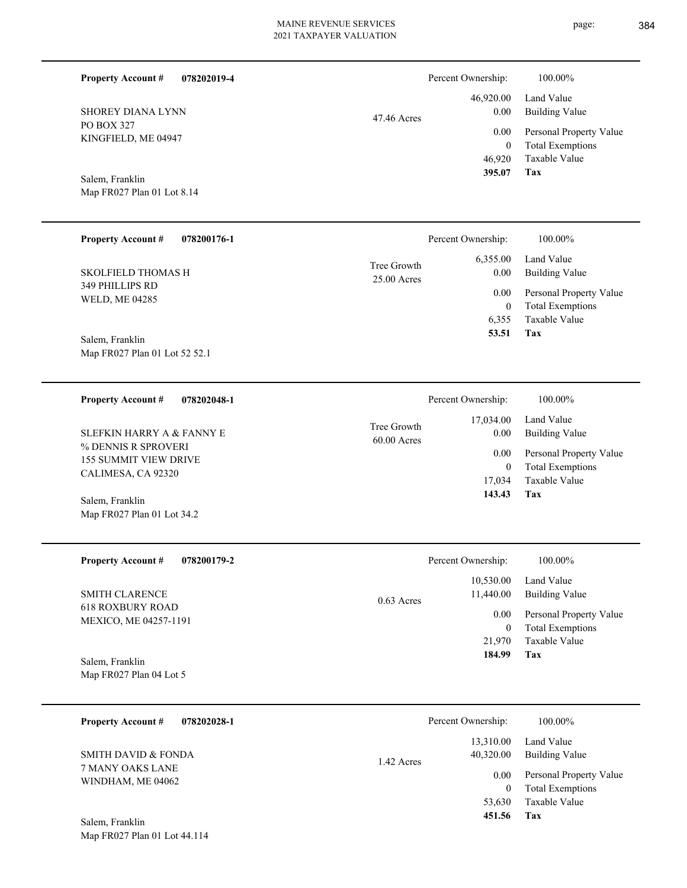**Property Account #** **078202019-4**

SHOREY DIANA LYNN
PO BOX 327
KINGFIELD, ME 04947

Salem, Franklin
Map FR027 Plan 01 Lot 8.14

47.46 Acres

| Percent Ownership: | 100.00% |
|---|---|
| 46,920.00 | Land Value |
| 0.00 | Building Value |
| 0.00 | Personal Property Value |
| 0 | Total Exemptions |
| 46,920 | Taxable Value |
| **395.07** | **Tax** |

---

**Property Account #** **078200176-1**

SKOLFIELD THOMAS H
349 PHILLIPS RD
WELD, ME 04285

Salem, Franklin
Map FR027 Plan 01 Lot 52 52.1

Tree Growth
25.00 Acres

| Percent Ownership: | 100.00% |
|---|---|
| 6,355.00 | Land Value |
| 0.00 | Building Value |
| 0.00 | Personal Property Value |
| 0 | Total Exemptions |
| 6,355 | Taxable Value |
| **53.51** | **Tax** |

---

**Property Account #** **078202048-1**

SLEFKIN HARRY A & FANNY E
% DENNIS R SPROVERI
155 SUMMIT VIEW DRIVE
CALIMESA, CA 92320

Salem, Franklin
Map FR027 Plan 01 Lot 34.2

Tree Growth
60.00 Acres

| Percent Ownership: | 100.00% |
|---|---|
| 17,034.00 | Land Value |
| 0.00 | Building Value |
| 0.00 | Personal Property Value |
| 0 | Total Exemptions |
| 17,034 | Taxable Value |
| **143.43** | **Tax** |

---

**Property Account #** **078200179-2**

SMITH CLARENCE
618 ROXBURY ROAD
MEXICO, ME 04257-1191

Salem, Franklin
Map FR027 Plan 04 Lot 5

0.63 Acres

| Percent Ownership: | 100.00% |
|---|---|
| 10,530.00 | Land Value |
| 11,440.00 | Building Value |
| 0.00 | Personal Property Value |
| 0 | Total Exemptions |
| 21,970 | Taxable Value |
| **184.99** | **Tax** |

---

**Property Account #** **078202028-1**

SMITH DAVID & FONDA
7 MANY OAKS LANE
WINDHAM, ME 04062

Salem, Franklin
Map FR027 Plan 01 Lot 44.114

1.42 Acres

| Percent Ownership: | 100.00% |
|---|---|
| 13,310.00 | Land Value |
| 40,320.00 | Building Value |
| 0.00 | Personal Property Value |
| 0 | Total Exemptions |
| 53,630 | Taxable Value |
| **451.56** | **Tax** |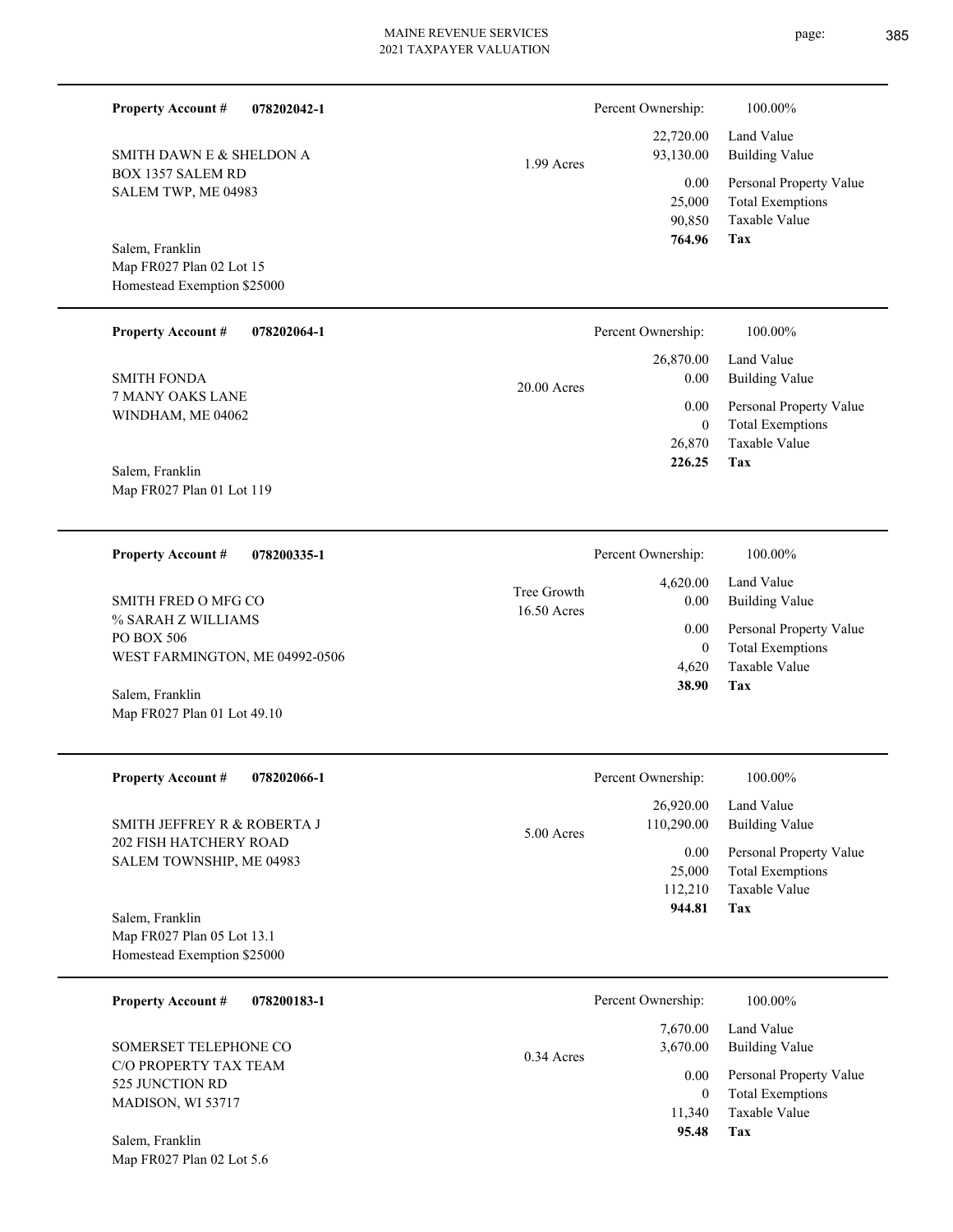**Property Account #** **078202042-1**

SMITH DAWN E & SHELDON A
BOX 1357 SALEM RD
SALEM TWP, ME 04983

Salem, Franklin
Map FR027 Plan 02 Lot 15
Homestead Exemption $25000

1.99 Acres

| | |
|---|---|
| Percent Ownership: | 100.00% |
| 22,720.00 | Land Value |
| 93,130.00 | Building Value |
| 0.00 | Personal Property Value |
| 25,000 | Total Exemptions |
| 90,850 | Taxable Value |
| **764.96** | **Tax** |

---

**Property Account #** **078202064-1**

SMITH FONDA
7 MANY OAKS LANE
WINDHAM, ME 04062

Salem, Franklin
Map FR027 Plan 01 Lot 119

20.00 Acres

| | |
|---|---|
| Percent Ownership: | 100.00% |
| 26,870.00 | Land Value |
| 0.00 | Building Value |
| 0.00 | Personal Property Value |
| 0 | Total Exemptions |
| 26,870 | Taxable Value |
| **226.25** | **Tax** |

---

**Property Account #** **078200335-1**

SMITH FRED O MFG CO
% SARAH Z WILLIAMS
PO BOX 506
WEST FARMINGTON, ME 04992-0506

Salem, Franklin
Map FR027 Plan 01 Lot 49.10

Tree Growth
16.50 Acres

| | |
|---|---|
| Percent Ownership: | 100.00% |
| 4,620.00 | Land Value |
| 0.00 | Building Value |
| 0.00 | Personal Property Value |
| 0 | Total Exemptions |
| 4,620 | Taxable Value |
| **38.90** | **Tax** |

---

**Property Account #** **078202066-1**

SMITH JEFFREY R & ROBERTA J
202 FISH HATCHERY ROAD
SALEM TOWNSHIP, ME 04983

Salem, Franklin
Map FR027 Plan 05 Lot 13.1
Homestead Exemption $25000

5.00 Acres

| | |
|---|---|
| Percent Ownership: | 100.00% |
| 26,920.00 | Land Value |
| 110,290.00 | Building Value |
| 0.00 | Personal Property Value |
| 25,000 | Total Exemptions |
| 112,210 | Taxable Value |
| **944.81** | **Tax** |

---

**Property Account #** **078200183-1**

SOMERSET TELEPHONE CO
C/O PROPERTY TAX TEAM
525 JUNCTION RD
MADISON, WI 53717

Salem, Franklin
Map FR027 Plan 02 Lot 5.6

0.34 Acres

| | |
|---|---|
| Percent Ownership: | 100.00% |
| 7,670.00 | Land Value |
| 3,670.00 | Building Value |
| 0.00 | Personal Property Value |
| 0 | Total Exemptions |
| 11,340 | Taxable Value |
| **95.48** | **Tax** |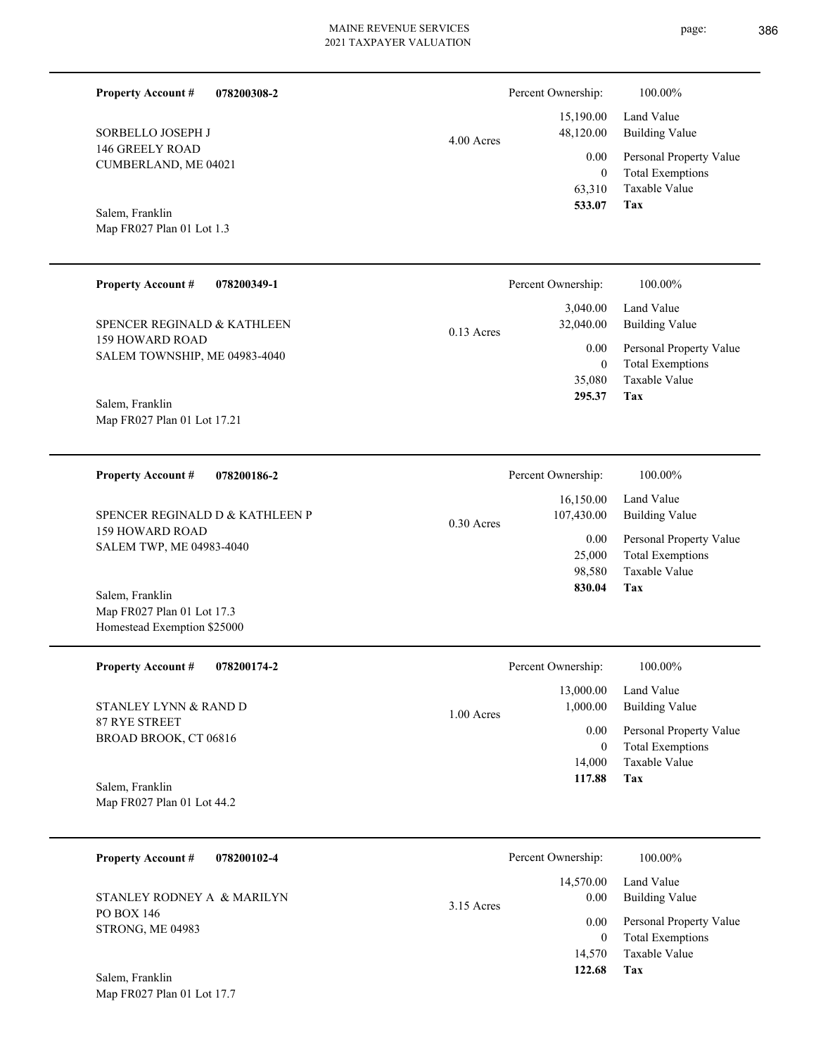**Property Account #** **078200308-2**

SORBELLO JOSEPH J
146 GREELY ROAD
CUMBERLAND, ME 04021

Salem, Franklin
Map FR027 Plan 01 Lot 1.3

4.00 Acres

| Percent Ownership: | 100.00% |
|---|---|
| 15,190.00 | Land Value |
| 48,120.00 | Building Value |
| 0.00 | Personal Property Value |
| 0 | Total Exemptions |
| 63,310 | Taxable Value |
| **533.07** | **Tax** |

---

**Property Account #** **078200349-1**

SPENCER REGINALD & KATHLEEN
159 HOWARD ROAD
SALEM TOWNSHIP, ME 04983-4040

Salem, Franklin
Map FR027 Plan 01 Lot 17.21

0.13 Acres

| Percent Ownership: | 100.00% |
|---|---|
| 3,040.00 | Land Value |
| 32,040.00 | Building Value |
| 0.00 | Personal Property Value |
| 0 | Total Exemptions |
| 35,080 | Taxable Value |
| **295.37** | **Tax** |

---

**Property Account #** **078200186-2**

SPENCER REGINALD D & KATHLEEN P
159 HOWARD ROAD
SALEM TWP, ME 04983-4040

Salem, Franklin
Map FR027 Plan 01 Lot 17.3
Homestead Exemption $25000

0.30 Acres

| Percent Ownership: | 100.00% |
|---|---|
| 16,150.00 | Land Value |
| 107,430.00 | Building Value |
| 0.00 | Personal Property Value |
| 25,000 | Total Exemptions |
| 98,580 | Taxable Value |
| **830.04** | **Tax** |

---

**Property Account #** **078200174-2**

STANLEY LYNN & RAND D
87 RYE STREET
BROAD BROOK, CT 06816

Salem, Franklin
Map FR027 Plan 01 Lot 44.2

1.00 Acres

| Percent Ownership: | 100.00% |
|---|---|
| 13,000.00 | Land Value |
| 1,000.00 | Building Value |
| 0.00 | Personal Property Value |
| 0 | Total Exemptions |
| 14,000 | Taxable Value |
| **117.88** | **Tax** |

---

**Property Account #** **078200102-4**

STANLEY RODNEY A & MARILYN
PO BOX 146
STRONG, ME 04983

Salem, Franklin
Map FR027 Plan 01 Lot 17.7

3.15 Acres

| Percent Ownership: | 100.00% |
|---|---|
| 14,570.00 | Land Value |
| 0.00 | Building Value |
| 0.00 | Personal Property Value |
| 0 | Total Exemptions |
| 14,570 | Taxable Value |
| **122.68** | **Tax** |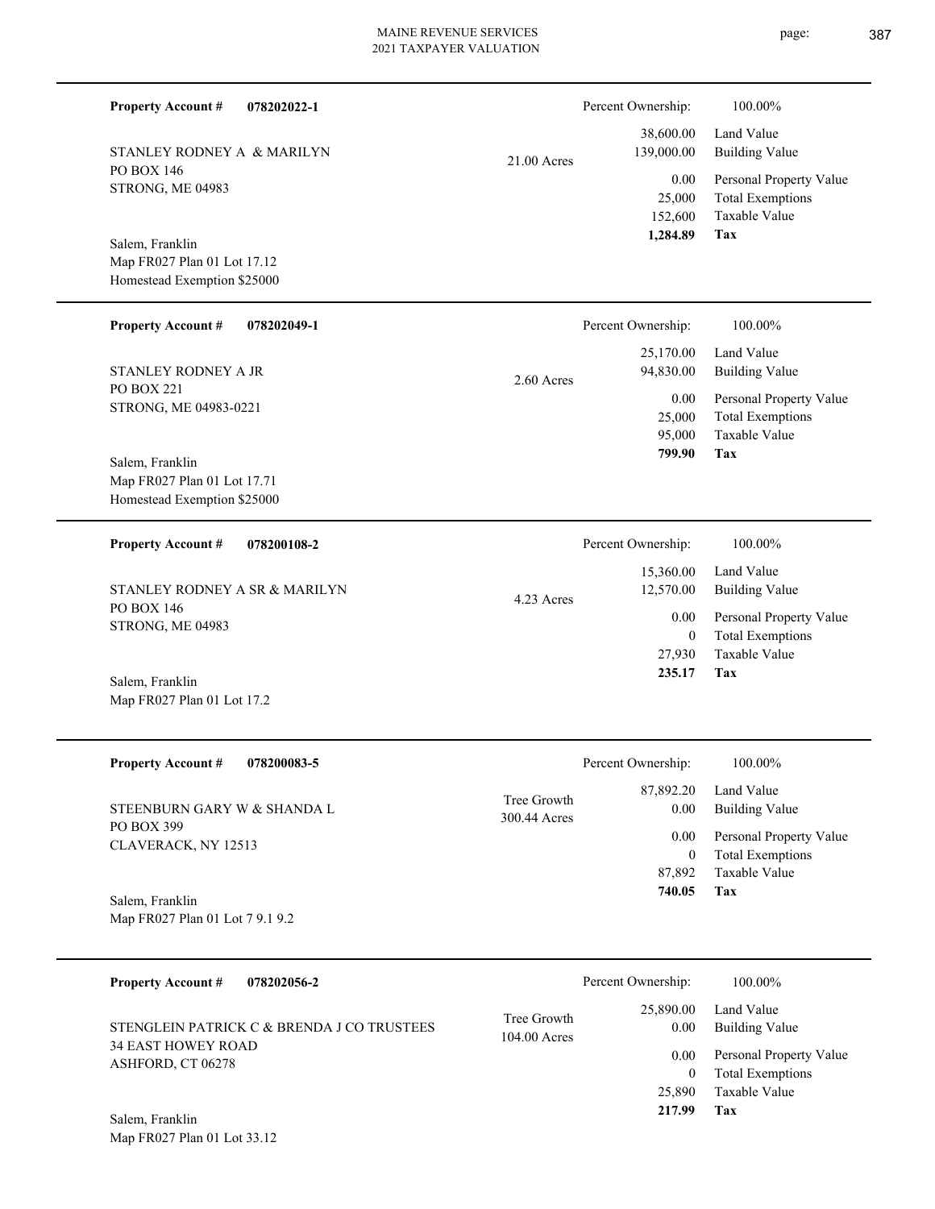**Property Account #** **078202022-1**

STANLEY RODNEY A & MARILYN
PO BOX 146
STRONG, ME 04983

Salem, Franklin
Map FR027 Plan 01 Lot 17.12
Homestead Exemption $25000

21.00 Acres

| Percent Ownership: | 100.00% |
|---|---|
| 38,600.00 | Land Value |
| 139,000.00 | Building Value |
| 0.00 | Personal Property Value |
| 25,000 | Total Exemptions |
| 152,600 | Taxable Value |
| **1,284.89** | **Tax** |

---

**Property Account #** **078202049-1**

STANLEY RODNEY A JR
PO BOX 221
STRONG, ME 04983-0221

Salem, Franklin
Map FR027 Plan 01 Lot 17.71
Homestead Exemption $25000

2.60 Acres

| Percent Ownership: | 100.00% |
|---|---|
| 25,170.00 | Land Value |
| 94,830.00 | Building Value |
| 0.00 | Personal Property Value |
| 25,000 | Total Exemptions |
| 95,000 | Taxable Value |
| **799.90** | **Tax** |

---

**Property Account #** **078200108-2**

STANLEY RODNEY A SR & MARILYN
PO BOX 146
STRONG, ME 04983

Salem, Franklin
Map FR027 Plan 01 Lot 17.2

4.23 Acres

| Percent Ownership: | 100.00% |
|---|---|
| 15,360.00 | Land Value |
| 12,570.00 | Building Value |
| 0.00 | Personal Property Value |
| 0 | Total Exemptions |
| 27,930 | Taxable Value |
| **235.17** | **Tax** |

---

**Property Account #** **078200083-5**

STEENBURN GARY W & SHANDA L
PO BOX 399
CLAVERACK, NY 12513

Salem, Franklin
Map FR027 Plan 01 Lot 7 9.1 9.2

Tree Growth
300.44 Acres

| Percent Ownership: | 100.00% |
|---|---|
| 87,892.20 | Land Value |
| 0.00 | Building Value |
| 0.00 | Personal Property Value |
| 0 | Total Exemptions |
| 87,892 | Taxable Value |
| **740.05** | **Tax** |

---

**Property Account #** **078202056-2**

STENGLEIN PATRICK C & BRENDA J CO TRUSTEES
34 EAST HOWEY ROAD
ASHFORD, CT 06278

Salem, Franklin
Map FR027 Plan 01 Lot 33.12

Tree Growth
104.00 Acres

| Percent Ownership: | 100.00% |
|---|---|
| 25,890.00 | Land Value |
| 0.00 | Building Value |
| 0.00 | Personal Property Value |
| 0 | Total Exemptions |
| 25,890 | Taxable Value |
| **217.99** | **Tax** |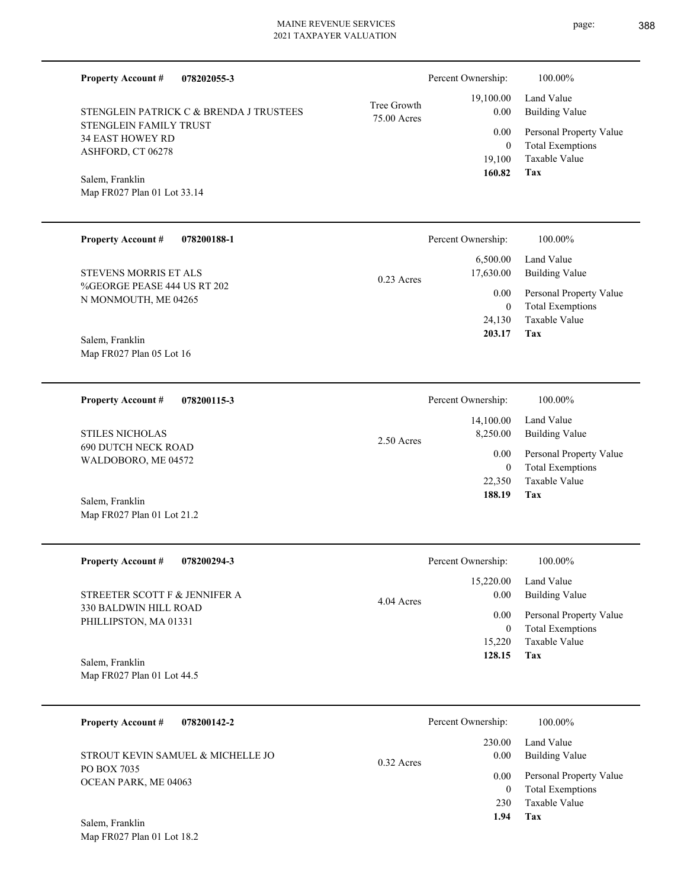**Property Account #** **078202055-3**

STENGLEIN PATRICK C & BRENDA J TRUSTEES
STENGLEIN FAMILY TRUST
34 EAST HOWEY RD
ASHFORD, CT 06278

Salem, Franklin
Map FR027 Plan 01 Lot 33.14

Tree Growth
75.00 Acres

| | |
|---|---|
| Percent Ownership: | 100.00% |
| 19,100.00 | Land Value |
| 0.00 | Building Value |
| 0.00 | Personal Property Value |
| 0 | Total Exemptions |
| 19,100 | Taxable Value |
| **160.82** | **Tax** |

---

**Property Account #** **078200188-1**

STEVENS MORRIS ET ALS
%GEORGE PEASE 444 US RT 202
N MONMOUTH, ME 04265

Salem, Franklin
Map FR027 Plan 05 Lot 16

0.23 Acres

| | |
|---|---|
| Percent Ownership: | 100.00% |
| 6,500.00 | Land Value |
| 17,630.00 | Building Value |
| 0.00 | Personal Property Value |
| 0 | Total Exemptions |
| 24,130 | Taxable Value |
| **203.17** | **Tax** |

---

**Property Account #** **078200115-3**

STILES NICHOLAS
690 DUTCH NECK ROAD
WALDOBORO, ME 04572

Salem, Franklin
Map FR027 Plan 01 Lot 21.2

2.50 Acres

| | |
|---|---|
| Percent Ownership: | 100.00% |
| 14,100.00 | Land Value |
| 8,250.00 | Building Value |
| 0.00 | Personal Property Value |
| 0 | Total Exemptions |
| 22,350 | Taxable Value |
| **188.19** | **Tax** |

---

**Property Account #** **078200294-3**

STREETER SCOTT F & JENNIFER A
330 BALDWIN HILL ROAD
PHILLIPSTON, MA 01331

Salem, Franklin
Map FR027 Plan 01 Lot 44.5

4.04 Acres

| | |
|---|---|
| Percent Ownership: | 100.00% |
| 15,220.00 | Land Value |
| 0.00 | Building Value |
| 0.00 | Personal Property Value |
| 0 | Total Exemptions |
| 15,220 | Taxable Value |
| **128.15** | **Tax** |

---

**Property Account #** **078200142-2**

STROUT KEVIN SAMUEL & MICHELLE JO
PO BOX 7035
OCEAN PARK, ME 04063

Salem, Franklin
Map FR027 Plan 01 Lot 18.2

0.32 Acres

| | |
|---|---|
| Percent Ownership: | 100.00% |
| 230.00 | Land Value |
| 0.00 | Building Value |
| 0.00 | Personal Property Value |
| 0 | Total Exemptions |
| 230 | Taxable Value |
| **1.94** | **Tax** |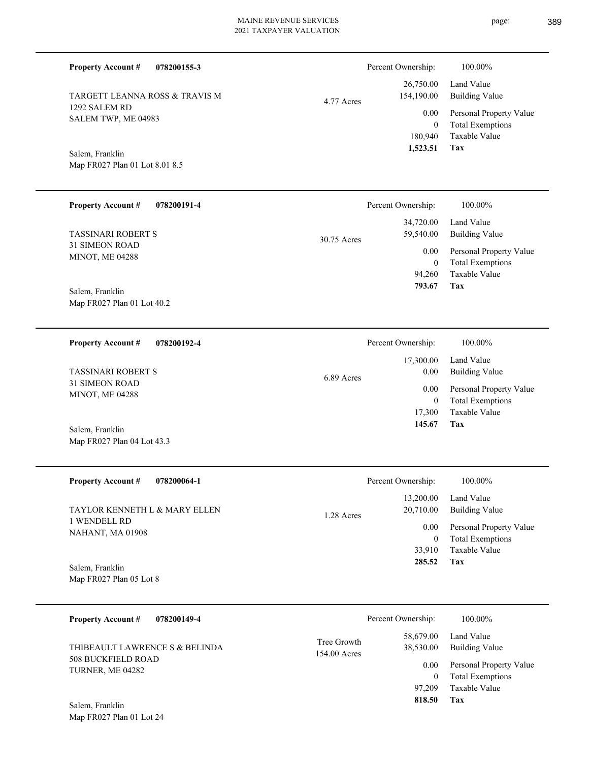**Property Account #** **078200155-3**

TARGETT LEANNA ROSS & TRAVIS M
1292 SALEM RD
SALEM TWP, ME 04983

Salem, Franklin
Map FR027 Plan 01 Lot 8.01 8.5

4.77 Acres

| Percent Ownership: | 100.00% |
|---|---|
| 26,750.00 | Land Value |
| 154,190.00 | Building Value |
| 0.00 | Personal Property Value |
| 0 | Total Exemptions |
| 180,940 | Taxable Value |
| **1,523.51** | **Tax** |

---

**Property Account #** **078200191-4**

TASSINARI ROBERT S
31 SIMEON ROAD
MINOT, ME 04288

Salem, Franklin
Map FR027 Plan 01 Lot 40.2

30.75 Acres

| Percent Ownership: | 100.00% |
|---|---|
| 34,720.00 | Land Value |
| 59,540.00 | Building Value |
| 0.00 | Personal Property Value |
| 0 | Total Exemptions |
| 94,260 | Taxable Value |
| **793.67** | **Tax** |

---

**Property Account #** **078200192-4**

TASSINARI ROBERT S
31 SIMEON ROAD
MINOT, ME 04288

Salem, Franklin
Map FR027 Plan 04 Lot 43.3

6.89 Acres

| Percent Ownership: | 100.00% |
|---|---|
| 17,300.00 | Land Value |
| 0.00 | Building Value |
| 0.00 | Personal Property Value |
| 0 | Total Exemptions |
| 17,300 | Taxable Value |
| **145.67** | **Tax** |

---

**Property Account #** **078200064-1**

TAYLOR KENNETH L & MARY ELLEN
1 WENDELL RD
NAHANT, MA 01908

Salem, Franklin
Map FR027 Plan 05 Lot 8

1.28 Acres

| Percent Ownership: | 100.00% |
|---|---|
| 13,200.00 | Land Value |
| 20,710.00 | Building Value |
| 0.00 | Personal Property Value |
| 0 | Total Exemptions |
| 33,910 | Taxable Value |
| **285.52** | **Tax** |

---

**Property Account #** **078200149-4**

THIBEAULT LAWRENCE S & BELINDA
508 BUCKFIELD ROAD
TURNER, ME 04282

Salem, Franklin
Map FR027 Plan 01 Lot 24

Tree Growth
154.00 Acres

| Percent Ownership: | 100.00% |
|---|---|
| 58,679.00 | Land Value |
| 38,530.00 | Building Value |
| 0.00 | Personal Property Value |
| 0 | Total Exemptions |
| 97,209 | Taxable Value |
| **818.50** | **Tax** |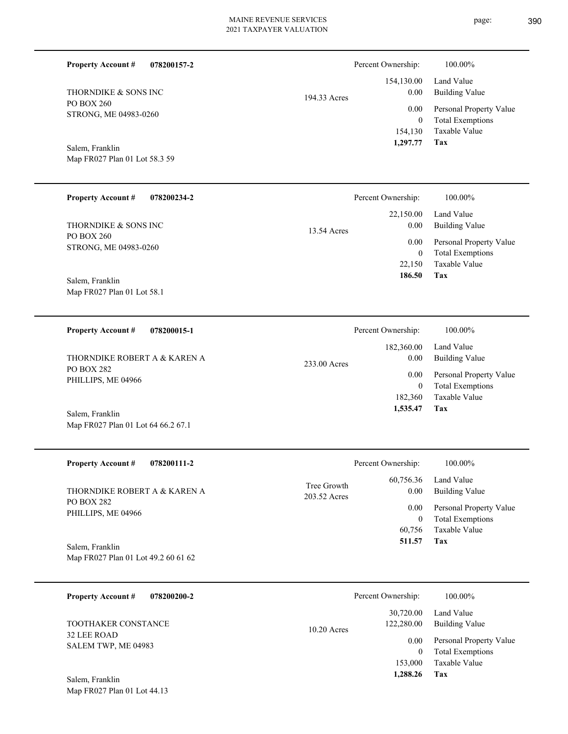**Property Account #** 078200157-2

THORNDIKE & SONS INC
PO BOX 260
STRONG, ME 04983-0260

Salem, Franklin
Map FR027 Plan 01 Lot 58.3 59

194.33 Acres

| Percent Ownership: | 100.00% |
|---|---|
| 154,130.00 | Land Value |
| 0.00 | Building Value |
| 0.00 | Personal Property Value |
| 0 | Total Exemptions |
| 154,130 | Taxable Value |
| **1,297.77** | **Tax** |

---

**Property Account #** 078200234-2

THORNDIKE & SONS INC
PO BOX 260
STRONG, ME 04983-0260

Salem, Franklin
Map FR027 Plan 01 Lot 58.1

13.54 Acres

| Percent Ownership: | 100.00% |
|---|---|
| 22,150.00 | Land Value |
| 0.00 | Building Value |
| 0.00 | Personal Property Value |
| 0 | Total Exemptions |
| 22,150 | Taxable Value |
| **186.50** | **Tax** |

---

**Property Account #** 078200015-1

THORNDIKE ROBERT A & KAREN A
PO BOX 282
PHILLIPS, ME 04966

Salem, Franklin
Map FR027 Plan 01 Lot 64 66.2 67.1

233.00 Acres

| Percent Ownership: | 100.00% |
|---|---|
| 182,360.00 | Land Value |
| 0.00 | Building Value |
| 0.00 | Personal Property Value |
| 0 | Total Exemptions |
| 182,360 | Taxable Value |
| **1,535.47** | **Tax** |

---

**Property Account #** 078200111-2

THORNDIKE ROBERT A & KAREN A
PO BOX 282
PHILLIPS, ME 04966

Salem, Franklin
Map FR027 Plan 01 Lot 49.2 60 61 62

Tree Growth
203.52 Acres

| Percent Ownership: | 100.00% |
|---|---|
| 60,756.36 | Land Value |
| 0.00 | Building Value |
| 0.00 | Personal Property Value |
| 0 | Total Exemptions |
| 60,756 | Taxable Value |
| **511.57** | **Tax** |

---

**Property Account #** 078200200-2

TOOTHAKER CONSTANCE
32 LEE ROAD
SALEM TWP, ME 04983

Salem, Franklin
Map FR027 Plan 01 Lot 44.13

10.20 Acres

| Percent Ownership: | 100.00% |
|---|---|
| 30,720.00 | Land Value |
| 122,280.00 | Building Value |
| 0.00 | Personal Property Value |
| 0 | Total Exemptions |
| 153,000 | Taxable Value |
| **1,288.26** | **Tax** |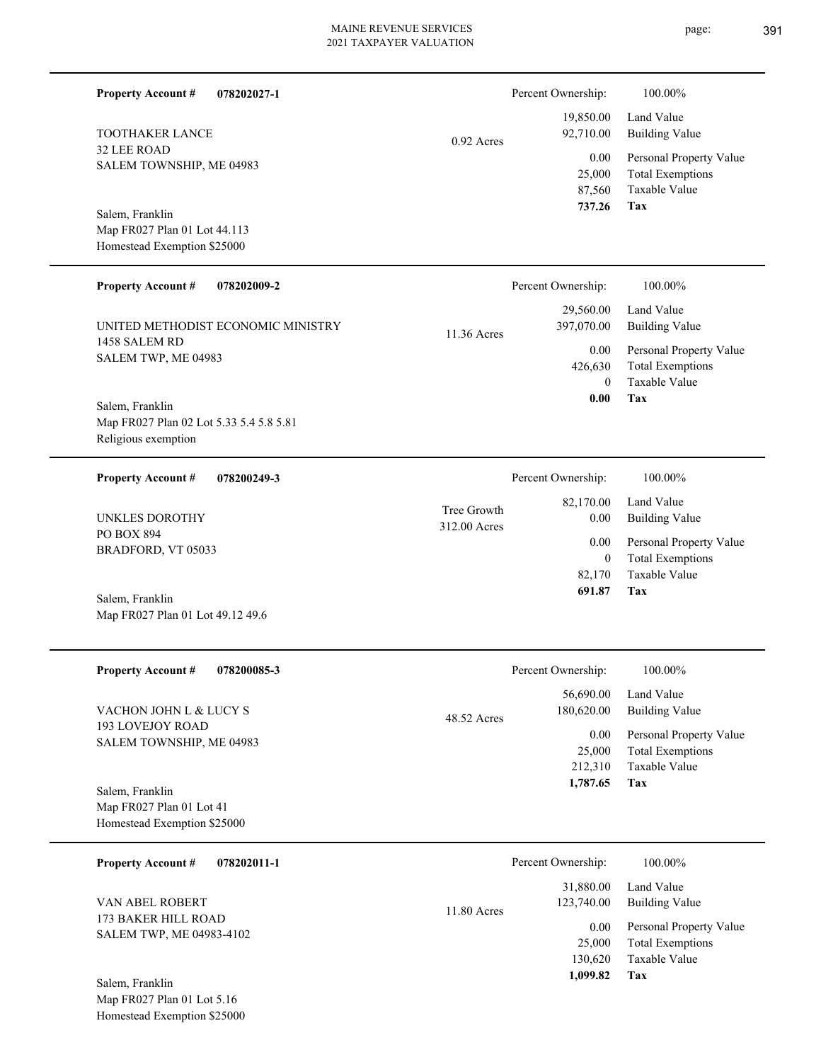**Property Account #** **078202027-1**

TOOTHAKER LANCE
32 LEE ROAD
SALEM TOWNSHIP, ME 04983

0.92 Acres

Salem, Franklin
Map FR027 Plan 01 Lot 44.113
Homestead Exemption $25000

| Percent Ownership: | 100.00% |
|---|---|
| 19,850.00 | Land Value |
| 92,710.00 | Building Value |
| 0.00 | Personal Property Value |
| 25,000 | Total Exemptions |
| 87,560 | Taxable Value |
| **737.26** | **Tax** |

---

**Property Account #** **078202009-2**

UNITED METHODIST ECONOMIC MINISTRY
1458 SALEM RD
SALEM TWP, ME 04983

11.36 Acres

Salem, Franklin
Map FR027 Plan 02 Lot 5.33 5.4 5.8 5.81
Religious exemption

| Percent Ownership: | 100.00% |
|---|---|
| 29,560.00 | Land Value |
| 397,070.00 | Building Value |
| 0.00 | Personal Property Value |
| 426,630 | Total Exemptions |
| 0 | Taxable Value |
| **0.00** | **Tax** |

---

**Property Account #** **078200249-3**

UNKLES DOROTHY
PO BOX 894
BRADFORD, VT 05033

Tree Growth
312.00 Acres

Salem, Franklin
Map FR027 Plan 01 Lot 49.12 49.6

| Percent Ownership: | 100.00% |
|---|---|
| 82,170.00 | Land Value |
| 0.00 | Building Value |
| 0.00 | Personal Property Value |
| 0 | Total Exemptions |
| 82,170 | Taxable Value |
| **691.87** | **Tax** |

---

**Property Account #** **078200085-3**

VACHON JOHN L & LUCY S
193 LOVEJOY ROAD
SALEM TOWNSHIP, ME 04983

48.52 Acres

Salem, Franklin
Map FR027 Plan 01 Lot 41
Homestead Exemption $25000

| Percent Ownership: | 100.00% |
|---|---|
| 56,690.00 | Land Value |
| 180,620.00 | Building Value |
| 0.00 | Personal Property Value |
| 25,000 | Total Exemptions |
| 212,310 | Taxable Value |
| **1,787.65** | **Tax** |

---

**Property Account #** **078202011-1**

VAN ABEL ROBERT
173 BAKER HILL ROAD
SALEM TWP, ME 04983-4102

11.80 Acres

Salem, Franklin
Map FR027 Plan 01 Lot 5.16
Homestead Exemption $25000

| Percent Ownership: | 100.00% |
|---|---|
| 31,880.00 | Land Value |
| 123,740.00 | Building Value |
| 0.00 | Personal Property Value |
| 25,000 | Total Exemptions |
| 130,620 | Taxable Value |
| **1,099.82** | **Tax** |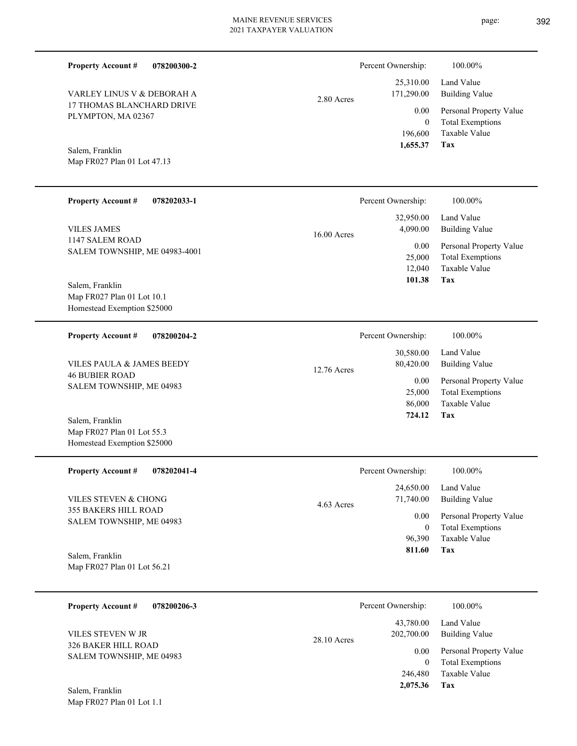**Property Account #** **078200300-2**

VARLEY LINUS V & DEBORAH A
17 THOMAS BLANCHARD DRIVE
PLYMPTON, MA 02367

Salem, Franklin
Map FR027 Plan 01 Lot 47.13

2.80 Acres

| | |
|---|---|
| Percent Ownership: | 100.00% |
| 25,310.00 | Land Value |
| 171,290.00 | Building Value |
| 0.00 | Personal Property Value |
| 0 | Total Exemptions |
| 196,600 | Taxable Value |
| **1,655.37** | **Tax** |

---

**Property Account #** **078202033-1**

VILES JAMES
1147 SALEM ROAD
SALEM TOWNSHIP, ME 04983-4001

Salem, Franklin
Map FR027 Plan 01 Lot 10.1
Homestead Exemption $25000

16.00 Acres

| | |
|---|---|
| Percent Ownership: | 100.00% |
| 32,950.00 | Land Value |
| 4,090.00 | Building Value |
| 0.00 | Personal Property Value |
| 25,000 | Total Exemptions |
| 12,040 | Taxable Value |
| **101.38** | **Tax** |

---

**Property Account #** **078200204-2**

VILES PAULA & JAMES BEEDY
46 BUBIER ROAD
SALEM TOWNSHIP, ME 04983

Salem, Franklin
Map FR027 Plan 01 Lot 55.3
Homestead Exemption $25000

12.76 Acres

| | |
|---|---|
| Percent Ownership: | 100.00% |
| 30,580.00 | Land Value |
| 80,420.00 | Building Value |
| 0.00 | Personal Property Value |
| 25,000 | Total Exemptions |
| 86,000 | Taxable Value |
| **724.12** | **Tax** |

---

**Property Account #** **078202041-4**

VILES STEVEN & CHONG
355 BAKERS HILL ROAD
SALEM TOWNSHIP, ME 04983

Salem, Franklin
Map FR027 Plan 01 Lot 56.21

4.63 Acres

| | |
|---|---|
| Percent Ownership: | 100.00% |
| 24,650.00 | Land Value |
| 71,740.00 | Building Value |
| 0.00 | Personal Property Value |
| 0 | Total Exemptions |
| 96,390 | Taxable Value |
| **811.60** | **Tax** |

---

**Property Account #** **078200206-3**

VILES STEVEN W JR
326 BAKER HILL ROAD
SALEM TOWNSHIP, ME 04983

Salem, Franklin
Map FR027 Plan 01 Lot 1.1

28.10 Acres

| | |
|---|---|
| Percent Ownership: | 100.00% |
| 43,780.00 | Land Value |
| 202,700.00 | Building Value |
| 0.00 | Personal Property Value |
| 0 | Total Exemptions |
| 246,480 | Taxable Value |
| **2,075.36** | **Tax** |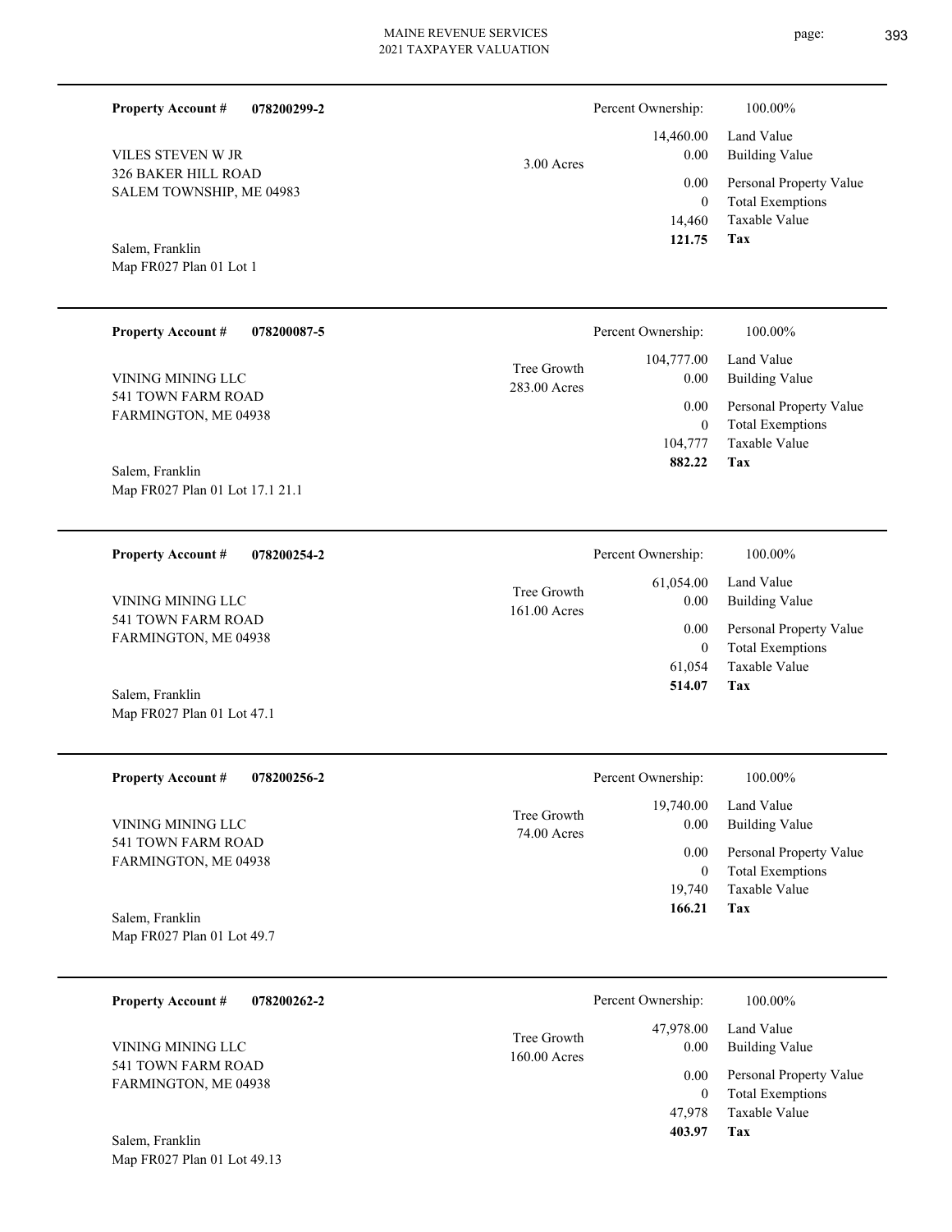| Property Account # | 078200299-2 | | Percent Ownership: | 100.00% |
|---|---|---|---|---|
| VILES STEVEN W JR | | 3.00 Acres | 14,460.00 | Land Value |
| 326 BAKER HILL ROAD | | | 0.00 | Building Value |
| SALEM TOWNSHIP, ME 04983 | | | 0.00 | Personal Property Value |
| | | | 0 | Total Exemptions |
| | | | 14,460 | Taxable Value |
| Salem, Franklin | | | **121.75** | **Tax** |
| Map FR027 Plan 01 Lot 1 | | | | |

| Property Account # | 078200087-5 | | Percent Ownership: | 100.00% |
|---|---|---|---|---|
| VINING MINING LLC | | Tree Growth | 104,777.00 | Land Value |
| 541 TOWN FARM ROAD | | 283.00 Acres | 0.00 | Building Value |
| FARMINGTON, ME 04938 | | | 0.00 | Personal Property Value |
| | | | 0 | Total Exemptions |
| | | | 104,777 | Taxable Value |
| Salem, Franklin | | | **882.22** | **Tax** |
| Map FR027 Plan 01 Lot 17.1 21.1 | | | | |

| Property Account # | 078200254-2 | | Percent Ownership: | 100.00% |
|---|---|---|---|---|
| VINING MINING LLC | | Tree Growth | 61,054.00 | Land Value |
| 541 TOWN FARM ROAD | | 161.00 Acres | 0.00 | Building Value |
| FARMINGTON, ME 04938 | | | 0.00 | Personal Property Value |
| | | | 0 | Total Exemptions |
| | | | 61,054 | Taxable Value |
| Salem, Franklin | | | **514.07** | **Tax** |
| Map FR027 Plan 01 Lot 47.1 | | | | |

| Property Account # | 078200256-2 | | Percent Ownership: | 100.00% |
|---|---|---|---|---|
| VINING MINING LLC | | Tree Growth | 19,740.00 | Land Value |
| 541 TOWN FARM ROAD | | 74.00 Acres | 0.00 | Building Value |
| FARMINGTON, ME 04938 | | | 0.00 | Personal Property Value |
| | | | 0 | Total Exemptions |
| | | | 19,740 | Taxable Value |
| Salem, Franklin | | | **166.21** | **Tax** |
| Map FR027 Plan 01 Lot 49.7 | | | | |

| Property Account # | 078200262-2 | | Percent Ownership: | 100.00% |
|---|---|---|---|---|
| VINING MINING LLC | | Tree Growth | 47,978.00 | Land Value |
| 541 TOWN FARM ROAD | | 160.00 Acres | 0.00 | Building Value |
| FARMINGTON, ME 04938 | | | 0.00 | Personal Property Value |
| | | | 0 | Total Exemptions |
| | | | 47,978 | Taxable Value |
| Salem, Franklin | | | **403.97** | **Tax** |
| Map FR027 Plan 01 Lot 49.13 | | | | |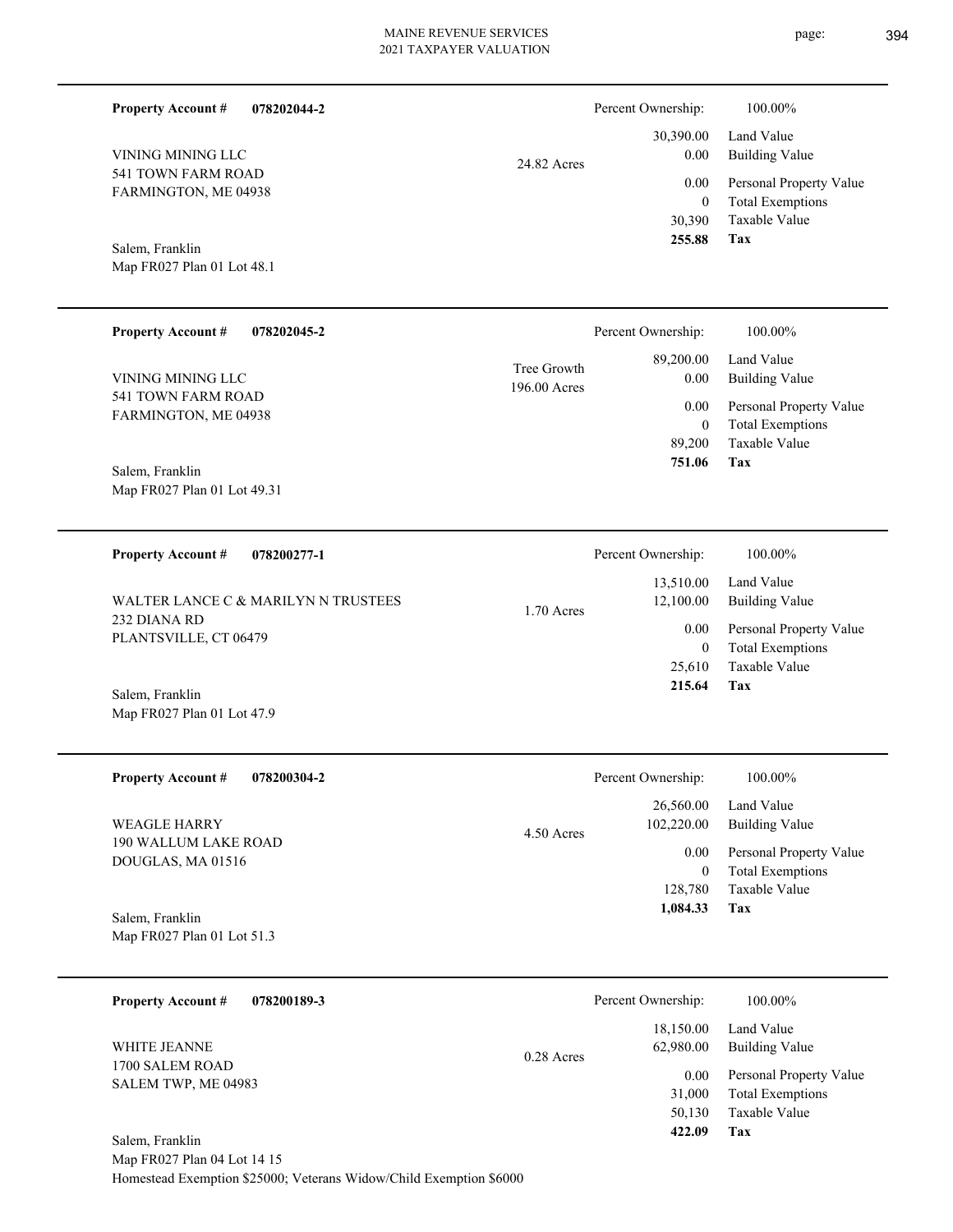**Property Account #** **078202044-2**

VINING MINING LLC
541 TOWN FARM ROAD
FARMINGTON, ME 04938

Salem, Franklin
Map FR027 Plan 01 Lot 48.1

24.82 Acres

| Percent Ownership: | 100.00% |
|---|---|
| 30,390.00 | Land Value |
| 0.00 | Building Value |
| 0.00 | Personal Property Value |
| 0 | Total Exemptions |
| 30,390 | Taxable Value |
| **255.88** | **Tax** |

---

**Property Account #** **078202045-2**

VINING MINING LLC
541 TOWN FARM ROAD
FARMINGTON, ME 04938

Salem, Franklin
Map FR027 Plan 01 Lot 49.31

Tree Growth
196.00 Acres

| Percent Ownership: | 100.00% |
|---|---|
| 89,200.00 | Land Value |
| 0.00 | Building Value |
| 0.00 | Personal Property Value |
| 0 | Total Exemptions |
| 89,200 | Taxable Value |
| **751.06** | **Tax** |

---

**Property Account #** **078200277-1**

WALTER LANCE C & MARILYN N TRUSTEES
232 DIANA RD
PLANTSVILLE, CT 06479

Salem, Franklin
Map FR027 Plan 01 Lot 47.9

1.70 Acres

| Percent Ownership: | 100.00% |
|---|---|
| 13,510.00 | Land Value |
| 12,100.00 | Building Value |
| 0.00 | Personal Property Value |
| 0 | Total Exemptions |
| 25,610 | Taxable Value |
| **215.64** | **Tax** |

---

**Property Account #** **078200304-2**

WEAGLE HARRY
190 WALLUM LAKE ROAD
DOUGLAS, MA 01516

Salem, Franklin
Map FR027 Plan 01 Lot 51.3

4.50 Acres

| Percent Ownership: | 100.00% |
|---|---|
| 26,560.00 | Land Value |
| 102,220.00 | Building Value |
| 0.00 | Personal Property Value |
| 0 | Total Exemptions |
| 128,780 | Taxable Value |
| **1,084.33** | **Tax** |

---

**Property Account #** **078200189-3**

WHITE JEANNE
1700 SALEM ROAD
SALEM TWP, ME 04983

Salem, Franklin
Map FR027 Plan 04 Lot 14 15
Homestead Exemption $25000; Veterans Widow/Child Exemption $6000

0.28 Acres

| Percent Ownership: | 100.00% |
|---|---|
| 18,150.00 | Land Value |
| 62,980.00 | Building Value |
| 0.00 | Personal Property Value |
| 31,000 | Total Exemptions |
| 50,130 | Taxable Value |
| **422.09** | **Tax** |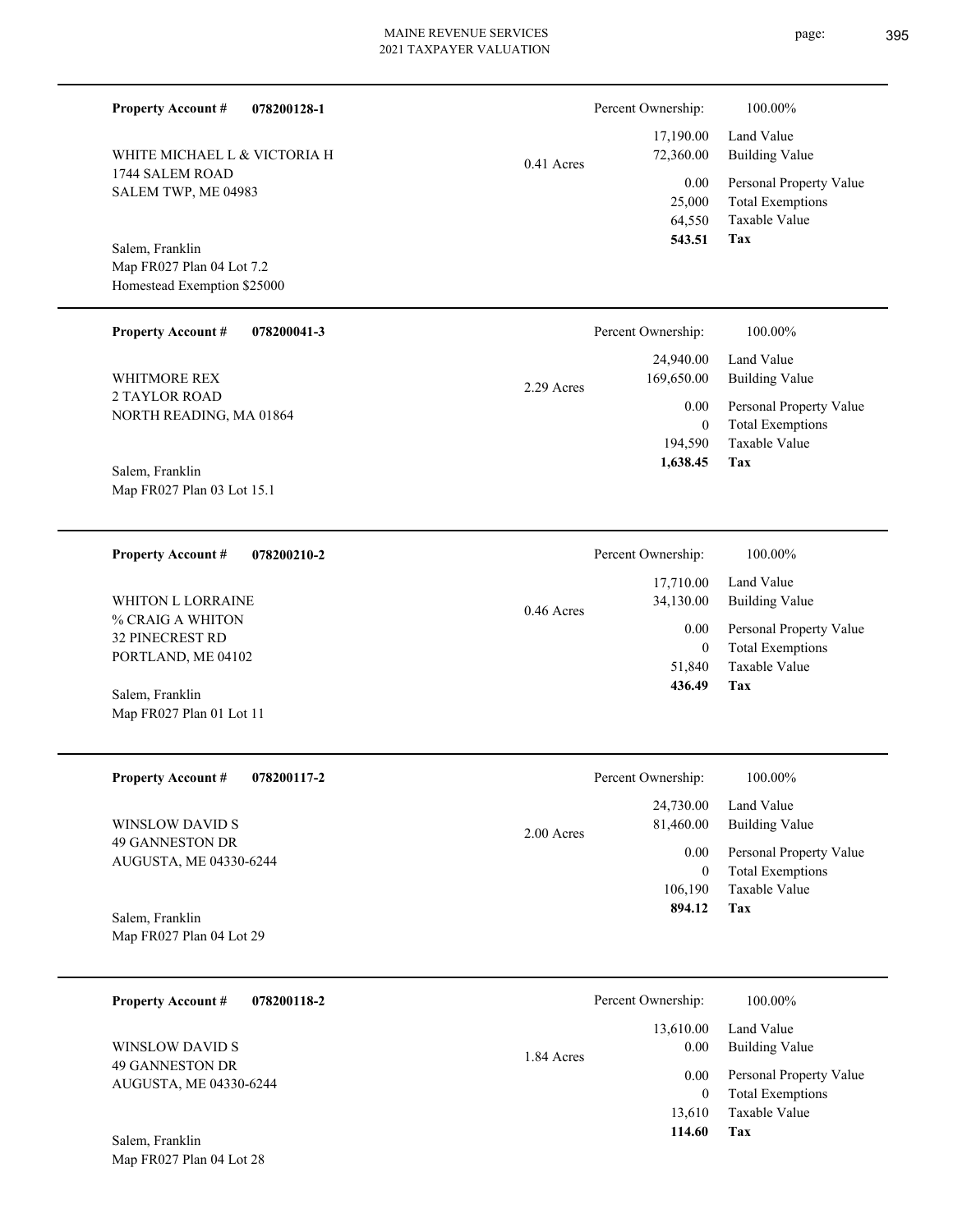**Property Account #** **078200128-1**

WHITE MICHAEL L & VICTORIA H
1744 SALEM ROAD
SALEM TWP, ME 04983

Salem, Franklin
Map FR027 Plan 04 Lot 7.2
Homestead Exemption $25000

0.41 Acres

| Percent Ownership: | 100.00% |
|---|---|
| 17,190.00 | Land Value |
| 72,360.00 | Building Value |
| 0.00 | Personal Property Value |
| 25,000 | Total Exemptions |
| 64,550 | Taxable Value |
| **543.51** | **Tax** |

---

**Property Account #** **078200041-3**

WHITMORE REX
2 TAYLOR ROAD
NORTH READING, MA 01864

Salem, Franklin
Map FR027 Plan 03 Lot 15.1

2.29 Acres

| Percent Ownership: | 100.00% |
|---|---|
| 24,940.00 | Land Value |
| 169,650.00 | Building Value |
| 0.00 | Personal Property Value |
| 0 | Total Exemptions |
| 194,590 | Taxable Value |
| **1,638.45** | **Tax** |

---

**Property Account #** **078200210-2**

WHITON L LORRAINE
% CRAIG A WHITON
32 PINECREST RD
PORTLAND, ME 04102

Salem, Franklin
Map FR027 Plan 01 Lot 11

0.46 Acres

| Percent Ownership: | 100.00% |
|---|---|
| 17,710.00 | Land Value |
| 34,130.00 | Building Value |
| 0.00 | Personal Property Value |
| 0 | Total Exemptions |
| 51,840 | Taxable Value |
| **436.49** | **Tax** |

---

**Property Account #** **078200117-2**

WINSLOW DAVID S
49 GANNESTON DR
AUGUSTA, ME 04330-6244

Salem, Franklin
Map FR027 Plan 04 Lot 29

2.00 Acres

| Percent Ownership: | 100.00% |
|---|---|
| 24,730.00 | Land Value |
| 81,460.00 | Building Value |
| 0.00 | Personal Property Value |
| 0 | Total Exemptions |
| 106,190 | Taxable Value |
| **894.12** | **Tax** |

---

**Property Account #** **078200118-2**

WINSLOW DAVID S
49 GANNESTON DR
AUGUSTA, ME 04330-6244

Salem, Franklin
Map FR027 Plan 04 Lot 28

1.84 Acres

| Percent Ownership: | 100.00% |
|---|---|
| 13,610.00 | Land Value |
| 0.00 | Building Value |
| 0.00 | Personal Property Value |
| 0 | Total Exemptions |
| 13,610 | Taxable Value |
| **114.60** | **Tax** |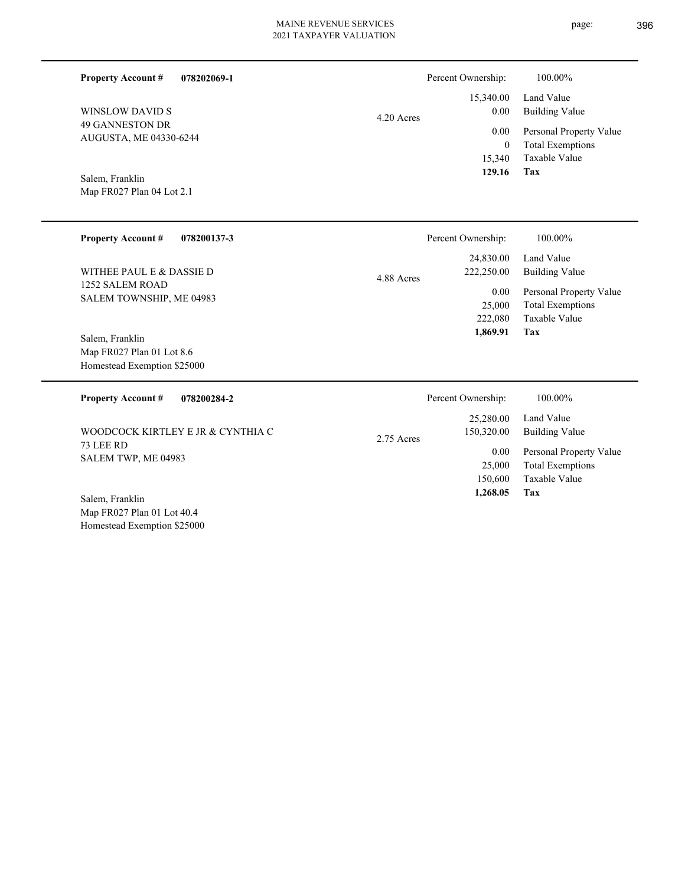**Property Account #** **078202069-1**

WINSLOW DAVID S
49 GANNESTON DR
AUGUSTA, ME 04330-6244

Salem, Franklin
Map FR027 Plan 04 Lot 2.1

4.20 Acres

| | |
|---|---|
| Percent Ownership: | 100.00% |
| Land Value | 15,340.00 |
| Building Value | 0.00 |
| Personal Property Value | 0.00 |
| Total Exemptions | 0 |
| Taxable Value | 15,340 |
| **Tax** | **129.16** |

---

**Property Account #** **078200137-3**

WITHEE PAUL E & DASSIE D
1252 SALEM ROAD
SALEM TOWNSHIP, ME 04983

Salem, Franklin
Map FR027 Plan 01 Lot 8.6
Homestead Exemption $25000

4.88 Acres

| | |
|---|---|
| Percent Ownership: | 100.00% |
| Land Value | 24,830.00 |
| Building Value | 222,250.00 |
| Personal Property Value | 0.00 |
| Total Exemptions | 25,000 |
| Taxable Value | 222,080 |
| **Tax** | **1,869.91** |

---

**Property Account #** **078200284-2**

WOODCOCK KIRTLEY E JR & CYNTHIA C
73 LEE RD
SALEM TWP, ME 04983

Salem, Franklin
Map FR027 Plan 01 Lot 40.4
Homestead Exemption $25000

2.75 Acres

| | |
|---|---|
| Percent Ownership: | 100.00% |
| Land Value | 25,280.00 |
| Building Value | 150,320.00 |
| Personal Property Value | 0.00 |
| Total Exemptions | 25,000 |
| Taxable Value | 150,600 |
| **Tax** | **1,268.05** |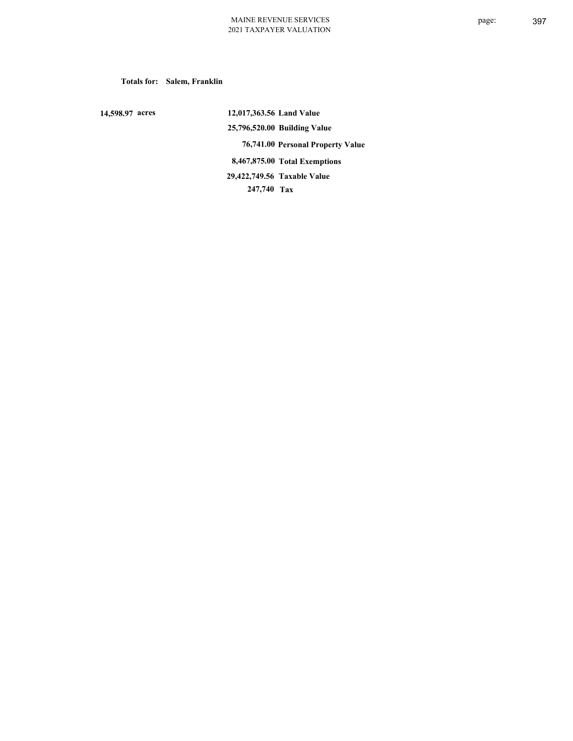**Totals for: Salem, Franklin**

| | | |
|---|---|---|
| 14,598.97 acres | 12,017,363.56 | Land Value |
| | 25,796,520.00 | Building Value |
| | 76,741.00 | Personal Property Value |
| | 8,467,875.00 | Total Exemptions |
| | 29,422,749.56 | Taxable Value |
| | 247,740 | Tax |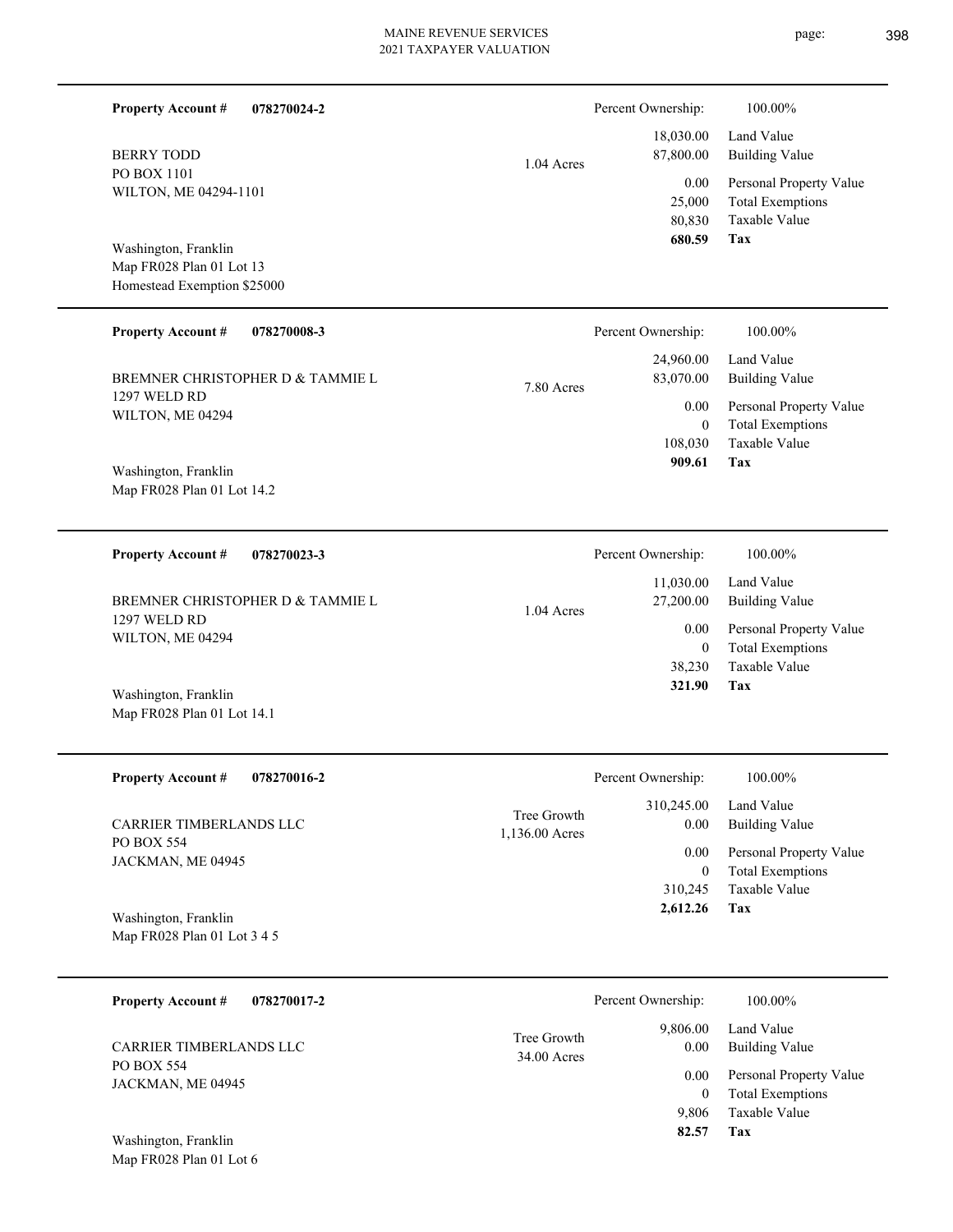**Property Account #** **078270024-2**

BERRY TODD
PO BOX 1101
WILTON, ME 04294-1101

Washington, Franklin
Map FR028 Plan 01 Lot 13
Homestead Exemption $25000

1.04 Acres

| Percent Ownership: | 100.00% |
|---|---|
| 18,030.00 | Land Value |
| 87,800.00 | Building Value |
| 0.00 | Personal Property Value |
| 25,000 | Total Exemptions |
| 80,830 | Taxable Value |
| **680.59** | **Tax** |

---

**Property Account #** **078270008-3**

BREMNER CHRISTOPHER D & TAMMIE L
1297 WELD RD
WILTON, ME 04294

Washington, Franklin
Map FR028 Plan 01 Lot 14.2

7.80 Acres

| Percent Ownership: | 100.00% |
|---|---|
| 24,960.00 | Land Value |
| 83,070.00 | Building Value |
| 0.00 | Personal Property Value |
| 0 | Total Exemptions |
| 108,030 | Taxable Value |
| **909.61** | **Tax** |

---

**Property Account #** **078270023-3**

BREMNER CHRISTOPHER D & TAMMIE L
1297 WELD RD
WILTON, ME 04294

Washington, Franklin
Map FR028 Plan 01 Lot 14.1

1.04 Acres

| Percent Ownership: | 100.00% |
|---|---|
| 11,030.00 | Land Value |
| 27,200.00 | Building Value |
| 0.00 | Personal Property Value |
| 0 | Total Exemptions |
| 38,230 | Taxable Value |
| **321.90** | **Tax** |

---

**Property Account #** **078270016-2**

CARRIER TIMBERLANDS LLC
PO BOX 554
JACKMAN, ME 04945

Washington, Franklin
Map FR028 Plan 01 Lot 3 4 5

Tree Growth
1,136.00 Acres

| Percent Ownership: | 100.00% |
|---|---|
| 310,245.00 | Land Value |
| 0.00 | Building Value |
| 0.00 | Personal Property Value |
| 0 | Total Exemptions |
| 310,245 | Taxable Value |
| **2,612.26** | **Tax** |

---

**Property Account #** **078270017-2**

CARRIER TIMBERLANDS LLC
PO BOX 554
JACKMAN, ME 04945

Washington, Franklin
Map FR028 Plan 01 Lot 6

Tree Growth
34.00 Acres

| Percent Ownership: | 100.00% |
|---|---|
| 9,806.00 | Land Value |
| 0.00 | Building Value |
| 0.00 | Personal Property Value |
| 0 | Total Exemptions |
| 9,806 | Taxable Value |
| **82.57** | **Tax** |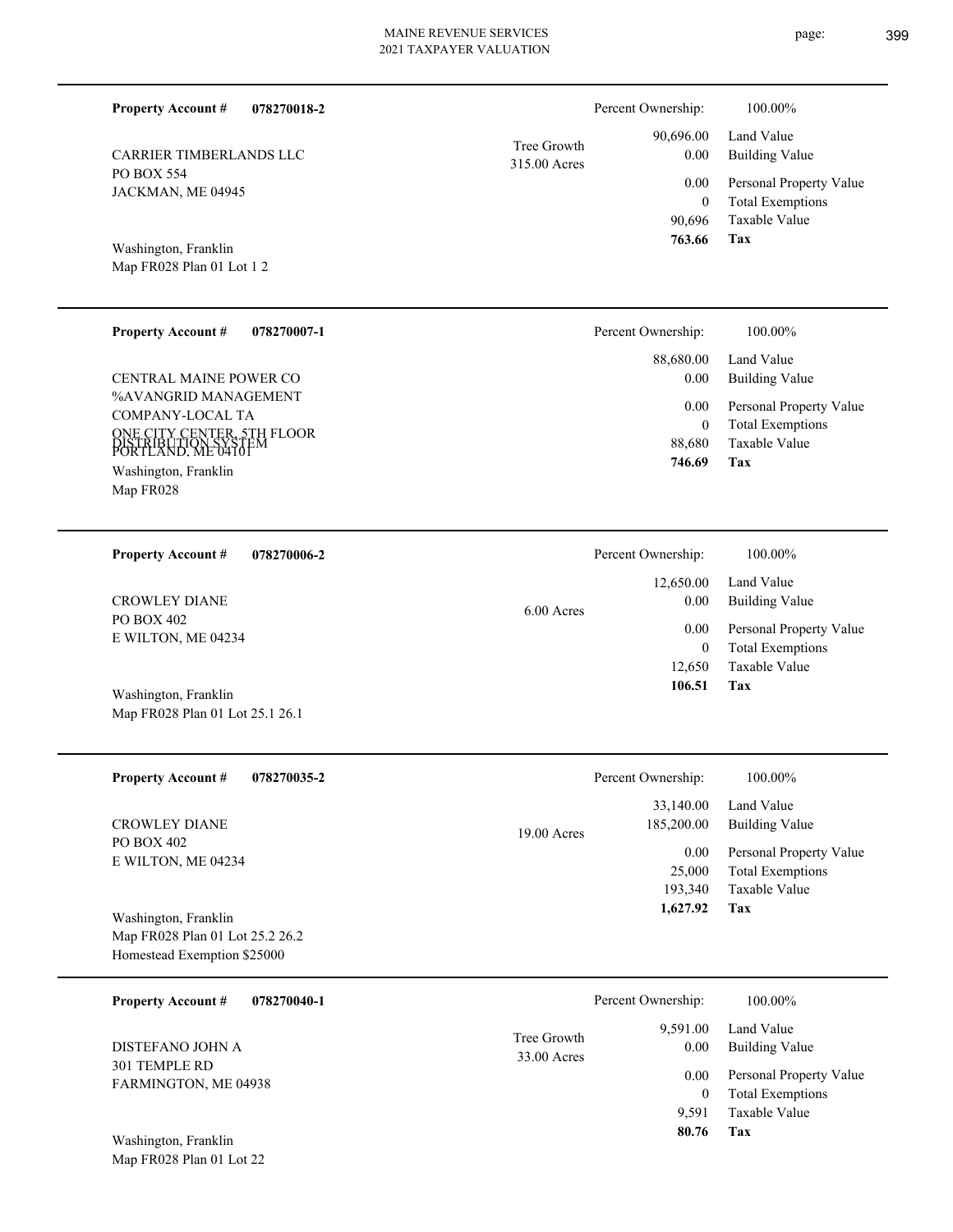**Property Account #** **078270018-2**

CARRIER TIMBERLANDS LLC
PO BOX 554
JACKMAN, ME 04945

Washington, Franklin
Map FR028 Plan 01 Lot 1 2

Tree Growth
315.00 Acres

| | |
|---|---|
| Percent Ownership: | 100.00% |
| Land Value | 90,696.00 |
| Building Value | 0.00 |
| Personal Property Value | 0.00 |
| Total Exemptions | 0 |
| Taxable Value | 90,696 |
| **Tax** | **763.66** |

---

**Property Account #** **078270007-1**

CENTRAL MAINE POWER CO
%AVANGRID MANAGEMENT
COMPANY-LOCAL TA
ONE CITY CENTER, 5TH FLOOR
DISTRIBUTION SYSTEM
PORTLAND, ME 04101

Washington, Franklin
Map FR028

| | |
|---|---|
| Percent Ownership: | 100.00% |
| Land Value | 88,680.00 |
| Building Value | 0.00 |
| Personal Property Value | 0.00 |
| Total Exemptions | 0 |
| Taxable Value | 88,680 |
| **Tax** | **746.69** |

---

**Property Account #** **078270006-2**

CROWLEY DIANE
PO BOX 402
E WILTON, ME 04234

Washington, Franklin
Map FR028 Plan 01 Lot 25.1 26.1

6.00 Acres

| | |
|---|---|
| Percent Ownership: | 100.00% |
| Land Value | 12,650.00 |
| Building Value | 0.00 |
| Personal Property Value | 0.00 |
| Total Exemptions | 0 |
| Taxable Value | 12,650 |
| **Tax** | **106.51** |

---

**Property Account #** **078270035-2**

CROWLEY DIANE
PO BOX 402
E WILTON, ME 04234

Washington, Franklin
Map FR028 Plan 01 Lot 25.2 26.2
Homestead Exemption $25000

19.00 Acres

| | |
|---|---|
| Percent Ownership: | 100.00% |
| Land Value | 33,140.00 |
| Building Value | 185,200.00 |
| Personal Property Value | 0.00 |
| Total Exemptions | 25,000 |
| Taxable Value | 193,340 |
| **Tax** | **1,627.92** |

---

**Property Account #** **078270040-1**

DISTEFANO JOHN A
301 TEMPLE RD
FARMINGTON, ME 04938

Washington, Franklin
Map FR028 Plan 01 Lot 22

Tree Growth
33.00 Acres

| | |
|---|---|
| Percent Ownership: | 100.00% |
| Land Value | 9,591.00 |
| Building Value | 0.00 |
| Personal Property Value | 0.00 |
| Total Exemptions | 0 |
| Taxable Value | 9,591 |
| **Tax** | **80.76** |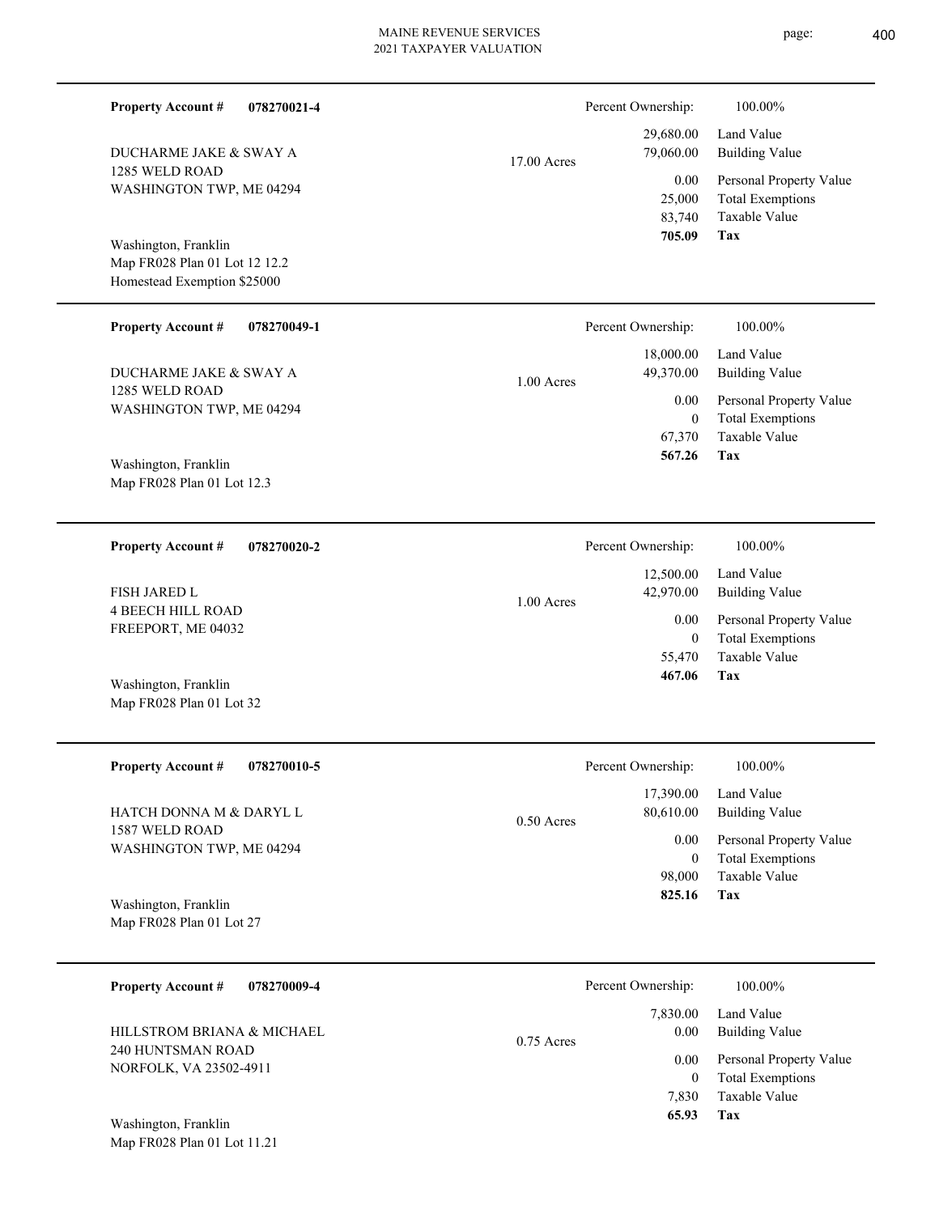**Property Account #** **078270021-4**

Percent Ownership: 100.00%

DUCHARME JAKE & SWAY A
1285 WELD ROAD
WASHINGTON TWP, ME 04294

17.00 Acres

| | |
|---|---|
| 29,680.00 | Land Value |
| 79,060.00 | Building Value |
| 0.00 | Personal Property Value |
| 25,000 | Total Exemptions |
| 83,740 | Taxable Value |
| **705.09** | **Tax** |

Washington, Franklin
Map FR028 Plan 01 Lot 12 12.2
Homestead Exemption $25000

---

**Property Account #** **078270049-1**

Percent Ownership: 100.00%

DUCHARME JAKE & SWAY A
1285 WELD ROAD
WASHINGTON TWP, ME 04294

1.00 Acres

| | |
|---|---|
| 18,000.00 | Land Value |
| 49,370.00 | Building Value |
| 0.00 | Personal Property Value |
| 0 | Total Exemptions |
| 67,370 | Taxable Value |
| **567.26** | **Tax** |

Washington, Franklin
Map FR028 Plan 01 Lot 12.3

---

**Property Account #** **078270020-2**

Percent Ownership: 100.00%

FISH JARED L
4 BEECH HILL ROAD
FREEPORT, ME 04032

1.00 Acres

| | |
|---|---|
| 12,500.00 | Land Value |
| 42,970.00 | Building Value |
| 0.00 | Personal Property Value |
| 0 | Total Exemptions |
| 55,470 | Taxable Value |
| **467.06** | **Tax** |

Washington, Franklin
Map FR028 Plan 01 Lot 32

---

**Property Account #** **078270010-5**

Percent Ownership: 100.00%

HATCH DONNA M & DARYL L
1587 WELD ROAD
WASHINGTON TWP, ME 04294

0.50 Acres

| | |
|---|---|
| 17,390.00 | Land Value |
| 80,610.00 | Building Value |
| 0.00 | Personal Property Value |
| 0 | Total Exemptions |
| 98,000 | Taxable Value |
| **825.16** | **Tax** |

Washington, Franklin
Map FR028 Plan 01 Lot 27

---

**Property Account #** **078270009-4**

Percent Ownership: 100.00%

HILLSTROM BRIANA & MICHAEL
240 HUNTSMAN ROAD
NORFOLK, VA 23502-4911

0.75 Acres

| | |
|---|---|
| 7,830.00 | Land Value |
| 0.00 | Building Value |
| 0.00 | Personal Property Value |
| 0 | Total Exemptions |
| 7,830 | Taxable Value |
| **65.93** | **Tax** |

Washington, Franklin
Map FR028 Plan 01 Lot 11.21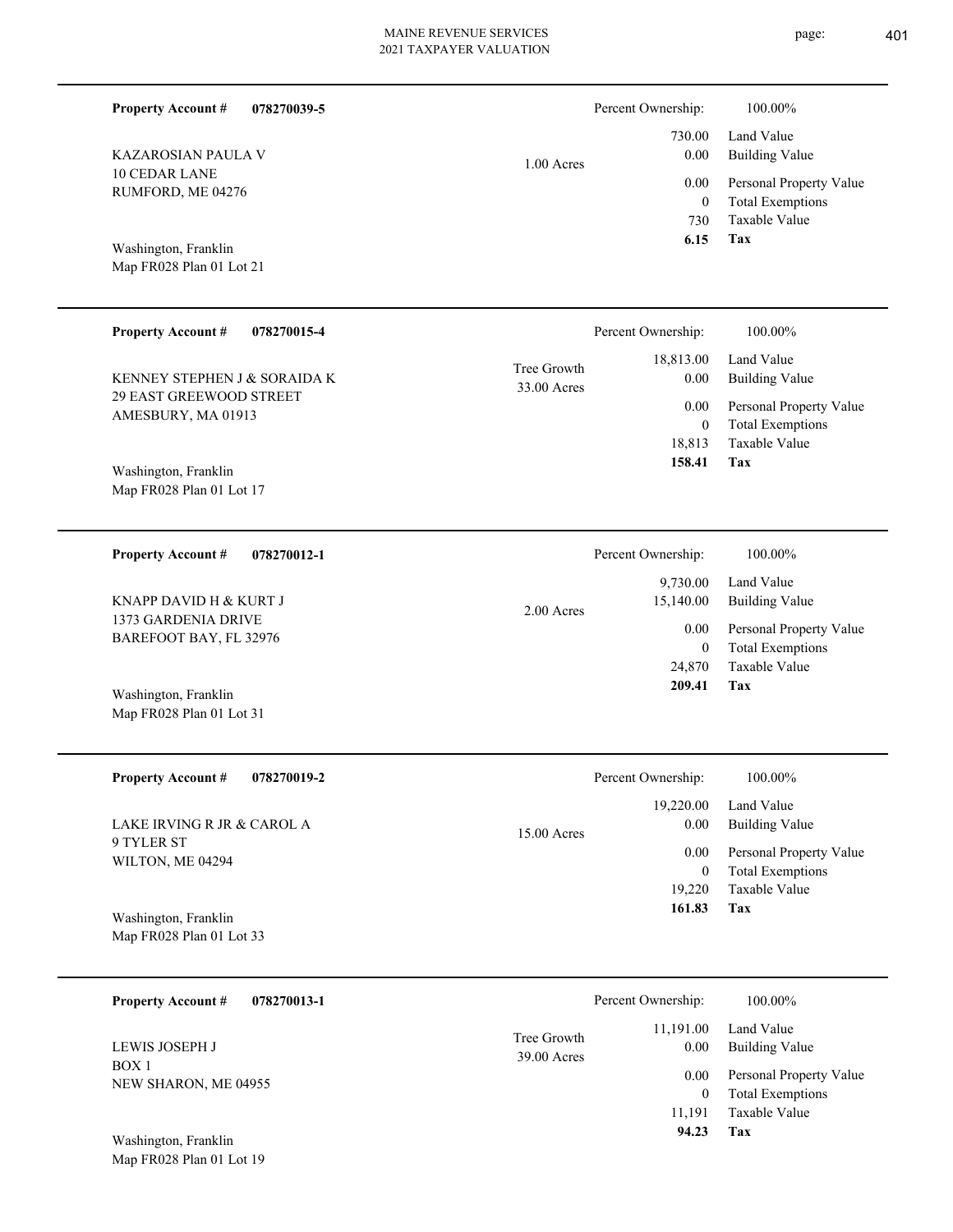| Property Account # | 078270039-5 | | Percent Ownership: | 100.00% |
|---|---|---|---|---|
| KAZAROSIAN PAULA V | | 1.00 Acres | 730.00 | Land Value |
| 10 CEDAR LANE | | | 0.00 | Building Value |
| RUMFORD, ME 04276 | | | 0.00 | Personal Property Value |
| | | | 0 | Total Exemptions |
| | | | 730 | Taxable Value |
| Washington, Franklin | | | **6.15** | **Tax** |
| Map FR028 Plan 01 Lot 21 | | | | |

| Property Account # | 078270015-4 | | Percent Ownership: | 100.00% |
|---|---|---|---|---|
| KENNEY STEPHEN J & SORAIDA K | | Tree Growth | 18,813.00 | Land Value |
| 29 EAST GREEWOOD STREET | | 33.00 Acres | 0.00 | Building Value |
| AMESBURY, MA 01913 | | | 0.00 | Personal Property Value |
| | | | 0 | Total Exemptions |
| | | | 18,813 | Taxable Value |
| Washington, Franklin | | | **158.41** | **Tax** |
| Map FR028 Plan 01 Lot 17 | | | | |

| Property Account # | 078270012-1 | | Percent Ownership: | 100.00% |
|---|---|---|---|---|
| KNAPP DAVID H & KURT J | | 2.00 Acres | 9,730.00 | Land Value |
| 1373 GARDENIA DRIVE | | | 15,140.00 | Building Value |
| BAREFOOT BAY, FL 32976 | | | 0.00 | Personal Property Value |
| | | | 0 | Total Exemptions |
| | | | 24,870 | Taxable Value |
| Washington, Franklin | | | **209.41** | **Tax** |
| Map FR028 Plan 01 Lot 31 | | | | |

| Property Account # | 078270019-2 | | Percent Ownership: | 100.00% |
|---|---|---|---|---|
| LAKE IRVING R JR & CAROL A | | 15.00 Acres | 19,220.00 | Land Value |
| 9 TYLER ST | | | 0.00 | Building Value |
| WILTON, ME 04294 | | | 0.00 | Personal Property Value |
| | | | 0 | Total Exemptions |
| | | | 19,220 | Taxable Value |
| Washington, Franklin | | | **161.83** | **Tax** |
| Map FR028 Plan 01 Lot 33 | | | | |

| Property Account # | 078270013-1 | | Percent Ownership: | 100.00% |
|---|---|---|---|---|
| LEWIS JOSEPH J | | Tree Growth | 11,191.00 | Land Value |
| BOX 1 | | 39.00 Acres | 0.00 | Building Value |
| NEW SHARON, ME 04955 | | | 0.00 | Personal Property Value |
| | | | 0 | Total Exemptions |
| | | | 11,191 | Taxable Value |
| Washington, Franklin | | | **94.23** | **Tax** |
| Map FR028 Plan 01 Lot 19 | | | | |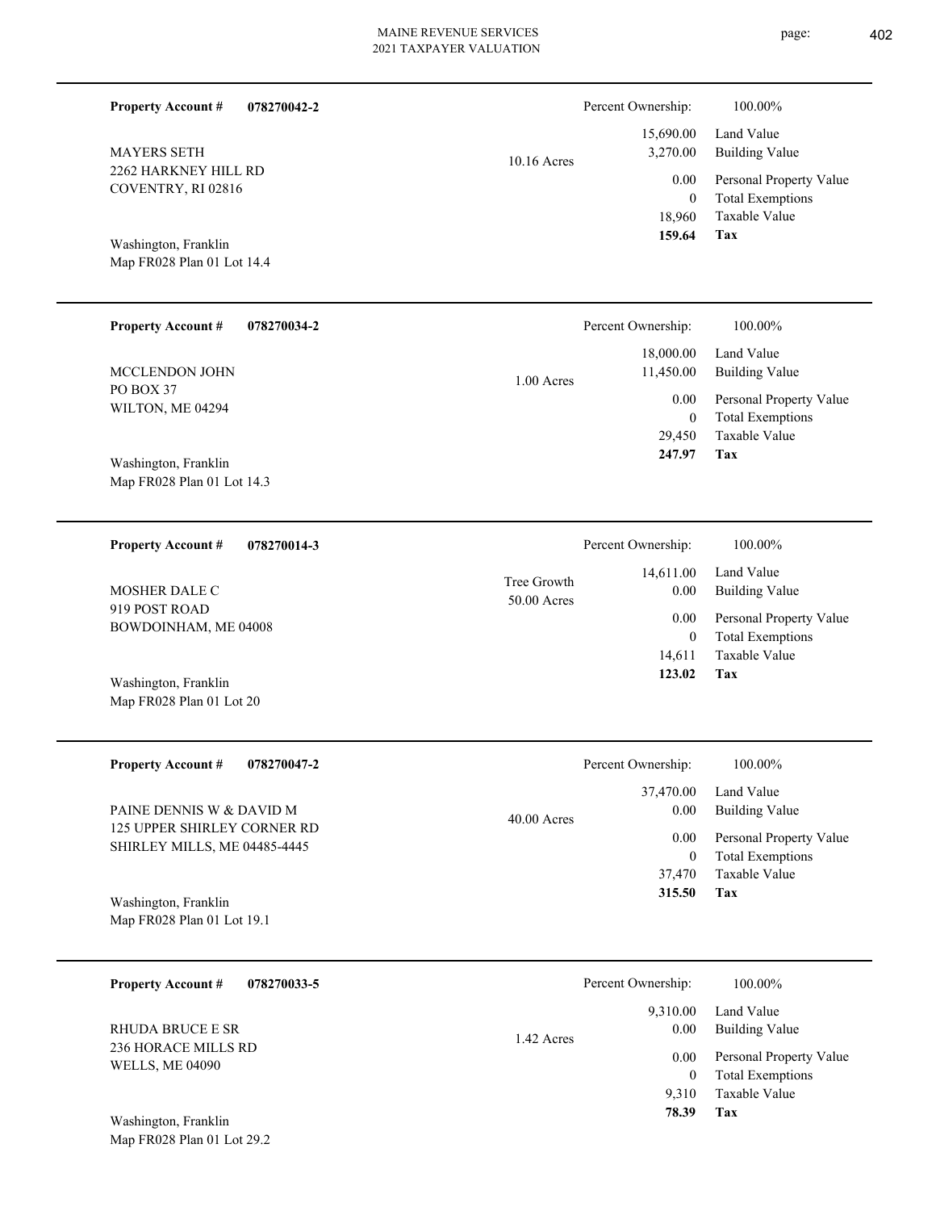**Property Account #** **078270042-2**

MAYERS SETH
2262 HARKNEY HILL RD
COVENTRY, RI 02816

Washington, Franklin
Map FR028 Plan 01 Lot 14.4

10.16 Acres

| | |
|---|---|
| Percent Ownership: | 100.00% |
| 15,690.00 | Land Value |
| 3,270.00 | Building Value |
| 0.00 | Personal Property Value |
| 0 | Total Exemptions |
| 18,960 | Taxable Value |
| **159.64** | **Tax** |

---

**Property Account #** **078270034-2**

MCCLENDON JOHN
PO BOX 37
WILTON, ME 04294

Washington, Franklin
Map FR028 Plan 01 Lot 14.3

1.00 Acres

| | |
|---|---|
| Percent Ownership: | 100.00% |
| 18,000.00 | Land Value |
| 11,450.00 | Building Value |
| 0.00 | Personal Property Value |
| 0 | Total Exemptions |
| 29,450 | Taxable Value |
| **247.97** | **Tax** |

---

**Property Account #** **078270014-3**

MOSHER DALE C
919 POST ROAD
BOWDOINHAM, ME 04008

Washington, Franklin
Map FR028 Plan 01 Lot 20

Tree Growth
50.00 Acres

| | |
|---|---|
| Percent Ownership: | 100.00% |
| 14,611.00 | Land Value |
| 0.00 | Building Value |
| 0.00 | Personal Property Value |
| 0 | Total Exemptions |
| 14,611 | Taxable Value |
| **123.02** | **Tax** |

---

**Property Account #** **078270047-2**

PAINE DENNIS W & DAVID M
125 UPPER SHIRLEY CORNER RD
SHIRLEY MILLS, ME 04485-4445

Washington, Franklin
Map FR028 Plan 01 Lot 19.1

40.00 Acres

| | |
|---|---|
| Percent Ownership: | 100.00% |
| 37,470.00 | Land Value |
| 0.00 | Building Value |
| 0.00 | Personal Property Value |
| 0 | Total Exemptions |
| 37,470 | Taxable Value |
| **315.50** | **Tax** |

---

**Property Account #** **078270033-5**

RHUDA BRUCE E SR
236 HORACE MILLS RD
WELLS, ME 04090

Washington, Franklin
Map FR028 Plan 01 Lot 29.2

1.42 Acres

| | |
|---|---|
| Percent Ownership: | 100.00% |
| 9,310.00 | Land Value |
| 0.00 | Building Value |
| 0.00 | Personal Property Value |
| 0 | Total Exemptions |
| 9,310 | Taxable Value |
| **78.39** | **Tax** |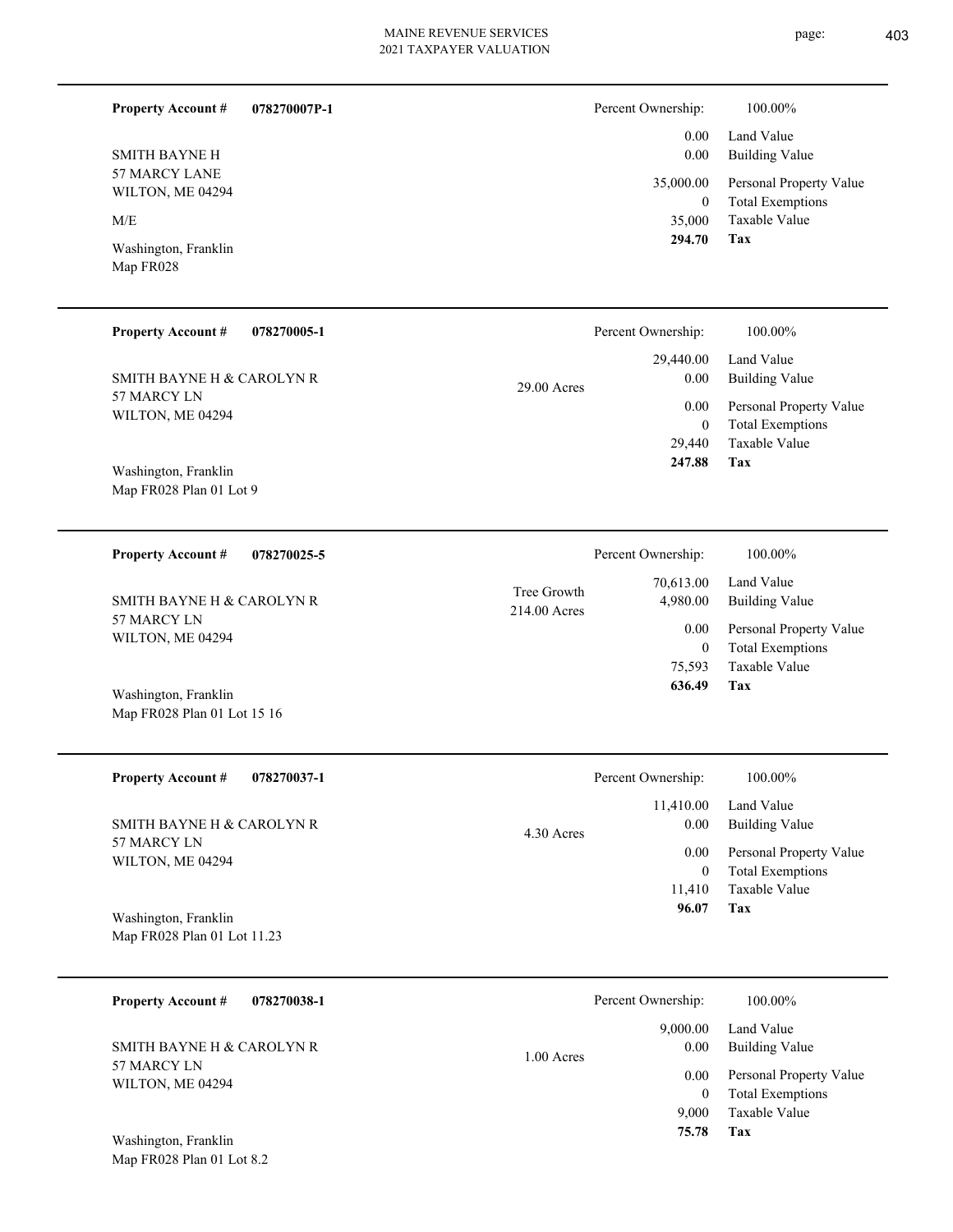**Property Account #** **078270007P-1**

SMITH BAYNE H
57 MARCY LANE
WILTON, ME 04294

M/E

Washington, Franklin
Map FR028

| Percent Ownership: | 100.00% |
|---|---|
| 0.00 | Land Value |
| 0.00 | Building Value |
| 35,000.00 | Personal Property Value |
| 0 | Total Exemptions |
| 35,000 | Taxable Value |
| **294.70** | **Tax** |

---

**Property Account #** **078270005-1**

SMITH BAYNE H & CAROLYN R
57 MARCY LN
WILTON, ME 04294

Washington, Franklin
Map FR028 Plan 01 Lot 9

29.00 Acres

| Percent Ownership: | 100.00% |
|---|---|
| 29,440.00 | Land Value |
| 0.00 | Building Value |
| 0.00 | Personal Property Value |
| 0 | Total Exemptions |
| 29,440 | Taxable Value |
| **247.88** | **Tax** |

---

**Property Account #** **078270025-5**

SMITH BAYNE H & CAROLYN R
57 MARCY LN
WILTON, ME 04294

Washington, Franklin
Map FR028 Plan 01 Lot 15 16

Tree Growth
214.00 Acres

| Percent Ownership: | 100.00% |
|---|---|
| 70,613.00 | Land Value |
| 4,980.00 | Building Value |
| 0.00 | Personal Property Value |
| 0 | Total Exemptions |
| 75,593 | Taxable Value |
| **636.49** | **Tax** |

---

**Property Account #** **078270037-1**

SMITH BAYNE H & CAROLYN R
57 MARCY LN
WILTON, ME 04294

Washington, Franklin
Map FR028 Plan 01 Lot 11.23

4.30 Acres

| Percent Ownership: | 100.00% |
|---|---|
| 11,410.00 | Land Value |
| 0.00 | Building Value |
| 0.00 | Personal Property Value |
| 0 | Total Exemptions |
| 11,410 | Taxable Value |
| **96.07** | **Tax** |

---

**Property Account #** **078270038-1**

SMITH BAYNE H & CAROLYN R
57 MARCY LN
WILTON, ME 04294

Washington, Franklin
Map FR028 Plan 01 Lot 8.2

1.00 Acres

| Percent Ownership: | 100.00% |
|---|---|
| 9,000.00 | Land Value |
| 0.00 | Building Value |
| 0.00 | Personal Property Value |
| 0 | Total Exemptions |
| 9,000 | Taxable Value |
| **75.78** | **Tax** |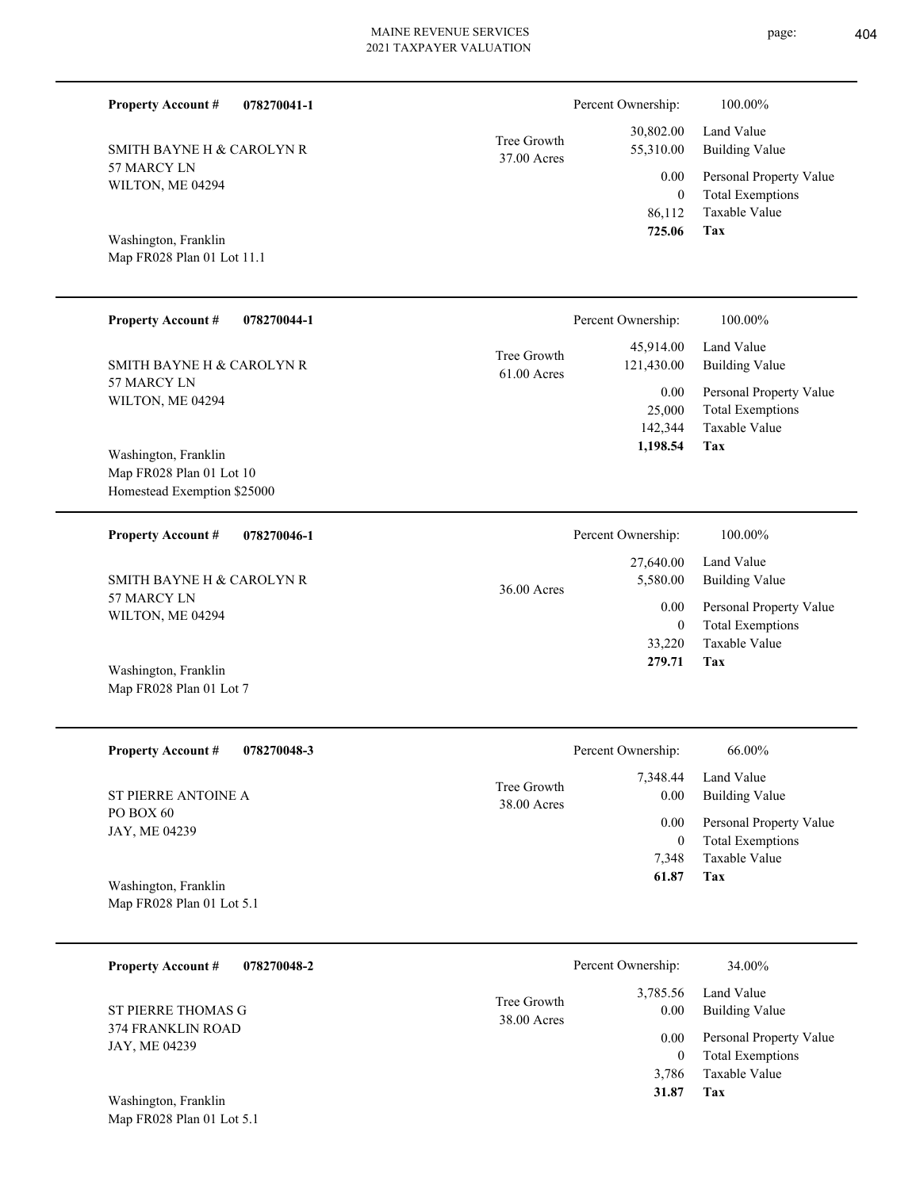**Property Account #** **078270041-1**

SMITH BAYNE H & CAROLYN R
57 MARCY LN
WILTON, ME 04294

Washington, Franklin
Map FR028 Plan 01 Lot 11.1

Tree Growth
37.00 Acres

| | |
|---|---|
| Percent Ownership: | 100.00% |
| 30,802.00 | Land Value |
| 55,310.00 | Building Value |
| 0.00 | Personal Property Value |
| 0 | Total Exemptions |
| 86,112 | Taxable Value |
| **725.06** | **Tax** |

---

**Property Account #** **078270044-1**

SMITH BAYNE H & CAROLYN R
57 MARCY LN
WILTON, ME 04294

Washington, Franklin
Map FR028 Plan 01 Lot 10
Homestead Exemption $25000

Tree Growth
61.00 Acres

| | |
|---|---|
| Percent Ownership: | 100.00% |
| 45,914.00 | Land Value |
| 121,430.00 | Building Value |
| 0.00 | Personal Property Value |
| 25,000 | Total Exemptions |
| 142,344 | Taxable Value |
| **1,198.54** | **Tax** |

---

**Property Account #** **078270046-1**

SMITH BAYNE H & CAROLYN R
57 MARCY LN
WILTON, ME 04294

Washington, Franklin
Map FR028 Plan 01 Lot 7

36.00 Acres

| | |
|---|---|
| Percent Ownership: | 100.00% |
| 27,640.00 | Land Value |
| 5,580.00 | Building Value |
| 0.00 | Personal Property Value |
| 0 | Total Exemptions |
| 33,220 | Taxable Value |
| **279.71** | **Tax** |

---

**Property Account #** **078270048-3**

ST PIERRE ANTOINE A
PO BOX 60
JAY, ME 04239

Washington, Franklin
Map FR028 Plan 01 Lot 5.1

Tree Growth
38.00 Acres

| | |
|---|---|
| Percent Ownership: | 66.00% |
| 7,348.44 | Land Value |
| 0.00 | Building Value |
| 0.00 | Personal Property Value |
| 0 | Total Exemptions |
| 7,348 | Taxable Value |
| **61.87** | **Tax** |

---

**Property Account #** **078270048-2**

ST PIERRE THOMAS G
374 FRANKLIN ROAD
JAY, ME 04239

Washington, Franklin
Map FR028 Plan 01 Lot 5.1

Tree Growth
38.00 Acres

| | |
|---|---|
| Percent Ownership: | 34.00% |
| 3,785.56 | Land Value |
| 0.00 | Building Value |
| 0.00 | Personal Property Value |
| 0 | Total Exemptions |
| 3,786 | Taxable Value |
| **31.87** | **Tax** |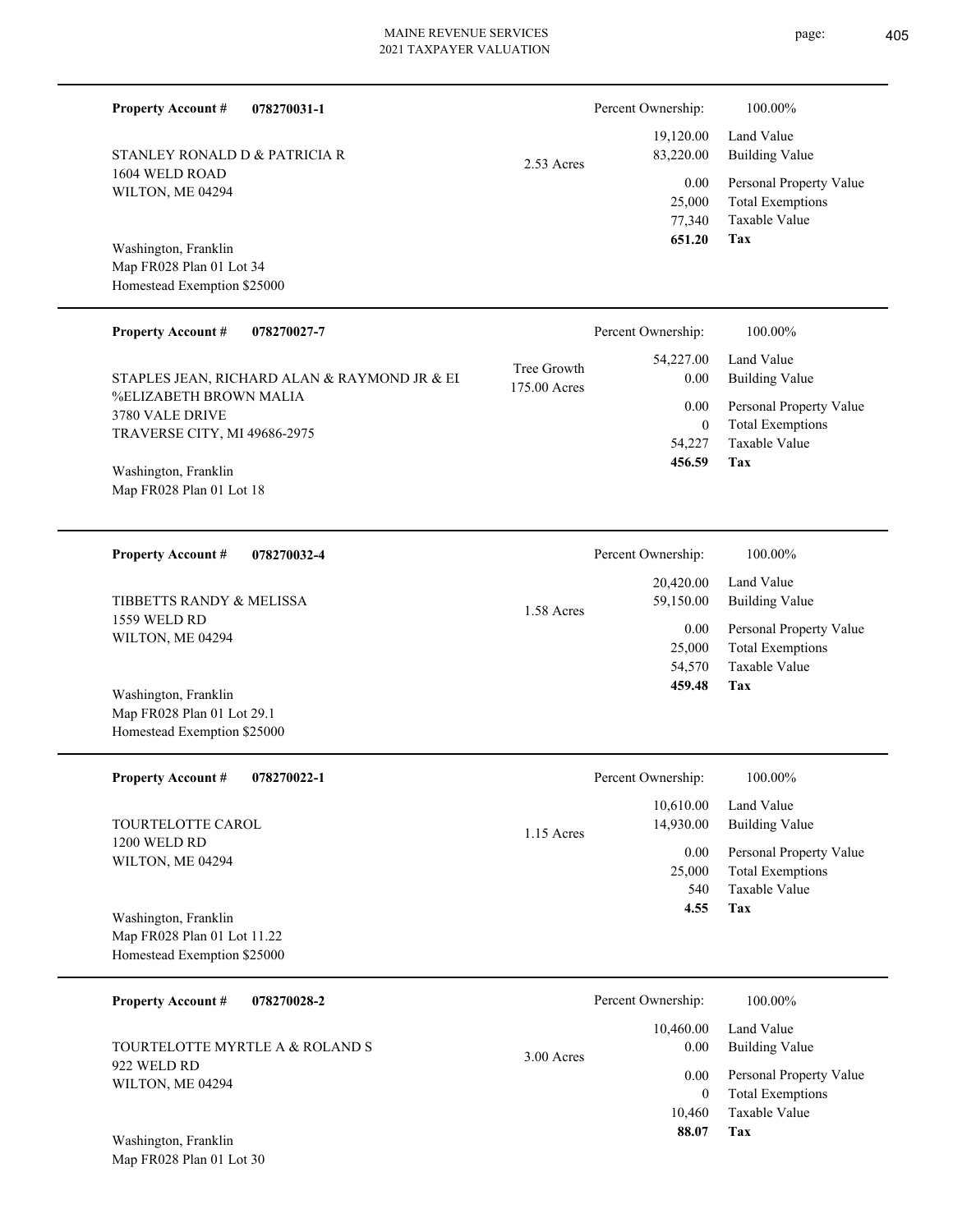**Property Account #** **078270031-1**

STANLEY RONALD D & PATRICIA R
1604 WELD ROAD
WILTON, ME 04294

Washington, Franklin
Map FR028 Plan 01 Lot 34
Homestead Exemption $25000

2.53 Acres

| Percent Ownership: | 100.00% |
|---|---|
| 19,120.00 | Land Value |
| 83,220.00 | Building Value |
| 0.00 | Personal Property Value |
| 25,000 | Total Exemptions |
| 77,340 | Taxable Value |
| **651.20** | **Tax** |

---

**Property Account #** **078270027-7**

STAPLES JEAN, RICHARD ALAN & RAYMOND JR & EL
%ELIZABETH BROWN MALIA
3780 VALE DRIVE
TRAVERSE CITY, MI 49686-2975

Washington, Franklin
Map FR028 Plan 01 Lot 18

Tree Growth
175.00 Acres

| Percent Ownership: | 100.00% |
|---|---|
| 54,227.00 | Land Value |
| 0.00 | Building Value |
| 0.00 | Personal Property Value |
| 0 | Total Exemptions |
| 54,227 | Taxable Value |
| **456.59** | **Tax** |

---

**Property Account #** **078270032-4**

TIBBETTS RANDY & MELISSA
1559 WELD RD
WILTON, ME 04294

Washington, Franklin
Map FR028 Plan 01 Lot 29.1
Homestead Exemption $25000

1.58 Acres

| Percent Ownership: | 100.00% |
|---|---|
| 20,420.00 | Land Value |
| 59,150.00 | Building Value |
| 0.00 | Personal Property Value |
| 25,000 | Total Exemptions |
| 54,570 | Taxable Value |
| **459.48** | **Tax** |

---

**Property Account #** **078270022-1**

TOURTELOTTE CAROL
1200 WELD RD
WILTON, ME 04294

Washington, Franklin
Map FR028 Plan 01 Lot 11.22
Homestead Exemption $25000

1.15 Acres

| Percent Ownership: | 100.00% |
|---|---|
| 10,610.00 | Land Value |
| 14,930.00 | Building Value |
| 0.00 | Personal Property Value |
| 25,000 | Total Exemptions |
| 540 | Taxable Value |
| **4.55** | **Tax** |

---

**Property Account #** **078270028-2**

TOURTELOTTE MYRTLE A & ROLAND S
922 WELD RD
WILTON, ME 04294

Washington, Franklin
Map FR028 Plan 01 Lot 30

3.00 Acres

| Percent Ownership: | 100.00% |
|---|---|
| 10,460.00 | Land Value |
| 0.00 | Building Value |
| 0.00 | Personal Property Value |
| 0 | Total Exemptions |
| 10,460 | Taxable Value |
| **88.07** | **Tax** |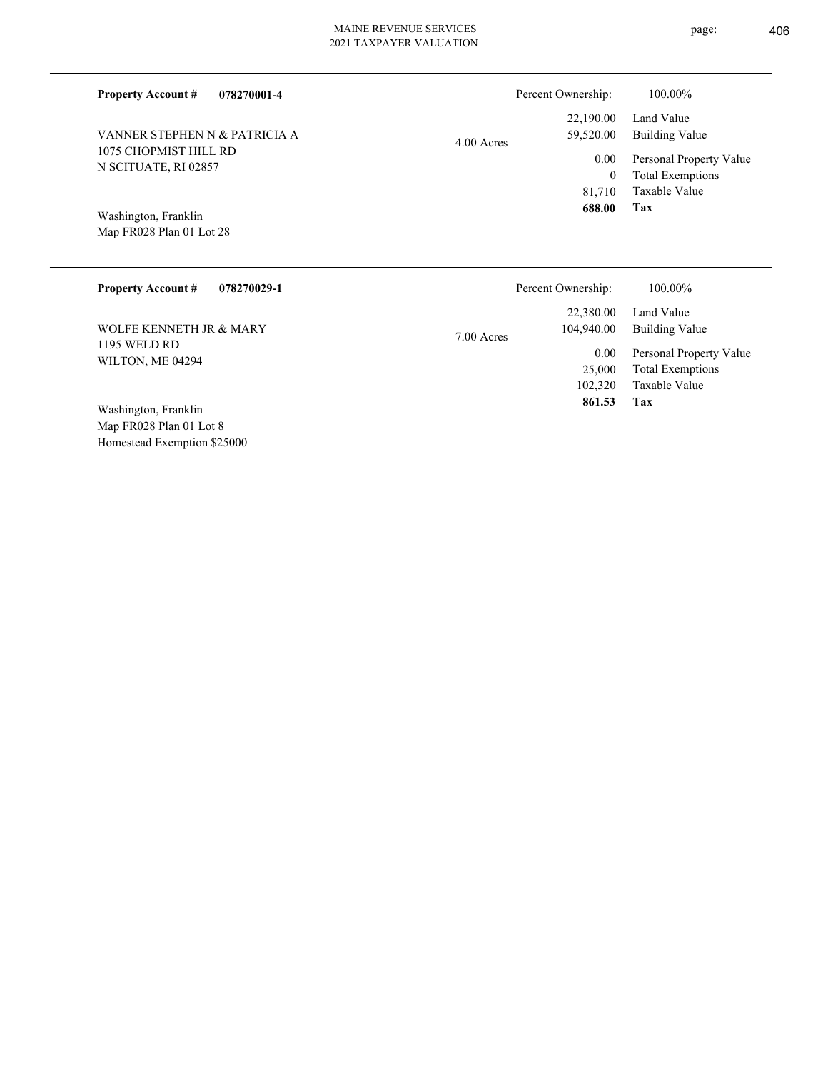**Property Account #** **078270001-4**

VANNER STEPHEN N & PATRICIA A
1075 CHOPMIST HILL RD
N SCITUATE, RI 02857

Washington, Franklin
Map FR028 Plan 01 Lot 28

4.00 Acres

| | |
|---|---|
| Percent Ownership: | 100.00% |
| 22,190.00 | Land Value |
| 59,520.00 | Building Value |
| 0.00 | Personal Property Value |
| 0 | Total Exemptions |
| 81,710 | Taxable Value |
| **688.00** | **Tax** |

---

**Property Account #** **078270029-1**

WOLFE KENNETH JR & MARY
1195 WELD RD
WILTON, ME 04294

Washington, Franklin
Map FR028 Plan 01 Lot 8
Homestead Exemption $25000

7.00 Acres

| | |
|---|---|
| Percent Ownership: | 100.00% |
| 22,380.00 | Land Value |
| 104,940.00 | Building Value |
| 0.00 | Personal Property Value |
| 25,000 | Total Exemptions |
| 102,320 | Taxable Value |
| **861.53** | **Tax** |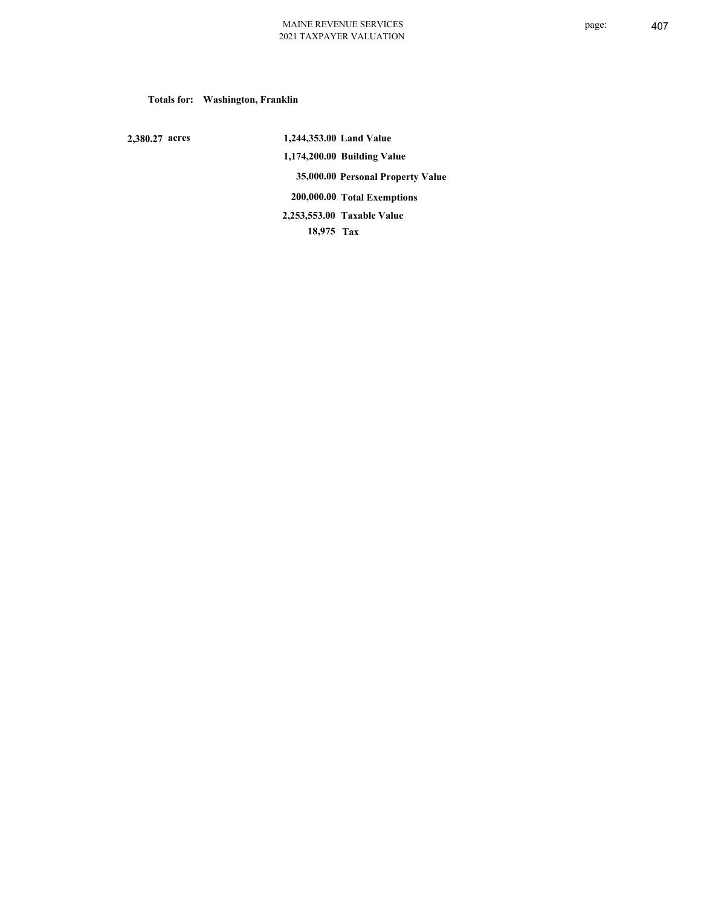**Totals for: Washington, Franklin**

| | | |
|---|---|---|
| 2,380.27 acres | 1,244,353.00 | Land Value |
| | 1,174,200.00 | Building Value |
| | 35,000.00 | Personal Property Value |
| | 200,000.00 | Total Exemptions |
| | 2,253,553.00 | Taxable Value |
| | 18,975 | Tax |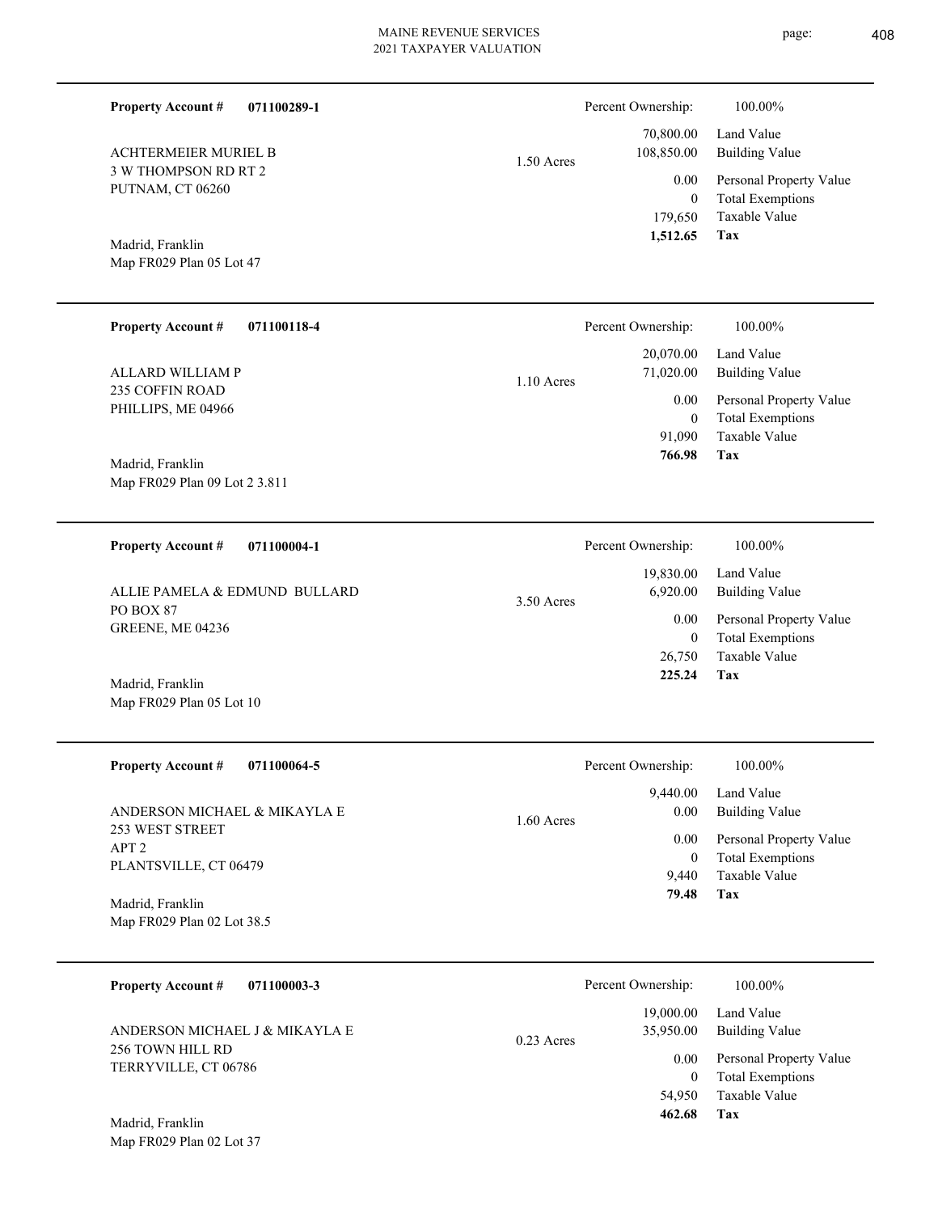**Property Account #** **071100289-1**

ACHTERMEIER MURIEL B
3 W THOMPSON RD RT 2
PUTNAM, CT 06260

Madrid, Franklin
Map FR029 Plan 05 Lot 47

1.50 Acres

| Percent Ownership: | 100.00% |
|---|---|
| 70,800.00 | Land Value |
| 108,850.00 | Building Value |
| 0.00 | Personal Property Value |
| 0 | Total Exemptions |
| 179,650 | Taxable Value |
| **1,512.65** | **Tax** |

---

**Property Account #** **071100118-4**

ALLARD WILLIAM P
235 COFFIN ROAD
PHILLIPS, ME 04966

Madrid, Franklin
Map FR029 Plan 09 Lot 2 3.811

1.10 Acres

| Percent Ownership: | 100.00% |
|---|---|
| 20,070.00 | Land Value |
| 71,020.00 | Building Value |
| 0.00 | Personal Property Value |
| 0 | Total Exemptions |
| 91,090 | Taxable Value |
| **766.98** | **Tax** |

---

**Property Account #** **071100004-1**

ALLIE PAMELA & EDMUND BULLARD
PO BOX 87
GREENE, ME 04236

Madrid, Franklin
Map FR029 Plan 05 Lot 10

3.50 Acres

| Percent Ownership: | 100.00% |
|---|---|
| 19,830.00 | Land Value |
| 6,920.00 | Building Value |
| 0.00 | Personal Property Value |
| 0 | Total Exemptions |
| 26,750 | Taxable Value |
| **225.24** | **Tax** |

---

**Property Account #** **071100064-5**

ANDERSON MICHAEL & MIKAYLA E
253 WEST STREET
APT 2
PLANTSVILLE, CT 06479

Madrid, Franklin
Map FR029 Plan 02 Lot 38.5

1.60 Acres

| Percent Ownership: | 100.00% |
|---|---|
| 9,440.00 | Land Value |
| 0.00 | Building Value |
| 0.00 | Personal Property Value |
| 0 | Total Exemptions |
| 9,440 | Taxable Value |
| **79.48** | **Tax** |

---

**Property Account #** **071100003-3**

ANDERSON MICHAEL J & MIKAYLA E
256 TOWN HILL RD
TERRYVILLE, CT 06786

Madrid, Franklin
Map FR029 Plan 02 Lot 37

0.23 Acres

| Percent Ownership: | 100.00% |
|---|---|
| 19,000.00 | Land Value |
| 35,950.00 | Building Value |
| 0.00 | Personal Property Value |
| 0 | Total Exemptions |
| 54,950 | Taxable Value |
| **462.68** | **Tax** |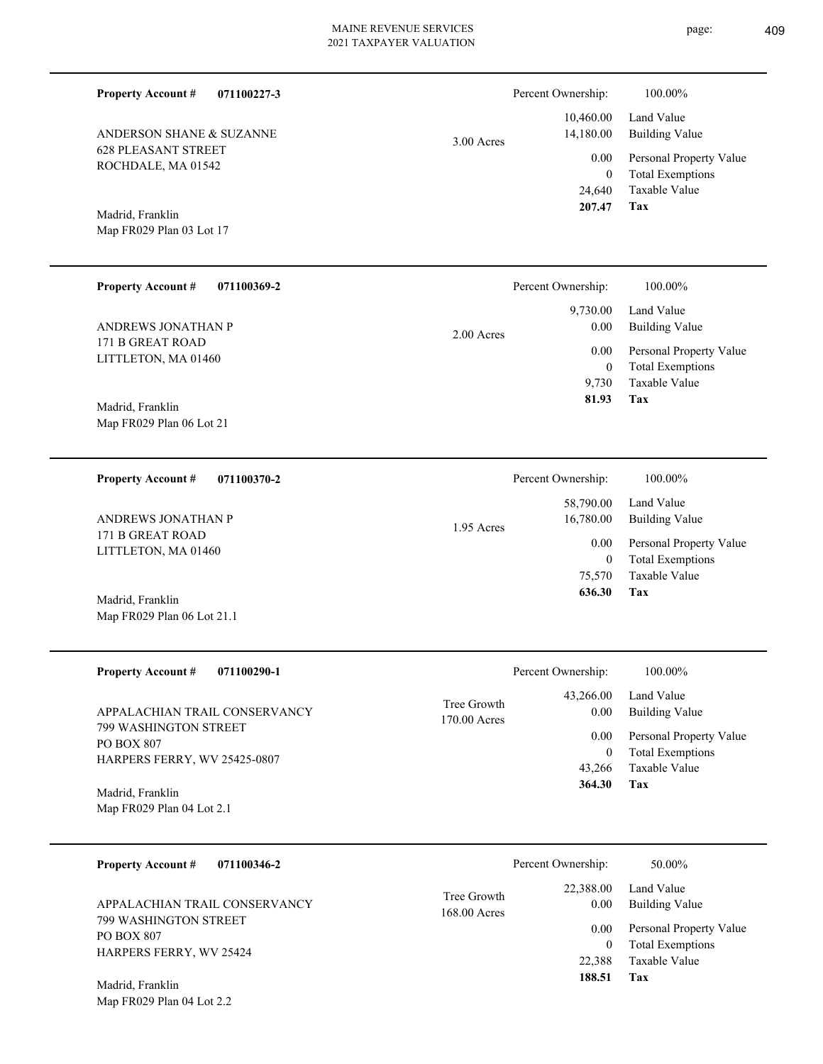**Property Account #** **071100227-3**

ANDERSON SHANE & SUZANNE
628 PLEASANT STREET
ROCHDALE, MA 01542

Madrid, Franklin
Map FR029 Plan 03 Lot 17

3.00 Acres

| Percent Ownership: | 100.00% |
|---|---|
| 10,460.00 | Land Value |
| 14,180.00 | Building Value |
| 0.00 | Personal Property Value |
| 0 | Total Exemptions |
| 24,640 | Taxable Value |
| **207.47** | **Tax** |

---

**Property Account #** **071100369-2**

ANDREWS JONATHAN P
171 B GREAT ROAD
LITTLETON, MA 01460

Madrid, Franklin
Map FR029 Plan 06 Lot 21

2.00 Acres

| Percent Ownership: | 100.00% |
|---|---|
| 9,730.00 | Land Value |
| 0.00 | Building Value |
| 0.00 | Personal Property Value |
| 0 | Total Exemptions |
| 9,730 | Taxable Value |
| **81.93** | **Tax** |

---

**Property Account #** **071100370-2**

ANDREWS JONATHAN P
171 B GREAT ROAD
LITTLETON, MA 01460

Madrid, Franklin
Map FR029 Plan 06 Lot 21.1

1.95 Acres

| Percent Ownership: | 100.00% |
|---|---|
| 58,790.00 | Land Value |
| 16,780.00 | Building Value |
| 0.00 | Personal Property Value |
| 0 | Total Exemptions |
| 75,570 | Taxable Value |
| **636.30** | **Tax** |

---

**Property Account #** **071100290-1**

APPALACHIAN TRAIL CONSERVANCY
799 WASHINGTON STREET
PO BOX 807
HARPERS FERRY, WV 25425-0807

Madrid, Franklin
Map FR029 Plan 04 Lot 2.1

Tree Growth
170.00 Acres

| Percent Ownership: | 100.00% |
|---|---|
| 43,266.00 | Land Value |
| 0.00 | Building Value |
| 0.00 | Personal Property Value |
| 0 | Total Exemptions |
| 43,266 | Taxable Value |
| **364.30** | **Tax** |

---

**Property Account #** **071100346-2**

APPALACHIAN TRAIL CONSERVANCY
799 WASHINGTON STREET
PO BOX 807
HARPERS FERRY, WV 25424

Madrid, Franklin
Map FR029 Plan 04 Lot 2.2

Tree Growth
168.00 Acres

| Percent Ownership: | 50.00% |
|---|---|
| 22,388.00 | Land Value |
| 0.00 | Building Value |
| 0.00 | Personal Property Value |
| 0 | Total Exemptions |
| 22,388 | Taxable Value |
| **188.51** | **Tax** |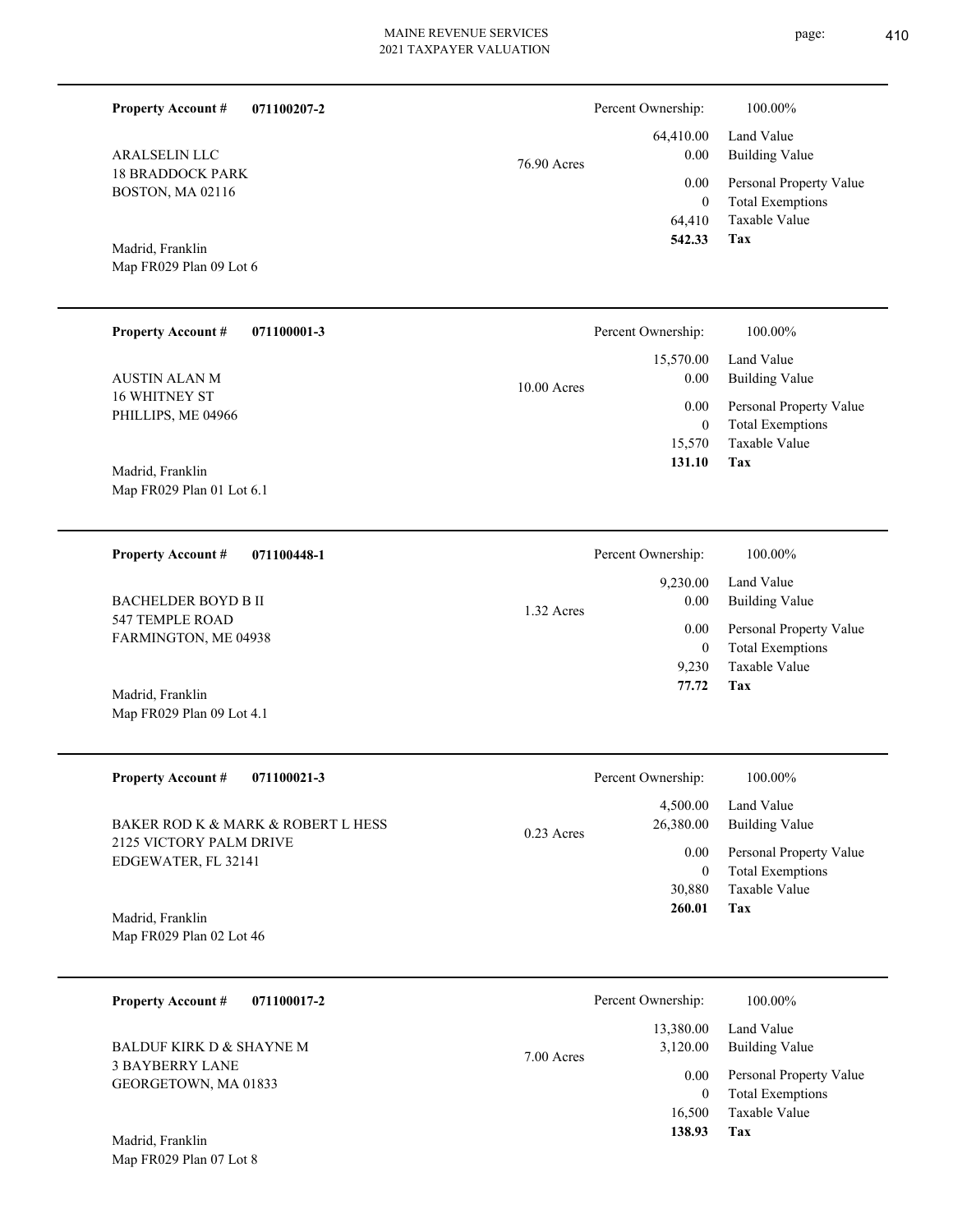**Property Account #** **071100207-2**

ARALSELIN LLC
18 BRADDOCK PARK
BOSTON, MA 02116

Madrid, Franklin
Map FR029 Plan 09 Lot 6

76.90 Acres

| Percent Ownership: | 100.00% |
|---|---|
| 64,410.00 | Land Value |
| 0.00 | Building Value |
| 0.00 | Personal Property Value |
| 0 | Total Exemptions |
| 64,410 | Taxable Value |
| **542.33** | **Tax** |

---

**Property Account #** **071100001-3**

AUSTIN ALAN M
16 WHITNEY ST
PHILLIPS, ME 04966

Madrid, Franklin
Map FR029 Plan 01 Lot 6.1

10.00 Acres

| Percent Ownership: | 100.00% |
|---|---|
| 15,570.00 | Land Value |
| 0.00 | Building Value |
| 0.00 | Personal Property Value |
| 0 | Total Exemptions |
| 15,570 | Taxable Value |
| **131.10** | **Tax** |

---

**Property Account #** **071100448-1**

BACHELDER BOYD B II
547 TEMPLE ROAD
FARMINGTON, ME 04938

Madrid, Franklin
Map FR029 Plan 09 Lot 4.1

1.32 Acres

| Percent Ownership: | 100.00% |
|---|---|
| 9,230.00 | Land Value |
| 0.00 | Building Value |
| 0.00 | Personal Property Value |
| 0 | Total Exemptions |
| 9,230 | Taxable Value |
| **77.72** | **Tax** |

---

**Property Account #** **071100021-3**

BAKER ROD K & MARK & ROBERT L HESS
2125 VICTORY PALM DRIVE
EDGEWATER, FL 32141

Madrid, Franklin
Map FR029 Plan 02 Lot 46

0.23 Acres

| Percent Ownership: | 100.00% |
|---|---|
| 4,500.00 | Land Value |
| 26,380.00 | Building Value |
| 0.00 | Personal Property Value |
| 0 | Total Exemptions |
| 30,880 | Taxable Value |
| **260.01** | **Tax** |

---

**Property Account #** **071100017-2**

BALDUF KIRK D & SHAYNE M
3 BAYBERRY LANE
GEORGETOWN, MA 01833

Madrid, Franklin
Map FR029 Plan 07 Lot 8

7.00 Acres

| Percent Ownership: | 100.00% |
|---|---|
| 13,380.00 | Land Value |
| 3,120.00 | Building Value |
| 0.00 | Personal Property Value |
| 0 | Total Exemptions |
| 16,500 | Taxable Value |
| **138.93** | **Tax** |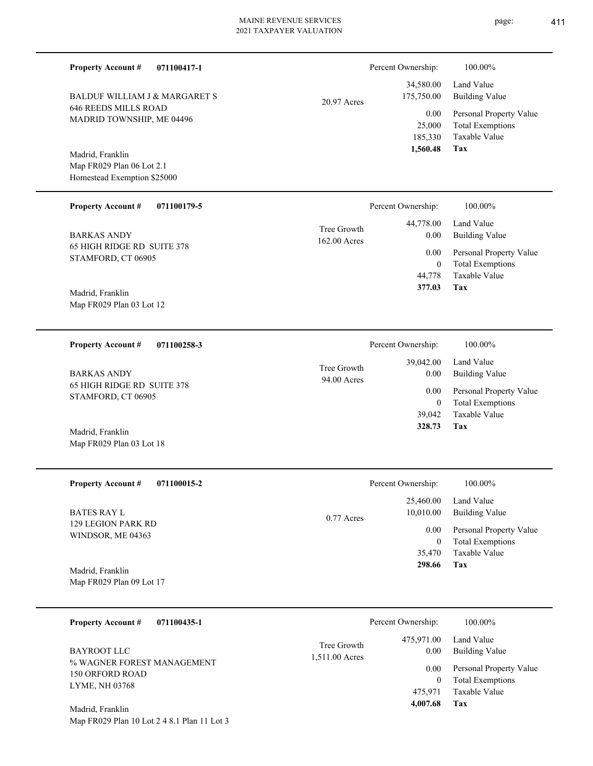**Property Account #** **071100417-1**

BALDUF WILLIAM J & MARGARET S
646 REEDS MILLS ROAD
MADRID TOWNSHIP, ME 04496

Madrid, Franklin
Map FR029 Plan 06 Lot 2.1
Homestead Exemption $25000

20.97 Acres

| Percent Ownership: | 100.00% |
|---|---|
| 34,580.00 | Land Value |
| 175,750.00 | Building Value |
| 0.00 | Personal Property Value |
| 25,000 | Total Exemptions |
| 185,330 | Taxable Value |
| **1,560.48** | **Tax** |

---

**Property Account #** **071100179-5**

BARKAS ANDY
65 HIGH RIDGE RD SUITE 378
STAMFORD, CT 06905

Madrid, Franklin
Map FR029 Plan 03 Lot 12

Tree Growth
162.00 Acres

| Percent Ownership: | 100.00% |
|---|---|
| 44,778.00 | Land Value |
| 0.00 | Building Value |
| 0.00 | Personal Property Value |
| 0 | Total Exemptions |
| 44,778 | Taxable Value |
| **377.03** | **Tax** |

---

**Property Account #** **071100258-3**

BARKAS ANDY
65 HIGH RIDGE RD SUITE 378
STAMFORD, CT 06905

Madrid, Franklin
Map FR029 Plan 03 Lot 18

Tree Growth
94.00 Acres

| Percent Ownership: | 100.00% |
|---|---|
| 39,042.00 | Land Value |
| 0.00 | Building Value |
| 0.00 | Personal Property Value |
| 0 | Total Exemptions |
| 39,042 | Taxable Value |
| **328.73** | **Tax** |

---

**Property Account #** **071100015-2**

BATES RAY L
129 LEGION PARK RD
WINDSOR, ME 04363

Madrid, Franklin
Map FR029 Plan 09 Lot 17

0.77 Acres

| Percent Ownership: | 100.00% |
|---|---|
| 25,460.00 | Land Value |
| 10,010.00 | Building Value |
| 0.00 | Personal Property Value |
| 0 | Total Exemptions |
| 35,470 | Taxable Value |
| **298.66** | **Tax** |

---

**Property Account #** **071100435-1**

BAYROOT LLC
% WAGNER FOREST MANAGEMENT
150 ORFORD ROAD
LYME, NH 03768

Madrid, Franklin
Map FR029 Plan 10 Lot 2 4 8.1 Plan 11 Lot 3

Tree Growth
1,511.00 Acres

| Percent Ownership: | 100.00% |
|---|---|
| 475,971.00 | Land Value |
| 0.00 | Building Value |
| 0.00 | Personal Property Value |
| 0 | Total Exemptions |
| 475,971 | Taxable Value |
| **4,007.68** | **Tax** |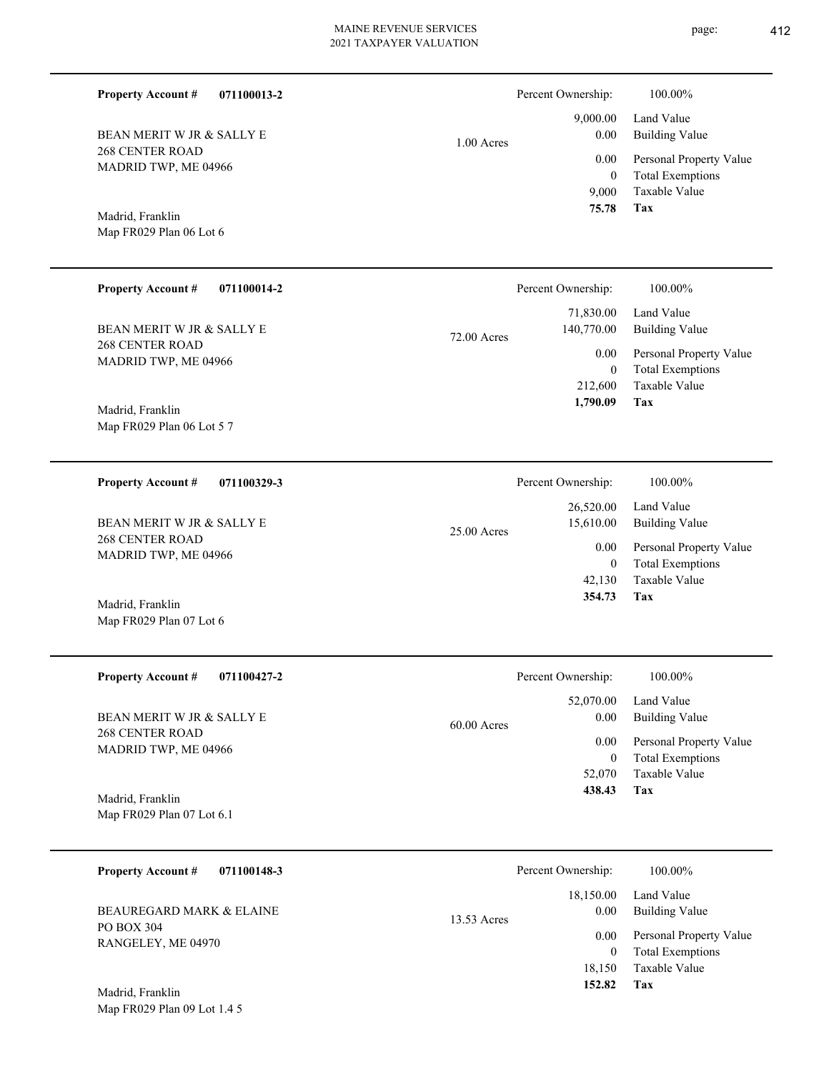**Property Account #** **071100013-2**

BEAN MERIT W JR & SALLY E
268 CENTER ROAD
MADRID TWP, ME 04966

Madrid, Franklin
Map FR029 Plan 06 Lot 6

1.00 Acres

| Percent Ownership: | 100.00% |
|---|---|
| 9,000.00 | Land Value |
| 0.00 | Building Value |
| 0.00 | Personal Property Value |
| 0 | Total Exemptions |
| 9,000 | Taxable Value |
| **75.78** | **Tax** |

---

**Property Account #** **071100014-2**

BEAN MERIT W JR & SALLY E
268 CENTER ROAD
MADRID TWP, ME 04966

Madrid, Franklin
Map FR029 Plan 06 Lot 5 7

72.00 Acres

| Percent Ownership: | 100.00% |
|---|---|
| 71,830.00 | Land Value |
| 140,770.00 | Building Value |
| 0.00 | Personal Property Value |
| 0 | Total Exemptions |
| 212,600 | Taxable Value |
| **1,790.09** | **Tax** |

---

**Property Account #** **071100329-3**

BEAN MERIT W JR & SALLY E
268 CENTER ROAD
MADRID TWP, ME 04966

Madrid, Franklin
Map FR029 Plan 07 Lot 6

25.00 Acres

| Percent Ownership: | 100.00% |
|---|---|
| 26,520.00 | Land Value |
| 15,610.00 | Building Value |
| 0.00 | Personal Property Value |
| 0 | Total Exemptions |
| 42,130 | Taxable Value |
| **354.73** | **Tax** |

---

**Property Account #** **071100427-2**

BEAN MERIT W JR & SALLY E
268 CENTER ROAD
MADRID TWP, ME 04966

Madrid, Franklin
Map FR029 Plan 07 Lot 6.1

60.00 Acres

| Percent Ownership: | 100.00% |
|---|---|
| 52,070.00 | Land Value |
| 0.00 | Building Value |
| 0.00 | Personal Property Value |
| 0 | Total Exemptions |
| 52,070 | Taxable Value |
| **438.43** | **Tax** |

---

**Property Account #** **071100148-3**

BEAUREGARD MARK & ELAINE
PO BOX 304
RANGELEY, ME 04970

Madrid, Franklin
Map FR029 Plan 09 Lot 1.4 5

13.53 Acres

| Percent Ownership: | 100.00% |
|---|---|
| 18,150.00 | Land Value |
| 0.00 | Building Value |
| 0.00 | Personal Property Value |
| 0 | Total Exemptions |
| 18,150 | Taxable Value |
| **152.82** | **Tax** |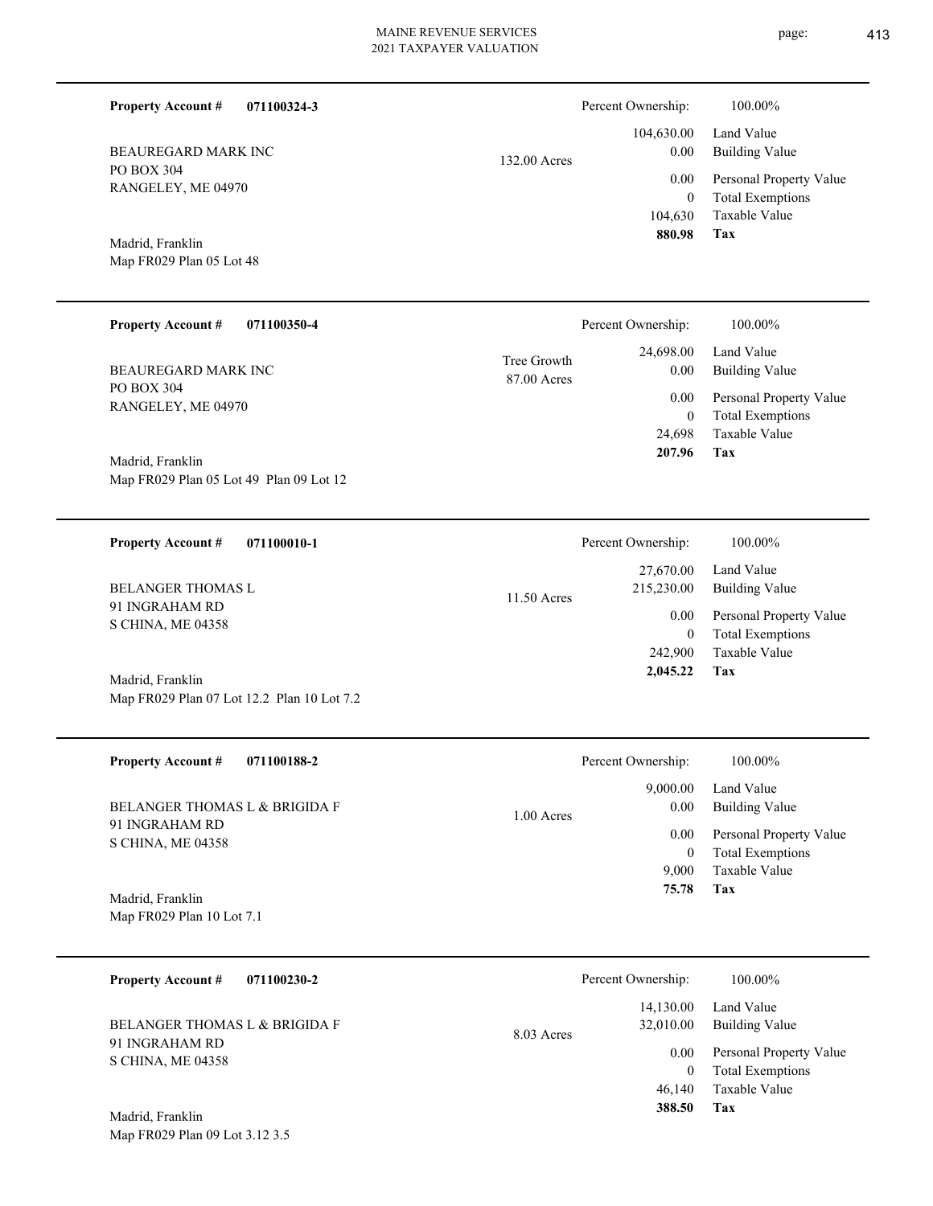**Property Account #** **071100324-3**

BEAUREGARD MARK INC
PO BOX 304
RANGELEY, ME 04970

Madrid, Franklin
Map FR029 Plan 05 Lot 48

132.00 Acres

Percent Ownership: 100.00%

| | |
|---|---|
| 104,630.00 | Land Value |
| 0.00 | Building Value |
| 0.00 | Personal Property Value |
| 0 | Total Exemptions |
| 104,630 | Taxable Value |
| **880.98** | **Tax** |

---

**Property Account #** **071100350-4**

BEAUREGARD MARK INC
PO BOX 304
RANGELEY, ME 04970

Madrid, Franklin
Map FR029 Plan 05 Lot 49 Plan 09 Lot 12

Tree Growth
87.00 Acres

Percent Ownership: 100.00%

| | |
|---|---|
| 24,698.00 | Land Value |
| 0.00 | Building Value |
| 0.00 | Personal Property Value |
| 0 | Total Exemptions |
| 24,698 | Taxable Value |
| **207.96** | **Tax** |

---

**Property Account #** **071100010-1**

BELANGER THOMAS L
91 INGRAHAM RD
S CHINA, ME 04358

Madrid, Franklin
Map FR029 Plan 07 Lot 12.2 Plan 10 Lot 7.2

11.50 Acres

Percent Ownership: 100.00%

| | |
|---|---|
| 27,670.00 | Land Value |
| 215,230.00 | Building Value |
| 0.00 | Personal Property Value |
| 0 | Total Exemptions |
| 242,900 | Taxable Value |
| **2,045.22** | **Tax** |

---

**Property Account #** **071100188-2**

BELANGER THOMAS L & BRIGIDA F
91 INGRAHAM RD
S CHINA, ME 04358

Madrid, Franklin
Map FR029 Plan 10 Lot 7.1

1.00 Acres

Percent Ownership: 100.00%

| | |
|---|---|
| 9,000.00 | Land Value |
| 0.00 | Building Value |
| 0.00 | Personal Property Value |
| 0 | Total Exemptions |
| 9,000 | Taxable Value |
| **75.78** | **Tax** |

---

**Property Account #** **071100230-2**

BELANGER THOMAS L & BRIGIDA F
91 INGRAHAM RD
S CHINA, ME 04358

Madrid, Franklin
Map FR029 Plan 09 Lot 3.12 3.5

8.03 Acres

Percent Ownership: 100.00%

| | |
|---|---|
| 14,130.00 | Land Value |
| 32,010.00 | Building Value |
| 0.00 | Personal Property Value |
| 0 | Total Exemptions |
| 46,140 | Taxable Value |
| **388.50** | **Tax** |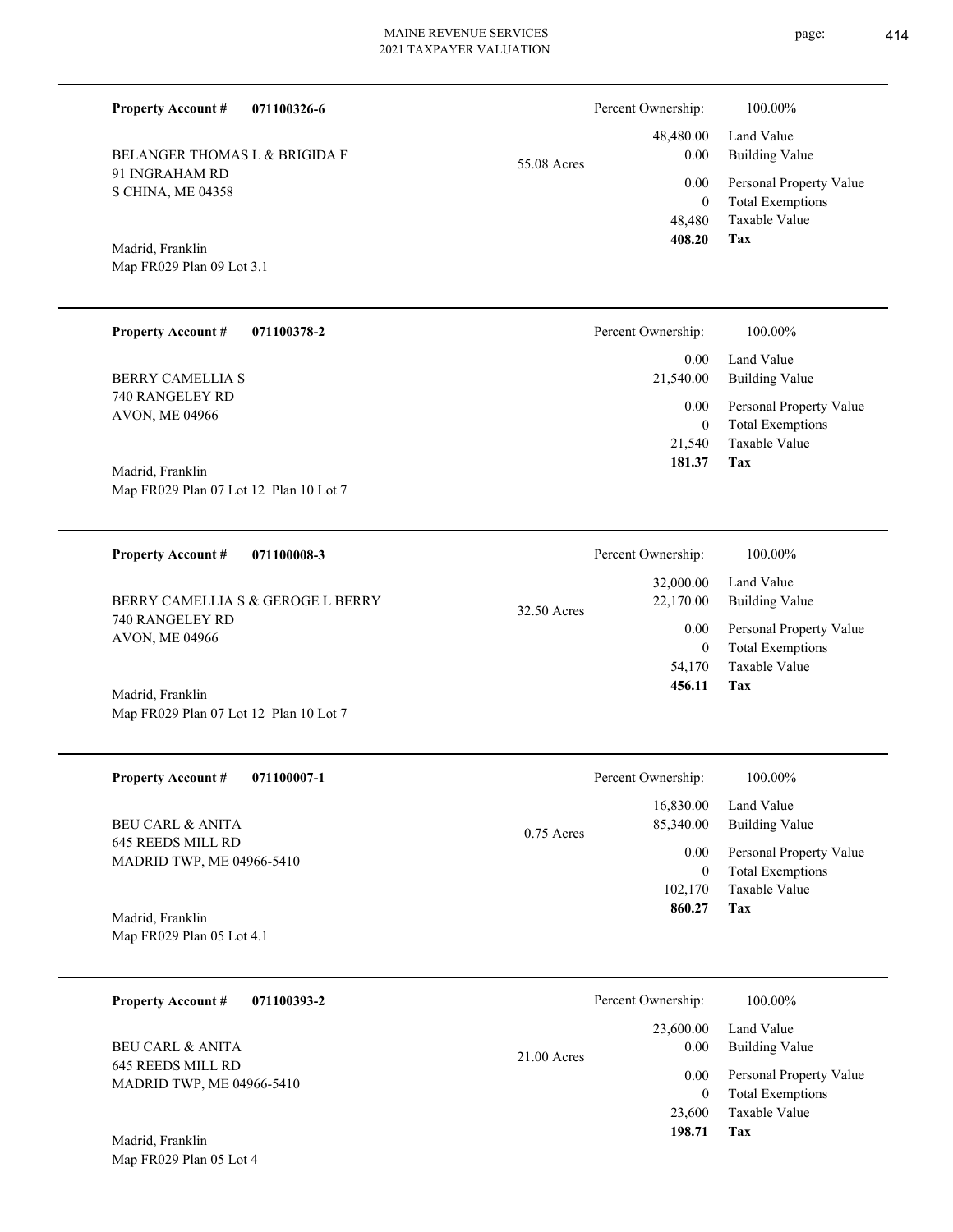**Property Account #** **071100326-6**

BELANGER THOMAS L & BRIGIDA F
91 INGRAHAM RD
S CHINA, ME 04358

Madrid, Franklin
Map FR029 Plan 09 Lot 3.1

55.08 Acres

| Percent Ownership: | 100.00% |
|---|---|
| 48,480.00 | Land Value |
| 0.00 | Building Value |
| 0.00 | Personal Property Value |
| 0 | Total Exemptions |
| 48,480 | Taxable Value |
| **408.20** | **Tax** |

---

**Property Account #** **071100378-2**

BERRY CAMELLIA S
740 RANGELEY RD
AVON, ME 04966

Madrid, Franklin
Map FR029 Plan 07 Lot 12 Plan 10 Lot 7

| Percent Ownership: | 100.00% |
|---|---|
| 0.00 | Land Value |
| 21,540.00 | Building Value |
| 0.00 | Personal Property Value |
| 0 | Total Exemptions |
| 21,540 | Taxable Value |
| **181.37** | **Tax** |

---

**Property Account #** **071100008-3**

BERRY CAMELLIA S & GEROGE L BERRY
740 RANGELEY RD
AVON, ME 04966

Madrid, Franklin
Map FR029 Plan 07 Lot 12 Plan 10 Lot 7

32.50 Acres

| Percent Ownership: | 100.00% |
|---|---|
| 32,000.00 | Land Value |
| 22,170.00 | Building Value |
| 0.00 | Personal Property Value |
| 0 | Total Exemptions |
| 54,170 | Taxable Value |
| **456.11** | **Tax** |

---

**Property Account #** **071100007-1**

BEU CARL & ANITA
645 REEDS MILL RD
MADRID TWP, ME 04966-5410

Madrid, Franklin
Map FR029 Plan 05 Lot 4.1

0.75 Acres

| Percent Ownership: | 100.00% |
|---|---|
| 16,830.00 | Land Value |
| 85,340.00 | Building Value |
| 0.00 | Personal Property Value |
| 0 | Total Exemptions |
| 102,170 | Taxable Value |
| **860.27** | **Tax** |

---

**Property Account #** **071100393-2**

BEU CARL & ANITA
645 REEDS MILL RD
MADRID TWP, ME 04966-5410

Madrid, Franklin
Map FR029 Plan 05 Lot 4

21.00 Acres

| Percent Ownership: | 100.00% |
|---|---|
| 23,600.00 | Land Value |
| 0.00 | Building Value |
| 0.00 | Personal Property Value |
| 0 | Total Exemptions |
| 23,600 | Taxable Value |
| **198.71** | **Tax** |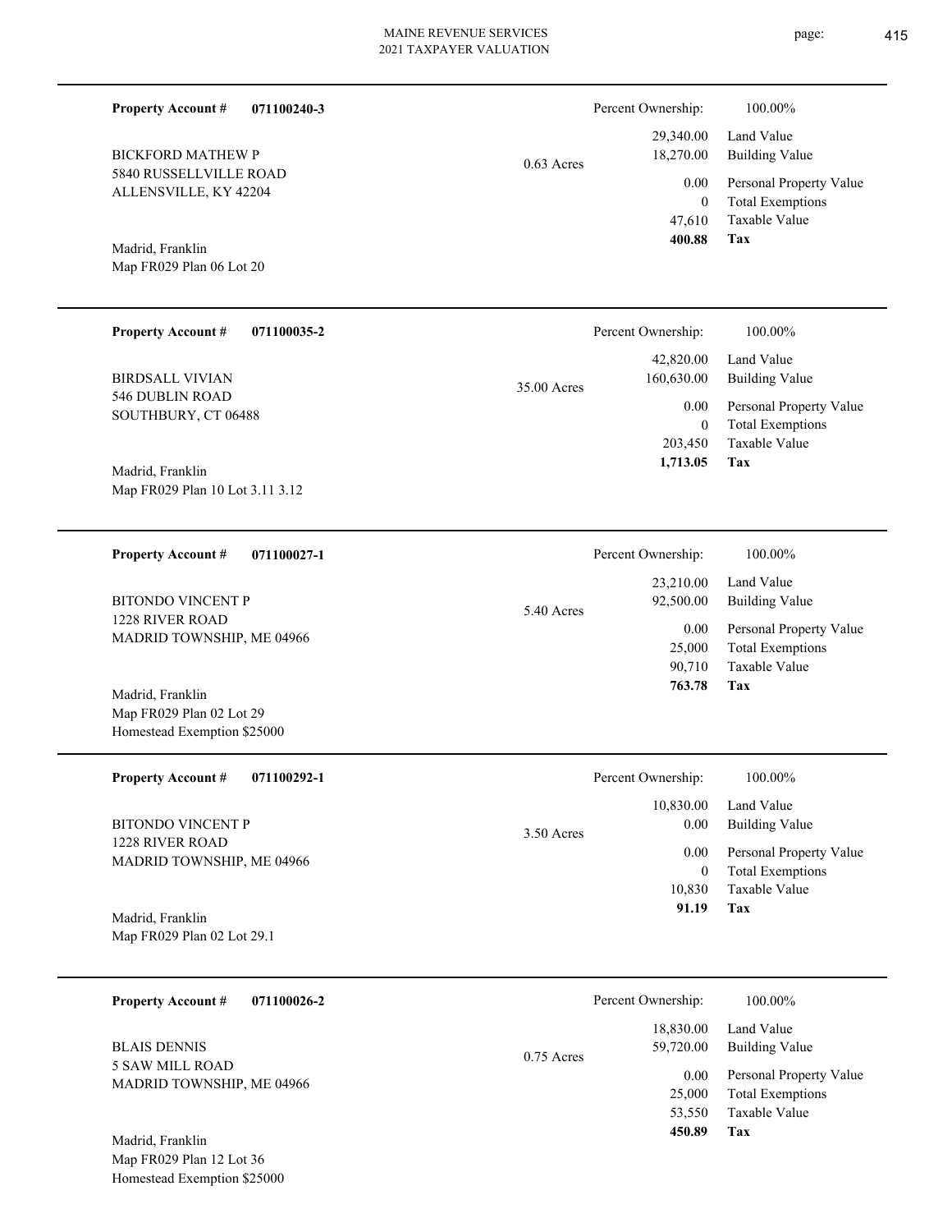**Property Account #** **071100240-3**

BICKFORD MATHEW P
5840 RUSSELLVILLE ROAD
ALLENSVILLE, KY 42204

Madrid, Franklin
Map FR029 Plan 06 Lot 20

0.63 Acres

| Percent Ownership: | 100.00% |
|---|---|
| 29,340.00 | Land Value |
| 18,270.00 | Building Value |
| 0.00 | Personal Property Value |
| 0 | Total Exemptions |
| 47,610 | Taxable Value |
| **400.88** | **Tax** |

---

**Property Account #** **071100035-2**

BIRDSALL VIVIAN
546 DUBLIN ROAD
SOUTHBURY, CT 06488

Madrid, Franklin
Map FR029 Plan 10 Lot 3.11 3.12

35.00 Acres

| Percent Ownership: | 100.00% |
|---|---|
| 42,820.00 | Land Value |
| 160,630.00 | Building Value |
| 0.00 | Personal Property Value |
| 0 | Total Exemptions |
| 203,450 | Taxable Value |
| **1,713.05** | **Tax** |

---

**Property Account #** **071100027-1**

BITONDO VINCENT P
1228 RIVER ROAD
MADRID TOWNSHIP, ME 04966

Madrid, Franklin
Map FR029 Plan 02 Lot 29
Homestead Exemption $25000

5.40 Acres

| Percent Ownership: | 100.00% |
|---|---|
| 23,210.00 | Land Value |
| 92,500.00 | Building Value |
| 0.00 | Personal Property Value |
| 25,000 | Total Exemptions |
| 90,710 | Taxable Value |
| **763.78** | **Tax** |

---

**Property Account #** **071100292-1**

BITONDO VINCENT P
1228 RIVER ROAD
MADRID TOWNSHIP, ME 04966

Madrid, Franklin
Map FR029 Plan 02 Lot 29.1

3.50 Acres

| Percent Ownership: | 100.00% |
|---|---|
| 10,830.00 | Land Value |
| 0.00 | Building Value |
| 0.00 | Personal Property Value |
| 0 | Total Exemptions |
| 10,830 | Taxable Value |
| **91.19** | **Tax** |

---

**Property Account #** **071100026-2**

BLAIS DENNIS
5 SAW MILL ROAD
MADRID TOWNSHIP, ME 04966

Madrid, Franklin
Map FR029 Plan 12 Lot 36
Homestead Exemption $25000

0.75 Acres

| Percent Ownership: | 100.00% |
|---|---|
| 18,830.00 | Land Value |
| 59,720.00 | Building Value |
| 0.00 | Personal Property Value |
| 25,000 | Total Exemptions |
| 53,550 | Taxable Value |
| **450.89** | **Tax** |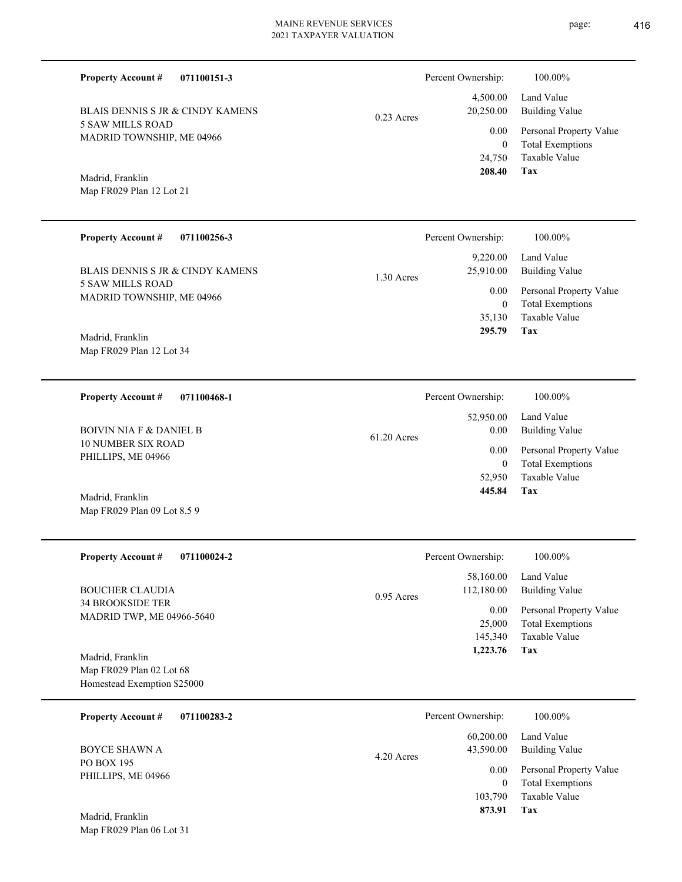**Property Account #** 071100151-3

BLAIS DENNIS S JR & CINDY KAMENS
5 SAW MILLS ROAD
MADRID TOWNSHIP, ME 04966

Madrid, Franklin
Map FR029 Plan 12 Lot 21

0.23 Acres

| Percent Ownership: | 100.00% |
|---|---|
| 4,500.00 | Land Value |
| 20,250.00 | Building Value |
| 0.00 | Personal Property Value |
| 0 | Total Exemptions |
| 24,750 | Taxable Value |
| **208.40** | **Tax** |

---

**Property Account #** 071100256-3

BLAIS DENNIS S JR & CINDY KAMENS
5 SAW MILLS ROAD
MADRID TOWNSHIP, ME 04966

Madrid, Franklin
Map FR029 Plan 12 Lot 34

1.30 Acres

| Percent Ownership: | 100.00% |
|---|---|
| 9,220.00 | Land Value |
| 25,910.00 | Building Value |
| 0.00 | Personal Property Value |
| 0 | Total Exemptions |
| 35,130 | Taxable Value |
| **295.79** | **Tax** |

---

**Property Account #** 071100468-1

BOIVIN NIA F & DANIEL B
10 NUMBER SIX ROAD
PHILLIPS, ME 04966

Madrid, Franklin
Map FR029 Plan 09 Lot 8.5 9

61.20 Acres

| Percent Ownership: | 100.00% |
|---|---|
| 52,950.00 | Land Value |
| 0.00 | Building Value |
| 0.00 | Personal Property Value |
| 0 | Total Exemptions |
| 52,950 | Taxable Value |
| **445.84** | **Tax** |

---

**Property Account #** 071100024-2

BOUCHER CLAUDIA
34 BROOKSIDE TER
MADRID TWP, ME 04966-5640

Madrid, Franklin
Map FR029 Plan 02 Lot 68
Homestead Exemption $25000

0.95 Acres

| Percent Ownership: | 100.00% |
|---|---|
| 58,160.00 | Land Value |
| 112,180.00 | Building Value |
| 0.00 | Personal Property Value |
| 25,000 | Total Exemptions |
| 145,340 | Taxable Value |
| **1,223.76** | **Tax** |

---

**Property Account #** 071100283-2

BOYCE SHAWN A
PO BOX 195
PHILLIPS, ME 04966

Madrid, Franklin
Map FR029 Plan 06 Lot 31

4.20 Acres

| Percent Ownership: | 100.00% |
|---|---|
| 60,200.00 | Land Value |
| 43,590.00 | Building Value |
| 0.00 | Personal Property Value |
| 0 | Total Exemptions |
| 103,790 | Taxable Value |
| **873.91** | **Tax** |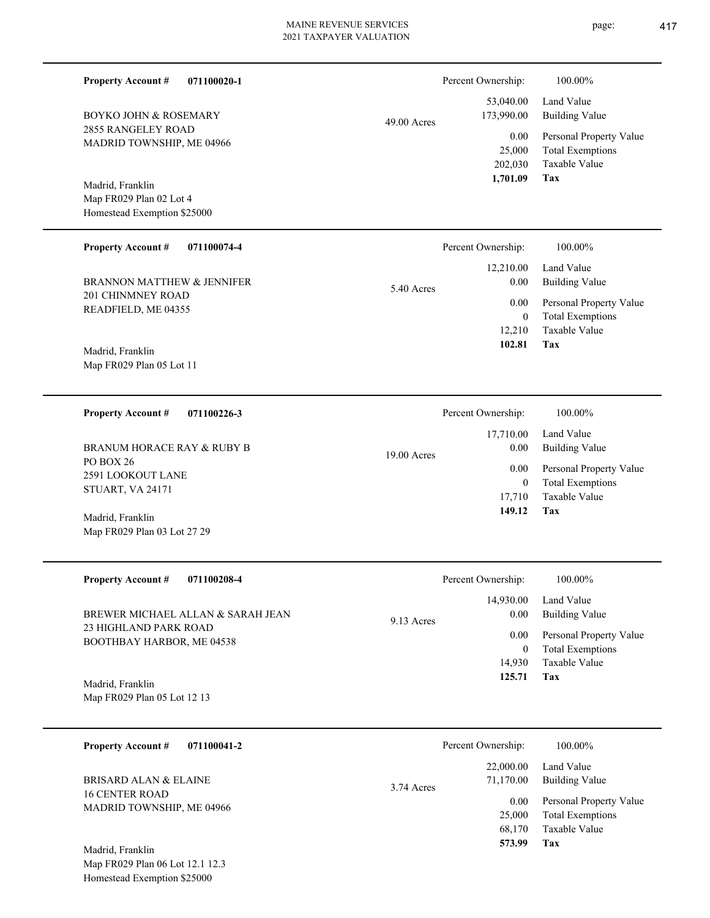**Property Account #** **071100020-1**

BOYKO JOHN & ROSEMARY
2855 RANGELEY ROAD
MADRID TOWNSHIP, ME 04966

Madrid, Franklin
Map FR029 Plan 02 Lot 4
Homestead Exemption $25000

49.00 Acres

| Percent Ownership: | 100.00% |
|---|---|
| 53,040.00 | Land Value |
| 173,990.00 | Building Value |
| 0.00 | Personal Property Value |
| 25,000 | Total Exemptions |
| 202,030 | Taxable Value |
| **1,701.09** | **Tax** |

---

**Property Account #** **071100074-4**

BRANNON MATTHEW & JENNIFER
201 CHINMNEY ROAD
READFIELD, ME 04355

Madrid, Franklin
Map FR029 Plan 05 Lot 11

5.40 Acres

| Percent Ownership: | 100.00% |
|---|---|
| 12,210.00 | Land Value |
| 0.00 | Building Value |
| 0.00 | Personal Property Value |
| 0 | Total Exemptions |
| 12,210 | Taxable Value |
| **102.81** | **Tax** |

---

**Property Account #** **071100226-3**

BRANUM HORACE RAY & RUBY B
PO BOX 26
2591 LOOKOUT LANE
STUART, VA 24171

Madrid, Franklin
Map FR029 Plan 03 Lot 27 29

19.00 Acres

| Percent Ownership: | 100.00% |
|---|---|
| 17,710.00 | Land Value |
| 0.00 | Building Value |
| 0.00 | Personal Property Value |
| 0 | Total Exemptions |
| 17,710 | Taxable Value |
| **149.12** | **Tax** |

---

**Property Account #** **071100208-4**

BREWER MICHAEL ALLAN & SARAH JEAN
23 HIGHLAND PARK ROAD
BOOTHBAY HARBOR, ME 04538

Madrid, Franklin
Map FR029 Plan 05 Lot 12 13

9.13 Acres

| Percent Ownership: | 100.00% |
|---|---|
| 14,930.00 | Land Value |
| 0.00 | Building Value |
| 0.00 | Personal Property Value |
| 0 | Total Exemptions |
| 14,930 | Taxable Value |
| **125.71** | **Tax** |

---

**Property Account #** **071100041-2**

BRISARD ALAN & ELAINE
16 CENTER ROAD
MADRID TOWNSHIP, ME 04966

Madrid, Franklin
Map FR029 Plan 06 Lot 12.1 12.3
Homestead Exemption $25000

3.74 Acres

| Percent Ownership: | 100.00% |
|---|---|
| 22,000.00 | Land Value |
| 71,170.00 | Building Value |
| 0.00 | Personal Property Value |
| 25,000 | Total Exemptions |
| 68,170 | Taxable Value |
| **573.99** | **Tax** |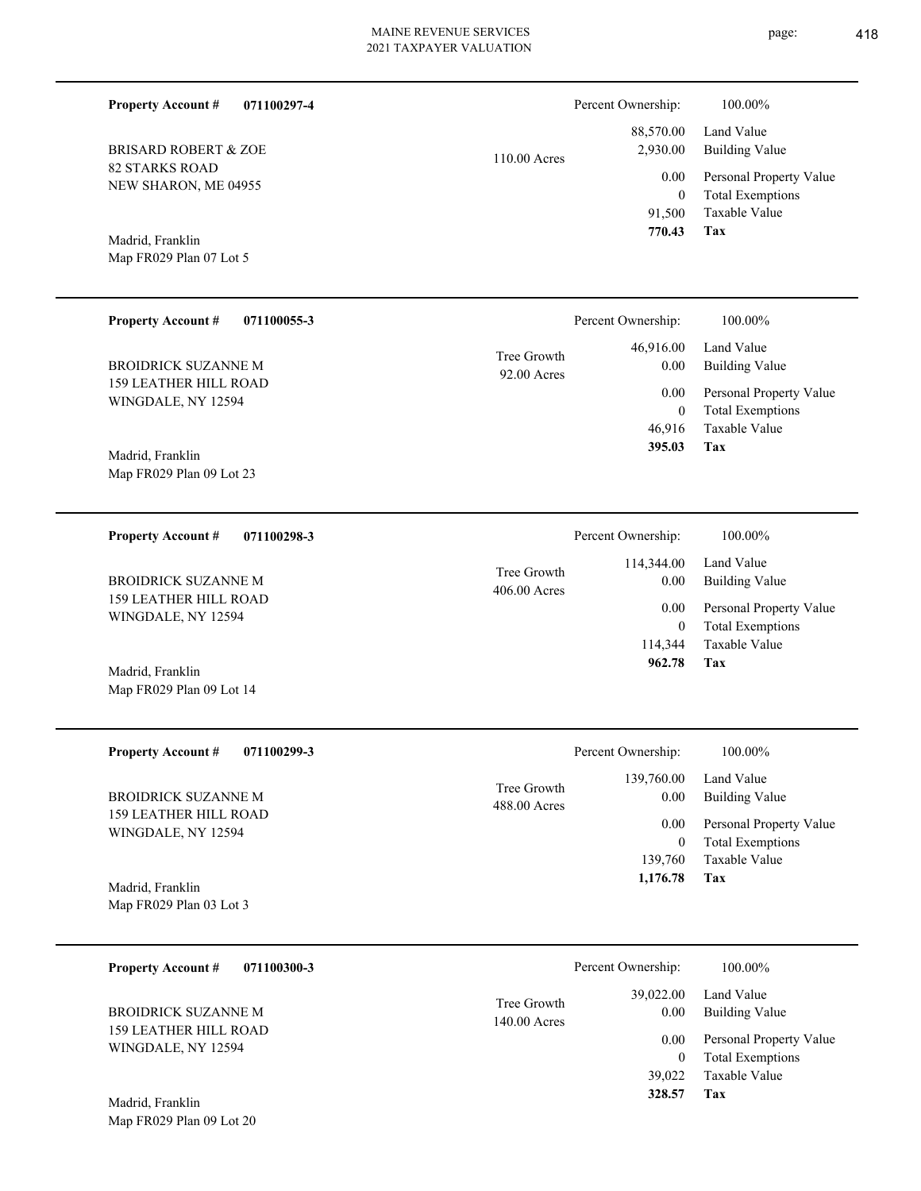**Property Account #** **071100297-4**

BRISARD ROBERT & ZOE
82 STARKS ROAD
NEW SHARON, ME 04955

Madrid, Franklin
Map FR029 Plan 07 Lot 5

110.00 Acres

| Percent Ownership: | 100.00% |
|---|---|
| 88,570.00 | Land Value |
| 2,930.00 | Building Value |
| 0.00 | Personal Property Value |
| 0 | Total Exemptions |
| 91,500 | Taxable Value |
| **770.43** | **Tax** |

---

**Property Account #** **071100055-3**

BROIDRICK SUZANNE M
159 LEATHER HILL ROAD
WINGDALE, NY 12594

Madrid, Franklin
Map FR029 Plan 09 Lot 23

Tree Growth
92.00 Acres

| Percent Ownership: | 100.00% |
|---|---|
| 46,916.00 | Land Value |
| 0.00 | Building Value |
| 0.00 | Personal Property Value |
| 0 | Total Exemptions |
| 46,916 | Taxable Value |
| **395.03** | **Tax** |

---

**Property Account #** **071100298-3**

BROIDRICK SUZANNE M
159 LEATHER HILL ROAD
WINGDALE, NY 12594

Madrid, Franklin
Map FR029 Plan 09 Lot 14

Tree Growth
406.00 Acres

| Percent Ownership: | 100.00% |
|---|---|
| 114,344.00 | Land Value |
| 0.00 | Building Value |
| 0.00 | Personal Property Value |
| 0 | Total Exemptions |
| 114,344 | Taxable Value |
| **962.78** | **Tax** |

---

**Property Account #** **071100299-3**

BROIDRICK SUZANNE M
159 LEATHER HILL ROAD
WINGDALE, NY 12594

Madrid, Franklin
Map FR029 Plan 03 Lot 3

Tree Growth
488.00 Acres

| Percent Ownership: | 100.00% |
|---|---|
| 139,760.00 | Land Value |
| 0.00 | Building Value |
| 0.00 | Personal Property Value |
| 0 | Total Exemptions |
| 139,760 | Taxable Value |
| **1,176.78** | **Tax** |

---

**Property Account #** **071100300-3**

BROIDRICK SUZANNE M
159 LEATHER HILL ROAD
WINGDALE, NY 12594

Madrid, Franklin
Map FR029 Plan 09 Lot 20

Tree Growth
140.00 Acres

| Percent Ownership: | 100.00% |
|---|---|
| 39,022.00 | Land Value |
| 0.00 | Building Value |
| 0.00 | Personal Property Value |
| 0 | Total Exemptions |
| 39,022 | Taxable Value |
| **328.57** | **Tax** |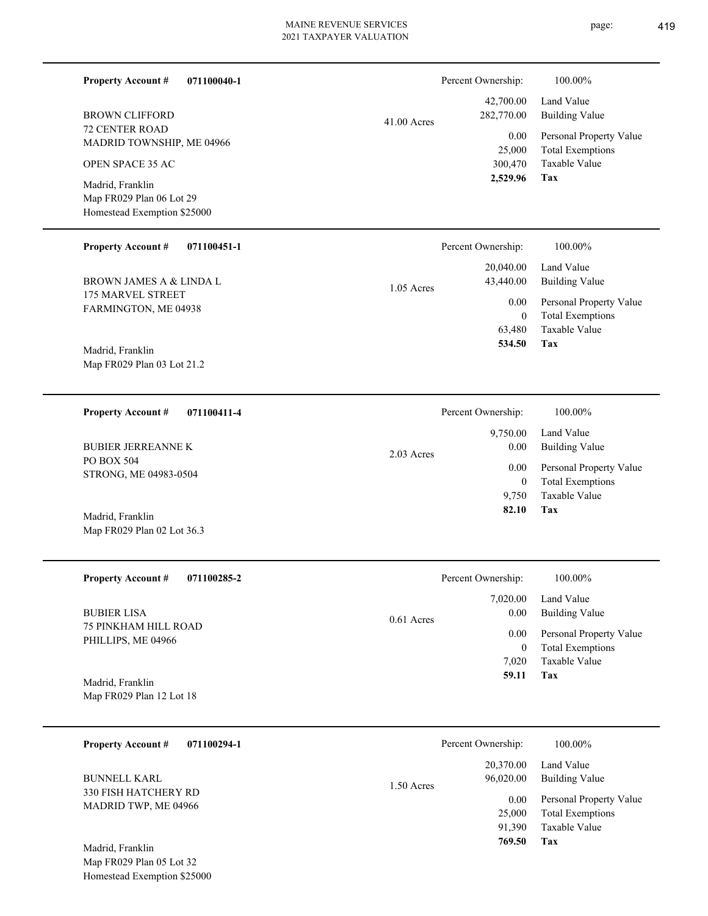**Property Account #** **071100040-1**

BROWN CLIFFORD
72 CENTER ROAD
MADRID TOWNSHIP, ME 04966

OPEN SPACE 35 AC

Madrid, Franklin
Map FR029 Plan 06 Lot 29
Homestead Exemption $25000

41.00 Acres

| Percent Ownership: | 100.00% |
|---|---|
| 42,700.00 | Land Value |
| 282,770.00 | Building Value |
| 0.00 | Personal Property Value |
| 25,000 | Total Exemptions |
| 300,470 | Taxable Value |
| **2,529.96** | **Tax** |

---

**Property Account #** **071100451-1**

BROWN JAMES A & LINDA L
175 MARVEL STREET
FARMINGTON, ME 04938

Madrid, Franklin
Map FR029 Plan 03 Lot 21.2

1.05 Acres

| Percent Ownership: | 100.00% |
|---|---|
| 20,040.00 | Land Value |
| 43,440.00 | Building Value |
| 0.00 | Personal Property Value |
| 0 | Total Exemptions |
| 63,480 | Taxable Value |
| **534.50** | **Tax** |

---

**Property Account #** **071100411-4**

BUBIER JERREANNE K
PO BOX 504
STRONG, ME 04983-0504

Madrid, Franklin
Map FR029 Plan 02 Lot 36.3

2.03 Acres

| Percent Ownership: | 100.00% |
|---|---|
| 9,750.00 | Land Value |
| 0.00 | Building Value |
| 0.00 | Personal Property Value |
| 0 | Total Exemptions |
| 9,750 | Taxable Value |
| **82.10** | **Tax** |

---

**Property Account #** **071100285-2**

BUBIER LISA
75 PINKHAM HILL ROAD
PHILLIPS, ME 04966

Madrid, Franklin
Map FR029 Plan 12 Lot 18

0.61 Acres

| Percent Ownership: | 100.00% |
|---|---|
| 7,020.00 | Land Value |
| 0.00 | Building Value |
| 0.00 | Personal Property Value |
| 0 | Total Exemptions |
| 7,020 | Taxable Value |
| **59.11** | **Tax** |

---

**Property Account #** **071100294-1**

BUNNELL KARL
330 FISH HATCHERY RD
MADRID TWP, ME 04966

Madrid, Franklin
Map FR029 Plan 05 Lot 32
Homestead Exemption $25000

1.50 Acres

| Percent Ownership: | 100.00% |
|---|---|
| 20,370.00 | Land Value |
| 96,020.00 | Building Value |
| 0.00 | Personal Property Value |
| 25,000 | Total Exemptions |
| 91,390 | Taxable Value |
| **769.50** | **Tax** |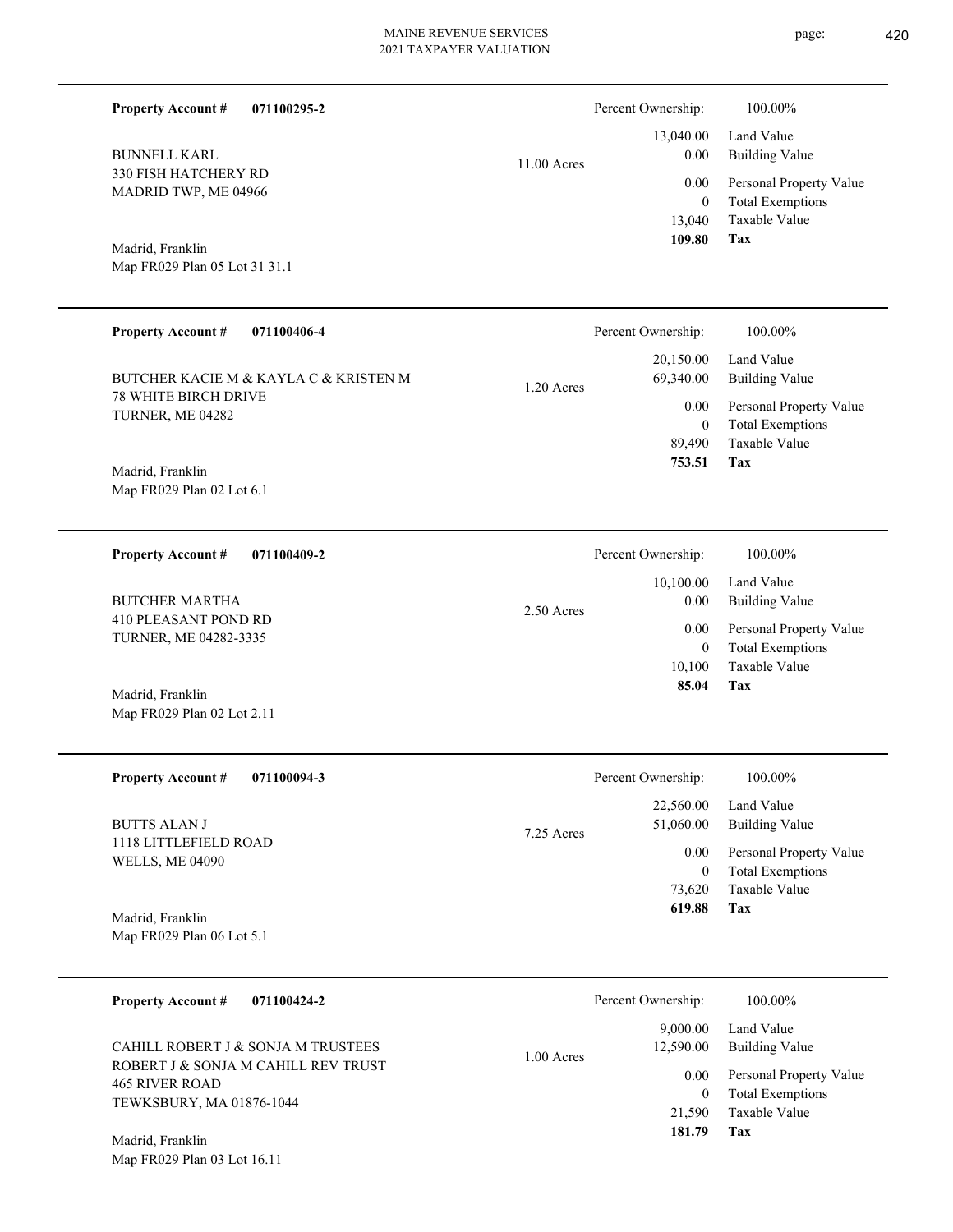**Property Account #** **071100295-2**

BUNNELL KARL
330 FISH HATCHERY RD
MADRID TWP, ME 04966

Madrid, Franklin
Map FR029 Plan 05 Lot 31 31.1

11.00 Acres

| Percent Ownership: | 100.00% |
|---|---|
| 13,040.00 | Land Value |
| 0.00 | Building Value |
| 0.00 | Personal Property Value |
| 0 | Total Exemptions |
| 13,040 | Taxable Value |
| **109.80** | **Tax** |

---

**Property Account #** **071100406-4**

BUTCHER KACIE M & KAYLA C & KRISTEN M
78 WHITE BIRCH DRIVE
TURNER, ME 04282

Madrid, Franklin
Map FR029 Plan 02 Lot 6.1

1.20 Acres

| Percent Ownership: | 100.00% |
|---|---|
| 20,150.00 | Land Value |
| 69,340.00 | Building Value |
| 0.00 | Personal Property Value |
| 0 | Total Exemptions |
| 89,490 | Taxable Value |
| **753.51** | **Tax** |

---

**Property Account #** **071100409-2**

BUTCHER MARTHA
410 PLEASANT POND RD
TURNER, ME 04282-3335

Madrid, Franklin
Map FR029 Plan 02 Lot 2.11

2.50 Acres

| Percent Ownership: | 100.00% |
|---|---|
| 10,100.00 | Land Value |
| 0.00 | Building Value |
| 0.00 | Personal Property Value |
| 0 | Total Exemptions |
| 10,100 | Taxable Value |
| **85.04** | **Tax** |

---

**Property Account #** **071100094-3**

BUTTS ALAN J
1118 LITTLEFIELD ROAD
WELLS, ME 04090

Madrid, Franklin
Map FR029 Plan 06 Lot 5.1

7.25 Acres

| Percent Ownership: | 100.00% |
|---|---|
| 22,560.00 | Land Value |
| 51,060.00 | Building Value |
| 0.00 | Personal Property Value |
| 0 | Total Exemptions |
| 73,620 | Taxable Value |
| **619.88** | **Tax** |

---

**Property Account #** **071100424-2**

CAHILL ROBERT J & SONJA M TRUSTEES
ROBERT J & SONJA M CAHILL REV TRUST
465 RIVER ROAD
TEWKSBURY, MA 01876-1044

Madrid, Franklin
Map FR029 Plan 03 Lot 16.11

1.00 Acres

| Percent Ownership: | 100.00% |
|---|---|
| 9,000.00 | Land Value |
| 12,590.00 | Building Value |
| 0.00 | Personal Property Value |
| 0 | Total Exemptions |
| 21,590 | Taxable Value |
| **181.79** | **Tax** |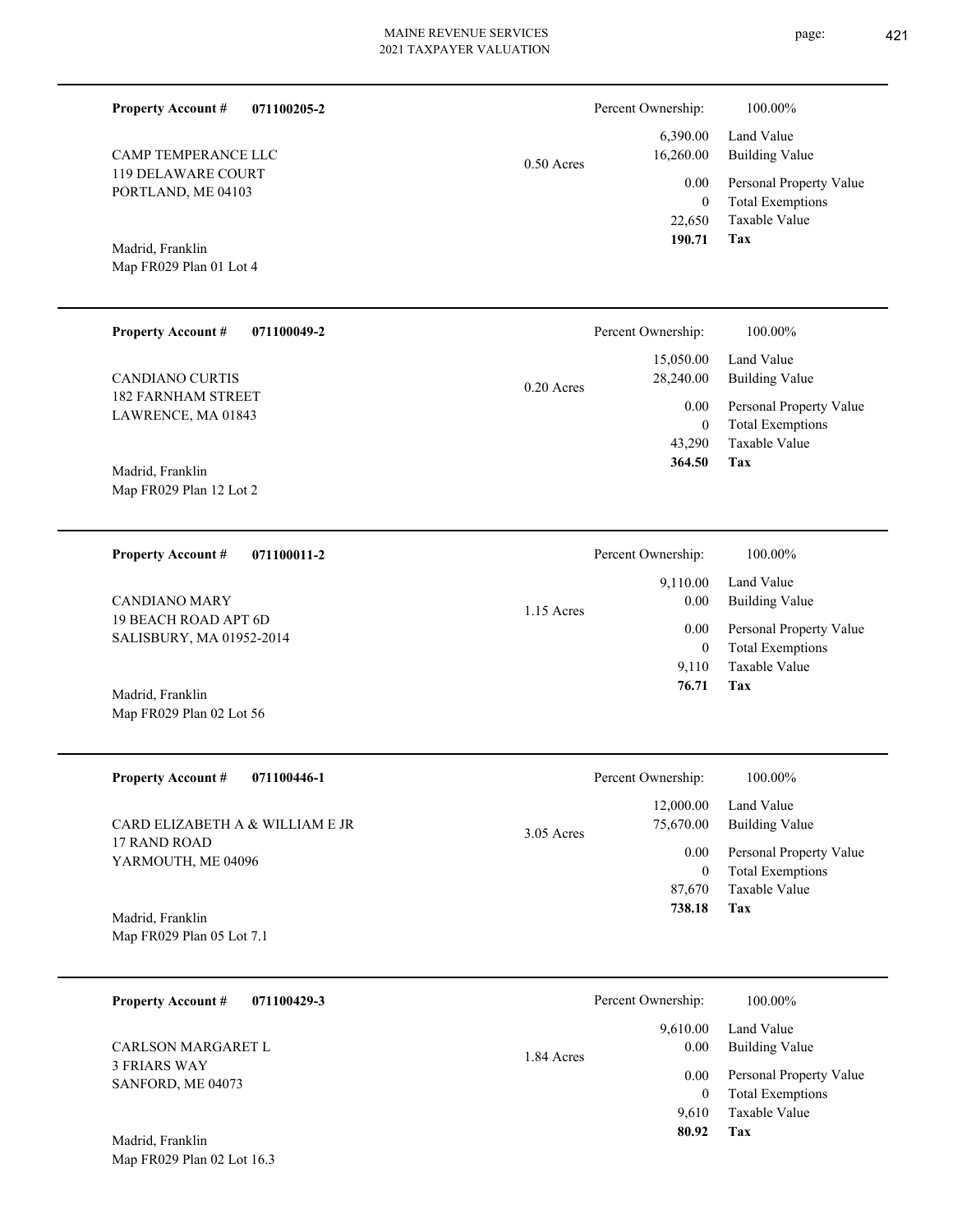**Property Account #** **071100205-2**

CAMP TEMPERANCE LLC
119 DELAWARE COURT
PORTLAND, ME 04103

Madrid, Franklin
Map FR029 Plan 01 Lot 4

0.50 Acres

| Percent Ownership: | 100.00% |
|---|---|
| 6,390.00 | Land Value |
| 16,260.00 | Building Value |
| 0.00 | Personal Property Value |
| 0 | Total Exemptions |
| 22,650 | Taxable Value |
| **190.71** | **Tax** |

---

**Property Account #** **071100049-2**

CANDIANO CURTIS
182 FARNHAM STREET
LAWRENCE, MA 01843

Madrid, Franklin
Map FR029 Plan 12 Lot 2

0.20 Acres

| Percent Ownership: | 100.00% |
|---|---|
| 15,050.00 | Land Value |
| 28,240.00 | Building Value |
| 0.00 | Personal Property Value |
| 0 | Total Exemptions |
| 43,290 | Taxable Value |
| **364.50** | **Tax** |

---

**Property Account #** **071100011-2**

CANDIANO MARY
19 BEACH ROAD APT 6D
SALISBURY, MA 01952-2014

Madrid, Franklin
Map FR029 Plan 02 Lot 56

1.15 Acres

| Percent Ownership: | 100.00% |
|---|---|
| 9,110.00 | Land Value |
| 0.00 | Building Value |
| 0.00 | Personal Property Value |
| 0 | Total Exemptions |
| 9,110 | Taxable Value |
| **76.71** | **Tax** |

---

**Property Account #** **071100446-1**

CARD ELIZABETH A & WILLIAM E JR
17 RAND ROAD
YARMOUTH, ME 04096

Madrid, Franklin
Map FR029 Plan 05 Lot 7.1

3.05 Acres

| Percent Ownership: | 100.00% |
|---|---|
| 12,000.00 | Land Value |
| 75,670.00 | Building Value |
| 0.00 | Personal Property Value |
| 0 | Total Exemptions |
| 87,670 | Taxable Value |
| **738.18** | **Tax** |

---

**Property Account #** **071100429-3**

CARLSON MARGARET L
3 FRIARS WAY
SANFORD, ME 04073

Madrid, Franklin
Map FR029 Plan 02 Lot 16.3

1.84 Acres

| Percent Ownership: | 100.00% |
|---|---|
| 9,610.00 | Land Value |
| 0.00 | Building Value |
| 0.00 | Personal Property Value |
| 0 | Total Exemptions |
| 9,610 | Taxable Value |
| **80.92** | **Tax** |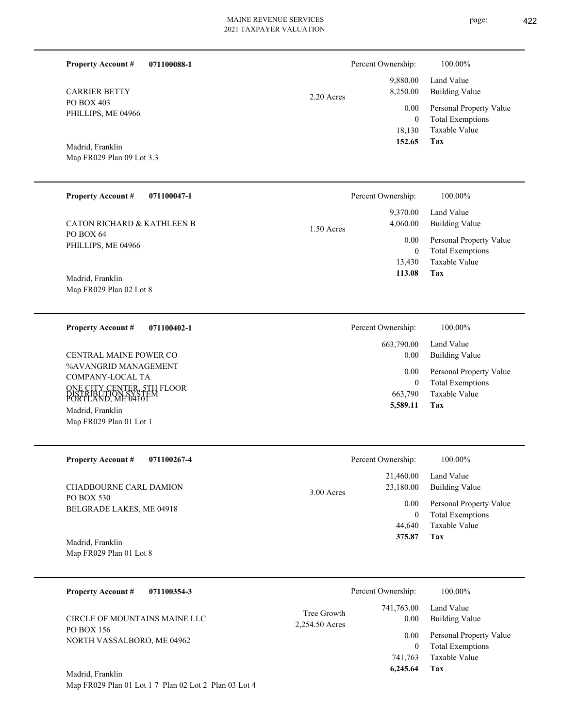**Property Account #** **071100088-1**

CARRIER BETTY
PO BOX 403
PHILLIPS, ME 04966

Madrid, Franklin
Map FR029 Plan 09 Lot 3.3

2.20 Acres

| Percent Ownership: | 100.00% |
|---|---|
| 9,880.00 | Land Value |
| 8,250.00 | Building Value |
| 0.00 | Personal Property Value |
| 0 | Total Exemptions |
| 18,130 | Taxable Value |
| **152.65** | **Tax** |

---

**Property Account #** **071100047-1**

CATON RICHARD & KATHLEEN B
PO BOX 64
PHILLIPS, ME 04966

Madrid, Franklin
Map FR029 Plan 02 Lot 8

1.50 Acres

| Percent Ownership: | 100.00% |
|---|---|
| 9,370.00 | Land Value |
| 4,060.00 | Building Value |
| 0.00 | Personal Property Value |
| 0 | Total Exemptions |
| 13,430 | Taxable Value |
| **113.08** | **Tax** |

---

**Property Account #** **071100402-1**

CENTRAL MAINE POWER CO
%AVANGRID MANAGEMENT
COMPANY-LOCAL TA
ONE CITY CENTER, 5TH FLOOR
DISTRIBUTION SYSTEM
PORTLAND, ME 04101

Madrid, Franklin
Map FR029 Plan 01 Lot 1

| Percent Ownership: | 100.00% |
|---|---|
| 663,790.00 | Land Value |
| 0.00 | Building Value |
| 0.00 | Personal Property Value |
| 0 | Total Exemptions |
| 663,790 | Taxable Value |
| **5,589.11** | **Tax** |

---

**Property Account #** **071100267-4**

CHADBOURNE CARL DAMION
PO BOX 530
BELGRADE LAKES, ME 04918

Madrid, Franklin
Map FR029 Plan 01 Lot 8

3.00 Acres

| Percent Ownership: | 100.00% |
|---|---|
| 21,460.00 | Land Value |
| 23,180.00 | Building Value |
| 0.00 | Personal Property Value |
| 0 | Total Exemptions |
| 44,640 | Taxable Value |
| **375.87** | **Tax** |

---

**Property Account #** **071100354-3**

CIRCLE OF MOUNTAINS MAINE LLC
PO BOX 156
NORTH VASSALBORO, ME 04962

Madrid, Franklin
Map FR029 Plan 01 Lot 1 7 Plan 02 Lot 2 Plan 03 Lot 4

Tree Growth
2,254.50 Acres

| Percent Ownership: | 100.00% |
|---|---|
| 741,763.00 | Land Value |
| 0.00 | Building Value |
| 0.00 | Personal Property Value |
| 0 | Total Exemptions |
| 741,763 | Taxable Value |
| **6,245.64** | **Tax** |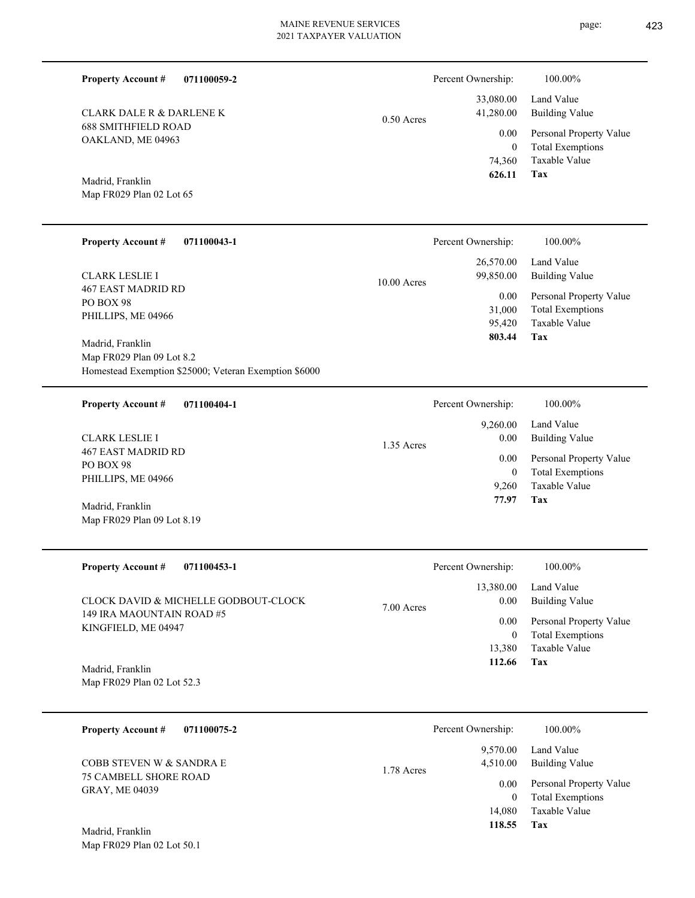**Property Account #** **071100059-2**

CLARK DALE R & DARLENE K
688 SMITHFIELD ROAD
OAKLAND, ME 04963

Madrid, Franklin
Map FR029 Plan 02 Lot 65

0.50 Acres

| Percent Ownership: | 100.00% |
|---|---|
| 33,080.00 | Land Value |
| 41,280.00 | Building Value |
| 0.00 | Personal Property Value |
| 0 | Total Exemptions |
| 74,360 | Taxable Value |
| **626.11** | **Tax** |

---

**Property Account #** **071100043-1**

CLARK LESLIE I
467 EAST MADRID RD
PO BOX 98
PHILLIPS, ME 04966

Madrid, Franklin
Map FR029 Plan 09 Lot 8.2
Homestead Exemption $25000; Veteran Exemption $6000

10.00 Acres

| Percent Ownership: | 100.00% |
|---|---|
| 26,570.00 | Land Value |
| 99,850.00 | Building Value |
| 0.00 | Personal Property Value |
| 31,000 | Total Exemptions |
| 95,420 | Taxable Value |
| **803.44** | **Tax** |

---

**Property Account #** **071100404-1**

CLARK LESLIE I
467 EAST MADRID RD
PO BOX 98
PHILLIPS, ME 04966

Madrid, Franklin
Map FR029 Plan 09 Lot 8.19

1.35 Acres

| Percent Ownership: | 100.00% |
|---|---|
| 9,260.00 | Land Value |
| 0.00 | Building Value |
| 0.00 | Personal Property Value |
| 0 | Total Exemptions |
| 9,260 | Taxable Value |
| **77.97** | **Tax** |

---

**Property Account #** **071100453-1**

CLOCK DAVID & MICHELLE GODBOUT-CLOCK
149 IRA MAOUNTAIN ROAD #5
KINGFIELD, ME 04947

Madrid, Franklin
Map FR029 Plan 02 Lot 52.3

7.00 Acres

| Percent Ownership: | 100.00% |
|---|---|
| 13,380.00 | Land Value |
| 0.00 | Building Value |
| 0.00 | Personal Property Value |
| 0 | Total Exemptions |
| 13,380 | Taxable Value |
| **112.66** | **Tax** |

---

**Property Account #** **071100075-2**

COBB STEVEN W & SANDRA E
75 CAMBELL SHORE ROAD
GRAY, ME 04039

Madrid, Franklin
Map FR029 Plan 02 Lot 50.1

1.78 Acres

| Percent Ownership: | 100.00% |
|---|---|
| 9,570.00 | Land Value |
| 4,510.00 | Building Value |
| 0.00 | Personal Property Value |
| 0 | Total Exemptions |
| 14,080 | Taxable Value |
| **118.55** | **Tax** |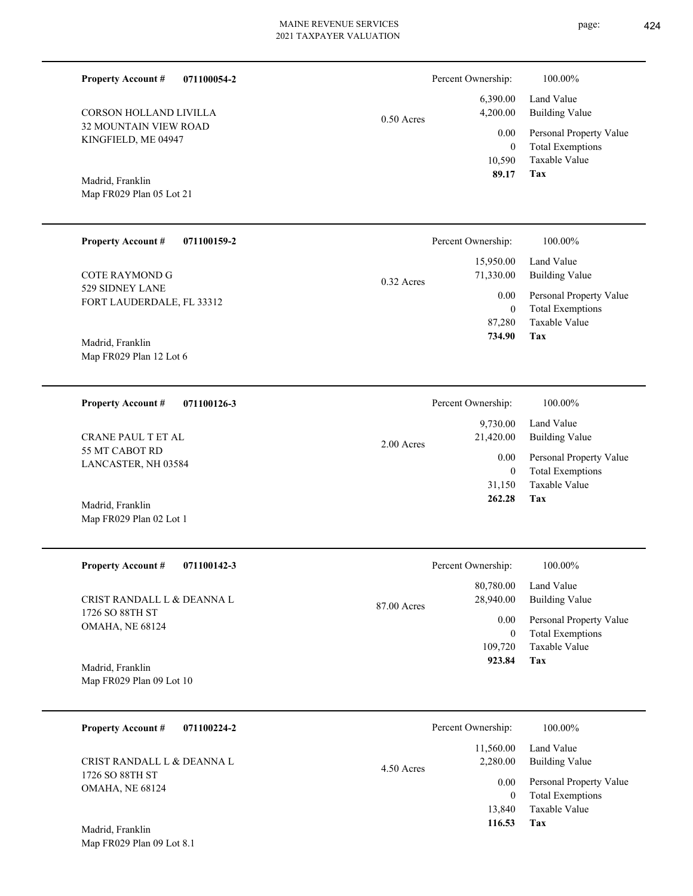**Property Account #** **071100054-2**

CORSON HOLLAND LIVILLA
32 MOUNTAIN VIEW ROAD
KINGFIELD, ME 04947

Madrid, Franklin
Map FR029 Plan 05 Lot 21

0.50 Acres

| Percent Ownership: | 100.00% |
|---|---|
| 6,390.00 | Land Value |
| 4,200.00 | Building Value |
| 0.00 | Personal Property Value |
| 0 | Total Exemptions |
| 10,590 | Taxable Value |
| **89.17** | **Tax** |

---

**Property Account #** **071100159-2**

COTE RAYMOND G
529 SIDNEY LANE
FORT LAUDERDALE, FL 33312

Madrid, Franklin
Map FR029 Plan 12 Lot 6

0.32 Acres

| Percent Ownership: | 100.00% |
|---|---|
| 15,950.00 | Land Value |
| 71,330.00 | Building Value |
| 0.00 | Personal Property Value |
| 0 | Total Exemptions |
| 87,280 | Taxable Value |
| **734.90** | **Tax** |

---

**Property Account #** **071100126-3**

CRANE PAUL T ET AL
55 MT CABOT RD
LANCASTER, NH 03584

Madrid, Franklin
Map FR029 Plan 02 Lot 1

2.00 Acres

| Percent Ownership: | 100.00% |
|---|---|
| 9,730.00 | Land Value |
| 21,420.00 | Building Value |
| 0.00 | Personal Property Value |
| 0 | Total Exemptions |
| 31,150 | Taxable Value |
| **262.28** | **Tax** |

---

**Property Account #** **071100142-3**

CRIST RANDALL L & DEANNA L
1726 SO 88TH ST
OMAHA, NE 68124

Madrid, Franklin
Map FR029 Plan 09 Lot 10

87.00 Acres

| Percent Ownership: | 100.00% |
|---|---|
| 80,780.00 | Land Value |
| 28,940.00 | Building Value |
| 0.00 | Personal Property Value |
| 0 | Total Exemptions |
| 109,720 | Taxable Value |
| **923.84** | **Tax** |

---

**Property Account #** **071100224-2**

CRIST RANDALL L & DEANNA L
1726 SO 88TH ST
OMAHA, NE 68124

Madrid, Franklin
Map FR029 Plan 09 Lot 8.1

4.50 Acres

| Percent Ownership: | 100.00% |
|---|---|
| 11,560.00 | Land Value |
| 2,280.00 | Building Value |
| 0.00 | Personal Property Value |
| 0 | Total Exemptions |
| 13,840 | Taxable Value |
| **116.53** | **Tax** |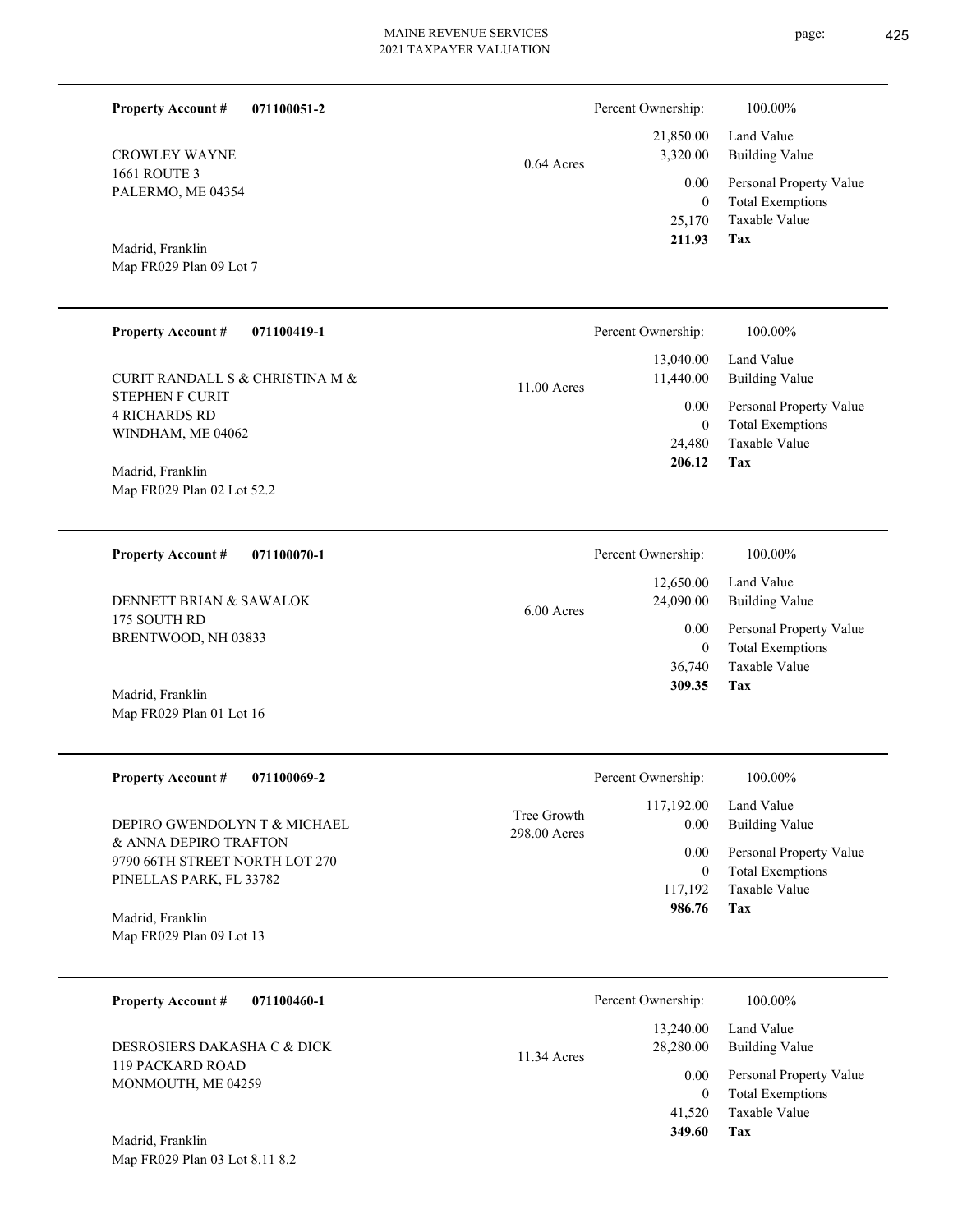**Property Account #** **071100051-2**

CROWLEY WAYNE
1661 ROUTE 3
PALERMO, ME 04354

Madrid, Franklin
Map FR029 Plan 09 Lot 7

0.64 Acres

| Percent Ownership: | 100.00% |
|---|---|
| 21,850.00 | Land Value |
| 3,320.00 | Building Value |
| 0.00 | Personal Property Value |
| 0 | Total Exemptions |
| 25,170 | Taxable Value |
| **211.93** | **Tax** |

---

**Property Account #** **071100419-1**

CURIT RANDALL S & CHRISTINA M &
STEPHEN F CURIT
4 RICHARDS RD
WINDHAM, ME 04062

Madrid, Franklin
Map FR029 Plan 02 Lot 52.2

11.00 Acres

| Percent Ownership: | 100.00% |
|---|---|
| 13,040.00 | Land Value |
| 11,440.00 | Building Value |
| 0.00 | Personal Property Value |
| 0 | Total Exemptions |
| 24,480 | Taxable Value |
| **206.12** | **Tax** |

---

**Property Account #** **071100070-1**

DENNETT BRIAN & SAWALOK
175 SOUTH RD
BRENTWOOD, NH 03833

Madrid, Franklin
Map FR029 Plan 01 Lot 16

6.00 Acres

| Percent Ownership: | 100.00% |
|---|---|
| 12,650.00 | Land Value |
| 24,090.00 | Building Value |
| 0.00 | Personal Property Value |
| 0 | Total Exemptions |
| 36,740 | Taxable Value |
| **309.35** | **Tax** |

---

**Property Account #** **071100069-2**

DEPIRO GWENDOLYN T & MICHAEL
& ANNA DEPIRO TRAFTON
9790 66TH STREET NORTH LOT 270
PINELLAS PARK, FL 33782

Madrid, Franklin
Map FR029 Plan 09 Lot 13

Tree Growth
298.00 Acres

| Percent Ownership: | 100.00% |
|---|---|
| 117,192.00 | Land Value |
| 0.00 | Building Value |
| 0.00 | Personal Property Value |
| 0 | Total Exemptions |
| 117,192 | Taxable Value |
| **986.76** | **Tax** |

---

**Property Account #** **071100460-1**

DESROSIERS DAKASHA C & DICK
119 PACKARD ROAD
MONMOUTH, ME 04259

Madrid, Franklin
Map FR029 Plan 03 Lot 8.11 8.2

11.34 Acres

| Percent Ownership: | 100.00% |
|---|---|
| 13,240.00 | Land Value |
| 28,280.00 | Building Value |
| 0.00 | Personal Property Value |
| 0 | Total Exemptions |
| 41,520 | Taxable Value |
| **349.60** | **Tax** |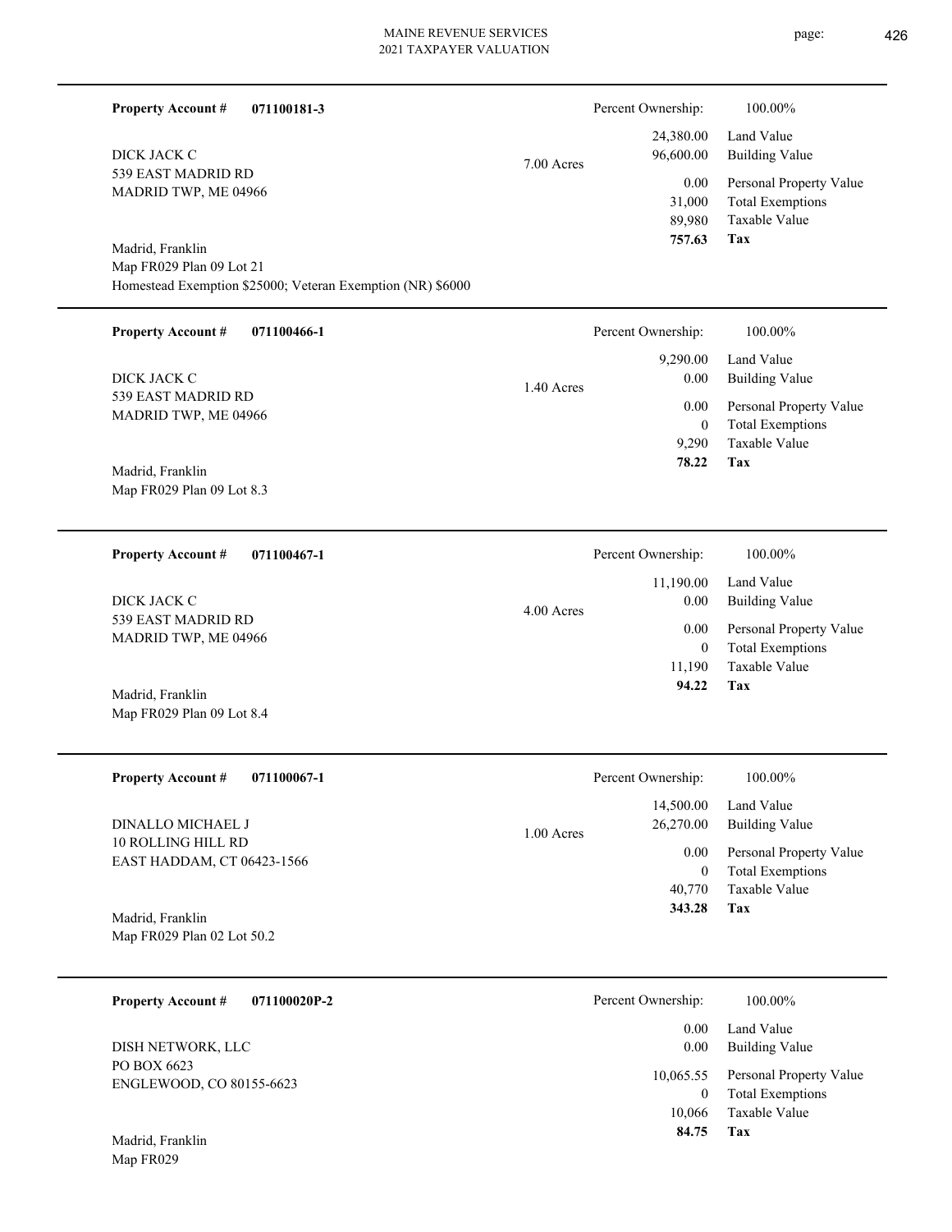**Property Account #** **071100181-3**

DICK JACK C
539 EAST MADRID RD
MADRID TWP, ME 04966

Madrid, Franklin
Map FR029 Plan 09 Lot 21
Homestead Exemption $25000; Veteran Exemption (NR) $6000

7.00 Acres

| Percent Ownership: | 100.00% |
|---|---|
| 24,380.00 | Land Value |
| 96,600.00 | Building Value |
| 0.00 | Personal Property Value |
| 31,000 | Total Exemptions |
| 89,980 | Taxable Value |
| **757.63** | **Tax** |

---

**Property Account #** **071100466-1**

DICK JACK C
539 EAST MADRID RD
MADRID TWP, ME 04966

Madrid, Franklin
Map FR029 Plan 09 Lot 8.3

1.40 Acres

| Percent Ownership: | 100.00% |
|---|---|
| 9,290.00 | Land Value |
| 0.00 | Building Value |
| 0.00 | Personal Property Value |
| 0 | Total Exemptions |
| 9,290 | Taxable Value |
| **78.22** | **Tax** |

---

**Property Account #** **071100467-1**

DICK JACK C
539 EAST MADRID RD
MADRID TWP, ME 04966

Madrid, Franklin
Map FR029 Plan 09 Lot 8.4

4.00 Acres

| Percent Ownership: | 100.00% |
|---|---|
| 11,190.00 | Land Value |
| 0.00 | Building Value |
| 0.00 | Personal Property Value |
| 0 | Total Exemptions |
| 11,190 | Taxable Value |
| **94.22** | **Tax** |

---

**Property Account #** **071100067-1**

DINALLO MICHAEL J
10 ROLLING HILL RD
EAST HADDAM, CT 06423-1566

Madrid, Franklin
Map FR029 Plan 02 Lot 50.2

1.00 Acres

| Percent Ownership: | 100.00% |
|---|---|
| 14,500.00 | Land Value |
| 26,270.00 | Building Value |
| 0.00 | Personal Property Value |
| 0 | Total Exemptions |
| 40,770 | Taxable Value |
| **343.28** | **Tax** |

---

**Property Account #** **071100020P-2**

DISH NETWORK, LLC
PO BOX 6623
ENGLEWOOD, CO 80155-6623

Madrid, Franklin
Map FR029

| Percent Ownership: | 100.00% |
|---|---|
| 0.00 | Land Value |
| 0.00 | Building Value |
| 10,065.55 | Personal Property Value |
| 0 | Total Exemptions |
| 10,066 | Taxable Value |
| **84.75** | **Tax** |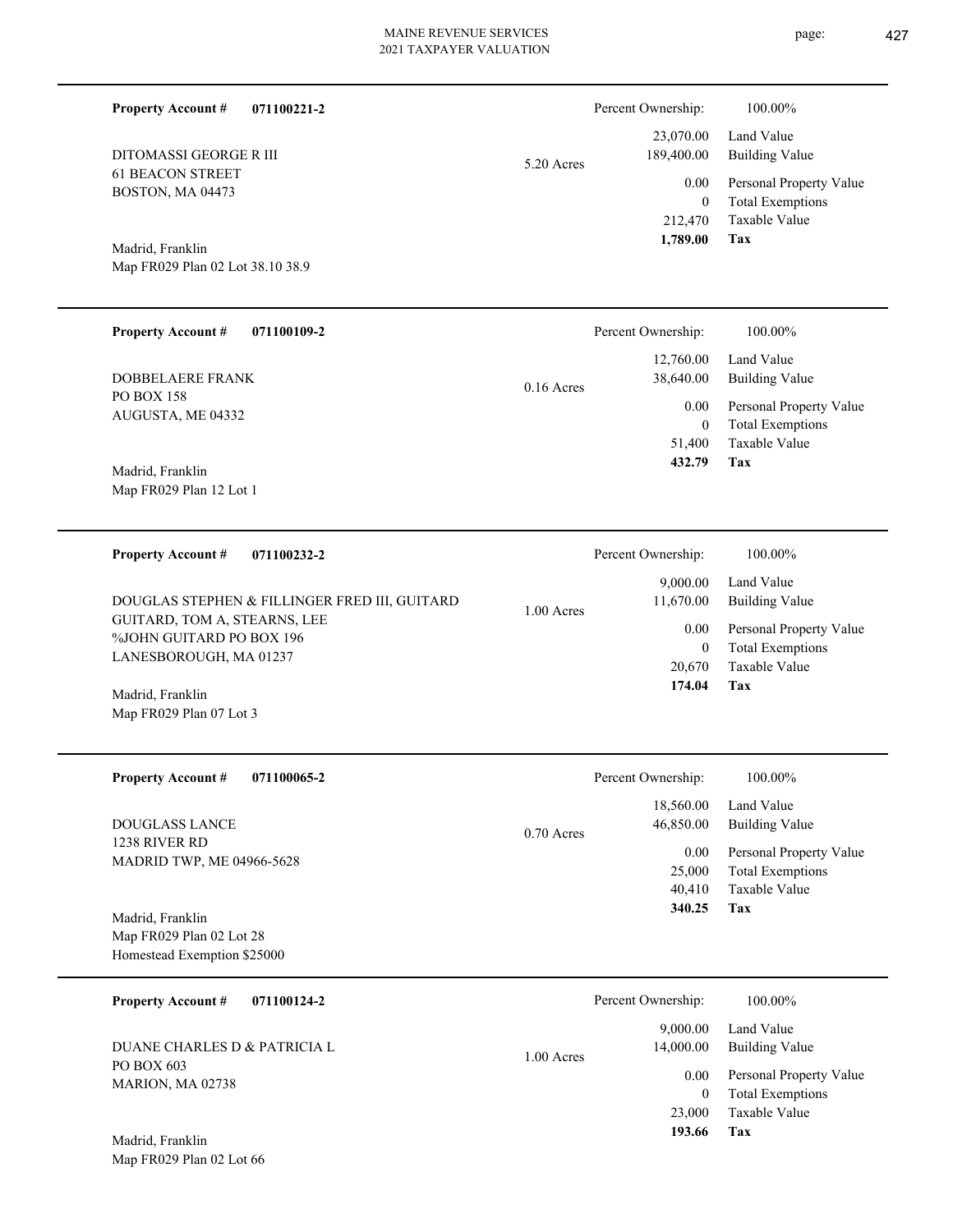**Property Account #** **071100221-2**

DITOMASSI GEORGE R III
61 BEACON STREET
BOSTON, MA 04473

5.20 Acres

Madrid, Franklin
Map FR029 Plan 02 Lot 38.10 38.9

| Percent Ownership: | 100.00% |
|---|---|
| 23,070.00 | Land Value |
| 189,400.00 | Building Value |
| 0.00 | Personal Property Value |
| 0 | Total Exemptions |
| 212,470 | Taxable Value |
| **1,789.00** | **Tax** |

---

**Property Account #** **071100109-2**

DOBBELAERE FRANK
PO BOX 158
AUGUSTA, ME 04332

0.16 Acres

Madrid, Franklin
Map FR029 Plan 12 Lot 1

| Percent Ownership: | 100.00% |
|---|---|
| 12,760.00 | Land Value |
| 38,640.00 | Building Value |
| 0.00 | Personal Property Value |
| 0 | Total Exemptions |
| 51,400 | Taxable Value |
| **432.79** | **Tax** |

---

**Property Account #** **071100232-2**

DOUGLAS STEPHEN & FILLINGER FRED III, GUITARD
GUITARD, TOM A, STEARNS, LEE
%JOHN GUITARD PO BOX 196
LANESBOROUGH, MA 01237

1.00 Acres

Madrid, Franklin
Map FR029 Plan 07 Lot 3

| Percent Ownership: | 100.00% |
|---|---|
| 9,000.00 | Land Value |
| 11,670.00 | Building Value |
| 0.00 | Personal Property Value |
| 0 | Total Exemptions |
| 20,670 | Taxable Value |
| **174.04** | **Tax** |

---

**Property Account #** **071100065-2**

DOUGLASS LANCE
1238 RIVER RD
MADRID TWP, ME 04966-5628

0.70 Acres

Madrid, Franklin
Map FR029 Plan 02 Lot 28
Homestead Exemption $25000

| Percent Ownership: | 100.00% |
|---|---|
| 18,560.00 | Land Value |
| 46,850.00 | Building Value |
| 0.00 | Personal Property Value |
| 25,000 | Total Exemptions |
| 40,410 | Taxable Value |
| **340.25** | **Tax** |

---

**Property Account #** **071100124-2**

DUANE CHARLES D & PATRICIA L
PO BOX 603
MARION, MA 02738

1.00 Acres

Madrid, Franklin
Map FR029 Plan 02 Lot 66

| Percent Ownership: | 100.00% |
|---|---|
| 9,000.00 | Land Value |
| 14,000.00 | Building Value |
| 0.00 | Personal Property Value |
| 0 | Total Exemptions |
| 23,000 | Taxable Value |
| **193.66** | **Tax** |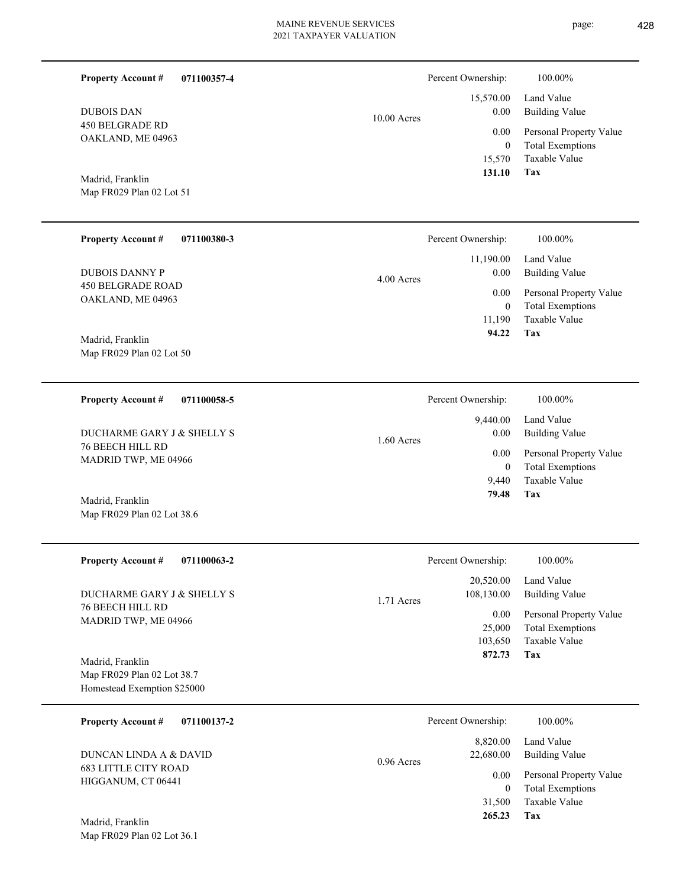**Property Account #** **071100357-4**

DUBOIS DAN
450 BELGRADE RD
OAKLAND, ME 04963

Madrid, Franklin
Map FR029 Plan 02 Lot 51

10.00 Acres

| | |
|---|---|
| Percent Ownership: | 100.00% |
| 15,570.00 | Land Value |
| 0.00 | Building Value |
| 0.00 | Personal Property Value |
| 0 | Total Exemptions |
| 15,570 | Taxable Value |
| **131.10** | **Tax** |

---

**Property Account #** **071100380-3**

DUBOIS DANNY P
450 BELGRADE ROAD
OAKLAND, ME 04963

Madrid, Franklin
Map FR029 Plan 02 Lot 50

4.00 Acres

| | |
|---|---|
| Percent Ownership: | 100.00% |
| 11,190.00 | Land Value |
| 0.00 | Building Value |
| 0.00 | Personal Property Value |
| 0 | Total Exemptions |
| 11,190 | Taxable Value |
| **94.22** | **Tax** |

---

**Property Account #** **071100058-5**

DUCHARME GARY J & SHELLY S
76 BEECH HILL RD
MADRID TWP, ME 04966

Madrid, Franklin
Map FR029 Plan 02 Lot 38.6

1.60 Acres

| | |
|---|---|
| Percent Ownership: | 100.00% |
| 9,440.00 | Land Value |
| 0.00 | Building Value |
| 0.00 | Personal Property Value |
| 0 | Total Exemptions |
| 9,440 | Taxable Value |
| **79.48** | **Tax** |

---

**Property Account #** **071100063-2**

DUCHARME GARY J & SHELLY S
76 BEECH HILL RD
MADRID TWP, ME 04966

Madrid, Franklin
Map FR029 Plan 02 Lot 38.7
Homestead Exemption $25000

1.71 Acres

| | |
|---|---|
| Percent Ownership: | 100.00% |
| 20,520.00 | Land Value |
| 108,130.00 | Building Value |
| 0.00 | Personal Property Value |
| 25,000 | Total Exemptions |
| 103,650 | Taxable Value |
| **872.73** | **Tax** |

---

**Property Account #** **071100137-2**

DUNCAN LINDA A & DAVID
683 LITTLE CITY ROAD
HIGGANUM, CT 06441

Madrid, Franklin
Map FR029 Plan 02 Lot 36.1

0.96 Acres

| | |
|---|---|
| Percent Ownership: | 100.00% |
| 8,820.00 | Land Value |
| 22,680.00 | Building Value |
| 0.00 | Personal Property Value |
| 0 | Total Exemptions |
| 31,500 | Taxable Value |
| **265.23** | **Tax** |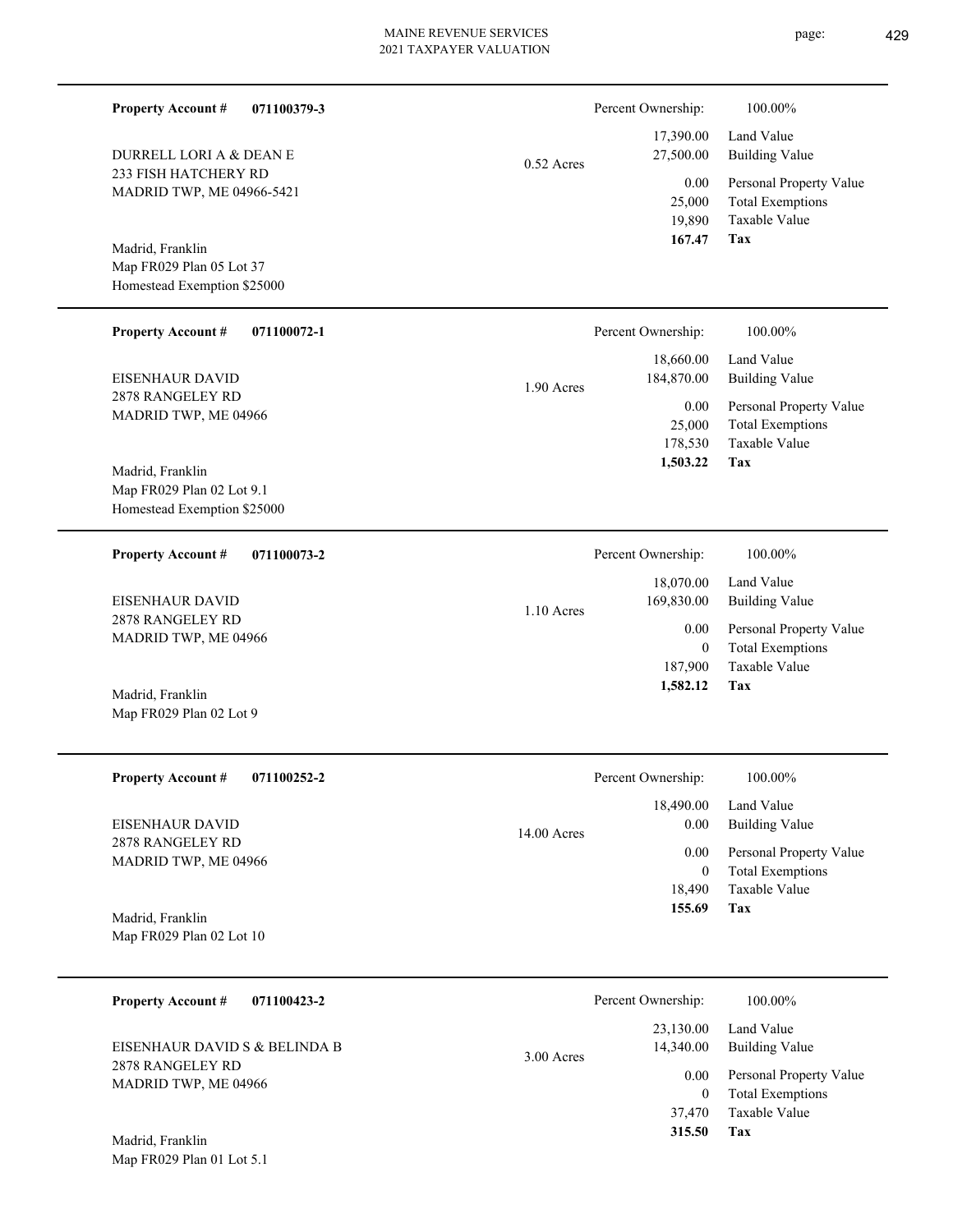**Property Account #** **071100379-3**

DURRELL LORI A & DEAN E
233 FISH HATCHERY RD
MADRID TWP, ME 04966-5421

Madrid, Franklin
Map FR029 Plan 05 Lot 37
Homestead Exemption $25000

0.52 Acres

| Percent Ownership: | 100.00% |
|---|---|
| 17,390.00 | Land Value |
| 27,500.00 | Building Value |
| 0.00 | Personal Property Value |
| 25,000 | Total Exemptions |
| 19,890 | Taxable Value |
| **167.47** | **Tax** |

---

**Property Account #** **071100072-1**

EISENHAUR DAVID
2878 RANGELEY RD
MADRID TWP, ME 04966

Madrid, Franklin
Map FR029 Plan 02 Lot 9.1
Homestead Exemption $25000

1.90 Acres

| Percent Ownership: | 100.00% |
|---|---|
| 18,660.00 | Land Value |
| 184,870.00 | Building Value |
| 0.00 | Personal Property Value |
| 25,000 | Total Exemptions |
| 178,530 | Taxable Value |
| **1,503.22** | **Tax** |

---

**Property Account #** **071100073-2**

EISENHAUR DAVID
2878 RANGELEY RD
MADRID TWP, ME 04966

Madrid, Franklin
Map FR029 Plan 02 Lot 9

1.10 Acres

| Percent Ownership: | 100.00% |
|---|---|
| 18,070.00 | Land Value |
| 169,830.00 | Building Value |
| 0.00 | Personal Property Value |
| 0 | Total Exemptions |
| 187,900 | Taxable Value |
| **1,582.12** | **Tax** |

---

**Property Account #** **071100252-2**

EISENHAUR DAVID
2878 RANGELEY RD
MADRID TWP, ME 04966

Madrid, Franklin
Map FR029 Plan 02 Lot 10

14.00 Acres

| Percent Ownership: | 100.00% |
|---|---|
| 18,490.00 | Land Value |
| 0.00 | Building Value |
| 0.00 | Personal Property Value |
| 0 | Total Exemptions |
| 18,490 | Taxable Value |
| **155.69** | **Tax** |

---

**Property Account #** **071100423-2**

EISENHAUR DAVID S & BELINDA B
2878 RANGELEY RD
MADRID TWP, ME 04966

Madrid, Franklin
Map FR029 Plan 01 Lot 5.1

3.00 Acres

| Percent Ownership: | 100.00% |
|---|---|
| 23,130.00 | Land Value |
| 14,340.00 | Building Value |
| 0.00 | Personal Property Value |
| 0 | Total Exemptions |
| 37,470 | Taxable Value |
| **315.50** | **Tax** |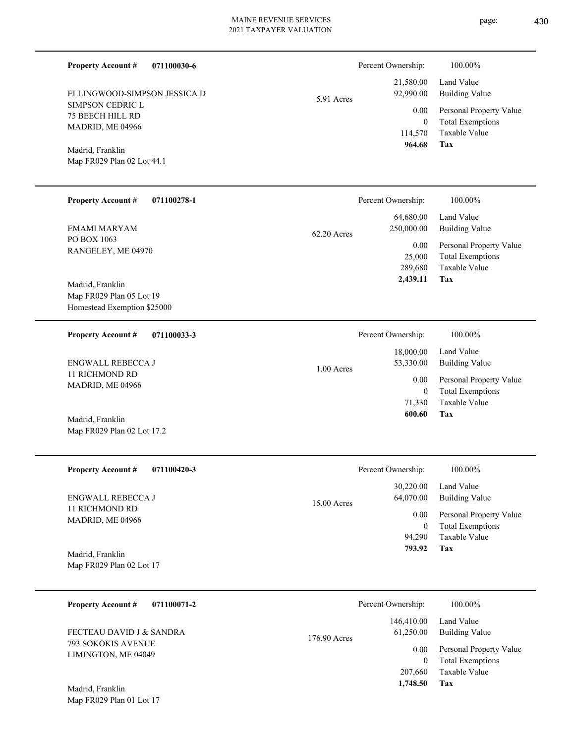**Property Account #** **071100030-6**

ELLINGWOOD-SIMPSON JESSICA D
SIMPSON CEDRIC L
75 BEECH HILL RD
MADRID, ME 04966

Madrid, Franklin
Map FR029 Plan 02 Lot 44.1

5.91 Acres

| Percent Ownership: | 100.00% |
|---|---|
| 21,580.00 | Land Value |
| 92,990.00 | Building Value |
| 0.00 | Personal Property Value |
| 0 | Total Exemptions |
| 114,570 | Taxable Value |
| **964.68** | **Tax** |

---

**Property Account #** **071100278-1**

EMAMI MARYAM
PO BOX 1063
RANGELEY, ME 04970

Madrid, Franklin
Map FR029 Plan 05 Lot 19
Homestead Exemption $25000

62.20 Acres

| Percent Ownership: | 100.00% |
|---|---|
| 64,680.00 | Land Value |
| 250,000.00 | Building Value |
| 0.00 | Personal Property Value |
| 25,000 | Total Exemptions |
| 289,680 | Taxable Value |
| **2,439.11** | **Tax** |

---

**Property Account #** **071100033-3**

ENGWALL REBECCA J
11 RICHMOND RD
MADRID, ME 04966

Madrid, Franklin
Map FR029 Plan 02 Lot 17.2

1.00 Acres

| Percent Ownership: | 100.00% |
|---|---|
| 18,000.00 | Land Value |
| 53,330.00 | Building Value |
| 0.00 | Personal Property Value |
| 0 | Total Exemptions |
| 71,330 | Taxable Value |
| **600.60** | **Tax** |

---

**Property Account #** **071100420-3**

ENGWALL REBECCA J
11 RICHMOND RD
MADRID, ME 04966

Madrid, Franklin
Map FR029 Plan 02 Lot 17

15.00 Acres

| Percent Ownership: | 100.00% |
|---|---|
| 30,220.00 | Land Value |
| 64,070.00 | Building Value |
| 0.00 | Personal Property Value |
| 0 | Total Exemptions |
| 94,290 | Taxable Value |
| **793.92** | **Tax** |

---

**Property Account #** **071100071-2**

FECTEAU DAVID J & SANDRA
793 SOKOKIS AVENUE
LIMINGTON, ME 04049

Madrid, Franklin
Map FR029 Plan 01 Lot 17

176.90 Acres

| Percent Ownership: | 100.00% |
|---|---|
| 146,410.00 | Land Value |
| 61,250.00 | Building Value |
| 0.00 | Personal Property Value |
| 0 | Total Exemptions |
| 207,660 | Taxable Value |
| **1,748.50** | **Tax** |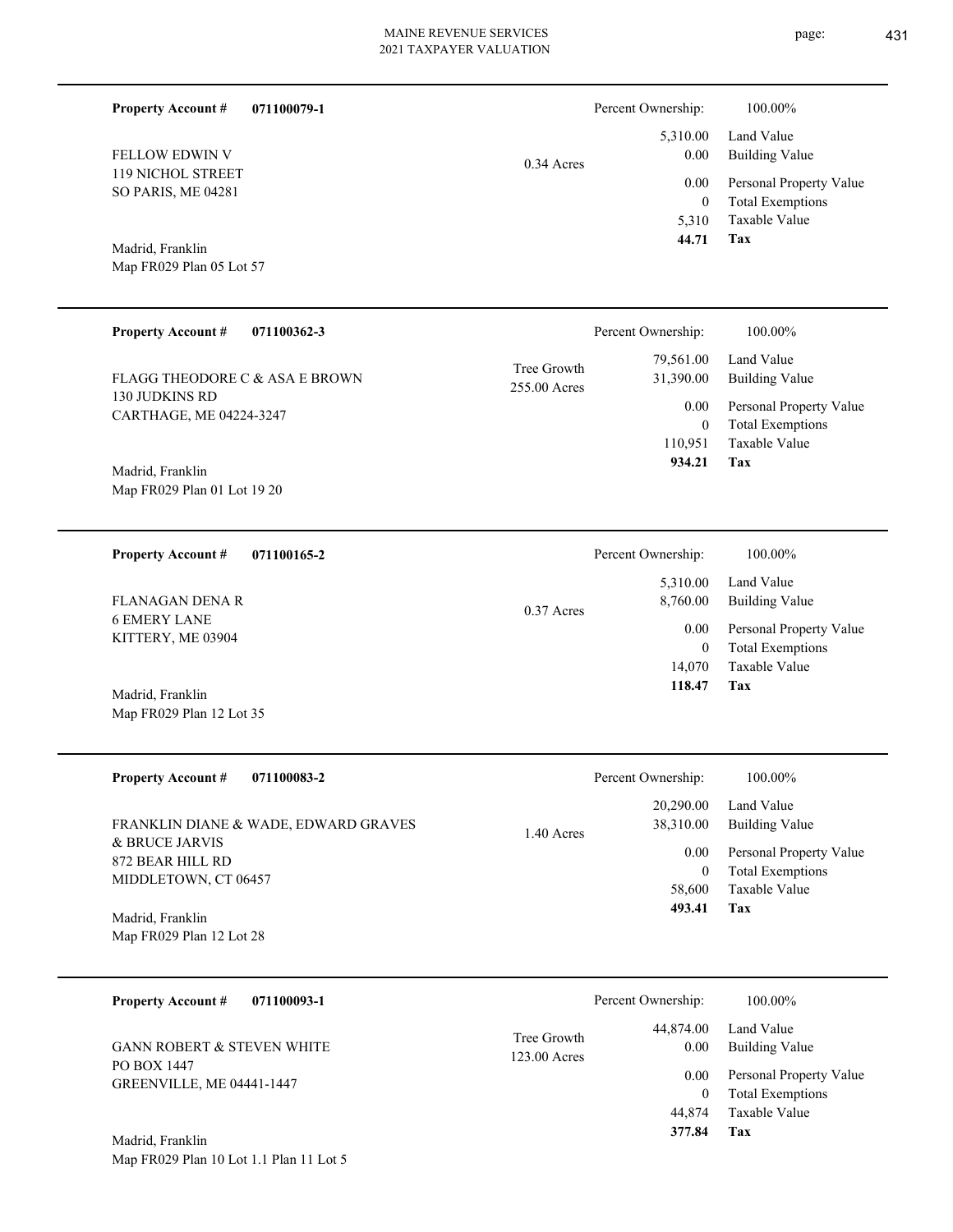**Property Account #** **071100079-1**

FELLOW EDWIN V
119 NICHOL STREET
SO PARIS, ME 04281

Madrid, Franklin
Map FR029 Plan 05 Lot 57

0.34 Acres

| Percent Ownership: | 100.00% |
|---|---|
| 5,310.00 | Land Value |
| 0.00 | Building Value |
| 0.00 | Personal Property Value |
| 0 | Total Exemptions |
| 5,310 | Taxable Value |
| **44.71** | **Tax** |

---

**Property Account #** **071100362-3**

FLAGG THEODORE C & ASA E BROWN
130 JUDKINS RD
CARTHAGE, ME 04224-3247

Madrid, Franklin
Map FR029 Plan 01 Lot 19 20

Tree Growth
255.00 Acres

| Percent Ownership: | 100.00% |
|---|---|
| 79,561.00 | Land Value |
| 31,390.00 | Building Value |
| 0.00 | Personal Property Value |
| 0 | Total Exemptions |
| 110,951 | Taxable Value |
| **934.21** | **Tax** |

---

**Property Account #** **071100165-2**

FLANAGAN DENA R
6 EMERY LANE
KITTERY, ME 03904

Madrid, Franklin
Map FR029 Plan 12 Lot 35

0.37 Acres

| Percent Ownership: | 100.00% |
|---|---|
| 5,310.00 | Land Value |
| 8,760.00 | Building Value |
| 0.00 | Personal Property Value |
| 0 | Total Exemptions |
| 14,070 | Taxable Value |
| **118.47** | **Tax** |

---

**Property Account #** **071100083-2**

FRANKLIN DIANE & WADE, EDWARD GRAVES
& BRUCE JARVIS
872 BEAR HILL RD
MIDDLETOWN, CT 06457

Madrid, Franklin
Map FR029 Plan 12 Lot 28

1.40 Acres

| Percent Ownership: | 100.00% |
|---|---|
| 20,290.00 | Land Value |
| 38,310.00 | Building Value |
| 0.00 | Personal Property Value |
| 0 | Total Exemptions |
| 58,600 | Taxable Value |
| **493.41** | **Tax** |

---

**Property Account #** **071100093-1**

GANN ROBERT & STEVEN WHITE
PO BOX 1447
GREENVILLE, ME 04441-1447

Madrid, Franklin
Map FR029 Plan 10 Lot 1.1 Plan 11 Lot 5

Tree Growth
123.00 Acres

| Percent Ownership: | 100.00% |
|---|---|
| 44,874.00 | Land Value |
| 0.00 | Building Value |
| 0.00 | Personal Property Value |
| 0 | Total Exemptions |
| 44,874 | Taxable Value |
| **377.84** | **Tax** |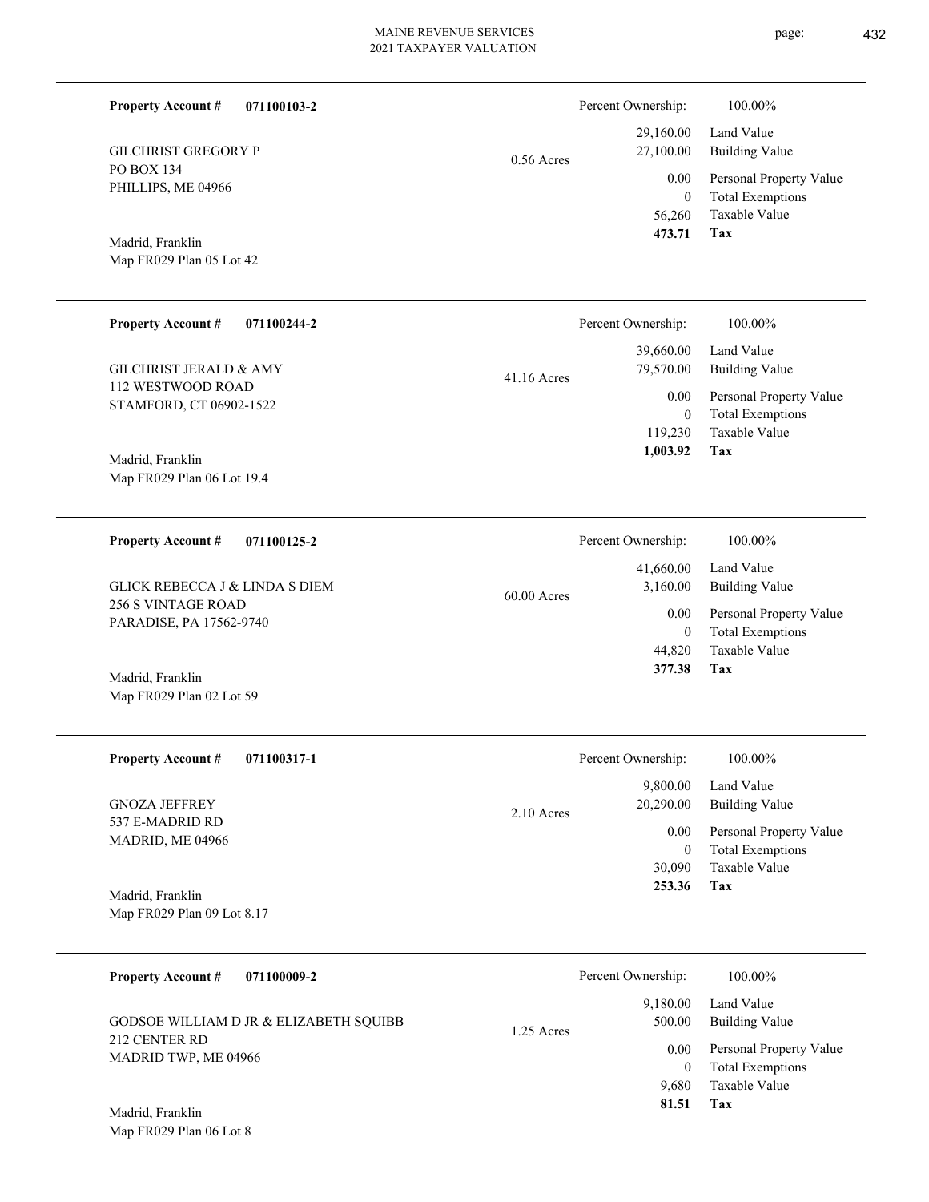**Property Account #** **071100103-2**

GILCHRIST GREGORY P
PO BOX 134
PHILLIPS, ME 04966

Madrid, Franklin
Map FR029 Plan 05 Lot 42

0.56 Acres

| | |
|---|---|
| Percent Ownership: | 100.00% |
| 29,160.00 | Land Value |
| 27,100.00 | Building Value |
| 0.00 | Personal Property Value |
| 0 | Total Exemptions |
| 56,260 | Taxable Value |
| **473.71** | **Tax** |

---

**Property Account #** **071100244-2**

GILCHRIST JERALD & AMY
112 WESTWOOD ROAD
STAMFORD, CT 06902-1522

Madrid, Franklin
Map FR029 Plan 06 Lot 19.4

41.16 Acres

| | |
|---|---|
| Percent Ownership: | 100.00% |
| 39,660.00 | Land Value |
| 79,570.00 | Building Value |
| 0.00 | Personal Property Value |
| 0 | Total Exemptions |
| 119,230 | Taxable Value |
| **1,003.92** | **Tax** |

---

**Property Account #** **071100125-2**

GLICK REBECCA J & LINDA S DIEM
256 S VINTAGE ROAD
PARADISE, PA 17562-9740

Madrid, Franklin
Map FR029 Plan 02 Lot 59

60.00 Acres

| | |
|---|---|
| Percent Ownership: | 100.00% |
| 41,660.00 | Land Value |
| 3,160.00 | Building Value |
| 0.00 | Personal Property Value |
| 0 | Total Exemptions |
| 44,820 | Taxable Value |
| **377.38** | **Tax** |

---

**Property Account #** **071100317-1**

GNOZA JEFFREY
537 E-MADRID RD
MADRID, ME 04966

Madrid, Franklin
Map FR029 Plan 09 Lot 8.17

2.10 Acres

| | |
|---|---|
| Percent Ownership: | 100.00% |
| 9,800.00 | Land Value |
| 20,290.00 | Building Value |
| 0.00 | Personal Property Value |
| 0 | Total Exemptions |
| 30,090 | Taxable Value |
| **253.36** | **Tax** |

---

**Property Account #** **071100009-2**

GODSOE WILLIAM D JR & ELIZABETH SQUIBB
212 CENTER RD
MADRID TWP, ME 04966

Madrid, Franklin
Map FR029 Plan 06 Lot 8

1.25 Acres

| | |
|---|---|
| Percent Ownership: | 100.00% |
| 9,180.00 | Land Value |
| 500.00 | Building Value |
| 0.00 | Personal Property Value |
| 0 | Total Exemptions |
| 9,680 | Taxable Value |
| **81.51** | **Tax** |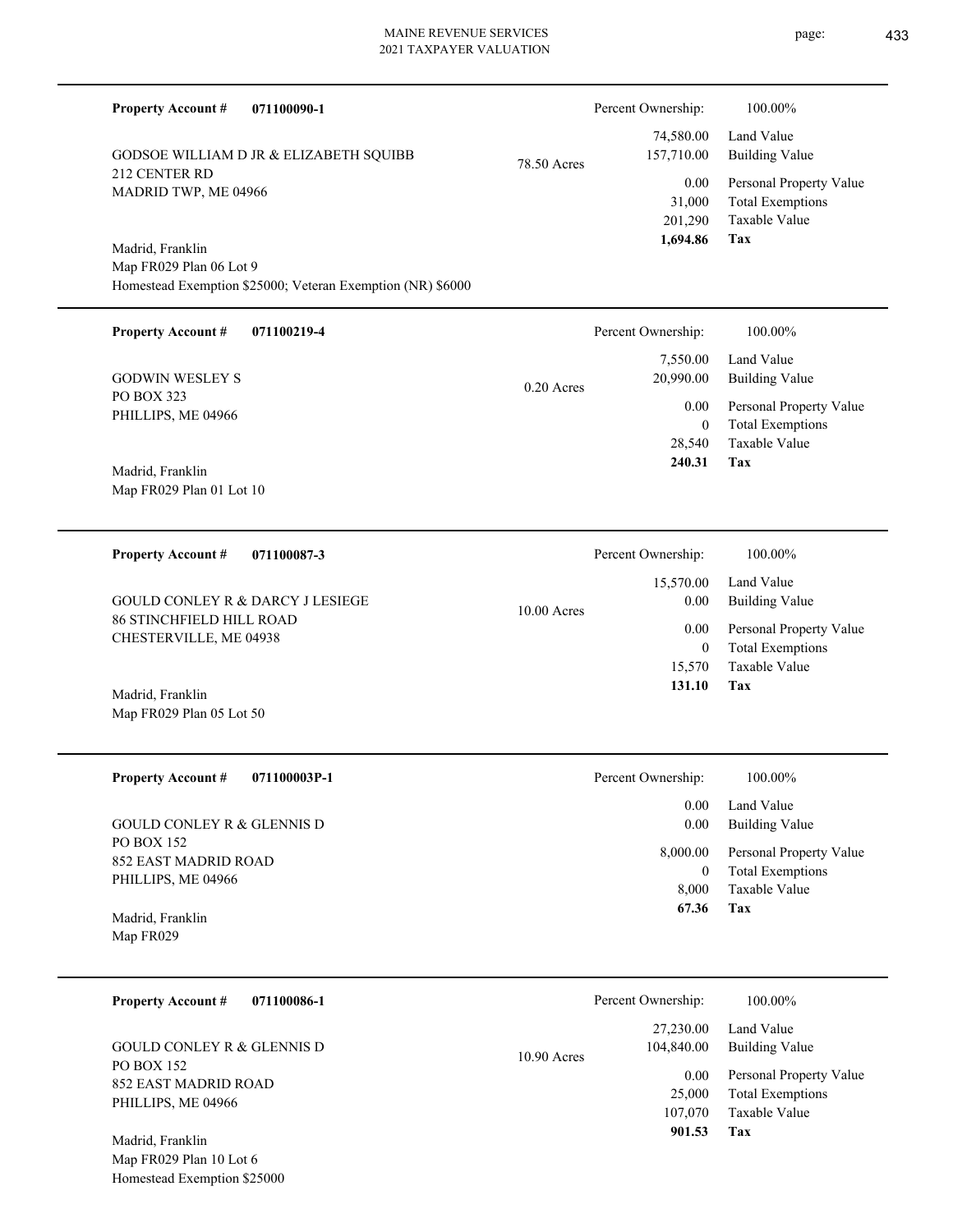**Property Account #** **071100090-1**

Percent Ownership: 100.00%

GODSOE WILLIAM D JR & ELIZABETH SQUIBB
212 CENTER RD
MADRID TWP, ME 04966

78.50 Acres

| | |
|---|---|
| 74,580.00 | Land Value |
| 157,710.00 | Building Value |
| 0.00 | Personal Property Value |
| 31,000 | Total Exemptions |
| 201,290 | Taxable Value |
| **1,694.86** | **Tax** |

Madrid, Franklin
Map FR029 Plan 06 Lot 9
Homestead Exemption \$25000; Veteran Exemption (NR) \$6000

---

**Property Account #** **071100219-4**

Percent Ownership: 100.00%

GODWIN WESLEY S
PO BOX 323
PHILLIPS, ME 04966

0.20 Acres

| | |
|---|---|
| 7,550.00 | Land Value |
| 20,990.00 | Building Value |
| 0.00 | Personal Property Value |
| 0 | Total Exemptions |
| 28,540 | Taxable Value |
| **240.31** | **Tax** |

Madrid, Franklin
Map FR029 Plan 01 Lot 10

---

**Property Account #** **071100087-3**

Percent Ownership: 100.00%

GOULD CONLEY R & DARCY J LESIEGE
86 STINCHFIELD HILL ROAD
CHESTERVILLE, ME 04938

10.00 Acres

| | |
|---|---|
| 15,570.00 | Land Value |
| 0.00 | Building Value |
| 0.00 | Personal Property Value |
| 0 | Total Exemptions |
| 15,570 | Taxable Value |
| **131.10** | **Tax** |

Madrid, Franklin
Map FR029 Plan 05 Lot 50

---

**Property Account #** **071100003P-1**

Percent Ownership: 100.00%

GOULD CONLEY R & GLENNIS D
PO BOX 152
852 EAST MADRID ROAD
PHILLIPS, ME 04966

| | |
|---|---|
| 0.00 | Land Value |
| 0.00 | Building Value |
| 8,000.00 | Personal Property Value |
| 0 | Total Exemptions |
| 8,000 | Taxable Value |
| **67.36** | **Tax** |

Madrid, Franklin
Map FR029

---

**Property Account #** **071100086-1**

Percent Ownership: 100.00%

GOULD CONLEY R & GLENNIS D
PO BOX 152
852 EAST MADRID ROAD
PHILLIPS, ME 04966

10.90 Acres

| | |
|---|---|
| 27,230.00 | Land Value |
| 104,840.00 | Building Value |
| 0.00 | Personal Property Value |
| 25,000 | Total Exemptions |
| 107,070 | Taxable Value |
| **901.53** | **Tax** |

Madrid, Franklin
Map FR029 Plan 10 Lot 6
Homestead Exemption \$25000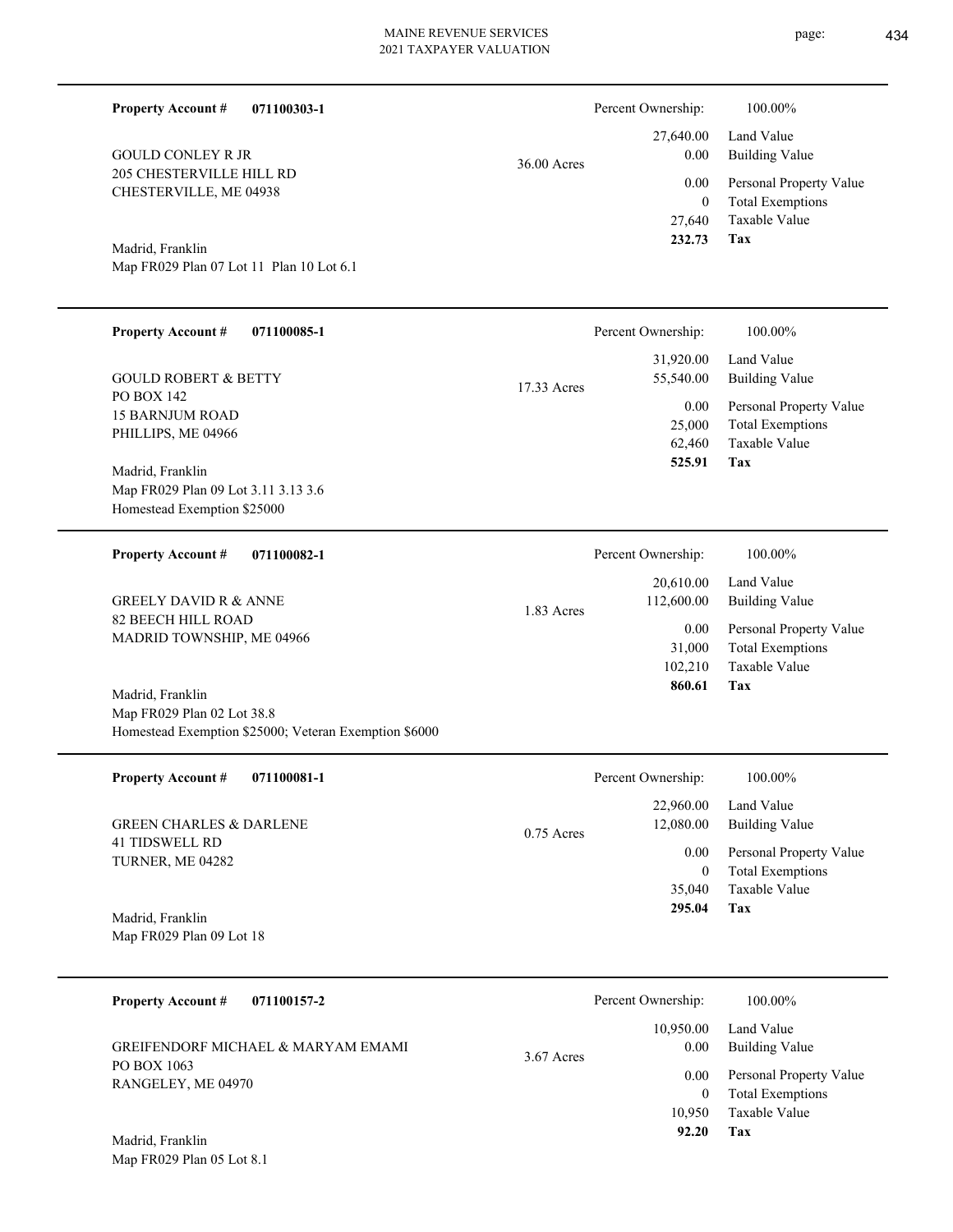**Property Account #** **071100303-1**

GOULD CONLEY R JR
205 CHESTERVILLE HILL RD
CHESTERVILLE, ME 04938

Madrid, Franklin
Map FR029 Plan 07 Lot 11 Plan 10 Lot 6.1

36.00 Acres

| | |
|---|---|
| Percent Ownership: | 100.00% |
| 27,640.00 | Land Value |
| 0.00 | Building Value |
| 0.00 | Personal Property Value |
| 0 | Total Exemptions |
| 27,640 | Taxable Value |
| **232.73** | **Tax** |

---

**Property Account #** **071100085-1**

GOULD ROBERT & BETTY
PO BOX 142
15 BARNJUM ROAD
PHILLIPS, ME 04966

Madrid, Franklin
Map FR029 Plan 09 Lot 3.11 3.13 3.6
Homestead Exemption $25000

17.33 Acres

| | |
|---|---|
| Percent Ownership: | 100.00% |
| 31,920.00 | Land Value |
| 55,540.00 | Building Value |
| 0.00 | Personal Property Value |
| 25,000 | Total Exemptions |
| 62,460 | Taxable Value |
| **525.91** | **Tax** |

---

**Property Account #** **071100082-1**

GREELY DAVID R & ANNE
82 BEECH HILL ROAD
MADRID TOWNSHIP, ME 04966

Madrid, Franklin
Map FR029 Plan 02 Lot 38.8
Homestead Exemption $25000; Veteran Exemption $6000

1.83 Acres

| | |
|---|---|
| Percent Ownership: | 100.00% |
| 20,610.00 | Land Value |
| 112,600.00 | Building Value |
| 0.00 | Personal Property Value |
| 31,000 | Total Exemptions |
| 102,210 | Taxable Value |
| **860.61** | **Tax** |

---

**Property Account #** **071100081-1**

GREEN CHARLES & DARLENE
41 TIDSWELL RD
TURNER, ME 04282

Madrid, Franklin
Map FR029 Plan 09 Lot 18

0.75 Acres

| | |
|---|---|
| Percent Ownership: | 100.00% |
| 22,960.00 | Land Value |
| 12,080.00 | Building Value |
| 0.00 | Personal Property Value |
| 0 | Total Exemptions |
| 35,040 | Taxable Value |
| **295.04** | **Tax** |

---

**Property Account #** **071100157-2**

GREIFENDORF MICHAEL & MARYAM EMAMI
PO BOX 1063
RANGELEY, ME 04970

Madrid, Franklin
Map FR029 Plan 05 Lot 8.1

3.67 Acres

| | |
|---|---|
| Percent Ownership: | 100.00% |
| 10,950.00 | Land Value |
| 0.00 | Building Value |
| 0.00 | Personal Property Value |
| 0 | Total Exemptions |
| 10,950 | Taxable Value |
| **92.20** | **Tax** |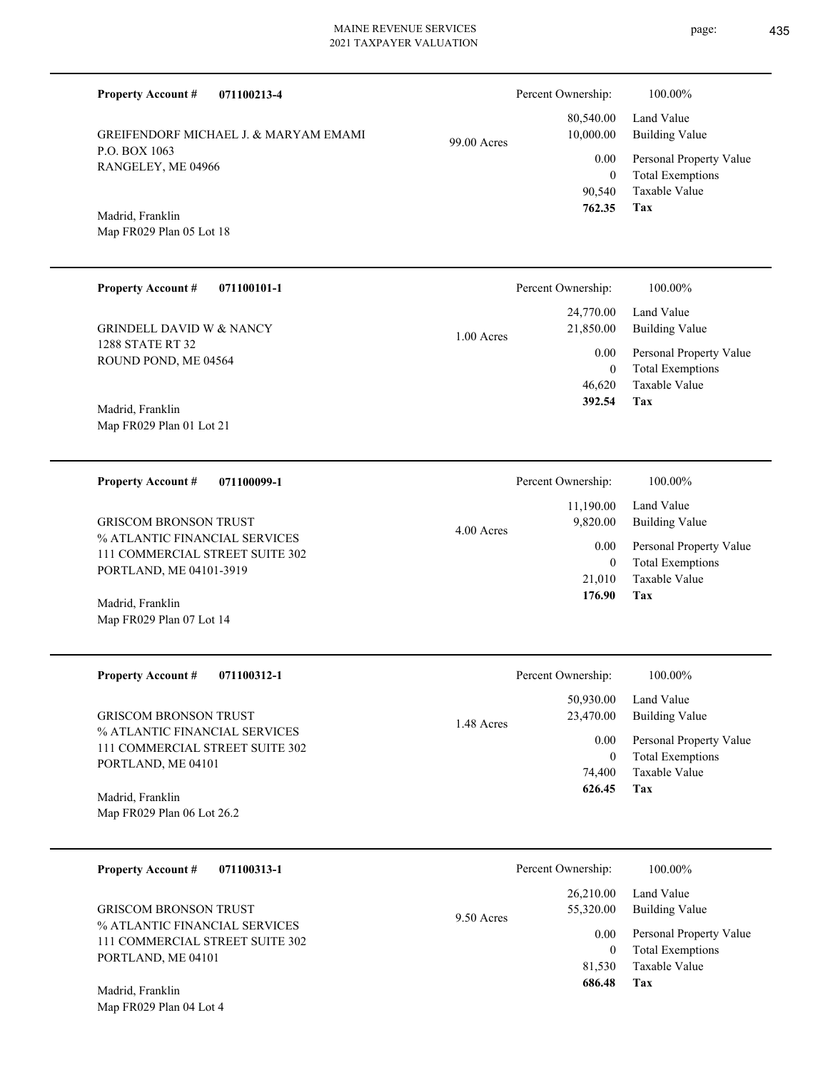**Property Account #** **071100213-4**

GREIFENDORF MICHAEL J. & MARYAM EMAMI
P.O. BOX 1063
RANGELEY, ME 04966

Madrid, Franklin
Map FR029 Plan 05 Lot 18

99.00 Acres

| Percent Ownership: | 100.00% |
|---|---|
| 80,540.00 | Land Value |
| 10,000.00 | Building Value |
| 0.00 | Personal Property Value |
| 0 | Total Exemptions |
| 90,540 | Taxable Value |
| **762.35** | **Tax** |

---

**Property Account #** **071100101-1**

GRINDELL DAVID W & NANCY
1288 STATE RT 32
ROUND POND, ME 04564

Madrid, Franklin
Map FR029 Plan 01 Lot 21

1.00 Acres

| Percent Ownership: | 100.00% |
|---|---|
| 24,770.00 | Land Value |
| 21,850.00 | Building Value |
| 0.00 | Personal Property Value |
| 0 | Total Exemptions |
| 46,620 | Taxable Value |
| **392.54** | **Tax** |

---

**Property Account #** **071100099-1**

GRISCOM BRONSON TRUST
% ATLANTIC FINANCIAL SERVICES
111 COMMERCIAL STREET SUITE 302
PORTLAND, ME 04101-3919

Madrid, Franklin
Map FR029 Plan 07 Lot 14

4.00 Acres

| Percent Ownership: | 100.00% |
|---|---|
| 11,190.00 | Land Value |
| 9,820.00 | Building Value |
| 0.00 | Personal Property Value |
| 0 | Total Exemptions |
| 21,010 | Taxable Value |
| **176.90** | **Tax** |

---

**Property Account #** **071100312-1**

GRISCOM BRONSON TRUST
% ATLANTIC FINANCIAL SERVICES
111 COMMERCIAL STREET SUITE 302
PORTLAND, ME 04101

Madrid, Franklin
Map FR029 Plan 06 Lot 26.2

1.48 Acres

| Percent Ownership: | 100.00% |
|---|---|
| 50,930.00 | Land Value |
| 23,470.00 | Building Value |
| 0.00 | Personal Property Value |
| 0 | Total Exemptions |
| 74,400 | Taxable Value |
| **626.45** | **Tax** |

---

**Property Account #** **071100313-1**

GRISCOM BRONSON TRUST
% ATLANTIC FINANCIAL SERVICES
111 COMMERCIAL STREET SUITE 302
PORTLAND, ME 04101

Madrid, Franklin
Map FR029 Plan 04 Lot 4

9.50 Acres

| Percent Ownership: | 100.00% |
|---|---|
| 26,210.00 | Land Value |
| 55,320.00 | Building Value |
| 0.00 | Personal Property Value |
| 0 | Total Exemptions |
| 81,530 | Taxable Value |
| **686.48** | **Tax** |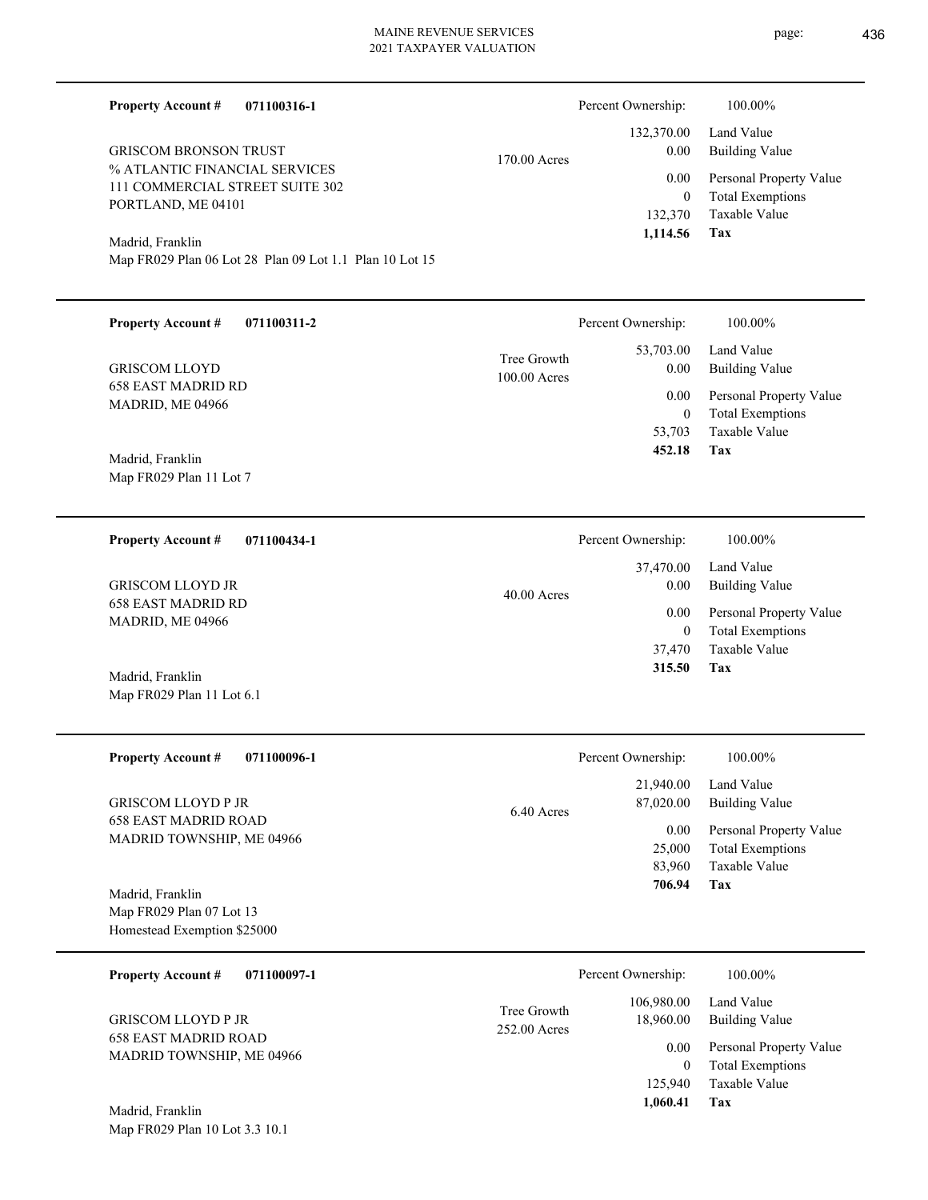**Property Account #** **071100316-1**

GRISCOM BRONSON TRUST
% ATLANTIC FINANCIAL SERVICES
111 COMMERCIAL STREET SUITE 302
PORTLAND, ME 04101

Madrid, Franklin
Map FR029 Plan 06 Lot 28 Plan 09 Lot 1.1 Plan 10 Lot 15

170.00 Acres

| Percent Ownership: | 100.00% |
|---|---|
| 132,370.00 | Land Value |
| 0.00 | Building Value |
| 0.00 | Personal Property Value |
| 0 | Total Exemptions |
| 132,370 | Taxable Value |
| **1,114.56** | **Tax** |

---

**Property Account #** **071100311-2**

GRISCOM LLOYD
658 EAST MADRID RD
MADRID, ME 04966

Madrid, Franklin
Map FR029 Plan 11 Lot 7

Tree Growth
100.00 Acres

| Percent Ownership: | 100.00% |
|---|---|
| 53,703.00 | Land Value |
| 0.00 | Building Value |
| 0.00 | Personal Property Value |
| 0 | Total Exemptions |
| 53,703 | Taxable Value |
| **452.18** | **Tax** |

---

**Property Account #** **071100434-1**

GRISCOM LLOYD JR
658 EAST MADRID RD
MADRID, ME 04966

Madrid, Franklin
Map FR029 Plan 11 Lot 6.1

40.00 Acres

| Percent Ownership: | 100.00% |
|---|---|
| 37,470.00 | Land Value |
| 0.00 | Building Value |
| 0.00 | Personal Property Value |
| 0 | Total Exemptions |
| 37,470 | Taxable Value |
| **315.50** | **Tax** |

---

**Property Account #** **071100096-1**

GRISCOM LLOYD P JR
658 EAST MADRID ROAD
MADRID TOWNSHIP, ME 04966

Madrid, Franklin
Map FR029 Plan 07 Lot 13
Homestead Exemption $25000

6.40 Acres

| Percent Ownership: | 100.00% |
|---|---|
| 21,940.00 | Land Value |
| 87,020.00 | Building Value |
| 0.00 | Personal Property Value |
| 25,000 | Total Exemptions |
| 83,960 | Taxable Value |
| **706.94** | **Tax** |

---

**Property Account #** **071100097-1**

GRISCOM LLOYD P JR
658 EAST MADRID ROAD
MADRID TOWNSHIP, ME 04966

Madrid, Franklin
Map FR029 Plan 10 Lot 3.3 10.1

Tree Growth
252.00 Acres

| Percent Ownership: | 100.00% |
|---|---|
| 106,980.00 | Land Value |
| 18,960.00 | Building Value |
| 0.00 | Personal Property Value |
| 0 | Total Exemptions |
| 125,940 | Taxable Value |
| **1,060.41** | **Tax** |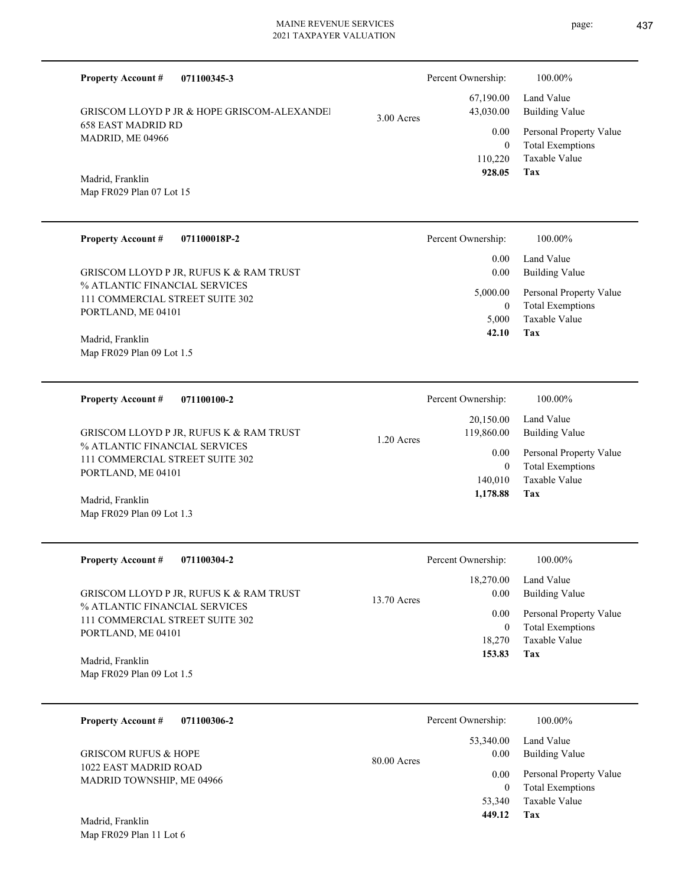**Property Account #** **071100345-3**

GRISCOM LLOYD P JR & HOPE GRISCOM-ALEXANDEI
658 EAST MADRID RD
MADRID, ME 04966

Madrid, Franklin
Map FR029 Plan 07 Lot 15

3.00 Acres

| Percent Ownership: | 100.00% |
|---|---|
| 67,190.00 | Land Value |
| 43,030.00 | Building Value |
| 0.00 | Personal Property Value |
| 0 | Total Exemptions |
| 110,220 | Taxable Value |
| **928.05** | **Tax** |

---

**Property Account #** **071100018P-2**

GRISCOM LLOYD P JR, RUFUS K & RAM TRUST
% ATLANTIC FINANCIAL SERVICES
111 COMMERCIAL STREET SUITE 302
PORTLAND, ME 04101

Madrid, Franklin
Map FR029 Plan 09 Lot 1.5

| Percent Ownership: | 100.00% |
|---|---|
| 0.00 | Land Value |
| 0.00 | Building Value |
| 5,000.00 | Personal Property Value |
| 0 | Total Exemptions |
| 5,000 | Taxable Value |
| **42.10** | **Tax** |

---

**Property Account #** **071100100-2**

GRISCOM LLOYD P JR, RUFUS K & RAM TRUST
% ATLANTIC FINANCIAL SERVICES
111 COMMERCIAL STREET SUITE 302
PORTLAND, ME 04101

Madrid, Franklin
Map FR029 Plan 09 Lot 1.3

1.20 Acres

| Percent Ownership: | 100.00% |
|---|---|
| 20,150.00 | Land Value |
| 119,860.00 | Building Value |
| 0.00 | Personal Property Value |
| 0 | Total Exemptions |
| 140,010 | Taxable Value |
| **1,178.88** | **Tax** |

---

**Property Account #** **071100304-2**

GRISCOM LLOYD P JR, RUFUS K & RAM TRUST
% ATLANTIC FINANCIAL SERVICES
111 COMMERCIAL STREET SUITE 302
PORTLAND, ME 04101

Madrid, Franklin
Map FR029 Plan 09 Lot 1.5

13.70 Acres

| Percent Ownership: | 100.00% |
|---|---|
| 18,270.00 | Land Value |
| 0.00 | Building Value |
| 0.00 | Personal Property Value |
| 0 | Total Exemptions |
| 18,270 | Taxable Value |
| **153.83** | **Tax** |

---

**Property Account #** **071100306-2**

GRISCOM RUFUS & HOPE
1022 EAST MADRID ROAD
MADRID TOWNSHIP, ME 04966

Madrid, Franklin
Map FR029 Plan 11 Lot 6

80.00 Acres

| Percent Ownership: | 100.00% |
|---|---|
| 53,340.00 | Land Value |
| 0.00 | Building Value |
| 0.00 | Personal Property Value |
| 0 | Total Exemptions |
| 53,340 | Taxable Value |
| **449.12** | **Tax** |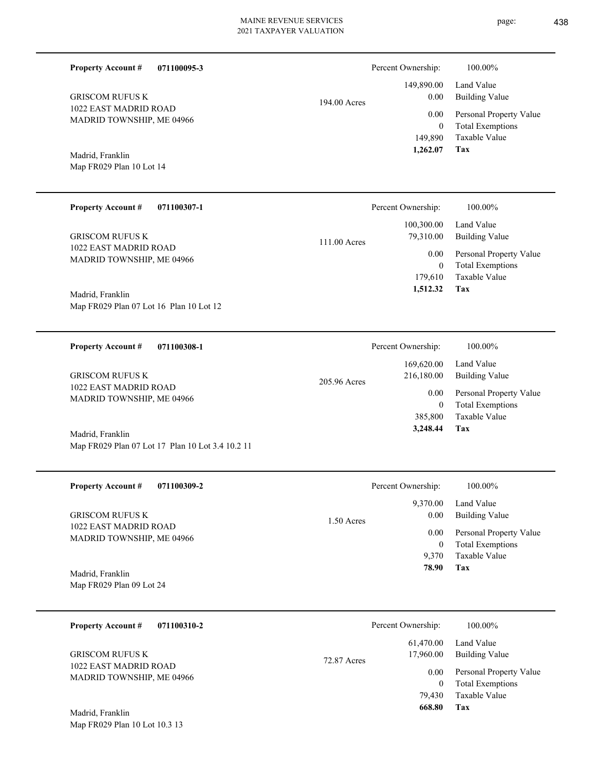**Property Account #** **071100095-3**

GRISCOM RUFUS K
1022 EAST MADRID ROAD
MADRID TOWNSHIP, ME 04966

Madrid, Franklin
Map FR029 Plan 10 Lot 14

194.00 Acres

| | |
|---|---|
| Percent Ownership: | 100.00% |
| Land Value | 149,890.00 |
| Building Value | 0.00 |
| Personal Property Value | 0.00 |
| Total Exemptions | 0 |
| Taxable Value | 149,890 |
| **Tax** | **1,262.07** |

---

**Property Account #** **071100307-1**

GRISCOM RUFUS K
1022 EAST MADRID ROAD
MADRID TOWNSHIP, ME 04966

Madrid, Franklin
Map FR029 Plan 07 Lot 16 Plan 10 Lot 12

111.00 Acres

| | |
|---|---|
| Percent Ownership: | 100.00% |
| Land Value | 100,300.00 |
| Building Value | 79,310.00 |
| Personal Property Value | 0.00 |
| Total Exemptions | 0 |
| Taxable Value | 179,610 |
| **Tax** | **1,512.32** |

---

**Property Account #** **071100308-1**

GRISCOM RUFUS K
1022 EAST MADRID ROAD
MADRID TOWNSHIP, ME 04966

Madrid, Franklin
Map FR029 Plan 07 Lot 17 Plan 10 Lot 3.4 10.2 11

205.96 Acres

| | |
|---|---|
| Percent Ownership: | 100.00% |
| Land Value | 169,620.00 |
| Building Value | 216,180.00 |
| Personal Property Value | 0.00 |
| Total Exemptions | 0 |
| Taxable Value | 385,800 |
| **Tax** | **3,248.44** |

---

**Property Account #** **071100309-2**

GRISCOM RUFUS K
1022 EAST MADRID ROAD
MADRID TOWNSHIP, ME 04966

Madrid, Franklin
Map FR029 Plan 09 Lot 24

1.50 Acres

| | |
|---|---|
| Percent Ownership: | 100.00% |
| Land Value | 9,370.00 |
| Building Value | 0.00 |
| Personal Property Value | 0.00 |
| Total Exemptions | 0 |
| Taxable Value | 9,370 |
| **Tax** | **78.90** |

---

**Property Account #** **071100310-2**

GRISCOM RUFUS K
1022 EAST MADRID ROAD
MADRID TOWNSHIP, ME 04966

Madrid, Franklin
Map FR029 Plan 10 Lot 10.3 13

72.87 Acres

| | |
|---|---|
| Percent Ownership: | 100.00% |
| Land Value | 61,470.00 |
| Building Value | 17,960.00 |
| Personal Property Value | 0.00 |
| Total Exemptions | 0 |
| Taxable Value | 79,430 |
| **Tax** | **668.80** |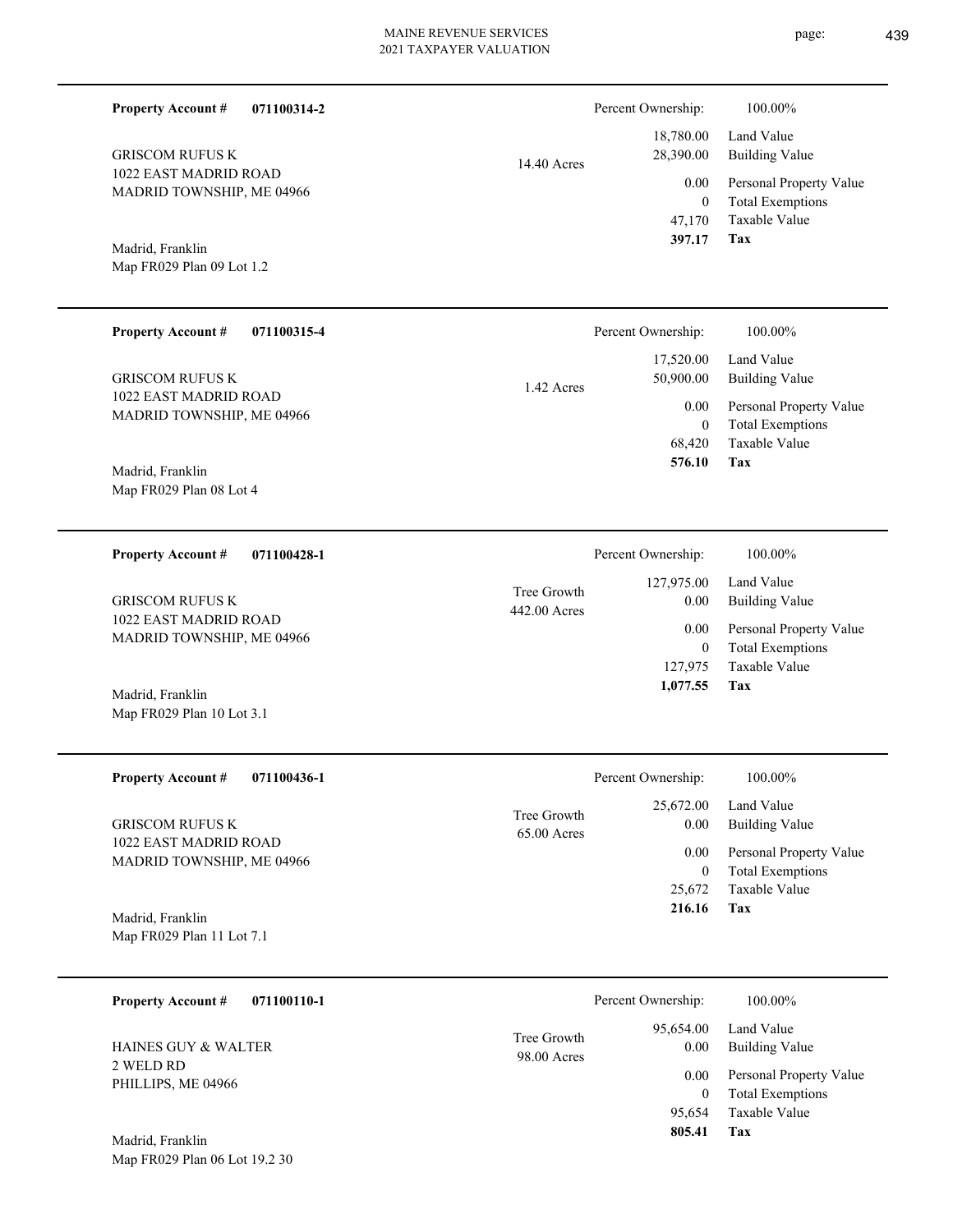**Property Account #** **071100314-2**

GRISCOM RUFUS K
1022 EAST MADRID ROAD
MADRID TOWNSHIP, ME 04966

Madrid, Franklin
Map FR029 Plan 09 Lot 1.2

14.40 Acres

| Percent Ownership: | 100.00% |
|---|---|
| 18,780.00 | Land Value |
| 28,390.00 | Building Value |
| 0.00 | Personal Property Value |
| 0 | Total Exemptions |
| 47,170 | Taxable Value |
| **397.17** | **Tax** |

---

**Property Account #** **071100315-4**

GRISCOM RUFUS K
1022 EAST MADRID ROAD
MADRID TOWNSHIP, ME 04966

Madrid, Franklin
Map FR029 Plan 08 Lot 4

1.42 Acres

| Percent Ownership: | 100.00% |
|---|---|
| 17,520.00 | Land Value |
| 50,900.00 | Building Value |
| 0.00 | Personal Property Value |
| 0 | Total Exemptions |
| 68,420 | Taxable Value |
| **576.10** | **Tax** |

---

**Property Account #** **071100428-1**

GRISCOM RUFUS K
1022 EAST MADRID ROAD
MADRID TOWNSHIP, ME 04966

Madrid, Franklin
Map FR029 Plan 10 Lot 3.1

Tree Growth
442.00 Acres

| Percent Ownership: | 100.00% |
|---|---|
| 127,975.00 | Land Value |
| 0.00 | Building Value |
| 0.00 | Personal Property Value |
| 0 | Total Exemptions |
| 127,975 | Taxable Value |
| **1,077.55** | **Tax** |

---

**Property Account #** **071100436-1**

GRISCOM RUFUS K
1022 EAST MADRID ROAD
MADRID TOWNSHIP, ME 04966

Madrid, Franklin
Map FR029 Plan 11 Lot 7.1

Tree Growth
65.00 Acres

| Percent Ownership: | 100.00% |
|---|---|
| 25,672.00 | Land Value |
| 0.00 | Building Value |
| 0.00 | Personal Property Value |
| 0 | Total Exemptions |
| 25,672 | Taxable Value |
| **216.16** | **Tax** |

---

**Property Account #** **071100110-1**

HAINES GUY & WALTER
2 WELD RD
PHILLIPS, ME 04966

Madrid, Franklin
Map FR029 Plan 06 Lot 19.2 30

Tree Growth
98.00 Acres

| Percent Ownership: | 100.00% |
|---|---|
| 95,654.00 | Land Value |
| 0.00 | Building Value |
| 0.00 | Personal Property Value |
| 0 | Total Exemptions |
| 95,654 | Taxable Value |
| **805.41** | **Tax** |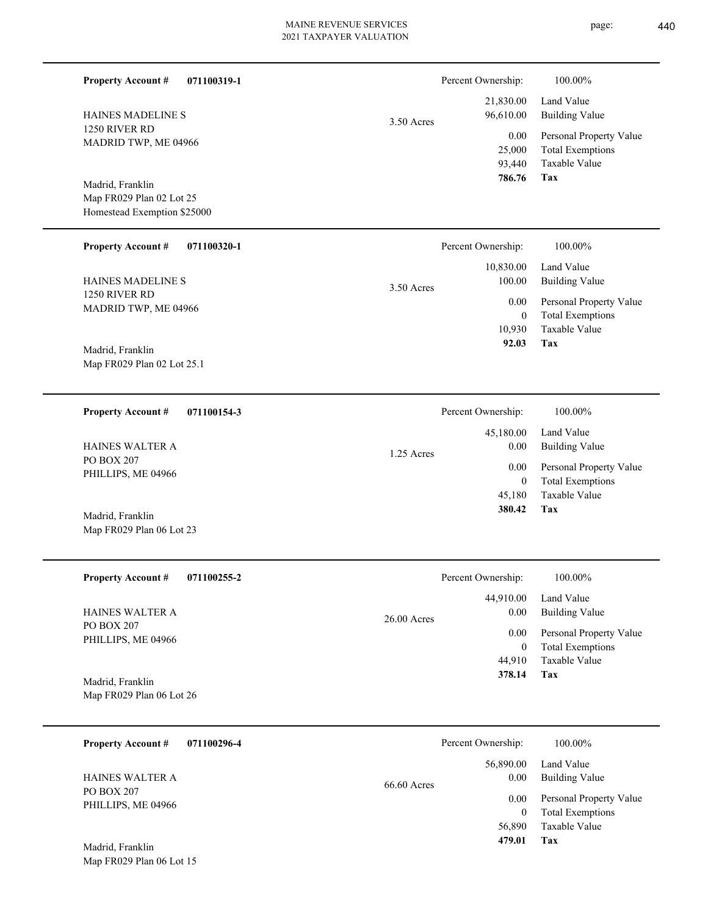**Property Account #** **071100319-1**

HAINES MADELINE S
1250 RIVER RD
MADRID TWP, ME 04966

Madrid, Franklin
Map FR029 Plan 02 Lot 25
Homestead Exemption $25000

3.50 Acres

| Percent Ownership: | 100.00% |
|---|---|
| 21,830.00 | Land Value |
| 96,610.00 | Building Value |
| 0.00 | Personal Property Value |
| 25,000 | Total Exemptions |
| 93,440 | Taxable Value |
| **786.76** | **Tax** |

---

**Property Account #** **071100320-1**

HAINES MADELINE S
1250 RIVER RD
MADRID TWP, ME 04966

Madrid, Franklin
Map FR029 Plan 02 Lot 25.1

3.50 Acres

| Percent Ownership: | 100.00% |
|---|---|
| 10,830.00 | Land Value |
| 100.00 | Building Value |
| 0.00 | Personal Property Value |
| 0 | Total Exemptions |
| 10,930 | Taxable Value |
| **92.03** | **Tax** |

---

**Property Account #** **071100154-3**

HAINES WALTER A
PO BOX 207
PHILLIPS, ME 04966

Madrid, Franklin
Map FR029 Plan 06 Lot 23

1.25 Acres

| Percent Ownership: | 100.00% |
|---|---|
| 45,180.00 | Land Value |
| 0.00 | Building Value |
| 0.00 | Personal Property Value |
| 0 | Total Exemptions |
| 45,180 | Taxable Value |
| **380.42** | **Tax** |

---

**Property Account #** **071100255-2**

HAINES WALTER A
PO BOX 207
PHILLIPS, ME 04966

Madrid, Franklin
Map FR029 Plan 06 Lot 26

26.00 Acres

| Percent Ownership: | 100.00% |
|---|---|
| 44,910.00 | Land Value |
| 0.00 | Building Value |
| 0.00 | Personal Property Value |
| 0 | Total Exemptions |
| 44,910 | Taxable Value |
| **378.14** | **Tax** |

---

**Property Account #** **071100296-4**

HAINES WALTER A
PO BOX 207
PHILLIPS, ME 04966

Madrid, Franklin
Map FR029 Plan 06 Lot 15

66.60 Acres

| Percent Ownership: | 100.00% |
|---|---|
| 56,890.00 | Land Value |
| 0.00 | Building Value |
| 0.00 | Personal Property Value |
| 0 | Total Exemptions |
| 56,890 | Taxable Value |
| **479.01** | **Tax** |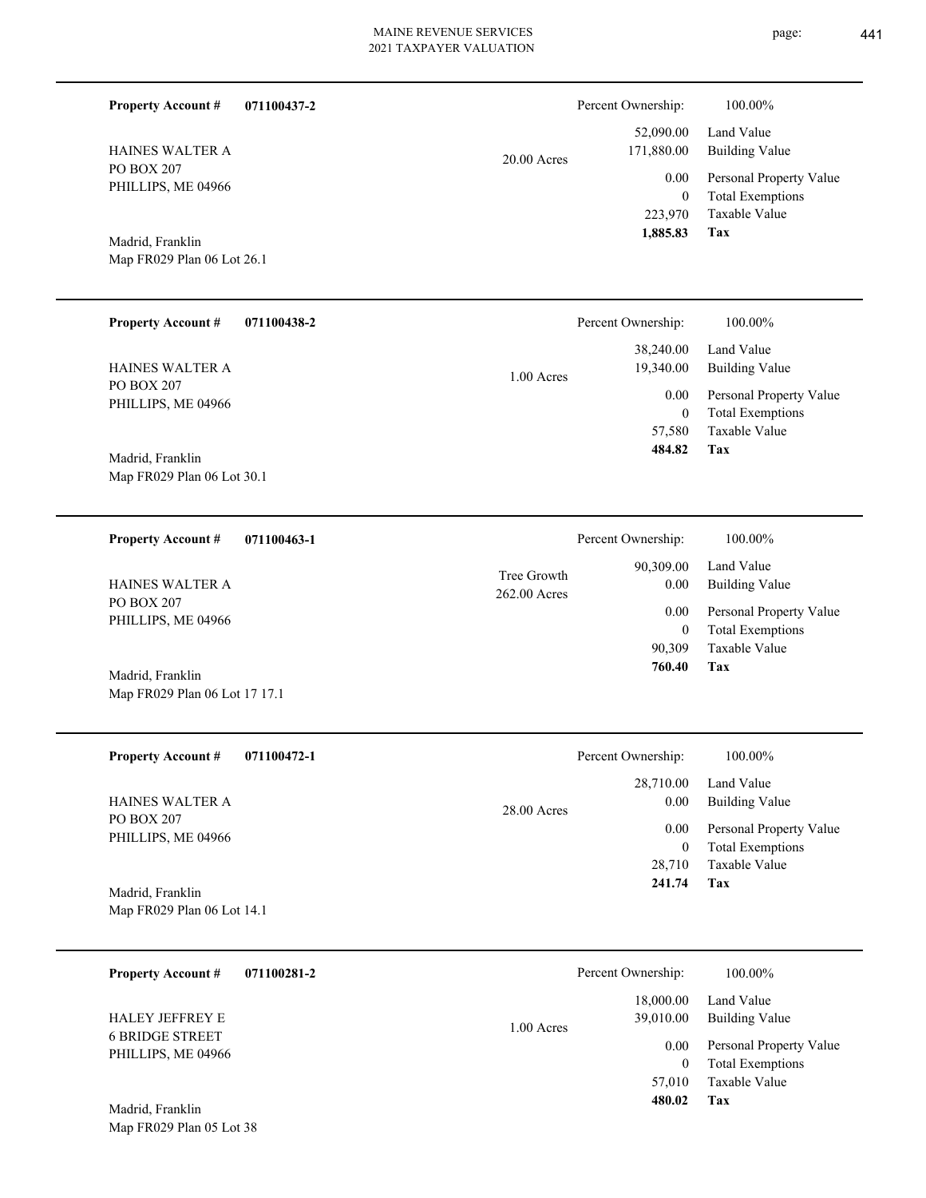**Property Account #** **071100437-2**

HAINES WALTER A
PO BOX 207
PHILLIPS, ME 04966

Madrid, Franklin
Map FR029 Plan 06 Lot 26.1

20.00 Acres

| Percent Ownership: | 100.00% |
|---|---|
| 52,090.00 | Land Value |
| 171,880.00 | Building Value |
| 0.00 | Personal Property Value |
| 0 | Total Exemptions |
| 223,970 | Taxable Value |
| **1,885.83** | **Tax** |

---

**Property Account #** **071100438-2**

HAINES WALTER A
PO BOX 207
PHILLIPS, ME 04966

Madrid, Franklin
Map FR029 Plan 06 Lot 30.1

1.00 Acres

| Percent Ownership: | 100.00% |
|---|---|
| 38,240.00 | Land Value |
| 19,340.00 | Building Value |
| 0.00 | Personal Property Value |
| 0 | Total Exemptions |
| 57,580 | Taxable Value |
| **484.82** | **Tax** |

---

**Property Account #** **071100463-1**

HAINES WALTER A
PO BOX 207
PHILLIPS, ME 04966

Madrid, Franklin
Map FR029 Plan 06 Lot 17 17.1

Tree Growth
262.00 Acres

| Percent Ownership: | 100.00% |
|---|---|
| 90,309.00 | Land Value |
| 0.00 | Building Value |
| 0.00 | Personal Property Value |
| 0 | Total Exemptions |
| 90,309 | Taxable Value |
| **760.40** | **Tax** |

---

**Property Account #** **071100472-1**

HAINES WALTER A
PO BOX 207
PHILLIPS, ME 04966

Madrid, Franklin
Map FR029 Plan 06 Lot 14.1

28.00 Acres

| Percent Ownership: | 100.00% |
|---|---|
| 28,710.00 | Land Value |
| 0.00 | Building Value |
| 0.00 | Personal Property Value |
| 0 | Total Exemptions |
| 28,710 | Taxable Value |
| **241.74** | **Tax** |

---

**Property Account #** **071100281-2**

HALEY JEFFREY E
6 BRIDGE STREET
PHILLIPS, ME 04966

Madrid, Franklin
Map FR029 Plan 05 Lot 38

1.00 Acres

| Percent Ownership: | 100.00% |
|---|---|
| 18,000.00 | Land Value |
| 39,010.00 | Building Value |
| 0.00 | Personal Property Value |
| 0 | Total Exemptions |
| 57,010 | Taxable Value |
| **480.02** | **Tax** |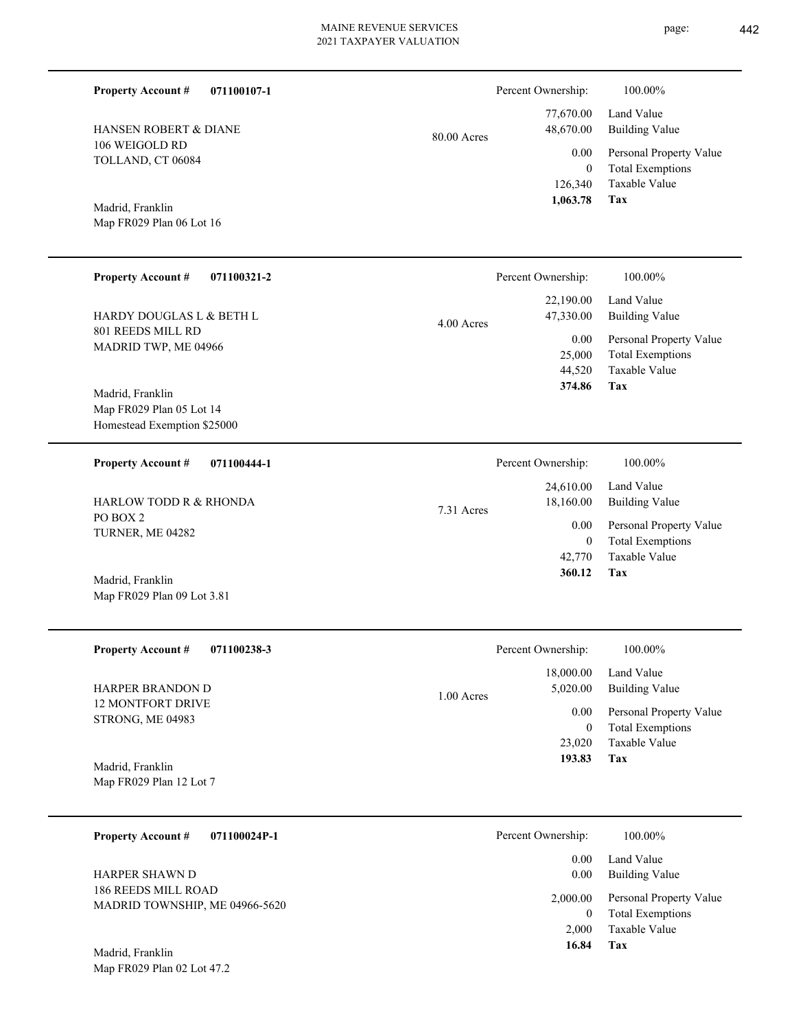**Property Account #** **071100107-1**

HANSEN ROBERT & DIANE
106 WEIGOLD RD
TOLLAND, CT 06084

Madrid, Franklin
Map FR029 Plan 06 Lot 16

80.00 Acres

| | |
|---|---|
| Percent Ownership: | 100.00% |
| 77,670.00 | Land Value |
| 48,670.00 | Building Value |
| 0.00 | Personal Property Value |
| 0 | Total Exemptions |
| 126,340 | Taxable Value |
| **1,063.78** | **Tax** |

---

**Property Account #** **071100321-2**

HARDY DOUGLAS L & BETH L
801 REEDS MILL RD
MADRID TWP, ME 04966

Madrid, Franklin
Map FR029 Plan 05 Lot 14
Homestead Exemption $25000

4.00 Acres

| | |
|---|---|
| Percent Ownership: | 100.00% |
| 22,190.00 | Land Value |
| 47,330.00 | Building Value |
| 0.00 | Personal Property Value |
| 25,000 | Total Exemptions |
| 44,520 | Taxable Value |
| **374.86** | **Tax** |

---

**Property Account #** **071100444-1**

HARLOW TODD R & RHONDA
PO BOX 2
TURNER, ME 04282

Madrid, Franklin
Map FR029 Plan 09 Lot 3.81

7.31 Acres

| | |
|---|---|
| Percent Ownership: | 100.00% |
| 24,610.00 | Land Value |
| 18,160.00 | Building Value |
| 0.00 | Personal Property Value |
| 0 | Total Exemptions |
| 42,770 | Taxable Value |
| **360.12** | **Tax** |

---

**Property Account #** **071100238-3**

HARPER BRANDON D
12 MONTFORT DRIVE
STRONG, ME 04983

Madrid, Franklin
Map FR029 Plan 12 Lot 7

1.00 Acres

| | |
|---|---|
| Percent Ownership: | 100.00% |
| 18,000.00 | Land Value |
| 5,020.00 | Building Value |
| 0.00 | Personal Property Value |
| 0 | Total Exemptions |
| 23,020 | Taxable Value |
| **193.83** | **Tax** |

---

**Property Account #** **071100024P-1**

HARPER SHAWN D
186 REEDS MILL ROAD
MADRID TOWNSHIP, ME 04966-5620

Madrid, Franklin
Map FR029 Plan 02 Lot 47.2

| | |
|---|---|
| Percent Ownership: | 100.00% |
| 0.00 | Land Value |
| 0.00 | Building Value |
| 2,000.00 | Personal Property Value |
| 0 | Total Exemptions |
| 2,000 | Taxable Value |
| **16.84** | **Tax** |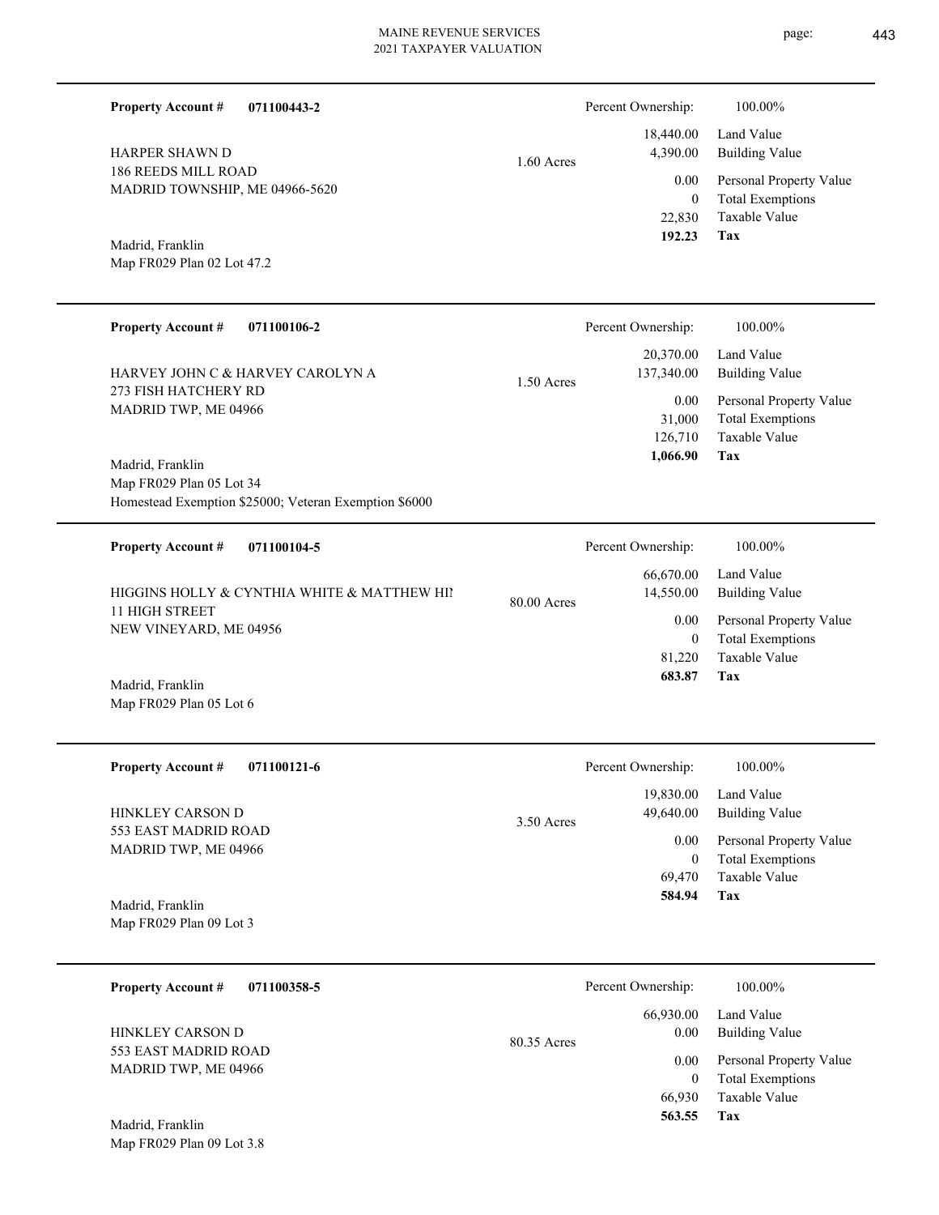**Property Account #** **071100443-2**

HARPER SHAWN D
186 REEDS MILL ROAD
MADRID TOWNSHIP, ME 04966-5620

Madrid, Franklin
Map FR029 Plan 02 Lot 47.2

1.60 Acres

| Percent Ownership: | 100.00% |
|---|---|
| 18,440.00 | Land Value |
| 4,390.00 | Building Value |
| 0.00 | Personal Property Value |
| 0 | Total Exemptions |
| 22,830 | Taxable Value |
| **192.23** | **Tax** |

---

**Property Account #** **071100106-2**

HARVEY JOHN C & HARVEY CAROLYN A
273 FISH HATCHERY RD
MADRID TWP, ME 04966

Madrid, Franklin
Map FR029 Plan 05 Lot 34
Homestead Exemption $25000; Veteran Exemption $6000

1.50 Acres

| Percent Ownership: | 100.00% |
|---|---|
| 20,370.00 | Land Value |
| 137,340.00 | Building Value |
| 0.00 | Personal Property Value |
| 31,000 | Total Exemptions |
| 126,710 | Taxable Value |
| **1,066.90** | **Tax** |

---

**Property Account #** **071100104-5**

HIGGINS HOLLY & CYNTHIA WHITE & MATTHEW HI
11 HIGH STREET
NEW VINEYARD, ME 04956

Madrid, Franklin
Map FR029 Plan 05 Lot 6

80.00 Acres

| Percent Ownership: | 100.00% |
|---|---|
| 66,670.00 | Land Value |
| 14,550.00 | Building Value |
| 0.00 | Personal Property Value |
| 0 | Total Exemptions |
| 81,220 | Taxable Value |
| **683.87** | **Tax** |

---

**Property Account #** **071100121-6**

HINKLEY CARSON D
553 EAST MADRID ROAD
MADRID TWP, ME 04966

Madrid, Franklin
Map FR029 Plan 09 Lot 3

3.50 Acres

| Percent Ownership: | 100.00% |
|---|---|
| 19,830.00 | Land Value |
| 49,640.00 | Building Value |
| 0.00 | Personal Property Value |
| 0 | Total Exemptions |
| 69,470 | Taxable Value |
| **584.94** | **Tax** |

---

**Property Account #** **071100358-5**

HINKLEY CARSON D
553 EAST MADRID ROAD
MADRID TWP, ME 04966

Madrid, Franklin
Map FR029 Plan 09 Lot 3.8

80.35 Acres

| Percent Ownership: | 100.00% |
|---|---|
| 66,930.00 | Land Value |
| 0.00 | Building Value |
| 0.00 | Personal Property Value |
| 0 | Total Exemptions |
| 66,930 | Taxable Value |
| **563.55** | **Tax** |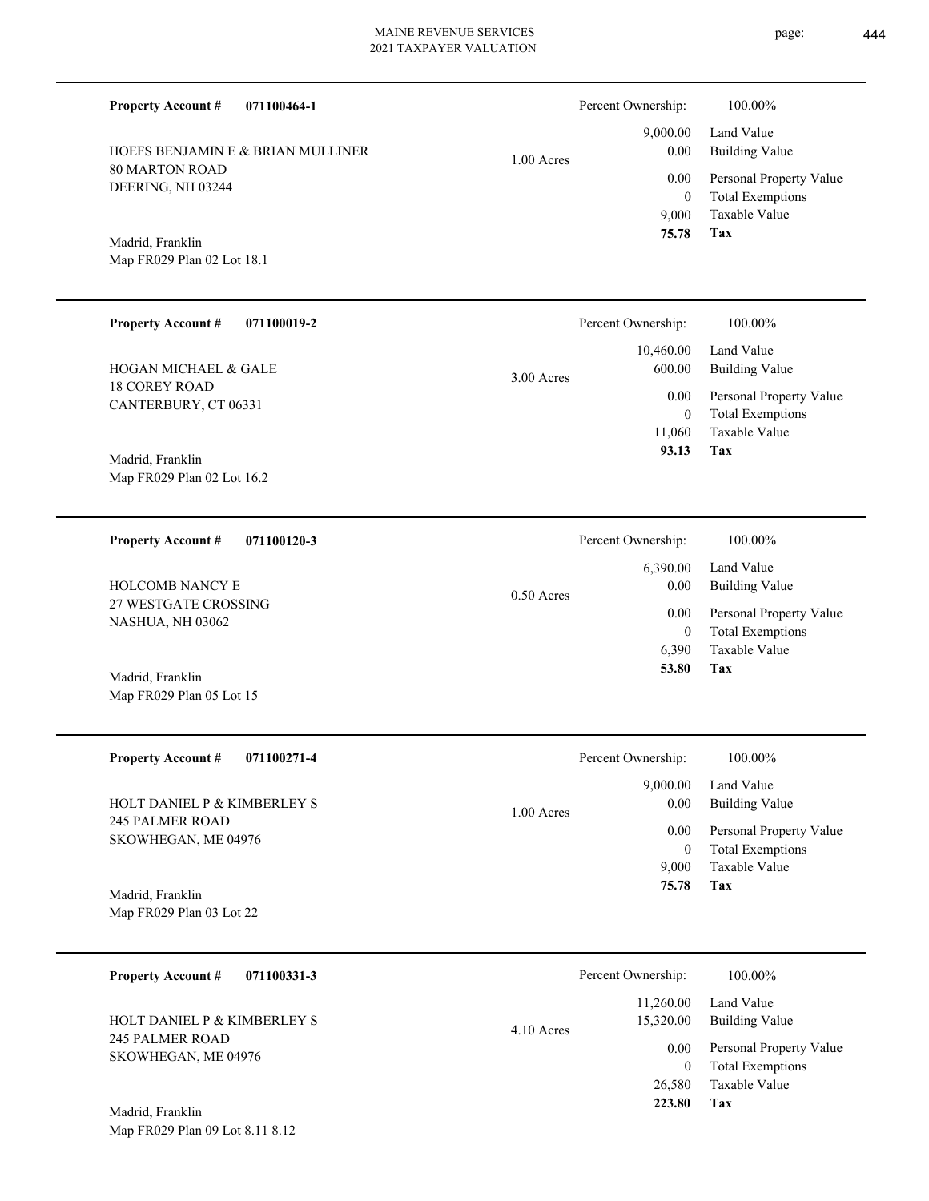**Property Account #** **071100464-1**

HOEFS BENJAMIN E & BRIAN MULLINER
80 MARTON ROAD
DEERING, NH 03244

Madrid, Franklin
Map FR029 Plan 02 Lot 18.1

1.00 Acres

| Percent Ownership: | 100.00% |
|---|---|
| 9,000.00 | Land Value |
| 0.00 | Building Value |
| 0.00 | Personal Property Value |
| 0 | Total Exemptions |
| 9,000 | Taxable Value |
| **75.78** | **Tax** |

---

**Property Account #** **071100019-2**

HOGAN MICHAEL & GALE
18 COREY ROAD
CANTERBURY, CT 06331

Madrid, Franklin
Map FR029 Plan 02 Lot 16.2

3.00 Acres

| Percent Ownership: | 100.00% |
|---|---|
| 10,460.00 | Land Value |
| 600.00 | Building Value |
| 0.00 | Personal Property Value |
| 0 | Total Exemptions |
| 11,060 | Taxable Value |
| **93.13** | **Tax** |

---

**Property Account #** **071100120-3**

HOLCOMB NANCY E
27 WESTGATE CROSSING
NASHUA, NH 03062

Madrid, Franklin
Map FR029 Plan 05 Lot 15

0.50 Acres

| Percent Ownership: | 100.00% |
|---|---|
| 6,390.00 | Land Value |
| 0.00 | Building Value |
| 0.00 | Personal Property Value |
| 0 | Total Exemptions |
| 6,390 | Taxable Value |
| **53.80** | **Tax** |

---

**Property Account #** **071100271-4**

HOLT DANIEL P & KIMBERLEY S
245 PALMER ROAD
SKOWHEGAN, ME 04976

Madrid, Franklin
Map FR029 Plan 03 Lot 22

1.00 Acres

| Percent Ownership: | 100.00% |
|---|---|
| 9,000.00 | Land Value |
| 0.00 | Building Value |
| 0.00 | Personal Property Value |
| 0 | Total Exemptions |
| 9,000 | Taxable Value |
| **75.78** | **Tax** |

---

**Property Account #** **071100331-3**

HOLT DANIEL P & KIMBERLEY S
245 PALMER ROAD
SKOWHEGAN, ME 04976

Madrid, Franklin
Map FR029 Plan 09 Lot 8.11 8.12

4.10 Acres

| Percent Ownership: | 100.00% |
|---|---|
| 11,260.00 | Land Value |
| 15,320.00 | Building Value |
| 0.00 | Personal Property Value |
| 0 | Total Exemptions |
| 26,580 | Taxable Value |
| **223.80** | **Tax** |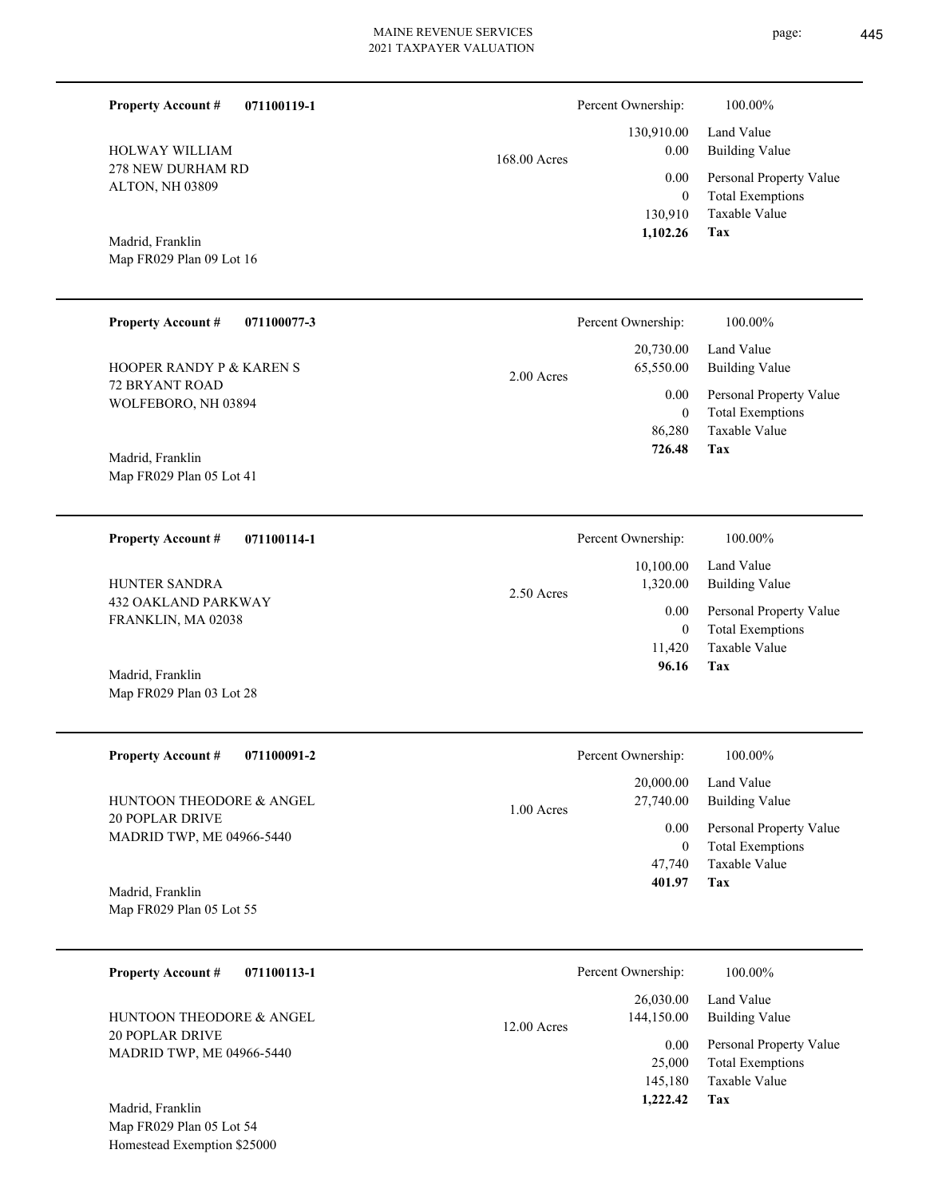**Property Account #** **071100119-1**

HOLWAY WILLIAM
278 NEW DURHAM RD
ALTON, NH 03809

Madrid, Franklin
Map FR029 Plan 09 Lot 16

168.00 Acres

| | |
|---|---|
| Percent Ownership: | 100.00% |
| 130,910.00 | Land Value |
| 0.00 | Building Value |
| 0.00 | Personal Property Value |
| 0 | Total Exemptions |
| 130,910 | Taxable Value |
| **1,102.26** | **Tax** |

---

**Property Account #** **071100077-3**

HOOPER RANDY P & KAREN S
72 BRYANT ROAD
WOLFEBORO, NH 03894

Madrid, Franklin
Map FR029 Plan 05 Lot 41

2.00 Acres

| | |
|---|---|
| Percent Ownership: | 100.00% |
| 20,730.00 | Land Value |
| 65,550.00 | Building Value |
| 0.00 | Personal Property Value |
| 0 | Total Exemptions |
| 86,280 | Taxable Value |
| **726.48** | **Tax** |

---

**Property Account #** **071100114-1**

HUNTER SANDRA
432 OAKLAND PARKWAY
FRANKLIN, MA 02038

Madrid, Franklin
Map FR029 Plan 03 Lot 28

2.50 Acres

| | |
|---|---|
| Percent Ownership: | 100.00% |
| 10,100.00 | Land Value |
| 1,320.00 | Building Value |
| 0.00 | Personal Property Value |
| 0 | Total Exemptions |
| 11,420 | Taxable Value |
| **96.16** | **Tax** |

---

**Property Account #** **071100091-2**

HUNTOON THEODORE & ANGEL
20 POPLAR DRIVE
MADRID TWP, ME 04966-5440

Madrid, Franklin
Map FR029 Plan 05 Lot 55

1.00 Acres

| | |
|---|---|
| Percent Ownership: | 100.00% |
| 20,000.00 | Land Value |
| 27,740.00 | Building Value |
| 0.00 | Personal Property Value |
| 0 | Total Exemptions |
| 47,740 | Taxable Value |
| **401.97** | **Tax** |

---

**Property Account #** **071100113-1**

HUNTOON THEODORE & ANGEL
20 POPLAR DRIVE
MADRID TWP, ME 04966-5440

Madrid, Franklin
Map FR029 Plan 05 Lot 54
Homestead Exemption $25000

12.00 Acres

| | |
|---|---|
| Percent Ownership: | 100.00% |
| 26,030.00 | Land Value |
| 144,150.00 | Building Value |
| 0.00 | Personal Property Value |
| 25,000 | Total Exemptions |
| 145,180 | Taxable Value |
| **1,222.42** | **Tax** |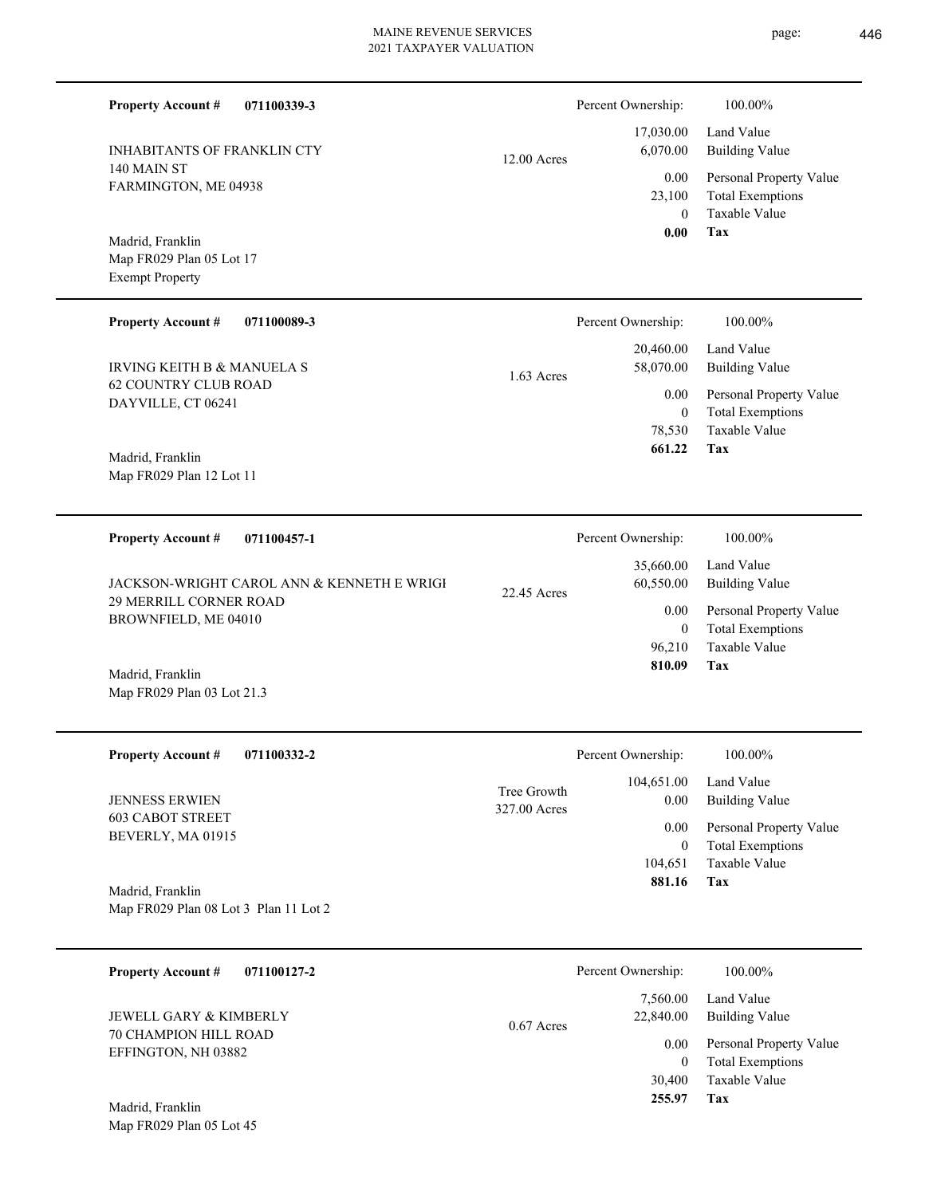**Property Account #** **071100339-3**

INHABITANTS OF FRANKLIN CTY
140 MAIN ST
FARMINGTON, ME 04938

Madrid, Franklin
Map FR029 Plan 05 Lot 17
Exempt Property

12.00 Acres

| Percent Ownership: | 100.00% |
|---|---|
| 17,030.00 | Land Value |
| 6,070.00 | Building Value |
| 0.00 | Personal Property Value |
| 23,100 | Total Exemptions |
| 0 | Taxable Value |
| **0.00** | **Tax** |

---

**Property Account #** **071100089-3**

IRVING KEITH B & MANUELA S
62 COUNTRY CLUB ROAD
DAYVILLE, CT 06241

Madrid, Franklin
Map FR029 Plan 12 Lot 11

1.63 Acres

| Percent Ownership: | 100.00% |
|---|---|
| 20,460.00 | Land Value |
| 58,070.00 | Building Value |
| 0.00 | Personal Property Value |
| 0 | Total Exemptions |
| 78,530 | Taxable Value |
| **661.22** | **Tax** |

---

**Property Account #** **071100457-1**

JACKSON-WRIGHT CAROL ANN & KENNETH E WRIGI
29 MERRILL CORNER ROAD
BROWNFIELD, ME 04010

Madrid, Franklin
Map FR029 Plan 03 Lot 21.3

22.45 Acres

| Percent Ownership: | 100.00% |
|---|---|
| 35,660.00 | Land Value |
| 60,550.00 | Building Value |
| 0.00 | Personal Property Value |
| 0 | Total Exemptions |
| 96,210 | Taxable Value |
| **810.09** | **Tax** |

---

**Property Account #** **071100332-2**

JENNESS ERWIEN
603 CABOT STREET
BEVERLY, MA 01915

Madrid, Franklin
Map FR029 Plan 08 Lot 3 Plan 11 Lot 2

Tree Growth
327.00 Acres

| Percent Ownership: | 100.00% |
|---|---|
| 104,651.00 | Land Value |
| 0.00 | Building Value |
| 0.00 | Personal Property Value |
| 0 | Total Exemptions |
| 104,651 | Taxable Value |
| **881.16** | **Tax** |

---

**Property Account #** **071100127-2**

JEWELL GARY & KIMBERLY
70 CHAMPION HILL ROAD
EFFINGTON, NH 03882

Madrid, Franklin
Map FR029 Plan 05 Lot 45

0.67 Acres

| Percent Ownership: | 100.00% |
|---|---|
| 7,560.00 | Land Value |
| 22,840.00 | Building Value |
| 0.00 | Personal Property Value |
| 0 | Total Exemptions |
| 30,400 | Taxable Value |
| **255.97** | **Tax** |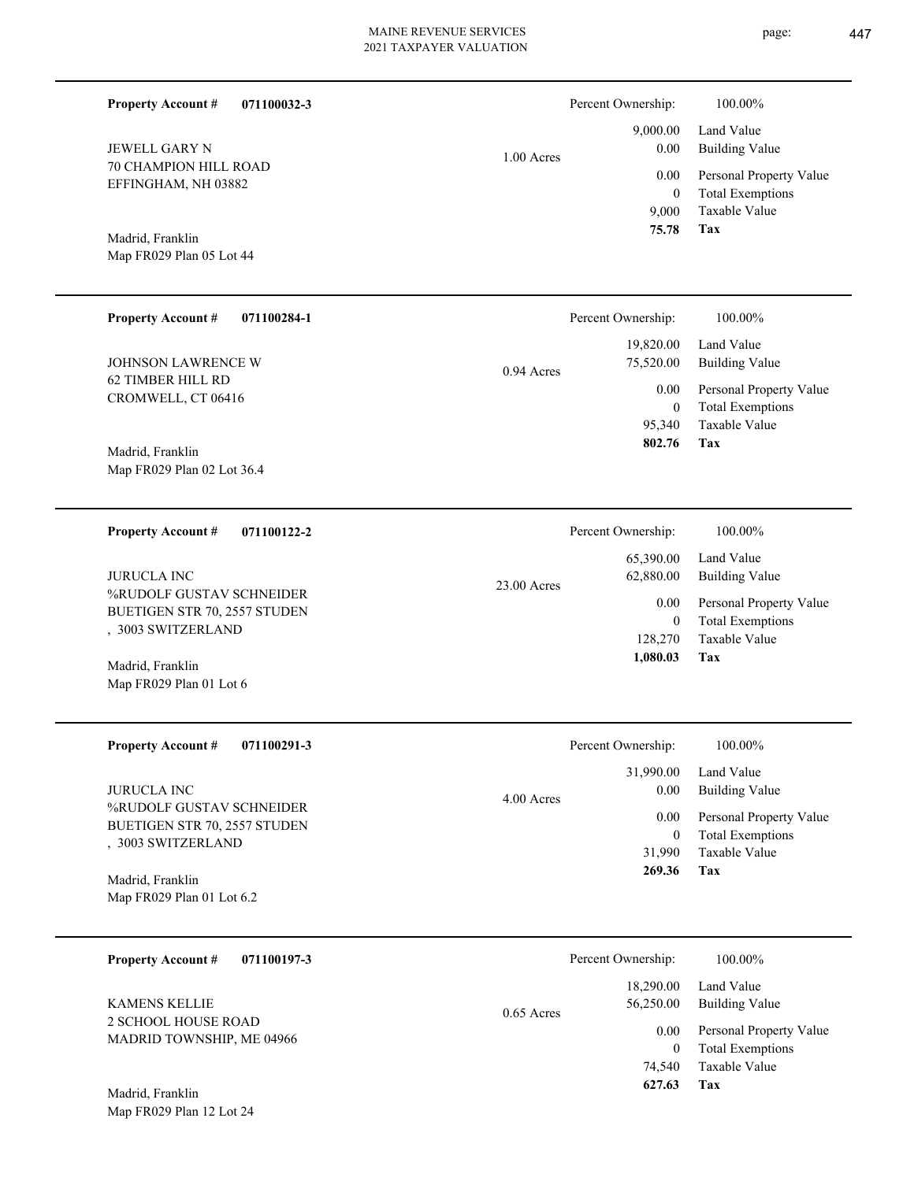**Property Account #** **071100032-3**

JEWELL GARY N
70 CHAMPION HILL ROAD
EFFINGHAM, NH 03882

Madrid, Franklin
Map FR029 Plan 05 Lot 44

1.00 Acres

| Percent Ownership: | 100.00% |
|---|---|
| 9,000.00 | Land Value |
| 0.00 | Building Value |
| 0.00 | Personal Property Value |
| 0 | Total Exemptions |
| 9,000 | Taxable Value |
| **75.78** | **Tax** |

---

**Property Account #** **071100284-1**

JOHNSON LAWRENCE W
62 TIMBER HILL RD
CROMWELL, CT 06416

Madrid, Franklin
Map FR029 Plan 02 Lot 36.4

0.94 Acres

| Percent Ownership: | 100.00% |
|---|---|
| 19,820.00 | Land Value |
| 75,520.00 | Building Value |
| 0.00 | Personal Property Value |
| 0 | Total Exemptions |
| 95,340 | Taxable Value |
| **802.76** | **Tax** |

---

**Property Account #** **071100122-2**

JURUCLA INC
%RUDOLF GUSTAV SCHNEIDER
BUETIGEN STR 70, 2557 STUDEN
, 3003 SWITZERLAND

Madrid, Franklin
Map FR029 Plan 01 Lot 6

23.00 Acres

| Percent Ownership: | 100.00% |
|---|---|
| 65,390.00 | Land Value |
| 62,880.00 | Building Value |
| 0.00 | Personal Property Value |
| 0 | Total Exemptions |
| 128,270 | Taxable Value |
| **1,080.03** | **Tax** |

---

**Property Account #** **071100291-3**

JURUCLA INC
%RUDOLF GUSTAV SCHNEIDER
BUETIGEN STR 70, 2557 STUDEN
, 3003 SWITZERLAND

Madrid, Franklin
Map FR029 Plan 01 Lot 6.2

4.00 Acres

| Percent Ownership: | 100.00% |
|---|---|
| 31,990.00 | Land Value |
| 0.00 | Building Value |
| 0.00 | Personal Property Value |
| 0 | Total Exemptions |
| 31,990 | Taxable Value |
| **269.36** | **Tax** |

---

**Property Account #** **071100197-3**

KAMENS KELLIE
2 SCHOOL HOUSE ROAD
MADRID TOWNSHIP, ME 04966

Madrid, Franklin
Map FR029 Plan 12 Lot 24

0.65 Acres

| Percent Ownership: | 100.00% |
|---|---|
| 18,290.00 | Land Value |
| 56,250.00 | Building Value |
| 0.00 | Personal Property Value |
| 0 | Total Exemptions |
| 74,540 | Taxable Value |
| **627.63** | **Tax** |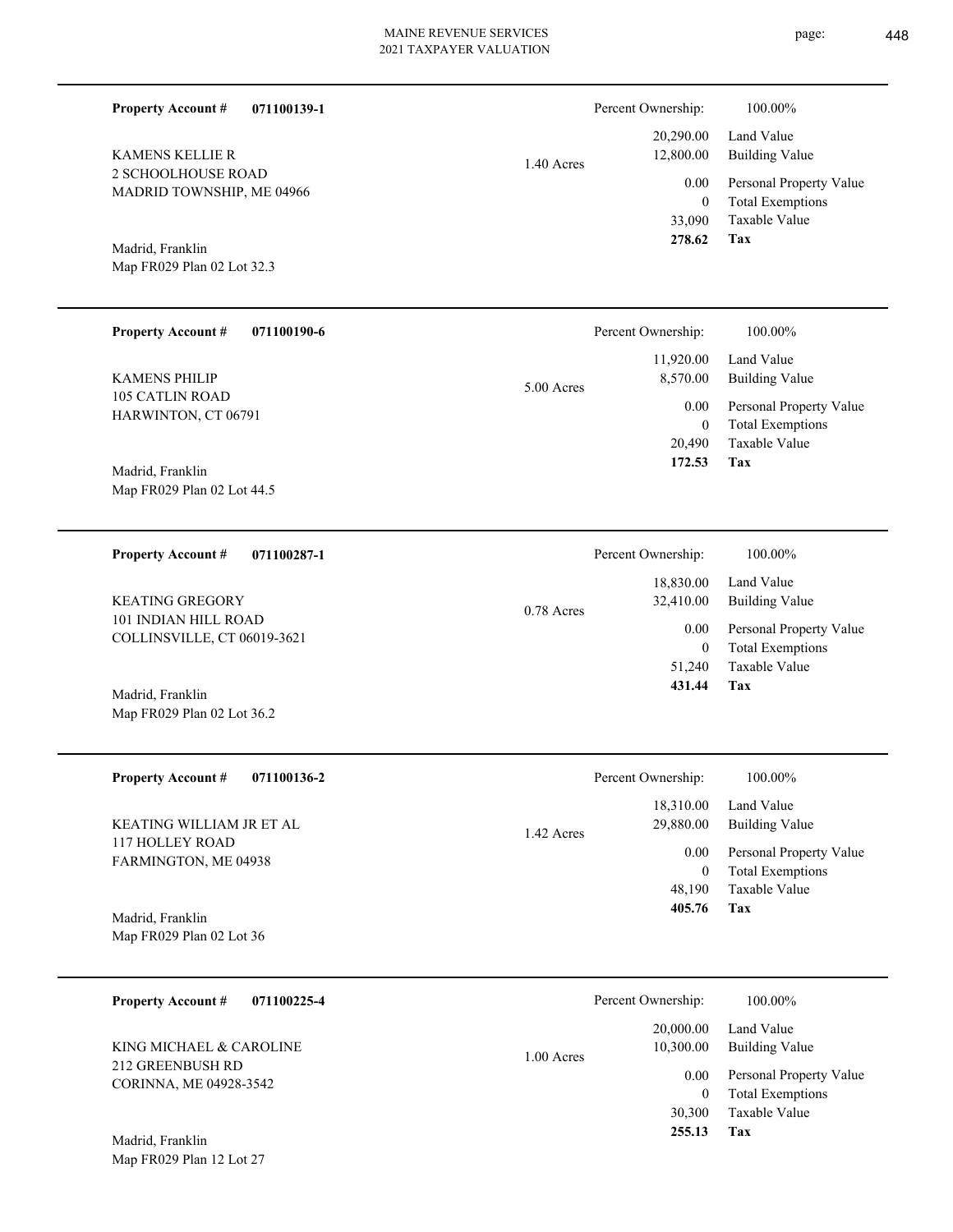**Property Account #** **071100139-1**

KAMENS KELLIE R
2 SCHOOLHOUSE ROAD
MADRID TOWNSHIP, ME 04966

Madrid, Franklin
Map FR029 Plan 02 Lot 32.3

1.40 Acres

| Percent Ownership: | 100.00% |
|---|---|
| 20,290.00 | Land Value |
| 12,800.00 | Building Value |
| 0.00 | Personal Property Value |
| 0 | Total Exemptions |
| 33,090 | Taxable Value |
| **278.62** | **Tax** |

---

**Property Account #** **071100190-6**

KAMENS PHILIP
105 CATLIN ROAD
HARWINTON, CT 06791

Madrid, Franklin
Map FR029 Plan 02 Lot 44.5

5.00 Acres

| Percent Ownership: | 100.00% |
|---|---|
| 11,920.00 | Land Value |
| 8,570.00 | Building Value |
| 0.00 | Personal Property Value |
| 0 | Total Exemptions |
| 20,490 | Taxable Value |
| **172.53** | **Tax** |

---

**Property Account #** **071100287-1**

KEATING GREGORY
101 INDIAN HILL ROAD
COLLINSVILLE, CT 06019-3621

Madrid, Franklin
Map FR029 Plan 02 Lot 36.2

0.78 Acres

| Percent Ownership: | 100.00% |
|---|---|
| 18,830.00 | Land Value |
| 32,410.00 | Building Value |
| 0.00 | Personal Property Value |
| 0 | Total Exemptions |
| 51,240 | Taxable Value |
| **431.44** | **Tax** |

---

**Property Account #** **071100136-2**

KEATING WILLIAM JR ET AL
117 HOLLEY ROAD
FARMINGTON, ME 04938

Madrid, Franklin
Map FR029 Plan 02 Lot 36

1.42 Acres

| Percent Ownership: | 100.00% |
|---|---|
| 18,310.00 | Land Value |
| 29,880.00 | Building Value |
| 0.00 | Personal Property Value |
| 0 | Total Exemptions |
| 48,190 | Taxable Value |
| **405.76** | **Tax** |

---

**Property Account #** **071100225-4**

KING MICHAEL & CAROLINE
212 GREENBUSH RD
CORINNA, ME 04928-3542

Madrid, Franklin
Map FR029 Plan 12 Lot 27

1.00 Acres

| Percent Ownership: | 100.00% |
|---|---|
| 20,000.00 | Land Value |
| 10,300.00 | Building Value |
| 0.00 | Personal Property Value |
| 0 | Total Exemptions |
| 30,300 | Taxable Value |
| **255.13** | **Tax** |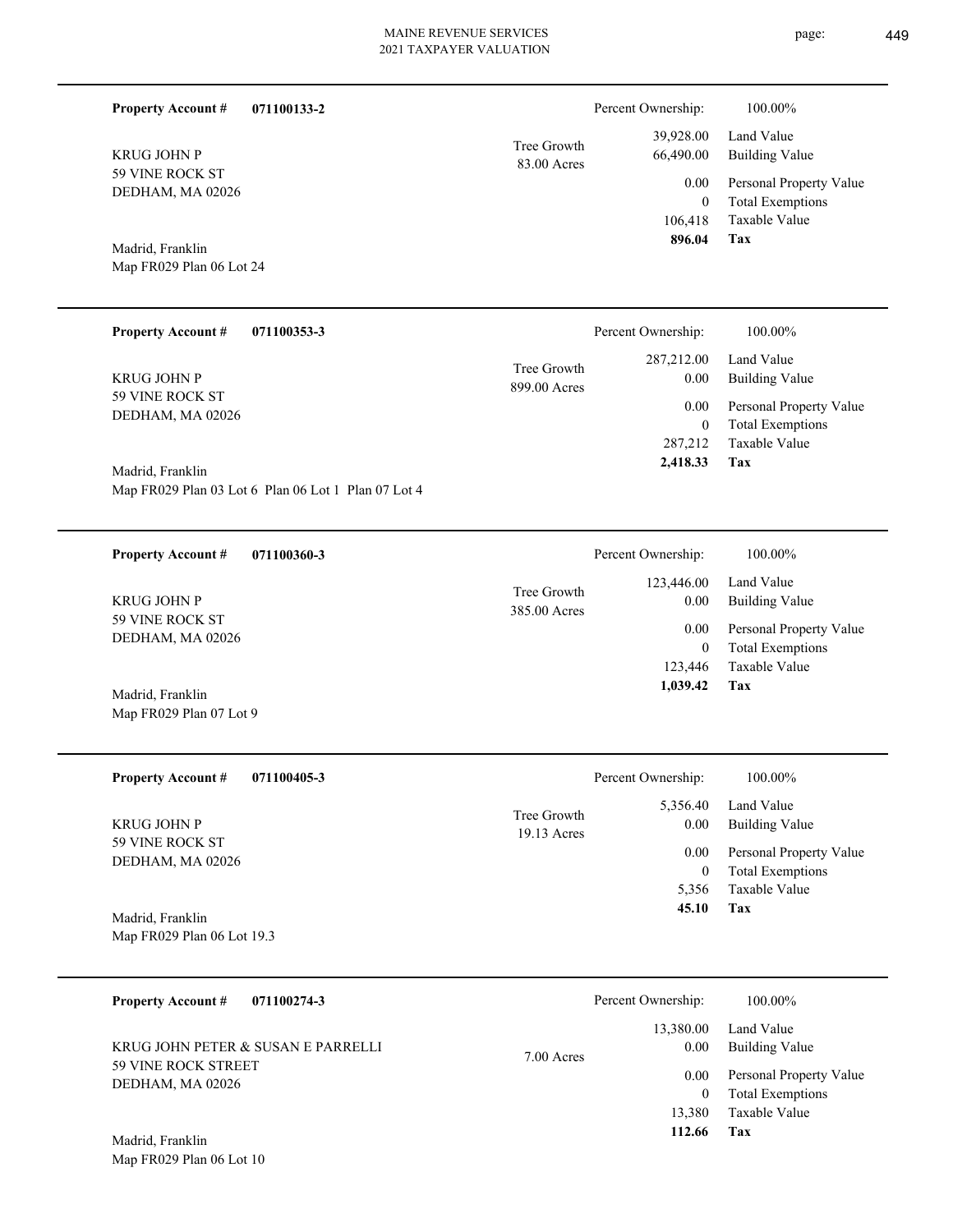MAINE REVENUE SERVICES
2021 TAXPAYER VALUATION

---

**Property Account #** **071100133-2**

KRUG JOHN P
59 VINE ROCK ST
DEDHAM, MA 02026

Madrid, Franklin
Map FR029 Plan 06 Lot 24

Tree Growth
83.00 Acres

| Percent Ownership: | 100.00% |
|---|---|
| 39,928.00 | Land Value |
| 66,490.00 | Building Value |
| 0.00 | Personal Property Value |
| 0 | Total Exemptions |
| 106,418 | Taxable Value |
| **896.04** | **Tax** |

---

**Property Account #** **071100353-3**

KRUG JOHN P
59 VINE ROCK ST
DEDHAM, MA 02026

Madrid, Franklin
Map FR029 Plan 03 Lot 6 Plan 06 Lot 1 Plan 07 Lot 4

Tree Growth
899.00 Acres

| Percent Ownership: | 100.00% |
|---|---|
| 287,212.00 | Land Value |
| 0.00 | Building Value |
| 0.00 | Personal Property Value |
| 0 | Total Exemptions |
| 287,212 | Taxable Value |
| **2,418.33** | **Tax** |

---

**Property Account #** **071100360-3**

KRUG JOHN P
59 VINE ROCK ST
DEDHAM, MA 02026

Madrid, Franklin
Map FR029 Plan 07 Lot 9

Tree Growth
385.00 Acres

| Percent Ownership: | 100.00% |
|---|---|
| 123,446.00 | Land Value |
| 0.00 | Building Value |
| 0.00 | Personal Property Value |
| 0 | Total Exemptions |
| 123,446 | Taxable Value |
| **1,039.42** | **Tax** |

---

**Property Account #** **071100405-3**

KRUG JOHN P
59 VINE ROCK ST
DEDHAM, MA 02026

Madrid, Franklin
Map FR029 Plan 06 Lot 19.3

Tree Growth
19.13 Acres

| Percent Ownership: | 100.00% |
|---|---|
| 5,356.40 | Land Value |
| 0.00 | Building Value |
| 0.00 | Personal Property Value |
| 0 | Total Exemptions |
| 5,356 | Taxable Value |
| **45.10** | **Tax** |

---

**Property Account #** **071100274-3**

KRUG JOHN PETER & SUSAN E PARRELLI
59 VINE ROCK STREET
DEDHAM, MA 02026

Madrid, Franklin
Map FR029 Plan 06 Lot 10

7.00 Acres

| Percent Ownership: | 100.00% |
|---|---|
| 13,380.00 | Land Value |
| 0.00 | Building Value |
| 0.00 | Personal Property Value |
| 0 | Total Exemptions |
| 13,380 | Taxable Value |
| **112.66** | **Tax** |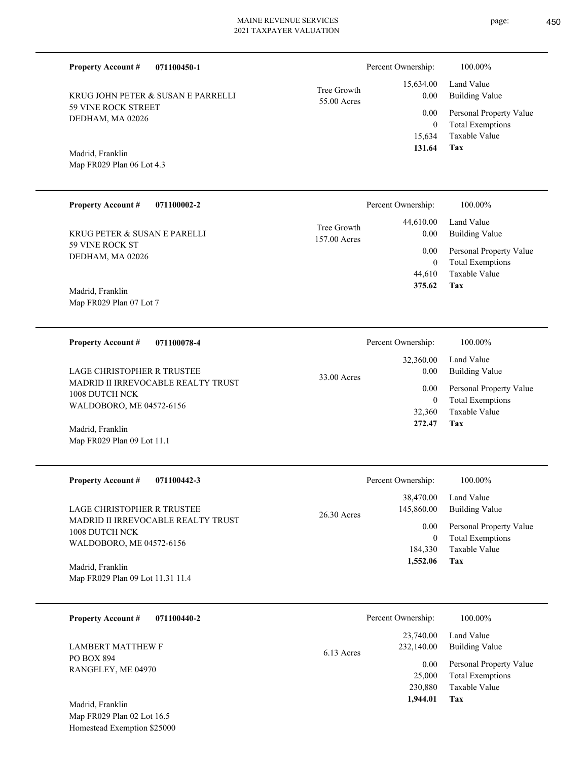**Property Account #** **071100450-1**

KRUG JOHN PETER & SUSAN E PARRELLI
59 VINE ROCK STREET
DEDHAM, MA 02026

Madrid, Franklin
Map FR029 Plan 06 Lot 4.3

Tree Growth
55.00 Acres

| | |
|---|---|
| Percent Ownership: | 100.00% |
| 15,634.00 | Land Value |
| 0.00 | Building Value |
| 0.00 | Personal Property Value |
| 0 | Total Exemptions |
| 15,634 | Taxable Value |
| **131.64** | **Tax** |

---

**Property Account #** **071100002-2**

KRUG PETER & SUSAN E PARELLI
59 VINE ROCK ST
DEDHAM, MA 02026

Madrid, Franklin
Map FR029 Plan 07 Lot 7

Tree Growth
157.00 Acres

| | |
|---|---|
| Percent Ownership: | 100.00% |
| 44,610.00 | Land Value |
| 0.00 | Building Value |
| 0.00 | Personal Property Value |
| 0 | Total Exemptions |
| 44,610 | Taxable Value |
| **375.62** | **Tax** |

---

**Property Account #** **071100078-4**

LAGE CHRISTOPHER R TRUSTEE
MADRID II IRREVOCABLE REALTY TRUST
1008 DUTCH NCK
WALDOBORO, ME 04572-6156

Madrid, Franklin
Map FR029 Plan 09 Lot 11.1

33.00 Acres

| | |
|---|---|
| Percent Ownership: | 100.00% |
| 32,360.00 | Land Value |
| 0.00 | Building Value |
| 0.00 | Personal Property Value |
| 0 | Total Exemptions |
| 32,360 | Taxable Value |
| **272.47** | **Tax** |

---

**Property Account #** **071100442-3**

LAGE CHRISTOPHER R TRUSTEE
MADRID II IRREVOCABLE REALTY TRUST
1008 DUTCH NCK
WALDOBORO, ME 04572-6156

Madrid, Franklin
Map FR029 Plan 09 Lot 11.31 11.4

26.30 Acres

| | |
|---|---|
| Percent Ownership: | 100.00% |
| 38,470.00 | Land Value |
| 145,860.00 | Building Value |
| 0.00 | Personal Property Value |
| 0 | Total Exemptions |
| 184,330 | Taxable Value |
| **1,552.06** | **Tax** |

---

**Property Account #** **071100440-2**

LAMBERT MATTHEW F
PO BOX 894
RANGELEY, ME 04970

Madrid, Franklin
Map FR029 Plan 02 Lot 16.5
Homestead Exemption $25000

6.13 Acres

| | |
|---|---|
| Percent Ownership: | 100.00% |
| 23,740.00 | Land Value |
| 232,140.00 | Building Value |
| 0.00 | Personal Property Value |
| 25,000 | Total Exemptions |
| 230,880 | Taxable Value |
| **1,944.01** | **Tax** |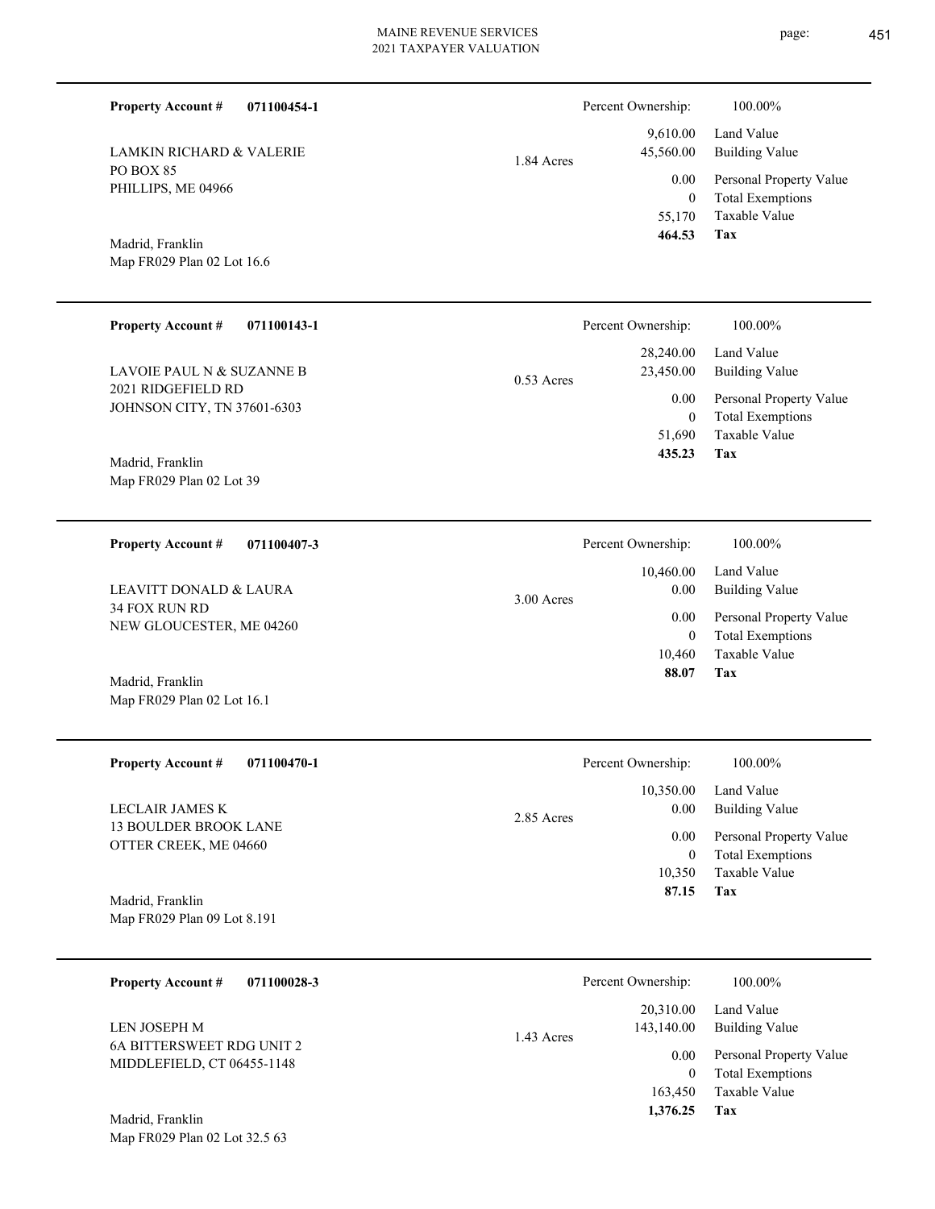**Property Account #** **071100454-1**

LAMKIN RICHARD & VALERIE
PO BOX 85
PHILLIPS, ME 04966

Madrid, Franklin
Map FR029 Plan 02 Lot 16.6

1.84 Acres

| Percent Ownership: | 100.00% |
|---|---|
| 9,610.00 | Land Value |
| 45,560.00 | Building Value |
| 0.00 | Personal Property Value |
| 0 | Total Exemptions |
| 55,170 | Taxable Value |
| **464.53** | **Tax** |

---

**Property Account #** **071100143-1**

LAVOIE PAUL N & SUZANNE B
2021 RIDGEFIELD RD
JOHNSON CITY, TN 37601-6303

Madrid, Franklin
Map FR029 Plan 02 Lot 39

0.53 Acres

| Percent Ownership: | 100.00% |
|---|---|
| 28,240.00 | Land Value |
| 23,450.00 | Building Value |
| 0.00 | Personal Property Value |
| 0 | Total Exemptions |
| 51,690 | Taxable Value |
| **435.23** | **Tax** |

---

**Property Account #** **071100407-3**

LEAVITT DONALD & LAURA
34 FOX RUN RD
NEW GLOUCESTER, ME 04260

Madrid, Franklin
Map FR029 Plan 02 Lot 16.1

3.00 Acres

| Percent Ownership: | 100.00% |
|---|---|
| 10,460.00 | Land Value |
| 0.00 | Building Value |
| 0.00 | Personal Property Value |
| 0 | Total Exemptions |
| 10,460 | Taxable Value |
| **88.07** | **Tax** |

---

**Property Account #** **071100470-1**

LECLAIR JAMES K
13 BOULDER BROOK LANE
OTTER CREEK, ME 04660

Madrid, Franklin
Map FR029 Plan 09 Lot 8.191

2.85 Acres

| Percent Ownership: | 100.00% |
|---|---|
| 10,350.00 | Land Value |
| 0.00 | Building Value |
| 0.00 | Personal Property Value |
| 0 | Total Exemptions |
| 10,350 | Taxable Value |
| **87.15** | **Tax** |

---

**Property Account #** **071100028-3**

LEN JOSEPH M
6A BITTERSWEET RDG UNIT 2
MIDDLEFIELD, CT 06455-1148

Madrid, Franklin
Map FR029 Plan 02 Lot 32.5 63

1.43 Acres

| Percent Ownership: | 100.00% |
|---|---|
| 20,310.00 | Land Value |
| 143,140.00 | Building Value |
| 0.00 | Personal Property Value |
| 0 | Total Exemptions |
| 163,450 | Taxable Value |
| **1,376.25** | **Tax** |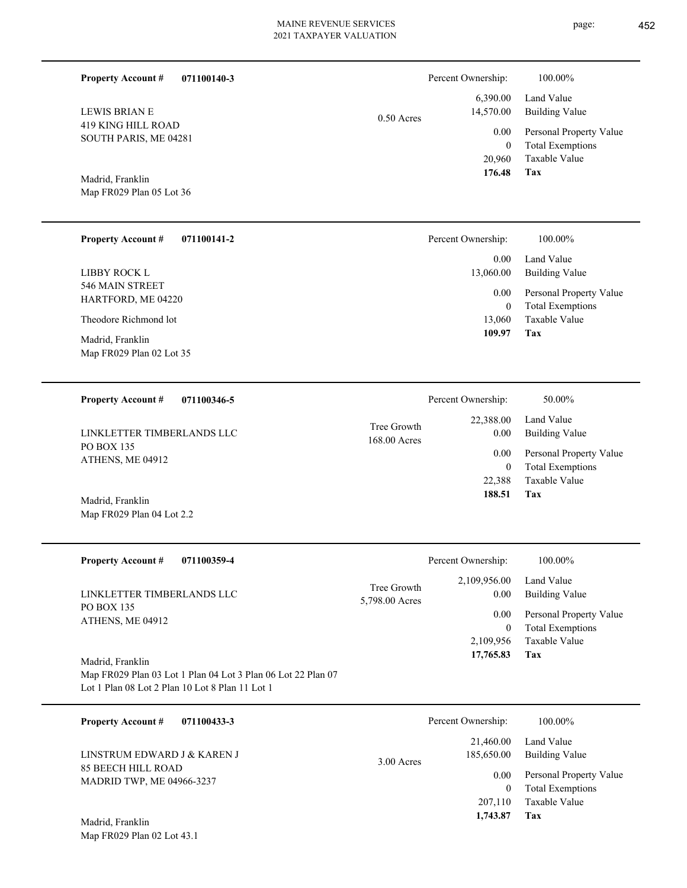**Property Account #** **071100140-3**

LEWIS BRIAN E
419 KING HILL ROAD
SOUTH PARIS, ME 04281

Madrid, Franklin
Map FR029 Plan 05 Lot 36

0.50 Acres

| Percent Ownership: | 100.00% |
|---|---|
| 6,390.00 | Land Value |
| 14,570.00 | Building Value |
| 0.00 | Personal Property Value |
| 0 | Total Exemptions |
| 20,960 | Taxable Value |
| **176.48** | **Tax** |

---

**Property Account #** **071100141-2**

LIBBY ROCK L
546 MAIN STREET
HARTFORD, ME 04220

Theodore Richmond lot

Madrid, Franklin
Map FR029 Plan 02 Lot 35

| Percent Ownership: | 100.00% |
|---|---|
| 0.00 | Land Value |
| 13,060.00 | Building Value |
| 0.00 | Personal Property Value |
| 0 | Total Exemptions |
| 13,060 | Taxable Value |
| **109.97** | **Tax** |

---

**Property Account #** **071100346-5**

LINKLETTER TIMBERLANDS LLC
PO BOX 135
ATHENS, ME 04912

Madrid, Franklin
Map FR029 Plan 04 Lot 2.2

Tree Growth
168.00 Acres

| Percent Ownership: | 50.00% |
|---|---|
| 22,388.00 | Land Value |
| 0.00 | Building Value |
| 0.00 | Personal Property Value |
| 0 | Total Exemptions |
| 22,388 | Taxable Value |
| **188.51** | **Tax** |

---

**Property Account #** **071100359-4**

LINKLETTER TIMBERLANDS LLC
PO BOX 135
ATHENS, ME 04912

Madrid, Franklin
Map FR029 Plan 03 Lot 1 Plan 04 Lot 3 Plan 06 Lot 22 Plan 07 Lot 1 Plan 08 Lot 2 Plan 10 Lot 8 Plan 11 Lot 1

Tree Growth
5,798.00 Acres

| Percent Ownership: | 100.00% |
|---|---|
| 2,109,956.00 | Land Value |
| 0.00 | Building Value |
| 0.00 | Personal Property Value |
| 0 | Total Exemptions |
| 2,109,956 | Taxable Value |
| **17,765.83** | **Tax** |

---

**Property Account #** **071100433-3**

LINSTRUM EDWARD J & KAREN J
85 BEECH HILL ROAD
MADRID TWP, ME 04966-3237

Madrid, Franklin
Map FR029 Plan 02 Lot 43.1

3.00 Acres

| Percent Ownership: | 100.00% |
|---|---|
| 21,460.00 | Land Value |
| 185,650.00 | Building Value |
| 0.00 | Personal Property Value |
| 0 | Total Exemptions |
| 207,110 | Taxable Value |
| **1,743.87** | **Tax** |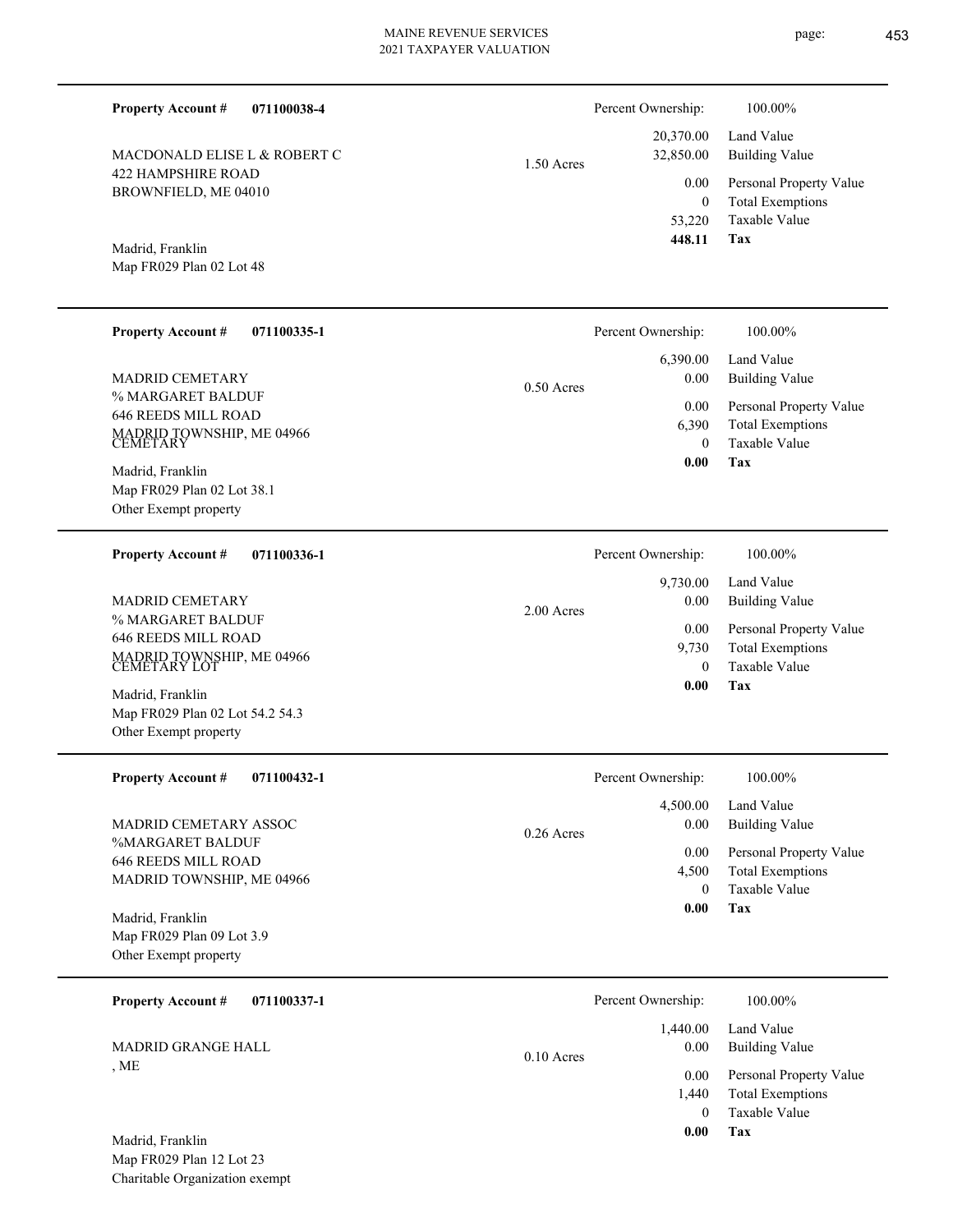**Property Account #** **071100038-4**

MACDONALD ELISE L & ROBERT C
422 HAMPSHIRE ROAD
BROWNFIELD, ME 04010

Madrid, Franklin
Map FR029 Plan 02 Lot 48

1.50 Acres

| Percent Ownership: | 100.00% |
|---|---|
| 20,370.00 | Land Value |
| 32,850.00 | Building Value |
| 0.00 | Personal Property Value |
| 0 | Total Exemptions |
| 53,220 | Taxable Value |
| **448.11** | **Tax** |

---

**Property Account #** **071100335-1**

MADRID CEMETARY
% MARGARET BALDUF
646 REEDS MILL ROAD
MADRID TOWNSHIP, ME 04966
CEMETARY

Madrid, Franklin
Map FR029 Plan 02 Lot 38.1
Other Exempt property

0.50 Acres

| Percent Ownership: | 100.00% |
|---|---|
| 6,390.00 | Land Value |
| 0.00 | Building Value |
| 0.00 | Personal Property Value |
| 6,390 | Total Exemptions |
| 0 | Taxable Value |
| **0.00** | **Tax** |

---

**Property Account #** **071100336-1**

MADRID CEMETARY
% MARGARET BALDUF
646 REEDS MILL ROAD
MADRID TOWNSHIP, ME 04966
CEMETARY LOT

Madrid, Franklin
Map FR029 Plan 02 Lot 54.2 54.3
Other Exempt property

2.00 Acres

| Percent Ownership: | 100.00% |
|---|---|
| 9,730.00 | Land Value |
| 0.00 | Building Value |
| 0.00 | Personal Property Value |
| 9,730 | Total Exemptions |
| 0 | Taxable Value |
| **0.00** | **Tax** |

---

**Property Account #** **071100432-1**

MADRID CEMETARY ASSOC
%MARGARET BALDUF
646 REEDS MILL ROAD
MADRID TOWNSHIP, ME 04966

Madrid, Franklin
Map FR029 Plan 09 Lot 3.9
Other Exempt property

0.26 Acres

| Percent Ownership: | 100.00% |
|---|---|
| 4,500.00 | Land Value |
| 0.00 | Building Value |
| 0.00 | Personal Property Value |
| 4,500 | Total Exemptions |
| 0 | Taxable Value |
| **0.00** | **Tax** |

---

**Property Account #** **071100337-1**

MADRID GRANGE HALL
, ME

Madrid, Franklin
Map FR029 Plan 12 Lot 23
Charitable Organization exempt

0.10 Acres

| Percent Ownership: | 100.00% |
|---|---|
| 1,440.00 | Land Value |
| 0.00 | Building Value |
| 0.00 | Personal Property Value |
| 1,440 | Total Exemptions |
| 0 | Taxable Value |
| **0.00** | **Tax** |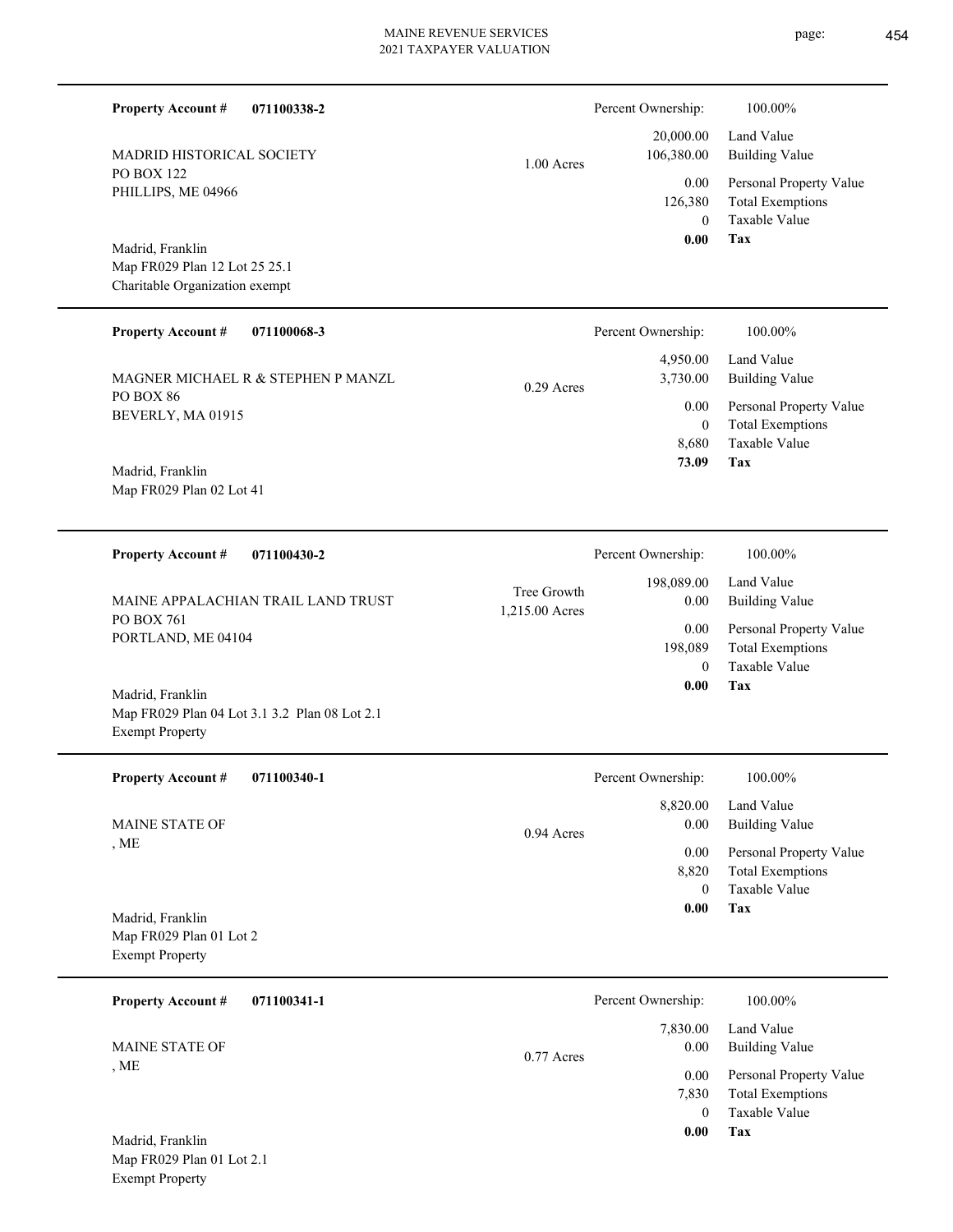**Property Account #** **071100338-2**

MADRID HISTORICAL SOCIETY
PO BOX 122
PHILLIPS, ME 04966

1.00 Acres

Madrid, Franklin
Map FR029 Plan 12 Lot 25 25.1
Charitable Organization exempt

| | |
|---|---|
| Percent Ownership: | 100.00% |
| Land Value | 20,000.00 |
| Building Value | 106,380.00 |
| Personal Property Value | 0.00 |
| Total Exemptions | 126,380 |
| Taxable Value | 0 |
| **Tax** | **0.00** |

---

**Property Account #** **071100068-3**

MAGNER MICHAEL R & STEPHEN P MANZL
PO BOX 86
BEVERLY, MA 01915

0.29 Acres

Madrid, Franklin
Map FR029 Plan 02 Lot 41

| | |
|---|---|
| Percent Ownership: | 100.00% |
| Land Value | 4,950.00 |
| Building Value | 3,730.00 |
| Personal Property Value | 0.00 |
| Total Exemptions | 0 |
| Taxable Value | 8,680 |
| **Tax** | **73.09** |

---

**Property Account #** **071100430-2**

MAINE APPALACHIAN TRAIL LAND TRUST
PO BOX 761
PORTLAND, ME 04104

Tree Growth
1,215.00 Acres

Madrid, Franklin
Map FR029 Plan 04 Lot 3.1 3.2 Plan 08 Lot 2.1
Exempt Property

| | |
|---|---|
| Percent Ownership: | 100.00% |
| Land Value | 198,089.00 |
| Building Value | 0.00 |
| Personal Property Value | 0.00 |
| Total Exemptions | 198,089 |
| Taxable Value | 0 |
| **Tax** | **0.00** |

---

**Property Account #** **071100340-1**

MAINE STATE OF
, ME

0.94 Acres

Madrid, Franklin
Map FR029 Plan 01 Lot 2
Exempt Property

| | |
|---|---|
| Percent Ownership: | 100.00% |
| Land Value | 8,820.00 |
| Building Value | 0.00 |
| Personal Property Value | 0.00 |
| Total Exemptions | 8,820 |
| Taxable Value | 0 |
| **Tax** | **0.00** |

---

**Property Account #** **071100341-1**

MAINE STATE OF
, ME

0.77 Acres

Madrid, Franklin
Map FR029 Plan 01 Lot 2.1
Exempt Property

| | |
|---|---|
| Percent Ownership: | 100.00% |
| Land Value | 7,830.00 |
| Building Value | 0.00 |
| Personal Property Value | 0.00 |
| Total Exemptions | 7,830 |
| Taxable Value | 0 |
| **Tax** | **0.00** |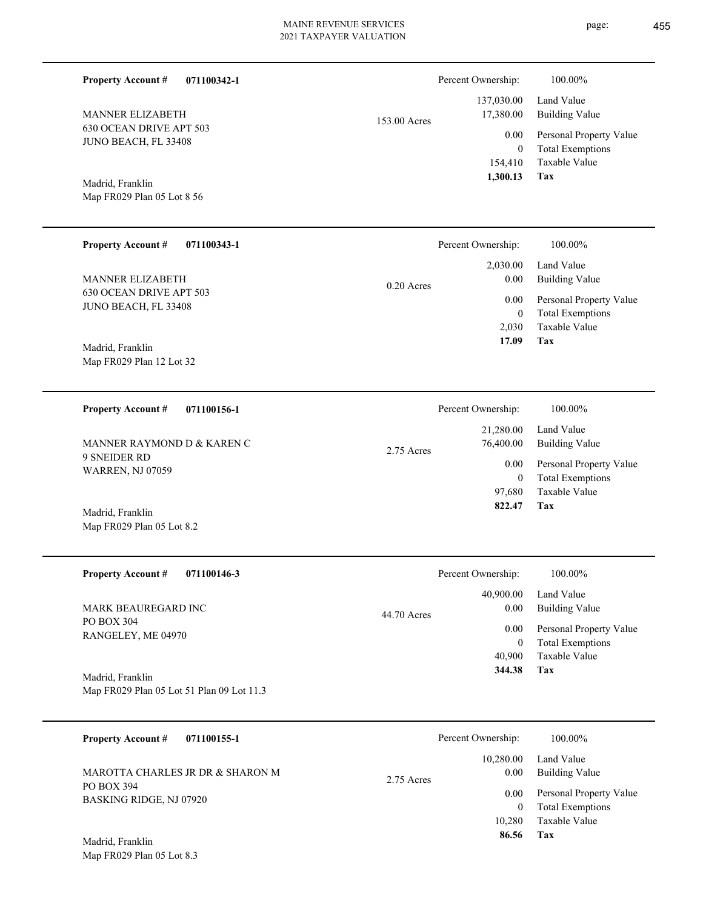**Property Account #** **071100342-1**

MANNER ELIZABETH
630 OCEAN DRIVE APT 503
JUNO BEACH, FL 33408

Madrid, Franklin
Map FR029 Plan 05 Lot 8 56

153.00 Acres

| Percent Ownership: | 100.00% |
|---|---|
| 137,030.00 | Land Value |
| 17,380.00 | Building Value |
| 0.00 | Personal Property Value |
| 0 | Total Exemptions |
| 154,410 | Taxable Value |
| **1,300.13** | **Tax** |

---

**Property Account #** **071100343-1**

MANNER ELIZABETH
630 OCEAN DRIVE APT 503
JUNO BEACH, FL 33408

Madrid, Franklin
Map FR029 Plan 12 Lot 32

0.20 Acres

| Percent Ownership: | 100.00% |
|---|---|
| 2,030.00 | Land Value |
| 0.00 | Building Value |
| 0.00 | Personal Property Value |
| 0 | Total Exemptions |
| 2,030 | Taxable Value |
| **17.09** | **Tax** |

---

**Property Account #** **071100156-1**

MANNER RAYMOND D & KAREN C
9 SNEIDER RD
WARREN, NJ 07059

Madrid, Franklin
Map FR029 Plan 05 Lot 8.2

2.75 Acres

| Percent Ownership: | 100.00% |
|---|---|
| 21,280.00 | Land Value |
| 76,400.00 | Building Value |
| 0.00 | Personal Property Value |
| 0 | Total Exemptions |
| 97,680 | Taxable Value |
| **822.47** | **Tax** |

---

**Property Account #** **071100146-3**

MARK BEAUREGARD INC
PO BOX 304
RANGELEY, ME 04970

Madrid, Franklin
Map FR029 Plan 05 Lot 51 Plan 09 Lot 11.3

44.70 Acres

| Percent Ownership: | 100.00% |
|---|---|
| 40,900.00 | Land Value |
| 0.00 | Building Value |
| 0.00 | Personal Property Value |
| 0 | Total Exemptions |
| 40,900 | Taxable Value |
| **344.38** | **Tax** |

---

**Property Account #** **071100155-1**

MAROTTA CHARLES JR DR & SHARON M
PO BOX 394
BASKING RIDGE, NJ 07920

Madrid, Franklin
Map FR029 Plan 05 Lot 8.3

2.75 Acres

| Percent Ownership: | 100.00% |
|---|---|
| 10,280.00 | Land Value |
| 0.00 | Building Value |
| 0.00 | Personal Property Value |
| 0 | Total Exemptions |
| 10,280 | Taxable Value |
| **86.56** | **Tax** |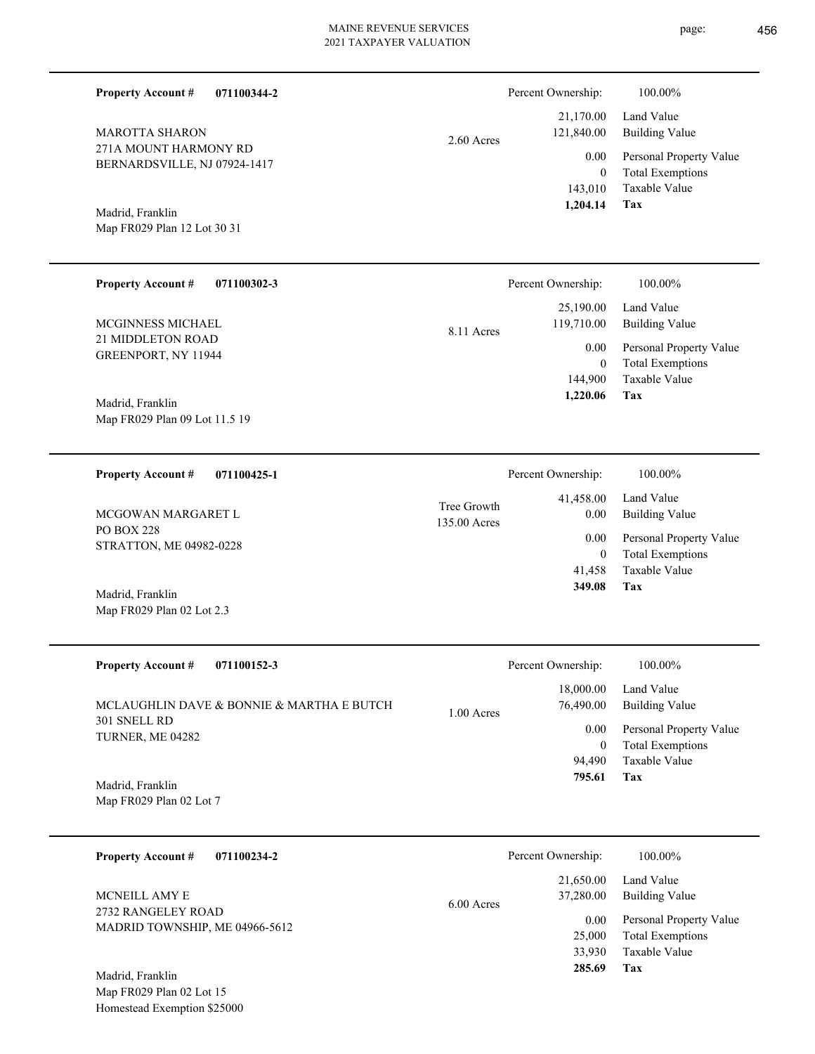**Property Account #** **071100344-2**

MAROTTA SHARON
271A MOUNT HARMONY RD
BERNARDSVILLE, NJ 07924-1417

Madrid, Franklin
Map FR029 Plan 12 Lot 30 31

2.60 Acres

| Percent Ownership: | 100.00% |
|---|---|
| 21,170.00 | Land Value |
| 121,840.00 | Building Value |
| 0.00 | Personal Property Value |
| 0 | Total Exemptions |
| 143,010 | Taxable Value |
| **1,204.14** | **Tax** |

---

**Property Account #** **071100302-3**

MCGINNESS MICHAEL
21 MIDDLETON ROAD
GREENPORT, NY 11944

Madrid, Franklin
Map FR029 Plan 09 Lot 11.5 19

8.11 Acres

| Percent Ownership: | 100.00% |
|---|---|
| 25,190.00 | Land Value |
| 119,710.00 | Building Value |
| 0.00 | Personal Property Value |
| 0 | Total Exemptions |
| 144,900 | Taxable Value |
| **1,220.06** | **Tax** |

---

**Property Account #** **071100425-1**

MCGOWAN MARGARET L
PO BOX 228
STRATTON, ME 04982-0228

Madrid, Franklin
Map FR029 Plan 02 Lot 2.3

Tree Growth
135.00 Acres

| Percent Ownership: | 100.00% |
|---|---|
| 41,458.00 | Land Value |
| 0.00 | Building Value |
| 0.00 | Personal Property Value |
| 0 | Total Exemptions |
| 41,458 | Taxable Value |
| **349.08** | **Tax** |

---

**Property Account #** **071100152-3**

MCLAUGHLIN DAVE & BONNIE & MARTHA E BUTCH
301 SNELL RD
TURNER, ME 04282

Madrid, Franklin
Map FR029 Plan 02 Lot 7

1.00 Acres

| Percent Ownership: | 100.00% |
|---|---|
| 18,000.00 | Land Value |
| 76,490.00 | Building Value |
| 0.00 | Personal Property Value |
| 0 | Total Exemptions |
| 94,490 | Taxable Value |
| **795.61** | **Tax** |

---

**Property Account #** **071100234-2**

MCNEILL AMY E
2732 RANGELEY ROAD
MADRID TOWNSHIP, ME 04966-5612

Madrid, Franklin
Map FR029 Plan 02 Lot 15
Homestead Exemption $25000

6.00 Acres

| Percent Ownership: | 100.00% |
|---|---|
| 21,650.00 | Land Value |
| 37,280.00 | Building Value |
| 0.00 | Personal Property Value |
| 25,000 | Total Exemptions |
| 33,930 | Taxable Value |
| **285.69** | **Tax** |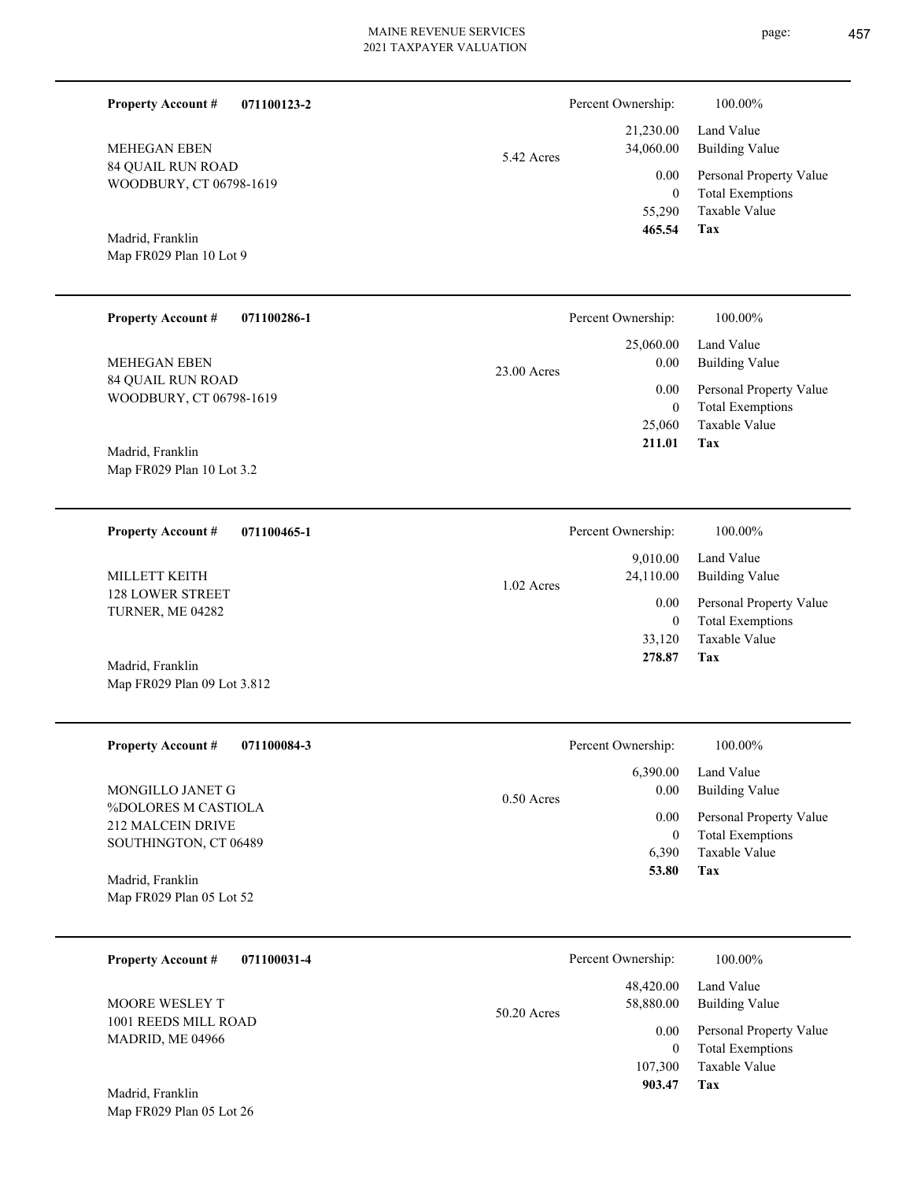**Property Account #** **071100123-2**

MEHEGAN EBEN
84 QUAIL RUN ROAD
WOODBURY, CT 06798-1619

Madrid, Franklin
Map FR029 Plan 10 Lot 9

5.42 Acres

| Percent Ownership: | 100.00% |
|---|---|
| 21,230.00 | Land Value |
| 34,060.00 | Building Value |
| 0.00 | Personal Property Value |
| 0 | Total Exemptions |
| 55,290 | Taxable Value |
| **465.54** | **Tax** |

---

**Property Account #** **071100286-1**

MEHEGAN EBEN
84 QUAIL RUN ROAD
WOODBURY, CT 06798-1619

Madrid, Franklin
Map FR029 Plan 10 Lot 3.2

23.00 Acres

| Percent Ownership: | 100.00% |
|---|---|
| 25,060.00 | Land Value |
| 0.00 | Building Value |
| 0.00 | Personal Property Value |
| 0 | Total Exemptions |
| 25,060 | Taxable Value |
| **211.01** | **Tax** |

---

**Property Account #** **071100465-1**

MILLETT KEITH
128 LOWER STREET
TURNER, ME 04282

Madrid, Franklin
Map FR029 Plan 09 Lot 3.812

1.02 Acres

| Percent Ownership: | 100.00% |
|---|---|
| 9,010.00 | Land Value |
| 24,110.00 | Building Value |
| 0.00 | Personal Property Value |
| 0 | Total Exemptions |
| 33,120 | Taxable Value |
| **278.87** | **Tax** |

---

**Property Account #** **071100084-3**

MONGILLO JANET G
%DOLORES M CASTIOLA
212 MALCEIN DRIVE
SOUTHINGTON, CT 06489

Madrid, Franklin
Map FR029 Plan 05 Lot 52

0.50 Acres

| Percent Ownership: | 100.00% |
|---|---|
| 6,390.00 | Land Value |
| 0.00 | Building Value |
| 0.00 | Personal Property Value |
| 0 | Total Exemptions |
| 6,390 | Taxable Value |
| **53.80** | **Tax** |

---

**Property Account #** **071100031-4**

MOORE WESLEY T
1001 REEDS MILL ROAD
MADRID, ME 04966

Madrid, Franklin
Map FR029 Plan 05 Lot 26

50.20 Acres

| Percent Ownership: | 100.00% |
|---|---|
| 48,420.00 | Land Value |
| 58,880.00 | Building Value |
| 0.00 | Personal Property Value |
| 0 | Total Exemptions |
| 107,300 | Taxable Value |
| **903.47** | **Tax** |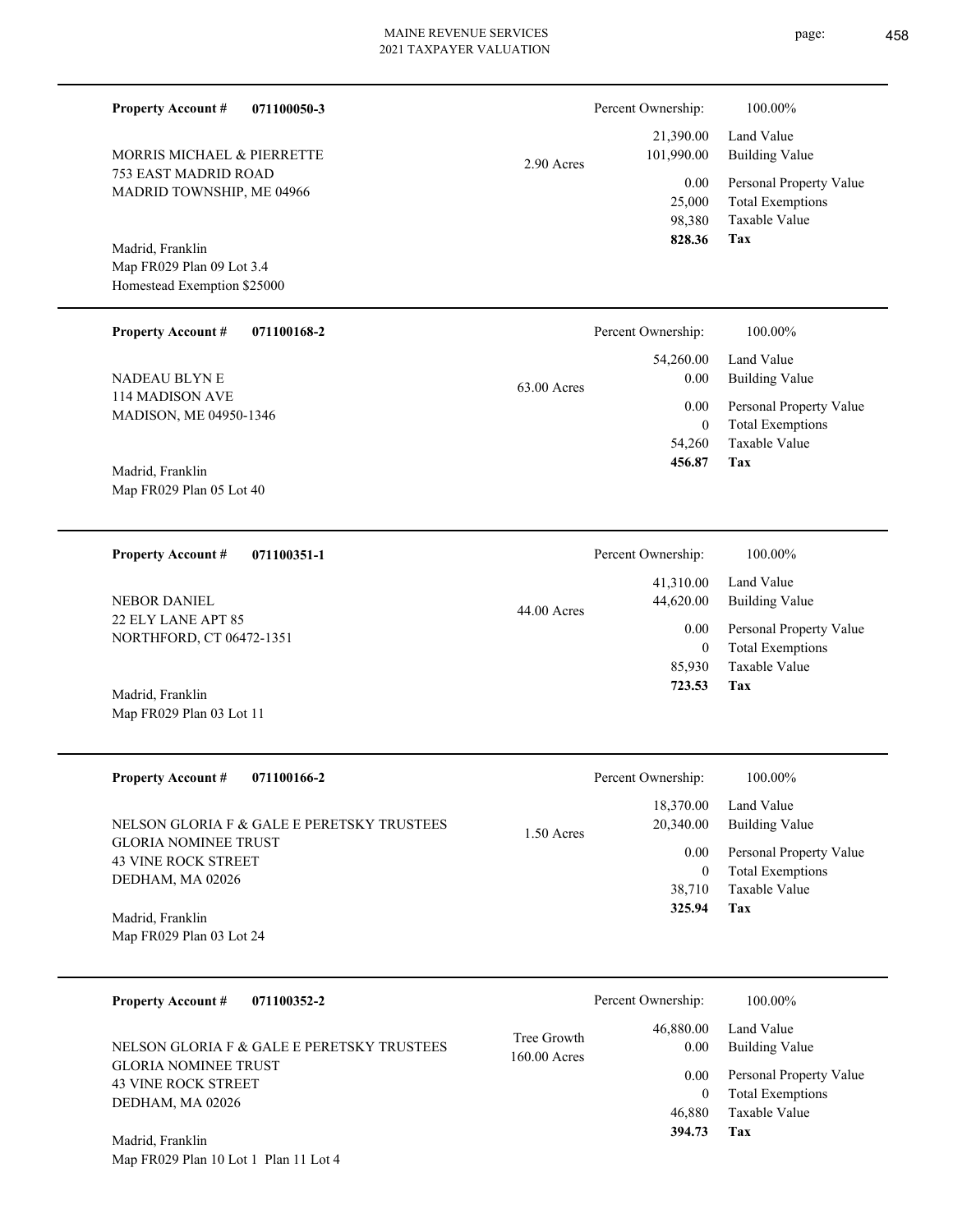**Property Account #** **071100050-3**

MORRIS MICHAEL & PIERRETTE
753 EAST MADRID ROAD
MADRID TOWNSHIP, ME 04966

2.90 Acres

Madrid, Franklin
Map FR029 Plan 09 Lot 3.4
Homestead Exemption $25000

| Percent Ownership: | 100.00% |
|---|---|
| 21,390.00 | Land Value |
| 101,990.00 | Building Value |
| 0.00 | Personal Property Value |
| 25,000 | Total Exemptions |
| 98,380 | Taxable Value |
| **828.36** | **Tax** |

---

**Property Account #** **071100168-2**

NADEAU BLYN E
114 MADISON AVE
MADISON, ME 04950-1346

63.00 Acres

Madrid, Franklin
Map FR029 Plan 05 Lot 40

| Percent Ownership: | 100.00% |
|---|---|
| 54,260.00 | Land Value |
| 0.00 | Building Value |
| 0.00 | Personal Property Value |
| 0 | Total Exemptions |
| 54,260 | Taxable Value |
| **456.87** | **Tax** |

---

**Property Account #** **071100351-1**

NEBOR DANIEL
22 ELY LANE APT 85
NORTHFORD, CT 06472-1351

44.00 Acres

Madrid, Franklin
Map FR029 Plan 03 Lot 11

| Percent Ownership: | 100.00% |
|---|---|
| 41,310.00 | Land Value |
| 44,620.00 | Building Value |
| 0.00 | Personal Property Value |
| 0 | Total Exemptions |
| 85,930 | Taxable Value |
| **723.53** | **Tax** |

---

**Property Account #** **071100166-2**

NELSON GLORIA F & GALE E PERETSKY TRUSTEES
GLORIA NOMINEE TRUST
43 VINE ROCK STREET
DEDHAM, MA 02026

1.50 Acres

Madrid, Franklin
Map FR029 Plan 03 Lot 24

| Percent Ownership: | 100.00% |
|---|---|
| 18,370.00 | Land Value |
| 20,340.00 | Building Value |
| 0.00 | Personal Property Value |
| 0 | Total Exemptions |
| 38,710 | Taxable Value |
| **325.94** | **Tax** |

---

**Property Account #** **071100352-2**

NELSON GLORIA F & GALE E PERETSKY TRUSTEES
GLORIA NOMINEE TRUST
43 VINE ROCK STREET
DEDHAM, MA 02026

Tree Growth
160.00 Acres

Madrid, Franklin
Map FR029 Plan 10 Lot 1 Plan 11 Lot 4

| Percent Ownership: | 100.00% |
|---|---|
| 46,880.00 | Land Value |
| 0.00 | Building Value |
| 0.00 | Personal Property Value |
| 0 | Total Exemptions |
| 46,880 | Taxable Value |
| **394.73** | **Tax** |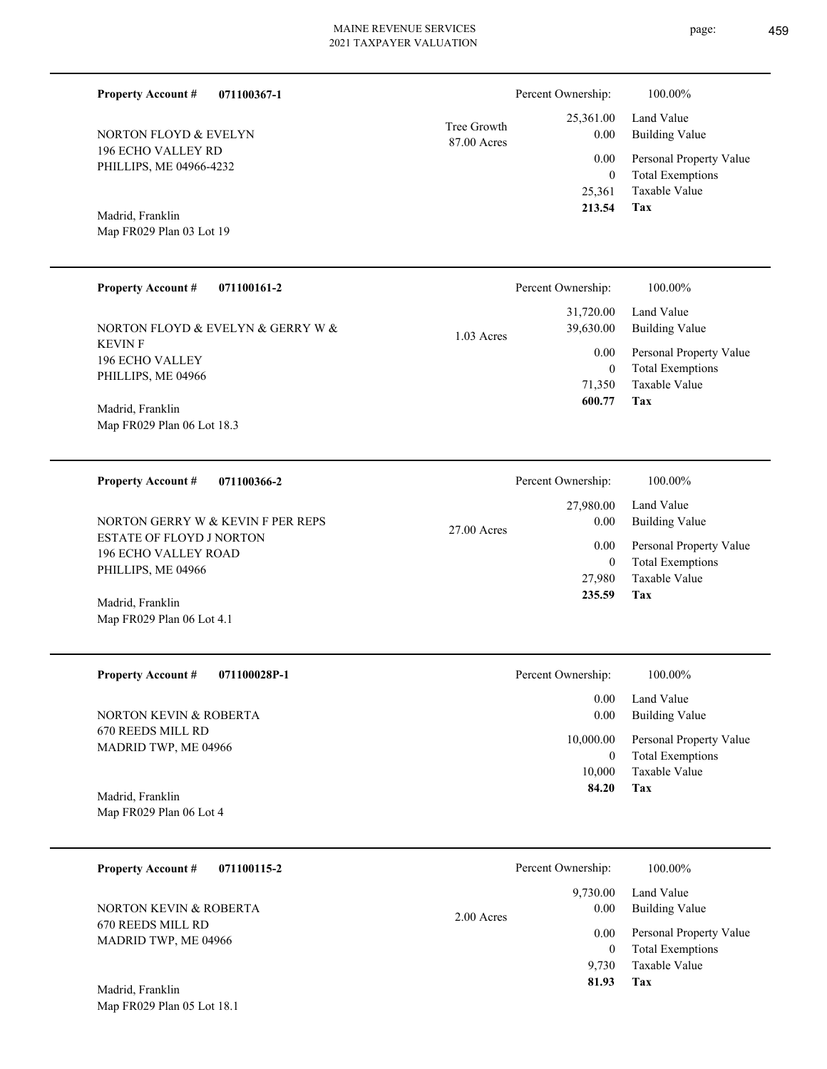**Property Account #** **071100367-1**

NORTON FLOYD & EVELYN
196 ECHO VALLEY RD
PHILLIPS, ME 04966-4232

Madrid, Franklin
Map FR029 Plan 03 Lot 19

Tree Growth
87.00 Acres

| | |
|---|---|
| Percent Ownership: | 100.00% |
| 25,361.00 | Land Value |
| 0.00 | Building Value |
| 0.00 | Personal Property Value |
| 0 | Total Exemptions |
| 25,361 | Taxable Value |
| **213.54** | **Tax** |

---

**Property Account #** **071100161-2**

NORTON FLOYD & EVELYN & GERRY W & KEVIN F
196 ECHO VALLEY
PHILLIPS, ME 04966

Madrid, Franklin
Map FR029 Plan 06 Lot 18.3

1.03 Acres

| | |
|---|---|
| Percent Ownership: | 100.00% |
| 31,720.00 | Land Value |
| 39,630.00 | Building Value |
| 0.00 | Personal Property Value |
| 0 | Total Exemptions |
| 71,350 | Taxable Value |
| **600.77** | **Tax** |

---

**Property Account #** **071100366-2**

NORTON GERRY W & KEVIN F PER REPS
ESTATE OF FLOYD J NORTON
196 ECHO VALLEY ROAD
PHILLIPS, ME 04966

Madrid, Franklin
Map FR029 Plan 06 Lot 4.1

27.00 Acres

| | |
|---|---|
| Percent Ownership: | 100.00% |
| 27,980.00 | Land Value |
| 0.00 | Building Value |
| 0.00 | Personal Property Value |
| 0 | Total Exemptions |
| 27,980 | Taxable Value |
| **235.59** | **Tax** |

---

**Property Account #** **071100028P-1**

NORTON KEVIN & ROBERTA
670 REEDS MILL RD
MADRID TWP, ME 04966

Madrid, Franklin
Map FR029 Plan 06 Lot 4

| | |
|---|---|
| Percent Ownership: | 100.00% |
| 0.00 | Land Value |
| 0.00 | Building Value |
| 10,000.00 | Personal Property Value |
| 0 | Total Exemptions |
| 10,000 | Taxable Value |
| **84.20** | **Tax** |

---

**Property Account #** **071100115-2**

NORTON KEVIN & ROBERTA
670 REEDS MILL RD
MADRID TWP, ME 04966

Madrid, Franklin
Map FR029 Plan 05 Lot 18.1

2.00 Acres

| | |
|---|---|
| Percent Ownership: | 100.00% |
| 9,730.00 | Land Value |
| 0.00 | Building Value |
| 0.00 | Personal Property Value |
| 0 | Total Exemptions |
| 9,730 | Taxable Value |
| **81.93** | **Tax** |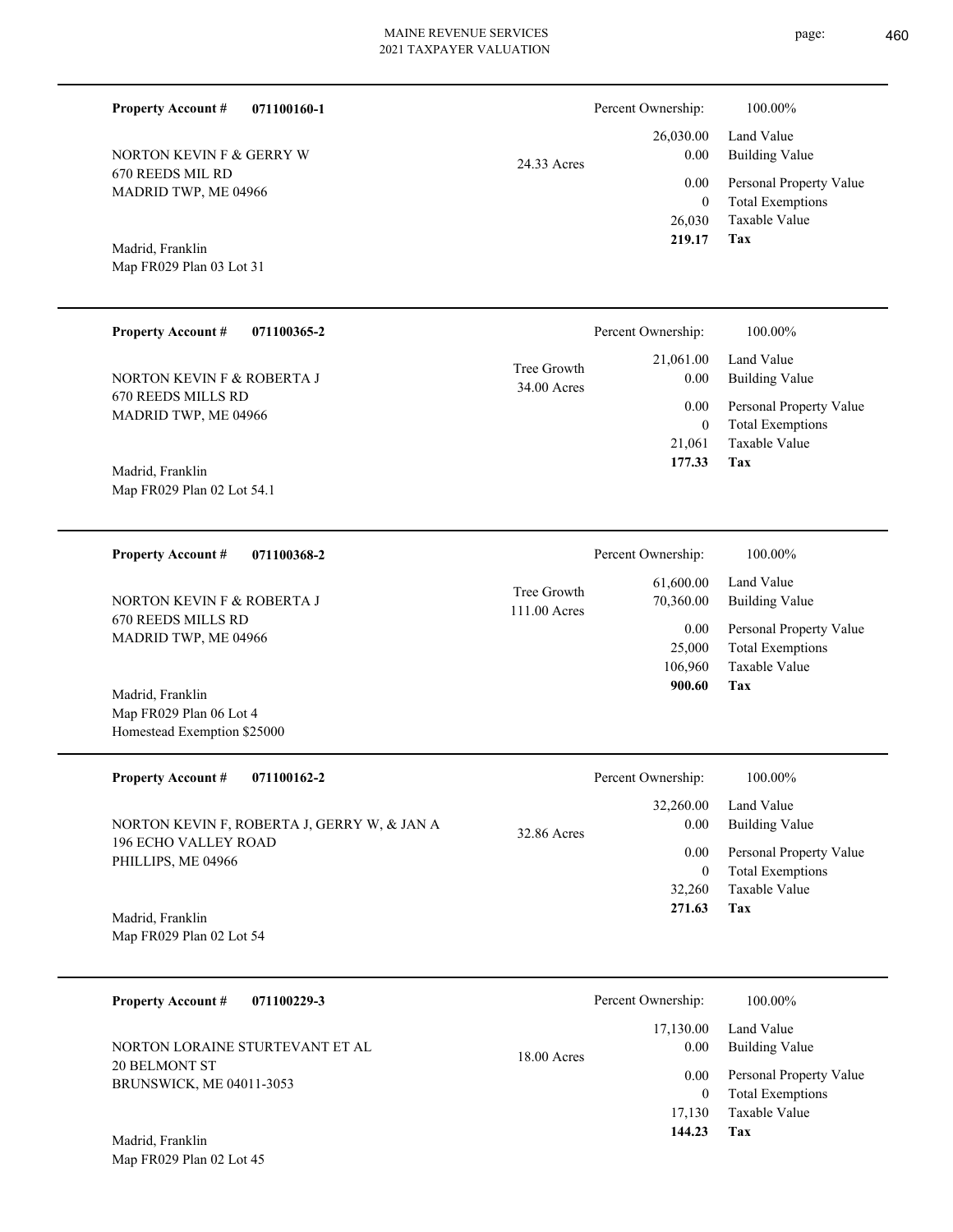**Property Account #** **071100160-1**

NORTON KEVIN F & GERRY W
670 REEDS MIL RD
MADRID TWP, ME 04966

Madrid, Franklin
Map FR029 Plan 03 Lot 31

24.33 Acres

Percent Ownership: 100.00%

| | |
|---|---|
| 26,030.00 | Land Value |
| 0.00 | Building Value |
| 0.00 | Personal Property Value |
| 0 | Total Exemptions |
| 26,030 | Taxable Value |
| **219.17** | **Tax** |

---

**Property Account #** **071100365-2**

NORTON KEVIN F & ROBERTA J
670 REEDS MILLS RD
MADRID TWP, ME 04966

Madrid, Franklin
Map FR029 Plan 02 Lot 54.1

Tree Growth
34.00 Acres

Percent Ownership: 100.00%

| | |
|---|---|
| 21,061.00 | Land Value |
| 0.00 | Building Value |
| 0.00 | Personal Property Value |
| 0 | Total Exemptions |
| 21,061 | Taxable Value |
| **177.33** | **Tax** |

---

**Property Account #** **071100368-2**

NORTON KEVIN F & ROBERTA J
670 REEDS MILLS RD
MADRID TWP, ME 04966

Madrid, Franklin
Map FR029 Plan 06 Lot 4
Homestead Exemption $25000

Tree Growth
111.00 Acres

Percent Ownership: 100.00%

| | |
|---|---|
| 61,600.00 | Land Value |
| 70,360.00 | Building Value |
| 0.00 | Personal Property Value |
| 25,000 | Total Exemptions |
| 106,960 | Taxable Value |
| **900.60** | **Tax** |

---

**Property Account #** **071100162-2**

NORTON KEVIN F, ROBERTA J, GERRY W, & JAN A
196 ECHO VALLEY ROAD
PHILLIPS, ME 04966

Madrid, Franklin
Map FR029 Plan 02 Lot 54

32.86 Acres

Percent Ownership: 100.00%

| | |
|---|---|
| 32,260.00 | Land Value |
| 0.00 | Building Value |
| 0.00 | Personal Property Value |
| 0 | Total Exemptions |
| 32,260 | Taxable Value |
| **271.63** | **Tax** |

---

**Property Account #** **071100229-3**

NORTON LORAINE STURTEVANT ET AL
20 BELMONT ST
BRUNSWICK, ME 04011-3053

Madrid, Franklin
Map FR029 Plan 02 Lot 45

18.00 Acres

Percent Ownership: 100.00%

| | |
|---|---|
| 17,130.00 | Land Value |
| 0.00 | Building Value |
| 0.00 | Personal Property Value |
| 0 | Total Exemptions |
| 17,130 | Taxable Value |
| **144.23** | **Tax** |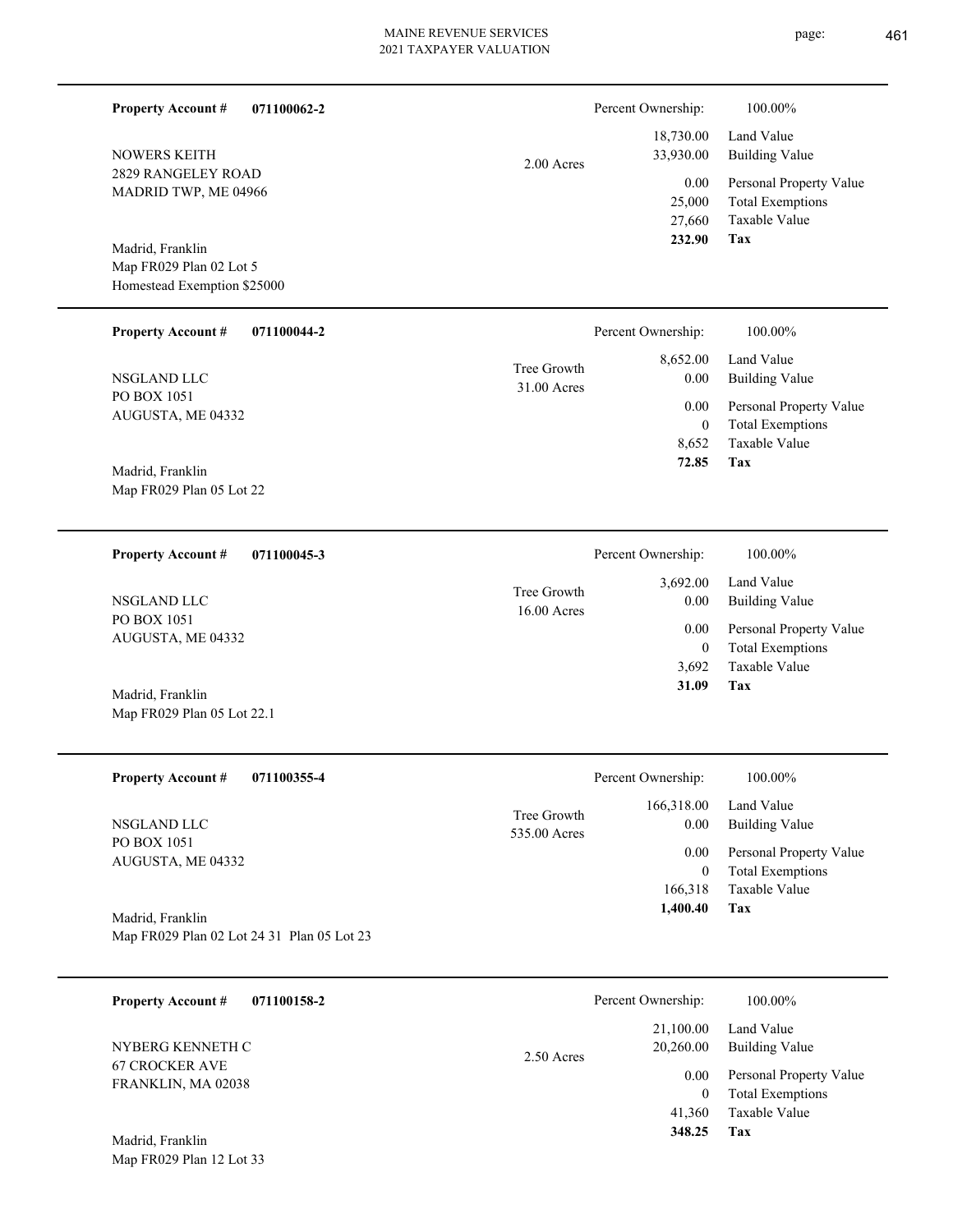**Property Account #** **071100062-2**

NOWERS KEITH
2829 RANGELEY ROAD
MADRID TWP, ME 04966

Madrid, Franklin
Map FR029 Plan 02 Lot 5
Homestead Exemption $25000

2.00 Acres

| Percent Ownership: | 100.00% |
|---|---|
| 18,730.00 | Land Value |
| 33,930.00 | Building Value |
| 0.00 | Personal Property Value |
| 25,000 | Total Exemptions |
| 27,660 | Taxable Value |
| **232.90** | **Tax** |

---

**Property Account #** **071100044-2**

NSGLAND LLC
PO BOX 1051
AUGUSTA, ME 04332

Madrid, Franklin
Map FR029 Plan 05 Lot 22

Tree Growth
31.00 Acres

| Percent Ownership: | 100.00% |
|---|---|
| 8,652.00 | Land Value |
| 0.00 | Building Value |
| 0.00 | Personal Property Value |
| 0 | Total Exemptions |
| 8,652 | Taxable Value |
| **72.85** | **Tax** |

---

**Property Account #** **071100045-3**

NSGLAND LLC
PO BOX 1051
AUGUSTA, ME 04332

Madrid, Franklin
Map FR029 Plan 05 Lot 22.1

Tree Growth
16.00 Acres

| Percent Ownership: | 100.00% |
|---|---|
| 3,692.00 | Land Value |
| 0.00 | Building Value |
| 0.00 | Personal Property Value |
| 0 | Total Exemptions |
| 3,692 | Taxable Value |
| **31.09** | **Tax** |

---

**Property Account #** **071100355-4**

NSGLAND LLC
PO BOX 1051
AUGUSTA, ME 04332

Madrid, Franklin
Map FR029 Plan 02 Lot 24 31 Plan 05 Lot 23

Tree Growth
535.00 Acres

| Percent Ownership: | 100.00% |
|---|---|
| 166,318.00 | Land Value |
| 0.00 | Building Value |
| 0.00 | Personal Property Value |
| 0 | Total Exemptions |
| 166,318 | Taxable Value |
| **1,400.40** | **Tax** |

---

**Property Account #** **071100158-2**

NYBERG KENNETH C
67 CROCKER AVE
FRANKLIN, MA 02038

Madrid, Franklin
Map FR029 Plan 12 Lot 33

2.50 Acres

| Percent Ownership: | 100.00% |
|---|---|
| 21,100.00 | Land Value |
| 20,260.00 | Building Value |
| 0.00 | Personal Property Value |
| 0 | Total Exemptions |
| 41,360 | Taxable Value |
| **348.25** | **Tax** |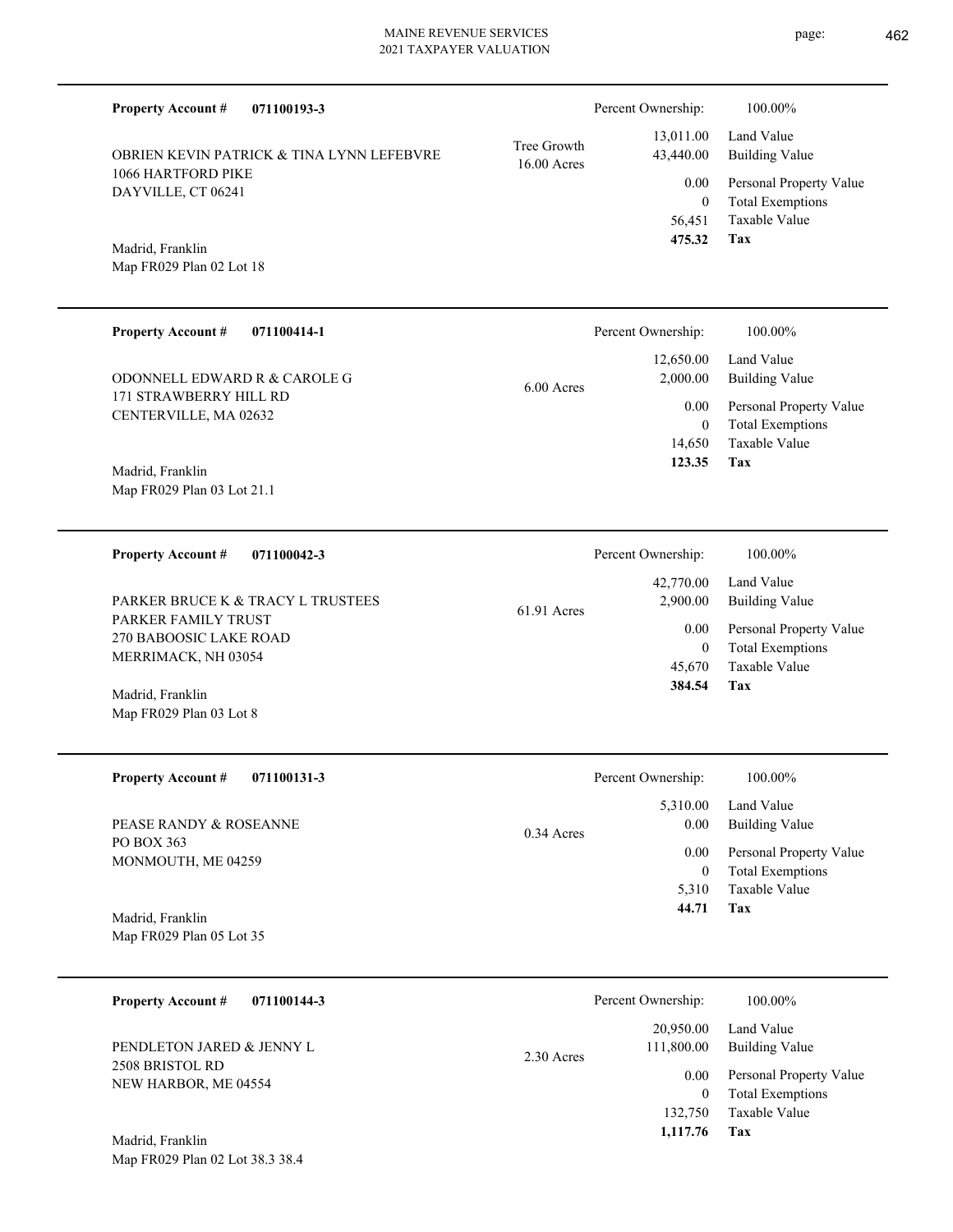**Property Account #** **071100193-3**

OBRIEN KEVIN PATRICK & TINA LYNN LEFEBVRE
1066 HARTFORD PIKE
DAYVILLE, CT 06241

Madrid, Franklin
Map FR029 Plan 02 Lot 18

Tree Growth
16.00 Acres

| | |
|---|---|
| Percent Ownership: | 100.00% |
| 13,011.00 | Land Value |
| 43,440.00 | Building Value |
| 0.00 | Personal Property Value |
| 0 | Total Exemptions |
| 56,451 | Taxable Value |
| **475.32** | **Tax** |

---

**Property Account #** **071100414-1**

ODONNELL EDWARD R & CAROLE G
171 STRAWBERRY HILL RD
CENTERVILLE, MA 02632

Madrid, Franklin
Map FR029 Plan 03 Lot 21.1

6.00 Acres

| | |
|---|---|
| Percent Ownership: | 100.00% |
| 12,650.00 | Land Value |
| 2,000.00 | Building Value |
| 0.00 | Personal Property Value |
| 0 | Total Exemptions |
| 14,650 | Taxable Value |
| **123.35** | **Tax** |

---

**Property Account #** **071100042-3**

PARKER BRUCE K & TRACY L TRUSTEES
PARKER FAMILY TRUST
270 BABOOSIC LAKE ROAD
MERRIMACK, NH 03054

Madrid, Franklin
Map FR029 Plan 03 Lot 8

61.91 Acres

| | |
|---|---|
| Percent Ownership: | 100.00% |
| 42,770.00 | Land Value |
| 2,900.00 | Building Value |
| 0.00 | Personal Property Value |
| 0 | Total Exemptions |
| 45,670 | Taxable Value |
| **384.54** | **Tax** |

---

**Property Account #** **071100131-3**

PEASE RANDY & ROSEANNE
PO BOX 363
MONMOUTH, ME 04259

Madrid, Franklin
Map FR029 Plan 05 Lot 35

0.34 Acres

| | |
|---|---|
| Percent Ownership: | 100.00% |
| 5,310.00 | Land Value |
| 0.00 | Building Value |
| 0.00 | Personal Property Value |
| 0 | Total Exemptions |
| 5,310 | Taxable Value |
| **44.71** | **Tax** |

---

**Property Account #** **071100144-3**

PENDLETON JARED & JENNY L
2508 BRISTOL RD
NEW HARBOR, ME 04554

Madrid, Franklin
Map FR029 Plan 02 Lot 38.3 38.4

2.30 Acres

| | |
|---|---|
| Percent Ownership: | 100.00% |
| 20,950.00 | Land Value |
| 111,800.00 | Building Value |
| 0.00 | Personal Property Value |
| 0 | Total Exemptions |
| 132,750 | Taxable Value |
| **1,117.76** | **Tax** |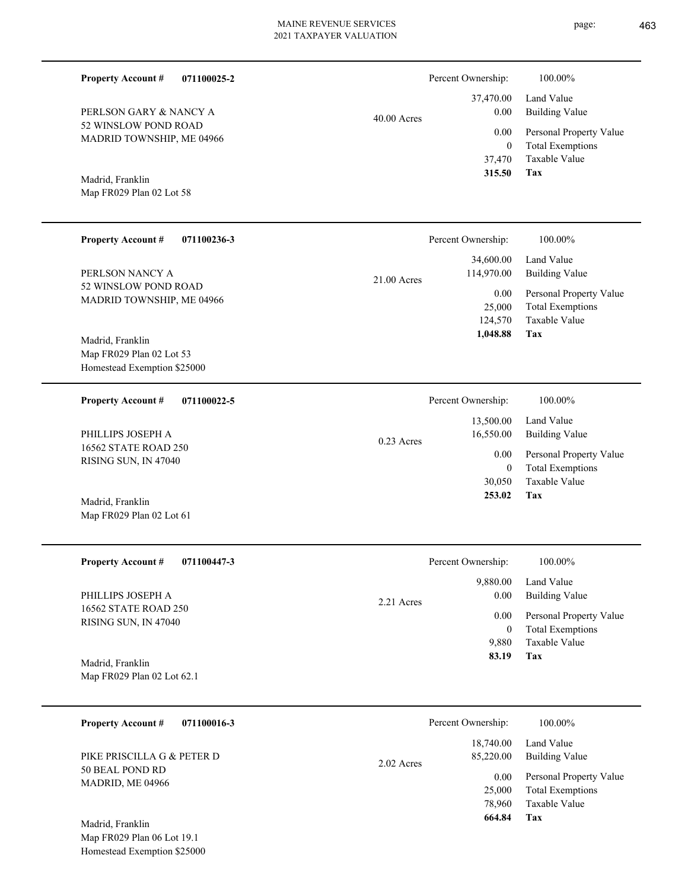**Property Account #** **071100025-2**

PERLSON GARY & NANCY A
52 WINSLOW POND ROAD
MADRID TOWNSHIP, ME 04966

Madrid, Franklin
Map FR029 Plan 02 Lot 58

40.00 Acres

| | |
|---|---|
| Percent Ownership: | 100.00% |
| 37,470.00 | Land Value |
| 0.00 | Building Value |
| 0.00 | Personal Property Value |
| 0 | Total Exemptions |
| 37,470 | Taxable Value |
| **315.50** | **Tax** |

---

**Property Account #** **071100236-3**

PERLSON NANCY A
52 WINSLOW POND ROAD
MADRID TOWNSHIP, ME 04966

Madrid, Franklin
Map FR029 Plan 02 Lot 53
Homestead Exemption $25000

21.00 Acres

| | |
|---|---|
| Percent Ownership: | 100.00% |
| 34,600.00 | Land Value |
| 114,970.00 | Building Value |
| 0.00 | Personal Property Value |
| 25,000 | Total Exemptions |
| 124,570 | Taxable Value |
| **1,048.88** | **Tax** |

---

**Property Account #** **071100022-5**

PHILLIPS JOSEPH A
16562 STATE ROAD 250
RISING SUN, IN 47040

Madrid, Franklin
Map FR029 Plan 02 Lot 61

0.23 Acres

| | |
|---|---|
| Percent Ownership: | 100.00% |
| 13,500.00 | Land Value |
| 16,550.00 | Building Value |
| 0.00 | Personal Property Value |
| 0 | Total Exemptions |
| 30,050 | Taxable Value |
| **253.02** | **Tax** |

---

**Property Account #** **071100447-3**

PHILLIPS JOSEPH A
16562 STATE ROAD 250
RISING SUN, IN 47040

Madrid, Franklin
Map FR029 Plan 02 Lot 62.1

2.21 Acres

| | |
|---|---|
| Percent Ownership: | 100.00% |
| 9,880.00 | Land Value |
| 0.00 | Building Value |
| 0.00 | Personal Property Value |
| 0 | Total Exemptions |
| 9,880 | Taxable Value |
| **83.19** | **Tax** |

---

**Property Account #** **071100016-3**

PIKE PRISCILLA G & PETER D
50 BEAL POND RD
MADRID, ME 04966

Madrid, Franklin
Map FR029 Plan 06 Lot 19.1
Homestead Exemption $25000

2.02 Acres

| | |
|---|---|
| Percent Ownership: | 100.00% |
| 18,740.00 | Land Value |
| 85,220.00 | Building Value |
| 0.00 | Personal Property Value |
| 25,000 | Total Exemptions |
| 78,960 | Taxable Value |
| **664.84** | **Tax** |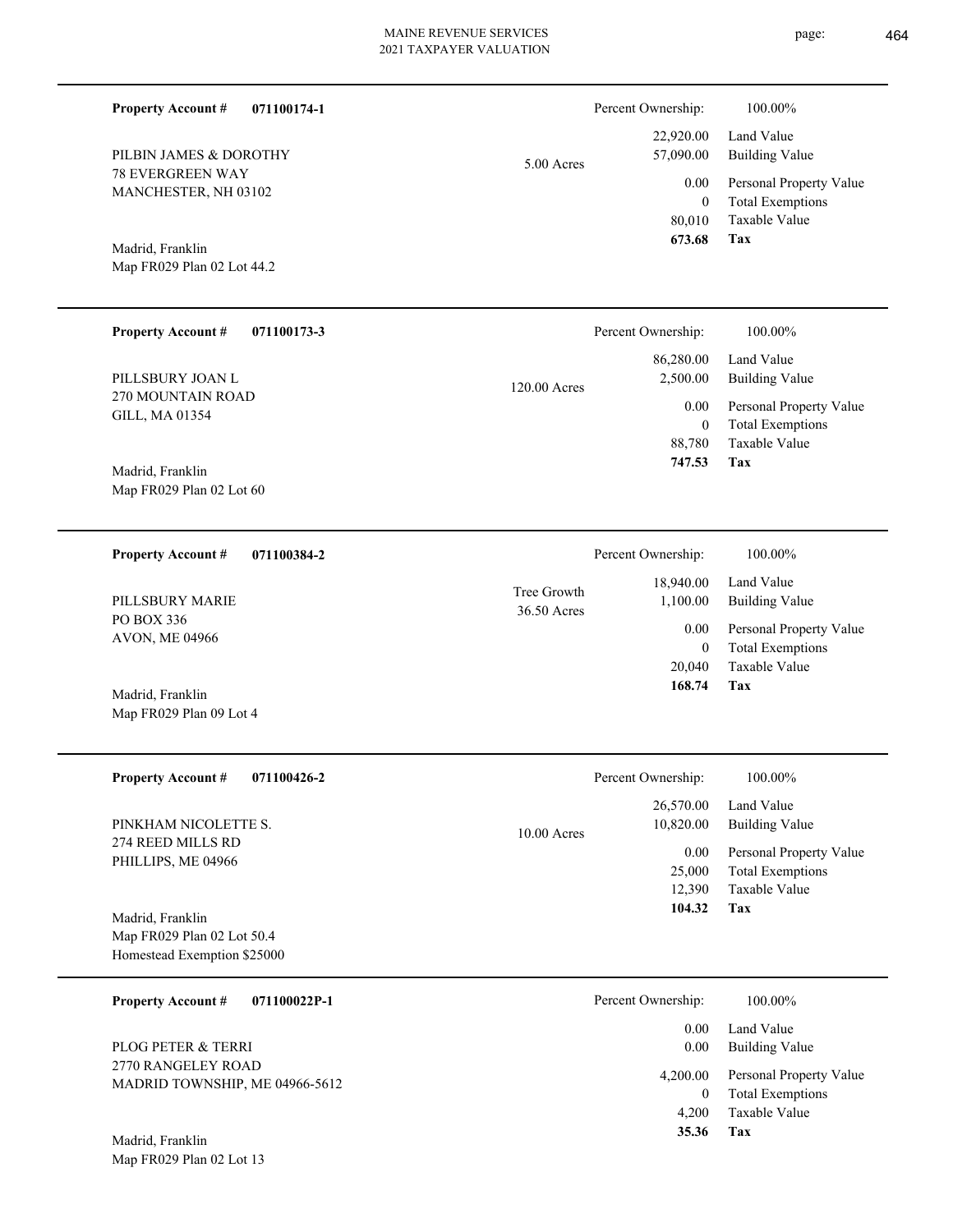**Property Account #** **071100174-1**

PILBIN JAMES & DOROTHY
78 EVERGREEN WAY
MANCHESTER, NH 03102

Madrid, Franklin
Map FR029 Plan 02 Lot 44.2

5.00 Acres

| | |
|---|---|
| Percent Ownership: | 100.00% |
| 22,920.00 | Land Value |
| 57,090.00 | Building Value |
| 0.00 | Personal Property Value |
| 0 | Total Exemptions |
| 80,010 | Taxable Value |
| **673.68** | **Tax** |

---

**Property Account #** **071100173-3**

PILLSBURY JOAN L
270 MOUNTAIN ROAD
GILL, MA 01354

Madrid, Franklin
Map FR029 Plan 02 Lot 60

120.00 Acres

| | |
|---|---|
| Percent Ownership: | 100.00% |
| 86,280.00 | Land Value |
| 2,500.00 | Building Value |
| 0.00 | Personal Property Value |
| 0 | Total Exemptions |
| 88,780 | Taxable Value |
| **747.53** | **Tax** |

---

**Property Account #** **071100384-2**

PILLSBURY MARIE
PO BOX 336
AVON, ME 04966

Madrid, Franklin
Map FR029 Plan 09 Lot 4

Tree Growth
36.50 Acres

| | |
|---|---|
| Percent Ownership: | 100.00% |
| 18,940.00 | Land Value |
| 1,100.00 | Building Value |
| 0.00 | Personal Property Value |
| 0 | Total Exemptions |
| 20,040 | Taxable Value |
| **168.74** | **Tax** |

---

**Property Account #** **071100426-2**

PINKHAM NICOLETTE S.
274 REED MILLS RD
PHILLIPS, ME 04966

Madrid, Franklin
Map FR029 Plan 02 Lot 50.4
Homestead Exemption $25000

10.00 Acres

| | |
|---|---|
| Percent Ownership: | 100.00% |
| 26,570.00 | Land Value |
| 10,820.00 | Building Value |
| 0.00 | Personal Property Value |
| 25,000 | Total Exemptions |
| 12,390 | Taxable Value |
| **104.32** | **Tax** |

---

**Property Account #** **071100022P-1**

PLOG PETER & TERRI
2770 RANGELEY ROAD
MADRID TOWNSHIP, ME 04966-5612

Madrid, Franklin
Map FR029 Plan 02 Lot 13

| | |
|---|---|
| Percent Ownership: | 100.00% |
| 0.00 | Land Value |
| 0.00 | Building Value |
| 4,200.00 | Personal Property Value |
| 0 | Total Exemptions |
| 4,200 | Taxable Value |
| **35.36** | **Tax** |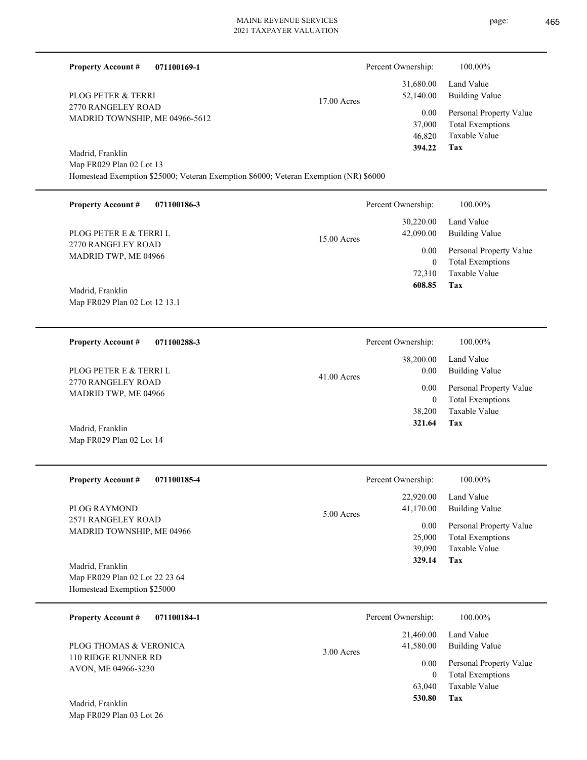**Property Account #** **071100169-1**

PLOG PETER & TERRI
2770 RANGELEY ROAD
MADRID TOWNSHIP, ME 04966-5612

17.00 Acres

Madrid, Franklin
Map FR029 Plan 02 Lot 13
Homestead Exemption $25000; Veteran Exemption $6000; Veteran Exemption (NR) $6000

| Percent Ownership: | 100.00% |
|---|---|
| 31,680.00 | Land Value |
| 52,140.00 | Building Value |
| 0.00 | Personal Property Value |
| 37,000 | Total Exemptions |
| 46,820 | Taxable Value |
| **394.22** | **Tax** |

---

**Property Account #** **071100186-3**

PLOG PETER E & TERRI L
2770 RANGELEY ROAD
MADRID TWP, ME 04966

15.00 Acres

Madrid, Franklin
Map FR029 Plan 02 Lot 12 13.1

| Percent Ownership: | 100.00% |
|---|---|
| 30,220.00 | Land Value |
| 42,090.00 | Building Value |
| 0.00 | Personal Property Value |
| 0 | Total Exemptions |
| 72,310 | Taxable Value |
| **608.85** | **Tax** |

---

**Property Account #** **071100288-3**

PLOG PETER E & TERRI L
2770 RANGELEY ROAD
MADRID TWP, ME 04966

41.00 Acres

Madrid, Franklin
Map FR029 Plan 02 Lot 14

| Percent Ownership: | 100.00% |
|---|---|
| 38,200.00 | Land Value |
| 0.00 | Building Value |
| 0.00 | Personal Property Value |
| 0 | Total Exemptions |
| 38,200 | Taxable Value |
| **321.64** | **Tax** |

---

**Property Account #** **071100185-4**

PLOG RAYMOND
2571 RANGELEY ROAD
MADRID TOWNSHIP, ME 04966

5.00 Acres

Madrid, Franklin
Map FR029 Plan 02 Lot 22 23 64
Homestead Exemption $25000

| Percent Ownership: | 100.00% |
|---|---|
| 22,920.00 | Land Value |
| 41,170.00 | Building Value |
| 0.00 | Personal Property Value |
| 25,000 | Total Exemptions |
| 39,090 | Taxable Value |
| **329.14** | **Tax** |

---

**Property Account #** **071100184-1**

PLOG THOMAS & VERONICA
110 RIDGE RUNNER RD
AVON, ME 04966-3230

3.00 Acres

Madrid, Franklin
Map FR029 Plan 03 Lot 26

| Percent Ownership: | 100.00% |
|---|---|
| 21,460.00 | Land Value |
| 41,580.00 | Building Value |
| 0.00 | Personal Property Value |
| 0 | Total Exemptions |
| 63,040 | Taxable Value |
| **530.80** | **Tax** |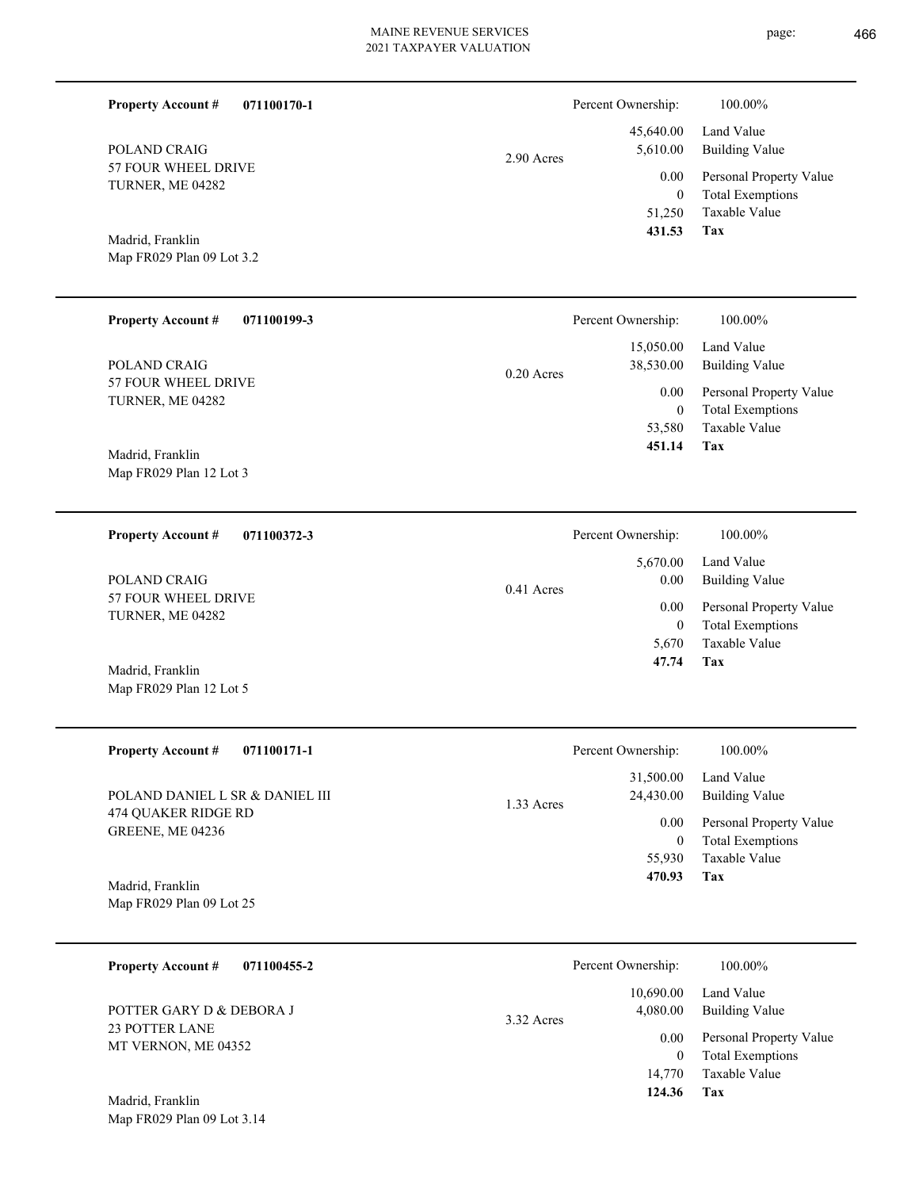**Property Account #** **071100170-1**

POLAND CRAIG
57 FOUR WHEEL DRIVE
TURNER, ME 04282

Madrid, Franklin
Map FR029 Plan 09 Lot 3.2

2.90 Acres

| Percent Ownership: | 100.00% |
|---|---|
| 45,640.00 | Land Value |
| 5,610.00 | Building Value |
| 0.00 | Personal Property Value |
| 0 | Total Exemptions |
| 51,250 | Taxable Value |
| **431.53** | **Tax** |

---

**Property Account #** **071100199-3**

POLAND CRAIG
57 FOUR WHEEL DRIVE
TURNER, ME 04282

Madrid, Franklin
Map FR029 Plan 12 Lot 3

0.20 Acres

| Percent Ownership: | 100.00% |
|---|---|
| 15,050.00 | Land Value |
| 38,530.00 | Building Value |
| 0.00 | Personal Property Value |
| 0 | Total Exemptions |
| 53,580 | Taxable Value |
| **451.14** | **Tax** |

---

**Property Account #** **071100372-3**

POLAND CRAIG
57 FOUR WHEEL DRIVE
TURNER, ME 04282

Madrid, Franklin
Map FR029 Plan 12 Lot 5

0.41 Acres

| Percent Ownership: | 100.00% |
|---|---|
| 5,670.00 | Land Value |
| 0.00 | Building Value |
| 0.00 | Personal Property Value |
| 0 | Total Exemptions |
| 5,670 | Taxable Value |
| **47.74** | **Tax** |

---

**Property Account #** **071100171-1**

POLAND DANIEL L SR & DANIEL III
474 QUAKER RIDGE RD
GREENE, ME 04236

Madrid, Franklin
Map FR029 Plan 09 Lot 25

1.33 Acres

| Percent Ownership: | 100.00% |
|---|---|
| 31,500.00 | Land Value |
| 24,430.00 | Building Value |
| 0.00 | Personal Property Value |
| 0 | Total Exemptions |
| 55,930 | Taxable Value |
| **470.93** | **Tax** |

---

**Property Account #** **071100455-2**

POTTER GARY D & DEBORA J
23 POTTER LANE
MT VERNON, ME 04352

Madrid, Franklin
Map FR029 Plan 09 Lot 3.14

3.32 Acres

| Percent Ownership: | 100.00% |
|---|---|
| 10,690.00 | Land Value |
| 4,080.00 | Building Value |
| 0.00 | Personal Property Value |
| 0 | Total Exemptions |
| 14,770 | Taxable Value |
| **124.36** | **Tax** |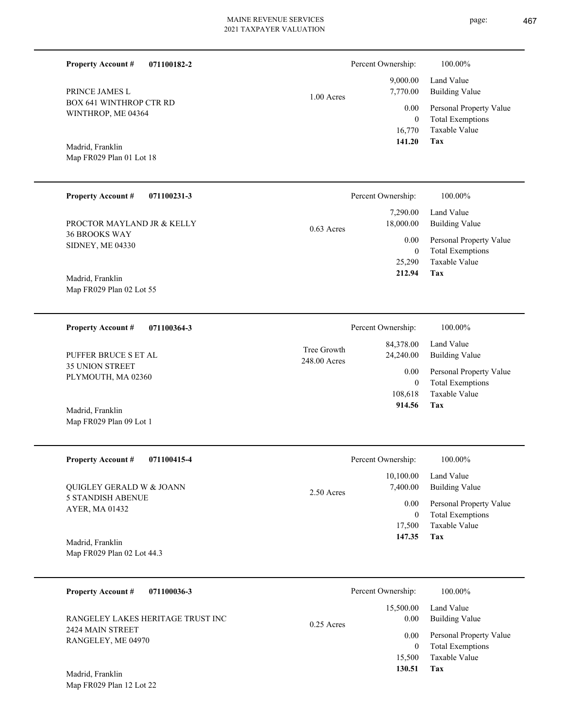**Property Account #** **071100182-2**

PRINCE JAMES L
BOX 641 WINTHROP CTR RD
WINTHROP, ME 04364

Madrid, Franklin
Map FR029 Plan 01 Lot 18

1.00 Acres

| Percent Ownership: | 100.00% |
|---|---|
| 9,000.00 | Land Value |
| 7,770.00 | Building Value |
| 0.00 | Personal Property Value |
| 0 | Total Exemptions |
| 16,770 | Taxable Value |
| **141.20** | **Tax** |

---

**Property Account #** **071100231-3**

PROCTOR MAYLAND JR & KELLY
36 BROOKS WAY
SIDNEY, ME 04330

Madrid, Franklin
Map FR029 Plan 02 Lot 55

0.63 Acres

| Percent Ownership: | 100.00% |
|---|---|
| 7,290.00 | Land Value |
| 18,000.00 | Building Value |
| 0.00 | Personal Property Value |
| 0 | Total Exemptions |
| 25,290 | Taxable Value |
| **212.94** | **Tax** |

---

**Property Account #** **071100364-3**

PUFFER BRUCE S ET AL
35 UNION STREET
PLYMOUTH, MA 02360

Madrid, Franklin
Map FR029 Plan 09 Lot 1

Tree Growth
248.00 Acres

| Percent Ownership: | 100.00% |
|---|---|
| 84,378.00 | Land Value |
| 24,240.00 | Building Value |
| 0.00 | Personal Property Value |
| 0 | Total Exemptions |
| 108,618 | Taxable Value |
| **914.56** | **Tax** |

---

**Property Account #** **071100415-4**

QUIGLEY GERALD W & JOANN
5 STANDISH ABENUE
AYER, MA 01432

Madrid, Franklin
Map FR029 Plan 02 Lot 44.3

2.50 Acres

| Percent Ownership: | 100.00% |
|---|---|
| 10,100.00 | Land Value |
| 7,400.00 | Building Value |
| 0.00 | Personal Property Value |
| 0 | Total Exemptions |
| 17,500 | Taxable Value |
| **147.35** | **Tax** |

---

**Property Account #** **071100036-3**

RANGELEY LAKES HERITAGE TRUST INC
2424 MAIN STREET
RANGELEY, ME 04970

Madrid, Franklin
Map FR029 Plan 12 Lot 22

0.25 Acres

| Percent Ownership: | 100.00% |
|---|---|
| 15,500.00 | Land Value |
| 0.00 | Building Value |
| 0.00 | Personal Property Value |
| 0 | Total Exemptions |
| 15,500 | Taxable Value |
| **130.51** | **Tax** |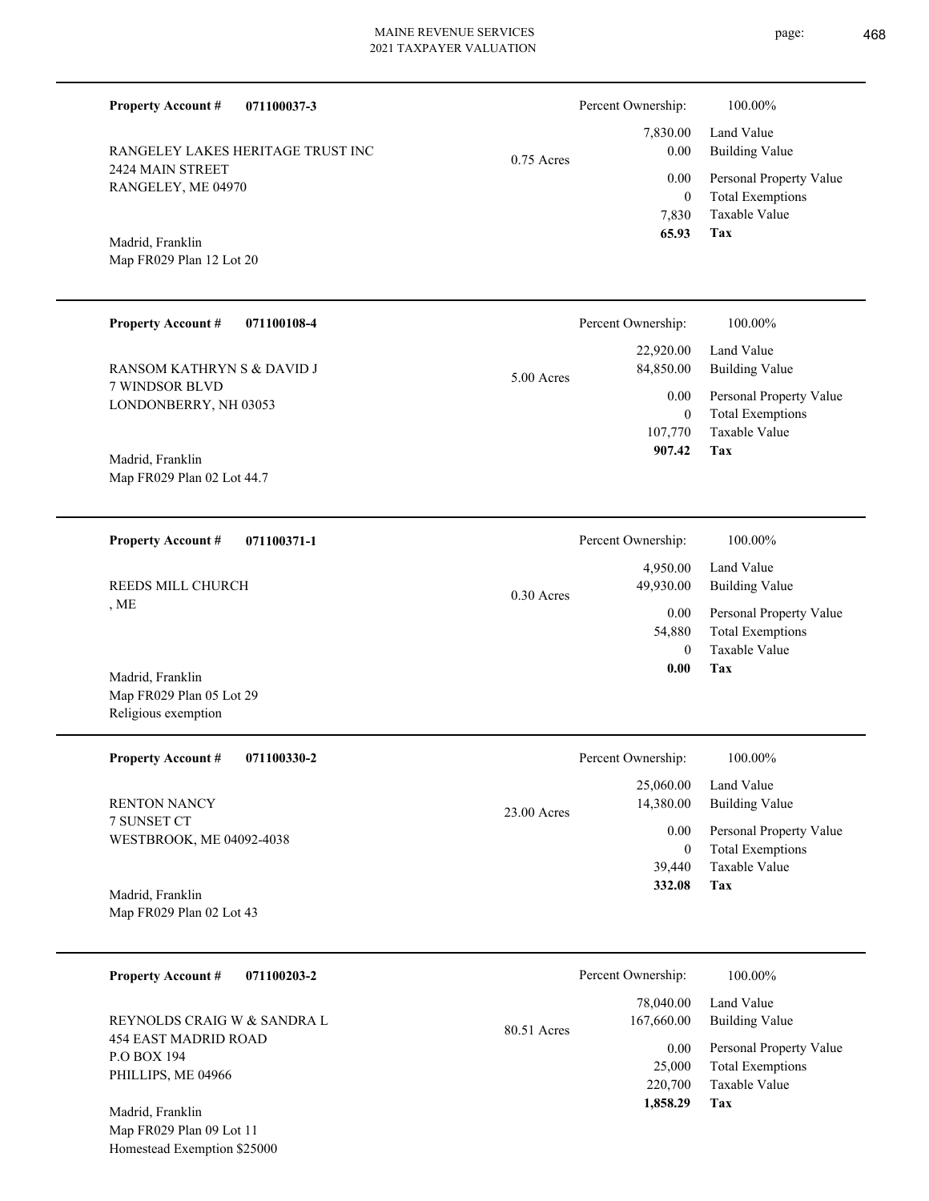**Property Account #** **071100037-3**

RANGELEY LAKES HERITAGE TRUST INC
2424 MAIN STREET
RANGELEY, ME 04970

Madrid, Franklin
Map FR029 Plan 12 Lot 20

0.75 Acres

| Percent Ownership: | 100.00% |
|---|---|
| 7,830.00 | Land Value |
| 0.00 | Building Value |
| 0.00 | Personal Property Value |
| 0 | Total Exemptions |
| 7,830 | Taxable Value |
| **65.93** | **Tax** |

---

**Property Account #** **071100108-4**

RANSOM KATHRYN S & DAVID J
7 WINDSOR BLVD
LONDONBERRY, NH 03053

Madrid, Franklin
Map FR029 Plan 02 Lot 44.7

5.00 Acres

| Percent Ownership: | 100.00% |
|---|---|
| 22,920.00 | Land Value |
| 84,850.00 | Building Value |
| 0.00 | Personal Property Value |
| 0 | Total Exemptions |
| 107,770 | Taxable Value |
| **907.42** | **Tax** |

---

**Property Account #** **071100371-1**

REEDS MILL CHURCH
, ME

Madrid, Franklin
Map FR029 Plan 05 Lot 29
Religious exemption

0.30 Acres

| Percent Ownership: | 100.00% |
|---|---|
| 4,950.00 | Land Value |
| 49,930.00 | Building Value |
| 0.00 | Personal Property Value |
| 54,880 | Total Exemptions |
| 0 | Taxable Value |
| **0.00** | **Tax** |

---

**Property Account #** **071100330-2**

RENTON NANCY
7 SUNSET CT
WESTBROOK, ME 04092-4038

Madrid, Franklin
Map FR029 Plan 02 Lot 43

23.00 Acres

| Percent Ownership: | 100.00% |
|---|---|
| 25,060.00 | Land Value |
| 14,380.00 | Building Value |
| 0.00 | Personal Property Value |
| 0 | Total Exemptions |
| 39,440 | Taxable Value |
| **332.08** | **Tax** |

---

**Property Account #** **071100203-2**

REYNOLDS CRAIG W & SANDRA L
454 EAST MADRID ROAD
P.O BOX 194
PHILLIPS, ME 04966

Madrid, Franklin
Map FR029 Plan 09 Lot 11
Homestead Exemption $25000

80.51 Acres

| Percent Ownership: | 100.00% |
|---|---|
| 78,040.00 | Land Value |
| 167,660.00 | Building Value |
| 0.00 | Personal Property Value |
| 25,000 | Total Exemptions |
| 220,700 | Taxable Value |
| **1,858.29** | **Tax** |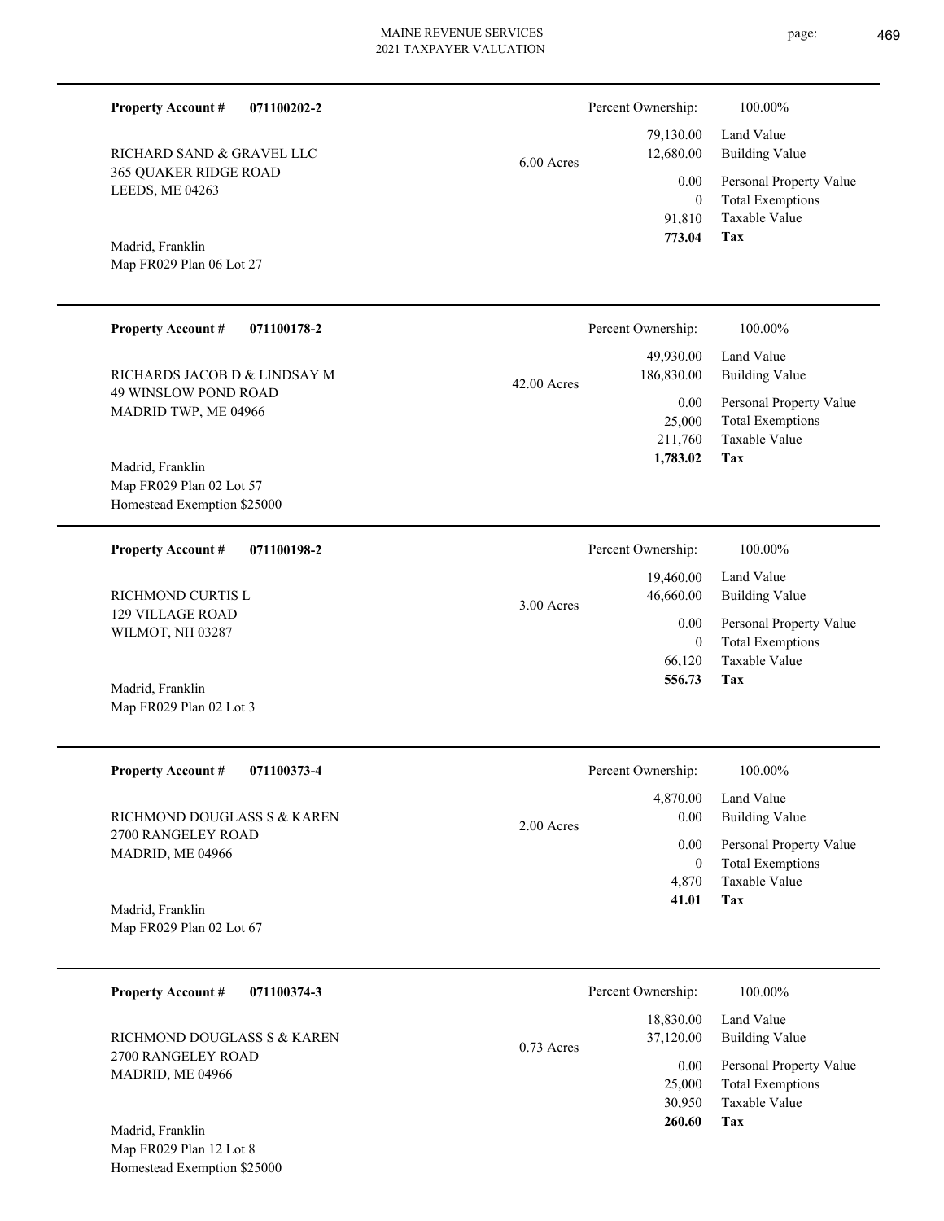**Property Account #** **071100202-2**

RICHARD SAND & GRAVEL LLC
365 QUAKER RIDGE ROAD
LEEDS, ME 04263

Madrid, Franklin
Map FR029 Plan 06 Lot 27

6.00 Acres

| Percent Ownership: | 100.00% |
|---|---|
| 79,130.00 | Land Value |
| 12,680.00 | Building Value |
| 0.00 | Personal Property Value |
| 0 | Total Exemptions |
| 91,810 | Taxable Value |
| **773.04** | **Tax** |

---

**Property Account #** **071100178-2**

RICHARDS JACOB D & LINDSAY M
49 WINSLOW POND ROAD
MADRID TWP, ME 04966

Madrid, Franklin
Map FR029 Plan 02 Lot 57
Homestead Exemption $25000

42.00 Acres

| Percent Ownership: | 100.00% |
|---|---|
| 49,930.00 | Land Value |
| 186,830.00 | Building Value |
| 0.00 | Personal Property Value |
| 25,000 | Total Exemptions |
| 211,760 | Taxable Value |
| **1,783.02** | **Tax** |

---

**Property Account #** **071100198-2**

RICHMOND CURTIS L
129 VILLAGE ROAD
WILMOT, NH 03287

Madrid, Franklin
Map FR029 Plan 02 Lot 3

3.00 Acres

| Percent Ownership: | 100.00% |
|---|---|
| 19,460.00 | Land Value |
| 46,660.00 | Building Value |
| 0.00 | Personal Property Value |
| 0 | Total Exemptions |
| 66,120 | Taxable Value |
| **556.73** | **Tax** |

---

**Property Account #** **071100373-4**

RICHMOND DOUGLASS S & KAREN
2700 RANGELEY ROAD
MADRID, ME 04966

Madrid, Franklin
Map FR029 Plan 02 Lot 67

2.00 Acres

| Percent Ownership: | 100.00% |
|---|---|
| 4,870.00 | Land Value |
| 0.00 | Building Value |
| 0.00 | Personal Property Value |
| 0 | Total Exemptions |
| 4,870 | Taxable Value |
| **41.01** | **Tax** |

---

**Property Account #** **071100374-3**

RICHMOND DOUGLASS S & KAREN
2700 RANGELEY ROAD
MADRID, ME 04966

Madrid, Franklin
Map FR029 Plan 12 Lot 8
Homestead Exemption $25000

0.73 Acres

| Percent Ownership: | 100.00% |
|---|---|
| 18,830.00 | Land Value |
| 37,120.00 | Building Value |
| 0.00 | Personal Property Value |
| 25,000 | Total Exemptions |
| 30,950 | Taxable Value |
| **260.60** | **Tax** |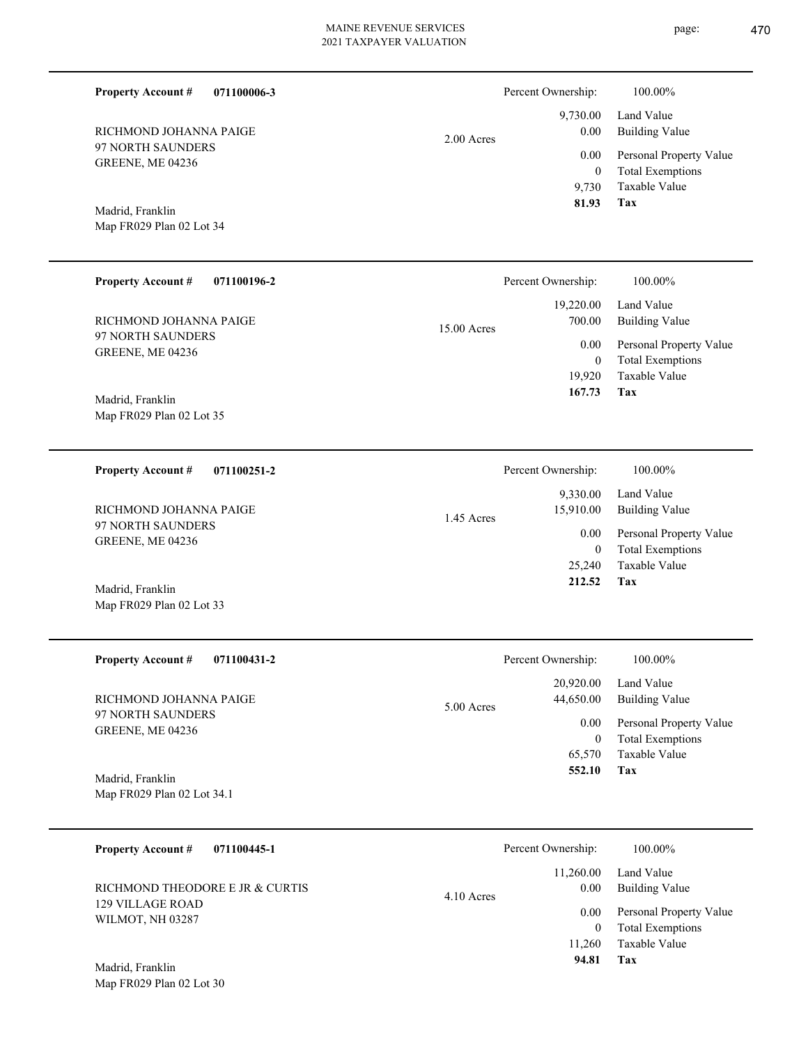**Property Account #** **071100006-3**

RICHMOND JOHANNA PAIGE
97 NORTH SAUNDERS
GREENE, ME 04236

Madrid, Franklin
Map FR029 Plan 02 Lot 34

2.00 Acres

| Percent Ownership: | 100.00% |
|---|---|
| 9,730.00 | Land Value |
| 0.00 | Building Value |
| 0.00 | Personal Property Value |
| 0 | Total Exemptions |
| 9,730 | Taxable Value |
| **81.93** | **Tax** |

---

**Property Account #** **071100196-2**

RICHMOND JOHANNA PAIGE
97 NORTH SAUNDERS
GREENE, ME 04236

Madrid, Franklin
Map FR029 Plan 02 Lot 35

15.00 Acres

| Percent Ownership: | 100.00% |
|---|---|
| 19,220.00 | Land Value |
| 700.00 | Building Value |
| 0.00 | Personal Property Value |
| 0 | Total Exemptions |
| 19,920 | Taxable Value |
| **167.73** | **Tax** |

---

**Property Account #** **071100251-2**

RICHMOND JOHANNA PAIGE
97 NORTH SAUNDERS
GREENE, ME 04236

Madrid, Franklin
Map FR029 Plan 02 Lot 33

1.45 Acres

| Percent Ownership: | 100.00% |
|---|---|
| 9,330.00 | Land Value |
| 15,910.00 | Building Value |
| 0.00 | Personal Property Value |
| 0 | Total Exemptions |
| 25,240 | Taxable Value |
| **212.52** | **Tax** |

---

**Property Account #** **071100431-2**

RICHMOND JOHANNA PAIGE
97 NORTH SAUNDERS
GREENE, ME 04236

Madrid, Franklin
Map FR029 Plan 02 Lot 34.1

5.00 Acres

| Percent Ownership: | 100.00% |
|---|---|
| 20,920.00 | Land Value |
| 44,650.00 | Building Value |
| 0.00 | Personal Property Value |
| 0 | Total Exemptions |
| 65,570 | Taxable Value |
| **552.10** | **Tax** |

---

**Property Account #** **071100445-1**

RICHMOND THEODORE E JR & CURTIS
129 VILLAGE ROAD
WILMOT, NH 03287

Madrid, Franklin
Map FR029 Plan 02 Lot 30

4.10 Acres

| Percent Ownership: | 100.00% |
|---|---|
| 11,260.00 | Land Value |
| 0.00 | Building Value |
| 0.00 | Personal Property Value |
| 0 | Total Exemptions |
| 11,260 | Taxable Value |
| **94.81** | **Tax** |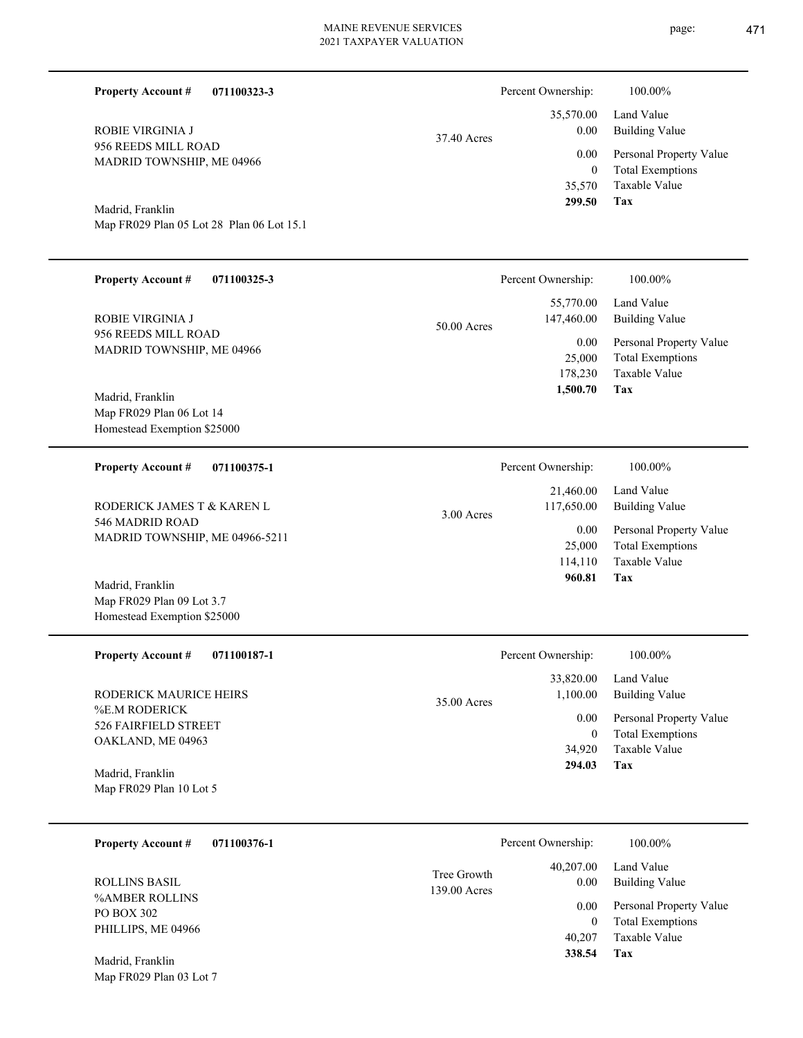**Property Account #** **071100323-3**

ROBIE VIRGINIA J
956 REEDS MILL ROAD
MADRID TOWNSHIP, ME 04966

Madrid, Franklin
Map FR029 Plan 05 Lot 28 Plan 06 Lot 15.1

37.40 Acres

| | |
|---|---|
| Percent Ownership: | 100.00% |
| 35,570.00 | Land Value |
| 0.00 | Building Value |
| 0.00 | Personal Property Value |
| 0 | Total Exemptions |
| 35,570 | Taxable Value |
| **299.50** | **Tax** |

---

**Property Account #** **071100325-3**

ROBIE VIRGINIA J
956 REEDS MILL ROAD
MADRID TOWNSHIP, ME 04966

Madrid, Franklin
Map FR029 Plan 06 Lot 14
Homestead Exemption $25000

50.00 Acres

| | |
|---|---|
| Percent Ownership: | 100.00% |
| 55,770.00 | Land Value |
| 147,460.00 | Building Value |
| 0.00 | Personal Property Value |
| 25,000 | Total Exemptions |
| 178,230 | Taxable Value |
| **1,500.70** | **Tax** |

---

**Property Account #** **071100375-1**

RODERICK JAMES T & KAREN L
546 MADRID ROAD
MADRID TOWNSHIP, ME 04966-5211

Madrid, Franklin
Map FR029 Plan 09 Lot 3.7
Homestead Exemption $25000

3.00 Acres

| | |
|---|---|
| Percent Ownership: | 100.00% |
| 21,460.00 | Land Value |
| 117,650.00 | Building Value |
| 0.00 | Personal Property Value |
| 25,000 | Total Exemptions |
| 114,110 | Taxable Value |
| **960.81** | **Tax** |

---

**Property Account #** **071100187-1**

RODERICK MAURICE HEIRS
%E.M RODERICK
526 FAIRFIELD STREET
OAKLAND, ME 04963

Madrid, Franklin
Map FR029 Plan 10 Lot 5

35.00 Acres

| | |
|---|---|
| Percent Ownership: | 100.00% |
| 33,820.00 | Land Value |
| 1,100.00 | Building Value |
| 0.00 | Personal Property Value |
| 0 | Total Exemptions |
| 34,920 | Taxable Value |
| **294.03** | **Tax** |

---

**Property Account #** **071100376-1**

ROLLINS BASIL
%AMBER ROLLINS
PO BOX 302
PHILLIPS, ME 04966

Madrid, Franklin
Map FR029 Plan 03 Lot 7

Tree Growth
139.00 Acres

| | |
|---|---|
| Percent Ownership: | 100.00% |
| 40,207.00 | Land Value |
| 0.00 | Building Value |
| 0.00 | Personal Property Value |
| 0 | Total Exemptions |
| 40,207 | Taxable Value |
| **338.54** | **Tax** |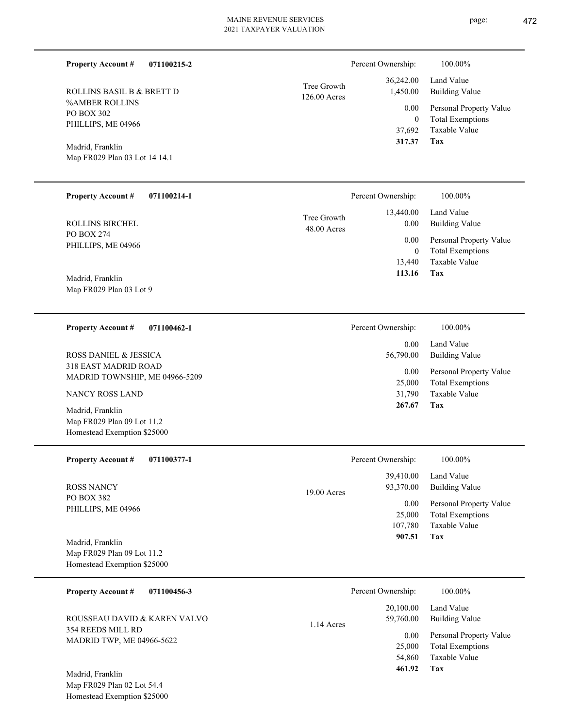**Property Account #** **071100215-2**

ROLLINS BASIL B & BRETT D
%AMBER ROLLINS
PO BOX 302
PHILLIPS, ME 04966

Madrid, Franklin
Map FR029 Plan 03 Lot 14 14.1

Tree Growth
126.00 Acres

| | |
|---|---|
| Percent Ownership: | 100.00% |
| 36,242.00 | Land Value |
| 1,450.00 | Building Value |
| 0.00 | Personal Property Value |
| 0 | Total Exemptions |
| 37,692 | Taxable Value |
| **317.37** | **Tax** |

---

**Property Account #** **071100214-1**

ROLLINS BIRCHEL
PO BOX 274
PHILLIPS, ME 04966

Madrid, Franklin
Map FR029 Plan 03 Lot 9

Tree Growth
48.00 Acres

| | |
|---|---|
| Percent Ownership: | 100.00% |
| 13,440.00 | Land Value |
| 0.00 | Building Value |
| 0.00 | Personal Property Value |
| 0 | Total Exemptions |
| 13,440 | Taxable Value |
| **113.16** | **Tax** |

---

**Property Account #** **071100462-1**

ROSS DANIEL & JESSICA
318 EAST MADRID ROAD
MADRID TOWNSHIP, ME 04966-5209

NANCY ROSS LAND

Madrid, Franklin
Map FR029 Plan 09 Lot 11.2
Homestead Exemption $25000

| | |
|---|---|
| Percent Ownership: | 100.00% |
| 0.00 | Land Value |
| 56,790.00 | Building Value |
| 0.00 | Personal Property Value |
| 25,000 | Total Exemptions |
| 31,790 | Taxable Value |
| **267.67** | **Tax** |

---

**Property Account #** **071100377-1**

ROSS NANCY
PO BOX 382
PHILLIPS, ME 04966

Madrid, Franklin
Map FR029 Plan 09 Lot 11.2
Homestead Exemption $25000

19.00 Acres

| | |
|---|---|
| Percent Ownership: | 100.00% |
| 39,410.00 | Land Value |
| 93,370.00 | Building Value |
| 0.00 | Personal Property Value |
| 25,000 | Total Exemptions |
| 107,780 | Taxable Value |
| **907.51** | **Tax** |

---

**Property Account #** **071100456-3**

ROUSSEAU DAVID & KAREN VALVO
354 REEDS MILL RD
MADRID TWP, ME 04966-5622

Madrid, Franklin
Map FR029 Plan 02 Lot 54.4
Homestead Exemption $25000

1.14 Acres

| | |
|---|---|
| Percent Ownership: | 100.00% |
| 20,100.00 | Land Value |
| 59,760.00 | Building Value |
| 0.00 | Personal Property Value |
| 25,000 | Total Exemptions |
| 54,860 | Taxable Value |
| **461.92** | **Tax** |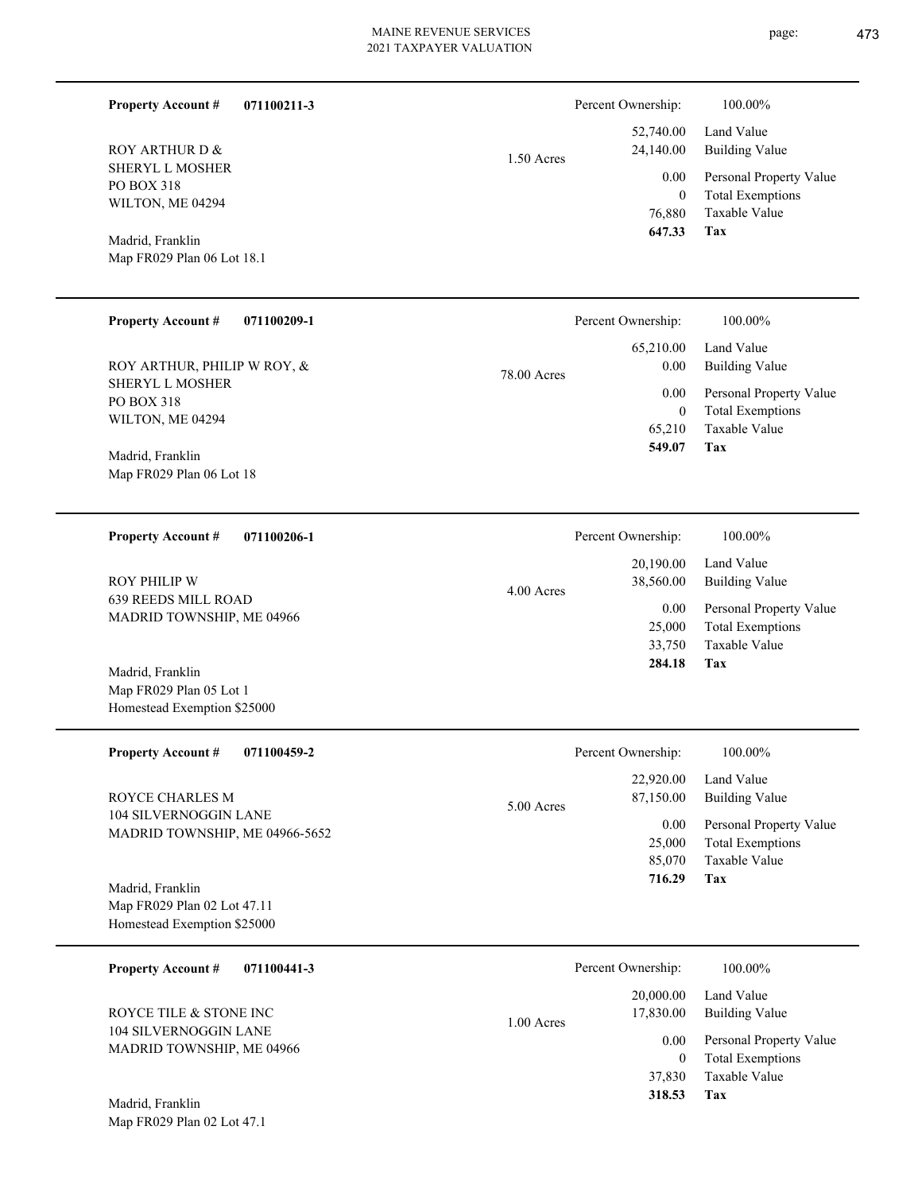**Property Account #** **071100211-3**

ROY ARTHUR D &
SHERYL L MOSHER
PO BOX 318
WILTON, ME 04294

Madrid, Franklin
Map FR029 Plan 06 Lot 18.1

1.50 Acres

| Percent Ownership: | 100.00% |
|---|---|
| 52,740.00 | Land Value |
| 24,140.00 | Building Value |
| 0.00 | Personal Property Value |
| 0 | Total Exemptions |
| 76,880 | Taxable Value |
| **647.33** | **Tax** |

---

**Property Account #** **071100209-1**

ROY ARTHUR, PHILIP W ROY, &
SHERYL L MOSHER
PO BOX 318
WILTON, ME 04294

Madrid, Franklin
Map FR029 Plan 06 Lot 18

78.00 Acres

| Percent Ownership: | 100.00% |
|---|---|
| 65,210.00 | Land Value |
| 0.00 | Building Value |
| 0.00 | Personal Property Value |
| 0 | Total Exemptions |
| 65,210 | Taxable Value |
| **549.07** | **Tax** |

---

**Property Account #** **071100206-1**

ROY PHILIP W
639 REEDS MILL ROAD
MADRID TOWNSHIP, ME 04966

Madrid, Franklin
Map FR029 Plan 05 Lot 1
Homestead Exemption $25000

4.00 Acres

| Percent Ownership: | 100.00% |
|---|---|
| 20,190.00 | Land Value |
| 38,560.00 | Building Value |
| 0.00 | Personal Property Value |
| 25,000 | Total Exemptions |
| 33,750 | Taxable Value |
| **284.18** | **Tax** |

---

**Property Account #** **071100459-2**

ROYCE CHARLES M
104 SILVERNOGGIN LANE
MADRID TOWNSHIP, ME 04966-5652

Madrid, Franklin
Map FR029 Plan 02 Lot 47.11
Homestead Exemption $25000

5.00 Acres

| Percent Ownership: | 100.00% |
|---|---|
| 22,920.00 | Land Value |
| 87,150.00 | Building Value |
| 0.00 | Personal Property Value |
| 25,000 | Total Exemptions |
| 85,070 | Taxable Value |
| **716.29** | **Tax** |

---

**Property Account #** **071100441-3**

ROYCE TILE & STONE INC
104 SILVERNOGGIN LANE
MADRID TOWNSHIP, ME 04966

Madrid, Franklin
Map FR029 Plan 02 Lot 47.1

1.00 Acres

| Percent Ownership: | 100.00% |
|---|---|
| 20,000.00 | Land Value |
| 17,830.00 | Building Value |
| 0.00 | Personal Property Value |
| 0 | Total Exemptions |
| 37,830 | Taxable Value |
| **318.53** | **Tax** |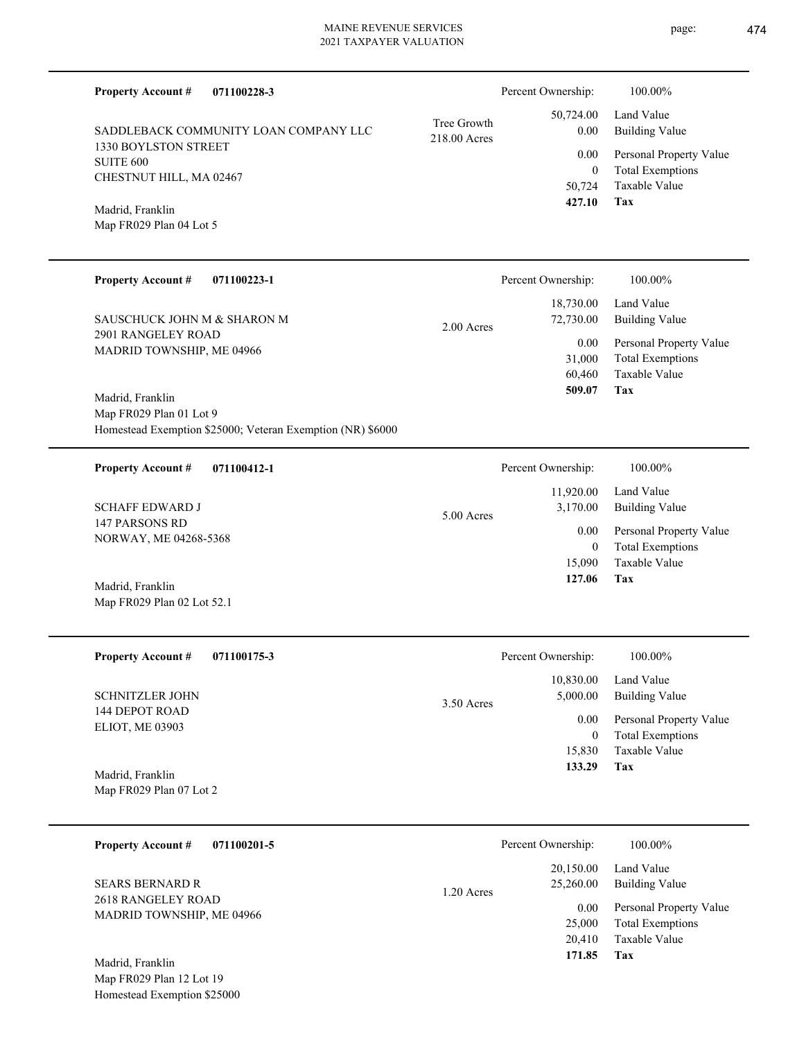**Property Account #** **071100228-3**

SADDLEBACK COMMUNITY LOAN COMPANY LLC
1330 BOYLSTON STREET
SUITE 600
CHESTNUT HILL, MA 02467

Madrid, Franklin
Map FR029 Plan 04 Lot 5

Tree Growth
218.00 Acres

| | |
|---|---|
| Percent Ownership: | 100.00% |
| 50,724.00 | Land Value |
| 0.00 | Building Value |
| 0.00 | Personal Property Value |
| 0 | Total Exemptions |
| 50,724 | Taxable Value |
| **427.10** | **Tax** |

---

**Property Account #** **071100223-1**

SAUSCHUCK JOHN M & SHARON M
2901 RANGELEY ROAD
MADRID TOWNSHIP, ME 04966

Madrid, Franklin
Map FR029 Plan 01 Lot 9
Homestead Exemption $25000; Veteran Exemption (NR) $6000

2.00 Acres

| | |
|---|---|
| Percent Ownership: | 100.00% |
| 18,730.00 | Land Value |
| 72,730.00 | Building Value |
| 0.00 | Personal Property Value |
| 31,000 | Total Exemptions |
| 60,460 | Taxable Value |
| **509.07** | **Tax** |

---

**Property Account #** **071100412-1**

SCHAFF EDWARD J
147 PARSONS RD
NORWAY, ME 04268-5368

Madrid, Franklin
Map FR029 Plan 02 Lot 52.1

5.00 Acres

| | |
|---|---|
| Percent Ownership: | 100.00% |
| 11,920.00 | Land Value |
| 3,170.00 | Building Value |
| 0.00 | Personal Property Value |
| 0 | Total Exemptions |
| 15,090 | Taxable Value |
| **127.06** | **Tax** |

---

**Property Account #** **071100175-3**

SCHNITZLER JOHN
144 DEPOT ROAD
ELIOT, ME 03903

Madrid, Franklin
Map FR029 Plan 07 Lot 2

3.50 Acres

| | |
|---|---|
| Percent Ownership: | 100.00% |
| 10,830.00 | Land Value |
| 5,000.00 | Building Value |
| 0.00 | Personal Property Value |
| 0 | Total Exemptions |
| 15,830 | Taxable Value |
| **133.29** | **Tax** |

---

**Property Account #** **071100201-5**

SEARS BERNARD R
2618 RANGELEY ROAD
MADRID TOWNSHIP, ME 04966

Madrid, Franklin
Map FR029 Plan 12 Lot 19
Homestead Exemption $25000

1.20 Acres

| | |
|---|---|
| Percent Ownership: | 100.00% |
| 20,150.00 | Land Value |
| 25,260.00 | Building Value |
| 0.00 | Personal Property Value |
| 25,000 | Total Exemptions |
| 20,410 | Taxable Value |
| **171.85** | **Tax** |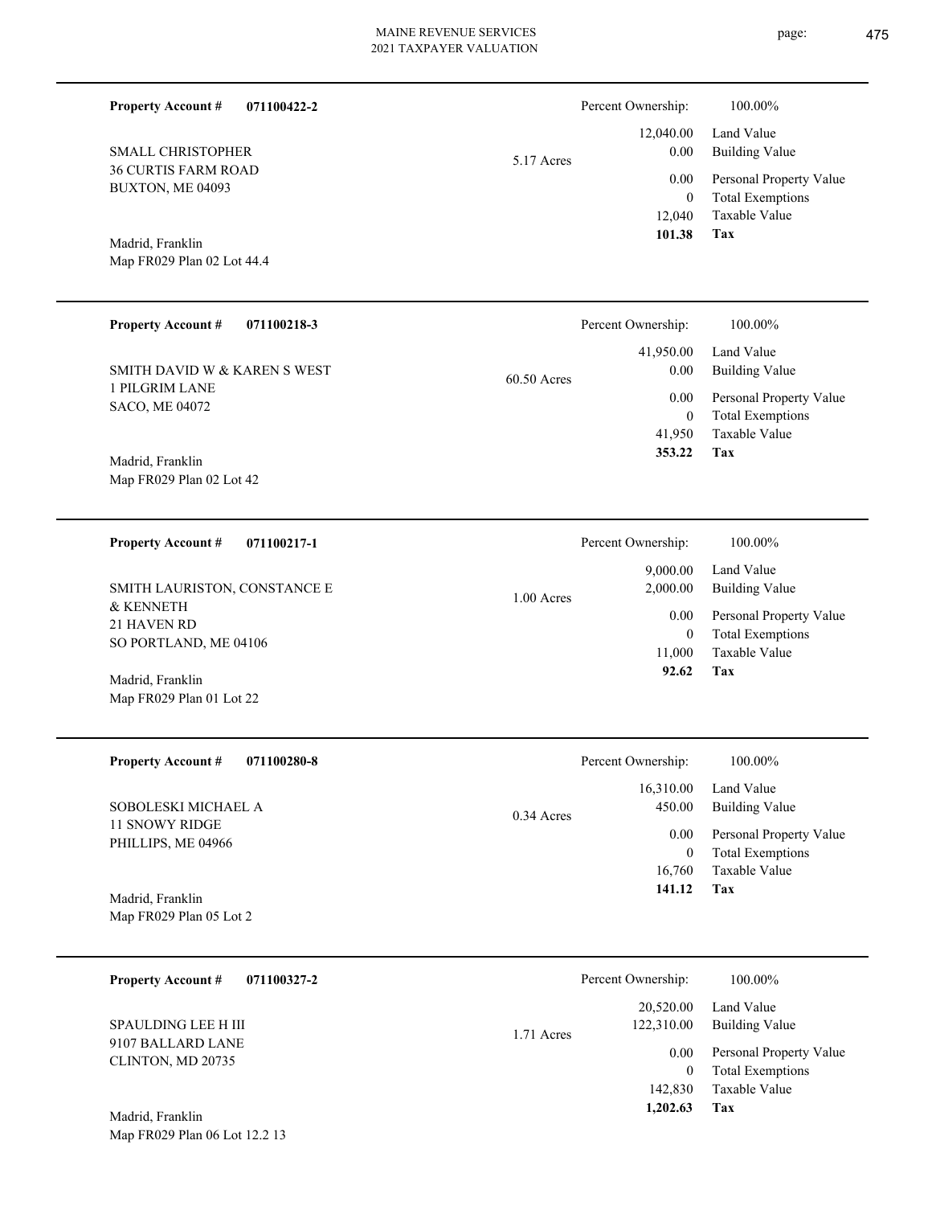**Property Account #** **071100422-2**

SMALL CHRISTOPHER
36 CURTIS FARM ROAD
BUXTON, ME 04093

Madrid, Franklin
Map FR029 Plan 02 Lot 44.4

5.17 Acres

| Percent Ownership: | 100.00% |
|---|---|
| 12,040.00 | Land Value |
| 0.00 | Building Value |
| 0.00 | Personal Property Value |
| 0 | Total Exemptions |
| 12,040 | Taxable Value |
| **101.38** | **Tax** |

---

**Property Account #** **071100218-3**

SMITH DAVID W & KAREN S WEST
1 PILGRIM LANE
SACO, ME 04072

Madrid, Franklin
Map FR029 Plan 02 Lot 42

60.50 Acres

| Percent Ownership: | 100.00% |
|---|---|
| 41,950.00 | Land Value |
| 0.00 | Building Value |
| 0.00 | Personal Property Value |
| 0 | Total Exemptions |
| 41,950 | Taxable Value |
| **353.22** | **Tax** |

---

**Property Account #** **071100217-1**

SMITH LAURISTON, CONSTANCE E
& KENNETH
21 HAVEN RD
SO PORTLAND, ME 04106

Madrid, Franklin
Map FR029 Plan 01 Lot 22

1.00 Acres

| Percent Ownership: | 100.00% |
|---|---|
| 9,000.00 | Land Value |
| 2,000.00 | Building Value |
| 0.00 | Personal Property Value |
| 0 | Total Exemptions |
| 11,000 | Taxable Value |
| **92.62** | **Tax** |

---

**Property Account #** **071100280-8**

SOBOLESKI MICHAEL A
11 SNOWY RIDGE
PHILLIPS, ME 04966

Madrid, Franklin
Map FR029 Plan 05 Lot 2

0.34 Acres

| Percent Ownership: | 100.00% |
|---|---|
| 16,310.00 | Land Value |
| 450.00 | Building Value |
| 0.00 | Personal Property Value |
| 0 | Total Exemptions |
| 16,760 | Taxable Value |
| **141.12** | **Tax** |

---

**Property Account #** **071100327-2**

SPAULDING LEE H III
9107 BALLARD LANE
CLINTON, MD 20735

Madrid, Franklin
Map FR029 Plan 06 Lot 12.2 13

1.71 Acres

| Percent Ownership: | 100.00% |
|---|---|
| 20,520.00 | Land Value |
| 122,310.00 | Building Value |
| 0.00 | Personal Property Value |
| 0 | Total Exemptions |
| 142,830 | Taxable Value |
| **1,202.63** | **Tax** |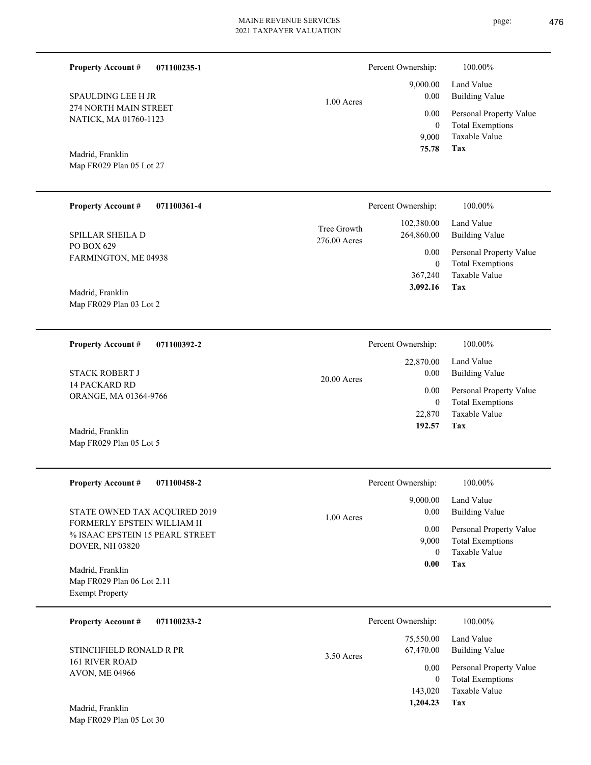**Property Account #** **071100235-1**

SPAULDING LEE H JR
274 NORTH MAIN STREET
NATICK, MA 01760-1123

Madrid, Franklin
Map FR029 Plan 05 Lot 27

1.00 Acres

| Percent Ownership: | 100.00% |
|---|---|
| 9,000.00 | Land Value |
| 0.00 | Building Value |
| 0.00 | Personal Property Value |
| 0 | Total Exemptions |
| 9,000 | Taxable Value |
| **75.78** | **Tax** |

---

**Property Account #** **071100361-4**

SPILLAR SHEILA D
PO BOX 629
FARMINGTON, ME 04938

Madrid, Franklin
Map FR029 Plan 03 Lot 2

Tree Growth
276.00 Acres

| Percent Ownership: | 100.00% |
|---|---|
| 102,380.00 | Land Value |
| 264,860.00 | Building Value |
| 0.00 | Personal Property Value |
| 0 | Total Exemptions |
| 367,240 | Taxable Value |
| **3,092.16** | **Tax** |

---

**Property Account #** **071100392-2**

STACK ROBERT J
14 PACKARD RD
ORANGE, MA 01364-9766

Madrid, Franklin
Map FR029 Plan 05 Lot 5

20.00 Acres

| Percent Ownership: | 100.00% |
|---|---|
| 22,870.00 | Land Value |
| 0.00 | Building Value |
| 0.00 | Personal Property Value |
| 0 | Total Exemptions |
| 22,870 | Taxable Value |
| **192.57** | **Tax** |

---

**Property Account #** **071100458-2**

STATE OWNED TAX ACQUIRED 2019
FORMERLY EPSTEIN WILLIAM H
% ISAAC EPSTEIN 15 PEARL STREET
DOVER, NH 03820

Madrid, Franklin
Map FR029 Plan 06 Lot 2.11
Exempt Property

1.00 Acres

| Percent Ownership: | 100.00% |
|---|---|
| 9,000.00 | Land Value |
| 0.00 | Building Value |
| 0.00 | Personal Property Value |
| 9,000 | Total Exemptions |
| 0 | Taxable Value |
| **0.00** | **Tax** |

---

**Property Account #** **071100233-2**

STINCHFIELD RONALD R PR
161 RIVER ROAD
AVON, ME 04966

Madrid, Franklin
Map FR029 Plan 05 Lot 30

3.50 Acres

| Percent Ownership: | 100.00% |
|---|---|
| 75,550.00 | Land Value |
| 67,470.00 | Building Value |
| 0.00 | Personal Property Value |
| 0 | Total Exemptions |
| 143,020 | Taxable Value |
| **1,204.23** | **Tax** |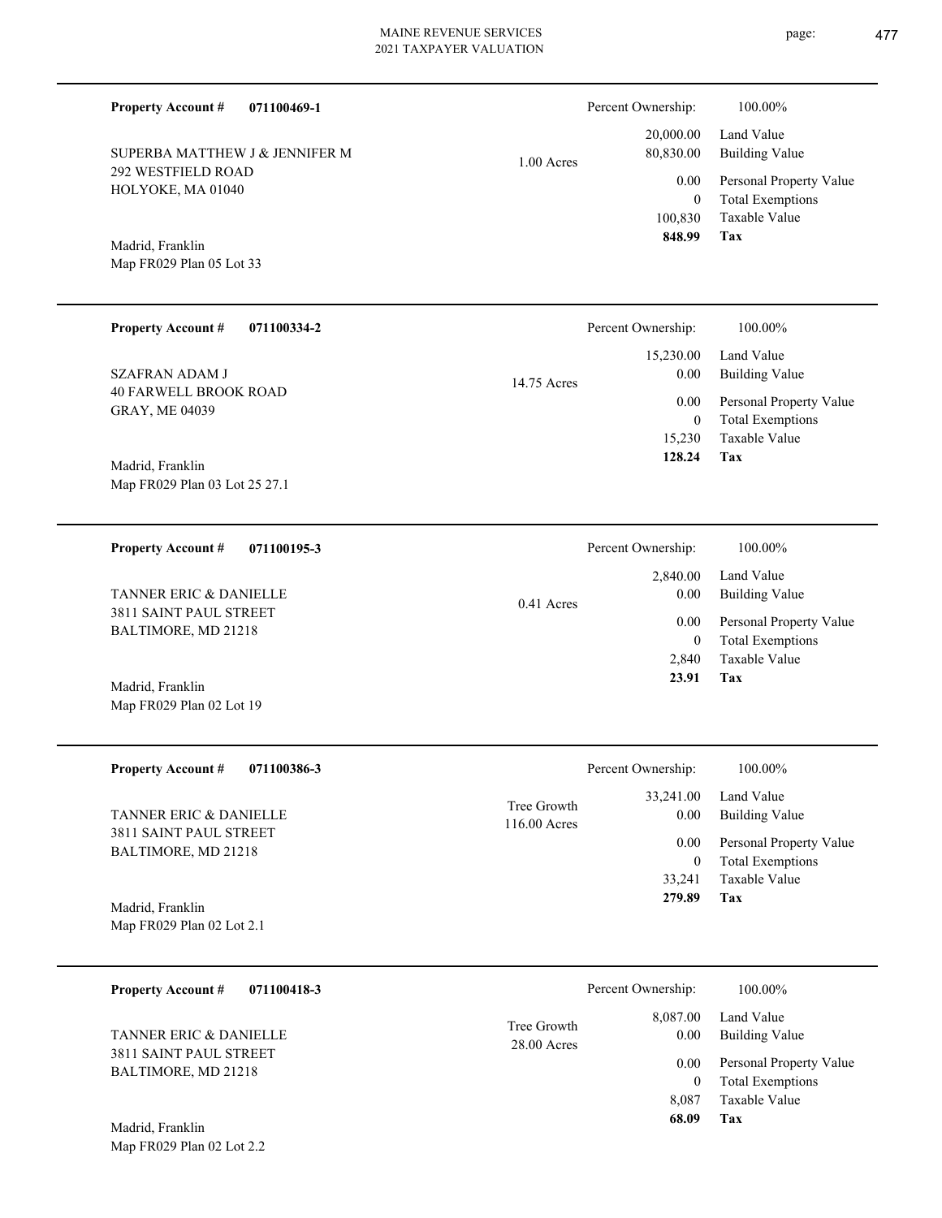**Property Account #** **071100469-1**

SUPERBA MATTHEW J & JENNIFER M
292 WESTFIELD ROAD
HOLYOKE, MA 01040

Madrid, Franklin
Map FR029 Plan 05 Lot 33

1.00 Acres

| Percent Ownership: | 100.00% |
|---|---|
| 20,000.00 | Land Value |
| 80,830.00 | Building Value |
| 0.00 | Personal Property Value |
| 0 | Total Exemptions |
| 100,830 | Taxable Value |
| **848.99** | **Tax** |

---

**Property Account #** **071100334-2**

SZAFRAN ADAM J
40 FARWELL BROOK ROAD
GRAY, ME 04039

Madrid, Franklin
Map FR029 Plan 03 Lot 25 27.1

14.75 Acres

| Percent Ownership: | 100.00% |
|---|---|
| 15,230.00 | Land Value |
| 0.00 | Building Value |
| 0.00 | Personal Property Value |
| 0 | Total Exemptions |
| 15,230 | Taxable Value |
| **128.24** | **Tax** |

---

**Property Account #** **071100195-3**

TANNER ERIC & DANIELLE
3811 SAINT PAUL STREET
BALTIMORE, MD 21218

Madrid, Franklin
Map FR029 Plan 02 Lot 19

0.41 Acres

| Percent Ownership: | 100.00% |
|---|---|
| 2,840.00 | Land Value |
| 0.00 | Building Value |
| 0.00 | Personal Property Value |
| 0 | Total Exemptions |
| 2,840 | Taxable Value |
| **23.91** | **Tax** |

---

**Property Account #** **071100386-3**

TANNER ERIC & DANIELLE
3811 SAINT PAUL STREET
BALTIMORE, MD 21218

Madrid, Franklin
Map FR029 Plan 02 Lot 2.1

Tree Growth
116.00 Acres

| Percent Ownership: | 100.00% |
|---|---|
| 33,241.00 | Land Value |
| 0.00 | Building Value |
| 0.00 | Personal Property Value |
| 0 | Total Exemptions |
| 33,241 | Taxable Value |
| **279.89** | **Tax** |

---

**Property Account #** **071100418-3**

TANNER ERIC & DANIELLE
3811 SAINT PAUL STREET
BALTIMORE, MD 21218

Madrid, Franklin
Map FR029 Plan 02 Lot 2.2

Tree Growth
28.00 Acres

| Percent Ownership: | 100.00% |
|---|---|
| 8,087.00 | Land Value |
| 0.00 | Building Value |
| 0.00 | Personal Property Value |
| 0 | Total Exemptions |
| 8,087 | Taxable Value |
| **68.09** | **Tax** |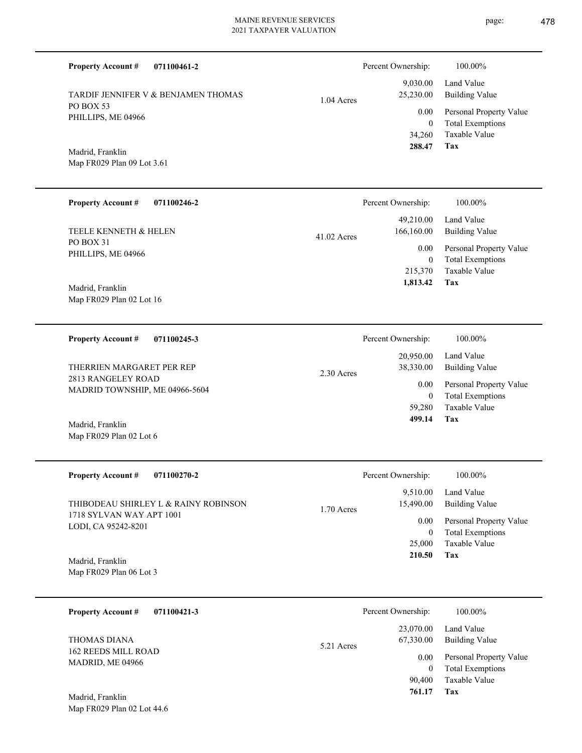**Property Account #** **071100461-2**

TARDIF JENNIFER V & BENJAMEN THOMAS
PO BOX 53
PHILLIPS, ME 04966

Madrid, Franklin
Map FR029 Plan 09 Lot 3.61

1.04 Acres

| Percent Ownership: | 100.00% |
|---|---|
| 9,030.00 | Land Value |
| 25,230.00 | Building Value |
| 0.00 | Personal Property Value |
| 0 | Total Exemptions |
| 34,260 | Taxable Value |
| **288.47** | **Tax** |

---

**Property Account #** **071100246-2**

TEELE KENNETH & HELEN
PO BOX 31
PHILLIPS, ME 04966

Madrid, Franklin
Map FR029 Plan 02 Lot 16

41.02 Acres

| Percent Ownership: | 100.00% |
|---|---|
| 49,210.00 | Land Value |
| 166,160.00 | Building Value |
| 0.00 | Personal Property Value |
| 0 | Total Exemptions |
| 215,370 | Taxable Value |
| **1,813.42** | **Tax** |

---

**Property Account #** **071100245-3**

THERRIEN MARGARET PER REP
2813 RANGELEY ROAD
MADRID TOWNSHIP, ME 04966-5604

Madrid, Franklin
Map FR029 Plan 02 Lot 6

2.30 Acres

| Percent Ownership: | 100.00% |
|---|---|
| 20,950.00 | Land Value |
| 38,330.00 | Building Value |
| 0.00 | Personal Property Value |
| 0 | Total Exemptions |
| 59,280 | Taxable Value |
| **499.14** | **Tax** |

---

**Property Account #** **071100270-2**

THIBODEAU SHIRLEY L & RAINY ROBINSON
1718 SYLVAN WAY APT 1001
LODI, CA 95242-8201

Madrid, Franklin
Map FR029 Plan 06 Lot 3

1.70 Acres

| Percent Ownership: | 100.00% |
|---|---|
| 9,510.00 | Land Value |
| 15,490.00 | Building Value |
| 0.00 | Personal Property Value |
| 0 | Total Exemptions |
| 25,000 | Taxable Value |
| **210.50** | **Tax** |

---

**Property Account #** **071100421-3**

THOMAS DIANA
162 REEDS MILL ROAD
MADRID, ME 04966

Madrid, Franklin
Map FR029 Plan 02 Lot 44.6

5.21 Acres

| Percent Ownership: | 100.00% |
|---|---|
| 23,070.00 | Land Value |
| 67,330.00 | Building Value |
| 0.00 | Personal Property Value |
| 0 | Total Exemptions |
| 90,400 | Taxable Value |
| **761.17** | **Tax** |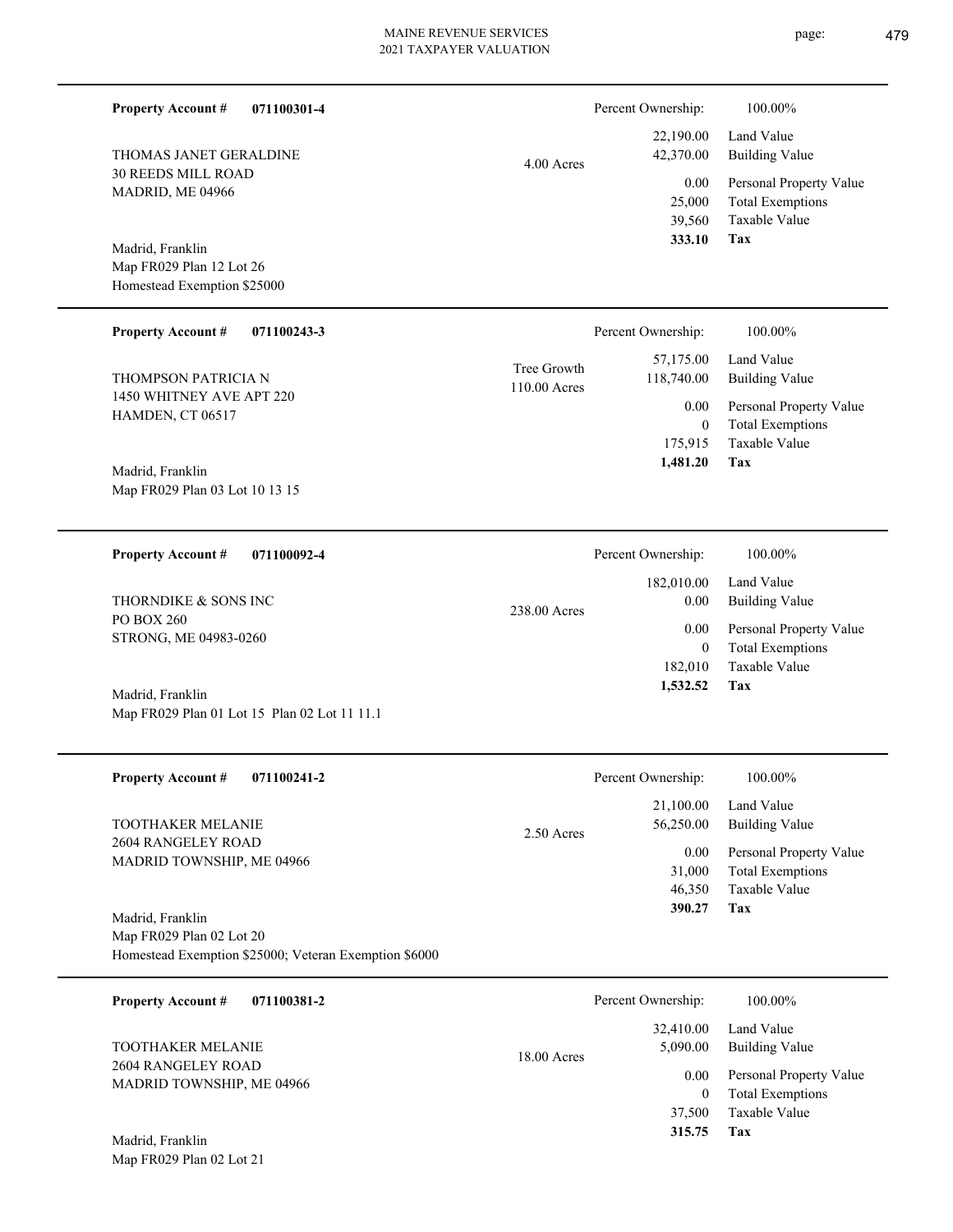**Property Account #** **071100301-4**

THOMAS JANET GERALDINE
30 REEDS MILL ROAD
MADRID, ME 04966

Madrid, Franklin
Map FR029 Plan 12 Lot 26
Homestead Exemption $25000

4.00 Acres

| Percent Ownership: | 100.00% |
|---|---|
| 22,190.00 | Land Value |
| 42,370.00 | Building Value |
| 0.00 | Personal Property Value |
| 25,000 | Total Exemptions |
| 39,560 | Taxable Value |
| **333.10** | **Tax** |

---

**Property Account #** **071100243-3**

THOMPSON PATRICIA N
1450 WHITNEY AVE APT 220
HAMDEN, CT 06517

Madrid, Franklin
Map FR029 Plan 03 Lot 10 13 15

Tree Growth
110.00 Acres

| Percent Ownership: | 100.00% |
|---|---|
| 57,175.00 | Land Value |
| 118,740.00 | Building Value |
| 0.00 | Personal Property Value |
| 0 | Total Exemptions |
| 175,915 | Taxable Value |
| **1,481.20** | **Tax** |

---

**Property Account #** **071100092-4**

THORNDIKE & SONS INC
PO BOX 260
STRONG, ME 04983-0260

Madrid, Franklin
Map FR029 Plan 01 Lot 15 Plan 02 Lot 11 11.1

238.00 Acres

| Percent Ownership: | 100.00% |
|---|---|
| 182,010.00 | Land Value |
| 0.00 | Building Value |
| 0.00 | Personal Property Value |
| 0 | Total Exemptions |
| 182,010 | Taxable Value |
| **1,532.52** | **Tax** |

---

**Property Account #** **071100241-2**

TOOTHAKER MELANIE
2604 RANGELEY ROAD
MADRID TOWNSHIP, ME 04966

Madrid, Franklin
Map FR029 Plan 02 Lot 20
Homestead Exemption $25000; Veteran Exemption $6000

2.50 Acres

| Percent Ownership: | 100.00% |
|---|---|
| 21,100.00 | Land Value |
| 56,250.00 | Building Value |
| 0.00 | Personal Property Value |
| 31,000 | Total Exemptions |
| 46,350 | Taxable Value |
| **390.27** | **Tax** |

---

**Property Account #** **071100381-2**

TOOTHAKER MELANIE
2604 RANGELEY ROAD
MADRID TOWNSHIP, ME 04966

Madrid, Franklin
Map FR029 Plan 02 Lot 21

18.00 Acres

| Percent Ownership: | 100.00% |
|---|---|
| 32,410.00 | Land Value |
| 5,090.00 | Building Value |
| 0.00 | Personal Property Value |
| 0 | Total Exemptions |
| 37,500 | Taxable Value |
| **315.75** | **Tax** |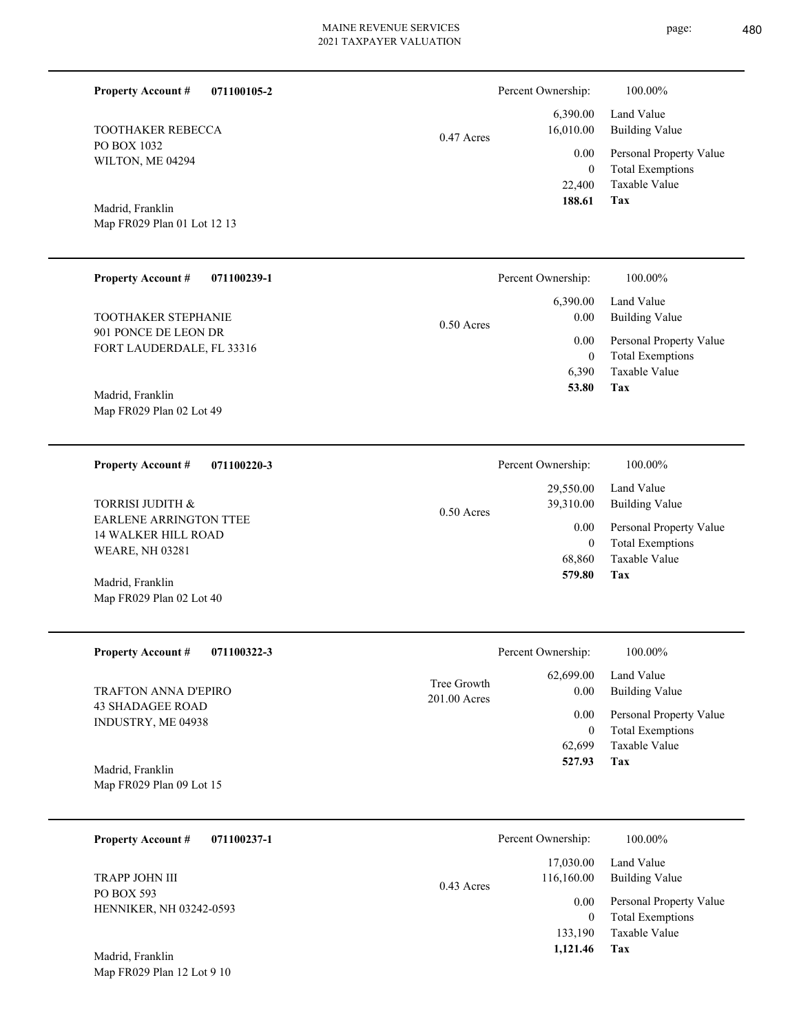**Property Account #** **071100105-2**

TOOTHAKER REBECCA
PO BOX 1032
WILTON, ME 04294

Madrid, Franklin
Map FR029 Plan 01 Lot 12 13

0.47 Acres

| Percent Ownership: | 100.00% |
|---|---|
| 6,390.00 | Land Value |
| 16,010.00 | Building Value |
| 0.00 | Personal Property Value |
| 0 | Total Exemptions |
| 22,400 | Taxable Value |
| **188.61** | **Tax** |

---

**Property Account #** **071100239-1**

TOOTHAKER STEPHANIE
901 PONCE DE LEON DR
FORT LAUDERDALE, FL 33316

Madrid, Franklin
Map FR029 Plan 02 Lot 49

0.50 Acres

| Percent Ownership: | 100.00% |
|---|---|
| 6,390.00 | Land Value |
| 0.00 | Building Value |
| 0.00 | Personal Property Value |
| 0 | Total Exemptions |
| 6,390 | Taxable Value |
| **53.80** | **Tax** |

---

**Property Account #** **071100220-3**

TORRISI JUDITH &
EARLENE ARRINGTON TTEE
14 WALKER HILL ROAD
WEARE, NH 03281

Madrid, Franklin
Map FR029 Plan 02 Lot 40

0.50 Acres

| Percent Ownership: | 100.00% |
|---|---|
| 29,550.00 | Land Value |
| 39,310.00 | Building Value |
| 0.00 | Personal Property Value |
| 0 | Total Exemptions |
| 68,860 | Taxable Value |
| **579.80** | **Tax** |

---

**Property Account #** **071100322-3**

TRAFTON ANNA D'EPIRO
43 SHADAGEE ROAD
INDUSTRY, ME 04938

Madrid, Franklin
Map FR029 Plan 09 Lot 15

Tree Growth
201.00 Acres

| Percent Ownership: | 100.00% |
|---|---|
| 62,699.00 | Land Value |
| 0.00 | Building Value |
| 0.00 | Personal Property Value |
| 0 | Total Exemptions |
| 62,699 | Taxable Value |
| **527.93** | **Tax** |

---

**Property Account #** **071100237-1**

TRAPP JOHN III
PO BOX 593
HENNIKER, NH 03242-0593

Madrid, Franklin
Map FR029 Plan 12 Lot 9 10

0.43 Acres

| Percent Ownership: | 100.00% |
|---|---|
| 17,030.00 | Land Value |
| 116,160.00 | Building Value |
| 0.00 | Personal Property Value |
| 0 | Total Exemptions |
| 133,190 | Taxable Value |
| **1,121.46** | **Tax** |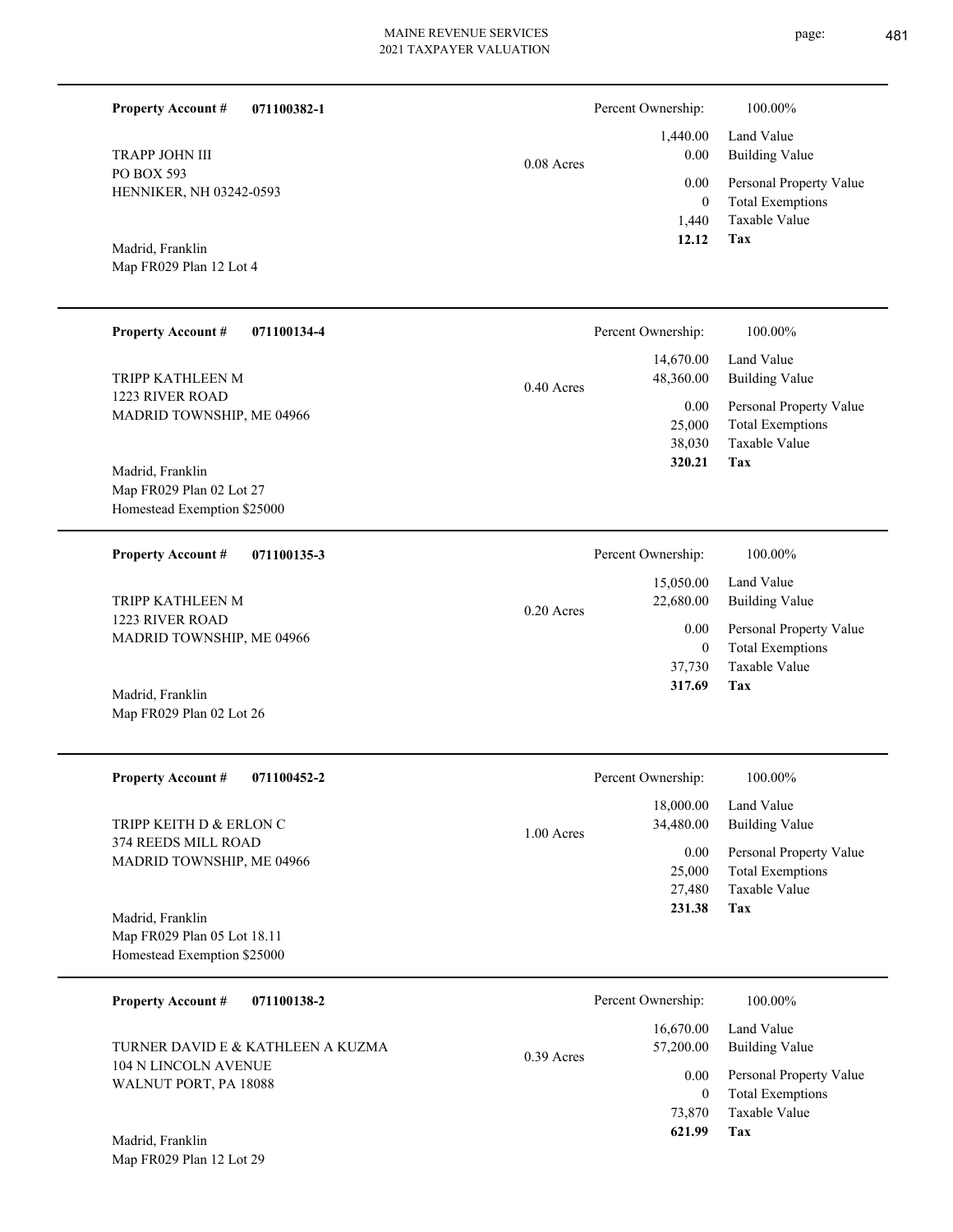**Property Account #** **071100382-1**

TRAPP JOHN III
PO BOX 593
HENNIKER, NH 03242-0593

Madrid, Franklin
Map FR029 Plan 12 Lot 4

0.08 Acres

| Percent Ownership: | 100.00% |
|---|---|
| 1,440.00 | Land Value |
| 0.00 | Building Value |
| 0.00 | Personal Property Value |
| 0 | Total Exemptions |
| 1,440 | Taxable Value |
| **12.12** | **Tax** |

---

**Property Account #** **071100134-4**

TRIPP KATHLEEN M
1223 RIVER ROAD
MADRID TOWNSHIP, ME 04966

Madrid, Franklin
Map FR029 Plan 02 Lot 27
Homestead Exemption $25000

0.40 Acres

| Percent Ownership: | 100.00% |
|---|---|
| 14,670.00 | Land Value |
| 48,360.00 | Building Value |
| 0.00 | Personal Property Value |
| 25,000 | Total Exemptions |
| 38,030 | Taxable Value |
| **320.21** | **Tax** |

---

**Property Account #** **071100135-3**

TRIPP KATHLEEN M
1223 RIVER ROAD
MADRID TOWNSHIP, ME 04966

Madrid, Franklin
Map FR029 Plan 02 Lot 26

0.20 Acres

| Percent Ownership: | 100.00% |
|---|---|
| 15,050.00 | Land Value |
| 22,680.00 | Building Value |
| 0.00 | Personal Property Value |
| 0 | Total Exemptions |
| 37,730 | Taxable Value |
| **317.69** | **Tax** |

---

**Property Account #** **071100452-2**

TRIPP KEITH D & ERLON C
374 REEDS MILL ROAD
MADRID TOWNSHIP, ME 04966

Madrid, Franklin
Map FR029 Plan 05 Lot 18.11
Homestead Exemption $25000

1.00 Acres

| Percent Ownership: | 100.00% |
|---|---|
| 18,000.00 | Land Value |
| 34,480.00 | Building Value |
| 0.00 | Personal Property Value |
| 25,000 | Total Exemptions |
| 27,480 | Taxable Value |
| **231.38** | **Tax** |

---

**Property Account #** **071100138-2**

TURNER DAVID E & KATHLEEN A KUZMA
104 N LINCOLN AVENUE
WALNUT PORT, PA 18088

Madrid, Franklin
Map FR029 Plan 12 Lot 29

0.39 Acres

| Percent Ownership: | 100.00% |
|---|---|
| 16,670.00 | Land Value |
| 57,200.00 | Building Value |
| 0.00 | Personal Property Value |
| 0 | Total Exemptions |
| 73,870 | Taxable Value |
| **621.99** | **Tax** |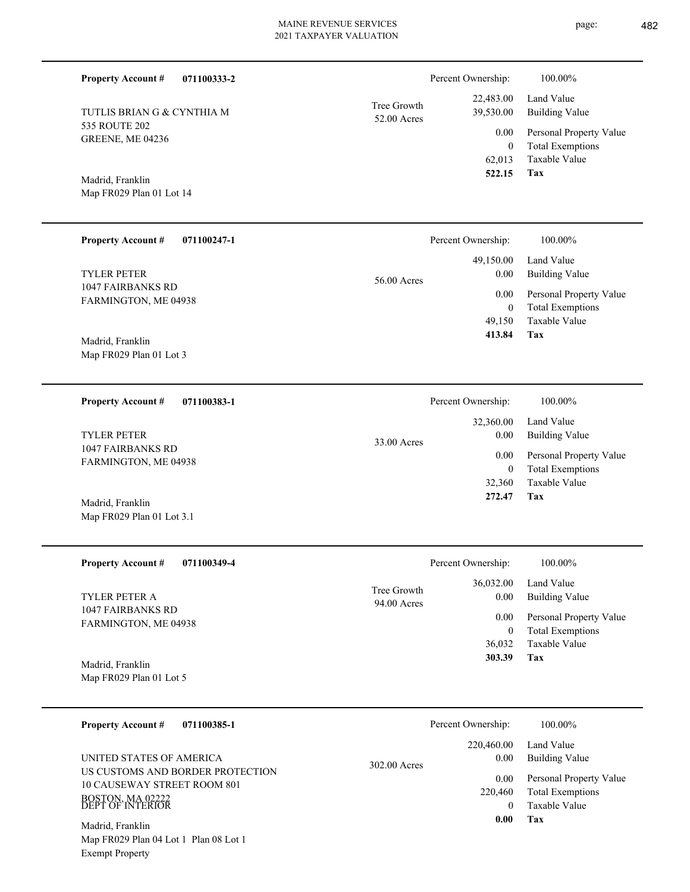**Property Account #** **071100333-2**

TUTLIS BRIAN G & CYNTHIA M
535 ROUTE 202
GREENE, ME 04236

Madrid, Franklin
Map FR029 Plan 01 Lot 14

Tree Growth
52.00 Acres

| Percent Ownership: | 100.00% |
|---|---|
| 22,483.00 | Land Value |
| 39,530.00 | Building Value |
| 0.00 | Personal Property Value |
| 0 | Total Exemptions |
| 62,013 | Taxable Value |
| **522.15** | **Tax** |

---

**Property Account #** **071100247-1**

TYLER PETER
1047 FAIRBANKS RD
FARMINGTON, ME 04938

Madrid, Franklin
Map FR029 Plan 01 Lot 3

56.00 Acres

| Percent Ownership: | 100.00% |
|---|---|
| 49,150.00 | Land Value |
| 0.00 | Building Value |
| 0.00 | Personal Property Value |
| 0 | Total Exemptions |
| 49,150 | Taxable Value |
| **413.84** | **Tax** |

---

**Property Account #** **071100383-1**

TYLER PETER
1047 FAIRBANKS RD
FARMINGTON, ME 04938

Madrid, Franklin
Map FR029 Plan 01 Lot 3.1

33.00 Acres

| Percent Ownership: | 100.00% |
|---|---|
| 32,360.00 | Land Value |
| 0.00 | Building Value |
| 0.00 | Personal Property Value |
| 0 | Total Exemptions |
| 32,360 | Taxable Value |
| **272.47** | **Tax** |

---

**Property Account #** **071100349-4**

TYLER PETER A
1047 FAIRBANKS RD
FARMINGTON, ME 04938

Madrid, Franklin
Map FR029 Plan 01 Lot 5

Tree Growth
94.00 Acres

| Percent Ownership: | 100.00% |
|---|---|
| 36,032.00 | Land Value |
| 0.00 | Building Value |
| 0.00 | Personal Property Value |
| 0 | Total Exemptions |
| 36,032 | Taxable Value |
| **303.39** | **Tax** |

---

**Property Account #** **071100385-1**

UNITED STATES OF AMERICA
US CUSTOMS AND BORDER PROTECTION
10 CAUSEWAY STREET ROOM 801
BOSTON, MA 02222
DEPT OF INTERIOR

Madrid, Franklin
Map FR029 Plan 04 Lot 1 Plan 08 Lot 1
Exempt Property

302.00 Acres

| Percent Ownership: | 100.00% |
|---|---|
| 220,460.00 | Land Value |
| 0.00 | Building Value |
| 0.00 | Personal Property Value |
| 220,460 | Total Exemptions |
| 0 | Taxable Value |
| **0.00** | **Tax** |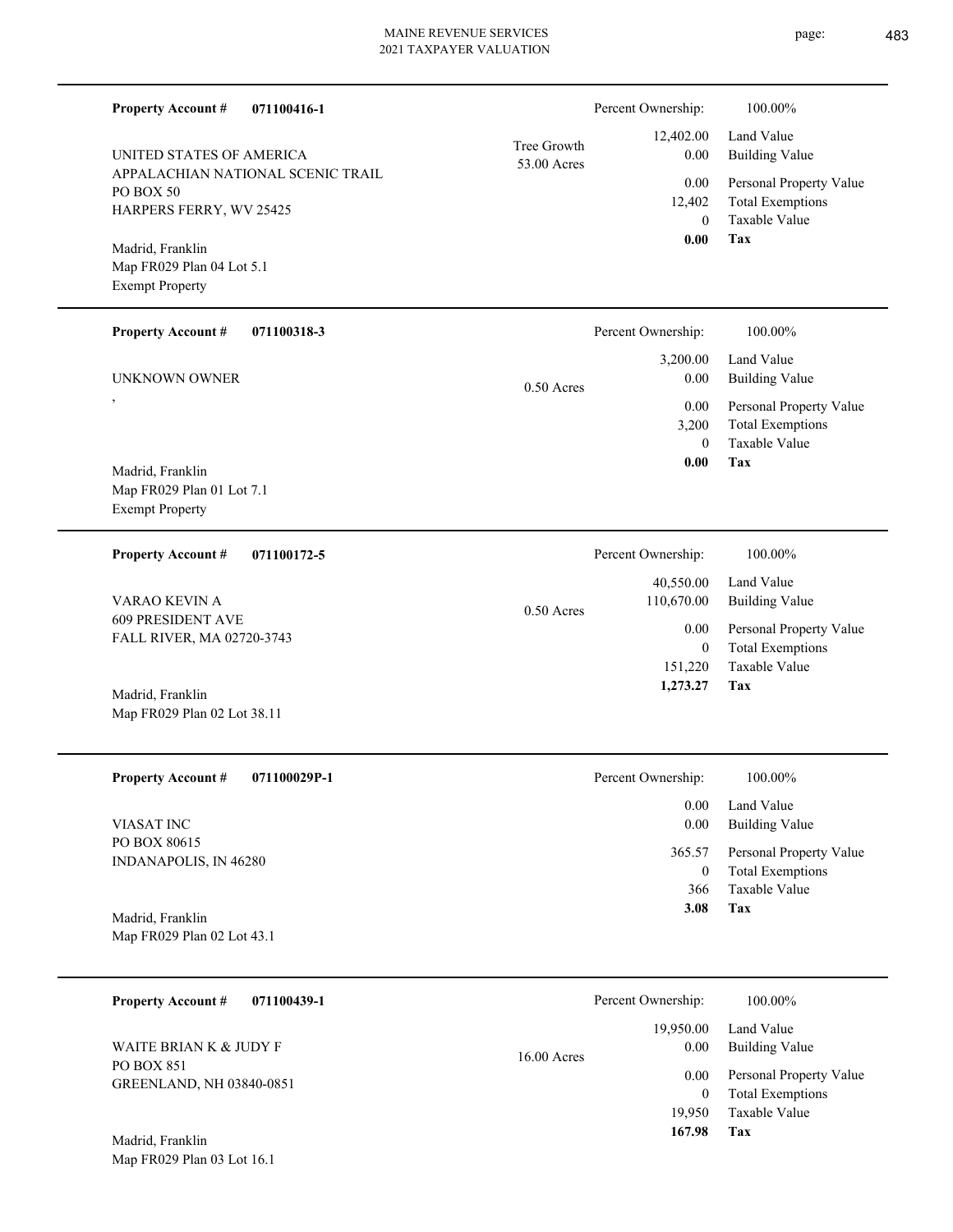**Property Account #** **071100416-1**

UNITED STATES OF AMERICA
APPALACHIAN NATIONAL SCENIC TRAIL
PO BOX 50
HARPERS FERRY, WV 25425

Madrid, Franklin
Map FR029 Plan 04 Lot 5.1
Exempt Property

Tree Growth
53.00 Acres

| Percent Ownership: | 100.00% |
|---|---|
| 12,402.00 | Land Value |
| 0.00 | Building Value |
| 0.00 | Personal Property Value |
| 12,402 | Total Exemptions |
| 0 | Taxable Value |
| **0.00** | **Tax** |

---

**Property Account #** **071100318-3**

UNKNOWN OWNER
,

Madrid, Franklin
Map FR029 Plan 01 Lot 7.1
Exempt Property

0.50 Acres

| Percent Ownership: | 100.00% |
|---|---|
| 3,200.00 | Land Value |
| 0.00 | Building Value |
| 0.00 | Personal Property Value |
| 3,200 | Total Exemptions |
| 0 | Taxable Value |
| **0.00** | **Tax** |

---

**Property Account #** **071100172-5**

VARAO KEVIN A
609 PRESIDENT AVE
FALL RIVER, MA 02720-3743

Madrid, Franklin
Map FR029 Plan 02 Lot 38.11

0.50 Acres

| Percent Ownership: | 100.00% |
|---|---|
| 40,550.00 | Land Value |
| 110,670.00 | Building Value |
| 0.00 | Personal Property Value |
| 0 | Total Exemptions |
| 151,220 | Taxable Value |
| **1,273.27** | **Tax** |

---

**Property Account #** **071100029P-1**

VIASAT INC
PO BOX 80615
INDANAPOLIS, IN 46280

Madrid, Franklin
Map FR029 Plan 02 Lot 43.1

| Percent Ownership: | 100.00% |
|---|---|
| 0.00 | Land Value |
| 0.00 | Building Value |
| 365.57 | Personal Property Value |
| 0 | Total Exemptions |
| 366 | Taxable Value |
| **3.08** | **Tax** |

---

**Property Account #** **071100439-1**

WAITE BRIAN K & JUDY F
PO BOX 851
GREENLAND, NH 03840-0851

Madrid, Franklin
Map FR029 Plan 03 Lot 16.1

16.00 Acres

| Percent Ownership: | 100.00% |
|---|---|
| 19,950.00 | Land Value |
| 0.00 | Building Value |
| 0.00 | Personal Property Value |
| 0 | Total Exemptions |
| 19,950 | Taxable Value |
| **167.98** | **Tax** |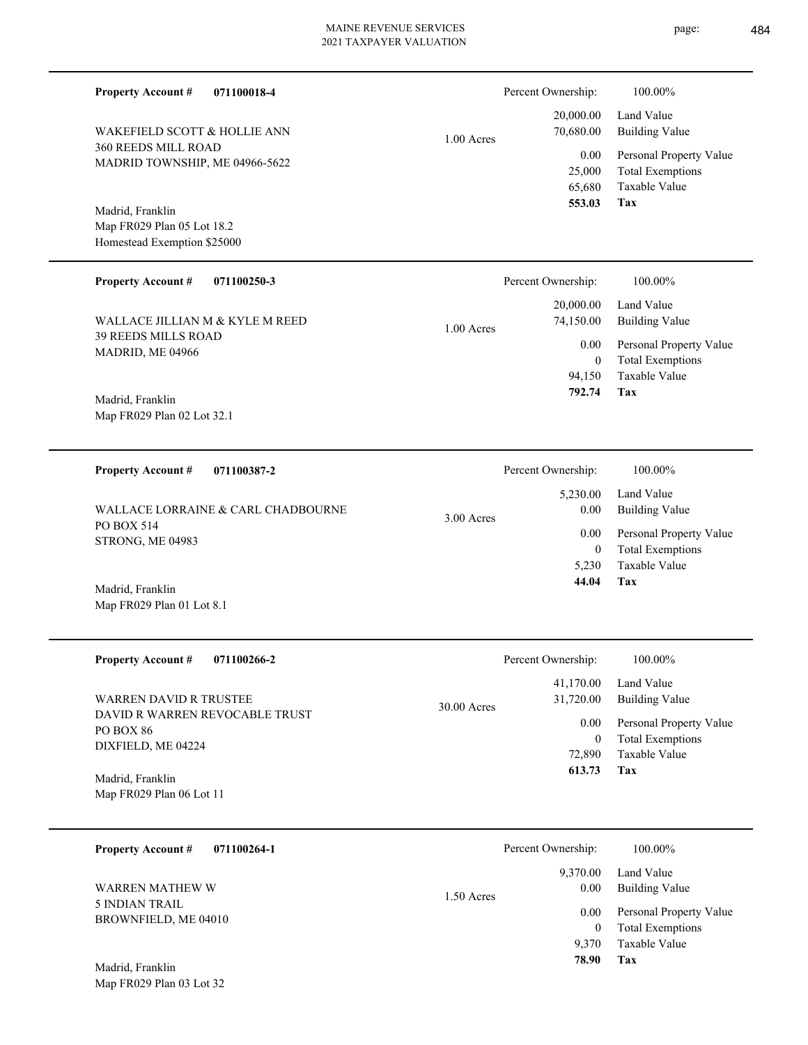**Property Account #** **071100018-4**

WAKEFIELD SCOTT & HOLLIE ANN
360 REEDS MILL ROAD
MADRID TOWNSHIP, ME 04966-5622

Madrid, Franklin
Map FR029 Plan 05 Lot 18.2
Homestead Exemption $25000

1.00 Acres

| Percent Ownership: | 100.00% |
|---|---|
| 20,000.00 | Land Value |
| 70,680.00 | Building Value |
| 0.00 | Personal Property Value |
| 25,000 | Total Exemptions |
| 65,680 | Taxable Value |
| **553.03** | **Tax** |

---

**Property Account #** **071100250-3**

WALLACE JILLIAN M & KYLE M REED
39 REEDS MILLS ROAD
MADRID, ME 04966

Madrid, Franklin
Map FR029 Plan 02 Lot 32.1

1.00 Acres

| Percent Ownership: | 100.00% |
|---|---|
| 20,000.00 | Land Value |
| 74,150.00 | Building Value |
| 0.00 | Personal Property Value |
| 0 | Total Exemptions |
| 94,150 | Taxable Value |
| **792.74** | **Tax** |

---

**Property Account #** **071100387-2**

WALLACE LORRAINE & CARL CHADBOURNE
PO BOX 514
STRONG, ME 04983

Madrid, Franklin
Map FR029 Plan 01 Lot 8.1

3.00 Acres

| Percent Ownership: | 100.00% |
|---|---|
| 5,230.00 | Land Value |
| 0.00 | Building Value |
| 0.00 | Personal Property Value |
| 0 | Total Exemptions |
| 5,230 | Taxable Value |
| **44.04** | **Tax** |

---

**Property Account #** **071100266-2**

WARREN DAVID R TRUSTEE
DAVID R WARREN REVOCABLE TRUST
PO BOX 86
DIXFIELD, ME 04224

Madrid, Franklin
Map FR029 Plan 06 Lot 11

30.00 Acres

| Percent Ownership: | 100.00% |
|---|---|
| 41,170.00 | Land Value |
| 31,720.00 | Building Value |
| 0.00 | Personal Property Value |
| 0 | Total Exemptions |
| 72,890 | Taxable Value |
| **613.73** | **Tax** |

---

**Property Account #** **071100264-1**

WARREN MATHEW W
5 INDIAN TRAIL
BROWNFIELD, ME 04010

Madrid, Franklin
Map FR029 Plan 03 Lot 32

1.50 Acres

| Percent Ownership: | 100.00% |
|---|---|
| 9,370.00 | Land Value |
| 0.00 | Building Value |
| 0.00 | Personal Property Value |
| 0 | Total Exemptions |
| 9,370 | Taxable Value |
| **78.90** | **Tax** |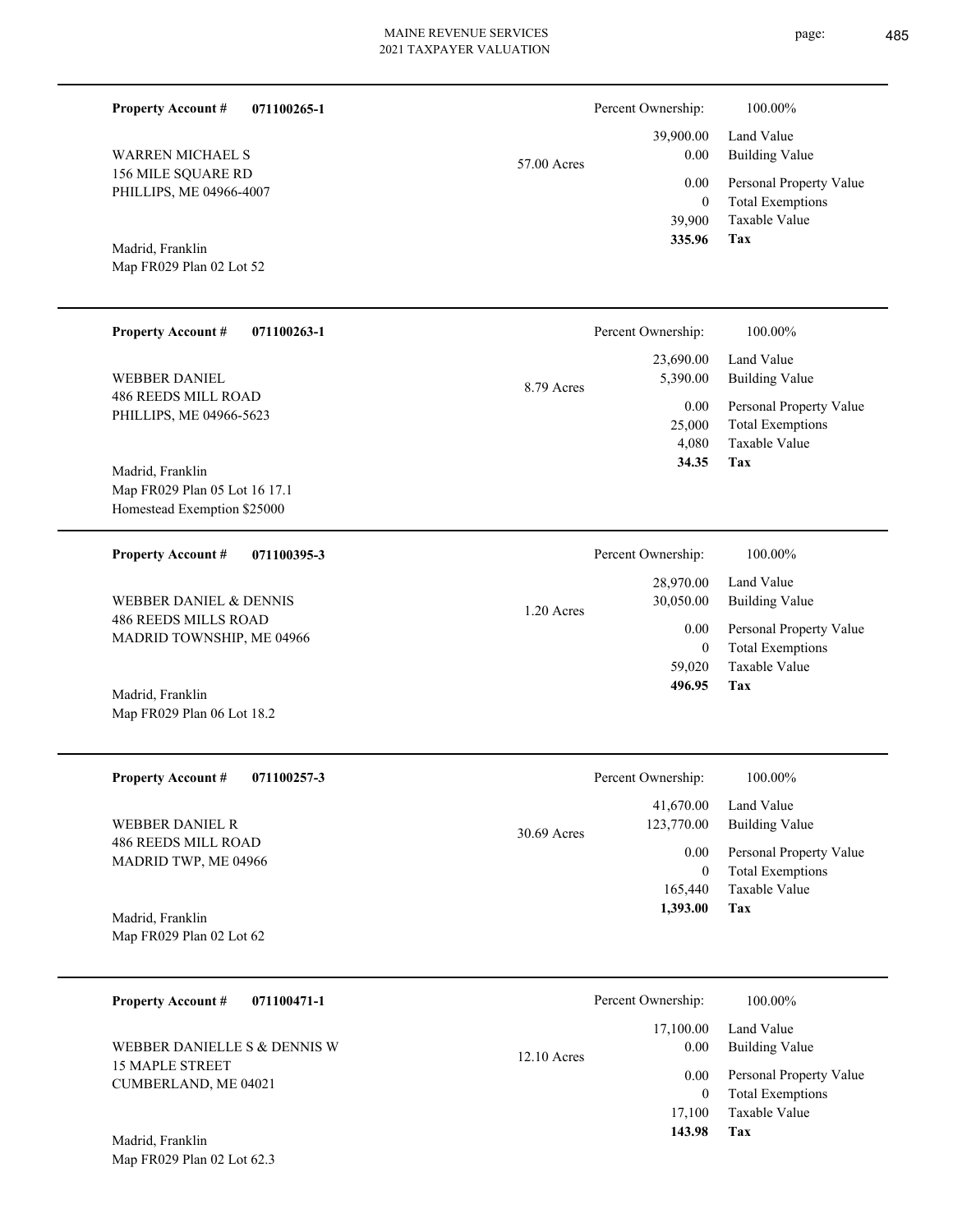**Property Account #** **071100265-1**

WARREN MICHAEL S
156 MILE SQUARE RD
PHILLIPS, ME 04966-4007

Madrid, Franklin
Map FR029 Plan 02 Lot 52

57.00 Acres

| Percent Ownership: | 100.00% |
|---|---|
| 39,900.00 | Land Value |
| 0.00 | Building Value |
| 0.00 | Personal Property Value |
| 0 | Total Exemptions |
| 39,900 | Taxable Value |
| **335.96** | **Tax** |

---

**Property Account #** **071100263-1**

WEBBER DANIEL
486 REEDS MILL ROAD
PHILLIPS, ME 04966-5623

Madrid, Franklin
Map FR029 Plan 05 Lot 16 17.1
Homestead Exemption $25000

8.79 Acres

| Percent Ownership: | 100.00% |
|---|---|
| 23,690.00 | Land Value |
| 5,390.00 | Building Value |
| 0.00 | Personal Property Value |
| 25,000 | Total Exemptions |
| 4,080 | Taxable Value |
| **34.35** | **Tax** |

---

**Property Account #** **071100395-3**

WEBBER DANIEL & DENNIS
486 REEDS MILLS ROAD
MADRID TOWNSHIP, ME 04966

Madrid, Franklin
Map FR029 Plan 06 Lot 18.2

1.20 Acres

| Percent Ownership: | 100.00% |
|---|---|
| 28,970.00 | Land Value |
| 30,050.00 | Building Value |
| 0.00 | Personal Property Value |
| 0 | Total Exemptions |
| 59,020 | Taxable Value |
| **496.95** | **Tax** |

---

**Property Account #** **071100257-3**

WEBBER DANIEL R
486 REEDS MILL ROAD
MADRID TWP, ME 04966

Madrid, Franklin
Map FR029 Plan 02 Lot 62

30.69 Acres

| Percent Ownership: | 100.00% |
|---|---|
| 41,670.00 | Land Value |
| 123,770.00 | Building Value |
| 0.00 | Personal Property Value |
| 0 | Total Exemptions |
| 165,440 | Taxable Value |
| **1,393.00** | **Tax** |

---

**Property Account #** **071100471-1**

WEBBER DANIELLE S & DENNIS W
15 MAPLE STREET
CUMBERLAND, ME 04021

Madrid, Franklin
Map FR029 Plan 02 Lot 62.3

12.10 Acres

| Percent Ownership: | 100.00% |
|---|---|
| 17,100.00 | Land Value |
| 0.00 | Building Value |
| 0.00 | Personal Property Value |
| 0 | Total Exemptions |
| 17,100 | Taxable Value |
| **143.98** | **Tax** |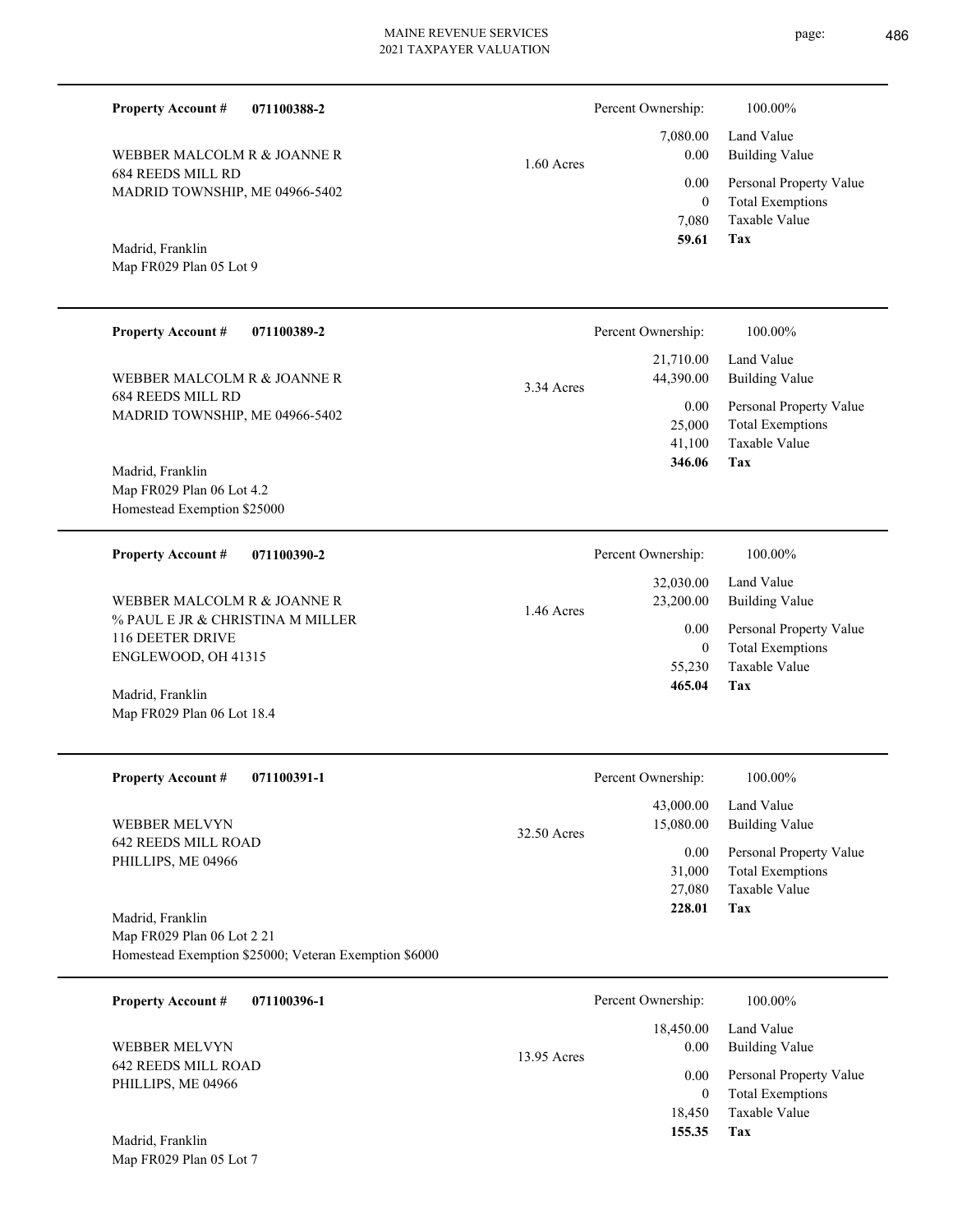**Property Account #** **071100388-2**

WEBBER MALCOLM R & JOANNE R
684 REEDS MILL RD
MADRID TOWNSHIP, ME 04966-5402

Madrid, Franklin
Map FR029 Plan 05 Lot 9

1.60 Acres

| Percent Ownership: | 100.00% |
|---|---|
| 7,080.00 | Land Value |
| 0.00 | Building Value |
| 0.00 | Personal Property Value |
| 0 | Total Exemptions |
| 7,080 | Taxable Value |
| **59.61** | **Tax** |

---

**Property Account #** **071100389-2**

WEBBER MALCOLM R & JOANNE R
684 REEDS MILL RD
MADRID TOWNSHIP, ME 04966-5402

Madrid, Franklin
Map FR029 Plan 06 Lot 4.2
Homestead Exemption $25000

3.34 Acres

| Percent Ownership: | 100.00% |
|---|---|
| 21,710.00 | Land Value |
| 44,390.00 | Building Value |
| 0.00 | Personal Property Value |
| 25,000 | Total Exemptions |
| 41,100 | Taxable Value |
| **346.06** | **Tax** |

---

**Property Account #** **071100390-2**

WEBBER MALCOLM R & JOANNE R
% PAUL E JR & CHRISTINA M MILLER
116 DEETER DRIVE
ENGLEWOOD, OH 41315

Madrid, Franklin
Map FR029 Plan 06 Lot 18.4

1.46 Acres

| Percent Ownership: | 100.00% |
|---|---|
| 32,030.00 | Land Value |
| 23,200.00 | Building Value |
| 0.00 | Personal Property Value |
| 0 | Total Exemptions |
| 55,230 | Taxable Value |
| **465.04** | **Tax** |

---

**Property Account #** **071100391-1**

WEBBER MELVYN
642 REEDS MILL ROAD
PHILLIPS, ME 04966

Madrid, Franklin
Map FR029 Plan 06 Lot 2 21
Homestead Exemption $25000; Veteran Exemption $6000

32.50 Acres

| Percent Ownership: | 100.00% |
|---|---|
| 43,000.00 | Land Value |
| 15,080.00 | Building Value |
| 0.00 | Personal Property Value |
| 31,000 | Total Exemptions |
| 27,080 | Taxable Value |
| **228.01** | **Tax** |

---

**Property Account #** **071100396-1**

WEBBER MELVYN
642 REEDS MILL ROAD
PHILLIPS, ME 04966

Madrid, Franklin
Map FR029 Plan 05 Lot 7

13.95 Acres

| Percent Ownership: | 100.00% |
|---|---|
| 18,450.00 | Land Value |
| 0.00 | Building Value |
| 0.00 | Personal Property Value |
| 0 | Total Exemptions |
| 18,450 | Taxable Value |
| **155.35** | **Tax** |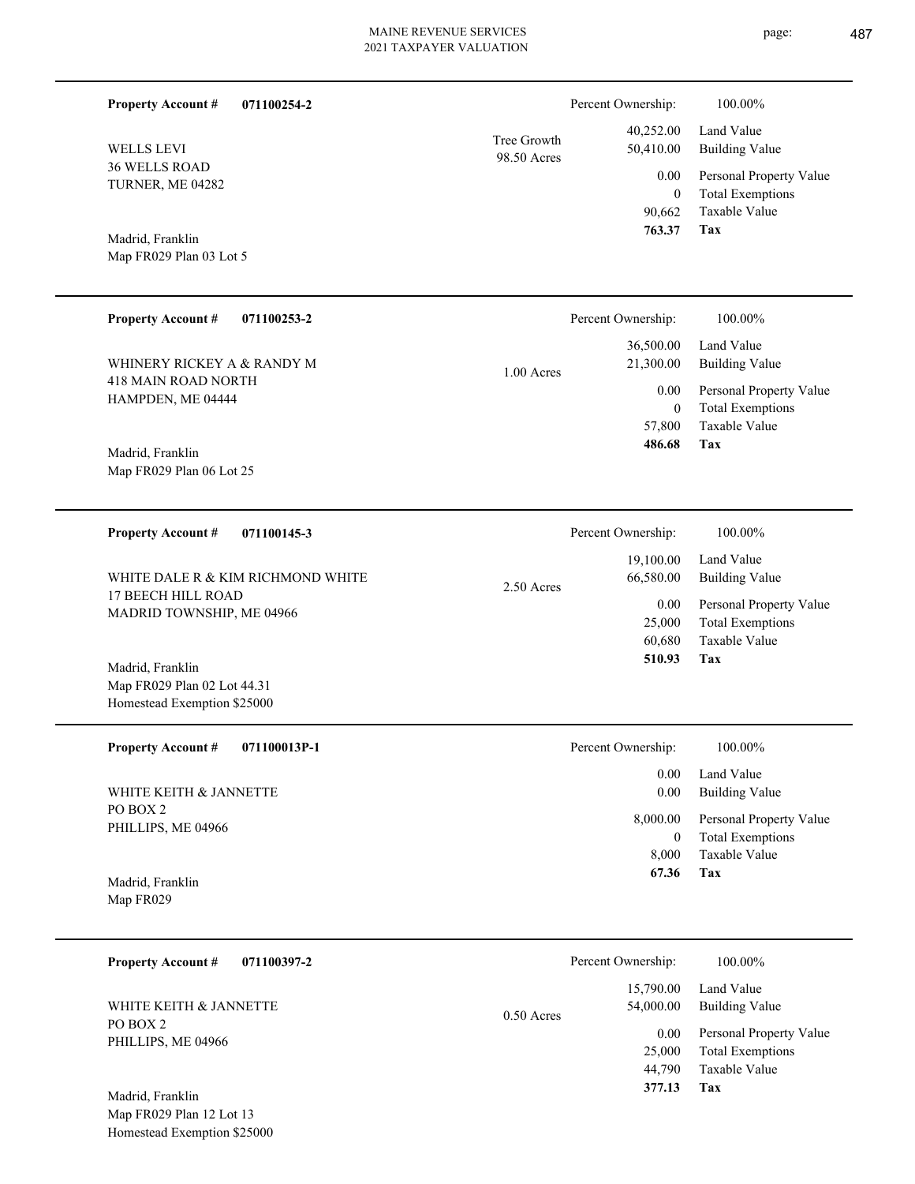**Property Account #** **071100254-2**

WELLS LEVI
36 WELLS ROAD
TURNER, ME 04282

Madrid, Franklin
Map FR029 Plan 03 Lot 5

Tree Growth
98.50 Acres

| | |
|---|---|
| Percent Ownership: | 100.00% |
| 40,252.00 | Land Value |
| 50,410.00 | Building Value |
| 0.00 | Personal Property Value |
| 0 | Total Exemptions |
| 90,662 | Taxable Value |
| **763.37** | **Tax** |

---

**Property Account #** **071100253-2**

WHINERY RICKEY A & RANDY M
418 MAIN ROAD NORTH
HAMPDEN, ME 04444

Madrid, Franklin
Map FR029 Plan 06 Lot 25

1.00 Acres

| | |
|---|---|
| Percent Ownership: | 100.00% |
| 36,500.00 | Land Value |
| 21,300.00 | Building Value |
| 0.00 | Personal Property Value |
| 0 | Total Exemptions |
| 57,800 | Taxable Value |
| **486.68** | **Tax** |

---

**Property Account #** **071100145-3**

WHITE DALE R & KIM RICHMOND WHITE
17 BEECH HILL ROAD
MADRID TOWNSHIP, ME 04966

Madrid, Franklin
Map FR029 Plan 02 Lot 44.31
Homestead Exemption $25000

2.50 Acres

| | |
|---|---|
| Percent Ownership: | 100.00% |
| 19,100.00 | Land Value |
| 66,580.00 | Building Value |
| 0.00 | Personal Property Value |
| 25,000 | Total Exemptions |
| 60,680 | Taxable Value |
| **510.93** | **Tax** |

---

**Property Account #** **071100013P-1**

WHITE KEITH & JANNETTE
PO BOX 2
PHILLIPS, ME 04966

Madrid, Franklin
Map FR029

| | |
|---|---|
| Percent Ownership: | 100.00% |
| 0.00 | Land Value |
| 0.00 | Building Value |
| 8,000.00 | Personal Property Value |
| 0 | Total Exemptions |
| 8,000 | Taxable Value |
| **67.36** | **Tax** |

---

**Property Account #** **071100397-2**

WHITE KEITH & JANNETTE
PO BOX 2
PHILLIPS, ME 04966

Madrid, Franklin
Map FR029 Plan 12 Lot 13
Homestead Exemption $25000

0.50 Acres

| | |
|---|---|
| Percent Ownership: | 100.00% |
| 15,790.00 | Land Value |
| 54,000.00 | Building Value |
| 0.00 | Personal Property Value |
| 25,000 | Total Exemptions |
| 44,790 | Taxable Value |
| **377.13** | **Tax** |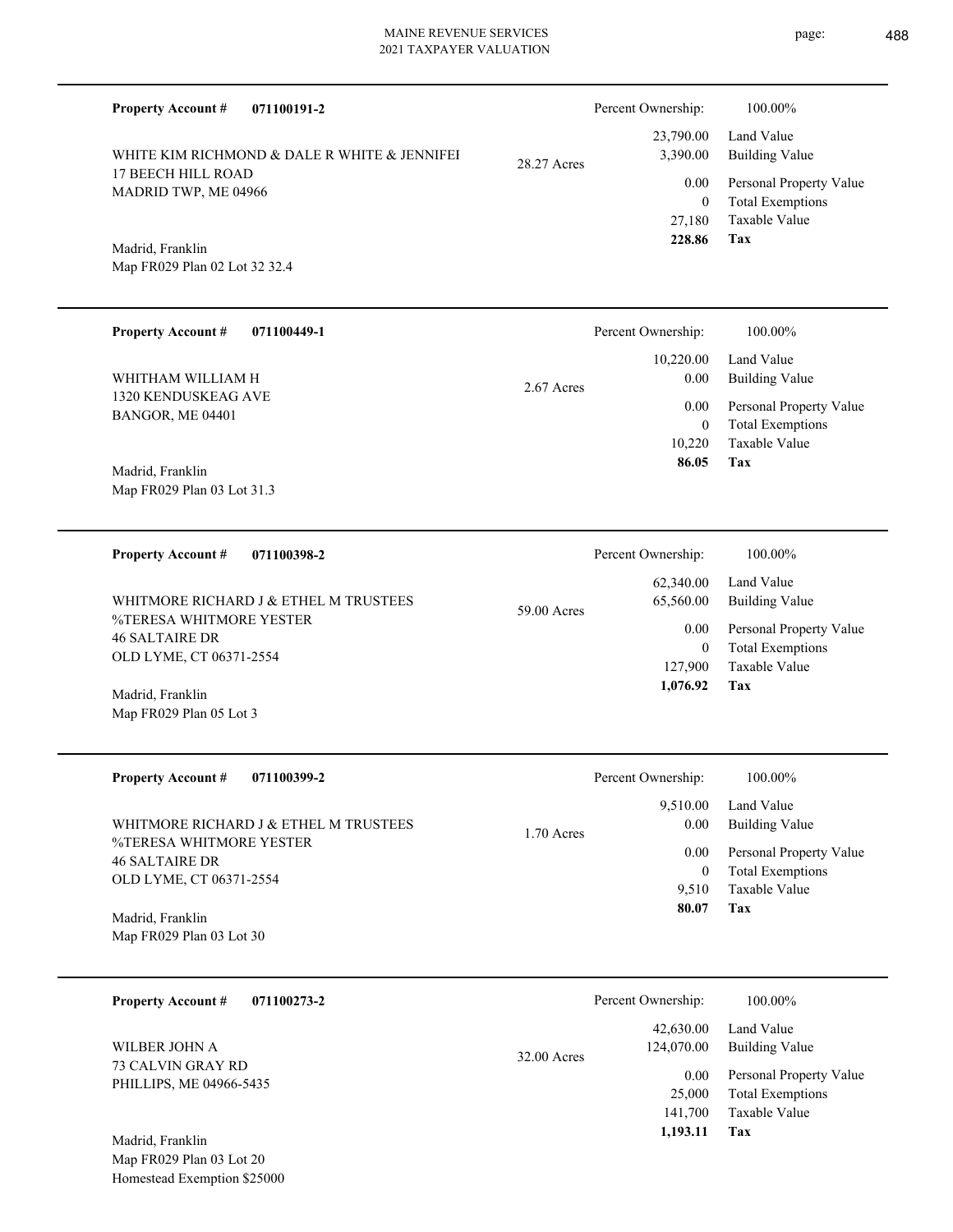**Property Account #** **071100191-2**

WHITE KIM RICHMOND & DALE R WHITE & JENNIFEI
17 BEECH HILL ROAD
MADRID TWP, ME 04966

Madrid, Franklin
Map FR029 Plan 02 Lot 32 32.4

28.27 Acres

| Percent Ownership: | 100.00% |
|---|---|
| 23,790.00 | Land Value |
| 3,390.00 | Building Value |
| 0.00 | Personal Property Value |
| 0 | Total Exemptions |
| 27,180 | Taxable Value |
| **228.86** | **Tax** |

---

**Property Account #** **071100449-1**

WHITHAM WILLIAM H
1320 KENDUSKEAG AVE
BANGOR, ME 04401

Madrid, Franklin
Map FR029 Plan 03 Lot 31.3

2.67 Acres

| Percent Ownership: | 100.00% |
|---|---|
| 10,220.00 | Land Value |
| 0.00 | Building Value |
| 0.00 | Personal Property Value |
| 0 | Total Exemptions |
| 10,220 | Taxable Value |
| **86.05** | **Tax** |

---

**Property Account #** **071100398-2**

WHITMORE RICHARD J & ETHEL M TRUSTEES
%TERESA WHITMORE YESTER
46 SALTAIRE DR
OLD LYME, CT 06371-2554

Madrid, Franklin
Map FR029 Plan 05 Lot 3

59.00 Acres

| Percent Ownership: | 100.00% |
|---|---|
| 62,340.00 | Land Value |
| 65,560.00 | Building Value |
| 0.00 | Personal Property Value |
| 0 | Total Exemptions |
| 127,900 | Taxable Value |
| **1,076.92** | **Tax** |

---

**Property Account #** **071100399-2**

WHITMORE RICHARD J & ETHEL M TRUSTEES
%TERESA WHITMORE YESTER
46 SALTAIRE DR
OLD LYME, CT 06371-2554

Madrid, Franklin
Map FR029 Plan 03 Lot 30

1.70 Acres

| Percent Ownership: | 100.00% |
|---|---|
| 9,510.00 | Land Value |
| 0.00 | Building Value |
| 0.00 | Personal Property Value |
| 0 | Total Exemptions |
| 9,510 | Taxable Value |
| **80.07** | **Tax** |

---

**Property Account #** **071100273-2**

WILBER JOHN A
73 CALVIN GRAY RD
PHILLIPS, ME 04966-5435

Madrid, Franklin
Map FR029 Plan 03 Lot 20
Homestead Exemption $25000

32.00 Acres

| Percent Ownership: | 100.00% |
|---|---|
| 42,630.00 | Land Value |
| 124,070.00 | Building Value |
| 0.00 | Personal Property Value |
| 25,000 | Total Exemptions |
| 141,700 | Taxable Value |
| **1,193.11** | **Tax** |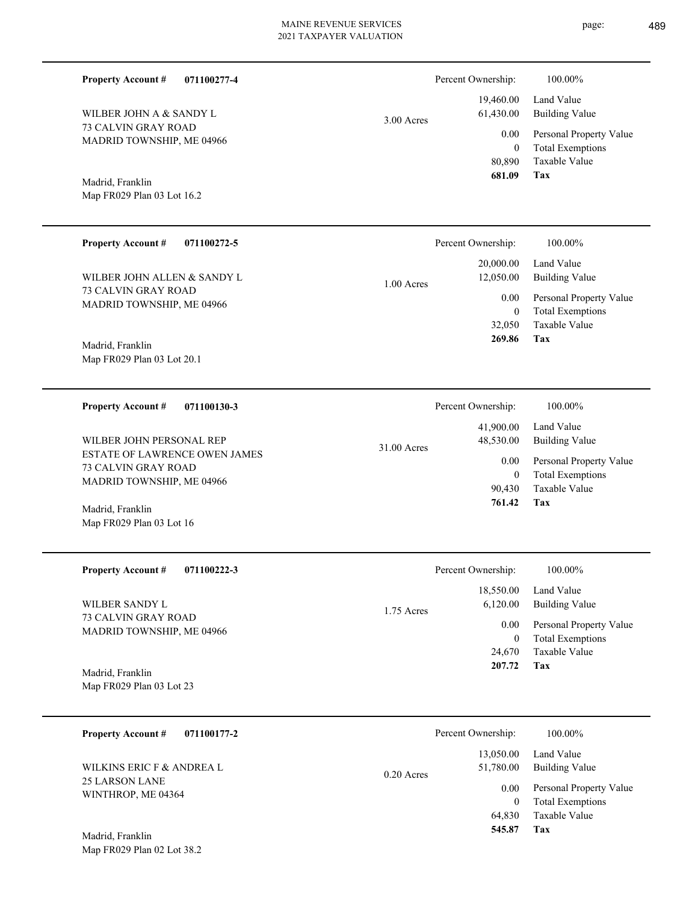**Property Account #** **071100277-4**

WILBER JOHN A & SANDY L
73 CALVIN GRAY ROAD
MADRID TOWNSHIP, ME 04966

Madrid, Franklin
Map FR029 Plan 03 Lot 16.2

3.00 Acres

| | |
|---|---|
| Percent Ownership: | 100.00% |
| 19,460.00 | Land Value |
| 61,430.00 | Building Value |
| 0.00 | Personal Property Value |
| 0 | Total Exemptions |
| 80,890 | Taxable Value |
| **681.09** | **Tax** |

---

**Property Account #** **071100272-5**

WILBER JOHN ALLEN & SANDY L
73 CALVIN GRAY ROAD
MADRID TOWNSHIP, ME 04966

Madrid, Franklin
Map FR029 Plan 03 Lot 20.1

1.00 Acres

| | |
|---|---|
| Percent Ownership: | 100.00% |
| 20,000.00 | Land Value |
| 12,050.00 | Building Value |
| 0.00 | Personal Property Value |
| 0 | Total Exemptions |
| 32,050 | Taxable Value |
| **269.86** | **Tax** |

---

**Property Account #** **071100130-3**

WILBER JOHN PERSONAL REP
ESTATE OF LAWRENCE OWEN JAMES
73 CALVIN GRAY ROAD
MADRID TOWNSHIP, ME 04966

Madrid, Franklin
Map FR029 Plan 03 Lot 16

31.00 Acres

| | |
|---|---|
| Percent Ownership: | 100.00% |
| 41,900.00 | Land Value |
| 48,530.00 | Building Value |
| 0.00 | Personal Property Value |
| 0 | Total Exemptions |
| 90,430 | Taxable Value |
| **761.42** | **Tax** |

---

**Property Account #** **071100222-3**

WILBER SANDY L
73 CALVIN GRAY ROAD
MADRID TOWNSHIP, ME 04966

Madrid, Franklin
Map FR029 Plan 03 Lot 23

1.75 Acres

| | |
|---|---|
| Percent Ownership: | 100.00% |
| 18,550.00 | Land Value |
| 6,120.00 | Building Value |
| 0.00 | Personal Property Value |
| 0 | Total Exemptions |
| 24,670 | Taxable Value |
| **207.72** | **Tax** |

---

**Property Account #** **071100177-2**

WILKINS ERIC F & ANDREA L
25 LARSON LANE
WINTHROP, ME 04364

Madrid, Franklin
Map FR029 Plan 02 Lot 38.2

0.20 Acres

| | |
|---|---|
| Percent Ownership: | 100.00% |
| 13,050.00 | Land Value |
| 51,780.00 | Building Value |
| 0.00 | Personal Property Value |
| 0 | Total Exemptions |
| 64,830 | Taxable Value |
| **545.87** | **Tax** |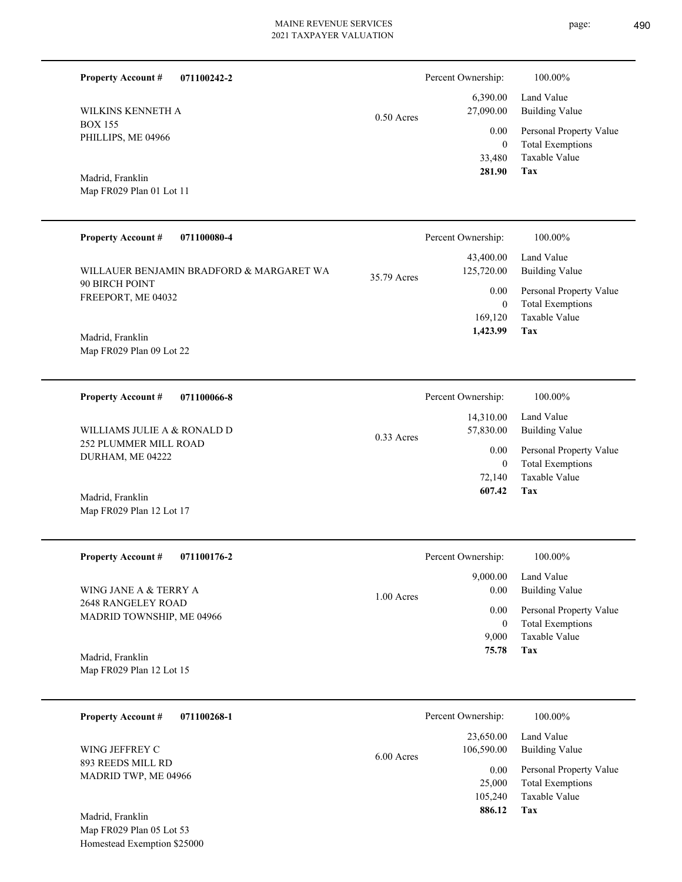**Property Account #** **071100242-2**

WILKINS KENNETH A
BOX 155
PHILLIPS, ME 04966

Madrid, Franklin
Map FR029 Plan 01 Lot 11

0.50 Acres

| Percent Ownership: | 100.00% |
|---|---|
| 6,390.00 | Land Value |
| 27,090.00 | Building Value |
| 0.00 | Personal Property Value |
| 0 | Total Exemptions |
| 33,480 | Taxable Value |
| **281.90** | **Tax** |

---

**Property Account #** **071100080-4**

WILLAUER BENJAMIN BRADFORD & MARGARET WA
90 BIRCH POINT
FREEPORT, ME 04032

Madrid, Franklin
Map FR029 Plan 09 Lot 22

35.79 Acres

| Percent Ownership: | 100.00% |
|---|---|
| 43,400.00 | Land Value |
| 125,720.00 | Building Value |
| 0.00 | Personal Property Value |
| 0 | Total Exemptions |
| 169,120 | Taxable Value |
| **1,423.99** | **Tax** |

---

**Property Account #** **071100066-8**

WILLIAMS JULIE A & RONALD D
252 PLUMMER MILL ROAD
DURHAM, ME 04222

Madrid, Franklin
Map FR029 Plan 12 Lot 17

0.33 Acres

| Percent Ownership: | 100.00% |
|---|---|
| 14,310.00 | Land Value |
| 57,830.00 | Building Value |
| 0.00 | Personal Property Value |
| 0 | Total Exemptions |
| 72,140 | Taxable Value |
| **607.42** | **Tax** |

---

**Property Account #** **071100176-2**

WING JANE A & TERRY A
2648 RANGELEY ROAD
MADRID TOWNSHIP, ME 04966

Madrid, Franklin
Map FR029 Plan 12 Lot 15

1.00 Acres

| Percent Ownership: | 100.00% |
|---|---|
| 9,000.00 | Land Value |
| 0.00 | Building Value |
| 0.00 | Personal Property Value |
| 0 | Total Exemptions |
| 9,000 | Taxable Value |
| **75.78** | **Tax** |

---

**Property Account #** **071100268-1**

WING JEFFREY C
893 REEDS MILL RD
MADRID TWP, ME 04966

Madrid, Franklin
Map FR029 Plan 05 Lot 53
Homestead Exemption $25000

6.00 Acres

| Percent Ownership: | 100.00% |
|---|---|
| 23,650.00 | Land Value |
| 106,590.00 | Building Value |
| 0.00 | Personal Property Value |
| 25,000 | Total Exemptions |
| 105,240 | Taxable Value |
| **886.12** | **Tax** |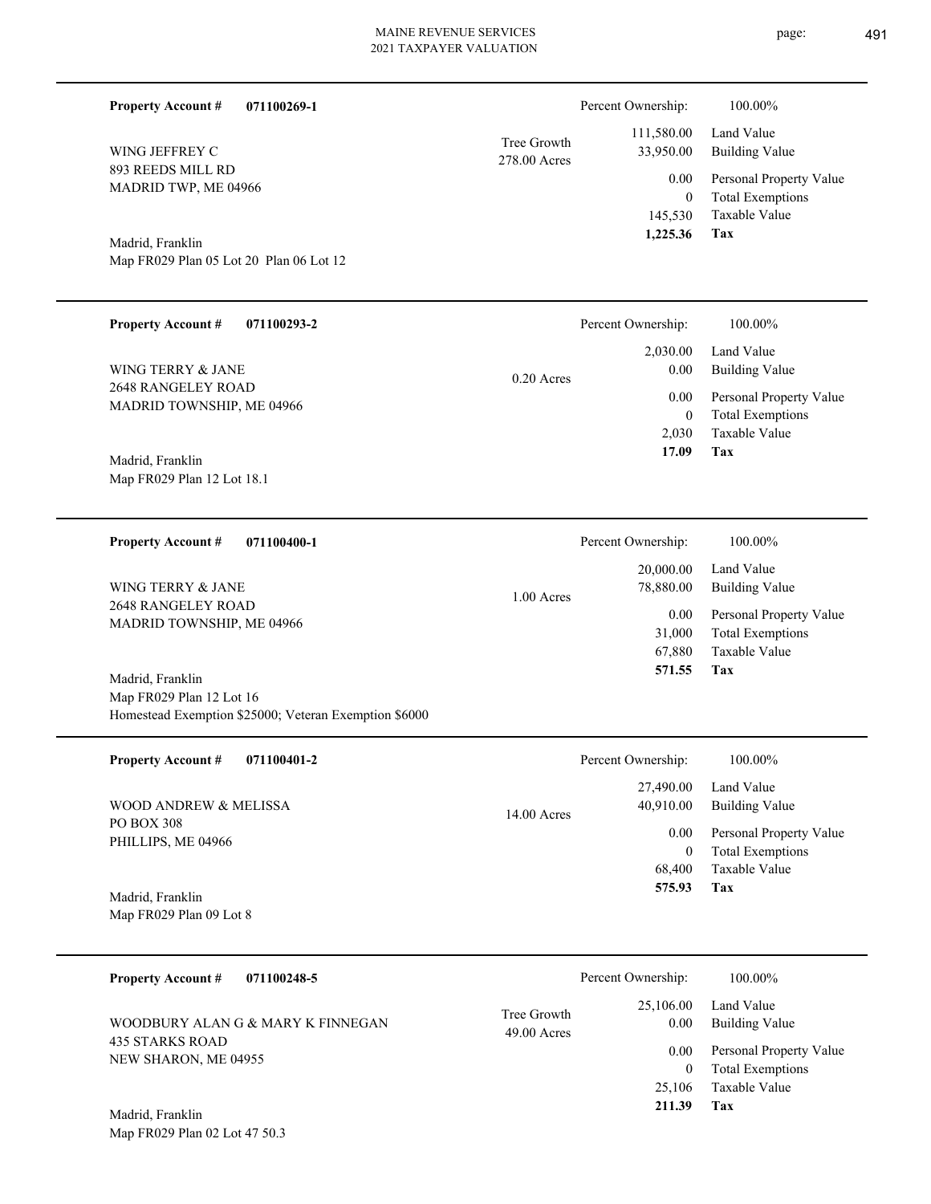**Property Account #** **071100269-1**

WING JEFFREY C
893 REEDS MILL RD
MADRID TWP, ME 04966

Tree Growth
278.00 Acres

Madrid, Franklin
Map FR029 Plan 05 Lot 20 Plan 06 Lot 12

| Percent Ownership: | 100.00% |
|---|---|
| 111,580.00 | Land Value |
| 33,950.00 | Building Value |
| 0.00 | Personal Property Value |
| 0 | Total Exemptions |
| 145,530 | Taxable Value |
| **1,225.36** | **Tax** |

---

**Property Account #** **071100293-2**

WING TERRY & JANE
2648 RANGELEY ROAD
MADRID TOWNSHIP, ME 04966

0.20 Acres

Madrid, Franklin
Map FR029 Plan 12 Lot 18.1

| Percent Ownership: | 100.00% |
|---|---|
| 2,030.00 | Land Value |
| 0.00 | Building Value |
| 0.00 | Personal Property Value |
| 0 | Total Exemptions |
| 2,030 | Taxable Value |
| **17.09** | **Tax** |

---

**Property Account #** **071100400-1**

WING TERRY & JANE
2648 RANGELEY ROAD
MADRID TOWNSHIP, ME 04966

1.00 Acres

Madrid, Franklin
Map FR029 Plan 12 Lot 16
Homestead Exemption $25000; Veteran Exemption $6000

| Percent Ownership: | 100.00% |
|---|---|
| 20,000.00 | Land Value |
| 78,880.00 | Building Value |
| 0.00 | Personal Property Value |
| 31,000 | Total Exemptions |
| 67,880 | Taxable Value |
| **571.55** | **Tax** |

---

**Property Account #** **071100401-2**

WOOD ANDREW & MELISSA
PO BOX 308
PHILLIPS, ME 04966

14.00 Acres

Madrid, Franklin
Map FR029 Plan 09 Lot 8

| Percent Ownership: | 100.00% |
|---|---|
| 27,490.00 | Land Value |
| 40,910.00 | Building Value |
| 0.00 | Personal Property Value |
| 0 | Total Exemptions |
| 68,400 | Taxable Value |
| **575.93** | **Tax** |

---

**Property Account #** **071100248-5**

WOODBURY ALAN G & MARY K FINNEGAN
435 STARKS ROAD
NEW SHARON, ME 04955

Tree Growth
49.00 Acres

Madrid, Franklin
Map FR029 Plan 02 Lot 47 50.3

| Percent Ownership: | 100.00% |
|---|---|
| 25,106.00 | Land Value |
| 0.00 | Building Value |
| 0.00 | Personal Property Value |
| 0 | Total Exemptions |
| 25,106 | Taxable Value |
| **211.39** | **Tax** |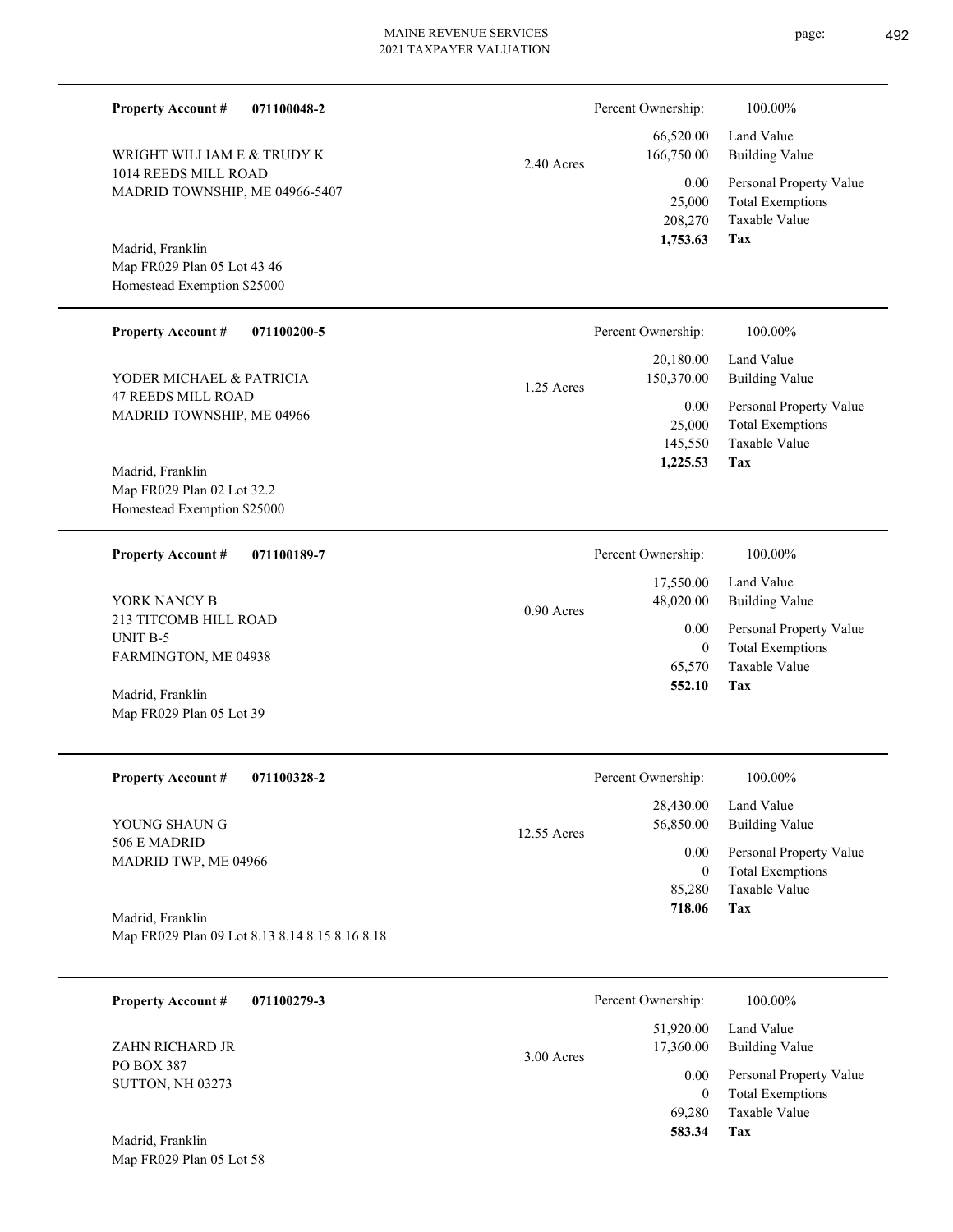**Property Account #** **071100048-2**

WRIGHT WILLIAM E & TRUDY K
1014 REEDS MILL ROAD
MADRID TOWNSHIP, ME 04966-5407

Madrid, Franklin
Map FR029 Plan 05 Lot 43 46
Homestead Exemption $25000

2.40 Acres

| Percent Ownership: | 100.00% |
|---|---|
| 66,520.00 | Land Value |
| 166,750.00 | Building Value |
| 0.00 | Personal Property Value |
| 25,000 | Total Exemptions |
| 208,270 | Taxable Value |
| **1,753.63** | **Tax** |

---

**Property Account #** **071100200-5**

YODER MICHAEL & PATRICIA
47 REEDS MILL ROAD
MADRID TOWNSHIP, ME 04966

Madrid, Franklin
Map FR029 Plan 02 Lot 32.2
Homestead Exemption $25000

1.25 Acres

| Percent Ownership: | 100.00% |
|---|---|
| 20,180.00 | Land Value |
| 150,370.00 | Building Value |
| 0.00 | Personal Property Value |
| 25,000 | Total Exemptions |
| 145,550 | Taxable Value |
| **1,225.53** | **Tax** |

---

**Property Account #** **071100189-7**

YORK NANCY B
213 TITCOMB HILL ROAD
UNIT B-5
FARMINGTON, ME 04938

Madrid, Franklin
Map FR029 Plan 05 Lot 39

0.90 Acres

| Percent Ownership: | 100.00% |
|---|---|
| 17,550.00 | Land Value |
| 48,020.00 | Building Value |
| 0.00 | Personal Property Value |
| 0 | Total Exemptions |
| 65,570 | Taxable Value |
| **552.10** | **Tax** |

---

**Property Account #** **071100328-2**

YOUNG SHAUN G
506 E MADRID
MADRID TWP, ME 04966

Madrid, Franklin
Map FR029 Plan 09 Lot 8.13 8.14 8.15 8.16 8.18

12.55 Acres

| Percent Ownership: | 100.00% |
|---|---|
| 28,430.00 | Land Value |
| 56,850.00 | Building Value |
| 0.00 | Personal Property Value |
| 0 | Total Exemptions |
| 85,280 | Taxable Value |
| **718.06** | **Tax** |

---

**Property Account #** **071100279-3**

ZAHN RICHARD JR
PO BOX 387
SUTTON, NH 03273

Madrid, Franklin
Map FR029 Plan 05 Lot 58

3.00 Acres

| Percent Ownership: | 100.00% |
|---|---|
| 51,920.00 | Land Value |
| 17,360.00 | Building Value |
| 0.00 | Personal Property Value |
| 0 | Total Exemptions |
| 69,280 | Taxable Value |
| **583.34** | **Tax** |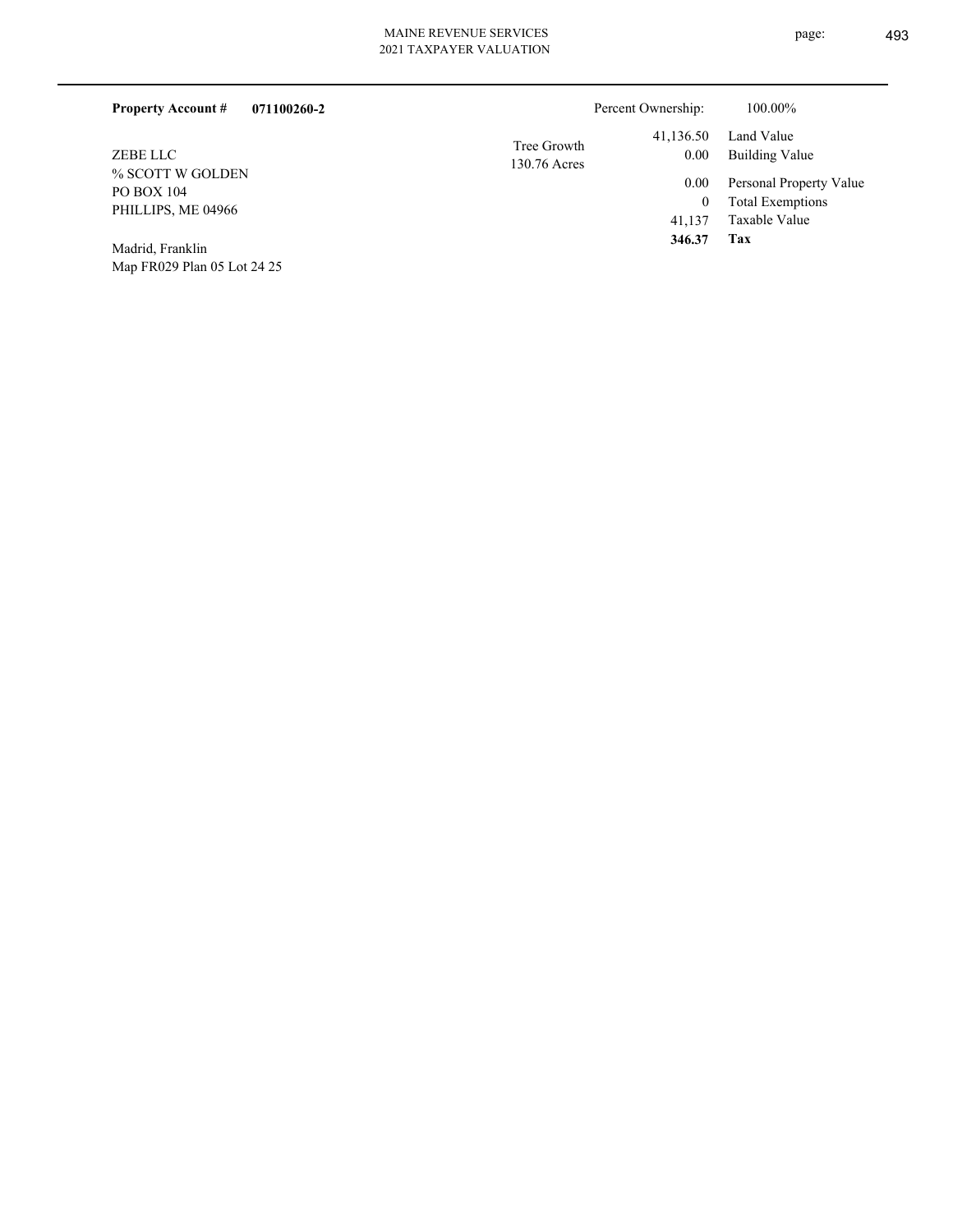**Property Account #** **071100260-2**

ZEBE LLC
% SCOTT W GOLDEN
PO BOX 104
PHILLIPS, ME 04966

Madrid, Franklin
Map FR029 Plan 05 Lot 24 25

Tree Growth
130.76 Acres

| | |
|---|---|
| Percent Ownership: | 100.00% |
| 41,136.50 | Land Value |
| 0.00 | Building Value |
| 0.00 | Personal Property Value |
| 0 | Total Exemptions |
| 41,137 | Taxable Value |
| **346.37** | **Tax** |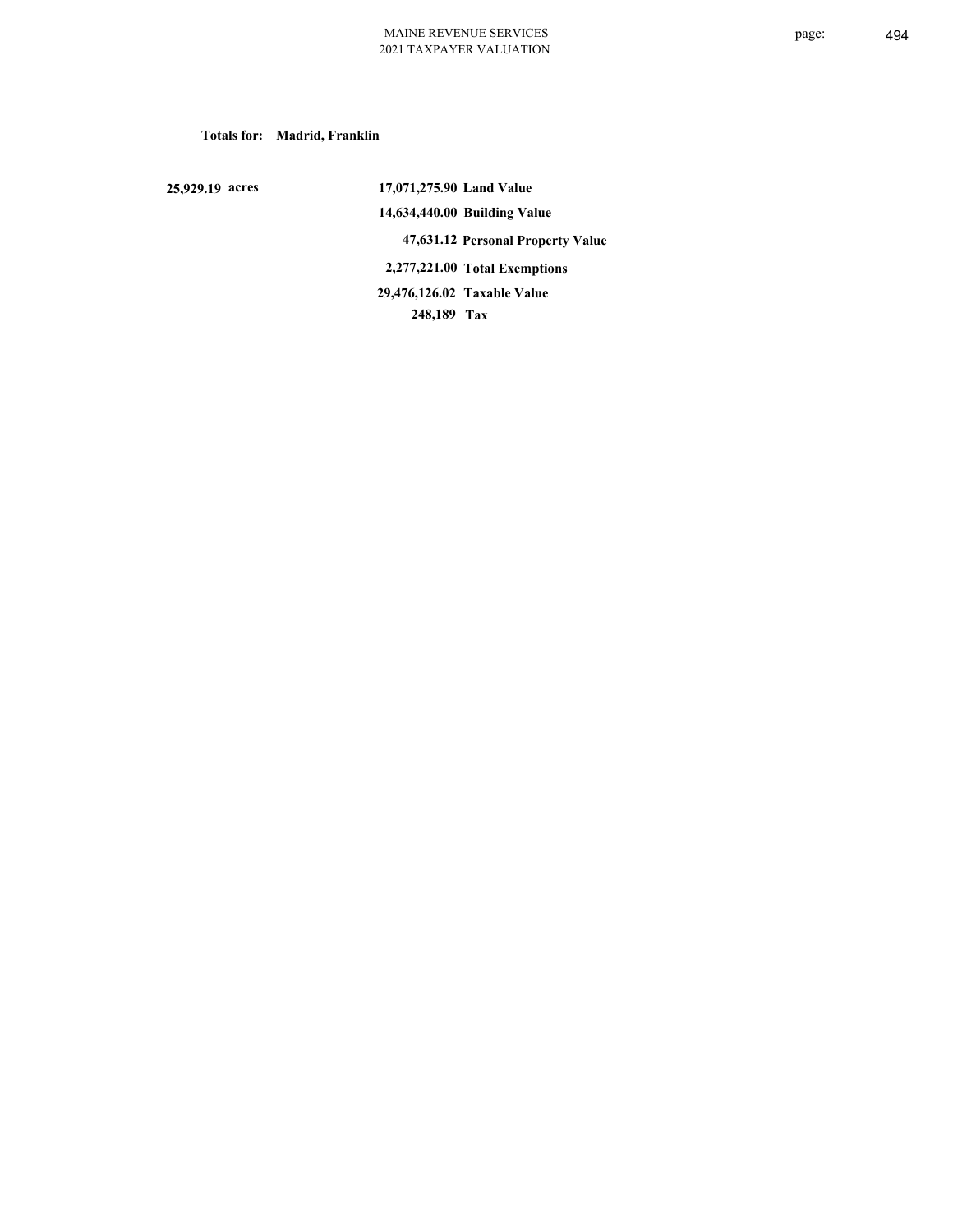**Totals for: Madrid, Franklin**

| | | |
|---|---|---|
| 25,929.19 acres | 17,071,275.90 | Land Value |
| | 14,634,440.00 | Building Value |
| | 47,631.12 | Personal Property Value |
| | 2,277,221.00 | Total Exemptions |
| | 29,476,126.02 | Taxable Value |
| | 248,189 | Tax |